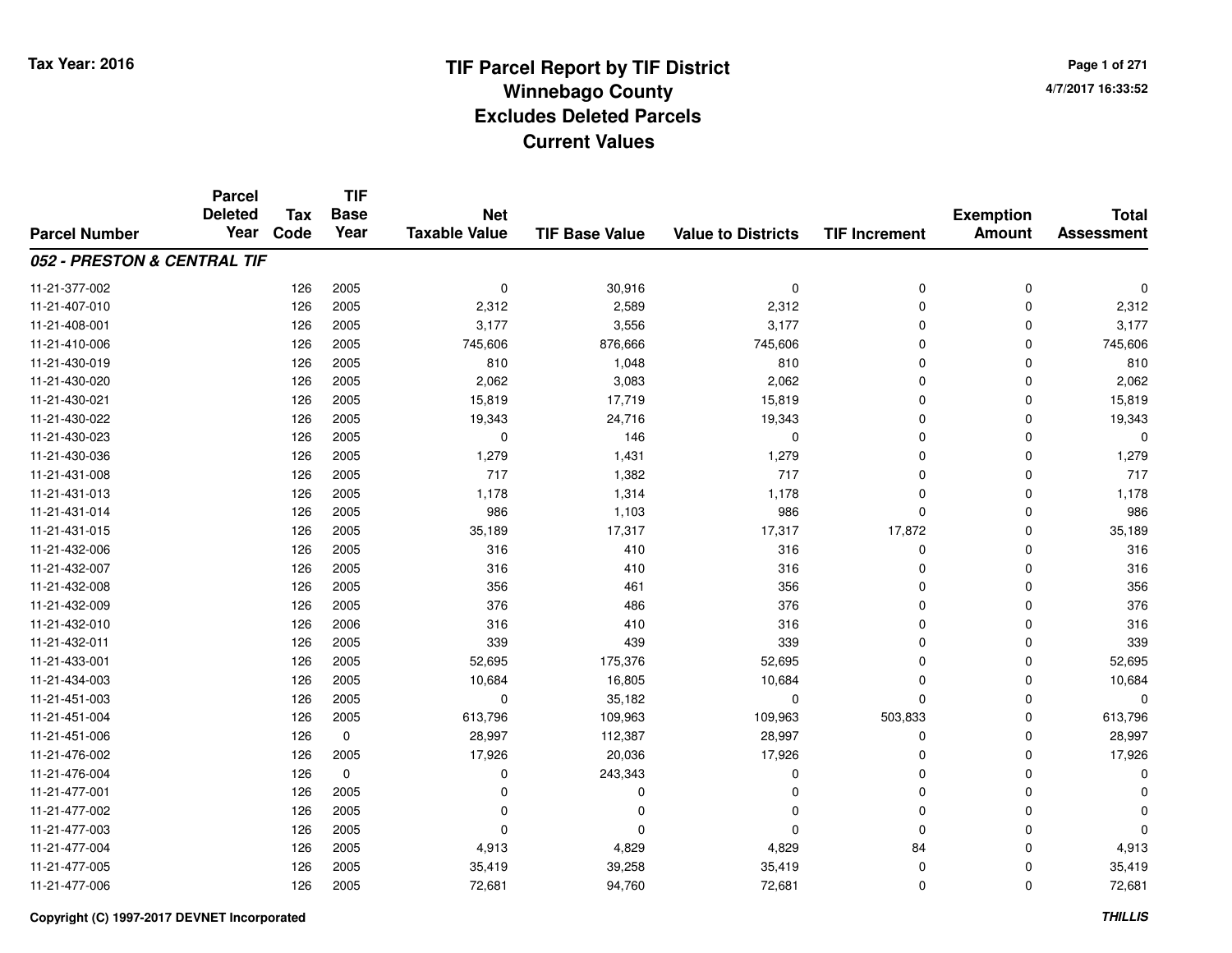Tax Year: 2016

# TIF Parcel Report by TIF District
## Winnebago County
## Excludes Deleted Parcels
## Current Values

4/7/2017 16:33:52

| Parcel Number | Parcel Deleted Year | Tax Code | TIF Base Year | Net Taxable Value | TIF Base Value | Value to Districts | TIF Increment | Exemption Amount | Total Assessment |
|---|---|---|---|---|---|---|---|---|---|
| ***052 - PRESTON & CENTRAL TIF*** | | | | | | | | | |
| 11-21-377-002 | | 126 | 2005 | 0 | 30,916 | 0 | 0 | 0 | 0 |
| 11-21-407-010 | | 126 | 2005 | 2,312 | 2,589 | 2,312 | 0 | 0 | 2,312 |
| 11-21-408-001 | | 126 | 2005 | 3,177 | 3,556 | 3,177 | 0 | 0 | 3,177 |
| 11-21-410-006 | | 126 | 2005 | 745,606 | 876,666 | 745,606 | 0 | 0 | 745,606 |
| 11-21-430-019 | | 126 | 2005 | 810 | 1,048 | 810 | 0 | 0 | 810 |
| 11-21-430-020 | | 126 | 2005 | 2,062 | 3,083 | 2,062 | 0 | 0 | 2,062 |
| 11-21-430-021 | | 126 | 2005 | 15,819 | 17,719 | 15,819 | 0 | 0 | 15,819 |
| 11-21-430-022 | | 126 | 2005 | 19,343 | 24,716 | 19,343 | 0 | 0 | 19,343 |
| 11-21-430-023 | | 126 | 2005 | 0 | 146 | 0 | 0 | 0 | 0 |
| 11-21-430-036 | | 126 | 2005 | 1,279 | 1,431 | 1,279 | 0 | 0 | 1,279 |
| 11-21-431-008 | | 126 | 2005 | 717 | 1,382 | 717 | 0 | 0 | 717 |
| 11-21-431-013 | | 126 | 2005 | 1,178 | 1,314 | 1,178 | 0 | 0 | 1,178 |
| 11-21-431-014 | | 126 | 2005 | 986 | 1,103 | 986 | 0 | 0 | 986 |
| 11-21-431-015 | | 126 | 2005 | 35,189 | 17,317 | 17,317 | 17,872 | 0 | 35,189 |
| 11-21-432-006 | | 126 | 2005 | 316 | 410 | 316 | 0 | 0 | 316 |
| 11-21-432-007 | | 126 | 2005 | 316 | 410 | 316 | 0 | 0 | 316 |
| 11-21-432-008 | | 126 | 2005 | 356 | 461 | 356 | 0 | 0 | 356 |
| 11-21-432-009 | | 126 | 2005 | 376 | 486 | 376 | 0 | 0 | 376 |
| 11-21-432-010 | | 126 | 2006 | 316 | 410 | 316 | 0 | 0 | 316 |
| 11-21-432-011 | | 126 | 2005 | 339 | 439 | 339 | 0 | 0 | 339 |
| 11-21-433-001 | | 126 | 2005 | 52,695 | 175,376 | 52,695 | 0 | 0 | 52,695 |
| 11-21-434-003 | | 126 | 2005 | 10,684 | 16,805 | 10,684 | 0 | 0 | 10,684 |
| 11-21-451-003 | | 126 | 2005 | 0 | 35,182 | 0 | 0 | 0 | 0 |
| 11-21-451-004 | | 126 | 2005 | 613,796 | 109,963 | 109,963 | 503,833 | 0 | 613,796 |
| 11-21-451-006 | | 126 | 0 | 28,997 | 112,387 | 28,997 | 0 | 0 | 28,997 |
| 11-21-476-002 | | 126 | 2005 | 17,926 | 20,036 | 17,926 | 0 | 0 | 17,926 |
| 11-21-476-004 | | 126 | 0 | 0 | 243,343 | 0 | 0 | 0 | 0 |
| 11-21-477-001 | | 126 | 2005 | 0 | 0 | 0 | 0 | 0 | 0 |
| 11-21-477-002 | | 126 | 2005 | 0 | 0 | 0 | 0 | 0 | 0 |
| 11-21-477-003 | | 126 | 2005 | 0 | 0 | 0 | 0 | 0 | 0 |
| 11-21-477-004 | | 126 | 2005 | 4,913 | 4,829 | 4,829 | 84 | 0 | 4,913 |
| 11-21-477-005 | | 126 | 2005 | 35,419 | 39,258 | 35,419 | 0 | 0 | 35,419 |
| 11-21-477-006 | | 126 | 2005 | 72,681 | 94,760 | 72,681 | 0 | 0 | 72,681 |

Copyright (C) 1997-2017 DEVNET Incorporated

*THILLIS*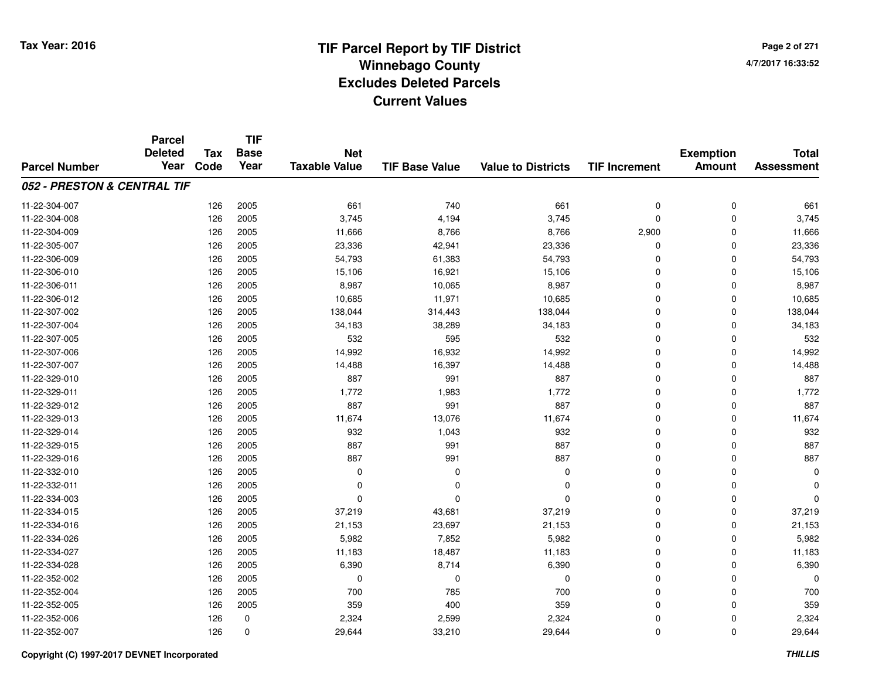# TIF Parcel Report by TIF District
## Winnebago County
## Excludes Deleted Parcels
## Current Values

Tax Year: 2016

4/7/2017 16:33:52

| Parcel Number | Parcel Deleted Year | Tax Code | TIF Base Year | Net Taxable Value | TIF Base Value | Value to Districts | TIF Increment | Exemption Amount | Total Assessment |
|---|---|---|---|---|---|---|---|---|---|
| ***052 - PRESTON & CENTRAL TIF*** | | | | | | | | | |
| 11-22-304-007 | | 126 | 2005 | 661 | 740 | 661 | 0 | 0 | 661 |
| 11-22-304-008 | | 126 | 2005 | 3,745 | 4,194 | 3,745 | 0 | 0 | 3,745 |
| 11-22-304-009 | | 126 | 2005 | 11,666 | 8,766 | 8,766 | 2,900 | 0 | 11,666 |
| 11-22-305-007 | | 126 | 2005 | 23,336 | 42,941 | 23,336 | 0 | 0 | 23,336 |
| 11-22-306-009 | | 126 | 2005 | 54,793 | 61,383 | 54,793 | 0 | 0 | 54,793 |
| 11-22-306-010 | | 126 | 2005 | 15,106 | 16,921 | 15,106 | 0 | 0 | 15,106 |
| 11-22-306-011 | | 126 | 2005 | 8,987 | 10,065 | 8,987 | 0 | 0 | 8,987 |
| 11-22-306-012 | | 126 | 2005 | 10,685 | 11,971 | 10,685 | 0 | 0 | 10,685 |
| 11-22-307-002 | | 126 | 2005 | 138,044 | 314,443 | 138,044 | 0 | 0 | 138,044 |
| 11-22-307-004 | | 126 | 2005 | 34,183 | 38,289 | 34,183 | 0 | 0 | 34,183 |
| 11-22-307-005 | | 126 | 2005 | 532 | 595 | 532 | 0 | 0 | 532 |
| 11-22-307-006 | | 126 | 2005 | 14,992 | 16,932 | 14,992 | 0 | 0 | 14,992 |
| 11-22-307-007 | | 126 | 2005 | 14,488 | 16,397 | 14,488 | 0 | 0 | 14,488 |
| 11-22-329-010 | | 126 | 2005 | 887 | 991 | 887 | 0 | 0 | 887 |
| 11-22-329-011 | | 126 | 2005 | 1,772 | 1,983 | 1,772 | 0 | 0 | 1,772 |
| 11-22-329-012 | | 126 | 2005 | 887 | 991 | 887 | 0 | 0 | 887 |
| 11-22-329-013 | | 126 | 2005 | 11,674 | 13,076 | 11,674 | 0 | 0 | 11,674 |
| 11-22-329-014 | | 126 | 2005 | 932 | 1,043 | 932 | 0 | 0 | 932 |
| 11-22-329-015 | | 126 | 2005 | 887 | 991 | 887 | 0 | 0 | 887 |
| 11-22-329-016 | | 126 | 2005 | 887 | 991 | 887 | 0 | 0 | 887 |
| 11-22-332-010 | | 126 | 2005 | 0 | 0 | 0 | 0 | 0 | 0 |
| 11-22-332-011 | | 126 | 2005 | 0 | 0 | 0 | 0 | 0 | 0 |
| 11-22-334-003 | | 126 | 2005 | 0 | 0 | 0 | 0 | 0 | 0 |
| 11-22-334-015 | | 126 | 2005 | 37,219 | 43,681 | 37,219 | 0 | 0 | 37,219 |
| 11-22-334-016 | | 126 | 2005 | 21,153 | 23,697 | 21,153 | 0 | 0 | 21,153 |
| 11-22-334-026 | | 126 | 2005 | 5,982 | 7,852 | 5,982 | 0 | 0 | 5,982 |
| 11-22-334-027 | | 126 | 2005 | 11,183 | 18,487 | 11,183 | 0 | 0 | 11,183 |
| 11-22-334-028 | | 126 | 2005 | 6,390 | 8,714 | 6,390 | 0 | 0 | 6,390 |
| 11-22-352-002 | | 126 | 2005 | 0 | 0 | 0 | 0 | 0 | 0 |
| 11-22-352-004 | | 126 | 2005 | 700 | 785 | 700 | 0 | 0 | 700 |
| 11-22-352-005 | | 126 | 2005 | 359 | 400 | 359 | 0 | 0 | 359 |
| 11-22-352-006 | | 126 | 0 | 2,324 | 2,599 | 2,324 | 0 | 0 | 2,324 |
| 11-22-352-007 | | 126 | 0 | 29,644 | 33,210 | 29,644 | 0 | 0 | 29,644 |

Copyright (C) 1997-2017 DEVNET Incorporated

THILLIS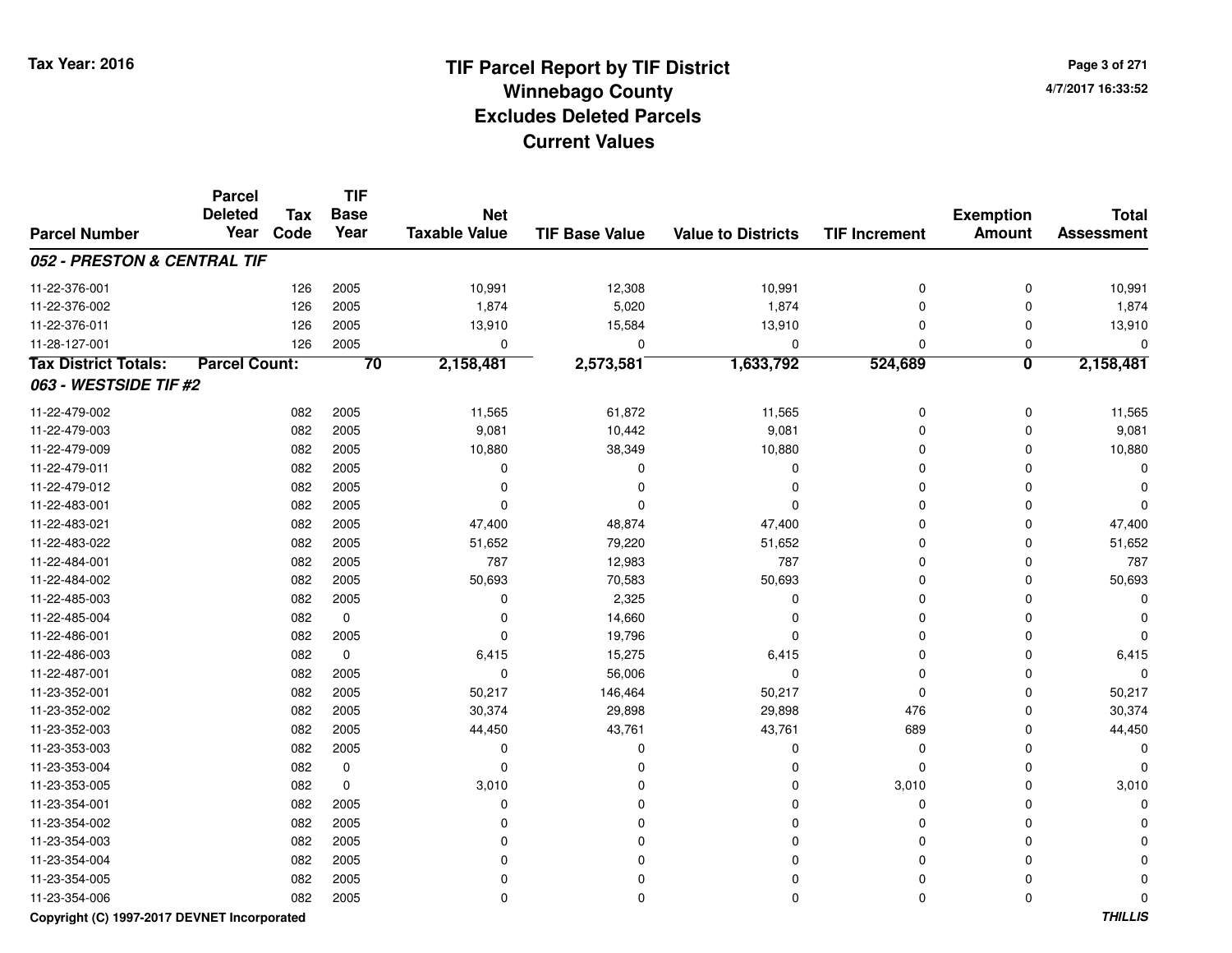# TIF Parcel Report by TIF District
## Winnebago County
## Excludes Deleted Parcels
## Current Values

Tax Year: 2016

4/7/2017 16:33:52

| Parcel Number | Parcel Deleted Year | Tax Code | TIF Base Year | Net Taxable Value | TIF Base Value | Value to Districts | TIF Increment | Exemption Amount | Total Assessment |
|---|---|---|---|---|---|---|---|---|---|
| ***052 - PRESTON & CENTRAL TIF*** | | | | | | | | | |
| 11-22-376-001 | | 126 | 2005 | 10,991 | 12,308 | 10,991 | 0 | 0 | 10,991 |
| 11-22-376-002 | | 126 | 2005 | 1,874 | 5,020 | 1,874 | 0 | 0 | 1,874 |
| 11-22-376-011 | | 126 | 2005 | 13,910 | 15,584 | 13,910 | 0 | 0 | 13,910 |
| 11-28-127-001 | | 126 | 2005 | 0 | 0 | 0 | 0 | 0 | 0 |
| **Tax District Totals:** | **Parcel Count:** | | **70** | **2,158,481** | **2,573,581** | **1,633,792** | **524,689** | **0** | **2,158,481** |
| ***063 - WESTSIDE TIF #2*** | | | | | | | | | |
| 11-22-479-002 | | 082 | 2005 | 11,565 | 61,872 | 11,565 | 0 | 0 | 11,565 |
| 11-22-479-003 | | 082 | 2005 | 9,081 | 10,442 | 9,081 | 0 | 0 | 9,081 |
| 11-22-479-009 | | 082 | 2005 | 10,880 | 38,349 | 10,880 | 0 | 0 | 10,880 |
| 11-22-479-011 | | 082 | 2005 | 0 | 0 | 0 | 0 | 0 | 0 |
| 11-22-479-012 | | 082 | 2005 | 0 | 0 | 0 | 0 | 0 | 0 |
| 11-22-483-001 | | 082 | 2005 | 0 | 0 | 0 | 0 | 0 | 0 |
| 11-22-483-021 | | 082 | 2005 | 47,400 | 48,874 | 47,400 | 0 | 0 | 47,400 |
| 11-22-483-022 | | 082 | 2005 | 51,652 | 79,220 | 51,652 | 0 | 0 | 51,652 |
| 11-22-484-001 | | 082 | 2005 | 787 | 12,983 | 787 | 0 | 0 | 787 |
| 11-22-484-002 | | 082 | 2005 | 50,693 | 70,583 | 50,693 | 0 | 0 | 50,693 |
| 11-22-485-003 | | 082 | 2005 | 0 | 2,325 | 0 | 0 | 0 | 0 |
| 11-22-485-004 | | 082 | 0 | 0 | 14,660 | 0 | 0 | 0 | 0 |
| 11-22-486-001 | | 082 | 2005 | 0 | 19,796 | 0 | 0 | 0 | 0 |
| 11-22-486-003 | | 082 | 0 | 6,415 | 15,275 | 6,415 | 0 | 0 | 6,415 |
| 11-22-487-001 | | 082 | 2005 | 0 | 56,006 | 0 | 0 | 0 | 0 |
| 11-23-352-001 | | 082 | 2005 | 50,217 | 146,464 | 50,217 | 0 | 0 | 50,217 |
| 11-23-352-002 | | 082 | 2005 | 30,374 | 29,898 | 29,898 | 476 | 0 | 30,374 |
| 11-23-352-003 | | 082 | 2005 | 44,450 | 43,761 | 43,761 | 689 | 0 | 44,450 |
| 11-23-353-003 | | 082 | 2005 | 0 | 0 | 0 | 0 | 0 | 0 |
| 11-23-353-004 | | 082 | 0 | 0 | 0 | 0 | 0 | 0 | 0 |
| 11-23-353-005 | | 082 | 0 | 3,010 | 0 | 0 | 3,010 | 0 | 3,010 |
| 11-23-354-001 | | 082 | 2005 | 0 | 0 | 0 | 0 | 0 | 0 |
| 11-23-354-002 | | 082 | 2005 | 0 | 0 | 0 | 0 | 0 | 0 |
| 11-23-354-003 | | 082 | 2005 | 0 | 0 | 0 | 0 | 0 | 0 |
| 11-23-354-004 | | 082 | 2005 | 0 | 0 | 0 | 0 | 0 | 0 |
| 11-23-354-005 | | 082 | 2005 | 0 | 0 | 0 | 0 | 0 | 0 |
| 11-23-354-006 | | 082 | 2005 | 0 | 0 | 0 | 0 | 0 | 0 |

Copyright (C) 1997-2017 DEVNET Incorporated

*THILLIS*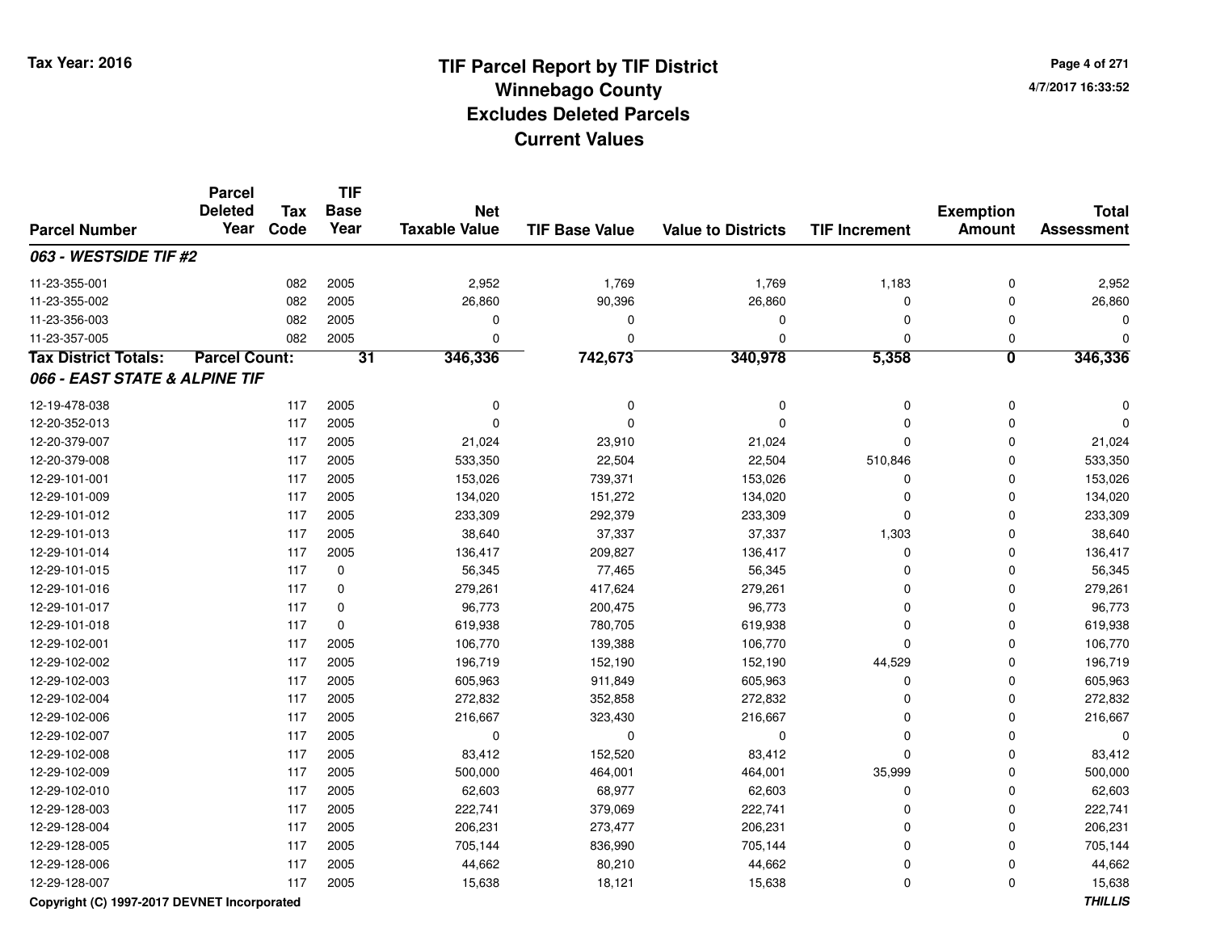Tax Year: 2016

# TIF Parcel Report by TIF District
## Winnebago County
## Excludes Deleted Parcels
## Current Values

4/7/2017 16:33:52

| Parcel Number | Parcel Deleted Year | Tax Code | TIF Base Year | Net Taxable Value | TIF Base Value | Value to Districts | TIF Increment | Exemption Amount | Total Assessment |
|---|---|---|---|---|---|---|---|---|---|
| ***063 - WESTSIDE TIF #2*** | | | | | | | | | |
| 11-23-355-001 | | 082 | 2005 | 2,952 | 1,769 | 1,769 | 1,183 | 0 | 2,952 |
| 11-23-355-002 | | 082 | 2005 | 26,860 | 90,396 | 26,860 | 0 | 0 | 26,860 |
| 11-23-356-003 | | 082 | 2005 | 0 | 0 | 0 | 0 | 0 | 0 |
| 11-23-357-005 | | 082 | 2005 | 0 | 0 | 0 | 0 | 0 | 0 |
| **Tax District Totals:** | **Parcel Count:** | | **31** | **346,336** | **742,673** | **340,978** | **5,358** | **0** | **346,336** |
| ***066 - EAST STATE & ALPINE TIF*** | | | | | | | | | |
| 12-19-478-038 | | 117 | 2005 | 0 | 0 | 0 | 0 | 0 | 0 |
| 12-20-352-013 | | 117 | 2005 | 0 | 0 | 0 | 0 | 0 | 0 |
| 12-20-379-007 | | 117 | 2005 | 21,024 | 23,910 | 21,024 | 0 | 0 | 21,024 |
| 12-20-379-008 | | 117 | 2005 | 533,350 | 22,504 | 22,504 | 510,846 | 0 | 533,350 |
| 12-29-101-001 | | 117 | 2005 | 153,026 | 739,371 | 153,026 | 0 | 0 | 153,026 |
| 12-29-101-009 | | 117 | 2005 | 134,020 | 151,272 | 134,020 | 0 | 0 | 134,020 |
| 12-29-101-012 | | 117 | 2005 | 233,309 | 292,379 | 233,309 | 0 | 0 | 233,309 |
| 12-29-101-013 | | 117 | 2005 | 38,640 | 37,337 | 37,337 | 1,303 | 0 | 38,640 |
| 12-29-101-014 | | 117 | 2005 | 136,417 | 209,827 | 136,417 | 0 | 0 | 136,417 |
| 12-29-101-015 | | 117 | 0 | 56,345 | 77,465 | 56,345 | 0 | 0 | 56,345 |
| 12-29-101-016 | | 117 | 0 | 279,261 | 417,624 | 279,261 | 0 | 0 | 279,261 |
| 12-29-101-017 | | 117 | 0 | 96,773 | 200,475 | 96,773 | 0 | 0 | 96,773 |
| 12-29-101-018 | | 117 | 0 | 619,938 | 780,705 | 619,938 | 0 | 0 | 619,938 |
| 12-29-102-001 | | 117 | 2005 | 106,770 | 139,388 | 106,770 | 0 | 0 | 106,770 |
| 12-29-102-002 | | 117 | 2005 | 196,719 | 152,190 | 152,190 | 44,529 | 0 | 196,719 |
| 12-29-102-003 | | 117 | 2005 | 605,963 | 911,849 | 605,963 | 0 | 0 | 605,963 |
| 12-29-102-004 | | 117 | 2005 | 272,832 | 352,858 | 272,832 | 0 | 0 | 272,832 |
| 12-29-102-006 | | 117 | 2005 | 216,667 | 323,430 | 216,667 | 0 | 0 | 216,667 |
| 12-29-102-007 | | 117 | 2005 | 0 | 0 | 0 | 0 | 0 | 0 |
| 12-29-102-008 | | 117 | 2005 | 83,412 | 152,520 | 83,412 | 0 | 0 | 83,412 |
| 12-29-102-009 | | 117 | 2005 | 500,000 | 464,001 | 464,001 | 35,999 | 0 | 500,000 |
| 12-29-102-010 | | 117 | 2005 | 62,603 | 68,977 | 62,603 | 0 | 0 | 62,603 |
| 12-29-128-003 | | 117 | 2005 | 222,741 | 379,069 | 222,741 | 0 | 0 | 222,741 |
| 12-29-128-004 | | 117 | 2005 | 206,231 | 273,477 | 206,231 | 0 | 0 | 206,231 |
| 12-29-128-005 | | 117 | 2005 | 705,144 | 836,990 | 705,144 | 0 | 0 | 705,144 |
| 12-29-128-006 | | 117 | 2005 | 44,662 | 80,210 | 44,662 | 0 | 0 | 44,662 |
| 12-29-128-007 | | 117 | 2005 | 15,638 | 18,121 | 15,638 | 0 | 0 | 15,638 |

Copyright (C) 1997-2017 DEVNET Incorporated

*THILLIS*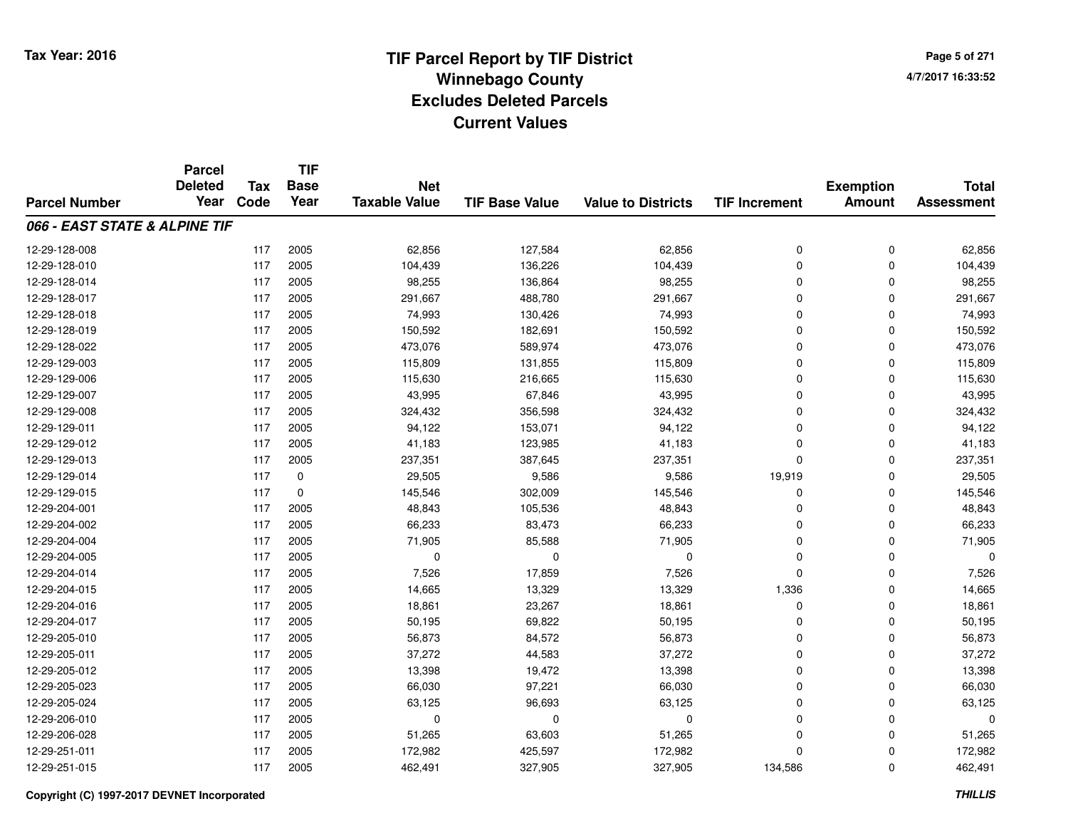Tax Year: 2016

# TIF Parcel Report by TIF District
## Winnebago County
## Excludes Deleted Parcels
## Current Values

4/7/2017 16:33:52

| Parcel Number | Parcel Deleted Year | Tax Code | TIF Base Year | Net Taxable Value | TIF Base Value | Value to Districts | TIF Increment | Exemption Amount | Total Assessment |
|---|---|---|---|---|---|---|---|---|---|
| ***066 - EAST STATE & ALPINE TIF*** | | | | | | | | | |
| 12-29-128-008 | | 117 | 2005 | 62,856 | 127,584 | 62,856 | 0 | 0 | 62,856 |
| 12-29-128-010 | | 117 | 2005 | 104,439 | 136,226 | 104,439 | 0 | 0 | 104,439 |
| 12-29-128-014 | | 117 | 2005 | 98,255 | 136,864 | 98,255 | 0 | 0 | 98,255 |
| 12-29-128-017 | | 117 | 2005 | 291,667 | 488,780 | 291,667 | 0 | 0 | 291,667 |
| 12-29-128-018 | | 117 | 2005 | 74,993 | 130,426 | 74,993 | 0 | 0 | 74,993 |
| 12-29-128-019 | | 117 | 2005 | 150,592 | 182,691 | 150,592 | 0 | 0 | 150,592 |
| 12-29-128-022 | | 117 | 2005 | 473,076 | 589,974 | 473,076 | 0 | 0 | 473,076 |
| 12-29-129-003 | | 117 | 2005 | 115,809 | 131,855 | 115,809 | 0 | 0 | 115,809 |
| 12-29-129-006 | | 117 | 2005 | 115,630 | 216,665 | 115,630 | 0 | 0 | 115,630 |
| 12-29-129-007 | | 117 | 2005 | 43,995 | 67,846 | 43,995 | 0 | 0 | 43,995 |
| 12-29-129-008 | | 117 | 2005 | 324,432 | 356,598 | 324,432 | 0 | 0 | 324,432 |
| 12-29-129-011 | | 117 | 2005 | 94,122 | 153,071 | 94,122 | 0 | 0 | 94,122 |
| 12-29-129-012 | | 117 | 2005 | 41,183 | 123,985 | 41,183 | 0 | 0 | 41,183 |
| 12-29-129-013 | | 117 | 2005 | 237,351 | 387,645 | 237,351 | 0 | 0 | 237,351 |
| 12-29-129-014 | | 117 | 0 | 29,505 | 9,586 | 9,586 | 19,919 | 0 | 29,505 |
| 12-29-129-015 | | 117 | 0 | 145,546 | 302,009 | 145,546 | 0 | 0 | 145,546 |
| 12-29-204-001 | | 117 | 2005 | 48,843 | 105,536 | 48,843 | 0 | 0 | 48,843 |
| 12-29-204-002 | | 117 | 2005 | 66,233 | 83,473 | 66,233 | 0 | 0 | 66,233 |
| 12-29-204-004 | | 117 | 2005 | 71,905 | 85,588 | 71,905 | 0 | 0 | 71,905 |
| 12-29-204-005 | | 117 | 2005 | 0 | 0 | 0 | 0 | 0 | 0 |
| 12-29-204-014 | | 117 | 2005 | 7,526 | 17,859 | 7,526 | 0 | 0 | 7,526 |
| 12-29-204-015 | | 117 | 2005 | 14,665 | 13,329 | 13,329 | 1,336 | 0 | 14,665 |
| 12-29-204-016 | | 117 | 2005 | 18,861 | 23,267 | 18,861 | 0 | 0 | 18,861 |
| 12-29-204-017 | | 117 | 2005 | 50,195 | 69,822 | 50,195 | 0 | 0 | 50,195 |
| 12-29-205-010 | | 117 | 2005 | 56,873 | 84,572 | 56,873 | 0 | 0 | 56,873 |
| 12-29-205-011 | | 117 | 2005 | 37,272 | 44,583 | 37,272 | 0 | 0 | 37,272 |
| 12-29-205-012 | | 117 | 2005 | 13,398 | 19,472 | 13,398 | 0 | 0 | 13,398 |
| 12-29-205-023 | | 117 | 2005 | 66,030 | 97,221 | 66,030 | 0 | 0 | 66,030 |
| 12-29-205-024 | | 117 | 2005 | 63,125 | 96,693 | 63,125 | 0 | 0 | 63,125 |
| 12-29-206-010 | | 117 | 2005 | 0 | 0 | 0 | 0 | 0 | 0 |
| 12-29-206-028 | | 117 | 2005 | 51,265 | 63,603 | 51,265 | 0 | 0 | 51,265 |
| 12-29-251-011 | | 117 | 2005 | 172,982 | 425,597 | 172,982 | 0 | 0 | 172,982 |
| 12-29-251-015 | | 117 | 2005 | 462,491 | 327,905 | 327,905 | 134,586 | 0 | 462,491 |

**Copyright (C) 1997-2017 DEVNET Incorporated** ***THILLIS***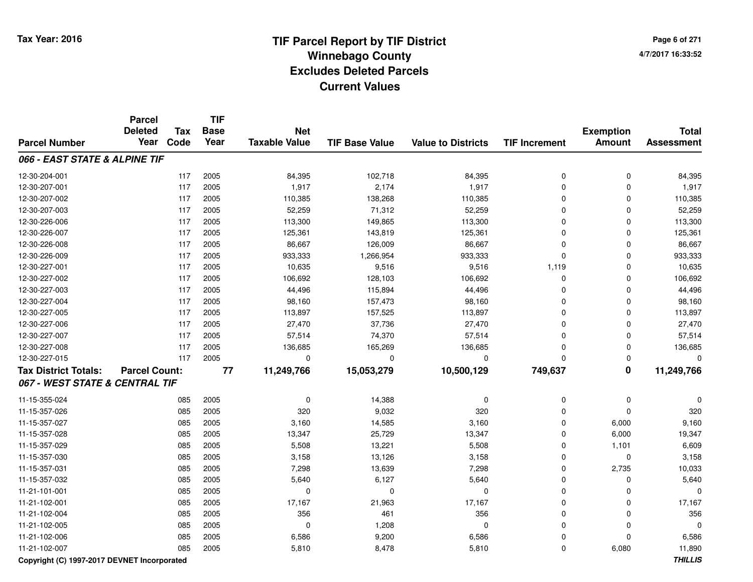# TIF Parcel Report by TIF District
## Winnebago County
## Excludes Deleted Parcels
## Current Values

Tax Year: 2016

4/7/2017 16:33:52

| Parcel Number | Parcel Deleted Year | Tax Code | TIF Base Year | Net Taxable Value | TIF Base Value | Value to Districts | TIF Increment | Exemption Amount | Total Assessment |
|---|---|---|---|---|---|---|---|---|---|
| ***066 - EAST STATE & ALPINE TIF*** | | | | | | | | | |
| 12-30-204-001 | | 117 | 2005 | 84,395 | 102,718 | 84,395 | 0 | 0 | 84,395 |
| 12-30-207-001 | | 117 | 2005 | 1,917 | 2,174 | 1,917 | 0 | 0 | 1,917 |
| 12-30-207-002 | | 117 | 2005 | 110,385 | 138,268 | 110,385 | 0 | 0 | 110,385 |
| 12-30-207-003 | | 117 | 2005 | 52,259 | 71,312 | 52,259 | 0 | 0 | 52,259 |
| 12-30-226-006 | | 117 | 2005 | 113,300 | 149,865 | 113,300 | 0 | 0 | 113,300 |
| 12-30-226-007 | | 117 | 2005 | 125,361 | 143,819 | 125,361 | 0 | 0 | 125,361 |
| 12-30-226-008 | | 117 | 2005 | 86,667 | 126,009 | 86,667 | 0 | 0 | 86,667 |
| 12-30-226-009 | | 117 | 2005 | 933,333 | 1,266,954 | 933,333 | 0 | 0 | 933,333 |
| 12-30-227-001 | | 117 | 2005 | 10,635 | 9,516 | 9,516 | 1,119 | 0 | 10,635 |
| 12-30-227-002 | | 117 | 2005 | 106,692 | 128,103 | 106,692 | 0 | 0 | 106,692 |
| 12-30-227-003 | | 117 | 2005 | 44,496 | 115,894 | 44,496 | 0 | 0 | 44,496 |
| 12-30-227-004 | | 117 | 2005 | 98,160 | 157,473 | 98,160 | 0 | 0 | 98,160 |
| 12-30-227-005 | | 117 | 2005 | 113,897 | 157,525 | 113,897 | 0 | 0 | 113,897 |
| 12-30-227-006 | | 117 | 2005 | 27,470 | 37,736 | 27,470 | 0 | 0 | 27,470 |
| 12-30-227-007 | | 117 | 2005 | 57,514 | 74,370 | 57,514 | 0 | 0 | 57,514 |
| 12-30-227-008 | | 117 | 2005 | 136,685 | 165,269 | 136,685 | 0 | 0 | 136,685 |
| 12-30-227-015 | | 117 | 2005 | 0 | 0 | 0 | 0 | 0 | 0 |
| **Tax District Totals:** | **Parcel Count:** | | **77** | **11,249,766** | **15,053,279** | **10,500,129** | **749,637** | **0** | **11,249,766** |
| ***067 - WEST STATE & CENTRAL TIF*** | | | | | | | | | |
| 11-15-355-024 | | 085 | 2005 | 0 | 14,388 | 0 | 0 | 0 | 0 |
| 11-15-357-026 | | 085 | 2005 | 320 | 9,032 | 320 | 0 | 0 | 320 |
| 11-15-357-027 | | 085 | 2005 | 3,160 | 14,585 | 3,160 | 0 | 6,000 | 9,160 |
| 11-15-357-028 | | 085 | 2005 | 13,347 | 25,729 | 13,347 | 0 | 6,000 | 19,347 |
| 11-15-357-029 | | 085 | 2005 | 5,508 | 13,221 | 5,508 | 0 | 1,101 | 6,609 |
| 11-15-357-030 | | 085 | 2005 | 3,158 | 13,126 | 3,158 | 0 | 0 | 3,158 |
| 11-15-357-031 | | 085 | 2005 | 7,298 | 13,639 | 7,298 | 0 | 2,735 | 10,033 |
| 11-15-357-032 | | 085 | 2005 | 5,640 | 6,127 | 5,640 | 0 | 0 | 5,640 |
| 11-21-101-001 | | 085 | 2005 | 0 | 0 | 0 | 0 | 0 | 0 |
| 11-21-102-001 | | 085 | 2005 | 17,167 | 21,963 | 17,167 | 0 | 0 | 17,167 |
| 11-21-102-004 | | 085 | 2005 | 356 | 461 | 356 | 0 | 0 | 356 |
| 11-21-102-005 | | 085 | 2005 | 0 | 1,208 | 0 | 0 | 0 | 0 |
| 11-21-102-006 | | 085 | 2005 | 6,586 | 9,200 | 6,586 | 0 | 0 | 6,586 |
| 11-21-102-007 | | 085 | 2005 | 5,810 | 8,478 | 5,810 | 0 | 6,080 | 11,890 |

Copyright (C) 1997-2017 DEVNET Incorporated

*THILLIS*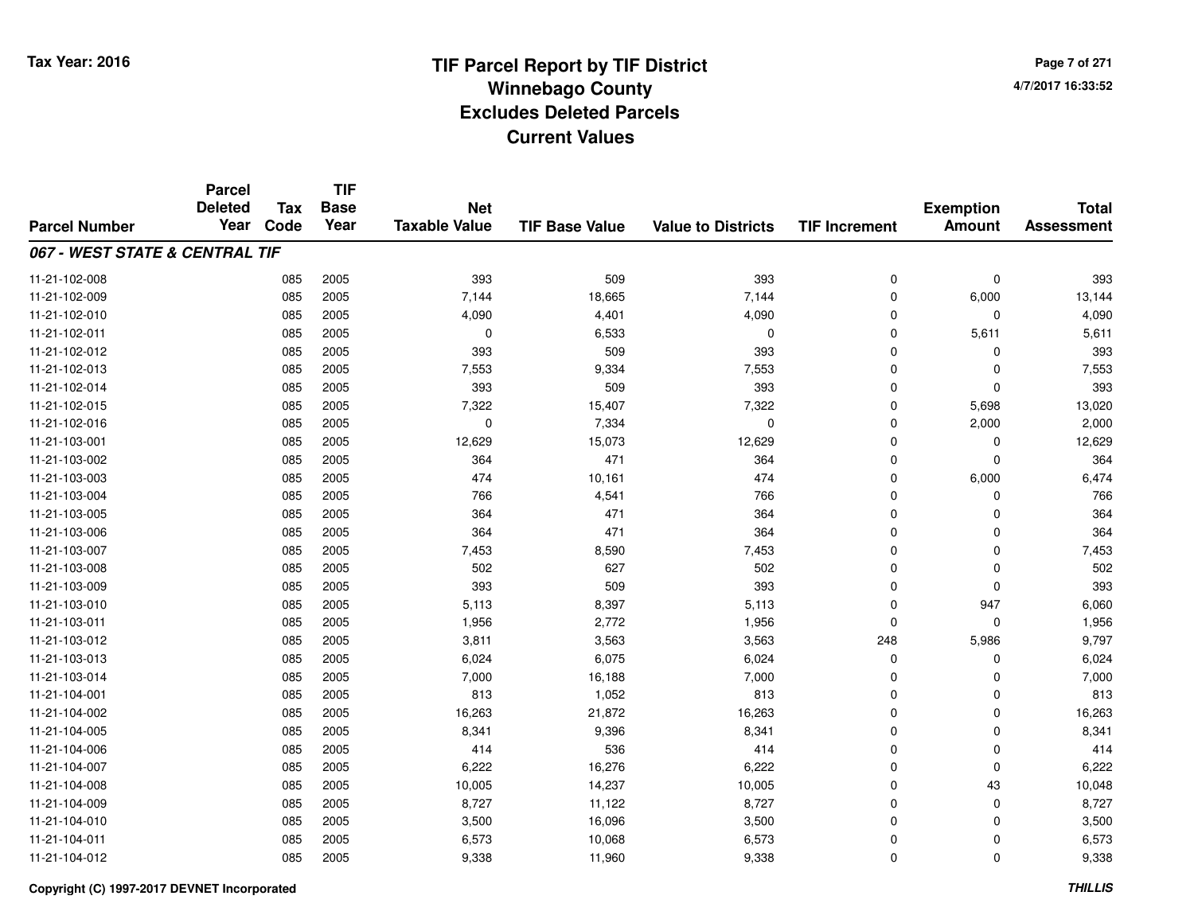# TIF Parcel Report by TIF District
## Winnebago County
## Excludes Deleted Parcels
## Current Values

Tax Year: 2016

4/7/2017 16:33:52

| Parcel Number | Parcel Deleted Year | Tax Code | TIF Base Year | Net Taxable Value | TIF Base Value | Value to Districts | TIF Increment | Exemption Amount | Total Assessment |
|---|---|---|---|---|---|---|---|---|---|
| ***067 - WEST STATE & CENTRAL TIF*** | | | | | | | | | |
| 11-21-102-008 | | 085 | 2005 | 393 | 509 | 393 | 0 | 0 | 393 |
| 11-21-102-009 | | 085 | 2005 | 7,144 | 18,665 | 7,144 | 0 | 6,000 | 13,144 |
| 11-21-102-010 | | 085 | 2005 | 4,090 | 4,401 | 4,090 | 0 | 0 | 4,090 |
| 11-21-102-011 | | 085 | 2005 | 0 | 6,533 | 0 | 0 | 5,611 | 5,611 |
| 11-21-102-012 | | 085 | 2005 | 393 | 509 | 393 | 0 | 0 | 393 |
| 11-21-102-013 | | 085 | 2005 | 7,553 | 9,334 | 7,553 | 0 | 0 | 7,553 |
| 11-21-102-014 | | 085 | 2005 | 393 | 509 | 393 | 0 | 0 | 393 |
| 11-21-102-015 | | 085 | 2005 | 7,322 | 15,407 | 7,322 | 0 | 5,698 | 13,020 |
| 11-21-102-016 | | 085 | 2005 | 0 | 7,334 | 0 | 0 | 2,000 | 2,000 |
| 11-21-103-001 | | 085 | 2005 | 12,629 | 15,073 | 12,629 | 0 | 0 | 12,629 |
| 11-21-103-002 | | 085 | 2005 | 364 | 471 | 364 | 0 | 0 | 364 |
| 11-21-103-003 | | 085 | 2005 | 474 | 10,161 | 474 | 0 | 6,000 | 6,474 |
| 11-21-103-004 | | 085 | 2005 | 766 | 4,541 | 766 | 0 | 0 | 766 |
| 11-21-103-005 | | 085 | 2005 | 364 | 471 | 364 | 0 | 0 | 364 |
| 11-21-103-006 | | 085 | 2005 | 364 | 471 | 364 | 0 | 0 | 364 |
| 11-21-103-007 | | 085 | 2005 | 7,453 | 8,590 | 7,453 | 0 | 0 | 7,453 |
| 11-21-103-008 | | 085 | 2005 | 502 | 627 | 502 | 0 | 0 | 502 |
| 11-21-103-009 | | 085 | 2005 | 393 | 509 | 393 | 0 | 0 | 393 |
| 11-21-103-010 | | 085 | 2005 | 5,113 | 8,397 | 5,113 | 0 | 947 | 6,060 |
| 11-21-103-011 | | 085 | 2005 | 1,956 | 2,772 | 1,956 | 0 | 0 | 1,956 |
| 11-21-103-012 | | 085 | 2005 | 3,811 | 3,563 | 3,563 | 248 | 5,986 | 9,797 |
| 11-21-103-013 | | 085 | 2005 | 6,024 | 6,075 | 6,024 | 0 | 0 | 6,024 |
| 11-21-103-014 | | 085 | 2005 | 7,000 | 16,188 | 7,000 | 0 | 0 | 7,000 |
| 11-21-104-001 | | 085 | 2005 | 813 | 1,052 | 813 | 0 | 0 | 813 |
| 11-21-104-002 | | 085 | 2005 | 16,263 | 21,872 | 16,263 | 0 | 0 | 16,263 |
| 11-21-104-005 | | 085 | 2005 | 8,341 | 9,396 | 8,341 | 0 | 0 | 8,341 |
| 11-21-104-006 | | 085 | 2005 | 414 | 536 | 414 | 0 | 0 | 414 |
| 11-21-104-007 | | 085 | 2005 | 6,222 | 16,276 | 6,222 | 0 | 0 | 6,222 |
| 11-21-104-008 | | 085 | 2005 | 10,005 | 14,237 | 10,005 | 0 | 43 | 10,048 |
| 11-21-104-009 | | 085 | 2005 | 8,727 | 11,122 | 8,727 | 0 | 0 | 8,727 |
| 11-21-104-010 | | 085 | 2005 | 3,500 | 16,096 | 3,500 | 0 | 0 | 3,500 |
| 11-21-104-011 | | 085 | 2005 | 6,573 | 10,068 | 6,573 | 0 | 0 | 6,573 |
| 11-21-104-012 | | 085 | 2005 | 9,338 | 11,960 | 9,338 | 0 | 0 | 9,338 |

Copyright (C) 1997-2017 DEVNET Incorporated

THILLIS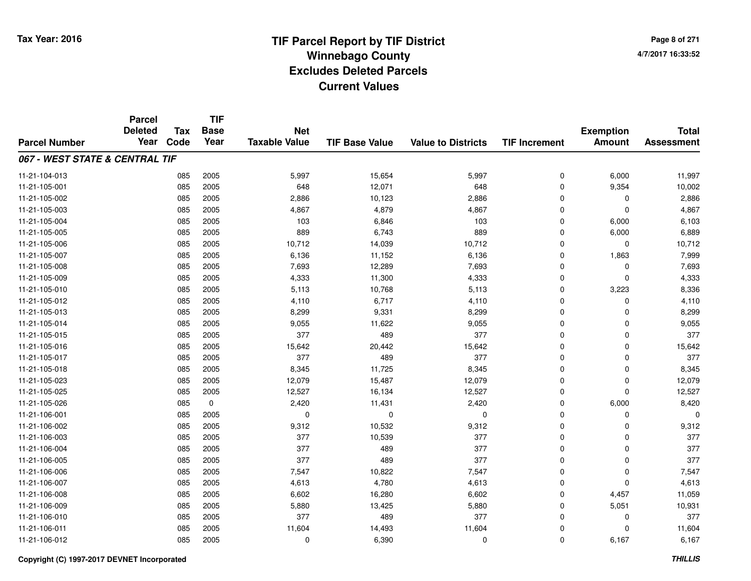# TIF Parcel Report by TIF District
## Winnebago County
## Excludes Deleted Parcels
## Current Values

Tax Year: 2016

4/7/2017 16:33:52

| Parcel Number | Parcel Deleted Year | Tax Code | TIF Base Year | Net Taxable Value | TIF Base Value | Value to Districts | TIF Increment | Exemption Amount | Total Assessment |
|---|---|---|---|---|---|---|---|---|---|
| ***067 - WEST STATE & CENTRAL TIF*** | | | | | | | | | |
| 11-21-104-013 | | 085 | 2005 | 5,997 | 15,654 | 5,997 | 0 | 6,000 | 11,997 |
| 11-21-105-001 | | 085 | 2005 | 648 | 12,071 | 648 | 0 | 9,354 | 10,002 |
| 11-21-105-002 | | 085 | 2005 | 2,886 | 10,123 | 2,886 | 0 | 0 | 2,886 |
| 11-21-105-003 | | 085 | 2005 | 4,867 | 4,879 | 4,867 | 0 | 0 | 4,867 |
| 11-21-105-004 | | 085 | 2005 | 103 | 6,846 | 103 | 0 | 6,000 | 6,103 |
| 11-21-105-005 | | 085 | 2005 | 889 | 6,743 | 889 | 0 | 6,000 | 6,889 |
| 11-21-105-006 | | 085 | 2005 | 10,712 | 14,039 | 10,712 | 0 | 0 | 10,712 |
| 11-21-105-007 | | 085 | 2005 | 6,136 | 11,152 | 6,136 | 0 | 1,863 | 7,999 |
| 11-21-105-008 | | 085 | 2005 | 7,693 | 12,289 | 7,693 | 0 | 0 | 7,693 |
| 11-21-105-009 | | 085 | 2005 | 4,333 | 11,300 | 4,333 | 0 | 0 | 4,333 |
| 11-21-105-010 | | 085 | 2005 | 5,113 | 10,768 | 5,113 | 0 | 3,223 | 8,336 |
| 11-21-105-012 | | 085 | 2005 | 4,110 | 6,717 | 4,110 | 0 | 0 | 4,110 |
| 11-21-105-013 | | 085 | 2005 | 8,299 | 9,331 | 8,299 | 0 | 0 | 8,299 |
| 11-21-105-014 | | 085 | 2005 | 9,055 | 11,622 | 9,055 | 0 | 0 | 9,055 |
| 11-21-105-015 | | 085 | 2005 | 377 | 489 | 377 | 0 | 0 | 377 |
| 11-21-105-016 | | 085 | 2005 | 15,642 | 20,442 | 15,642 | 0 | 0 | 15,642 |
| 11-21-105-017 | | 085 | 2005 | 377 | 489 | 377 | 0 | 0 | 377 |
| 11-21-105-018 | | 085 | 2005 | 8,345 | 11,725 | 8,345 | 0 | 0 | 8,345 |
| 11-21-105-023 | | 085 | 2005 | 12,079 | 15,487 | 12,079 | 0 | 0 | 12,079 |
| 11-21-105-025 | | 085 | 2005 | 12,527 | 16,134 | 12,527 | 0 | 0 | 12,527 |
| 11-21-105-026 | | 085 | 0 | 2,420 | 11,431 | 2,420 | 0 | 6,000 | 8,420 |
| 11-21-106-001 | | 085 | 2005 | 0 | 0 | 0 | 0 | 0 | 0 |
| 11-21-106-002 | | 085 | 2005 | 9,312 | 10,532 | 9,312 | 0 | 0 | 9,312 |
| 11-21-106-003 | | 085 | 2005 | 377 | 10,539 | 377 | 0 | 0 | 377 |
| 11-21-106-004 | | 085 | 2005 | 377 | 489 | 377 | 0 | 0 | 377 |
| 11-21-106-005 | | 085 | 2005 | 377 | 489 | 377 | 0 | 0 | 377 |
| 11-21-106-006 | | 085 | 2005 | 7,547 | 10,822 | 7,547 | 0 | 0 | 7,547 |
| 11-21-106-007 | | 085 | 2005 | 4,613 | 4,780 | 4,613 | 0 | 0 | 4,613 |
| 11-21-106-008 | | 085 | 2005 | 6,602 | 16,280 | 6,602 | 0 | 4,457 | 11,059 |
| 11-21-106-009 | | 085 | 2005 | 5,880 | 13,425 | 5,880 | 0 | 5,051 | 10,931 |
| 11-21-106-010 | | 085 | 2005 | 377 | 489 | 377 | 0 | 0 | 377 |
| 11-21-106-011 | | 085 | 2005 | 11,604 | 14,493 | 11,604 | 0 | 0 | 11,604 |
| 11-21-106-012 | | 085 | 2005 | 0 | 6,390 | 0 | 0 | 6,167 | 6,167 |

Copyright (C) 1997-2017 DEVNET Incorporated

*THILLIS*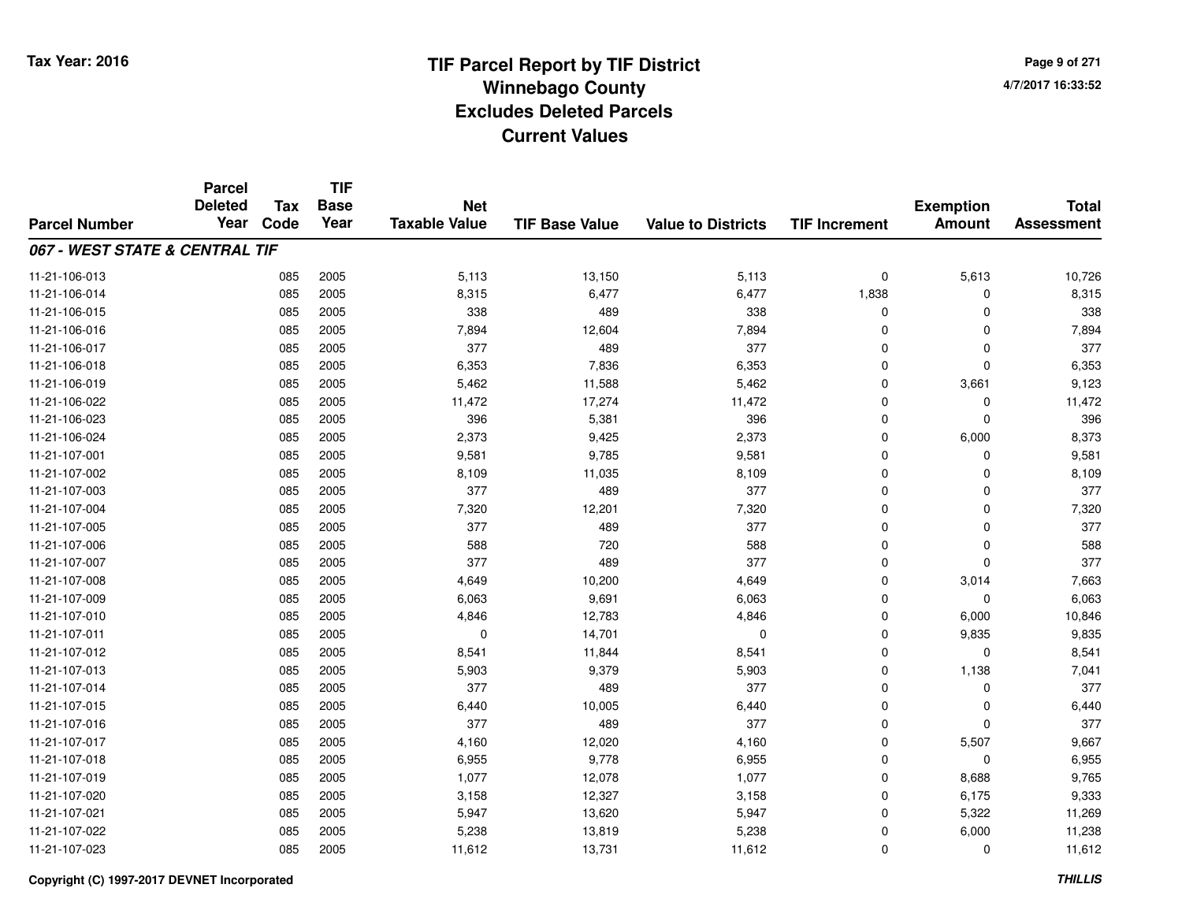# TIF Parcel Report by TIF District
## Winnebago County
## Excludes Deleted Parcels
## Current Values

Tax Year: 2016

4/7/2017 16:33:52

| Parcel Number | Parcel Deleted Year | Tax Code | TIF Base Year | Net Taxable Value | TIF Base Value | Value to Districts | TIF Increment | Exemption Amount | Total Assessment |
|---|---|---|---|---|---|---|---|---|---|
| ***067 - WEST STATE & CENTRAL TIF*** | | | | | | | | | |
| 11-21-106-013 | | 085 | 2005 | 5,113 | 13,150 | 5,113 | 0 | 5,613 | 10,726 |
| 11-21-106-014 | | 085 | 2005 | 8,315 | 6,477 | 6,477 | 1,838 | 0 | 8,315 |
| 11-21-106-015 | | 085 | 2005 | 338 | 489 | 338 | 0 | 0 | 338 |
| 11-21-106-016 | | 085 | 2005 | 7,894 | 12,604 | 7,894 | 0 | 0 | 7,894 |
| 11-21-106-017 | | 085 | 2005 | 377 | 489 | 377 | 0 | 0 | 377 |
| 11-21-106-018 | | 085 | 2005 | 6,353 | 7,836 | 6,353 | 0 | 0 | 6,353 |
| 11-21-106-019 | | 085 | 2005 | 5,462 | 11,588 | 5,462 | 0 | 3,661 | 9,123 |
| 11-21-106-022 | | 085 | 2005 | 11,472 | 17,274 | 11,472 | 0 | 0 | 11,472 |
| 11-21-106-023 | | 085 | 2005 | 396 | 5,381 | 396 | 0 | 0 | 396 |
| 11-21-106-024 | | 085 | 2005 | 2,373 | 9,425 | 2,373 | 0 | 6,000 | 8,373 |
| 11-21-107-001 | | 085 | 2005 | 9,581 | 9,785 | 9,581 | 0 | 0 | 9,581 |
| 11-21-107-002 | | 085 | 2005 | 8,109 | 11,035 | 8,109 | 0 | 0 | 8,109 |
| 11-21-107-003 | | 085 | 2005 | 377 | 489 | 377 | 0 | 0 | 377 |
| 11-21-107-004 | | 085 | 2005 | 7,320 | 12,201 | 7,320 | 0 | 0 | 7,320 |
| 11-21-107-005 | | 085 | 2005 | 377 | 489 | 377 | 0 | 0 | 377 |
| 11-21-107-006 | | 085 | 2005 | 588 | 720 | 588 | 0 | 0 | 588 |
| 11-21-107-007 | | 085 | 2005 | 377 | 489 | 377 | 0 | 0 | 377 |
| 11-21-107-008 | | 085 | 2005 | 4,649 | 10,200 | 4,649 | 0 | 3,014 | 7,663 |
| 11-21-107-009 | | 085 | 2005 | 6,063 | 9,691 | 6,063 | 0 | 0 | 6,063 |
| 11-21-107-010 | | 085 | 2005 | 4,846 | 12,783 | 4,846 | 0 | 6,000 | 10,846 |
| 11-21-107-011 | | 085 | 2005 | 0 | 14,701 | 0 | 0 | 9,835 | 9,835 |
| 11-21-107-012 | | 085 | 2005 | 8,541 | 11,844 | 8,541 | 0 | 0 | 8,541 |
| 11-21-107-013 | | 085 | 2005 | 5,903 | 9,379 | 5,903 | 0 | 1,138 | 7,041 |
| 11-21-107-014 | | 085 | 2005 | 377 | 489 | 377 | 0 | 0 | 377 |
| 11-21-107-015 | | 085 | 2005 | 6,440 | 10,005 | 6,440 | 0 | 0 | 6,440 |
| 11-21-107-016 | | 085 | 2005 | 377 | 489 | 377 | 0 | 0 | 377 |
| 11-21-107-017 | | 085 | 2005 | 4,160 | 12,020 | 4,160 | 0 | 5,507 | 9,667 |
| 11-21-107-018 | | 085 | 2005 | 6,955 | 9,778 | 6,955 | 0 | 0 | 6,955 |
| 11-21-107-019 | | 085 | 2005 | 1,077 | 12,078 | 1,077 | 0 | 8,688 | 9,765 |
| 11-21-107-020 | | 085 | 2005 | 3,158 | 12,327 | 3,158 | 0 | 6,175 | 9,333 |
| 11-21-107-021 | | 085 | 2005 | 5,947 | 13,620 | 5,947 | 0 | 5,322 | 11,269 |
| 11-21-107-022 | | 085 | 2005 | 5,238 | 13,819 | 5,238 | 0 | 6,000 | 11,238 |
| 11-21-107-023 | | 085 | 2005 | 11,612 | 13,731 | 11,612 | 0 | 0 | 11,612 |

Copyright (C) 1997-2017 DEVNET Incorporated

*THILLIS*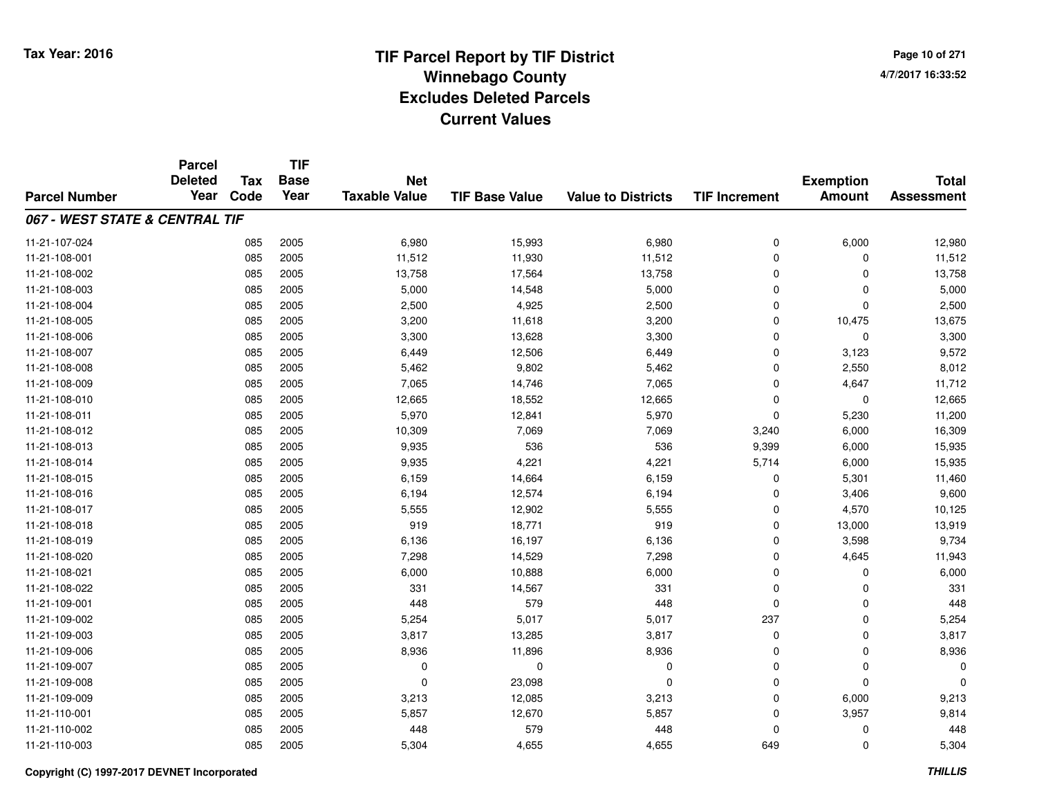# TIF Parcel Report by TIF District
## Winnebago County
## Excludes Deleted Parcels
## Current Values

Tax Year: 2016

4/7/2017 16:33:52

| Parcel Number | Parcel Deleted Year | Tax Code | TIF Base Year | Net Taxable Value | TIF Base Value | Value to Districts | TIF Increment | Exemption Amount | Total Assessment |
|---|---|---|---|---|---|---|---|---|---|
| ***067 - WEST STATE & CENTRAL TIF*** | | | | | | | | | |
| 11-21-107-024 | | 085 | 2005 | 6,980 | 15,993 | 6,980 | 0 | 6,000 | 12,980 |
| 11-21-108-001 | | 085 | 2005 | 11,512 | 11,930 | 11,512 | 0 | 0 | 11,512 |
| 11-21-108-002 | | 085 | 2005 | 13,758 | 17,564 | 13,758 | 0 | 0 | 13,758 |
| 11-21-108-003 | | 085 | 2005 | 5,000 | 14,548 | 5,000 | 0 | 0 | 5,000 |
| 11-21-108-004 | | 085 | 2005 | 2,500 | 4,925 | 2,500 | 0 | 0 | 2,500 |
| 11-21-108-005 | | 085 | 2005 | 3,200 | 11,618 | 3,200 | 0 | 10,475 | 13,675 |
| 11-21-108-006 | | 085 | 2005 | 3,300 | 13,628 | 3,300 | 0 | 0 | 3,300 |
| 11-21-108-007 | | 085 | 2005 | 6,449 | 12,506 | 6,449 | 0 | 3,123 | 9,572 |
| 11-21-108-008 | | 085 | 2005 | 5,462 | 9,802 | 5,462 | 0 | 2,550 | 8,012 |
| 11-21-108-009 | | 085 | 2005 | 7,065 | 14,746 | 7,065 | 0 | 4,647 | 11,712 |
| 11-21-108-010 | | 085 | 2005 | 12,665 | 18,552 | 12,665 | 0 | 0 | 12,665 |
| 11-21-108-011 | | 085 | 2005 | 5,970 | 12,841 | 5,970 | 0 | 5,230 | 11,200 |
| 11-21-108-012 | | 085 | 2005 | 10,309 | 7,069 | 7,069 | 3,240 | 6,000 | 16,309 |
| 11-21-108-013 | | 085 | 2005 | 9,935 | 536 | 536 | 9,399 | 6,000 | 15,935 |
| 11-21-108-014 | | 085 | 2005 | 9,935 | 4,221 | 4,221 | 5,714 | 6,000 | 15,935 |
| 11-21-108-015 | | 085 | 2005 | 6,159 | 14,664 | 6,159 | 0 | 5,301 | 11,460 |
| 11-21-108-016 | | 085 | 2005 | 6,194 | 12,574 | 6,194 | 0 | 3,406 | 9,600 |
| 11-21-108-017 | | 085 | 2005 | 5,555 | 12,902 | 5,555 | 0 | 4,570 | 10,125 |
| 11-21-108-018 | | 085 | 2005 | 919 | 18,771 | 919 | 0 | 13,000 | 13,919 |
| 11-21-108-019 | | 085 | 2005 | 6,136 | 16,197 | 6,136 | 0 | 3,598 | 9,734 |
| 11-21-108-020 | | 085 | 2005 | 7,298 | 14,529 | 7,298 | 0 | 4,645 | 11,943 |
| 11-21-108-021 | | 085 | 2005 | 6,000 | 10,888 | 6,000 | 0 | 0 | 6,000 |
| 11-21-108-022 | | 085 | 2005 | 331 | 14,567 | 331 | 0 | 0 | 331 |
| 11-21-109-001 | | 085 | 2005 | 448 | 579 | 448 | 0 | 0 | 448 |
| 11-21-109-002 | | 085 | 2005 | 5,254 | 5,017 | 5,017 | 237 | 0 | 5,254 |
| 11-21-109-003 | | 085 | 2005 | 3,817 | 13,285 | 3,817 | 0 | 0 | 3,817 |
| 11-21-109-006 | | 085 | 2005 | 8,936 | 11,896 | 8,936 | 0 | 0 | 8,936 |
| 11-21-109-007 | | 085 | 2005 | 0 | 0 | 0 | 0 | 0 | 0 |
| 11-21-109-008 | | 085 | 2005 | 0 | 23,098 | 0 | 0 | 0 | 0 |
| 11-21-109-009 | | 085 | 2005 | 3,213 | 12,085 | 3,213 | 0 | 6,000 | 9,213 |
| 11-21-110-001 | | 085 | 2005 | 5,857 | 12,670 | 5,857 | 0 | 3,957 | 9,814 |
| 11-21-110-002 | | 085 | 2005 | 448 | 579 | 448 | 0 | 0 | 448 |
| 11-21-110-003 | | 085 | 2005 | 5,304 | 4,655 | 4,655 | 649 | 0 | 5,304 |

Copyright (C) 1997-2017 DEVNET Incorporated

*THILLIS*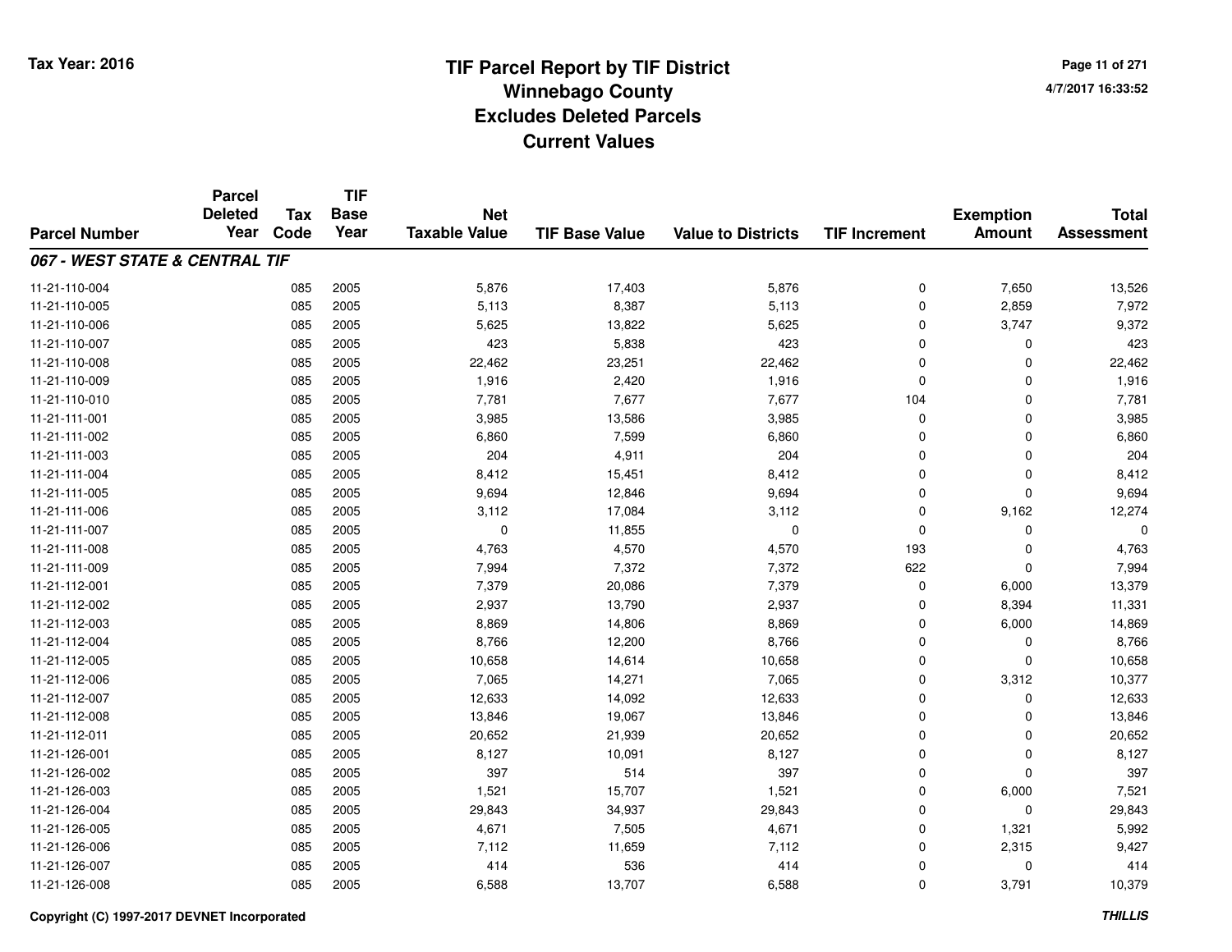# TIF Parcel Report by TIF District
## Winnebago County
## Excludes Deleted Parcels
## Current Values

Tax Year: 2016

4/7/2017 16:33:52

| Parcel Number | Parcel Deleted Year | Tax Code | TIF Base Year | Net Taxable Value | TIF Base Value | Value to Districts | TIF Increment | Exemption Amount | Total Assessment |
|---|---|---|---|---|---|---|---|---|---|
| ***067 - WEST STATE & CENTRAL TIF*** | | | | | | | | | |
| 11-21-110-004 | | 085 | 2005 | 5,876 | 17,403 | 5,876 | 0 | 7,650 | 13,526 |
| 11-21-110-005 | | 085 | 2005 | 5,113 | 8,387 | 5,113 | 0 | 2,859 | 7,972 |
| 11-21-110-006 | | 085 | 2005 | 5,625 | 13,822 | 5,625 | 0 | 3,747 | 9,372 |
| 11-21-110-007 | | 085 | 2005 | 423 | 5,838 | 423 | 0 | 0 | 423 |
| 11-21-110-008 | | 085 | 2005 | 22,462 | 23,251 | 22,462 | 0 | 0 | 22,462 |
| 11-21-110-009 | | 085 | 2005 | 1,916 | 2,420 | 1,916 | 0 | 0 | 1,916 |
| 11-21-110-010 | | 085 | 2005 | 7,781 | 7,677 | 7,677 | 104 | 0 | 7,781 |
| 11-21-111-001 | | 085 | 2005 | 3,985 | 13,586 | 3,985 | 0 | 0 | 3,985 |
| 11-21-111-002 | | 085 | 2005 | 6,860 | 7,599 | 6,860 | 0 | 0 | 6,860 |
| 11-21-111-003 | | 085 | 2005 | 204 | 4,911 | 204 | 0 | 0 | 204 |
| 11-21-111-004 | | 085 | 2005 | 8,412 | 15,451 | 8,412 | 0 | 0 | 8,412 |
| 11-21-111-005 | | 085 | 2005 | 9,694 | 12,846 | 9,694 | 0 | 0 | 9,694 |
| 11-21-111-006 | | 085 | 2005 | 3,112 | 17,084 | 3,112 | 0 | 9,162 | 12,274 |
| 11-21-111-007 | | 085 | 2005 | 0 | 11,855 | 0 | 0 | 0 | 0 |
| 11-21-111-008 | | 085 | 2005 | 4,763 | 4,570 | 4,570 | 193 | 0 | 4,763 |
| 11-21-111-009 | | 085 | 2005 | 7,994 | 7,372 | 7,372 | 622 | 0 | 7,994 |
| 11-21-112-001 | | 085 | 2005 | 7,379 | 20,086 | 7,379 | 0 | 6,000 | 13,379 |
| 11-21-112-002 | | 085 | 2005 | 2,937 | 13,790 | 2,937 | 0 | 8,394 | 11,331 |
| 11-21-112-003 | | 085 | 2005 | 8,869 | 14,806 | 8,869 | 0 | 6,000 | 14,869 |
| 11-21-112-004 | | 085 | 2005 | 8,766 | 12,200 | 8,766 | 0 | 0 | 8,766 |
| 11-21-112-005 | | 085 | 2005 | 10,658 | 14,614 | 10,658 | 0 | 0 | 10,658 |
| 11-21-112-006 | | 085 | 2005 | 7,065 | 14,271 | 7,065 | 0 | 3,312 | 10,377 |
| 11-21-112-007 | | 085 | 2005 | 12,633 | 14,092 | 12,633 | 0 | 0 | 12,633 |
| 11-21-112-008 | | 085 | 2005 | 13,846 | 19,067 | 13,846 | 0 | 0 | 13,846 |
| 11-21-112-011 | | 085 | 2005 | 20,652 | 21,939 | 20,652 | 0 | 0 | 20,652 |
| 11-21-126-001 | | 085 | 2005 | 8,127 | 10,091 | 8,127 | 0 | 0 | 8,127 |
| 11-21-126-002 | | 085 | 2005 | 397 | 514 | 397 | 0 | 0 | 397 |
| 11-21-126-003 | | 085 | 2005 | 1,521 | 15,707 | 1,521 | 0 | 6,000 | 7,521 |
| 11-21-126-004 | | 085 | 2005 | 29,843 | 34,937 | 29,843 | 0 | 0 | 29,843 |
| 11-21-126-005 | | 085 | 2005 | 4,671 | 7,505 | 4,671 | 0 | 1,321 | 5,992 |
| 11-21-126-006 | | 085 | 2005 | 7,112 | 11,659 | 7,112 | 0 | 2,315 | 9,427 |
| 11-21-126-007 | | 085 | 2005 | 414 | 536 | 414 | 0 | 0 | 414 |
| 11-21-126-008 | | 085 | 2005 | 6,588 | 13,707 | 6,588 | 0 | 3,791 | 10,379 |

Copyright (C) 1997-2017 DEVNET Incorporated

THILLIS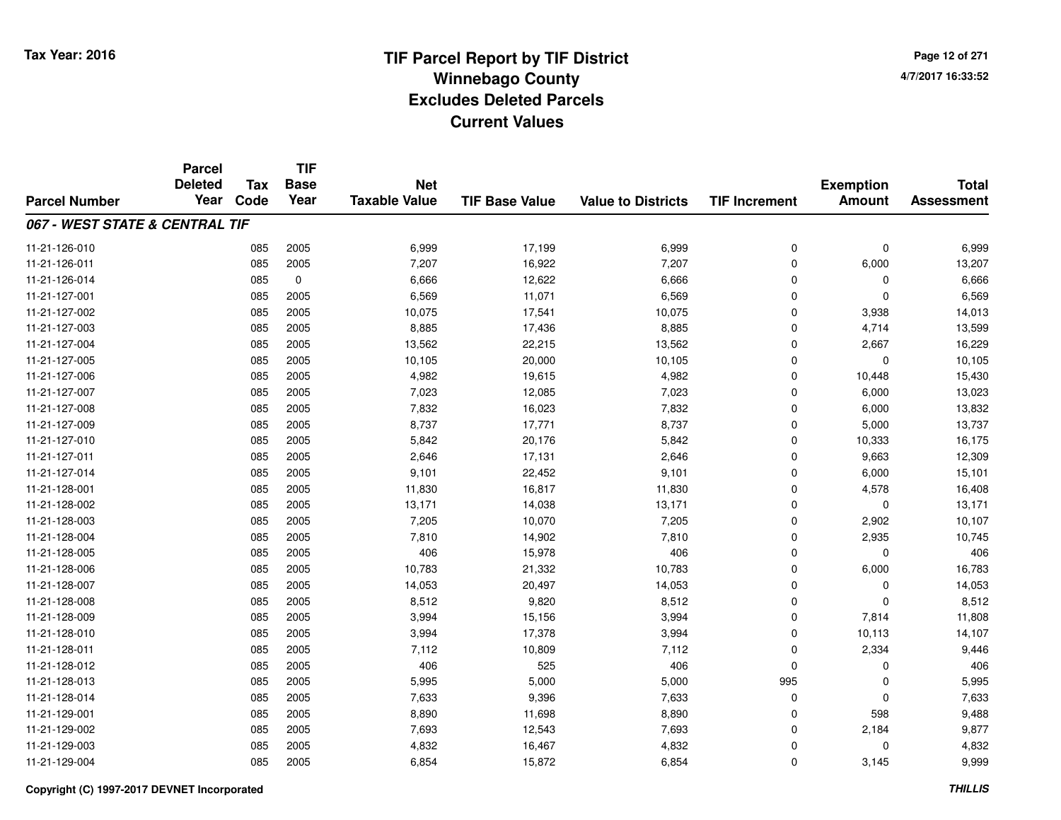# TIF Parcel Report by TIF District
## Winnebago County
## Excludes Deleted Parcels
## Current Values

Tax Year: 2016

| Parcel Number | Parcel Deleted Year | Tax Code | TIF Base Year | Net Taxable Value | TIF Base Value | Value to Districts | TIF Increment | Exemption Amount | Total Assessment |
|---|---|---|---|---|---|---|---|---|---|
| ***067 - WEST STATE & CENTRAL TIF*** | | | | | | | | | |
| 11-21-126-010 | | 085 | 2005 | 6,999 | 17,199 | 6,999 | 0 | 0 | 6,999 |
| 11-21-126-011 | | 085 | 2005 | 7,207 | 16,922 | 7,207 | 0 | 6,000 | 13,207 |
| 11-21-126-014 | | 085 | 0 | 6,666 | 12,622 | 6,666 | 0 | 0 | 6,666 |
| 11-21-127-001 | | 085 | 2005 | 6,569 | 11,071 | 6,569 | 0 | 0 | 6,569 |
| 11-21-127-002 | | 085 | 2005 | 10,075 | 17,541 | 10,075 | 0 | 3,938 | 14,013 |
| 11-21-127-003 | | 085 | 2005 | 8,885 | 17,436 | 8,885 | 0 | 4,714 | 13,599 |
| 11-21-127-004 | | 085 | 2005 | 13,562 | 22,215 | 13,562 | 0 | 2,667 | 16,229 |
| 11-21-127-005 | | 085 | 2005 | 10,105 | 20,000 | 10,105 | 0 | 0 | 10,105 |
| 11-21-127-006 | | 085 | 2005 | 4,982 | 19,615 | 4,982 | 0 | 10,448 | 15,430 |
| 11-21-127-007 | | 085 | 2005 | 7,023 | 12,085 | 7,023 | 0 | 6,000 | 13,023 |
| 11-21-127-008 | | 085 | 2005 | 7,832 | 16,023 | 7,832 | 0 | 6,000 | 13,832 |
| 11-21-127-009 | | 085 | 2005 | 8,737 | 17,771 | 8,737 | 0 | 5,000 | 13,737 |
| 11-21-127-010 | | 085 | 2005 | 5,842 | 20,176 | 5,842 | 0 | 10,333 | 16,175 |
| 11-21-127-011 | | 085 | 2005 | 2,646 | 17,131 | 2,646 | 0 | 9,663 | 12,309 |
| 11-21-127-014 | | 085 | 2005 | 9,101 | 22,452 | 9,101 | 0 | 6,000 | 15,101 |
| 11-21-128-001 | | 085 | 2005 | 11,830 | 16,817 | 11,830 | 0 | 4,578 | 16,408 |
| 11-21-128-002 | | 085 | 2005 | 13,171 | 14,038 | 13,171 | 0 | 0 | 13,171 |
| 11-21-128-003 | | 085 | 2005 | 7,205 | 10,070 | 7,205 | 0 | 2,902 | 10,107 |
| 11-21-128-004 | | 085 | 2005 | 7,810 | 14,902 | 7,810 | 0 | 2,935 | 10,745 |
| 11-21-128-005 | | 085 | 2005 | 406 | 15,978 | 406 | 0 | 0 | 406 |
| 11-21-128-006 | | 085 | 2005 | 10,783 | 21,332 | 10,783 | 0 | 6,000 | 16,783 |
| 11-21-128-007 | | 085 | 2005 | 14,053 | 20,497 | 14,053 | 0 | 0 | 14,053 |
| 11-21-128-008 | | 085 | 2005 | 8,512 | 9,820 | 8,512 | 0 | 0 | 8,512 |
| 11-21-128-009 | | 085 | 2005 | 3,994 | 15,156 | 3,994 | 0 | 7,814 | 11,808 |
| 11-21-128-010 | | 085 | 2005 | 3,994 | 17,378 | 3,994 | 0 | 10,113 | 14,107 |
| 11-21-128-011 | | 085 | 2005 | 7,112 | 10,809 | 7,112 | 0 | 2,334 | 9,446 |
| 11-21-128-012 | | 085 | 2005 | 406 | 525 | 406 | 0 | 0 | 406 |
| 11-21-128-013 | | 085 | 2005 | 5,995 | 5,000 | 5,000 | 995 | 0 | 5,995 |
| 11-21-128-014 | | 085 | 2005 | 7,633 | 9,396 | 7,633 | 0 | 0 | 7,633 |
| 11-21-129-001 | | 085 | 2005 | 8,890 | 11,698 | 8,890 | 0 | 598 | 9,488 |
| 11-21-129-002 | | 085 | 2005 | 7,693 | 12,543 | 7,693 | 0 | 2,184 | 9,877 |
| 11-21-129-003 | | 085 | 2005 | 4,832 | 16,467 | 4,832 | 0 | 0 | 4,832 |
| 11-21-129-004 | | 085 | 2005 | 6,854 | 15,872 | 6,854 | 0 | 3,145 | 9,999 |

Copyright (C) 1997-2017 DEVNET Incorporated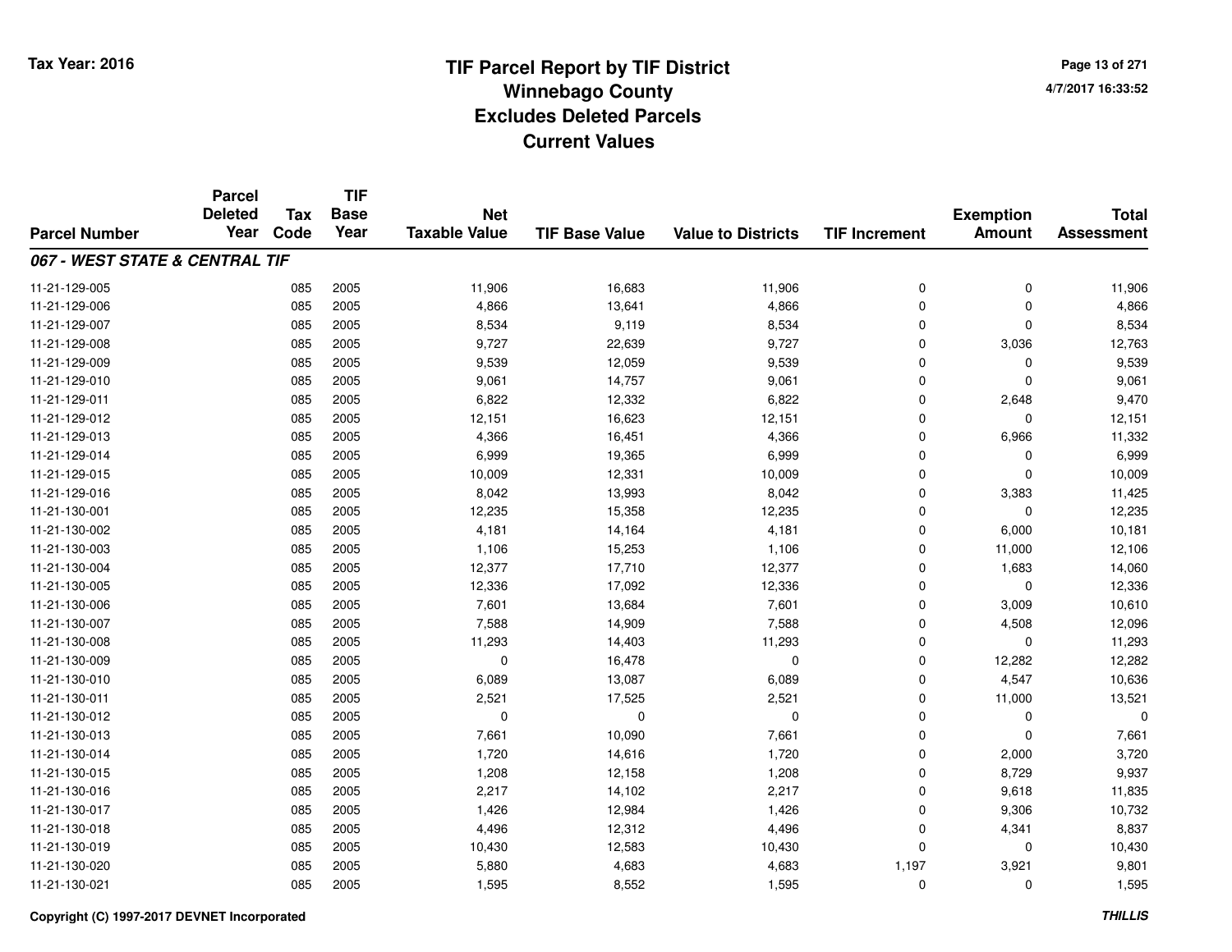# TIF Parcel Report by TIF District
## Winnebago County
## Excludes Deleted Parcels
## Current Values

Tax Year: 2016

4/7/2017 16:33:52

| Parcel Number | Parcel Deleted Year | Tax Code | TIF Base Year | Net Taxable Value | TIF Base Value | Value to Districts | TIF Increment | Exemption Amount | Total Assessment |
|---|---|---|---|---|---|---|---|---|---|
| ***067 - WEST STATE & CENTRAL TIF*** | | | | | | | | | |
| 11-21-129-005 | | 085 | 2005 | 11,906 | 16,683 | 11,906 | 0 | 0 | 11,906 |
| 11-21-129-006 | | 085 | 2005 | 4,866 | 13,641 | 4,866 | 0 | 0 | 4,866 |
| 11-21-129-007 | | 085 | 2005 | 8,534 | 9,119 | 8,534 | 0 | 0 | 8,534 |
| 11-21-129-008 | | 085 | 2005 | 9,727 | 22,639 | 9,727 | 0 | 3,036 | 12,763 |
| 11-21-129-009 | | 085 | 2005 | 9,539 | 12,059 | 9,539 | 0 | 0 | 9,539 |
| 11-21-129-010 | | 085 | 2005 | 9,061 | 14,757 | 9,061 | 0 | 0 | 9,061 |
| 11-21-129-011 | | 085 | 2005 | 6,822 | 12,332 | 6,822 | 0 | 2,648 | 9,470 |
| 11-21-129-012 | | 085 | 2005 | 12,151 | 16,623 | 12,151 | 0 | 0 | 12,151 |
| 11-21-129-013 | | 085 | 2005 | 4,366 | 16,451 | 4,366 | 0 | 6,966 | 11,332 |
| 11-21-129-014 | | 085 | 2005 | 6,999 | 19,365 | 6,999 | 0 | 0 | 6,999 |
| 11-21-129-015 | | 085 | 2005 | 10,009 | 12,331 | 10,009 | 0 | 0 | 10,009 |
| 11-21-129-016 | | 085 | 2005 | 8,042 | 13,993 | 8,042 | 0 | 3,383 | 11,425 |
| 11-21-130-001 | | 085 | 2005 | 12,235 | 15,358 | 12,235 | 0 | 0 | 12,235 |
| 11-21-130-002 | | 085 | 2005 | 4,181 | 14,164 | 4,181 | 0 | 6,000 | 10,181 |
| 11-21-130-003 | | 085 | 2005 | 1,106 | 15,253 | 1,106 | 0 | 11,000 | 12,106 |
| 11-21-130-004 | | 085 | 2005 | 12,377 | 17,710 | 12,377 | 0 | 1,683 | 14,060 |
| 11-21-130-005 | | 085 | 2005 | 12,336 | 17,092 | 12,336 | 0 | 0 | 12,336 |
| 11-21-130-006 | | 085 | 2005 | 7,601 | 13,684 | 7,601 | 0 | 3,009 | 10,610 |
| 11-21-130-007 | | 085 | 2005 | 7,588 | 14,909 | 7,588 | 0 | 4,508 | 12,096 |
| 11-21-130-008 | | 085 | 2005 | 11,293 | 14,403 | 11,293 | 0 | 0 | 11,293 |
| 11-21-130-009 | | 085 | 2005 | 0 | 16,478 | 0 | 0 | 12,282 | 12,282 |
| 11-21-130-010 | | 085 | 2005 | 6,089 | 13,087 | 6,089 | 0 | 4,547 | 10,636 |
| 11-21-130-011 | | 085 | 2005 | 2,521 | 17,525 | 2,521 | 0 | 11,000 | 13,521 |
| 11-21-130-012 | | 085 | 2005 | 0 | 0 | 0 | 0 | 0 | 0 |
| 11-21-130-013 | | 085 | 2005 | 7,661 | 10,090 | 7,661 | 0 | 0 | 7,661 |
| 11-21-130-014 | | 085 | 2005 | 1,720 | 14,616 | 1,720 | 0 | 2,000 | 3,720 |
| 11-21-130-015 | | 085 | 2005 | 1,208 | 12,158 | 1,208 | 0 | 8,729 | 9,937 |
| 11-21-130-016 | | 085 | 2005 | 2,217 | 14,102 | 2,217 | 0 | 9,618 | 11,835 |
| 11-21-130-017 | | 085 | 2005 | 1,426 | 12,984 | 1,426 | 0 | 9,306 | 10,732 |
| 11-21-130-018 | | 085 | 2005 | 4,496 | 12,312 | 4,496 | 0 | 4,341 | 8,837 |
| 11-21-130-019 | | 085 | 2005 | 10,430 | 12,583 | 10,430 | 0 | 0 | 10,430 |
| 11-21-130-020 | | 085 | 2005 | 5,880 | 4,683 | 4,683 | 1,197 | 3,921 | 9,801 |
| 11-21-130-021 | | 085 | 2005 | 1,595 | 8,552 | 1,595 | 0 | 0 | 1,595 |

Copyright (C) 1997-2017 DEVNET Incorporated

*THILLIS*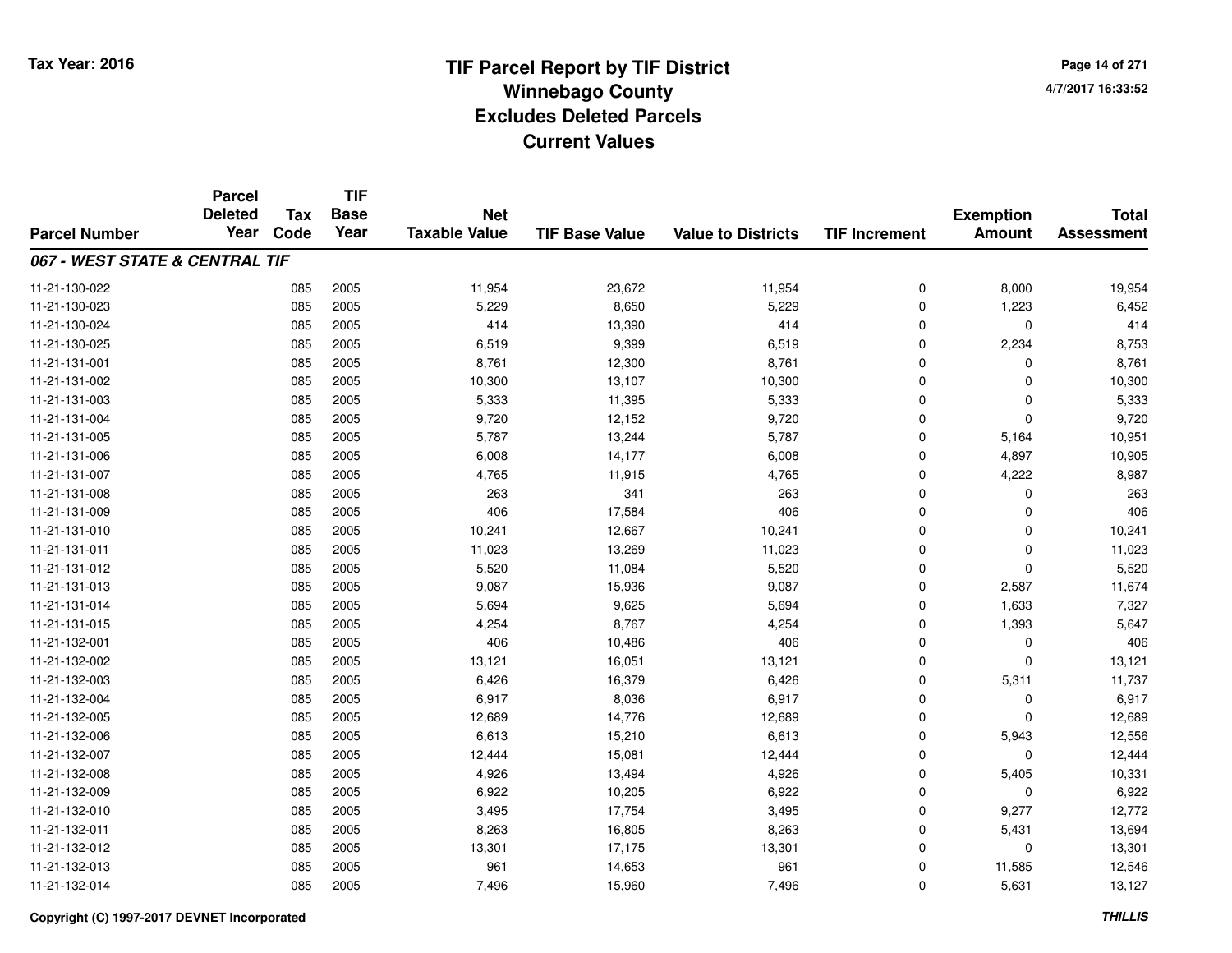# TIF Parcel Report by TIF District
## Winnebago County
## Excludes Deleted Parcels
## Current Values

Tax Year: 2016

4/7/2017 16:33:52

| Parcel Number | Parcel Deleted Year | Tax Code | TIF Base Year | Net Taxable Value | TIF Base Value | Value to Districts | TIF Increment | Exemption Amount | Total Assessment |
|---|---|---|---|---|---|---|---|---|---|
| ***067 - WEST STATE & CENTRAL TIF*** | | | | | | | | | |
| 11-21-130-022 | | 085 | 2005 | 11,954 | 23,672 | 11,954 | 0 | 8,000 | 19,954 |
| 11-21-130-023 | | 085 | 2005 | 5,229 | 8,650 | 5,229 | 0 | 1,223 | 6,452 |
| 11-21-130-024 | | 085 | 2005 | 414 | 13,390 | 414 | 0 | 0 | 414 |
| 11-21-130-025 | | 085 | 2005 | 6,519 | 9,399 | 6,519 | 0 | 2,234 | 8,753 |
| 11-21-131-001 | | 085 | 2005 | 8,761 | 12,300 | 8,761 | 0 | 0 | 8,761 |
| 11-21-131-002 | | 085 | 2005 | 10,300 | 13,107 | 10,300 | 0 | 0 | 10,300 |
| 11-21-131-003 | | 085 | 2005 | 5,333 | 11,395 | 5,333 | 0 | 0 | 5,333 |
| 11-21-131-004 | | 085 | 2005 | 9,720 | 12,152 | 9,720 | 0 | 0 | 9,720 |
| 11-21-131-005 | | 085 | 2005 | 5,787 | 13,244 | 5,787 | 0 | 5,164 | 10,951 |
| 11-21-131-006 | | 085 | 2005 | 6,008 | 14,177 | 6,008 | 0 | 4,897 | 10,905 |
| 11-21-131-007 | | 085 | 2005 | 4,765 | 11,915 | 4,765 | 0 | 4,222 | 8,987 |
| 11-21-131-008 | | 085 | 2005 | 263 | 341 | 263 | 0 | 0 | 263 |
| 11-21-131-009 | | 085 | 2005 | 406 | 17,584 | 406 | 0 | 0 | 406 |
| 11-21-131-010 | | 085 | 2005 | 10,241 | 12,667 | 10,241 | 0 | 0 | 10,241 |
| 11-21-131-011 | | 085 | 2005 | 11,023 | 13,269 | 11,023 | 0 | 0 | 11,023 |
| 11-21-131-012 | | 085 | 2005 | 5,520 | 11,084 | 5,520 | 0 | 0 | 5,520 |
| 11-21-131-013 | | 085 | 2005 | 9,087 | 15,936 | 9,087 | 0 | 2,587 | 11,674 |
| 11-21-131-014 | | 085 | 2005 | 5,694 | 9,625 | 5,694 | 0 | 1,633 | 7,327 |
| 11-21-131-015 | | 085 | 2005 | 4,254 | 8,767 | 4,254 | 0 | 1,393 | 5,647 |
| 11-21-132-001 | | 085 | 2005 | 406 | 10,486 | 406 | 0 | 0 | 406 |
| 11-21-132-002 | | 085 | 2005 | 13,121 | 16,051 | 13,121 | 0 | 0 | 13,121 |
| 11-21-132-003 | | 085 | 2005 | 6,426 | 16,379 | 6,426 | 0 | 5,311 | 11,737 |
| 11-21-132-004 | | 085 | 2005 | 6,917 | 8,036 | 6,917 | 0 | 0 | 6,917 |
| 11-21-132-005 | | 085 | 2005 | 12,689 | 14,776 | 12,689 | 0 | 0 | 12,689 |
| 11-21-132-006 | | 085 | 2005 | 6,613 | 15,210 | 6,613 | 0 | 5,943 | 12,556 |
| 11-21-132-007 | | 085 | 2005 | 12,444 | 15,081 | 12,444 | 0 | 0 | 12,444 |
| 11-21-132-008 | | 085 | 2005 | 4,926 | 13,494 | 4,926 | 0 | 5,405 | 10,331 |
| 11-21-132-009 | | 085 | 2005 | 6,922 | 10,205 | 6,922 | 0 | 0 | 6,922 |
| 11-21-132-010 | | 085 | 2005 | 3,495 | 17,754 | 3,495 | 0 | 9,277 | 12,772 |
| 11-21-132-011 | | 085 | 2005 | 8,263 | 16,805 | 8,263 | 0 | 5,431 | 13,694 |
| 11-21-132-012 | | 085 | 2005 | 13,301 | 17,175 | 13,301 | 0 | 0 | 13,301 |
| 11-21-132-013 | | 085 | 2005 | 961 | 14,653 | 961 | 0 | 11,585 | 12,546 |
| 11-21-132-014 | | 085 | 2005 | 7,496 | 15,960 | 7,496 | 0 | 5,631 | 13,127 |

Copyright (C) 1997-2017 DEVNET Incorporated

*THILLIS*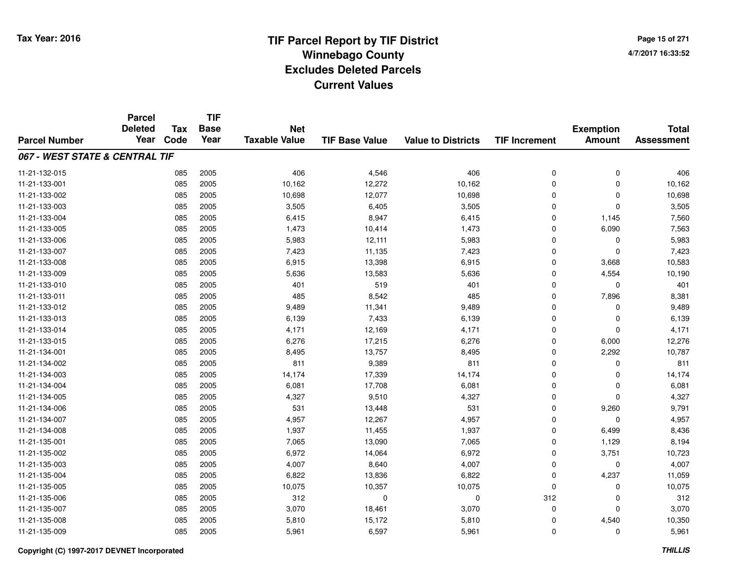# TIF Parcel Report by TIF District
## Winnebago County
## Excludes Deleted Parcels
## Current Values

Tax Year: 2016

4/7/2017 16:33:52

| Parcel Number | Parcel Deleted Year | Tax Code | TIF Base Year | Net Taxable Value | TIF Base Value | Value to Districts | TIF Increment | Exemption Amount | Total Assessment |
|---|---|---|---|---|---|---|---|---|---|
| ***067 - WEST STATE & CENTRAL TIF*** | | | | | | | | | |
| 11-21-132-015 | | 085 | 2005 | 406 | 4,546 | 406 | 0 | 0 | 406 |
| 11-21-133-001 | | 085 | 2005 | 10,162 | 12,272 | 10,162 | 0 | 0 | 10,162 |
| 11-21-133-002 | | 085 | 2005 | 10,698 | 12,077 | 10,698 | 0 | 0 | 10,698 |
| 11-21-133-003 | | 085 | 2005 | 3,505 | 6,405 | 3,505 | 0 | 0 | 3,505 |
| 11-21-133-004 | | 085 | 2005 | 6,415 | 8,947 | 6,415 | 0 | 1,145 | 7,560 |
| 11-21-133-005 | | 085 | 2005 | 1,473 | 10,414 | 1,473 | 0 | 6,090 | 7,563 |
| 11-21-133-006 | | 085 | 2005 | 5,983 | 12,111 | 5,983 | 0 | 0 | 5,983 |
| 11-21-133-007 | | 085 | 2005 | 7,423 | 11,135 | 7,423 | 0 | 0 | 7,423 |
| 11-21-133-008 | | 085 | 2005 | 6,915 | 13,398 | 6,915 | 0 | 3,668 | 10,583 |
| 11-21-133-009 | | 085 | 2005 | 5,636 | 13,583 | 5,636 | 0 | 4,554 | 10,190 |
| 11-21-133-010 | | 085 | 2005 | 401 | 519 | 401 | 0 | 0 | 401 |
| 11-21-133-011 | | 085 | 2005 | 485 | 8,542 | 485 | 0 | 7,896 | 8,381 |
| 11-21-133-012 | | 085 | 2005 | 9,489 | 11,341 | 9,489 | 0 | 0 | 9,489 |
| 11-21-133-013 | | 085 | 2005 | 6,139 | 7,433 | 6,139 | 0 | 0 | 6,139 |
| 11-21-133-014 | | 085 | 2005 | 4,171 | 12,169 | 4,171 | 0 | 0 | 4,171 |
| 11-21-133-015 | | 085 | 2005 | 6,276 | 17,215 | 6,276 | 0 | 6,000 | 12,276 |
| 11-21-134-001 | | 085 | 2005 | 8,495 | 13,757 | 8,495 | 0 | 2,292 | 10,787 |
| 11-21-134-002 | | 085 | 2005 | 811 | 9,389 | 811 | 0 | 0 | 811 |
| 11-21-134-003 | | 085 | 2005 | 14,174 | 17,339 | 14,174 | 0 | 0 | 14,174 |
| 11-21-134-004 | | 085 | 2005 | 6,081 | 17,708 | 6,081 | 0 | 0 | 6,081 |
| 11-21-134-005 | | 085 | 2005 | 4,327 | 9,510 | 4,327 | 0 | 0 | 4,327 |
| 11-21-134-006 | | 085 | 2005 | 531 | 13,448 | 531 | 0 | 9,260 | 9,791 |
| 11-21-134-007 | | 085 | 2005 | 4,957 | 12,267 | 4,957 | 0 | 0 | 4,957 |
| 11-21-134-008 | | 085 | 2005 | 1,937 | 11,455 | 1,937 | 0 | 6,499 | 8,436 |
| 11-21-135-001 | | 085 | 2005 | 7,065 | 13,090 | 7,065 | 0 | 1,129 | 8,194 |
| 11-21-135-002 | | 085 | 2005 | 6,972 | 14,064 | 6,972 | 0 | 3,751 | 10,723 |
| 11-21-135-003 | | 085 | 2005 | 4,007 | 8,640 | 4,007 | 0 | 0 | 4,007 |
| 11-21-135-004 | | 085 | 2005 | 6,822 | 13,836 | 6,822 | 0 | 4,237 | 11,059 |
| 11-21-135-005 | | 085 | 2005 | 10,075 | 10,357 | 10,075 | 0 | 0 | 10,075 |
| 11-21-135-006 | | 085 | 2005 | 312 | 0 | 0 | 312 | 0 | 312 |
| 11-21-135-007 | | 085 | 2005 | 3,070 | 18,461 | 3,070 | 0 | 0 | 3,070 |
| 11-21-135-008 | | 085 | 2005 | 5,810 | 15,172 | 5,810 | 0 | 4,540 | 10,350 |
| 11-21-135-009 | | 085 | 2005 | 5,961 | 6,597 | 5,961 | 0 | 0 | 5,961 |

Copyright (C) 1997-2017 DEVNET Incorporated

*THILLIS*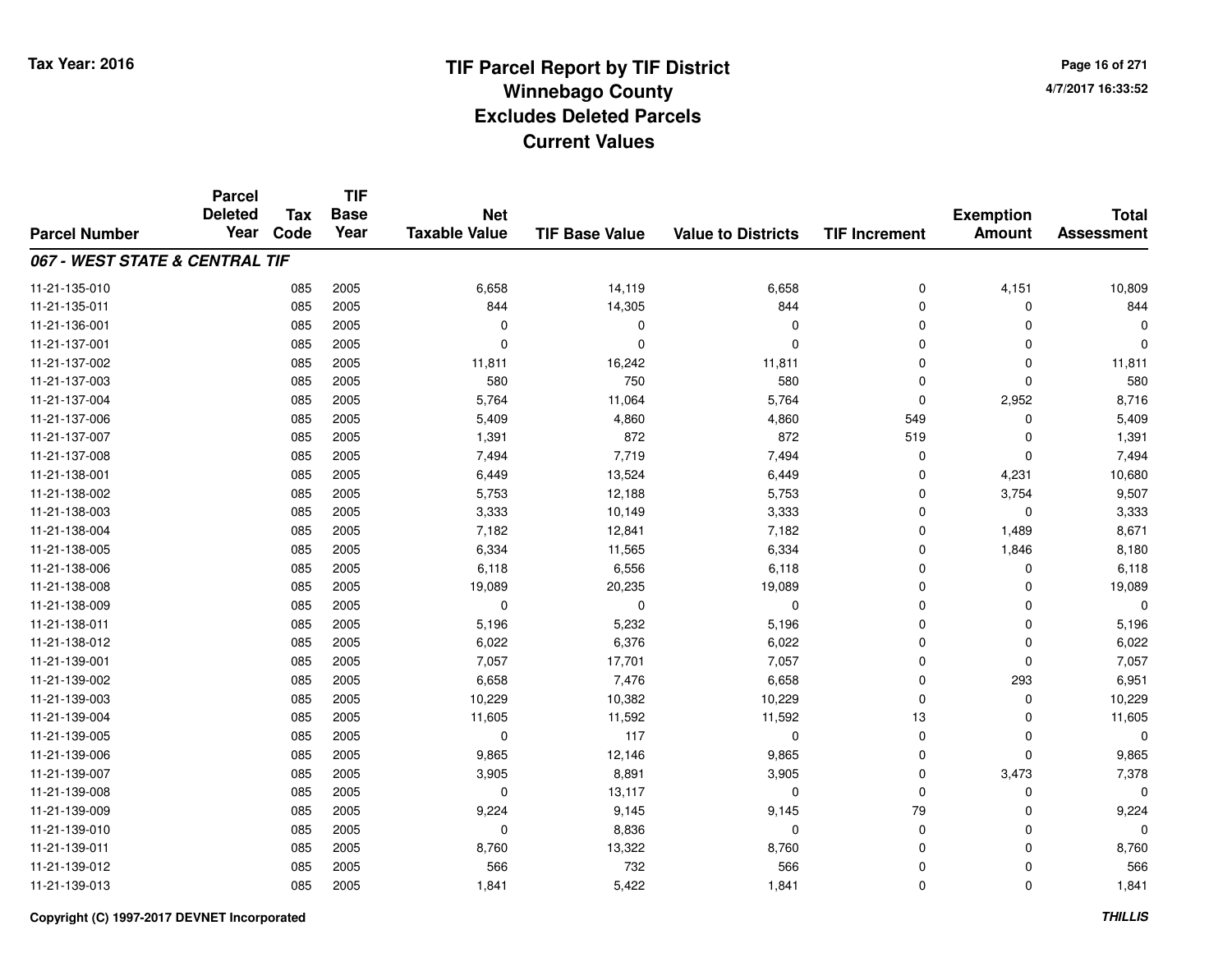# TIF Parcel Report by TIF District
## Winnebago County
## Excludes Deleted Parcels
## Current Values

Tax Year: 2016

4/7/2017 16:33:52

| Parcel Number | Parcel Deleted Year | Tax Code | TIF Base Year | Net Taxable Value | TIF Base Value | Value to Districts | TIF Increment | Exemption Amount | Total Assessment |
|---|---|---|---|---|---|---|---|---|---|
| ***067 - WEST STATE & CENTRAL TIF*** | | | | | | | | | |
| 11-21-135-010 | | 085 | 2005 | 6,658 | 14,119 | 6,658 | 0 | 4,151 | 10,809 |
| 11-21-135-011 | | 085 | 2005 | 844 | 14,305 | 844 | 0 | 0 | 844 |
| 11-21-136-001 | | 085 | 2005 | 0 | 0 | 0 | 0 | 0 | 0 |
| 11-21-137-001 | | 085 | 2005 | 0 | 0 | 0 | 0 | 0 | 0 |
| 11-21-137-002 | | 085 | 2005 | 11,811 | 16,242 | 11,811 | 0 | 0 | 11,811 |
| 11-21-137-003 | | 085 | 2005 | 580 | 750 | 580 | 0 | 0 | 580 |
| 11-21-137-004 | | 085 | 2005 | 5,764 | 11,064 | 5,764 | 0 | 2,952 | 8,716 |
| 11-21-137-006 | | 085 | 2005 | 5,409 | 4,860 | 4,860 | 549 | 0 | 5,409 |
| 11-21-137-007 | | 085 | 2005 | 1,391 | 872 | 872 | 519 | 0 | 1,391 |
| 11-21-137-008 | | 085 | 2005 | 7,494 | 7,719 | 7,494 | 0 | 0 | 7,494 |
| 11-21-138-001 | | 085 | 2005 | 6,449 | 13,524 | 6,449 | 0 | 4,231 | 10,680 |
| 11-21-138-002 | | 085 | 2005 | 5,753 | 12,188 | 5,753 | 0 | 3,754 | 9,507 |
| 11-21-138-003 | | 085 | 2005 | 3,333 | 10,149 | 3,333 | 0 | 0 | 3,333 |
| 11-21-138-004 | | 085 | 2005 | 7,182 | 12,841 | 7,182 | 0 | 1,489 | 8,671 |
| 11-21-138-005 | | 085 | 2005 | 6,334 | 11,565 | 6,334 | 0 | 1,846 | 8,180 |
| 11-21-138-006 | | 085 | 2005 | 6,118 | 6,556 | 6,118 | 0 | 0 | 6,118 |
| 11-21-138-008 | | 085 | 2005 | 19,089 | 20,235 | 19,089 | 0 | 0 | 19,089 |
| 11-21-138-009 | | 085 | 2005 | 0 | 0 | 0 | 0 | 0 | 0 |
| 11-21-138-011 | | 085 | 2005 | 5,196 | 5,232 | 5,196 | 0 | 0 | 5,196 |
| 11-21-138-012 | | 085 | 2005 | 6,022 | 6,376 | 6,022 | 0 | 0 | 6,022 |
| 11-21-139-001 | | 085 | 2005 | 7,057 | 17,701 | 7,057 | 0 | 0 | 7,057 |
| 11-21-139-002 | | 085 | 2005 | 6,658 | 7,476 | 6,658 | 0 | 293 | 6,951 |
| 11-21-139-003 | | 085 | 2005 | 10,229 | 10,382 | 10,229 | 0 | 0 | 10,229 |
| 11-21-139-004 | | 085 | 2005 | 11,605 | 11,592 | 11,592 | 13 | 0 | 11,605 |
| 11-21-139-005 | | 085 | 2005 | 0 | 117 | 0 | 0 | 0 | 0 |
| 11-21-139-006 | | 085 | 2005 | 9,865 | 12,146 | 9,865 | 0 | 0 | 9,865 |
| 11-21-139-007 | | 085 | 2005 | 3,905 | 8,891 | 3,905 | 0 | 3,473 | 7,378 |
| 11-21-139-008 | | 085 | 2005 | 0 | 13,117 | 0 | 0 | 0 | 0 |
| 11-21-139-009 | | 085 | 2005 | 9,224 | 9,145 | 9,145 | 79 | 0 | 9,224 |
| 11-21-139-010 | | 085 | 2005 | 0 | 8,836 | 0 | 0 | 0 | 0 |
| 11-21-139-011 | | 085 | 2005 | 8,760 | 13,322 | 8,760 | 0 | 0 | 8,760 |
| 11-21-139-012 | | 085 | 2005 | 566 | 732 | 566 | 0 | 0 | 566 |
| 11-21-139-013 | | 085 | 2005 | 1,841 | 5,422 | 1,841 | 0 | 0 | 1,841 |

Copyright (C) 1997-2017 DEVNET Incorporated

*THILLIS*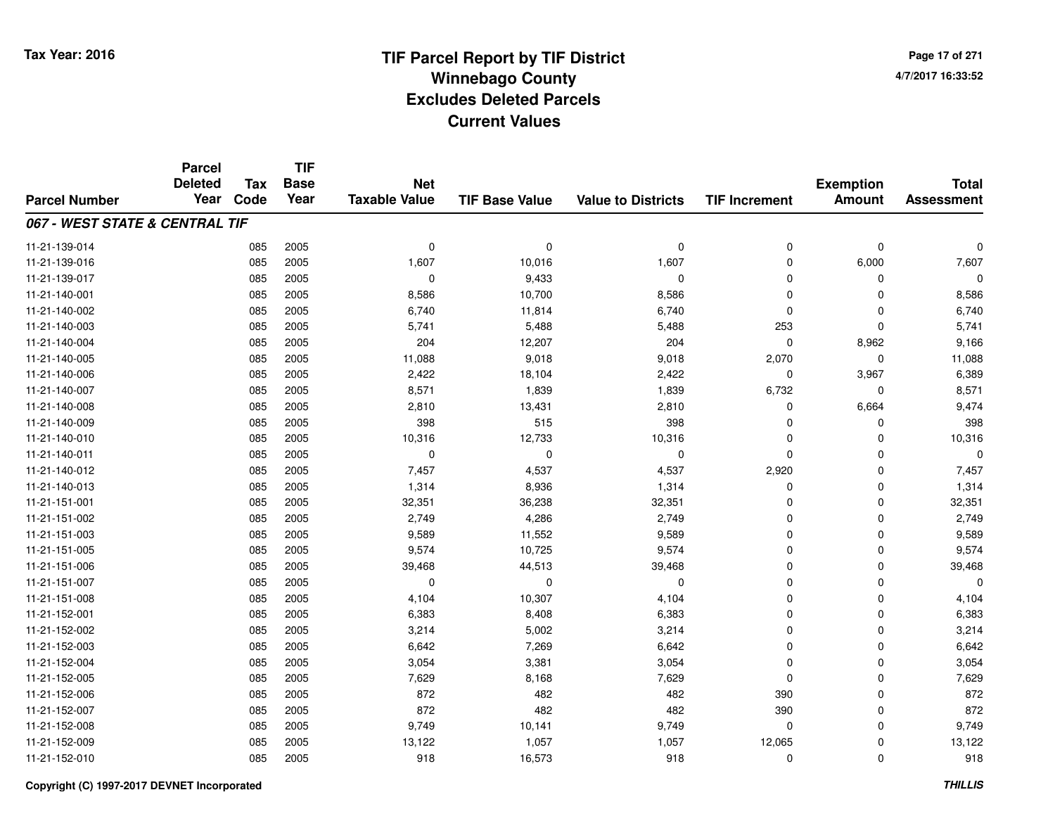# TIF Parcel Report by TIF District
# Winnebago County
# Excludes Deleted Parcels
# Current Values

Tax Year: 2016

4/7/2017 16:33:52

| Parcel Number | Parcel Deleted Year | Tax Code | TIF Base Year | Net Taxable Value | TIF Base Value | Value to Districts | TIF Increment | Exemption Amount | Total Assessment |
|---|---|---|---|---|---|---|---|---|---|
| ***067 - WEST STATE & CENTRAL TIF*** | | | | | | | | | |
| 11-21-139-014 | | 085 | 2005 | 0 | 0 | 0 | 0 | 0 | 0 |
| 11-21-139-016 | | 085 | 2005 | 1,607 | 10,016 | 1,607 | 0 | 6,000 | 7,607 |
| 11-21-139-017 | | 085 | 2005 | 0 | 9,433 | 0 | 0 | 0 | 0 |
| 11-21-140-001 | | 085 | 2005 | 8,586 | 10,700 | 8,586 | 0 | 0 | 8,586 |
| 11-21-140-002 | | 085 | 2005 | 6,740 | 11,814 | 6,740 | 0 | 0 | 6,740 |
| 11-21-140-003 | | 085 | 2005 | 5,741 | 5,488 | 5,488 | 253 | 0 | 5,741 |
| 11-21-140-004 | | 085 | 2005 | 204 | 12,207 | 204 | 0 | 8,962 | 9,166 |
| 11-21-140-005 | | 085 | 2005 | 11,088 | 9,018 | 9,018 | 2,070 | 0 | 11,088 |
| 11-21-140-006 | | 085 | 2005 | 2,422 | 18,104 | 2,422 | 0 | 3,967 | 6,389 |
| 11-21-140-007 | | 085 | 2005 | 8,571 | 1,839 | 1,839 | 6,732 | 0 | 8,571 |
| 11-21-140-008 | | 085 | 2005 | 2,810 | 13,431 | 2,810 | 0 | 6,664 | 9,474 |
| 11-21-140-009 | | 085 | 2005 | 398 | 515 | 398 | 0 | 0 | 398 |
| 11-21-140-010 | | 085 | 2005 | 10,316 | 12,733 | 10,316 | 0 | 0 | 10,316 |
| 11-21-140-011 | | 085 | 2005 | 0 | 0 | 0 | 0 | 0 | 0 |
| 11-21-140-012 | | 085 | 2005 | 7,457 | 4,537 | 4,537 | 2,920 | 0 | 7,457 |
| 11-21-140-013 | | 085 | 2005 | 1,314 | 8,936 | 1,314 | 0 | 0 | 1,314 |
| 11-21-151-001 | | 085 | 2005 | 32,351 | 36,238 | 32,351 | 0 | 0 | 32,351 |
| 11-21-151-002 | | 085 | 2005 | 2,749 | 4,286 | 2,749 | 0 | 0 | 2,749 |
| 11-21-151-003 | | 085 | 2005 | 9,589 | 11,552 | 9,589 | 0 | 0 | 9,589 |
| 11-21-151-005 | | 085 | 2005 | 9,574 | 10,725 | 9,574 | 0 | 0 | 9,574 |
| 11-21-151-006 | | 085 | 2005 | 39,468 | 44,513 | 39,468 | 0 | 0 | 39,468 |
| 11-21-151-007 | | 085 | 2005 | 0 | 0 | 0 | 0 | 0 | 0 |
| 11-21-151-008 | | 085 | 2005 | 4,104 | 10,307 | 4,104 | 0 | 0 | 4,104 |
| 11-21-152-001 | | 085 | 2005 | 6,383 | 8,408 | 6,383 | 0 | 0 | 6,383 |
| 11-21-152-002 | | 085 | 2005 | 3,214 | 5,002 | 3,214 | 0 | 0 | 3,214 |
| 11-21-152-003 | | 085 | 2005 | 6,642 | 7,269 | 6,642 | 0 | 0 | 6,642 |
| 11-21-152-004 | | 085 | 2005 | 3,054 | 3,381 | 3,054 | 0 | 0 | 3,054 |
| 11-21-152-005 | | 085 | 2005 | 7,629 | 8,168 | 7,629 | 0 | 0 | 7,629 |
| 11-21-152-006 | | 085 | 2005 | 872 | 482 | 482 | 390 | 0 | 872 |
| 11-21-152-007 | | 085 | 2005 | 872 | 482 | 482 | 390 | 0 | 872 |
| 11-21-152-008 | | 085 | 2005 | 9,749 | 10,141 | 9,749 | 0 | 0 | 9,749 |
| 11-21-152-009 | | 085 | 2005 | 13,122 | 1,057 | 1,057 | 12,065 | 0 | 13,122 |
| 11-21-152-010 | | 085 | 2005 | 918 | 16,573 | 918 | 0 | 0 | 918 |

Copyright (C) 1997-2017 DEVNET Incorporated

*THILLIS*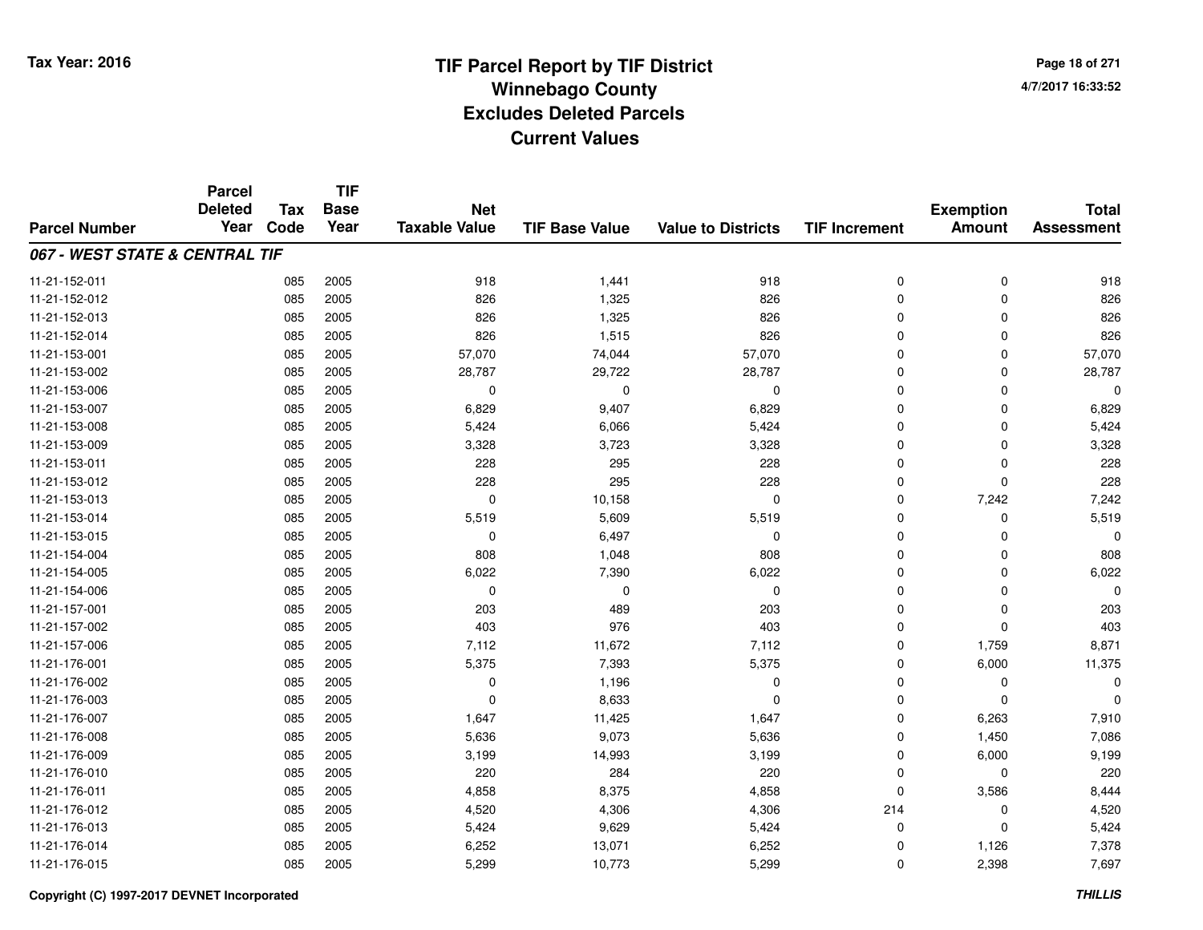# TIF Parcel Report by TIF District
## Winnebago County
## Excludes Deleted Parcels
## Current Values

Tax Year: 2016

4/7/2017 16:33:52

| Parcel Number | Parcel Deleted Year | Tax Code | TIF Base Year | Net Taxable Value | TIF Base Value | Value to Districts | TIF Increment | Exemption Amount | Total Assessment |
|---|---|---|---|---|---|---|---|---|---|
| ***067 - WEST STATE & CENTRAL TIF*** | | | | | | | | | |
| 11-21-152-011 | | 085 | 2005 | 918 | 1,441 | 918 | 0 | 0 | 918 |
| 11-21-152-012 | | 085 | 2005 | 826 | 1,325 | 826 | 0 | 0 | 826 |
| 11-21-152-013 | | 085 | 2005 | 826 | 1,325 | 826 | 0 | 0 | 826 |
| 11-21-152-014 | | 085 | 2005 | 826 | 1,515 | 826 | 0 | 0 | 826 |
| 11-21-153-001 | | 085 | 2005 | 57,070 | 74,044 | 57,070 | 0 | 0 | 57,070 |
| 11-21-153-002 | | 085 | 2005 | 28,787 | 29,722 | 28,787 | 0 | 0 | 28,787 |
| 11-21-153-006 | | 085 | 2005 | 0 | 0 | 0 | 0 | 0 | 0 |
| 11-21-153-007 | | 085 | 2005 | 6,829 | 9,407 | 6,829 | 0 | 0 | 6,829 |
| 11-21-153-008 | | 085 | 2005 | 5,424 | 6,066 | 5,424 | 0 | 0 | 5,424 |
| 11-21-153-009 | | 085 | 2005 | 3,328 | 3,723 | 3,328 | 0 | 0 | 3,328 |
| 11-21-153-011 | | 085 | 2005 | 228 | 295 | 228 | 0 | 0 | 228 |
| 11-21-153-012 | | 085 | 2005 | 228 | 295 | 228 | 0 | 0 | 228 |
| 11-21-153-013 | | 085 | 2005 | 0 | 10,158 | 0 | 0 | 7,242 | 7,242 |
| 11-21-153-014 | | 085 | 2005 | 5,519 | 5,609 | 5,519 | 0 | 0 | 5,519 |
| 11-21-153-015 | | 085 | 2005 | 0 | 6,497 | 0 | 0 | 0 | 0 |
| 11-21-154-004 | | 085 | 2005 | 808 | 1,048 | 808 | 0 | 0 | 808 |
| 11-21-154-005 | | 085 | 2005 | 6,022 | 7,390 | 6,022 | 0 | 0 | 6,022 |
| 11-21-154-006 | | 085 | 2005 | 0 | 0 | 0 | 0 | 0 | 0 |
| 11-21-157-001 | | 085 | 2005 | 203 | 489 | 203 | 0 | 0 | 203 |
| 11-21-157-002 | | 085 | 2005 | 403 | 976 | 403 | 0 | 0 | 403 |
| 11-21-157-006 | | 085 | 2005 | 7,112 | 11,672 | 7,112 | 0 | 1,759 | 8,871 |
| 11-21-176-001 | | 085 | 2005 | 5,375 | 7,393 | 5,375 | 0 | 6,000 | 11,375 |
| 11-21-176-002 | | 085 | 2005 | 0 | 1,196 | 0 | 0 | 0 | 0 |
| 11-21-176-003 | | 085 | 2005 | 0 | 8,633 | 0 | 0 | 0 | 0 |
| 11-21-176-007 | | 085 | 2005 | 1,647 | 11,425 | 1,647 | 0 | 6,263 | 7,910 |
| 11-21-176-008 | | 085 | 2005 | 5,636 | 9,073 | 5,636 | 0 | 1,450 | 7,086 |
| 11-21-176-009 | | 085 | 2005 | 3,199 | 14,993 | 3,199 | 0 | 6,000 | 9,199 |
| 11-21-176-010 | | 085 | 2005 | 220 | 284 | 220 | 0 | 0 | 220 |
| 11-21-176-011 | | 085 | 2005 | 4,858 | 8,375 | 4,858 | 0 | 3,586 | 8,444 |
| 11-21-176-012 | | 085 | 2005 | 4,520 | 4,306 | 4,306 | 214 | 0 | 4,520 |
| 11-21-176-013 | | 085 | 2005 | 5,424 | 9,629 | 5,424 | 0 | 0 | 5,424 |
| 11-21-176-014 | | 085 | 2005 | 6,252 | 13,071 | 6,252 | 0 | 1,126 | 7,378 |
| 11-21-176-015 | | 085 | 2005 | 5,299 | 10,773 | 5,299 | 0 | 2,398 | 7,697 |

Copyright (C) 1997-2017 DEVNET Incorporated

THILLIS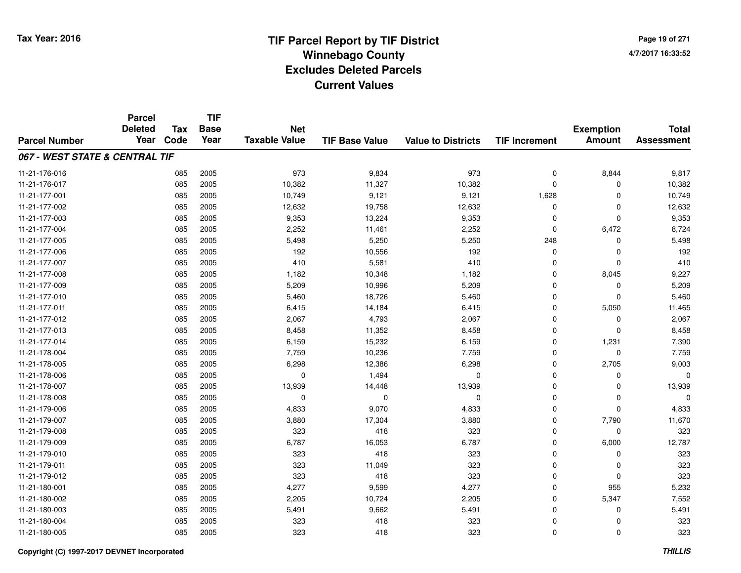# TIF Parcel Report by TIF District
## Winnebago County
## Excludes Deleted Parcels
## Current Values

Tax Year: 2016

4/7/2017 16:33:52

| Parcel Number | Parcel Deleted Year | Tax Code | TIF Base Year | Net Taxable Value | TIF Base Value | Value to Districts | TIF Increment | Exemption Amount | Total Assessment |
|---|---|---|---|---|---|---|---|---|---|
| ***067 - WEST STATE & CENTRAL TIF*** | | | | | | | | | |
| 11-21-176-016 | | 085 | 2005 | 973 | 9,834 | 973 | 0 | 8,844 | 9,817 |
| 11-21-176-017 | | 085 | 2005 | 10,382 | 11,327 | 10,382 | 0 | 0 | 10,382 |
| 11-21-177-001 | | 085 | 2005 | 10,749 | 9,121 | 9,121 | 1,628 | 0 | 10,749 |
| 11-21-177-002 | | 085 | 2005 | 12,632 | 19,758 | 12,632 | 0 | 0 | 12,632 |
| 11-21-177-003 | | 085 | 2005 | 9,353 | 13,224 | 9,353 | 0 | 0 | 9,353 |
| 11-21-177-004 | | 085 | 2005 | 2,252 | 11,461 | 2,252 | 0 | 6,472 | 8,724 |
| 11-21-177-005 | | 085 | 2005 | 5,498 | 5,250 | 5,250 | 248 | 0 | 5,498 |
| 11-21-177-006 | | 085 | 2005 | 192 | 10,556 | 192 | 0 | 0 | 192 |
| 11-21-177-007 | | 085 | 2005 | 410 | 5,581 | 410 | 0 | 0 | 410 |
| 11-21-177-008 | | 085 | 2005 | 1,182 | 10,348 | 1,182 | 0 | 8,045 | 9,227 |
| 11-21-177-009 | | 085 | 2005 | 5,209 | 10,996 | 5,209 | 0 | 0 | 5,209 |
| 11-21-177-010 | | 085 | 2005 | 5,460 | 18,726 | 5,460 | 0 | 0 | 5,460 |
| 11-21-177-011 | | 085 | 2005 | 6,415 | 14,184 | 6,415 | 0 | 5,050 | 11,465 |
| 11-21-177-012 | | 085 | 2005 | 2,067 | 4,793 | 2,067 | 0 | 0 | 2,067 |
| 11-21-177-013 | | 085 | 2005 | 8,458 | 11,352 | 8,458 | 0 | 0 | 8,458 |
| 11-21-177-014 | | 085 | 2005 | 6,159 | 15,232 | 6,159 | 0 | 1,231 | 7,390 |
| 11-21-178-004 | | 085 | 2005 | 7,759 | 10,236 | 7,759 | 0 | 0 | 7,759 |
| 11-21-178-005 | | 085 | 2005 | 6,298 | 12,386 | 6,298 | 0 | 2,705 | 9,003 |
| 11-21-178-006 | | 085 | 2005 | 0 | 1,494 | 0 | 0 | 0 | 0 |
| 11-21-178-007 | | 085 | 2005 | 13,939 | 14,448 | 13,939 | 0 | 0 | 13,939 |
| 11-21-178-008 | | 085 | 2005 | 0 | 0 | 0 | 0 | 0 | 0 |
| 11-21-179-006 | | 085 | 2005 | 4,833 | 9,070 | 4,833 | 0 | 0 | 4,833 |
| 11-21-179-007 | | 085 | 2005 | 3,880 | 17,304 | 3,880 | 0 | 7,790 | 11,670 |
| 11-21-179-008 | | 085 | 2005 | 323 | 418 | 323 | 0 | 0 | 323 |
| 11-21-179-009 | | 085 | 2005 | 6,787 | 16,053 | 6,787 | 0 | 6,000 | 12,787 |
| 11-21-179-010 | | 085 | 2005 | 323 | 418 | 323 | 0 | 0 | 323 |
| 11-21-179-011 | | 085 | 2005 | 323 | 11,049 | 323 | 0 | 0 | 323 |
| 11-21-179-012 | | 085 | 2005 | 323 | 418 | 323 | 0 | 0 | 323 |
| 11-21-180-001 | | 085 | 2005 | 4,277 | 9,599 | 4,277 | 0 | 955 | 5,232 |
| 11-21-180-002 | | 085 | 2005 | 2,205 | 10,724 | 2,205 | 0 | 5,347 | 7,552 |
| 11-21-180-003 | | 085 | 2005 | 5,491 | 9,662 | 5,491 | 0 | 0 | 5,491 |
| 11-21-180-004 | | 085 | 2005 | 323 | 418 | 323 | 0 | 0 | 323 |
| 11-21-180-005 | | 085 | 2005 | 323 | 418 | 323 | 0 | 0 | 323 |

Copyright (C) 1997-2017 DEVNET Incorporated

*THILLIS*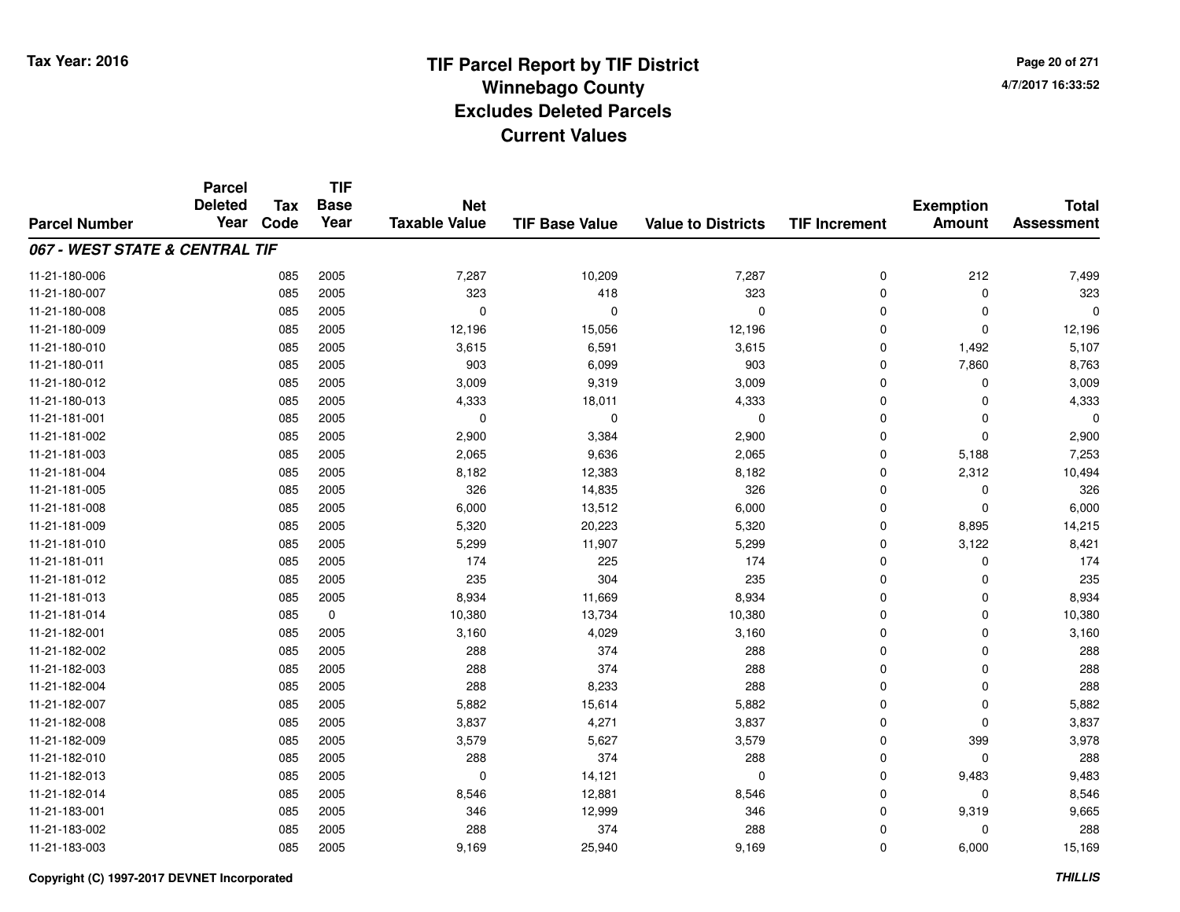**Tax Year: 2016**

# TIF Parcel Report by TIF District
## Winnebago County
## Excludes Deleted Parcels
## Current Values

4/7/2017 16:33:52

| Parcel Number | Parcel Deleted Year | Tax Code | TIF Base Year | Net Taxable Value | TIF Base Value | Value to Districts | TIF Increment | Exemption Amount | Total Assessment |
|---|---|---|---|---|---|---|---|---|---|
| ***067 - WEST STATE & CENTRAL TIF*** | | | | | | | | | |
| 11-21-180-006 | | 085 | 2005 | 7,287 | 10,209 | 7,287 | 0 | 212 | 7,499 |
| 11-21-180-007 | | 085 | 2005 | 323 | 418 | 323 | 0 | 0 | 323 |
| 11-21-180-008 | | 085 | 2005 | 0 | 0 | 0 | 0 | 0 | 0 |
| 11-21-180-009 | | 085 | 2005 | 12,196 | 15,056 | 12,196 | 0 | 0 | 12,196 |
| 11-21-180-010 | | 085 | 2005 | 3,615 | 6,591 | 3,615 | 0 | 1,492 | 5,107 |
| 11-21-180-011 | | 085 | 2005 | 903 | 6,099 | 903 | 0 | 7,860 | 8,763 |
| 11-21-180-012 | | 085 | 2005 | 3,009 | 9,319 | 3,009 | 0 | 0 | 3,009 |
| 11-21-180-013 | | 085 | 2005 | 4,333 | 18,011 | 4,333 | 0 | 0 | 4,333 |
| 11-21-181-001 | | 085 | 2005 | 0 | 0 | 0 | 0 | 0 | 0 |
| 11-21-181-002 | | 085 | 2005 | 2,900 | 3,384 | 2,900 | 0 | 0 | 2,900 |
| 11-21-181-003 | | 085 | 2005 | 2,065 | 9,636 | 2,065 | 0 | 5,188 | 7,253 |
| 11-21-181-004 | | 085 | 2005 | 8,182 | 12,383 | 8,182 | 0 | 2,312 | 10,494 |
| 11-21-181-005 | | 085 | 2005 | 326 | 14,835 | 326 | 0 | 0 | 326 |
| 11-21-181-008 | | 085 | 2005 | 6,000 | 13,512 | 6,000 | 0 | 0 | 6,000 |
| 11-21-181-009 | | 085 | 2005 | 5,320 | 20,223 | 5,320 | 0 | 8,895 | 14,215 |
| 11-21-181-010 | | 085 | 2005 | 5,299 | 11,907 | 5,299 | 0 | 3,122 | 8,421 |
| 11-21-181-011 | | 085 | 2005 | 174 | 225 | 174 | 0 | 0 | 174 |
| 11-21-181-012 | | 085 | 2005 | 235 | 304 | 235 | 0 | 0 | 235 |
| 11-21-181-013 | | 085 | 2005 | 8,934 | 11,669 | 8,934 | 0 | 0 | 8,934 |
| 11-21-181-014 | | 085 | 0 | 10,380 | 13,734 | 10,380 | 0 | 0 | 10,380 |
| 11-21-182-001 | | 085 | 2005 | 3,160 | 4,029 | 3,160 | 0 | 0 | 3,160 |
| 11-21-182-002 | | 085 | 2005 | 288 | 374 | 288 | 0 | 0 | 288 |
| 11-21-182-003 | | 085 | 2005 | 288 | 374 | 288 | 0 | 0 | 288 |
| 11-21-182-004 | | 085 | 2005 | 288 | 8,233 | 288 | 0 | 0 | 288 |
| 11-21-182-007 | | 085 | 2005 | 5,882 | 15,614 | 5,882 | 0 | 0 | 5,882 |
| 11-21-182-008 | | 085 | 2005 | 3,837 | 4,271 | 3,837 | 0 | 0 | 3,837 |
| 11-21-182-009 | | 085 | 2005 | 3,579 | 5,627 | 3,579 | 0 | 399 | 3,978 |
| 11-21-182-010 | | 085 | 2005 | 288 | 374 | 288 | 0 | 0 | 288 |
| 11-21-182-013 | | 085 | 2005 | 0 | 14,121 | 0 | 0 | 9,483 | 9,483 |
| 11-21-182-014 | | 085 | 2005 | 8,546 | 12,881 | 8,546 | 0 | 0 | 8,546 |
| 11-21-183-001 | | 085 | 2005 | 346 | 12,999 | 346 | 0 | 9,319 | 9,665 |
| 11-21-183-002 | | 085 | 2005 | 288 | 374 | 288 | 0 | 0 | 288 |
| 11-21-183-003 | | 085 | 2005 | 9,169 | 25,940 | 9,169 | 0 | 6,000 | 15,169 |

**Copyright (C) 1997-2017 DEVNET Incorporated** ***THILLIS***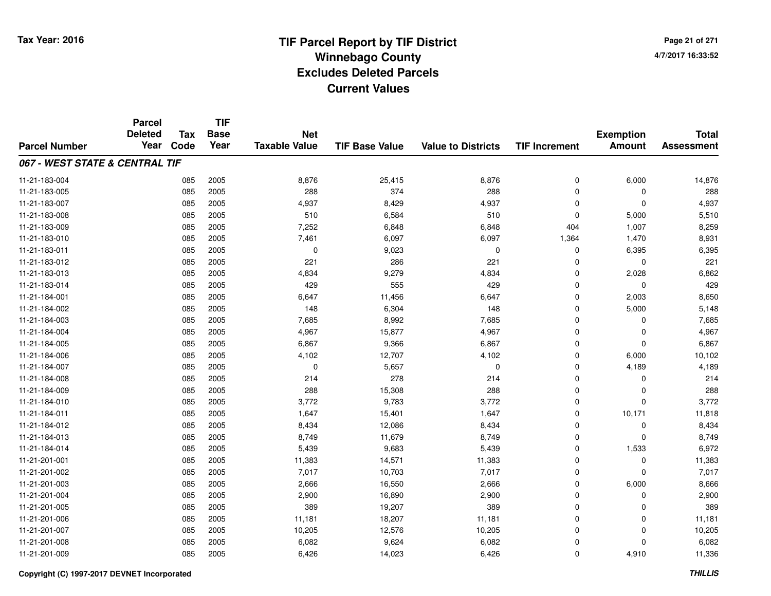# TIF Parcel Report by TIF District
## Winnebago County
## Excludes Deleted Parcels
## Current Values

Tax Year: 2016

4/7/2017 16:33:52

| Parcel Number | Parcel Deleted Year | Tax Code | TIF Base Year | Net Taxable Value | TIF Base Value | Value to Districts | TIF Increment | Exemption Amount | Total Assessment |
|---|---|---|---|---|---|---|---|---|---|
| ***067 - WEST STATE & CENTRAL TIF*** | | | | | | | | | |
| 11-21-183-004 | | 085 | 2005 | 8,876 | 25,415 | 8,876 | 0 | 6,000 | 14,876 |
| 11-21-183-005 | | 085 | 2005 | 288 | 374 | 288 | 0 | 0 | 288 |
| 11-21-183-007 | | 085 | 2005 | 4,937 | 8,429 | 4,937 | 0 | 0 | 4,937 |
| 11-21-183-008 | | 085 | 2005 | 510 | 6,584 | 510 | 0 | 5,000 | 5,510 |
| 11-21-183-009 | | 085 | 2005 | 7,252 | 6,848 | 6,848 | 404 | 1,007 | 8,259 |
| 11-21-183-010 | | 085 | 2005 | 7,461 | 6,097 | 6,097 | 1,364 | 1,470 | 8,931 |
| 11-21-183-011 | | 085 | 2005 | 0 | 9,023 | 0 | 0 | 6,395 | 6,395 |
| 11-21-183-012 | | 085 | 2005 | 221 | 286 | 221 | 0 | 0 | 221 |
| 11-21-183-013 | | 085 | 2005 | 4,834 | 9,279 | 4,834 | 0 | 2,028 | 6,862 |
| 11-21-183-014 | | 085 | 2005 | 429 | 555 | 429 | 0 | 0 | 429 |
| 11-21-184-001 | | 085 | 2005 | 6,647 | 11,456 | 6,647 | 0 | 2,003 | 8,650 |
| 11-21-184-002 | | 085 | 2005 | 148 | 6,304 | 148 | 0 | 5,000 | 5,148 |
| 11-21-184-003 | | 085 | 2005 | 7,685 | 8,992 | 7,685 | 0 | 0 | 7,685 |
| 11-21-184-004 | | 085 | 2005 | 4,967 | 15,877 | 4,967 | 0 | 0 | 4,967 |
| 11-21-184-005 | | 085 | 2005 | 6,867 | 9,366 | 6,867 | 0 | 0 | 6,867 |
| 11-21-184-006 | | 085 | 2005 | 4,102 | 12,707 | 4,102 | 0 | 6,000 | 10,102 |
| 11-21-184-007 | | 085 | 2005 | 0 | 5,657 | 0 | 0 | 4,189 | 4,189 |
| 11-21-184-008 | | 085 | 2005 | 214 | 278 | 214 | 0 | 0 | 214 |
| 11-21-184-009 | | 085 | 2005 | 288 | 15,308 | 288 | 0 | 0 | 288 |
| 11-21-184-010 | | 085 | 2005 | 3,772 | 9,783 | 3,772 | 0 | 0 | 3,772 |
| 11-21-184-011 | | 085 | 2005 | 1,647 | 15,401 | 1,647 | 0 | 10,171 | 11,818 |
| 11-21-184-012 | | 085 | 2005 | 8,434 | 12,086 | 8,434 | 0 | 0 | 8,434 |
| 11-21-184-013 | | 085 | 2005 | 8,749 | 11,679 | 8,749 | 0 | 0 | 8,749 |
| 11-21-184-014 | | 085 | 2005 | 5,439 | 9,683 | 5,439 | 0 | 1,533 | 6,972 |
| 11-21-201-001 | | 085 | 2005 | 11,383 | 14,571 | 11,383 | 0 | 0 | 11,383 |
| 11-21-201-002 | | 085 | 2005 | 7,017 | 10,703 | 7,017 | 0 | 0 | 7,017 |
| 11-21-201-003 | | 085 | 2005 | 2,666 | 16,550 | 2,666 | 0 | 6,000 | 8,666 |
| 11-21-201-004 | | 085 | 2005 | 2,900 | 16,890 | 2,900 | 0 | 0 | 2,900 |
| 11-21-201-005 | | 085 | 2005 | 389 | 19,207 | 389 | 0 | 0 | 389 |
| 11-21-201-006 | | 085 | 2005 | 11,181 | 18,207 | 11,181 | 0 | 0 | 11,181 |
| 11-21-201-007 | | 085 | 2005 | 10,205 | 12,576 | 10,205 | 0 | 0 | 10,205 |
| 11-21-201-008 | | 085 | 2005 | 6,082 | 9,624 | 6,082 | 0 | 0 | 6,082 |
| 11-21-201-009 | | 085 | 2005 | 6,426 | 14,023 | 6,426 | 0 | 4,910 | 11,336 |

Copyright (C) 1997-2017 DEVNET Incorporated

THILLIS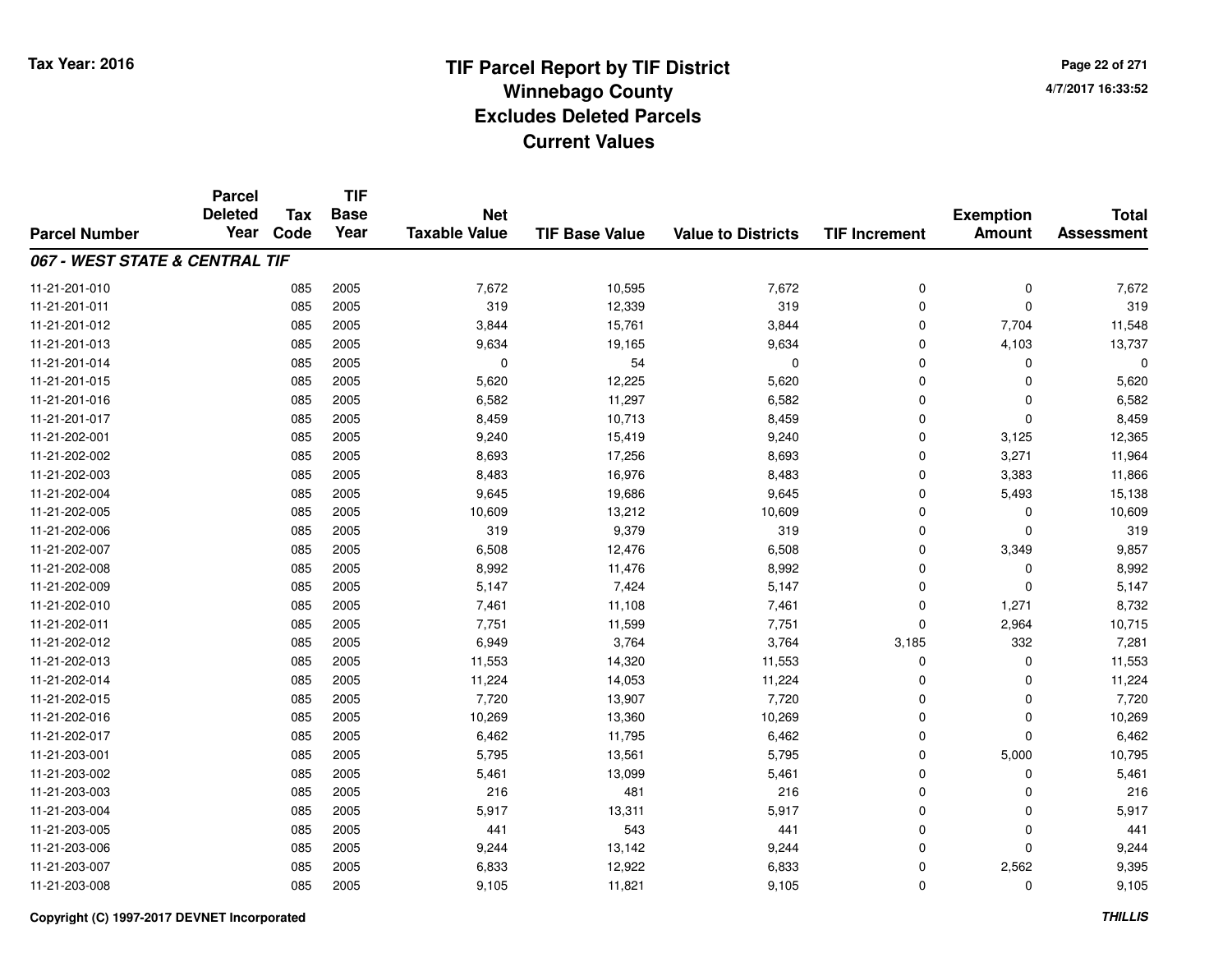Tax Year: 2016

# TIF Parcel Report by TIF District
## Winnebago County
## Excludes Deleted Parcels
## Current Values

4/7/2017 16:33:52

| Parcel Number | Parcel Deleted Year | Tax Code | TIF Base Year | Net Taxable Value | TIF Base Value | Value to Districts | TIF Increment | Exemption Amount | Total Assessment |
|---|---|---|---|---|---|---|---|---|---|
| ***067 - WEST STATE & CENTRAL TIF*** | | | | | | | | | |
| 11-21-201-010 | | 085 | 2005 | 7,672 | 10,595 | 7,672 | 0 | 0 | 7,672 |
| 11-21-201-011 | | 085 | 2005 | 319 | 12,339 | 319 | 0 | 0 | 319 |
| 11-21-201-012 | | 085 | 2005 | 3,844 | 15,761 | 3,844 | 0 | 7,704 | 11,548 |
| 11-21-201-013 | | 085 | 2005 | 9,634 | 19,165 | 9,634 | 0 | 4,103 | 13,737 |
| 11-21-201-014 | | 085 | 2005 | 0 | 54 | 0 | 0 | 0 | 0 |
| 11-21-201-015 | | 085 | 2005 | 5,620 | 12,225 | 5,620 | 0 | 0 | 5,620 |
| 11-21-201-016 | | 085 | 2005 | 6,582 | 11,297 | 6,582 | 0 | 0 | 6,582 |
| 11-21-201-017 | | 085 | 2005 | 8,459 | 10,713 | 8,459 | 0 | 0 | 8,459 |
| 11-21-202-001 | | 085 | 2005 | 9,240 | 15,419 | 9,240 | 0 | 3,125 | 12,365 |
| 11-21-202-002 | | 085 | 2005 | 8,693 | 17,256 | 8,693 | 0 | 3,271 | 11,964 |
| 11-21-202-003 | | 085 | 2005 | 8,483 | 16,976 | 8,483 | 0 | 3,383 | 11,866 |
| 11-21-202-004 | | 085 | 2005 | 9,645 | 19,686 | 9,645 | 0 | 5,493 | 15,138 |
| 11-21-202-005 | | 085 | 2005 | 10,609 | 13,212 | 10,609 | 0 | 0 | 10,609 |
| 11-21-202-006 | | 085 | 2005 | 319 | 9,379 | 319 | 0 | 0 | 319 |
| 11-21-202-007 | | 085 | 2005 | 6,508 | 12,476 | 6,508 | 0 | 3,349 | 9,857 |
| 11-21-202-008 | | 085 | 2005 | 8,992 | 11,476 | 8,992 | 0 | 0 | 8,992 |
| 11-21-202-009 | | 085 | 2005 | 5,147 | 7,424 | 5,147 | 0 | 0 | 5,147 |
| 11-21-202-010 | | 085 | 2005 | 7,461 | 11,108 | 7,461 | 0 | 1,271 | 8,732 |
| 11-21-202-011 | | 085 | 2005 | 7,751 | 11,599 | 7,751 | 0 | 2,964 | 10,715 |
| 11-21-202-012 | | 085 | 2005 | 6,949 | 3,764 | 3,764 | 3,185 | 332 | 7,281 |
| 11-21-202-013 | | 085 | 2005 | 11,553 | 14,320 | 11,553 | 0 | 0 | 11,553 |
| 11-21-202-014 | | 085 | 2005 | 11,224 | 14,053 | 11,224 | 0 | 0 | 11,224 |
| 11-21-202-015 | | 085 | 2005 | 7,720 | 13,907 | 7,720 | 0 | 0 | 7,720 |
| 11-21-202-016 | | 085 | 2005 | 10,269 | 13,360 | 10,269 | 0 | 0 | 10,269 |
| 11-21-202-017 | | 085 | 2005 | 6,462 | 11,795 | 6,462 | 0 | 0 | 6,462 |
| 11-21-203-001 | | 085 | 2005 | 5,795 | 13,561 | 5,795 | 0 | 5,000 | 10,795 |
| 11-21-203-002 | | 085 | 2005 | 5,461 | 13,099 | 5,461 | 0 | 0 | 5,461 |
| 11-21-203-003 | | 085 | 2005 | 216 | 481 | 216 | 0 | 0 | 216 |
| 11-21-203-004 | | 085 | 2005 | 5,917 | 13,311 | 5,917 | 0 | 0 | 5,917 |
| 11-21-203-005 | | 085 | 2005 | 441 | 543 | 441 | 0 | 0 | 441 |
| 11-21-203-006 | | 085 | 2005 | 9,244 | 13,142 | 9,244 | 0 | 0 | 9,244 |
| 11-21-203-007 | | 085 | 2005 | 6,833 | 12,922 | 6,833 | 0 | 2,562 | 9,395 |
| 11-21-203-008 | | 085 | 2005 | 9,105 | 11,821 | 9,105 | 0 | 0 | 9,105 |

Copyright (C) 1997-2017 DEVNET Incorporated

*THILLIS*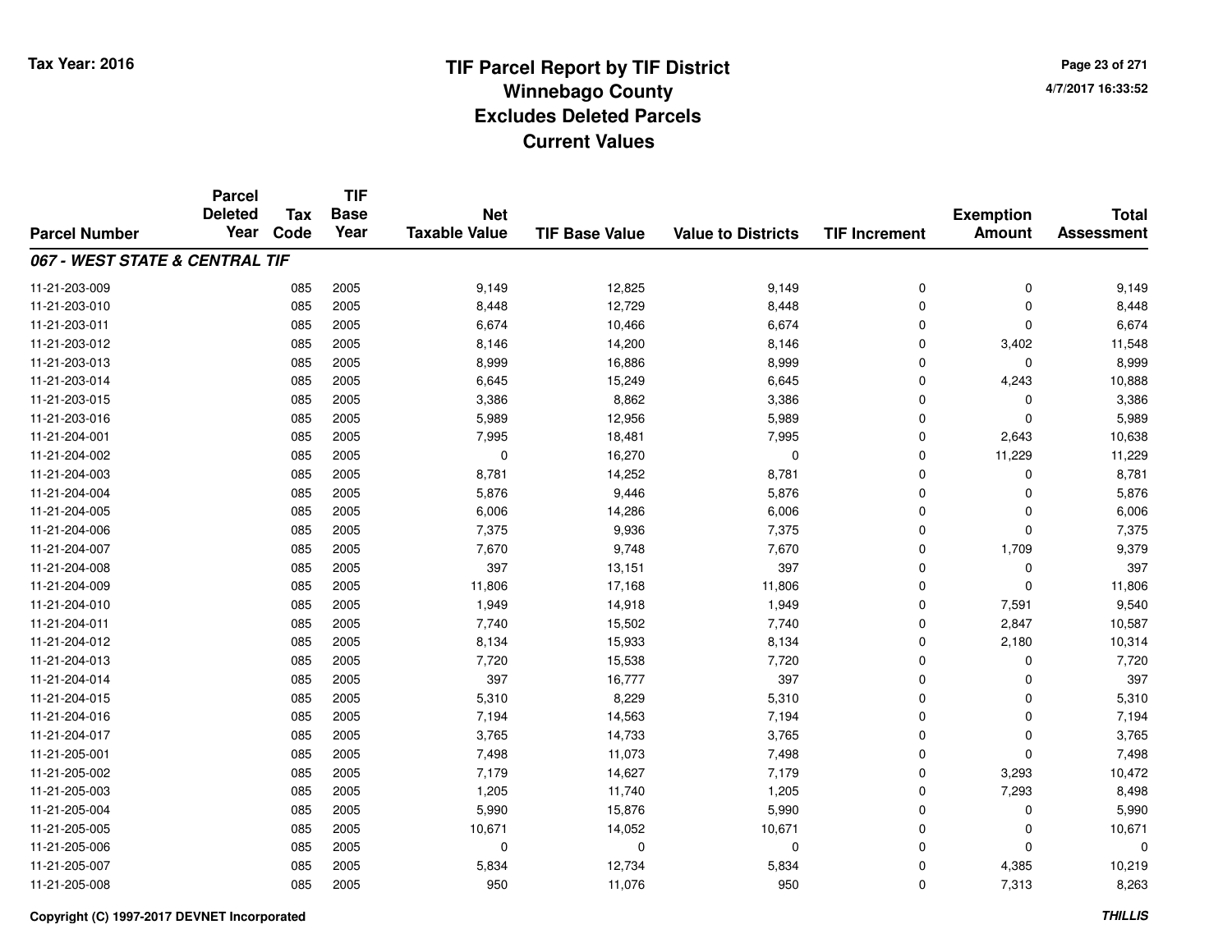# TIF Parcel Report by TIF District
## Winnebago County
## Excludes Deleted Parcels
## Current Values

Tax Year: 2016

4/7/2017 16:33:52

| Parcel Number | Parcel Deleted Year | Tax Code | TIF Base Year | Net Taxable Value | TIF Base Value | Value to Districts | TIF Increment | Exemption Amount | Total Assessment |
|---|---|---|---|---|---|---|---|---|---|
| ***067 - WEST STATE & CENTRAL TIF*** | | | | | | | | | |
| 11-21-203-009 | | 085 | 2005 | 9,149 | 12,825 | 9,149 | 0 | 0 | 9,149 |
| 11-21-203-010 | | 085 | 2005 | 8,448 | 12,729 | 8,448 | 0 | 0 | 8,448 |
| 11-21-203-011 | | 085 | 2005 | 6,674 | 10,466 | 6,674 | 0 | 0 | 6,674 |
| 11-21-203-012 | | 085 | 2005 | 8,146 | 14,200 | 8,146 | 0 | 3,402 | 11,548 |
| 11-21-203-013 | | 085 | 2005 | 8,999 | 16,886 | 8,999 | 0 | 0 | 8,999 |
| 11-21-203-014 | | 085 | 2005 | 6,645 | 15,249 | 6,645 | 0 | 4,243 | 10,888 |
| 11-21-203-015 | | 085 | 2005 | 3,386 | 8,862 | 3,386 | 0 | 0 | 3,386 |
| 11-21-203-016 | | 085 | 2005 | 5,989 | 12,956 | 5,989 | 0 | 0 | 5,989 |
| 11-21-204-001 | | 085 | 2005 | 7,995 | 18,481 | 7,995 | 0 | 2,643 | 10,638 |
| 11-21-204-002 | | 085 | 2005 | 0 | 16,270 | 0 | 0 | 11,229 | 11,229 |
| 11-21-204-003 | | 085 | 2005 | 8,781 | 14,252 | 8,781 | 0 | 0 | 8,781 |
| 11-21-204-004 | | 085 | 2005 | 5,876 | 9,446 | 5,876 | 0 | 0 | 5,876 |
| 11-21-204-005 | | 085 | 2005 | 6,006 | 14,286 | 6,006 | 0 | 0 | 6,006 |
| 11-21-204-006 | | 085 | 2005 | 7,375 | 9,936 | 7,375 | 0 | 0 | 7,375 |
| 11-21-204-007 | | 085 | 2005 | 7,670 | 9,748 | 7,670 | 0 | 1,709 | 9,379 |
| 11-21-204-008 | | 085 | 2005 | 397 | 13,151 | 397 | 0 | 0 | 397 |
| 11-21-204-009 | | 085 | 2005 | 11,806 | 17,168 | 11,806 | 0 | 0 | 11,806 |
| 11-21-204-010 | | 085 | 2005 | 1,949 | 14,918 | 1,949 | 0 | 7,591 | 9,540 |
| 11-21-204-011 | | 085 | 2005 | 7,740 | 15,502 | 7,740 | 0 | 2,847 | 10,587 |
| 11-21-204-012 | | 085 | 2005 | 8,134 | 15,933 | 8,134 | 0 | 2,180 | 10,314 |
| 11-21-204-013 | | 085 | 2005 | 7,720 | 15,538 | 7,720 | 0 | 0 | 7,720 |
| 11-21-204-014 | | 085 | 2005 | 397 | 16,777 | 397 | 0 | 0 | 397 |
| 11-21-204-015 | | 085 | 2005 | 5,310 | 8,229 | 5,310 | 0 | 0 | 5,310 |
| 11-21-204-016 | | 085 | 2005 | 7,194 | 14,563 | 7,194 | 0 | 0 | 7,194 |
| 11-21-204-017 | | 085 | 2005 | 3,765 | 14,733 | 3,765 | 0 | 0 | 3,765 |
| 11-21-205-001 | | 085 | 2005 | 7,498 | 11,073 | 7,498 | 0 | 0 | 7,498 |
| 11-21-205-002 | | 085 | 2005 | 7,179 | 14,627 | 7,179 | 0 | 3,293 | 10,472 |
| 11-21-205-003 | | 085 | 2005 | 1,205 | 11,740 | 1,205 | 0 | 7,293 | 8,498 |
| 11-21-205-004 | | 085 | 2005 | 5,990 | 15,876 | 5,990 | 0 | 0 | 5,990 |
| 11-21-205-005 | | 085 | 2005 | 10,671 | 14,052 | 10,671 | 0 | 0 | 10,671 |
| 11-21-205-006 | | 085 | 2005 | 0 | 0 | 0 | 0 | 0 | 0 |
| 11-21-205-007 | | 085 | 2005 | 5,834 | 12,734 | 5,834 | 0 | 4,385 | 10,219 |
| 11-21-205-008 | | 085 | 2005 | 950 | 11,076 | 950 | 0 | 7,313 | 8,263 |

Copyright (C) 1997-2017 DEVNET Incorporated

*THILLIS*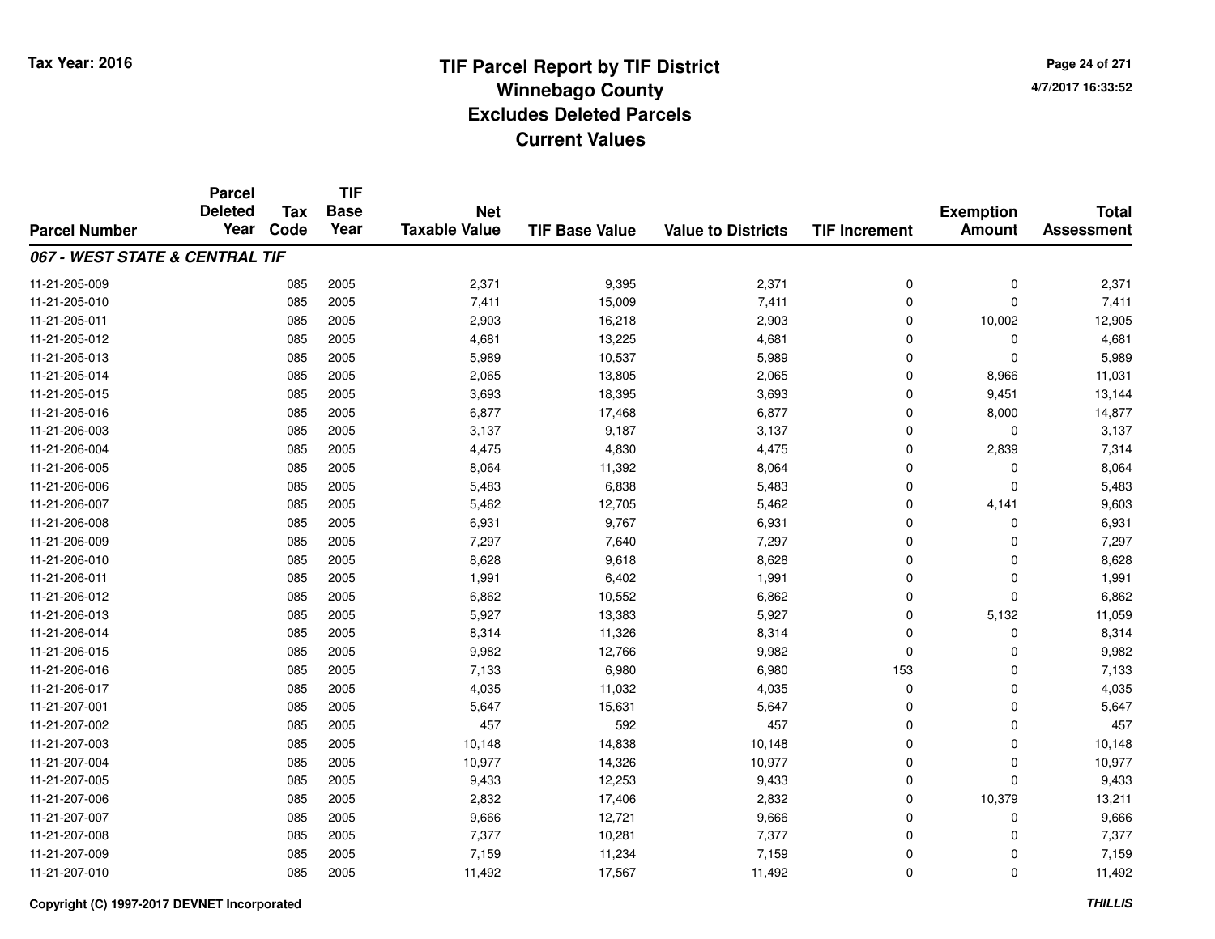# TIF Parcel Report by TIF District
## Winnebago County
## Excludes Deleted Parcels
## Current Values

Tax Year: 2016

4/7/2017 16:33:52

| Parcel Number | Parcel Deleted Year | Tax Code | TIF Base Year | Net Taxable Value | TIF Base Value | Value to Districts | TIF Increment | Exemption Amount | Total Assessment |
|---|---|---|---|---|---|---|---|---|---|
| ***067 - WEST STATE & CENTRAL TIF*** | | | | | | | | | |
| 11-21-205-009 | | 085 | 2005 | 2,371 | 9,395 | 2,371 | 0 | 0 | 2,371 |
| 11-21-205-010 | | 085 | 2005 | 7,411 | 15,009 | 7,411 | 0 | 0 | 7,411 |
| 11-21-205-011 | | 085 | 2005 | 2,903 | 16,218 | 2,903 | 0 | 10,002 | 12,905 |
| 11-21-205-012 | | 085 | 2005 | 4,681 | 13,225 | 4,681 | 0 | 0 | 4,681 |
| 11-21-205-013 | | 085 | 2005 | 5,989 | 10,537 | 5,989 | 0 | 0 | 5,989 |
| 11-21-205-014 | | 085 | 2005 | 2,065 | 13,805 | 2,065 | 0 | 8,966 | 11,031 |
| 11-21-205-015 | | 085 | 2005 | 3,693 | 18,395 | 3,693 | 0 | 9,451 | 13,144 |
| 11-21-205-016 | | 085 | 2005 | 6,877 | 17,468 | 6,877 | 0 | 8,000 | 14,877 |
| 11-21-206-003 | | 085 | 2005 | 3,137 | 9,187 | 3,137 | 0 | 0 | 3,137 |
| 11-21-206-004 | | 085 | 2005 | 4,475 | 4,830 | 4,475 | 0 | 2,839 | 7,314 |
| 11-21-206-005 | | 085 | 2005 | 8,064 | 11,392 | 8,064 | 0 | 0 | 8,064 |
| 11-21-206-006 | | 085 | 2005 | 5,483 | 6,838 | 5,483 | 0 | 0 | 5,483 |
| 11-21-206-007 | | 085 | 2005 | 5,462 | 12,705 | 5,462 | 0 | 4,141 | 9,603 |
| 11-21-206-008 | | 085 | 2005 | 6,931 | 9,767 | 6,931 | 0 | 0 | 6,931 |
| 11-21-206-009 | | 085 | 2005 | 7,297 | 7,640 | 7,297 | 0 | 0 | 7,297 |
| 11-21-206-010 | | 085 | 2005 | 8,628 | 9,618 | 8,628 | 0 | 0 | 8,628 |
| 11-21-206-011 | | 085 | 2005 | 1,991 | 6,402 | 1,991 | 0 | 0 | 1,991 |
| 11-21-206-012 | | 085 | 2005 | 6,862 | 10,552 | 6,862 | 0 | 0 | 6,862 |
| 11-21-206-013 | | 085 | 2005 | 5,927 | 13,383 | 5,927 | 0 | 5,132 | 11,059 |
| 11-21-206-014 | | 085 | 2005 | 8,314 | 11,326 | 8,314 | 0 | 0 | 8,314 |
| 11-21-206-015 | | 085 | 2005 | 9,982 | 12,766 | 9,982 | 0 | 0 | 9,982 |
| 11-21-206-016 | | 085 | 2005 | 7,133 | 6,980 | 6,980 | 153 | 0 | 7,133 |
| 11-21-206-017 | | 085 | 2005 | 4,035 | 11,032 | 4,035 | 0 | 0 | 4,035 |
| 11-21-207-001 | | 085 | 2005 | 5,647 | 15,631 | 5,647 | 0 | 0 | 5,647 |
| 11-21-207-002 | | 085 | 2005 | 457 | 592 | 457 | 0 | 0 | 457 |
| 11-21-207-003 | | 085 | 2005 | 10,148 | 14,838 | 10,148 | 0 | 0 | 10,148 |
| 11-21-207-004 | | 085 | 2005 | 10,977 | 14,326 | 10,977 | 0 | 0 | 10,977 |
| 11-21-207-005 | | 085 | 2005 | 9,433 | 12,253 | 9,433 | 0 | 0 | 9,433 |
| 11-21-207-006 | | 085 | 2005 | 2,832 | 17,406 | 2,832 | 0 | 10,379 | 13,211 |
| 11-21-207-007 | | 085 | 2005 | 9,666 | 12,721 | 9,666 | 0 | 0 | 9,666 |
| 11-21-207-008 | | 085 | 2005 | 7,377 | 10,281 | 7,377 | 0 | 0 | 7,377 |
| 11-21-207-009 | | 085 | 2005 | 7,159 | 11,234 | 7,159 | 0 | 0 | 7,159 |
| 11-21-207-010 | | 085 | 2005 | 11,492 | 17,567 | 11,492 | 0 | 0 | 11,492 |

Copyright (C) 1997-2017 DEVNET Incorporated

THILLIS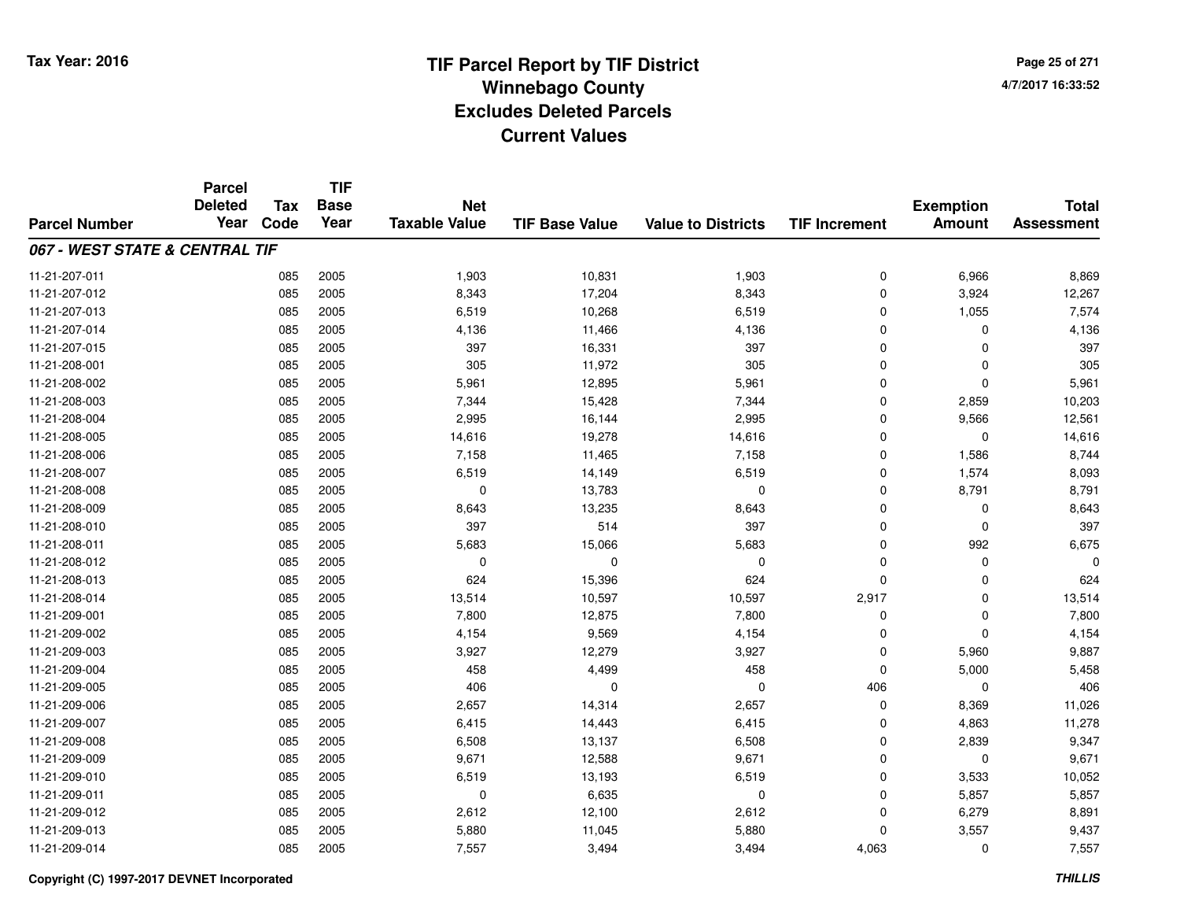# TIF Parcel Report by TIF District
# Winnebago County
# Excludes Deleted Parcels
# Current Values

Tax Year: 2016

4/7/2017 16:33:52

| Parcel Number | Parcel Deleted Year | Tax Code | TIF Base Year | Net Taxable Value | TIF Base Value | Value to Districts | TIF Increment | Exemption Amount | Total Assessment |
|---|---|---|---|---|---|---|---|---|---|
| ***067 - WEST STATE & CENTRAL TIF*** | | | | | | | | | |
| 11-21-207-011 | | 085 | 2005 | 1,903 | 10,831 | 1,903 | 0 | 6,966 | 8,869 |
| 11-21-207-012 | | 085 | 2005 | 8,343 | 17,204 | 8,343 | 0 | 3,924 | 12,267 |
| 11-21-207-013 | | 085 | 2005 | 6,519 | 10,268 | 6,519 | 0 | 1,055 | 7,574 |
| 11-21-207-014 | | 085 | 2005 | 4,136 | 11,466 | 4,136 | 0 | 0 | 4,136 |
| 11-21-207-015 | | 085 | 2005 | 397 | 16,331 | 397 | 0 | 0 | 397 |
| 11-21-208-001 | | 085 | 2005 | 305 | 11,972 | 305 | 0 | 0 | 305 |
| 11-21-208-002 | | 085 | 2005 | 5,961 | 12,895 | 5,961 | 0 | 0 | 5,961 |
| 11-21-208-003 | | 085 | 2005 | 7,344 | 15,428 | 7,344 | 0 | 2,859 | 10,203 |
| 11-21-208-004 | | 085 | 2005 | 2,995 | 16,144 | 2,995 | 0 | 9,566 | 12,561 |
| 11-21-208-005 | | 085 | 2005 | 14,616 | 19,278 | 14,616 | 0 | 0 | 14,616 |
| 11-21-208-006 | | 085 | 2005 | 7,158 | 11,465 | 7,158 | 0 | 1,586 | 8,744 |
| 11-21-208-007 | | 085 | 2005 | 6,519 | 14,149 | 6,519 | 0 | 1,574 | 8,093 |
| 11-21-208-008 | | 085 | 2005 | 0 | 13,783 | 0 | 0 | 8,791 | 8,791 |
| 11-21-208-009 | | 085 | 2005 | 8,643 | 13,235 | 8,643 | 0 | 0 | 8,643 |
| 11-21-208-010 | | 085 | 2005 | 397 | 514 | 397 | 0 | 0 | 397 |
| 11-21-208-011 | | 085 | 2005 | 5,683 | 15,066 | 5,683 | 0 | 992 | 6,675 |
| 11-21-208-012 | | 085 | 2005 | 0 | 0 | 0 | 0 | 0 | 0 |
| 11-21-208-013 | | 085 | 2005 | 624 | 15,396 | 624 | 0 | 0 | 624 |
| 11-21-208-014 | | 085 | 2005 | 13,514 | 10,597 | 10,597 | 2,917 | 0 | 13,514 |
| 11-21-209-001 | | 085 | 2005 | 7,800 | 12,875 | 7,800 | 0 | 0 | 7,800 |
| 11-21-209-002 | | 085 | 2005 | 4,154 | 9,569 | 4,154 | 0 | 0 | 4,154 |
| 11-21-209-003 | | 085 | 2005 | 3,927 | 12,279 | 3,927 | 0 | 5,960 | 9,887 |
| 11-21-209-004 | | 085 | 2005 | 458 | 4,499 | 458 | 0 | 5,000 | 5,458 |
| 11-21-209-005 | | 085 | 2005 | 406 | 0 | 0 | 406 | 0 | 406 |
| 11-21-209-006 | | 085 | 2005 | 2,657 | 14,314 | 2,657 | 0 | 8,369 | 11,026 |
| 11-21-209-007 | | 085 | 2005 | 6,415 | 14,443 | 6,415 | 0 | 4,863 | 11,278 |
| 11-21-209-008 | | 085 | 2005 | 6,508 | 13,137 | 6,508 | 0 | 2,839 | 9,347 |
| 11-21-209-009 | | 085 | 2005 | 9,671 | 12,588 | 9,671 | 0 | 0 | 9,671 |
| 11-21-209-010 | | 085 | 2005 | 6,519 | 13,193 | 6,519 | 0 | 3,533 | 10,052 |
| 11-21-209-011 | | 085 | 2005 | 0 | 6,635 | 0 | 0 | 5,857 | 5,857 |
| 11-21-209-012 | | 085 | 2005 | 2,612 | 12,100 | 2,612 | 0 | 6,279 | 8,891 |
| 11-21-209-013 | | 085 | 2005 | 5,880 | 11,045 | 5,880 | 0 | 3,557 | 9,437 |
| 11-21-209-014 | | 085 | 2005 | 7,557 | 3,494 | 3,494 | 4,063 | 0 | 7,557 |

Copyright (C) 1997-2017 DEVNET Incorporated

*THILLIS*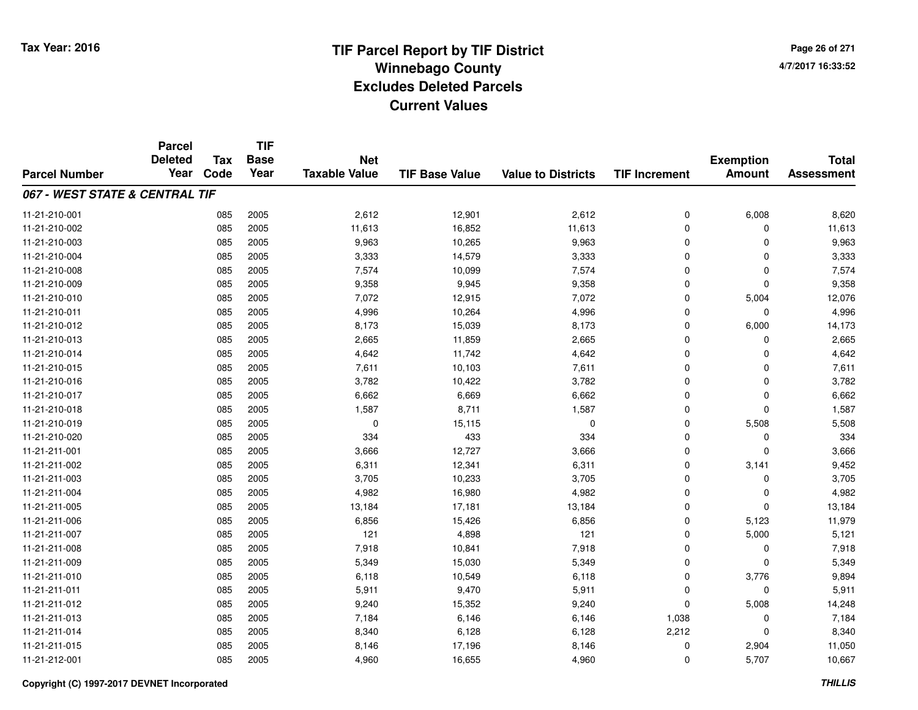# TIF Parcel Report by TIF District
## Winnebago County
## Excludes Deleted Parcels
## Current Values

Tax Year: 2016

4/7/2017 16:33:52

| Parcel Number | Parcel Deleted Year | Tax Code | TIF Base Year | Net Taxable Value | TIF Base Value | Value to Districts | TIF Increment | Exemption Amount | Total Assessment |
|---|---|---|---|---|---|---|---|---|---|
| ***067 - WEST STATE & CENTRAL TIF*** | | | | | | | | | |
| 11-21-210-001 | | 085 | 2005 | 2,612 | 12,901 | 2,612 | 0 | 6,008 | 8,620 |
| 11-21-210-002 | | 085 | 2005 | 11,613 | 16,852 | 11,613 | 0 | 0 | 11,613 |
| 11-21-210-003 | | 085 | 2005 | 9,963 | 10,265 | 9,963 | 0 | 0 | 9,963 |
| 11-21-210-004 | | 085 | 2005 | 3,333 | 14,579 | 3,333 | 0 | 0 | 3,333 |
| 11-21-210-008 | | 085 | 2005 | 7,574 | 10,099 | 7,574 | 0 | 0 | 7,574 |
| 11-21-210-009 | | 085 | 2005 | 9,358 | 9,945 | 9,358 | 0 | 0 | 9,358 |
| 11-21-210-010 | | 085 | 2005 | 7,072 | 12,915 | 7,072 | 0 | 5,004 | 12,076 |
| 11-21-210-011 | | 085 | 2005 | 4,996 | 10,264 | 4,996 | 0 | 0 | 4,996 |
| 11-21-210-012 | | 085 | 2005 | 8,173 | 15,039 | 8,173 | 0 | 6,000 | 14,173 |
| 11-21-210-013 | | 085 | 2005 | 2,665 | 11,859 | 2,665 | 0 | 0 | 2,665 |
| 11-21-210-014 | | 085 | 2005 | 4,642 | 11,742 | 4,642 | 0 | 0 | 4,642 |
| 11-21-210-015 | | 085 | 2005 | 7,611 | 10,103 | 7,611 | 0 | 0 | 7,611 |
| 11-21-210-016 | | 085 | 2005 | 3,782 | 10,422 | 3,782 | 0 | 0 | 3,782 |
| 11-21-210-017 | | 085 | 2005 | 6,662 | 6,669 | 6,662 | 0 | 0 | 6,662 |
| 11-21-210-018 | | 085 | 2005 | 1,587 | 8,711 | 1,587 | 0 | 0 | 1,587 |
| 11-21-210-019 | | 085 | 2005 | 0 | 15,115 | 0 | 0 | 5,508 | 5,508 |
| 11-21-210-020 | | 085 | 2005 | 334 | 433 | 334 | 0 | 0 | 334 |
| 11-21-211-001 | | 085 | 2005 | 3,666 | 12,727 | 3,666 | 0 | 0 | 3,666 |
| 11-21-211-002 | | 085 | 2005 | 6,311 | 12,341 | 6,311 | 0 | 3,141 | 9,452 |
| 11-21-211-003 | | 085 | 2005 | 3,705 | 10,233 | 3,705 | 0 | 0 | 3,705 |
| 11-21-211-004 | | 085 | 2005 | 4,982 | 16,980 | 4,982 | 0 | 0 | 4,982 |
| 11-21-211-005 | | 085 | 2005 | 13,184 | 17,181 | 13,184 | 0 | 0 | 13,184 |
| 11-21-211-006 | | 085 | 2005 | 6,856 | 15,426 | 6,856 | 0 | 5,123 | 11,979 |
| 11-21-211-007 | | 085 | 2005 | 121 | 4,898 | 121 | 0 | 5,000 | 5,121 |
| 11-21-211-008 | | 085 | 2005 | 7,918 | 10,841 | 7,918 | 0 | 0 | 7,918 |
| 11-21-211-009 | | 085 | 2005 | 5,349 | 15,030 | 5,349 | 0 | 0 | 5,349 |
| 11-21-211-010 | | 085 | 2005 | 6,118 | 10,549 | 6,118 | 0 | 3,776 | 9,894 |
| 11-21-211-011 | | 085 | 2005 | 5,911 | 9,470 | 5,911 | 0 | 0 | 5,911 |
| 11-21-211-012 | | 085 | 2005 | 9,240 | 15,352 | 9,240 | 0 | 5,008 | 14,248 |
| 11-21-211-013 | | 085 | 2005 | 7,184 | 6,146 | 6,146 | 1,038 | 0 | 7,184 |
| 11-21-211-014 | | 085 | 2005 | 8,340 | 6,128 | 6,128 | 2,212 | 0 | 8,340 |
| 11-21-211-015 | | 085 | 2005 | 8,146 | 17,196 | 8,146 | 0 | 2,904 | 11,050 |
| 11-21-212-001 | | 085 | 2005 | 4,960 | 16,655 | 4,960 | 0 | 5,707 | 10,667 |

Copyright (C) 1997-2017 DEVNET Incorporated

THILLIS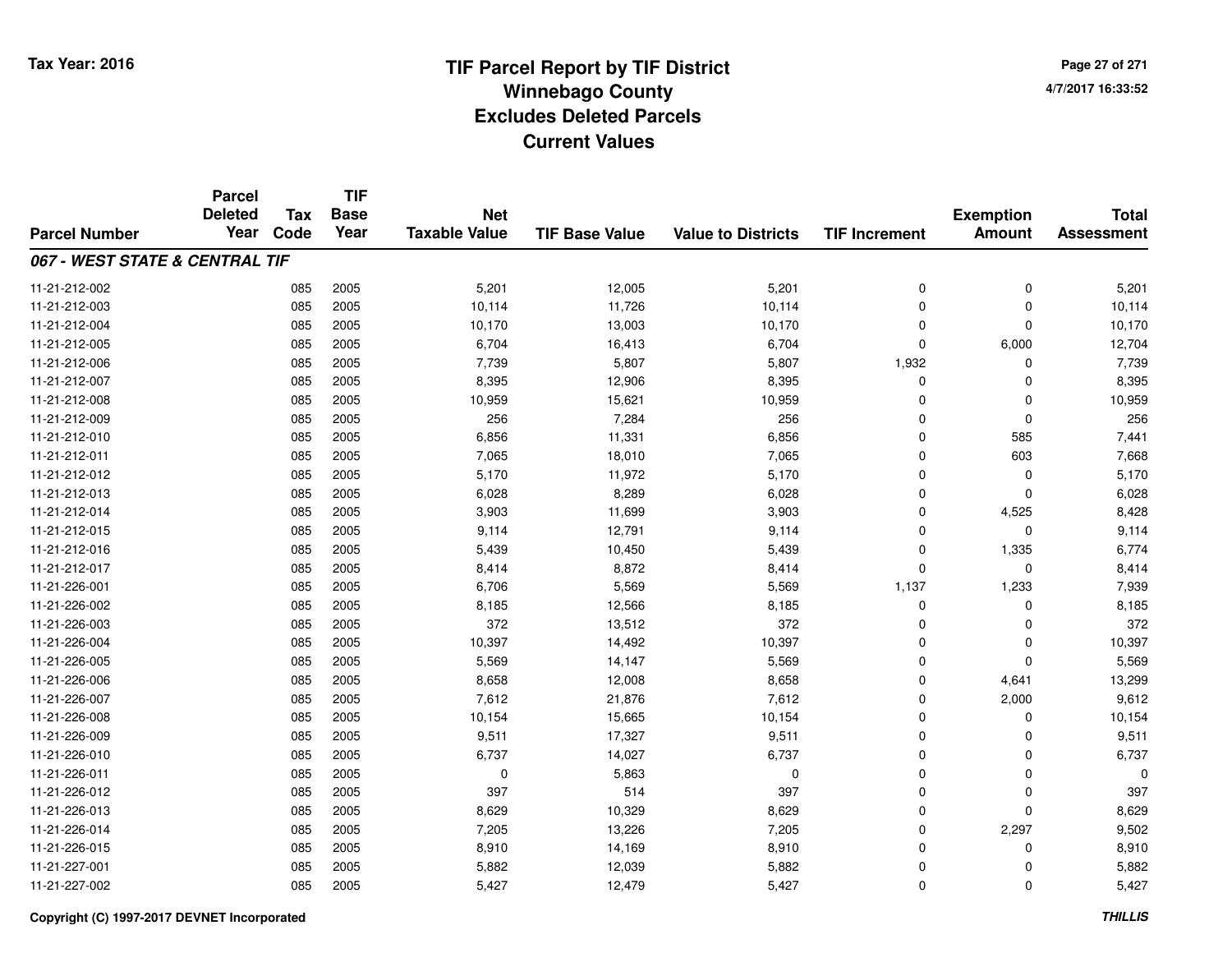# TIF Parcel Report by TIF District
## Winnebago County
## Excludes Deleted Parcels
## Current Values

Tax Year: 2016

4/7/2017 16:33:52

| Parcel Number | Parcel Deleted Year | Tax Code | TIF Base Year | Net Taxable Value | TIF Base Value | Value to Districts | TIF Increment | Exemption Amount | Total Assessment |
|---|---|---|---|---|---|---|---|---|---|
| ***067 - WEST STATE & CENTRAL TIF*** | | | | | | | | | |
| 11-21-212-002 | | 085 | 2005 | 5,201 | 12,005 | 5,201 | 0 | 0 | 5,201 |
| 11-21-212-003 | | 085 | 2005 | 10,114 | 11,726 | 10,114 | 0 | 0 | 10,114 |
| 11-21-212-004 | | 085 | 2005 | 10,170 | 13,003 | 10,170 | 0 | 0 | 10,170 |
| 11-21-212-005 | | 085 | 2005 | 6,704 | 16,413 | 6,704 | 0 | 6,000 | 12,704 |
| 11-21-212-006 | | 085 | 2005 | 7,739 | 5,807 | 5,807 | 1,932 | 0 | 7,739 |
| 11-21-212-007 | | 085 | 2005 | 8,395 | 12,906 | 8,395 | 0 | 0 | 8,395 |
| 11-21-212-008 | | 085 | 2005 | 10,959 | 15,621 | 10,959 | 0 | 0 | 10,959 |
| 11-21-212-009 | | 085 | 2005 | 256 | 7,284 | 256 | 0 | 0 | 256 |
| 11-21-212-010 | | 085 | 2005 | 6,856 | 11,331 | 6,856 | 0 | 585 | 7,441 |
| 11-21-212-011 | | 085 | 2005 | 7,065 | 18,010 | 7,065 | 0 | 603 | 7,668 |
| 11-21-212-012 | | 085 | 2005 | 5,170 | 11,972 | 5,170 | 0 | 0 | 5,170 |
| 11-21-212-013 | | 085 | 2005 | 6,028 | 8,289 | 6,028 | 0 | 0 | 6,028 |
| 11-21-212-014 | | 085 | 2005 | 3,903 | 11,699 | 3,903 | 0 | 4,525 | 8,428 |
| 11-21-212-015 | | 085 | 2005 | 9,114 | 12,791 | 9,114 | 0 | 0 | 9,114 |
| 11-21-212-016 | | 085 | 2005 | 5,439 | 10,450 | 5,439 | 0 | 1,335 | 6,774 |
| 11-21-212-017 | | 085 | 2005 | 8,414 | 8,872 | 8,414 | 0 | 0 | 8,414 |
| 11-21-226-001 | | 085 | 2005 | 6,706 | 5,569 | 5,569 | 1,137 | 1,233 | 7,939 |
| 11-21-226-002 | | 085 | 2005 | 8,185 | 12,566 | 8,185 | 0 | 0 | 8,185 |
| 11-21-226-003 | | 085 | 2005 | 372 | 13,512 | 372 | 0 | 0 | 372 |
| 11-21-226-004 | | 085 | 2005 | 10,397 | 14,492 | 10,397 | 0 | 0 | 10,397 |
| 11-21-226-005 | | 085 | 2005 | 5,569 | 14,147 | 5,569 | 0 | 0 | 5,569 |
| 11-21-226-006 | | 085 | 2005 | 8,658 | 12,008 | 8,658 | 0 | 4,641 | 13,299 |
| 11-21-226-007 | | 085 | 2005 | 7,612 | 21,876 | 7,612 | 0 | 2,000 | 9,612 |
| 11-21-226-008 | | 085 | 2005 | 10,154 | 15,665 | 10,154 | 0 | 0 | 10,154 |
| 11-21-226-009 | | 085 | 2005 | 9,511 | 17,327 | 9,511 | 0 | 0 | 9,511 |
| 11-21-226-010 | | 085 | 2005 | 6,737 | 14,027 | 6,737 | 0 | 0 | 6,737 |
| 11-21-226-011 | | 085 | 2005 | 0 | 5,863 | 0 | 0 | 0 | 0 |
| 11-21-226-012 | | 085 | 2005 | 397 | 514 | 397 | 0 | 0 | 397 |
| 11-21-226-013 | | 085 | 2005 | 8,629 | 10,329 | 8,629 | 0 | 0 | 8,629 |
| 11-21-226-014 | | 085 | 2005 | 7,205 | 13,226 | 7,205 | 0 | 2,297 | 9,502 |
| 11-21-226-015 | | 085 | 2005 | 8,910 | 14,169 | 8,910 | 0 | 0 | 8,910 |
| 11-21-227-001 | | 085 | 2005 | 5,882 | 12,039 | 5,882 | 0 | 0 | 5,882 |
| 11-21-227-002 | | 085 | 2005 | 5,427 | 12,479 | 5,427 | 0 | 0 | 5,427 |

Copyright (C) 1997-2017 DEVNET Incorporated

*THILLIS*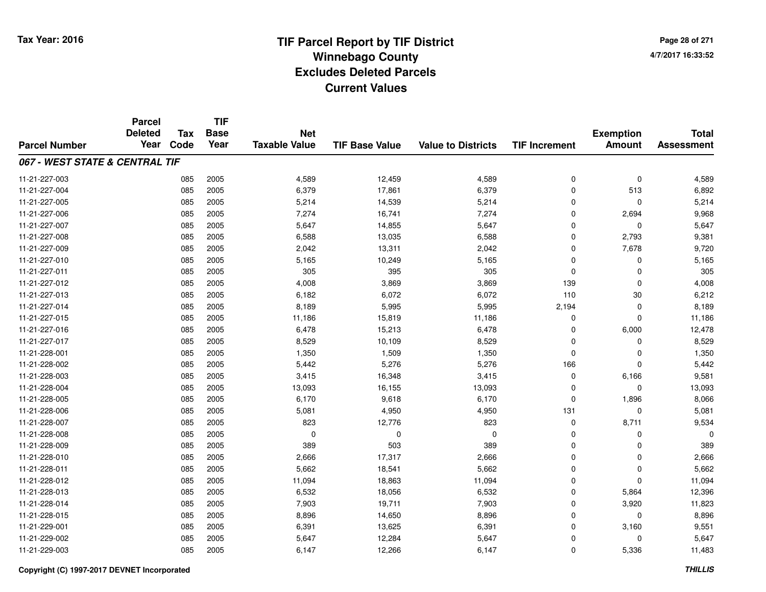# TIF Parcel Report by TIF District
## Winnebago County
## Excludes Deleted Parcels
## Current Values

Tax Year: 2016

4/7/2017 16:33:52

| Parcel Number | Parcel Deleted Year | Tax Code | TIF Base Year | Net Taxable Value | TIF Base Value | Value to Districts | TIF Increment | Exemption Amount | Total Assessment |
|---|---|---|---|---|---|---|---|---|---|
| ***067 - WEST STATE & CENTRAL TIF*** | | | | | | | | | |
| 11-21-227-003 | | 085 | 2005 | 4,589 | 12,459 | 4,589 | 0 | 0 | 4,589 |
| 11-21-227-004 | | 085 | 2005 | 6,379 | 17,861 | 6,379 | 0 | 513 | 6,892 |
| 11-21-227-005 | | 085 | 2005 | 5,214 | 14,539 | 5,214 | 0 | 0 | 5,214 |
| 11-21-227-006 | | 085 | 2005 | 7,274 | 16,741 | 7,274 | 0 | 2,694 | 9,968 |
| 11-21-227-007 | | 085 | 2005 | 5,647 | 14,855 | 5,647 | 0 | 0 | 5,647 |
| 11-21-227-008 | | 085 | 2005 | 6,588 | 13,035 | 6,588 | 0 | 2,793 | 9,381 |
| 11-21-227-009 | | 085 | 2005 | 2,042 | 13,311 | 2,042 | 0 | 7,678 | 9,720 |
| 11-21-227-010 | | 085 | 2005 | 5,165 | 10,249 | 5,165 | 0 | 0 | 5,165 |
| 11-21-227-011 | | 085 | 2005 | 305 | 395 | 305 | 0 | 0 | 305 |
| 11-21-227-012 | | 085 | 2005 | 4,008 | 3,869 | 3,869 | 139 | 0 | 4,008 |
| 11-21-227-013 | | 085 | 2005 | 6,182 | 6,072 | 6,072 | 110 | 30 | 6,212 |
| 11-21-227-014 | | 085 | 2005 | 8,189 | 5,995 | 5,995 | 2,194 | 0 | 8,189 |
| 11-21-227-015 | | 085 | 2005 | 11,186 | 15,819 | 11,186 | 0 | 0 | 11,186 |
| 11-21-227-016 | | 085 | 2005 | 6,478 | 15,213 | 6,478 | 0 | 6,000 | 12,478 |
| 11-21-227-017 | | 085 | 2005 | 8,529 | 10,109 | 8,529 | 0 | 0 | 8,529 |
| 11-21-228-001 | | 085 | 2005 | 1,350 | 1,509 | 1,350 | 0 | 0 | 1,350 |
| 11-21-228-002 | | 085 | 2005 | 5,442 | 5,276 | 5,276 | 166 | 0 | 5,442 |
| 11-21-228-003 | | 085 | 2005 | 3,415 | 16,348 | 3,415 | 0 | 6,166 | 9,581 |
| 11-21-228-004 | | 085 | 2005 | 13,093 | 16,155 | 13,093 | 0 | 0 | 13,093 |
| 11-21-228-005 | | 085 | 2005 | 6,170 | 9,618 | 6,170 | 0 | 1,896 | 8,066 |
| 11-21-228-006 | | 085 | 2005 | 5,081 | 4,950 | 4,950 | 131 | 0 | 5,081 |
| 11-21-228-007 | | 085 | 2005 | 823 | 12,776 | 823 | 0 | 8,711 | 9,534 |
| 11-21-228-008 | | 085 | 2005 | 0 | 0 | 0 | 0 | 0 | 0 |
| 11-21-228-009 | | 085 | 2005 | 389 | 503 | 389 | 0 | 0 | 389 |
| 11-21-228-010 | | 085 | 2005 | 2,666 | 17,317 | 2,666 | 0 | 0 | 2,666 |
| 11-21-228-011 | | 085 | 2005 | 5,662 | 18,541 | 5,662 | 0 | 0 | 5,662 |
| 11-21-228-012 | | 085 | 2005 | 11,094 | 18,863 | 11,094 | 0 | 0 | 11,094 |
| 11-21-228-013 | | 085 | 2005 | 6,532 | 18,056 | 6,532 | 0 | 5,864 | 12,396 |
| 11-21-228-014 | | 085 | 2005 | 7,903 | 19,711 | 7,903 | 0 | 3,920 | 11,823 |
| 11-21-228-015 | | 085 | 2005 | 8,896 | 14,650 | 8,896 | 0 | 0 | 8,896 |
| 11-21-229-001 | | 085 | 2005 | 6,391 | 13,625 | 6,391 | 0 | 3,160 | 9,551 |
| 11-21-229-002 | | 085 | 2005 | 5,647 | 12,284 | 5,647 | 0 | 0 | 5,647 |
| 11-21-229-003 | | 085 | 2005 | 6,147 | 12,266 | 6,147 | 0 | 5,336 | 11,483 |

Copyright (C) 1997-2017 DEVNET Incorporated

*THILLIS*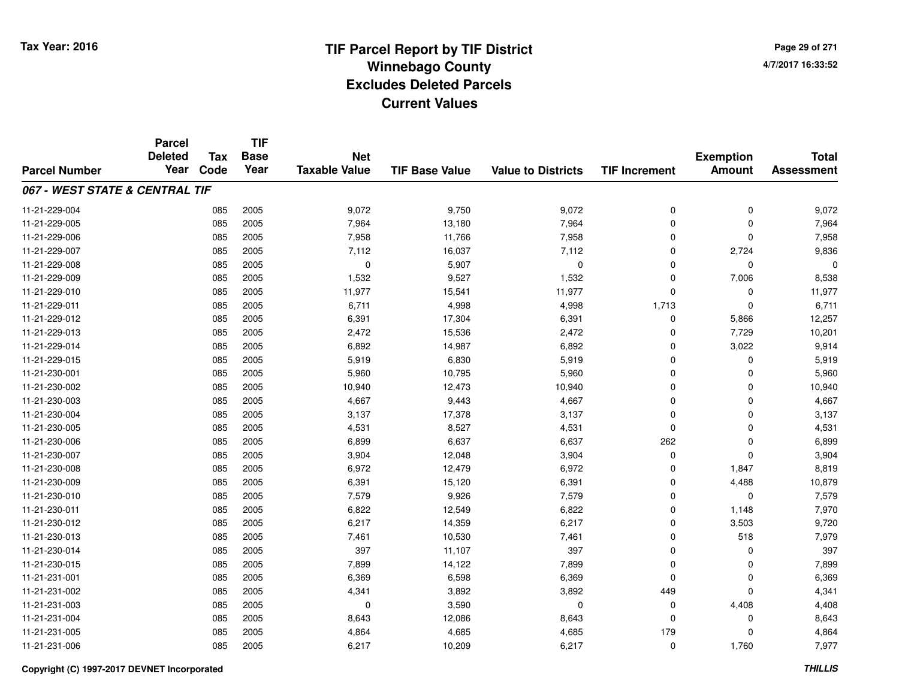# TIF Parcel Report by TIF District
## Winnebago County
## Excludes Deleted Parcels
## Current Values

Tax Year: 2016

4/7/2017 16:33:52

| Parcel Number | Parcel Deleted Year | Tax Code | TIF Base Year | Net Taxable Value | TIF Base Value | Value to Districts | TIF Increment | Exemption Amount | Total Assessment |
|---|---|---|---|---|---|---|---|---|---|
| ***067 - WEST STATE & CENTRAL TIF*** | | | | | | | | | |
| 11-21-229-004 | | 085 | 2005 | 9,072 | 9,750 | 9,072 | 0 | 0 | 9,072 |
| 11-21-229-005 | | 085 | 2005 | 7,964 | 13,180 | 7,964 | 0 | 0 | 7,964 |
| 11-21-229-006 | | 085 | 2005 | 7,958 | 11,766 | 7,958 | 0 | 0 | 7,958 |
| 11-21-229-007 | | 085 | 2005 | 7,112 | 16,037 | 7,112 | 0 | 2,724 | 9,836 |
| 11-21-229-008 | | 085 | 2005 | 0 | 5,907 | 0 | 0 | 0 | 0 |
| 11-21-229-009 | | 085 | 2005 | 1,532 | 9,527 | 1,532 | 0 | 7,006 | 8,538 |
| 11-21-229-010 | | 085 | 2005 | 11,977 | 15,541 | 11,977 | 0 | 0 | 11,977 |
| 11-21-229-011 | | 085 | 2005 | 6,711 | 4,998 | 4,998 | 1,713 | 0 | 6,711 |
| 11-21-229-012 | | 085 | 2005 | 6,391 | 17,304 | 6,391 | 0 | 5,866 | 12,257 |
| 11-21-229-013 | | 085 | 2005 | 2,472 | 15,536 | 2,472 | 0 | 7,729 | 10,201 |
| 11-21-229-014 | | 085 | 2005 | 6,892 | 14,987 | 6,892 | 0 | 3,022 | 9,914 |
| 11-21-229-015 | | 085 | 2005 | 5,919 | 6,830 | 5,919 | 0 | 0 | 5,919 |
| 11-21-230-001 | | 085 | 2005 | 5,960 | 10,795 | 5,960 | 0 | 0 | 5,960 |
| 11-21-230-002 | | 085 | 2005 | 10,940 | 12,473 | 10,940 | 0 | 0 | 10,940 |
| 11-21-230-003 | | 085 | 2005 | 4,667 | 9,443 | 4,667 | 0 | 0 | 4,667 |
| 11-21-230-004 | | 085 | 2005 | 3,137 | 17,378 | 3,137 | 0 | 0 | 3,137 |
| 11-21-230-005 | | 085 | 2005 | 4,531 | 8,527 | 4,531 | 0 | 0 | 4,531 |
| 11-21-230-006 | | 085 | 2005 | 6,899 | 6,637 | 6,637 | 262 | 0 | 6,899 |
| 11-21-230-007 | | 085 | 2005 | 3,904 | 12,048 | 3,904 | 0 | 0 | 3,904 |
| 11-21-230-008 | | 085 | 2005 | 6,972 | 12,479 | 6,972 | 0 | 1,847 | 8,819 |
| 11-21-230-009 | | 085 | 2005 | 6,391 | 15,120 | 6,391 | 0 | 4,488 | 10,879 |
| 11-21-230-010 | | 085 | 2005 | 7,579 | 9,926 | 7,579 | 0 | 0 | 7,579 |
| 11-21-230-011 | | 085 | 2005 | 6,822 | 12,549 | 6,822 | 0 | 1,148 | 7,970 |
| 11-21-230-012 | | 085 | 2005 | 6,217 | 14,359 | 6,217 | 0 | 3,503 | 9,720 |
| 11-21-230-013 | | 085 | 2005 | 7,461 | 10,530 | 7,461 | 0 | 518 | 7,979 |
| 11-21-230-014 | | 085 | 2005 | 397 | 11,107 | 397 | 0 | 0 | 397 |
| 11-21-230-015 | | 085 | 2005 | 7,899 | 14,122 | 7,899 | 0 | 0 | 7,899 |
| 11-21-231-001 | | 085 | 2005 | 6,369 | 6,598 | 6,369 | 0 | 0 | 6,369 |
| 11-21-231-002 | | 085 | 2005 | 4,341 | 3,892 | 3,892 | 449 | 0 | 4,341 |
| 11-21-231-003 | | 085 | 2005 | 0 | 3,590 | 0 | 0 | 4,408 | 4,408 |
| 11-21-231-004 | | 085 | 2005 | 8,643 | 12,086 | 8,643 | 0 | 0 | 8,643 |
| 11-21-231-005 | | 085 | 2005 | 4,864 | 4,685 | 4,685 | 179 | 0 | 4,864 |
| 11-21-231-006 | | 085 | 2005 | 6,217 | 10,209 | 6,217 | 0 | 1,760 | 7,977 |

Copyright (C) 1997-2017 DEVNET Incorporated

*THILLIS*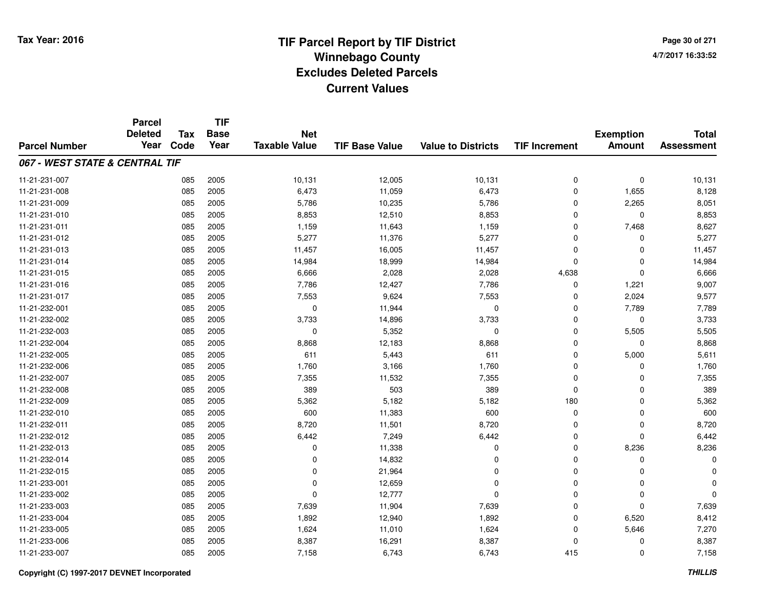# TIF Parcel Report by TIF District
## Winnebago County
## Excludes Deleted Parcels
## Current Values

Tax Year: 2016

4/7/2017 16:33:52

| Parcel Number | Parcel Deleted Year | Tax Code | TIF Base Year | Net Taxable Value | TIF Base Value | Value to Districts | TIF Increment | Exemption Amount | Total Assessment |
|---|---|---|---|---|---|---|---|---|---|
| ***067 - WEST STATE & CENTRAL TIF*** | | | | | | | | | |
| 11-21-231-007 | | 085 | 2005 | 10,131 | 12,005 | 10,131 | 0 | 0 | 10,131 |
| 11-21-231-008 | | 085 | 2005 | 6,473 | 11,059 | 6,473 | 0 | 1,655 | 8,128 |
| 11-21-231-009 | | 085 | 2005 | 5,786 | 10,235 | 5,786 | 0 | 2,265 | 8,051 |
| 11-21-231-010 | | 085 | 2005 | 8,853 | 12,510 | 8,853 | 0 | 0 | 8,853 |
| 11-21-231-011 | | 085 | 2005 | 1,159 | 11,643 | 1,159 | 0 | 7,468 | 8,627 |
| 11-21-231-012 | | 085 | 2005 | 5,277 | 11,376 | 5,277 | 0 | 0 | 5,277 |
| 11-21-231-013 | | 085 | 2005 | 11,457 | 16,005 | 11,457 | 0 | 0 | 11,457 |
| 11-21-231-014 | | 085 | 2005 | 14,984 | 18,999 | 14,984 | 0 | 0 | 14,984 |
| 11-21-231-015 | | 085 | 2005 | 6,666 | 2,028 | 2,028 | 4,638 | 0 | 6,666 |
| 11-21-231-016 | | 085 | 2005 | 7,786 | 12,427 | 7,786 | 0 | 1,221 | 9,007 |
| 11-21-231-017 | | 085 | 2005 | 7,553 | 9,624 | 7,553 | 0 | 2,024 | 9,577 |
| 11-21-232-001 | | 085 | 2005 | 0 | 11,944 | 0 | 0 | 7,789 | 7,789 |
| 11-21-232-002 | | 085 | 2005 | 3,733 | 14,896 | 3,733 | 0 | 0 | 3,733 |
| 11-21-232-003 | | 085 | 2005 | 0 | 5,352 | 0 | 0 | 5,505 | 5,505 |
| 11-21-232-004 | | 085 | 2005 | 8,868 | 12,183 | 8,868 | 0 | 0 | 8,868 |
| 11-21-232-005 | | 085 | 2005 | 611 | 5,443 | 611 | 0 | 5,000 | 5,611 |
| 11-21-232-006 | | 085 | 2005 | 1,760 | 3,166 | 1,760 | 0 | 0 | 1,760 |
| 11-21-232-007 | | 085 | 2005 | 7,355 | 11,532 | 7,355 | 0 | 0 | 7,355 |
| 11-21-232-008 | | 085 | 2005 | 389 | 503 | 389 | 0 | 0 | 389 |
| 11-21-232-009 | | 085 | 2005 | 5,362 | 5,182 | 5,182 | 180 | 0 | 5,362 |
| 11-21-232-010 | | 085 | 2005 | 600 | 11,383 | 600 | 0 | 0 | 600 |
| 11-21-232-011 | | 085 | 2005 | 8,720 | 11,501 | 8,720 | 0 | 0 | 8,720 |
| 11-21-232-012 | | 085 | 2005 | 6,442 | 7,249 | 6,442 | 0 | 0 | 6,442 |
| 11-21-232-013 | | 085 | 2005 | 0 | 11,338 | 0 | 0 | 8,236 | 8,236 |
| 11-21-232-014 | | 085 | 2005 | 0 | 14,832 | 0 | 0 | 0 | 0 |
| 11-21-232-015 | | 085 | 2005 | 0 | 21,964 | 0 | 0 | 0 | 0 |
| 11-21-233-001 | | 085 | 2005 | 0 | 12,659 | 0 | 0 | 0 | 0 |
| 11-21-233-002 | | 085 | 2005 | 0 | 12,777 | 0 | 0 | 0 | 0 |
| 11-21-233-003 | | 085 | 2005 | 7,639 | 11,904 | 7,639 | 0 | 0 | 7,639 |
| 11-21-233-004 | | 085 | 2005 | 1,892 | 12,940 | 1,892 | 0 | 6,520 | 8,412 |
| 11-21-233-005 | | 085 | 2005 | 1,624 | 11,010 | 1,624 | 0 | 5,646 | 7,270 |
| 11-21-233-006 | | 085 | 2005 | 8,387 | 16,291 | 8,387 | 0 | 0 | 8,387 |
| 11-21-233-007 | | 085 | 2005 | 7,158 | 6,743 | 6,743 | 415 | 0 | 7,158 |

Copyright (C) 1997-2017 DEVNET Incorporated

*THILLIS*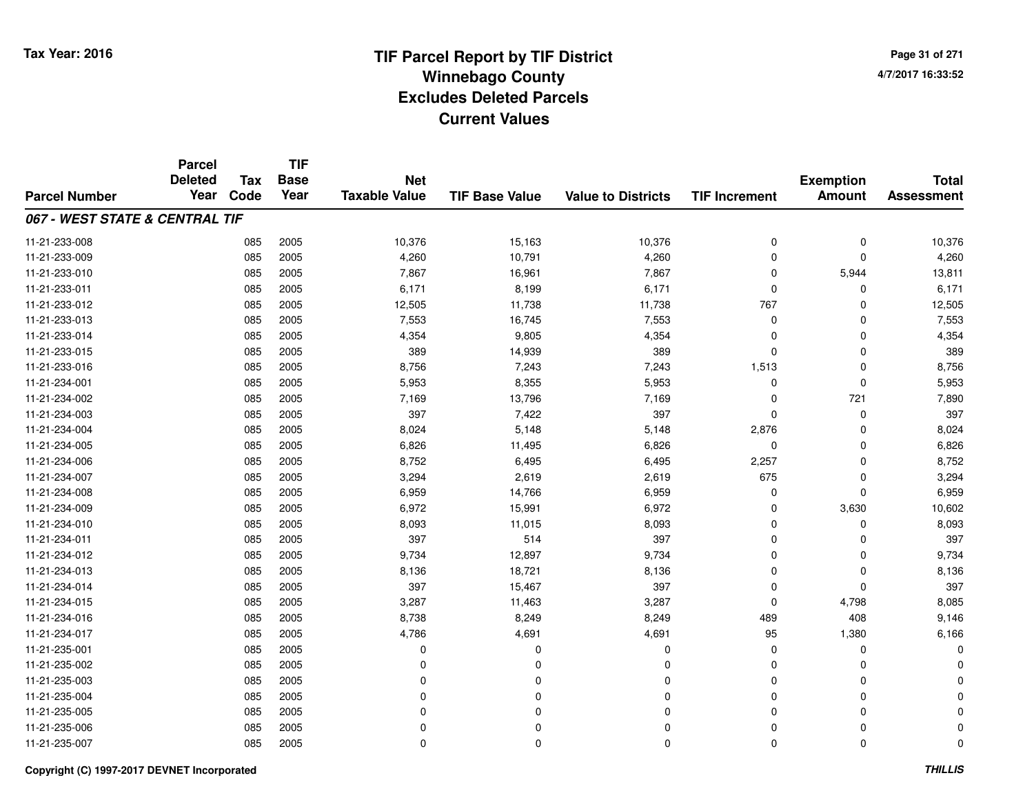# TIF Parcel Report by TIF District
## Winnebago County
## Excludes Deleted Parcels
## Current Values

Tax Year: 2016

4/7/2017 16:33:52

| Parcel Number | Parcel Deleted Year | Tax Code | TIF Base Year | Net Taxable Value | TIF Base Value | Value to Districts | TIF Increment | Exemption Amount | Total Assessment |
|---|---|---|---|---|---|---|---|---|---|
| ***067 - WEST STATE & CENTRAL TIF*** | | | | | | | | | |
| 11-21-233-008 | | 085 | 2005 | 10,376 | 15,163 | 10,376 | 0 | 0 | 10,376 |
| 11-21-233-009 | | 085 | 2005 | 4,260 | 10,791 | 4,260 | 0 | 0 | 4,260 |
| 11-21-233-010 | | 085 | 2005 | 7,867 | 16,961 | 7,867 | 0 | 5,944 | 13,811 |
| 11-21-233-011 | | 085 | 2005 | 6,171 | 8,199 | 6,171 | 0 | 0 | 6,171 |
| 11-21-233-012 | | 085 | 2005 | 12,505 | 11,738 | 11,738 | 767 | 0 | 12,505 |
| 11-21-233-013 | | 085 | 2005 | 7,553 | 16,745 | 7,553 | 0 | 0 | 7,553 |
| 11-21-233-014 | | 085 | 2005 | 4,354 | 9,805 | 4,354 | 0 | 0 | 4,354 |
| 11-21-233-015 | | 085 | 2005 | 389 | 14,939 | 389 | 0 | 0 | 389 |
| 11-21-233-016 | | 085 | 2005 | 8,756 | 7,243 | 7,243 | 1,513 | 0 | 8,756 |
| 11-21-234-001 | | 085 | 2005 | 5,953 | 8,355 | 5,953 | 0 | 0 | 5,953 |
| 11-21-234-002 | | 085 | 2005 | 7,169 | 13,796 | 7,169 | 0 | 721 | 7,890 |
| 11-21-234-003 | | 085 | 2005 | 397 | 7,422 | 397 | 0 | 0 | 397 |
| 11-21-234-004 | | 085 | 2005 | 8,024 | 5,148 | 5,148 | 2,876 | 0 | 8,024 |
| 11-21-234-005 | | 085 | 2005 | 6,826 | 11,495 | 6,826 | 0 | 0 | 6,826 |
| 11-21-234-006 | | 085 | 2005 | 8,752 | 6,495 | 6,495 | 2,257 | 0 | 8,752 |
| 11-21-234-007 | | 085 | 2005 | 3,294 | 2,619 | 2,619 | 675 | 0 | 3,294 |
| 11-21-234-008 | | 085 | 2005 | 6,959 | 14,766 | 6,959 | 0 | 0 | 6,959 |
| 11-21-234-009 | | 085 | 2005 | 6,972 | 15,991 | 6,972 | 0 | 3,630 | 10,602 |
| 11-21-234-010 | | 085 | 2005 | 8,093 | 11,015 | 8,093 | 0 | 0 | 8,093 |
| 11-21-234-011 | | 085 | 2005 | 397 | 514 | 397 | 0 | 0 | 397 |
| 11-21-234-012 | | 085 | 2005 | 9,734 | 12,897 | 9,734 | 0 | 0 | 9,734 |
| 11-21-234-013 | | 085 | 2005 | 8,136 | 18,721 | 8,136 | 0 | 0 | 8,136 |
| 11-21-234-014 | | 085 | 2005 | 397 | 15,467 | 397 | 0 | 0 | 397 |
| 11-21-234-015 | | 085 | 2005 | 3,287 | 11,463 | 3,287 | 0 | 4,798 | 8,085 |
| 11-21-234-016 | | 085 | 2005 | 8,738 | 8,249 | 8,249 | 489 | 408 | 9,146 |
| 11-21-234-017 | | 085 | 2005 | 4,786 | 4,691 | 4,691 | 95 | 1,380 | 6,166 |
| 11-21-235-001 | | 085 | 2005 | 0 | 0 | 0 | 0 | 0 | 0 |
| 11-21-235-002 | | 085 | 2005 | 0 | 0 | 0 | 0 | 0 | 0 |
| 11-21-235-003 | | 085 | 2005 | 0 | 0 | 0 | 0 | 0 | 0 |
| 11-21-235-004 | | 085 | 2005 | 0 | 0 | 0 | 0 | 0 | 0 |
| 11-21-235-005 | | 085 | 2005 | 0 | 0 | 0 | 0 | 0 | 0 |
| 11-21-235-006 | | 085 | 2005 | 0 | 0 | 0 | 0 | 0 | 0 |
| 11-21-235-007 | | 085 | 2005 | 0 | 0 | 0 | 0 | 0 | 0 |

Copyright (C) 1997-2017 DEVNET Incorporated

*THILLIS*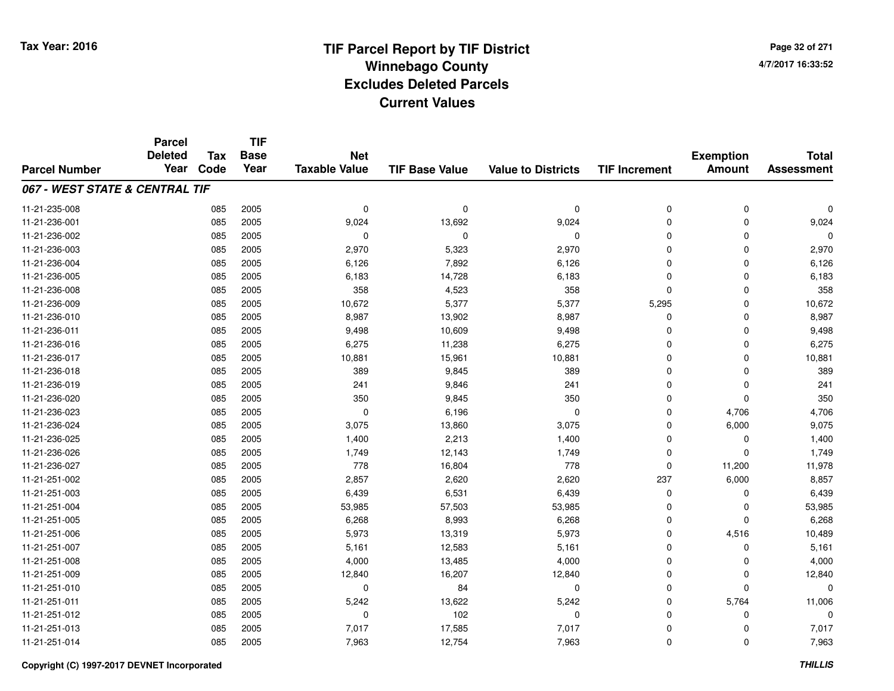# TIF Parcel Report by TIF District
## Winnebago County
## Excludes Deleted Parcels
## Current Values

Tax Year: 2016

4/7/2017 16:33:52

| Parcel Number | Parcel Deleted Year | Tax Code | TIF Base Year | Net Taxable Value | TIF Base Value | Value to Districts | TIF Increment | Exemption Amount | Total Assessment |
|---|---|---|---|---|---|---|---|---|---|
| ***067 - WEST STATE & CENTRAL TIF*** | | | | | | | | | |
| 11-21-235-008 | | 085 | 2005 | 0 | 0 | 0 | 0 | 0 | 0 |
| 11-21-236-001 | | 085 | 2005 | 9,024 | 13,692 | 9,024 | 0 | 0 | 9,024 |
| 11-21-236-002 | | 085 | 2005 | 0 | 0 | 0 | 0 | 0 | 0 |
| 11-21-236-003 | | 085 | 2005 | 2,970 | 5,323 | 2,970 | 0 | 0 | 2,970 |
| 11-21-236-004 | | 085 | 2005 | 6,126 | 7,892 | 6,126 | 0 | 0 | 6,126 |
| 11-21-236-005 | | 085 | 2005 | 6,183 | 14,728 | 6,183 | 0 | 0 | 6,183 |
| 11-21-236-008 | | 085 | 2005 | 358 | 4,523 | 358 | 0 | 0 | 358 |
| 11-21-236-009 | | 085 | 2005 | 10,672 | 5,377 | 5,377 | 5,295 | 0 | 10,672 |
| 11-21-236-010 | | 085 | 2005 | 8,987 | 13,902 | 8,987 | 0 | 0 | 8,987 |
| 11-21-236-011 | | 085 | 2005 | 9,498 | 10,609 | 9,498 | 0 | 0 | 9,498 |
| 11-21-236-016 | | 085 | 2005 | 6,275 | 11,238 | 6,275 | 0 | 0 | 6,275 |
| 11-21-236-017 | | 085 | 2005 | 10,881 | 15,961 | 10,881 | 0 | 0 | 10,881 |
| 11-21-236-018 | | 085 | 2005 | 389 | 9,845 | 389 | 0 | 0 | 389 |
| 11-21-236-019 | | 085 | 2005 | 241 | 9,846 | 241 | 0 | 0 | 241 |
| 11-21-236-020 | | 085 | 2005 | 350 | 9,845 | 350 | 0 | 0 | 350 |
| 11-21-236-023 | | 085 | 2005 | 0 | 6,196 | 0 | 0 | 4,706 | 4,706 |
| 11-21-236-024 | | 085 | 2005 | 3,075 | 13,860 | 3,075 | 0 | 6,000 | 9,075 |
| 11-21-236-025 | | 085 | 2005 | 1,400 | 2,213 | 1,400 | 0 | 0 | 1,400 |
| 11-21-236-026 | | 085 | 2005 | 1,749 | 12,143 | 1,749 | 0 | 0 | 1,749 |
| 11-21-236-027 | | 085 | 2005 | 778 | 16,804 | 778 | 0 | 11,200 | 11,978 |
| 11-21-251-002 | | 085 | 2005 | 2,857 | 2,620 | 2,620 | 237 | 6,000 | 8,857 |
| 11-21-251-003 | | 085 | 2005 | 6,439 | 6,531 | 6,439 | 0 | 0 | 6,439 |
| 11-21-251-004 | | 085 | 2005 | 53,985 | 57,503 | 53,985 | 0 | 0 | 53,985 |
| 11-21-251-005 | | 085 | 2005 | 6,268 | 8,993 | 6,268 | 0 | 0 | 6,268 |
| 11-21-251-006 | | 085 | 2005 | 5,973 | 13,319 | 5,973 | 0 | 4,516 | 10,489 |
| 11-21-251-007 | | 085 | 2005 | 5,161 | 12,583 | 5,161 | 0 | 0 | 5,161 |
| 11-21-251-008 | | 085 | 2005 | 4,000 | 13,485 | 4,000 | 0 | 0 | 4,000 |
| 11-21-251-009 | | 085 | 2005 | 12,840 | 16,207 | 12,840 | 0 | 0 | 12,840 |
| 11-21-251-010 | | 085 | 2005 | 0 | 84 | 0 | 0 | 0 | 0 |
| 11-21-251-011 | | 085 | 2005 | 5,242 | 13,622 | 5,242 | 0 | 5,764 | 11,006 |
| 11-21-251-012 | | 085 | 2005 | 0 | 102 | 0 | 0 | 0 | 0 |
| 11-21-251-013 | | 085 | 2005 | 7,017 | 17,585 | 7,017 | 0 | 0 | 7,017 |
| 11-21-251-014 | | 085 | 2005 | 7,963 | 12,754 | 7,963 | 0 | 0 | 7,963 |

Copyright (C) 1997-2017 DEVNET Incorporated

THILLIS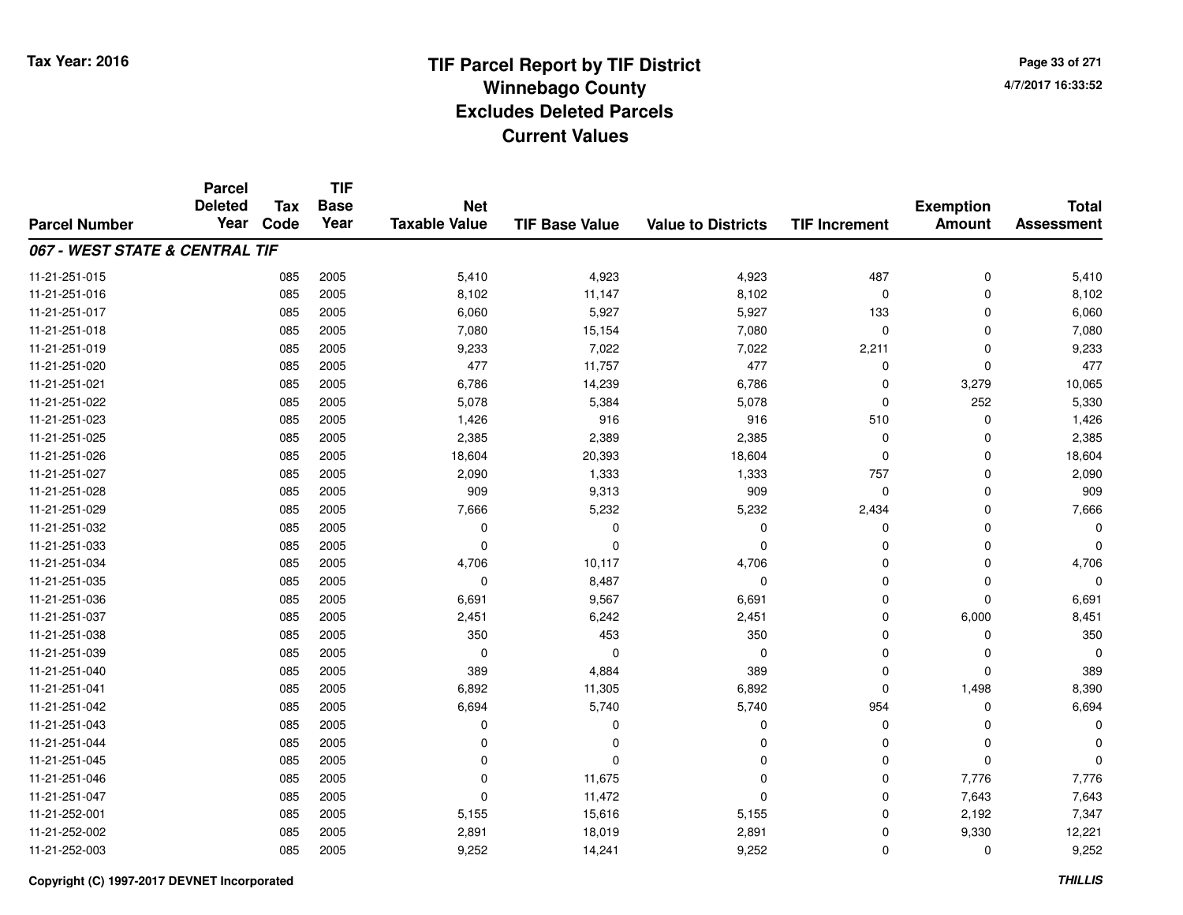Tax Year: 2016

# TIF Parcel Report by TIF District
## Winnebago County
## Excludes Deleted Parcels
## Current Values

4/7/2017 16:33:52

| Parcel Number | Parcel Deleted Year | Tax Code | TIF Base Year | Net Taxable Value | TIF Base Value | Value to Districts | TIF Increment | Exemption Amount | Total Assessment |
|---|---|---|---|---|---|---|---|---|---|
| ***067 - WEST STATE & CENTRAL TIF*** | | | | | | | | | |
| 11-21-251-015 | | 085 | 2005 | 5,410 | 4,923 | 4,923 | 487 | 0 | 5,410 |
| 11-21-251-016 | | 085 | 2005 | 8,102 | 11,147 | 8,102 | 0 | 0 | 8,102 |
| 11-21-251-017 | | 085 | 2005 | 6,060 | 5,927 | 5,927 | 133 | 0 | 6,060 |
| 11-21-251-018 | | 085 | 2005 | 7,080 | 15,154 | 7,080 | 0 | 0 | 7,080 |
| 11-21-251-019 | | 085 | 2005 | 9,233 | 7,022 | 7,022 | 2,211 | 0 | 9,233 |
| 11-21-251-020 | | 085 | 2005 | 477 | 11,757 | 477 | 0 | 0 | 477 |
| 11-21-251-021 | | 085 | 2005 | 6,786 | 14,239 | 6,786 | 0 | 3,279 | 10,065 |
| 11-21-251-022 | | 085 | 2005 | 5,078 | 5,384 | 5,078 | 0 | 252 | 5,330 |
| 11-21-251-023 | | 085 | 2005 | 1,426 | 916 | 916 | 510 | 0 | 1,426 |
| 11-21-251-025 | | 085 | 2005 | 2,385 | 2,389 | 2,385 | 0 | 0 | 2,385 |
| 11-21-251-026 | | 085 | 2005 | 18,604 | 20,393 | 18,604 | 0 | 0 | 18,604 |
| 11-21-251-027 | | 085 | 2005 | 2,090 | 1,333 | 1,333 | 757 | 0 | 2,090 |
| 11-21-251-028 | | 085 | 2005 | 909 | 9,313 | 909 | 0 | 0 | 909 |
| 11-21-251-029 | | 085 | 2005 | 7,666 | 5,232 | 5,232 | 2,434 | 0 | 7,666 |
| 11-21-251-032 | | 085 | 2005 | 0 | 0 | 0 | 0 | 0 | 0 |
| 11-21-251-033 | | 085 | 2005 | 0 | 0 | 0 | 0 | 0 | 0 |
| 11-21-251-034 | | 085 | 2005 | 4,706 | 10,117 | 4,706 | 0 | 0 | 4,706 |
| 11-21-251-035 | | 085 | 2005 | 0 | 8,487 | 0 | 0 | 0 | 0 |
| 11-21-251-036 | | 085 | 2005 | 6,691 | 9,567 | 6,691 | 0 | 0 | 6,691 |
| 11-21-251-037 | | 085 | 2005 | 2,451 | 6,242 | 2,451 | 0 | 6,000 | 8,451 |
| 11-21-251-038 | | 085 | 2005 | 350 | 453 | 350 | 0 | 0 | 350 |
| 11-21-251-039 | | 085 | 2005 | 0 | 0 | 0 | 0 | 0 | 0 |
| 11-21-251-040 | | 085 | 2005 | 389 | 4,884 | 389 | 0 | 0 | 389 |
| 11-21-251-041 | | 085 | 2005 | 6,892 | 11,305 | 6,892 | 0 | 1,498 | 8,390 |
| 11-21-251-042 | | 085 | 2005 | 6,694 | 5,740 | 5,740 | 954 | 0 | 6,694 |
| 11-21-251-043 | | 085 | 2005 | 0 | 0 | 0 | 0 | 0 | 0 |
| 11-21-251-044 | | 085 | 2005 | 0 | 0 | 0 | 0 | 0 | 0 |
| 11-21-251-045 | | 085 | 2005 | 0 | 0 | 0 | 0 | 0 | 0 |
| 11-21-251-046 | | 085 | 2005 | 0 | 11,675 | 0 | 0 | 7,776 | 7,776 |
| 11-21-251-047 | | 085 | 2005 | 0 | 11,472 | 0 | 0 | 7,643 | 7,643 |
| 11-21-252-001 | | 085 | 2005 | 5,155 | 15,616 | 5,155 | 0 | 2,192 | 7,347 |
| 11-21-252-002 | | 085 | 2005 | 2,891 | 18,019 | 2,891 | 0 | 9,330 | 12,221 |
| 11-21-252-003 | | 085 | 2005 | 9,252 | 14,241 | 9,252 | 0 | 0 | 9,252 |

Copyright (C) 1997-2017 DEVNET Incorporated

THILLIS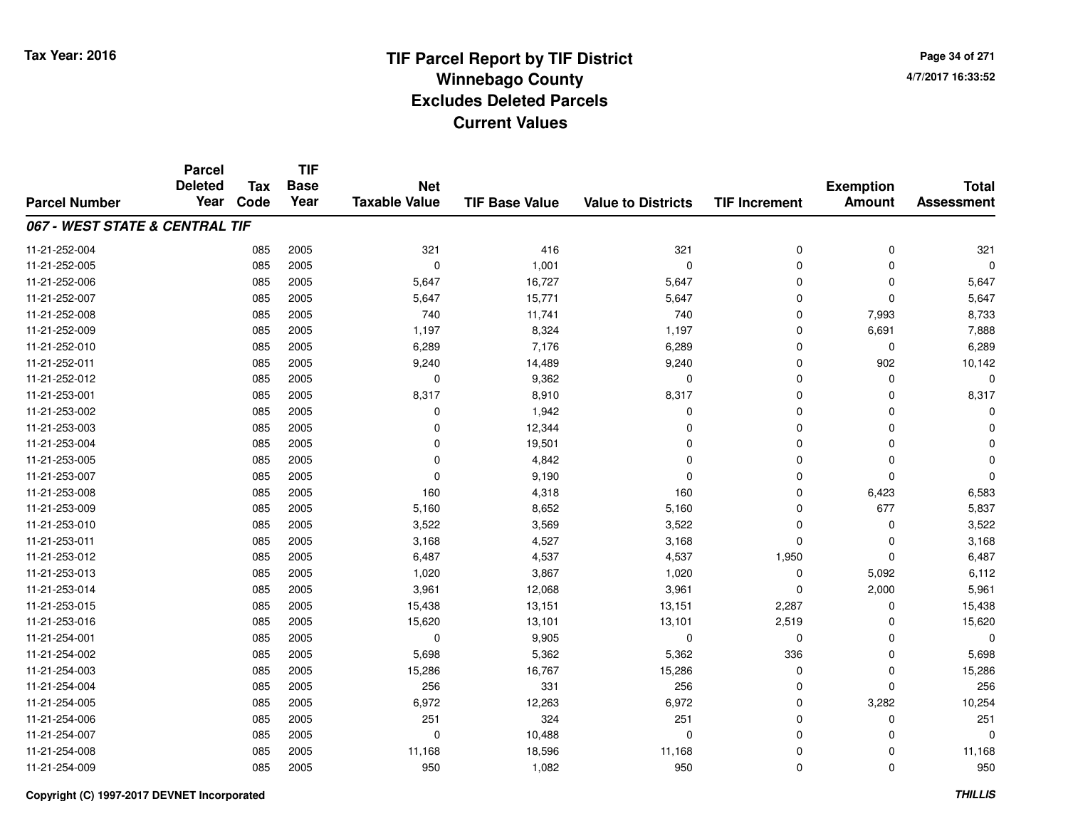# TIF Parcel Report by TIF District
## Winnebago County
## Excludes Deleted Parcels
## Current Values

Tax Year: 2016

4/7/2017 16:33:52

| Parcel Number | Parcel Deleted Year | Tax Code | TIF Base Year | Net Taxable Value | TIF Base Value | Value to Districts | TIF Increment | Exemption Amount | Total Assessment |
|---|---|---|---|---|---|---|---|---|---|
| ***067 - WEST STATE & CENTRAL TIF*** | | | | | | | | | |
| 11-21-252-004 | | 085 | 2005 | 321 | 416 | 321 | 0 | 0 | 321 |
| 11-21-252-005 | | 085 | 2005 | 0 | 1,001 | 0 | 0 | 0 | 0 |
| 11-21-252-006 | | 085 | 2005 | 5,647 | 16,727 | 5,647 | 0 | 0 | 5,647 |
| 11-21-252-007 | | 085 | 2005 | 5,647 | 15,771 | 5,647 | 0 | 0 | 5,647 |
| 11-21-252-008 | | 085 | 2005 | 740 | 11,741 | 740 | 0 | 7,993 | 8,733 |
| 11-21-252-009 | | 085 | 2005 | 1,197 | 8,324 | 1,197 | 0 | 6,691 | 7,888 |
| 11-21-252-010 | | 085 | 2005 | 6,289 | 7,176 | 6,289 | 0 | 0 | 6,289 |
| 11-21-252-011 | | 085 | 2005 | 9,240 | 14,489 | 9,240 | 0 | 902 | 10,142 |
| 11-21-252-012 | | 085 | 2005 | 0 | 9,362 | 0 | 0 | 0 | 0 |
| 11-21-253-001 | | 085 | 2005 | 8,317 | 8,910 | 8,317 | 0 | 0 | 8,317 |
| 11-21-253-002 | | 085 | 2005 | 0 | 1,942 | 0 | 0 | 0 | 0 |
| 11-21-253-003 | | 085 | 2005 | 0 | 12,344 | 0 | 0 | 0 | 0 |
| 11-21-253-004 | | 085 | 2005 | 0 | 19,501 | 0 | 0 | 0 | 0 |
| 11-21-253-005 | | 085 | 2005 | 0 | 4,842 | 0 | 0 | 0 | 0 |
| 11-21-253-007 | | 085 | 2005 | 0 | 9,190 | 0 | 0 | 0 | 0 |
| 11-21-253-008 | | 085 | 2005 | 160 | 4,318 | 160 | 0 | 6,423 | 6,583 |
| 11-21-253-009 | | 085 | 2005 | 5,160 | 8,652 | 5,160 | 0 | 677 | 5,837 |
| 11-21-253-010 | | 085 | 2005 | 3,522 | 3,569 | 3,522 | 0 | 0 | 3,522 |
| 11-21-253-011 | | 085 | 2005 | 3,168 | 4,527 | 3,168 | 0 | 0 | 3,168 |
| 11-21-253-012 | | 085 | 2005 | 6,487 | 4,537 | 4,537 | 1,950 | 0 | 6,487 |
| 11-21-253-013 | | 085 | 2005 | 1,020 | 3,867 | 1,020 | 0 | 5,092 | 6,112 |
| 11-21-253-014 | | 085 | 2005 | 3,961 | 12,068 | 3,961 | 0 | 2,000 | 5,961 |
| 11-21-253-015 | | 085 | 2005 | 15,438 | 13,151 | 13,151 | 2,287 | 0 | 15,438 |
| 11-21-253-016 | | 085 | 2005 | 15,620 | 13,101 | 13,101 | 2,519 | 0 | 15,620 |
| 11-21-254-001 | | 085 | 2005 | 0 | 9,905 | 0 | 0 | 0 | 0 |
| 11-21-254-002 | | 085 | 2005 | 5,698 | 5,362 | 5,362 | 336 | 0 | 5,698 |
| 11-21-254-003 | | 085 | 2005 | 15,286 | 16,767 | 15,286 | 0 | 0 | 15,286 |
| 11-21-254-004 | | 085 | 2005 | 256 | 331 | 256 | 0 | 0 | 256 |
| 11-21-254-005 | | 085 | 2005 | 6,972 | 12,263 | 6,972 | 0 | 3,282 | 10,254 |
| 11-21-254-006 | | 085 | 2005 | 251 | 324 | 251 | 0 | 0 | 251 |
| 11-21-254-007 | | 085 | 2005 | 0 | 10,488 | 0 | 0 | 0 | 0 |
| 11-21-254-008 | | 085 | 2005 | 11,168 | 18,596 | 11,168 | 0 | 0 | 11,168 |
| 11-21-254-009 | | 085 | 2005 | 950 | 1,082 | 950 | 0 | 0 | 950 |

Copyright (C) 1997-2017 DEVNET Incorporated

THILLIS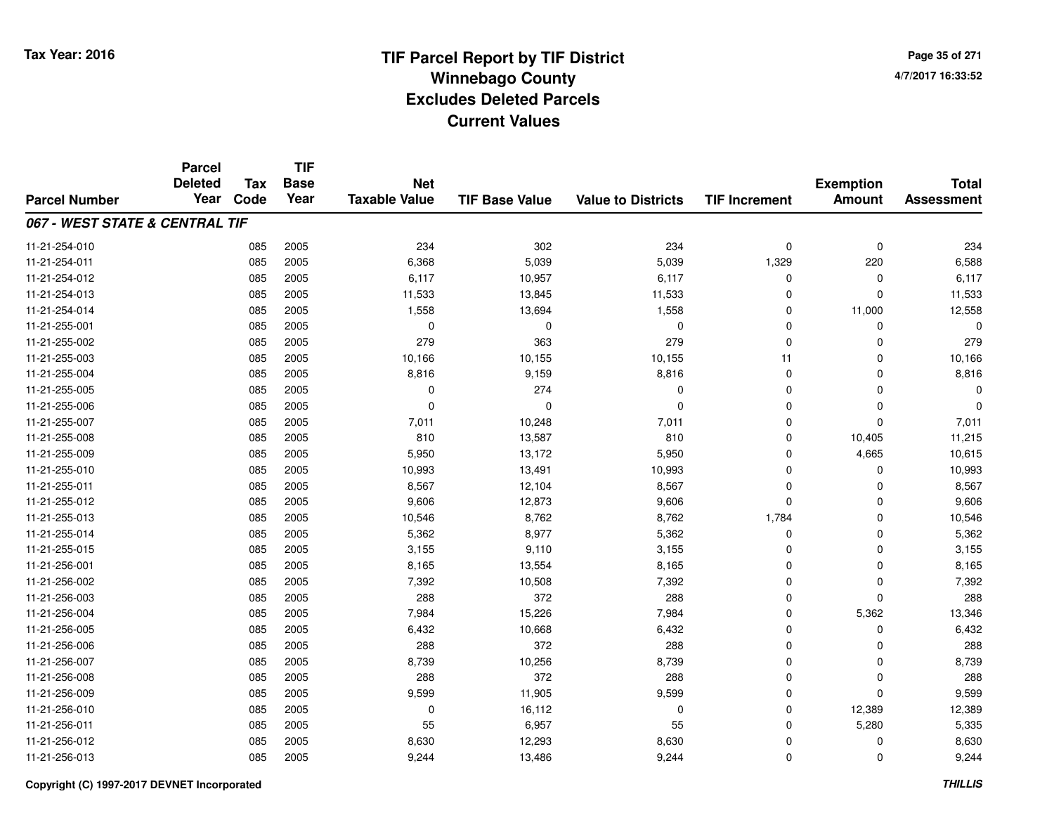# TIF Parcel Report by TIF District
## Winnebago County
## Excludes Deleted Parcels
## Current Values

Tax Year: 2016

4/7/2017 16:33:52

| Parcel Number | Parcel Deleted Year | Tax Code | TIF Base Year | Net Taxable Value | TIF Base Value | Value to Districts | TIF Increment | Exemption Amount | Total Assessment |
|---|---|---|---|---|---|---|---|---|---|
| ***067 - WEST STATE & CENTRAL TIF*** | | | | | | | | | |
| 11-21-254-010 | | 085 | 2005 | 234 | 302 | 234 | 0 | 0 | 234 |
| 11-21-254-011 | | 085 | 2005 | 6,368 | 5,039 | 5,039 | 1,329 | 220 | 6,588 |
| 11-21-254-012 | | 085 | 2005 | 6,117 | 10,957 | 6,117 | 0 | 0 | 6,117 |
| 11-21-254-013 | | 085 | 2005 | 11,533 | 13,845 | 11,533 | 0 | 0 | 11,533 |
| 11-21-254-014 | | 085 | 2005 | 1,558 | 13,694 | 1,558 | 0 | 11,000 | 12,558 |
| 11-21-255-001 | | 085 | 2005 | 0 | 0 | 0 | 0 | 0 | 0 |
| 11-21-255-002 | | 085 | 2005 | 279 | 363 | 279 | 0 | 0 | 279 |
| 11-21-255-003 | | 085 | 2005 | 10,166 | 10,155 | 10,155 | 11 | 0 | 10,166 |
| 11-21-255-004 | | 085 | 2005 | 8,816 | 9,159 | 8,816 | 0 | 0 | 8,816 |
| 11-21-255-005 | | 085 | 2005 | 0 | 274 | 0 | 0 | 0 | 0 |
| 11-21-255-006 | | 085 | 2005 | 0 | 0 | 0 | 0 | 0 | 0 |
| 11-21-255-007 | | 085 | 2005 | 7,011 | 10,248 | 7,011 | 0 | 0 | 7,011 |
| 11-21-255-008 | | 085 | 2005 | 810 | 13,587 | 810 | 0 | 10,405 | 11,215 |
| 11-21-255-009 | | 085 | 2005 | 5,950 | 13,172 | 5,950 | 0 | 4,665 | 10,615 |
| 11-21-255-010 | | 085 | 2005 | 10,993 | 13,491 | 10,993 | 0 | 0 | 10,993 |
| 11-21-255-011 | | 085 | 2005 | 8,567 | 12,104 | 8,567 | 0 | 0 | 8,567 |
| 11-21-255-012 | | 085 | 2005 | 9,606 | 12,873 | 9,606 | 0 | 0 | 9,606 |
| 11-21-255-013 | | 085 | 2005 | 10,546 | 8,762 | 8,762 | 1,784 | 0 | 10,546 |
| 11-21-255-014 | | 085 | 2005 | 5,362 | 8,977 | 5,362 | 0 | 0 | 5,362 |
| 11-21-255-015 | | 085 | 2005 | 3,155 | 9,110 | 3,155 | 0 | 0 | 3,155 |
| 11-21-256-001 | | 085 | 2005 | 8,165 | 13,554 | 8,165 | 0 | 0 | 8,165 |
| 11-21-256-002 | | 085 | 2005 | 7,392 | 10,508 | 7,392 | 0 | 0 | 7,392 |
| 11-21-256-003 | | 085 | 2005 | 288 | 372 | 288 | 0 | 0 | 288 |
| 11-21-256-004 | | 085 | 2005 | 7,984 | 15,226 | 7,984 | 0 | 5,362 | 13,346 |
| 11-21-256-005 | | 085 | 2005 | 6,432 | 10,668 | 6,432 | 0 | 0 | 6,432 |
| 11-21-256-006 | | 085 | 2005 | 288 | 372 | 288 | 0 | 0 | 288 |
| 11-21-256-007 | | 085 | 2005 | 8,739 | 10,256 | 8,739 | 0 | 0 | 8,739 |
| 11-21-256-008 | | 085 | 2005 | 288 | 372 | 288 | 0 | 0 | 288 |
| 11-21-256-009 | | 085 | 2005 | 9,599 | 11,905 | 9,599 | 0 | 0 | 9,599 |
| 11-21-256-010 | | 085 | 2005 | 0 | 16,112 | 0 | 0 | 12,389 | 12,389 |
| 11-21-256-011 | | 085 | 2005 | 55 | 6,957 | 55 | 0 | 5,280 | 5,335 |
| 11-21-256-012 | | 085 | 2005 | 8,630 | 12,293 | 8,630 | 0 | 0 | 8,630 |
| 11-21-256-013 | | 085 | 2005 | 9,244 | 13,486 | 9,244 | 0 | 0 | 9,244 |

Copyright (C) 1997-2017 DEVNET Incorporated

*THILLIS*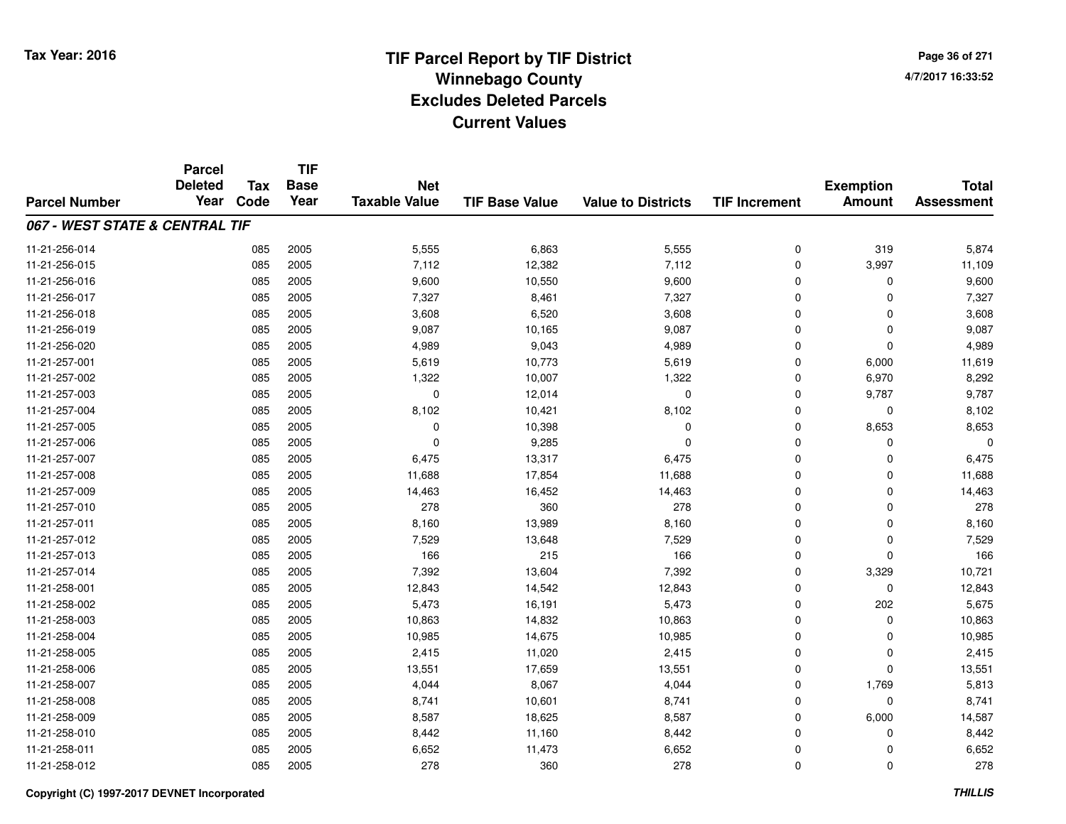Tax Year: 2016

# TIF Parcel Report by TIF District
## Winnebago County
## Excludes Deleted Parcels
## Current Values

4/7/2017 16:33:52

| Parcel Number | Parcel Deleted Year | Tax Code | TIF Base Year | Net Taxable Value | TIF Base Value | Value to Districts | TIF Increment | Exemption Amount | Total Assessment |
|---|---|---|---|---|---|---|---|---|---|
| ***067 - WEST STATE & CENTRAL TIF*** | | | | | | | | | |
| 11-21-256-014 | | 085 | 2005 | 5,555 | 6,863 | 5,555 | 0 | 319 | 5,874 |
| 11-21-256-015 | | 085 | 2005 | 7,112 | 12,382 | 7,112 | 0 | 3,997 | 11,109 |
| 11-21-256-016 | | 085 | 2005 | 9,600 | 10,550 | 9,600 | 0 | 0 | 9,600 |
| 11-21-256-017 | | 085 | 2005 | 7,327 | 8,461 | 7,327 | 0 | 0 | 7,327 |
| 11-21-256-018 | | 085 | 2005 | 3,608 | 6,520 | 3,608 | 0 | 0 | 3,608 |
| 11-21-256-019 | | 085 | 2005 | 9,087 | 10,165 | 9,087 | 0 | 0 | 9,087 |
| 11-21-256-020 | | 085 | 2005 | 4,989 | 9,043 | 4,989 | 0 | 0 | 4,989 |
| 11-21-257-001 | | 085 | 2005 | 5,619 | 10,773 | 5,619 | 0 | 6,000 | 11,619 |
| 11-21-257-002 | | 085 | 2005 | 1,322 | 10,007 | 1,322 | 0 | 6,970 | 8,292 |
| 11-21-257-003 | | 085 | 2005 | 0 | 12,014 | 0 | 0 | 9,787 | 9,787 |
| 11-21-257-004 | | 085 | 2005 | 8,102 | 10,421 | 8,102 | 0 | 0 | 8,102 |
| 11-21-257-005 | | 085 | 2005 | 0 | 10,398 | 0 | 0 | 8,653 | 8,653 |
| 11-21-257-006 | | 085 | 2005 | 0 | 9,285 | 0 | 0 | 0 | 0 |
| 11-21-257-007 | | 085 | 2005 | 6,475 | 13,317 | 6,475 | 0 | 0 | 6,475 |
| 11-21-257-008 | | 085 | 2005 | 11,688 | 17,854 | 11,688 | 0 | 0 | 11,688 |
| 11-21-257-009 | | 085 | 2005 | 14,463 | 16,452 | 14,463 | 0 | 0 | 14,463 |
| 11-21-257-010 | | 085 | 2005 | 278 | 360 | 278 | 0 | 0 | 278 |
| 11-21-257-011 | | 085 | 2005 | 8,160 | 13,989 | 8,160 | 0 | 0 | 8,160 |
| 11-21-257-012 | | 085 | 2005 | 7,529 | 13,648 | 7,529 | 0 | 0 | 7,529 |
| 11-21-257-013 | | 085 | 2005 | 166 | 215 | 166 | 0 | 0 | 166 |
| 11-21-257-014 | | 085 | 2005 | 7,392 | 13,604 | 7,392 | 0 | 3,329 | 10,721 |
| 11-21-258-001 | | 085 | 2005 | 12,843 | 14,542 | 12,843 | 0 | 0 | 12,843 |
| 11-21-258-002 | | 085 | 2005 | 5,473 | 16,191 | 5,473 | 0 | 202 | 5,675 |
| 11-21-258-003 | | 085 | 2005 | 10,863 | 14,832 | 10,863 | 0 | 0 | 10,863 |
| 11-21-258-004 | | 085 | 2005 | 10,985 | 14,675 | 10,985 | 0 | 0 | 10,985 |
| 11-21-258-005 | | 085 | 2005 | 2,415 | 11,020 | 2,415 | 0 | 0 | 2,415 |
| 11-21-258-006 | | 085 | 2005 | 13,551 | 17,659 | 13,551 | 0 | 0 | 13,551 |
| 11-21-258-007 | | 085 | 2005 | 4,044 | 8,067 | 4,044 | 0 | 1,769 | 5,813 |
| 11-21-258-008 | | 085 | 2005 | 8,741 | 10,601 | 8,741 | 0 | 0 | 8,741 |
| 11-21-258-009 | | 085 | 2005 | 8,587 | 18,625 | 8,587 | 0 | 6,000 | 14,587 |
| 11-21-258-010 | | 085 | 2005 | 8,442 | 11,160 | 8,442 | 0 | 0 | 8,442 |
| 11-21-258-011 | | 085 | 2005 | 6,652 | 11,473 | 6,652 | 0 | 0 | 6,652 |
| 11-21-258-012 | | 085 | 2005 | 278 | 360 | 278 | 0 | 0 | 278 |

Copyright (C) 1997-2017 DEVNET Incorporated

*THILLIS*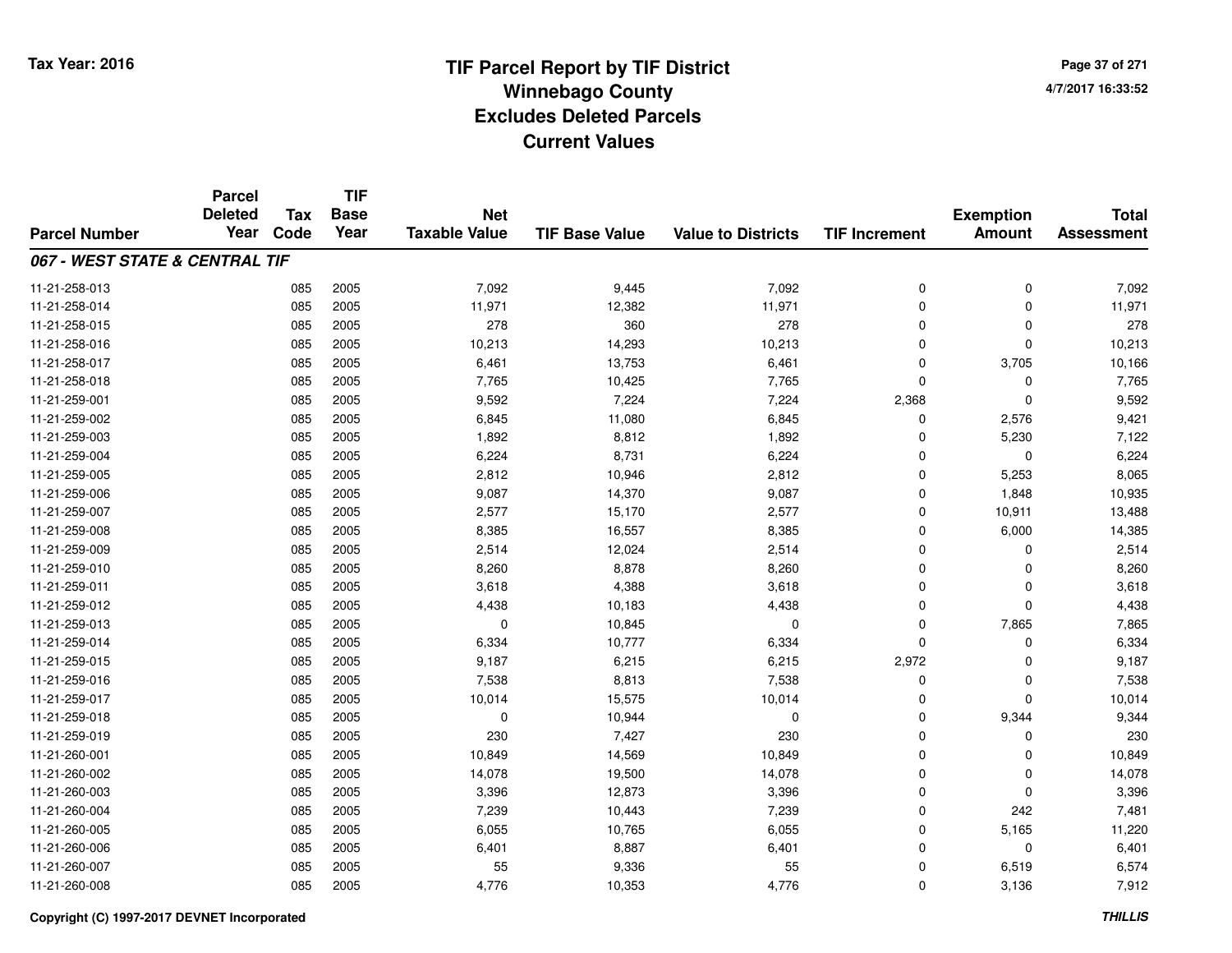# TIF Parcel Report by TIF District
## Winnebago County
## Excludes Deleted Parcels
## Current Values

Tax Year: 2016

4/7/2017 16:33:52

| Parcel Number | Parcel Deleted Year | Tax Code | TIF Base Year | Net Taxable Value | TIF Base Value | Value to Districts | TIF Increment | Exemption Amount | Total Assessment |
|---|---|---|---|---|---|---|---|---|---|
| ***067 - WEST STATE & CENTRAL TIF*** | | | | | | | | | |
| 11-21-258-013 | | 085 | 2005 | 7,092 | 9,445 | 7,092 | 0 | 0 | 7,092 |
| 11-21-258-014 | | 085 | 2005 | 11,971 | 12,382 | 11,971 | 0 | 0 | 11,971 |
| 11-21-258-015 | | 085 | 2005 | 278 | 360 | 278 | 0 | 0 | 278 |
| 11-21-258-016 | | 085 | 2005 | 10,213 | 14,293 | 10,213 | 0 | 0 | 10,213 |
| 11-21-258-017 | | 085 | 2005 | 6,461 | 13,753 | 6,461 | 0 | 3,705 | 10,166 |
| 11-21-258-018 | | 085 | 2005 | 7,765 | 10,425 | 7,765 | 0 | 0 | 7,765 |
| 11-21-259-001 | | 085 | 2005 | 9,592 | 7,224 | 7,224 | 2,368 | 0 | 9,592 |
| 11-21-259-002 | | 085 | 2005 | 6,845 | 11,080 | 6,845 | 0 | 2,576 | 9,421 |
| 11-21-259-003 | | 085 | 2005 | 1,892 | 8,812 | 1,892 | 0 | 5,230 | 7,122 |
| 11-21-259-004 | | 085 | 2005 | 6,224 | 8,731 | 6,224 | 0 | 0 | 6,224 |
| 11-21-259-005 | | 085 | 2005 | 2,812 | 10,946 | 2,812 | 0 | 5,253 | 8,065 |
| 11-21-259-006 | | 085 | 2005 | 9,087 | 14,370 | 9,087 | 0 | 1,848 | 10,935 |
| 11-21-259-007 | | 085 | 2005 | 2,577 | 15,170 | 2,577 | 0 | 10,911 | 13,488 |
| 11-21-259-008 | | 085 | 2005 | 8,385 | 16,557 | 8,385 | 0 | 6,000 | 14,385 |
| 11-21-259-009 | | 085 | 2005 | 2,514 | 12,024 | 2,514 | 0 | 0 | 2,514 |
| 11-21-259-010 | | 085 | 2005 | 8,260 | 8,878 | 8,260 | 0 | 0 | 8,260 |
| 11-21-259-011 | | 085 | 2005 | 3,618 | 4,388 | 3,618 | 0 | 0 | 3,618 |
| 11-21-259-012 | | 085 | 2005 | 4,438 | 10,183 | 4,438 | 0 | 0 | 4,438 |
| 11-21-259-013 | | 085 | 2005 | 0 | 10,845 | 0 | 0 | 7,865 | 7,865 |
| 11-21-259-014 | | 085 | 2005 | 6,334 | 10,777 | 6,334 | 0 | 0 | 6,334 |
| 11-21-259-015 | | 085 | 2005 | 9,187 | 6,215 | 6,215 | 2,972 | 0 | 9,187 |
| 11-21-259-016 | | 085 | 2005 | 7,538 | 8,813 | 7,538 | 0 | 0 | 7,538 |
| 11-21-259-017 | | 085 | 2005 | 10,014 | 15,575 | 10,014 | 0 | 0 | 10,014 |
| 11-21-259-018 | | 085 | 2005 | 0 | 10,944 | 0 | 0 | 9,344 | 9,344 |
| 11-21-259-019 | | 085 | 2005 | 230 | 7,427 | 230 | 0 | 0 | 230 |
| 11-21-260-001 | | 085 | 2005 | 10,849 | 14,569 | 10,849 | 0 | 0 | 10,849 |
| 11-21-260-002 | | 085 | 2005 | 14,078 | 19,500 | 14,078 | 0 | 0 | 14,078 |
| 11-21-260-003 | | 085 | 2005 | 3,396 | 12,873 | 3,396 | 0 | 0 | 3,396 |
| 11-21-260-004 | | 085 | 2005 | 7,239 | 10,443 | 7,239 | 0 | 242 | 7,481 |
| 11-21-260-005 | | 085 | 2005 | 6,055 | 10,765 | 6,055 | 0 | 5,165 | 11,220 |
| 11-21-260-006 | | 085 | 2005 | 6,401 | 8,887 | 6,401 | 0 | 0 | 6,401 |
| 11-21-260-007 | | 085 | 2005 | 55 | 9,336 | 55 | 0 | 6,519 | 6,574 |
| 11-21-260-008 | | 085 | 2005 | 4,776 | 10,353 | 4,776 | 0 | 3,136 | 7,912 |

Copyright (C) 1997-2017 DEVNET Incorporated

THILLIS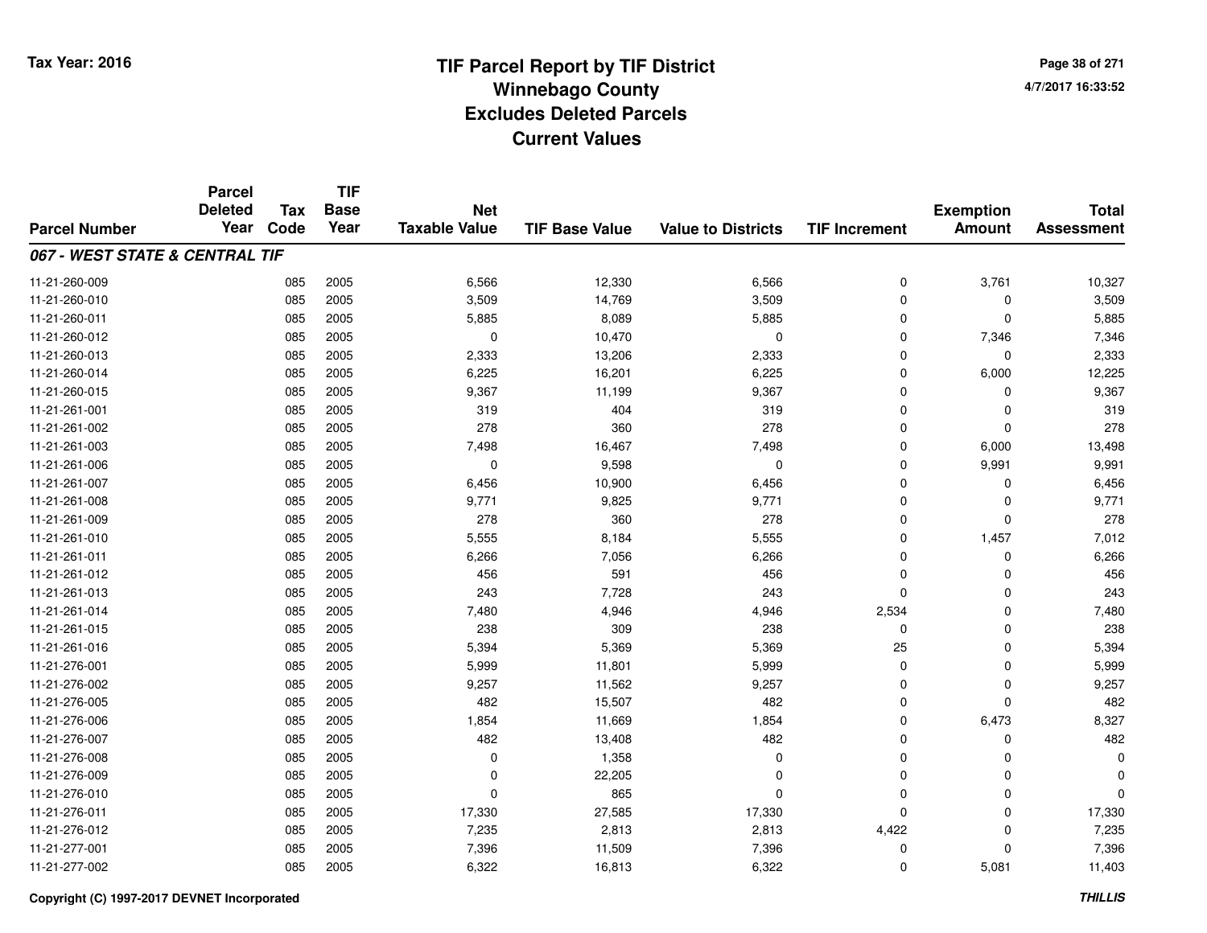# TIF Parcel Report by TIF District
## Winnebago County
## Excludes Deleted Parcels
## Current Values

Tax Year: 2016

4/7/2017 16:33:52

| Parcel Number | Parcel Deleted Year | Tax Code | TIF Base Year | Net Taxable Value | TIF Base Value | Value to Districts | TIF Increment | Exemption Amount | Total Assessment |
|---|---|---|---|---|---|---|---|---|---|
| ***067 - WEST STATE & CENTRAL TIF*** | | | | | | | | | |
| 11-21-260-009 | | 085 | 2005 | 6,566 | 12,330 | 6,566 | 0 | 3,761 | 10,327 |
| 11-21-260-010 | | 085 | 2005 | 3,509 | 14,769 | 3,509 | 0 | 0 | 3,509 |
| 11-21-260-011 | | 085 | 2005 | 5,885 | 8,089 | 5,885 | 0 | 0 | 5,885 |
| 11-21-260-012 | | 085 | 2005 | 0 | 10,470 | 0 | 0 | 7,346 | 7,346 |
| 11-21-260-013 | | 085 | 2005 | 2,333 | 13,206 | 2,333 | 0 | 0 | 2,333 |
| 11-21-260-014 | | 085 | 2005 | 6,225 | 16,201 | 6,225 | 0 | 6,000 | 12,225 |
| 11-21-260-015 | | 085 | 2005 | 9,367 | 11,199 | 9,367 | 0 | 0 | 9,367 |
| 11-21-261-001 | | 085 | 2005 | 319 | 404 | 319 | 0 | 0 | 319 |
| 11-21-261-002 | | 085 | 2005 | 278 | 360 | 278 | 0 | 0 | 278 |
| 11-21-261-003 | | 085 | 2005 | 7,498 | 16,467 | 7,498 | 0 | 6,000 | 13,498 |
| 11-21-261-006 | | 085 | 2005 | 0 | 9,598 | 0 | 0 | 9,991 | 9,991 |
| 11-21-261-007 | | 085 | 2005 | 6,456 | 10,900 | 6,456 | 0 | 0 | 6,456 |
| 11-21-261-008 | | 085 | 2005 | 9,771 | 9,825 | 9,771 | 0 | 0 | 9,771 |
| 11-21-261-009 | | 085 | 2005 | 278 | 360 | 278 | 0 | 0 | 278 |
| 11-21-261-010 | | 085 | 2005 | 5,555 | 8,184 | 5,555 | 0 | 1,457 | 7,012 |
| 11-21-261-011 | | 085 | 2005 | 6,266 | 7,056 | 6,266 | 0 | 0 | 6,266 |
| 11-21-261-012 | | 085 | 2005 | 456 | 591 | 456 | 0 | 0 | 456 |
| 11-21-261-013 | | 085 | 2005 | 243 | 7,728 | 243 | 0 | 0 | 243 |
| 11-21-261-014 | | 085 | 2005 | 7,480 | 4,946 | 4,946 | 2,534 | 0 | 7,480 |
| 11-21-261-015 | | 085 | 2005 | 238 | 309 | 238 | 0 | 0 | 238 |
| 11-21-261-016 | | 085 | 2005 | 5,394 | 5,369 | 5,369 | 25 | 0 | 5,394 |
| 11-21-276-001 | | 085 | 2005 | 5,999 | 11,801 | 5,999 | 0 | 0 | 5,999 |
| 11-21-276-002 | | 085 | 2005 | 9,257 | 11,562 | 9,257 | 0 | 0 | 9,257 |
| 11-21-276-005 | | 085 | 2005 | 482 | 15,507 | 482 | 0 | 0 | 482 |
| 11-21-276-006 | | 085 | 2005 | 1,854 | 11,669 | 1,854 | 0 | 6,473 | 8,327 |
| 11-21-276-007 | | 085 | 2005 | 482 | 13,408 | 482 | 0 | 0 | 482 |
| 11-21-276-008 | | 085 | 2005 | 0 | 1,358 | 0 | 0 | 0 | 0 |
| 11-21-276-009 | | 085 | 2005 | 0 | 22,205 | 0 | 0 | 0 | 0 |
| 11-21-276-010 | | 085 | 2005 | 0 | 865 | 0 | 0 | 0 | 0 |
| 11-21-276-011 | | 085 | 2005 | 17,330 | 27,585 | 17,330 | 0 | 0 | 17,330 |
| 11-21-276-012 | | 085 | 2005 | 7,235 | 2,813 | 2,813 | 4,422 | 0 | 7,235 |
| 11-21-277-001 | | 085 | 2005 | 7,396 | 11,509 | 7,396 | 0 | 0 | 7,396 |
| 11-21-277-002 | | 085 | 2005 | 6,322 | 16,813 | 6,322 | 0 | 5,081 | 11,403 |

Copyright (C) 1997-2017 DEVNET Incorporated

THILLIS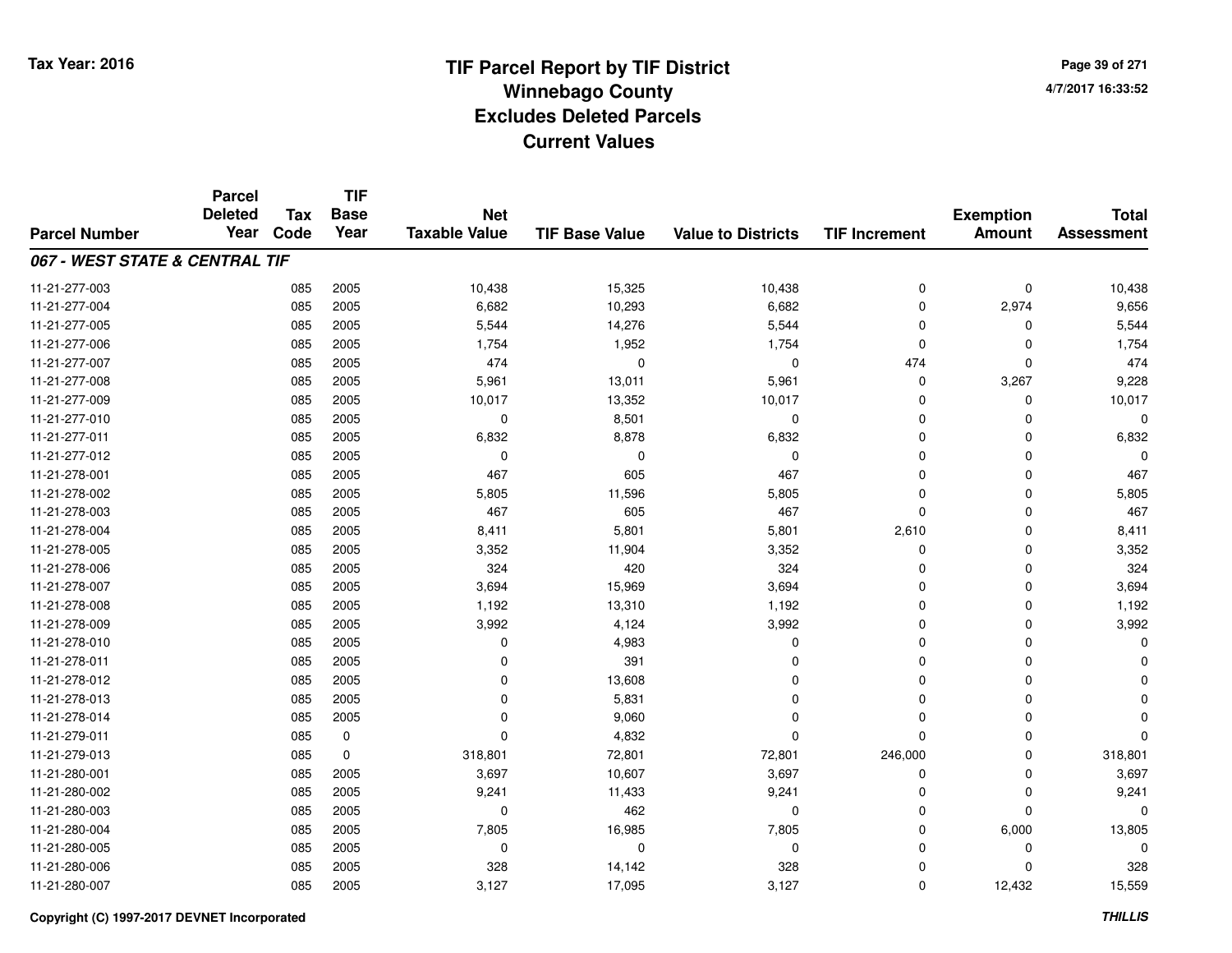# TIF Parcel Report by TIF District
## Winnebago County
## Excludes Deleted Parcels
## Current Values

Tax Year: 2016

4/7/2017 16:33:52

| Parcel Number | Parcel Deleted Year | Tax Code | TIF Base Year | Net Taxable Value | TIF Base Value | Value to Districts | TIF Increment | Exemption Amount | Total Assessment |
|---|---|---|---|---|---|---|---|---|---|
| ***067 - WEST STATE & CENTRAL TIF*** | | | | | | | | | |
| 11-21-277-003 | | 085 | 2005 | 10,438 | 15,325 | 10,438 | 0 | 0 | 10,438 |
| 11-21-277-004 | | 085 | 2005 | 6,682 | 10,293 | 6,682 | 0 | 2,974 | 9,656 |
| 11-21-277-005 | | 085 | 2005 | 5,544 | 14,276 | 5,544 | 0 | 0 | 5,544 |
| 11-21-277-006 | | 085 | 2005 | 1,754 | 1,952 | 1,754 | 0 | 0 | 1,754 |
| 11-21-277-007 | | 085 | 2005 | 474 | 0 | 0 | 474 | 0 | 474 |
| 11-21-277-008 | | 085 | 2005 | 5,961 | 13,011 | 5,961 | 0 | 3,267 | 9,228 |
| 11-21-277-009 | | 085 | 2005 | 10,017 | 13,352 | 10,017 | 0 | 0 | 10,017 |
| 11-21-277-010 | | 085 | 2005 | 0 | 8,501 | 0 | 0 | 0 | 0 |
| 11-21-277-011 | | 085 | 2005 | 6,832 | 8,878 | 6,832 | 0 | 0 | 6,832 |
| 11-21-277-012 | | 085 | 2005 | 0 | 0 | 0 | 0 | 0 | 0 |
| 11-21-278-001 | | 085 | 2005 | 467 | 605 | 467 | 0 | 0 | 467 |
| 11-21-278-002 | | 085 | 2005 | 5,805 | 11,596 | 5,805 | 0 | 0 | 5,805 |
| 11-21-278-003 | | 085 | 2005 | 467 | 605 | 467 | 0 | 0 | 467 |
| 11-21-278-004 | | 085 | 2005 | 8,411 | 5,801 | 5,801 | 2,610 | 0 | 8,411 |
| 11-21-278-005 | | 085 | 2005 | 3,352 | 11,904 | 3,352 | 0 | 0 | 3,352 |
| 11-21-278-006 | | 085 | 2005 | 324 | 420 | 324 | 0 | 0 | 324 |
| 11-21-278-007 | | 085 | 2005 | 3,694 | 15,969 | 3,694 | 0 | 0 | 3,694 |
| 11-21-278-008 | | 085 | 2005 | 1,192 | 13,310 | 1,192 | 0 | 0 | 1,192 |
| 11-21-278-009 | | 085 | 2005 | 3,992 | 4,124 | 3,992 | 0 | 0 | 3,992 |
| 11-21-278-010 | | 085 | 2005 | 0 | 4,983 | 0 | 0 | 0 | 0 |
| 11-21-278-011 | | 085 | 2005 | 0 | 391 | 0 | 0 | 0 | 0 |
| 11-21-278-012 | | 085 | 2005 | 0 | 13,608 | 0 | 0 | 0 | 0 |
| 11-21-278-013 | | 085 | 2005 | 0 | 5,831 | 0 | 0 | 0 | 0 |
| 11-21-278-014 | | 085 | 2005 | 0 | 9,060 | 0 | 0 | 0 | 0 |
| 11-21-279-011 | | 085 | 0 | 0 | 4,832 | 0 | 0 | 0 | 0 |
| 11-21-279-013 | | 085 | 0 | 318,801 | 72,801 | 72,801 | 246,000 | 0 | 318,801 |
| 11-21-280-001 | | 085 | 2005 | 3,697 | 10,607 | 3,697 | 0 | 0 | 3,697 |
| 11-21-280-002 | | 085 | 2005 | 9,241 | 11,433 | 9,241 | 0 | 0 | 9,241 |
| 11-21-280-003 | | 085 | 2005 | 0 | 462 | 0 | 0 | 0 | 0 |
| 11-21-280-004 | | 085 | 2005 | 7,805 | 16,985 | 7,805 | 0 | 6,000 | 13,805 |
| 11-21-280-005 | | 085 | 2005 | 0 | 0 | 0 | 0 | 0 | 0 |
| 11-21-280-006 | | 085 | 2005 | 328 | 14,142 | 328 | 0 | 0 | 328 |
| 11-21-280-007 | | 085 | 2005 | 3,127 | 17,095 | 3,127 | 0 | 12,432 | 15,559 |

Copyright (C) 1997-2017 DEVNET Incorporated

*THILLIS*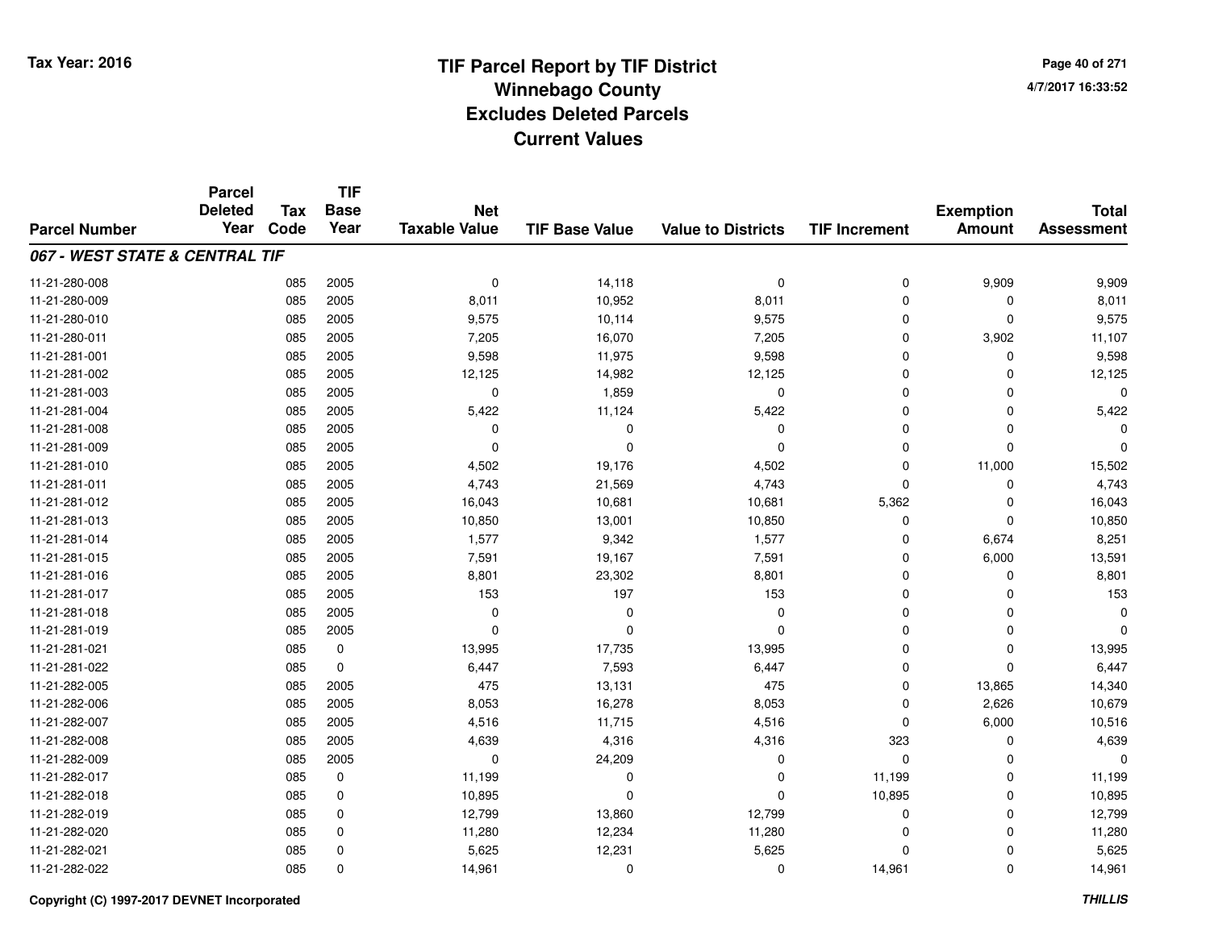# TIF Parcel Report by TIF District
## Winnebago County
## Excludes Deleted Parcels
## Current Values

Tax Year: 2016

4/7/2017 16:33:52

| Parcel Number | Parcel Deleted Year | Tax Code | TIF Base Year | Net Taxable Value | TIF Base Value | Value to Districts | TIF Increment | Exemption Amount | Total Assessment |
|---|---|---|---|---|---|---|---|---|---|
| ***067 - WEST STATE & CENTRAL TIF*** | | | | | | | | | |
| 11-21-280-008 | | 085 | 2005 | 0 | 14,118 | 0 | 0 | 9,909 | 9,909 |
| 11-21-280-009 | | 085 | 2005 | 8,011 | 10,952 | 8,011 | 0 | 0 | 8,011 |
| 11-21-280-010 | | 085 | 2005 | 9,575 | 10,114 | 9,575 | 0 | 0 | 9,575 |
| 11-21-280-011 | | 085 | 2005 | 7,205 | 16,070 | 7,205 | 0 | 3,902 | 11,107 |
| 11-21-281-001 | | 085 | 2005 | 9,598 | 11,975 | 9,598 | 0 | 0 | 9,598 |
| 11-21-281-002 | | 085 | 2005 | 12,125 | 14,982 | 12,125 | 0 | 0 | 12,125 |
| 11-21-281-003 | | 085 | 2005 | 0 | 1,859 | 0 | 0 | 0 | 0 |
| 11-21-281-004 | | 085 | 2005 | 5,422 | 11,124 | 5,422 | 0 | 0 | 5,422 |
| 11-21-281-008 | | 085 | 2005 | 0 | 0 | 0 | 0 | 0 | 0 |
| 11-21-281-009 | | 085 | 2005 | 0 | 0 | 0 | 0 | 0 | 0 |
| 11-21-281-010 | | 085 | 2005 | 4,502 | 19,176 | 4,502 | 0 | 11,000 | 15,502 |
| 11-21-281-011 | | 085 | 2005 | 4,743 | 21,569 | 4,743 | 0 | 0 | 4,743 |
| 11-21-281-012 | | 085 | 2005 | 16,043 | 10,681 | 10,681 | 5,362 | 0 | 16,043 |
| 11-21-281-013 | | 085 | 2005 | 10,850 | 13,001 | 10,850 | 0 | 0 | 10,850 |
| 11-21-281-014 | | 085 | 2005 | 1,577 | 9,342 | 1,577 | 0 | 6,674 | 8,251 |
| 11-21-281-015 | | 085 | 2005 | 7,591 | 19,167 | 7,591 | 0 | 6,000 | 13,591 |
| 11-21-281-016 | | 085 | 2005 | 8,801 | 23,302 | 8,801 | 0 | 0 | 8,801 |
| 11-21-281-017 | | 085 | 2005 | 153 | 197 | 153 | 0 | 0 | 153 |
| 11-21-281-018 | | 085 | 2005 | 0 | 0 | 0 | 0 | 0 | 0 |
| 11-21-281-019 | | 085 | 2005 | 0 | 0 | 0 | 0 | 0 | 0 |
| 11-21-281-021 | | 085 | 0 | 13,995 | 17,735 | 13,995 | 0 | 0 | 13,995 |
| 11-21-281-022 | | 085 | 0 | 6,447 | 7,593 | 6,447 | 0 | 0 | 6,447 |
| 11-21-282-005 | | 085 | 2005 | 475 | 13,131 | 475 | 0 | 13,865 | 14,340 |
| 11-21-282-006 | | 085 | 2005 | 8,053 | 16,278 | 8,053 | 0 | 2,626 | 10,679 |
| 11-21-282-007 | | 085 | 2005 | 4,516 | 11,715 | 4,516 | 0 | 6,000 | 10,516 |
| 11-21-282-008 | | 085 | 2005 | 4,639 | 4,316 | 4,316 | 323 | 0 | 4,639 |
| 11-21-282-009 | | 085 | 2005 | 0 | 24,209 | 0 | 0 | 0 | 0 |
| 11-21-282-017 | | 085 | 0 | 11,199 | 0 | 0 | 11,199 | 0 | 11,199 |
| 11-21-282-018 | | 085 | 0 | 10,895 | 0 | 0 | 10,895 | 0 | 10,895 |
| 11-21-282-019 | | 085 | 0 | 12,799 | 13,860 | 12,799 | 0 | 0 | 12,799 |
| 11-21-282-020 | | 085 | 0 | 11,280 | 12,234 | 11,280 | 0 | 0 | 11,280 |
| 11-21-282-021 | | 085 | 0 | 5,625 | 12,231 | 5,625 | 0 | 0 | 5,625 |
| 11-21-282-022 | | 085 | 0 | 14,961 | 0 | 0 | 14,961 | 0 | 14,961 |

**Copyright (C) 1997-2017 DEVNET Incorporated** ***THILLIS***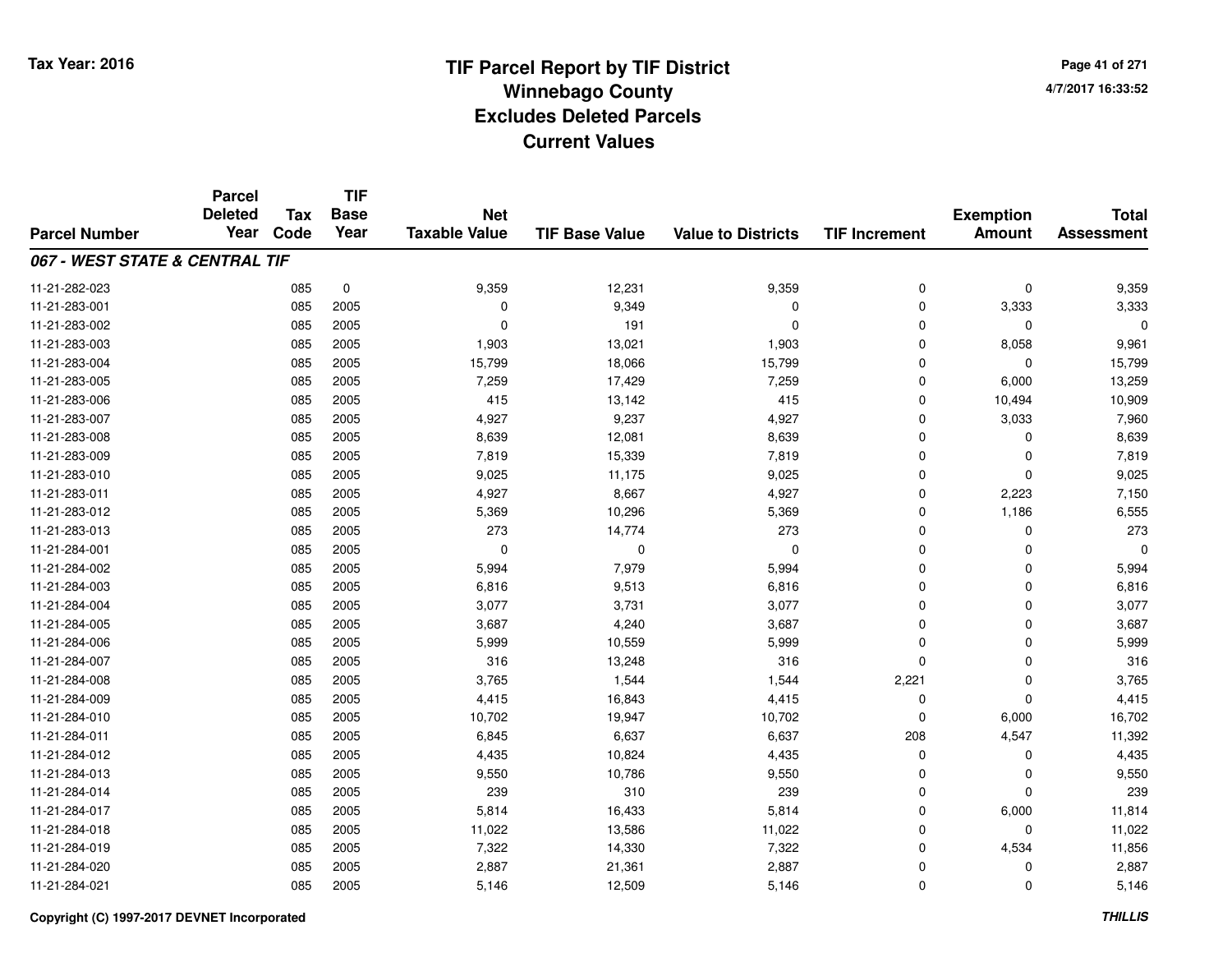# TIF Parcel Report by TIF District
## Winnebago County
## Excludes Deleted Parcels
## Current Values

Tax Year: 2016

| Parcel Number | Parcel Deleted Year | Tax Code | TIF Base Year | Net Taxable Value | TIF Base Value | Value to Districts | TIF Increment | Exemption Amount | Total Assessment |
|---|---|---|---|---|---|---|---|---|---|
| ***067 - WEST STATE & CENTRAL TIF*** | | | | | | | | | |
| 11-21-282-023 | | 085 | 0 | 9,359 | 12,231 | 9,359 | 0 | 0 | 9,359 |
| 11-21-283-001 | | 085 | 2005 | 0 | 9,349 | 0 | 0 | 3,333 | 3,333 |
| 11-21-283-002 | | 085 | 2005 | 0 | 191 | 0 | 0 | 0 | 0 |
| 11-21-283-003 | | 085 | 2005 | 1,903 | 13,021 | 1,903 | 0 | 8,058 | 9,961 |
| 11-21-283-004 | | 085 | 2005 | 15,799 | 18,066 | 15,799 | 0 | 0 | 15,799 |
| 11-21-283-005 | | 085 | 2005 | 7,259 | 17,429 | 7,259 | 0 | 6,000 | 13,259 |
| 11-21-283-006 | | 085 | 2005 | 415 | 13,142 | 415 | 0 | 10,494 | 10,909 |
| 11-21-283-007 | | 085 | 2005 | 4,927 | 9,237 | 4,927 | 0 | 3,033 | 7,960 |
| 11-21-283-008 | | 085 | 2005 | 8,639 | 12,081 | 8,639 | 0 | 0 | 8,639 |
| 11-21-283-009 | | 085 | 2005 | 7,819 | 15,339 | 7,819 | 0 | 0 | 7,819 |
| 11-21-283-010 | | 085 | 2005 | 9,025 | 11,175 | 9,025 | 0 | 0 | 9,025 |
| 11-21-283-011 | | 085 | 2005 | 4,927 | 8,667 | 4,927 | 0 | 2,223 | 7,150 |
| 11-21-283-012 | | 085 | 2005 | 5,369 | 10,296 | 5,369 | 0 | 1,186 | 6,555 |
| 11-21-283-013 | | 085 | 2005 | 273 | 14,774 | 273 | 0 | 0 | 273 |
| 11-21-284-001 | | 085 | 2005 | 0 | 0 | 0 | 0 | 0 | 0 |
| 11-21-284-002 | | 085 | 2005 | 5,994 | 7,979 | 5,994 | 0 | 0 | 5,994 |
| 11-21-284-003 | | 085 | 2005 | 6,816 | 9,513 | 6,816 | 0 | 0 | 6,816 |
| 11-21-284-004 | | 085 | 2005 | 3,077 | 3,731 | 3,077 | 0 | 0 | 3,077 |
| 11-21-284-005 | | 085 | 2005 | 3,687 | 4,240 | 3,687 | 0 | 0 | 3,687 |
| 11-21-284-006 | | 085 | 2005 | 5,999 | 10,559 | 5,999 | 0 | 0 | 5,999 |
| 11-21-284-007 | | 085 | 2005 | 316 | 13,248 | 316 | 0 | 0 | 316 |
| 11-21-284-008 | | 085 | 2005 | 3,765 | 1,544 | 1,544 | 2,221 | 0 | 3,765 |
| 11-21-284-009 | | 085 | 2005 | 4,415 | 16,843 | 4,415 | 0 | 0 | 4,415 |
| 11-21-284-010 | | 085 | 2005 | 10,702 | 19,947 | 10,702 | 0 | 6,000 | 16,702 |
| 11-21-284-011 | | 085 | 2005 | 6,845 | 6,637 | 6,637 | 208 | 4,547 | 11,392 |
| 11-21-284-012 | | 085 | 2005 | 4,435 | 10,824 | 4,435 | 0 | 0 | 4,435 |
| 11-21-284-013 | | 085 | 2005 | 9,550 | 10,786 | 9,550 | 0 | 0 | 9,550 |
| 11-21-284-014 | | 085 | 2005 | 239 | 310 | 239 | 0 | 0 | 239 |
| 11-21-284-017 | | 085 | 2005 | 5,814 | 16,433 | 5,814 | 0 | 6,000 | 11,814 |
| 11-21-284-018 | | 085 | 2005 | 11,022 | 13,586 | 11,022 | 0 | 0 | 11,022 |
| 11-21-284-019 | | 085 | 2005 | 7,322 | 14,330 | 7,322 | 0 | 4,534 | 11,856 |
| 11-21-284-020 | | 085 | 2005 | 2,887 | 21,361 | 2,887 | 0 | 0 | 2,887 |
| 11-21-284-021 | | 085 | 2005 | 5,146 | 12,509 | 5,146 | 0 | 0 | 5,146 |

Copyright (C) 1997-2017 DEVNET Incorporated

*THILLIS*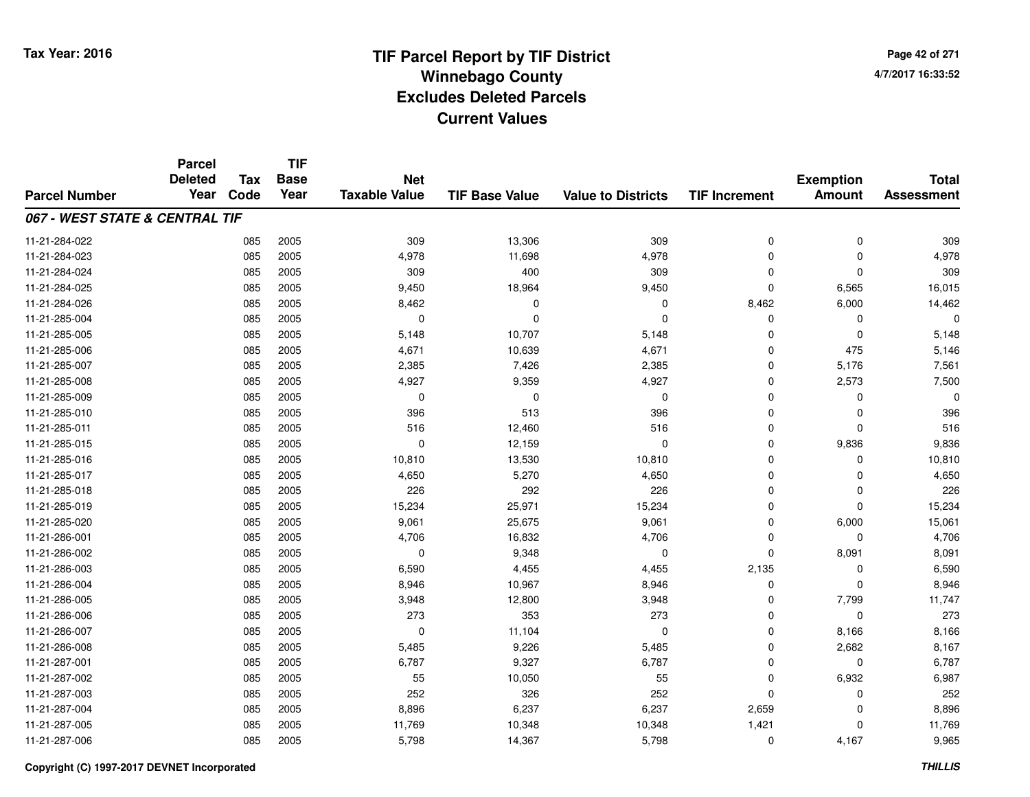# TIF Parcel Report by TIF District
## Winnebago County
## Excludes Deleted Parcels
## Current Values

Tax Year: 2016

4/7/2017 16:33:52

| Parcel Number | Parcel Deleted Year | Tax Code | TIF Base Year | Net Taxable Value | TIF Base Value | Value to Districts | TIF Increment | Exemption Amount | Total Assessment |
|---|---|---|---|---|---|---|---|---|---|
| ***067 - WEST STATE & CENTRAL TIF*** | | | | | | | | | |
| 11-21-284-022 | | 085 | 2005 | 309 | 13,306 | 309 | 0 | 0 | 309 |
| 11-21-284-023 | | 085 | 2005 | 4,978 | 11,698 | 4,978 | 0 | 0 | 4,978 |
| 11-21-284-024 | | 085 | 2005 | 309 | 400 | 309 | 0 | 0 | 309 |
| 11-21-284-025 | | 085 | 2005 | 9,450 | 18,964 | 9,450 | 0 | 6,565 | 16,015 |
| 11-21-284-026 | | 085 | 2005 | 8,462 | 0 | 0 | 8,462 | 6,000 | 14,462 |
| 11-21-285-004 | | 085 | 2005 | 0 | 0 | 0 | 0 | 0 | 0 |
| 11-21-285-005 | | 085 | 2005 | 5,148 | 10,707 | 5,148 | 0 | 0 | 5,148 |
| 11-21-285-006 | | 085 | 2005 | 4,671 | 10,639 | 4,671 | 0 | 475 | 5,146 |
| 11-21-285-007 | | 085 | 2005 | 2,385 | 7,426 | 2,385 | 0 | 5,176 | 7,561 |
| 11-21-285-008 | | 085 | 2005 | 4,927 | 9,359 | 4,927 | 0 | 2,573 | 7,500 |
| 11-21-285-009 | | 085 | 2005 | 0 | 0 | 0 | 0 | 0 | 0 |
| 11-21-285-010 | | 085 | 2005 | 396 | 513 | 396 | 0 | 0 | 396 |
| 11-21-285-011 | | 085 | 2005 | 516 | 12,460 | 516 | 0 | 0 | 516 |
| 11-21-285-015 | | 085 | 2005 | 0 | 12,159 | 0 | 0 | 9,836 | 9,836 |
| 11-21-285-016 | | 085 | 2005 | 10,810 | 13,530 | 10,810 | 0 | 0 | 10,810 |
| 11-21-285-017 | | 085 | 2005 | 4,650 | 5,270 | 4,650 | 0 | 0 | 4,650 |
| 11-21-285-018 | | 085 | 2005 | 226 | 292 | 226 | 0 | 0 | 226 |
| 11-21-285-019 | | 085 | 2005 | 15,234 | 25,971 | 15,234 | 0 | 0 | 15,234 |
| 11-21-285-020 | | 085 | 2005 | 9,061 | 25,675 | 9,061 | 0 | 6,000 | 15,061 |
| 11-21-286-001 | | 085 | 2005 | 4,706 | 16,832 | 4,706 | 0 | 0 | 4,706 |
| 11-21-286-002 | | 085 | 2005 | 0 | 9,348 | 0 | 0 | 8,091 | 8,091 |
| 11-21-286-003 | | 085 | 2005 | 6,590 | 4,455 | 4,455 | 2,135 | 0 | 6,590 |
| 11-21-286-004 | | 085 | 2005 | 8,946 | 10,967 | 8,946 | 0 | 0 | 8,946 |
| 11-21-286-005 | | 085 | 2005 | 3,948 | 12,800 | 3,948 | 0 | 7,799 | 11,747 |
| 11-21-286-006 | | 085 | 2005 | 273 | 353 | 273 | 0 | 0 | 273 |
| 11-21-286-007 | | 085 | 2005 | 0 | 11,104 | 0 | 0 | 8,166 | 8,166 |
| 11-21-286-008 | | 085 | 2005 | 5,485 | 9,226 | 5,485 | 0 | 2,682 | 8,167 |
| 11-21-287-001 | | 085 | 2005 | 6,787 | 9,327 | 6,787 | 0 | 0 | 6,787 |
| 11-21-287-002 | | 085 | 2005 | 55 | 10,050 | 55 | 0 | 6,932 | 6,987 |
| 11-21-287-003 | | 085 | 2005 | 252 | 326 | 252 | 0 | 0 | 252 |
| 11-21-287-004 | | 085 | 2005 | 8,896 | 6,237 | 6,237 | 2,659 | 0 | 8,896 |
| 11-21-287-005 | | 085 | 2005 | 11,769 | 10,348 | 10,348 | 1,421 | 0 | 11,769 |
| 11-21-287-006 | | 085 | 2005 | 5,798 | 14,367 | 5,798 | 0 | 4,167 | 9,965 |

Copyright (C) 1997-2017 DEVNET Incorporated

THILLIS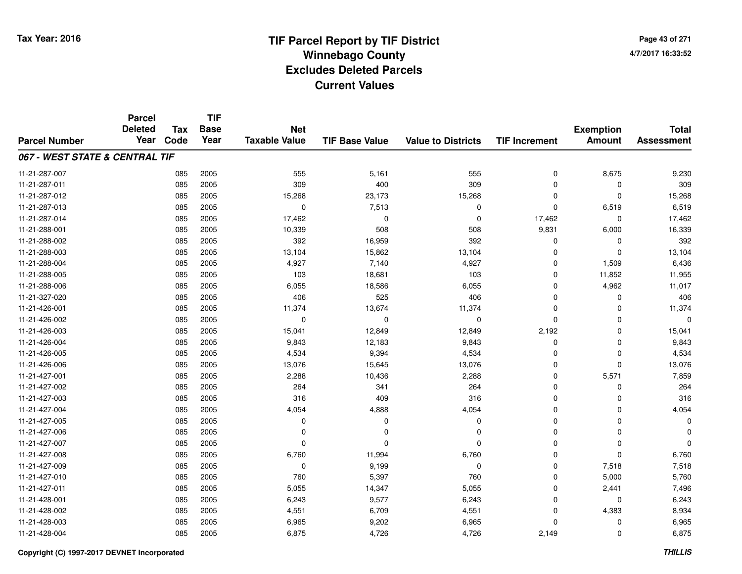# TIF Parcel Report by TIF District
## Winnebago County
## Excludes Deleted Parcels
## Current Values

Tax Year: 2016

4/7/2017 16:33:52

| Parcel Number | Parcel Deleted Year | Tax Code | TIF Base Year | Net Taxable Value | TIF Base Value | Value to Districts | TIF Increment | Exemption Amount | Total Assessment |
|---|---|---|---|---|---|---|---|---|---|
| ***067 - WEST STATE & CENTRAL TIF*** | | | | | | | | | |
| 11-21-287-007 | | 085 | 2005 | 555 | 5,161 | 555 | 0 | 8,675 | 9,230 |
| 11-21-287-011 | | 085 | 2005 | 309 | 400 | 309 | 0 | 0 | 309 |
| 11-21-287-012 | | 085 | 2005 | 15,268 | 23,173 | 15,268 | 0 | 0 | 15,268 |
| 11-21-287-013 | | 085 | 2005 | 0 | 7,513 | 0 | 0 | 6,519 | 6,519 |
| 11-21-287-014 | | 085 | 2005 | 17,462 | 0 | 0 | 17,462 | 0 | 17,462 |
| 11-21-288-001 | | 085 | 2005 | 10,339 | 508 | 508 | 9,831 | 6,000 | 16,339 |
| 11-21-288-002 | | 085 | 2005 | 392 | 16,959 | 392 | 0 | 0 | 392 |
| 11-21-288-003 | | 085 | 2005 | 13,104 | 15,862 | 13,104 | 0 | 0 | 13,104 |
| 11-21-288-004 | | 085 | 2005 | 4,927 | 7,140 | 4,927 | 0 | 1,509 | 6,436 |
| 11-21-288-005 | | 085 | 2005 | 103 | 18,681 | 103 | 0 | 11,852 | 11,955 |
| 11-21-288-006 | | 085 | 2005 | 6,055 | 18,586 | 6,055 | 0 | 4,962 | 11,017 |
| 11-21-327-020 | | 085 | 2005 | 406 | 525 | 406 | 0 | 0 | 406 |
| 11-21-426-001 | | 085 | 2005 | 11,374 | 13,674 | 11,374 | 0 | 0 | 11,374 |
| 11-21-426-002 | | 085 | 2005 | 0 | 0 | 0 | 0 | 0 | 0 |
| 11-21-426-003 | | 085 | 2005 | 15,041 | 12,849 | 12,849 | 2,192 | 0 | 15,041 |
| 11-21-426-004 | | 085 | 2005 | 9,843 | 12,183 | 9,843 | 0 | 0 | 9,843 |
| 11-21-426-005 | | 085 | 2005 | 4,534 | 9,394 | 4,534 | 0 | 0 | 4,534 |
| 11-21-426-006 | | 085 | 2005 | 13,076 | 15,645 | 13,076 | 0 | 0 | 13,076 |
| 11-21-427-001 | | 085 | 2005 | 2,288 | 10,436 | 2,288 | 0 | 5,571 | 7,859 |
| 11-21-427-002 | | 085 | 2005 | 264 | 341 | 264 | 0 | 0 | 264 |
| 11-21-427-003 | | 085 | 2005 | 316 | 409 | 316 | 0 | 0 | 316 |
| 11-21-427-004 | | 085 | 2005 | 4,054 | 4,888 | 4,054 | 0 | 0 | 4,054 |
| 11-21-427-005 | | 085 | 2005 | 0 | 0 | 0 | 0 | 0 | 0 |
| 11-21-427-006 | | 085 | 2005 | 0 | 0 | 0 | 0 | 0 | 0 |
| 11-21-427-007 | | 085 | 2005 | 0 | 0 | 0 | 0 | 0 | 0 |
| 11-21-427-008 | | 085 | 2005 | 6,760 | 11,994 | 6,760 | 0 | 0 | 6,760 |
| 11-21-427-009 | | 085 | 2005 | 0 | 9,199 | 0 | 0 | 7,518 | 7,518 |
| 11-21-427-010 | | 085 | 2005 | 760 | 5,397 | 760 | 0 | 5,000 | 5,760 |
| 11-21-427-011 | | 085 | 2005 | 5,055 | 14,347 | 5,055 | 0 | 2,441 | 7,496 |
| 11-21-428-001 | | 085 | 2005 | 6,243 | 9,577 | 6,243 | 0 | 0 | 6,243 |
| 11-21-428-002 | | 085 | 2005 | 4,551 | 6,709 | 4,551 | 0 | 4,383 | 8,934 |
| 11-21-428-003 | | 085 | 2005 | 6,965 | 9,202 | 6,965 | 0 | 0 | 6,965 |
| 11-21-428-004 | | 085 | 2005 | 6,875 | 4,726 | 4,726 | 2,149 | 0 | 6,875 |

Copyright (C) 1997-2017 DEVNET Incorporated

THILLIS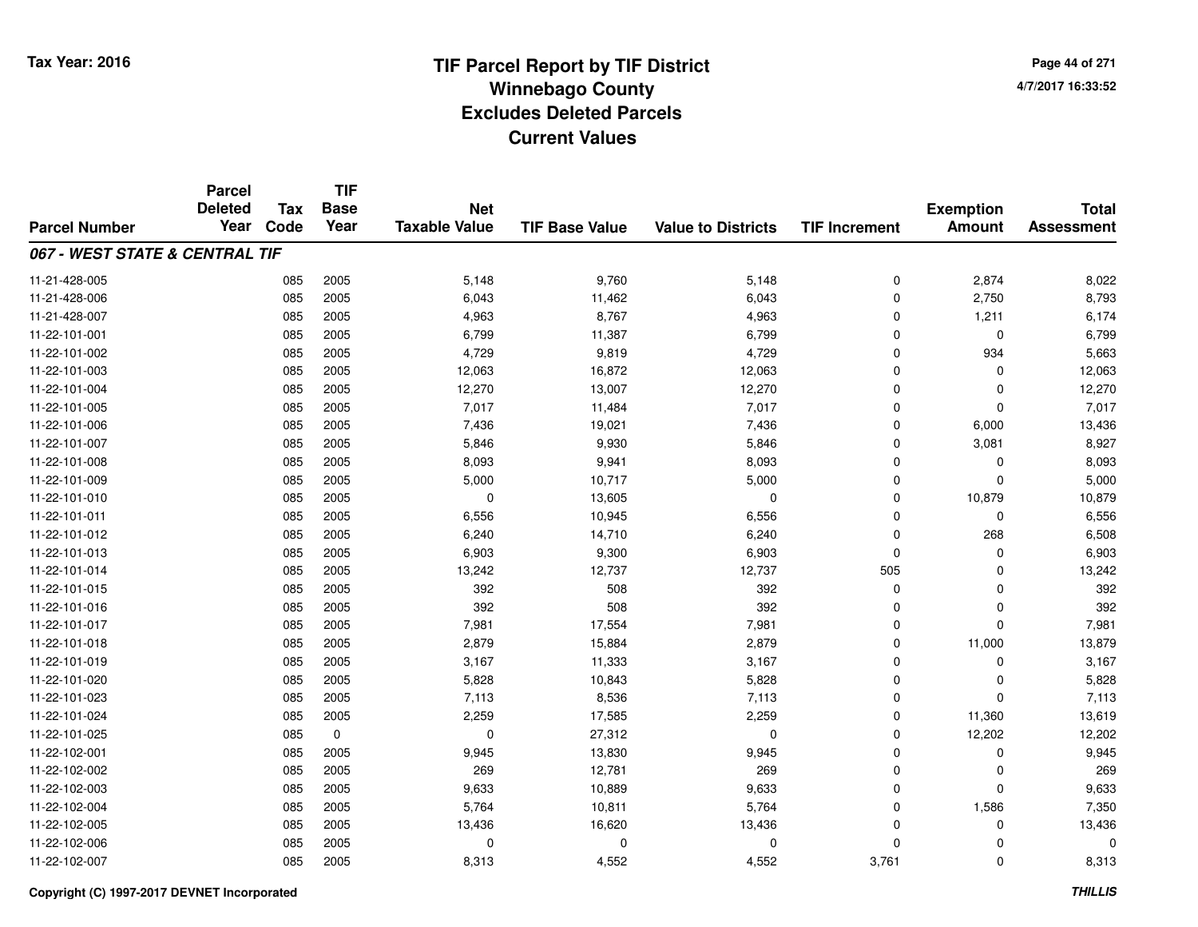# TIF Parcel Report by TIF District
## Winnebago County
## Excludes Deleted Parcels
## Current Values

Tax Year: 2016

4/7/2017 16:33:52

| Parcel Number | Parcel Deleted Year | Tax Code | TIF Base Year | Net Taxable Value | TIF Base Value | Value to Districts | TIF Increment | Exemption Amount | Total Assessment |
|---|---|---|---|---|---|---|---|---|---|
| ***067 - WEST STATE & CENTRAL TIF*** | | | | | | | | | |
| 11-21-428-005 | | 085 | 2005 | 5,148 | 9,760 | 5,148 | 0 | 2,874 | 8,022 |
| 11-21-428-006 | | 085 | 2005 | 6,043 | 11,462 | 6,043 | 0 | 2,750 | 8,793 |
| 11-21-428-007 | | 085 | 2005 | 4,963 | 8,767 | 4,963 | 0 | 1,211 | 6,174 |
| 11-22-101-001 | | 085 | 2005 | 6,799 | 11,387 | 6,799 | 0 | 0 | 6,799 |
| 11-22-101-002 | | 085 | 2005 | 4,729 | 9,819 | 4,729 | 0 | 934 | 5,663 |
| 11-22-101-003 | | 085 | 2005 | 12,063 | 16,872 | 12,063 | 0 | 0 | 12,063 |
| 11-22-101-004 | | 085 | 2005 | 12,270 | 13,007 | 12,270 | 0 | 0 | 12,270 |
| 11-22-101-005 | | 085 | 2005 | 7,017 | 11,484 | 7,017 | 0 | 0 | 7,017 |
| 11-22-101-006 | | 085 | 2005 | 7,436 | 19,021 | 7,436 | 0 | 6,000 | 13,436 |
| 11-22-101-007 | | 085 | 2005 | 5,846 | 9,930 | 5,846 | 0 | 3,081 | 8,927 |
| 11-22-101-008 | | 085 | 2005 | 8,093 | 9,941 | 8,093 | 0 | 0 | 8,093 |
| 11-22-101-009 | | 085 | 2005 | 5,000 | 10,717 | 5,000 | 0 | 0 | 5,000 |
| 11-22-101-010 | | 085 | 2005 | 0 | 13,605 | 0 | 0 | 10,879 | 10,879 |
| 11-22-101-011 | | 085 | 2005 | 6,556 | 10,945 | 6,556 | 0 | 0 | 6,556 |
| 11-22-101-012 | | 085 | 2005 | 6,240 | 14,710 | 6,240 | 0 | 268 | 6,508 |
| 11-22-101-013 | | 085 | 2005 | 6,903 | 9,300 | 6,903 | 0 | 0 | 6,903 |
| 11-22-101-014 | | 085 | 2005 | 13,242 | 12,737 | 12,737 | 505 | 0 | 13,242 |
| 11-22-101-015 | | 085 | 2005 | 392 | 508 | 392 | 0 | 0 | 392 |
| 11-22-101-016 | | 085 | 2005 | 392 | 508 | 392 | 0 | 0 | 392 |
| 11-22-101-017 | | 085 | 2005 | 7,981 | 17,554 | 7,981 | 0 | 0 | 7,981 |
| 11-22-101-018 | | 085 | 2005 | 2,879 | 15,884 | 2,879 | 0 | 11,000 | 13,879 |
| 11-22-101-019 | | 085 | 2005 | 3,167 | 11,333 | 3,167 | 0 | 0 | 3,167 |
| 11-22-101-020 | | 085 | 2005 | 5,828 | 10,843 | 5,828 | 0 | 0 | 5,828 |
| 11-22-101-023 | | 085 | 2005 | 7,113 | 8,536 | 7,113 | 0 | 0 | 7,113 |
| 11-22-101-024 | | 085 | 2005 | 2,259 | 17,585 | 2,259 | 0 | 11,360 | 13,619 |
| 11-22-101-025 | | 085 | 0 | 0 | 27,312 | 0 | 0 | 12,202 | 12,202 |
| 11-22-102-001 | | 085 | 2005 | 9,945 | 13,830 | 9,945 | 0 | 0 | 9,945 |
| 11-22-102-002 | | 085 | 2005 | 269 | 12,781 | 269 | 0 | 0 | 269 |
| 11-22-102-003 | | 085 | 2005 | 9,633 | 10,889 | 9,633 | 0 | 0 | 9,633 |
| 11-22-102-004 | | 085 | 2005 | 5,764 | 10,811 | 5,764 | 0 | 1,586 | 7,350 |
| 11-22-102-005 | | 085 | 2005 | 13,436 | 16,620 | 13,436 | 0 | 0 | 13,436 |
| 11-22-102-006 | | 085 | 2005 | 0 | 0 | 0 | 0 | 0 | 0 |
| 11-22-102-007 | | 085 | 2005 | 8,313 | 4,552 | 4,552 | 3,761 | 0 | 8,313 |

Copyright (C) 1997-2017 DEVNET Incorporated

*THILLIS*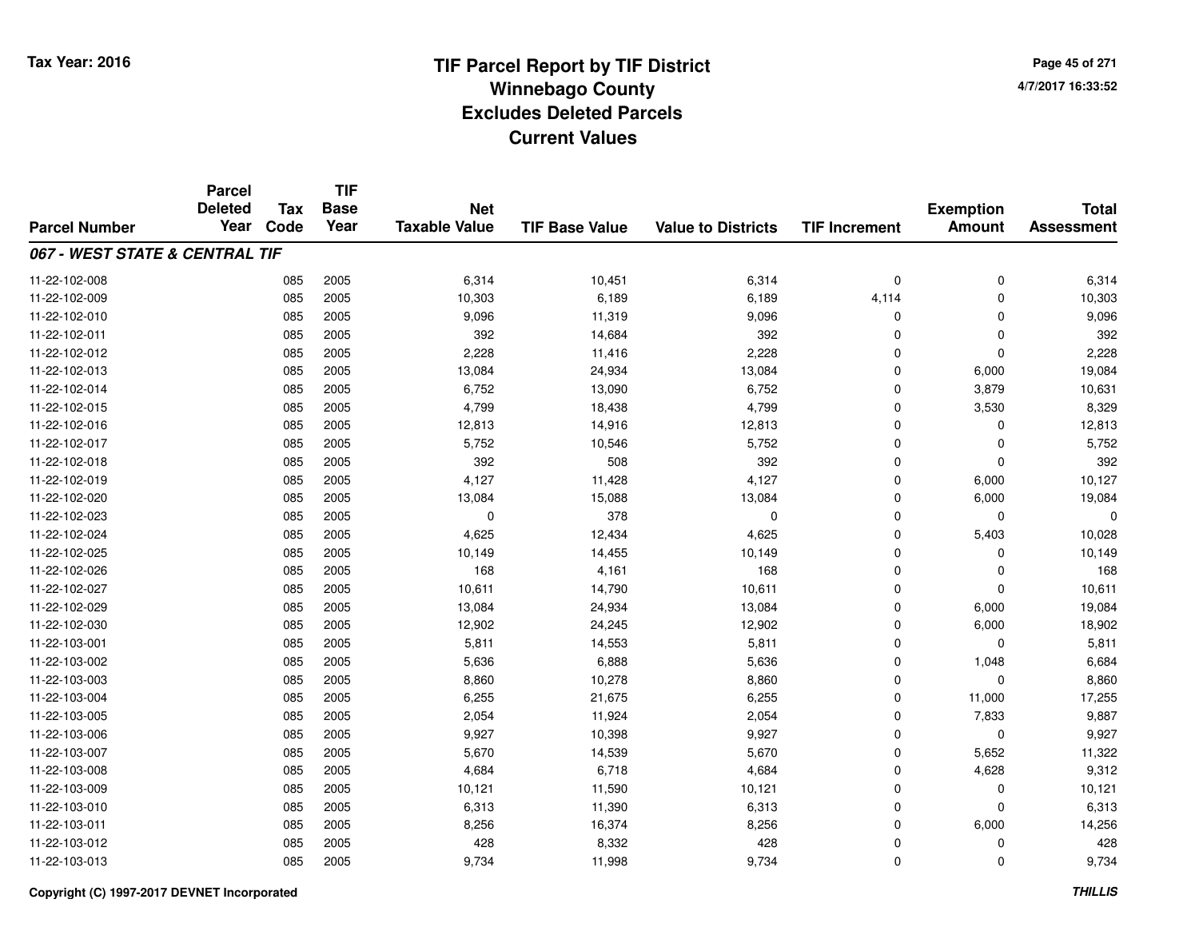# TIF Parcel Report by TIF District
## Winnebago County
## Excludes Deleted Parcels
## Current Values

Tax Year: 2016

4/7/2017 16:33:52

| Parcel Number | Parcel Deleted Year | Tax Code | TIF Base Year | Net Taxable Value | TIF Base Value | Value to Districts | TIF Increment | Exemption Amount | Total Assessment |
|---|---|---|---|---|---|---|---|---|---|
| ***067 - WEST STATE & CENTRAL TIF*** | | | | | | | | | |
| 11-22-102-008 | | 085 | 2005 | 6,314 | 10,451 | 6,314 | 0 | 0 | 6,314 |
| 11-22-102-009 | | 085 | 2005 | 10,303 | 6,189 | 6,189 | 4,114 | 0 | 10,303 |
| 11-22-102-010 | | 085 | 2005 | 9,096 | 11,319 | 9,096 | 0 | 0 | 9,096 |
| 11-22-102-011 | | 085 | 2005 | 392 | 14,684 | 392 | 0 | 0 | 392 |
| 11-22-102-012 | | 085 | 2005 | 2,228 | 11,416 | 2,228 | 0 | 0 | 2,228 |
| 11-22-102-013 | | 085 | 2005 | 13,084 | 24,934 | 13,084 | 0 | 6,000 | 19,084 |
| 11-22-102-014 | | 085 | 2005 | 6,752 | 13,090 | 6,752 | 0 | 3,879 | 10,631 |
| 11-22-102-015 | | 085 | 2005 | 4,799 | 18,438 | 4,799 | 0 | 3,530 | 8,329 |
| 11-22-102-016 | | 085 | 2005 | 12,813 | 14,916 | 12,813 | 0 | 0 | 12,813 |
| 11-22-102-017 | | 085 | 2005 | 5,752 | 10,546 | 5,752 | 0 | 0 | 5,752 |
| 11-22-102-018 | | 085 | 2005 | 392 | 508 | 392 | 0 | 0 | 392 |
| 11-22-102-019 | | 085 | 2005 | 4,127 | 11,428 | 4,127 | 0 | 6,000 | 10,127 |
| 11-22-102-020 | | 085 | 2005 | 13,084 | 15,088 | 13,084 | 0 | 6,000 | 19,084 |
| 11-22-102-023 | | 085 | 2005 | 0 | 378 | 0 | 0 | 0 | 0 |
| 11-22-102-024 | | 085 | 2005 | 4,625 | 12,434 | 4,625 | 0 | 5,403 | 10,028 |
| 11-22-102-025 | | 085 | 2005 | 10,149 | 14,455 | 10,149 | 0 | 0 | 10,149 |
| 11-22-102-026 | | 085 | 2005 | 168 | 4,161 | 168 | 0 | 0 | 168 |
| 11-22-102-027 | | 085 | 2005 | 10,611 | 14,790 | 10,611 | 0 | 0 | 10,611 |
| 11-22-102-029 | | 085 | 2005 | 13,084 | 24,934 | 13,084 | 0 | 6,000 | 19,084 |
| 11-22-102-030 | | 085 | 2005 | 12,902 | 24,245 | 12,902 | 0 | 6,000 | 18,902 |
| 11-22-103-001 | | 085 | 2005 | 5,811 | 14,553 | 5,811 | 0 | 0 | 5,811 |
| 11-22-103-002 | | 085 | 2005 | 5,636 | 6,888 | 5,636 | 0 | 1,048 | 6,684 |
| 11-22-103-003 | | 085 | 2005 | 8,860 | 10,278 | 8,860 | 0 | 0 | 8,860 |
| 11-22-103-004 | | 085 | 2005 | 6,255 | 21,675 | 6,255 | 0 | 11,000 | 17,255 |
| 11-22-103-005 | | 085 | 2005 | 2,054 | 11,924 | 2,054 | 0 | 7,833 | 9,887 |
| 11-22-103-006 | | 085 | 2005 | 9,927 | 10,398 | 9,927 | 0 | 0 | 9,927 |
| 11-22-103-007 | | 085 | 2005 | 5,670 | 14,539 | 5,670 | 0 | 5,652 | 11,322 |
| 11-22-103-008 | | 085 | 2005 | 4,684 | 6,718 | 4,684 | 0 | 4,628 | 9,312 |
| 11-22-103-009 | | 085 | 2005 | 10,121 | 11,590 | 10,121 | 0 | 0 | 10,121 |
| 11-22-103-010 | | 085 | 2005 | 6,313 | 11,390 | 6,313 | 0 | 0 | 6,313 |
| 11-22-103-011 | | 085 | 2005 | 8,256 | 16,374 | 8,256 | 0 | 6,000 | 14,256 |
| 11-22-103-012 | | 085 | 2005 | 428 | 8,332 | 428 | 0 | 0 | 428 |
| 11-22-103-013 | | 085 | 2005 | 9,734 | 11,998 | 9,734 | 0 | 0 | 9,734 |

Copyright (C) 1997-2017 DEVNET Incorporated

*THILLIS*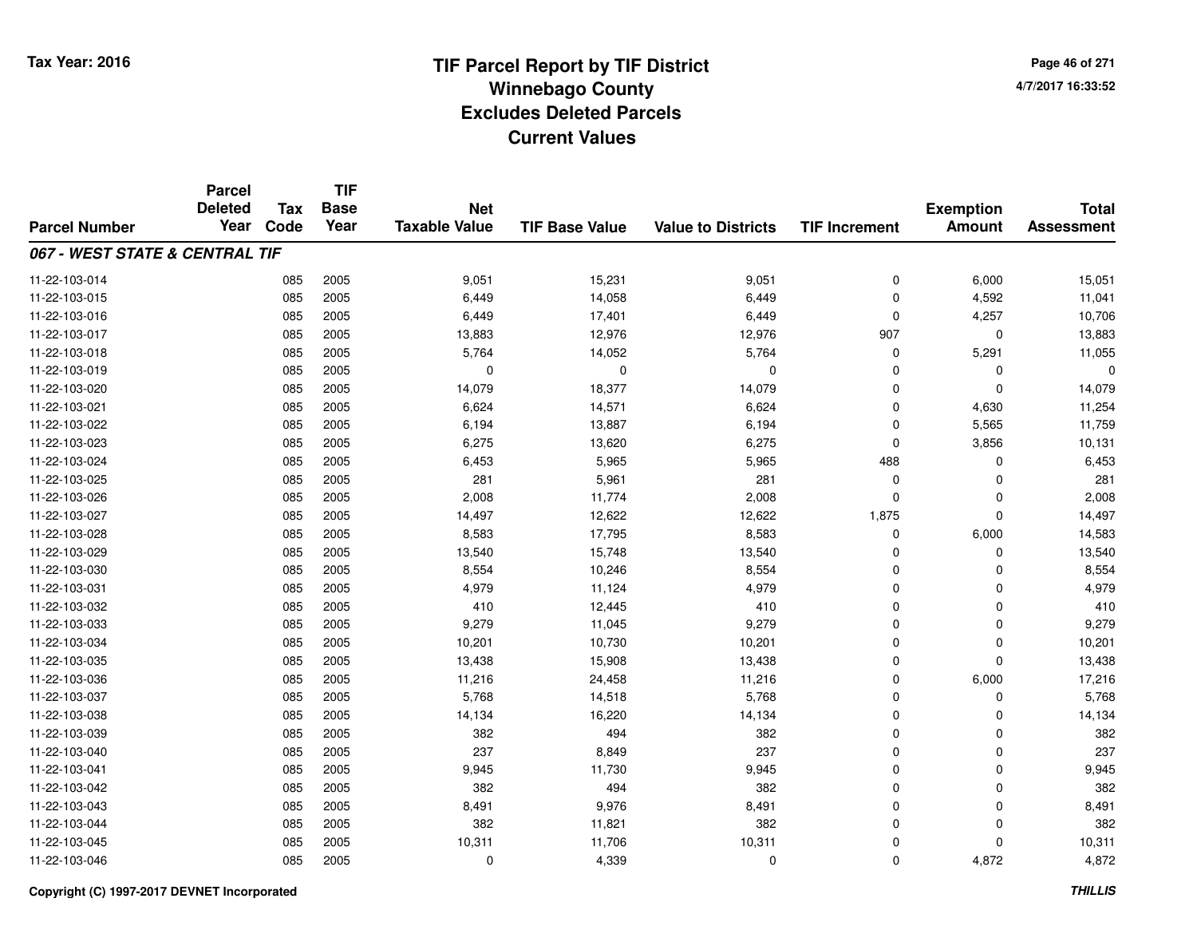# TIF Parcel Report by TIF District
## Winnebago County
## Excludes Deleted Parcels
## Current Values

Tax Year: 2016

4/7/2017 16:33:52

| Parcel Number | Parcel Deleted Year | Tax Code | TIF Base Year | Net Taxable Value | TIF Base Value | Value to Districts | TIF Increment | Exemption Amount | Total Assessment |
|---|---|---|---|---|---|---|---|---|---|
| ***067 - WEST STATE & CENTRAL TIF*** | | | | | | | | | |
| 11-22-103-014 | | 085 | 2005 | 9,051 | 15,231 | 9,051 | 0 | 6,000 | 15,051 |
| 11-22-103-015 | | 085 | 2005 | 6,449 | 14,058 | 6,449 | 0 | 4,592 | 11,041 |
| 11-22-103-016 | | 085 | 2005 | 6,449 | 17,401 | 6,449 | 0 | 4,257 | 10,706 |
| 11-22-103-017 | | 085 | 2005 | 13,883 | 12,976 | 12,976 | 907 | 0 | 13,883 |
| 11-22-103-018 | | 085 | 2005 | 5,764 | 14,052 | 5,764 | 0 | 5,291 | 11,055 |
| 11-22-103-019 | | 085 | 2005 | 0 | 0 | 0 | 0 | 0 | 0 |
| 11-22-103-020 | | 085 | 2005 | 14,079 | 18,377 | 14,079 | 0 | 0 | 14,079 |
| 11-22-103-021 | | 085 | 2005 | 6,624 | 14,571 | 6,624 | 0 | 4,630 | 11,254 |
| 11-22-103-022 | | 085 | 2005 | 6,194 | 13,887 | 6,194 | 0 | 5,565 | 11,759 |
| 11-22-103-023 | | 085 | 2005 | 6,275 | 13,620 | 6,275 | 0 | 3,856 | 10,131 |
| 11-22-103-024 | | 085 | 2005 | 6,453 | 5,965 | 5,965 | 488 | 0 | 6,453 |
| 11-22-103-025 | | 085 | 2005 | 281 | 5,961 | 281 | 0 | 0 | 281 |
| 11-22-103-026 | | 085 | 2005 | 2,008 | 11,774 | 2,008 | 0 | 0 | 2,008 |
| 11-22-103-027 | | 085 | 2005 | 14,497 | 12,622 | 12,622 | 1,875 | 0 | 14,497 |
| 11-22-103-028 | | 085 | 2005 | 8,583 | 17,795 | 8,583 | 0 | 6,000 | 14,583 |
| 11-22-103-029 | | 085 | 2005 | 13,540 | 15,748 | 13,540 | 0 | 0 | 13,540 |
| 11-22-103-030 | | 085 | 2005 | 8,554 | 10,246 | 8,554 | 0 | 0 | 8,554 |
| 11-22-103-031 | | 085 | 2005 | 4,979 | 11,124 | 4,979 | 0 | 0 | 4,979 |
| 11-22-103-032 | | 085 | 2005 | 410 | 12,445 | 410 | 0 | 0 | 410 |
| 11-22-103-033 | | 085 | 2005 | 9,279 | 11,045 | 9,279 | 0 | 0 | 9,279 |
| 11-22-103-034 | | 085 | 2005 | 10,201 | 10,730 | 10,201 | 0 | 0 | 10,201 |
| 11-22-103-035 | | 085 | 2005 | 13,438 | 15,908 | 13,438 | 0 | 0 | 13,438 |
| 11-22-103-036 | | 085 | 2005 | 11,216 | 24,458 | 11,216 | 0 | 6,000 | 17,216 |
| 11-22-103-037 | | 085 | 2005 | 5,768 | 14,518 | 5,768 | 0 | 0 | 5,768 |
| 11-22-103-038 | | 085 | 2005 | 14,134 | 16,220 | 14,134 | 0 | 0 | 14,134 |
| 11-22-103-039 | | 085 | 2005 | 382 | 494 | 382 | 0 | 0 | 382 |
| 11-22-103-040 | | 085 | 2005 | 237 | 8,849 | 237 | 0 | 0 | 237 |
| 11-22-103-041 | | 085 | 2005 | 9,945 | 11,730 | 9,945 | 0 | 0 | 9,945 |
| 11-22-103-042 | | 085 | 2005 | 382 | 494 | 382 | 0 | 0 | 382 |
| 11-22-103-043 | | 085 | 2005 | 8,491 | 9,976 | 8,491 | 0 | 0 | 8,491 |
| 11-22-103-044 | | 085 | 2005 | 382 | 11,821 | 382 | 0 | 0 | 382 |
| 11-22-103-045 | | 085 | 2005 | 10,311 | 11,706 | 10,311 | 0 | 0 | 10,311 |
| 11-22-103-046 | | 085 | 2005 | 0 | 4,339 | 0 | 0 | 4,872 | 4,872 |

Copyright (C) 1997-2017 DEVNET Incorporated

THILLIS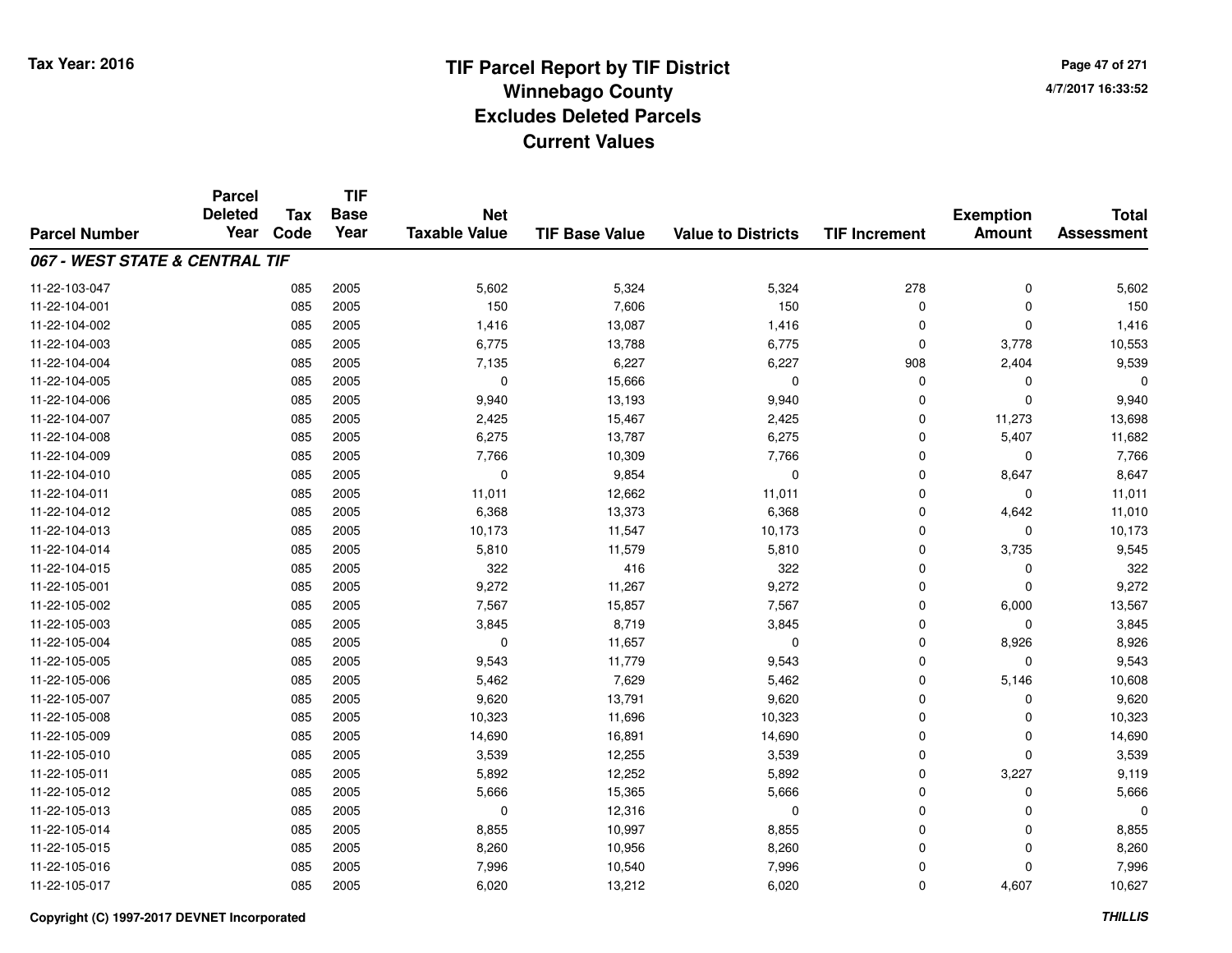# TIF Parcel Report by TIF District
## Winnebago County
## Excludes Deleted Parcels
## Current Values

Tax Year: 2016

4/7/2017 16:33:52

| Parcel Number | Parcel Deleted Year | Tax Code | TIF Base Year | Net Taxable Value | TIF Base Value | Value to Districts | TIF Increment | Exemption Amount | Total Assessment |
|---|---|---|---|---|---|---|---|---|---|
| ***067 - WEST STATE & CENTRAL TIF*** | | | | | | | | | |
| 11-22-103-047 | | 085 | 2005 | 5,602 | 5,324 | 5,324 | 278 | 0 | 5,602 |
| 11-22-104-001 | | 085 | 2005 | 150 | 7,606 | 150 | 0 | 0 | 150 |
| 11-22-104-002 | | 085 | 2005 | 1,416 | 13,087 | 1,416 | 0 | 0 | 1,416 |
| 11-22-104-003 | | 085 | 2005 | 6,775 | 13,788 | 6,775 | 0 | 3,778 | 10,553 |
| 11-22-104-004 | | 085 | 2005 | 7,135 | 6,227 | 6,227 | 908 | 2,404 | 9,539 |
| 11-22-104-005 | | 085 | 2005 | 0 | 15,666 | 0 | 0 | 0 | 0 |
| 11-22-104-006 | | 085 | 2005 | 9,940 | 13,193 | 9,940 | 0 | 0 | 9,940 |
| 11-22-104-007 | | 085 | 2005 | 2,425 | 15,467 | 2,425 | 0 | 11,273 | 13,698 |
| 11-22-104-008 | | 085 | 2005 | 6,275 | 13,787 | 6,275 | 0 | 5,407 | 11,682 |
| 11-22-104-009 | | 085 | 2005 | 7,766 | 10,309 | 7,766 | 0 | 0 | 7,766 |
| 11-22-104-010 | | 085 | 2005 | 0 | 9,854 | 0 | 0 | 8,647 | 8,647 |
| 11-22-104-011 | | 085 | 2005 | 11,011 | 12,662 | 11,011 | 0 | 0 | 11,011 |
| 11-22-104-012 | | 085 | 2005 | 6,368 | 13,373 | 6,368 | 0 | 4,642 | 11,010 |
| 11-22-104-013 | | 085 | 2005 | 10,173 | 11,547 | 10,173 | 0 | 0 | 10,173 |
| 11-22-104-014 | | 085 | 2005 | 5,810 | 11,579 | 5,810 | 0 | 3,735 | 9,545 |
| 11-22-104-015 | | 085 | 2005 | 322 | 416 | 322 | 0 | 0 | 322 |
| 11-22-105-001 | | 085 | 2005 | 9,272 | 11,267 | 9,272 | 0 | 0 | 9,272 |
| 11-22-105-002 | | 085 | 2005 | 7,567 | 15,857 | 7,567 | 0 | 6,000 | 13,567 |
| 11-22-105-003 | | 085 | 2005 | 3,845 | 8,719 | 3,845 | 0 | 0 | 3,845 |
| 11-22-105-004 | | 085 | 2005 | 0 | 11,657 | 0 | 0 | 8,926 | 8,926 |
| 11-22-105-005 | | 085 | 2005 | 9,543 | 11,779 | 9,543 | 0 | 0 | 9,543 |
| 11-22-105-006 | | 085 | 2005 | 5,462 | 7,629 | 5,462 | 0 | 5,146 | 10,608 |
| 11-22-105-007 | | 085 | 2005 | 9,620 | 13,791 | 9,620 | 0 | 0 | 9,620 |
| 11-22-105-008 | | 085 | 2005 | 10,323 | 11,696 | 10,323 | 0 | 0 | 10,323 |
| 11-22-105-009 | | 085 | 2005 | 14,690 | 16,891 | 14,690 | 0 | 0 | 14,690 |
| 11-22-105-010 | | 085 | 2005 | 3,539 | 12,255 | 3,539 | 0 | 0 | 3,539 |
| 11-22-105-011 | | 085 | 2005 | 5,892 | 12,252 | 5,892 | 0 | 3,227 | 9,119 |
| 11-22-105-012 | | 085 | 2005 | 5,666 | 15,365 | 5,666 | 0 | 0 | 5,666 |
| 11-22-105-013 | | 085 | 2005 | 0 | 12,316 | 0 | 0 | 0 | 0 |
| 11-22-105-014 | | 085 | 2005 | 8,855 | 10,997 | 8,855 | 0 | 0 | 8,855 |
| 11-22-105-015 | | 085 | 2005 | 8,260 | 10,956 | 8,260 | 0 | 0 | 8,260 |
| 11-22-105-016 | | 085 | 2005 | 7,996 | 10,540 | 7,996 | 0 | 0 | 7,996 |
| 11-22-105-017 | | 085 | 2005 | 6,020 | 13,212 | 6,020 | 0 | 4,607 | 10,627 |

Copyright (C) 1997-2017 DEVNET Incorporated

*THILLIS*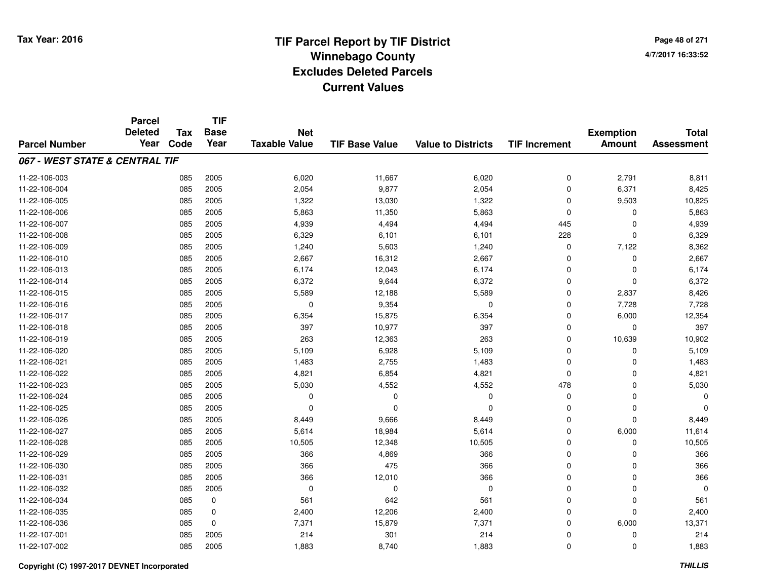# TIF Parcel Report by TIF District
## Winnebago County
## Excludes Deleted Parcels
## Current Values

Tax Year: 2016

4/7/2017 16:33:52

| Parcel Number | Parcel Deleted Year | Tax Code | TIF Base Year | Net Taxable Value | TIF Base Value | Value to Districts | TIF Increment | Exemption Amount | Total Assessment |
|---|---|---|---|---|---|---|---|---|---|
| ***067 - WEST STATE & CENTRAL TIF*** | | | | | | | | | |
| 11-22-106-003 | | 085 | 2005 | 6,020 | 11,667 | 6,020 | 0 | 2,791 | 8,811 |
| 11-22-106-004 | | 085 | 2005 | 2,054 | 9,877 | 2,054 | 0 | 6,371 | 8,425 |
| 11-22-106-005 | | 085 | 2005 | 1,322 | 13,030 | 1,322 | 0 | 9,503 | 10,825 |
| 11-22-106-006 | | 085 | 2005 | 5,863 | 11,350 | 5,863 | 0 | 0 | 5,863 |
| 11-22-106-007 | | 085 | 2005 | 4,939 | 4,494 | 4,494 | 445 | 0 | 4,939 |
| 11-22-106-008 | | 085 | 2005 | 6,329 | 6,101 | 6,101 | 228 | 0 | 6,329 |
| 11-22-106-009 | | 085 | 2005 | 1,240 | 5,603 | 1,240 | 0 | 7,122 | 8,362 |
| 11-22-106-010 | | 085 | 2005 | 2,667 | 16,312 | 2,667 | 0 | 0 | 2,667 |
| 11-22-106-013 | | 085 | 2005 | 6,174 | 12,043 | 6,174 | 0 | 0 | 6,174 |
| 11-22-106-014 | | 085 | 2005 | 6,372 | 9,644 | 6,372 | 0 | 0 | 6,372 |
| 11-22-106-015 | | 085 | 2005 | 5,589 | 12,188 | 5,589 | 0 | 2,837 | 8,426 |
| 11-22-106-016 | | 085 | 2005 | 0 | 9,354 | 0 | 0 | 7,728 | 7,728 |
| 11-22-106-017 | | 085 | 2005 | 6,354 | 15,875 | 6,354 | 0 | 6,000 | 12,354 |
| 11-22-106-018 | | 085 | 2005 | 397 | 10,977 | 397 | 0 | 0 | 397 |
| 11-22-106-019 | | 085 | 2005 | 263 | 12,363 | 263 | 0 | 10,639 | 10,902 |
| 11-22-106-020 | | 085 | 2005 | 5,109 | 6,928 | 5,109 | 0 | 0 | 5,109 |
| 11-22-106-021 | | 085 | 2005 | 1,483 | 2,755 | 1,483 | 0 | 0 | 1,483 |
| 11-22-106-022 | | 085 | 2005 | 4,821 | 6,854 | 4,821 | 0 | 0 | 4,821 |
| 11-22-106-023 | | 085 | 2005 | 5,030 | 4,552 | 4,552 | 478 | 0 | 5,030 |
| 11-22-106-024 | | 085 | 2005 | 0 | 0 | 0 | 0 | 0 | 0 |
| 11-22-106-025 | | 085 | 2005 | 0 | 0 | 0 | 0 | 0 | 0 |
| 11-22-106-026 | | 085 | 2005 | 8,449 | 9,666 | 8,449 | 0 | 0 | 8,449 |
| 11-22-106-027 | | 085 | 2005 | 5,614 | 18,984 | 5,614 | 0 | 6,000 | 11,614 |
| 11-22-106-028 | | 085 | 2005 | 10,505 | 12,348 | 10,505 | 0 | 0 | 10,505 |
| 11-22-106-029 | | 085 | 2005 | 366 | 4,869 | 366 | 0 | 0 | 366 |
| 11-22-106-030 | | 085 | 2005 | 366 | 475 | 366 | 0 | 0 | 366 |
| 11-22-106-031 | | 085 | 2005 | 366 | 12,010 | 366 | 0 | 0 | 366 |
| 11-22-106-032 | | 085 | 2005 | 0 | 0 | 0 | 0 | 0 | 0 |
| 11-22-106-034 | | 085 | 0 | 561 | 642 | 561 | 0 | 0 | 561 |
| 11-22-106-035 | | 085 | 0 | 2,400 | 12,206 | 2,400 | 0 | 0 | 2,400 |
| 11-22-106-036 | | 085 | 0 | 7,371 | 15,879 | 7,371 | 0 | 6,000 | 13,371 |
| 11-22-107-001 | | 085 | 2005 | 214 | 301 | 214 | 0 | 0 | 214 |
| 11-22-107-002 | | 085 | 2005 | 1,883 | 8,740 | 1,883 | 0 | 0 | 1,883 |

Copyright (C) 1997-2017 DEVNET Incorporated

THILLIS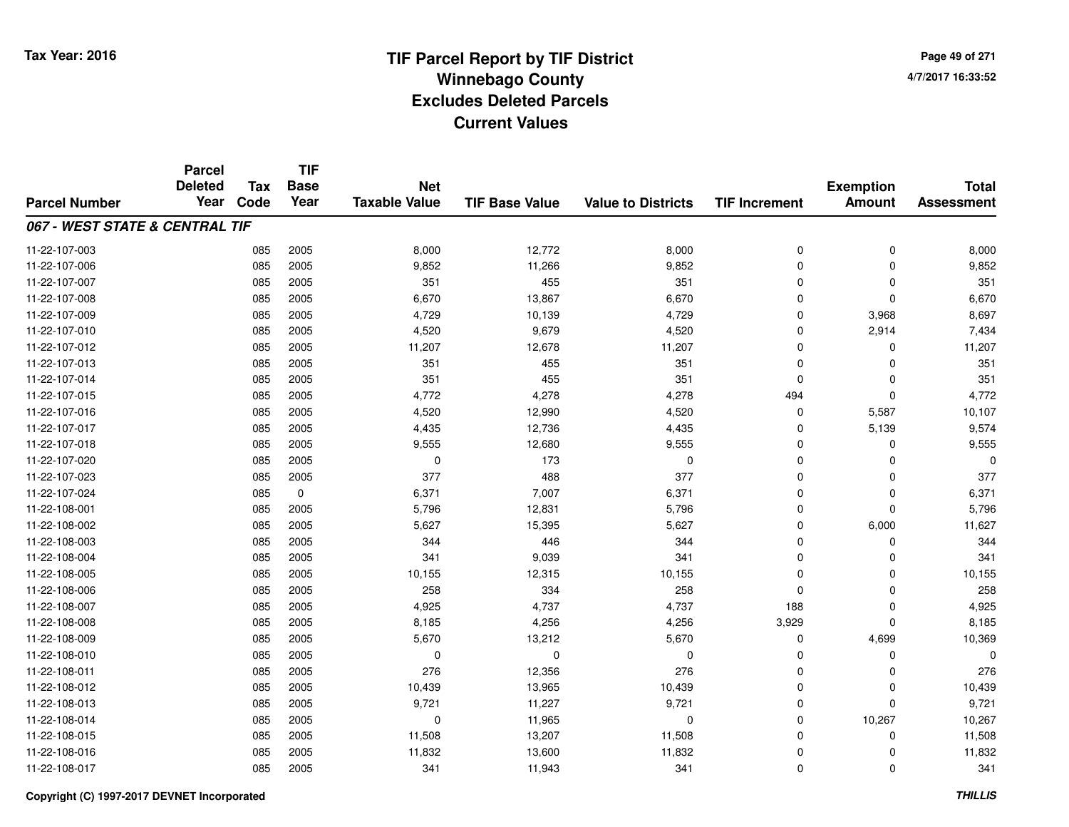# TIF Parcel Report by TIF District
## Winnebago County
## Excludes Deleted Parcels
## Current Values

Tax Year: 2016

4/7/2017 16:33:52

| Parcel Number | Parcel Deleted Year | Tax Code | TIF Base Year | Net Taxable Value | TIF Base Value | Value to Districts | TIF Increment | Exemption Amount | Total Assessment |
|---|---|---|---|---|---|---|---|---|---|
| ***067 - WEST STATE & CENTRAL TIF*** | | | | | | | | | |
| 11-22-107-003 | | 085 | 2005 | 8,000 | 12,772 | 8,000 | 0 | 0 | 8,000 |
| 11-22-107-006 | | 085 | 2005 | 9,852 | 11,266 | 9,852 | 0 | 0 | 9,852 |
| 11-22-107-007 | | 085 | 2005 | 351 | 455 | 351 | 0 | 0 | 351 |
| 11-22-107-008 | | 085 | 2005 | 6,670 | 13,867 | 6,670 | 0 | 0 | 6,670 |
| 11-22-107-009 | | 085 | 2005 | 4,729 | 10,139 | 4,729 | 0 | 3,968 | 8,697 |
| 11-22-107-010 | | 085 | 2005 | 4,520 | 9,679 | 4,520 | 0 | 2,914 | 7,434 |
| 11-22-107-012 | | 085 | 2005 | 11,207 | 12,678 | 11,207 | 0 | 0 | 11,207 |
| 11-22-107-013 | | 085 | 2005 | 351 | 455 | 351 | 0 | 0 | 351 |
| 11-22-107-014 | | 085 | 2005 | 351 | 455 | 351 | 0 | 0 | 351 |
| 11-22-107-015 | | 085 | 2005 | 4,772 | 4,278 | 4,278 | 494 | 0 | 4,772 |
| 11-22-107-016 | | 085 | 2005 | 4,520 | 12,990 | 4,520 | 0 | 5,587 | 10,107 |
| 11-22-107-017 | | 085 | 2005 | 4,435 | 12,736 | 4,435 | 0 | 5,139 | 9,574 |
| 11-22-107-018 | | 085 | 2005 | 9,555 | 12,680 | 9,555 | 0 | 0 | 9,555 |
| 11-22-107-020 | | 085 | 2005 | 0 | 173 | 0 | 0 | 0 | 0 |
| 11-22-107-023 | | 085 | 2005 | 377 | 488 | 377 | 0 | 0 | 377 |
| 11-22-107-024 | | 085 | 0 | 6,371 | 7,007 | 6,371 | 0 | 0 | 6,371 |
| 11-22-108-001 | | 085 | 2005 | 5,796 | 12,831 | 5,796 | 0 | 0 | 5,796 |
| 11-22-108-002 | | 085 | 2005 | 5,627 | 15,395 | 5,627 | 0 | 6,000 | 11,627 |
| 11-22-108-003 | | 085 | 2005 | 344 | 446 | 344 | 0 | 0 | 344 |
| 11-22-108-004 | | 085 | 2005 | 341 | 9,039 | 341 | 0 | 0 | 341 |
| 11-22-108-005 | | 085 | 2005 | 10,155 | 12,315 | 10,155 | 0 | 0 | 10,155 |
| 11-22-108-006 | | 085 | 2005 | 258 | 334 | 258 | 0 | 0 | 258 |
| 11-22-108-007 | | 085 | 2005 | 4,925 | 4,737 | 4,737 | 188 | 0 | 4,925 |
| 11-22-108-008 | | 085 | 2005 | 8,185 | 4,256 | 4,256 | 3,929 | 0 | 8,185 |
| 11-22-108-009 | | 085 | 2005 | 5,670 | 13,212 | 5,670 | 0 | 4,699 | 10,369 |
| 11-22-108-010 | | 085 | 2005 | 0 | 0 | 0 | 0 | 0 | 0 |
| 11-22-108-011 | | 085 | 2005 | 276 | 12,356 | 276 | 0 | 0 | 276 |
| 11-22-108-012 | | 085 | 2005 | 10,439 | 13,965 | 10,439 | 0 | 0 | 10,439 |
| 11-22-108-013 | | 085 | 2005 | 9,721 | 11,227 | 9,721 | 0 | 0 | 9,721 |
| 11-22-108-014 | | 085 | 2005 | 0 | 11,965 | 0 | 0 | 10,267 | 10,267 |
| 11-22-108-015 | | 085 | 2005 | 11,508 | 13,207 | 11,508 | 0 | 0 | 11,508 |
| 11-22-108-016 | | 085 | 2005 | 11,832 | 13,600 | 11,832 | 0 | 0 | 11,832 |
| 11-22-108-017 | | 085 | 2005 | 341 | 11,943 | 341 | 0 | 0 | 341 |

Copyright (C) 1997-2017 DEVNET Incorporated

THILLIS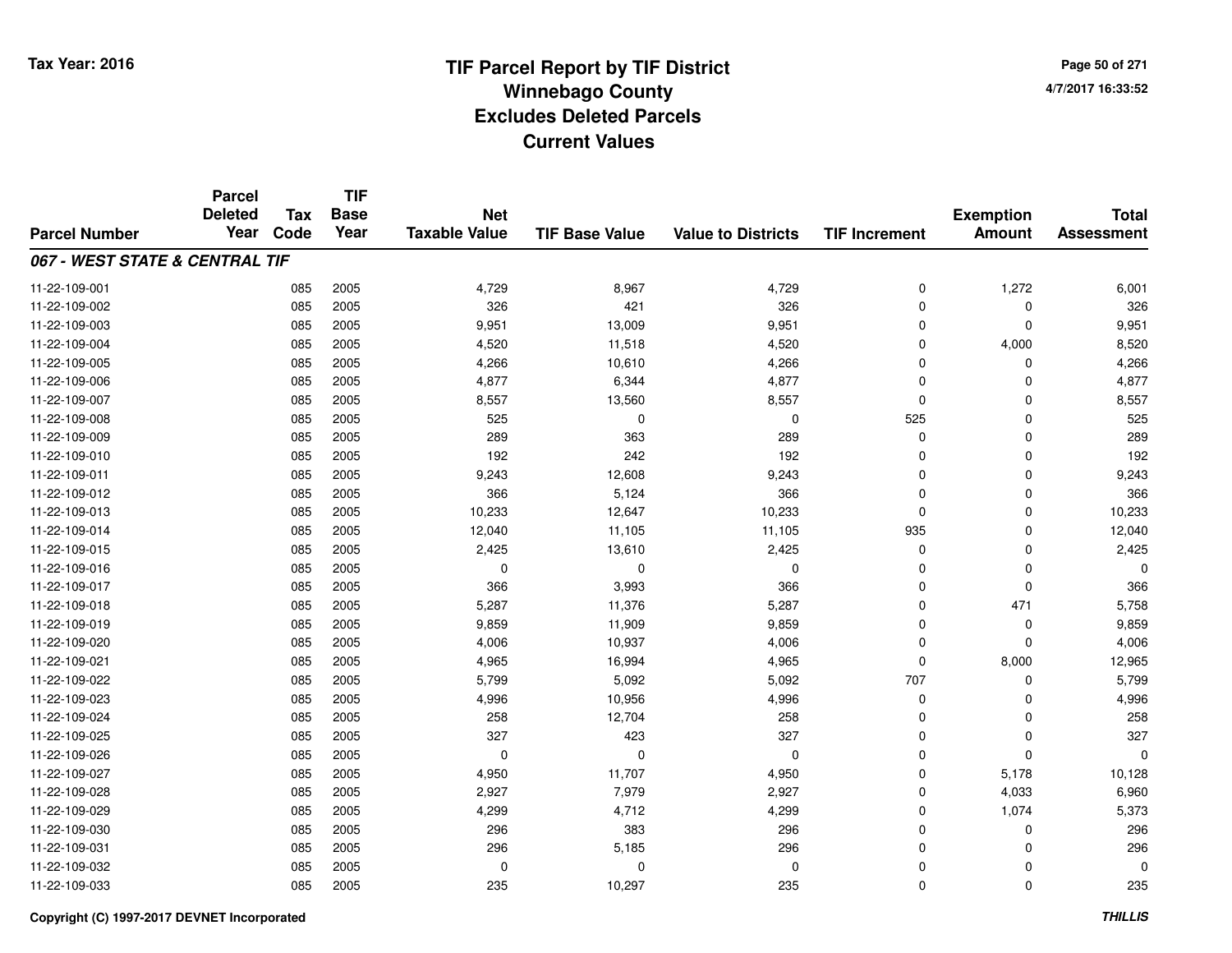# TIF Parcel Report by TIF District
## Winnebago County
## Excludes Deleted Parcels
## Current Values

Tax Year: 2016

4/7/2017 16:33:52

| Parcel Number | Parcel Deleted Year | Tax Code | TIF Base Year | Net Taxable Value | TIF Base Value | Value to Districts | TIF Increment | Exemption Amount | Total Assessment |
|---|---|---|---|---|---|---|---|---|---|
| ***067 - WEST STATE & CENTRAL TIF*** | | | | | | | | | |
| 11-22-109-001 | | 085 | 2005 | 4,729 | 8,967 | 4,729 | 0 | 1,272 | 6,001 |
| 11-22-109-002 | | 085 | 2005 | 326 | 421 | 326 | 0 | 0 | 326 |
| 11-22-109-003 | | 085 | 2005 | 9,951 | 13,009 | 9,951 | 0 | 0 | 9,951 |
| 11-22-109-004 | | 085 | 2005 | 4,520 | 11,518 | 4,520 | 0 | 4,000 | 8,520 |
| 11-22-109-005 | | 085 | 2005 | 4,266 | 10,610 | 4,266 | 0 | 0 | 4,266 |
| 11-22-109-006 | | 085 | 2005 | 4,877 | 6,344 | 4,877 | 0 | 0 | 4,877 |
| 11-22-109-007 | | 085 | 2005 | 8,557 | 13,560 | 8,557 | 0 | 0 | 8,557 |
| 11-22-109-008 | | 085 | 2005 | 525 | 0 | 0 | 525 | 0 | 525 |
| 11-22-109-009 | | 085 | 2005 | 289 | 363 | 289 | 0 | 0 | 289 |
| 11-22-109-010 | | 085 | 2005 | 192 | 242 | 192 | 0 | 0 | 192 |
| 11-22-109-011 | | 085 | 2005 | 9,243 | 12,608 | 9,243 | 0 | 0 | 9,243 |
| 11-22-109-012 | | 085 | 2005 | 366 | 5,124 | 366 | 0 | 0 | 366 |
| 11-22-109-013 | | 085 | 2005 | 10,233 | 12,647 | 10,233 | 0 | 0 | 10,233 |
| 11-22-109-014 | | 085 | 2005 | 12,040 | 11,105 | 11,105 | 935 | 0 | 12,040 |
| 11-22-109-015 | | 085 | 2005 | 2,425 | 13,610 | 2,425 | 0 | 0 | 2,425 |
| 11-22-109-016 | | 085 | 2005 | 0 | 0 | 0 | 0 | 0 | 0 |
| 11-22-109-017 | | 085 | 2005 | 366 | 3,993 | 366 | 0 | 0 | 366 |
| 11-22-109-018 | | 085 | 2005 | 5,287 | 11,376 | 5,287 | 0 | 471 | 5,758 |
| 11-22-109-019 | | 085 | 2005 | 9,859 | 11,909 | 9,859 | 0 | 0 | 9,859 |
| 11-22-109-020 | | 085 | 2005 | 4,006 | 10,937 | 4,006 | 0 | 0 | 4,006 |
| 11-22-109-021 | | 085 | 2005 | 4,965 | 16,994 | 4,965 | 0 | 8,000 | 12,965 |
| 11-22-109-022 | | 085 | 2005 | 5,799 | 5,092 | 5,092 | 707 | 0 | 5,799 |
| 11-22-109-023 | | 085 | 2005 | 4,996 | 10,956 | 4,996 | 0 | 0 | 4,996 |
| 11-22-109-024 | | 085 | 2005 | 258 | 12,704 | 258 | 0 | 0 | 258 |
| 11-22-109-025 | | 085 | 2005 | 327 | 423 | 327 | 0 | 0 | 327 |
| 11-22-109-026 | | 085 | 2005 | 0 | 0 | 0 | 0 | 0 | 0 |
| 11-22-109-027 | | 085 | 2005 | 4,950 | 11,707 | 4,950 | 0 | 5,178 | 10,128 |
| 11-22-109-028 | | 085 | 2005 | 2,927 | 7,979 | 2,927 | 0 | 4,033 | 6,960 |
| 11-22-109-029 | | 085 | 2005 | 4,299 | 4,712 | 4,299 | 0 | 1,074 | 5,373 |
| 11-22-109-030 | | 085 | 2005 | 296 | 383 | 296 | 0 | 0 | 296 |
| 11-22-109-031 | | 085 | 2005 | 296 | 5,185 | 296 | 0 | 0 | 296 |
| 11-22-109-032 | | 085 | 2005 | 0 | 0 | 0 | 0 | 0 | 0 |
| 11-22-109-033 | | 085 | 2005 | 235 | 10,297 | 235 | 0 | 0 | 235 |

Copyright (C) 1997-2017 DEVNET Incorporated

THILLIS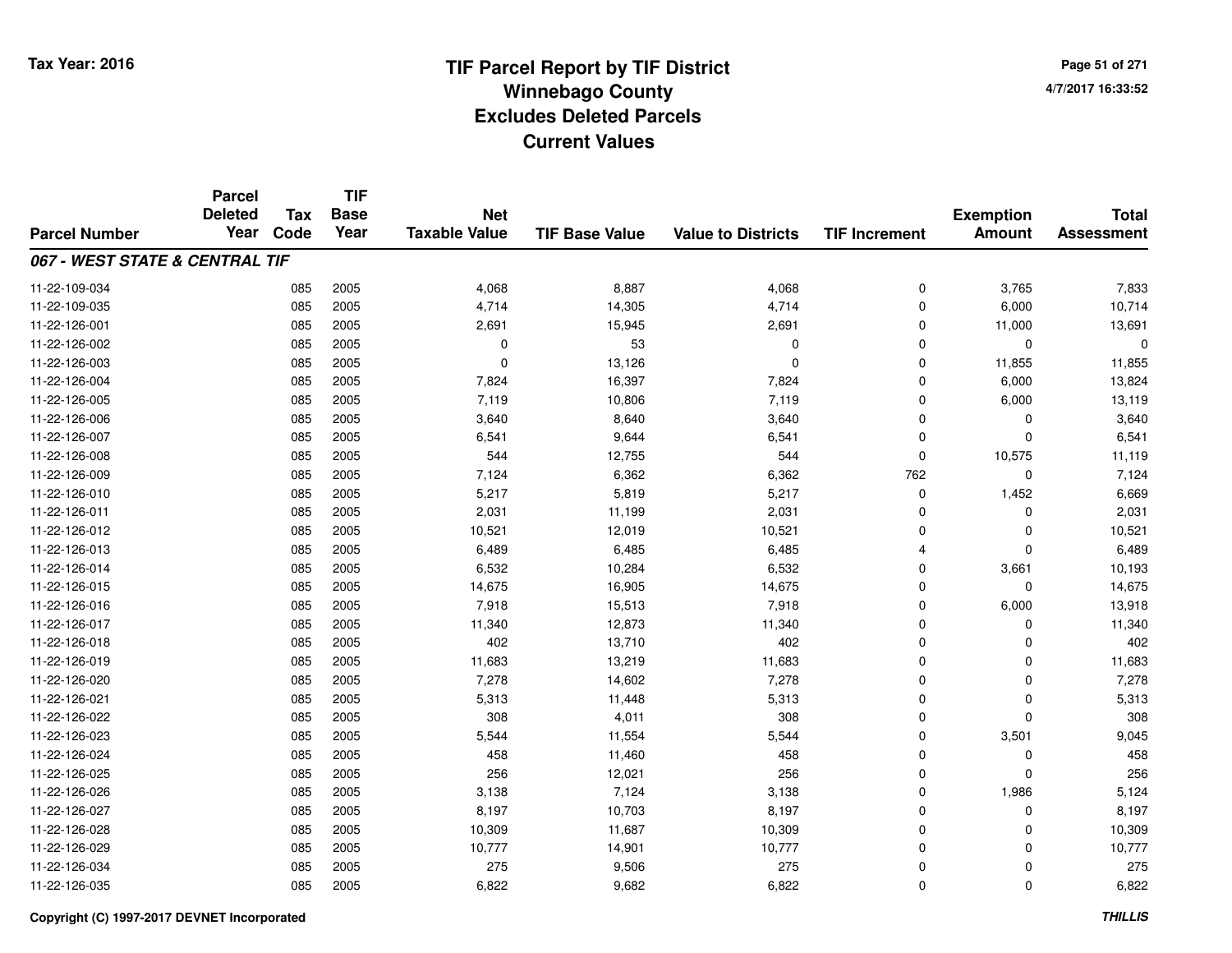# TIF Parcel Report by TIF District
## Winnebago County
## Excludes Deleted Parcels
## Current Values

Tax Year: 2016

4/7/2017 16:33:52

| Parcel Number | Parcel Deleted Year | Tax Code | TIF Base Year | Net Taxable Value | TIF Base Value | Value to Districts | TIF Increment | Exemption Amount | Total Assessment |
|---|---|---|---|---|---|---|---|---|---|
| ***067 - WEST STATE & CENTRAL TIF*** | | | | | | | | | |
| 11-22-109-034 | | 085 | 2005 | 4,068 | 8,887 | 4,068 | 0 | 3,765 | 7,833 |
| 11-22-109-035 | | 085 | 2005 | 4,714 | 14,305 | 4,714 | 0 | 6,000 | 10,714 |
| 11-22-126-001 | | 085 | 2005 | 2,691 | 15,945 | 2,691 | 0 | 11,000 | 13,691 |
| 11-22-126-002 | | 085 | 2005 | 0 | 53 | 0 | 0 | 0 | 0 |
| 11-22-126-003 | | 085 | 2005 | 0 | 13,126 | 0 | 0 | 11,855 | 11,855 |
| 11-22-126-004 | | 085 | 2005 | 7,824 | 16,397 | 7,824 | 0 | 6,000 | 13,824 |
| 11-22-126-005 | | 085 | 2005 | 7,119 | 10,806 | 7,119 | 0 | 6,000 | 13,119 |
| 11-22-126-006 | | 085 | 2005 | 3,640 | 8,640 | 3,640 | 0 | 0 | 3,640 |
| 11-22-126-007 | | 085 | 2005 | 6,541 | 9,644 | 6,541 | 0 | 0 | 6,541 |
| 11-22-126-008 | | 085 | 2005 | 544 | 12,755 | 544 | 0 | 10,575 | 11,119 |
| 11-22-126-009 | | 085 | 2005 | 7,124 | 6,362 | 6,362 | 762 | 0 | 7,124 |
| 11-22-126-010 | | 085 | 2005 | 5,217 | 5,819 | 5,217 | 0 | 1,452 | 6,669 |
| 11-22-126-011 | | 085 | 2005 | 2,031 | 11,199 | 2,031 | 0 | 0 | 2,031 |
| 11-22-126-012 | | 085 | 2005 | 10,521 | 12,019 | 10,521 | 0 | 0 | 10,521 |
| 11-22-126-013 | | 085 | 2005 | 6,489 | 6,485 | 6,485 | 4 | 0 | 6,489 |
| 11-22-126-014 | | 085 | 2005 | 6,532 | 10,284 | 6,532 | 0 | 3,661 | 10,193 |
| 11-22-126-015 | | 085 | 2005 | 14,675 | 16,905 | 14,675 | 0 | 0 | 14,675 |
| 11-22-126-016 | | 085 | 2005 | 7,918 | 15,513 | 7,918 | 0 | 6,000 | 13,918 |
| 11-22-126-017 | | 085 | 2005 | 11,340 | 12,873 | 11,340 | 0 | 0 | 11,340 |
| 11-22-126-018 | | 085 | 2005 | 402 | 13,710 | 402 | 0 | 0 | 402 |
| 11-22-126-019 | | 085 | 2005 | 11,683 | 13,219 | 11,683 | 0 | 0 | 11,683 |
| 11-22-126-020 | | 085 | 2005 | 7,278 | 14,602 | 7,278 | 0 | 0 | 7,278 |
| 11-22-126-021 | | 085 | 2005 | 5,313 | 11,448 | 5,313 | 0 | 0 | 5,313 |
| 11-22-126-022 | | 085 | 2005 | 308 | 4,011 | 308 | 0 | 0 | 308 |
| 11-22-126-023 | | 085 | 2005 | 5,544 | 11,554 | 5,544 | 0 | 3,501 | 9,045 |
| 11-22-126-024 | | 085 | 2005 | 458 | 11,460 | 458 | 0 | 0 | 458 |
| 11-22-126-025 | | 085 | 2005 | 256 | 12,021 | 256 | 0 | 0 | 256 |
| 11-22-126-026 | | 085 | 2005 | 3,138 | 7,124 | 3,138 | 0 | 1,986 | 5,124 |
| 11-22-126-027 | | 085 | 2005 | 8,197 | 10,703 | 8,197 | 0 | 0 | 8,197 |
| 11-22-126-028 | | 085 | 2005 | 10,309 | 11,687 | 10,309 | 0 | 0 | 10,309 |
| 11-22-126-029 | | 085 | 2005 | 10,777 | 14,901 | 10,777 | 0 | 0 | 10,777 |
| 11-22-126-034 | | 085 | 2005 | 275 | 9,506 | 275 | 0 | 0 | 275 |
| 11-22-126-035 | | 085 | 2005 | 6,822 | 9,682 | 6,822 | 0 | 0 | 6,822 |

Copyright (C) 1997-2017 DEVNET Incorporated

THILLIS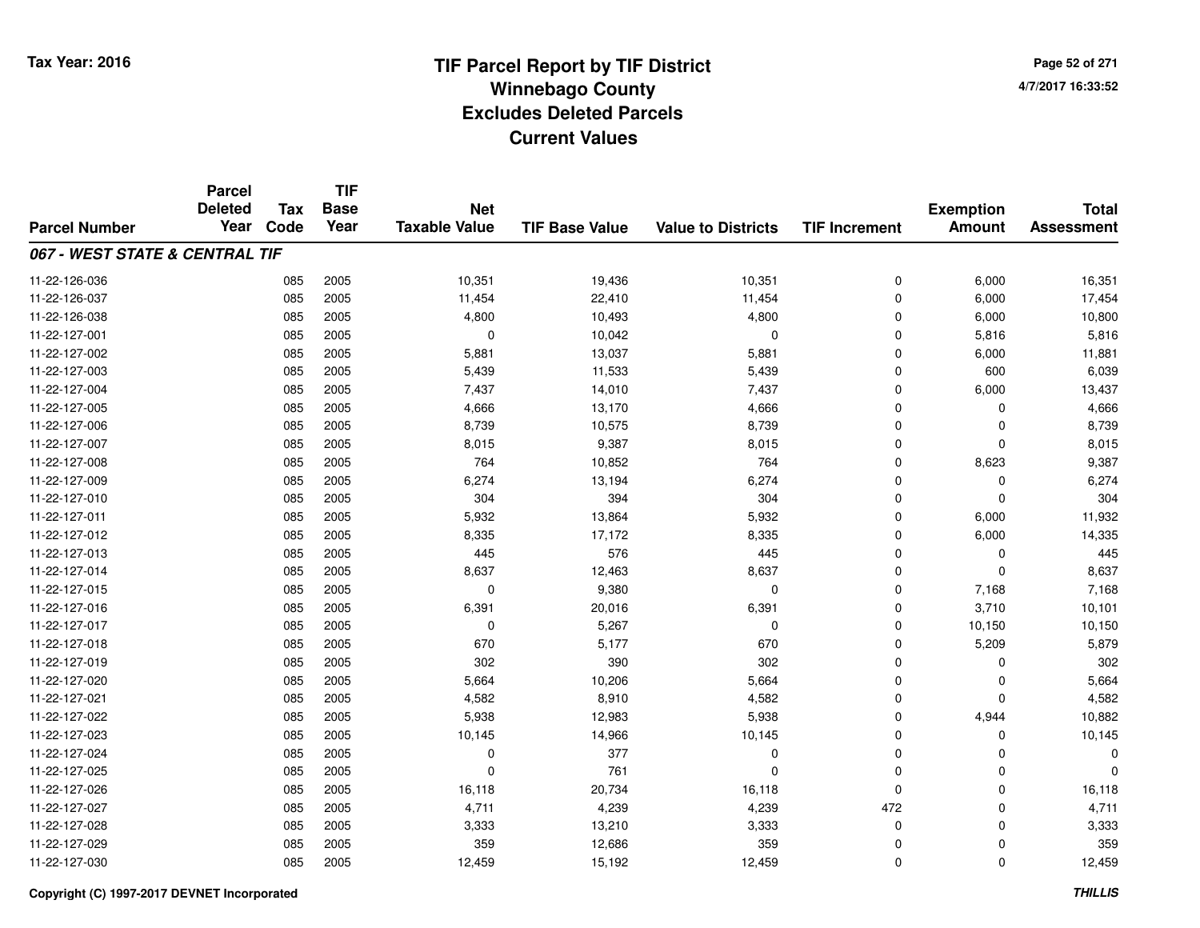Tax Year: 2016

# TIF Parcel Report by TIF District
## Winnebago County
## Excludes Deleted Parcels
## Current Values

4/7/2017 16:33:52

| Parcel Number | Parcel Deleted Year | Tax Code | TIF Base Year | Net Taxable Value | TIF Base Value | Value to Districts | TIF Increment | Exemption Amount | Total Assessment |
|---|---|---|---|---|---|---|---|---|---|
| ***067 - WEST STATE & CENTRAL TIF*** | | | | | | | | | |
| 11-22-126-036 | | 085 | 2005 | 10,351 | 19,436 | 10,351 | 0 | 6,000 | 16,351 |
| 11-22-126-037 | | 085 | 2005 | 11,454 | 22,410 | 11,454 | 0 | 6,000 | 17,454 |
| 11-22-126-038 | | 085 | 2005 | 4,800 | 10,493 | 4,800 | 0 | 6,000 | 10,800 |
| 11-22-127-001 | | 085 | 2005 | 0 | 10,042 | 0 | 0 | 5,816 | 5,816 |
| 11-22-127-002 | | 085 | 2005 | 5,881 | 13,037 | 5,881 | 0 | 6,000 | 11,881 |
| 11-22-127-003 | | 085 | 2005 | 5,439 | 11,533 | 5,439 | 0 | 600 | 6,039 |
| 11-22-127-004 | | 085 | 2005 | 7,437 | 14,010 | 7,437 | 0 | 6,000 | 13,437 |
| 11-22-127-005 | | 085 | 2005 | 4,666 | 13,170 | 4,666 | 0 | 0 | 4,666 |
| 11-22-127-006 | | 085 | 2005 | 8,739 | 10,575 | 8,739 | 0 | 0 | 8,739 |
| 11-22-127-007 | | 085 | 2005 | 8,015 | 9,387 | 8,015 | 0 | 0 | 8,015 |
| 11-22-127-008 | | 085 | 2005 | 764 | 10,852 | 764 | 0 | 8,623 | 9,387 |
| 11-22-127-009 | | 085 | 2005 | 6,274 | 13,194 | 6,274 | 0 | 0 | 6,274 |
| 11-22-127-010 | | 085 | 2005 | 304 | 394 | 304 | 0 | 0 | 304 |
| 11-22-127-011 | | 085 | 2005 | 5,932 | 13,864 | 5,932 | 0 | 6,000 | 11,932 |
| 11-22-127-012 | | 085 | 2005 | 8,335 | 17,172 | 8,335 | 0 | 6,000 | 14,335 |
| 11-22-127-013 | | 085 | 2005 | 445 | 576 | 445 | 0 | 0 | 445 |
| 11-22-127-014 | | 085 | 2005 | 8,637 | 12,463 | 8,637 | 0 | 0 | 8,637 |
| 11-22-127-015 | | 085 | 2005 | 0 | 9,380 | 0 | 0 | 7,168 | 7,168 |
| 11-22-127-016 | | 085 | 2005 | 6,391 | 20,016 | 6,391 | 0 | 3,710 | 10,101 |
| 11-22-127-017 | | 085 | 2005 | 0 | 5,267 | 0 | 0 | 10,150 | 10,150 |
| 11-22-127-018 | | 085 | 2005 | 670 | 5,177 | 670 | 0 | 5,209 | 5,879 |
| 11-22-127-019 | | 085 | 2005 | 302 | 390 | 302 | 0 | 0 | 302 |
| 11-22-127-020 | | 085 | 2005 | 5,664 | 10,206 | 5,664 | 0 | 0 | 5,664 |
| 11-22-127-021 | | 085 | 2005 | 4,582 | 8,910 | 4,582 | 0 | 0 | 4,582 |
| 11-22-127-022 | | 085 | 2005 | 5,938 | 12,983 | 5,938 | 0 | 4,944 | 10,882 |
| 11-22-127-023 | | 085 | 2005 | 10,145 | 14,966 | 10,145 | 0 | 0 | 10,145 |
| 11-22-127-024 | | 085 | 2005 | 0 | 377 | 0 | 0 | 0 | 0 |
| 11-22-127-025 | | 085 | 2005 | 0 | 761 | 0 | 0 | 0 | 0 |
| 11-22-127-026 | | 085 | 2005 | 16,118 | 20,734 | 16,118 | 0 | 0 | 16,118 |
| 11-22-127-027 | | 085 | 2005 | 4,711 | 4,239 | 4,239 | 472 | 0 | 4,711 |
| 11-22-127-028 | | 085 | 2005 | 3,333 | 13,210 | 3,333 | 0 | 0 | 3,333 |
| 11-22-127-029 | | 085 | 2005 | 359 | 12,686 | 359 | 0 | 0 | 359 |
| 11-22-127-030 | | 085 | 2005 | 12,459 | 15,192 | 12,459 | 0 | 0 | 12,459 |

Copyright (C) 1997-2017 DEVNET Incorporated

THILLIS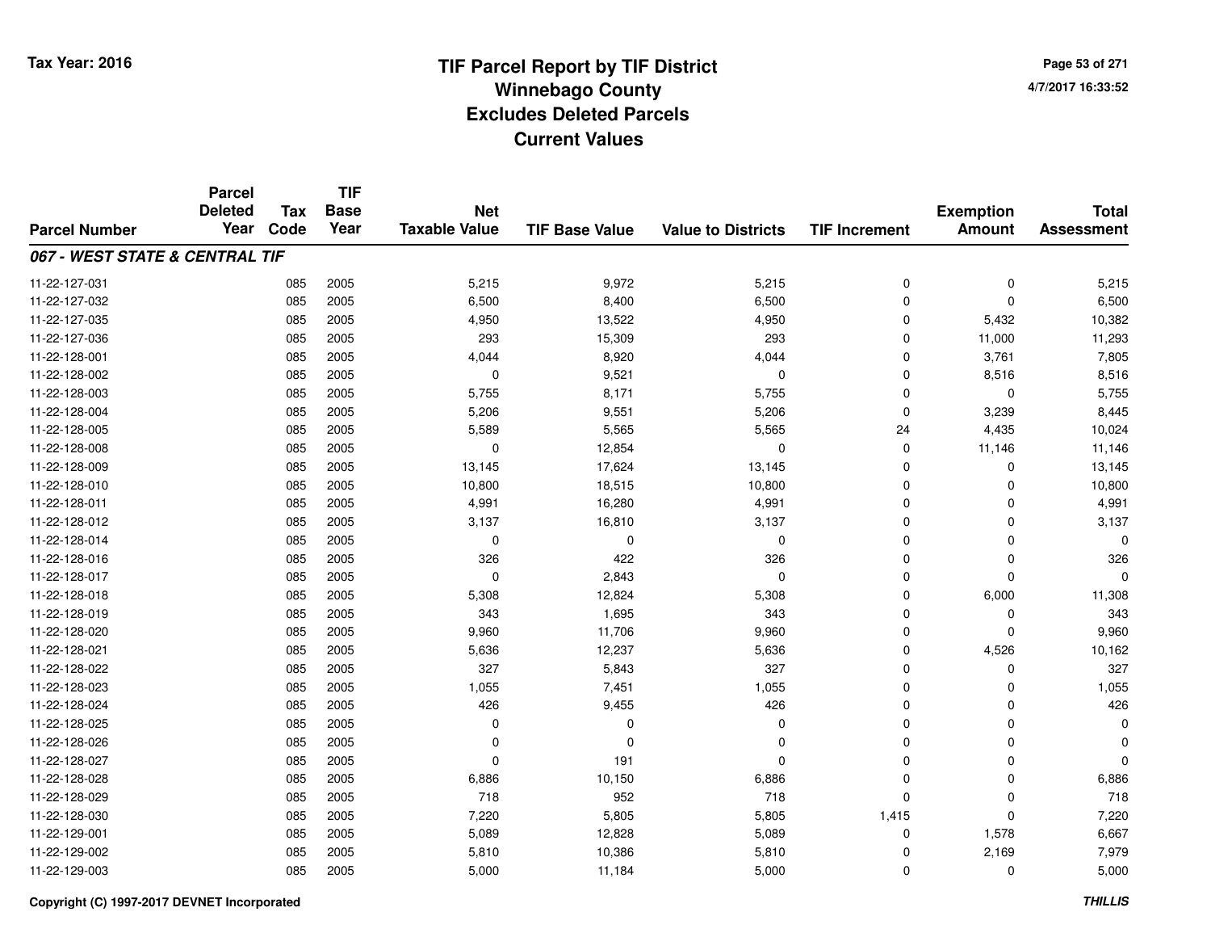# TIF Parcel Report by TIF District
## Winnebago County
## Excludes Deleted Parcels
## Current Values

Tax Year: 2016

4/7/2017 16:33:52

| Parcel Number | Parcel Deleted Year | Tax Code | TIF Base Year | Net Taxable Value | TIF Base Value | Value to Districts | TIF Increment | Exemption Amount | Total Assessment |
|---|---|---|---|---|---|---|---|---|---|
| ***067 - WEST STATE & CENTRAL TIF*** | | | | | | | | | |
| 11-22-127-031 | | 085 | 2005 | 5,215 | 9,972 | 5,215 | 0 | 0 | 5,215 |
| 11-22-127-032 | | 085 | 2005 | 6,500 | 8,400 | 6,500 | 0 | 0 | 6,500 |
| 11-22-127-035 | | 085 | 2005 | 4,950 | 13,522 | 4,950 | 0 | 5,432 | 10,382 |
| 11-22-127-036 | | 085 | 2005 | 293 | 15,309 | 293 | 0 | 11,000 | 11,293 |
| 11-22-128-001 | | 085 | 2005 | 4,044 | 8,920 | 4,044 | 0 | 3,761 | 7,805 |
| 11-22-128-002 | | 085 | 2005 | 0 | 9,521 | 0 | 0 | 8,516 | 8,516 |
| 11-22-128-003 | | 085 | 2005 | 5,755 | 8,171 | 5,755 | 0 | 0 | 5,755 |
| 11-22-128-004 | | 085 | 2005 | 5,206 | 9,551 | 5,206 | 0 | 3,239 | 8,445 |
| 11-22-128-005 | | 085 | 2005 | 5,589 | 5,565 | 5,565 | 24 | 4,435 | 10,024 |
| 11-22-128-008 | | 085 | 2005 | 0 | 12,854 | 0 | 0 | 11,146 | 11,146 |
| 11-22-128-009 | | 085 | 2005 | 13,145 | 17,624 | 13,145 | 0 | 0 | 13,145 |
| 11-22-128-010 | | 085 | 2005 | 10,800 | 18,515 | 10,800 | 0 | 0 | 10,800 |
| 11-22-128-011 | | 085 | 2005 | 4,991 | 16,280 | 4,991 | 0 | 0 | 4,991 |
| 11-22-128-012 | | 085 | 2005 | 3,137 | 16,810 | 3,137 | 0 | 0 | 3,137 |
| 11-22-128-014 | | 085 | 2005 | 0 | 0 | 0 | 0 | 0 | 0 |
| 11-22-128-016 | | 085 | 2005 | 326 | 422 | 326 | 0 | 0 | 326 |
| 11-22-128-017 | | 085 | 2005 | 0 | 2,843 | 0 | 0 | 0 | 0 |
| 11-22-128-018 | | 085 | 2005 | 5,308 | 12,824 | 5,308 | 0 | 6,000 | 11,308 |
| 11-22-128-019 | | 085 | 2005 | 343 | 1,695 | 343 | 0 | 0 | 343 |
| 11-22-128-020 | | 085 | 2005 | 9,960 | 11,706 | 9,960 | 0 | 0 | 9,960 |
| 11-22-128-021 | | 085 | 2005 | 5,636 | 12,237 | 5,636 | 0 | 4,526 | 10,162 |
| 11-22-128-022 | | 085 | 2005 | 327 | 5,843 | 327 | 0 | 0 | 327 |
| 11-22-128-023 | | 085 | 2005 | 1,055 | 7,451 | 1,055 | 0 | 0 | 1,055 |
| 11-22-128-024 | | 085 | 2005 | 426 | 9,455 | 426 | 0 | 0 | 426 |
| 11-22-128-025 | | 085 | 2005 | 0 | 0 | 0 | 0 | 0 | 0 |
| 11-22-128-026 | | 085 | 2005 | 0 | 0 | 0 | 0 | 0 | 0 |
| 11-22-128-027 | | 085 | 2005 | 0 | 191 | 0 | 0 | 0 | 0 |
| 11-22-128-028 | | 085 | 2005 | 6,886 | 10,150 | 6,886 | 0 | 0 | 6,886 |
| 11-22-128-029 | | 085 | 2005 | 718 | 952 | 718 | 0 | 0 | 718 |
| 11-22-128-030 | | 085 | 2005 | 7,220 | 5,805 | 5,805 | 1,415 | 0 | 7,220 |
| 11-22-129-001 | | 085 | 2005 | 5,089 | 12,828 | 5,089 | 0 | 1,578 | 6,667 |
| 11-22-129-002 | | 085 | 2005 | 5,810 | 10,386 | 5,810 | 0 | 2,169 | 7,979 |
| 11-22-129-003 | | 085 | 2005 | 5,000 | 11,184 | 5,000 | 0 | 0 | 5,000 |

Copyright (C) 1997-2017 DEVNET Incorporated

*THILLIS*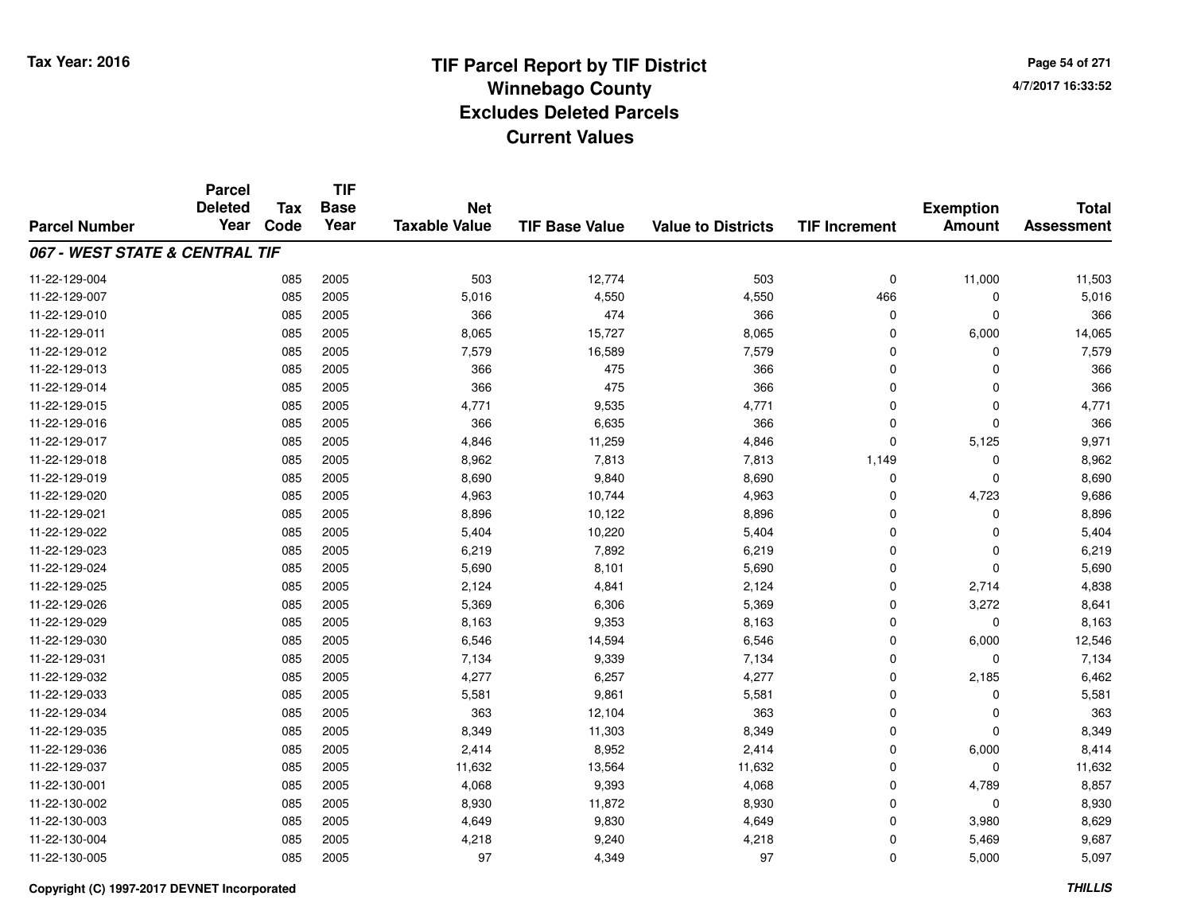# TIF Parcel Report by TIF District
## Winnebago County
## Excludes Deleted Parcels
## Current Values

Tax Year: 2016

4/7/2017 16:33:52

| Parcel Number | Parcel Deleted Year | Tax Code | TIF Base Year | Net Taxable Value | TIF Base Value | Value to Districts | TIF Increment | Exemption Amount | Total Assessment |
|---|---|---|---|---|---|---|---|---|---|
| ***067 - WEST STATE & CENTRAL TIF*** | | | | | | | | | |
| 11-22-129-004 | | 085 | 2005 | 503 | 12,774 | 503 | 0 | 11,000 | 11,503 |
| 11-22-129-007 | | 085 | 2005 | 5,016 | 4,550 | 4,550 | 466 | 0 | 5,016 |
| 11-22-129-010 | | 085 | 2005 | 366 | 474 | 366 | 0 | 0 | 366 |
| 11-22-129-011 | | 085 | 2005 | 8,065 | 15,727 | 8,065 | 0 | 6,000 | 14,065 |
| 11-22-129-012 | | 085 | 2005 | 7,579 | 16,589 | 7,579 | 0 | 0 | 7,579 |
| 11-22-129-013 | | 085 | 2005 | 366 | 475 | 366 | 0 | 0 | 366 |
| 11-22-129-014 | | 085 | 2005 | 366 | 475 | 366 | 0 | 0 | 366 |
| 11-22-129-015 | | 085 | 2005 | 4,771 | 9,535 | 4,771 | 0 | 0 | 4,771 |
| 11-22-129-016 | | 085 | 2005 | 366 | 6,635 | 366 | 0 | 0 | 366 |
| 11-22-129-017 | | 085 | 2005 | 4,846 | 11,259 | 4,846 | 0 | 5,125 | 9,971 |
| 11-22-129-018 | | 085 | 2005 | 8,962 | 7,813 | 7,813 | 1,149 | 0 | 8,962 |
| 11-22-129-019 | | 085 | 2005 | 8,690 | 9,840 | 8,690 | 0 | 0 | 8,690 |
| 11-22-129-020 | | 085 | 2005 | 4,963 | 10,744 | 4,963 | 0 | 4,723 | 9,686 |
| 11-22-129-021 | | 085 | 2005 | 8,896 | 10,122 | 8,896 | 0 | 0 | 8,896 |
| 11-22-129-022 | | 085 | 2005 | 5,404 | 10,220 | 5,404 | 0 | 0 | 5,404 |
| 11-22-129-023 | | 085 | 2005 | 6,219 | 7,892 | 6,219 | 0 | 0 | 6,219 |
| 11-22-129-024 | | 085 | 2005 | 5,690 | 8,101 | 5,690 | 0 | 0 | 5,690 |
| 11-22-129-025 | | 085 | 2005 | 2,124 | 4,841 | 2,124 | 0 | 2,714 | 4,838 |
| 11-22-129-026 | | 085 | 2005 | 5,369 | 6,306 | 5,369 | 0 | 3,272 | 8,641 |
| 11-22-129-029 | | 085 | 2005 | 8,163 | 9,353 | 8,163 | 0 | 0 | 8,163 |
| 11-22-129-030 | | 085 | 2005 | 6,546 | 14,594 | 6,546 | 0 | 6,000 | 12,546 |
| 11-22-129-031 | | 085 | 2005 | 7,134 | 9,339 | 7,134 | 0 | 0 | 7,134 |
| 11-22-129-032 | | 085 | 2005 | 4,277 | 6,257 | 4,277 | 0 | 2,185 | 6,462 |
| 11-22-129-033 | | 085 | 2005 | 5,581 | 9,861 | 5,581 | 0 | 0 | 5,581 |
| 11-22-129-034 | | 085 | 2005 | 363 | 12,104 | 363 | 0 | 0 | 363 |
| 11-22-129-035 | | 085 | 2005 | 8,349 | 11,303 | 8,349 | 0 | 0 | 8,349 |
| 11-22-129-036 | | 085 | 2005 | 2,414 | 8,952 | 2,414 | 0 | 6,000 | 8,414 |
| 11-22-129-037 | | 085 | 2005 | 11,632 | 13,564 | 11,632 | 0 | 0 | 11,632 |
| 11-22-130-001 | | 085 | 2005 | 4,068 | 9,393 | 4,068 | 0 | 4,789 | 8,857 |
| 11-22-130-002 | | 085 | 2005 | 8,930 | 11,872 | 8,930 | 0 | 0 | 8,930 |
| 11-22-130-003 | | 085 | 2005 | 4,649 | 9,830 | 4,649 | 0 | 3,980 | 8,629 |
| 11-22-130-004 | | 085 | 2005 | 4,218 | 9,240 | 4,218 | 0 | 5,469 | 9,687 |
| 11-22-130-005 | | 085 | 2005 | 97 | 4,349 | 97 | 0 | 5,000 | 5,097 |

Copyright (C) 1997-2017 DEVNET Incorporated

THILLIS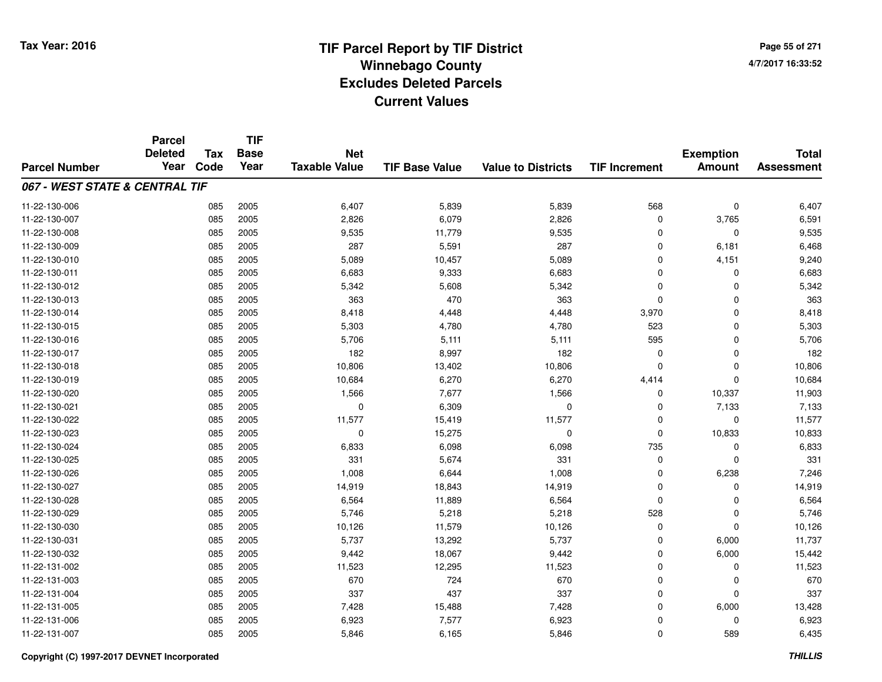# TIF Parcel Report by TIF District
## Winnebago County
## Excludes Deleted Parcels
## Current Values

Tax Year: 2016

4/7/2017 16:33:52

| Parcel Number | Parcel Deleted Year | Tax Code | TIF Base Year | Net Taxable Value | TIF Base Value | Value to Districts | TIF Increment | Exemption Amount | Total Assessment |
|---|---|---|---|---|---|---|---|---|---|
| ***067 - WEST STATE & CENTRAL TIF*** | | | | | | | | | |
| 11-22-130-006 | | 085 | 2005 | 6,407 | 5,839 | 5,839 | 568 | 0 | 6,407 |
| 11-22-130-007 | | 085 | 2005 | 2,826 | 6,079 | 2,826 | 0 | 3,765 | 6,591 |
| 11-22-130-008 | | 085 | 2005 | 9,535 | 11,779 | 9,535 | 0 | 0 | 9,535 |
| 11-22-130-009 | | 085 | 2005 | 287 | 5,591 | 287 | 0 | 6,181 | 6,468 |
| 11-22-130-010 | | 085 | 2005 | 5,089 | 10,457 | 5,089 | 0 | 4,151 | 9,240 |
| 11-22-130-011 | | 085 | 2005 | 6,683 | 9,333 | 6,683 | 0 | 0 | 6,683 |
| 11-22-130-012 | | 085 | 2005 | 5,342 | 5,608 | 5,342 | 0 | 0 | 5,342 |
| 11-22-130-013 | | 085 | 2005 | 363 | 470 | 363 | 0 | 0 | 363 |
| 11-22-130-014 | | 085 | 2005 | 8,418 | 4,448 | 4,448 | 3,970 | 0 | 8,418 |
| 11-22-130-015 | | 085 | 2005 | 5,303 | 4,780 | 4,780 | 523 | 0 | 5,303 |
| 11-22-130-016 | | 085 | 2005 | 5,706 | 5,111 | 5,111 | 595 | 0 | 5,706 |
| 11-22-130-017 | | 085 | 2005 | 182 | 8,997 | 182 | 0 | 0 | 182 |
| 11-22-130-018 | | 085 | 2005 | 10,806 | 13,402 | 10,806 | 0 | 0 | 10,806 |
| 11-22-130-019 | | 085 | 2005 | 10,684 | 6,270 | 6,270 | 4,414 | 0 | 10,684 |
| 11-22-130-020 | | 085 | 2005 | 1,566 | 7,677 | 1,566 | 0 | 10,337 | 11,903 |
| 11-22-130-021 | | 085 | 2005 | 0 | 6,309 | 0 | 0 | 7,133 | 7,133 |
| 11-22-130-022 | | 085 | 2005 | 11,577 | 15,419 | 11,577 | 0 | 0 | 11,577 |
| 11-22-130-023 | | 085 | 2005 | 0 | 15,275 | 0 | 0 | 10,833 | 10,833 |
| 11-22-130-024 | | 085 | 2005 | 6,833 | 6,098 | 6,098 | 735 | 0 | 6,833 |
| 11-22-130-025 | | 085 | 2005 | 331 | 5,674 | 331 | 0 | 0 | 331 |
| 11-22-130-026 | | 085 | 2005 | 1,008 | 6,644 | 1,008 | 0 | 6,238 | 7,246 |
| 11-22-130-027 | | 085 | 2005 | 14,919 | 18,843 | 14,919 | 0 | 0 | 14,919 |
| 11-22-130-028 | | 085 | 2005 | 6,564 | 11,889 | 6,564 | 0 | 0 | 6,564 |
| 11-22-130-029 | | 085 | 2005 | 5,746 | 5,218 | 5,218 | 528 | 0 | 5,746 |
| 11-22-130-030 | | 085 | 2005 | 10,126 | 11,579 | 10,126 | 0 | 0 | 10,126 |
| 11-22-130-031 | | 085 | 2005 | 5,737 | 13,292 | 5,737 | 0 | 6,000 | 11,737 |
| 11-22-130-032 | | 085 | 2005 | 9,442 | 18,067 | 9,442 | 0 | 6,000 | 15,442 |
| 11-22-131-002 | | 085 | 2005 | 11,523 | 12,295 | 11,523 | 0 | 0 | 11,523 |
| 11-22-131-003 | | 085 | 2005 | 670 | 724 | 670 | 0 | 0 | 670 |
| 11-22-131-004 | | 085 | 2005 | 337 | 437 | 337 | 0 | 0 | 337 |
| 11-22-131-005 | | 085 | 2005 | 7,428 | 15,488 | 7,428 | 0 | 6,000 | 13,428 |
| 11-22-131-006 | | 085 | 2005 | 6,923 | 7,577 | 6,923 | 0 | 0 | 6,923 |
| 11-22-131-007 | | 085 | 2005 | 5,846 | 6,165 | 5,846 | 0 | 589 | 6,435 |

Copyright (C) 1997-2017 DEVNET Incorporated

*THILLIS*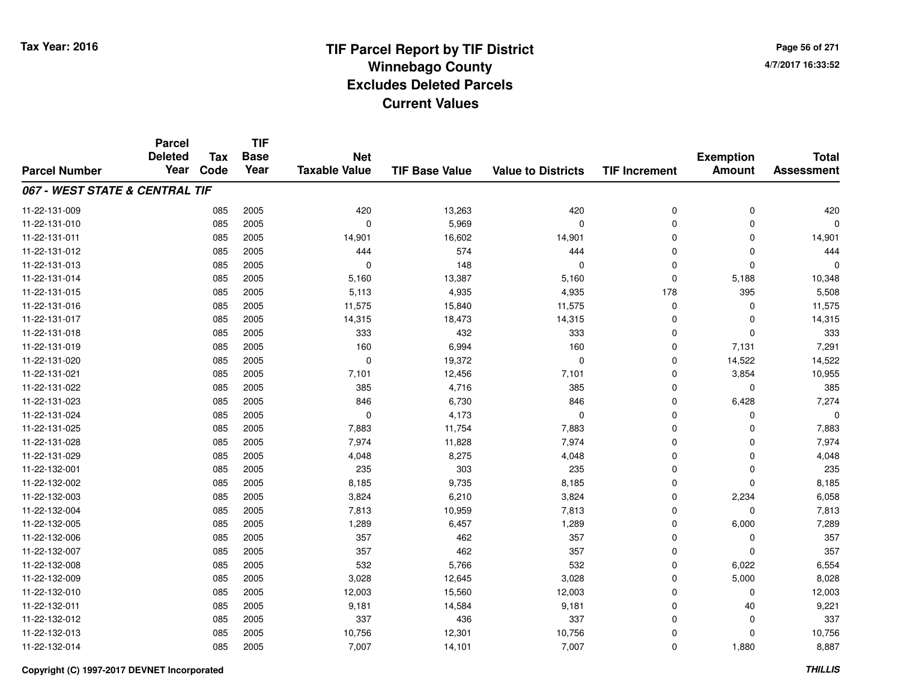# TIF Parcel Report by TIF District
## Winnebago County
## Excludes Deleted Parcels
## Current Values

Tax Year: 2016

4/7/2017 16:33:52

| Parcel Number | Parcel Deleted Year | Tax Code | TIF Base Year | Net Taxable Value | TIF Base Value | Value to Districts | TIF Increment | Exemption Amount | Total Assessment |
|---|---|---|---|---|---|---|---|---|---|
| ***067 - WEST STATE & CENTRAL TIF*** | | | | | | | | | |
| 11-22-131-009 | | 085 | 2005 | 420 | 13,263 | 420 | 0 | 0 | 420 |
| 11-22-131-010 | | 085 | 2005 | 0 | 5,969 | 0 | 0 | 0 | 0 |
| 11-22-131-011 | | 085 | 2005 | 14,901 | 16,602 | 14,901 | 0 | 0 | 14,901 |
| 11-22-131-012 | | 085 | 2005 | 444 | 574 | 444 | 0 | 0 | 444 |
| 11-22-131-013 | | 085 | 2005 | 0 | 148 | 0 | 0 | 0 | 0 |
| 11-22-131-014 | | 085 | 2005 | 5,160 | 13,387 | 5,160 | 0 | 5,188 | 10,348 |
| 11-22-131-015 | | 085 | 2005 | 5,113 | 4,935 | 4,935 | 178 | 395 | 5,508 |
| 11-22-131-016 | | 085 | 2005 | 11,575 | 15,840 | 11,575 | 0 | 0 | 11,575 |
| 11-22-131-017 | | 085 | 2005 | 14,315 | 18,473 | 14,315 | 0 | 0 | 14,315 |
| 11-22-131-018 | | 085 | 2005 | 333 | 432 | 333 | 0 | 0 | 333 |
| 11-22-131-019 | | 085 | 2005 | 160 | 6,994 | 160 | 0 | 7,131 | 7,291 |
| 11-22-131-020 | | 085 | 2005 | 0 | 19,372 | 0 | 0 | 14,522 | 14,522 |
| 11-22-131-021 | | 085 | 2005 | 7,101 | 12,456 | 7,101 | 0 | 3,854 | 10,955 |
| 11-22-131-022 | | 085 | 2005 | 385 | 4,716 | 385 | 0 | 0 | 385 |
| 11-22-131-023 | | 085 | 2005 | 846 | 6,730 | 846 | 0 | 6,428 | 7,274 |
| 11-22-131-024 | | 085 | 2005 | 0 | 4,173 | 0 | 0 | 0 | 0 |
| 11-22-131-025 | | 085 | 2005 | 7,883 | 11,754 | 7,883 | 0 | 0 | 7,883 |
| 11-22-131-028 | | 085 | 2005 | 7,974 | 11,828 | 7,974 | 0 | 0 | 7,974 |
| 11-22-131-029 | | 085 | 2005 | 4,048 | 8,275 | 4,048 | 0 | 0 | 4,048 |
| 11-22-132-001 | | 085 | 2005 | 235 | 303 | 235 | 0 | 0 | 235 |
| 11-22-132-002 | | 085 | 2005 | 8,185 | 9,735 | 8,185 | 0 | 0 | 8,185 |
| 11-22-132-003 | | 085 | 2005 | 3,824 | 6,210 | 3,824 | 0 | 2,234 | 6,058 |
| 11-22-132-004 | | 085 | 2005 | 7,813 | 10,959 | 7,813 | 0 | 0 | 7,813 |
| 11-22-132-005 | | 085 | 2005 | 1,289 | 6,457 | 1,289 | 0 | 6,000 | 7,289 |
| 11-22-132-006 | | 085 | 2005 | 357 | 462 | 357 | 0 | 0 | 357 |
| 11-22-132-007 | | 085 | 2005 | 357 | 462 | 357 | 0 | 0 | 357 |
| 11-22-132-008 | | 085 | 2005 | 532 | 5,766 | 532 | 0 | 6,022 | 6,554 |
| 11-22-132-009 | | 085 | 2005 | 3,028 | 12,645 | 3,028 | 0 | 5,000 | 8,028 |
| 11-22-132-010 | | 085 | 2005 | 12,003 | 15,560 | 12,003 | 0 | 0 | 12,003 |
| 11-22-132-011 | | 085 | 2005 | 9,181 | 14,584 | 9,181 | 0 | 40 | 9,221 |
| 11-22-132-012 | | 085 | 2005 | 337 | 436 | 337 | 0 | 0 | 337 |
| 11-22-132-013 | | 085 | 2005 | 10,756 | 12,301 | 10,756 | 0 | 0 | 10,756 |
| 11-22-132-014 | | 085 | 2005 | 7,007 | 14,101 | 7,007 | 0 | 1,880 | 8,887 |

Copyright (C) 1997-2017 DEVNET Incorporated

*THILLIS*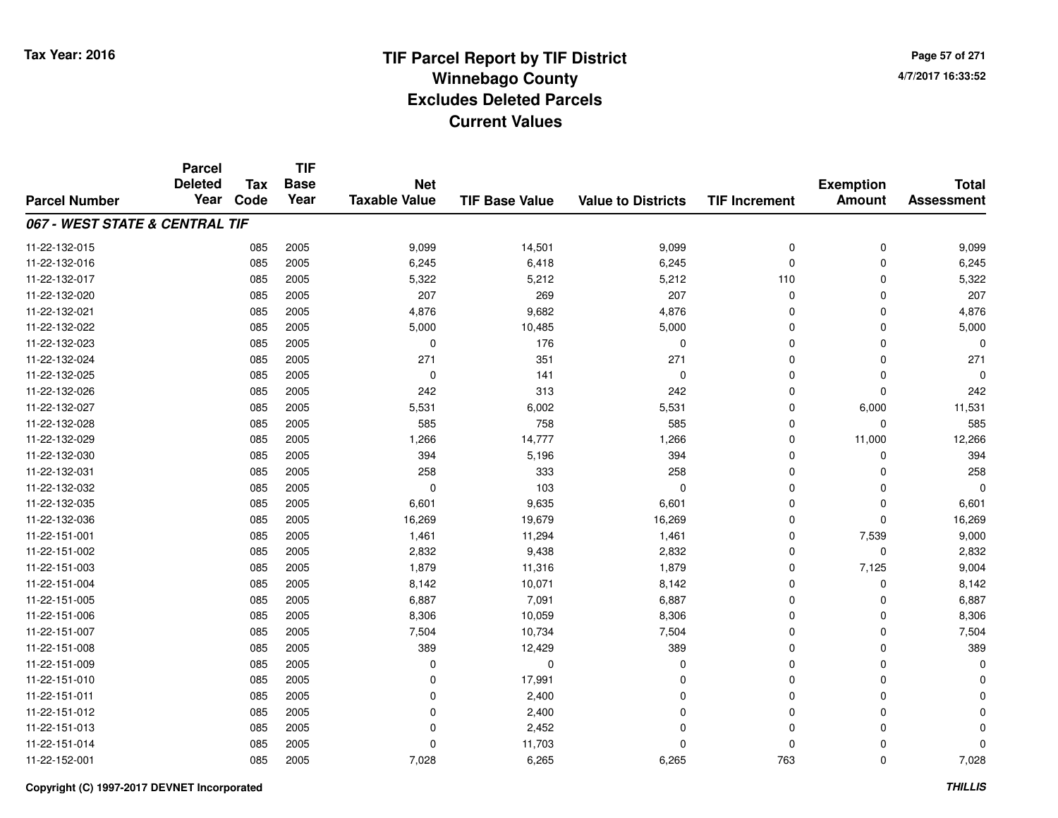# TIF Parcel Report by TIF District
## Winnebago County
## Excludes Deleted Parcels
## Current Values

Tax Year: 2016

4/7/2017 16:33:52

| Parcel Number | Parcel Deleted Year | Tax Code | TIF Base Year | Net Taxable Value | TIF Base Value | Value to Districts | TIF Increment | Exemption Amount | Total Assessment |
|---|---|---|---|---|---|---|---|---|---|
| ***067 - WEST STATE & CENTRAL TIF*** | | | | | | | | | |
| 11-22-132-015 | | 085 | 2005 | 9,099 | 14,501 | 9,099 | 0 | 0 | 9,099 |
| 11-22-132-016 | | 085 | 2005 | 6,245 | 6,418 | 6,245 | 0 | 0 | 6,245 |
| 11-22-132-017 | | 085 | 2005 | 5,322 | 5,212 | 5,212 | 110 | 0 | 5,322 |
| 11-22-132-020 | | 085 | 2005 | 207 | 269 | 207 | 0 | 0 | 207 |
| 11-22-132-021 | | 085 | 2005 | 4,876 | 9,682 | 4,876 | 0 | 0 | 4,876 |
| 11-22-132-022 | | 085 | 2005 | 5,000 | 10,485 | 5,000 | 0 | 0 | 5,000 |
| 11-22-132-023 | | 085 | 2005 | 0 | 176 | 0 | 0 | 0 | 0 |
| 11-22-132-024 | | 085 | 2005 | 271 | 351 | 271 | 0 | 0 | 271 |
| 11-22-132-025 | | 085 | 2005 | 0 | 141 | 0 | 0 | 0 | 0 |
| 11-22-132-026 | | 085 | 2005 | 242 | 313 | 242 | 0 | 0 | 242 |
| 11-22-132-027 | | 085 | 2005 | 5,531 | 6,002 | 5,531 | 0 | 6,000 | 11,531 |
| 11-22-132-028 | | 085 | 2005 | 585 | 758 | 585 | 0 | 0 | 585 |
| 11-22-132-029 | | 085 | 2005 | 1,266 | 14,777 | 1,266 | 0 | 11,000 | 12,266 |
| 11-22-132-030 | | 085 | 2005 | 394 | 5,196 | 394 | 0 | 0 | 394 |
| 11-22-132-031 | | 085 | 2005 | 258 | 333 | 258 | 0 | 0 | 258 |
| 11-22-132-032 | | 085 | 2005 | 0 | 103 | 0 | 0 | 0 | 0 |
| 11-22-132-035 | | 085 | 2005 | 6,601 | 9,635 | 6,601 | 0 | 0 | 6,601 |
| 11-22-132-036 | | 085 | 2005 | 16,269 | 19,679 | 16,269 | 0 | 0 | 16,269 |
| 11-22-151-001 | | 085 | 2005 | 1,461 | 11,294 | 1,461 | 0 | 7,539 | 9,000 |
| 11-22-151-002 | | 085 | 2005 | 2,832 | 9,438 | 2,832 | 0 | 0 | 2,832 |
| 11-22-151-003 | | 085 | 2005 | 1,879 | 11,316 | 1,879 | 0 | 7,125 | 9,004 |
| 11-22-151-004 | | 085 | 2005 | 8,142 | 10,071 | 8,142 | 0 | 0 | 8,142 |
| 11-22-151-005 | | 085 | 2005 | 6,887 | 7,091 | 6,887 | 0 | 0 | 6,887 |
| 11-22-151-006 | | 085 | 2005 | 8,306 | 10,059 | 8,306 | 0 | 0 | 8,306 |
| 11-22-151-007 | | 085 | 2005 | 7,504 | 10,734 | 7,504 | 0 | 0 | 7,504 |
| 11-22-151-008 | | 085 | 2005 | 389 | 12,429 | 389 | 0 | 0 | 389 |
| 11-22-151-009 | | 085 | 2005 | 0 | 0 | 0 | 0 | 0 | 0 |
| 11-22-151-010 | | 085 | 2005 | 0 | 17,991 | 0 | 0 | 0 | 0 |
| 11-22-151-011 | | 085 | 2005 | 0 | 2,400 | 0 | 0 | 0 | 0 |
| 11-22-151-012 | | 085 | 2005 | 0 | 2,400 | 0 | 0 | 0 | 0 |
| 11-22-151-013 | | 085 | 2005 | 0 | 2,452 | 0 | 0 | 0 | 0 |
| 11-22-151-014 | | 085 | 2005 | 0 | 11,703 | 0 | 0 | 0 | 0 |
| 11-22-152-001 | | 085 | 2005 | 7,028 | 6,265 | 6,265 | 763 | 0 | 7,028 |

Copyright (C) 1997-2017 DEVNET Incorporated

THILLIS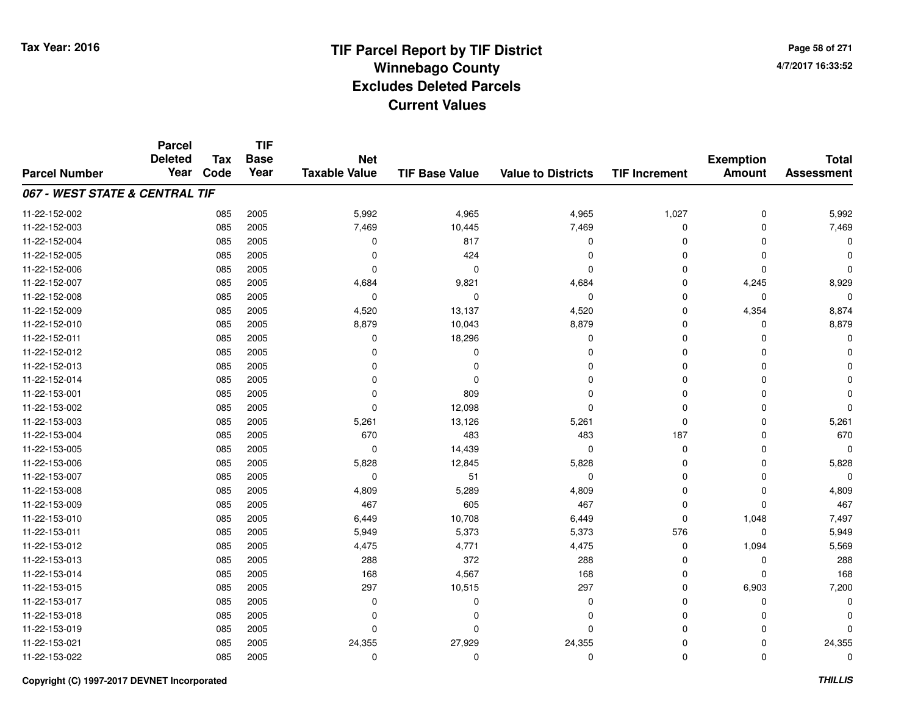**Tax Year: 2016**

# TIF Parcel Report by TIF District
# Winnebago County
# Excludes Deleted Parcels
# Current Values

4/7/2017 16:33:52

| Parcel Number | Parcel Deleted Year | Tax Code | TIF Base Year | Net Taxable Value | TIF Base Value | Value to Districts | TIF Increment | Exemption Amount | Total Assessment |
|---|---|---|---|---|---|---|---|---|---|
| ***067 - WEST STATE & CENTRAL TIF*** | | | | | | | | | |
| 11-22-152-002 | | 085 | 2005 | 5,992 | 4,965 | 4,965 | 1,027 | 0 | 5,992 |
| 11-22-152-003 | | 085 | 2005 | 7,469 | 10,445 | 7,469 | 0 | 0 | 7,469 |
| 11-22-152-004 | | 085 | 2005 | 0 | 817 | 0 | 0 | 0 | 0 |
| 11-22-152-005 | | 085 | 2005 | 0 | 424 | 0 | 0 | 0 | 0 |
| 11-22-152-006 | | 085 | 2005 | 0 | 0 | 0 | 0 | 0 | 0 |
| 11-22-152-007 | | 085 | 2005 | 4,684 | 9,821 | 4,684 | 0 | 4,245 | 8,929 |
| 11-22-152-008 | | 085 | 2005 | 0 | 0 | 0 | 0 | 0 | 0 |
| 11-22-152-009 | | 085 | 2005 | 4,520 | 13,137 | 4,520 | 0 | 4,354 | 8,874 |
| 11-22-152-010 | | 085 | 2005 | 8,879 | 10,043 | 8,879 | 0 | 0 | 8,879 |
| 11-22-152-011 | | 085 | 2005 | 0 | 18,296 | 0 | 0 | 0 | 0 |
| 11-22-152-012 | | 085 | 2005 | 0 | 0 | 0 | 0 | 0 | 0 |
| 11-22-152-013 | | 085 | 2005 | 0 | 0 | 0 | 0 | 0 | 0 |
| 11-22-152-014 | | 085 | 2005 | 0 | 0 | 0 | 0 | 0 | 0 |
| 11-22-153-001 | | 085 | 2005 | 0 | 809 | 0 | 0 | 0 | 0 |
| 11-22-153-002 | | 085 | 2005 | 0 | 12,098 | 0 | 0 | 0 | 0 |
| 11-22-153-003 | | 085 | 2005 | 5,261 | 13,126 | 5,261 | 0 | 0 | 5,261 |
| 11-22-153-004 | | 085 | 2005 | 670 | 483 | 483 | 187 | 0 | 670 |
| 11-22-153-005 | | 085 | 2005 | 0 | 14,439 | 0 | 0 | 0 | 0 |
| 11-22-153-006 | | 085 | 2005 | 5,828 | 12,845 | 5,828 | 0 | 0 | 5,828 |
| 11-22-153-007 | | 085 | 2005 | 0 | 51 | 0 | 0 | 0 | 0 |
| 11-22-153-008 | | 085 | 2005 | 4,809 | 5,289 | 4,809 | 0 | 0 | 4,809 |
| 11-22-153-009 | | 085 | 2005 | 467 | 605 | 467 | 0 | 0 | 467 |
| 11-22-153-010 | | 085 | 2005 | 6,449 | 10,708 | 6,449 | 0 | 1,048 | 7,497 |
| 11-22-153-011 | | 085 | 2005 | 5,949 | 5,373 | 5,373 | 576 | 0 | 5,949 |
| 11-22-153-012 | | 085 | 2005 | 4,475 | 4,771 | 4,475 | 0 | 1,094 | 5,569 |
| 11-22-153-013 | | 085 | 2005 | 288 | 372 | 288 | 0 | 0 | 288 |
| 11-22-153-014 | | 085 | 2005 | 168 | 4,567 | 168 | 0 | 0 | 168 |
| 11-22-153-015 | | 085 | 2005 | 297 | 10,515 | 297 | 0 | 6,903 | 7,200 |
| 11-22-153-017 | | 085 | 2005 | 0 | 0 | 0 | 0 | 0 | 0 |
| 11-22-153-018 | | 085 | 2005 | 0 | 0 | 0 | 0 | 0 | 0 |
| 11-22-153-019 | | 085 | 2005 | 0 | 0 | 0 | 0 | 0 | 0 |
| 11-22-153-021 | | 085 | 2005 | 24,355 | 27,929 | 24,355 | 0 | 0 | 24,355 |
| 11-22-153-022 | | 085 | 2005 | 0 | 0 | 0 | 0 | 0 | 0 |

Copyright (C) 1997-2017 DEVNET Incorporated

*THILLIS*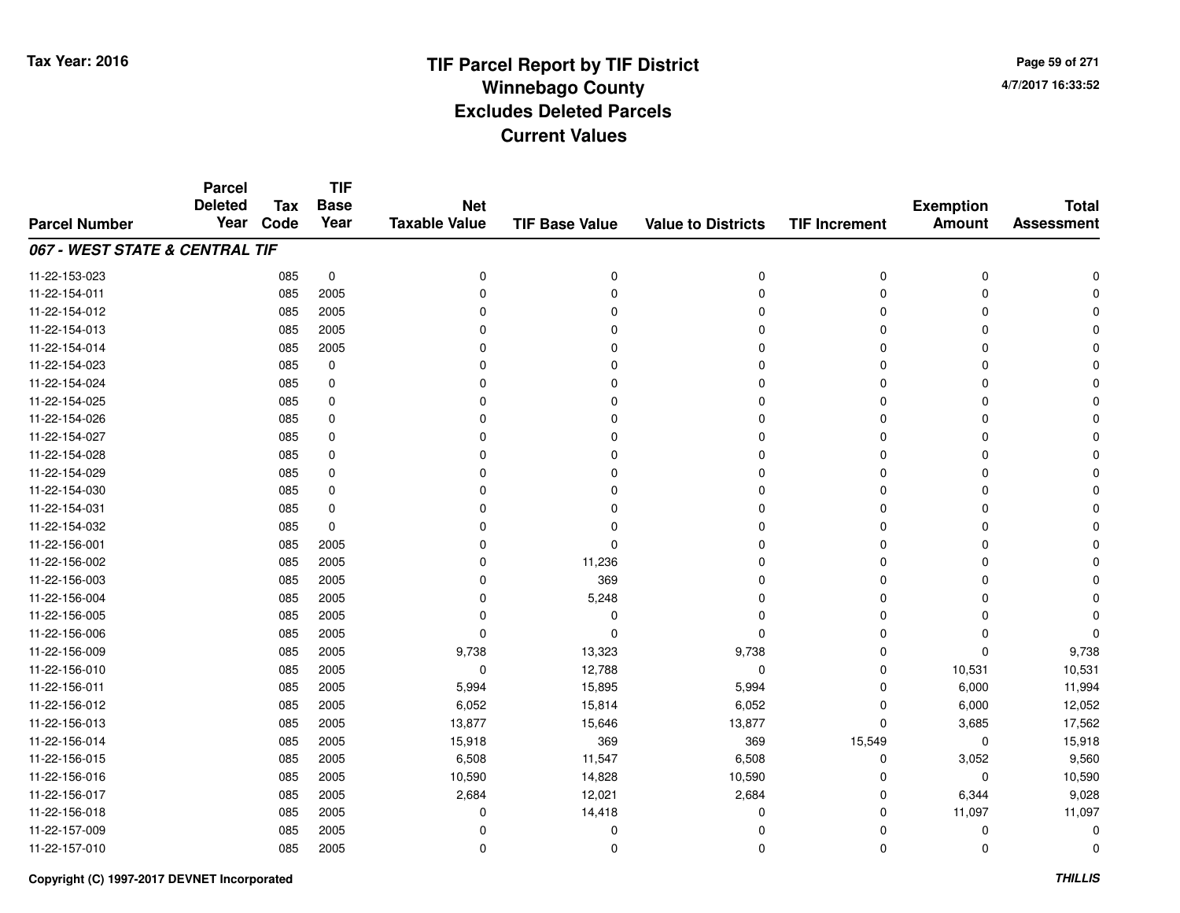# TIF Parcel Report by TIF District
## Winnebago County
## Excludes Deleted Parcels
## Current Values

Tax Year: 2016

4/7/2017 16:33:52

| Parcel Number | Parcel Deleted Year | Tax Code | TIF Base Year | Net Taxable Value | TIF Base Value | Value to Districts | TIF Increment | Exemption Amount | Total Assessment |
|---|---|---|---|---|---|---|---|---|---|
| ***067 - WEST STATE & CENTRAL TIF*** | | | | | | | | | |
| 11-22-153-023 | | 085 | 0 | 0 | 0 | 0 | 0 | 0 | 0 |
| 11-22-154-011 | | 085 | 2005 | 0 | 0 | 0 | 0 | 0 | 0 |
| 11-22-154-012 | | 085 | 2005 | 0 | 0 | 0 | 0 | 0 | 0 |
| 11-22-154-013 | | 085 | 2005 | 0 | 0 | 0 | 0 | 0 | 0 |
| 11-22-154-014 | | 085 | 2005 | 0 | 0 | 0 | 0 | 0 | 0 |
| 11-22-154-023 | | 085 | 0 | 0 | 0 | 0 | 0 | 0 | 0 |
| 11-22-154-024 | | 085 | 0 | 0 | 0 | 0 | 0 | 0 | 0 |
| 11-22-154-025 | | 085 | 0 | 0 | 0 | 0 | 0 | 0 | 0 |
| 11-22-154-026 | | 085 | 0 | 0 | 0 | 0 | 0 | 0 | 0 |
| 11-22-154-027 | | 085 | 0 | 0 | 0 | 0 | 0 | 0 | 0 |
| 11-22-154-028 | | 085 | 0 | 0 | 0 | 0 | 0 | 0 | 0 |
| 11-22-154-029 | | 085 | 0 | 0 | 0 | 0 | 0 | 0 | 0 |
| 11-22-154-030 | | 085 | 0 | 0 | 0 | 0 | 0 | 0 | 0 |
| 11-22-154-031 | | 085 | 0 | 0 | 0 | 0 | 0 | 0 | 0 |
| 11-22-154-032 | | 085 | 0 | 0 | 0 | 0 | 0 | 0 | 0 |
| 11-22-156-001 | | 085 | 2005 | 0 | 0 | 0 | 0 | 0 | 0 |
| 11-22-156-002 | | 085 | 2005 | 0 | 11,236 | 0 | 0 | 0 | 0 |
| 11-22-156-003 | | 085 | 2005 | 0 | 369 | 0 | 0 | 0 | 0 |
| 11-22-156-004 | | 085 | 2005 | 0 | 5,248 | 0 | 0 | 0 | 0 |
| 11-22-156-005 | | 085 | 2005 | 0 | 0 | 0 | 0 | 0 | 0 |
| 11-22-156-006 | | 085 | 2005 | 0 | 0 | 0 | 0 | 0 | 0 |
| 11-22-156-009 | | 085 | 2005 | 9,738 | 13,323 | 9,738 | 0 | 0 | 9,738 |
| 11-22-156-010 | | 085 | 2005 | 0 | 12,788 | 0 | 0 | 10,531 | 10,531 |
| 11-22-156-011 | | 085 | 2005 | 5,994 | 15,895 | 5,994 | 0 | 6,000 | 11,994 |
| 11-22-156-012 | | 085 | 2005 | 6,052 | 15,814 | 6,052 | 0 | 6,000 | 12,052 |
| 11-22-156-013 | | 085 | 2005 | 13,877 | 15,646 | 13,877 | 0 | 3,685 | 17,562 |
| 11-22-156-014 | | 085 | 2005 | 15,918 | 369 | 369 | 15,549 | 0 | 15,918 |
| 11-22-156-015 | | 085 | 2005 | 6,508 | 11,547 | 6,508 | 0 | 3,052 | 9,560 |
| 11-22-156-016 | | 085 | 2005 | 10,590 | 14,828 | 10,590 | 0 | 0 | 10,590 |
| 11-22-156-017 | | 085 | 2005 | 2,684 | 12,021 | 2,684 | 0 | 6,344 | 9,028 |
| 11-22-156-018 | | 085 | 2005 | 0 | 14,418 | 0 | 0 | 11,097 | 11,097 |
| 11-22-157-009 | | 085 | 2005 | 0 | 0 | 0 | 0 | 0 | 0 |
| 11-22-157-010 | | 085 | 2005 | 0 | 0 | 0 | 0 | 0 | 0 |

Copyright (C) 1997-2017 DEVNET Incorporated

THILLIS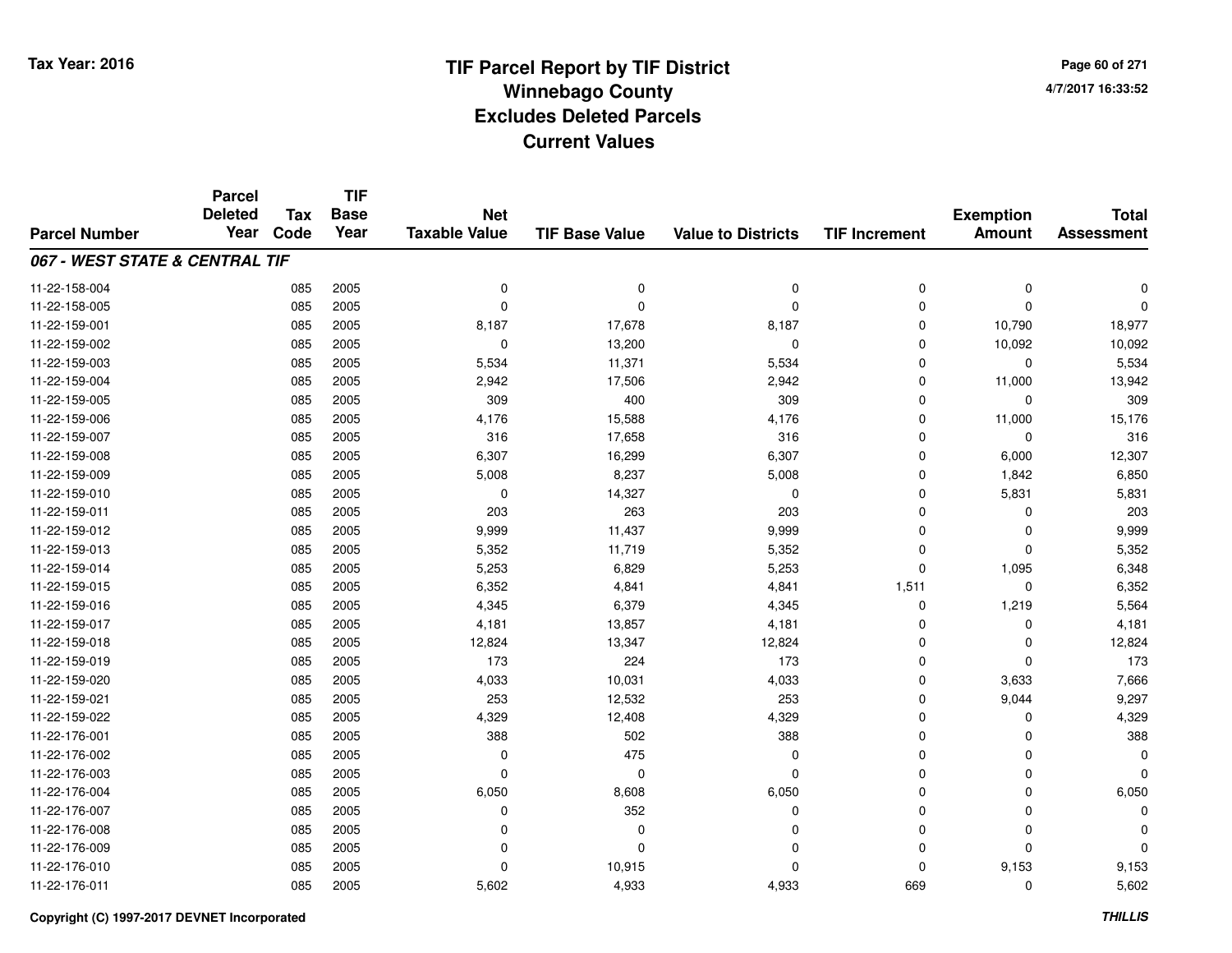# TIF Parcel Report by TIF District
## Winnebago County
## Excludes Deleted Parcels
## Current Values

Tax Year: 2016

4/7/2017 16:33:52

| Parcel Number | Parcel Deleted Year | Tax Code | TIF Base Year | Net Taxable Value | TIF Base Value | Value to Districts | TIF Increment | Exemption Amount | Total Assessment |
|---|---|---|---|---|---|---|---|---|---|
| ***067 - WEST STATE & CENTRAL TIF*** | | | | | | | | | |
| 11-22-158-004 | | 085 | 2005 | 0 | 0 | 0 | 0 | 0 | 0 |
| 11-22-158-005 | | 085 | 2005 | 0 | 0 | 0 | 0 | 0 | 0 |
| 11-22-159-001 | | 085 | 2005 | 8,187 | 17,678 | 8,187 | 0 | 10,790 | 18,977 |
| 11-22-159-002 | | 085 | 2005 | 0 | 13,200 | 0 | 0 | 10,092 | 10,092 |
| 11-22-159-003 | | 085 | 2005 | 5,534 | 11,371 | 5,534 | 0 | 0 | 5,534 |
| 11-22-159-004 | | 085 | 2005 | 2,942 | 17,506 | 2,942 | 0 | 11,000 | 13,942 |
| 11-22-159-005 | | 085 | 2005 | 309 | 400 | 309 | 0 | 0 | 309 |
| 11-22-159-006 | | 085 | 2005 | 4,176 | 15,588 | 4,176 | 0 | 11,000 | 15,176 |
| 11-22-159-007 | | 085 | 2005 | 316 | 17,658 | 316 | 0 | 0 | 316 |
| 11-22-159-008 | | 085 | 2005 | 6,307 | 16,299 | 6,307 | 0 | 6,000 | 12,307 |
| 11-22-159-009 | | 085 | 2005 | 5,008 | 8,237 | 5,008 | 0 | 1,842 | 6,850 |
| 11-22-159-010 | | 085 | 2005 | 0 | 14,327 | 0 | 0 | 5,831 | 5,831 |
| 11-22-159-011 | | 085 | 2005 | 203 | 263 | 203 | 0 | 0 | 203 |
| 11-22-159-012 | | 085 | 2005 | 9,999 | 11,437 | 9,999 | 0 | 0 | 9,999 |
| 11-22-159-013 | | 085 | 2005 | 5,352 | 11,719 | 5,352 | 0 | 0 | 5,352 |
| 11-22-159-014 | | 085 | 2005 | 5,253 | 6,829 | 5,253 | 0 | 1,095 | 6,348 |
| 11-22-159-015 | | 085 | 2005 | 6,352 | 4,841 | 4,841 | 1,511 | 0 | 6,352 |
| 11-22-159-016 | | 085 | 2005 | 4,345 | 6,379 | 4,345 | 0 | 1,219 | 5,564 |
| 11-22-159-017 | | 085 | 2005 | 4,181 | 13,857 | 4,181 | 0 | 0 | 4,181 |
| 11-22-159-018 | | 085 | 2005 | 12,824 | 13,347 | 12,824 | 0 | 0 | 12,824 |
| 11-22-159-019 | | 085 | 2005 | 173 | 224 | 173 | 0 | 0 | 173 |
| 11-22-159-020 | | 085 | 2005 | 4,033 | 10,031 | 4,033 | 0 | 3,633 | 7,666 |
| 11-22-159-021 | | 085 | 2005 | 253 | 12,532 | 253 | 0 | 9,044 | 9,297 |
| 11-22-159-022 | | 085 | 2005 | 4,329 | 12,408 | 4,329 | 0 | 0 | 4,329 |
| 11-22-176-001 | | 085 | 2005 | 388 | 502 | 388 | 0 | 0 | 388 |
| 11-22-176-002 | | 085 | 2005 | 0 | 475 | 0 | 0 | 0 | 0 |
| 11-22-176-003 | | 085 | 2005 | 0 | 0 | 0 | 0 | 0 | 0 |
| 11-22-176-004 | | 085 | 2005 | 6,050 | 8,608 | 6,050 | 0 | 0 | 6,050 |
| 11-22-176-007 | | 085 | 2005 | 0 | 352 | 0 | 0 | 0 | 0 |
| 11-22-176-008 | | 085 | 2005 | 0 | 0 | 0 | 0 | 0 | 0 |
| 11-22-176-009 | | 085 | 2005 | 0 | 0 | 0 | 0 | 0 | 0 |
| 11-22-176-010 | | 085 | 2005 | 0 | 10,915 | 0 | 0 | 9,153 | 9,153 |
| 11-22-176-011 | | 085 | 2005 | 5,602 | 4,933 | 4,933 | 669 | 0 | 5,602 |

Copyright (C) 1997-2017 DEVNET Incorporated

*THILLIS*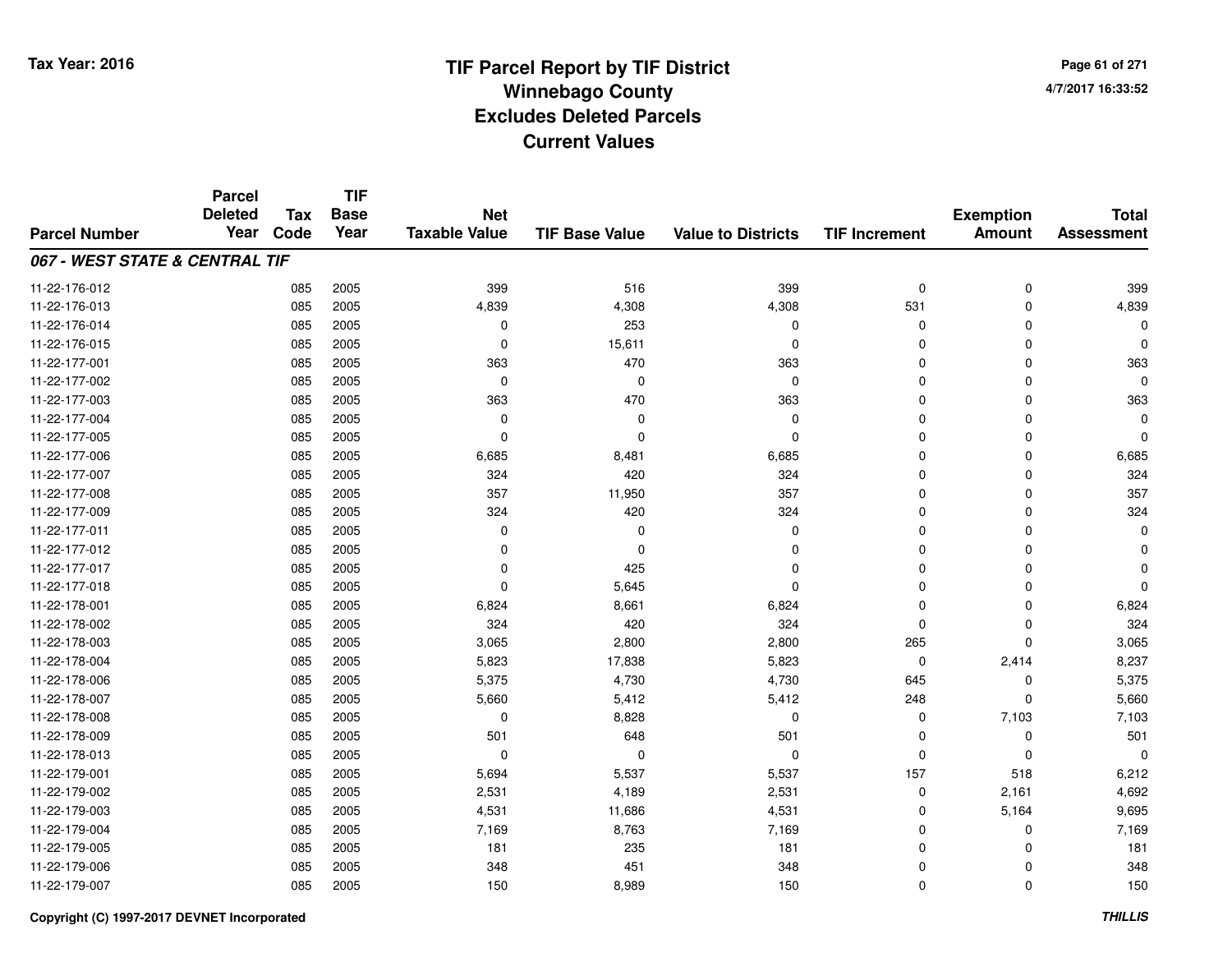# TIF Parcel Report by TIF District
## Winnebago County
## Excludes Deleted Parcels
## Current Values

Tax Year: 2016

4/7/2017 16:33:52

| Parcel Number | Parcel Deleted Year | Tax Code | TIF Base Year | Net Taxable Value | TIF Base Value | Value to Districts | TIF Increment | Exemption Amount | Total Assessment |
|---|---|---|---|---|---|---|---|---|---|
| ***067 - WEST STATE & CENTRAL TIF*** | | | | | | | | | |
| 11-22-176-012 | | 085 | 2005 | 399 | 516 | 399 | 0 | 0 | 399 |
| 11-22-176-013 | | 085 | 2005 | 4,839 | 4,308 | 4,308 | 531 | 0 | 4,839 |
| 11-22-176-014 | | 085 | 2005 | 0 | 253 | 0 | 0 | 0 | 0 |
| 11-22-176-015 | | 085 | 2005 | 0 | 15,611 | 0 | 0 | 0 | 0 |
| 11-22-177-001 | | 085 | 2005 | 363 | 470 | 363 | 0 | 0 | 363 |
| 11-22-177-002 | | 085 | 2005 | 0 | 0 | 0 | 0 | 0 | 0 |
| 11-22-177-003 | | 085 | 2005 | 363 | 470 | 363 | 0 | 0 | 363 |
| 11-22-177-004 | | 085 | 2005 | 0 | 0 | 0 | 0 | 0 | 0 |
| 11-22-177-005 | | 085 | 2005 | 0 | 0 | 0 | 0 | 0 | 0 |
| 11-22-177-006 | | 085 | 2005 | 6,685 | 8,481 | 6,685 | 0 | 0 | 6,685 |
| 11-22-177-007 | | 085 | 2005 | 324 | 420 | 324 | 0 | 0 | 324 |
| 11-22-177-008 | | 085 | 2005 | 357 | 11,950 | 357 | 0 | 0 | 357 |
| 11-22-177-009 | | 085 | 2005 | 324 | 420 | 324 | 0 | 0 | 324 |
| 11-22-177-011 | | 085 | 2005 | 0 | 0 | 0 | 0 | 0 | 0 |
| 11-22-177-012 | | 085 | 2005 | 0 | 0 | 0 | 0 | 0 | 0 |
| 11-22-177-017 | | 085 | 2005 | 0 | 425 | 0 | 0 | 0 | 0 |
| 11-22-177-018 | | 085 | 2005 | 0 | 5,645 | 0 | 0 | 0 | 0 |
| 11-22-178-001 | | 085 | 2005 | 6,824 | 8,661 | 6,824 | 0 | 0 | 6,824 |
| 11-22-178-002 | | 085 | 2005 | 324 | 420 | 324 | 0 | 0 | 324 |
| 11-22-178-003 | | 085 | 2005 | 3,065 | 2,800 | 2,800 | 265 | 0 | 3,065 |
| 11-22-178-004 | | 085 | 2005 | 5,823 | 17,838 | 5,823 | 0 | 2,414 | 8,237 |
| 11-22-178-006 | | 085 | 2005 | 5,375 | 4,730 | 4,730 | 645 | 0 | 5,375 |
| 11-22-178-007 | | 085 | 2005 | 5,660 | 5,412 | 5,412 | 248 | 0 | 5,660 |
| 11-22-178-008 | | 085 | 2005 | 0 | 8,828 | 0 | 0 | 7,103 | 7,103 |
| 11-22-178-009 | | 085 | 2005 | 501 | 648 | 501 | 0 | 0 | 501 |
| 11-22-178-013 | | 085 | 2005 | 0 | 0 | 0 | 0 | 0 | 0 |
| 11-22-179-001 | | 085 | 2005 | 5,694 | 5,537 | 5,537 | 157 | 518 | 6,212 |
| 11-22-179-002 | | 085 | 2005 | 2,531 | 4,189 | 2,531 | 0 | 2,161 | 4,692 |
| 11-22-179-003 | | 085 | 2005 | 4,531 | 11,686 | 4,531 | 0 | 5,164 | 9,695 |
| 11-22-179-004 | | 085 | 2005 | 7,169 | 8,763 | 7,169 | 0 | 0 | 7,169 |
| 11-22-179-005 | | 085 | 2005 | 181 | 235 | 181 | 0 | 0 | 181 |
| 11-22-179-006 | | 085 | 2005 | 348 | 451 | 348 | 0 | 0 | 348 |
| 11-22-179-007 | | 085 | 2005 | 150 | 8,989 | 150 | 0 | 0 | 150 |

Copyright (C) 1997-2017 DEVNET Incorporated

THILLIS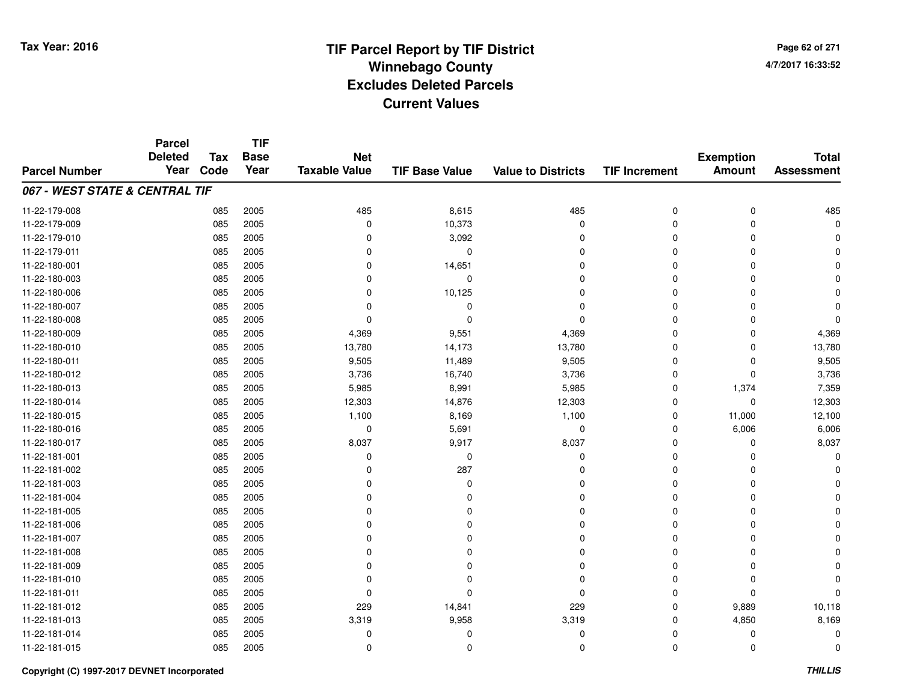# TIF Parcel Report by TIF District
## Winnebago County
## Excludes Deleted Parcels
## Current Values

Tax Year: 2016

4/7/2017 16:33:52

| Parcel Number | Parcel Deleted Year | Tax Code | TIF Base Year | Net Taxable Value | TIF Base Value | Value to Districts | TIF Increment | Exemption Amount | Total Assessment |
|---|---|---|---|---|---|---|---|---|---|
| **067 - WEST STATE & CENTRAL TIF** | | | | | | | | | |
| 11-22-179-008 | | 085 | 2005 | 485 | 8,615 | 485 | 0 | 0 | 485 |
| 11-22-179-009 | | 085 | 2005 | 0 | 10,373 | 0 | 0 | 0 | 0 |
| 11-22-179-010 | | 085 | 2005 | 0 | 3,092 | 0 | 0 | 0 | 0 |
| 11-22-179-011 | | 085 | 2005 | 0 | 0 | 0 | 0 | 0 | 0 |
| 11-22-180-001 | | 085 | 2005 | 0 | 14,651 | 0 | 0 | 0 | 0 |
| 11-22-180-003 | | 085 | 2005 | 0 | 0 | 0 | 0 | 0 | 0 |
| 11-22-180-006 | | 085 | 2005 | 0 | 10,125 | 0 | 0 | 0 | 0 |
| 11-22-180-007 | | 085 | 2005 | 0 | 0 | 0 | 0 | 0 | 0 |
| 11-22-180-008 | | 085 | 2005 | 0 | 0 | 0 | 0 | 0 | 0 |
| 11-22-180-009 | | 085 | 2005 | 4,369 | 9,551 | 4,369 | 0 | 0 | 4,369 |
| 11-22-180-010 | | 085 | 2005 | 13,780 | 14,173 | 13,780 | 0 | 0 | 13,780 |
| 11-22-180-011 | | 085 | 2005 | 9,505 | 11,489 | 9,505 | 0 | 0 | 9,505 |
| 11-22-180-012 | | 085 | 2005 | 3,736 | 16,740 | 3,736 | 0 | 0 | 3,736 |
| 11-22-180-013 | | 085 | 2005 | 5,985 | 8,991 | 5,985 | 0 | 1,374 | 7,359 |
| 11-22-180-014 | | 085 | 2005 | 12,303 | 14,876 | 12,303 | 0 | 0 | 12,303 |
| 11-22-180-015 | | 085 | 2005 | 1,100 | 8,169 | 1,100 | 0 | 11,000 | 12,100 |
| 11-22-180-016 | | 085 | 2005 | 0 | 5,691 | 0 | 0 | 6,006 | 6,006 |
| 11-22-180-017 | | 085 | 2005 | 8,037 | 9,917 | 8,037 | 0 | 0 | 8,037 |
| 11-22-181-001 | | 085 | 2005 | 0 | 0 | 0 | 0 | 0 | 0 |
| 11-22-181-002 | | 085 | 2005 | 0 | 287 | 0 | 0 | 0 | 0 |
| 11-22-181-003 | | 085 | 2005 | 0 | 0 | 0 | 0 | 0 | 0 |
| 11-22-181-004 | | 085 | 2005 | 0 | 0 | 0 | 0 | 0 | 0 |
| 11-22-181-005 | | 085 | 2005 | 0 | 0 | 0 | 0 | 0 | 0 |
| 11-22-181-006 | | 085 | 2005 | 0 | 0 | 0 | 0 | 0 | 0 |
| 11-22-181-007 | | 085 | 2005 | 0 | 0 | 0 | 0 | 0 | 0 |
| 11-22-181-008 | | 085 | 2005 | 0 | 0 | 0 | 0 | 0 | 0 |
| 11-22-181-009 | | 085 | 2005 | 0 | 0 | 0 | 0 | 0 | 0 |
| 11-22-181-010 | | 085 | 2005 | 0 | 0 | 0 | 0 | 0 | 0 |
| 11-22-181-011 | | 085 | 2005 | 0 | 0 | 0 | 0 | 0 | 0 |
| 11-22-181-012 | | 085 | 2005 | 229 | 14,841 | 229 | 0 | 9,889 | 10,118 |
| 11-22-181-013 | | 085 | 2005 | 3,319 | 9,958 | 3,319 | 0 | 4,850 | 8,169 |
| 11-22-181-014 | | 085 | 2005 | 0 | 0 | 0 | 0 | 0 | 0 |
| 11-22-181-015 | | 085 | 2005 | 0 | 0 | 0 | 0 | 0 | 0 |

Copyright (C) 1997-2017 DEVNET Incorporated

THILLIS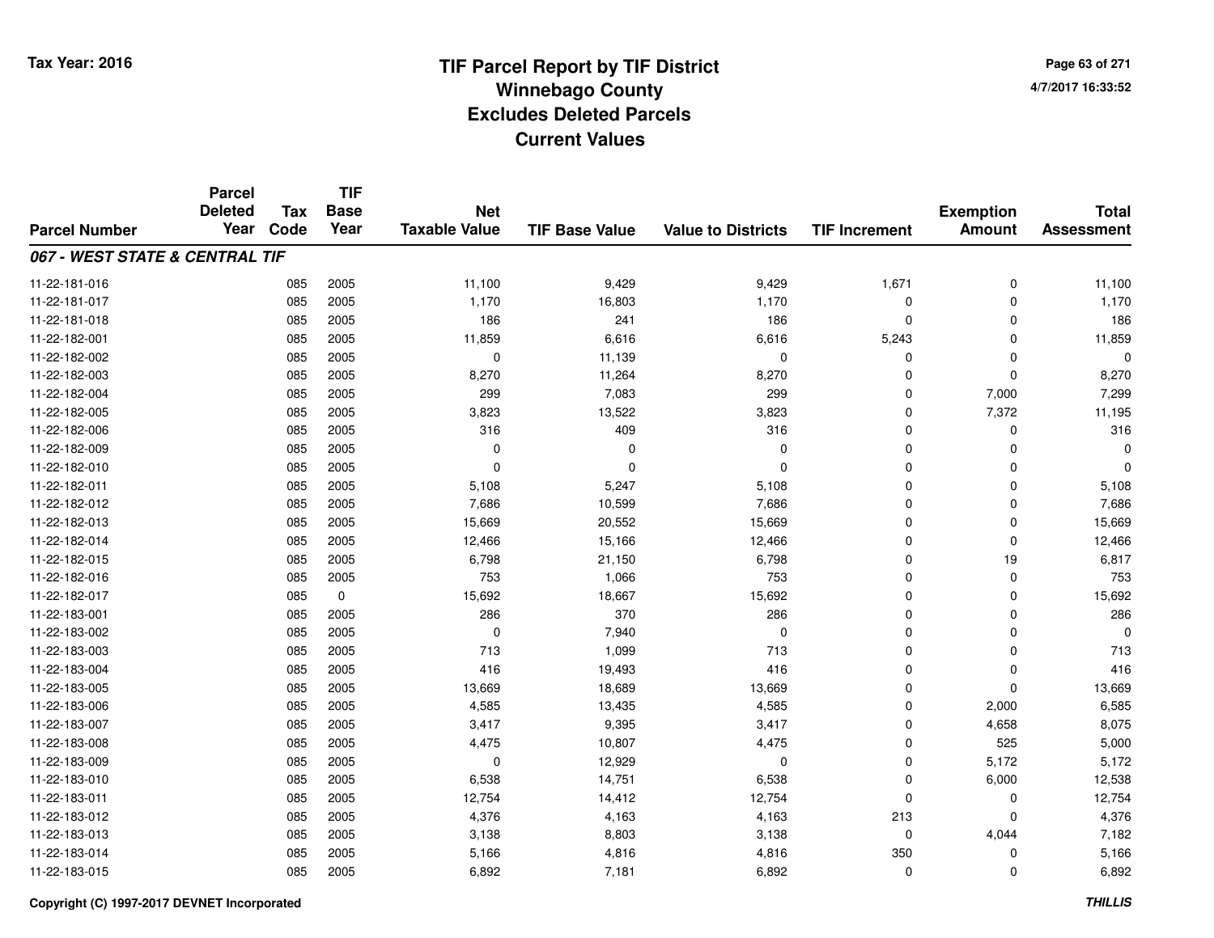# TIF Parcel Report by TIF District
## Winnebago County
## Excludes Deleted Parcels
## Current Values

Tax Year: 2016

4/7/2017 16:33:52

| Parcel Number | Parcel Deleted Year | Tax Code | TIF Base Year | Net Taxable Value | TIF Base Value | Value to Districts | TIF Increment | Exemption Amount | Total Assessment |
|---|---|---|---|---|---|---|---|---|---|
| ***067 - WEST STATE & CENTRAL TIF*** | | | | | | | | | |
| 11-22-181-016 | | 085 | 2005 | 11,100 | 9,429 | 9,429 | 1,671 | 0 | 11,100 |
| 11-22-181-017 | | 085 | 2005 | 1,170 | 16,803 | 1,170 | 0 | 0 | 1,170 |
| 11-22-181-018 | | 085 | 2005 | 186 | 241 | 186 | 0 | 0 | 186 |
| 11-22-182-001 | | 085 | 2005 | 11,859 | 6,616 | 6,616 | 5,243 | 0 | 11,859 |
| 11-22-182-002 | | 085 | 2005 | 0 | 11,139 | 0 | 0 | 0 | 0 |
| 11-22-182-003 | | 085 | 2005 | 8,270 | 11,264 | 8,270 | 0 | 0 | 8,270 |
| 11-22-182-004 | | 085 | 2005 | 299 | 7,083 | 299 | 0 | 7,000 | 7,299 |
| 11-22-182-005 | | 085 | 2005 | 3,823 | 13,522 | 3,823 | 0 | 7,372 | 11,195 |
| 11-22-182-006 | | 085 | 2005 | 316 | 409 | 316 | 0 | 0 | 316 |
| 11-22-182-009 | | 085 | 2005 | 0 | 0 | 0 | 0 | 0 | 0 |
| 11-22-182-010 | | 085 | 2005 | 0 | 0 | 0 | 0 | 0 | 0 |
| 11-22-182-011 | | 085 | 2005 | 5,108 | 5,247 | 5,108 | 0 | 0 | 5,108 |
| 11-22-182-012 | | 085 | 2005 | 7,686 | 10,599 | 7,686 | 0 | 0 | 7,686 |
| 11-22-182-013 | | 085 | 2005 | 15,669 | 20,552 | 15,669 | 0 | 0 | 15,669 |
| 11-22-182-014 | | 085 | 2005 | 12,466 | 15,166 | 12,466 | 0 | 0 | 12,466 |
| 11-22-182-015 | | 085 | 2005 | 6,798 | 21,150 | 6,798 | 0 | 19 | 6,817 |
| 11-22-182-016 | | 085 | 2005 | 753 | 1,066 | 753 | 0 | 0 | 753 |
| 11-22-182-017 | | 085 | 0 | 15,692 | 18,667 | 15,692 | 0 | 0 | 15,692 |
| 11-22-183-001 | | 085 | 2005 | 286 | 370 | 286 | 0 | 0 | 286 |
| 11-22-183-002 | | 085 | 2005 | 0 | 7,940 | 0 | 0 | 0 | 0 |
| 11-22-183-003 | | 085 | 2005 | 713 | 1,099 | 713 | 0 | 0 | 713 |
| 11-22-183-004 | | 085 | 2005 | 416 | 19,493 | 416 | 0 | 0 | 416 |
| 11-22-183-005 | | 085 | 2005 | 13,669 | 18,689 | 13,669 | 0 | 0 | 13,669 |
| 11-22-183-006 | | 085 | 2005 | 4,585 | 13,435 | 4,585 | 0 | 2,000 | 6,585 |
| 11-22-183-007 | | 085 | 2005 | 3,417 | 9,395 | 3,417 | 0 | 4,658 | 8,075 |
| 11-22-183-008 | | 085 | 2005 | 4,475 | 10,807 | 4,475 | 0 | 525 | 5,000 |
| 11-22-183-009 | | 085 | 2005 | 0 | 12,929 | 0 | 0 | 5,172 | 5,172 |
| 11-22-183-010 | | 085 | 2005 | 6,538 | 14,751 | 6,538 | 0 | 6,000 | 12,538 |
| 11-22-183-011 | | 085 | 2005 | 12,754 | 14,412 | 12,754 | 0 | 0 | 12,754 |
| 11-22-183-012 | | 085 | 2005 | 4,376 | 4,163 | 4,163 | 213 | 0 | 4,376 |
| 11-22-183-013 | | 085 | 2005 | 3,138 | 8,803 | 3,138 | 0 | 4,044 | 7,182 |
| 11-22-183-014 | | 085 | 2005 | 5,166 | 4,816 | 4,816 | 350 | 0 | 5,166 |
| 11-22-183-015 | | 085 | 2005 | 6,892 | 7,181 | 6,892 | 0 | 0 | 6,892 |

Copyright (C) 1997-2017 DEVNET Incorporated

THILLIS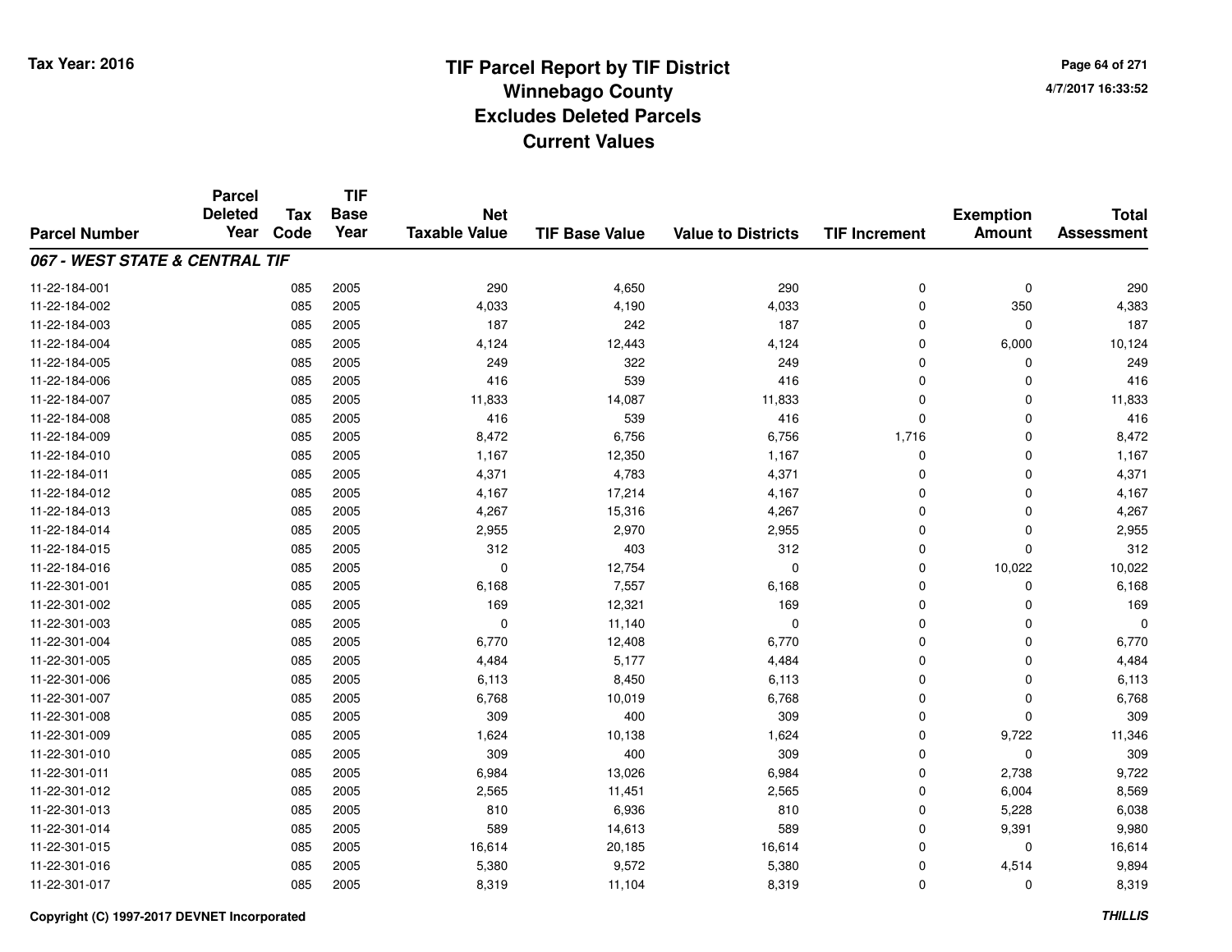# TIF Parcel Report by TIF District
## Winnebago County
## Excludes Deleted Parcels
## Current Values

Tax Year: 2016

4/7/2017 16:33:52

| Parcel Number | Parcel Deleted Year | Tax Code | TIF Base Year | Net Taxable Value | TIF Base Value | Value to Districts | TIF Increment | Exemption Amount | Total Assessment |
|---|---|---|---|---|---|---|---|---|---|
| ***067 - WEST STATE & CENTRAL TIF*** | | | | | | | | | |
| 11-22-184-001 | | 085 | 2005 | 290 | 4,650 | 290 | 0 | 0 | 290 |
| 11-22-184-002 | | 085 | 2005 | 4,033 | 4,190 | 4,033 | 0 | 350 | 4,383 |
| 11-22-184-003 | | 085 | 2005 | 187 | 242 | 187 | 0 | 0 | 187 |
| 11-22-184-004 | | 085 | 2005 | 4,124 | 12,443 | 4,124 | 0 | 6,000 | 10,124 |
| 11-22-184-005 | | 085 | 2005 | 249 | 322 | 249 | 0 | 0 | 249 |
| 11-22-184-006 | | 085 | 2005 | 416 | 539 | 416 | 0 | 0 | 416 |
| 11-22-184-007 | | 085 | 2005 | 11,833 | 14,087 | 11,833 | 0 | 0 | 11,833 |
| 11-22-184-008 | | 085 | 2005 | 416 | 539 | 416 | 0 | 0 | 416 |
| 11-22-184-009 | | 085 | 2005 | 8,472 | 6,756 | 6,756 | 1,716 | 0 | 8,472 |
| 11-22-184-010 | | 085 | 2005 | 1,167 | 12,350 | 1,167 | 0 | 0 | 1,167 |
| 11-22-184-011 | | 085 | 2005 | 4,371 | 4,783 | 4,371 | 0 | 0 | 4,371 |
| 11-22-184-012 | | 085 | 2005 | 4,167 | 17,214 | 4,167 | 0 | 0 | 4,167 |
| 11-22-184-013 | | 085 | 2005 | 4,267 | 15,316 | 4,267 | 0 | 0 | 4,267 |
| 11-22-184-014 | | 085 | 2005 | 2,955 | 2,970 | 2,955 | 0 | 0 | 2,955 |
| 11-22-184-015 | | 085 | 2005 | 312 | 403 | 312 | 0 | 0 | 312 |
| 11-22-184-016 | | 085 | 2005 | 0 | 12,754 | 0 | 0 | 10,022 | 10,022 |
| 11-22-301-001 | | 085 | 2005 | 6,168 | 7,557 | 6,168 | 0 | 0 | 6,168 |
| 11-22-301-002 | | 085 | 2005 | 169 | 12,321 | 169 | 0 | 0 | 169 |
| 11-22-301-003 | | 085 | 2005 | 0 | 11,140 | 0 | 0 | 0 | 0 |
| 11-22-301-004 | | 085 | 2005 | 6,770 | 12,408 | 6,770 | 0 | 0 | 6,770 |
| 11-22-301-005 | | 085 | 2005 | 4,484 | 5,177 | 4,484 | 0 | 0 | 4,484 |
| 11-22-301-006 | | 085 | 2005 | 6,113 | 8,450 | 6,113 | 0 | 0 | 6,113 |
| 11-22-301-007 | | 085 | 2005 | 6,768 | 10,019 | 6,768 | 0 | 0 | 6,768 |
| 11-22-301-008 | | 085 | 2005 | 309 | 400 | 309 | 0 | 0 | 309 |
| 11-22-301-009 | | 085 | 2005 | 1,624 | 10,138 | 1,624 | 0 | 9,722 | 11,346 |
| 11-22-301-010 | | 085 | 2005 | 309 | 400 | 309 | 0 | 0 | 309 |
| 11-22-301-011 | | 085 | 2005 | 6,984 | 13,026 | 6,984 | 0 | 2,738 | 9,722 |
| 11-22-301-012 | | 085 | 2005 | 2,565 | 11,451 | 2,565 | 0 | 6,004 | 8,569 |
| 11-22-301-013 | | 085 | 2005 | 810 | 6,936 | 810 | 0 | 5,228 | 6,038 |
| 11-22-301-014 | | 085 | 2005 | 589 | 14,613 | 589 | 0 | 9,391 | 9,980 |
| 11-22-301-015 | | 085 | 2005 | 16,614 | 20,185 | 16,614 | 0 | 0 | 16,614 |
| 11-22-301-016 | | 085 | 2005 | 5,380 | 9,572 | 5,380 | 0 | 4,514 | 9,894 |
| 11-22-301-017 | | 085 | 2005 | 8,319 | 11,104 | 8,319 | 0 | 0 | 8,319 |

Copyright (C) 1997-2017 DEVNET Incorporated

THILLIS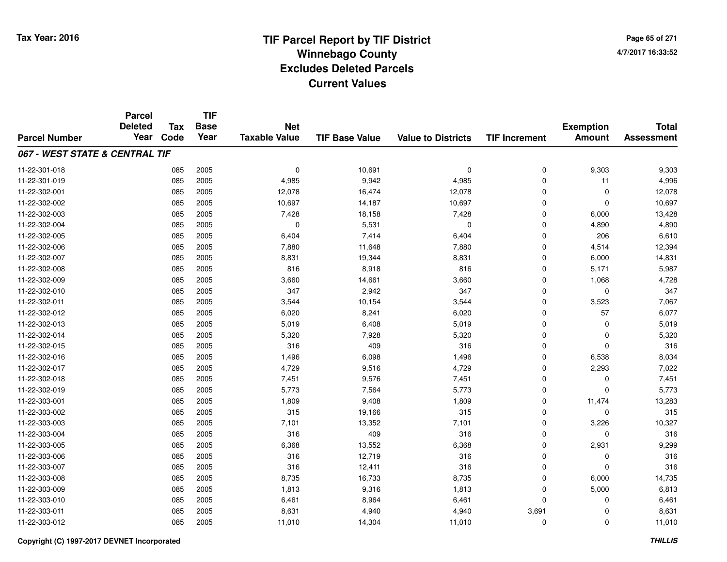Tax Year: 2016

# TIF Parcel Report by TIF District
## Winnebago County
## Excludes Deleted Parcels
## Current Values

4/7/2017 16:33:52

| Parcel Number | Parcel Deleted Year | Tax Code | TIF Base Year | Net Taxable Value | TIF Base Value | Value to Districts | TIF Increment | Exemption Amount | Total Assessment |
|---|---|---|---|---|---|---|---|---|---|
| ***067 - WEST STATE & CENTRAL TIF*** | | | | | | | | | |
| 11-22-301-018 | | 085 | 2005 | 0 | 10,691 | 0 | 0 | 9,303 | 9,303 |
| 11-22-301-019 | | 085 | 2005 | 4,985 | 9,942 | 4,985 | 0 | 11 | 4,996 |
| 11-22-302-001 | | 085 | 2005 | 12,078 | 16,474 | 12,078 | 0 | 0 | 12,078 |
| 11-22-302-002 | | 085 | 2005 | 10,697 | 14,187 | 10,697 | 0 | 0 | 10,697 |
| 11-22-302-003 | | 085 | 2005 | 7,428 | 18,158 | 7,428 | 0 | 6,000 | 13,428 |
| 11-22-302-004 | | 085 | 2005 | 0 | 5,531 | 0 | 0 | 4,890 | 4,890 |
| 11-22-302-005 | | 085 | 2005 | 6,404 | 7,414 | 6,404 | 0 | 206 | 6,610 |
| 11-22-302-006 | | 085 | 2005 | 7,880 | 11,648 | 7,880 | 0 | 4,514 | 12,394 |
| 11-22-302-007 | | 085 | 2005 | 8,831 | 19,344 | 8,831 | 0 | 6,000 | 14,831 |
| 11-22-302-008 | | 085 | 2005 | 816 | 8,918 | 816 | 0 | 5,171 | 5,987 |
| 11-22-302-009 | | 085 | 2005 | 3,660 | 14,661 | 3,660 | 0 | 1,068 | 4,728 |
| 11-22-302-010 | | 085 | 2005 | 347 | 2,942 | 347 | 0 | 0 | 347 |
| 11-22-302-011 | | 085 | 2005 | 3,544 | 10,154 | 3,544 | 0 | 3,523 | 7,067 |
| 11-22-302-012 | | 085 | 2005 | 6,020 | 8,241 | 6,020 | 0 | 57 | 6,077 |
| 11-22-302-013 | | 085 | 2005 | 5,019 | 6,408 | 5,019 | 0 | 0 | 5,019 |
| 11-22-302-014 | | 085 | 2005 | 5,320 | 7,928 | 5,320 | 0 | 0 | 5,320 |
| 11-22-302-015 | | 085 | 2005 | 316 | 409 | 316 | 0 | 0 | 316 |
| 11-22-302-016 | | 085 | 2005 | 1,496 | 6,098 | 1,496 | 0 | 6,538 | 8,034 |
| 11-22-302-017 | | 085 | 2005 | 4,729 | 9,516 | 4,729 | 0 | 2,293 | 7,022 |
| 11-22-302-018 | | 085 | 2005 | 7,451 | 9,576 | 7,451 | 0 | 0 | 7,451 |
| 11-22-302-019 | | 085 | 2005 | 5,773 | 7,564 | 5,773 | 0 | 0 | 5,773 |
| 11-22-303-001 | | 085 | 2005 | 1,809 | 9,408 | 1,809 | 0 | 11,474 | 13,283 |
| 11-22-303-002 | | 085 | 2005 | 315 | 19,166 | 315 | 0 | 0 | 315 |
| 11-22-303-003 | | 085 | 2005 | 7,101 | 13,352 | 7,101 | 0 | 3,226 | 10,327 |
| 11-22-303-004 | | 085 | 2005 | 316 | 409 | 316 | 0 | 0 | 316 |
| 11-22-303-005 | | 085 | 2005 | 6,368 | 13,552 | 6,368 | 0 | 2,931 | 9,299 |
| 11-22-303-006 | | 085 | 2005 | 316 | 12,719 | 316 | 0 | 0 | 316 |
| 11-22-303-007 | | 085 | 2005 | 316 | 12,411 | 316 | 0 | 0 | 316 |
| 11-22-303-008 | | 085 | 2005 | 8,735 | 16,733 | 8,735 | 0 | 6,000 | 14,735 |
| 11-22-303-009 | | 085 | 2005 | 1,813 | 9,316 | 1,813 | 0 | 5,000 | 6,813 |
| 11-22-303-010 | | 085 | 2005 | 6,461 | 8,964 | 6,461 | 0 | 0 | 6,461 |
| 11-22-303-011 | | 085 | 2005 | 8,631 | 4,940 | 4,940 | 3,691 | 0 | 8,631 |
| 11-22-303-012 | | 085 | 2005 | 11,010 | 14,304 | 11,010 | 0 | 0 | 11,010 |

Copyright (C) 1997-2017 DEVNET Incorporated

*THILLIS*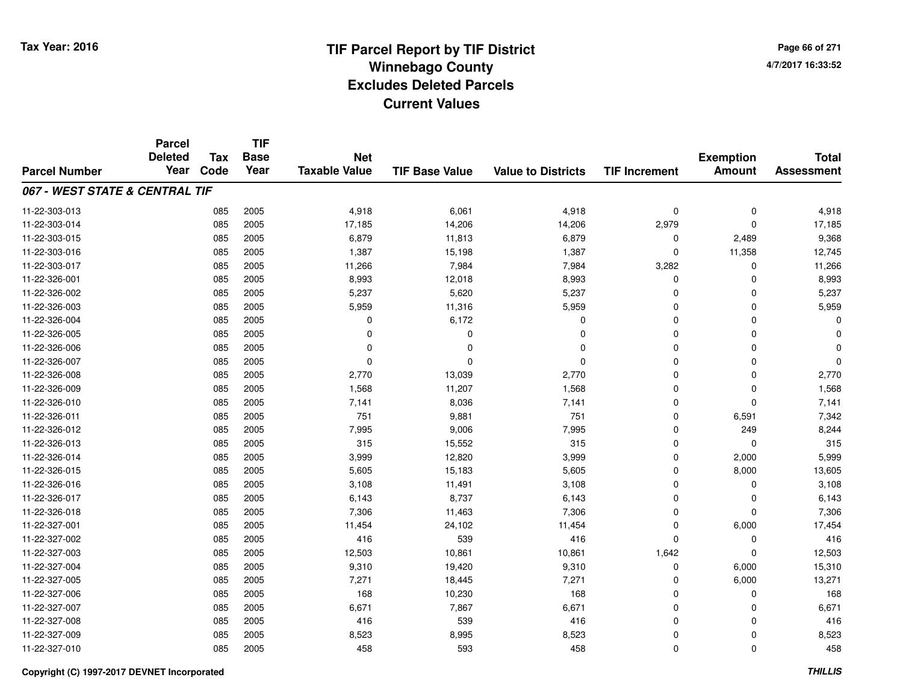# TIF Parcel Report by TIF District
## Winnebago County
## Excludes Deleted Parcels
## Current Values

Tax Year: 2016

4/7/2017 16:33:52

| Parcel Number | Parcel Deleted Year | Tax Code | TIF Base Year | Net Taxable Value | TIF Base Value | Value to Districts | TIF Increment | Exemption Amount | Total Assessment |
|---|---|---|---|---|---|---|---|---|---|
| ***067 - WEST STATE & CENTRAL TIF*** | | | | | | | | | |
| 11-22-303-013 | | 085 | 2005 | 4,918 | 6,061 | 4,918 | 0 | 0 | 4,918 |
| 11-22-303-014 | | 085 | 2005 | 17,185 | 14,206 | 14,206 | 2,979 | 0 | 17,185 |
| 11-22-303-015 | | 085 | 2005 | 6,879 | 11,813 | 6,879 | 0 | 2,489 | 9,368 |
| 11-22-303-016 | | 085 | 2005 | 1,387 | 15,198 | 1,387 | 0 | 11,358 | 12,745 |
| 11-22-303-017 | | 085 | 2005 | 11,266 | 7,984 | 7,984 | 3,282 | 0 | 11,266 |
| 11-22-326-001 | | 085 | 2005 | 8,993 | 12,018 | 8,993 | 0 | 0 | 8,993 |
| 11-22-326-002 | | 085 | 2005 | 5,237 | 5,620 | 5,237 | 0 | 0 | 5,237 |
| 11-22-326-003 | | 085 | 2005 | 5,959 | 11,316 | 5,959 | 0 | 0 | 5,959 |
| 11-22-326-004 | | 085 | 2005 | 0 | 6,172 | 0 | 0 | 0 | 0 |
| 11-22-326-005 | | 085 | 2005 | 0 | 0 | 0 | 0 | 0 | 0 |
| 11-22-326-006 | | 085 | 2005 | 0 | 0 | 0 | 0 | 0 | 0 |
| 11-22-326-007 | | 085 | 2005 | 0 | 0 | 0 | 0 | 0 | 0 |
| 11-22-326-008 | | 085 | 2005 | 2,770 | 13,039 | 2,770 | 0 | 0 | 2,770 |
| 11-22-326-009 | | 085 | 2005 | 1,568 | 11,207 | 1,568 | 0 | 0 | 1,568 |
| 11-22-326-010 | | 085 | 2005 | 7,141 | 8,036 | 7,141 | 0 | 0 | 7,141 |
| 11-22-326-011 | | 085 | 2005 | 751 | 9,881 | 751 | 0 | 6,591 | 7,342 |
| 11-22-326-012 | | 085 | 2005 | 7,995 | 9,006 | 7,995 | 0 | 249 | 8,244 |
| 11-22-326-013 | | 085 | 2005 | 315 | 15,552 | 315 | 0 | 0 | 315 |
| 11-22-326-014 | | 085 | 2005 | 3,999 | 12,820 | 3,999 | 0 | 2,000 | 5,999 |
| 11-22-326-015 | | 085 | 2005 | 5,605 | 15,183 | 5,605 | 0 | 8,000 | 13,605 |
| 11-22-326-016 | | 085 | 2005 | 3,108 | 11,491 | 3,108 | 0 | 0 | 3,108 |
| 11-22-326-017 | | 085 | 2005 | 6,143 | 8,737 | 6,143 | 0 | 0 | 6,143 |
| 11-22-326-018 | | 085 | 2005 | 7,306 | 11,463 | 7,306 | 0 | 0 | 7,306 |
| 11-22-327-001 | | 085 | 2005 | 11,454 | 24,102 | 11,454 | 0 | 6,000 | 17,454 |
| 11-22-327-002 | | 085 | 2005 | 416 | 539 | 416 | 0 | 0 | 416 |
| 11-22-327-003 | | 085 | 2005 | 12,503 | 10,861 | 10,861 | 1,642 | 0 | 12,503 |
| 11-22-327-004 | | 085 | 2005 | 9,310 | 19,420 | 9,310 | 0 | 6,000 | 15,310 |
| 11-22-327-005 | | 085 | 2005 | 7,271 | 18,445 | 7,271 | 0 | 6,000 | 13,271 |
| 11-22-327-006 | | 085 | 2005 | 168 | 10,230 | 168 | 0 | 0 | 168 |
| 11-22-327-007 | | 085 | 2005 | 6,671 | 7,867 | 6,671 | 0 | 0 | 6,671 |
| 11-22-327-008 | | 085 | 2005 | 416 | 539 | 416 | 0 | 0 | 416 |
| 11-22-327-009 | | 085 | 2005 | 8,523 | 8,995 | 8,523 | 0 | 0 | 8,523 |
| 11-22-327-010 | | 085 | 2005 | 458 | 593 | 458 | 0 | 0 | 458 |

**Copyright (C) 1997-2017 DEVNET Incorporated** ***THILLIS***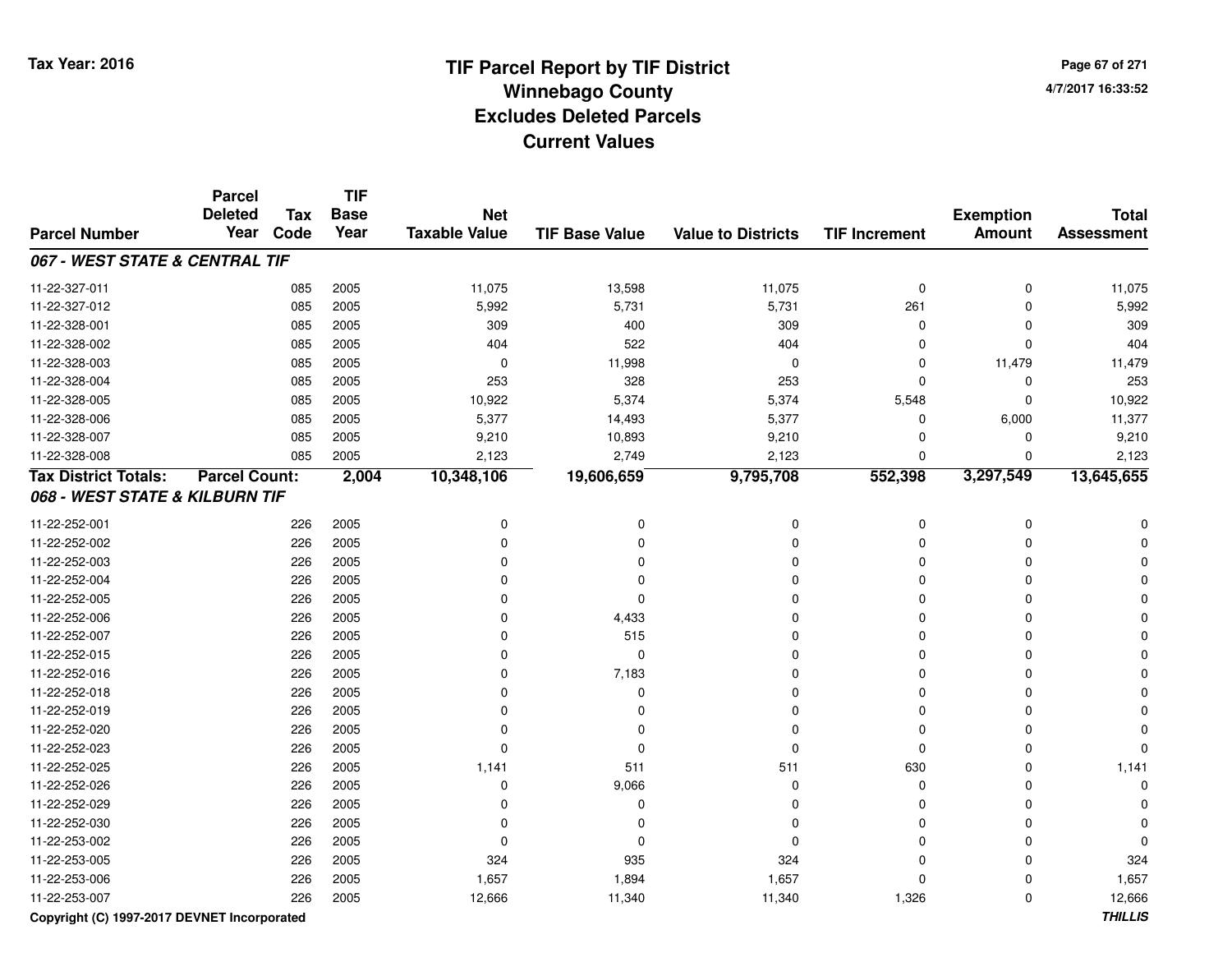Tax Year: 2016

# TIF Parcel Report by TIF District
## Winnebago County
## Excludes Deleted Parcels
## Current Values

4/7/2017 16:33:52

| Parcel Number | Parcel Deleted Year | Tax Code | TIF Base Year | Net Taxable Value | TIF Base Value | Value to Districts | TIF Increment | Exemption Amount | Total Assessment |
|---|---|---|---|---|---|---|---|---|---|
| ***067 - WEST STATE & CENTRAL TIF*** | | | | | | | | | |
| 11-22-327-011 | | 085 | 2005 | 11,075 | 13,598 | 11,075 | 0 | 0 | 11,075 |
| 11-22-327-012 | | 085 | 2005 | 5,992 | 5,731 | 5,731 | 261 | 0 | 5,992 |
| 11-22-328-001 | | 085 | 2005 | 309 | 400 | 309 | 0 | 0 | 309 |
| 11-22-328-002 | | 085 | 2005 | 404 | 522 | 404 | 0 | 0 | 404 |
| 11-22-328-003 | | 085 | 2005 | 0 | 11,998 | 0 | 0 | 11,479 | 11,479 |
| 11-22-328-004 | | 085 | 2005 | 253 | 328 | 253 | 0 | 0 | 253 |
| 11-22-328-005 | | 085 | 2005 | 10,922 | 5,374 | 5,374 | 5,548 | 0 | 10,922 |
| 11-22-328-006 | | 085 | 2005 | 5,377 | 14,493 | 5,377 | 0 | 6,000 | 11,377 |
| 11-22-328-007 | | 085 | 2005 | 9,210 | 10,893 | 9,210 | 0 | 0 | 9,210 |
| 11-22-328-008 | | 085 | 2005 | 2,123 | 2,749 | 2,123 | 0 | 0 | 2,123 |
| **Tax District Totals:** | **Parcel Count:** | | **2,004** | **10,348,106** | **19,606,659** | **9,795,708** | **552,398** | **3,297,549** | **13,645,655** |
| ***068 - WEST STATE & KILBURN TIF*** | | | | | | | | | |
| 11-22-252-001 | | 226 | 2005 | 0 | 0 | 0 | 0 | 0 | 0 |
| 11-22-252-002 | | 226 | 2005 | 0 | 0 | 0 | 0 | 0 | 0 |
| 11-22-252-003 | | 226 | 2005 | 0 | 0 | 0 | 0 | 0 | 0 |
| 11-22-252-004 | | 226 | 2005 | 0 | 0 | 0 | 0 | 0 | 0 |
| 11-22-252-005 | | 226 | 2005 | 0 | 0 | 0 | 0 | 0 | 0 |
| 11-22-252-006 | | 226 | 2005 | 0 | 4,433 | 0 | 0 | 0 | 0 |
| 11-22-252-007 | | 226 | 2005 | 0 | 515 | 0 | 0 | 0 | 0 |
| 11-22-252-015 | | 226 | 2005 | 0 | 0 | 0 | 0 | 0 | 0 |
| 11-22-252-016 | | 226 | 2005 | 0 | 7,183 | 0 | 0 | 0 | 0 |
| 11-22-252-018 | | 226 | 2005 | 0 | 0 | 0 | 0 | 0 | 0 |
| 11-22-252-019 | | 226 | 2005 | 0 | 0 | 0 | 0 | 0 | 0 |
| 11-22-252-020 | | 226 | 2005 | 0 | 0 | 0 | 0 | 0 | 0 |
| 11-22-252-023 | | 226 | 2005 | 0 | 0 | 0 | 0 | 0 | 0 |
| 11-22-252-025 | | 226 | 2005 | 1,141 | 511 | 511 | 630 | 0 | 1,141 |
| 11-22-252-026 | | 226 | 2005 | 0 | 9,066 | 0 | 0 | 0 | 0 |
| 11-22-252-029 | | 226 | 2005 | 0 | 0 | 0 | 0 | 0 | 0 |
| 11-22-252-030 | | 226 | 2005 | 0 | 0 | 0 | 0 | 0 | 0 |
| 11-22-253-002 | | 226 | 2005 | 0 | 0 | 0 | 0 | 0 | 0 |
| 11-22-253-005 | | 226 | 2005 | 324 | 935 | 324 | 0 | 0 | 324 |
| 11-22-253-006 | | 226 | 2005 | 1,657 | 1,894 | 1,657 | 0 | 0 | 1,657 |
| 11-22-253-007 | | 226 | 2005 | 12,666 | 11,340 | 11,340 | 1,326 | 0 | 12,666 |

Copyright (C) 1997-2017 DEVNET Incorporated

*THILLIS*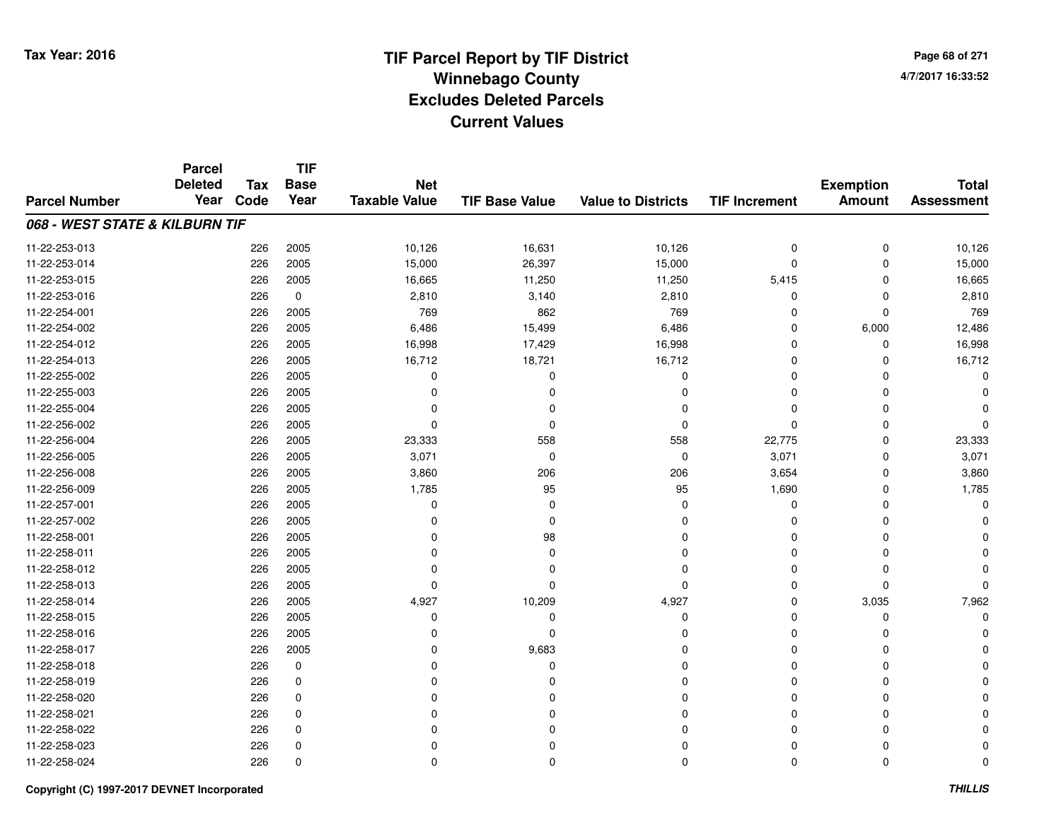# TIF Parcel Report by TIF District
## Winnebago County
## Excludes Deleted Parcels
## Current Values

Tax Year: 2016

4/7/2017 16:33:52

| Parcel Number | Parcel Deleted Year | Tax Code | TIF Base Year | Net Taxable Value | TIF Base Value | Value to Districts | TIF Increment | Exemption Amount | Total Assessment |
|---|---|---|---|---|---|---|---|---|---|
| ***068 - WEST STATE & KILBURN TIF*** | | | | | | | | | |
| 11-22-253-013 | | 226 | 2005 | 10,126 | 16,631 | 10,126 | 0 | 0 | 10,126 |
| 11-22-253-014 | | 226 | 2005 | 15,000 | 26,397 | 15,000 | 0 | 0 | 15,000 |
| 11-22-253-015 | | 226 | 2005 | 16,665 | 11,250 | 11,250 | 5,415 | 0 | 16,665 |
| 11-22-253-016 | | 226 | 0 | 2,810 | 3,140 | 2,810 | 0 | 0 | 2,810 |
| 11-22-254-001 | | 226 | 2005 | 769 | 862 | 769 | 0 | 0 | 769 |
| 11-22-254-002 | | 226 | 2005 | 6,486 | 15,499 | 6,486 | 0 | 6,000 | 12,486 |
| 11-22-254-012 | | 226 | 2005 | 16,998 | 17,429 | 16,998 | 0 | 0 | 16,998 |
| 11-22-254-013 | | 226 | 2005 | 16,712 | 18,721 | 16,712 | 0 | 0 | 16,712 |
| 11-22-255-002 | | 226 | 2005 | 0 | 0 | 0 | 0 | 0 | 0 |
| 11-22-255-003 | | 226 | 2005 | 0 | 0 | 0 | 0 | 0 | 0 |
| 11-22-255-004 | | 226 | 2005 | 0 | 0 | 0 | 0 | 0 | 0 |
| 11-22-256-002 | | 226 | 2005 | 0 | 0 | 0 | 0 | 0 | 0 |
| 11-22-256-004 | | 226 | 2005 | 23,333 | 558 | 558 | 22,775 | 0 | 23,333 |
| 11-22-256-005 | | 226 | 2005 | 3,071 | 0 | 0 | 3,071 | 0 | 3,071 |
| 11-22-256-008 | | 226 | 2005 | 3,860 | 206 | 206 | 3,654 | 0 | 3,860 |
| 11-22-256-009 | | 226 | 2005 | 1,785 | 95 | 95 | 1,690 | 0 | 1,785 |
| 11-22-257-001 | | 226 | 2005 | 0 | 0 | 0 | 0 | 0 | 0 |
| 11-22-257-002 | | 226 | 2005 | 0 | 0 | 0 | 0 | 0 | 0 |
| 11-22-258-001 | | 226 | 2005 | 0 | 98 | 0 | 0 | 0 | 0 |
| 11-22-258-011 | | 226 | 2005 | 0 | 0 | 0 | 0 | 0 | 0 |
| 11-22-258-012 | | 226 | 2005 | 0 | 0 | 0 | 0 | 0 | 0 |
| 11-22-258-013 | | 226 | 2005 | 0 | 0 | 0 | 0 | 0 | 0 |
| 11-22-258-014 | | 226 | 2005 | 4,927 | 10,209 | 4,927 | 0 | 3,035 | 7,962 |
| 11-22-258-015 | | 226 | 2005 | 0 | 0 | 0 | 0 | 0 | 0 |
| 11-22-258-016 | | 226 | 2005 | 0 | 0 | 0 | 0 | 0 | 0 |
| 11-22-258-017 | | 226 | 2005 | 0 | 9,683 | 0 | 0 | 0 | 0 |
| 11-22-258-018 | | 226 | 0 | 0 | 0 | 0 | 0 | 0 | 0 |
| 11-22-258-019 | | 226 | 0 | 0 | 0 | 0 | 0 | 0 | 0 |
| 11-22-258-020 | | 226 | 0 | 0 | 0 | 0 | 0 | 0 | 0 |
| 11-22-258-021 | | 226 | 0 | 0 | 0 | 0 | 0 | 0 | 0 |
| 11-22-258-022 | | 226 | 0 | 0 | 0 | 0 | 0 | 0 | 0 |
| 11-22-258-023 | | 226 | 0 | 0 | 0 | 0 | 0 | 0 | 0 |
| 11-22-258-024 | | 226 | 0 | 0 | 0 | 0 | 0 | 0 | 0 |

Copyright (C) 1997-2017 DEVNET Incorporated

THILLIS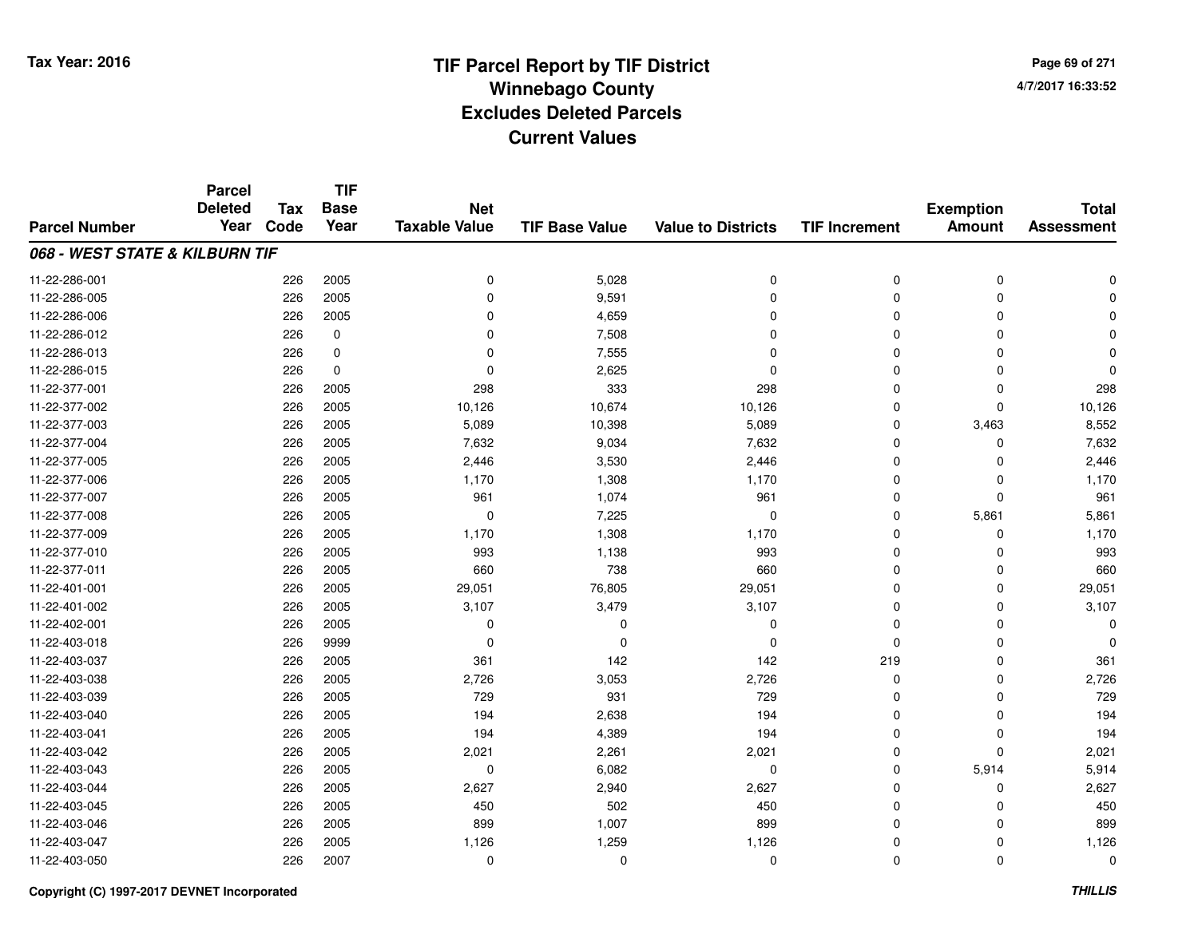# TIF Parcel Report by TIF District
## Winnebago County
## Excludes Deleted Parcels
## Current Values

Tax Year: 2016

4/7/2017 16:33:52

| Parcel Number | Parcel Deleted Year | Tax Code | TIF Base Year | Net Taxable Value | TIF Base Value | Value to Districts | TIF Increment | Exemption Amount | Total Assessment |
|---|---|---|---|---|---|---|---|---|---|
| ***068 - WEST STATE & KILBURN TIF*** | | | | | | | | | |
| 11-22-286-001 | | 226 | 2005 | 0 | 5,028 | 0 | 0 | 0 | 0 |
| 11-22-286-005 | | 226 | 2005 | 0 | 9,591 | 0 | 0 | 0 | 0 |
| 11-22-286-006 | | 226 | 2005 | 0 | 4,659 | 0 | 0 | 0 | 0 |
| 11-22-286-012 | | 226 | 0 | 0 | 7,508 | 0 | 0 | 0 | 0 |
| 11-22-286-013 | | 226 | 0 | 0 | 7,555 | 0 | 0 | 0 | 0 |
| 11-22-286-015 | | 226 | 0 | 0 | 2,625 | 0 | 0 | 0 | 0 |
| 11-22-377-001 | | 226 | 2005 | 298 | 333 | 298 | 0 | 0 | 298 |
| 11-22-377-002 | | 226 | 2005 | 10,126 | 10,674 | 10,126 | 0 | 0 | 10,126 |
| 11-22-377-003 | | 226 | 2005 | 5,089 | 10,398 | 5,089 | 0 | 3,463 | 8,552 |
| 11-22-377-004 | | 226 | 2005 | 7,632 | 9,034 | 7,632 | 0 | 0 | 7,632 |
| 11-22-377-005 | | 226 | 2005 | 2,446 | 3,530 | 2,446 | 0 | 0 | 2,446 |
| 11-22-377-006 | | 226 | 2005 | 1,170 | 1,308 | 1,170 | 0 | 0 | 1,170 |
| 11-22-377-007 | | 226 | 2005 | 961 | 1,074 | 961 | 0 | 0 | 961 |
| 11-22-377-008 | | 226 | 2005 | 0 | 7,225 | 0 | 0 | 5,861 | 5,861 |
| 11-22-377-009 | | 226 | 2005 | 1,170 | 1,308 | 1,170 | 0 | 0 | 1,170 |
| 11-22-377-010 | | 226 | 2005 | 993 | 1,138 | 993 | 0 | 0 | 993 |
| 11-22-377-011 | | 226 | 2005 | 660 | 738 | 660 | 0 | 0 | 660 |
| 11-22-401-001 | | 226 | 2005 | 29,051 | 76,805 | 29,051 | 0 | 0 | 29,051 |
| 11-22-401-002 | | 226 | 2005 | 3,107 | 3,479 | 3,107 | 0 | 0 | 3,107 |
| 11-22-402-001 | | 226 | 2005 | 0 | 0 | 0 | 0 | 0 | 0 |
| 11-22-403-018 | | 226 | 9999 | 0 | 0 | 0 | 0 | 0 | 0 |
| 11-22-403-037 | | 226 | 2005 | 361 | 142 | 142 | 219 | 0 | 361 |
| 11-22-403-038 | | 226 | 2005 | 2,726 | 3,053 | 2,726 | 0 | 0 | 2,726 |
| 11-22-403-039 | | 226 | 2005 | 729 | 931 | 729 | 0 | 0 | 729 |
| 11-22-403-040 | | 226 | 2005 | 194 | 2,638 | 194 | 0 | 0 | 194 |
| 11-22-403-041 | | 226 | 2005 | 194 | 4,389 | 194 | 0 | 0 | 194 |
| 11-22-403-042 | | 226 | 2005 | 2,021 | 2,261 | 2,021 | 0 | 0 | 2,021 |
| 11-22-403-043 | | 226 | 2005 | 0 | 6,082 | 0 | 0 | 5,914 | 5,914 |
| 11-22-403-044 | | 226 | 2005 | 2,627 | 2,940 | 2,627 | 0 | 0 | 2,627 |
| 11-22-403-045 | | 226 | 2005 | 450 | 502 | 450 | 0 | 0 | 450 |
| 11-22-403-046 | | 226 | 2005 | 899 | 1,007 | 899 | 0 | 0 | 899 |
| 11-22-403-047 | | 226 | 2005 | 1,126 | 1,259 | 1,126 | 0 | 0 | 1,126 |
| 11-22-403-050 | | 226 | 2007 | 0 | 0 | 0 | 0 | 0 | 0 |

Copyright (C) 1997-2017 DEVNET Incorporated

*THILLIS*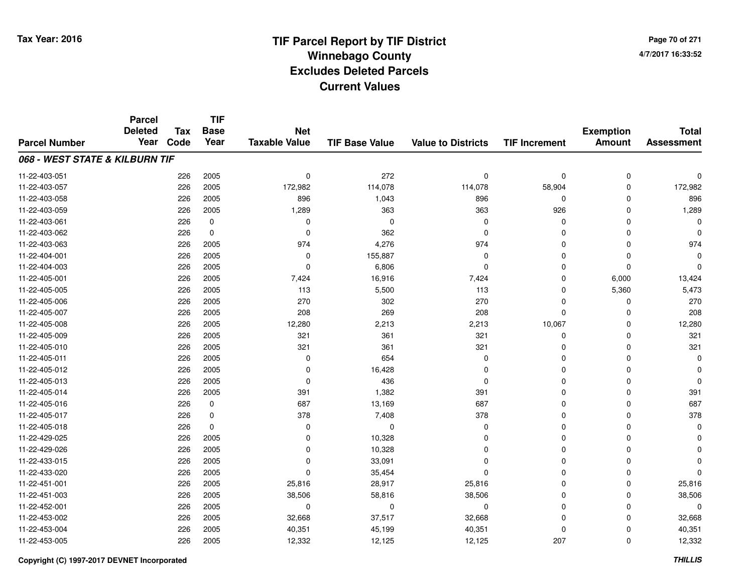Tax Year: 2016

# TIF Parcel Report by TIF District
## Winnebago County
## Excludes Deleted Parcels
## Current Values

4/7/2017 16:33:52

| Parcel Number | Parcel Deleted Year | Tax Code | TIF Base Year | Net Taxable Value | TIF Base Value | Value to Districts | TIF Increment | Exemption Amount | Total Assessment |
|---|---|---|---|---|---|---|---|---|---|
| ***068 - WEST STATE & KILBURN TIF*** | | | | | | | | | |
| 11-22-403-051 | | 226 | 2005 | 0 | 272 | 0 | 0 | 0 | 0 |
| 11-22-403-057 | | 226 | 2005 | 172,982 | 114,078 | 114,078 | 58,904 | 0 | 172,982 |
| 11-22-403-058 | | 226 | 2005 | 896 | 1,043 | 896 | 0 | 0 | 896 |
| 11-22-403-059 | | 226 | 2005 | 1,289 | 363 | 363 | 926 | 0 | 1,289 |
| 11-22-403-061 | | 226 | 0 | 0 | 0 | 0 | 0 | 0 | 0 |
| 11-22-403-062 | | 226 | 0 | 0 | 362 | 0 | 0 | 0 | 0 |
| 11-22-403-063 | | 226 | 2005 | 974 | 4,276 | 974 | 0 | 0 | 974 |
| 11-22-404-001 | | 226 | 2005 | 0 | 155,887 | 0 | 0 | 0 | 0 |
| 11-22-404-003 | | 226 | 2005 | 0 | 6,806 | 0 | 0 | 0 | 0 |
| 11-22-405-001 | | 226 | 2005 | 7,424 | 16,916 | 7,424 | 0 | 6,000 | 13,424 |
| 11-22-405-005 | | 226 | 2005 | 113 | 5,500 | 113 | 0 | 5,360 | 5,473 |
| 11-22-405-006 | | 226 | 2005 | 270 | 302 | 270 | 0 | 0 | 270 |
| 11-22-405-007 | | 226 | 2005 | 208 | 269 | 208 | 0 | 0 | 208 |
| 11-22-405-008 | | 226 | 2005 | 12,280 | 2,213 | 2,213 | 10,067 | 0 | 12,280 |
| 11-22-405-009 | | 226 | 2005 | 321 | 361 | 321 | 0 | 0 | 321 |
| 11-22-405-010 | | 226 | 2005 | 321 | 361 | 321 | 0 | 0 | 321 |
| 11-22-405-011 | | 226 | 2005 | 0 | 654 | 0 | 0 | 0 | 0 |
| 11-22-405-012 | | 226 | 2005 | 0 | 16,428 | 0 | 0 | 0 | 0 |
| 11-22-405-013 | | 226 | 2005 | 0 | 436 | 0 | 0 | 0 | 0 |
| 11-22-405-014 | | 226 | 2005 | 391 | 1,382 | 391 | 0 | 0 | 391 |
| 11-22-405-016 | | 226 | 0 | 687 | 13,169 | 687 | 0 | 0 | 687 |
| 11-22-405-017 | | 226 | 0 | 378 | 7,408 | 378 | 0 | 0 | 378 |
| 11-22-405-018 | | 226 | 0 | 0 | 0 | 0 | 0 | 0 | 0 |
| 11-22-429-025 | | 226 | 2005 | 0 | 10,328 | 0 | 0 | 0 | 0 |
| 11-22-429-026 | | 226 | 2005 | 0 | 10,328 | 0 | 0 | 0 | 0 |
| 11-22-433-015 | | 226 | 2005 | 0 | 33,091 | 0 | 0 | 0 | 0 |
| 11-22-433-020 | | 226 | 2005 | 0 | 35,454 | 0 | 0 | 0 | 0 |
| 11-22-451-001 | | 226 | 2005 | 25,816 | 28,917 | 25,816 | 0 | 0 | 25,816 |
| 11-22-451-003 | | 226 | 2005 | 38,506 | 58,816 | 38,506 | 0 | 0 | 38,506 |
| 11-22-452-001 | | 226 | 2005 | 0 | 0 | 0 | 0 | 0 | 0 |
| 11-22-453-002 | | 226 | 2005 | 32,668 | 37,517 | 32,668 | 0 | 0 | 32,668 |
| 11-22-453-004 | | 226 | 2005 | 40,351 | 45,199 | 40,351 | 0 | 0 | 40,351 |
| 11-22-453-005 | | 226 | 2005 | 12,332 | 12,125 | 12,125 | 207 | 0 | 12,332 |

Copyright (C) 1997-2017 DEVNET Incorporated — THILLIS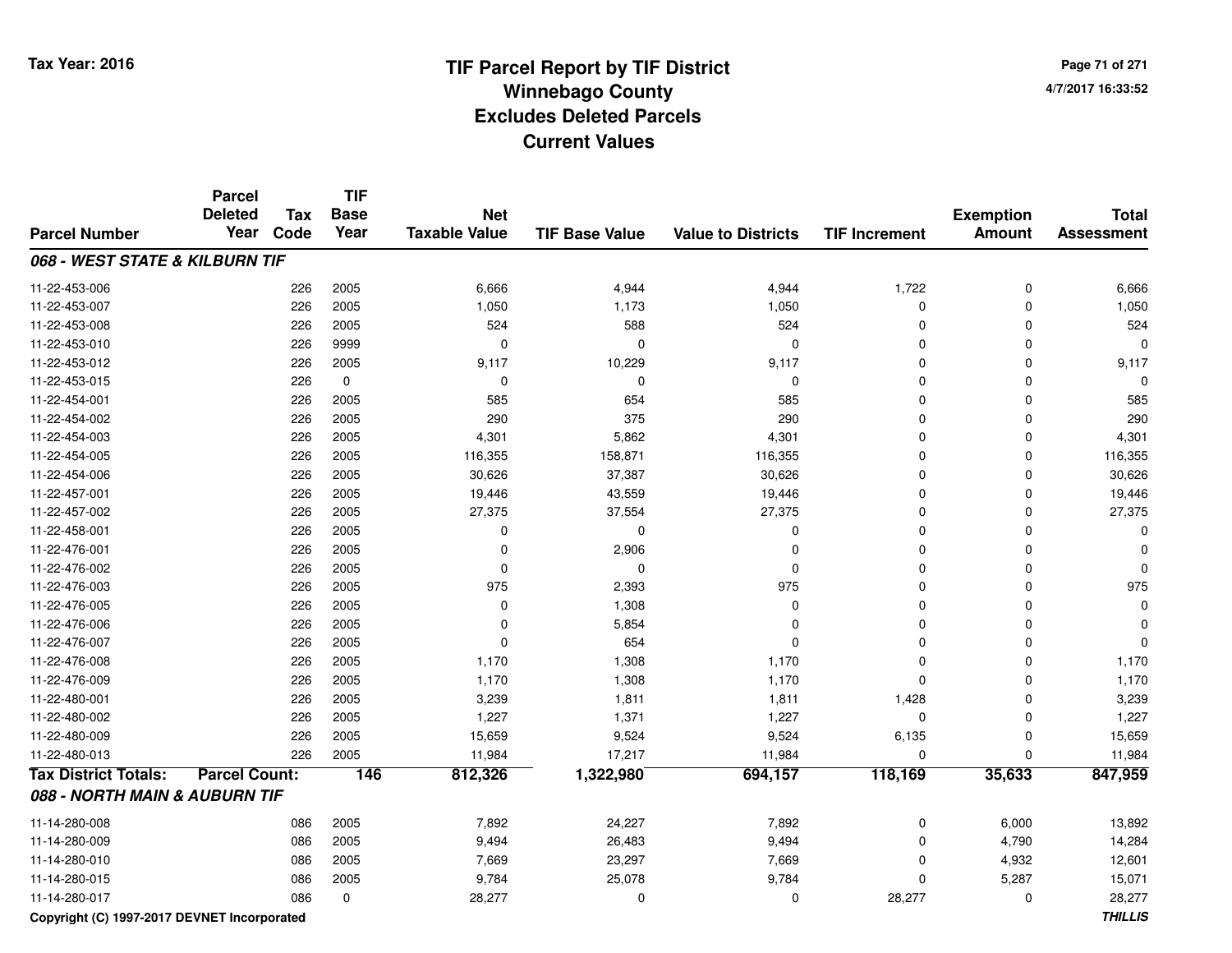# TIF Parcel Report by TIF District
# Winnebago County
# Excludes Deleted Parcels
# Current Values

Tax Year: 2016

4/7/2017 16:33:52

| Parcel Number | Parcel Deleted Year | Tax Code | TIF Base Year | Net Taxable Value | TIF Base Value | Value to Districts | TIF Increment | Exemption Amount | Total Assessment |
|---|---|---|---|---|---|---|---|---|---|
| ***068 - WEST STATE & KILBURN TIF*** | | | | | | | | | |
| 11-22-453-006 | | 226 | 2005 | 6,666 | 4,944 | 4,944 | 1,722 | 0 | 6,666 |
| 11-22-453-007 | | 226 | 2005 | 1,050 | 1,173 | 1,050 | 0 | 0 | 1,050 |
| 11-22-453-008 | | 226 | 2005 | 524 | 588 | 524 | 0 | 0 | 524 |
| 11-22-453-010 | | 226 | 9999 | 0 | 0 | 0 | 0 | 0 | 0 |
| 11-22-453-012 | | 226 | 2005 | 9,117 | 10,229 | 9,117 | 0 | 0 | 9,117 |
| 11-22-453-015 | | 226 | 0 | 0 | 0 | 0 | 0 | 0 | 0 |
| 11-22-454-001 | | 226 | 2005 | 585 | 654 | 585 | 0 | 0 | 585 |
| 11-22-454-002 | | 226 | 2005 | 290 | 375 | 290 | 0 | 0 | 290 |
| 11-22-454-003 | | 226 | 2005 | 4,301 | 5,862 | 4,301 | 0 | 0 | 4,301 |
| 11-22-454-005 | | 226 | 2005 | 116,355 | 158,871 | 116,355 | 0 | 0 | 116,355 |
| 11-22-454-006 | | 226 | 2005 | 30,626 | 37,387 | 30,626 | 0 | 0 | 30,626 |
| 11-22-457-001 | | 226 | 2005 | 19,446 | 43,559 | 19,446 | 0 | 0 | 19,446 |
| 11-22-457-002 | | 226 | 2005 | 27,375 | 37,554 | 27,375 | 0 | 0 | 27,375 |
| 11-22-458-001 | | 226 | 2005 | 0 | 0 | 0 | 0 | 0 | 0 |
| 11-22-476-001 | | 226 | 2005 | 0 | 2,906 | 0 | 0 | 0 | 0 |
| 11-22-476-002 | | 226 | 2005 | 0 | 0 | 0 | 0 | 0 | 0 |
| 11-22-476-003 | | 226 | 2005 | 975 | 2,393 | 975 | 0 | 0 | 975 |
| 11-22-476-005 | | 226 | 2005 | 0 | 1,308 | 0 | 0 | 0 | 0 |
| 11-22-476-006 | | 226 | 2005 | 0 | 5,854 | 0 | 0 | 0 | 0 |
| 11-22-476-007 | | 226 | 2005 | 0 | 654 | 0 | 0 | 0 | 0 |
| 11-22-476-008 | | 226 | 2005 | 1,170 | 1,308 | 1,170 | 0 | 0 | 1,170 |
| 11-22-476-009 | | 226 | 2005 | 1,170 | 1,308 | 1,170 | 0 | 0 | 1,170 |
| 11-22-480-001 | | 226 | 2005 | 3,239 | 1,811 | 1,811 | 1,428 | 0 | 3,239 |
| 11-22-480-002 | | 226 | 2005 | 1,227 | 1,371 | 1,227 | 0 | 0 | 1,227 |
| 11-22-480-009 | | 226 | 2005 | 15,659 | 9,524 | 9,524 | 6,135 | 0 | 15,659 |
| 11-22-480-013 | | 226 | 2005 | 11,984 | 17,217 | 11,984 | 0 | 0 | 11,984 |
| **Tax District Totals:** | **Parcel Count:** | | **146** | **812,326** | **1,322,980** | **694,157** | **118,169** | **35,633** | **847,959** |
| ***088 - NORTH MAIN & AUBURN TIF*** | | | | | | | | | |
| 11-14-280-008 | | 086 | 2005 | 7,892 | 24,227 | 7,892 | 0 | 6,000 | 13,892 |
| 11-14-280-009 | | 086 | 2005 | 9,494 | 26,483 | 9,494 | 0 | 4,790 | 14,284 |
| 11-14-280-010 | | 086 | 2005 | 7,669 | 23,297 | 7,669 | 0 | 4,932 | 12,601 |
| 11-14-280-015 | | 086 | 2005 | 9,784 | 25,078 | 9,784 | 0 | 5,287 | 15,071 |
| 11-14-280-017 | | 086 | 0 | 28,277 | 0 | 0 | 28,277 | 0 | 28,277 |

Copyright (C) 1997-2017 DEVNET Incorporated

*THILLIS*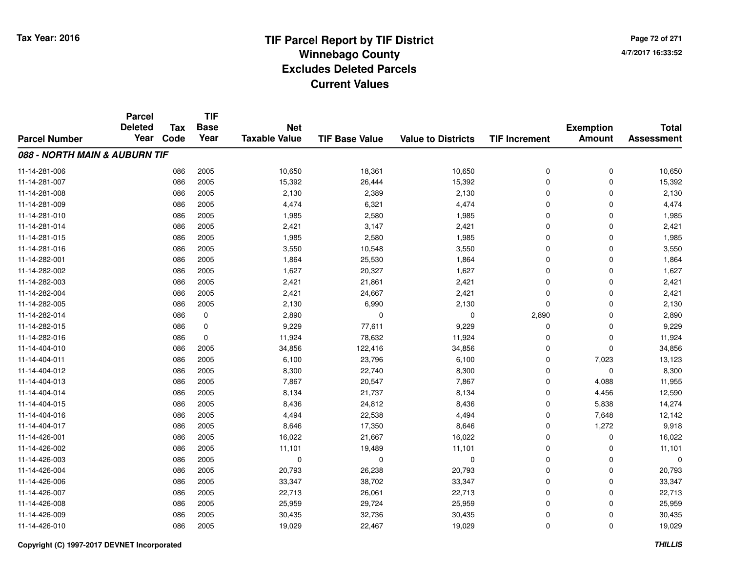**Tax Year: 2016**

# TIF Parcel Report by TIF District
## Winnebago County
## Excludes Deleted Parcels
## Current Values

4/7/2017 16:33:52

| Parcel Number | Parcel Deleted Year | Tax Code | TIF Base Year | Net Taxable Value | TIF Base Value | Value to Districts | TIF Increment | Exemption Amount | Total Assessment |
|---|---|---|---|---|---|---|---|---|---|
| ***088 - NORTH MAIN & AUBURN TIF*** | | | | | | | | | |
| 11-14-281-006 | | 086 | 2005 | 10,650 | 18,361 | 10,650 | 0 | 0 | 10,650 |
| 11-14-281-007 | | 086 | 2005 | 15,392 | 26,444 | 15,392 | 0 | 0 | 15,392 |
| 11-14-281-008 | | 086 | 2005 | 2,130 | 2,389 | 2,130 | 0 | 0 | 2,130 |
| 11-14-281-009 | | 086 | 2005 | 4,474 | 6,321 | 4,474 | 0 | 0 | 4,474 |
| 11-14-281-010 | | 086 | 2005 | 1,985 | 2,580 | 1,985 | 0 | 0 | 1,985 |
| 11-14-281-014 | | 086 | 2005 | 2,421 | 3,147 | 2,421 | 0 | 0 | 2,421 |
| 11-14-281-015 | | 086 | 2005 | 1,985 | 2,580 | 1,985 | 0 | 0 | 1,985 |
| 11-14-281-016 | | 086 | 2005 | 3,550 | 10,548 | 3,550 | 0 | 0 | 3,550 |
| 11-14-282-001 | | 086 | 2005 | 1,864 | 25,530 | 1,864 | 0 | 0 | 1,864 |
| 11-14-282-002 | | 086 | 2005 | 1,627 | 20,327 | 1,627 | 0 | 0 | 1,627 |
| 11-14-282-003 | | 086 | 2005 | 2,421 | 21,861 | 2,421 | 0 | 0 | 2,421 |
| 11-14-282-004 | | 086 | 2005 | 2,421 | 24,667 | 2,421 | 0 | 0 | 2,421 |
| 11-14-282-005 | | 086 | 2005 | 2,130 | 6,990 | 2,130 | 0 | 0 | 2,130 |
| 11-14-282-014 | | 086 | 0 | 2,890 | 0 | 0 | 2,890 | 0 | 2,890 |
| 11-14-282-015 | | 086 | 0 | 9,229 | 77,611 | 9,229 | 0 | 0 | 9,229 |
| 11-14-282-016 | | 086 | 0 | 11,924 | 78,632 | 11,924 | 0 | 0 | 11,924 |
| 11-14-404-010 | | 086 | 2005 | 34,856 | 122,416 | 34,856 | 0 | 0 | 34,856 |
| 11-14-404-011 | | 086 | 2005 | 6,100 | 23,796 | 6,100 | 0 | 7,023 | 13,123 |
| 11-14-404-012 | | 086 | 2005 | 8,300 | 22,740 | 8,300 | 0 | 0 | 8,300 |
| 11-14-404-013 | | 086 | 2005 | 7,867 | 20,547 | 7,867 | 0 | 4,088 | 11,955 |
| 11-14-404-014 | | 086 | 2005 | 8,134 | 21,737 | 8,134 | 0 | 4,456 | 12,590 |
| 11-14-404-015 | | 086 | 2005 | 8,436 | 24,812 | 8,436 | 0 | 5,838 | 14,274 |
| 11-14-404-016 | | 086 | 2005 | 4,494 | 22,538 | 4,494 | 0 | 7,648 | 12,142 |
| 11-14-404-017 | | 086 | 2005 | 8,646 | 17,350 | 8,646 | 0 | 1,272 | 9,918 |
| 11-14-426-001 | | 086 | 2005 | 16,022 | 21,667 | 16,022 | 0 | 0 | 16,022 |
| 11-14-426-002 | | 086 | 2005 | 11,101 | 19,489 | 11,101 | 0 | 0 | 11,101 |
| 11-14-426-003 | | 086 | 2005 | 0 | 0 | 0 | 0 | 0 | 0 |
| 11-14-426-004 | | 086 | 2005 | 20,793 | 26,238 | 20,793 | 0 | 0 | 20,793 |
| 11-14-426-006 | | 086 | 2005 | 33,347 | 38,702 | 33,347 | 0 | 0 | 33,347 |
| 11-14-426-007 | | 086 | 2005 | 22,713 | 26,061 | 22,713 | 0 | 0 | 22,713 |
| 11-14-426-008 | | 086 | 2005 | 25,959 | 29,724 | 25,959 | 0 | 0 | 25,959 |
| 11-14-426-009 | | 086 | 2005 | 30,435 | 32,736 | 30,435 | 0 | 0 | 30,435 |
| 11-14-426-010 | | 086 | 2005 | 19,029 | 22,467 | 19,029 | 0 | 0 | 19,029 |

Copyright (C) 1997-2017 DEVNET Incorporated

*THILLIS*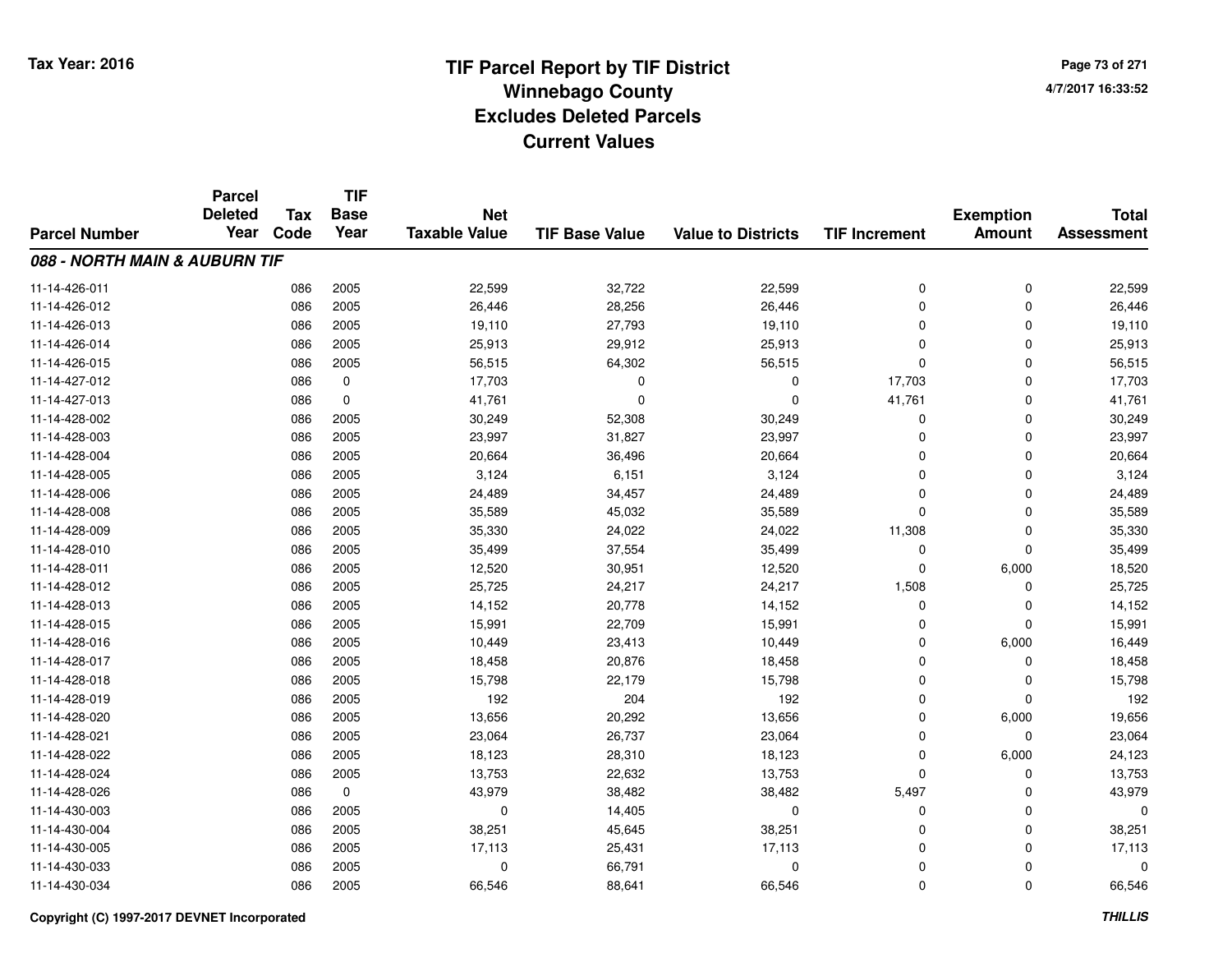# TIF Parcel Report by TIF District
## Winnebago County
## Excludes Deleted Parcels
## Current Values

Tax Year: 2016

4/7/2017 16:33:52

| Parcel Number | Parcel Deleted Year | Tax Code | TIF Base Year | Net Taxable Value | TIF Base Value | Value to Districts | TIF Increment | Exemption Amount | Total Assessment |
|---|---|---|---|---|---|---|---|---|---|
| ***088 - NORTH MAIN & AUBURN TIF*** | | | | | | | | | |
| 11-14-426-011 | | 086 | 2005 | 22,599 | 32,722 | 22,599 | 0 | 0 | 22,599 |
| 11-14-426-012 | | 086 | 2005 | 26,446 | 28,256 | 26,446 | 0 | 0 | 26,446 |
| 11-14-426-013 | | 086 | 2005 | 19,110 | 27,793 | 19,110 | 0 | 0 | 19,110 |
| 11-14-426-014 | | 086 | 2005 | 25,913 | 29,912 | 25,913 | 0 | 0 | 25,913 |
| 11-14-426-015 | | 086 | 2005 | 56,515 | 64,302 | 56,515 | 0 | 0 | 56,515 |
| 11-14-427-012 | | 086 | 0 | 17,703 | 0 | 0 | 17,703 | 0 | 17,703 |
| 11-14-427-013 | | 086 | 0 | 41,761 | 0 | 0 | 41,761 | 0 | 41,761 |
| 11-14-428-002 | | 086 | 2005 | 30,249 | 52,308 | 30,249 | 0 | 0 | 30,249 |
| 11-14-428-003 | | 086 | 2005 | 23,997 | 31,827 | 23,997 | 0 | 0 | 23,997 |
| 11-14-428-004 | | 086 | 2005 | 20,664 | 36,496 | 20,664 | 0 | 0 | 20,664 |
| 11-14-428-005 | | 086 | 2005 | 3,124 | 6,151 | 3,124 | 0 | 0 | 3,124 |
| 11-14-428-006 | | 086 | 2005 | 24,489 | 34,457 | 24,489 | 0 | 0 | 24,489 |
| 11-14-428-008 | | 086 | 2005 | 35,589 | 45,032 | 35,589 | 0 | 0 | 35,589 |
| 11-14-428-009 | | 086 | 2005 | 35,330 | 24,022 | 24,022 | 11,308 | 0 | 35,330 |
| 11-14-428-010 | | 086 | 2005 | 35,499 | 37,554 | 35,499 | 0 | 0 | 35,499 |
| 11-14-428-011 | | 086 | 2005 | 12,520 | 30,951 | 12,520 | 0 | 6,000 | 18,520 |
| 11-14-428-012 | | 086 | 2005 | 25,725 | 24,217 | 24,217 | 1,508 | 0 | 25,725 |
| 11-14-428-013 | | 086 | 2005 | 14,152 | 20,778 | 14,152 | 0 | 0 | 14,152 |
| 11-14-428-015 | | 086 | 2005 | 15,991 | 22,709 | 15,991 | 0 | 0 | 15,991 |
| 11-14-428-016 | | 086 | 2005 | 10,449 | 23,413 | 10,449 | 0 | 6,000 | 16,449 |
| 11-14-428-017 | | 086 | 2005 | 18,458 | 20,876 | 18,458 | 0 | 0 | 18,458 |
| 11-14-428-018 | | 086 | 2005 | 15,798 | 22,179 | 15,798 | 0 | 0 | 15,798 |
| 11-14-428-019 | | 086 | 2005 | 192 | 204 | 192 | 0 | 0 | 192 |
| 11-14-428-020 | | 086 | 2005 | 13,656 | 20,292 | 13,656 | 0 | 6,000 | 19,656 |
| 11-14-428-021 | | 086 | 2005 | 23,064 | 26,737 | 23,064 | 0 | 0 | 23,064 |
| 11-14-428-022 | | 086 | 2005 | 18,123 | 28,310 | 18,123 | 0 | 6,000 | 24,123 |
| 11-14-428-024 | | 086 | 2005 | 13,753 | 22,632 | 13,753 | 0 | 0 | 13,753 |
| 11-14-428-026 | | 086 | 0 | 43,979 | 38,482 | 38,482 | 5,497 | 0 | 43,979 |
| 11-14-430-003 | | 086 | 2005 | 0 | 14,405 | 0 | 0 | 0 | 0 |
| 11-14-430-004 | | 086 | 2005 | 38,251 | 45,645 | 38,251 | 0 | 0 | 38,251 |
| 11-14-430-005 | | 086 | 2005 | 17,113 | 25,431 | 17,113 | 0 | 0 | 17,113 |
| 11-14-430-033 | | 086 | 2005 | 0 | 66,791 | 0 | 0 | 0 | 0 |
| 11-14-430-034 | | 086 | 2005 | 66,546 | 88,641 | 66,546 | 0 | 0 | 66,546 |

Copyright (C) 1997-2017 DEVNET Incorporated

*THILLIS*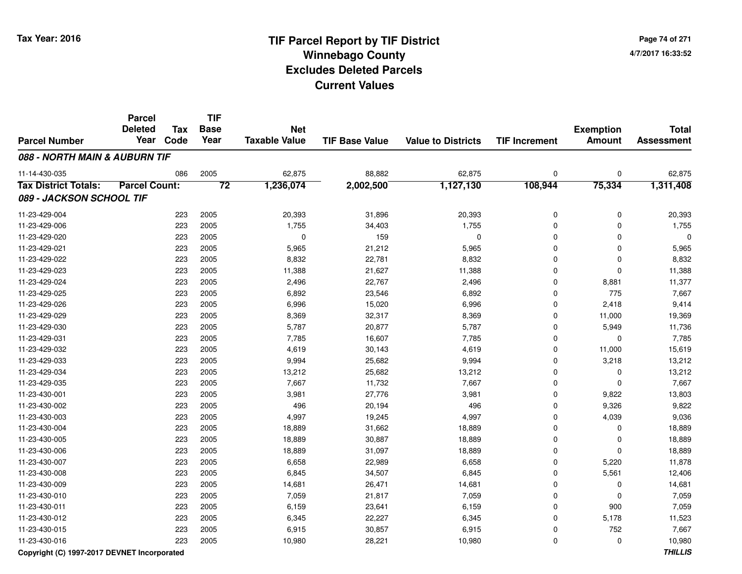# TIF Parcel Report by TIF District
## Winnebago County
## Excludes Deleted Parcels
## Current Values

Tax Year: 2016

4/7/2017 16:33:52

| Parcel Number | Parcel Deleted Year | Tax Code | TIF Base Year | Net Taxable Value | TIF Base Value | Value to Districts | TIF Increment | Exemption Amount | Total Assessment |
|---|---|---|---|---|---|---|---|---|---|
| ***088 - NORTH MAIN & AUBURN TIF*** | | | | | | | | | |
| 11-14-430-035 | | 086 | 2005 | 62,875 | 88,882 | 62,875 | 0 | 0 | 62,875 |
| **Tax District Totals:** | **Parcel Count:** | | **72** | **1,236,074** | **2,002,500** | **1,127,130** | **108,944** | **75,334** | **1,311,408** |
| ***089 - JACKSON SCHOOL TIF*** | | | | | | | | | |
| 11-23-429-004 | | 223 | 2005 | 20,393 | 31,896 | 20,393 | 0 | 0 | 20,393 |
| 11-23-429-006 | | 223 | 2005 | 1,755 | 34,403 | 1,755 | 0 | 0 | 1,755 |
| 11-23-429-020 | | 223 | 2005 | 0 | 159 | 0 | 0 | 0 | 0 |
| 11-23-429-021 | | 223 | 2005 | 5,965 | 21,212 | 5,965 | 0 | 0 | 5,965 |
| 11-23-429-022 | | 223 | 2005 | 8,832 | 22,781 | 8,832 | 0 | 0 | 8,832 |
| 11-23-429-023 | | 223 | 2005 | 11,388 | 21,627 | 11,388 | 0 | 0 | 11,388 |
| 11-23-429-024 | | 223 | 2005 | 2,496 | 22,767 | 2,496 | 0 | 8,881 | 11,377 |
| 11-23-429-025 | | 223 | 2005 | 6,892 | 23,546 | 6,892 | 0 | 775 | 7,667 |
| 11-23-429-026 | | 223 | 2005 | 6,996 | 15,020 | 6,996 | 0 | 2,418 | 9,414 |
| 11-23-429-029 | | 223 | 2005 | 8,369 | 32,317 | 8,369 | 0 | 11,000 | 19,369 |
| 11-23-429-030 | | 223 | 2005 | 5,787 | 20,877 | 5,787 | 0 | 5,949 | 11,736 |
| 11-23-429-031 | | 223 | 2005 | 7,785 | 16,607 | 7,785 | 0 | 0 | 7,785 |
| 11-23-429-032 | | 223 | 2005 | 4,619 | 30,143 | 4,619 | 0 | 11,000 | 15,619 |
| 11-23-429-033 | | 223 | 2005 | 9,994 | 25,682 | 9,994 | 0 | 3,218 | 13,212 |
| 11-23-429-034 | | 223 | 2005 | 13,212 | 25,682 | 13,212 | 0 | 0 | 13,212 |
| 11-23-429-035 | | 223 | 2005 | 7,667 | 11,732 | 7,667 | 0 | 0 | 7,667 |
| 11-23-430-001 | | 223 | 2005 | 3,981 | 27,776 | 3,981 | 0 | 9,822 | 13,803 |
| 11-23-430-002 | | 223 | 2005 | 496 | 20,194 | 496 | 0 | 9,326 | 9,822 |
| 11-23-430-003 | | 223 | 2005 | 4,997 | 19,245 | 4,997 | 0 | 4,039 | 9,036 |
| 11-23-430-004 | | 223 | 2005 | 18,889 | 31,662 | 18,889 | 0 | 0 | 18,889 |
| 11-23-430-005 | | 223 | 2005 | 18,889 | 30,887 | 18,889 | 0 | 0 | 18,889 |
| 11-23-430-006 | | 223 | 2005 | 18,889 | 31,097 | 18,889 | 0 | 0 | 18,889 |
| 11-23-430-007 | | 223 | 2005 | 6,658 | 22,989 | 6,658 | 0 | 5,220 | 11,878 |
| 11-23-430-008 | | 223 | 2005 | 6,845 | 34,507 | 6,845 | 0 | 5,561 | 12,406 |
| 11-23-430-009 | | 223 | 2005 | 14,681 | 26,471 | 14,681 | 0 | 0 | 14,681 |
| 11-23-430-010 | | 223 | 2005 | 7,059 | 21,817 | 7,059 | 0 | 0 | 7,059 |
| 11-23-430-011 | | 223 | 2005 | 6,159 | 23,641 | 6,159 | 0 | 900 | 7,059 |
| 11-23-430-012 | | 223 | 2005 | 6,345 | 22,227 | 6,345 | 0 | 5,178 | 11,523 |
| 11-23-430-015 | | 223 | 2005 | 6,915 | 30,857 | 6,915 | 0 | 752 | 7,667 |
| 11-23-430-016 | | 223 | 2005 | 10,980 | 28,221 | 10,980 | 0 | 0 | 10,980 |

Copyright (C) 1997-2017 DEVNET Incorporated

THILLIS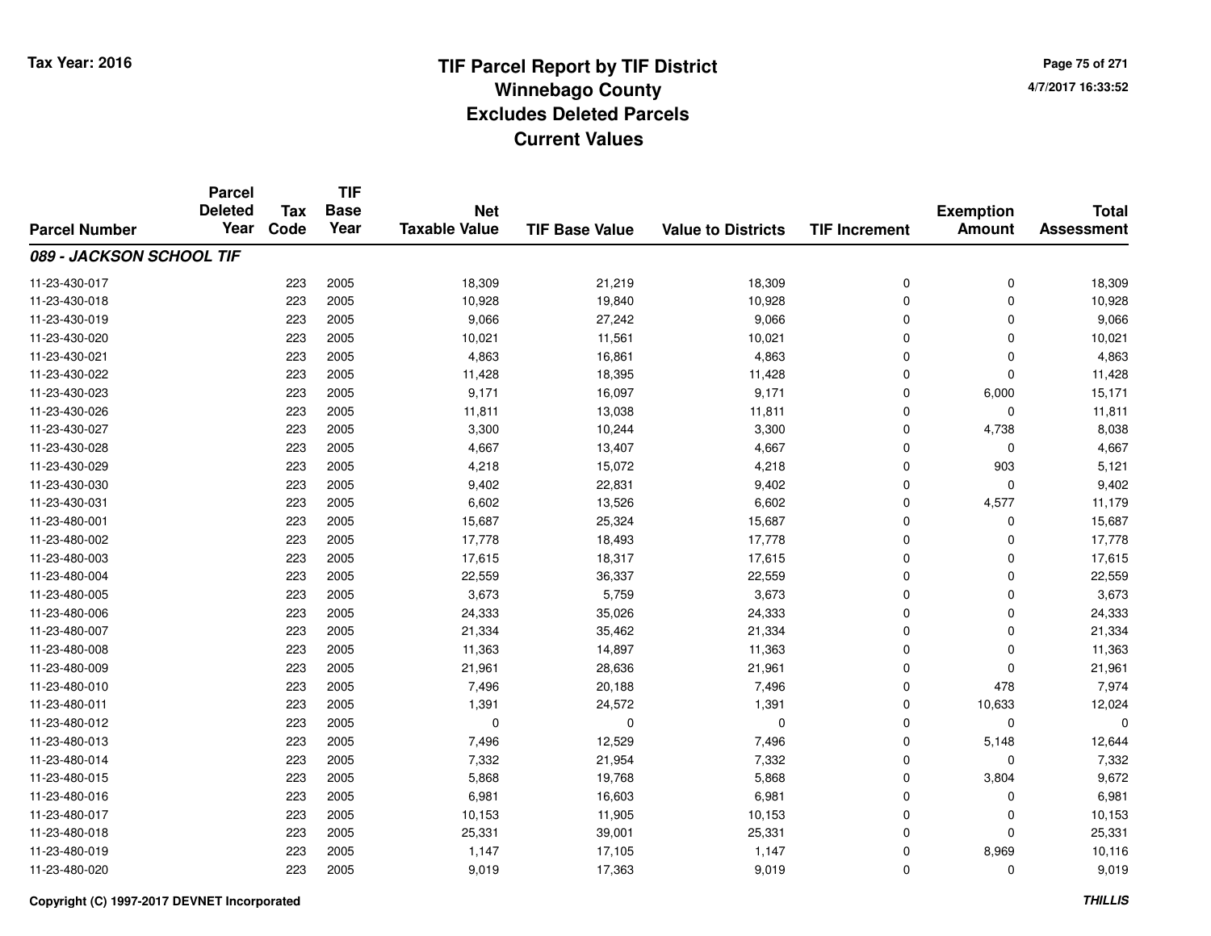# TIF Parcel Report by TIF District
## Winnebago County
## Excludes Deleted Parcels
## Current Values

Tax Year: 2016

4/7/2017 16:33:52

| Parcel Number | Parcel Deleted Year | Tax Code | TIF Base Year | Net Taxable Value | TIF Base Value | Value to Districts | TIF Increment | Exemption Amount | Total Assessment |
|---|---|---|---|---|---|---|---|---|---|
| ***089 - JACKSON SCHOOL TIF*** | | | | | | | | | |
| 11-23-430-017 | | 223 | 2005 | 18,309 | 21,219 | 18,309 | 0 | 0 | 18,309 |
| 11-23-430-018 | | 223 | 2005 | 10,928 | 19,840 | 10,928 | 0 | 0 | 10,928 |
| 11-23-430-019 | | 223 | 2005 | 9,066 | 27,242 | 9,066 | 0 | 0 | 9,066 |
| 11-23-430-020 | | 223 | 2005 | 10,021 | 11,561 | 10,021 | 0 | 0 | 10,021 |
| 11-23-430-021 | | 223 | 2005 | 4,863 | 16,861 | 4,863 | 0 | 0 | 4,863 |
| 11-23-430-022 | | 223 | 2005 | 11,428 | 18,395 | 11,428 | 0 | 0 | 11,428 |
| 11-23-430-023 | | 223 | 2005 | 9,171 | 16,097 | 9,171 | 0 | 6,000 | 15,171 |
| 11-23-430-026 | | 223 | 2005 | 11,811 | 13,038 | 11,811 | 0 | 0 | 11,811 |
| 11-23-430-027 | | 223 | 2005 | 3,300 | 10,244 | 3,300 | 0 | 4,738 | 8,038 |
| 11-23-430-028 | | 223 | 2005 | 4,667 | 13,407 | 4,667 | 0 | 0 | 4,667 |
| 11-23-430-029 | | 223 | 2005 | 4,218 | 15,072 | 4,218 | 0 | 903 | 5,121 |
| 11-23-430-030 | | 223 | 2005 | 9,402 | 22,831 | 9,402 | 0 | 0 | 9,402 |
| 11-23-430-031 | | 223 | 2005 | 6,602 | 13,526 | 6,602 | 0 | 4,577 | 11,179 |
| 11-23-480-001 | | 223 | 2005 | 15,687 | 25,324 | 15,687 | 0 | 0 | 15,687 |
| 11-23-480-002 | | 223 | 2005 | 17,778 | 18,493 | 17,778 | 0 | 0 | 17,778 |
| 11-23-480-003 | | 223 | 2005 | 17,615 | 18,317 | 17,615 | 0 | 0 | 17,615 |
| 11-23-480-004 | | 223 | 2005 | 22,559 | 36,337 | 22,559 | 0 | 0 | 22,559 |
| 11-23-480-005 | | 223 | 2005 | 3,673 | 5,759 | 3,673 | 0 | 0 | 3,673 |
| 11-23-480-006 | | 223 | 2005 | 24,333 | 35,026 | 24,333 | 0 | 0 | 24,333 |
| 11-23-480-007 | | 223 | 2005 | 21,334 | 35,462 | 21,334 | 0 | 0 | 21,334 |
| 11-23-480-008 | | 223 | 2005 | 11,363 | 14,897 | 11,363 | 0 | 0 | 11,363 |
| 11-23-480-009 | | 223 | 2005 | 21,961 | 28,636 | 21,961 | 0 | 0 | 21,961 |
| 11-23-480-010 | | 223 | 2005 | 7,496 | 20,188 | 7,496 | 0 | 478 | 7,974 |
| 11-23-480-011 | | 223 | 2005 | 1,391 | 24,572 | 1,391 | 0 | 10,633 | 12,024 |
| 11-23-480-012 | | 223 | 2005 | 0 | 0 | 0 | 0 | 0 | 0 |
| 11-23-480-013 | | 223 | 2005 | 7,496 | 12,529 | 7,496 | 0 | 5,148 | 12,644 |
| 11-23-480-014 | | 223 | 2005 | 7,332 | 21,954 | 7,332 | 0 | 0 | 7,332 |
| 11-23-480-015 | | 223 | 2005 | 5,868 | 19,768 | 5,868 | 0 | 3,804 | 9,672 |
| 11-23-480-016 | | 223 | 2005 | 6,981 | 16,603 | 6,981 | 0 | 0 | 6,981 |
| 11-23-480-017 | | 223 | 2005 | 10,153 | 11,905 | 10,153 | 0 | 0 | 10,153 |
| 11-23-480-018 | | 223 | 2005 | 25,331 | 39,001 | 25,331 | 0 | 0 | 25,331 |
| 11-23-480-019 | | 223 | 2005 | 1,147 | 17,105 | 1,147 | 0 | 8,969 | 10,116 |
| 11-23-480-020 | | 223 | 2005 | 9,019 | 17,363 | 9,019 | 0 | 0 | 9,019 |

Copyright (C) 1997-2017 DEVNET Incorporated

THILLIS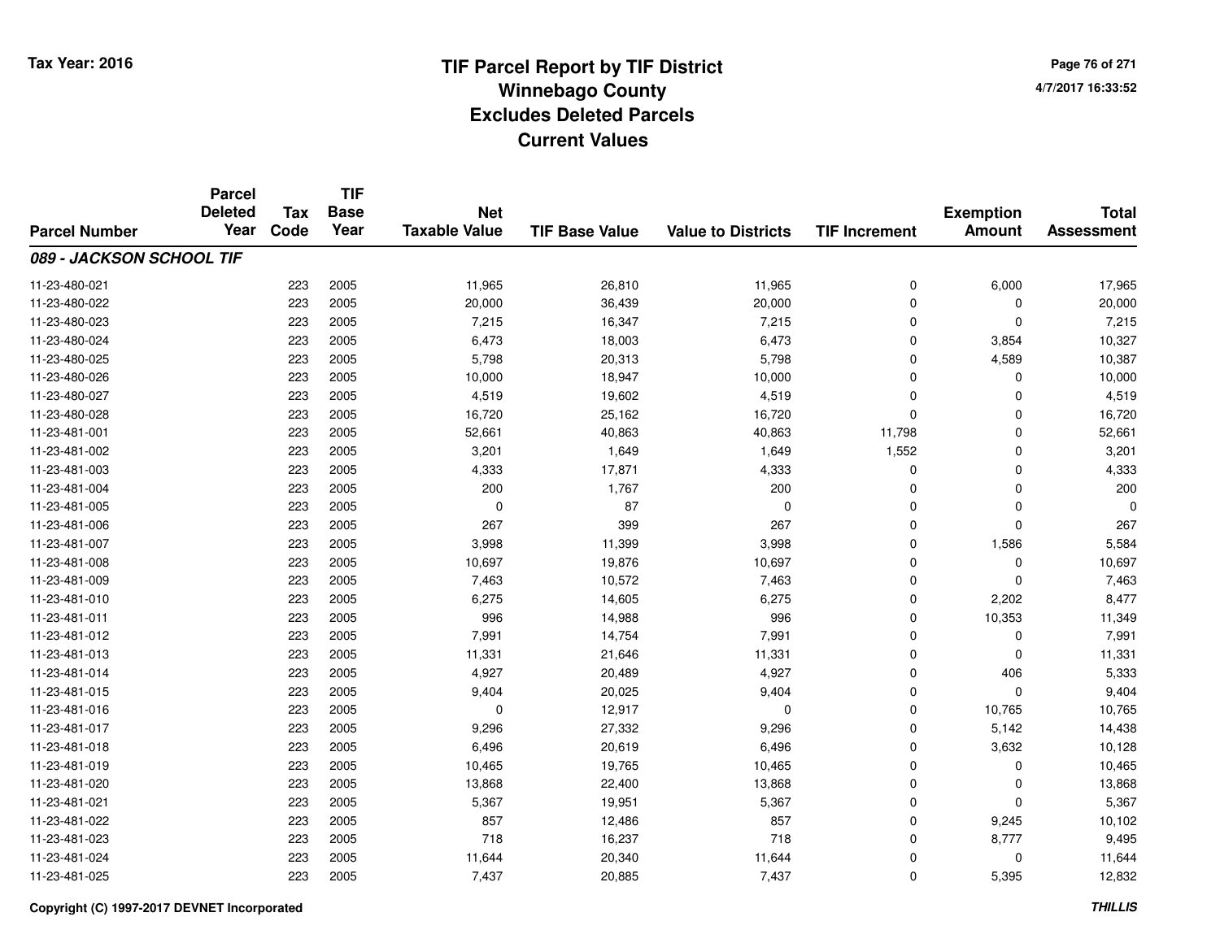# TIF Parcel Report by TIF District
## Winnebago County
## Excludes Deleted Parcels
## Current Values

Tax Year: 2016

4/7/2017 16:33:52

| Parcel Number | Parcel Deleted Year | Tax Code | TIF Base Year | Net Taxable Value | TIF Base Value | Value to Districts | TIF Increment | Exemption Amount | Total Assessment |
|---|---|---|---|---|---|---|---|---|---|
| ***089 - JACKSON SCHOOL TIF*** | | | | | | | | | |
| 11-23-480-021 | | 223 | 2005 | 11,965 | 26,810 | 11,965 | 0 | 6,000 | 17,965 |
| 11-23-480-022 | | 223 | 2005 | 20,000 | 36,439 | 20,000 | 0 | 0 | 20,000 |
| 11-23-480-023 | | 223 | 2005 | 7,215 | 16,347 | 7,215 | 0 | 0 | 7,215 |
| 11-23-480-024 | | 223 | 2005 | 6,473 | 18,003 | 6,473 | 0 | 3,854 | 10,327 |
| 11-23-480-025 | | 223 | 2005 | 5,798 | 20,313 | 5,798 | 0 | 4,589 | 10,387 |
| 11-23-480-026 | | 223 | 2005 | 10,000 | 18,947 | 10,000 | 0 | 0 | 10,000 |
| 11-23-480-027 | | 223 | 2005 | 4,519 | 19,602 | 4,519 | 0 | 0 | 4,519 |
| 11-23-480-028 | | 223 | 2005 | 16,720 | 25,162 | 16,720 | 0 | 0 | 16,720 |
| 11-23-481-001 | | 223 | 2005 | 52,661 | 40,863 | 40,863 | 11,798 | 0 | 52,661 |
| 11-23-481-002 | | 223 | 2005 | 3,201 | 1,649 | 1,649 | 1,552 | 0 | 3,201 |
| 11-23-481-003 | | 223 | 2005 | 4,333 | 17,871 | 4,333 | 0 | 0 | 4,333 |
| 11-23-481-004 | | 223 | 2005 | 200 | 1,767 | 200 | 0 | 0 | 200 |
| 11-23-481-005 | | 223 | 2005 | 0 | 87 | 0 | 0 | 0 | 0 |
| 11-23-481-006 | | 223 | 2005 | 267 | 399 | 267 | 0 | 0 | 267 |
| 11-23-481-007 | | 223 | 2005 | 3,998 | 11,399 | 3,998 | 0 | 1,586 | 5,584 |
| 11-23-481-008 | | 223 | 2005 | 10,697 | 19,876 | 10,697 | 0 | 0 | 10,697 |
| 11-23-481-009 | | 223 | 2005 | 7,463 | 10,572 | 7,463 | 0 | 0 | 7,463 |
| 11-23-481-010 | | 223 | 2005 | 6,275 | 14,605 | 6,275 | 0 | 2,202 | 8,477 |
| 11-23-481-011 | | 223 | 2005 | 996 | 14,988 | 996 | 0 | 10,353 | 11,349 |
| 11-23-481-012 | | 223 | 2005 | 7,991 | 14,754 | 7,991 | 0 | 0 | 7,991 |
| 11-23-481-013 | | 223 | 2005 | 11,331 | 21,646 | 11,331 | 0 | 0 | 11,331 |
| 11-23-481-014 | | 223 | 2005 | 4,927 | 20,489 | 4,927 | 0 | 406 | 5,333 |
| 11-23-481-015 | | 223 | 2005 | 9,404 | 20,025 | 9,404 | 0 | 0 | 9,404 |
| 11-23-481-016 | | 223 | 2005 | 0 | 12,917 | 0 | 0 | 10,765 | 10,765 |
| 11-23-481-017 | | 223 | 2005 | 9,296 | 27,332 | 9,296 | 0 | 5,142 | 14,438 |
| 11-23-481-018 | | 223 | 2005 | 6,496 | 20,619 | 6,496 | 0 | 3,632 | 10,128 |
| 11-23-481-019 | | 223 | 2005 | 10,465 | 19,765 | 10,465 | 0 | 0 | 10,465 |
| 11-23-481-020 | | 223 | 2005 | 13,868 | 22,400 | 13,868 | 0 | 0 | 13,868 |
| 11-23-481-021 | | 223 | 2005 | 5,367 | 19,951 | 5,367 | 0 | 0 | 5,367 |
| 11-23-481-022 | | 223 | 2005 | 857 | 12,486 | 857 | 0 | 9,245 | 10,102 |
| 11-23-481-023 | | 223 | 2005 | 718 | 16,237 | 718 | 0 | 8,777 | 9,495 |
| 11-23-481-024 | | 223 | 2005 | 11,644 | 20,340 | 11,644 | 0 | 0 | 11,644 |
| 11-23-481-025 | | 223 | 2005 | 7,437 | 20,885 | 7,437 | 0 | 5,395 | 12,832 |

Copyright (C) 1997-2017 DEVNET Incorporated

*THILLIS*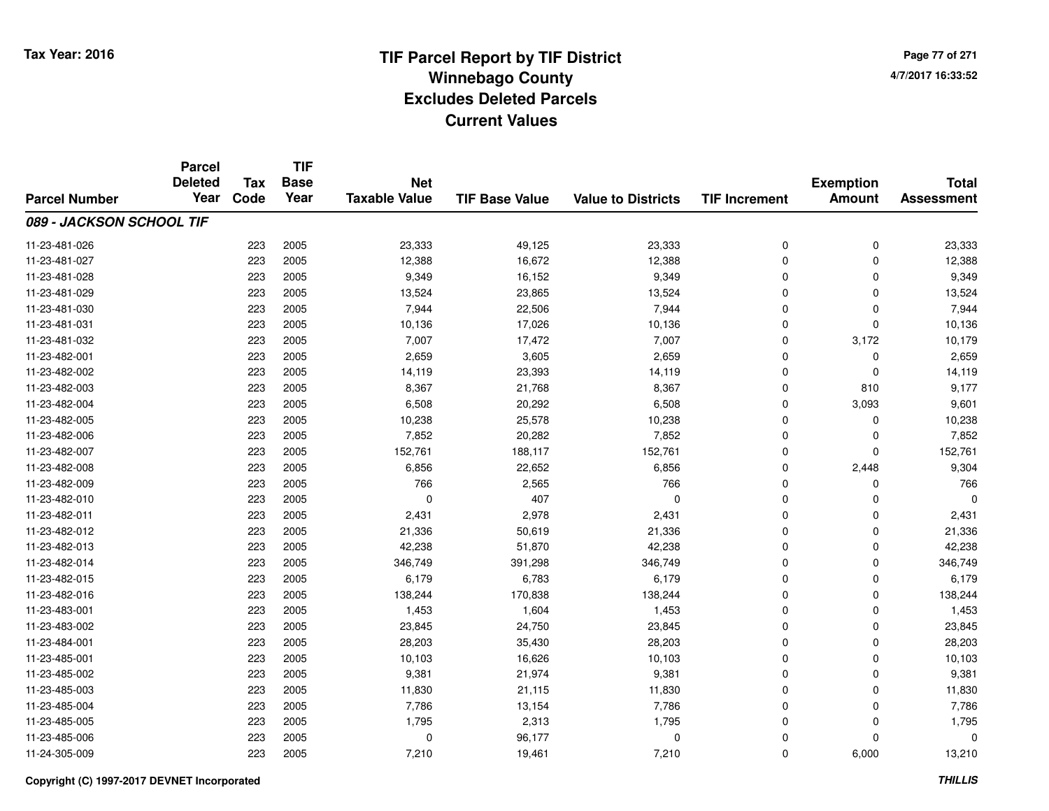# TIF Parcel Report by TIF District
## Winnebago County
## Excludes Deleted Parcels
## Current Values

Tax Year: 2016

4/7/2017 16:33:52

| Parcel Number | Parcel Deleted Year | Tax Code | TIF Base Year | Net Taxable Value | TIF Base Value | Value to Districts | TIF Increment | Exemption Amount | Total Assessment |
|---|---|---|---|---|---|---|---|---|---|
| ***089 - JACKSON SCHOOL TIF*** | | | | | | | | | |
| 11-23-481-026 | | 223 | 2005 | 23,333 | 49,125 | 23,333 | 0 | 0 | 23,333 |
| 11-23-481-027 | | 223 | 2005 | 12,388 | 16,672 | 12,388 | 0 | 0 | 12,388 |
| 11-23-481-028 | | 223 | 2005 | 9,349 | 16,152 | 9,349 | 0 | 0 | 9,349 |
| 11-23-481-029 | | 223 | 2005 | 13,524 | 23,865 | 13,524 | 0 | 0 | 13,524 |
| 11-23-481-030 | | 223 | 2005 | 7,944 | 22,506 | 7,944 | 0 | 0 | 7,944 |
| 11-23-481-031 | | 223 | 2005 | 10,136 | 17,026 | 10,136 | 0 | 0 | 10,136 |
| 11-23-481-032 | | 223 | 2005 | 7,007 | 17,472 | 7,007 | 0 | 3,172 | 10,179 |
| 11-23-482-001 | | 223 | 2005 | 2,659 | 3,605 | 2,659 | 0 | 0 | 2,659 |
| 11-23-482-002 | | 223 | 2005 | 14,119 | 23,393 | 14,119 | 0 | 0 | 14,119 |
| 11-23-482-003 | | 223 | 2005 | 8,367 | 21,768 | 8,367 | 0 | 810 | 9,177 |
| 11-23-482-004 | | 223 | 2005 | 6,508 | 20,292 | 6,508 | 0 | 3,093 | 9,601 |
| 11-23-482-005 | | 223 | 2005 | 10,238 | 25,578 | 10,238 | 0 | 0 | 10,238 |
| 11-23-482-006 | | 223 | 2005 | 7,852 | 20,282 | 7,852 | 0 | 0 | 7,852 |
| 11-23-482-007 | | 223 | 2005 | 152,761 | 188,117 | 152,761 | 0 | 0 | 152,761 |
| 11-23-482-008 | | 223 | 2005 | 6,856 | 22,652 | 6,856 | 0 | 2,448 | 9,304 |
| 11-23-482-009 | | 223 | 2005 | 766 | 2,565 | 766 | 0 | 0 | 766 |
| 11-23-482-010 | | 223 | 2005 | 0 | 407 | 0 | 0 | 0 | 0 |
| 11-23-482-011 | | 223 | 2005 | 2,431 | 2,978 | 2,431 | 0 | 0 | 2,431 |
| 11-23-482-012 | | 223 | 2005 | 21,336 | 50,619 | 21,336 | 0 | 0 | 21,336 |
| 11-23-482-013 | | 223 | 2005 | 42,238 | 51,870 | 42,238 | 0 | 0 | 42,238 |
| 11-23-482-014 | | 223 | 2005 | 346,749 | 391,298 | 346,749 | 0 | 0 | 346,749 |
| 11-23-482-015 | | 223 | 2005 | 6,179 | 6,783 | 6,179 | 0 | 0 | 6,179 |
| 11-23-482-016 | | 223 | 2005 | 138,244 | 170,838 | 138,244 | 0 | 0 | 138,244 |
| 11-23-483-001 | | 223 | 2005 | 1,453 | 1,604 | 1,453 | 0 | 0 | 1,453 |
| 11-23-483-002 | | 223 | 2005 | 23,845 | 24,750 | 23,845 | 0 | 0 | 23,845 |
| 11-23-484-001 | | 223 | 2005 | 28,203 | 35,430 | 28,203 | 0 | 0 | 28,203 |
| 11-23-485-001 | | 223 | 2005 | 10,103 | 16,626 | 10,103 | 0 | 0 | 10,103 |
| 11-23-485-002 | | 223 | 2005 | 9,381 | 21,974 | 9,381 | 0 | 0 | 9,381 |
| 11-23-485-003 | | 223 | 2005 | 11,830 | 21,115 | 11,830 | 0 | 0 | 11,830 |
| 11-23-485-004 | | 223 | 2005 | 7,786 | 13,154 | 7,786 | 0 | 0 | 7,786 |
| 11-23-485-005 | | 223 | 2005 | 1,795 | 2,313 | 1,795 | 0 | 0 | 1,795 |
| 11-23-485-006 | | 223 | 2005 | 0 | 96,177 | 0 | 0 | 0 | 0 |
| 11-24-305-009 | | 223 | 2005 | 7,210 | 19,461 | 7,210 | 0 | 6,000 | 13,210 |

Copyright (C) 1997-2017 DEVNET Incorporated

*THILLIS*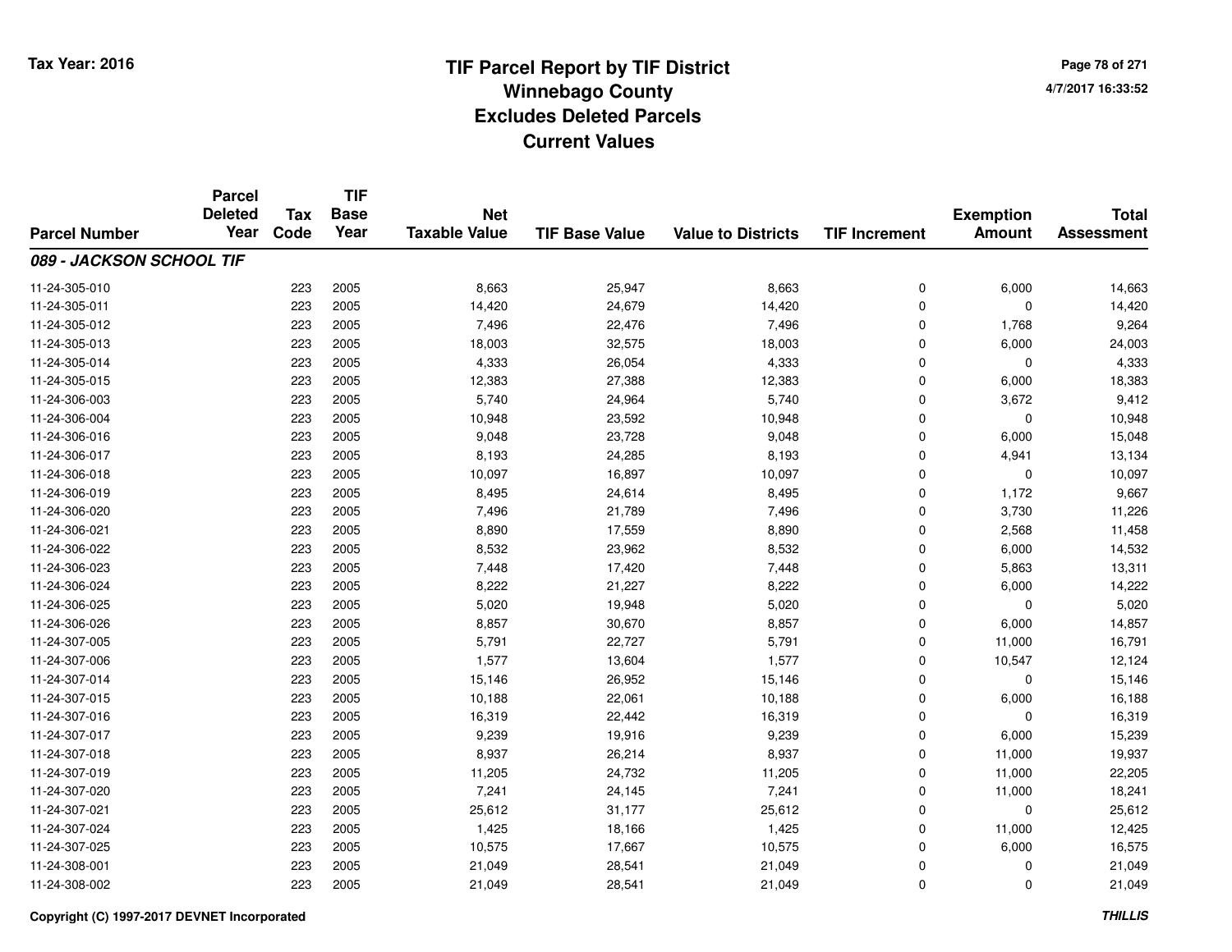# TIF Parcel Report by TIF District
## Winnebago County
## Excludes Deleted Parcels
## Current Values

Tax Year: 2016

4/7/2017 16:33:52

| Parcel Number | Parcel Deleted Year | Tax Code | TIF Base Year | Net Taxable Value | TIF Base Value | Value to Districts | TIF Increment | Exemption Amount | Total Assessment |
|---|---|---|---|---|---|---|---|---|---|
| ***089 - JACKSON SCHOOL TIF*** | | | | | | | | | |
| 11-24-305-010 | | 223 | 2005 | 8,663 | 25,947 | 8,663 | 0 | 6,000 | 14,663 |
| 11-24-305-011 | | 223 | 2005 | 14,420 | 24,679 | 14,420 | 0 | 0 | 14,420 |
| 11-24-305-012 | | 223 | 2005 | 7,496 | 22,476 | 7,496 | 0 | 1,768 | 9,264 |
| 11-24-305-013 | | 223 | 2005 | 18,003 | 32,575 | 18,003 | 0 | 6,000 | 24,003 |
| 11-24-305-014 | | 223 | 2005 | 4,333 | 26,054 | 4,333 | 0 | 0 | 4,333 |
| 11-24-305-015 | | 223 | 2005 | 12,383 | 27,388 | 12,383 | 0 | 6,000 | 18,383 |
| 11-24-306-003 | | 223 | 2005 | 5,740 | 24,964 | 5,740 | 0 | 3,672 | 9,412 |
| 11-24-306-004 | | 223 | 2005 | 10,948 | 23,592 | 10,948 | 0 | 0 | 10,948 |
| 11-24-306-016 | | 223 | 2005 | 9,048 | 23,728 | 9,048 | 0 | 6,000 | 15,048 |
| 11-24-306-017 | | 223 | 2005 | 8,193 | 24,285 | 8,193 | 0 | 4,941 | 13,134 |
| 11-24-306-018 | | 223 | 2005 | 10,097 | 16,897 | 10,097 | 0 | 0 | 10,097 |
| 11-24-306-019 | | 223 | 2005 | 8,495 | 24,614 | 8,495 | 0 | 1,172 | 9,667 |
| 11-24-306-020 | | 223 | 2005 | 7,496 | 21,789 | 7,496 | 0 | 3,730 | 11,226 |
| 11-24-306-021 | | 223 | 2005 | 8,890 | 17,559 | 8,890 | 0 | 2,568 | 11,458 |
| 11-24-306-022 | | 223 | 2005 | 8,532 | 23,962 | 8,532 | 0 | 6,000 | 14,532 |
| 11-24-306-023 | | 223 | 2005 | 7,448 | 17,420 | 7,448 | 0 | 5,863 | 13,311 |
| 11-24-306-024 | | 223 | 2005 | 8,222 | 21,227 | 8,222 | 0 | 6,000 | 14,222 |
| 11-24-306-025 | | 223 | 2005 | 5,020 | 19,948 | 5,020 | 0 | 0 | 5,020 |
| 11-24-306-026 | | 223 | 2005 | 8,857 | 30,670 | 8,857 | 0 | 6,000 | 14,857 |
| 11-24-307-005 | | 223 | 2005 | 5,791 | 22,727 | 5,791 | 0 | 11,000 | 16,791 |
| 11-24-307-006 | | 223 | 2005 | 1,577 | 13,604 | 1,577 | 0 | 10,547 | 12,124 |
| 11-24-307-014 | | 223 | 2005 | 15,146 | 26,952 | 15,146 | 0 | 0 | 15,146 |
| 11-24-307-015 | | 223 | 2005 | 10,188 | 22,061 | 10,188 | 0 | 6,000 | 16,188 |
| 11-24-307-016 | | 223 | 2005 | 16,319 | 22,442 | 16,319 | 0 | 0 | 16,319 |
| 11-24-307-017 | | 223 | 2005 | 9,239 | 19,916 | 9,239 | 0 | 6,000 | 15,239 |
| 11-24-307-018 | | 223 | 2005 | 8,937 | 26,214 | 8,937 | 0 | 11,000 | 19,937 |
| 11-24-307-019 | | 223 | 2005 | 11,205 | 24,732 | 11,205 | 0 | 11,000 | 22,205 |
| 11-24-307-020 | | 223 | 2005 | 7,241 | 24,145 | 7,241 | 0 | 11,000 | 18,241 |
| 11-24-307-021 | | 223 | 2005 | 25,612 | 31,177 | 25,612 | 0 | 0 | 25,612 |
| 11-24-307-024 | | 223 | 2005 | 1,425 | 18,166 | 1,425 | 0 | 11,000 | 12,425 |
| 11-24-307-025 | | 223 | 2005 | 10,575 | 17,667 | 10,575 | 0 | 6,000 | 16,575 |
| 11-24-308-001 | | 223 | 2005 | 21,049 | 28,541 | 21,049 | 0 | 0 | 21,049 |
| 11-24-308-002 | | 223 | 2005 | 21,049 | 28,541 | 21,049 | 0 | 0 | 21,049 |

Copyright (C) 1997-2017 DEVNET Incorporated

THILLIS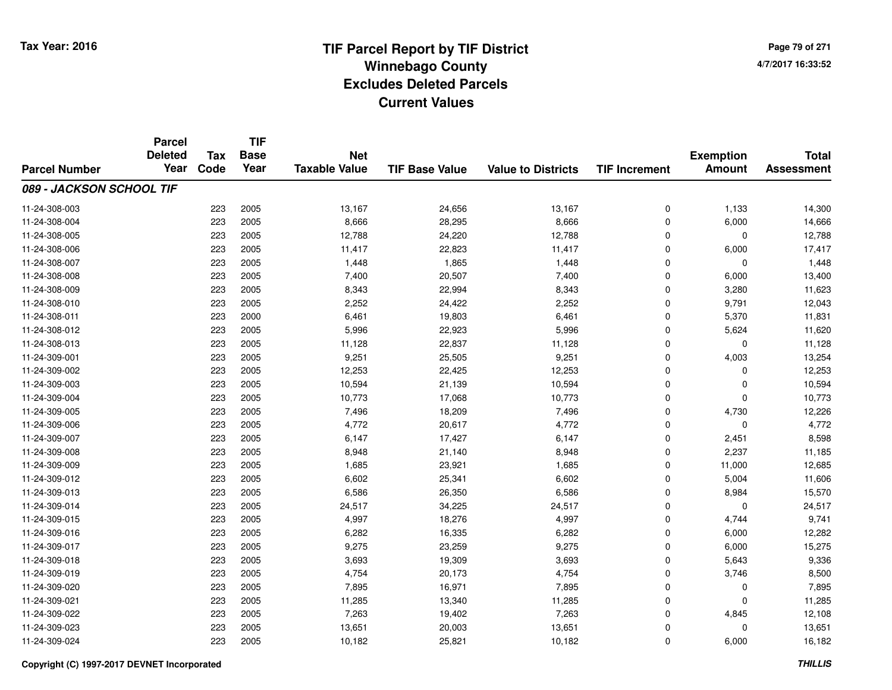**Tax Year: 2016**

# TIF Parcel Report by TIF District
## Winnebago County
## Excludes Deleted Parcels
## Current Values

4/7/2017 16:33:52

| Parcel Number | Parcel Deleted Year | Tax Code | TIF Base Year | Net Taxable Value | TIF Base Value | Value to Districts | TIF Increment | Exemption Amount | Total Assessment |
|---|---|---|---|---|---|---|---|---|---|
| ***089 - JACKSON SCHOOL TIF*** | | | | | | | | | |
| 11-24-308-003 | | 223 | 2005 | 13,167 | 24,656 | 13,167 | 0 | 1,133 | 14,300 |
| 11-24-308-004 | | 223 | 2005 | 8,666 | 28,295 | 8,666 | 0 | 6,000 | 14,666 |
| 11-24-308-005 | | 223 | 2005 | 12,788 | 24,220 | 12,788 | 0 | 0 | 12,788 |
| 11-24-308-006 | | 223 | 2005 | 11,417 | 22,823 | 11,417 | 0 | 6,000 | 17,417 |
| 11-24-308-007 | | 223 | 2005 | 1,448 | 1,865 | 1,448 | 0 | 0 | 1,448 |
| 11-24-308-008 | | 223 | 2005 | 7,400 | 20,507 | 7,400 | 0 | 6,000 | 13,400 |
| 11-24-308-009 | | 223 | 2005 | 8,343 | 22,994 | 8,343 | 0 | 3,280 | 11,623 |
| 11-24-308-010 | | 223 | 2005 | 2,252 | 24,422 | 2,252 | 0 | 9,791 | 12,043 |
| 11-24-308-011 | | 223 | 2000 | 6,461 | 19,803 | 6,461 | 0 | 5,370 | 11,831 |
| 11-24-308-012 | | 223 | 2005 | 5,996 | 22,923 | 5,996 | 0 | 5,624 | 11,620 |
| 11-24-308-013 | | 223 | 2005 | 11,128 | 22,837 | 11,128 | 0 | 0 | 11,128 |
| 11-24-309-001 | | 223 | 2005 | 9,251 | 25,505 | 9,251 | 0 | 4,003 | 13,254 |
| 11-24-309-002 | | 223 | 2005 | 12,253 | 22,425 | 12,253 | 0 | 0 | 12,253 |
| 11-24-309-003 | | 223 | 2005 | 10,594 | 21,139 | 10,594 | 0 | 0 | 10,594 |
| 11-24-309-004 | | 223 | 2005 | 10,773 | 17,068 | 10,773 | 0 | 0 | 10,773 |
| 11-24-309-005 | | 223 | 2005 | 7,496 | 18,209 | 7,496 | 0 | 4,730 | 12,226 |
| 11-24-309-006 | | 223 | 2005 | 4,772 | 20,617 | 4,772 | 0 | 0 | 4,772 |
| 11-24-309-007 | | 223 | 2005 | 6,147 | 17,427 | 6,147 | 0 | 2,451 | 8,598 |
| 11-24-309-008 | | 223 | 2005 | 8,948 | 21,140 | 8,948 | 0 | 2,237 | 11,185 |
| 11-24-309-009 | | 223 | 2005 | 1,685 | 23,921 | 1,685 | 0 | 11,000 | 12,685 |
| 11-24-309-012 | | 223 | 2005 | 6,602 | 25,341 | 6,602 | 0 | 5,004 | 11,606 |
| 11-24-309-013 | | 223 | 2005 | 6,586 | 26,350 | 6,586 | 0 | 8,984 | 15,570 |
| 11-24-309-014 | | 223 | 2005 | 24,517 | 34,225 | 24,517 | 0 | 0 | 24,517 |
| 11-24-309-015 | | 223 | 2005 | 4,997 | 18,276 | 4,997 | 0 | 4,744 | 9,741 |
| 11-24-309-016 | | 223 | 2005 | 6,282 | 16,335 | 6,282 | 0 | 6,000 | 12,282 |
| 11-24-309-017 | | 223 | 2005 | 9,275 | 23,259 | 9,275 | 0 | 6,000 | 15,275 |
| 11-24-309-018 | | 223 | 2005 | 3,693 | 19,309 | 3,693 | 0 | 5,643 | 9,336 |
| 11-24-309-019 | | 223 | 2005 | 4,754 | 20,173 | 4,754 | 0 | 3,746 | 8,500 |
| 11-24-309-020 | | 223 | 2005 | 7,895 | 16,971 | 7,895 | 0 | 0 | 7,895 |
| 11-24-309-021 | | 223 | 2005 | 11,285 | 13,340 | 11,285 | 0 | 0 | 11,285 |
| 11-24-309-022 | | 223 | 2005 | 7,263 | 19,402 | 7,263 | 0 | 4,845 | 12,108 |
| 11-24-309-023 | | 223 | 2005 | 13,651 | 20,003 | 13,651 | 0 | 0 | 13,651 |
| 11-24-309-024 | | 223 | 2005 | 10,182 | 25,821 | 10,182 | 0 | 6,000 | 16,182 |

**Copyright (C) 1997-2017 DEVNET Incorporated** ***THILLIS***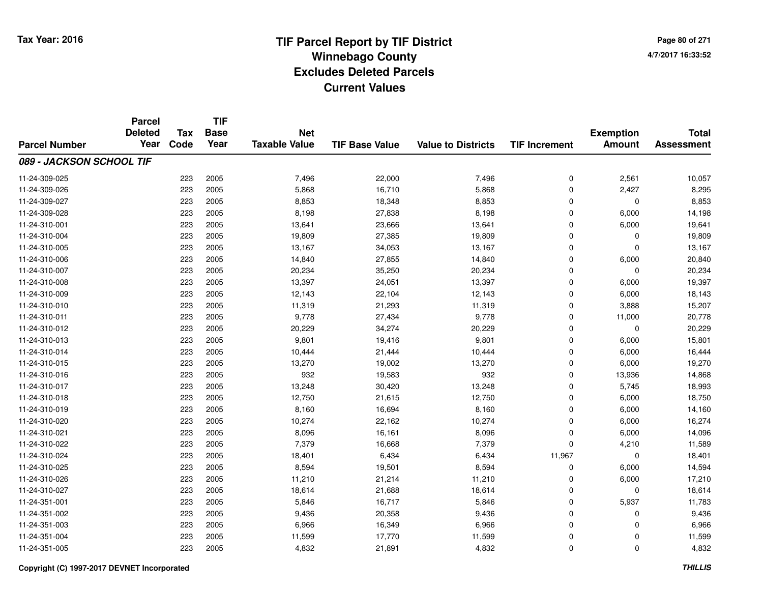# TIF Parcel Report by TIF District
## Winnebago County
## Excludes Deleted Parcels
## Current Values

Tax Year: 2016

4/7/2017 16:33:52

| Parcel Number | Parcel Deleted Year | Tax Code | TIF Base Year | Net Taxable Value | TIF Base Value | Value to Districts | TIF Increment | Exemption Amount | Total Assessment |
|---|---|---|---|---|---|---|---|---|---|
| ***089 - JACKSON SCHOOL TIF*** | | | | | | | | | |
| 11-24-309-025 | | 223 | 2005 | 7,496 | 22,000 | 7,496 | 0 | 2,561 | 10,057 |
| 11-24-309-026 | | 223 | 2005 | 5,868 | 16,710 | 5,868 | 0 | 2,427 | 8,295 |
| 11-24-309-027 | | 223 | 2005 | 8,853 | 18,348 | 8,853 | 0 | 0 | 8,853 |
| 11-24-309-028 | | 223 | 2005 | 8,198 | 27,838 | 8,198 | 0 | 6,000 | 14,198 |
| 11-24-310-001 | | 223 | 2005 | 13,641 | 23,666 | 13,641 | 0 | 6,000 | 19,641 |
| 11-24-310-004 | | 223 | 2005 | 19,809 | 27,385 | 19,809 | 0 | 0 | 19,809 |
| 11-24-310-005 | | 223 | 2005 | 13,167 | 34,053 | 13,167 | 0 | 0 | 13,167 |
| 11-24-310-006 | | 223 | 2005 | 14,840 | 27,855 | 14,840 | 0 | 6,000 | 20,840 |
| 11-24-310-007 | | 223 | 2005 | 20,234 | 35,250 | 20,234 | 0 | 0 | 20,234 |
| 11-24-310-008 | | 223 | 2005 | 13,397 | 24,051 | 13,397 | 0 | 6,000 | 19,397 |
| 11-24-310-009 | | 223 | 2005 | 12,143 | 22,104 | 12,143 | 0 | 6,000 | 18,143 |
| 11-24-310-010 | | 223 | 2005 | 11,319 | 21,293 | 11,319 | 0 | 3,888 | 15,207 |
| 11-24-310-011 | | 223 | 2005 | 9,778 | 27,434 | 9,778 | 0 | 11,000 | 20,778 |
| 11-24-310-012 | | 223 | 2005 | 20,229 | 34,274 | 20,229 | 0 | 0 | 20,229 |
| 11-24-310-013 | | 223 | 2005 | 9,801 | 19,416 | 9,801 | 0 | 6,000 | 15,801 |
| 11-24-310-014 | | 223 | 2005 | 10,444 | 21,444 | 10,444 | 0 | 6,000 | 16,444 |
| 11-24-310-015 | | 223 | 2005 | 13,270 | 19,002 | 13,270 | 0 | 6,000 | 19,270 |
| 11-24-310-016 | | 223 | 2005 | 932 | 19,583 | 932 | 0 | 13,936 | 14,868 |
| 11-24-310-017 | | 223 | 2005 | 13,248 | 30,420 | 13,248 | 0 | 5,745 | 18,993 |
| 11-24-310-018 | | 223 | 2005 | 12,750 | 21,615 | 12,750 | 0 | 6,000 | 18,750 |
| 11-24-310-019 | | 223 | 2005 | 8,160 | 16,694 | 8,160 | 0 | 6,000 | 14,160 |
| 11-24-310-020 | | 223 | 2005 | 10,274 | 22,162 | 10,274 | 0 | 6,000 | 16,274 |
| 11-24-310-021 | | 223 | 2005 | 8,096 | 16,161 | 8,096 | 0 | 6,000 | 14,096 |
| 11-24-310-022 | | 223 | 2005 | 7,379 | 16,668 | 7,379 | 0 | 4,210 | 11,589 |
| 11-24-310-024 | | 223 | 2005 | 18,401 | 6,434 | 6,434 | 11,967 | 0 | 18,401 |
| 11-24-310-025 | | 223 | 2005 | 8,594 | 19,501 | 8,594 | 0 | 6,000 | 14,594 |
| 11-24-310-026 | | 223 | 2005 | 11,210 | 21,214 | 11,210 | 0 | 6,000 | 17,210 |
| 11-24-310-027 | | 223 | 2005 | 18,614 | 21,688 | 18,614 | 0 | 0 | 18,614 |
| 11-24-351-001 | | 223 | 2005 | 5,846 | 16,717 | 5,846 | 0 | 5,937 | 11,783 |
| 11-24-351-002 | | 223 | 2005 | 9,436 | 20,358 | 9,436 | 0 | 0 | 9,436 |
| 11-24-351-003 | | 223 | 2005 | 6,966 | 16,349 | 6,966 | 0 | 0 | 6,966 |
| 11-24-351-004 | | 223 | 2005 | 11,599 | 17,770 | 11,599 | 0 | 0 | 11,599 |
| 11-24-351-005 | | 223 | 2005 | 4,832 | 21,891 | 4,832 | 0 | 0 | 4,832 |

Copyright (C) 1997-2017 DEVNET Incorporated

THILLIS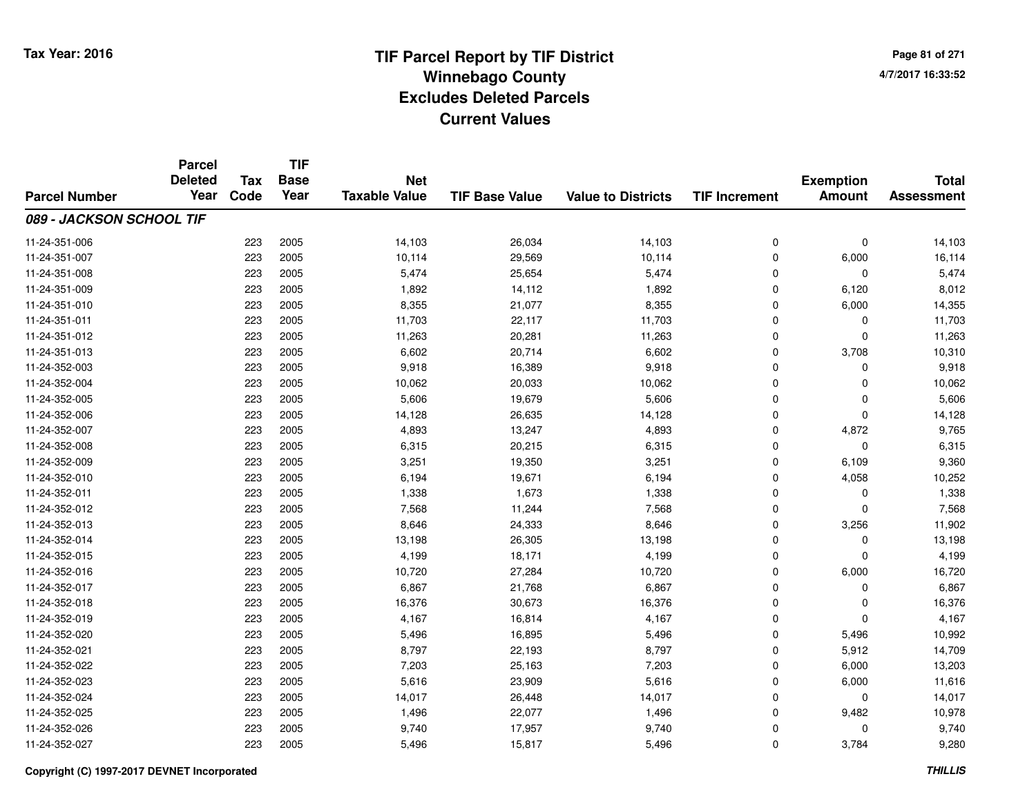# TIF Parcel Report by TIF District
## Winnebago County
## Excludes Deleted Parcels
## Current Values

Tax Year: 2016

4/7/2017 16:33:52

| Parcel Number | Parcel Deleted Year | Tax Code | TIF Base Year | Net Taxable Value | TIF Base Value | Value to Districts | TIF Increment | Exemption Amount | Total Assessment |
|---|---|---|---|---|---|---|---|---|---|
| ***089 - JACKSON SCHOOL TIF*** | | | | | | | | | |
| 11-24-351-006 | | 223 | 2005 | 14,103 | 26,034 | 14,103 | 0 | 0 | 14,103 |
| 11-24-351-007 | | 223 | 2005 | 10,114 | 29,569 | 10,114 | 0 | 6,000 | 16,114 |
| 11-24-351-008 | | 223 | 2005 | 5,474 | 25,654 | 5,474 | 0 | 0 | 5,474 |
| 11-24-351-009 | | 223 | 2005 | 1,892 | 14,112 | 1,892 | 0 | 6,120 | 8,012 |
| 11-24-351-010 | | 223 | 2005 | 8,355 | 21,077 | 8,355 | 0 | 6,000 | 14,355 |
| 11-24-351-011 | | 223 | 2005 | 11,703 | 22,117 | 11,703 | 0 | 0 | 11,703 |
| 11-24-351-012 | | 223 | 2005 | 11,263 | 20,281 | 11,263 | 0 | 0 | 11,263 |
| 11-24-351-013 | | 223 | 2005 | 6,602 | 20,714 | 6,602 | 0 | 3,708 | 10,310 |
| 11-24-352-003 | | 223 | 2005 | 9,918 | 16,389 | 9,918 | 0 | 0 | 9,918 |
| 11-24-352-004 | | 223 | 2005 | 10,062 | 20,033 | 10,062 | 0 | 0 | 10,062 |
| 11-24-352-005 | | 223 | 2005 | 5,606 | 19,679 | 5,606 | 0 | 0 | 5,606 |
| 11-24-352-006 | | 223 | 2005 | 14,128 | 26,635 | 14,128 | 0 | 0 | 14,128 |
| 11-24-352-007 | | 223 | 2005 | 4,893 | 13,247 | 4,893 | 0 | 4,872 | 9,765 |
| 11-24-352-008 | | 223 | 2005 | 6,315 | 20,215 | 6,315 | 0 | 0 | 6,315 |
| 11-24-352-009 | | 223 | 2005 | 3,251 | 19,350 | 3,251 | 0 | 6,109 | 9,360 |
| 11-24-352-010 | | 223 | 2005 | 6,194 | 19,671 | 6,194 | 0 | 4,058 | 10,252 |
| 11-24-352-011 | | 223 | 2005 | 1,338 | 1,673 | 1,338 | 0 | 0 | 1,338 |
| 11-24-352-012 | | 223 | 2005 | 7,568 | 11,244 | 7,568 | 0 | 0 | 7,568 |
| 11-24-352-013 | | 223 | 2005 | 8,646 | 24,333 | 8,646 | 0 | 3,256 | 11,902 |
| 11-24-352-014 | | 223 | 2005 | 13,198 | 26,305 | 13,198 | 0 | 0 | 13,198 |
| 11-24-352-015 | | 223 | 2005 | 4,199 | 18,171 | 4,199 | 0 | 0 | 4,199 |
| 11-24-352-016 | | 223 | 2005 | 10,720 | 27,284 | 10,720 | 0 | 6,000 | 16,720 |
| 11-24-352-017 | | 223 | 2005 | 6,867 | 21,768 | 6,867 | 0 | 0 | 6,867 |
| 11-24-352-018 | | 223 | 2005 | 16,376 | 30,673 | 16,376 | 0 | 0 | 16,376 |
| 11-24-352-019 | | 223 | 2005 | 4,167 | 16,814 | 4,167 | 0 | 0 | 4,167 |
| 11-24-352-020 | | 223 | 2005 | 5,496 | 16,895 | 5,496 | 0 | 5,496 | 10,992 |
| 11-24-352-021 | | 223 | 2005 | 8,797 | 22,193 | 8,797 | 0 | 5,912 | 14,709 |
| 11-24-352-022 | | 223 | 2005 | 7,203 | 25,163 | 7,203 | 0 | 6,000 | 13,203 |
| 11-24-352-023 | | 223 | 2005 | 5,616 | 23,909 | 5,616 | 0 | 6,000 | 11,616 |
| 11-24-352-024 | | 223 | 2005 | 14,017 | 26,448 | 14,017 | 0 | 0 | 14,017 |
| 11-24-352-025 | | 223 | 2005 | 1,496 | 22,077 | 1,496 | 0 | 9,482 | 10,978 |
| 11-24-352-026 | | 223 | 2005 | 9,740 | 17,957 | 9,740 | 0 | 0 | 9,740 |
| 11-24-352-027 | | 223 | 2005 | 5,496 | 15,817 | 5,496 | 0 | 3,784 | 9,280 |

Copyright (C) 1997-2017 DEVNET Incorporated

*THILLIS*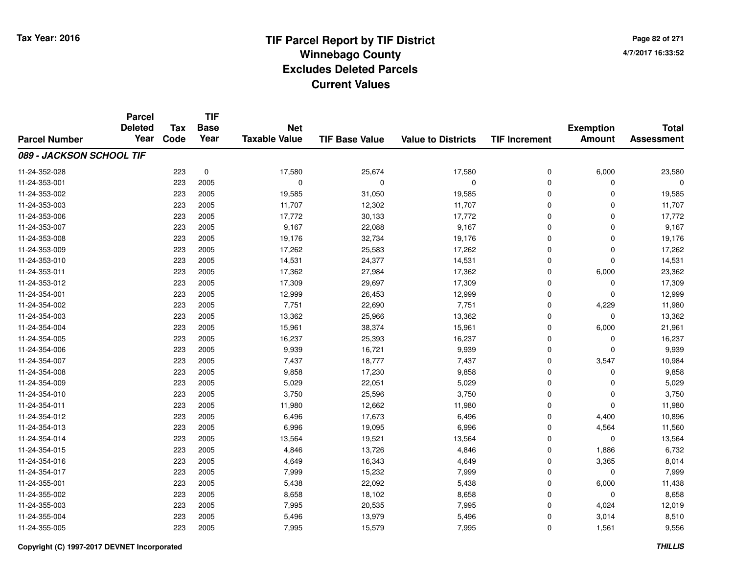# TIF Parcel Report by TIF District
# Winnebago County
# Excludes Deleted Parcels
# Current Values

Tax Year: 2016

4/7/2017 16:33:52

| Parcel Number | Parcel Deleted Year | Tax Code | TIF Base Year | Net Taxable Value | TIF Base Value | Value to Districts | TIF Increment | Exemption Amount | Total Assessment |
|---|---|---|---|---|---|---|---|---|---|
| ***089 - JACKSON SCHOOL TIF*** | | | | | | | | | |
| 11-24-352-028 | | 223 | 0 | 17,580 | 25,674 | 17,580 | 0 | 6,000 | 23,580 |
| 11-24-353-001 | | 223 | 2005 | 0 | 0 | 0 | 0 | 0 | 0 |
| 11-24-353-002 | | 223 | 2005 | 19,585 | 31,050 | 19,585 | 0 | 0 | 19,585 |
| 11-24-353-003 | | 223 | 2005 | 11,707 | 12,302 | 11,707 | 0 | 0 | 11,707 |
| 11-24-353-006 | | 223 | 2005 | 17,772 | 30,133 | 17,772 | 0 | 0 | 17,772 |
| 11-24-353-007 | | 223 | 2005 | 9,167 | 22,088 | 9,167 | 0 | 0 | 9,167 |
| 11-24-353-008 | | 223 | 2005 | 19,176 | 32,734 | 19,176 | 0 | 0 | 19,176 |
| 11-24-353-009 | | 223 | 2005 | 17,262 | 25,583 | 17,262 | 0 | 0 | 17,262 |
| 11-24-353-010 | | 223 | 2005 | 14,531 | 24,377 | 14,531 | 0 | 0 | 14,531 |
| 11-24-353-011 | | 223 | 2005 | 17,362 | 27,984 | 17,362 | 0 | 6,000 | 23,362 |
| 11-24-353-012 | | 223 | 2005 | 17,309 | 29,697 | 17,309 | 0 | 0 | 17,309 |
| 11-24-354-001 | | 223 | 2005 | 12,999 | 26,453 | 12,999 | 0 | 0 | 12,999 |
| 11-24-354-002 | | 223 | 2005 | 7,751 | 22,690 | 7,751 | 0 | 4,229 | 11,980 |
| 11-24-354-003 | | 223 | 2005 | 13,362 | 25,966 | 13,362 | 0 | 0 | 13,362 |
| 11-24-354-004 | | 223 | 2005 | 15,961 | 38,374 | 15,961 | 0 | 6,000 | 21,961 |
| 11-24-354-005 | | 223 | 2005 | 16,237 | 25,393 | 16,237 | 0 | 0 | 16,237 |
| 11-24-354-006 | | 223 | 2005 | 9,939 | 16,721 | 9,939 | 0 | 0 | 9,939 |
| 11-24-354-007 | | 223 | 2005 | 7,437 | 18,777 | 7,437 | 0 | 3,547 | 10,984 |
| 11-24-354-008 | | 223 | 2005 | 9,858 | 17,230 | 9,858 | 0 | 0 | 9,858 |
| 11-24-354-009 | | 223 | 2005 | 5,029 | 22,051 | 5,029 | 0 | 0 | 5,029 |
| 11-24-354-010 | | 223 | 2005 | 3,750 | 25,596 | 3,750 | 0 | 0 | 3,750 |
| 11-24-354-011 | | 223 | 2005 | 11,980 | 12,662 | 11,980 | 0 | 0 | 11,980 |
| 11-24-354-012 | | 223 | 2005 | 6,496 | 17,673 | 6,496 | 0 | 4,400 | 10,896 |
| 11-24-354-013 | | 223 | 2005 | 6,996 | 19,095 | 6,996 | 0 | 4,564 | 11,560 |
| 11-24-354-014 | | 223 | 2005 | 13,564 | 19,521 | 13,564 | 0 | 0 | 13,564 |
| 11-24-354-015 | | 223 | 2005 | 4,846 | 13,726 | 4,846 | 0 | 1,886 | 6,732 |
| 11-24-354-016 | | 223 | 2005 | 4,649 | 16,343 | 4,649 | 0 | 3,365 | 8,014 |
| 11-24-354-017 | | 223 | 2005 | 7,999 | 15,232 | 7,999 | 0 | 0 | 7,999 |
| 11-24-355-001 | | 223 | 2005 | 5,438 | 22,092 | 5,438 | 0 | 6,000 | 11,438 |
| 11-24-355-002 | | 223 | 2005 | 8,658 | 18,102 | 8,658 | 0 | 0 | 8,658 |
| 11-24-355-003 | | 223 | 2005 | 7,995 | 20,535 | 7,995 | 0 | 4,024 | 12,019 |
| 11-24-355-004 | | 223 | 2005 | 5,496 | 13,979 | 5,496 | 0 | 3,014 | 8,510 |
| 11-24-355-005 | | 223 | 2005 | 7,995 | 15,579 | 7,995 | 0 | 1,561 | 9,556 |

Copyright (C) 1997-2017 DEVNET Incorporated

*THILLIS*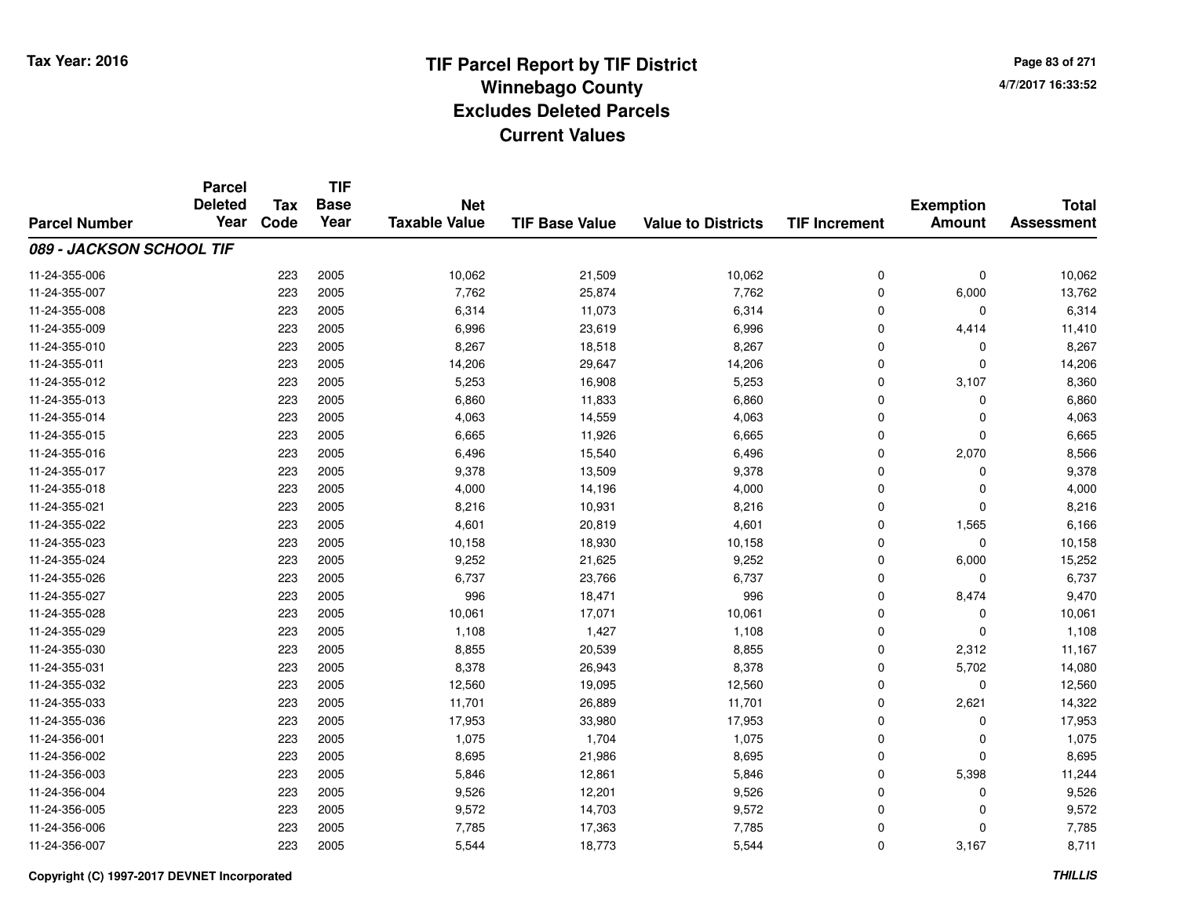Tax Year: 2016

# TIF Parcel Report by TIF District
## Winnebago County
## Excludes Deleted Parcels
## Current Values

4/7/2017 16:33:52

| Parcel Number | Parcel Deleted Year | Tax Code | TIF Base Year | Net Taxable Value | TIF Base Value | Value to Districts | TIF Increment | Exemption Amount | Total Assessment |
|---|---|---|---|---|---|---|---|---|---|
| ***089 - JACKSON SCHOOL TIF*** | | | | | | | | | |
| 11-24-355-006 | | 223 | 2005 | 10,062 | 21,509 | 10,062 | 0 | 0 | 10,062 |
| 11-24-355-007 | | 223 | 2005 | 7,762 | 25,874 | 7,762 | 0 | 6,000 | 13,762 |
| 11-24-355-008 | | 223 | 2005 | 6,314 | 11,073 | 6,314 | 0 | 0 | 6,314 |
| 11-24-355-009 | | 223 | 2005 | 6,996 | 23,619 | 6,996 | 0 | 4,414 | 11,410 |
| 11-24-355-010 | | 223 | 2005 | 8,267 | 18,518 | 8,267 | 0 | 0 | 8,267 |
| 11-24-355-011 | | 223 | 2005 | 14,206 | 29,647 | 14,206 | 0 | 0 | 14,206 |
| 11-24-355-012 | | 223 | 2005 | 5,253 | 16,908 | 5,253 | 0 | 3,107 | 8,360 |
| 11-24-355-013 | | 223 | 2005 | 6,860 | 11,833 | 6,860 | 0 | 0 | 6,860 |
| 11-24-355-014 | | 223 | 2005 | 4,063 | 14,559 | 4,063 | 0 | 0 | 4,063 |
| 11-24-355-015 | | 223 | 2005 | 6,665 | 11,926 | 6,665 | 0 | 0 | 6,665 |
| 11-24-355-016 | | 223 | 2005 | 6,496 | 15,540 | 6,496 | 0 | 2,070 | 8,566 |
| 11-24-355-017 | | 223 | 2005 | 9,378 | 13,509 | 9,378 | 0 | 0 | 9,378 |
| 11-24-355-018 | | 223 | 2005 | 4,000 | 14,196 | 4,000 | 0 | 0 | 4,000 |
| 11-24-355-021 | | 223 | 2005 | 8,216 | 10,931 | 8,216 | 0 | 0 | 8,216 |
| 11-24-355-022 | | 223 | 2005 | 4,601 | 20,819 | 4,601 | 0 | 1,565 | 6,166 |
| 11-24-355-023 | | 223 | 2005 | 10,158 | 18,930 | 10,158 | 0 | 0 | 10,158 |
| 11-24-355-024 | | 223 | 2005 | 9,252 | 21,625 | 9,252 | 0 | 6,000 | 15,252 |
| 11-24-355-026 | | 223 | 2005 | 6,737 | 23,766 | 6,737 | 0 | 0 | 6,737 |
| 11-24-355-027 | | 223 | 2005 | 996 | 18,471 | 996 | 0 | 8,474 | 9,470 |
| 11-24-355-028 | | 223 | 2005 | 10,061 | 17,071 | 10,061 | 0 | 0 | 10,061 |
| 11-24-355-029 | | 223 | 2005 | 1,108 | 1,427 | 1,108 | 0 | 0 | 1,108 |
| 11-24-355-030 | | 223 | 2005 | 8,855 | 20,539 | 8,855 | 0 | 2,312 | 11,167 |
| 11-24-355-031 | | 223 | 2005 | 8,378 | 26,943 | 8,378 | 0 | 5,702 | 14,080 |
| 11-24-355-032 | | 223 | 2005 | 12,560 | 19,095 | 12,560 | 0 | 0 | 12,560 |
| 11-24-355-033 | | 223 | 2005 | 11,701 | 26,889 | 11,701 | 0 | 2,621 | 14,322 |
| 11-24-355-036 | | 223 | 2005 | 17,953 | 33,980 | 17,953 | 0 | 0 | 17,953 |
| 11-24-356-001 | | 223 | 2005 | 1,075 | 1,704 | 1,075 | 0 | 0 | 1,075 |
| 11-24-356-002 | | 223 | 2005 | 8,695 | 21,986 | 8,695 | 0 | 0 | 8,695 |
| 11-24-356-003 | | 223 | 2005 | 5,846 | 12,861 | 5,846 | 0 | 5,398 | 11,244 |
| 11-24-356-004 | | 223 | 2005 | 9,526 | 12,201 | 9,526 | 0 | 0 | 9,526 |
| 11-24-356-005 | | 223 | 2005 | 9,572 | 14,703 | 9,572 | 0 | 0 | 9,572 |
| 11-24-356-006 | | 223 | 2005 | 7,785 | 17,363 | 7,785 | 0 | 0 | 7,785 |
| 11-24-356-007 | | 223 | 2005 | 5,544 | 18,773 | 5,544 | 0 | 3,167 | 8,711 |

**Copyright (C) 1997-2017 DEVNET Incorporated** ***THILLIS***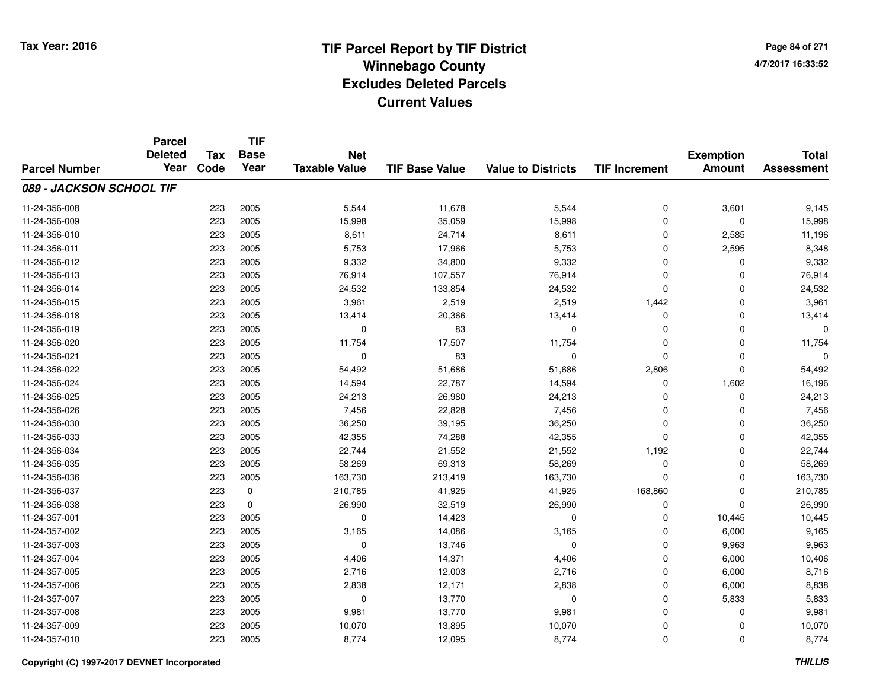Tax Year: 2016

# TIF Parcel Report by TIF District
## Winnebago County
## Excludes Deleted Parcels
## Current Values

4/7/2017 16:33:52

| Parcel Number | Parcel Deleted Year | Tax Code | TIF Base Year | Net Taxable Value | TIF Base Value | Value to Districts | TIF Increment | Exemption Amount | Total Assessment |
|---|---|---|---|---|---|---|---|---|---|
| ***089 - JACKSON SCHOOL TIF*** | | | | | | | | | |
| 11-24-356-008 | | 223 | 2005 | 5,544 | 11,678 | 5,544 | 0 | 3,601 | 9,145 |
| 11-24-356-009 | | 223 | 2005 | 15,998 | 35,059 | 15,998 | 0 | 0 | 15,998 |
| 11-24-356-010 | | 223 | 2005 | 8,611 | 24,714 | 8,611 | 0 | 2,585 | 11,196 |
| 11-24-356-011 | | 223 | 2005 | 5,753 | 17,966 | 5,753 | 0 | 2,595 | 8,348 |
| 11-24-356-012 | | 223 | 2005 | 9,332 | 34,800 | 9,332 | 0 | 0 | 9,332 |
| 11-24-356-013 | | 223 | 2005 | 76,914 | 107,557 | 76,914 | 0 | 0 | 76,914 |
| 11-24-356-014 | | 223 | 2005 | 24,532 | 133,854 | 24,532 | 0 | 0 | 24,532 |
| 11-24-356-015 | | 223 | 2005 | 3,961 | 2,519 | 2,519 | 1,442 | 0 | 3,961 |
| 11-24-356-018 | | 223 | 2005 | 13,414 | 20,366 | 13,414 | 0 | 0 | 13,414 |
| 11-24-356-019 | | 223 | 2005 | 0 | 83 | 0 | 0 | 0 | 0 |
| 11-24-356-020 | | 223 | 2005 | 11,754 | 17,507 | 11,754 | 0 | 0 | 11,754 |
| 11-24-356-021 | | 223 | 2005 | 0 | 83 | 0 | 0 | 0 | 0 |
| 11-24-356-022 | | 223 | 2005 | 54,492 | 51,686 | 51,686 | 2,806 | 0 | 54,492 |
| 11-24-356-024 | | 223 | 2005 | 14,594 | 22,787 | 14,594 | 0 | 1,602 | 16,196 |
| 11-24-356-025 | | 223 | 2005 | 24,213 | 26,980 | 24,213 | 0 | 0 | 24,213 |
| 11-24-356-026 | | 223 | 2005 | 7,456 | 22,828 | 7,456 | 0 | 0 | 7,456 |
| 11-24-356-030 | | 223 | 2005 | 36,250 | 39,195 | 36,250 | 0 | 0 | 36,250 |
| 11-24-356-033 | | 223 | 2005 | 42,355 | 74,288 | 42,355 | 0 | 0 | 42,355 |
| 11-24-356-034 | | 223 | 2005 | 22,744 | 21,552 | 21,552 | 1,192 | 0 | 22,744 |
| 11-24-356-035 | | 223 | 2005 | 58,269 | 69,313 | 58,269 | 0 | 0 | 58,269 |
| 11-24-356-036 | | 223 | 2005 | 163,730 | 213,419 | 163,730 | 0 | 0 | 163,730 |
| 11-24-356-037 | | 223 | 0 | 210,785 | 41,925 | 41,925 | 168,860 | 0 | 210,785 |
| 11-24-356-038 | | 223 | 0 | 26,990 | 32,519 | 26,990 | 0 | 0 | 26,990 |
| 11-24-357-001 | | 223 | 2005 | 0 | 14,423 | 0 | 0 | 10,445 | 10,445 |
| 11-24-357-002 | | 223 | 2005 | 3,165 | 14,086 | 3,165 | 0 | 6,000 | 9,165 |
| 11-24-357-003 | | 223 | 2005 | 0 | 13,746 | 0 | 0 | 9,963 | 9,963 |
| 11-24-357-004 | | 223 | 2005 | 4,406 | 14,371 | 4,406 | 0 | 6,000 | 10,406 |
| 11-24-357-005 | | 223 | 2005 | 2,716 | 12,003 | 2,716 | 0 | 6,000 | 8,716 |
| 11-24-357-006 | | 223 | 2005 | 2,838 | 12,171 | 2,838 | 0 | 6,000 | 8,838 |
| 11-24-357-007 | | 223 | 2005 | 0 | 13,770 | 0 | 0 | 5,833 | 5,833 |
| 11-24-357-008 | | 223 | 2005 | 9,981 | 13,770 | 9,981 | 0 | 0 | 9,981 |
| 11-24-357-009 | | 223 | 2005 | 10,070 | 13,895 | 10,070 | 0 | 0 | 10,070 |
| 11-24-357-010 | | 223 | 2005 | 8,774 | 12,095 | 8,774 | 0 | 0 | 8,774 |

Copyright (C) 1997-2017 DEVNET Incorporated

THILLIS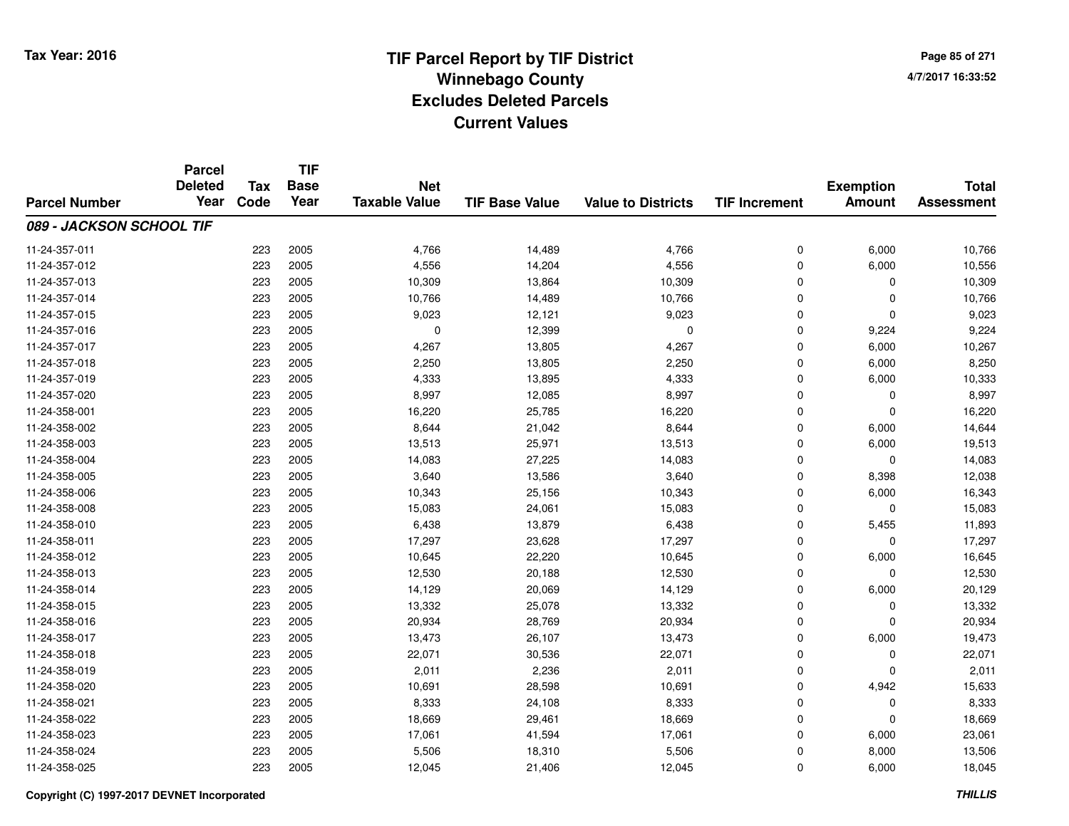# TIF Parcel Report by TIF District
## Winnebago County
## Excludes Deleted Parcels
## Current Values

Tax Year: 2016

4/7/2017 16:33:52

| Parcel Number | Parcel Deleted Year | Tax Code | TIF Base Year | Net Taxable Value | TIF Base Value | Value to Districts | TIF Increment | Exemption Amount | Total Assessment |
|---|---|---|---|---|---|---|---|---|---|
| ***089 - JACKSON SCHOOL TIF*** | | | | | | | | | |
| 11-24-357-011 | | 223 | 2005 | 4,766 | 14,489 | 4,766 | 0 | 6,000 | 10,766 |
| 11-24-357-012 | | 223 | 2005 | 4,556 | 14,204 | 4,556 | 0 | 6,000 | 10,556 |
| 11-24-357-013 | | 223 | 2005 | 10,309 | 13,864 | 10,309 | 0 | 0 | 10,309 |
| 11-24-357-014 | | 223 | 2005 | 10,766 | 14,489 | 10,766 | 0 | 0 | 10,766 |
| 11-24-357-015 | | 223 | 2005 | 9,023 | 12,121 | 9,023 | 0 | 0 | 9,023 |
| 11-24-357-016 | | 223 | 2005 | 0 | 12,399 | 0 | 0 | 9,224 | 9,224 |
| 11-24-357-017 | | 223 | 2005 | 4,267 | 13,805 | 4,267 | 0 | 6,000 | 10,267 |
| 11-24-357-018 | | 223 | 2005 | 2,250 | 13,805 | 2,250 | 0 | 6,000 | 8,250 |
| 11-24-357-019 | | 223 | 2005 | 4,333 | 13,895 | 4,333 | 0 | 6,000 | 10,333 |
| 11-24-357-020 | | 223 | 2005 | 8,997 | 12,085 | 8,997 | 0 | 0 | 8,997 |
| 11-24-358-001 | | 223 | 2005 | 16,220 | 25,785 | 16,220 | 0 | 0 | 16,220 |
| 11-24-358-002 | | 223 | 2005 | 8,644 | 21,042 | 8,644 | 0 | 6,000 | 14,644 |
| 11-24-358-003 | | 223 | 2005 | 13,513 | 25,971 | 13,513 | 0 | 6,000 | 19,513 |
| 11-24-358-004 | | 223 | 2005 | 14,083 | 27,225 | 14,083 | 0 | 0 | 14,083 |
| 11-24-358-005 | | 223 | 2005 | 3,640 | 13,586 | 3,640 | 0 | 8,398 | 12,038 |
| 11-24-358-006 | | 223 | 2005 | 10,343 | 25,156 | 10,343 | 0 | 6,000 | 16,343 |
| 11-24-358-008 | | 223 | 2005 | 15,083 | 24,061 | 15,083 | 0 | 0 | 15,083 |
| 11-24-358-010 | | 223 | 2005 | 6,438 | 13,879 | 6,438 | 0 | 5,455 | 11,893 |
| 11-24-358-011 | | 223 | 2005 | 17,297 | 23,628 | 17,297 | 0 | 0 | 17,297 |
| 11-24-358-012 | | 223 | 2005 | 10,645 | 22,220 | 10,645 | 0 | 6,000 | 16,645 |
| 11-24-358-013 | | 223 | 2005 | 12,530 | 20,188 | 12,530 | 0 | 0 | 12,530 |
| 11-24-358-014 | | 223 | 2005 | 14,129 | 20,069 | 14,129 | 0 | 6,000 | 20,129 |
| 11-24-358-015 | | 223 | 2005 | 13,332 | 25,078 | 13,332 | 0 | 0 | 13,332 |
| 11-24-358-016 | | 223 | 2005 | 20,934 | 28,769 | 20,934 | 0 | 0 | 20,934 |
| 11-24-358-017 | | 223 | 2005 | 13,473 | 26,107 | 13,473 | 0 | 6,000 | 19,473 |
| 11-24-358-018 | | 223 | 2005 | 22,071 | 30,536 | 22,071 | 0 | 0 | 22,071 |
| 11-24-358-019 | | 223 | 2005 | 2,011 | 2,236 | 2,011 | 0 | 0 | 2,011 |
| 11-24-358-020 | | 223 | 2005 | 10,691 | 28,598 | 10,691 | 0 | 4,942 | 15,633 |
| 11-24-358-021 | | 223 | 2005 | 8,333 | 24,108 | 8,333 | 0 | 0 | 8,333 |
| 11-24-358-022 | | 223 | 2005 | 18,669 | 29,461 | 18,669 | 0 | 0 | 18,669 |
| 11-24-358-023 | | 223 | 2005 | 17,061 | 41,594 | 17,061 | 0 | 6,000 | 23,061 |
| 11-24-358-024 | | 223 | 2005 | 5,506 | 18,310 | 5,506 | 0 | 8,000 | 13,506 |
| 11-24-358-025 | | 223 | 2005 | 12,045 | 21,406 | 12,045 | 0 | 6,000 | 18,045 |

Copyright (C) 1997-2017 DEVNET Incorporated

THILLIS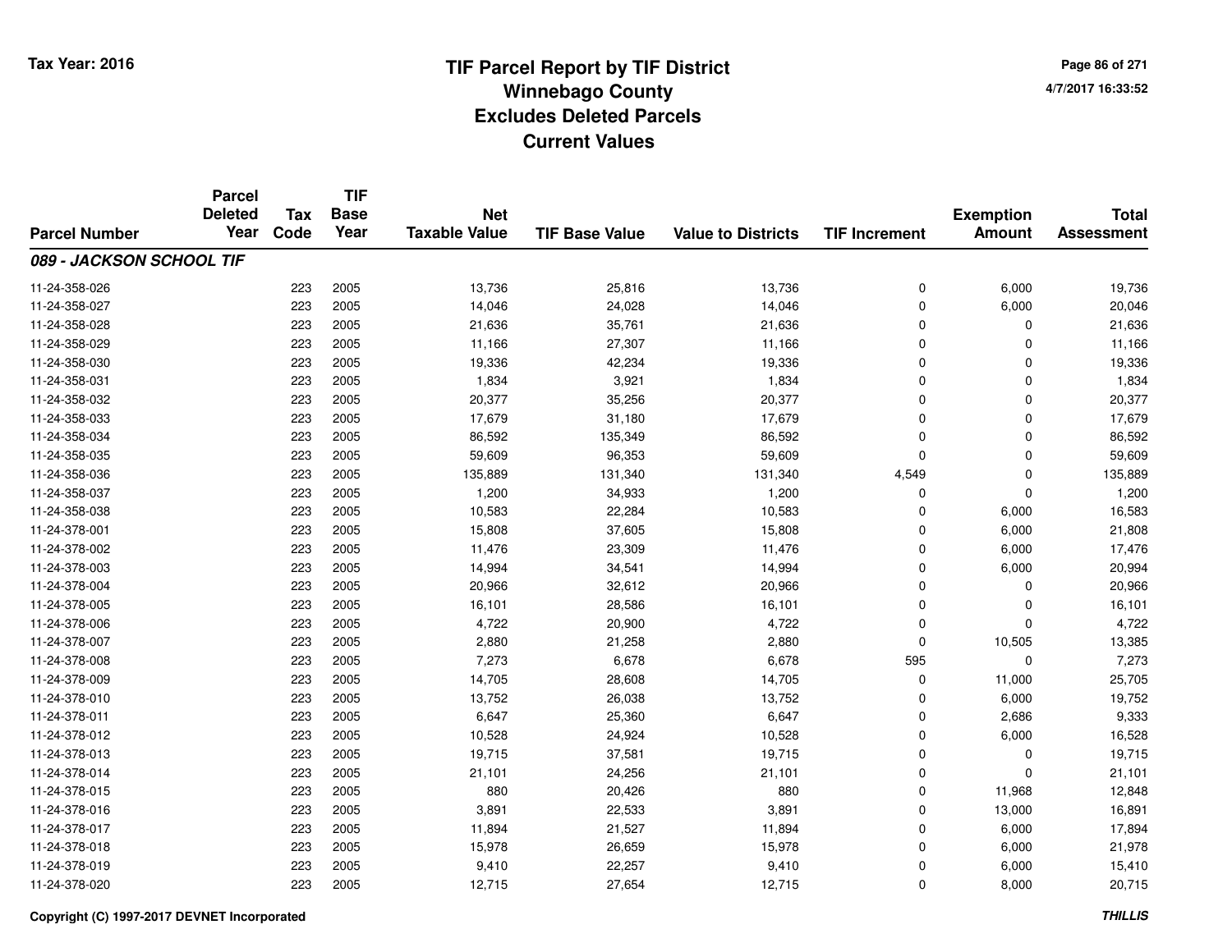Tax Year: 2016

# TIF Parcel Report by TIF District
## Winnebago County
## Excludes Deleted Parcels
## Current Values

4/7/2017 16:33:52

| Parcel Number | Parcel Deleted Year | Tax Code | TIF Base Year | Net Taxable Value | TIF Base Value | Value to Districts | TIF Increment | Exemption Amount | Total Assessment |
|---|---|---|---|---|---|---|---|---|---|
| ***089 - JACKSON SCHOOL TIF*** | | | | | | | | | |
| 11-24-358-026 | | 223 | 2005 | 13,736 | 25,816 | 13,736 | 0 | 6,000 | 19,736 |
| 11-24-358-027 | | 223 | 2005 | 14,046 | 24,028 | 14,046 | 0 | 6,000 | 20,046 |
| 11-24-358-028 | | 223 | 2005 | 21,636 | 35,761 | 21,636 | 0 | 0 | 21,636 |
| 11-24-358-029 | | 223 | 2005 | 11,166 | 27,307 | 11,166 | 0 | 0 | 11,166 |
| 11-24-358-030 | | 223 | 2005 | 19,336 | 42,234 | 19,336 | 0 | 0 | 19,336 |
| 11-24-358-031 | | 223 | 2005 | 1,834 | 3,921 | 1,834 | 0 | 0 | 1,834 |
| 11-24-358-032 | | 223 | 2005 | 20,377 | 35,256 | 20,377 | 0 | 0 | 20,377 |
| 11-24-358-033 | | 223 | 2005 | 17,679 | 31,180 | 17,679 | 0 | 0 | 17,679 |
| 11-24-358-034 | | 223 | 2005 | 86,592 | 135,349 | 86,592 | 0 | 0 | 86,592 |
| 11-24-358-035 | | 223 | 2005 | 59,609 | 96,353 | 59,609 | 0 | 0 | 59,609 |
| 11-24-358-036 | | 223 | 2005 | 135,889 | 131,340 | 131,340 | 4,549 | 0 | 135,889 |
| 11-24-358-037 | | 223 | 2005 | 1,200 | 34,933 | 1,200 | 0 | 0 | 1,200 |
| 11-24-358-038 | | 223 | 2005 | 10,583 | 22,284 | 10,583 | 0 | 6,000 | 16,583 |
| 11-24-378-001 | | 223 | 2005 | 15,808 | 37,605 | 15,808 | 0 | 6,000 | 21,808 |
| 11-24-378-002 | | 223 | 2005 | 11,476 | 23,309 | 11,476 | 0 | 6,000 | 17,476 |
| 11-24-378-003 | | 223 | 2005 | 14,994 | 34,541 | 14,994 | 0 | 6,000 | 20,994 |
| 11-24-378-004 | | 223 | 2005 | 20,966 | 32,612 | 20,966 | 0 | 0 | 20,966 |
| 11-24-378-005 | | 223 | 2005 | 16,101 | 28,586 | 16,101 | 0 | 0 | 16,101 |
| 11-24-378-006 | | 223 | 2005 | 4,722 | 20,900 | 4,722 | 0 | 0 | 4,722 |
| 11-24-378-007 | | 223 | 2005 | 2,880 | 21,258 | 2,880 | 0 | 10,505 | 13,385 |
| 11-24-378-008 | | 223 | 2005 | 7,273 | 6,678 | 6,678 | 595 | 0 | 7,273 |
| 11-24-378-009 | | 223 | 2005 | 14,705 | 28,608 | 14,705 | 0 | 11,000 | 25,705 |
| 11-24-378-010 | | 223 | 2005 | 13,752 | 26,038 | 13,752 | 0 | 6,000 | 19,752 |
| 11-24-378-011 | | 223 | 2005 | 6,647 | 25,360 | 6,647 | 0 | 2,686 | 9,333 |
| 11-24-378-012 | | 223 | 2005 | 10,528 | 24,924 | 10,528 | 0 | 6,000 | 16,528 |
| 11-24-378-013 | | 223 | 2005 | 19,715 | 37,581 | 19,715 | 0 | 0 | 19,715 |
| 11-24-378-014 | | 223 | 2005 | 21,101 | 24,256 | 21,101 | 0 | 0 | 21,101 |
| 11-24-378-015 | | 223 | 2005 | 880 | 20,426 | 880 | 0 | 11,968 | 12,848 |
| 11-24-378-016 | | 223 | 2005 | 3,891 | 22,533 | 3,891 | 0 | 13,000 | 16,891 |
| 11-24-378-017 | | 223 | 2005 | 11,894 | 21,527 | 11,894 | 0 | 6,000 | 17,894 |
| 11-24-378-018 | | 223 | 2005 | 15,978 | 26,659 | 15,978 | 0 | 6,000 | 21,978 |
| 11-24-378-019 | | 223 | 2005 | 9,410 | 22,257 | 9,410 | 0 | 6,000 | 15,410 |
| 11-24-378-020 | | 223 | 2005 | 12,715 | 27,654 | 12,715 | 0 | 8,000 | 20,715 |

Copyright (C) 1997-2017 DEVNET Incorporated

*THILLIS*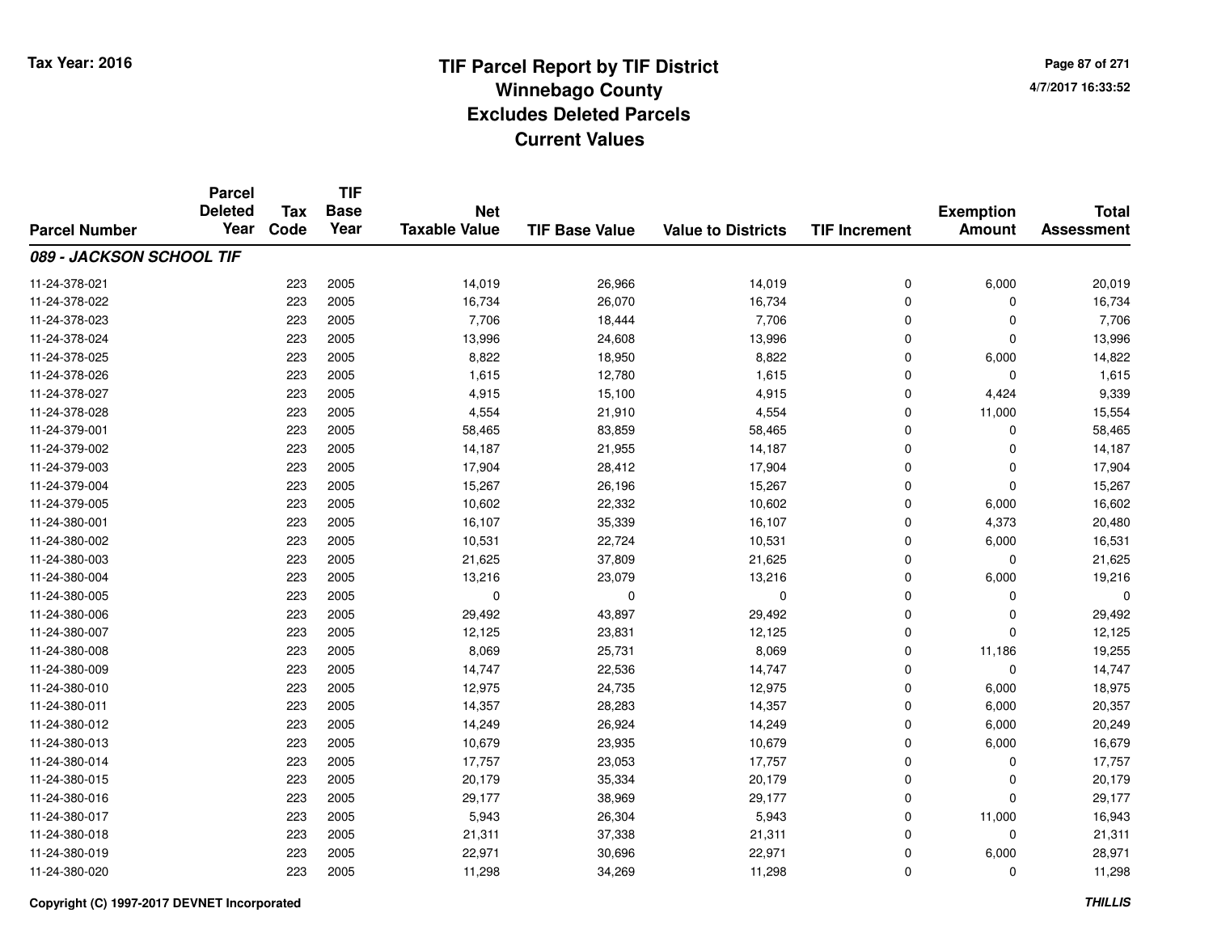Tax Year: 2016

# TIF Parcel Report by TIF District
## Winnebago County
## Excludes Deleted Parcels
## Current Values

4/7/2017 16:33:52

| Parcel Number | Parcel Deleted Year | Tax Code | TIF Base Year | Net Taxable Value | TIF Base Value | Value to Districts | TIF Increment | Exemption Amount | Total Assessment |
|---|---|---|---|---|---|---|---|---|---|
| ***089 - JACKSON SCHOOL TIF*** | | | | | | | | | |
| 11-24-378-021 | | 223 | 2005 | 14,019 | 26,966 | 14,019 | 0 | 6,000 | 20,019 |
| 11-24-378-022 | | 223 | 2005 | 16,734 | 26,070 | 16,734 | 0 | 0 | 16,734 |
| 11-24-378-023 | | 223 | 2005 | 7,706 | 18,444 | 7,706 | 0 | 0 | 7,706 |
| 11-24-378-024 | | 223 | 2005 | 13,996 | 24,608 | 13,996 | 0 | 0 | 13,996 |
| 11-24-378-025 | | 223 | 2005 | 8,822 | 18,950 | 8,822 | 0 | 6,000 | 14,822 |
| 11-24-378-026 | | 223 | 2005 | 1,615 | 12,780 | 1,615 | 0 | 0 | 1,615 |
| 11-24-378-027 | | 223 | 2005 | 4,915 | 15,100 | 4,915 | 0 | 4,424 | 9,339 |
| 11-24-378-028 | | 223 | 2005 | 4,554 | 21,910 | 4,554 | 0 | 11,000 | 15,554 |
| 11-24-379-001 | | 223 | 2005 | 58,465 | 83,859 | 58,465 | 0 | 0 | 58,465 |
| 11-24-379-002 | | 223 | 2005 | 14,187 | 21,955 | 14,187 | 0 | 0 | 14,187 |
| 11-24-379-003 | | 223 | 2005 | 17,904 | 28,412 | 17,904 | 0 | 0 | 17,904 |
| 11-24-379-004 | | 223 | 2005 | 15,267 | 26,196 | 15,267 | 0 | 0 | 15,267 |
| 11-24-379-005 | | 223 | 2005 | 10,602 | 22,332 | 10,602 | 0 | 6,000 | 16,602 |
| 11-24-380-001 | | 223 | 2005 | 16,107 | 35,339 | 16,107 | 0 | 4,373 | 20,480 |
| 11-24-380-002 | | 223 | 2005 | 10,531 | 22,724 | 10,531 | 0 | 6,000 | 16,531 |
| 11-24-380-003 | | 223 | 2005 | 21,625 | 37,809 | 21,625 | 0 | 0 | 21,625 |
| 11-24-380-004 | | 223 | 2005 | 13,216 | 23,079 | 13,216 | 0 | 6,000 | 19,216 |
| 11-24-380-005 | | 223 | 2005 | 0 | 0 | 0 | 0 | 0 | 0 |
| 11-24-380-006 | | 223 | 2005 | 29,492 | 43,897 | 29,492 | 0 | 0 | 29,492 |
| 11-24-380-007 | | 223 | 2005 | 12,125 | 23,831 | 12,125 | 0 | 0 | 12,125 |
| 11-24-380-008 | | 223 | 2005 | 8,069 | 25,731 | 8,069 | 0 | 11,186 | 19,255 |
| 11-24-380-009 | | 223 | 2005 | 14,747 | 22,536 | 14,747 | 0 | 0 | 14,747 |
| 11-24-380-010 | | 223 | 2005 | 12,975 | 24,735 | 12,975 | 0 | 6,000 | 18,975 |
| 11-24-380-011 | | 223 | 2005 | 14,357 | 28,283 | 14,357 | 0 | 6,000 | 20,357 |
| 11-24-380-012 | | 223 | 2005 | 14,249 | 26,924 | 14,249 | 0 | 6,000 | 20,249 |
| 11-24-380-013 | | 223 | 2005 | 10,679 | 23,935 | 10,679 | 0 | 6,000 | 16,679 |
| 11-24-380-014 | | 223 | 2005 | 17,757 | 23,053 | 17,757 | 0 | 0 | 17,757 |
| 11-24-380-015 | | 223 | 2005 | 20,179 | 35,334 | 20,179 | 0 | 0 | 20,179 |
| 11-24-380-016 | | 223 | 2005 | 29,177 | 38,969 | 29,177 | 0 | 0 | 29,177 |
| 11-24-380-017 | | 223 | 2005 | 5,943 | 26,304 | 5,943 | 0 | 11,000 | 16,943 |
| 11-24-380-018 | | 223 | 2005 | 21,311 | 37,338 | 21,311 | 0 | 0 | 21,311 |
| 11-24-380-019 | | 223 | 2005 | 22,971 | 30,696 | 22,971 | 0 | 6,000 | 28,971 |
| 11-24-380-020 | | 223 | 2005 | 11,298 | 34,269 | 11,298 | 0 | 0 | 11,298 |

Copyright (C) 1997-2017 DEVNET Incorporated

*THILLIS*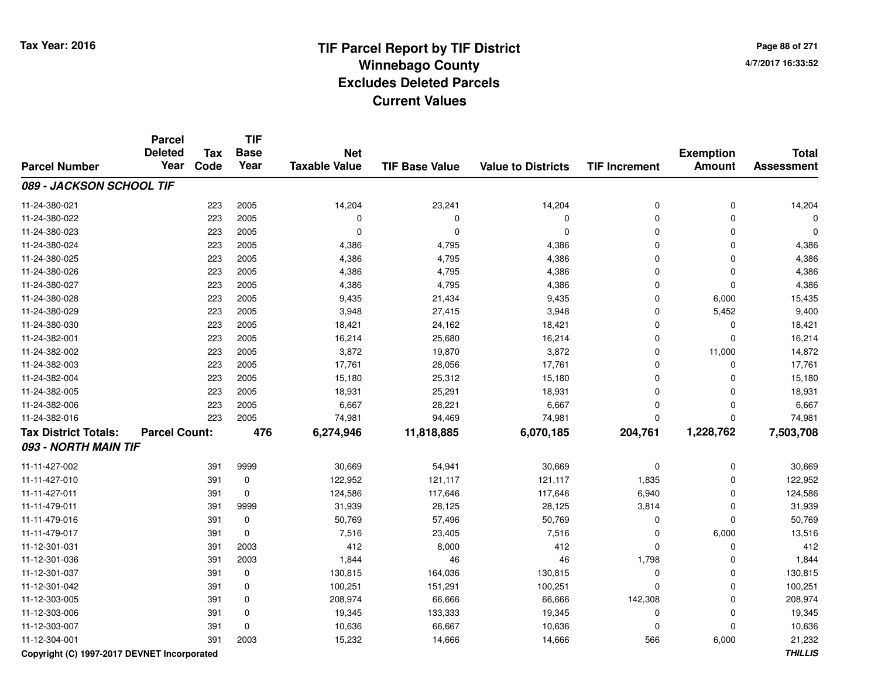# TIF Parcel Report by TIF District
## Winnebago County
## Excludes Deleted Parcels
## Current Values

Tax Year: 2016

4/7/2017 16:33:52

| Parcel Number | Parcel Deleted Year | Tax Code | TIF Base Year | Net Taxable Value | TIF Base Value | Value to Districts | TIF Increment | Exemption Amount | Total Assessment |
|---|---|---|---|---|---|---|---|---|---|
| ***089 - JACKSON SCHOOL TIF*** | | | | | | | | | |
| 11-24-380-021 | | 223 | 2005 | 14,204 | 23,241 | 14,204 | 0 | 0 | 14,204 |
| 11-24-380-022 | | 223 | 2005 | 0 | 0 | 0 | 0 | 0 | 0 |
| 11-24-380-023 | | 223 | 2005 | 0 | 0 | 0 | 0 | 0 | 0 |
| 11-24-380-024 | | 223 | 2005 | 4,386 | 4,795 | 4,386 | 0 | 0 | 4,386 |
| 11-24-380-025 | | 223 | 2005 | 4,386 | 4,795 | 4,386 | 0 | 0 | 4,386 |
| 11-24-380-026 | | 223 | 2005 | 4,386 | 4,795 | 4,386 | 0 | 0 | 4,386 |
| 11-24-380-027 | | 223 | 2005 | 4,386 | 4,795 | 4,386 | 0 | 0 | 4,386 |
| 11-24-380-028 | | 223 | 2005 | 9,435 | 21,434 | 9,435 | 0 | 6,000 | 15,435 |
| 11-24-380-029 | | 223 | 2005 | 3,948 | 27,415 | 3,948 | 0 | 5,452 | 9,400 |
| 11-24-380-030 | | 223 | 2005 | 18,421 | 24,162 | 18,421 | 0 | 0 | 18,421 |
| 11-24-382-001 | | 223 | 2005 | 16,214 | 25,680 | 16,214 | 0 | 0 | 16,214 |
| 11-24-382-002 | | 223 | 2005 | 3,872 | 19,870 | 3,872 | 0 | 11,000 | 14,872 |
| 11-24-382-003 | | 223 | 2005 | 17,761 | 28,056 | 17,761 | 0 | 0 | 17,761 |
| 11-24-382-004 | | 223 | 2005 | 15,180 | 25,312 | 15,180 | 0 | 0 | 15,180 |
| 11-24-382-005 | | 223 | 2005 | 18,931 | 25,291 | 18,931 | 0 | 0 | 18,931 |
| 11-24-382-006 | | 223 | 2005 | 6,667 | 28,221 | 6,667 | 0 | 0 | 6,667 |
| 11-24-382-016 | | 223 | 2005 | 74,981 | 94,469 | 74,981 | 0 | 0 | 74,981 |
| **Tax District Totals:** | **Parcel Count:** | | **476** | **6,274,946** | **11,818,885** | **6,070,185** | **204,761** | **1,228,762** | **7,503,708** |
| ***093 - NORTH MAIN TIF*** | | | | | | | | | |
| 11-11-427-002 | | 391 | 9999 | 30,669 | 54,941 | 30,669 | 0 | 0 | 30,669 |
| 11-11-427-010 | | 391 | 0 | 122,952 | 121,117 | 121,117 | 1,835 | 0 | 122,952 |
| 11-11-427-011 | | 391 | 0 | 124,586 | 117,646 | 117,646 | 6,940 | 0 | 124,586 |
| 11-11-479-011 | | 391 | 9999 | 31,939 | 28,125 | 28,125 | 3,814 | 0 | 31,939 |
| 11-11-479-016 | | 391 | 0 | 50,769 | 57,496 | 50,769 | 0 | 0 | 50,769 |
| 11-11-479-017 | | 391 | 0 | 7,516 | 23,405 | 7,516 | 0 | 6,000 | 13,516 |
| 11-12-301-031 | | 391 | 2003 | 412 | 8,000 | 412 | 0 | 0 | 412 |
| 11-12-301-036 | | 391 | 2003 | 1,844 | 46 | 46 | 1,798 | 0 | 1,844 |
| 11-12-301-037 | | 391 | 0 | 130,815 | 164,036 | 130,815 | 0 | 0 | 130,815 |
| 11-12-301-042 | | 391 | 0 | 100,251 | 151,291 | 100,251 | 0 | 0 | 100,251 |
| 11-12-303-005 | | 391 | 0 | 208,974 | 66,666 | 66,666 | 142,308 | 0 | 208,974 |
| 11-12-303-006 | | 391 | 0 | 19,345 | 133,333 | 19,345 | 0 | 0 | 19,345 |
| 11-12-303-007 | | 391 | 0 | 10,636 | 66,667 | 10,636 | 0 | 0 | 10,636 |
| 11-12-304-001 | | 391 | 2003 | 15,232 | 14,666 | 14,666 | 566 | 6,000 | 21,232 |

Copyright (C) 1997-2017 DEVNET Incorporated

*THILLIS*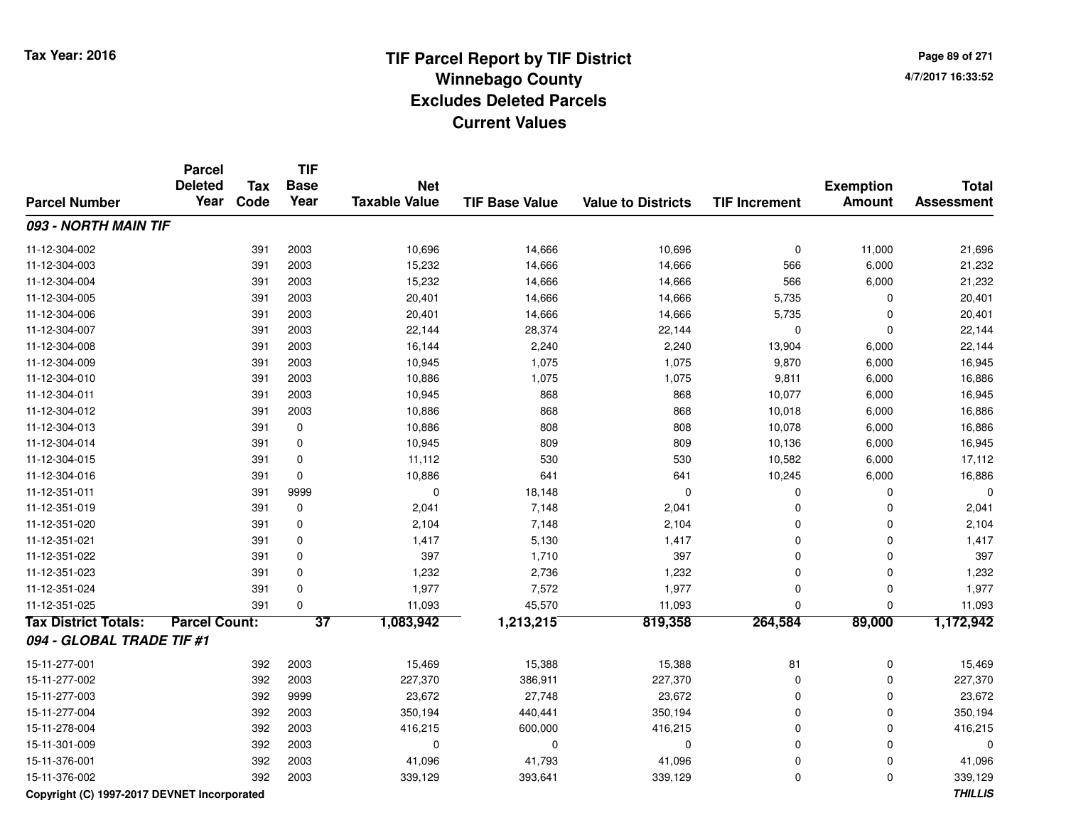# TIF Parcel Report by TIF District
## Winnebago County
## Excludes Deleted Parcels
## Current Values

Tax Year: 2016

4/7/2017 16:33:52

| Parcel Number | Parcel Deleted Year | Tax Code | TIF Base Year | Net Taxable Value | TIF Base Value | Value to Districts | TIF Increment | Exemption Amount | Total Assessment |
|---|---|---|---|---|---|---|---|---|---|
| ***093 - NORTH MAIN TIF*** | | | | | | | | | |
| 11-12-304-002 | | 391 | 2003 | 10,696 | 14,666 | 10,696 | 0 | 11,000 | 21,696 |
| 11-12-304-003 | | 391 | 2003 | 15,232 | 14,666 | 14,666 | 566 | 6,000 | 21,232 |
| 11-12-304-004 | | 391 | 2003 | 15,232 | 14,666 | 14,666 | 566 | 6,000 | 21,232 |
| 11-12-304-005 | | 391 | 2003 | 20,401 | 14,666 | 14,666 | 5,735 | 0 | 20,401 |
| 11-12-304-006 | | 391 | 2003 | 20,401 | 14,666 | 14,666 | 5,735 | 0 | 20,401 |
| 11-12-304-007 | | 391 | 2003 | 22,144 | 28,374 | 22,144 | 0 | 0 | 22,144 |
| 11-12-304-008 | | 391 | 2003 | 16,144 | 2,240 | 2,240 | 13,904 | 6,000 | 22,144 |
| 11-12-304-009 | | 391 | 2003 | 10,945 | 1,075 | 1,075 | 9,870 | 6,000 | 16,945 |
| 11-12-304-010 | | 391 | 2003 | 10,886 | 1,075 | 1,075 | 9,811 | 6,000 | 16,886 |
| 11-12-304-011 | | 391 | 2003 | 10,945 | 868 | 868 | 10,077 | 6,000 | 16,945 |
| 11-12-304-012 | | 391 | 2003 | 10,886 | 868 | 868 | 10,018 | 6,000 | 16,886 |
| 11-12-304-013 | | 391 | 0 | 10,886 | 808 | 808 | 10,078 | 6,000 | 16,886 |
| 11-12-304-014 | | 391 | 0 | 10,945 | 809 | 809 | 10,136 | 6,000 | 16,945 |
| 11-12-304-015 | | 391 | 0 | 11,112 | 530 | 530 | 10,582 | 6,000 | 17,112 |
| 11-12-304-016 | | 391 | 0 | 10,886 | 641 | 641 | 10,245 | 6,000 | 16,886 |
| 11-12-351-011 | | 391 | 9999 | 0 | 18,148 | 0 | 0 | 0 | 0 |
| 11-12-351-019 | | 391 | 0 | 2,041 | 7,148 | 2,041 | 0 | 0 | 2,041 |
| 11-12-351-020 | | 391 | 0 | 2,104 | 7,148 | 2,104 | 0 | 0 | 2,104 |
| 11-12-351-021 | | 391 | 0 | 1,417 | 5,130 | 1,417 | 0 | 0 | 1,417 |
| 11-12-351-022 | | 391 | 0 | 397 | 1,710 | 397 | 0 | 0 | 397 |
| 11-12-351-023 | | 391 | 0 | 1,232 | 2,736 | 1,232 | 0 | 0 | 1,232 |
| 11-12-351-024 | | 391 | 0 | 1,977 | 7,572 | 1,977 | 0 | 0 | 1,977 |
| 11-12-351-025 | | 391 | 0 | 11,093 | 45,570 | 11,093 | 0 | 0 | 11,093 |
| **Tax District Totals:** | **Parcel Count:** | | **37** | **1,083,942** | **1,213,215** | **819,358** | **264,584** | **89,000** | **1,172,942** |
| ***094 - GLOBAL TRADE TIF #1*** | | | | | | | | | |
| 15-11-277-001 | | 392 | 2003 | 15,469 | 15,388 | 15,388 | 81 | 0 | 15,469 |
| 15-11-277-002 | | 392 | 2003 | 227,370 | 386,911 | 227,370 | 0 | 0 | 227,370 |
| 15-11-277-003 | | 392 | 9999 | 23,672 | 27,748 | 23,672 | 0 | 0 | 23,672 |
| 15-11-277-004 | | 392 | 2003 | 350,194 | 440,441 | 350,194 | 0 | 0 | 350,194 |
| 15-11-278-004 | | 392 | 2003 | 416,215 | 600,000 | 416,215 | 0 | 0 | 416,215 |
| 15-11-301-009 | | 392 | 2003 | 0 | 0 | 0 | 0 | 0 | 0 |
| 15-11-376-001 | | 392 | 2003 | 41,096 | 41,793 | 41,096 | 0 | 0 | 41,096 |
| 15-11-376-002 | | 392 | 2003 | 339,129 | 393,641 | 339,129 | 0 | 0 | 339,129 |

Copyright (C) 1997-2017 DEVNET Incorporated

*THILLIS*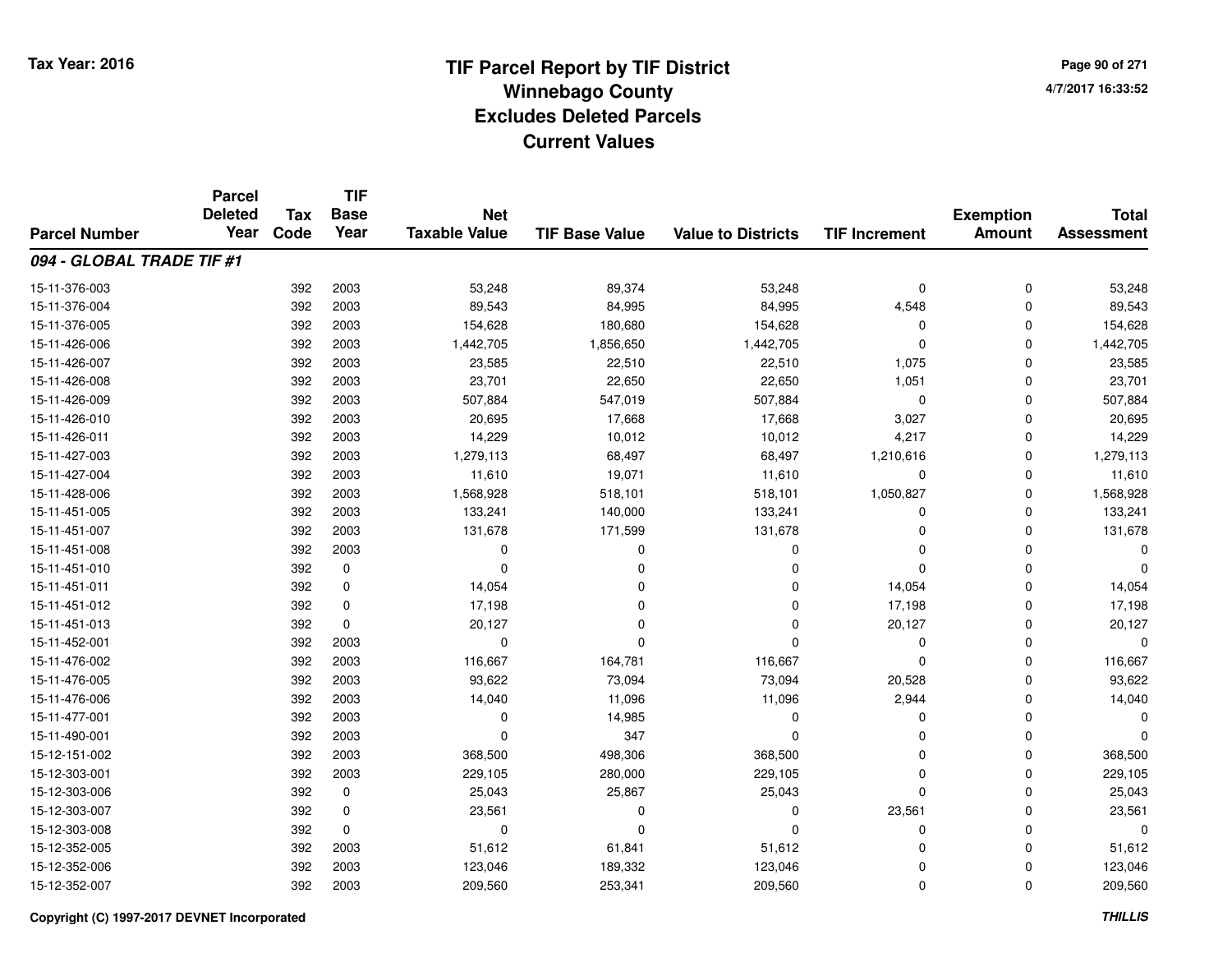**Tax Year: 2016**

# TIF Parcel Report by TIF District
## Winnebago County
## Excludes Deleted Parcels
## Current Values

4/7/2017 16:33:52

| Parcel Number | Parcel Deleted Year | Tax Code | TIF Base Year | Net Taxable Value | TIF Base Value | Value to Districts | TIF Increment | Exemption Amount | Total Assessment |
|---|---|---|---|---|---|---|---|---|---|
| ***094 - GLOBAL TRADE TIF #1*** | | | | | | | | | |
| 15-11-376-003 | | 392 | 2003 | 53,248 | 89,374 | 53,248 | 0 | 0 | 53,248 |
| 15-11-376-004 | | 392 | 2003 | 89,543 | 84,995 | 84,995 | 4,548 | 0 | 89,543 |
| 15-11-376-005 | | 392 | 2003 | 154,628 | 180,680 | 154,628 | 0 | 0 | 154,628 |
| 15-11-426-006 | | 392 | 2003 | 1,442,705 | 1,856,650 | 1,442,705 | 0 | 0 | 1,442,705 |
| 15-11-426-007 | | 392 | 2003 | 23,585 | 22,510 | 22,510 | 1,075 | 0 | 23,585 |
| 15-11-426-008 | | 392 | 2003 | 23,701 | 22,650 | 22,650 | 1,051 | 0 | 23,701 |
| 15-11-426-009 | | 392 | 2003 | 507,884 | 547,019 | 507,884 | 0 | 0 | 507,884 |
| 15-11-426-010 | | 392 | 2003 | 20,695 | 17,668 | 17,668 | 3,027 | 0 | 20,695 |
| 15-11-426-011 | | 392 | 2003 | 14,229 | 10,012 | 10,012 | 4,217 | 0 | 14,229 |
| 15-11-427-003 | | 392 | 2003 | 1,279,113 | 68,497 | 68,497 | 1,210,616 | 0 | 1,279,113 |
| 15-11-427-004 | | 392 | 2003 | 11,610 | 19,071 | 11,610 | 0 | 0 | 11,610 |
| 15-11-428-006 | | 392 | 2003 | 1,568,928 | 518,101 | 518,101 | 1,050,827 | 0 | 1,568,928 |
| 15-11-451-005 | | 392 | 2003 | 133,241 | 140,000 | 133,241 | 0 | 0 | 133,241 |
| 15-11-451-007 | | 392 | 2003 | 131,678 | 171,599 | 131,678 | 0 | 0 | 131,678 |
| 15-11-451-008 | | 392 | 2003 | 0 | 0 | 0 | 0 | 0 | 0 |
| 15-11-451-010 | | 392 | 0 | 0 | 0 | 0 | 0 | 0 | 0 |
| 15-11-451-011 | | 392 | 0 | 14,054 | 0 | 0 | 14,054 | 0 | 14,054 |
| 15-11-451-012 | | 392 | 0 | 17,198 | 0 | 0 | 17,198 | 0 | 17,198 |
| 15-11-451-013 | | 392 | 0 | 20,127 | 0 | 0 | 20,127 | 0 | 20,127 |
| 15-11-452-001 | | 392 | 2003 | 0 | 0 | 0 | 0 | 0 | 0 |
| 15-11-476-002 | | 392 | 2003 | 116,667 | 164,781 | 116,667 | 0 | 0 | 116,667 |
| 15-11-476-005 | | 392 | 2003 | 93,622 | 73,094 | 73,094 | 20,528 | 0 | 93,622 |
| 15-11-476-006 | | 392 | 2003 | 14,040 | 11,096 | 11,096 | 2,944 | 0 | 14,040 |
| 15-11-477-001 | | 392 | 2003 | 0 | 14,985 | 0 | 0 | 0 | 0 |
| 15-11-490-001 | | 392 | 2003 | 0 | 347 | 0 | 0 | 0 | 0 |
| 15-12-151-002 | | 392 | 2003 | 368,500 | 498,306 | 368,500 | 0 | 0 | 368,500 |
| 15-12-303-001 | | 392 | 2003 | 229,105 | 280,000 | 229,105 | 0 | 0 | 229,105 |
| 15-12-303-006 | | 392 | 0 | 25,043 | 25,867 | 25,043 | 0 | 0 | 25,043 |
| 15-12-303-007 | | 392 | 0 | 23,561 | 0 | 0 | 23,561 | 0 | 23,561 |
| 15-12-303-008 | | 392 | 0 | 0 | 0 | 0 | 0 | 0 | 0 |
| 15-12-352-005 | | 392 | 2003 | 51,612 | 61,841 | 51,612 | 0 | 0 | 51,612 |
| 15-12-352-006 | | 392 | 2003 | 123,046 | 189,332 | 123,046 | 0 | 0 | 123,046 |
| 15-12-352-007 | | 392 | 2003 | 209,560 | 253,341 | 209,560 | 0 | 0 | 209,560 |

**Copyright (C) 1997-2017 DEVNET Incorporated** ***THILLIS***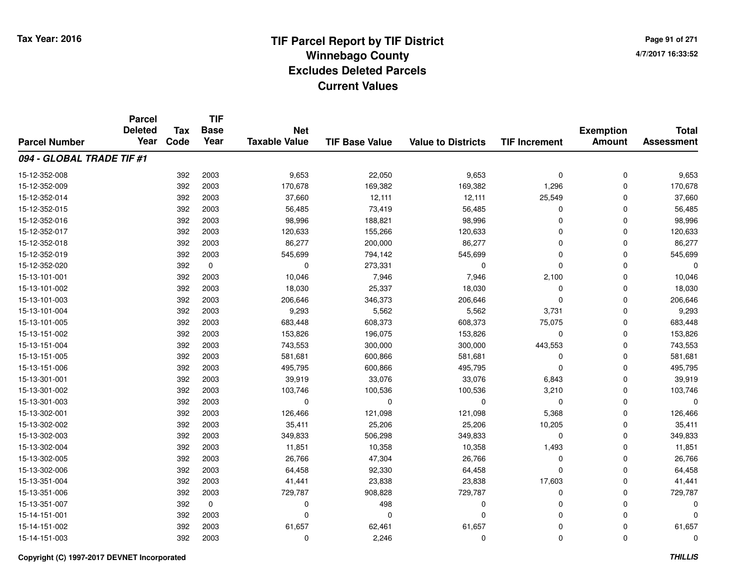# TIF Parcel Report by TIF District
## Winnebago County
## Excludes Deleted Parcels
## Current Values

Tax Year: 2016

4/7/2017 16:33:52

| Parcel Number | Parcel Deleted Year | Tax Code | TIF Base Year | Net Taxable Value | TIF Base Value | Value to Districts | TIF Increment | Exemption Amount | Total Assessment |
|---|---|---|---|---|---|---|---|---|---|
| ***094 - GLOBAL TRADE TIF #1*** | | | | | | | | | |
| 15-12-352-008 | | 392 | 2003 | 9,653 | 22,050 | 9,653 | 0 | 0 | 9,653 |
| 15-12-352-009 | | 392 | 2003 | 170,678 | 169,382 | 169,382 | 1,296 | 0 | 170,678 |
| 15-12-352-014 | | 392 | 2003 | 37,660 | 12,111 | 12,111 | 25,549 | 0 | 37,660 |
| 15-12-352-015 | | 392 | 2003 | 56,485 | 73,419 | 56,485 | 0 | 0 | 56,485 |
| 15-12-352-016 | | 392 | 2003 | 98,996 | 188,821 | 98,996 | 0 | 0 | 98,996 |
| 15-12-352-017 | | 392 | 2003 | 120,633 | 155,266 | 120,633 | 0 | 0 | 120,633 |
| 15-12-352-018 | | 392 | 2003 | 86,277 | 200,000 | 86,277 | 0 | 0 | 86,277 |
| 15-12-352-019 | | 392 | 2003 | 545,699 | 794,142 | 545,699 | 0 | 0 | 545,699 |
| 15-12-352-020 | | 392 | 0 | 0 | 273,331 | 0 | 0 | 0 | 0 |
| 15-13-101-001 | | 392 | 2003 | 10,046 | 7,946 | 7,946 | 2,100 | 0 | 10,046 |
| 15-13-101-002 | | 392 | 2003 | 18,030 | 25,337 | 18,030 | 0 | 0 | 18,030 |
| 15-13-101-003 | | 392 | 2003 | 206,646 | 346,373 | 206,646 | 0 | 0 | 206,646 |
| 15-13-101-004 | | 392 | 2003 | 9,293 | 5,562 | 5,562 | 3,731 | 0 | 9,293 |
| 15-13-101-005 | | 392 | 2003 | 683,448 | 608,373 | 608,373 | 75,075 | 0 | 683,448 |
| 15-13-151-002 | | 392 | 2003 | 153,826 | 196,075 | 153,826 | 0 | 0 | 153,826 |
| 15-13-151-004 | | 392 | 2003 | 743,553 | 300,000 | 300,000 | 443,553 | 0 | 743,553 |
| 15-13-151-005 | | 392 | 2003 | 581,681 | 600,866 | 581,681 | 0 | 0 | 581,681 |
| 15-13-151-006 | | 392 | 2003 | 495,795 | 600,866 | 495,795 | 0 | 0 | 495,795 |
| 15-13-301-001 | | 392 | 2003 | 39,919 | 33,076 | 33,076 | 6,843 | 0 | 39,919 |
| 15-13-301-002 | | 392 | 2003 | 103,746 | 100,536 | 100,536 | 3,210 | 0 | 103,746 |
| 15-13-301-003 | | 392 | 2003 | 0 | 0 | 0 | 0 | 0 | 0 |
| 15-13-302-001 | | 392 | 2003 | 126,466 | 121,098 | 121,098 | 5,368 | 0 | 126,466 |
| 15-13-302-002 | | 392 | 2003 | 35,411 | 25,206 | 25,206 | 10,205 | 0 | 35,411 |
| 15-13-302-003 | | 392 | 2003 | 349,833 | 506,298 | 349,833 | 0 | 0 | 349,833 |
| 15-13-302-004 | | 392 | 2003 | 11,851 | 10,358 | 10,358 | 1,493 | 0 | 11,851 |
| 15-13-302-005 | | 392 | 2003 | 26,766 | 47,304 | 26,766 | 0 | 0 | 26,766 |
| 15-13-302-006 | | 392 | 2003 | 64,458 | 92,330 | 64,458 | 0 | 0 | 64,458 |
| 15-13-351-004 | | 392 | 2003 | 41,441 | 23,838 | 23,838 | 17,603 | 0 | 41,441 |
| 15-13-351-006 | | 392 | 2003 | 729,787 | 908,828 | 729,787 | 0 | 0 | 729,787 |
| 15-13-351-007 | | 392 | 0 | 0 | 498 | 0 | 0 | 0 | 0 |
| 15-14-151-001 | | 392 | 2003 | 0 | 0 | 0 | 0 | 0 | 0 |
| 15-14-151-002 | | 392 | 2003 | 61,657 | 62,461 | 61,657 | 0 | 0 | 61,657 |
| 15-14-151-003 | | 392 | 2003 | 0 | 2,246 | 0 | 0 | 0 | 0 |

Copyright (C) 1997-2017 DEVNET Incorporated

THILLIS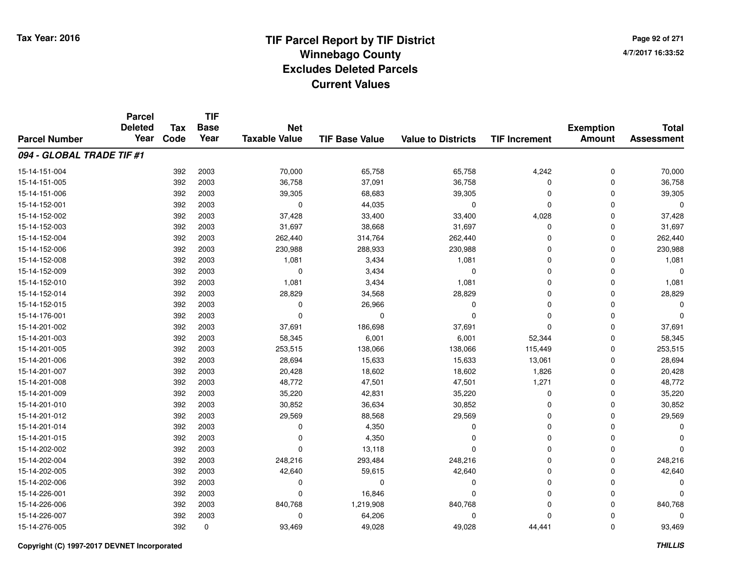**Tax Year: 2016**

# TIF Parcel Report by TIF District
## Winnebago County
## Excludes Deleted Parcels
## Current Values

4/7/2017 16:33:52

| Parcel Number | Parcel Deleted Year | Tax Code | TIF Base Year | Net Taxable Value | TIF Base Value | Value to Districts | TIF Increment | Exemption Amount | Total Assessment |
|---|---|---|---|---|---|---|---|---|---|
| ***094 - GLOBAL TRADE TIF #1*** | | | | | | | | | |
| 15-14-151-004 | | 392 | 2003 | 70,000 | 65,758 | 65,758 | 4,242 | 0 | 70,000 |
| 15-14-151-005 | | 392 | 2003 | 36,758 | 37,091 | 36,758 | 0 | 0 | 36,758 |
| 15-14-151-006 | | 392 | 2003 | 39,305 | 68,683 | 39,305 | 0 | 0 | 39,305 |
| 15-14-152-001 | | 392 | 2003 | 0 | 44,035 | 0 | 0 | 0 | 0 |
| 15-14-152-002 | | 392 | 2003 | 37,428 | 33,400 | 33,400 | 4,028 | 0 | 37,428 |
| 15-14-152-003 | | 392 | 2003 | 31,697 | 38,668 | 31,697 | 0 | 0 | 31,697 |
| 15-14-152-004 | | 392 | 2003 | 262,440 | 314,764 | 262,440 | 0 | 0 | 262,440 |
| 15-14-152-006 | | 392 | 2003 | 230,988 | 288,933 | 230,988 | 0 | 0 | 230,988 |
| 15-14-152-008 | | 392 | 2003 | 1,081 | 3,434 | 1,081 | 0 | 0 | 1,081 |
| 15-14-152-009 | | 392 | 2003 | 0 | 3,434 | 0 | 0 | 0 | 0 |
| 15-14-152-010 | | 392 | 2003 | 1,081 | 3,434 | 1,081 | 0 | 0 | 1,081 |
| 15-14-152-014 | | 392 | 2003 | 28,829 | 34,568 | 28,829 | 0 | 0 | 28,829 |
| 15-14-152-015 | | 392 | 2003 | 0 | 26,966 | 0 | 0 | 0 | 0 |
| 15-14-176-001 | | 392 | 2003 | 0 | 0 | 0 | 0 | 0 | 0 |
| 15-14-201-002 | | 392 | 2003 | 37,691 | 186,698 | 37,691 | 0 | 0 | 37,691 |
| 15-14-201-003 | | 392 | 2003 | 58,345 | 6,001 | 6,001 | 52,344 | 0 | 58,345 |
| 15-14-201-005 | | 392 | 2003 | 253,515 | 138,066 | 138,066 | 115,449 | 0 | 253,515 |
| 15-14-201-006 | | 392 | 2003 | 28,694 | 15,633 | 15,633 | 13,061 | 0 | 28,694 |
| 15-14-201-007 | | 392 | 2003 | 20,428 | 18,602 | 18,602 | 1,826 | 0 | 20,428 |
| 15-14-201-008 | | 392 | 2003 | 48,772 | 47,501 | 47,501 | 1,271 | 0 | 48,772 |
| 15-14-201-009 | | 392 | 2003 | 35,220 | 42,831 | 35,220 | 0 | 0 | 35,220 |
| 15-14-201-010 | | 392 | 2003 | 30,852 | 36,634 | 30,852 | 0 | 0 | 30,852 |
| 15-14-201-012 | | 392 | 2003 | 29,569 | 88,568 | 29,569 | 0 | 0 | 29,569 |
| 15-14-201-014 | | 392 | 2003 | 0 | 4,350 | 0 | 0 | 0 | 0 |
| 15-14-201-015 | | 392 | 2003 | 0 | 4,350 | 0 | 0 | 0 | 0 |
| 15-14-202-002 | | 392 | 2003 | 0 | 13,118 | 0 | 0 | 0 | 0 |
| 15-14-202-004 | | 392 | 2003 | 248,216 | 293,484 | 248,216 | 0 | 0 | 248,216 |
| 15-14-202-005 | | 392 | 2003 | 42,640 | 59,615 | 42,640 | 0 | 0 | 42,640 |
| 15-14-202-006 | | 392 | 2003 | 0 | 0 | 0 | 0 | 0 | 0 |
| 15-14-226-001 | | 392 | 2003 | 0 | 16,846 | 0 | 0 | 0 | 0 |
| 15-14-226-006 | | 392 | 2003 | 840,768 | 1,219,908 | 840,768 | 0 | 0 | 840,768 |
| 15-14-226-007 | | 392 | 2003 | 0 | 64,206 | 0 | 0 | 0 | 0 |
| 15-14-276-005 | | 392 | 0 | 93,469 | 49,028 | 49,028 | 44,441 | 0 | 93,469 |

**Copyright (C) 1997-2017 DEVNET Incorporated** ***THILLIS***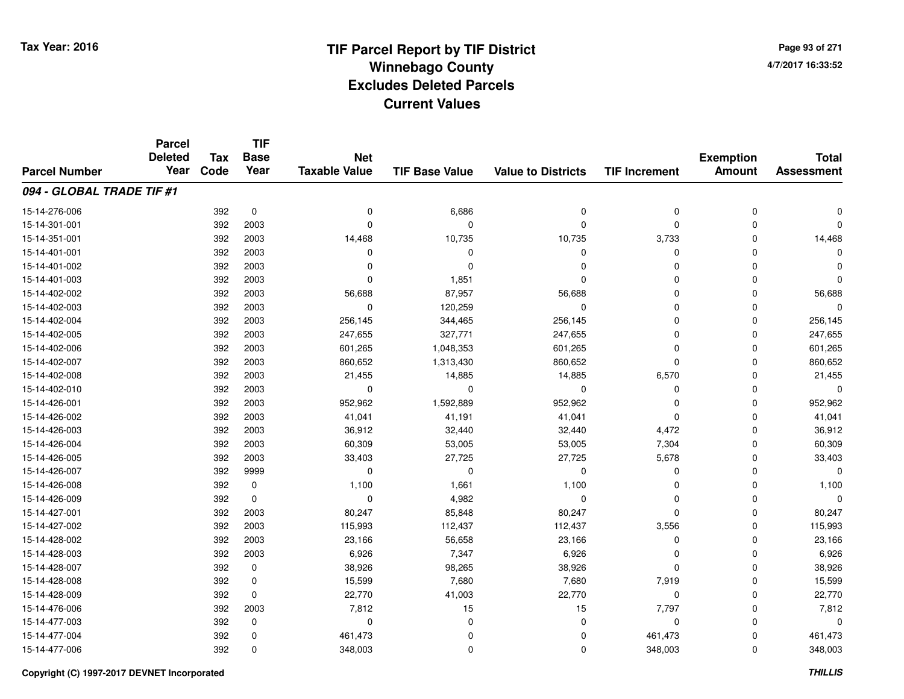# TIF Parcel Report by TIF District
## Winnebago County
## Excludes Deleted Parcels
## Current Values

Tax Year: 2016

4/7/2017 16:33:52

| Parcel Number | Parcel Deleted Year | Tax Code | TIF Base Year | Net Taxable Value | TIF Base Value | Value to Districts | TIF Increment | Exemption Amount | Total Assessment |
|---|---|---|---|---|---|---|---|---|---|
| ***094 - GLOBAL TRADE TIF #1*** | | | | | | | | | |
| 15-14-276-006 | | 392 | 0 | 0 | 6,686 | 0 | 0 | 0 | 0 |
| 15-14-301-001 | | 392 | 2003 | 0 | 0 | 0 | 0 | 0 | 0 |
| 15-14-351-001 | | 392 | 2003 | 14,468 | 10,735 | 10,735 | 3,733 | 0 | 14,468 |
| 15-14-401-001 | | 392 | 2003 | 0 | 0 | 0 | 0 | 0 | 0 |
| 15-14-401-002 | | 392 | 2003 | 0 | 0 | 0 | 0 | 0 | 0 |
| 15-14-401-003 | | 392 | 2003 | 0 | 1,851 | 0 | 0 | 0 | 0 |
| 15-14-402-002 | | 392 | 2003 | 56,688 | 87,957 | 56,688 | 0 | 0 | 56,688 |
| 15-14-402-003 | | 392 | 2003 | 0 | 120,259 | 0 | 0 | 0 | 0 |
| 15-14-402-004 | | 392 | 2003 | 256,145 | 344,465 | 256,145 | 0 | 0 | 256,145 |
| 15-14-402-005 | | 392 | 2003 | 247,655 | 327,771 | 247,655 | 0 | 0 | 247,655 |
| 15-14-402-006 | | 392 | 2003 | 601,265 | 1,048,353 | 601,265 | 0 | 0 | 601,265 |
| 15-14-402-007 | | 392 | 2003 | 860,652 | 1,313,430 | 860,652 | 0 | 0 | 860,652 |
| 15-14-402-008 | | 392 | 2003 | 21,455 | 14,885 | 14,885 | 6,570 | 0 | 21,455 |
| 15-14-402-010 | | 392 | 2003 | 0 | 0 | 0 | 0 | 0 | 0 |
| 15-14-426-001 | | 392 | 2003 | 952,962 | 1,592,889 | 952,962 | 0 | 0 | 952,962 |
| 15-14-426-002 | | 392 | 2003 | 41,041 | 41,191 | 41,041 | 0 | 0 | 41,041 |
| 15-14-426-003 | | 392 | 2003 | 36,912 | 32,440 | 32,440 | 4,472 | 0 | 36,912 |
| 15-14-426-004 | | 392 | 2003 | 60,309 | 53,005 | 53,005 | 7,304 | 0 | 60,309 |
| 15-14-426-005 | | 392 | 2003 | 33,403 | 27,725 | 27,725 | 5,678 | 0 | 33,403 |
| 15-14-426-007 | | 392 | 9999 | 0 | 0 | 0 | 0 | 0 | 0 |
| 15-14-426-008 | | 392 | 0 | 1,100 | 1,661 | 1,100 | 0 | 0 | 1,100 |
| 15-14-426-009 | | 392 | 0 | 0 | 4,982 | 0 | 0 | 0 | 0 |
| 15-14-427-001 | | 392 | 2003 | 80,247 | 85,848 | 80,247 | 0 | 0 | 80,247 |
| 15-14-427-002 | | 392 | 2003 | 115,993 | 112,437 | 112,437 | 3,556 | 0 | 115,993 |
| 15-14-428-002 | | 392 | 2003 | 23,166 | 56,658 | 23,166 | 0 | 0 | 23,166 |
| 15-14-428-003 | | 392 | 2003 | 6,926 | 7,347 | 6,926 | 0 | 0 | 6,926 |
| 15-14-428-007 | | 392 | 0 | 38,926 | 98,265 | 38,926 | 0 | 0 | 38,926 |
| 15-14-428-008 | | 392 | 0 | 15,599 | 7,680 | 7,680 | 7,919 | 0 | 15,599 |
| 15-14-428-009 | | 392 | 0 | 22,770 | 41,003 | 22,770 | 0 | 0 | 22,770 |
| 15-14-476-006 | | 392 | 2003 | 7,812 | 15 | 15 | 7,797 | 0 | 7,812 |
| 15-14-477-003 | | 392 | 0 | 0 | 0 | 0 | 0 | 0 | 0 |
| 15-14-477-004 | | 392 | 0 | 461,473 | 0 | 0 | 461,473 | 0 | 461,473 |
| 15-14-477-006 | | 392 | 0 | 348,003 | 0 | 0 | 348,003 | 0 | 348,003 |

Copyright (C) 1997-2017 DEVNET Incorporated

THILLIS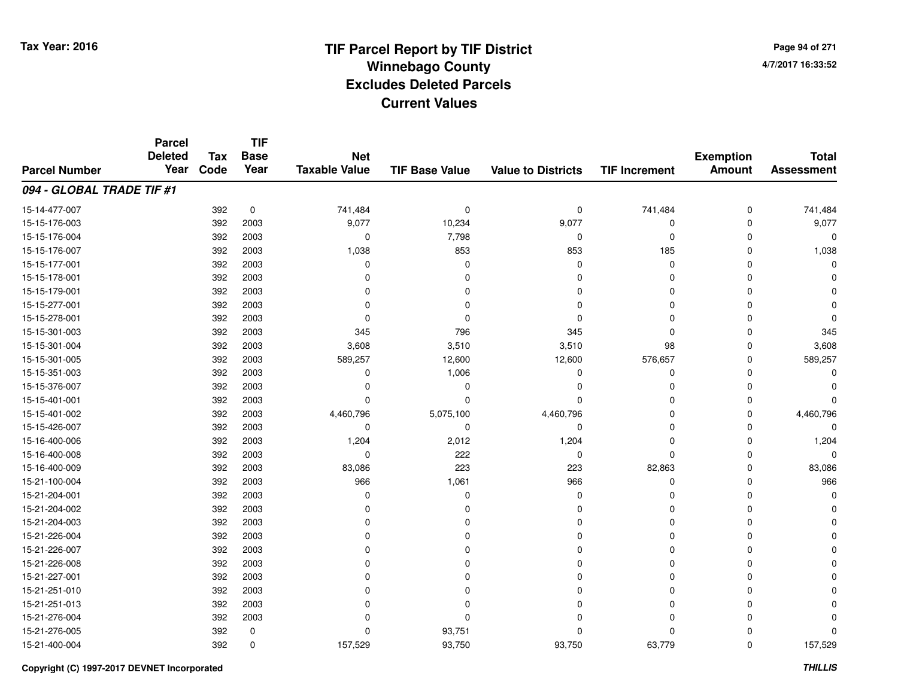# TIF Parcel Report by TIF District
## Winnebago County
## Excludes Deleted Parcels
## Current Values

Tax Year: 2016

4/7/2017 16:33:52

| Parcel Number | Parcel Deleted Year | Tax Code | TIF Base Year | Net Taxable Value | TIF Base Value | Value to Districts | TIF Increment | Exemption Amount | Total Assessment |
|---|---|---|---|---|---|---|---|---|---|
| ***094 - GLOBAL TRADE TIF #1*** | | | | | | | | | |
| 15-14-477-007 | | 392 | 0 | 741,484 | 0 | 0 | 741,484 | 0 | 741,484 |
| 15-15-176-003 | | 392 | 2003 | 9,077 | 10,234 | 9,077 | 0 | 0 | 9,077 |
| 15-15-176-004 | | 392 | 2003 | 0 | 7,798 | 0 | 0 | 0 | 0 |
| 15-15-176-007 | | 392 | 2003 | 1,038 | 853 | 853 | 185 | 0 | 1,038 |
| 15-15-177-001 | | 392 | 2003 | 0 | 0 | 0 | 0 | 0 | 0 |
| 15-15-178-001 | | 392 | 2003 | 0 | 0 | 0 | 0 | 0 | 0 |
| 15-15-179-001 | | 392 | 2003 | 0 | 0 | 0 | 0 | 0 | 0 |
| 15-15-277-001 | | 392 | 2003 | 0 | 0 | 0 | 0 | 0 | 0 |
| 15-15-278-001 | | 392 | 2003 | 0 | 0 | 0 | 0 | 0 | 0 |
| 15-15-301-003 | | 392 | 2003 | 345 | 796 | 345 | 0 | 0 | 345 |
| 15-15-301-004 | | 392 | 2003 | 3,608 | 3,510 | 3,510 | 98 | 0 | 3,608 |
| 15-15-301-005 | | 392 | 2003 | 589,257 | 12,600 | 12,600 | 576,657 | 0 | 589,257 |
| 15-15-351-003 | | 392 | 2003 | 0 | 1,006 | 0 | 0 | 0 | 0 |
| 15-15-376-007 | | 392 | 2003 | 0 | 0 | 0 | 0 | 0 | 0 |
| 15-15-401-001 | | 392 | 2003 | 0 | 0 | 0 | 0 | 0 | 0 |
| 15-15-401-002 | | 392 | 2003 | 4,460,796 | 5,075,100 | 4,460,796 | 0 | 0 | 4,460,796 |
| 15-15-426-007 | | 392 | 2003 | 0 | 0 | 0 | 0 | 0 | 0 |
| 15-16-400-006 | | 392 | 2003 | 1,204 | 2,012 | 1,204 | 0 | 0 | 1,204 |
| 15-16-400-008 | | 392 | 2003 | 0 | 222 | 0 | 0 | 0 | 0 |
| 15-16-400-009 | | 392 | 2003 | 83,086 | 223 | 223 | 82,863 | 0 | 83,086 |
| 15-21-100-004 | | 392 | 2003 | 966 | 1,061 | 966 | 0 | 0 | 966 |
| 15-21-204-001 | | 392 | 2003 | 0 | 0 | 0 | 0 | 0 | 0 |
| 15-21-204-002 | | 392 | 2003 | 0 | 0 | 0 | 0 | 0 | 0 |
| 15-21-204-003 | | 392 | 2003 | 0 | 0 | 0 | 0 | 0 | 0 |
| 15-21-226-004 | | 392 | 2003 | 0 | 0 | 0 | 0 | 0 | 0 |
| 15-21-226-007 | | 392 | 2003 | 0 | 0 | 0 | 0 | 0 | 0 |
| 15-21-226-008 | | 392 | 2003 | 0 | 0 | 0 | 0 | 0 | 0 |
| 15-21-227-001 | | 392 | 2003 | 0 | 0 | 0 | 0 | 0 | 0 |
| 15-21-251-010 | | 392 | 2003 | 0 | 0 | 0 | 0 | 0 | 0 |
| 15-21-251-013 | | 392 | 2003 | 0 | 0 | 0 | 0 | 0 | 0 |
| 15-21-276-004 | | 392 | 2003 | 0 | 0 | 0 | 0 | 0 | 0 |
| 15-21-276-005 | | 392 | 0 | 0 | 93,751 | 0 | 0 | 0 | 0 |
| 15-21-400-004 | | 392 | 0 | 157,529 | 93,750 | 93,750 | 63,779 | 0 | 157,529 |

Copyright (C) 1997-2017 DEVNET Incorporated

*THILLIS*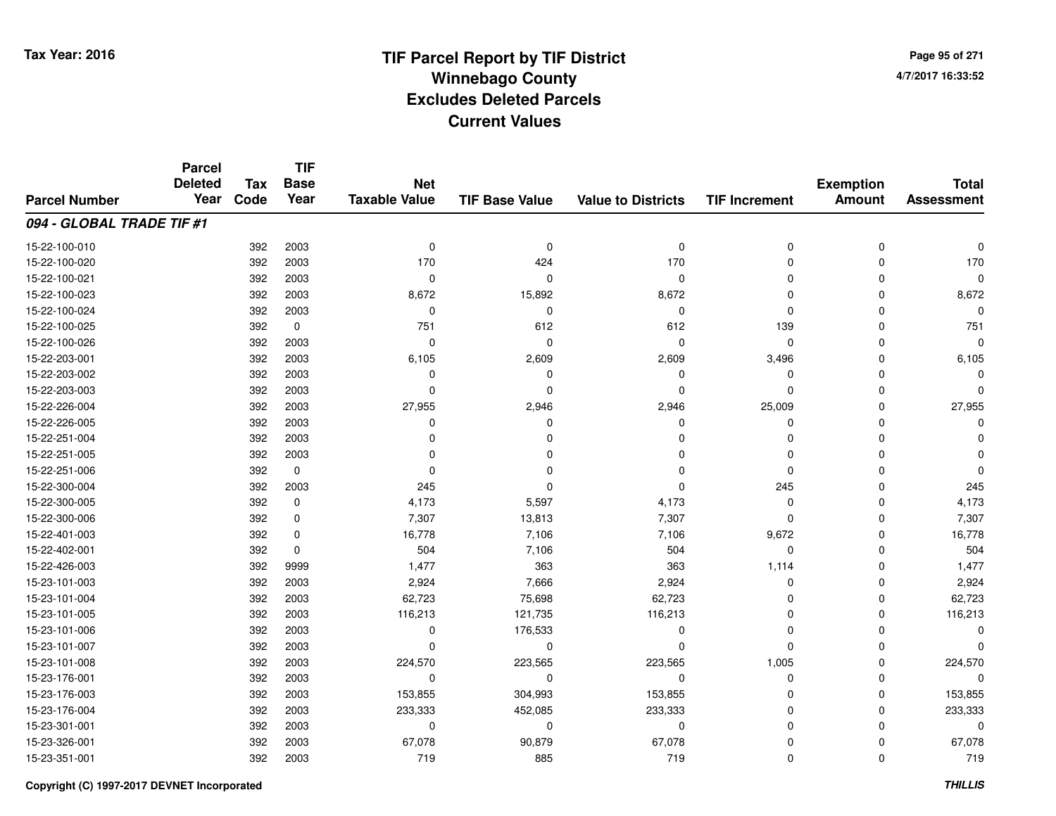# TIF Parcel Report by TIF District
## Winnebago County
## Excludes Deleted Parcels
## Current Values

Tax Year: 2016

4/7/2017 16:33:52

| Parcel Number | Parcel Deleted Year | Tax Code | TIF Base Year | Net Taxable Value | TIF Base Value | Value to Districts | TIF Increment | Exemption Amount | Total Assessment |
|---|---|---|---|---|---|---|---|---|---|
| ***094 - GLOBAL TRADE TIF #1*** | | | | | | | | | |
| 15-22-100-010 | | 392 | 2003 | 0 | 0 | 0 | 0 | 0 | 0 |
| 15-22-100-020 | | 392 | 2003 | 170 | 424 | 170 | 0 | 0 | 170 |
| 15-22-100-021 | | 392 | 2003 | 0 | 0 | 0 | 0 | 0 | 0 |
| 15-22-100-023 | | 392 | 2003 | 8,672 | 15,892 | 8,672 | 0 | 0 | 8,672 |
| 15-22-100-024 | | 392 | 2003 | 0 | 0 | 0 | 0 | 0 | 0 |
| 15-22-100-025 | | 392 | 0 | 751 | 612 | 612 | 139 | 0 | 751 |
| 15-22-100-026 | | 392 | 2003 | 0 | 0 | 0 | 0 | 0 | 0 |
| 15-22-203-001 | | 392 | 2003 | 6,105 | 2,609 | 2,609 | 3,496 | 0 | 6,105 |
| 15-22-203-002 | | 392 | 2003 | 0 | 0 | 0 | 0 | 0 | 0 |
| 15-22-203-003 | | 392 | 2003 | 0 | 0 | 0 | 0 | 0 | 0 |
| 15-22-226-004 | | 392 | 2003 | 27,955 | 2,946 | 2,946 | 25,009 | 0 | 27,955 |
| 15-22-226-005 | | 392 | 2003 | 0 | 0 | 0 | 0 | 0 | 0 |
| 15-22-251-004 | | 392 | 2003 | 0 | 0 | 0 | 0 | 0 | 0 |
| 15-22-251-005 | | 392 | 2003 | 0 | 0 | 0 | 0 | 0 | 0 |
| 15-22-251-006 | | 392 | 0 | 0 | 0 | 0 | 0 | 0 | 0 |
| 15-22-300-004 | | 392 | 2003 | 245 | 0 | 0 | 245 | 0 | 245 |
| 15-22-300-005 | | 392 | 0 | 4,173 | 5,597 | 4,173 | 0 | 0 | 4,173 |
| 15-22-300-006 | | 392 | 0 | 7,307 | 13,813 | 7,307 | 0 | 0 | 7,307 |
| 15-22-401-003 | | 392 | 0 | 16,778 | 7,106 | 7,106 | 9,672 | 0 | 16,778 |
| 15-22-402-001 | | 392 | 0 | 504 | 7,106 | 504 | 0 | 0 | 504 |
| 15-22-426-003 | | 392 | 9999 | 1,477 | 363 | 363 | 1,114 | 0 | 1,477 |
| 15-23-101-003 | | 392 | 2003 | 2,924 | 7,666 | 2,924 | 0 | 0 | 2,924 |
| 15-23-101-004 | | 392 | 2003 | 62,723 | 75,698 | 62,723 | 0 | 0 | 62,723 |
| 15-23-101-005 | | 392 | 2003 | 116,213 | 121,735 | 116,213 | 0 | 0 | 116,213 |
| 15-23-101-006 | | 392 | 2003 | 0 | 176,533 | 0 | 0 | 0 | 0 |
| 15-23-101-007 | | 392 | 2003 | 0 | 0 | 0 | 0 | 0 | 0 |
| 15-23-101-008 | | 392 | 2003 | 224,570 | 223,565 | 223,565 | 1,005 | 0 | 224,570 |
| 15-23-176-001 | | 392 | 2003 | 0 | 0 | 0 | 0 | 0 | 0 |
| 15-23-176-003 | | 392 | 2003 | 153,855 | 304,993 | 153,855 | 0 | 0 | 153,855 |
| 15-23-176-004 | | 392 | 2003 | 233,333 | 452,085 | 233,333 | 0 | 0 | 233,333 |
| 15-23-301-001 | | 392 | 2003 | 0 | 0 | 0 | 0 | 0 | 0 |
| 15-23-326-001 | | 392 | 2003 | 67,078 | 90,879 | 67,078 | 0 | 0 | 67,078 |
| 15-23-351-001 | | 392 | 2003 | 719 | 885 | 719 | 0 | 0 | 719 |

Copyright (C) 1997-2017 DEVNET Incorporated

*THILLIS*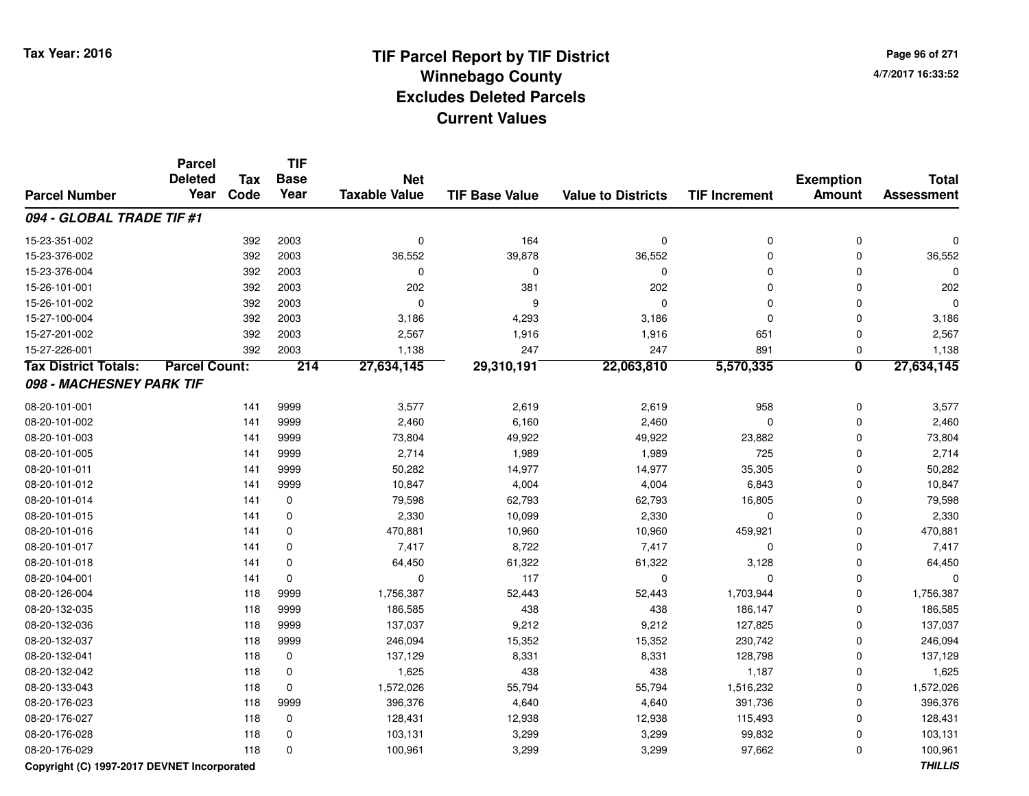**Tax Year: 2016**

# TIF Parcel Report by TIF District
## Winnebago County
## Excludes Deleted Parcels
## Current Values

4/7/2017 16:33:52

| Parcel Number | Parcel Deleted Year | Tax Code | TIF Base Year | Net Taxable Value | TIF Base Value | Value to Districts | TIF Increment | Exemption Amount | Total Assessment |
|---|---|---|---|---|---|---|---|---|---|
| ***094 - GLOBAL TRADE TIF #1*** | | | | | | | | | |
| 15-23-351-002 | | 392 | 2003 | 0 | 164 | 0 | 0 | 0 | 0 |
| 15-23-376-002 | | 392 | 2003 | 36,552 | 39,878 | 36,552 | 0 | 0 | 36,552 |
| 15-23-376-004 | | 392 | 2003 | 0 | 0 | 0 | 0 | 0 | 0 |
| 15-26-101-001 | | 392 | 2003 | 202 | 381 | 202 | 0 | 0 | 202 |
| 15-26-101-002 | | 392 | 2003 | 0 | 9 | 0 | 0 | 0 | 0 |
| 15-27-100-004 | | 392 | 2003 | 3,186 | 4,293 | 3,186 | 0 | 0 | 3,186 |
| 15-27-201-002 | | 392 | 2003 | 2,567 | 1,916 | 1,916 | 651 | 0 | 2,567 |
| 15-27-226-001 | | 392 | 2003 | 1,138 | 247 | 247 | 891 | 0 | 1,138 |
| **Tax District Totals:** | **Parcel Count:** | | **214** | **27,634,145** | **29,310,191** | **22,063,810** | **5,570,335** | **0** | **27,634,145** |
| ***098 - MACHESNEY PARK TIF*** | | | | | | | | | |
| 08-20-101-001 | | 141 | 9999 | 3,577 | 2,619 | 2,619 | 958 | 0 | 3,577 |
| 08-20-101-002 | | 141 | 9999 | 2,460 | 6,160 | 2,460 | 0 | 0 | 2,460 |
| 08-20-101-003 | | 141 | 9999 | 73,804 | 49,922 | 49,922 | 23,882 | 0 | 73,804 |
| 08-20-101-005 | | 141 | 9999 | 2,714 | 1,989 | 1,989 | 725 | 0 | 2,714 |
| 08-20-101-011 | | 141 | 9999 | 50,282 | 14,977 | 14,977 | 35,305 | 0 | 50,282 |
| 08-20-101-012 | | 141 | 9999 | 10,847 | 4,004 | 4,004 | 6,843 | 0 | 10,847 |
| 08-20-101-014 | | 141 | 0 | 79,598 | 62,793 | 62,793 | 16,805 | 0 | 79,598 |
| 08-20-101-015 | | 141 | 0 | 2,330 | 10,099 | 2,330 | 0 | 0 | 2,330 |
| 08-20-101-016 | | 141 | 0 | 470,881 | 10,960 | 10,960 | 459,921 | 0 | 470,881 |
| 08-20-101-017 | | 141 | 0 | 7,417 | 8,722 | 7,417 | 0 | 0 | 7,417 |
| 08-20-101-018 | | 141 | 0 | 64,450 | 61,322 | 61,322 | 3,128 | 0 | 64,450 |
| 08-20-104-001 | | 141 | 0 | 0 | 117 | 0 | 0 | 0 | 0 |
| 08-20-126-004 | | 118 | 9999 | 1,756,387 | 52,443 | 52,443 | 1,703,944 | 0 | 1,756,387 |
| 08-20-132-035 | | 118 | 9999 | 186,585 | 438 | 438 | 186,147 | 0 | 186,585 |
| 08-20-132-036 | | 118 | 9999 | 137,037 | 9,212 | 9,212 | 127,825 | 0 | 137,037 |
| 08-20-132-037 | | 118 | 9999 | 246,094 | 15,352 | 15,352 | 230,742 | 0 | 246,094 |
| 08-20-132-041 | | 118 | 0 | 137,129 | 8,331 | 8,331 | 128,798 | 0 | 137,129 |
| 08-20-132-042 | | 118 | 0 | 1,625 | 438 | 438 | 1,187 | 0 | 1,625 |
| 08-20-133-043 | | 118 | 0 | 1,572,026 | 55,794 | 55,794 | 1,516,232 | 0 | 1,572,026 |
| 08-20-176-023 | | 118 | 9999 | 396,376 | 4,640 | 4,640 | 391,736 | 0 | 396,376 |
| 08-20-176-027 | | 118 | 0 | 128,431 | 12,938 | 12,938 | 115,493 | 0 | 128,431 |
| 08-20-176-028 | | 118 | 0 | 103,131 | 3,299 | 3,299 | 99,832 | 0 | 103,131 |
| 08-20-176-029 | | 118 | 0 | 100,961 | 3,299 | 3,299 | 97,662 | 0 | 100,961 |

Copyright (C) 1997-2017 DEVNET Incorporated

*THILLIS*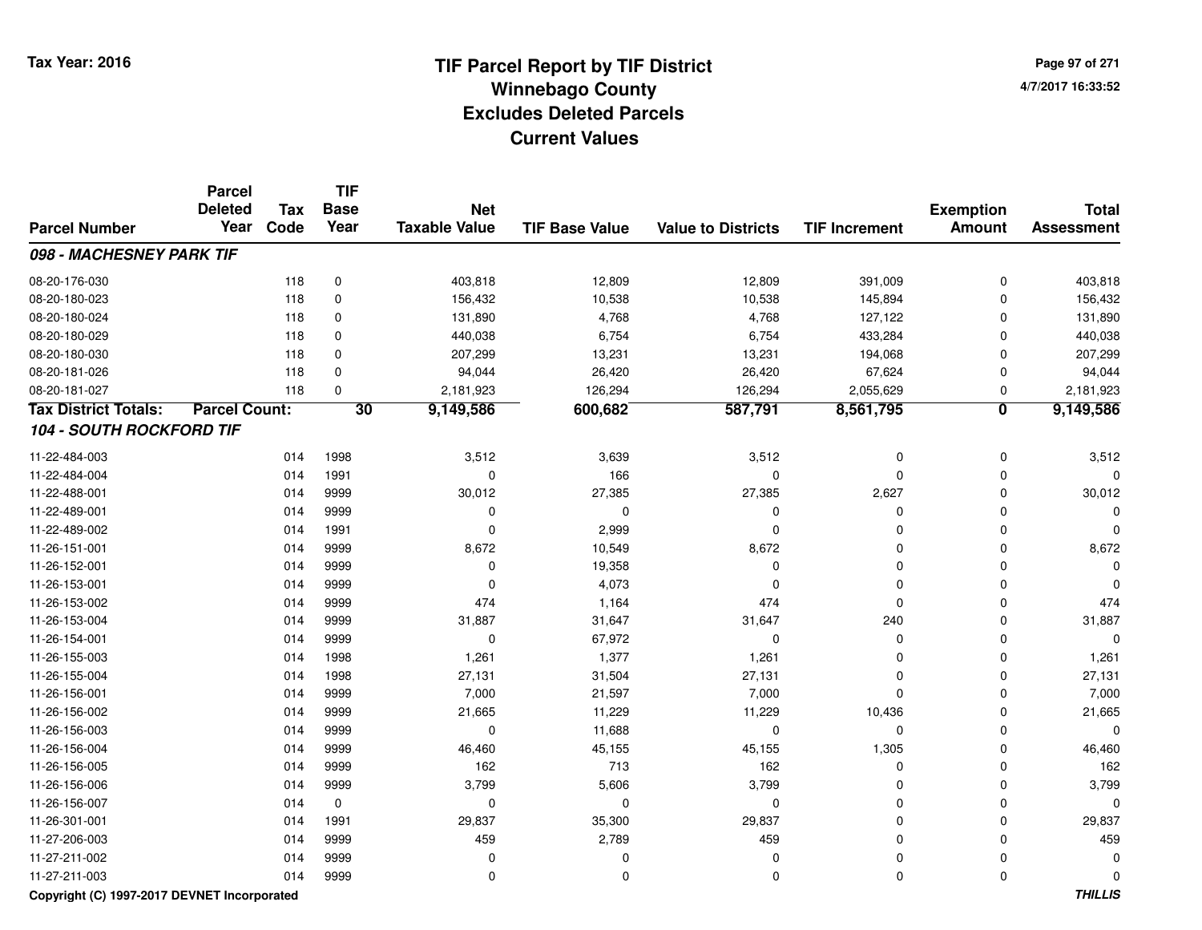Tax Year: 2016

# TIF Parcel Report by TIF District
## Winnebago County
## Excludes Deleted Parcels
## Current Values

4/7/2017 16:33:52

| Parcel Number | Parcel Deleted Year | Tax Code | TIF Base Year | Net Taxable Value | TIF Base Value | Value to Districts | TIF Increment | Exemption Amount | Total Assessment |
|---|---|---|---|---|---|---|---|---|---|
| ***098 - MACHESNEY PARK TIF*** | | | | | | | | | |
| 08-20-176-030 | | 118 | 0 | 403,818 | 12,809 | 12,809 | 391,009 | 0 | 403,818 |
| 08-20-180-023 | | 118 | 0 | 156,432 | 10,538 | 10,538 | 145,894 | 0 | 156,432 |
| 08-20-180-024 | | 118 | 0 | 131,890 | 4,768 | 4,768 | 127,122 | 0 | 131,890 |
| 08-20-180-029 | | 118 | 0 | 440,038 | 6,754 | 6,754 | 433,284 | 0 | 440,038 |
| 08-20-180-030 | | 118 | 0 | 207,299 | 13,231 | 13,231 | 194,068 | 0 | 207,299 |
| 08-20-181-026 | | 118 | 0 | 94,044 | 26,420 | 26,420 | 67,624 | 0 | 94,044 |
| 08-20-181-027 | | 118 | 0 | 2,181,923 | 126,294 | 126,294 | 2,055,629 | 0 | 2,181,923 |
| **Tax District Totals:** | **Parcel Count:** | | **30** | **9,149,586** | **600,682** | **587,791** | **8,561,795** | **0** | **9,149,586** |
| ***104 - SOUTH ROCKFORD TIF*** | | | | | | | | | |
| 11-22-484-003 | | 014 | 1998 | 3,512 | 3,639 | 3,512 | 0 | 0 | 3,512 |
| 11-22-484-004 | | 014 | 1991 | 0 | 166 | 0 | 0 | 0 | 0 |
| 11-22-488-001 | | 014 | 9999 | 30,012 | 27,385 | 27,385 | 2,627 | 0 | 30,012 |
| 11-22-489-001 | | 014 | 9999 | 0 | 0 | 0 | 0 | 0 | 0 |
| 11-22-489-002 | | 014 | 1991 | 0 | 2,999 | 0 | 0 | 0 | 0 |
| 11-26-151-001 | | 014 | 9999 | 8,672 | 10,549 | 8,672 | 0 | 0 | 8,672 |
| 11-26-152-001 | | 014 | 9999 | 0 | 19,358 | 0 | 0 | 0 | 0 |
| 11-26-153-001 | | 014 | 9999 | 0 | 4,073 | 0 | 0 | 0 | 0 |
| 11-26-153-002 | | 014 | 9999 | 474 | 1,164 | 474 | 0 | 0 | 474 |
| 11-26-153-004 | | 014 | 9999 | 31,887 | 31,647 | 31,647 | 240 | 0 | 31,887 |
| 11-26-154-001 | | 014 | 9999 | 0 | 67,972 | 0 | 0 | 0 | 0 |
| 11-26-155-003 | | 014 | 1998 | 1,261 | 1,377 | 1,261 | 0 | 0 | 1,261 |
| 11-26-155-004 | | 014 | 1998 | 27,131 | 31,504 | 27,131 | 0 | 0 | 27,131 |
| 11-26-156-001 | | 014 | 9999 | 7,000 | 21,597 | 7,000 | 0 | 0 | 7,000 |
| 11-26-156-002 | | 014 | 9999 | 21,665 | 11,229 | 11,229 | 10,436 | 0 | 21,665 |
| 11-26-156-003 | | 014 | 9999 | 0 | 11,688 | 0 | 0 | 0 | 0 |
| 11-26-156-004 | | 014 | 9999 | 46,460 | 45,155 | 45,155 | 1,305 | 0 | 46,460 |
| 11-26-156-005 | | 014 | 9999 | 162 | 713 | 162 | 0 | 0 | 162 |
| 11-26-156-006 | | 014 | 9999 | 3,799 | 5,606 | 3,799 | 0 | 0 | 3,799 |
| 11-26-156-007 | | 014 | 0 | 0 | 0 | 0 | 0 | 0 | 0 |
| 11-26-301-001 | | 014 | 1991 | 29,837 | 35,300 | 29,837 | 0 | 0 | 29,837 |
| 11-27-206-003 | | 014 | 9999 | 459 | 2,789 | 459 | 0 | 0 | 459 |
| 11-27-211-002 | | 014 | 9999 | 0 | 0 | 0 | 0 | 0 | 0 |
| 11-27-211-003 | | 014 | 9999 | 0 | 0 | 0 | 0 | 0 | 0 |

Copyright (C) 1997-2017 DEVNET Incorporated

*THILLIS*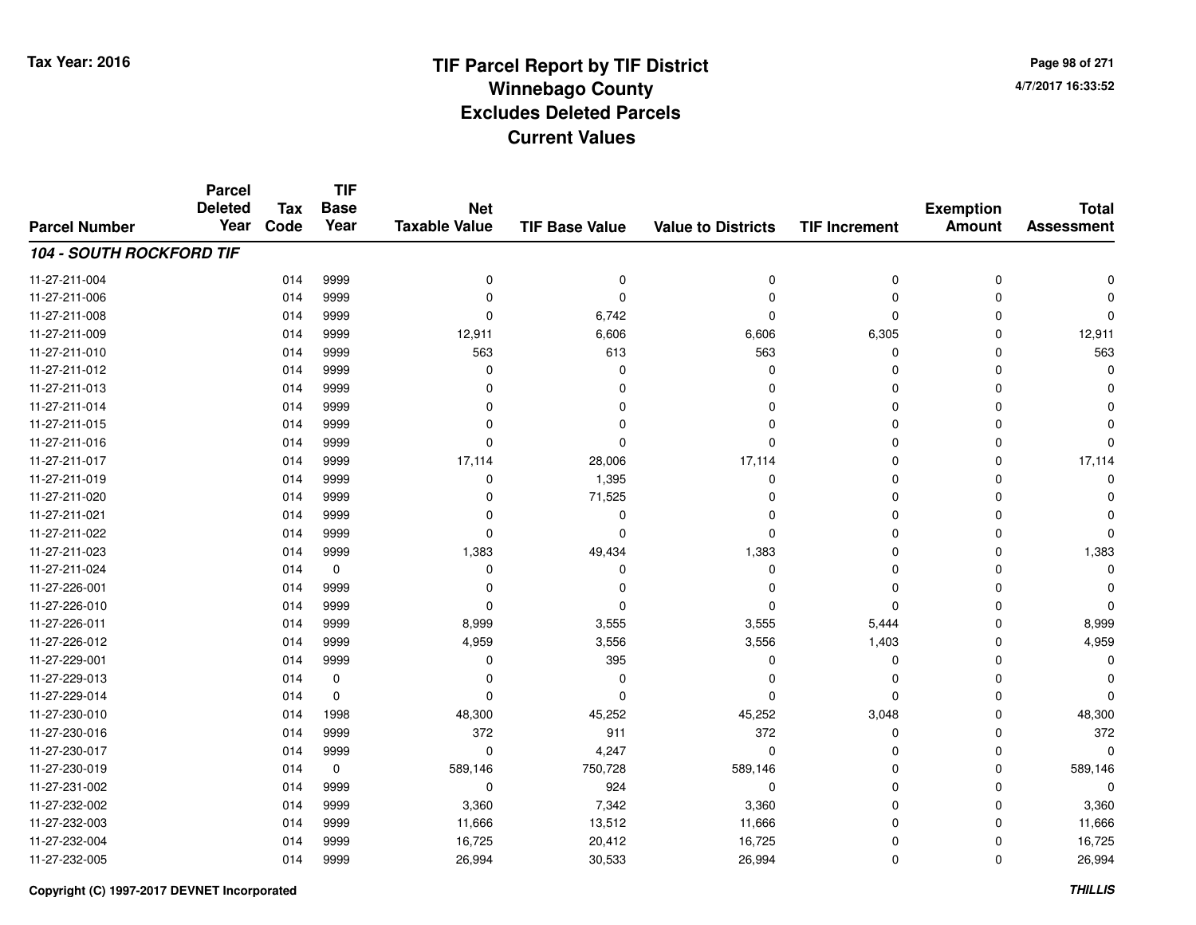Tax Year: 2016

# TIF Parcel Report by TIF District
## Winnebago County
## Excludes Deleted Parcels
## Current Values

4/7/2017 16:33:52

| Parcel Number | Parcel Deleted Year | Tax Code | TIF Base Year | Net Taxable Value | TIF Base Value | Value to Districts | TIF Increment | Exemption Amount | Total Assessment |
|---|---|---|---|---|---|---|---|---|---|
| ***104 - SOUTH ROCKFORD TIF*** | | | | | | | | | |
| 11-27-211-004 | | 014 | 9999 | 0 | 0 | 0 | 0 | 0 | 0 |
| 11-27-211-006 | | 014 | 9999 | 0 | 0 | 0 | 0 | 0 | 0 |
| 11-27-211-008 | | 014 | 9999 | 0 | 6,742 | 0 | 0 | 0 | 0 |
| 11-27-211-009 | | 014 | 9999 | 12,911 | 6,606 | 6,606 | 6,305 | 0 | 12,911 |
| 11-27-211-010 | | 014 | 9999 | 563 | 613 | 563 | 0 | 0 | 563 |
| 11-27-211-012 | | 014 | 9999 | 0 | 0 | 0 | 0 | 0 | 0 |
| 11-27-211-013 | | 014 | 9999 | 0 | 0 | 0 | 0 | 0 | 0 |
| 11-27-211-014 | | 014 | 9999 | 0 | 0 | 0 | 0 | 0 | 0 |
| 11-27-211-015 | | 014 | 9999 | 0 | 0 | 0 | 0 | 0 | 0 |
| 11-27-211-016 | | 014 | 9999 | 0 | 0 | 0 | 0 | 0 | 0 |
| 11-27-211-017 | | 014 | 9999 | 17,114 | 28,006 | 17,114 | 0 | 0 | 17,114 |
| 11-27-211-019 | | 014 | 9999 | 0 | 1,395 | 0 | 0 | 0 | 0 |
| 11-27-211-020 | | 014 | 9999 | 0 | 71,525 | 0 | 0 | 0 | 0 |
| 11-27-211-021 | | 014 | 9999 | 0 | 0 | 0 | 0 | 0 | 0 |
| 11-27-211-022 | | 014 | 9999 | 0 | 0 | 0 | 0 | 0 | 0 |
| 11-27-211-023 | | 014 | 9999 | 1,383 | 49,434 | 1,383 | 0 | 0 | 1,383 |
| 11-27-211-024 | | 014 | 0 | 0 | 0 | 0 | 0 | 0 | 0 |
| 11-27-226-001 | | 014 | 9999 | 0 | 0 | 0 | 0 | 0 | 0 |
| 11-27-226-010 | | 014 | 9999 | 0 | 0 | 0 | 0 | 0 | 0 |
| 11-27-226-011 | | 014 | 9999 | 8,999 | 3,555 | 3,555 | 5,444 | 0 | 8,999 |
| 11-27-226-012 | | 014 | 9999 | 4,959 | 3,556 | 3,556 | 1,403 | 0 | 4,959 |
| 11-27-229-001 | | 014 | 9999 | 0 | 395 | 0 | 0 | 0 | 0 |
| 11-27-229-013 | | 014 | 0 | 0 | 0 | 0 | 0 | 0 | 0 |
| 11-27-229-014 | | 014 | 0 | 0 | 0 | 0 | 0 | 0 | 0 |
| 11-27-230-010 | | 014 | 1998 | 48,300 | 45,252 | 45,252 | 3,048 | 0 | 48,300 |
| 11-27-230-016 | | 014 | 9999 | 372 | 911 | 372 | 0 | 0 | 372 |
| 11-27-230-017 | | 014 | 9999 | 0 | 4,247 | 0 | 0 | 0 | 0 |
| 11-27-230-019 | | 014 | 0 | 589,146 | 750,728 | 589,146 | 0 | 0 | 589,146 |
| 11-27-231-002 | | 014 | 9999 | 0 | 924 | 0 | 0 | 0 | 0 |
| 11-27-232-002 | | 014 | 9999 | 3,360 | 7,342 | 3,360 | 0 | 0 | 3,360 |
| 11-27-232-003 | | 014 | 9999 | 11,666 | 13,512 | 11,666 | 0 | 0 | 11,666 |
| 11-27-232-004 | | 014 | 9999 | 16,725 | 20,412 | 16,725 | 0 | 0 | 16,725 |
| 11-27-232-005 | | 014 | 9999 | 26,994 | 30,533 | 26,994 | 0 | 0 | 26,994 |

Copyright (C) 1997-2017 DEVNET Incorporated

THILLIS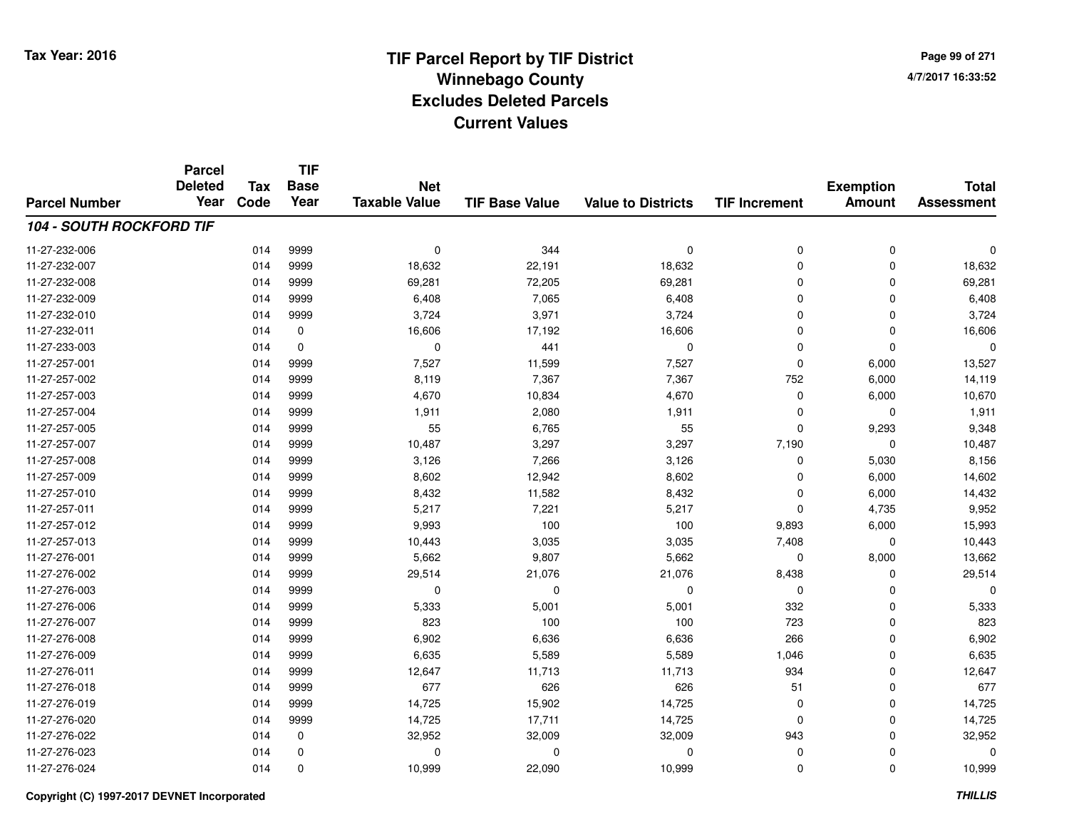# TIF Parcel Report by TIF District
## Winnebago County
## Excludes Deleted Parcels
## Current Values

Tax Year: 2016

4/7/2017 16:33:52

| Parcel Number | Parcel Deleted Year | Tax Code | TIF Base Year | Net Taxable Value | TIF Base Value | Value to Districts | TIF Increment | Exemption Amount | Total Assessment |
|---|---|---|---|---|---|---|---|---|---|
| ***104 - SOUTH ROCKFORD TIF*** | | | | | | | | | |
| 11-27-232-006 | | 014 | 9999 | 0 | 344 | 0 | 0 | 0 | 0 |
| 11-27-232-007 | | 014 | 9999 | 18,632 | 22,191 | 18,632 | 0 | 0 | 18,632 |
| 11-27-232-008 | | 014 | 9999 | 69,281 | 72,205 | 69,281 | 0 | 0 | 69,281 |
| 11-27-232-009 | | 014 | 9999 | 6,408 | 7,065 | 6,408 | 0 | 0 | 6,408 |
| 11-27-232-010 | | 014 | 9999 | 3,724 | 3,971 | 3,724 | 0 | 0 | 3,724 |
| 11-27-232-011 | | 014 | 0 | 16,606 | 17,192 | 16,606 | 0 | 0 | 16,606 |
| 11-27-233-003 | | 014 | 0 | 0 | 441 | 0 | 0 | 0 | 0 |
| 11-27-257-001 | | 014 | 9999 | 7,527 | 11,599 | 7,527 | 0 | 6,000 | 13,527 |
| 11-27-257-002 | | 014 | 9999 | 8,119 | 7,367 | 7,367 | 752 | 6,000 | 14,119 |
| 11-27-257-003 | | 014 | 9999 | 4,670 | 10,834 | 4,670 | 0 | 6,000 | 10,670 |
| 11-27-257-004 | | 014 | 9999 | 1,911 | 2,080 | 1,911 | 0 | 0 | 1,911 |
| 11-27-257-005 | | 014 | 9999 | 55 | 6,765 | 55 | 0 | 9,293 | 9,348 |
| 11-27-257-007 | | 014 | 9999 | 10,487 | 3,297 | 3,297 | 7,190 | 0 | 10,487 |
| 11-27-257-008 | | 014 | 9999 | 3,126 | 7,266 | 3,126 | 0 | 5,030 | 8,156 |
| 11-27-257-009 | | 014 | 9999 | 8,602 | 12,942 | 8,602 | 0 | 6,000 | 14,602 |
| 11-27-257-010 | | 014 | 9999 | 8,432 | 11,582 | 8,432 | 0 | 6,000 | 14,432 |
| 11-27-257-011 | | 014 | 9999 | 5,217 | 7,221 | 5,217 | 0 | 4,735 | 9,952 |
| 11-27-257-012 | | 014 | 9999 | 9,993 | 100 | 100 | 9,893 | 6,000 | 15,993 |
| 11-27-257-013 | | 014 | 9999 | 10,443 | 3,035 | 3,035 | 7,408 | 0 | 10,443 |
| 11-27-276-001 | | 014 | 9999 | 5,662 | 9,807 | 5,662 | 0 | 8,000 | 13,662 |
| 11-27-276-002 | | 014 | 9999 | 29,514 | 21,076 | 21,076 | 8,438 | 0 | 29,514 |
| 11-27-276-003 | | 014 | 9999 | 0 | 0 | 0 | 0 | 0 | 0 |
| 11-27-276-006 | | 014 | 9999 | 5,333 | 5,001 | 5,001 | 332 | 0 | 5,333 |
| 11-27-276-007 | | 014 | 9999 | 823 | 100 | 100 | 723 | 0 | 823 |
| 11-27-276-008 | | 014 | 9999 | 6,902 | 6,636 | 6,636 | 266 | 0 | 6,902 |
| 11-27-276-009 | | 014 | 9999 | 6,635 | 5,589 | 5,589 | 1,046 | 0 | 6,635 |
| 11-27-276-011 | | 014 | 9999 | 12,647 | 11,713 | 11,713 | 934 | 0 | 12,647 |
| 11-27-276-018 | | 014 | 9999 | 677 | 626 | 626 | 51 | 0 | 677 |
| 11-27-276-019 | | 014 | 9999 | 14,725 | 15,902 | 14,725 | 0 | 0 | 14,725 |
| 11-27-276-020 | | 014 | 9999 | 14,725 | 17,711 | 14,725 | 0 | 0 | 14,725 |
| 11-27-276-022 | | 014 | 0 | 32,952 | 32,009 | 32,009 | 943 | 0 | 32,952 |
| 11-27-276-023 | | 014 | 0 | 0 | 0 | 0 | 0 | 0 | 0 |
| 11-27-276-024 | | 014 | 0 | 10,999 | 22,090 | 10,999 | 0 | 0 | 10,999 |

Copyright (C) 1997-2017 DEVNET Incorporated

*THILLIS*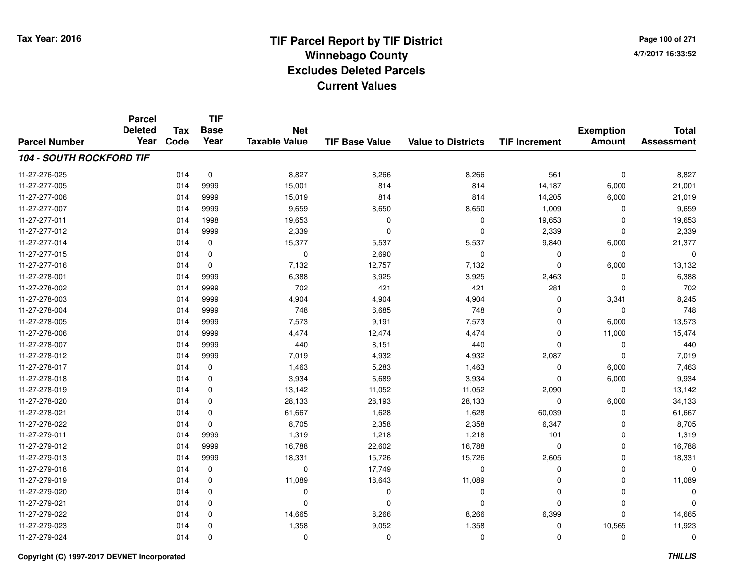# TIF Parcel Report by TIF District
# Winnebago County
# Excludes Deleted Parcels
# Current Values

Tax Year: 2016

4/7/2017 16:33:52

| Parcel Number | Parcel Deleted Year | Tax Code | TIF Base Year | Net Taxable Value | TIF Base Value | Value to Districts | TIF Increment | Exemption Amount | Total Assessment |
|---|---|---|---|---|---|---|---|---|---|
| ***104 - SOUTH ROCKFORD TIF*** | | | | | | | | | |
| 11-27-276-025 | | 014 | 0 | 8,827 | 8,266 | 8,266 | 561 | 0 | 8,827 |
| 11-27-277-005 | | 014 | 9999 | 15,001 | 814 | 814 | 14,187 | 6,000 | 21,001 |
| 11-27-277-006 | | 014 | 9999 | 15,019 | 814 | 814 | 14,205 | 6,000 | 21,019 |
| 11-27-277-007 | | 014 | 9999 | 9,659 | 8,650 | 8,650 | 1,009 | 0 | 9,659 |
| 11-27-277-011 | | 014 | 1998 | 19,653 | 0 | 0 | 19,653 | 0 | 19,653 |
| 11-27-277-012 | | 014 | 9999 | 2,339 | 0 | 0 | 2,339 | 0 | 2,339 |
| 11-27-277-014 | | 014 | 0 | 15,377 | 5,537 | 5,537 | 9,840 | 6,000 | 21,377 |
| 11-27-277-015 | | 014 | 0 | 0 | 2,690 | 0 | 0 | 0 | 0 |
| 11-27-277-016 | | 014 | 0 | 7,132 | 12,757 | 7,132 | 0 | 6,000 | 13,132 |
| 11-27-278-001 | | 014 | 9999 | 6,388 | 3,925 | 3,925 | 2,463 | 0 | 6,388 |
| 11-27-278-002 | | 014 | 9999 | 702 | 421 | 421 | 281 | 0 | 702 |
| 11-27-278-003 | | 014 | 9999 | 4,904 | 4,904 | 4,904 | 0 | 3,341 | 8,245 |
| 11-27-278-004 | | 014 | 9999 | 748 | 6,685 | 748 | 0 | 0 | 748 |
| 11-27-278-005 | | 014 | 9999 | 7,573 | 9,191 | 7,573 | 0 | 6,000 | 13,573 |
| 11-27-278-006 | | 014 | 9999 | 4,474 | 12,474 | 4,474 | 0 | 11,000 | 15,474 |
| 11-27-278-007 | | 014 | 9999 | 440 | 8,151 | 440 | 0 | 0 | 440 |
| 11-27-278-012 | | 014 | 9999 | 7,019 | 4,932 | 4,932 | 2,087 | 0 | 7,019 |
| 11-27-278-017 | | 014 | 0 | 1,463 | 5,283 | 1,463 | 0 | 6,000 | 7,463 |
| 11-27-278-018 | | 014 | 0 | 3,934 | 6,689 | 3,934 | 0 | 6,000 | 9,934 |
| 11-27-278-019 | | 014 | 0 | 13,142 | 11,052 | 11,052 | 2,090 | 0 | 13,142 |
| 11-27-278-020 | | 014 | 0 | 28,133 | 28,193 | 28,133 | 0 | 6,000 | 34,133 |
| 11-27-278-021 | | 014 | 0 | 61,667 | 1,628 | 1,628 | 60,039 | 0 | 61,667 |
| 11-27-278-022 | | 014 | 0 | 8,705 | 2,358 | 2,358 | 6,347 | 0 | 8,705 |
| 11-27-279-011 | | 014 | 9999 | 1,319 | 1,218 | 1,218 | 101 | 0 | 1,319 |
| 11-27-279-012 | | 014 | 9999 | 16,788 | 22,602 | 16,788 | 0 | 0 | 16,788 |
| 11-27-279-013 | | 014 | 9999 | 18,331 | 15,726 | 15,726 | 2,605 | 0 | 18,331 |
| 11-27-279-018 | | 014 | 0 | 0 | 17,749 | 0 | 0 | 0 | 0 |
| 11-27-279-019 | | 014 | 0 | 11,089 | 18,643 | 11,089 | 0 | 0 | 11,089 |
| 11-27-279-020 | | 014 | 0 | 0 | 0 | 0 | 0 | 0 | 0 |
| 11-27-279-021 | | 014 | 0 | 0 | 0 | 0 | 0 | 0 | 0 |
| 11-27-279-022 | | 014 | 0 | 14,665 | 8,266 | 8,266 | 6,399 | 0 | 14,665 |
| 11-27-279-023 | | 014 | 0 | 1,358 | 9,052 | 1,358 | 0 | 10,565 | 11,923 |
| 11-27-279-024 | | 014 | 0 | 0 | 0 | 0 | 0 | 0 | 0 |

Copyright (C) 1997-2017 DEVNET Incorporated

*THILLIS*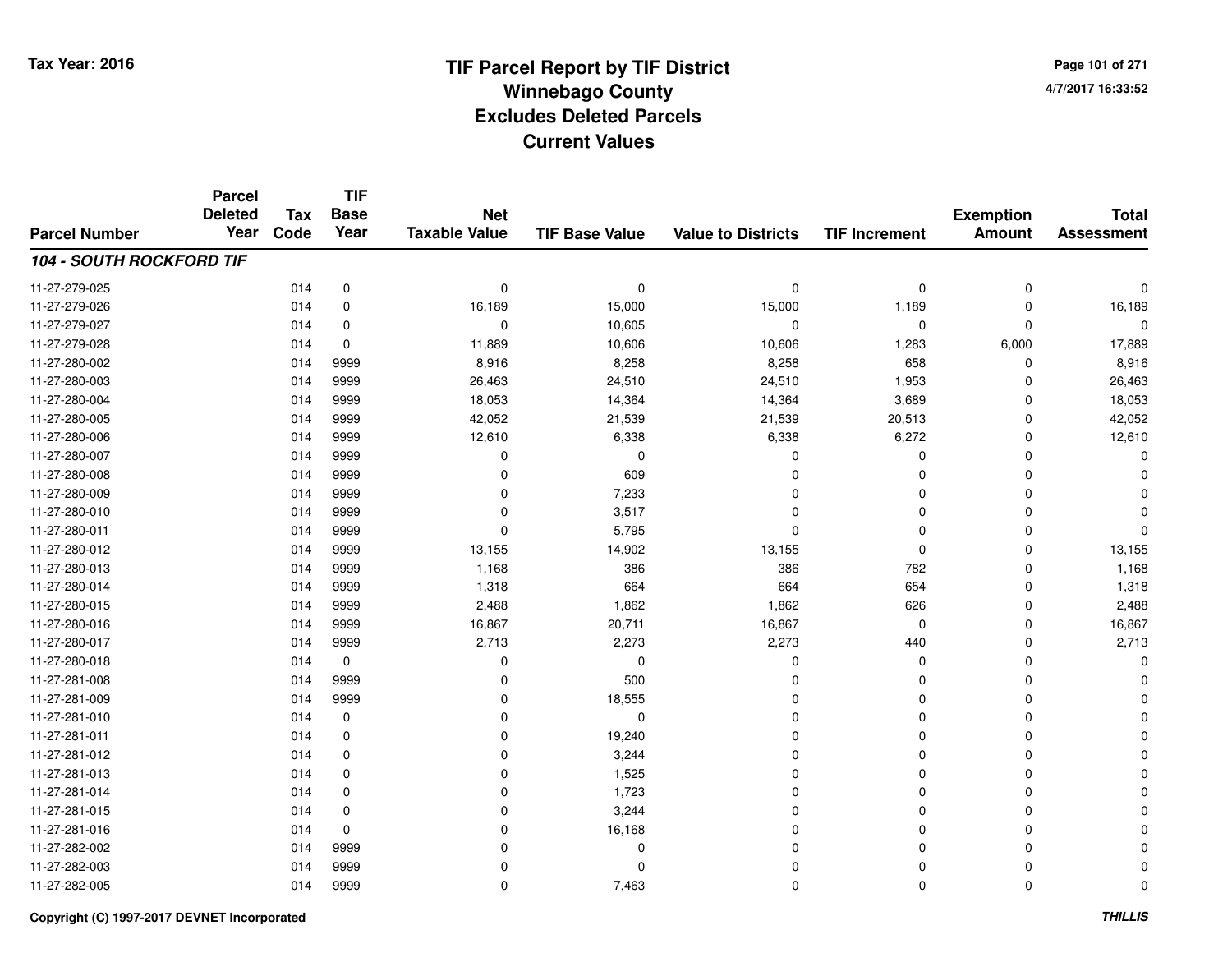Tax Year: 2016

# TIF Parcel Report by TIF District
## Winnebago County
## Excludes Deleted Parcels
## Current Values

4/7/2017 16:33:52

| Parcel Number | Parcel Deleted Year | Tax Code | TIF Base Year | Net Taxable Value | TIF Base Value | Value to Districts | TIF Increment | Exemption Amount | Total Assessment |
|---|---|---|---|---|---|---|---|---|---|
| ***104 - SOUTH ROCKFORD TIF*** | | | | | | | | | |
| 11-27-279-025 | | 014 | 0 | 0 | 0 | 0 | 0 | 0 | 0 |
| 11-27-279-026 | | 014 | 0 | 16,189 | 15,000 | 15,000 | 1,189 | 0 | 16,189 |
| 11-27-279-027 | | 014 | 0 | 0 | 10,605 | 0 | 0 | 0 | 0 |
| 11-27-279-028 | | 014 | 0 | 11,889 | 10,606 | 10,606 | 1,283 | 6,000 | 17,889 |
| 11-27-280-002 | | 014 | 9999 | 8,916 | 8,258 | 8,258 | 658 | 0 | 8,916 |
| 11-27-280-003 | | 014 | 9999 | 26,463 | 24,510 | 24,510 | 1,953 | 0 | 26,463 |
| 11-27-280-004 | | 014 | 9999 | 18,053 | 14,364 | 14,364 | 3,689 | 0 | 18,053 |
| 11-27-280-005 | | 014 | 9999 | 42,052 | 21,539 | 21,539 | 20,513 | 0 | 42,052 |
| 11-27-280-006 | | 014 | 9999 | 12,610 | 6,338 | 6,338 | 6,272 | 0 | 12,610 |
| 11-27-280-007 | | 014 | 9999 | 0 | 0 | 0 | 0 | 0 | 0 |
| 11-27-280-008 | | 014 | 9999 | 0 | 609 | 0 | 0 | 0 | 0 |
| 11-27-280-009 | | 014 | 9999 | 0 | 7,233 | 0 | 0 | 0 | 0 |
| 11-27-280-010 | | 014 | 9999 | 0 | 3,517 | 0 | 0 | 0 | 0 |
| 11-27-280-011 | | 014 | 9999 | 0 | 5,795 | 0 | 0 | 0 | 0 |
| 11-27-280-012 | | 014 | 9999 | 13,155 | 14,902 | 13,155 | 0 | 0 | 13,155 |
| 11-27-280-013 | | 014 | 9999 | 1,168 | 386 | 386 | 782 | 0 | 1,168 |
| 11-27-280-014 | | 014 | 9999 | 1,318 | 664 | 664 | 654 | 0 | 1,318 |
| 11-27-280-015 | | 014 | 9999 | 2,488 | 1,862 | 1,862 | 626 | 0 | 2,488 |
| 11-27-280-016 | | 014 | 9999 | 16,867 | 20,711 | 16,867 | 0 | 0 | 16,867 |
| 11-27-280-017 | | 014 | 9999 | 2,713 | 2,273 | 2,273 | 440 | 0 | 2,713 |
| 11-27-280-018 | | 014 | 0 | 0 | 0 | 0 | 0 | 0 | 0 |
| 11-27-281-008 | | 014 | 9999 | 0 | 500 | 0 | 0 | 0 | 0 |
| 11-27-281-009 | | 014 | 9999 | 0 | 18,555 | 0 | 0 | 0 | 0 |
| 11-27-281-010 | | 014 | 0 | 0 | 0 | 0 | 0 | 0 | 0 |
| 11-27-281-011 | | 014 | 0 | 0 | 19,240 | 0 | 0 | 0 | 0 |
| 11-27-281-012 | | 014 | 0 | 0 | 3,244 | 0 | 0 | 0 | 0 |
| 11-27-281-013 | | 014 | 0 | 0 | 1,525 | 0 | 0 | 0 | 0 |
| 11-27-281-014 | | 014 | 0 | 0 | 1,723 | 0 | 0 | 0 | 0 |
| 11-27-281-015 | | 014 | 0 | 0 | 3,244 | 0 | 0 | 0 | 0 |
| 11-27-281-016 | | 014 | 0 | 0 | 16,168 | 0 | 0 | 0 | 0 |
| 11-27-282-002 | | 014 | 9999 | 0 | 0 | 0 | 0 | 0 | 0 |
| 11-27-282-003 | | 014 | 9999 | 0 | 0 | 0 | 0 | 0 | 0 |
| 11-27-282-005 | | 014 | 9999 | 0 | 7,463 | 0 | 0 | 0 | 0 |

Copyright (C) 1997-2017 DEVNET Incorporated

THILLIS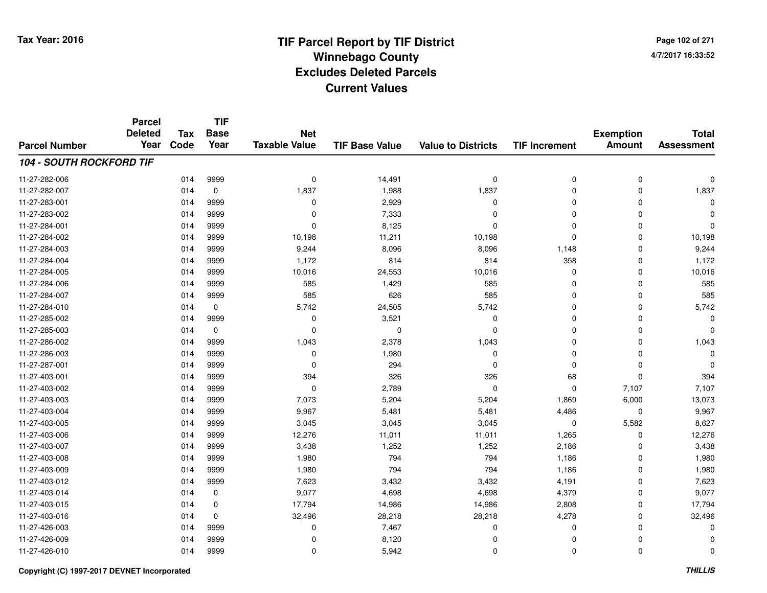# TIF Parcel Report by TIF District
## Winnebago County
## Excludes Deleted Parcels
## Current Values

Tax Year: 2016

4/7/2017 16:33:52

| Parcel Number | Parcel Deleted Year | Tax Code | TIF Base Year | Net Taxable Value | TIF Base Value | Value to Districts | TIF Increment | Exemption Amount | Total Assessment |
|---|---|---|---|---|---|---|---|---|---|
| ***104 - SOUTH ROCKFORD TIF*** | | | | | | | | | |
| 11-27-282-006 | | 014 | 9999 | 0 | 14,491 | 0 | 0 | 0 | 0 |
| 11-27-282-007 | | 014 | 0 | 1,837 | 1,988 | 1,837 | 0 | 0 | 1,837 |
| 11-27-283-001 | | 014 | 9999 | 0 | 2,929 | 0 | 0 | 0 | 0 |
| 11-27-283-002 | | 014 | 9999 | 0 | 7,333 | 0 | 0 | 0 | 0 |
| 11-27-284-001 | | 014 | 9999 | 0 | 8,125 | 0 | 0 | 0 | 0 |
| 11-27-284-002 | | 014 | 9999 | 10,198 | 11,211 | 10,198 | 0 | 0 | 10,198 |
| 11-27-284-003 | | 014 | 9999 | 9,244 | 8,096 | 8,096 | 1,148 | 0 | 9,244 |
| 11-27-284-004 | | 014 | 9999 | 1,172 | 814 | 814 | 358 | 0 | 1,172 |
| 11-27-284-005 | | 014 | 9999 | 10,016 | 24,553 | 10,016 | 0 | 0 | 10,016 |
| 11-27-284-006 | | 014 | 9999 | 585 | 1,429 | 585 | 0 | 0 | 585 |
| 11-27-284-007 | | 014 | 9999 | 585 | 626 | 585 | 0 | 0 | 585 |
| 11-27-284-010 | | 014 | 0 | 5,742 | 24,505 | 5,742 | 0 | 0 | 5,742 |
| 11-27-285-002 | | 014 | 9999 | 0 | 3,521 | 0 | 0 | 0 | 0 |
| 11-27-285-003 | | 014 | 0 | 0 | 0 | 0 | 0 | 0 | 0 |
| 11-27-286-002 | | 014 | 9999 | 1,043 | 2,378 | 1,043 | 0 | 0 | 1,043 |
| 11-27-286-003 | | 014 | 9999 | 0 | 1,980 | 0 | 0 | 0 | 0 |
| 11-27-287-001 | | 014 | 9999 | 0 | 294 | 0 | 0 | 0 | 0 |
| 11-27-403-001 | | 014 | 9999 | 394 | 326 | 326 | 68 | 0 | 394 |
| 11-27-403-002 | | 014 | 9999 | 0 | 2,789 | 0 | 0 | 7,107 | 7,107 |
| 11-27-403-003 | | 014 | 9999 | 7,073 | 5,204 | 5,204 | 1,869 | 6,000 | 13,073 |
| 11-27-403-004 | | 014 | 9999 | 9,967 | 5,481 | 5,481 | 4,486 | 0 | 9,967 |
| 11-27-403-005 | | 014 | 9999 | 3,045 | 3,045 | 3,045 | 0 | 5,582 | 8,627 |
| 11-27-403-006 | | 014 | 9999 | 12,276 | 11,011 | 11,011 | 1,265 | 0 | 12,276 |
| 11-27-403-007 | | 014 | 9999 | 3,438 | 1,252 | 1,252 | 2,186 | 0 | 3,438 |
| 11-27-403-008 | | 014 | 9999 | 1,980 | 794 | 794 | 1,186 | 0 | 1,980 |
| 11-27-403-009 | | 014 | 9999 | 1,980 | 794 | 794 | 1,186 | 0 | 1,980 |
| 11-27-403-012 | | 014 | 9999 | 7,623 | 3,432 | 3,432 | 4,191 | 0 | 7,623 |
| 11-27-403-014 | | 014 | 0 | 9,077 | 4,698 | 4,698 | 4,379 | 0 | 9,077 |
| 11-27-403-015 | | 014 | 0 | 17,794 | 14,986 | 14,986 | 2,808 | 0 | 17,794 |
| 11-27-403-016 | | 014 | 0 | 32,496 | 28,218 | 28,218 | 4,278 | 0 | 32,496 |
| 11-27-426-003 | | 014 | 9999 | 0 | 7,467 | 0 | 0 | 0 | 0 |
| 11-27-426-009 | | 014 | 9999 | 0 | 8,120 | 0 | 0 | 0 | 0 |
| 11-27-426-010 | | 014 | 9999 | 0 | 5,942 | 0 | 0 | 0 | 0 |

Copyright (C) 1997-2017 DEVNET Incorporated

*THILLIS*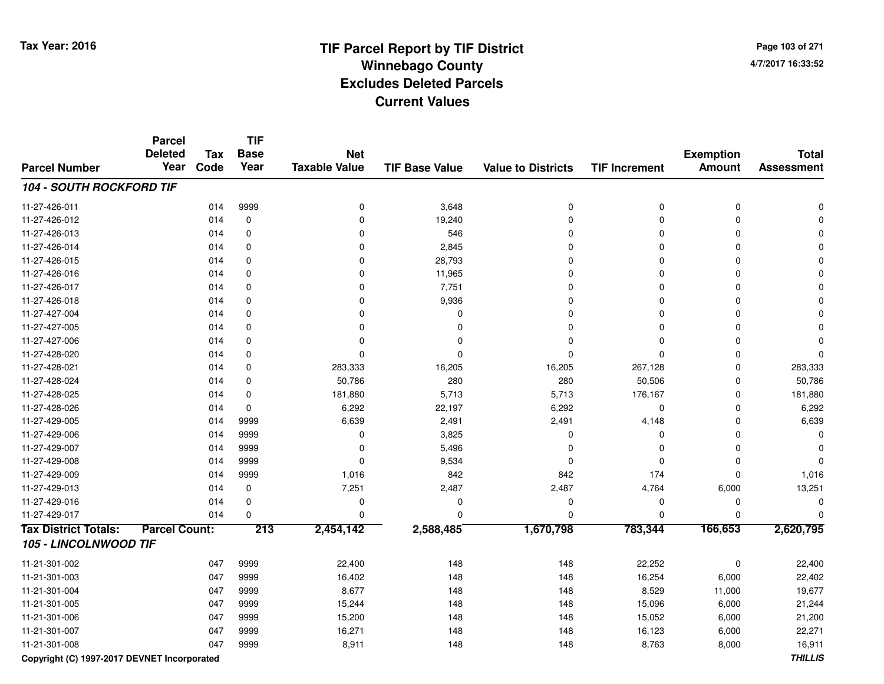Tax Year: 2016

# TIF Parcel Report by TIF District
## Winnebago County
## Excludes Deleted Parcels
## Current Values

4/7/2017 16:33:52

| Parcel Number | Parcel Deleted Year | Tax Code | TIF Base Year | Net Taxable Value | TIF Base Value | Value to Districts | TIF Increment | Exemption Amount | Total Assessment |
|---|---|---|---|---|---|---|---|---|---|
| ***104 - SOUTH ROCKFORD TIF*** | | | | | | | | | |
| 11-27-426-011 | | 014 | 9999 | 0 | 3,648 | 0 | 0 | 0 | 0 |
| 11-27-426-012 | | 014 | 0 | 0 | 19,240 | 0 | 0 | 0 | 0 |
| 11-27-426-013 | | 014 | 0 | 0 | 546 | 0 | 0 | 0 | 0 |
| 11-27-426-014 | | 014 | 0 | 0 | 2,845 | 0 | 0 | 0 | 0 |
| 11-27-426-015 | | 014 | 0 | 0 | 28,793 | 0 | 0 | 0 | 0 |
| 11-27-426-016 | | 014 | 0 | 0 | 11,965 | 0 | 0 | 0 | 0 |
| 11-27-426-017 | | 014 | 0 | 0 | 7,751 | 0 | 0 | 0 | 0 |
| 11-27-426-018 | | 014 | 0 | 0 | 9,936 | 0 | 0 | 0 | 0 |
| 11-27-427-004 | | 014 | 0 | 0 | 0 | 0 | 0 | 0 | 0 |
| 11-27-427-005 | | 014 | 0 | 0 | 0 | 0 | 0 | 0 | 0 |
| 11-27-427-006 | | 014 | 0 | 0 | 0 | 0 | 0 | 0 | 0 |
| 11-27-428-020 | | 014 | 0 | 0 | 0 | 0 | 0 | 0 | 0 |
| 11-27-428-021 | | 014 | 0 | 283,333 | 16,205 | 16,205 | 267,128 | 0 | 283,333 |
| 11-27-428-024 | | 014 | 0 | 50,786 | 280 | 280 | 50,506 | 0 | 50,786 |
| 11-27-428-025 | | 014 | 0 | 181,880 | 5,713 | 5,713 | 176,167 | 0 | 181,880 |
| 11-27-428-026 | | 014 | 0 | 6,292 | 22,197 | 6,292 | 0 | 0 | 6,292 |
| 11-27-429-005 | | 014 | 9999 | 6,639 | 2,491 | 2,491 | 4,148 | 0 | 6,639 |
| 11-27-429-006 | | 014 | 9999 | 0 | 3,825 | 0 | 0 | 0 | 0 |
| 11-27-429-007 | | 014 | 9999 | 0 | 5,496 | 0 | 0 | 0 | 0 |
| 11-27-429-008 | | 014 | 9999 | 0 | 9,534 | 0 | 0 | 0 | 0 |
| 11-27-429-009 | | 014 | 9999 | 1,016 | 842 | 842 | 174 | 0 | 1,016 |
| 11-27-429-013 | | 014 | 0 | 7,251 | 2,487 | 2,487 | 4,764 | 6,000 | 13,251 |
| 11-27-429-016 | | 014 | 0 | 0 | 0 | 0 | 0 | 0 | 0 |
| 11-27-429-017 | | 014 | 0 | 0 | 0 | 0 | 0 | 0 | 0 |
| **Tax District Totals:** | **Parcel Count:** | | **213** | **2,454,142** | **2,588,485** | **1,670,798** | **783,344** | **166,653** | **2,620,795** |
| ***105 - LINCOLNWOOD TIF*** | | | | | | | | | |
| 11-21-301-002 | | 047 | 9999 | 22,400 | 148 | 148 | 22,252 | 0 | 22,400 |
| 11-21-301-003 | | 047 | 9999 | 16,402 | 148 | 148 | 16,254 | 6,000 | 22,402 |
| 11-21-301-004 | | 047 | 9999 | 8,677 | 148 | 148 | 8,529 | 11,000 | 19,677 |
| 11-21-301-005 | | 047 | 9999 | 15,244 | 148 | 148 | 15,096 | 6,000 | 21,244 |
| 11-21-301-006 | | 047 | 9999 | 15,200 | 148 | 148 | 15,052 | 6,000 | 21,200 |
| 11-21-301-007 | | 047 | 9999 | 16,271 | 148 | 148 | 16,123 | 6,000 | 22,271 |
| 11-21-301-008 | | 047 | 9999 | 8,911 | 148 | 148 | 8,763 | 8,000 | 16,911 |

Copyright (C) 1997-2017 DEVNET Incorporated

***THILLIS***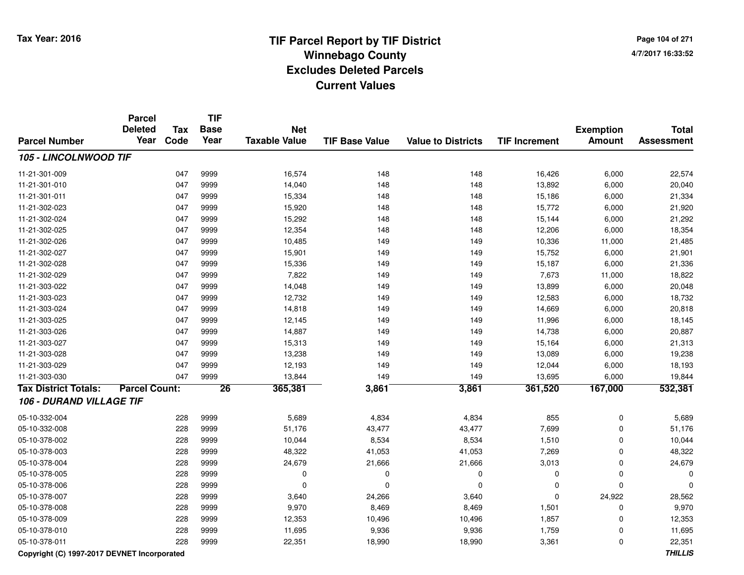# TIF Parcel Report by TIF District
## Winnebago County
## Excludes Deleted Parcels
## Current Values

Tax Year: 2016

4/7/2017 16:33:52

| Parcel Number | Parcel Deleted Year | Tax Code | TIF Base Year | Net Taxable Value | TIF Base Value | Value to Districts | TIF Increment | Exemption Amount | Total Assessment |
|---|---|---|---|---|---|---|---|---|---|
| ***105 - LINCOLNWOOD TIF*** | | | | | | | | | |
| 11-21-301-009 | | 047 | 9999 | 16,574 | 148 | 148 | 16,426 | 6,000 | 22,574 |
| 11-21-301-010 | | 047 | 9999 | 14,040 | 148 | 148 | 13,892 | 6,000 | 20,040 |
| 11-21-301-011 | | 047 | 9999 | 15,334 | 148 | 148 | 15,186 | 6,000 | 21,334 |
| 11-21-302-023 | | 047 | 9999 | 15,920 | 148 | 148 | 15,772 | 6,000 | 21,920 |
| 11-21-302-024 | | 047 | 9999 | 15,292 | 148 | 148 | 15,144 | 6,000 | 21,292 |
| 11-21-302-025 | | 047 | 9999 | 12,354 | 148 | 148 | 12,206 | 6,000 | 18,354 |
| 11-21-302-026 | | 047 | 9999 | 10,485 | 149 | 149 | 10,336 | 11,000 | 21,485 |
| 11-21-302-027 | | 047 | 9999 | 15,901 | 149 | 149 | 15,752 | 6,000 | 21,901 |
| 11-21-302-028 | | 047 | 9999 | 15,336 | 149 | 149 | 15,187 | 6,000 | 21,336 |
| 11-21-302-029 | | 047 | 9999 | 7,822 | 149 | 149 | 7,673 | 11,000 | 18,822 |
| 11-21-303-022 | | 047 | 9999 | 14,048 | 149 | 149 | 13,899 | 6,000 | 20,048 |
| 11-21-303-023 | | 047 | 9999 | 12,732 | 149 | 149 | 12,583 | 6,000 | 18,732 |
| 11-21-303-024 | | 047 | 9999 | 14,818 | 149 | 149 | 14,669 | 6,000 | 20,818 |
| 11-21-303-025 | | 047 | 9999 | 12,145 | 149 | 149 | 11,996 | 6,000 | 18,145 |
| 11-21-303-026 | | 047 | 9999 | 14,887 | 149 | 149 | 14,738 | 6,000 | 20,887 |
| 11-21-303-027 | | 047 | 9999 | 15,313 | 149 | 149 | 15,164 | 6,000 | 21,313 |
| 11-21-303-028 | | 047 | 9999 | 13,238 | 149 | 149 | 13,089 | 6,000 | 19,238 |
| 11-21-303-029 | | 047 | 9999 | 12,193 | 149 | 149 | 12,044 | 6,000 | 18,193 |
| 11-21-303-030 | | 047 | 9999 | 13,844 | 149 | 149 | 13,695 | 6,000 | 19,844 |
| **Tax District Totals:** | **Parcel Count:** | | **26** | **365,381** | **3,861** | **3,861** | **361,520** | **167,000** | **532,381** |
| ***106 - DURAND VILLAGE TIF*** | | | | | | | | | |
| 05-10-332-004 | | 228 | 9999 | 5,689 | 4,834 | 4,834 | 855 | 0 | 5,689 |
| 05-10-332-008 | | 228 | 9999 | 51,176 | 43,477 | 43,477 | 7,699 | 0 | 51,176 |
| 05-10-378-002 | | 228 | 9999 | 10,044 | 8,534 | 8,534 | 1,510 | 0 | 10,044 |
| 05-10-378-003 | | 228 | 9999 | 48,322 | 41,053 | 41,053 | 7,269 | 0 | 48,322 |
| 05-10-378-004 | | 228 | 9999 | 24,679 | 21,666 | 21,666 | 3,013 | 0 | 24,679 |
| 05-10-378-005 | | 228 | 9999 | 0 | 0 | 0 | 0 | 0 | 0 |
| 05-10-378-006 | | 228 | 9999 | 0 | 0 | 0 | 0 | 0 | 0 |
| 05-10-378-007 | | 228 | 9999 | 3,640 | 24,266 | 3,640 | 0 | 24,922 | 28,562 |
| 05-10-378-008 | | 228 | 9999 | 9,970 | 8,469 | 8,469 | 1,501 | 0 | 9,970 |
| 05-10-378-009 | | 228 | 9999 | 12,353 | 10,496 | 10,496 | 1,857 | 0 | 12,353 |
| 05-10-378-010 | | 228 | 9999 | 11,695 | 9,936 | 9,936 | 1,759 | 0 | 11,695 |
| 05-10-378-011 | | 228 | 9999 | 22,351 | 18,990 | 18,990 | 3,361 | 0 | 22,351 |

Copyright (C) 1997-2017 DEVNET Incorporated

THILLIS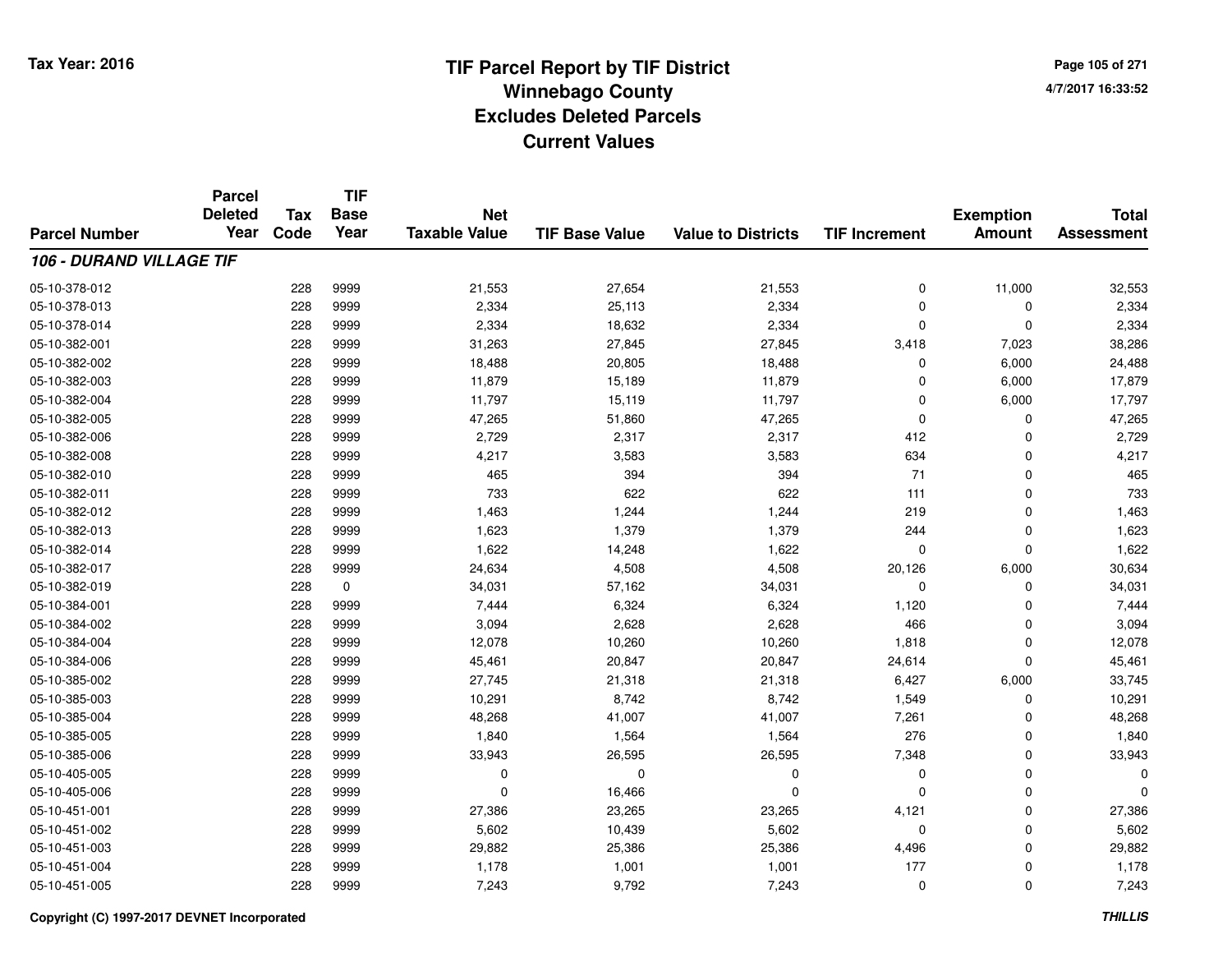# TIF Parcel Report by TIF District
## Winnebago County
## Excludes Deleted Parcels
## Current Values

Tax Year: 2016

4/7/2017 16:33:52

| Parcel Number | Parcel Deleted Year | Tax Code | TIF Base Year | Net Taxable Value | TIF Base Value | Value to Districts | TIF Increment | Exemption Amount | Total Assessment |
|---|---|---|---|---|---|---|---|---|---|
| ***106 - DURAND VILLAGE TIF*** | | | | | | | | | |
| 05-10-378-012 | | 228 | 9999 | 21,553 | 27,654 | 21,553 | 0 | 11,000 | 32,553 |
| 05-10-378-013 | | 228 | 9999 | 2,334 | 25,113 | 2,334 | 0 | 0 | 2,334 |
| 05-10-378-014 | | 228 | 9999 | 2,334 | 18,632 | 2,334 | 0 | 0 | 2,334 |
| 05-10-382-001 | | 228 | 9999 | 31,263 | 27,845 | 27,845 | 3,418 | 7,023 | 38,286 |
| 05-10-382-002 | | 228 | 9999 | 18,488 | 20,805 | 18,488 | 0 | 6,000 | 24,488 |
| 05-10-382-003 | | 228 | 9999 | 11,879 | 15,189 | 11,879 | 0 | 6,000 | 17,879 |
| 05-10-382-004 | | 228 | 9999 | 11,797 | 15,119 | 11,797 | 0 | 6,000 | 17,797 |
| 05-10-382-005 | | 228 | 9999 | 47,265 | 51,860 | 47,265 | 0 | 0 | 47,265 |
| 05-10-382-006 | | 228 | 9999 | 2,729 | 2,317 | 2,317 | 412 | 0 | 2,729 |
| 05-10-382-008 | | 228 | 9999 | 4,217 | 3,583 | 3,583 | 634 | 0 | 4,217 |
| 05-10-382-010 | | 228 | 9999 | 465 | 394 | 394 | 71 | 0 | 465 |
| 05-10-382-011 | | 228 | 9999 | 733 | 622 | 622 | 111 | 0 | 733 |
| 05-10-382-012 | | 228 | 9999 | 1,463 | 1,244 | 1,244 | 219 | 0 | 1,463 |
| 05-10-382-013 | | 228 | 9999 | 1,623 | 1,379 | 1,379 | 244 | 0 | 1,623 |
| 05-10-382-014 | | 228 | 9999 | 1,622 | 14,248 | 1,622 | 0 | 0 | 1,622 |
| 05-10-382-017 | | 228 | 9999 | 24,634 | 4,508 | 4,508 | 20,126 | 6,000 | 30,634 |
| 05-10-382-019 | | 228 | 0 | 34,031 | 57,162 | 34,031 | 0 | 0 | 34,031 |
| 05-10-384-001 | | 228 | 9999 | 7,444 | 6,324 | 6,324 | 1,120 | 0 | 7,444 |
| 05-10-384-002 | | 228 | 9999 | 3,094 | 2,628 | 2,628 | 466 | 0 | 3,094 |
| 05-10-384-004 | | 228 | 9999 | 12,078 | 10,260 | 10,260 | 1,818 | 0 | 12,078 |
| 05-10-384-006 | | 228 | 9999 | 45,461 | 20,847 | 20,847 | 24,614 | 0 | 45,461 |
| 05-10-385-002 | | 228 | 9999 | 27,745 | 21,318 | 21,318 | 6,427 | 6,000 | 33,745 |
| 05-10-385-003 | | 228 | 9999 | 10,291 | 8,742 | 8,742 | 1,549 | 0 | 10,291 |
| 05-10-385-004 | | 228 | 9999 | 48,268 | 41,007 | 41,007 | 7,261 | 0 | 48,268 |
| 05-10-385-005 | | 228 | 9999 | 1,840 | 1,564 | 1,564 | 276 | 0 | 1,840 |
| 05-10-385-006 | | 228 | 9999 | 33,943 | 26,595 | 26,595 | 7,348 | 0 | 33,943 |
| 05-10-405-005 | | 228 | 9999 | 0 | 0 | 0 | 0 | 0 | 0 |
| 05-10-405-006 | | 228 | 9999 | 0 | 16,466 | 0 | 0 | 0 | 0 |
| 05-10-451-001 | | 228 | 9999 | 27,386 | 23,265 | 23,265 | 4,121 | 0 | 27,386 |
| 05-10-451-002 | | 228 | 9999 | 5,602 | 10,439 | 5,602 | 0 | 0 | 5,602 |
| 05-10-451-003 | | 228 | 9999 | 29,882 | 25,386 | 25,386 | 4,496 | 0 | 29,882 |
| 05-10-451-004 | | 228 | 9999 | 1,178 | 1,001 | 1,001 | 177 | 0 | 1,178 |
| 05-10-451-005 | | 228 | 9999 | 7,243 | 9,792 | 7,243 | 0 | 0 | 7,243 |

Copyright (C) 1997-2017 DEVNET Incorporated

THILLIS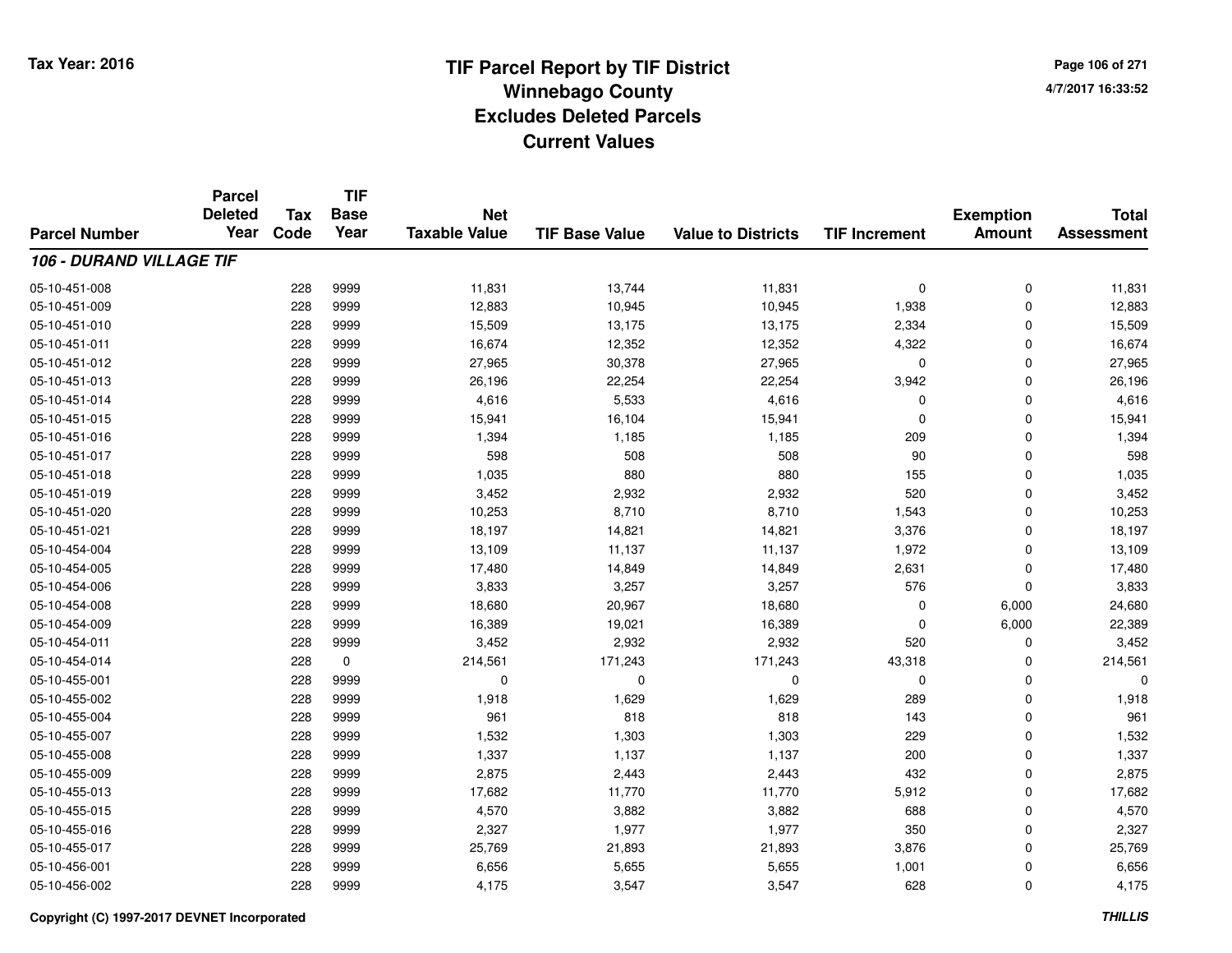**Tax Year: 2016**

# TIF Parcel Report by TIF District
## Winnebago County
## Excludes Deleted Parcels
## Current Values

4/7/2017 16:33:52

| Parcel Number | Parcel Deleted Year | Tax Code | TIF Base Year | Net Taxable Value | TIF Base Value | Value to Districts | TIF Increment | Exemption Amount | Total Assessment |
|---|---|---|---|---|---|---|---|---|---|
| ***106 - DURAND VILLAGE TIF*** | | | | | | | | | |
| 05-10-451-008 | | 228 | 9999 | 11,831 | 13,744 | 11,831 | 0 | 0 | 11,831 |
| 05-10-451-009 | | 228 | 9999 | 12,883 | 10,945 | 10,945 | 1,938 | 0 | 12,883 |
| 05-10-451-010 | | 228 | 9999 | 15,509 | 13,175 | 13,175 | 2,334 | 0 | 15,509 |
| 05-10-451-011 | | 228 | 9999 | 16,674 | 12,352 | 12,352 | 4,322 | 0 | 16,674 |
| 05-10-451-012 | | 228 | 9999 | 27,965 | 30,378 | 27,965 | 0 | 0 | 27,965 |
| 05-10-451-013 | | 228 | 9999 | 26,196 | 22,254 | 22,254 | 3,942 | 0 | 26,196 |
| 05-10-451-014 | | 228 | 9999 | 4,616 | 5,533 | 4,616 | 0 | 0 | 4,616 |
| 05-10-451-015 | | 228 | 9999 | 15,941 | 16,104 | 15,941 | 0 | 0 | 15,941 |
| 05-10-451-016 | | 228 | 9999 | 1,394 | 1,185 | 1,185 | 209 | 0 | 1,394 |
| 05-10-451-017 | | 228 | 9999 | 598 | 508 | 508 | 90 | 0 | 598 |
| 05-10-451-018 | | 228 | 9999 | 1,035 | 880 | 880 | 155 | 0 | 1,035 |
| 05-10-451-019 | | 228 | 9999 | 3,452 | 2,932 | 2,932 | 520 | 0 | 3,452 |
| 05-10-451-020 | | 228 | 9999 | 10,253 | 8,710 | 8,710 | 1,543 | 0 | 10,253 |
| 05-10-451-021 | | 228 | 9999 | 18,197 | 14,821 | 14,821 | 3,376 | 0 | 18,197 |
| 05-10-454-004 | | 228 | 9999 | 13,109 | 11,137 | 11,137 | 1,972 | 0 | 13,109 |
| 05-10-454-005 | | 228 | 9999 | 17,480 | 14,849 | 14,849 | 2,631 | 0 | 17,480 |
| 05-10-454-006 | | 228 | 9999 | 3,833 | 3,257 | 3,257 | 576 | 0 | 3,833 |
| 05-10-454-008 | | 228 | 9999 | 18,680 | 20,967 | 18,680 | 0 | 6,000 | 24,680 |
| 05-10-454-009 | | 228 | 9999 | 16,389 | 19,021 | 16,389 | 0 | 6,000 | 22,389 |
| 05-10-454-011 | | 228 | 9999 | 3,452 | 2,932 | 2,932 | 520 | 0 | 3,452 |
| 05-10-454-014 | | 228 | 0 | 214,561 | 171,243 | 171,243 | 43,318 | 0 | 214,561 |
| 05-10-455-001 | | 228 | 9999 | 0 | 0 | 0 | 0 | 0 | 0 |
| 05-10-455-002 | | 228 | 9999 | 1,918 | 1,629 | 1,629 | 289 | 0 | 1,918 |
| 05-10-455-004 | | 228 | 9999 | 961 | 818 | 818 | 143 | 0 | 961 |
| 05-10-455-007 | | 228 | 9999 | 1,532 | 1,303 | 1,303 | 229 | 0 | 1,532 |
| 05-10-455-008 | | 228 | 9999 | 1,337 | 1,137 | 1,137 | 200 | 0 | 1,337 |
| 05-10-455-009 | | 228 | 9999 | 2,875 | 2,443 | 2,443 | 432 | 0 | 2,875 |
| 05-10-455-013 | | 228 | 9999 | 17,682 | 11,770 | 11,770 | 5,912 | 0 | 17,682 |
| 05-10-455-015 | | 228 | 9999 | 4,570 | 3,882 | 3,882 | 688 | 0 | 4,570 |
| 05-10-455-016 | | 228 | 9999 | 2,327 | 1,977 | 1,977 | 350 | 0 | 2,327 |
| 05-10-455-017 | | 228 | 9999 | 25,769 | 21,893 | 21,893 | 3,876 | 0 | 25,769 |
| 05-10-456-001 | | 228 | 9999 | 6,656 | 5,655 | 5,655 | 1,001 | 0 | 6,656 |
| 05-10-456-002 | | 228 | 9999 | 4,175 | 3,547 | 3,547 | 628 | 0 | 4,175 |

Copyright (C) 1997-2017 DEVNET Incorporated

*THILLIS*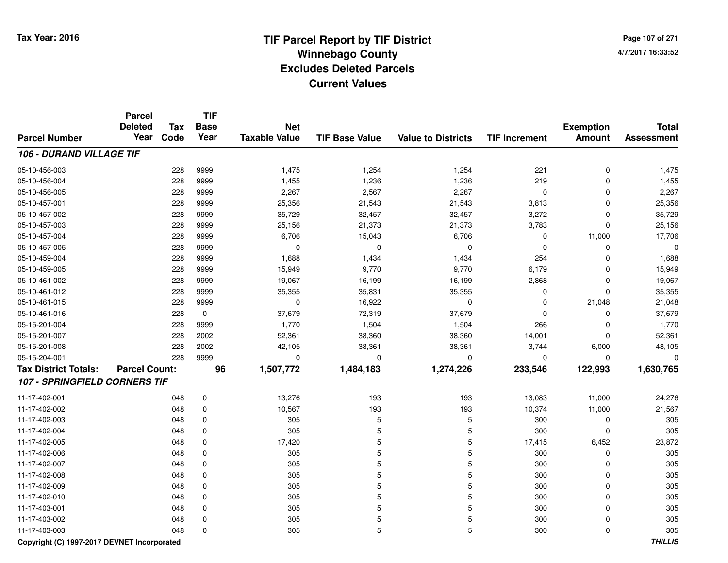# TIF Parcel Report by TIF District
## Winnebago County
## Excludes Deleted Parcels
## Current Values

Tax Year: 2016

4/7/2017 16:33:52

| Parcel Number | Parcel Deleted Year | Tax Code | TIF Base Year | Net Taxable Value | TIF Base Value | Value to Districts | TIF Increment | Exemption Amount | Total Assessment |
|---|---|---|---|---|---|---|---|---|---|
| ***106 - DURAND VILLAGE TIF*** | | | | | | | | | |
| 05-10-456-003 | | 228 | 9999 | 1,475 | 1,254 | 1,254 | 221 | 0 | 1,475 |
| 05-10-456-004 | | 228 | 9999 | 1,455 | 1,236 | 1,236 | 219 | 0 | 1,455 |
| 05-10-456-005 | | 228 | 9999 | 2,267 | 2,567 | 2,267 | 0 | 0 | 2,267 |
| 05-10-457-001 | | 228 | 9999 | 25,356 | 21,543 | 21,543 | 3,813 | 0 | 25,356 |
| 05-10-457-002 | | 228 | 9999 | 35,729 | 32,457 | 32,457 | 3,272 | 0 | 35,729 |
| 05-10-457-003 | | 228 | 9999 | 25,156 | 21,373 | 21,373 | 3,783 | 0 | 25,156 |
| 05-10-457-004 | | 228 | 9999 | 6,706 | 15,043 | 6,706 | 0 | 11,000 | 17,706 |
| 05-10-457-005 | | 228 | 9999 | 0 | 0 | 0 | 0 | 0 | 0 |
| 05-10-459-004 | | 228 | 9999 | 1,688 | 1,434 | 1,434 | 254 | 0 | 1,688 |
| 05-10-459-005 | | 228 | 9999 | 15,949 | 9,770 | 9,770 | 6,179 | 0 | 15,949 |
| 05-10-461-002 | | 228 | 9999 | 19,067 | 16,199 | 16,199 | 2,868 | 0 | 19,067 |
| 05-10-461-012 | | 228 | 9999 | 35,355 | 35,831 | 35,355 | 0 | 0 | 35,355 |
| 05-10-461-015 | | 228 | 9999 | 0 | 16,922 | 0 | 0 | 21,048 | 21,048 |
| 05-10-461-016 | | 228 | 0 | 37,679 | 72,319 | 37,679 | 0 | 0 | 37,679 |
| 05-15-201-004 | | 228 | 9999 | 1,770 | 1,504 | 1,504 | 266 | 0 | 1,770 |
| 05-15-201-007 | | 228 | 2002 | 52,361 | 38,360 | 38,360 | 14,001 | 0 | 52,361 |
| 05-15-201-008 | | 228 | 2002 | 42,105 | 38,361 | 38,361 | 3,744 | 6,000 | 48,105 |
| 05-15-204-001 | | 228 | 9999 | 0 | 0 | 0 | 0 | 0 | 0 |
| **Tax District Totals:** | **Parcel Count:** | | **96** | **1,507,772** | **1,484,183** | **1,274,226** | **233,546** | **122,993** | **1,630,765** |
| ***107 - SPRINGFIELD CORNERS TIF*** | | | | | | | | | |
| 11-17-402-001 | | 048 | 0 | 13,276 | 193 | 193 | 13,083 | 11,000 | 24,276 |
| 11-17-402-002 | | 048 | 0 | 10,567 | 193 | 193 | 10,374 | 11,000 | 21,567 |
| 11-17-402-003 | | 048 | 0 | 305 | 5 | 5 | 300 | 0 | 305 |
| 11-17-402-004 | | 048 | 0 | 305 | 5 | 5 | 300 | 0 | 305 |
| 11-17-402-005 | | 048 | 0 | 17,420 | 5 | 5 | 17,415 | 6,452 | 23,872 |
| 11-17-402-006 | | 048 | 0 | 305 | 5 | 5 | 300 | 0 | 305 |
| 11-17-402-007 | | 048 | 0 | 305 | 5 | 5 | 300 | 0 | 305 |
| 11-17-402-008 | | 048 | 0 | 305 | 5 | 5 | 300 | 0 | 305 |
| 11-17-402-009 | | 048 | 0 | 305 | 5 | 5 | 300 | 0 | 305 |
| 11-17-402-010 | | 048 | 0 | 305 | 5 | 5 | 300 | 0 | 305 |
| 11-17-403-001 | | 048 | 0 | 305 | 5 | 5 | 300 | 0 | 305 |
| 11-17-403-002 | | 048 | 0 | 305 | 5 | 5 | 300 | 0 | 305 |
| 11-17-403-003 | | 048 | 0 | 305 | 5 | 5 | 300 | 0 | 305 |

Copyright (C) 1997-2017 DEVNET Incorporated

*THILLIS*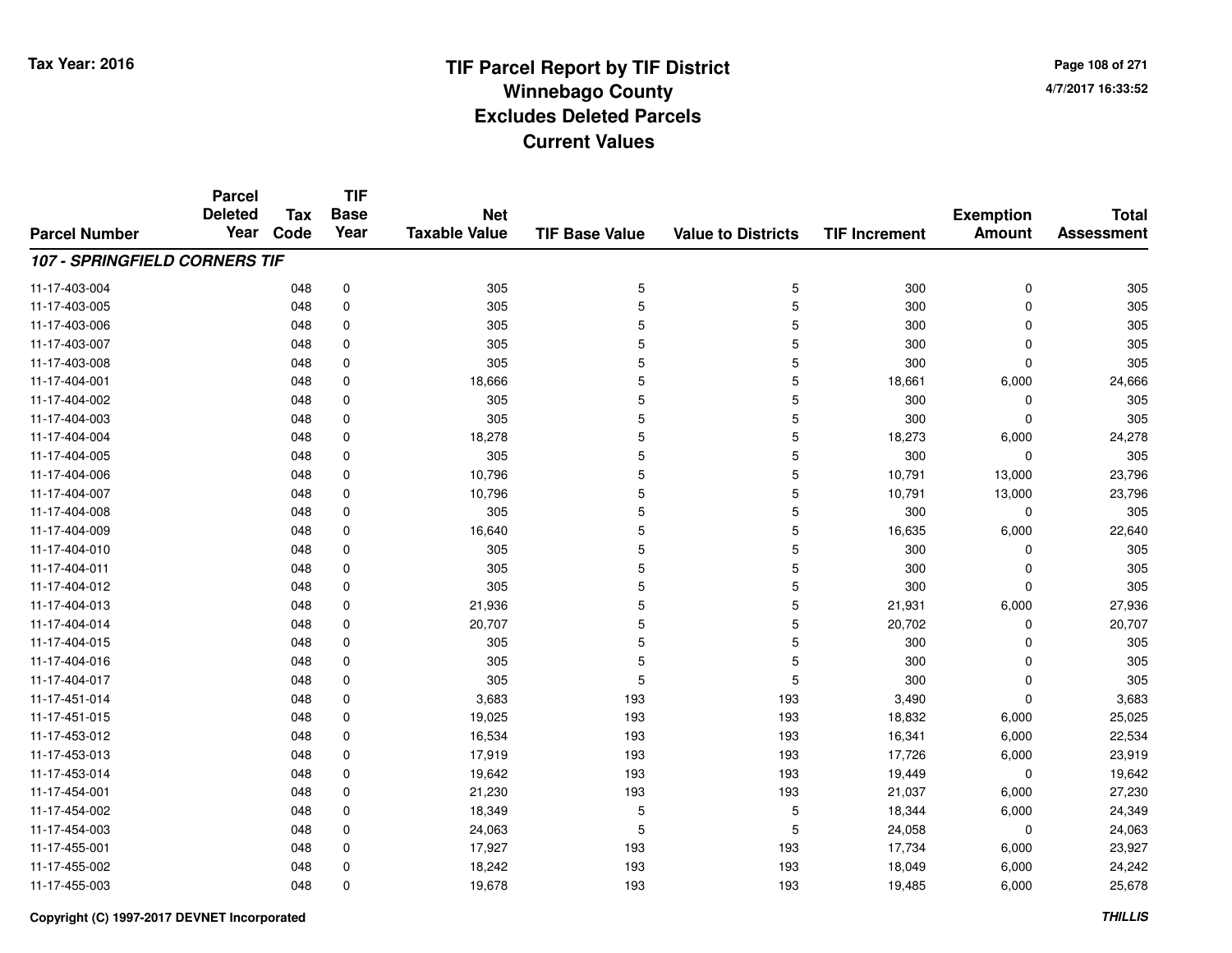# TIF Parcel Report by TIF District
## Winnebago County
## Excludes Deleted Parcels
## Current Values

Tax Year: 2016

4/7/2017 16:33:52

| Parcel Number | Parcel Deleted Year | Tax Code | TIF Base Year | Net Taxable Value | TIF Base Value | Value to Districts | TIF Increment | Exemption Amount | Total Assessment |
|---|---|---|---|---|---|---|---|---|---|
| ***107 - SPRINGFIELD CORNERS TIF*** | | | | | | | | | |
| 11-17-403-004 | | 048 | 0 | 305 | 5 | 5 | 300 | 0 | 305 |
| 11-17-403-005 | | 048 | 0 | 305 | 5 | 5 | 300 | 0 | 305 |
| 11-17-403-006 | | 048 | 0 | 305 | 5 | 5 | 300 | 0 | 305 |
| 11-17-403-007 | | 048 | 0 | 305 | 5 | 5 | 300 | 0 | 305 |
| 11-17-403-008 | | 048 | 0 | 305 | 5 | 5 | 300 | 0 | 305 |
| 11-17-404-001 | | 048 | 0 | 18,666 | 5 | 5 | 18,661 | 6,000 | 24,666 |
| 11-17-404-002 | | 048 | 0 | 305 | 5 | 5 | 300 | 0 | 305 |
| 11-17-404-003 | | 048 | 0 | 305 | 5 | 5 | 300 | 0 | 305 |
| 11-17-404-004 | | 048 | 0 | 18,278 | 5 | 5 | 18,273 | 6,000 | 24,278 |
| 11-17-404-005 | | 048 | 0 | 305 | 5 | 5 | 300 | 0 | 305 |
| 11-17-404-006 | | 048 | 0 | 10,796 | 5 | 5 | 10,791 | 13,000 | 23,796 |
| 11-17-404-007 | | 048 | 0 | 10,796 | 5 | 5 | 10,791 | 13,000 | 23,796 |
| 11-17-404-008 | | 048 | 0 | 305 | 5 | 5 | 300 | 0 | 305 |
| 11-17-404-009 | | 048 | 0 | 16,640 | 5 | 5 | 16,635 | 6,000 | 22,640 |
| 11-17-404-010 | | 048 | 0 | 305 | 5 | 5 | 300 | 0 | 305 |
| 11-17-404-011 | | 048 | 0 | 305 | 5 | 5 | 300 | 0 | 305 |
| 11-17-404-012 | | 048 | 0 | 305 | 5 | 5 | 300 | 0 | 305 |
| 11-17-404-013 | | 048 | 0 | 21,936 | 5 | 5 | 21,931 | 6,000 | 27,936 |
| 11-17-404-014 | | 048 | 0 | 20,707 | 5 | 5 | 20,702 | 0 | 20,707 |
| 11-17-404-015 | | 048 | 0 | 305 | 5 | 5 | 300 | 0 | 305 |
| 11-17-404-016 | | 048 | 0 | 305 | 5 | 5 | 300 | 0 | 305 |
| 11-17-404-017 | | 048 | 0 | 305 | 5 | 5 | 300 | 0 | 305 |
| 11-17-451-014 | | 048 | 0 | 3,683 | 193 | 193 | 3,490 | 0 | 3,683 |
| 11-17-451-015 | | 048 | 0 | 19,025 | 193 | 193 | 18,832 | 6,000 | 25,025 |
| 11-17-453-012 | | 048 | 0 | 16,534 | 193 | 193 | 16,341 | 6,000 | 22,534 |
| 11-17-453-013 | | 048 | 0 | 17,919 | 193 | 193 | 17,726 | 6,000 | 23,919 |
| 11-17-453-014 | | 048 | 0 | 19,642 | 193 | 193 | 19,449 | 0 | 19,642 |
| 11-17-454-001 | | 048 | 0 | 21,230 | 193 | 193 | 21,037 | 6,000 | 27,230 |
| 11-17-454-002 | | 048 | 0 | 18,349 | 5 | 5 | 18,344 | 6,000 | 24,349 |
| 11-17-454-003 | | 048 | 0 | 24,063 | 5 | 5 | 24,058 | 0 | 24,063 |
| 11-17-455-001 | | 048 | 0 | 17,927 | 193 | 193 | 17,734 | 6,000 | 23,927 |
| 11-17-455-002 | | 048 | 0 | 18,242 | 193 | 193 | 18,049 | 6,000 | 24,242 |
| 11-17-455-003 | | 048 | 0 | 19,678 | 193 | 193 | 19,485 | 6,000 | 25,678 |

Copyright (C) 1997-2017 DEVNET Incorporated

*THILLIS*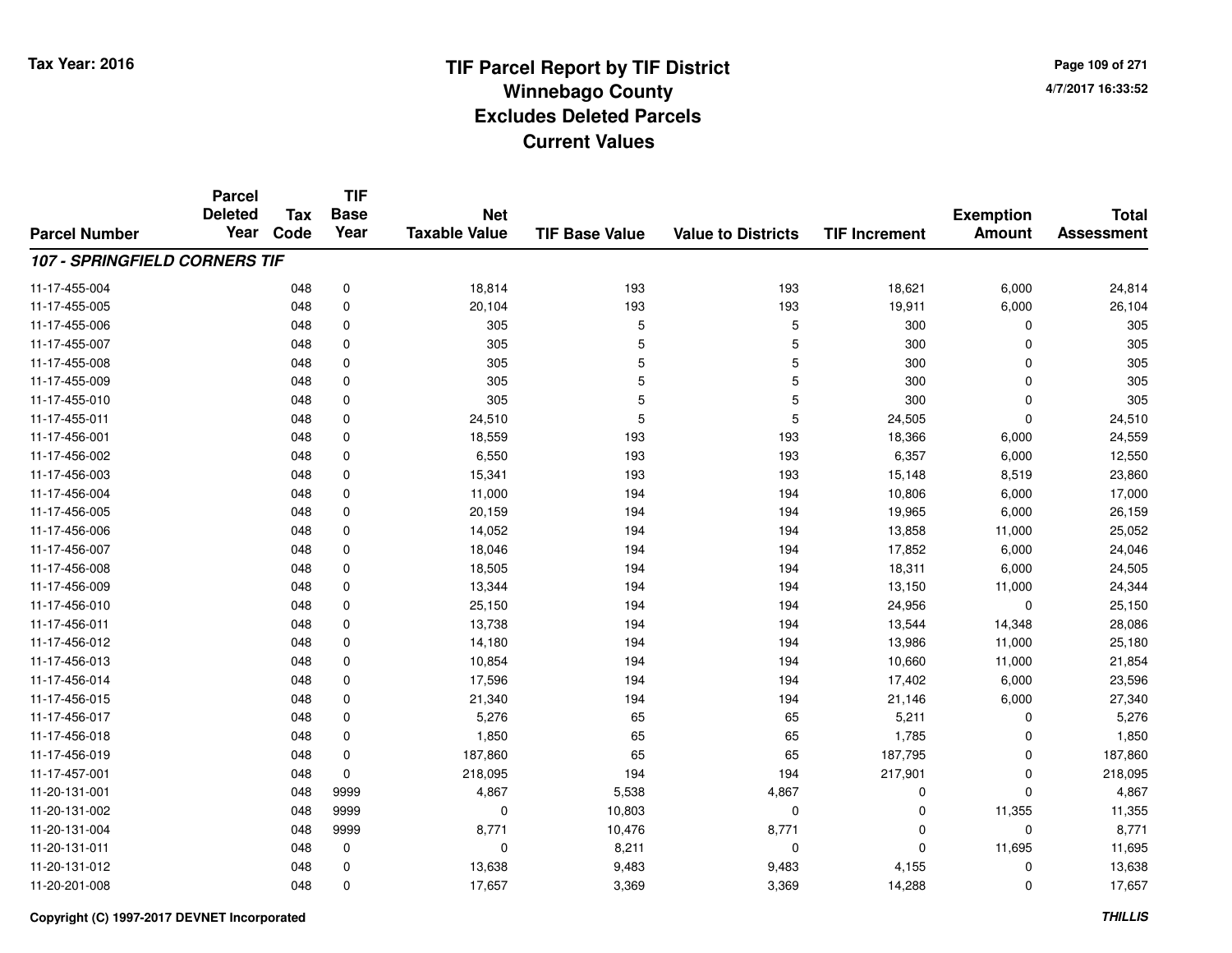# TIF Parcel Report by TIF District
## Winnebago County
## Excludes Deleted Parcels
## Current Values

Tax Year: 2016

4/7/2017 16:33:52

| Parcel Number | Parcel Deleted Year | Tax Code | TIF Base Year | Net Taxable Value | TIF Base Value | Value to Districts | TIF Increment | Exemption Amount | Total Assessment |
|---|---|---|---|---|---|---|---|---|---|
| ***107 - SPRINGFIELD CORNERS TIF*** | | | | | | | | | |
| 11-17-455-004 | | 048 | 0 | 18,814 | 193 | 193 | 18,621 | 6,000 | 24,814 |
| 11-17-455-005 | | 048 | 0 | 20,104 | 193 | 193 | 19,911 | 6,000 | 26,104 |
| 11-17-455-006 | | 048 | 0 | 305 | 5 | 5 | 300 | 0 | 305 |
| 11-17-455-007 | | 048 | 0 | 305 | 5 | 5 | 300 | 0 | 305 |
| 11-17-455-008 | | 048 | 0 | 305 | 5 | 5 | 300 | 0 | 305 |
| 11-17-455-009 | | 048 | 0 | 305 | 5 | 5 | 300 | 0 | 305 |
| 11-17-455-010 | | 048 | 0 | 305 | 5 | 5 | 300 | 0 | 305 |
| 11-17-455-011 | | 048 | 0 | 24,510 | 5 | 5 | 24,505 | 0 | 24,510 |
| 11-17-456-001 | | 048 | 0 | 18,559 | 193 | 193 | 18,366 | 6,000 | 24,559 |
| 11-17-456-002 | | 048 | 0 | 6,550 | 193 | 193 | 6,357 | 6,000 | 12,550 |
| 11-17-456-003 | | 048 | 0 | 15,341 | 193 | 193 | 15,148 | 8,519 | 23,860 |
| 11-17-456-004 | | 048 | 0 | 11,000 | 194 | 194 | 10,806 | 6,000 | 17,000 |
| 11-17-456-005 | | 048 | 0 | 20,159 | 194 | 194 | 19,965 | 6,000 | 26,159 |
| 11-17-456-006 | | 048 | 0 | 14,052 | 194 | 194 | 13,858 | 11,000 | 25,052 |
| 11-17-456-007 | | 048 | 0 | 18,046 | 194 | 194 | 17,852 | 6,000 | 24,046 |
| 11-17-456-008 | | 048 | 0 | 18,505 | 194 | 194 | 18,311 | 6,000 | 24,505 |
| 11-17-456-009 | | 048 | 0 | 13,344 | 194 | 194 | 13,150 | 11,000 | 24,344 |
| 11-17-456-010 | | 048 | 0 | 25,150 | 194 | 194 | 24,956 | 0 | 25,150 |
| 11-17-456-011 | | 048 | 0 | 13,738 | 194 | 194 | 13,544 | 14,348 | 28,086 |
| 11-17-456-012 | | 048 | 0 | 14,180 | 194 | 194 | 13,986 | 11,000 | 25,180 |
| 11-17-456-013 | | 048 | 0 | 10,854 | 194 | 194 | 10,660 | 11,000 | 21,854 |
| 11-17-456-014 | | 048 | 0 | 17,596 | 194 | 194 | 17,402 | 6,000 | 23,596 |
| 11-17-456-015 | | 048 | 0 | 21,340 | 194 | 194 | 21,146 | 6,000 | 27,340 |
| 11-17-456-017 | | 048 | 0 | 5,276 | 65 | 65 | 5,211 | 0 | 5,276 |
| 11-17-456-018 | | 048 | 0 | 1,850 | 65 | 65 | 1,785 | 0 | 1,850 |
| 11-17-456-019 | | 048 | 0 | 187,860 | 65 | 65 | 187,795 | 0 | 187,860 |
| 11-17-457-001 | | 048 | 0 | 218,095 | 194 | 194 | 217,901 | 0 | 218,095 |
| 11-20-131-001 | | 048 | 9999 | 4,867 | 5,538 | 4,867 | 0 | 0 | 4,867 |
| 11-20-131-002 | | 048 | 9999 | 0 | 10,803 | 0 | 0 | 11,355 | 11,355 |
| 11-20-131-004 | | 048 | 9999 | 8,771 | 10,476 | 8,771 | 0 | 0 | 8,771 |
| 11-20-131-011 | | 048 | 0 | 0 | 8,211 | 0 | 0 | 11,695 | 11,695 |
| 11-20-131-012 | | 048 | 0 | 13,638 | 9,483 | 9,483 | 4,155 | 0 | 13,638 |
| 11-20-201-008 | | 048 | 0 | 17,657 | 3,369 | 3,369 | 14,288 | 0 | 17,657 |

Copyright (C) 1997-2017 DEVNET Incorporated

THILLIS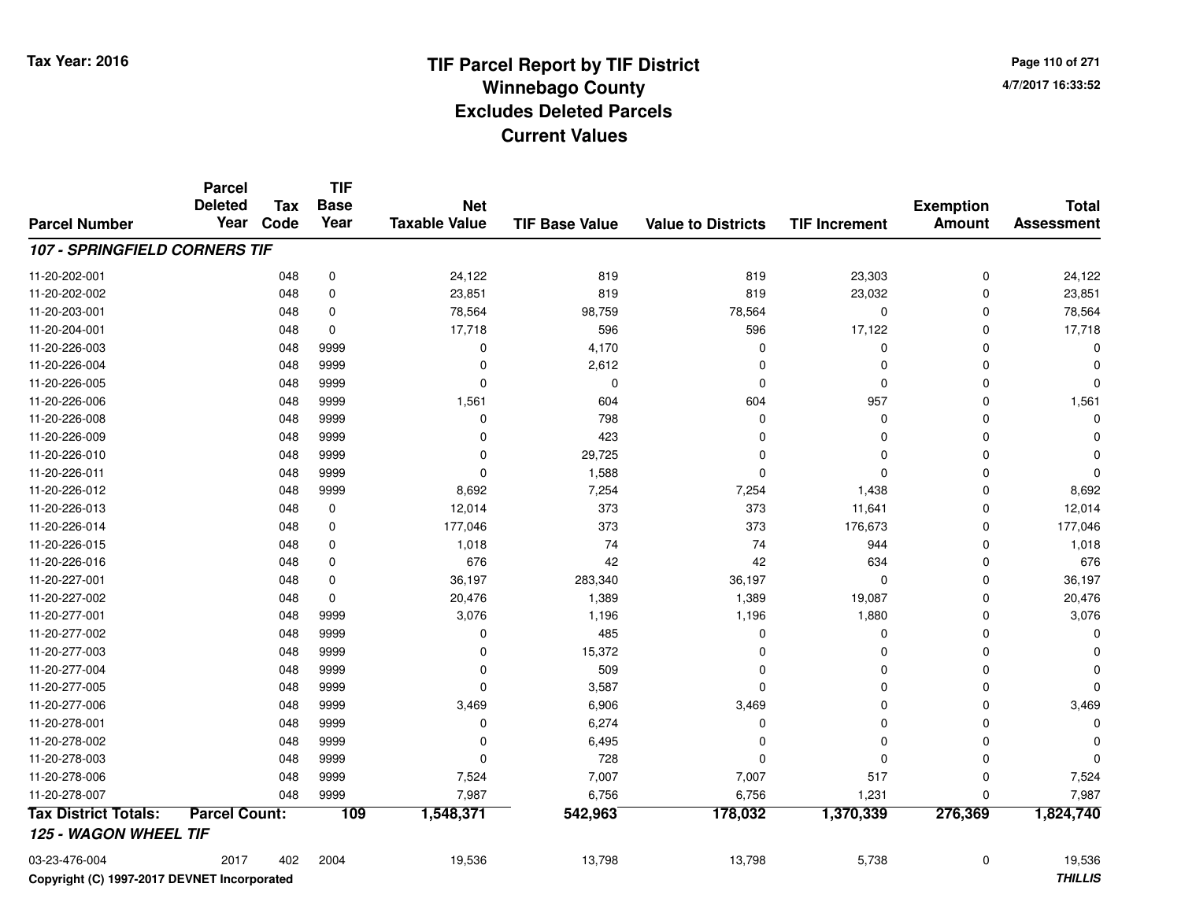Tax Year: 2016

# TIF Parcel Report by TIF District
## Winnebago County
## Excludes Deleted Parcels
## Current Values

4/7/2017 16:33:52

| Parcel Number | Parcel Deleted Year | Tax Code | TIF Base Year | Net Taxable Value | TIF Base Value | Value to Districts | TIF Increment | Exemption Amount | Total Assessment |
|---|---|---|---|---|---|---|---|---|---|
| ***107 - SPRINGFIELD CORNERS TIF*** | | | | | | | | | |
| 11-20-202-001 | | 048 | 0 | 24,122 | 819 | 819 | 23,303 | 0 | 24,122 |
| 11-20-202-002 | | 048 | 0 | 23,851 | 819 | 819 | 23,032 | 0 | 23,851 |
| 11-20-203-001 | | 048 | 0 | 78,564 | 98,759 | 78,564 | 0 | 0 | 78,564 |
| 11-20-204-001 | | 048 | 0 | 17,718 | 596 | 596 | 17,122 | 0 | 17,718 |
| 11-20-226-003 | | 048 | 9999 | 0 | 4,170 | 0 | 0 | 0 | 0 |
| 11-20-226-004 | | 048 | 9999 | 0 | 2,612 | 0 | 0 | 0 | 0 |
| 11-20-226-005 | | 048 | 9999 | 0 | 0 | 0 | 0 | 0 | 0 |
| 11-20-226-006 | | 048 | 9999 | 1,561 | 604 | 604 | 957 | 0 | 1,561 |
| 11-20-226-008 | | 048 | 9999 | 0 | 798 | 0 | 0 | 0 | 0 |
| 11-20-226-009 | | 048 | 9999 | 0 | 423 | 0 | 0 | 0 | 0 |
| 11-20-226-010 | | 048 | 9999 | 0 | 29,725 | 0 | 0 | 0 | 0 |
| 11-20-226-011 | | 048 | 9999 | 0 | 1,588 | 0 | 0 | 0 | 0 |
| 11-20-226-012 | | 048 | 9999 | 8,692 | 7,254 | 7,254 | 1,438 | 0 | 8,692 |
| 11-20-226-013 | | 048 | 0 | 12,014 | 373 | 373 | 11,641 | 0 | 12,014 |
| 11-20-226-014 | | 048 | 0 | 177,046 | 373 | 373 | 176,673 | 0 | 177,046 |
| 11-20-226-015 | | 048 | 0 | 1,018 | 74 | 74 | 944 | 0 | 1,018 |
| 11-20-226-016 | | 048 | 0 | 676 | 42 | 42 | 634 | 0 | 676 |
| 11-20-227-001 | | 048 | 0 | 36,197 | 283,340 | 36,197 | 0 | 0 | 36,197 |
| 11-20-227-002 | | 048 | 0 | 20,476 | 1,389 | 1,389 | 19,087 | 0 | 20,476 |
| 11-20-277-001 | | 048 | 9999 | 3,076 | 1,196 | 1,196 | 1,880 | 0 | 3,076 |
| 11-20-277-002 | | 048 | 9999 | 0 | 485 | 0 | 0 | 0 | 0 |
| 11-20-277-003 | | 048 | 9999 | 0 | 15,372 | 0 | 0 | 0 | 0 |
| 11-20-277-004 | | 048 | 9999 | 0 | 509 | 0 | 0 | 0 | 0 |
| 11-20-277-005 | | 048 | 9999 | 0 | 3,587 | 0 | 0 | 0 | 0 |
| 11-20-277-006 | | 048 | 9999 | 3,469 | 6,906 | 3,469 | 0 | 0 | 3,469 |
| 11-20-278-001 | | 048 | 9999 | 0 | 6,274 | 0 | 0 | 0 | 0 |
| 11-20-278-002 | | 048 | 9999 | 0 | 6,495 | 0 | 0 | 0 | 0 |
| 11-20-278-003 | | 048 | 9999 | 0 | 728 | 0 | 0 | 0 | 0 |
| 11-20-278-006 | | 048 | 9999 | 7,524 | 7,007 | 7,007 | 517 | 0 | 7,524 |
| 11-20-278-007 | | 048 | 9999 | 7,987 | 6,756 | 6,756 | 1,231 | 0 | 7,987 |
| **Tax District Totals:** | **Parcel Count:** | | **109** | **1,548,371** | **542,963** | **178,032** | **1,370,339** | **276,369** | **1,824,740** |
| ***125 - WAGON WHEEL TIF*** | | | | | | | | | |
| 03-23-476-004 | 2017 | 402 | 2004 | 19,536 | 13,798 | 13,798 | 5,738 | 0 | 19,536 |

Copyright (C) 1997-2017 DEVNET Incorporated

THILLIS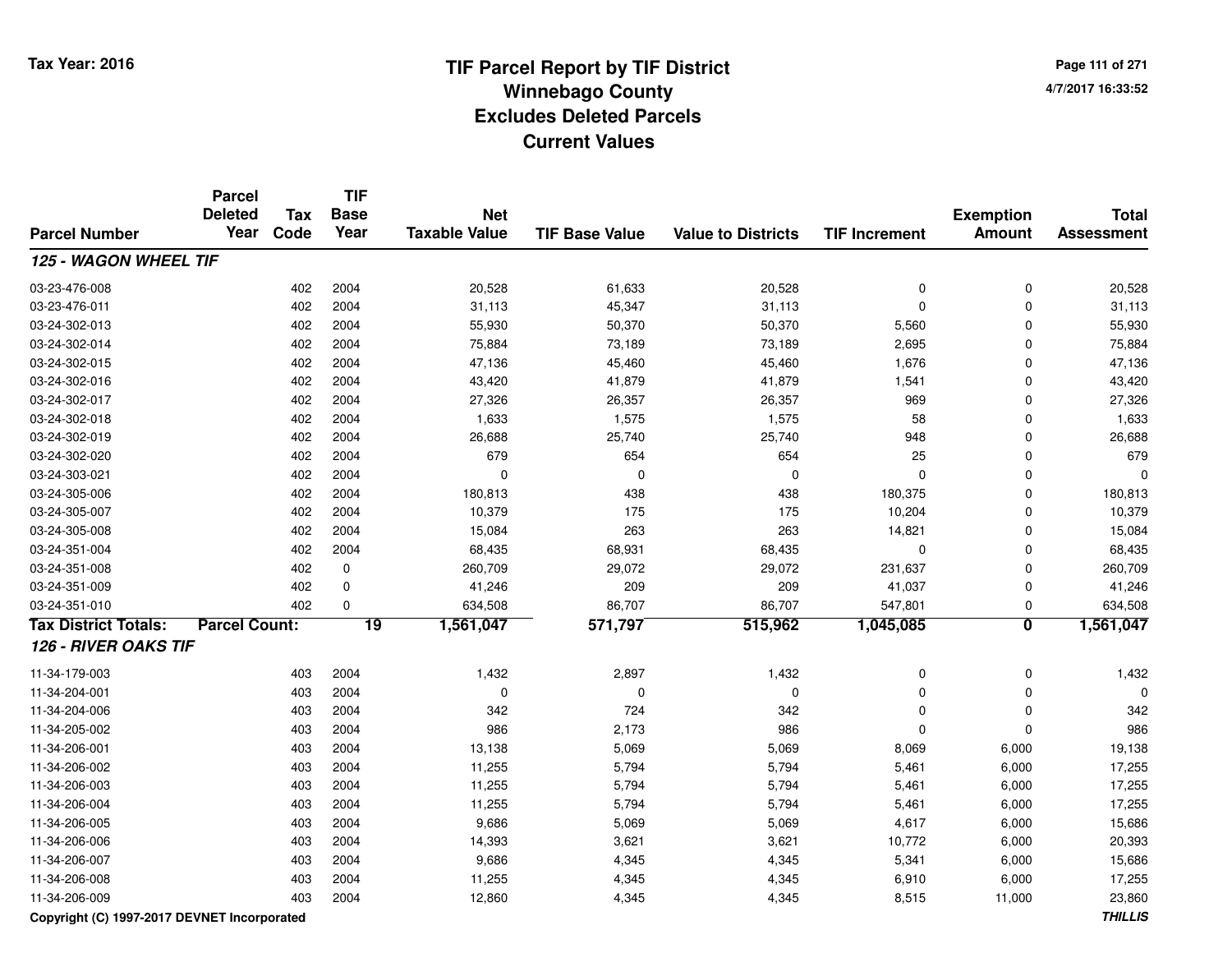# TIF Parcel Report by TIF District
## Winnebago County
## Excludes Deleted Parcels
## Current Values

Tax Year: 2016

4/7/2017 16:33:52

| Parcel Number | Parcel Deleted Year | Tax Code | TIF Base Year | Net Taxable Value | TIF Base Value | Value to Districts | TIF Increment | Exemption Amount | Total Assessment |
|---|---|---|---|---|---|---|---|---|---|
| ***125 - WAGON WHEEL TIF*** | | | | | | | | | |
| 03-23-476-008 | | 402 | 2004 | 20,528 | 61,633 | 20,528 | 0 | 0 | 20,528 |
| 03-23-476-011 | | 402 | 2004 | 31,113 | 45,347 | 31,113 | 0 | 0 | 31,113 |
| 03-24-302-013 | | 402 | 2004 | 55,930 | 50,370 | 50,370 | 5,560 | 0 | 55,930 |
| 03-24-302-014 | | 402 | 2004 | 75,884 | 73,189 | 73,189 | 2,695 | 0 | 75,884 |
| 03-24-302-015 | | 402 | 2004 | 47,136 | 45,460 | 45,460 | 1,676 | 0 | 47,136 |
| 03-24-302-016 | | 402 | 2004 | 43,420 | 41,879 | 41,879 | 1,541 | 0 | 43,420 |
| 03-24-302-017 | | 402 | 2004 | 27,326 | 26,357 | 26,357 | 969 | 0 | 27,326 |
| 03-24-302-018 | | 402 | 2004 | 1,633 | 1,575 | 1,575 | 58 | 0 | 1,633 |
| 03-24-302-019 | | 402 | 2004 | 26,688 | 25,740 | 25,740 | 948 | 0 | 26,688 |
| 03-24-302-020 | | 402 | 2004 | 679 | 654 | 654 | 25 | 0 | 679 |
| 03-24-303-021 | | 402 | 2004 | 0 | 0 | 0 | 0 | 0 | 0 |
| 03-24-305-006 | | 402 | 2004 | 180,813 | 438 | 438 | 180,375 | 0 | 180,813 |
| 03-24-305-007 | | 402 | 2004 | 10,379 | 175 | 175 | 10,204 | 0 | 10,379 |
| 03-24-305-008 | | 402 | 2004 | 15,084 | 263 | 263 | 14,821 | 0 | 15,084 |
| 03-24-351-004 | | 402 | 2004 | 68,435 | 68,931 | 68,435 | 0 | 0 | 68,435 |
| 03-24-351-008 | | 402 | 0 | 260,709 | 29,072 | 29,072 | 231,637 | 0 | 260,709 |
| 03-24-351-009 | | 402 | 0 | 41,246 | 209 | 209 | 41,037 | 0 | 41,246 |
| 03-24-351-010 | | 402 | 0 | 634,508 | 86,707 | 86,707 | 547,801 | 0 | 634,508 |
| **Tax District Totals:** | **Parcel Count:** | | **19** | **1,561,047** | **571,797** | **515,962** | **1,045,085** | **0** | **1,561,047** |
| ***126 - RIVER OAKS TIF*** | | | | | | | | | |
| 11-34-179-003 | | 403 | 2004 | 1,432 | 2,897 | 1,432 | 0 | 0 | 1,432 |
| 11-34-204-001 | | 403 | 2004 | 0 | 0 | 0 | 0 | 0 | 0 |
| 11-34-204-006 | | 403 | 2004 | 342 | 724 | 342 | 0 | 0 | 342 |
| 11-34-205-002 | | 403 | 2004 | 986 | 2,173 | 986 | 0 | 0 | 986 |
| 11-34-206-001 | | 403 | 2004 | 13,138 | 5,069 | 5,069 | 8,069 | 6,000 | 19,138 |
| 11-34-206-002 | | 403 | 2004 | 11,255 | 5,794 | 5,794 | 5,461 | 6,000 | 17,255 |
| 11-34-206-003 | | 403 | 2004 | 11,255 | 5,794 | 5,794 | 5,461 | 6,000 | 17,255 |
| 11-34-206-004 | | 403 | 2004 | 11,255 | 5,794 | 5,794 | 5,461 | 6,000 | 17,255 |
| 11-34-206-005 | | 403 | 2004 | 9,686 | 5,069 | 5,069 | 4,617 | 6,000 | 15,686 |
| 11-34-206-006 | | 403 | 2004 | 14,393 | 3,621 | 3,621 | 10,772 | 6,000 | 20,393 |
| 11-34-206-007 | | 403 | 2004 | 9,686 | 4,345 | 4,345 | 5,341 | 6,000 | 15,686 |
| 11-34-206-008 | | 403 | 2004 | 11,255 | 4,345 | 4,345 | 6,910 | 6,000 | 17,255 |
| 11-34-206-009 | | 403 | 2004 | 12,860 | 4,345 | 4,345 | 8,515 | 11,000 | 23,860 |

Copyright (C) 1997-2017 DEVNET Incorporated

THILLIS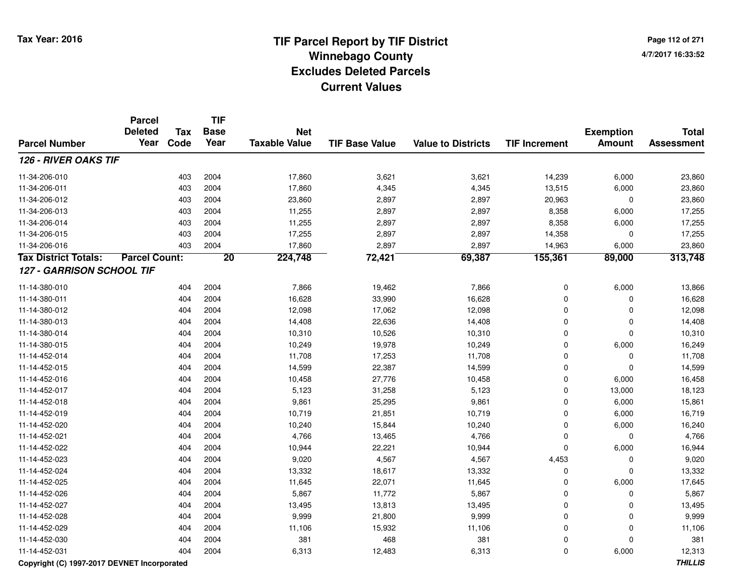# TIF Parcel Report by TIF District
## Winnebago County
## Excludes Deleted Parcels
## Current Values

Tax Year: 2016

4/7/2017 16:33:52

| Parcel Number | Parcel Deleted Year | Tax Code | TIF Base Year | Net Taxable Value | TIF Base Value | Value to Districts | TIF Increment | Exemption Amount | Total Assessment |
|---|---|---|---|---|---|---|---|---|---|
| ***126 - RIVER OAKS TIF*** | | | | | | | | | |
| 11-34-206-010 | | 403 | 2004 | 17,860 | 3,621 | 3,621 | 14,239 | 6,000 | 23,860 |
| 11-34-206-011 | | 403 | 2004 | 17,860 | 4,345 | 4,345 | 13,515 | 6,000 | 23,860 |
| 11-34-206-012 | | 403 | 2004 | 23,860 | 2,897 | 2,897 | 20,963 | 0 | 23,860 |
| 11-34-206-013 | | 403 | 2004 | 11,255 | 2,897 | 2,897 | 8,358 | 6,000 | 17,255 |
| 11-34-206-014 | | 403 | 2004 | 11,255 | 2,897 | 2,897 | 8,358 | 6,000 | 17,255 |
| 11-34-206-015 | | 403 | 2004 | 17,255 | 2,897 | 2,897 | 14,358 | 0 | 17,255 |
| 11-34-206-016 | | 403 | 2004 | 17,860 | 2,897 | 2,897 | 14,963 | 6,000 | 23,860 |
| **Tax District Totals:** | **Parcel Count:** | | **20** | **224,748** | **72,421** | **69,387** | **155,361** | **89,000** | **313,748** |
| ***127 - GARRISON SCHOOL TIF*** | | | | | | | | | |
| 11-14-380-010 | | 404 | 2004 | 7,866 | 19,462 | 7,866 | 0 | 6,000 | 13,866 |
| 11-14-380-011 | | 404 | 2004 | 16,628 | 33,990 | 16,628 | 0 | 0 | 16,628 |
| 11-14-380-012 | | 404 | 2004 | 12,098 | 17,062 | 12,098 | 0 | 0 | 12,098 |
| 11-14-380-013 | | 404 | 2004 | 14,408 | 22,636 | 14,408 | 0 | 0 | 14,408 |
| 11-14-380-014 | | 404 | 2004 | 10,310 | 10,526 | 10,310 | 0 | 0 | 10,310 |
| 11-14-380-015 | | 404 | 2004 | 10,249 | 19,978 | 10,249 | 0 | 6,000 | 16,249 |
| 11-14-452-014 | | 404 | 2004 | 11,708 | 17,253 | 11,708 | 0 | 0 | 11,708 |
| 11-14-452-015 | | 404 | 2004 | 14,599 | 22,387 | 14,599 | 0 | 0 | 14,599 |
| 11-14-452-016 | | 404 | 2004 | 10,458 | 27,776 | 10,458 | 0 | 6,000 | 16,458 |
| 11-14-452-017 | | 404 | 2004 | 5,123 | 31,258 | 5,123 | 0 | 13,000 | 18,123 |
| 11-14-452-018 | | 404 | 2004 | 9,861 | 25,295 | 9,861 | 0 | 6,000 | 15,861 |
| 11-14-452-019 | | 404 | 2004 | 10,719 | 21,851 | 10,719 | 0 | 6,000 | 16,719 |
| 11-14-452-020 | | 404 | 2004 | 10,240 | 15,844 | 10,240 | 0 | 6,000 | 16,240 |
| 11-14-452-021 | | 404 | 2004 | 4,766 | 13,465 | 4,766 | 0 | 0 | 4,766 |
| 11-14-452-022 | | 404 | 2004 | 10,944 | 22,221 | 10,944 | 0 | 6,000 | 16,944 |
| 11-14-452-023 | | 404 | 2004 | 9,020 | 4,567 | 4,567 | 4,453 | 0 | 9,020 |
| 11-14-452-024 | | 404 | 2004 | 13,332 | 18,617 | 13,332 | 0 | 0 | 13,332 |
| 11-14-452-025 | | 404 | 2004 | 11,645 | 22,071 | 11,645 | 0 | 6,000 | 17,645 |
| 11-14-452-026 | | 404 | 2004 | 5,867 | 11,772 | 5,867 | 0 | 0 | 5,867 |
| 11-14-452-027 | | 404 | 2004 | 13,495 | 13,813 | 13,495 | 0 | 0 | 13,495 |
| 11-14-452-028 | | 404 | 2004 | 9,999 | 21,800 | 9,999 | 0 | 0 | 9,999 |
| 11-14-452-029 | | 404 | 2004 | 11,106 | 15,932 | 11,106 | 0 | 0 | 11,106 |
| 11-14-452-030 | | 404 | 2004 | 381 | 468 | 381 | 0 | 0 | 381 |
| 11-14-452-031 | | 404 | 2004 | 6,313 | 12,483 | 6,313 | 0 | 6,000 | 12,313 |

Copyright (C) 1997-2017 DEVNET Incorporated

*THILLIS*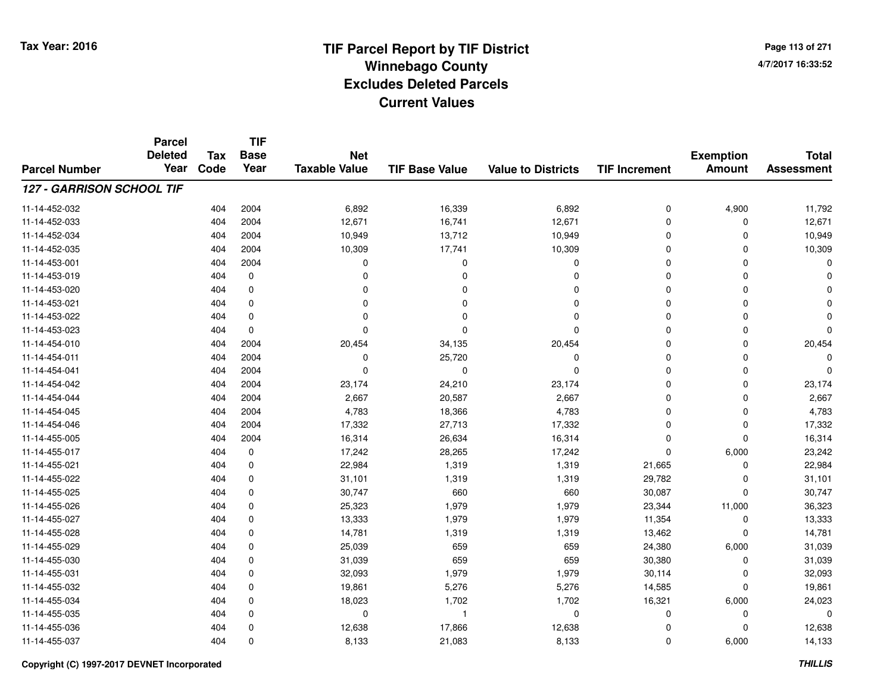Tax Year: 2016

# TIF Parcel Report by TIF District
## Winnebago County
## Excludes Deleted Parcels
## Current Values

4/7/2017 16:33:52

| Parcel Number | Parcel Deleted Year | Tax Code | TIF Base Year | Net Taxable Value | TIF Base Value | Value to Districts | TIF Increment | Exemption Amount | Total Assessment |
|---|---|---|---|---|---|---|---|---|---|
| ***127 - GARRISON SCHOOL TIF*** | | | | | | | | | |
| 11-14-452-032 | | 404 | 2004 | 6,892 | 16,339 | 6,892 | 0 | 4,900 | 11,792 |
| 11-14-452-033 | | 404 | 2004 | 12,671 | 16,741 | 12,671 | 0 | 0 | 12,671 |
| 11-14-452-034 | | 404 | 2004 | 10,949 | 13,712 | 10,949 | 0 | 0 | 10,949 |
| 11-14-452-035 | | 404 | 2004 | 10,309 | 17,741 | 10,309 | 0 | 0 | 10,309 |
| 11-14-453-001 | | 404 | 2004 | 0 | 0 | 0 | 0 | 0 | 0 |
| 11-14-453-019 | | 404 | 0 | 0 | 0 | 0 | 0 | 0 | 0 |
| 11-14-453-020 | | 404 | 0 | 0 | 0 | 0 | 0 | 0 | 0 |
| 11-14-453-021 | | 404 | 0 | 0 | 0 | 0 | 0 | 0 | 0 |
| 11-14-453-022 | | 404 | 0 | 0 | 0 | 0 | 0 | 0 | 0 |
| 11-14-453-023 | | 404 | 0 | 0 | 0 | 0 | 0 | 0 | 0 |
| 11-14-454-010 | | 404 | 2004 | 20,454 | 34,135 | 20,454 | 0 | 0 | 20,454 |
| 11-14-454-011 | | 404 | 2004 | 0 | 25,720 | 0 | 0 | 0 | 0 |
| 11-14-454-041 | | 404 | 2004 | 0 | 0 | 0 | 0 | 0 | 0 |
| 11-14-454-042 | | 404 | 2004 | 23,174 | 24,210 | 23,174 | 0 | 0 | 23,174 |
| 11-14-454-044 | | 404 | 2004 | 2,667 | 20,587 | 2,667 | 0 | 0 | 2,667 |
| 11-14-454-045 | | 404 | 2004 | 4,783 | 18,366 | 4,783 | 0 | 0 | 4,783 |
| 11-14-454-046 | | 404 | 2004 | 17,332 | 27,713 | 17,332 | 0 | 0 | 17,332 |
| 11-14-455-005 | | 404 | 2004 | 16,314 | 26,634 | 16,314 | 0 | 0 | 16,314 |
| 11-14-455-017 | | 404 | 0 | 17,242 | 28,265 | 17,242 | 0 | 6,000 | 23,242 |
| 11-14-455-021 | | 404 | 0 | 22,984 | 1,319 | 1,319 | 21,665 | 0 | 22,984 |
| 11-14-455-022 | | 404 | 0 | 31,101 | 1,319 | 1,319 | 29,782 | 0 | 31,101 |
| 11-14-455-025 | | 404 | 0 | 30,747 | 660 | 660 | 30,087 | 0 | 30,747 |
| 11-14-455-026 | | 404 | 0 | 25,323 | 1,979 | 1,979 | 23,344 | 11,000 | 36,323 |
| 11-14-455-027 | | 404 | 0 | 13,333 | 1,979 | 1,979 | 11,354 | 0 | 13,333 |
| 11-14-455-028 | | 404 | 0 | 14,781 | 1,319 | 1,319 | 13,462 | 0 | 14,781 |
| 11-14-455-029 | | 404 | 0 | 25,039 | 659 | 659 | 24,380 | 6,000 | 31,039 |
| 11-14-455-030 | | 404 | 0 | 31,039 | 659 | 659 | 30,380 | 0 | 31,039 |
| 11-14-455-031 | | 404 | 0 | 32,093 | 1,979 | 1,979 | 30,114 | 0 | 32,093 |
| 11-14-455-032 | | 404 | 0 | 19,861 | 5,276 | 5,276 | 14,585 | 0 | 19,861 |
| 11-14-455-034 | | 404 | 0 | 18,023 | 1,702 | 1,702 | 16,321 | 6,000 | 24,023 |
| 11-14-455-035 | | 404 | 0 | 0 | 1 | 0 | 0 | 0 | 0 |
| 11-14-455-036 | | 404 | 0 | 12,638 | 17,866 | 12,638 | 0 | 0 | 12,638 |
| 11-14-455-037 | | 404 | 0 | 8,133 | 21,083 | 8,133 | 0 | 6,000 | 14,133 |

Copyright (C) 1997-2017 DEVNET Incorporated

*THILLIS*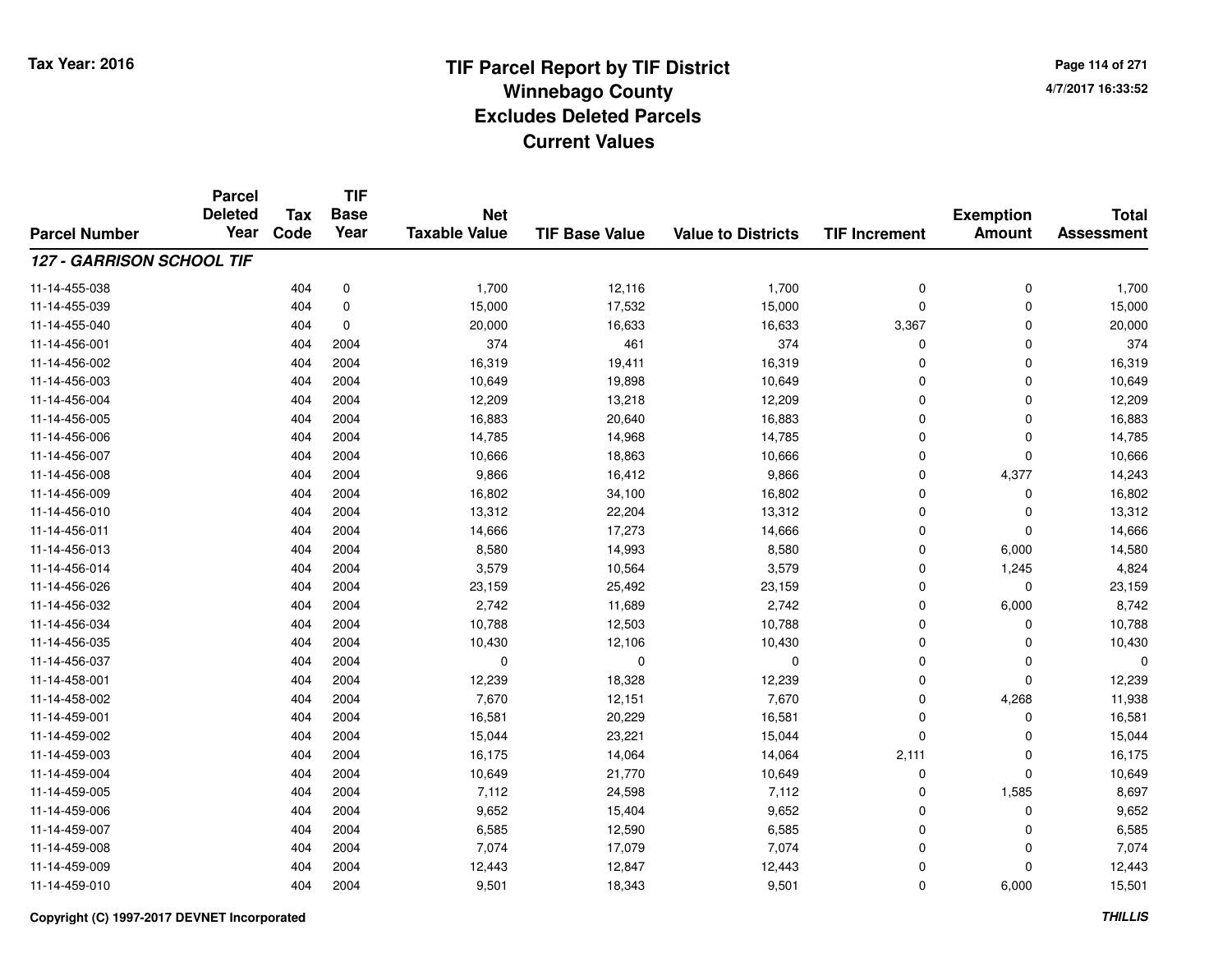Tax Year: 2016

# TIF Parcel Report by TIF District
## Winnebago County
## Excludes Deleted Parcels
## Current Values

4/7/2017 16:33:52

| Parcel Number | Parcel Deleted Year | Tax Code | TIF Base Year | Net Taxable Value | TIF Base Value | Value to Districts | TIF Increment | Exemption Amount | Total Assessment |
|---|---|---|---|---|---|---|---|---|---|
| ***127 - GARRISON SCHOOL TIF*** | | | | | | | | | |
| 11-14-455-038 | | 404 | 0 | 1,700 | 12,116 | 1,700 | 0 | 0 | 1,700 |
| 11-14-455-039 | | 404 | 0 | 15,000 | 17,532 | 15,000 | 0 | 0 | 15,000 |
| 11-14-455-040 | | 404 | 0 | 20,000 | 16,633 | 16,633 | 3,367 | 0 | 20,000 |
| 11-14-456-001 | | 404 | 2004 | 374 | 461 | 374 | 0 | 0 | 374 |
| 11-14-456-002 | | 404 | 2004 | 16,319 | 19,411 | 16,319 | 0 | 0 | 16,319 |
| 11-14-456-003 | | 404 | 2004 | 10,649 | 19,898 | 10,649 | 0 | 0 | 10,649 |
| 11-14-456-004 | | 404 | 2004 | 12,209 | 13,218 | 12,209 | 0 | 0 | 12,209 |
| 11-14-456-005 | | 404 | 2004 | 16,883 | 20,640 | 16,883 | 0 | 0 | 16,883 |
| 11-14-456-006 | | 404 | 2004 | 14,785 | 14,968 | 14,785 | 0 | 0 | 14,785 |
| 11-14-456-007 | | 404 | 2004 | 10,666 | 18,863 | 10,666 | 0 | 0 | 10,666 |
| 11-14-456-008 | | 404 | 2004 | 9,866 | 16,412 | 9,866 | 0 | 4,377 | 14,243 |
| 11-14-456-009 | | 404 | 2004 | 16,802 | 34,100 | 16,802 | 0 | 0 | 16,802 |
| 11-14-456-010 | | 404 | 2004 | 13,312 | 22,204 | 13,312 | 0 | 0 | 13,312 |
| 11-14-456-011 | | 404 | 2004 | 14,666 | 17,273 | 14,666 | 0 | 0 | 14,666 |
| 11-14-456-013 | | 404 | 2004 | 8,580 | 14,993 | 8,580 | 0 | 6,000 | 14,580 |
| 11-14-456-014 | | 404 | 2004 | 3,579 | 10,564 | 3,579 | 0 | 1,245 | 4,824 |
| 11-14-456-026 | | 404 | 2004 | 23,159 | 25,492 | 23,159 | 0 | 0 | 23,159 |
| 11-14-456-032 | | 404 | 2004 | 2,742 | 11,689 | 2,742 | 0 | 6,000 | 8,742 |
| 11-14-456-034 | | 404 | 2004 | 10,788 | 12,503 | 10,788 | 0 | 0 | 10,788 |
| 11-14-456-035 | | 404 | 2004 | 10,430 | 12,106 | 10,430 | 0 | 0 | 10,430 |
| 11-14-456-037 | | 404 | 2004 | 0 | 0 | 0 | 0 | 0 | 0 |
| 11-14-458-001 | | 404 | 2004 | 12,239 | 18,328 | 12,239 | 0 | 0 | 12,239 |
| 11-14-458-002 | | 404 | 2004 | 7,670 | 12,151 | 7,670 | 0 | 4,268 | 11,938 |
| 11-14-459-001 | | 404 | 2004 | 16,581 | 20,229 | 16,581 | 0 | 0 | 16,581 |
| 11-14-459-002 | | 404 | 2004 | 15,044 | 23,221 | 15,044 | 0 | 0 | 15,044 |
| 11-14-459-003 | | 404 | 2004 | 16,175 | 14,064 | 14,064 | 2,111 | 0 | 16,175 |
| 11-14-459-004 | | 404 | 2004 | 10,649 | 21,770 | 10,649 | 0 | 0 | 10,649 |
| 11-14-459-005 | | 404 | 2004 | 7,112 | 24,598 | 7,112 | 0 | 1,585 | 8,697 |
| 11-14-459-006 | | 404 | 2004 | 9,652 | 15,404 | 9,652 | 0 | 0 | 9,652 |
| 11-14-459-007 | | 404 | 2004 | 6,585 | 12,590 | 6,585 | 0 | 0 | 6,585 |
| 11-14-459-008 | | 404 | 2004 | 7,074 | 17,079 | 7,074 | 0 | 0 | 7,074 |
| 11-14-459-009 | | 404 | 2004 | 12,443 | 12,847 | 12,443 | 0 | 0 | 12,443 |
| 11-14-459-010 | | 404 | 2004 | 9,501 | 18,343 | 9,501 | 0 | 6,000 | 15,501 |

Copyright (C) 1997-2017 DEVNET Incorporated

*THILLIS*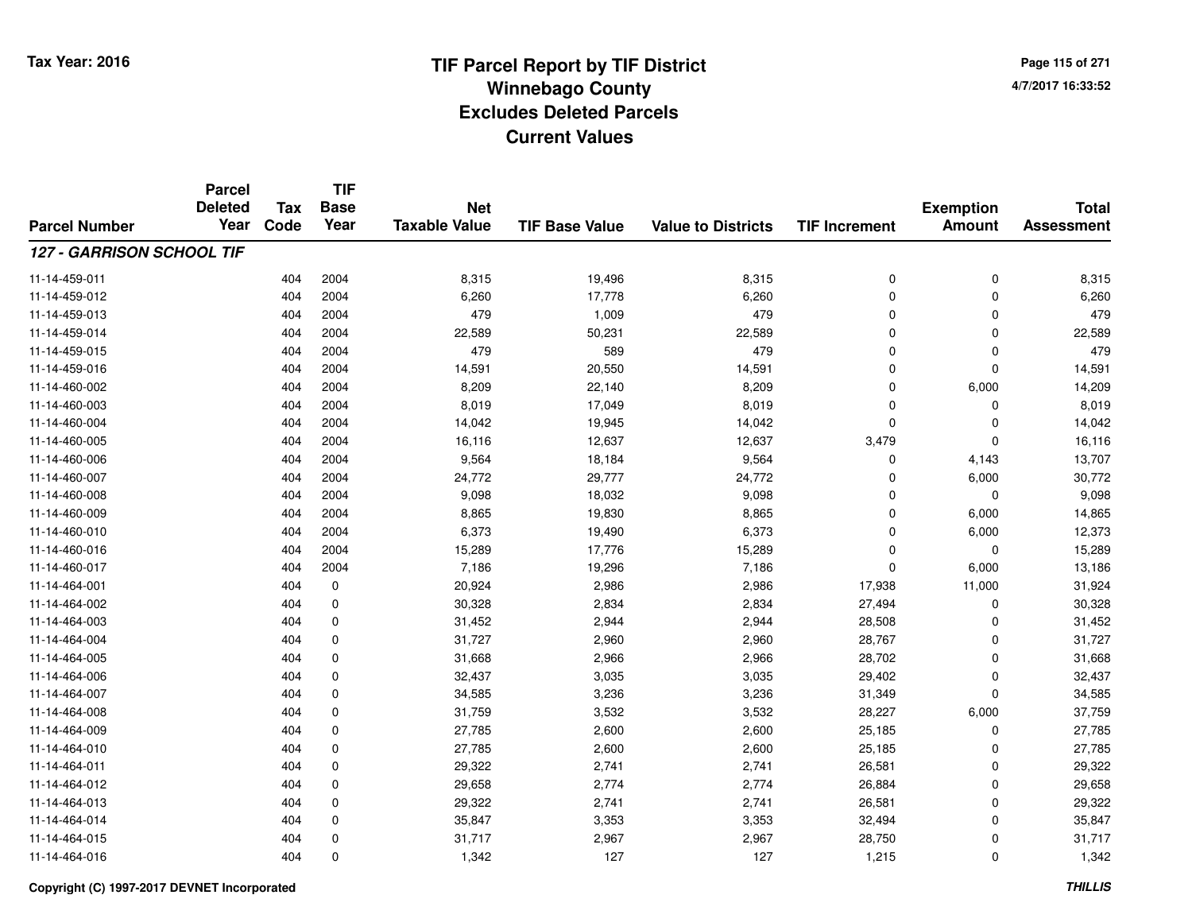# TIF Parcel Report by TIF District
## Winnebago County
## Excludes Deleted Parcels
## Current Values

Tax Year: 2016

4/7/2017 16:33:52

| Parcel Number | Parcel Deleted Year | Tax Code | TIF Base Year | Net Taxable Value | TIF Base Value | Value to Districts | TIF Increment | Exemption Amount | Total Assessment |
|---|---|---|---|---|---|---|---|---|---|
| ***127 - GARRISON SCHOOL TIF*** | | | | | | | | | |
| 11-14-459-011 | | 404 | 2004 | 8,315 | 19,496 | 8,315 | 0 | 0 | 8,315 |
| 11-14-459-012 | | 404 | 2004 | 6,260 | 17,778 | 6,260 | 0 | 0 | 6,260 |
| 11-14-459-013 | | 404 | 2004 | 479 | 1,009 | 479 | 0 | 0 | 479 |
| 11-14-459-014 | | 404 | 2004 | 22,589 | 50,231 | 22,589 | 0 | 0 | 22,589 |
| 11-14-459-015 | | 404 | 2004 | 479 | 589 | 479 | 0 | 0 | 479 |
| 11-14-459-016 | | 404 | 2004 | 14,591 | 20,550 | 14,591 | 0 | 0 | 14,591 |
| 11-14-460-002 | | 404 | 2004 | 8,209 | 22,140 | 8,209 | 0 | 6,000 | 14,209 |
| 11-14-460-003 | | 404 | 2004 | 8,019 | 17,049 | 8,019 | 0 | 0 | 8,019 |
| 11-14-460-004 | | 404 | 2004 | 14,042 | 19,945 | 14,042 | 0 | 0 | 14,042 |
| 11-14-460-005 | | 404 | 2004 | 16,116 | 12,637 | 12,637 | 3,479 | 0 | 16,116 |
| 11-14-460-006 | | 404 | 2004 | 9,564 | 18,184 | 9,564 | 0 | 4,143 | 13,707 |
| 11-14-460-007 | | 404 | 2004 | 24,772 | 29,777 | 24,772 | 0 | 6,000 | 30,772 |
| 11-14-460-008 | | 404 | 2004 | 9,098 | 18,032 | 9,098 | 0 | 0 | 9,098 |
| 11-14-460-009 | | 404 | 2004 | 8,865 | 19,830 | 8,865 | 0 | 6,000 | 14,865 |
| 11-14-460-010 | | 404 | 2004 | 6,373 | 19,490 | 6,373 | 0 | 6,000 | 12,373 |
| 11-14-460-016 | | 404 | 2004 | 15,289 | 17,776 | 15,289 | 0 | 0 | 15,289 |
| 11-14-460-017 | | 404 | 2004 | 7,186 | 19,296 | 7,186 | 0 | 6,000 | 13,186 |
| 11-14-464-001 | | 404 | 0 | 20,924 | 2,986 | 2,986 | 17,938 | 11,000 | 31,924 |
| 11-14-464-002 | | 404 | 0 | 30,328 | 2,834 | 2,834 | 27,494 | 0 | 30,328 |
| 11-14-464-003 | | 404 | 0 | 31,452 | 2,944 | 2,944 | 28,508 | 0 | 31,452 |
| 11-14-464-004 | | 404 | 0 | 31,727 | 2,960 | 2,960 | 28,767 | 0 | 31,727 |
| 11-14-464-005 | | 404 | 0 | 31,668 | 2,966 | 2,966 | 28,702 | 0 | 31,668 |
| 11-14-464-006 | | 404 | 0 | 32,437 | 3,035 | 3,035 | 29,402 | 0 | 32,437 |
| 11-14-464-007 | | 404 | 0 | 34,585 | 3,236 | 3,236 | 31,349 | 0 | 34,585 |
| 11-14-464-008 | | 404 | 0 | 31,759 | 3,532 | 3,532 | 28,227 | 6,000 | 37,759 |
| 11-14-464-009 | | 404 | 0 | 27,785 | 2,600 | 2,600 | 25,185 | 0 | 27,785 |
| 11-14-464-010 | | 404 | 0 | 27,785 | 2,600 | 2,600 | 25,185 | 0 | 27,785 |
| 11-14-464-011 | | 404 | 0 | 29,322 | 2,741 | 2,741 | 26,581 | 0 | 29,322 |
| 11-14-464-012 | | 404 | 0 | 29,658 | 2,774 | 2,774 | 26,884 | 0 | 29,658 |
| 11-14-464-013 | | 404 | 0 | 29,322 | 2,741 | 2,741 | 26,581 | 0 | 29,322 |
| 11-14-464-014 | | 404 | 0 | 35,847 | 3,353 | 3,353 | 32,494 | 0 | 35,847 |
| 11-14-464-015 | | 404 | 0 | 31,717 | 2,967 | 2,967 | 28,750 | 0 | 31,717 |
| 11-14-464-016 | | 404 | 0 | 1,342 | 127 | 127 | 1,215 | 0 | 1,342 |

Copyright (C) 1997-2017 DEVNET Incorporated

*THILLIS*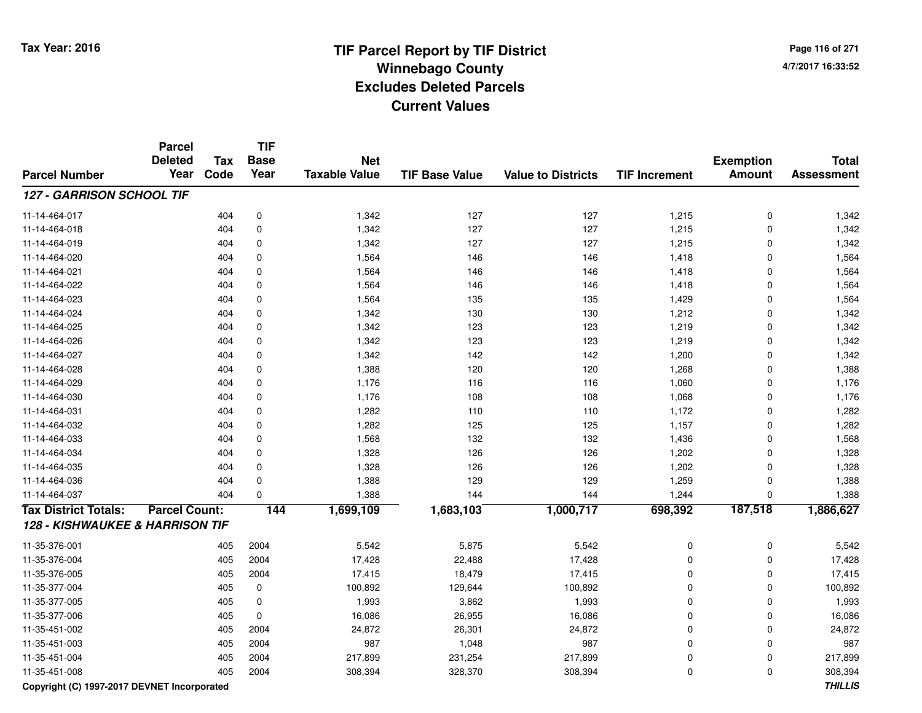# TIF Parcel Report by TIF District
## Winnebago County
## Excludes Deleted Parcels
## Current Values

Tax Year: 2016

4/7/2017 16:33:52

| Parcel Number | Parcel Deleted Year | Tax Code | TIF Base Year | Net Taxable Value | TIF Base Value | Value to Districts | TIF Increment | Exemption Amount | Total Assessment |
|---|---|---|---|---|---|---|---|---|---|
| ***127 - GARRISON SCHOOL TIF*** | | | | | | | | | |
| 11-14-464-017 | | 404 | 0 | 1,342 | 127 | 127 | 1,215 | 0 | 1,342 |
| 11-14-464-018 | | 404 | 0 | 1,342 | 127 | 127 | 1,215 | 0 | 1,342 |
| 11-14-464-019 | | 404 | 0 | 1,342 | 127 | 127 | 1,215 | 0 | 1,342 |
| 11-14-464-020 | | 404 | 0 | 1,564 | 146 | 146 | 1,418 | 0 | 1,564 |
| 11-14-464-021 | | 404 | 0 | 1,564 | 146 | 146 | 1,418 | 0 | 1,564 |
| 11-14-464-022 | | 404 | 0 | 1,564 | 146 | 146 | 1,418 | 0 | 1,564 |
| 11-14-464-023 | | 404 | 0 | 1,564 | 135 | 135 | 1,429 | 0 | 1,564 |
| 11-14-464-024 | | 404 | 0 | 1,342 | 130 | 130 | 1,212 | 0 | 1,342 |
| 11-14-464-025 | | 404 | 0 | 1,342 | 123 | 123 | 1,219 | 0 | 1,342 |
| 11-14-464-026 | | 404 | 0 | 1,342 | 123 | 123 | 1,219 | 0 | 1,342 |
| 11-14-464-027 | | 404 | 0 | 1,342 | 142 | 142 | 1,200 | 0 | 1,342 |
| 11-14-464-028 | | 404 | 0 | 1,388 | 120 | 120 | 1,268 | 0 | 1,388 |
| 11-14-464-029 | | 404 | 0 | 1,176 | 116 | 116 | 1,060 | 0 | 1,176 |
| 11-14-464-030 | | 404 | 0 | 1,176 | 108 | 108 | 1,068 | 0 | 1,176 |
| 11-14-464-031 | | 404 | 0 | 1,282 | 110 | 110 | 1,172 | 0 | 1,282 |
| 11-14-464-032 | | 404 | 0 | 1,282 | 125 | 125 | 1,157 | 0 | 1,282 |
| 11-14-464-033 | | 404 | 0 | 1,568 | 132 | 132 | 1,436 | 0 | 1,568 |
| 11-14-464-034 | | 404 | 0 | 1,328 | 126 | 126 | 1,202 | 0 | 1,328 |
| 11-14-464-035 | | 404 | 0 | 1,328 | 126 | 126 | 1,202 | 0 | 1,328 |
| 11-14-464-036 | | 404 | 0 | 1,388 | 129 | 129 | 1,259 | 0 | 1,388 |
| 11-14-464-037 | | 404 | 0 | 1,388 | 144 | 144 | 1,244 | 0 | 1,388 |
| **Tax District Totals:** | **Parcel Count:** | | **144** | **1,699,109** | **1,683,103** | **1,000,717** | **698,392** | **187,518** | **1,886,627** |
| ***128 - KISHWAUKEE & HARRISON TIF*** | | | | | | | | | |
| 11-35-376-001 | | 405 | 2004 | 5,542 | 5,875 | 5,542 | 0 | 0 | 5,542 |
| 11-35-376-004 | | 405 | 2004 | 17,428 | 22,488 | 17,428 | 0 | 0 | 17,428 |
| 11-35-376-005 | | 405 | 2004 | 17,415 | 18,479 | 17,415 | 0 | 0 | 17,415 |
| 11-35-377-004 | | 405 | 0 | 100,892 | 129,644 | 100,892 | 0 | 0 | 100,892 |
| 11-35-377-005 | | 405 | 0 | 1,993 | 3,862 | 1,993 | 0 | 0 | 1,993 |
| 11-35-377-006 | | 405 | 0 | 16,086 | 26,955 | 16,086 | 0 | 0 | 16,086 |
| 11-35-451-002 | | 405 | 2004 | 24,872 | 26,301 | 24,872 | 0 | 0 | 24,872 |
| 11-35-451-003 | | 405 | 2004 | 987 | 1,048 | 987 | 0 | 0 | 987 |
| 11-35-451-004 | | 405 | 2004 | 217,899 | 231,254 | 217,899 | 0 | 0 | 217,899 |
| 11-35-451-008 | | 405 | 2004 | 308,394 | 328,370 | 308,394 | 0 | 0 | 308,394 |

Copyright (C) 1997-2017 DEVNET Incorporated

*THILLIS*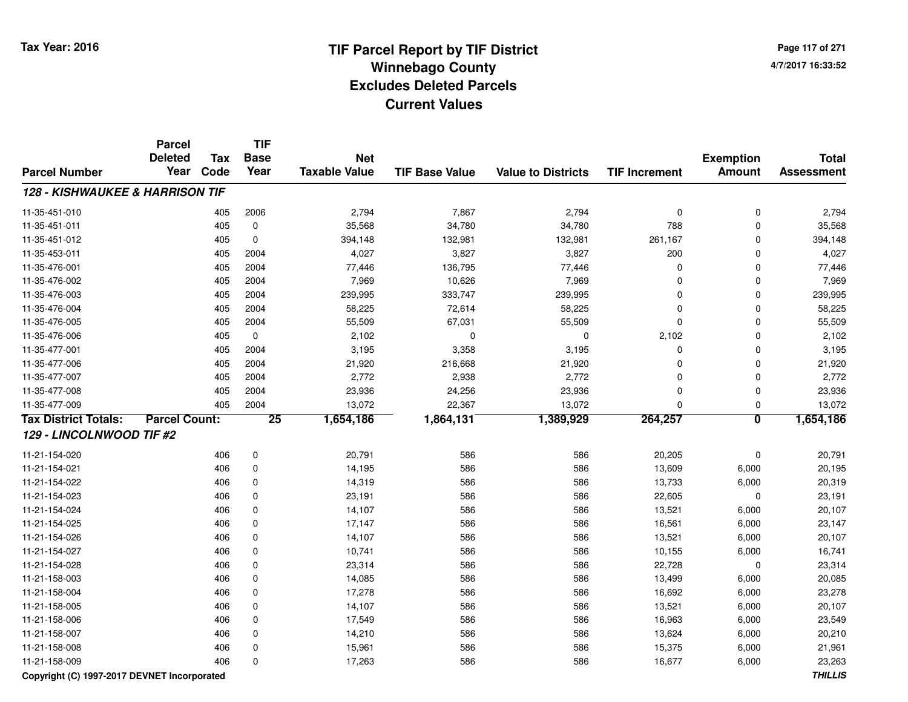Tax Year: 2016

# TIF Parcel Report by TIF District
## Winnebago County
## Excludes Deleted Parcels
## Current Values

4/7/2017 16:33:52

| Parcel Number | Parcel Deleted Year | Tax Code | TIF Base Year | Net Taxable Value | TIF Base Value | Value to Districts | TIF Increment | Exemption Amount | Total Assessment |
|---|---|---|---|---|---|---|---|---|---|
| ***128 - KISHWAUKEE & HARRISON TIF*** | | | | | | | | | |
| 11-35-451-010 | | 405 | 2006 | 2,794 | 7,867 | 2,794 | 0 | 0 | 2,794 |
| 11-35-451-011 | | 405 | 0 | 35,568 | 34,780 | 34,780 | 788 | 0 | 35,568 |
| 11-35-451-012 | | 405 | 0 | 394,148 | 132,981 | 132,981 | 261,167 | 0 | 394,148 |
| 11-35-453-011 | | 405 | 2004 | 4,027 | 3,827 | 3,827 | 200 | 0 | 4,027 |
| 11-35-476-001 | | 405 | 2004 | 77,446 | 136,795 | 77,446 | 0 | 0 | 77,446 |
| 11-35-476-002 | | 405 | 2004 | 7,969 | 10,626 | 7,969 | 0 | 0 | 7,969 |
| 11-35-476-003 | | 405 | 2004 | 239,995 | 333,747 | 239,995 | 0 | 0 | 239,995 |
| 11-35-476-004 | | 405 | 2004 | 58,225 | 72,614 | 58,225 | 0 | 0 | 58,225 |
| 11-35-476-005 | | 405 | 2004 | 55,509 | 67,031 | 55,509 | 0 | 0 | 55,509 |
| 11-35-476-006 | | 405 | 0 | 2,102 | 0 | 0 | 2,102 | 0 | 2,102 |
| 11-35-477-001 | | 405 | 2004 | 3,195 | 3,358 | 3,195 | 0 | 0 | 3,195 |
| 11-35-477-006 | | 405 | 2004 | 21,920 | 216,668 | 21,920 | 0 | 0 | 21,920 |
| 11-35-477-007 | | 405 | 2004 | 2,772 | 2,938 | 2,772 | 0 | 0 | 2,772 |
| 11-35-477-008 | | 405 | 2004 | 23,936 | 24,256 | 23,936 | 0 | 0 | 23,936 |
| 11-35-477-009 | | 405 | 2004 | 13,072 | 22,367 | 13,072 | 0 | 0 | 13,072 |
| **Tax District Totals:** | **Parcel Count:** | | **25** | **1,654,186** | **1,864,131** | **1,389,929** | **264,257** | **0** | **1,654,186** |
| ***129 - LINCOLNWOOD TIF #2*** | | | | | | | | | |
| 11-21-154-020 | | 406 | 0 | 20,791 | 586 | 586 | 20,205 | 0 | 20,791 |
| 11-21-154-021 | | 406 | 0 | 14,195 | 586 | 586 | 13,609 | 6,000 | 20,195 |
| 11-21-154-022 | | 406 | 0 | 14,319 | 586 | 586 | 13,733 | 6,000 | 20,319 |
| 11-21-154-023 | | 406 | 0 | 23,191 | 586 | 586 | 22,605 | 0 | 23,191 |
| 11-21-154-024 | | 406 | 0 | 14,107 | 586 | 586 | 13,521 | 6,000 | 20,107 |
| 11-21-154-025 | | 406 | 0 | 17,147 | 586 | 586 | 16,561 | 6,000 | 23,147 |
| 11-21-154-026 | | 406 | 0 | 14,107 | 586 | 586 | 13,521 | 6,000 | 20,107 |
| 11-21-154-027 | | 406 | 0 | 10,741 | 586 | 586 | 10,155 | 6,000 | 16,741 |
| 11-21-154-028 | | 406 | 0 | 23,314 | 586 | 586 | 22,728 | 0 | 23,314 |
| 11-21-158-003 | | 406 | 0 | 14,085 | 586 | 586 | 13,499 | 6,000 | 20,085 |
| 11-21-158-004 | | 406 | 0 | 17,278 | 586 | 586 | 16,692 | 6,000 | 23,278 |
| 11-21-158-005 | | 406 | 0 | 14,107 | 586 | 586 | 13,521 | 6,000 | 20,107 |
| 11-21-158-006 | | 406 | 0 | 17,549 | 586 | 586 | 16,963 | 6,000 | 23,549 |
| 11-21-158-007 | | 406 | 0 | 14,210 | 586 | 586 | 13,624 | 6,000 | 20,210 |
| 11-21-158-008 | | 406 | 0 | 15,961 | 586 | 586 | 15,375 | 6,000 | 21,961 |
| 11-21-158-009 | | 406 | 0 | 17,263 | 586 | 586 | 16,677 | 6,000 | 23,263 |

Copyright (C) 1997-2017 DEVNET Incorporated

THILLIS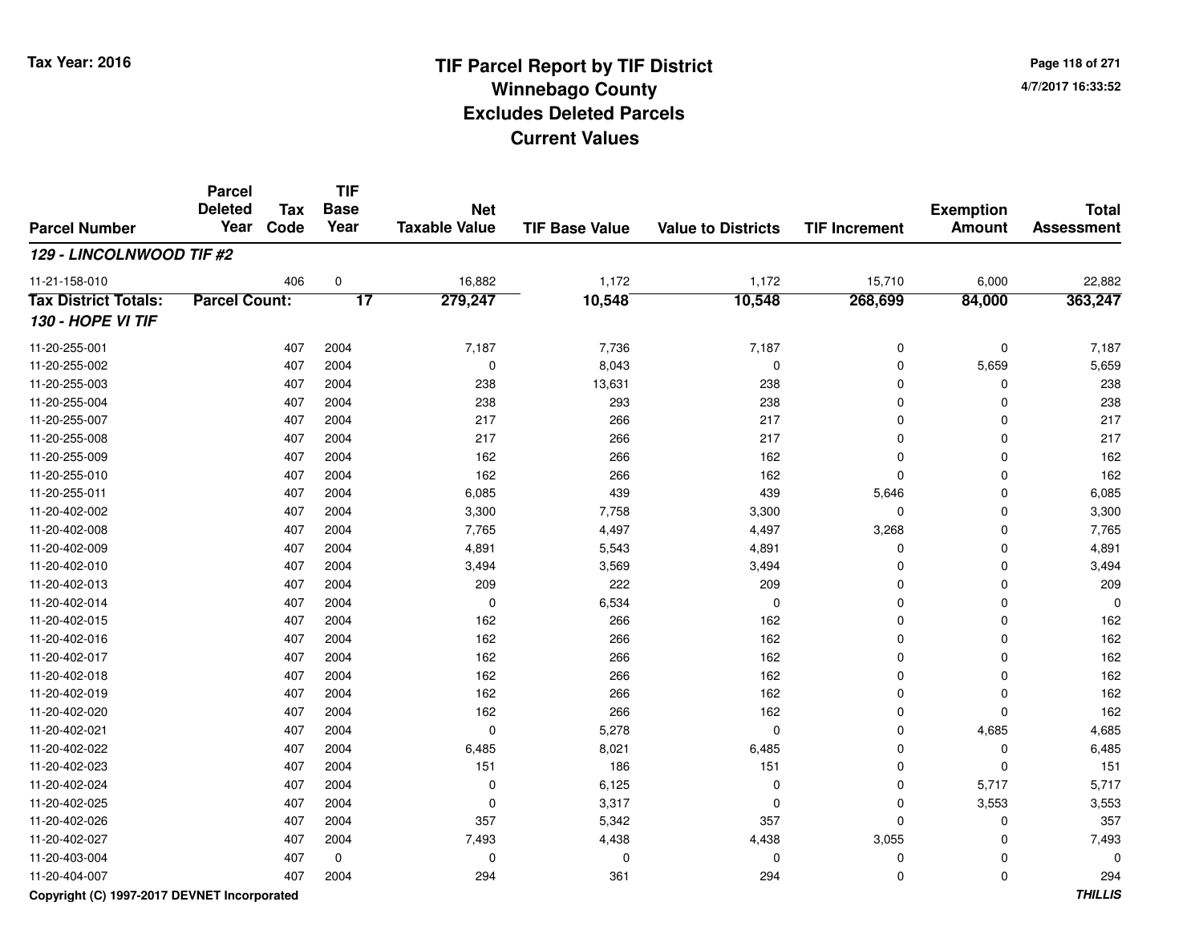# TIF Parcel Report by TIF District
## Winnebago County
## Excludes Deleted Parcels
## Current Values

Tax Year: 2016

4/7/2017 16:33:52

| Parcel Number | Parcel Deleted Year | Tax Code | TIF Base Year | Net Taxable Value | TIF Base Value | Value to Districts | TIF Increment | Exemption Amount | Total Assessment |
|---|---|---|---|---|---|---|---|---|---|
| ***129 - LINCOLNWOOD TIF #2*** | | | | | | | | | |
| 11-21-158-010 | | 406 | 0 | 16,882 | 1,172 | 1,172 | 15,710 | 6,000 | 22,882 |
| **Tax District Totals:** | **Parcel Count:** | | **17** | **279,247** | **10,548** | **10,548** | **268,699** | **84,000** | **363,247** |
| ***130 - HOPE VI TIF*** | | | | | | | | | |
| 11-20-255-001 | | 407 | 2004 | 7,187 | 7,736 | 7,187 | 0 | 0 | 7,187 |
| 11-20-255-002 | | 407 | 2004 | 0 | 8,043 | 0 | 0 | 5,659 | 5,659 |
| 11-20-255-003 | | 407 | 2004 | 238 | 13,631 | 238 | 0 | 0 | 238 |
| 11-20-255-004 | | 407 | 2004 | 238 | 293 | 238 | 0 | 0 | 238 |
| 11-20-255-007 | | 407 | 2004 | 217 | 266 | 217 | 0 | 0 | 217 |
| 11-20-255-008 | | 407 | 2004 | 217 | 266 | 217 | 0 | 0 | 217 |
| 11-20-255-009 | | 407 | 2004 | 162 | 266 | 162 | 0 | 0 | 162 |
| 11-20-255-010 | | 407 | 2004 | 162 | 266 | 162 | 0 | 0 | 162 |
| 11-20-255-011 | | 407 | 2004 | 6,085 | 439 | 439 | 5,646 | 0 | 6,085 |
| 11-20-402-002 | | 407 | 2004 | 3,300 | 7,758 | 3,300 | 0 | 0 | 3,300 |
| 11-20-402-008 | | 407 | 2004 | 7,765 | 4,497 | 4,497 | 3,268 | 0 | 7,765 |
| 11-20-402-009 | | 407 | 2004 | 4,891 | 5,543 | 4,891 | 0 | 0 | 4,891 |
| 11-20-402-010 | | 407 | 2004 | 3,494 | 3,569 | 3,494 | 0 | 0 | 3,494 |
| 11-20-402-013 | | 407 | 2004 | 209 | 222 | 209 | 0 | 0 | 209 |
| 11-20-402-014 | | 407 | 2004 | 0 | 6,534 | 0 | 0 | 0 | 0 |
| 11-20-402-015 | | 407 | 2004 | 162 | 266 | 162 | 0 | 0 | 162 |
| 11-20-402-016 | | 407 | 2004 | 162 | 266 | 162 | 0 | 0 | 162 |
| 11-20-402-017 | | 407 | 2004 | 162 | 266 | 162 | 0 | 0 | 162 |
| 11-20-402-018 | | 407 | 2004 | 162 | 266 | 162 | 0 | 0 | 162 |
| 11-20-402-019 | | 407 | 2004 | 162 | 266 | 162 | 0 | 0 | 162 |
| 11-20-402-020 | | 407 | 2004 | 162 | 266 | 162 | 0 | 0 | 162 |
| 11-20-402-021 | | 407 | 2004 | 0 | 5,278 | 0 | 0 | 4,685 | 4,685 |
| 11-20-402-022 | | 407 | 2004 | 6,485 | 8,021 | 6,485 | 0 | 0 | 6,485 |
| 11-20-402-023 | | 407 | 2004 | 151 | 186 | 151 | 0 | 0 | 151 |
| 11-20-402-024 | | 407 | 2004 | 0 | 6,125 | 0 | 0 | 5,717 | 5,717 |
| 11-20-402-025 | | 407 | 2004 | 0 | 3,317 | 0 | 0 | 3,553 | 3,553 |
| 11-20-402-026 | | 407 | 2004 | 357 | 5,342 | 357 | 0 | 0 | 357 |
| 11-20-402-027 | | 407 | 2004 | 7,493 | 4,438 | 4,438 | 3,055 | 0 | 7,493 |
| 11-20-403-004 | | 407 | 0 | 0 | 0 | 0 | 0 | 0 | 0 |
| 11-20-404-007 | | 407 | 2004 | 294 | 361 | 294 | 0 | 0 | 294 |

Copyright (C) 1997-2017 DEVNET Incorporated

*THILLIS*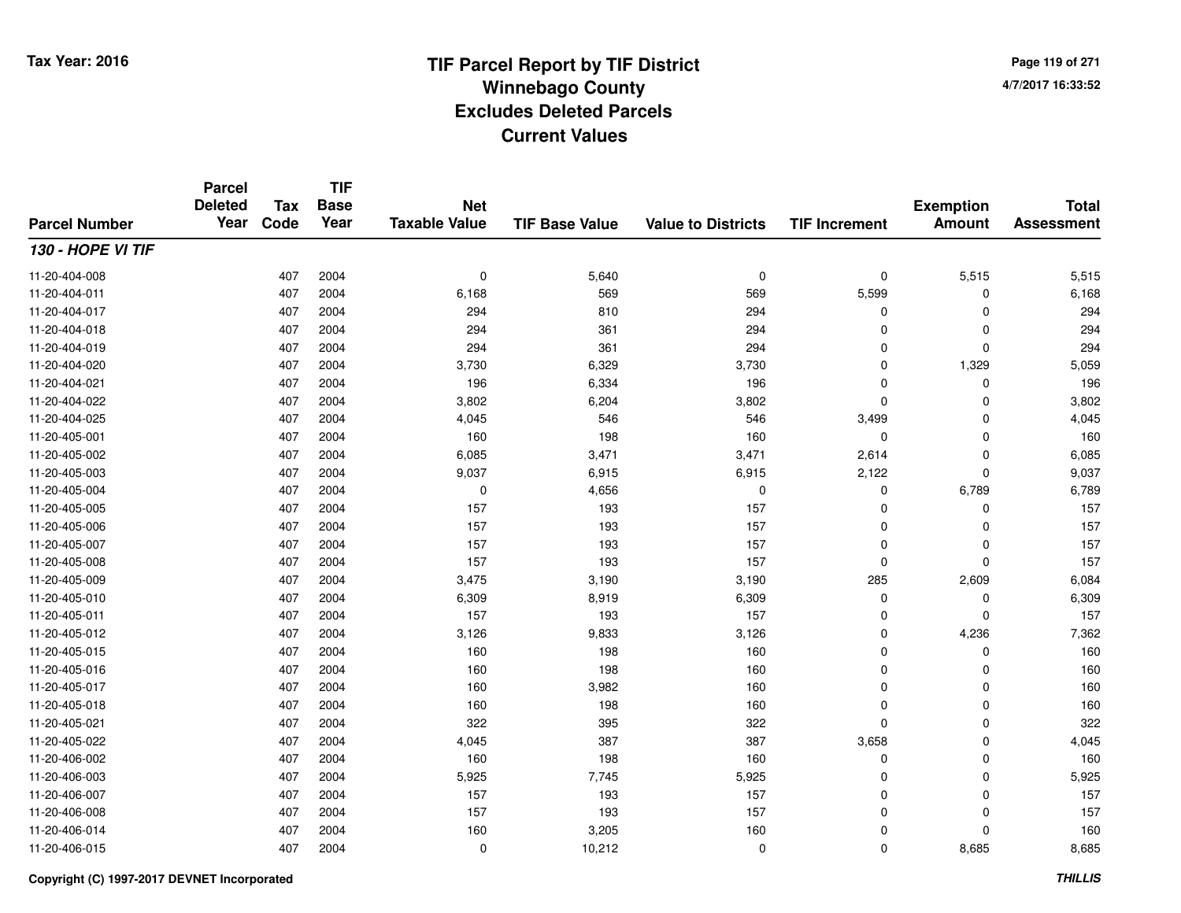# TIF Parcel Report by TIF District
# Winnebago County
# Excludes Deleted Parcels
# Current Values

Tax Year: 2016

| Parcel Number | Parcel Deleted Year | Tax Code | TIF Base Year | Net Taxable Value | TIF Base Value | Value to Districts | TIF Increment | Exemption Amount | Total Assessment |
|---|---|---|---|---|---|---|---|---|---|
| ***130 - HOPE VI TIF*** | | | | | | | | | |
| 11-20-404-008 | | 407 | 2004 | 0 | 5,640 | 0 | 0 | 5,515 | 5,515 |
| 11-20-404-011 | | 407 | 2004 | 6,168 | 569 | 569 | 5,599 | 0 | 6,168 |
| 11-20-404-017 | | 407 | 2004 | 294 | 810 | 294 | 0 | 0 | 294 |
| 11-20-404-018 | | 407 | 2004 | 294 | 361 | 294 | 0 | 0 | 294 |
| 11-20-404-019 | | 407 | 2004 | 294 | 361 | 294 | 0 | 0 | 294 |
| 11-20-404-020 | | 407 | 2004 | 3,730 | 6,329 | 3,730 | 0 | 1,329 | 5,059 |
| 11-20-404-021 | | 407 | 2004 | 196 | 6,334 | 196 | 0 | 0 | 196 |
| 11-20-404-022 | | 407 | 2004 | 3,802 | 6,204 | 3,802 | 0 | 0 | 3,802 |
| 11-20-404-025 | | 407 | 2004 | 4,045 | 546 | 546 | 3,499 | 0 | 4,045 |
| 11-20-405-001 | | 407 | 2004 | 160 | 198 | 160 | 0 | 0 | 160 |
| 11-20-405-002 | | 407 | 2004 | 6,085 | 3,471 | 3,471 | 2,614 | 0 | 6,085 |
| 11-20-405-003 | | 407 | 2004 | 9,037 | 6,915 | 6,915 | 2,122 | 0 | 9,037 |
| 11-20-405-004 | | 407 | 2004 | 0 | 4,656 | 0 | 0 | 6,789 | 6,789 |
| 11-20-405-005 | | 407 | 2004 | 157 | 193 | 157 | 0 | 0 | 157 |
| 11-20-405-006 | | 407 | 2004 | 157 | 193 | 157 | 0 | 0 | 157 |
| 11-20-405-007 | | 407 | 2004 | 157 | 193 | 157 | 0 | 0 | 157 |
| 11-20-405-008 | | 407 | 2004 | 157 | 193 | 157 | 0 | 0 | 157 |
| 11-20-405-009 | | 407 | 2004 | 3,475 | 3,190 | 3,190 | 285 | 2,609 | 6,084 |
| 11-20-405-010 | | 407 | 2004 | 6,309 | 8,919 | 6,309 | 0 | 0 | 6,309 |
| 11-20-405-011 | | 407 | 2004 | 157 | 193 | 157 | 0 | 0 | 157 |
| 11-20-405-012 | | 407 | 2004 | 3,126 | 9,833 | 3,126 | 0 | 4,236 | 7,362 |
| 11-20-405-015 | | 407 | 2004 | 160 | 198 | 160 | 0 | 0 | 160 |
| 11-20-405-016 | | 407 | 2004 | 160 | 198 | 160 | 0 | 0 | 160 |
| 11-20-405-017 | | 407 | 2004 | 160 | 3,982 | 160 | 0 | 0 | 160 |
| 11-20-405-018 | | 407 | 2004 | 160 | 198 | 160 | 0 | 0 | 160 |
| 11-20-405-021 | | 407 | 2004 | 322 | 395 | 322 | 0 | 0 | 322 |
| 11-20-405-022 | | 407 | 2004 | 4,045 | 387 | 387 | 3,658 | 0 | 4,045 |
| 11-20-406-002 | | 407 | 2004 | 160 | 198 | 160 | 0 | 0 | 160 |
| 11-20-406-003 | | 407 | 2004 | 5,925 | 7,745 | 5,925 | 0 | 0 | 5,925 |
| 11-20-406-007 | | 407 | 2004 | 157 | 193 | 157 | 0 | 0 | 157 |
| 11-20-406-008 | | 407 | 2004 | 157 | 193 | 157 | 0 | 0 | 157 |
| 11-20-406-014 | | 407 | 2004 | 160 | 3,205 | 160 | 0 | 0 | 160 |
| 11-20-406-015 | | 407 | 2004 | 0 | 10,212 | 0 | 0 | 8,685 | 8,685 |

Copyright (C) 1997-2017 DEVNET Incorporated

THILLIS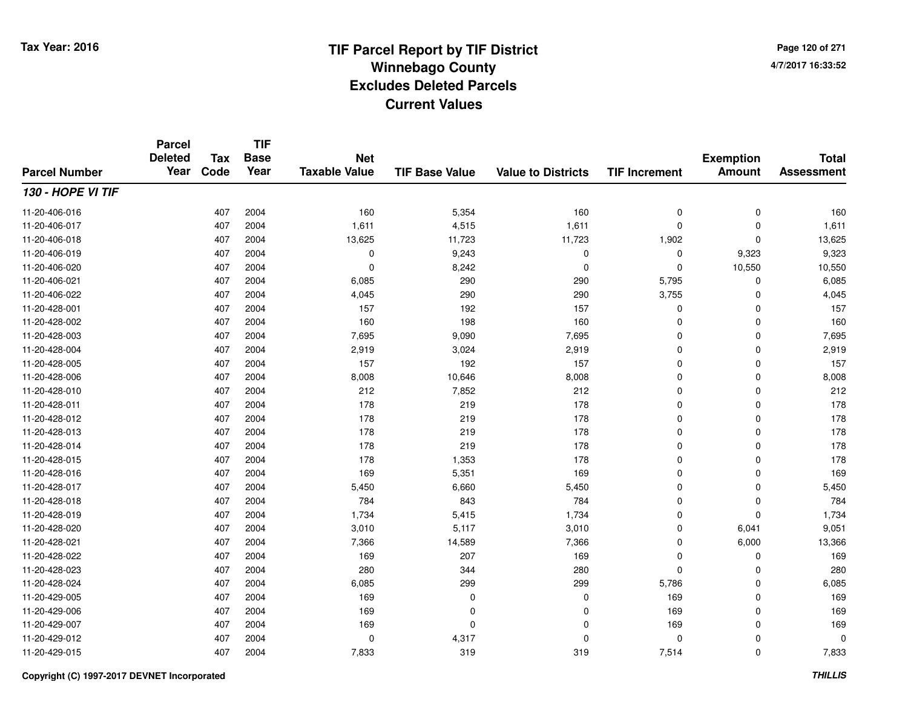# TIF Parcel Report by TIF District
## Winnebago County
## Excludes Deleted Parcels
## Current Values

Tax Year: 2016

4/7/2017 16:33:52

| Parcel Number | Parcel Deleted Year | Tax Code | TIF Base Year | Net Taxable Value | TIF Base Value | Value to Districts | TIF Increment | Exemption Amount | Total Assessment |
|---|---|---|---|---|---|---|---|---|---|
| ***130 - HOPE VI TIF*** | | | | | | | | | |
| 11-20-406-016 | | 407 | 2004 | 160 | 5,354 | 160 | 0 | 0 | 160 |
| 11-20-406-017 | | 407 | 2004 | 1,611 | 4,515 | 1,611 | 0 | 0 | 1,611 |
| 11-20-406-018 | | 407 | 2004 | 13,625 | 11,723 | 11,723 | 1,902 | 0 | 13,625 |
| 11-20-406-019 | | 407 | 2004 | 0 | 9,243 | 0 | 0 | 9,323 | 9,323 |
| 11-20-406-020 | | 407 | 2004 | 0 | 8,242 | 0 | 0 | 10,550 | 10,550 |
| 11-20-406-021 | | 407 | 2004 | 6,085 | 290 | 290 | 5,795 | 0 | 6,085 |
| 11-20-406-022 | | 407 | 2004 | 4,045 | 290 | 290 | 3,755 | 0 | 4,045 |
| 11-20-428-001 | | 407 | 2004 | 157 | 192 | 157 | 0 | 0 | 157 |
| 11-20-428-002 | | 407 | 2004 | 160 | 198 | 160 | 0 | 0 | 160 |
| 11-20-428-003 | | 407 | 2004 | 7,695 | 9,090 | 7,695 | 0 | 0 | 7,695 |
| 11-20-428-004 | | 407 | 2004 | 2,919 | 3,024 | 2,919 | 0 | 0 | 2,919 |
| 11-20-428-005 | | 407 | 2004 | 157 | 192 | 157 | 0 | 0 | 157 |
| 11-20-428-006 | | 407 | 2004 | 8,008 | 10,646 | 8,008 | 0 | 0 | 8,008 |
| 11-20-428-010 | | 407 | 2004 | 212 | 7,852 | 212 | 0 | 0 | 212 |
| 11-20-428-011 | | 407 | 2004 | 178 | 219 | 178 | 0 | 0 | 178 |
| 11-20-428-012 | | 407 | 2004 | 178 | 219 | 178 | 0 | 0 | 178 |
| 11-20-428-013 | | 407 | 2004 | 178 | 219 | 178 | 0 | 0 | 178 |
| 11-20-428-014 | | 407 | 2004 | 178 | 219 | 178 | 0 | 0 | 178 |
| 11-20-428-015 | | 407 | 2004 | 178 | 1,353 | 178 | 0 | 0 | 178 |
| 11-20-428-016 | | 407 | 2004 | 169 | 5,351 | 169 | 0 | 0 | 169 |
| 11-20-428-017 | | 407 | 2004 | 5,450 | 6,660 | 5,450 | 0 | 0 | 5,450 |
| 11-20-428-018 | | 407 | 2004 | 784 | 843 | 784 | 0 | 0 | 784 |
| 11-20-428-019 | | 407 | 2004 | 1,734 | 5,415 | 1,734 | 0 | 0 | 1,734 |
| 11-20-428-020 | | 407 | 2004 | 3,010 | 5,117 | 3,010 | 0 | 6,041 | 9,051 |
| 11-20-428-021 | | 407 | 2004 | 7,366 | 14,589 | 7,366 | 0 | 6,000 | 13,366 |
| 11-20-428-022 | | 407 | 2004 | 169 | 207 | 169 | 0 | 0 | 169 |
| 11-20-428-023 | | 407 | 2004 | 280 | 344 | 280 | 0 | 0 | 280 |
| 11-20-428-024 | | 407 | 2004 | 6,085 | 299 | 299 | 5,786 | 0 | 6,085 |
| 11-20-429-005 | | 407 | 2004 | 169 | 0 | 0 | 169 | 0 | 169 |
| 11-20-429-006 | | 407 | 2004 | 169 | 0 | 0 | 169 | 0 | 169 |
| 11-20-429-007 | | 407 | 2004 | 169 | 0 | 0 | 169 | 0 | 169 |
| 11-20-429-012 | | 407 | 2004 | 0 | 4,317 | 0 | 0 | 0 | 0 |
| 11-20-429-015 | | 407 | 2004 | 7,833 | 319 | 319 | 7,514 | 0 | 7,833 |

Copyright (C) 1997-2017 DEVNET Incorporated

THILLIS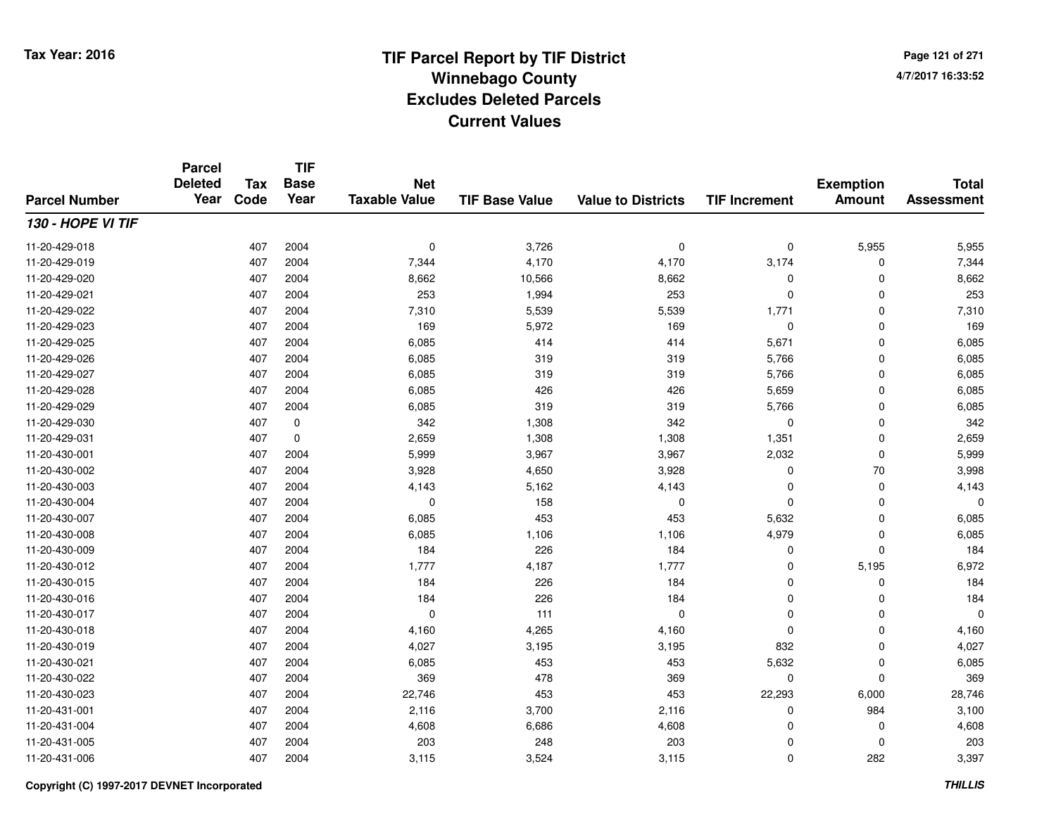# TIF Parcel Report by TIF District
## Winnebago County
## Excludes Deleted Parcels
## Current Values

Tax Year: 2016

4/7/2017 16:33:52

| Parcel Number | Parcel Deleted Year | Tax Code | TIF Base Year | Net Taxable Value | TIF Base Value | Value to Districts | TIF Increment | Exemption Amount | Total Assessment |
|---|---|---|---|---|---|---|---|---|---|
| ***130 - HOPE VI TIF*** | | | | | | | | | |
| 11-20-429-018 | | 407 | 2004 | 0 | 3,726 | 0 | 0 | 5,955 | 5,955 |
| 11-20-429-019 | | 407 | 2004 | 7,344 | 4,170 | 4,170 | 3,174 | 0 | 7,344 |
| 11-20-429-020 | | 407 | 2004 | 8,662 | 10,566 | 8,662 | 0 | 0 | 8,662 |
| 11-20-429-021 | | 407 | 2004 | 253 | 1,994 | 253 | 0 | 0 | 253 |
| 11-20-429-022 | | 407 | 2004 | 7,310 | 5,539 | 5,539 | 1,771 | 0 | 7,310 |
| 11-20-429-023 | | 407 | 2004 | 169 | 5,972 | 169 | 0 | 0 | 169 |
| 11-20-429-025 | | 407 | 2004 | 6,085 | 414 | 414 | 5,671 | 0 | 6,085 |
| 11-20-429-026 | | 407 | 2004 | 6,085 | 319 | 319 | 5,766 | 0 | 6,085 |
| 11-20-429-027 | | 407 | 2004 | 6,085 | 319 | 319 | 5,766 | 0 | 6,085 |
| 11-20-429-028 | | 407 | 2004 | 6,085 | 426 | 426 | 5,659 | 0 | 6,085 |
| 11-20-429-029 | | 407 | 2004 | 6,085 | 319 | 319 | 5,766 | 0 | 6,085 |
| 11-20-429-030 | | 407 | 0 | 342 | 1,308 | 342 | 0 | 0 | 342 |
| 11-20-429-031 | | 407 | 0 | 2,659 | 1,308 | 1,308 | 1,351 | 0 | 2,659 |
| 11-20-430-001 | | 407 | 2004 | 5,999 | 3,967 | 3,967 | 2,032 | 0 | 5,999 |
| 11-20-430-002 | | 407 | 2004 | 3,928 | 4,650 | 3,928 | 0 | 70 | 3,998 |
| 11-20-430-003 | | 407 | 2004 | 4,143 | 5,162 | 4,143 | 0 | 0 | 4,143 |
| 11-20-430-004 | | 407 | 2004 | 0 | 158 | 0 | 0 | 0 | 0 |
| 11-20-430-007 | | 407 | 2004 | 6,085 | 453 | 453 | 5,632 | 0 | 6,085 |
| 11-20-430-008 | | 407 | 2004 | 6,085 | 1,106 | 1,106 | 4,979 | 0 | 6,085 |
| 11-20-430-009 | | 407 | 2004 | 184 | 226 | 184 | 0 | 0 | 184 |
| 11-20-430-012 | | 407 | 2004 | 1,777 | 4,187 | 1,777 | 0 | 5,195 | 6,972 |
| 11-20-430-015 | | 407 | 2004 | 184 | 226 | 184 | 0 | 0 | 184 |
| 11-20-430-016 | | 407 | 2004 | 184 | 226 | 184 | 0 | 0 | 184 |
| 11-20-430-017 | | 407 | 2004 | 0 | 111 | 0 | 0 | 0 | 0 |
| 11-20-430-018 | | 407 | 2004 | 4,160 | 4,265 | 4,160 | 0 | 0 | 4,160 |
| 11-20-430-019 | | 407 | 2004 | 4,027 | 3,195 | 3,195 | 832 | 0 | 4,027 |
| 11-20-430-021 | | 407 | 2004 | 6,085 | 453 | 453 | 5,632 | 0 | 6,085 |
| 11-20-430-022 | | 407 | 2004 | 369 | 478 | 369 | 0 | 0 | 369 |
| 11-20-430-023 | | 407 | 2004 | 22,746 | 453 | 453 | 22,293 | 6,000 | 28,746 |
| 11-20-431-001 | | 407 | 2004 | 2,116 | 3,700 | 2,116 | 0 | 984 | 3,100 |
| 11-20-431-004 | | 407 | 2004 | 4,608 | 6,686 | 4,608 | 0 | 0 | 4,608 |
| 11-20-431-005 | | 407 | 2004 | 203 | 248 | 203 | 0 | 0 | 203 |
| 11-20-431-006 | | 407 | 2004 | 3,115 | 3,524 | 3,115 | 0 | 282 | 3,397 |

Copyright (C) 1997-2017 DEVNET Incorporated

*THILLIS*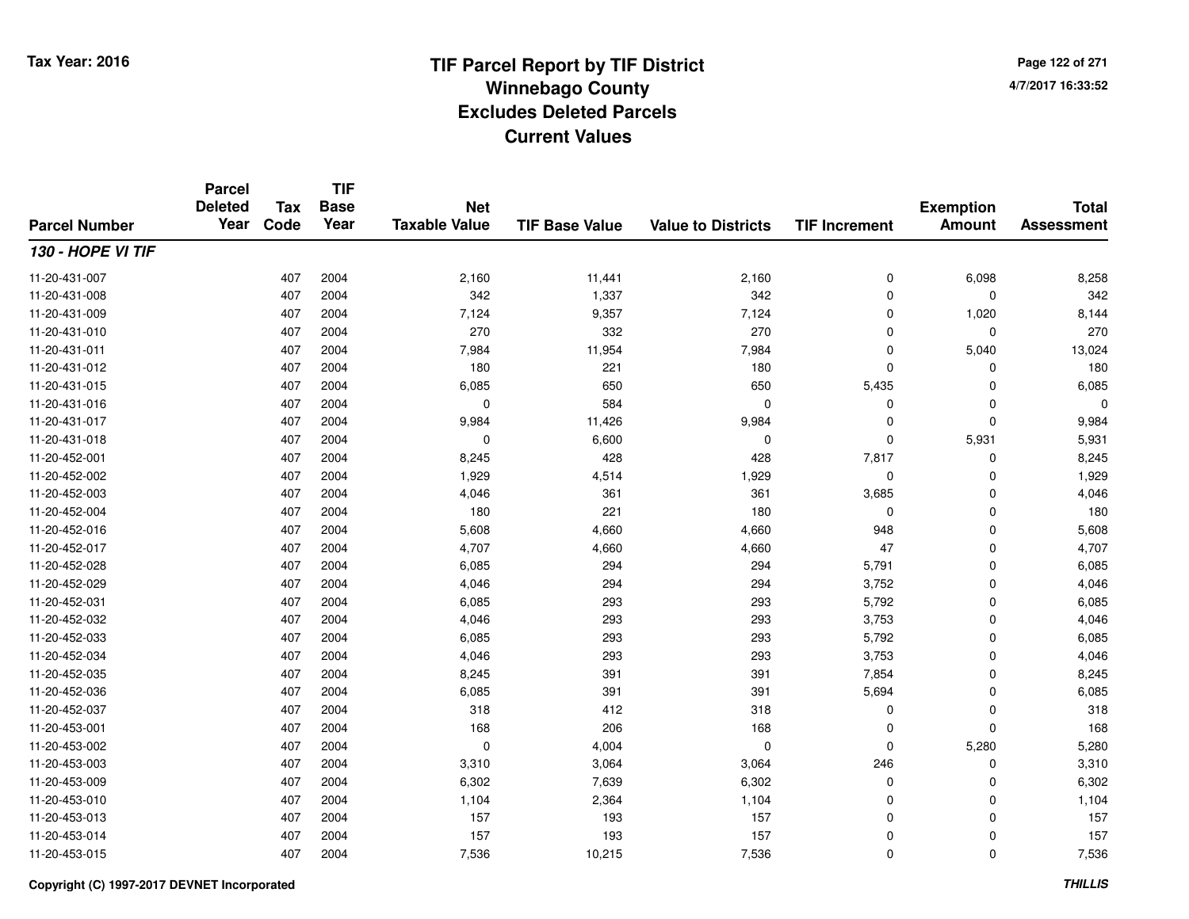# TIF Parcel Report by TIF District
## Winnebago County
## Excludes Deleted Parcels
## Current Values

Tax Year: 2016

4/7/2017 16:33:52

| Parcel Number | Parcel Deleted Year | Tax Code | TIF Base Year | Net Taxable Value | TIF Base Value | Value to Districts | TIF Increment | Exemption Amount | Total Assessment |
|---|---|---|---|---|---|---|---|---|---|
| ***130 - HOPE VI TIF*** | | | | | | | | | |
| 11-20-431-007 | | 407 | 2004 | 2,160 | 11,441 | 2,160 | 0 | 6,098 | 8,258 |
| 11-20-431-008 | | 407 | 2004 | 342 | 1,337 | 342 | 0 | 0 | 342 |
| 11-20-431-009 | | 407 | 2004 | 7,124 | 9,357 | 7,124 | 0 | 1,020 | 8,144 |
| 11-20-431-010 | | 407 | 2004 | 270 | 332 | 270 | 0 | 0 | 270 |
| 11-20-431-011 | | 407 | 2004 | 7,984 | 11,954 | 7,984 | 0 | 5,040 | 13,024 |
| 11-20-431-012 | | 407 | 2004 | 180 | 221 | 180 | 0 | 0 | 180 |
| 11-20-431-015 | | 407 | 2004 | 6,085 | 650 | 650 | 5,435 | 0 | 6,085 |
| 11-20-431-016 | | 407 | 2004 | 0 | 584 | 0 | 0 | 0 | 0 |
| 11-20-431-017 | | 407 | 2004 | 9,984 | 11,426 | 9,984 | 0 | 0 | 9,984 |
| 11-20-431-018 | | 407 | 2004 | 0 | 6,600 | 0 | 0 | 5,931 | 5,931 |
| 11-20-452-001 | | 407 | 2004 | 8,245 | 428 | 428 | 7,817 | 0 | 8,245 |
| 11-20-452-002 | | 407 | 2004 | 1,929 | 4,514 | 1,929 | 0 | 0 | 1,929 |
| 11-20-452-003 | | 407 | 2004 | 4,046 | 361 | 361 | 3,685 | 0 | 4,046 |
| 11-20-452-004 | | 407 | 2004 | 180 | 221 | 180 | 0 | 0 | 180 |
| 11-20-452-016 | | 407 | 2004 | 5,608 | 4,660 | 4,660 | 948 | 0 | 5,608 |
| 11-20-452-017 | | 407 | 2004 | 4,707 | 4,660 | 4,660 | 47 | 0 | 4,707 |
| 11-20-452-028 | | 407 | 2004 | 6,085 | 294 | 294 | 5,791 | 0 | 6,085 |
| 11-20-452-029 | | 407 | 2004 | 4,046 | 294 | 294 | 3,752 | 0 | 4,046 |
| 11-20-452-031 | | 407 | 2004 | 6,085 | 293 | 293 | 5,792 | 0 | 6,085 |
| 11-20-452-032 | | 407 | 2004 | 4,046 | 293 | 293 | 3,753 | 0 | 4,046 |
| 11-20-452-033 | | 407 | 2004 | 6,085 | 293 | 293 | 5,792 | 0 | 6,085 |
| 11-20-452-034 | | 407 | 2004 | 4,046 | 293 | 293 | 3,753 | 0 | 4,046 |
| 11-20-452-035 | | 407 | 2004 | 8,245 | 391 | 391 | 7,854 | 0 | 8,245 |
| 11-20-452-036 | | 407 | 2004 | 6,085 | 391 | 391 | 5,694 | 0 | 6,085 |
| 11-20-452-037 | | 407 | 2004 | 318 | 412 | 318 | 0 | 0 | 318 |
| 11-20-453-001 | | 407 | 2004 | 168 | 206 | 168 | 0 | 0 | 168 |
| 11-20-453-002 | | 407 | 2004 | 0 | 4,004 | 0 | 0 | 5,280 | 5,280 |
| 11-20-453-003 | | 407 | 2004 | 3,310 | 3,064 | 3,064 | 246 | 0 | 3,310 |
| 11-20-453-009 | | 407 | 2004 | 6,302 | 7,639 | 6,302 | 0 | 0 | 6,302 |
| 11-20-453-010 | | 407 | 2004 | 1,104 | 2,364 | 1,104 | 0 | 0 | 1,104 |
| 11-20-453-013 | | 407 | 2004 | 157 | 193 | 157 | 0 | 0 | 157 |
| 11-20-453-014 | | 407 | 2004 | 157 | 193 | 157 | 0 | 0 | 157 |
| 11-20-453-015 | | 407 | 2004 | 7,536 | 10,215 | 7,536 | 0 | 0 | 7,536 |

Copyright (C) 1997-2017 DEVNET Incorporated

*THILLIS*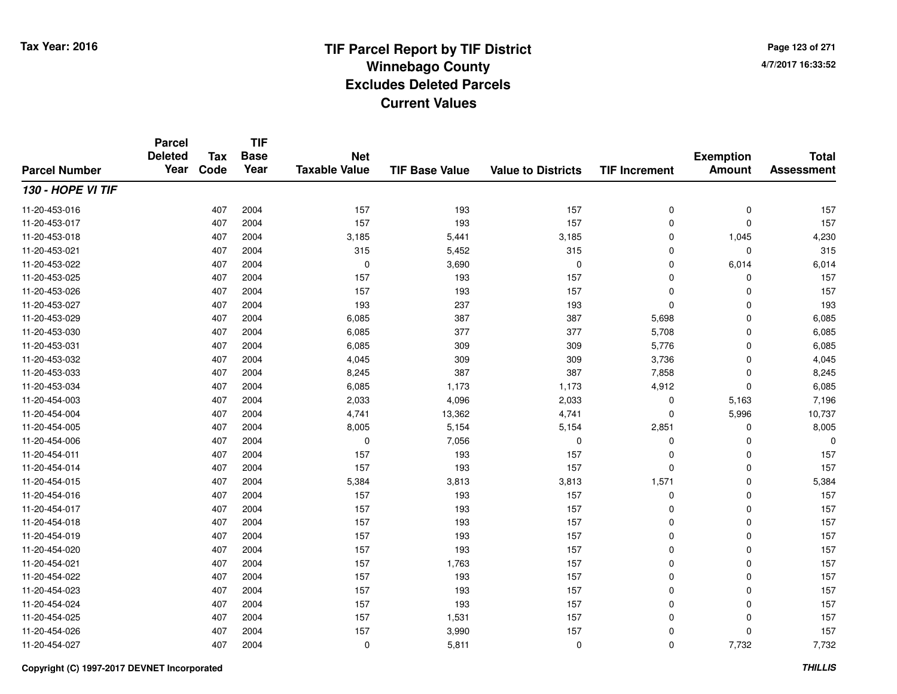Tax Year: 2016

# TIF Parcel Report by TIF District
## Winnebago County
## Excludes Deleted Parcels
## Current Values

4/7/2017 16:33:52

| Parcel Number | Parcel Deleted Year | Tax Code | TIF Base Year | Net Taxable Value | TIF Base Value | Value to Districts | TIF Increment | Exemption Amount | Total Assessment |
|---|---|---|---|---|---|---|---|---|---|
| ***130 - HOPE VI TIF*** | | | | | | | | | |
| 11-20-453-016 | | 407 | 2004 | 157 | 193 | 157 | 0 | 0 | 157 |
| 11-20-453-017 | | 407 | 2004 | 157 | 193 | 157 | 0 | 0 | 157 |
| 11-20-453-018 | | 407 | 2004 | 3,185 | 5,441 | 3,185 | 0 | 1,045 | 4,230 |
| 11-20-453-021 | | 407 | 2004 | 315 | 5,452 | 315 | 0 | 0 | 315 |
| 11-20-453-022 | | 407 | 2004 | 0 | 3,690 | 0 | 0 | 6,014 | 6,014 |
| 11-20-453-025 | | 407 | 2004 | 157 | 193 | 157 | 0 | 0 | 157 |
| 11-20-453-026 | | 407 | 2004 | 157 | 193 | 157 | 0 | 0 | 157 |
| 11-20-453-027 | | 407 | 2004 | 193 | 237 | 193 | 0 | 0 | 193 |
| 11-20-453-029 | | 407 | 2004 | 6,085 | 387 | 387 | 5,698 | 0 | 6,085 |
| 11-20-453-030 | | 407 | 2004 | 6,085 | 377 | 377 | 5,708 | 0 | 6,085 |
| 11-20-453-031 | | 407 | 2004 | 6,085 | 309 | 309 | 5,776 | 0 | 6,085 |
| 11-20-453-032 | | 407 | 2004 | 4,045 | 309 | 309 | 3,736 | 0 | 4,045 |
| 11-20-453-033 | | 407 | 2004 | 8,245 | 387 | 387 | 7,858 | 0 | 8,245 |
| 11-20-453-034 | | 407 | 2004 | 6,085 | 1,173 | 1,173 | 4,912 | 0 | 6,085 |
| 11-20-454-003 | | 407 | 2004 | 2,033 | 4,096 | 2,033 | 0 | 5,163 | 7,196 |
| 11-20-454-004 | | 407 | 2004 | 4,741 | 13,362 | 4,741 | 0 | 5,996 | 10,737 |
| 11-20-454-005 | | 407 | 2004 | 8,005 | 5,154 | 5,154 | 2,851 | 0 | 8,005 |
| 11-20-454-006 | | 407 | 2004 | 0 | 7,056 | 0 | 0 | 0 | 0 |
| 11-20-454-011 | | 407 | 2004 | 157 | 193 | 157 | 0 | 0 | 157 |
| 11-20-454-014 | | 407 | 2004 | 157 | 193 | 157 | 0 | 0 | 157 |
| 11-20-454-015 | | 407 | 2004 | 5,384 | 3,813 | 3,813 | 1,571 | 0 | 5,384 |
| 11-20-454-016 | | 407 | 2004 | 157 | 193 | 157 | 0 | 0 | 157 |
| 11-20-454-017 | | 407 | 2004 | 157 | 193 | 157 | 0 | 0 | 157 |
| 11-20-454-018 | | 407 | 2004 | 157 | 193 | 157 | 0 | 0 | 157 |
| 11-20-454-019 | | 407 | 2004 | 157 | 193 | 157 | 0 | 0 | 157 |
| 11-20-454-020 | | 407 | 2004 | 157 | 193 | 157 | 0 | 0 | 157 |
| 11-20-454-021 | | 407 | 2004 | 157 | 1,763 | 157 | 0 | 0 | 157 |
| 11-20-454-022 | | 407 | 2004 | 157 | 193 | 157 | 0 | 0 | 157 |
| 11-20-454-023 | | 407 | 2004 | 157 | 193 | 157 | 0 | 0 | 157 |
| 11-20-454-024 | | 407 | 2004 | 157 | 193 | 157 | 0 | 0 | 157 |
| 11-20-454-025 | | 407 | 2004 | 157 | 1,531 | 157 | 0 | 0 | 157 |
| 11-20-454-026 | | 407 | 2004 | 157 | 3,990 | 157 | 0 | 0 | 157 |
| 11-20-454-027 | | 407 | 2004 | 0 | 5,811 | 0 | 0 | 7,732 | 7,732 |

Copyright (C) 1997-2017 DEVNET Incorporated

THILLIS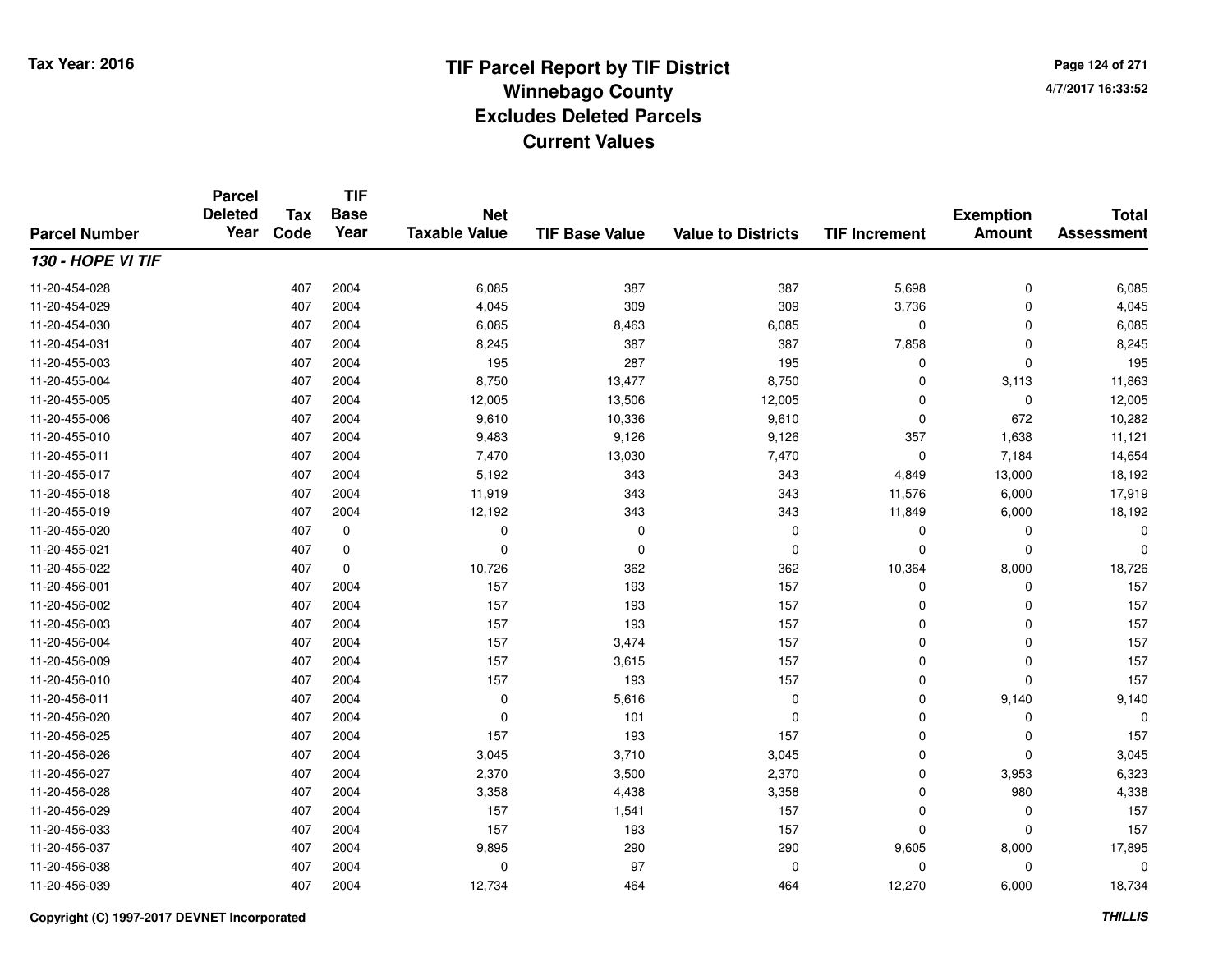# TIF Parcel Report by TIF District
## Winnebago County
## Excludes Deleted Parcels
## Current Values

Tax Year: 2016

4/7/2017 16:33:52

| Parcel Number | Parcel Deleted Year | Tax Code | TIF Base Year | Net Taxable Value | TIF Base Value | Value to Districts | TIF Increment | Exemption Amount | Total Assessment |
|---|---|---|---|---|---|---|---|---|---|
| ***130 - HOPE VI TIF*** | | | | | | | | | |
| 11-20-454-028 | | 407 | 2004 | 6,085 | 387 | 387 | 5,698 | 0 | 6,085 |
| 11-20-454-029 | | 407 | 2004 | 4,045 | 309 | 309 | 3,736 | 0 | 4,045 |
| 11-20-454-030 | | 407 | 2004 | 6,085 | 8,463 | 6,085 | 0 | 0 | 6,085 |
| 11-20-454-031 | | 407 | 2004 | 8,245 | 387 | 387 | 7,858 | 0 | 8,245 |
| 11-20-455-003 | | 407 | 2004 | 195 | 287 | 195 | 0 | 0 | 195 |
| 11-20-455-004 | | 407 | 2004 | 8,750 | 13,477 | 8,750 | 0 | 3,113 | 11,863 |
| 11-20-455-005 | | 407 | 2004 | 12,005 | 13,506 | 12,005 | 0 | 0 | 12,005 |
| 11-20-455-006 | | 407 | 2004 | 9,610 | 10,336 | 9,610 | 0 | 672 | 10,282 |
| 11-20-455-010 | | 407 | 2004 | 9,483 | 9,126 | 9,126 | 357 | 1,638 | 11,121 |
| 11-20-455-011 | | 407 | 2004 | 7,470 | 13,030 | 7,470 | 0 | 7,184 | 14,654 |
| 11-20-455-017 | | 407 | 2004 | 5,192 | 343 | 343 | 4,849 | 13,000 | 18,192 |
| 11-20-455-018 | | 407 | 2004 | 11,919 | 343 | 343 | 11,576 | 6,000 | 17,919 |
| 11-20-455-019 | | 407 | 2004 | 12,192 | 343 | 343 | 11,849 | 6,000 | 18,192 |
| 11-20-455-020 | | 407 | 0 | 0 | 0 | 0 | 0 | 0 | 0 |
| 11-20-455-021 | | 407 | 0 | 0 | 0 | 0 | 0 | 0 | 0 |
| 11-20-455-022 | | 407 | 0 | 10,726 | 362 | 362 | 10,364 | 8,000 | 18,726 |
| 11-20-456-001 | | 407 | 2004 | 157 | 193 | 157 | 0 | 0 | 157 |
| 11-20-456-002 | | 407 | 2004 | 157 | 193 | 157 | 0 | 0 | 157 |
| 11-20-456-003 | | 407 | 2004 | 157 | 193 | 157 | 0 | 0 | 157 |
| 11-20-456-004 | | 407 | 2004 | 157 | 3,474 | 157 | 0 | 0 | 157 |
| 11-20-456-009 | | 407 | 2004 | 157 | 3,615 | 157 | 0 | 0 | 157 |
| 11-20-456-010 | | 407 | 2004 | 157 | 193 | 157 | 0 | 0 | 157 |
| 11-20-456-011 | | 407 | 2004 | 0 | 5,616 | 0 | 0 | 9,140 | 9,140 |
| 11-20-456-020 | | 407 | 2004 | 0 | 101 | 0 | 0 | 0 | 0 |
| 11-20-456-025 | | 407 | 2004 | 157 | 193 | 157 | 0 | 0 | 157 |
| 11-20-456-026 | | 407 | 2004 | 3,045 | 3,710 | 3,045 | 0 | 0 | 3,045 |
| 11-20-456-027 | | 407 | 2004 | 2,370 | 3,500 | 2,370 | 0 | 3,953 | 6,323 |
| 11-20-456-028 | | 407 | 2004 | 3,358 | 4,438 | 3,358 | 0 | 980 | 4,338 |
| 11-20-456-029 | | 407 | 2004 | 157 | 1,541 | 157 | 0 | 0 | 157 |
| 11-20-456-033 | | 407 | 2004 | 157 | 193 | 157 | 0 | 0 | 157 |
| 11-20-456-037 | | 407 | 2004 | 9,895 | 290 | 290 | 9,605 | 8,000 | 17,895 |
| 11-20-456-038 | | 407 | 2004 | 0 | 97 | 0 | 0 | 0 | 0 |
| 11-20-456-039 | | 407 | 2004 | 12,734 | 464 | 464 | 12,270 | 6,000 | 18,734 |

Copyright (C) 1997-2017 DEVNET Incorporated

*THILLIS*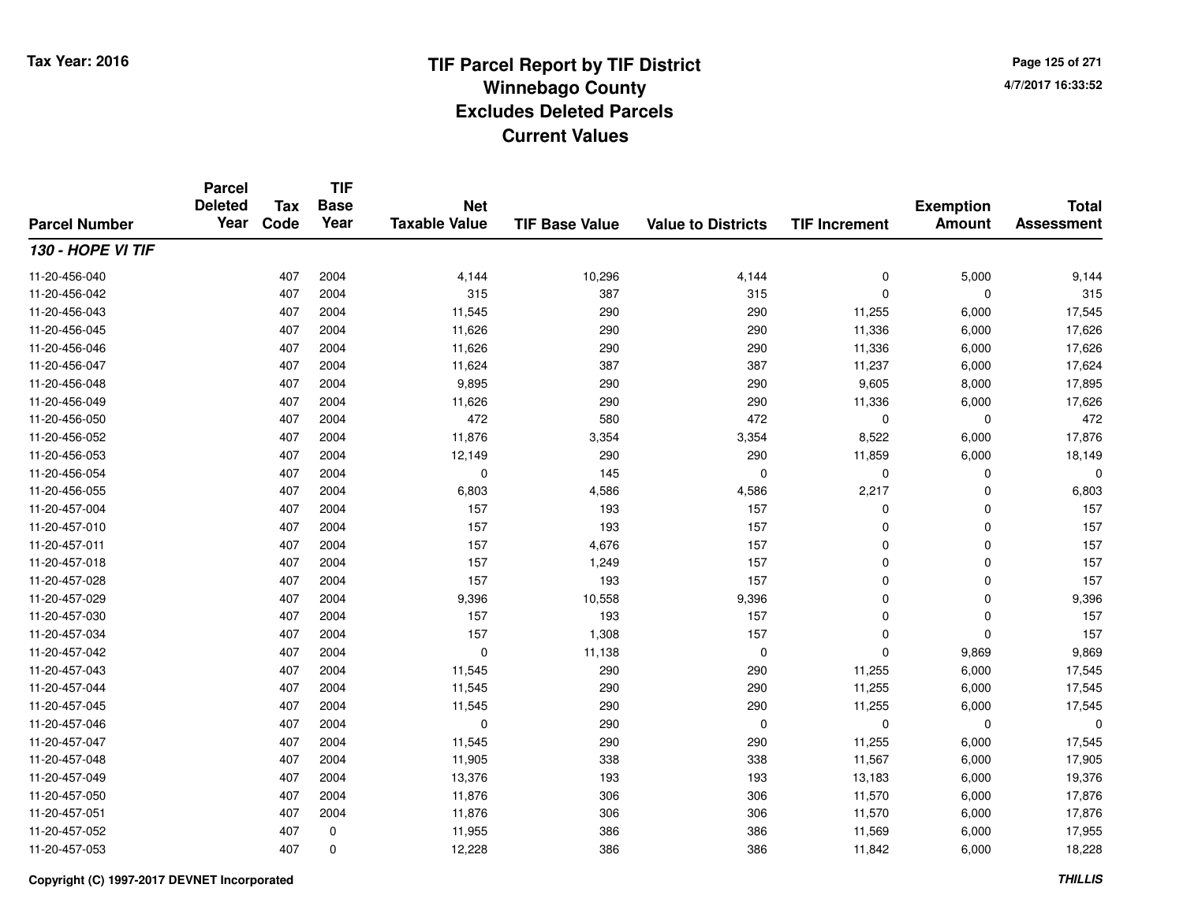# TIF Parcel Report by TIF District
## Winnebago County
## Excludes Deleted Parcels
## Current Values

Tax Year: 2016

4/7/2017 16:33:52

| Parcel Number | Parcel Deleted Year | Tax Code | TIF Base Year | Net Taxable Value | TIF Base Value | Value to Districts | TIF Increment | Exemption Amount | Total Assessment |
|---|---|---|---|---|---|---|---|---|---|
| ***130 - HOPE VI TIF*** | | | | | | | | | |
| 11-20-456-040 | | 407 | 2004 | 4,144 | 10,296 | 4,144 | 0 | 5,000 | 9,144 |
| 11-20-456-042 | | 407 | 2004 | 315 | 387 | 315 | 0 | 0 | 315 |
| 11-20-456-043 | | 407 | 2004 | 11,545 | 290 | 290 | 11,255 | 6,000 | 17,545 |
| 11-20-456-045 | | 407 | 2004 | 11,626 | 290 | 290 | 11,336 | 6,000 | 17,626 |
| 11-20-456-046 | | 407 | 2004 | 11,626 | 290 | 290 | 11,336 | 6,000 | 17,626 |
| 11-20-456-047 | | 407 | 2004 | 11,624 | 387 | 387 | 11,237 | 6,000 | 17,624 |
| 11-20-456-048 | | 407 | 2004 | 9,895 | 290 | 290 | 9,605 | 8,000 | 17,895 |
| 11-20-456-049 | | 407 | 2004 | 11,626 | 290 | 290 | 11,336 | 6,000 | 17,626 |
| 11-20-456-050 | | 407 | 2004 | 472 | 580 | 472 | 0 | 0 | 472 |
| 11-20-456-052 | | 407 | 2004 | 11,876 | 3,354 | 3,354 | 8,522 | 6,000 | 17,876 |
| 11-20-456-053 | | 407 | 2004 | 12,149 | 290 | 290 | 11,859 | 6,000 | 18,149 |
| 11-20-456-054 | | 407 | 2004 | 0 | 145 | 0 | 0 | 0 | 0 |
| 11-20-456-055 | | 407 | 2004 | 6,803 | 4,586 | 4,586 | 2,217 | 0 | 6,803 |
| 11-20-457-004 | | 407 | 2004 | 157 | 193 | 157 | 0 | 0 | 157 |
| 11-20-457-010 | | 407 | 2004 | 157 | 193 | 157 | 0 | 0 | 157 |
| 11-20-457-011 | | 407 | 2004 | 157 | 4,676 | 157 | 0 | 0 | 157 |
| 11-20-457-018 | | 407 | 2004 | 157 | 1,249 | 157 | 0 | 0 | 157 |
| 11-20-457-028 | | 407 | 2004 | 157 | 193 | 157 | 0 | 0 | 157 |
| 11-20-457-029 | | 407 | 2004 | 9,396 | 10,558 | 9,396 | 0 | 0 | 9,396 |
| 11-20-457-030 | | 407 | 2004 | 157 | 193 | 157 | 0 | 0 | 157 |
| 11-20-457-034 | | 407 | 2004 | 157 | 1,308 | 157 | 0 | 0 | 157 |
| 11-20-457-042 | | 407 | 2004 | 0 | 11,138 | 0 | 0 | 9,869 | 9,869 |
| 11-20-457-043 | | 407 | 2004 | 11,545 | 290 | 290 | 11,255 | 6,000 | 17,545 |
| 11-20-457-044 | | 407 | 2004 | 11,545 | 290 | 290 | 11,255 | 6,000 | 17,545 |
| 11-20-457-045 | | 407 | 2004 | 11,545 | 290 | 290 | 11,255 | 6,000 | 17,545 |
| 11-20-457-046 | | 407 | 2004 | 0 | 290 | 0 | 0 | 0 | 0 |
| 11-20-457-047 | | 407 | 2004 | 11,545 | 290 | 290 | 11,255 | 6,000 | 17,545 |
| 11-20-457-048 | | 407 | 2004 | 11,905 | 338 | 338 | 11,567 | 6,000 | 17,905 |
| 11-20-457-049 | | 407 | 2004 | 13,376 | 193 | 193 | 13,183 | 6,000 | 19,376 |
| 11-20-457-050 | | 407 | 2004 | 11,876 | 306 | 306 | 11,570 | 6,000 | 17,876 |
| 11-20-457-051 | | 407 | 2004 | 11,876 | 306 | 306 | 11,570 | 6,000 | 17,876 |
| 11-20-457-052 | | 407 | 0 | 11,955 | 386 | 386 | 11,569 | 6,000 | 17,955 |
| 11-20-457-053 | | 407 | 0 | 12,228 | 386 | 386 | 11,842 | 6,000 | 18,228 |

Copyright (C) 1997-2017 DEVNET Incorporated

*THILLIS*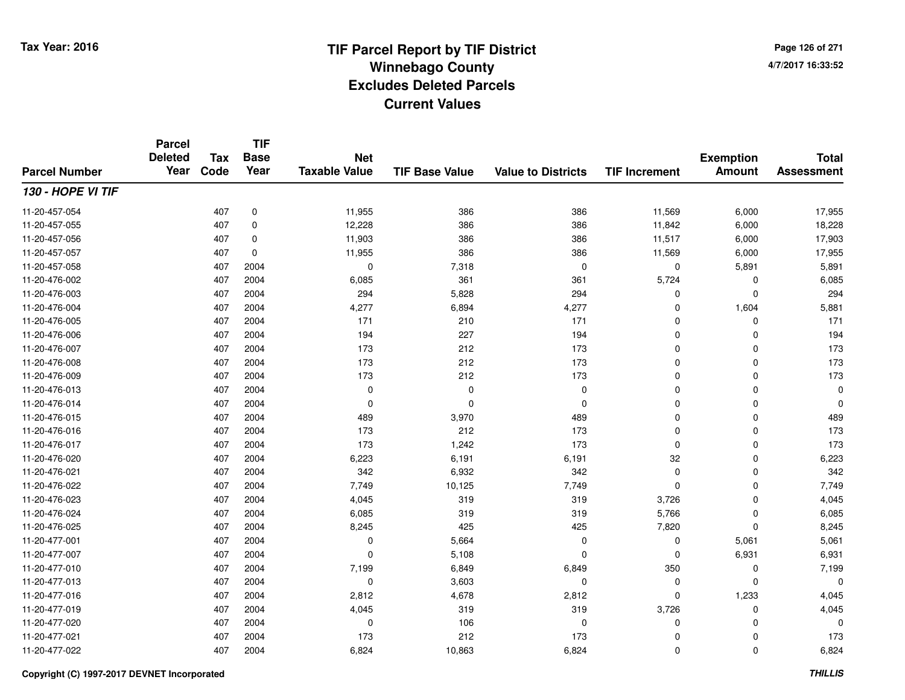# TIF Parcel Report by TIF District
## Winnebago County
## Excludes Deleted Parcels
## Current Values

Tax Year: 2016

4/7/2017 16:33:52

| Parcel Number | Parcel Deleted Year | Tax Code | TIF Base Year | Net Taxable Value | TIF Base Value | Value to Districts | TIF Increment | Exemption Amount | Total Assessment |
|---|---|---|---|---|---|---|---|---|---|
| ***130 - HOPE VI TIF*** | | | | | | | | | |
| 11-20-457-054 | | 407 | 0 | 11,955 | 386 | 386 | 11,569 | 6,000 | 17,955 |
| 11-20-457-055 | | 407 | 0 | 12,228 | 386 | 386 | 11,842 | 6,000 | 18,228 |
| 11-20-457-056 | | 407 | 0 | 11,903 | 386 | 386 | 11,517 | 6,000 | 17,903 |
| 11-20-457-057 | | 407 | 0 | 11,955 | 386 | 386 | 11,569 | 6,000 | 17,955 |
| 11-20-457-058 | | 407 | 2004 | 0 | 7,318 | 0 | 0 | 5,891 | 5,891 |
| 11-20-476-002 | | 407 | 2004 | 6,085 | 361 | 361 | 5,724 | 0 | 6,085 |
| 11-20-476-003 | | 407 | 2004 | 294 | 5,828 | 294 | 0 | 0 | 294 |
| 11-20-476-004 | | 407 | 2004 | 4,277 | 6,894 | 4,277 | 0 | 1,604 | 5,881 |
| 11-20-476-005 | | 407 | 2004 | 171 | 210 | 171 | 0 | 0 | 171 |
| 11-20-476-006 | | 407 | 2004 | 194 | 227 | 194 | 0 | 0 | 194 |
| 11-20-476-007 | | 407 | 2004 | 173 | 212 | 173 | 0 | 0 | 173 |
| 11-20-476-008 | | 407 | 2004 | 173 | 212 | 173 | 0 | 0 | 173 |
| 11-20-476-009 | | 407 | 2004 | 173 | 212 | 173 | 0 | 0 | 173 |
| 11-20-476-013 | | 407 | 2004 | 0 | 0 | 0 | 0 | 0 | 0 |
| 11-20-476-014 | | 407 | 2004 | 0 | 0 | 0 | 0 | 0 | 0 |
| 11-20-476-015 | | 407 | 2004 | 489 | 3,970 | 489 | 0 | 0 | 489 |
| 11-20-476-016 | | 407 | 2004 | 173 | 212 | 173 | 0 | 0 | 173 |
| 11-20-476-017 | | 407 | 2004 | 173 | 1,242 | 173 | 0 | 0 | 173 |
| 11-20-476-020 | | 407 | 2004 | 6,223 | 6,191 | 6,191 | 32 | 0 | 6,223 |
| 11-20-476-021 | | 407 | 2004 | 342 | 6,932 | 342 | 0 | 0 | 342 |
| 11-20-476-022 | | 407 | 2004 | 7,749 | 10,125 | 7,749 | 0 | 0 | 7,749 |
| 11-20-476-023 | | 407 | 2004 | 4,045 | 319 | 319 | 3,726 | 0 | 4,045 |
| 11-20-476-024 | | 407 | 2004 | 6,085 | 319 | 319 | 5,766 | 0 | 6,085 |
| 11-20-476-025 | | 407 | 2004 | 8,245 | 425 | 425 | 7,820 | 0 | 8,245 |
| 11-20-477-001 | | 407 | 2004 | 0 | 5,664 | 0 | 0 | 5,061 | 5,061 |
| 11-20-477-007 | | 407 | 2004 | 0 | 5,108 | 0 | 0 | 6,931 | 6,931 |
| 11-20-477-010 | | 407 | 2004 | 7,199 | 6,849 | 6,849 | 350 | 0 | 7,199 |
| 11-20-477-013 | | 407 | 2004 | 0 | 3,603 | 0 | 0 | 0 | 0 |
| 11-20-477-016 | | 407 | 2004 | 2,812 | 4,678 | 2,812 | 0 | 1,233 | 4,045 |
| 11-20-477-019 | | 407 | 2004 | 4,045 | 319 | 319 | 3,726 | 0 | 4,045 |
| 11-20-477-020 | | 407 | 2004 | 0 | 106 | 0 | 0 | 0 | 0 |
| 11-20-477-021 | | 407 | 2004 | 173 | 212 | 173 | 0 | 0 | 173 |
| 11-20-477-022 | | 407 | 2004 | 6,824 | 10,863 | 6,824 | 0 | 0 | 6,824 |

Copyright (C) 1997-2017 DEVNET Incorporated

THILLIS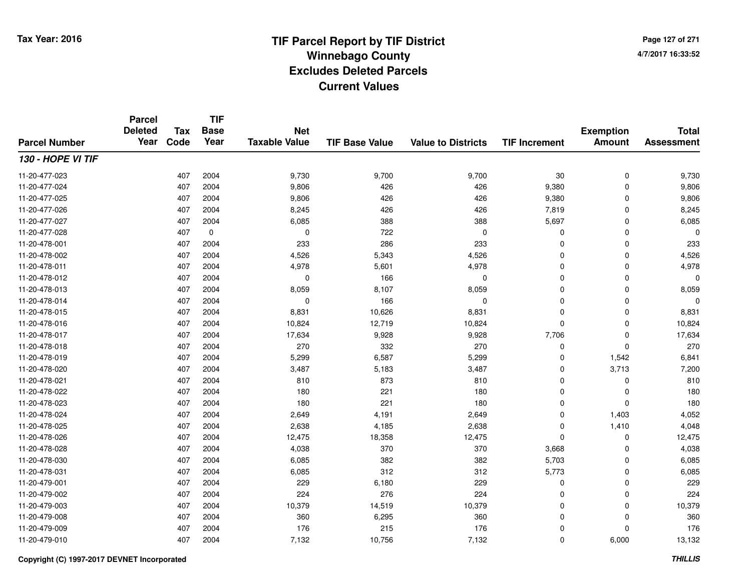# TIF Parcel Report by TIF District
## Winnebago County
## Excludes Deleted Parcels
## Current Values

Tax Year: 2016

4/7/2017 16:33:52

| Parcel Number | Parcel Deleted Year | Tax Code | TIF Base Year | Net Taxable Value | TIF Base Value | Value to Districts | TIF Increment | Exemption Amount | Total Assessment |
|---|---|---|---|---|---|---|---|---|---|
| ***130 - HOPE VI TIF*** | | | | | | | | | |
| 11-20-477-023 | | 407 | 2004 | 9,730 | 9,700 | 9,700 | 30 | 0 | 9,730 |
| 11-20-477-024 | | 407 | 2004 | 9,806 | 426 | 426 | 9,380 | 0 | 9,806 |
| 11-20-477-025 | | 407 | 2004 | 9,806 | 426 | 426 | 9,380 | 0 | 9,806 |
| 11-20-477-026 | | 407 | 2004 | 8,245 | 426 | 426 | 7,819 | 0 | 8,245 |
| 11-20-477-027 | | 407 | 2004 | 6,085 | 388 | 388 | 5,697 | 0 | 6,085 |
| 11-20-477-028 | | 407 | 0 | 0 | 722 | 0 | 0 | 0 | 0 |
| 11-20-478-001 | | 407 | 2004 | 233 | 286 | 233 | 0 | 0 | 233 |
| 11-20-478-002 | | 407 | 2004 | 4,526 | 5,343 | 4,526 | 0 | 0 | 4,526 |
| 11-20-478-011 | | 407 | 2004 | 4,978 | 5,601 | 4,978 | 0 | 0 | 4,978 |
| 11-20-478-012 | | 407 | 2004 | 0 | 166 | 0 | 0 | 0 | 0 |
| 11-20-478-013 | | 407 | 2004 | 8,059 | 8,107 | 8,059 | 0 | 0 | 8,059 |
| 11-20-478-014 | | 407 | 2004 | 0 | 166 | 0 | 0 | 0 | 0 |
| 11-20-478-015 | | 407 | 2004 | 8,831 | 10,626 | 8,831 | 0 | 0 | 8,831 |
| 11-20-478-016 | | 407 | 2004 | 10,824 | 12,719 | 10,824 | 0 | 0 | 10,824 |
| 11-20-478-017 | | 407 | 2004 | 17,634 | 9,928 | 9,928 | 7,706 | 0 | 17,634 |
| 11-20-478-018 | | 407 | 2004 | 270 | 332 | 270 | 0 | 0 | 270 |
| 11-20-478-019 | | 407 | 2004 | 5,299 | 6,587 | 5,299 | 0 | 1,542 | 6,841 |
| 11-20-478-020 | | 407 | 2004 | 3,487 | 5,183 | 3,487 | 0 | 3,713 | 7,200 |
| 11-20-478-021 | | 407 | 2004 | 810 | 873 | 810 | 0 | 0 | 810 |
| 11-20-478-022 | | 407 | 2004 | 180 | 221 | 180 | 0 | 0 | 180 |
| 11-20-478-023 | | 407 | 2004 | 180 | 221 | 180 | 0 | 0 | 180 |
| 11-20-478-024 | | 407 | 2004 | 2,649 | 4,191 | 2,649 | 0 | 1,403 | 4,052 |
| 11-20-478-025 | | 407 | 2004 | 2,638 | 4,185 | 2,638 | 0 | 1,410 | 4,048 |
| 11-20-478-026 | | 407 | 2004 | 12,475 | 18,358 | 12,475 | 0 | 0 | 12,475 |
| 11-20-478-028 | | 407 | 2004 | 4,038 | 370 | 370 | 3,668 | 0 | 4,038 |
| 11-20-478-030 | | 407 | 2004 | 6,085 | 382 | 382 | 5,703 | 0 | 6,085 |
| 11-20-478-031 | | 407 | 2004 | 6,085 | 312 | 312 | 5,773 | 0 | 6,085 |
| 11-20-479-001 | | 407 | 2004 | 229 | 6,180 | 229 | 0 | 0 | 229 |
| 11-20-479-002 | | 407 | 2004 | 224 | 276 | 224 | 0 | 0 | 224 |
| 11-20-479-003 | | 407 | 2004 | 10,379 | 14,519 | 10,379 | 0 | 0 | 10,379 |
| 11-20-479-008 | | 407 | 2004 | 360 | 6,295 | 360 | 0 | 0 | 360 |
| 11-20-479-009 | | 407 | 2004 | 176 | 215 | 176 | 0 | 0 | 176 |
| 11-20-479-010 | | 407 | 2004 | 7,132 | 10,756 | 7,132 | 0 | 6,000 | 13,132 |

Copyright (C) 1997-2017 DEVNET Incorporated

*THILLIS*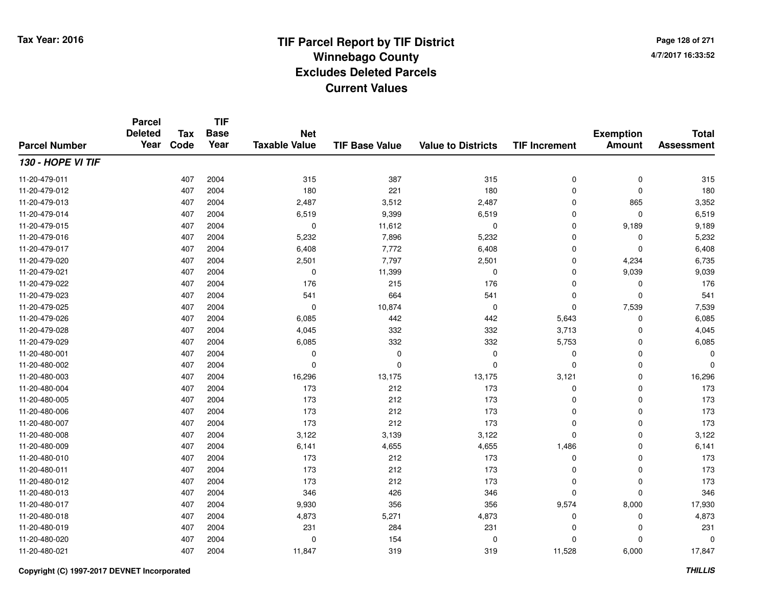# TIF Parcel Report by TIF District
## Winnebago County
## Excludes Deleted Parcels
## Current Values

Tax Year: 2016

4/7/2017 16:33:52

| Parcel Number | Parcel Deleted Year | Tax Code | TIF Base Year | Net Taxable Value | TIF Base Value | Value to Districts | TIF Increment | Exemption Amount | Total Assessment |
|---|---|---|---|---|---|---|---|---|---|
| ***130 - HOPE VI TIF*** | | | | | | | | | |
| 11-20-479-011 | | 407 | 2004 | 315 | 387 | 315 | 0 | 0 | 315 |
| 11-20-479-012 | | 407 | 2004 | 180 | 221 | 180 | 0 | 0 | 180 |
| 11-20-479-013 | | 407 | 2004 | 2,487 | 3,512 | 2,487 | 0 | 865 | 3,352 |
| 11-20-479-014 | | 407 | 2004 | 6,519 | 9,399 | 6,519 | 0 | 0 | 6,519 |
| 11-20-479-015 | | 407 | 2004 | 0 | 11,612 | 0 | 0 | 9,189 | 9,189 |
| 11-20-479-016 | | 407 | 2004 | 5,232 | 7,896 | 5,232 | 0 | 0 | 5,232 |
| 11-20-479-017 | | 407 | 2004 | 6,408 | 7,772 | 6,408 | 0 | 0 | 6,408 |
| 11-20-479-020 | | 407 | 2004 | 2,501 | 7,797 | 2,501 | 0 | 4,234 | 6,735 |
| 11-20-479-021 | | 407 | 2004 | 0 | 11,399 | 0 | 0 | 9,039 | 9,039 |
| 11-20-479-022 | | 407 | 2004 | 176 | 215 | 176 | 0 | 0 | 176 |
| 11-20-479-023 | | 407 | 2004 | 541 | 664 | 541 | 0 | 0 | 541 |
| 11-20-479-025 | | 407 | 2004 | 0 | 10,874 | 0 | 0 | 7,539 | 7,539 |
| 11-20-479-026 | | 407 | 2004 | 6,085 | 442 | 442 | 5,643 | 0 | 6,085 |
| 11-20-479-028 | | 407 | 2004 | 4,045 | 332 | 332 | 3,713 | 0 | 4,045 |
| 11-20-479-029 | | 407 | 2004 | 6,085 | 332 | 332 | 5,753 | 0 | 6,085 |
| 11-20-480-001 | | 407 | 2004 | 0 | 0 | 0 | 0 | 0 | 0 |
| 11-20-480-002 | | 407 | 2004 | 0 | 0 | 0 | 0 | 0 | 0 |
| 11-20-480-003 | | 407 | 2004 | 16,296 | 13,175 | 13,175 | 3,121 | 0 | 16,296 |
| 11-20-480-004 | | 407 | 2004 | 173 | 212 | 173 | 0 | 0 | 173 |
| 11-20-480-005 | | 407 | 2004 | 173 | 212 | 173 | 0 | 0 | 173 |
| 11-20-480-006 | | 407 | 2004 | 173 | 212 | 173 | 0 | 0 | 173 |
| 11-20-480-007 | | 407 | 2004 | 173 | 212 | 173 | 0 | 0 | 173 |
| 11-20-480-008 | | 407 | 2004 | 3,122 | 3,139 | 3,122 | 0 | 0 | 3,122 |
| 11-20-480-009 | | 407 | 2004 | 6,141 | 4,655 | 4,655 | 1,486 | 0 | 6,141 |
| 11-20-480-010 | | 407 | 2004 | 173 | 212 | 173 | 0 | 0 | 173 |
| 11-20-480-011 | | 407 | 2004 | 173 | 212 | 173 | 0 | 0 | 173 |
| 11-20-480-012 | | 407 | 2004 | 173 | 212 | 173 | 0 | 0 | 173 |
| 11-20-480-013 | | 407 | 2004 | 346 | 426 | 346 | 0 | 0 | 346 |
| 11-20-480-017 | | 407 | 2004 | 9,930 | 356 | 356 | 9,574 | 8,000 | 17,930 |
| 11-20-480-018 | | 407 | 2004 | 4,873 | 5,271 | 4,873 | 0 | 0 | 4,873 |
| 11-20-480-019 | | 407 | 2004 | 231 | 284 | 231 | 0 | 0 | 231 |
| 11-20-480-020 | | 407 | 2004 | 0 | 154 | 0 | 0 | 0 | 0 |
| 11-20-480-021 | | 407 | 2004 | 11,847 | 319 | 319 | 11,528 | 6,000 | 17,847 |

Copyright (C) 1997-2017 DEVNET Incorporated

*THILLIS*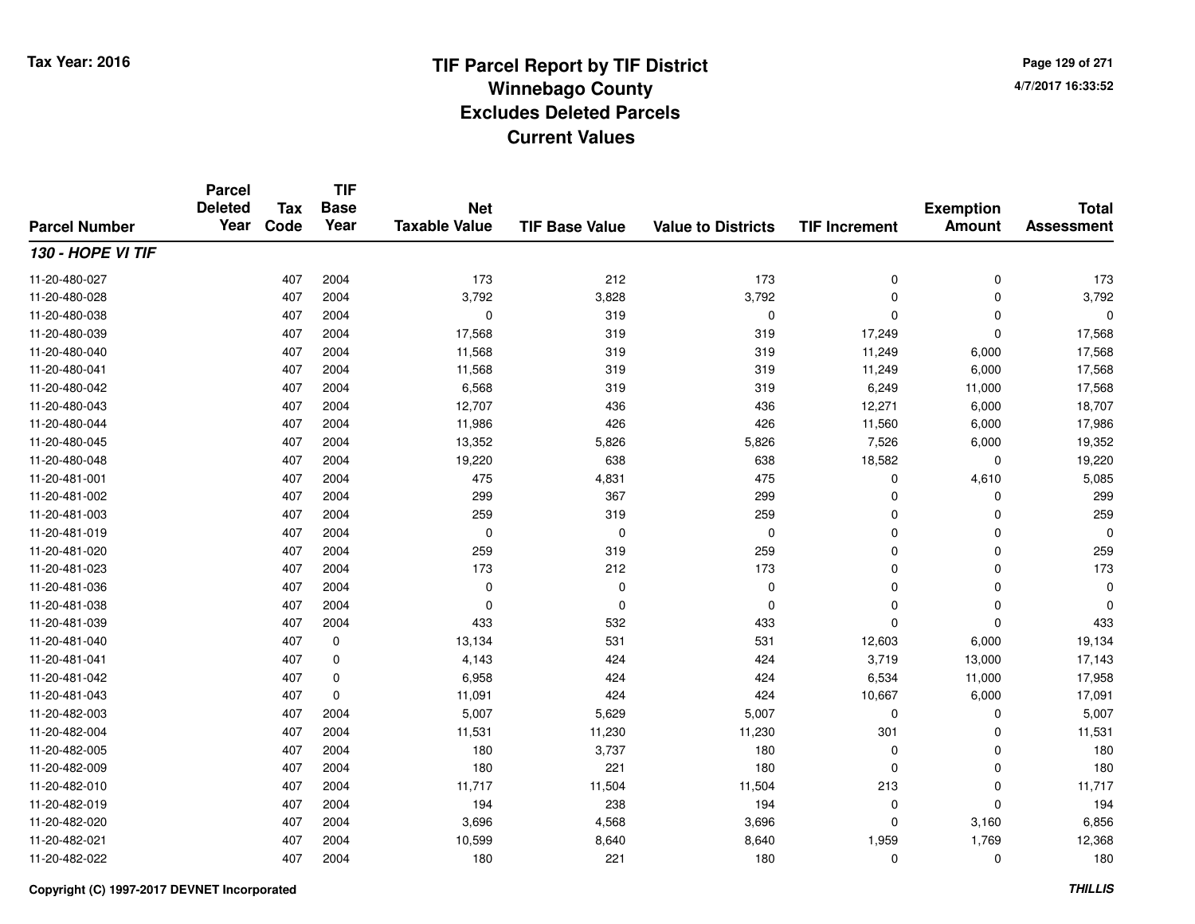# TIF Parcel Report by TIF District
## Winnebago County
## Excludes Deleted Parcels
## Current Values

Tax Year: 2016

4/7/2017 16:33:52

| Parcel Number | Parcel Deleted Year | Tax Code | TIF Base Year | Net Taxable Value | TIF Base Value | Value to Districts | TIF Increment | Exemption Amount | Total Assessment |
|---|---|---|---|---|---|---|---|---|---|
| ***130 - HOPE VI TIF*** | | | | | | | | | |
| 11-20-480-027 | | 407 | 2004 | 173 | 212 | 173 | 0 | 0 | 173 |
| 11-20-480-028 | | 407 | 2004 | 3,792 | 3,828 | 3,792 | 0 | 0 | 3,792 |
| 11-20-480-038 | | 407 | 2004 | 0 | 319 | 0 | 0 | 0 | 0 |
| 11-20-480-039 | | 407 | 2004 | 17,568 | 319 | 319 | 17,249 | 0 | 17,568 |
| 11-20-480-040 | | 407 | 2004 | 11,568 | 319 | 319 | 11,249 | 6,000 | 17,568 |
| 11-20-480-041 | | 407 | 2004 | 11,568 | 319 | 319 | 11,249 | 6,000 | 17,568 |
| 11-20-480-042 | | 407 | 2004 | 6,568 | 319 | 319 | 6,249 | 11,000 | 17,568 |
| 11-20-480-043 | | 407 | 2004 | 12,707 | 436 | 436 | 12,271 | 6,000 | 18,707 |
| 11-20-480-044 | | 407 | 2004 | 11,986 | 426 | 426 | 11,560 | 6,000 | 17,986 |
| 11-20-480-045 | | 407 | 2004 | 13,352 | 5,826 | 5,826 | 7,526 | 6,000 | 19,352 |
| 11-20-480-048 | | 407 | 2004 | 19,220 | 638 | 638 | 18,582 | 0 | 19,220 |
| 11-20-481-001 | | 407 | 2004 | 475 | 4,831 | 475 | 0 | 4,610 | 5,085 |
| 11-20-481-002 | | 407 | 2004 | 299 | 367 | 299 | 0 | 0 | 299 |
| 11-20-481-003 | | 407 | 2004 | 259 | 319 | 259 | 0 | 0 | 259 |
| 11-20-481-019 | | 407 | 2004 | 0 | 0 | 0 | 0 | 0 | 0 |
| 11-20-481-020 | | 407 | 2004 | 259 | 319 | 259 | 0 | 0 | 259 |
| 11-20-481-023 | | 407 | 2004 | 173 | 212 | 173 | 0 | 0 | 173 |
| 11-20-481-036 | | 407 | 2004 | 0 | 0 | 0 | 0 | 0 | 0 |
| 11-20-481-038 | | 407 | 2004 | 0 | 0 | 0 | 0 | 0 | 0 |
| 11-20-481-039 | | 407 | 2004 | 433 | 532 | 433 | 0 | 0 | 433 |
| 11-20-481-040 | | 407 | 0 | 13,134 | 531 | 531 | 12,603 | 6,000 | 19,134 |
| 11-20-481-041 | | 407 | 0 | 4,143 | 424 | 424 | 3,719 | 13,000 | 17,143 |
| 11-20-481-042 | | 407 | 0 | 6,958 | 424 | 424 | 6,534 | 11,000 | 17,958 |
| 11-20-481-043 | | 407 | 0 | 11,091 | 424 | 424 | 10,667 | 6,000 | 17,091 |
| 11-20-482-003 | | 407 | 2004 | 5,007 | 5,629 | 5,007 | 0 | 0 | 5,007 |
| 11-20-482-004 | | 407 | 2004 | 11,531 | 11,230 | 11,230 | 301 | 0 | 11,531 |
| 11-20-482-005 | | 407 | 2004 | 180 | 3,737 | 180 | 0 | 0 | 180 |
| 11-20-482-009 | | 407 | 2004 | 180 | 221 | 180 | 0 | 0 | 180 |
| 11-20-482-010 | | 407 | 2004 | 11,717 | 11,504 | 11,504 | 213 | 0 | 11,717 |
| 11-20-482-019 | | 407 | 2004 | 194 | 238 | 194 | 0 | 0 | 194 |
| 11-20-482-020 | | 407 | 2004 | 3,696 | 4,568 | 3,696 | 0 | 3,160 | 6,856 |
| 11-20-482-021 | | 407 | 2004 | 10,599 | 8,640 | 8,640 | 1,959 | 1,769 | 12,368 |
| 11-20-482-022 | | 407 | 2004 | 180 | 221 | 180 | 0 | 0 | 180 |

Copyright (C) 1997-2017 DEVNET Incorporated

THILLIS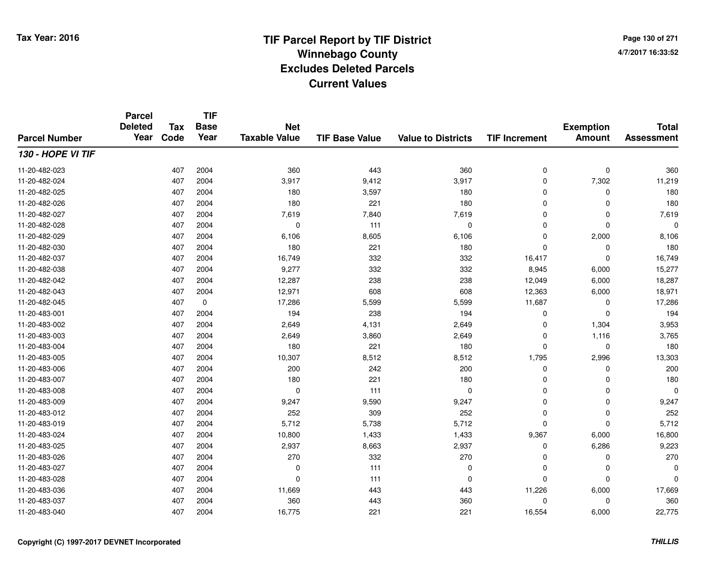Tax Year: 2016

# TIF Parcel Report by TIF District
## Winnebago County
## Excludes Deleted Parcels
## Current Values

4/7/2017 16:33:52

| Parcel Number | Parcel Deleted Year | Tax Code | TIF Base Year | Net Taxable Value | TIF Base Value | Value to Districts | TIF Increment | Exemption Amount | Total Assessment |
|---|---|---|---|---|---|---|---|---|---|
| ***130 - HOPE VI TIF*** | | | | | | | | | |
| 11-20-482-023 | | 407 | 2004 | 360 | 443 | 360 | 0 | 0 | 360 |
| 11-20-482-024 | | 407 | 2004 | 3,917 | 9,412 | 3,917 | 0 | 7,302 | 11,219 |
| 11-20-482-025 | | 407 | 2004 | 180 | 3,597 | 180 | 0 | 0 | 180 |
| 11-20-482-026 | | 407 | 2004 | 180 | 221 | 180 | 0 | 0 | 180 |
| 11-20-482-027 | | 407 | 2004 | 7,619 | 7,840 | 7,619 | 0 | 0 | 7,619 |
| 11-20-482-028 | | 407 | 2004 | 0 | 111 | 0 | 0 | 0 | 0 |
| 11-20-482-029 | | 407 | 2004 | 6,106 | 8,605 | 6,106 | 0 | 2,000 | 8,106 |
| 11-20-482-030 | | 407 | 2004 | 180 | 221 | 180 | 0 | 0 | 180 |
| 11-20-482-037 | | 407 | 2004 | 16,749 | 332 | 332 | 16,417 | 0 | 16,749 |
| 11-20-482-038 | | 407 | 2004 | 9,277 | 332 | 332 | 8,945 | 6,000 | 15,277 |
| 11-20-482-042 | | 407 | 2004 | 12,287 | 238 | 238 | 12,049 | 6,000 | 18,287 |
| 11-20-482-043 | | 407 | 2004 | 12,971 | 608 | 608 | 12,363 | 6,000 | 18,971 |
| 11-20-482-045 | | 407 | 0 | 17,286 | 5,599 | 5,599 | 11,687 | 0 | 17,286 |
| 11-20-483-001 | | 407 | 2004 | 194 | 238 | 194 | 0 | 0 | 194 |
| 11-20-483-002 | | 407 | 2004 | 2,649 | 4,131 | 2,649 | 0 | 1,304 | 3,953 |
| 11-20-483-003 | | 407 | 2004 | 2,649 | 3,860 | 2,649 | 0 | 1,116 | 3,765 |
| 11-20-483-004 | | 407 | 2004 | 180 | 221 | 180 | 0 | 0 | 180 |
| 11-20-483-005 | | 407 | 2004 | 10,307 | 8,512 | 8,512 | 1,795 | 2,996 | 13,303 |
| 11-20-483-006 | | 407 | 2004 | 200 | 242 | 200 | 0 | 0 | 200 |
| 11-20-483-007 | | 407 | 2004 | 180 | 221 | 180 | 0 | 0 | 180 |
| 11-20-483-008 | | 407 | 2004 | 0 | 111 | 0 | 0 | 0 | 0 |
| 11-20-483-009 | | 407 | 2004 | 9,247 | 9,590 | 9,247 | 0 | 0 | 9,247 |
| 11-20-483-012 | | 407 | 2004 | 252 | 309 | 252 | 0 | 0 | 252 |
| 11-20-483-019 | | 407 | 2004 | 5,712 | 5,738 | 5,712 | 0 | 0 | 5,712 |
| 11-20-483-024 | | 407 | 2004 | 10,800 | 1,433 | 1,433 | 9,367 | 6,000 | 16,800 |
| 11-20-483-025 | | 407 | 2004 | 2,937 | 8,663 | 2,937 | 0 | 6,286 | 9,223 |
| 11-20-483-026 | | 407 | 2004 | 270 | 332 | 270 | 0 | 0 | 270 |
| 11-20-483-027 | | 407 | 2004 | 0 | 111 | 0 | 0 | 0 | 0 |
| 11-20-483-028 | | 407 | 2004 | 0 | 111 | 0 | 0 | 0 | 0 |
| 11-20-483-036 | | 407 | 2004 | 11,669 | 443 | 443 | 11,226 | 6,000 | 17,669 |
| 11-20-483-037 | | 407 | 2004 | 360 | 443 | 360 | 0 | 0 | 360 |
| 11-20-483-040 | | 407 | 2004 | 16,775 | 221 | 221 | 16,554 | 6,000 | 22,775 |

Copyright (C) 1997-2017 DEVNET Incorporated

THILLIS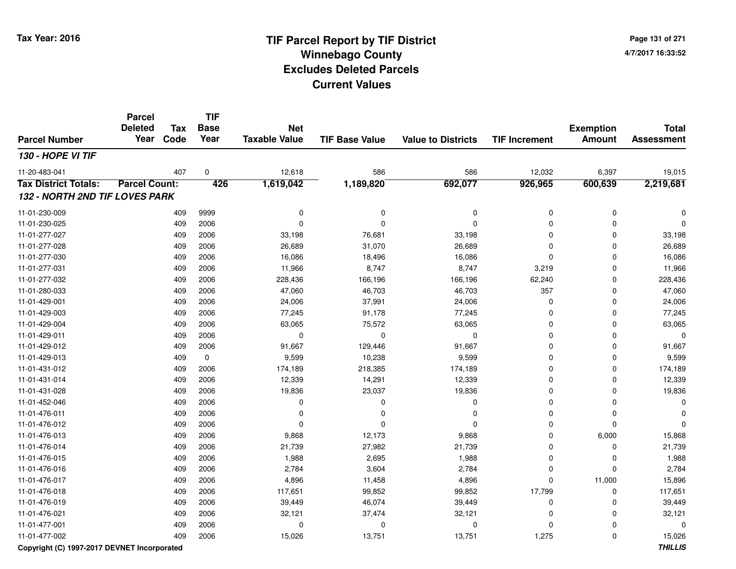# TIF Parcel Report by TIF District
## Winnebago County
## Excludes Deleted Parcels
## Current Values

Tax Year: 2016

| Parcel Number | Parcel Deleted Year | Tax Code | TIF Base Year | Net Taxable Value | TIF Base Value | Value to Districts | TIF Increment | Exemption Amount | Total Assessment |
|---|---|---|---|---|---|---|---|---|---|
| ***130 - HOPE VI TIF*** | | | | | | | | | |
| 11-20-483-041 | | 407 | 0 | 12,618 | 586 | 586 | 12,032 | 6,397 | 19,015 |
| **Tax District Totals:** | **Parcel Count:** | | **426** | **1,619,042** | **1,189,820** | **692,077** | **926,965** | **600,639** | **2,219,681** |
| ***132 - NORTH 2ND TIF LOVES PARK*** | | | | | | | | | |
| 11-01-230-009 | | 409 | 9999 | 0 | 0 | 0 | 0 | 0 | 0 |
| 11-01-230-025 | | 409 | 2006 | 0 | 0 | 0 | 0 | 0 | 0 |
| 11-01-277-027 | | 409 | 2006 | 33,198 | 76,681 | 33,198 | 0 | 0 | 33,198 |
| 11-01-277-028 | | 409 | 2006 | 26,689 | 31,070 | 26,689 | 0 | 0 | 26,689 |
| 11-01-277-030 | | 409 | 2006 | 16,086 | 18,496 | 16,086 | 0 | 0 | 16,086 |
| 11-01-277-031 | | 409 | 2006 | 11,966 | 8,747 | 8,747 | 3,219 | 0 | 11,966 |
| 11-01-277-032 | | 409 | 2006 | 228,436 | 166,196 | 166,196 | 62,240 | 0 | 228,436 |
| 11-01-280-033 | | 409 | 2006 | 47,060 | 46,703 | 46,703 | 357 | 0 | 47,060 |
| 11-01-429-001 | | 409 | 2006 | 24,006 | 37,991 | 24,006 | 0 | 0 | 24,006 |
| 11-01-429-003 | | 409 | 2006 | 77,245 | 91,178 | 77,245 | 0 | 0 | 77,245 |
| 11-01-429-004 | | 409 | 2006 | 63,065 | 75,572 | 63,065 | 0 | 0 | 63,065 |
| 11-01-429-011 | | 409 | 2006 | 0 | 0 | 0 | 0 | 0 | 0 |
| 11-01-429-012 | | 409 | 2006 | 91,667 | 129,446 | 91,667 | 0 | 0 | 91,667 |
| 11-01-429-013 | | 409 | 0 | 9,599 | 10,238 | 9,599 | 0 | 0 | 9,599 |
| 11-01-431-012 | | 409 | 2006 | 174,189 | 218,385 | 174,189 | 0 | 0 | 174,189 |
| 11-01-431-014 | | 409 | 2006 | 12,339 | 14,291 | 12,339 | 0 | 0 | 12,339 |
| 11-01-431-028 | | 409 | 2006 | 19,836 | 23,037 | 19,836 | 0 | 0 | 19,836 |
| 11-01-452-046 | | 409 | 2006 | 0 | 0 | 0 | 0 | 0 | 0 |
| 11-01-476-011 | | 409 | 2006 | 0 | 0 | 0 | 0 | 0 | 0 |
| 11-01-476-012 | | 409 | 2006 | 0 | 0 | 0 | 0 | 0 | 0 |
| 11-01-476-013 | | 409 | 2006 | 9,868 | 12,173 | 9,868 | 0 | 6,000 | 15,868 |
| 11-01-476-014 | | 409 | 2006 | 21,739 | 27,982 | 21,739 | 0 | 0 | 21,739 |
| 11-01-476-015 | | 409 | 2006 | 1,988 | 2,695 | 1,988 | 0 | 0 | 1,988 |
| 11-01-476-016 | | 409 | 2006 | 2,784 | 3,604 | 2,784 | 0 | 0 | 2,784 |
| 11-01-476-017 | | 409 | 2006 | 4,896 | 11,458 | 4,896 | 0 | 11,000 | 15,896 |
| 11-01-476-018 | | 409 | 2006 | 117,651 | 99,852 | 99,852 | 17,799 | 0 | 117,651 |
| 11-01-476-019 | | 409 | 2006 | 39,449 | 46,074 | 39,449 | 0 | 0 | 39,449 |
| 11-01-476-021 | | 409 | 2006 | 32,121 | 37,474 | 32,121 | 0 | 0 | 32,121 |
| 11-01-477-001 | | 409 | 2006 | 0 | 0 | 0 | 0 | 0 | 0 |
| 11-01-477-002 | | 409 | 2006 | 15,026 | 13,751 | 13,751 | 1,275 | 0 | 15,026 |

Copyright (C) 1997-2017 DEVNET Incorporated — *THILLIS*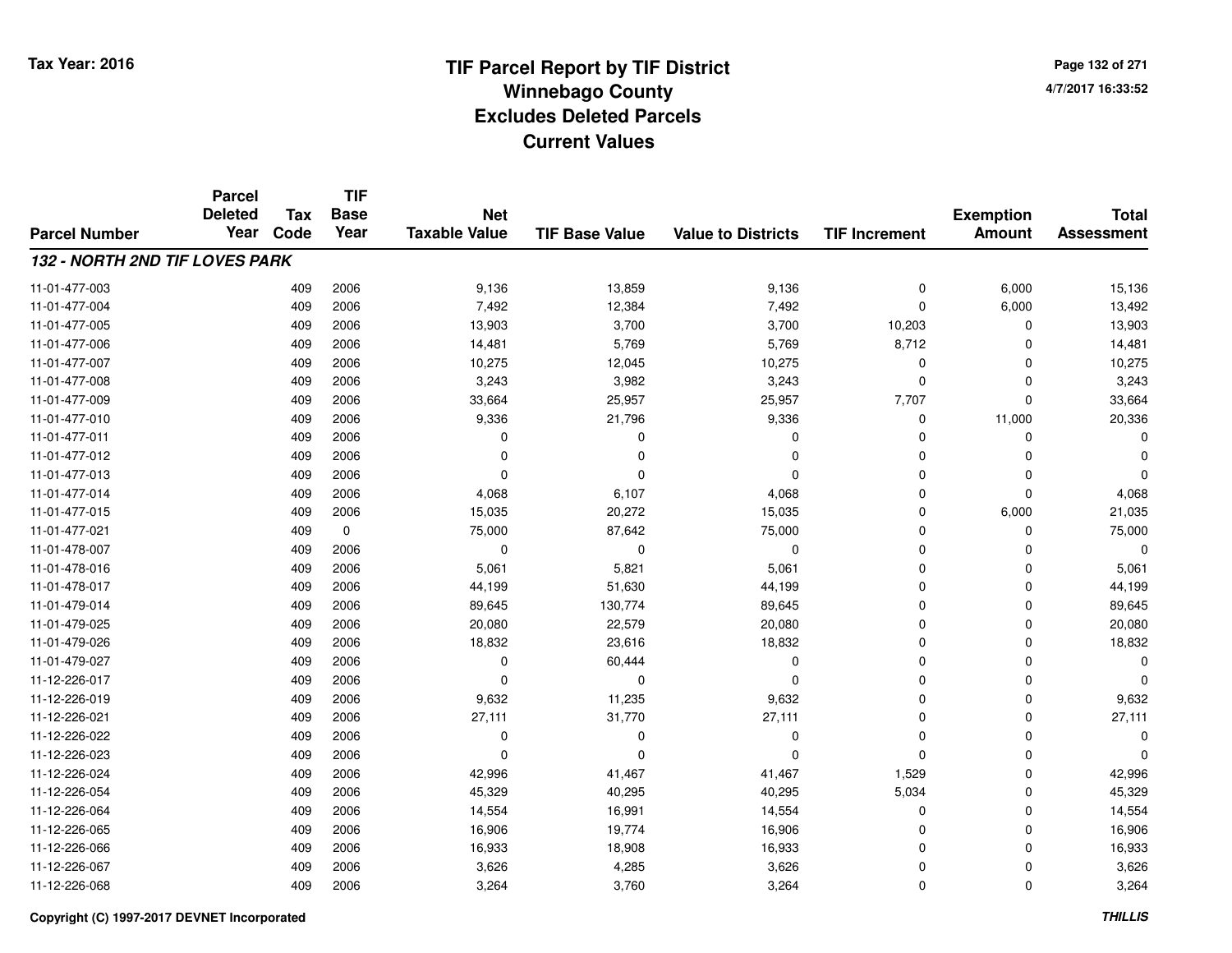# TIF Parcel Report by TIF District
## Winnebago County
## Excludes Deleted Parcels
## Current Values

Tax Year: 2016

4/7/2017 16:33:52

| Parcel Number | Parcel Deleted Year | Tax Code | TIF Base Year | Net Taxable Value | TIF Base Value | Value to Districts | TIF Increment | Exemption Amount | Total Assessment |
|---|---|---|---|---|---|---|---|---|---|
| ***132 - NORTH 2ND TIF LOVES PARK*** | | | | | | | | | |
| 11-01-477-003 | | 409 | 2006 | 9,136 | 13,859 | 9,136 | 0 | 6,000 | 15,136 |
| 11-01-477-004 | | 409 | 2006 | 7,492 | 12,384 | 7,492 | 0 | 6,000 | 13,492 |
| 11-01-477-005 | | 409 | 2006 | 13,903 | 3,700 | 3,700 | 10,203 | 0 | 13,903 |
| 11-01-477-006 | | 409 | 2006 | 14,481 | 5,769 | 5,769 | 8,712 | 0 | 14,481 |
| 11-01-477-007 | | 409 | 2006 | 10,275 | 12,045 | 10,275 | 0 | 0 | 10,275 |
| 11-01-477-008 | | 409 | 2006 | 3,243 | 3,982 | 3,243 | 0 | 0 | 3,243 |
| 11-01-477-009 | | 409 | 2006 | 33,664 | 25,957 | 25,957 | 7,707 | 0 | 33,664 |
| 11-01-477-010 | | 409 | 2006 | 9,336 | 21,796 | 9,336 | 0 | 11,000 | 20,336 |
| 11-01-477-011 | | 409 | 2006 | 0 | 0 | 0 | 0 | 0 | 0 |
| 11-01-477-012 | | 409 | 2006 | 0 | 0 | 0 | 0 | 0 | 0 |
| 11-01-477-013 | | 409 | 2006 | 0 | 0 | 0 | 0 | 0 | 0 |
| 11-01-477-014 | | 409 | 2006 | 4,068 | 6,107 | 4,068 | 0 | 0 | 4,068 |
| 11-01-477-015 | | 409 | 2006 | 15,035 | 20,272 | 15,035 | 0 | 6,000 | 21,035 |
| 11-01-477-021 | | 409 | 0 | 75,000 | 87,642 | 75,000 | 0 | 0 | 75,000 |
| 11-01-478-007 | | 409 | 2006 | 0 | 0 | 0 | 0 | 0 | 0 |
| 11-01-478-016 | | 409 | 2006 | 5,061 | 5,821 | 5,061 | 0 | 0 | 5,061 |
| 11-01-478-017 | | 409 | 2006 | 44,199 | 51,630 | 44,199 | 0 | 0 | 44,199 |
| 11-01-479-014 | | 409 | 2006 | 89,645 | 130,774 | 89,645 | 0 | 0 | 89,645 |
| 11-01-479-025 | | 409 | 2006 | 20,080 | 22,579 | 20,080 | 0 | 0 | 20,080 |
| 11-01-479-026 | | 409 | 2006 | 18,832 | 23,616 | 18,832 | 0 | 0 | 18,832 |
| 11-01-479-027 | | 409 | 2006 | 0 | 60,444 | 0 | 0 | 0 | 0 |
| 11-12-226-017 | | 409 | 2006 | 0 | 0 | 0 | 0 | 0 | 0 |
| 11-12-226-019 | | 409 | 2006 | 9,632 | 11,235 | 9,632 | 0 | 0 | 9,632 |
| 11-12-226-021 | | 409 | 2006 | 27,111 | 31,770 | 27,111 | 0 | 0 | 27,111 |
| 11-12-226-022 | | 409 | 2006 | 0 | 0 | 0 | 0 | 0 | 0 |
| 11-12-226-023 | | 409 | 2006 | 0 | 0 | 0 | 0 | 0 | 0 |
| 11-12-226-024 | | 409 | 2006 | 42,996 | 41,467 | 41,467 | 1,529 | 0 | 42,996 |
| 11-12-226-054 | | 409 | 2006 | 45,329 | 40,295 | 40,295 | 5,034 | 0 | 45,329 |
| 11-12-226-064 | | 409 | 2006 | 14,554 | 16,991 | 14,554 | 0 | 0 | 14,554 |
| 11-12-226-065 | | 409 | 2006 | 16,906 | 19,774 | 16,906 | 0 | 0 | 16,906 |
| 11-12-226-066 | | 409 | 2006 | 16,933 | 18,908 | 16,933 | 0 | 0 | 16,933 |
| 11-12-226-067 | | 409 | 2006 | 3,626 | 4,285 | 3,626 | 0 | 0 | 3,626 |
| 11-12-226-068 | | 409 | 2006 | 3,264 | 3,760 | 3,264 | 0 | 0 | 3,264 |

Copyright (C) 1997-2017 DEVNET Incorporated

*THILLIS*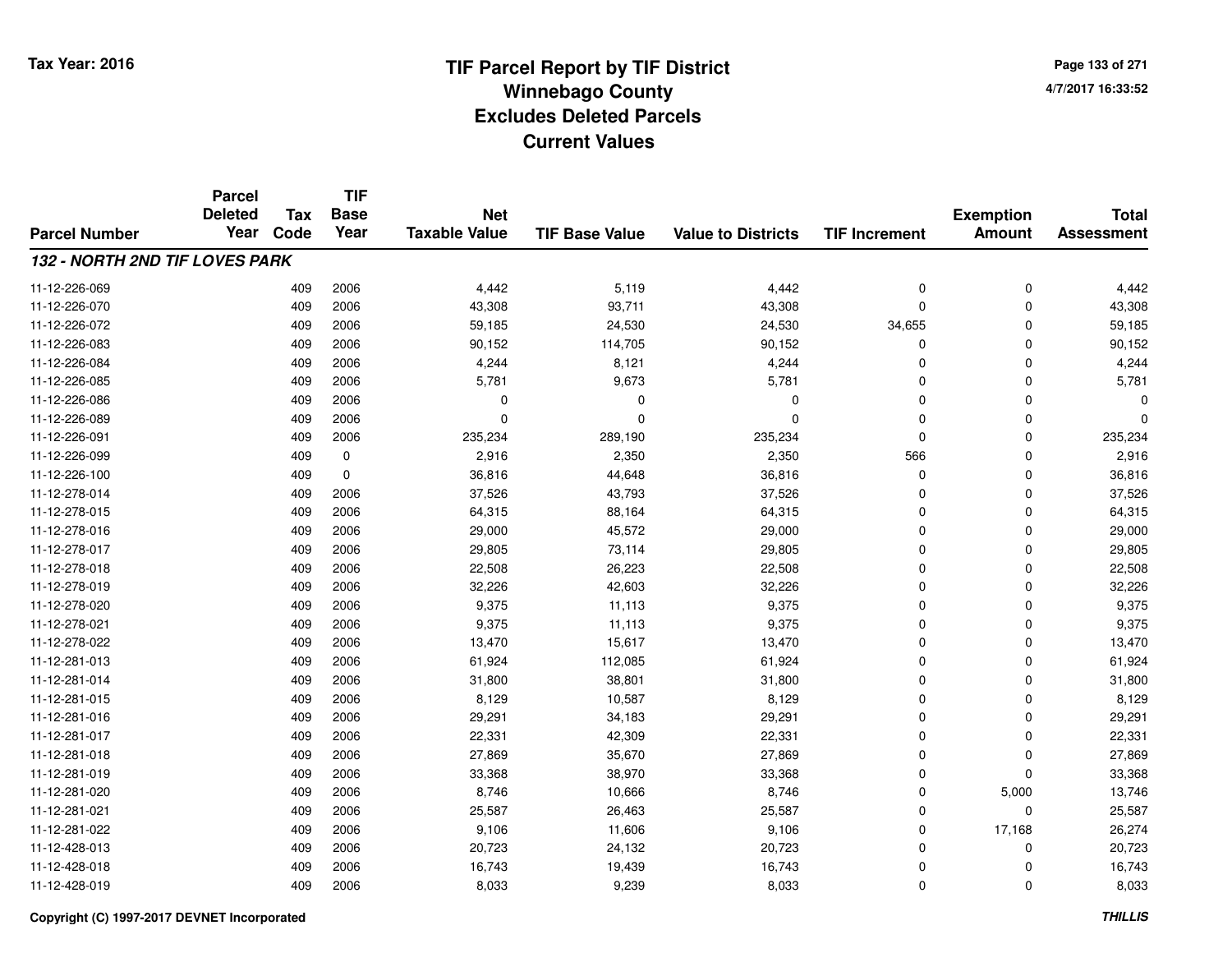# TIF Parcel Report by TIF District
## Winnebago County
## Excludes Deleted Parcels
## Current Values

Tax Year: 2016

4/7/2017 16:33:52

| Parcel Number | Parcel Deleted Year | Tax Code | TIF Base Year | Net Taxable Value | TIF Base Value | Value to Districts | TIF Increment | Exemption Amount | Total Assessment |
|---|---|---|---|---|---|---|---|---|---|
| ***132 - NORTH 2ND TIF LOVES PARK*** | | | | | | | | | |
| 11-12-226-069 | | 409 | 2006 | 4,442 | 5,119 | 4,442 | 0 | 0 | 4,442 |
| 11-12-226-070 | | 409 | 2006 | 43,308 | 93,711 | 43,308 | 0 | 0 | 43,308 |
| 11-12-226-072 | | 409 | 2006 | 59,185 | 24,530 | 24,530 | 34,655 | 0 | 59,185 |
| 11-12-226-083 | | 409 | 2006 | 90,152 | 114,705 | 90,152 | 0 | 0 | 90,152 |
| 11-12-226-084 | | 409 | 2006 | 4,244 | 8,121 | 4,244 | 0 | 0 | 4,244 |
| 11-12-226-085 | | 409 | 2006 | 5,781 | 9,673 | 5,781 | 0 | 0 | 5,781 |
| 11-12-226-086 | | 409 | 2006 | 0 | 0 | 0 | 0 | 0 | 0 |
| 11-12-226-089 | | 409 | 2006 | 0 | 0 | 0 | 0 | 0 | 0 |
| 11-12-226-091 | | 409 | 2006 | 235,234 | 289,190 | 235,234 | 0 | 0 | 235,234 |
| 11-12-226-099 | | 409 | 0 | 2,916 | 2,350 | 2,350 | 566 | 0 | 2,916 |
| 11-12-226-100 | | 409 | 0 | 36,816 | 44,648 | 36,816 | 0 | 0 | 36,816 |
| 11-12-278-014 | | 409 | 2006 | 37,526 | 43,793 | 37,526 | 0 | 0 | 37,526 |
| 11-12-278-015 | | 409 | 2006 | 64,315 | 88,164 | 64,315 | 0 | 0 | 64,315 |
| 11-12-278-016 | | 409 | 2006 | 29,000 | 45,572 | 29,000 | 0 | 0 | 29,000 |
| 11-12-278-017 | | 409 | 2006 | 29,805 | 73,114 | 29,805 | 0 | 0 | 29,805 |
| 11-12-278-018 | | 409 | 2006 | 22,508 | 26,223 | 22,508 | 0 | 0 | 22,508 |
| 11-12-278-019 | | 409 | 2006 | 32,226 | 42,603 | 32,226 | 0 | 0 | 32,226 |
| 11-12-278-020 | | 409 | 2006 | 9,375 | 11,113 | 9,375 | 0 | 0 | 9,375 |
| 11-12-278-021 | | 409 | 2006 | 9,375 | 11,113 | 9,375 | 0 | 0 | 9,375 |
| 11-12-278-022 | | 409 | 2006 | 13,470 | 15,617 | 13,470 | 0 | 0 | 13,470 |
| 11-12-281-013 | | 409 | 2006 | 61,924 | 112,085 | 61,924 | 0 | 0 | 61,924 |
| 11-12-281-014 | | 409 | 2006 | 31,800 | 38,801 | 31,800 | 0 | 0 | 31,800 |
| 11-12-281-015 | | 409 | 2006 | 8,129 | 10,587 | 8,129 | 0 | 0 | 8,129 |
| 11-12-281-016 | | 409 | 2006 | 29,291 | 34,183 | 29,291 | 0 | 0 | 29,291 |
| 11-12-281-017 | | 409 | 2006 | 22,331 | 42,309 | 22,331 | 0 | 0 | 22,331 |
| 11-12-281-018 | | 409 | 2006 | 27,869 | 35,670 | 27,869 | 0 | 0 | 27,869 |
| 11-12-281-019 | | 409 | 2006 | 33,368 | 38,970 | 33,368 | 0 | 0 | 33,368 |
| 11-12-281-020 | | 409 | 2006 | 8,746 | 10,666 | 8,746 | 0 | 5,000 | 13,746 |
| 11-12-281-021 | | 409 | 2006 | 25,587 | 26,463 | 25,587 | 0 | 0 | 25,587 |
| 11-12-281-022 | | 409 | 2006 | 9,106 | 11,606 | 9,106 | 0 | 17,168 | 26,274 |
| 11-12-428-013 | | 409 | 2006 | 20,723 | 24,132 | 20,723 | 0 | 0 | 20,723 |
| 11-12-428-018 | | 409 | 2006 | 16,743 | 19,439 | 16,743 | 0 | 0 | 16,743 |
| 11-12-428-019 | | 409 | 2006 | 8,033 | 9,239 | 8,033 | 0 | 0 | 8,033 |

Copyright (C) 1997-2017 DEVNET Incorporated

*THILLIS*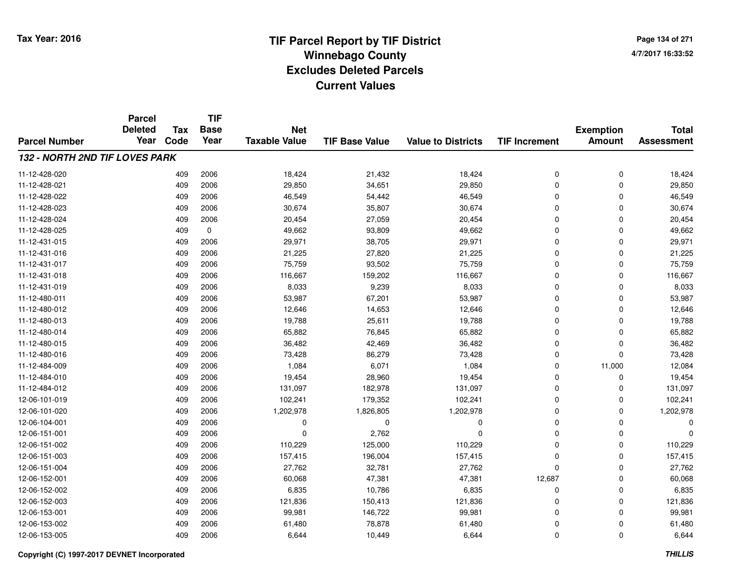# TIF Parcel Report by TIF District
## Winnebago County
## Excludes Deleted Parcels
## Current Values

Tax Year: 2016

4/7/2017 16:33:52

| Parcel Number | Parcel Deleted Year | Tax Code | TIF Base Year | Net Taxable Value | TIF Base Value | Value to Districts | TIF Increment | Exemption Amount | Total Assessment |
|---|---|---|---|---|---|---|---|---|---|
| ***132 - NORTH 2ND TIF LOVES PARK*** | | | | | | | | | |
| 11-12-428-020 | | 409 | 2006 | 18,424 | 21,432 | 18,424 | 0 | 0 | 18,424 |
| 11-12-428-021 | | 409 | 2006 | 29,850 | 34,651 | 29,850 | 0 | 0 | 29,850 |
| 11-12-428-022 | | 409 | 2006 | 46,549 | 54,442 | 46,549 | 0 | 0 | 46,549 |
| 11-12-428-023 | | 409 | 2006 | 30,674 | 35,807 | 30,674 | 0 | 0 | 30,674 |
| 11-12-428-024 | | 409 | 2006 | 20,454 | 27,059 | 20,454 | 0 | 0 | 20,454 |
| 11-12-428-025 | | 409 | 0 | 49,662 | 93,809 | 49,662 | 0 | 0 | 49,662 |
| 11-12-431-015 | | 409 | 2006 | 29,971 | 38,705 | 29,971 | 0 | 0 | 29,971 |
| 11-12-431-016 | | 409 | 2006 | 21,225 | 27,820 | 21,225 | 0 | 0 | 21,225 |
| 11-12-431-017 | | 409 | 2006 | 75,759 | 93,502 | 75,759 | 0 | 0 | 75,759 |
| 11-12-431-018 | | 409 | 2006 | 116,667 | 159,202 | 116,667 | 0 | 0 | 116,667 |
| 11-12-431-019 | | 409 | 2006 | 8,033 | 9,239 | 8,033 | 0 | 0 | 8,033 |
| 11-12-480-011 | | 409 | 2006 | 53,987 | 67,201 | 53,987 | 0 | 0 | 53,987 |
| 11-12-480-012 | | 409 | 2006 | 12,646 | 14,653 | 12,646 | 0 | 0 | 12,646 |
| 11-12-480-013 | | 409 | 2006 | 19,788 | 25,611 | 19,788 | 0 | 0 | 19,788 |
| 11-12-480-014 | | 409 | 2006 | 65,882 | 76,845 | 65,882 | 0 | 0 | 65,882 |
| 11-12-480-015 | | 409 | 2006 | 36,482 | 42,469 | 36,482 | 0 | 0 | 36,482 |
| 11-12-480-016 | | 409 | 2006 | 73,428 | 86,279 | 73,428 | 0 | 0 | 73,428 |
| 11-12-484-009 | | 409 | 2006 | 1,084 | 6,071 | 1,084 | 0 | 11,000 | 12,084 |
| 11-12-484-010 | | 409 | 2006 | 19,454 | 28,960 | 19,454 | 0 | 0 | 19,454 |
| 11-12-484-012 | | 409 | 2006 | 131,097 | 182,978 | 131,097 | 0 | 0 | 131,097 |
| 12-06-101-019 | | 409 | 2006 | 102,241 | 179,352 | 102,241 | 0 | 0 | 102,241 |
| 12-06-101-020 | | 409 | 2006 | 1,202,978 | 1,826,805 | 1,202,978 | 0 | 0 | 1,202,978 |
| 12-06-104-001 | | 409 | 2006 | 0 | 0 | 0 | 0 | 0 | 0 |
| 12-06-151-001 | | 409 | 2006 | 0 | 2,762 | 0 | 0 | 0 | 0 |
| 12-06-151-002 | | 409 | 2006 | 110,229 | 125,000 | 110,229 | 0 | 0 | 110,229 |
| 12-06-151-003 | | 409 | 2006 | 157,415 | 196,004 | 157,415 | 0 | 0 | 157,415 |
| 12-06-151-004 | | 409 | 2006 | 27,762 | 32,781 | 27,762 | 0 | 0 | 27,762 |
| 12-06-152-001 | | 409 | 2006 | 60,068 | 47,381 | 47,381 | 12,687 | 0 | 60,068 |
| 12-06-152-002 | | 409 | 2006 | 6,835 | 10,786 | 6,835 | 0 | 0 | 6,835 |
| 12-06-152-003 | | 409 | 2006 | 121,836 | 150,413 | 121,836 | 0 | 0 | 121,836 |
| 12-06-153-001 | | 409 | 2006 | 99,981 | 146,722 | 99,981 | 0 | 0 | 99,981 |
| 12-06-153-002 | | 409 | 2006 | 61,480 | 78,878 | 61,480 | 0 | 0 | 61,480 |
| 12-06-153-005 | | 409 | 2006 | 6,644 | 10,449 | 6,644 | 0 | 0 | 6,644 |

Copyright (C) 1997-2017 DEVNET Incorporated

*THILLIS*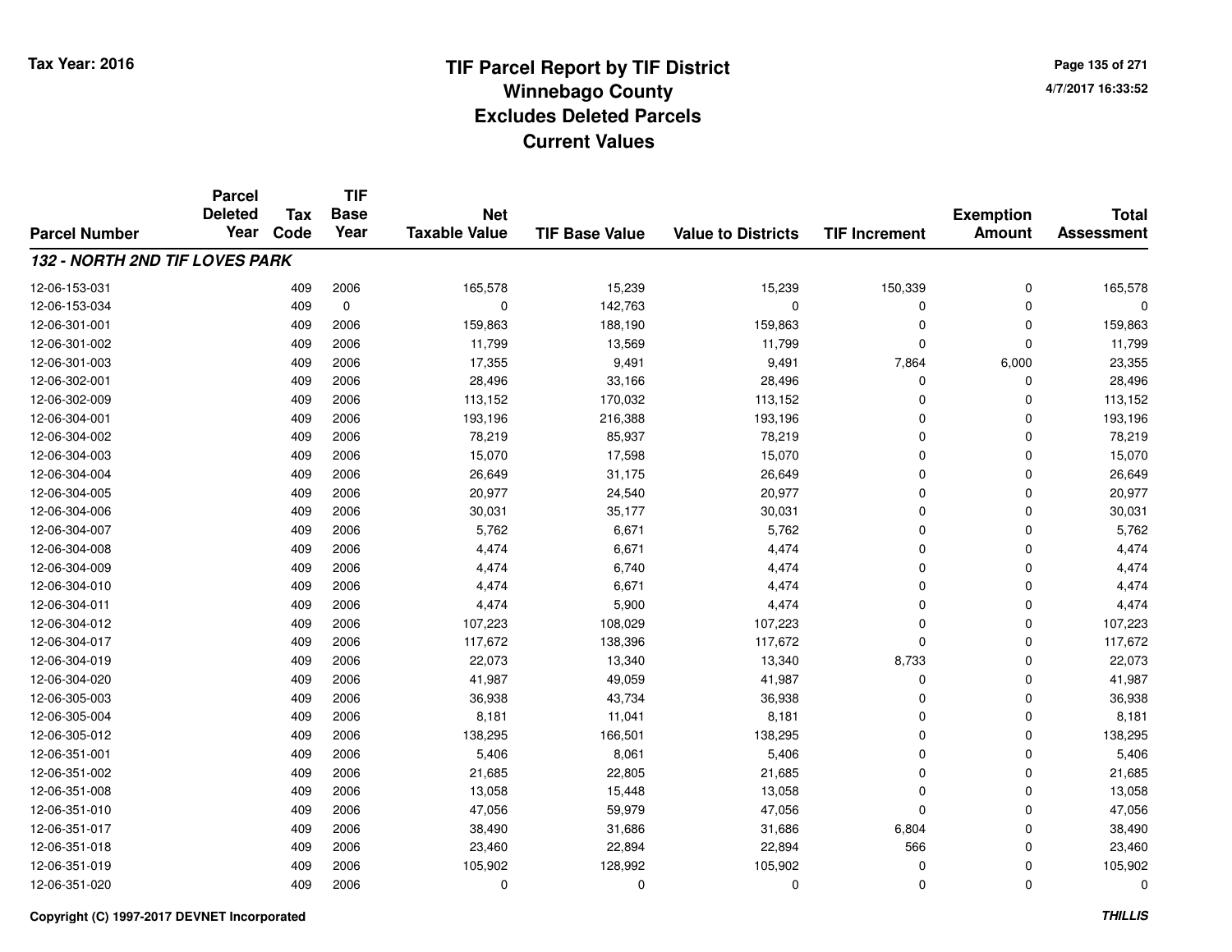# TIF Parcel Report by TIF District
## Winnebago County
## Excludes Deleted Parcels
## Current Values

Tax Year: 2016

| Parcel Number | Parcel Deleted Year | Tax Code | TIF Base Year | Net Taxable Value | TIF Base Value | Value to Districts | TIF Increment | Exemption Amount | Total Assessment |
|---|---|---|---|---|---|---|---|---|---|
| ***132 - NORTH 2ND TIF LOVES PARK*** | | | | | | | | | |
| 12-06-153-031 | | 409 | 2006 | 165,578 | 15,239 | 15,239 | 150,339 | 0 | 165,578 |
| 12-06-153-034 | | 409 | 0 | 0 | 142,763 | 0 | 0 | 0 | 0 |
| 12-06-301-001 | | 409 | 2006 | 159,863 | 188,190 | 159,863 | 0 | 0 | 159,863 |
| 12-06-301-002 | | 409 | 2006 | 11,799 | 13,569 | 11,799 | 0 | 0 | 11,799 |
| 12-06-301-003 | | 409 | 2006 | 17,355 | 9,491 | 9,491 | 7,864 | 6,000 | 23,355 |
| 12-06-302-001 | | 409 | 2006 | 28,496 | 33,166 | 28,496 | 0 | 0 | 28,496 |
| 12-06-302-009 | | 409 | 2006 | 113,152 | 170,032 | 113,152 | 0 | 0 | 113,152 |
| 12-06-304-001 | | 409 | 2006 | 193,196 | 216,388 | 193,196 | 0 | 0 | 193,196 |
| 12-06-304-002 | | 409 | 2006 | 78,219 | 85,937 | 78,219 | 0 | 0 | 78,219 |
| 12-06-304-003 | | 409 | 2006 | 15,070 | 17,598 | 15,070 | 0 | 0 | 15,070 |
| 12-06-304-004 | | 409 | 2006 | 26,649 | 31,175 | 26,649 | 0 | 0 | 26,649 |
| 12-06-304-005 | | 409 | 2006 | 20,977 | 24,540 | 20,977 | 0 | 0 | 20,977 |
| 12-06-304-006 | | 409 | 2006 | 30,031 | 35,177 | 30,031 | 0 | 0 | 30,031 |
| 12-06-304-007 | | 409 | 2006 | 5,762 | 6,671 | 5,762 | 0 | 0 | 5,762 |
| 12-06-304-008 | | 409 | 2006 | 4,474 | 6,671 | 4,474 | 0 | 0 | 4,474 |
| 12-06-304-009 | | 409 | 2006 | 4,474 | 6,740 | 4,474 | 0 | 0 | 4,474 |
| 12-06-304-010 | | 409 | 2006 | 4,474 | 6,671 | 4,474 | 0 | 0 | 4,474 |
| 12-06-304-011 | | 409 | 2006 | 4,474 | 5,900 | 4,474 | 0 | 0 | 4,474 |
| 12-06-304-012 | | 409 | 2006 | 107,223 | 108,029 | 107,223 | 0 | 0 | 107,223 |
| 12-06-304-017 | | 409 | 2006 | 117,672 | 138,396 | 117,672 | 0 | 0 | 117,672 |
| 12-06-304-019 | | 409 | 2006 | 22,073 | 13,340 | 13,340 | 8,733 | 0 | 22,073 |
| 12-06-304-020 | | 409 | 2006 | 41,987 | 49,059 | 41,987 | 0 | 0 | 41,987 |
| 12-06-305-003 | | 409 | 2006 | 36,938 | 43,734 | 36,938 | 0 | 0 | 36,938 |
| 12-06-305-004 | | 409 | 2006 | 8,181 | 11,041 | 8,181 | 0 | 0 | 8,181 |
| 12-06-305-012 | | 409 | 2006 | 138,295 | 166,501 | 138,295 | 0 | 0 | 138,295 |
| 12-06-351-001 | | 409 | 2006 | 5,406 | 8,061 | 5,406 | 0 | 0 | 5,406 |
| 12-06-351-002 | | 409 | 2006 | 21,685 | 22,805 | 21,685 | 0 | 0 | 21,685 |
| 12-06-351-008 | | 409 | 2006 | 13,058 | 15,448 | 13,058 | 0 | 0 | 13,058 |
| 12-06-351-010 | | 409 | 2006 | 47,056 | 59,979 | 47,056 | 0 | 0 | 47,056 |
| 12-06-351-017 | | 409 | 2006 | 38,490 | 31,686 | 31,686 | 6,804 | 0 | 38,490 |
| 12-06-351-018 | | 409 | 2006 | 23,460 | 22,894 | 22,894 | 566 | 0 | 23,460 |
| 12-06-351-019 | | 409 | 2006 | 105,902 | 128,992 | 105,902 | 0 | 0 | 105,902 |
| 12-06-351-020 | | 409 | 2006 | 0 | 0 | 0 | 0 | 0 | 0 |

Copyright (C) 1997-2017 DEVNET Incorporated — THILLIS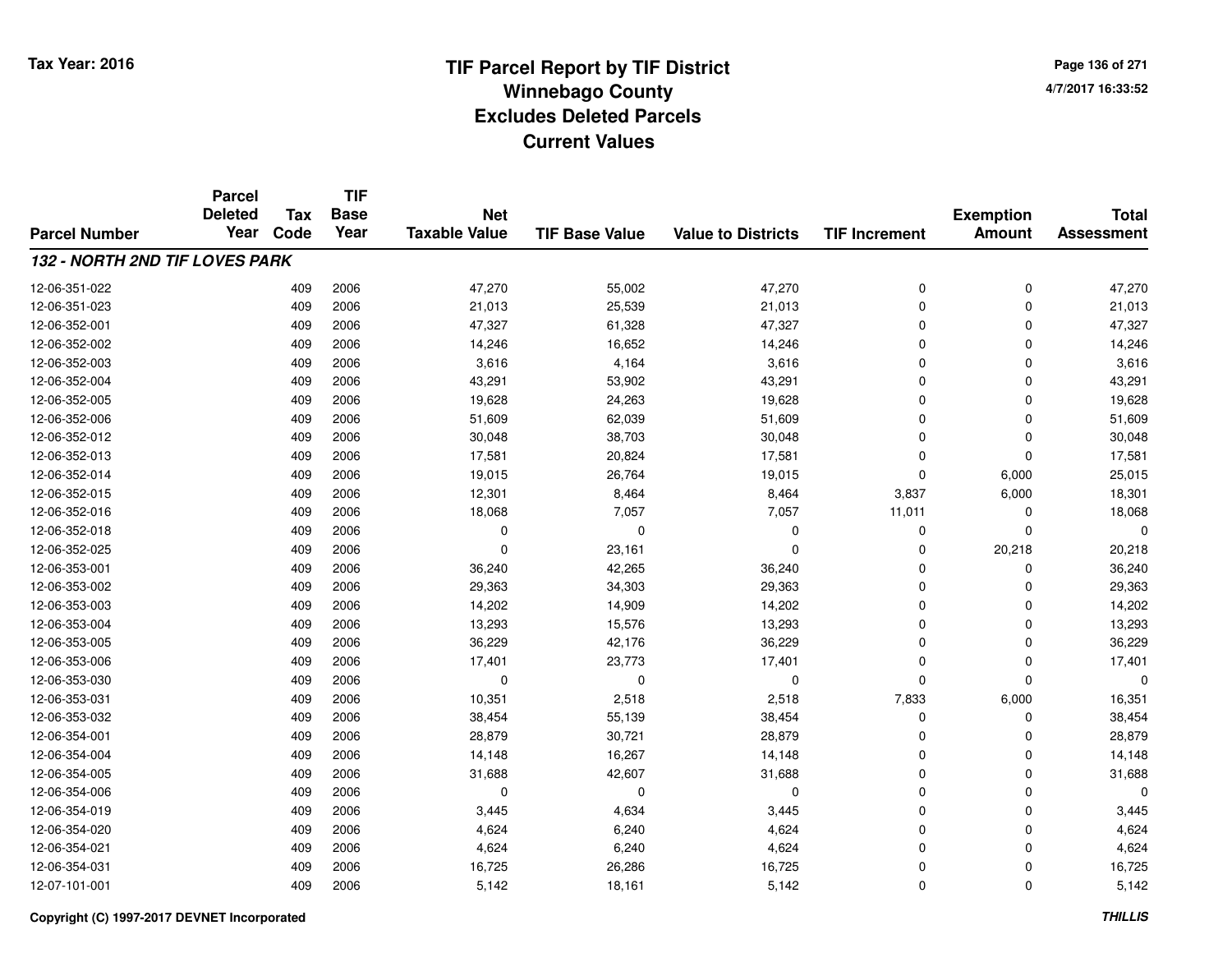# TIF Parcel Report by TIF District
# Winnebago County
# Excludes Deleted Parcels
# Current Values

Tax Year: 2016

4/7/2017 16:33:52

| Parcel Number | Parcel Deleted Year | Tax Code | TIF Base Year | Net Taxable Value | TIF Base Value | Value to Districts | TIF Increment | Exemption Amount | Total Assessment |
|---|---|---|---|---|---|---|---|---|---|
| ***132 - NORTH 2ND TIF LOVES PARK*** | | | | | | | | | |
| 12-06-351-022 | | 409 | 2006 | 47,270 | 55,002 | 47,270 | 0 | 0 | 47,270 |
| 12-06-351-023 | | 409 | 2006 | 21,013 | 25,539 | 21,013 | 0 | 0 | 21,013 |
| 12-06-352-001 | | 409 | 2006 | 47,327 | 61,328 | 47,327 | 0 | 0 | 47,327 |
| 12-06-352-002 | | 409 | 2006 | 14,246 | 16,652 | 14,246 | 0 | 0 | 14,246 |
| 12-06-352-003 | | 409 | 2006 | 3,616 | 4,164 | 3,616 | 0 | 0 | 3,616 |
| 12-06-352-004 | | 409 | 2006 | 43,291 | 53,902 | 43,291 | 0 | 0 | 43,291 |
| 12-06-352-005 | | 409 | 2006 | 19,628 | 24,263 | 19,628 | 0 | 0 | 19,628 |
| 12-06-352-006 | | 409 | 2006 | 51,609 | 62,039 | 51,609 | 0 | 0 | 51,609 |
| 12-06-352-012 | | 409 | 2006 | 30,048 | 38,703 | 30,048 | 0 | 0 | 30,048 |
| 12-06-352-013 | | 409 | 2006 | 17,581 | 20,824 | 17,581 | 0 | 0 | 17,581 |
| 12-06-352-014 | | 409 | 2006 | 19,015 | 26,764 | 19,015 | 0 | 6,000 | 25,015 |
| 12-06-352-015 | | 409 | 2006 | 12,301 | 8,464 | 8,464 | 3,837 | 6,000 | 18,301 |
| 12-06-352-016 | | 409 | 2006 | 18,068 | 7,057 | 7,057 | 11,011 | 0 | 18,068 |
| 12-06-352-018 | | 409 | 2006 | 0 | 0 | 0 | 0 | 0 | 0 |
| 12-06-352-025 | | 409 | 2006 | 0 | 23,161 | 0 | 0 | 20,218 | 20,218 |
| 12-06-353-001 | | 409 | 2006 | 36,240 | 42,265 | 36,240 | 0 | 0 | 36,240 |
| 12-06-353-002 | | 409 | 2006 | 29,363 | 34,303 | 29,363 | 0 | 0 | 29,363 |
| 12-06-353-003 | | 409 | 2006 | 14,202 | 14,909 | 14,202 | 0 | 0 | 14,202 |
| 12-06-353-004 | | 409 | 2006 | 13,293 | 15,576 | 13,293 | 0 | 0 | 13,293 |
| 12-06-353-005 | | 409 | 2006 | 36,229 | 42,176 | 36,229 | 0 | 0 | 36,229 |
| 12-06-353-006 | | 409 | 2006 | 17,401 | 23,773 | 17,401 | 0 | 0 | 17,401 |
| 12-06-353-030 | | 409 | 2006 | 0 | 0 | 0 | 0 | 0 | 0 |
| 12-06-353-031 | | 409 | 2006 | 10,351 | 2,518 | 2,518 | 7,833 | 6,000 | 16,351 |
| 12-06-353-032 | | 409 | 2006 | 38,454 | 55,139 | 38,454 | 0 | 0 | 38,454 |
| 12-06-354-001 | | 409 | 2006 | 28,879 | 30,721 | 28,879 | 0 | 0 | 28,879 |
| 12-06-354-004 | | 409 | 2006 | 14,148 | 16,267 | 14,148 | 0 | 0 | 14,148 |
| 12-06-354-005 | | 409 | 2006 | 31,688 | 42,607 | 31,688 | 0 | 0 | 31,688 |
| 12-06-354-006 | | 409 | 2006 | 0 | 0 | 0 | 0 | 0 | 0 |
| 12-06-354-019 | | 409 | 2006 | 3,445 | 4,634 | 3,445 | 0 | 0 | 3,445 |
| 12-06-354-020 | | 409 | 2006 | 4,624 | 6,240 | 4,624 | 0 | 0 | 4,624 |
| 12-06-354-021 | | 409 | 2006 | 4,624 | 6,240 | 4,624 | 0 | 0 | 4,624 |
| 12-06-354-031 | | 409 | 2006 | 16,725 | 26,286 | 16,725 | 0 | 0 | 16,725 |
| 12-07-101-001 | | 409 | 2006 | 5,142 | 18,161 | 5,142 | 0 | 0 | 5,142 |

Copyright (C) 1997-2017 DEVNET Incorporated

*THILLIS*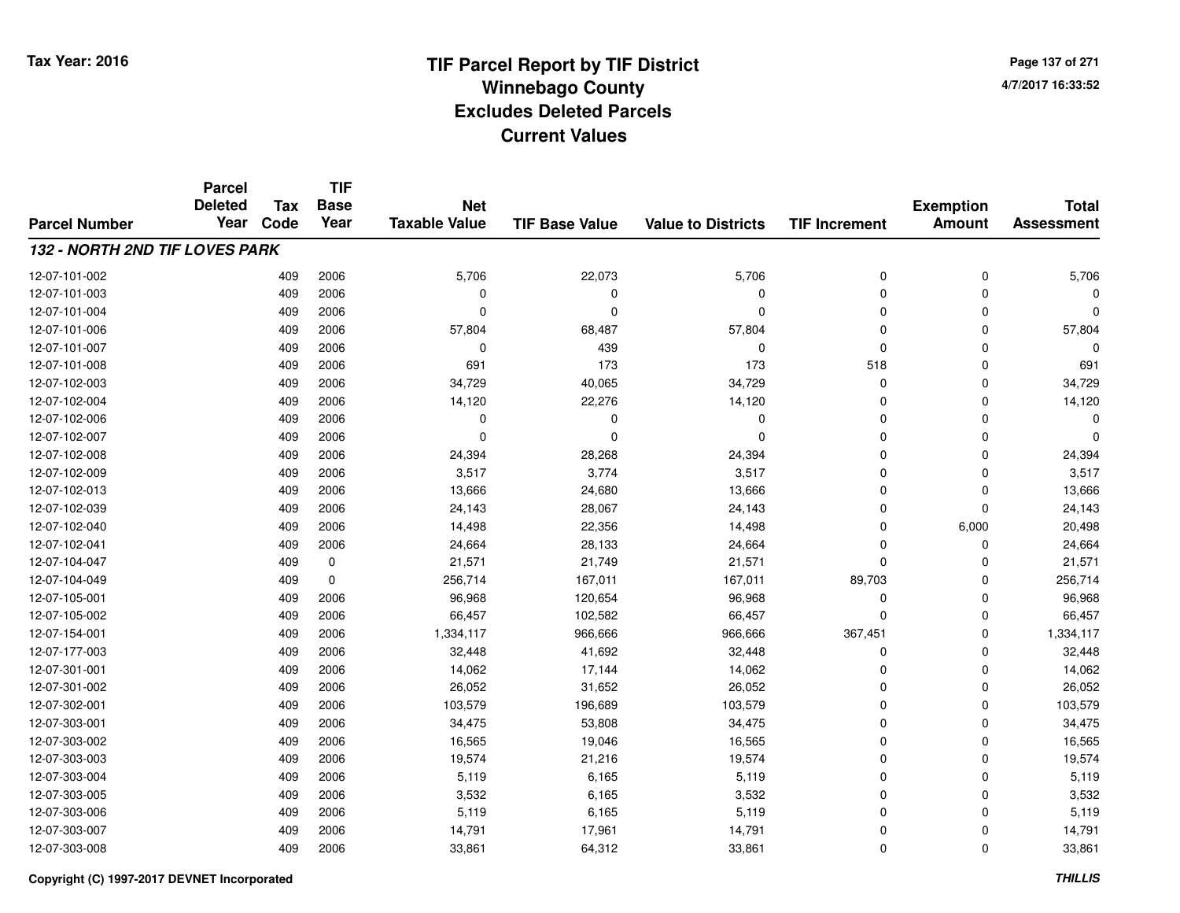# TIF Parcel Report by TIF District
## Winnebago County
## Excludes Deleted Parcels
## Current Values

Tax Year: 2016

4/7/2017 16:33:52

| Parcel Number | Parcel Deleted Year | Tax Code | TIF Base Year | Net Taxable Value | TIF Base Value | Value to Districts | TIF Increment | Exemption Amount | Total Assessment |
|---|---|---|---|---|---|---|---|---|---|
| ***132 - NORTH 2ND TIF LOVES PARK*** | | | | | | | | | |
| 12-07-101-002 | | 409 | 2006 | 5,706 | 22,073 | 5,706 | 0 | 0 | 5,706 |
| 12-07-101-003 | | 409 | 2006 | 0 | 0 | 0 | 0 | 0 | 0 |
| 12-07-101-004 | | 409 | 2006 | 0 | 0 | 0 | 0 | 0 | 0 |
| 12-07-101-006 | | 409 | 2006 | 57,804 | 68,487 | 57,804 | 0 | 0 | 57,804 |
| 12-07-101-007 | | 409 | 2006 | 0 | 439 | 0 | 0 | 0 | 0 |
| 12-07-101-008 | | 409 | 2006 | 691 | 173 | 173 | 518 | 0 | 691 |
| 12-07-102-003 | | 409 | 2006 | 34,729 | 40,065 | 34,729 | 0 | 0 | 34,729 |
| 12-07-102-004 | | 409 | 2006 | 14,120 | 22,276 | 14,120 | 0 | 0 | 14,120 |
| 12-07-102-006 | | 409 | 2006 | 0 | 0 | 0 | 0 | 0 | 0 |
| 12-07-102-007 | | 409 | 2006 | 0 | 0 | 0 | 0 | 0 | 0 |
| 12-07-102-008 | | 409 | 2006 | 24,394 | 28,268 | 24,394 | 0 | 0 | 24,394 |
| 12-07-102-009 | | 409 | 2006 | 3,517 | 3,774 | 3,517 | 0 | 0 | 3,517 |
| 12-07-102-013 | | 409 | 2006 | 13,666 | 24,680 | 13,666 | 0 | 0 | 13,666 |
| 12-07-102-039 | | 409 | 2006 | 24,143 | 28,067 | 24,143 | 0 | 0 | 24,143 |
| 12-07-102-040 | | 409 | 2006 | 14,498 | 22,356 | 14,498 | 0 | 6,000 | 20,498 |
| 12-07-102-041 | | 409 | 2006 | 24,664 | 28,133 | 24,664 | 0 | 0 | 24,664 |
| 12-07-104-047 | | 409 | 0 | 21,571 | 21,749 | 21,571 | 0 | 0 | 21,571 |
| 12-07-104-049 | | 409 | 0 | 256,714 | 167,011 | 167,011 | 89,703 | 0 | 256,714 |
| 12-07-105-001 | | 409 | 2006 | 96,968 | 120,654 | 96,968 | 0 | 0 | 96,968 |
| 12-07-105-002 | | 409 | 2006 | 66,457 | 102,582 | 66,457 | 0 | 0 | 66,457 |
| 12-07-154-001 | | 409 | 2006 | 1,334,117 | 966,666 | 966,666 | 367,451 | 0 | 1,334,117 |
| 12-07-177-003 | | 409 | 2006 | 32,448 | 41,692 | 32,448 | 0 | 0 | 32,448 |
| 12-07-301-001 | | 409 | 2006 | 14,062 | 17,144 | 14,062 | 0 | 0 | 14,062 |
| 12-07-301-002 | | 409 | 2006 | 26,052 | 31,652 | 26,052 | 0 | 0 | 26,052 |
| 12-07-302-001 | | 409 | 2006 | 103,579 | 196,689 | 103,579 | 0 | 0 | 103,579 |
| 12-07-303-001 | | 409 | 2006 | 34,475 | 53,808 | 34,475 | 0 | 0 | 34,475 |
| 12-07-303-002 | | 409 | 2006 | 16,565 | 19,046 | 16,565 | 0 | 0 | 16,565 |
| 12-07-303-003 | | 409 | 2006 | 19,574 | 21,216 | 19,574 | 0 | 0 | 19,574 |
| 12-07-303-004 | | 409 | 2006 | 5,119 | 6,165 | 5,119 | 0 | 0 | 5,119 |
| 12-07-303-005 | | 409 | 2006 | 3,532 | 6,165 | 3,532 | 0 | 0 | 3,532 |
| 12-07-303-006 | | 409 | 2006 | 5,119 | 6,165 | 5,119 | 0 | 0 | 5,119 |
| 12-07-303-007 | | 409 | 2006 | 14,791 | 17,961 | 14,791 | 0 | 0 | 14,791 |
| 12-07-303-008 | | 409 | 2006 | 33,861 | 64,312 | 33,861 | 0 | 0 | 33,861 |

Copyright (C) 1997-2017 DEVNET Incorporated

*THILLIS*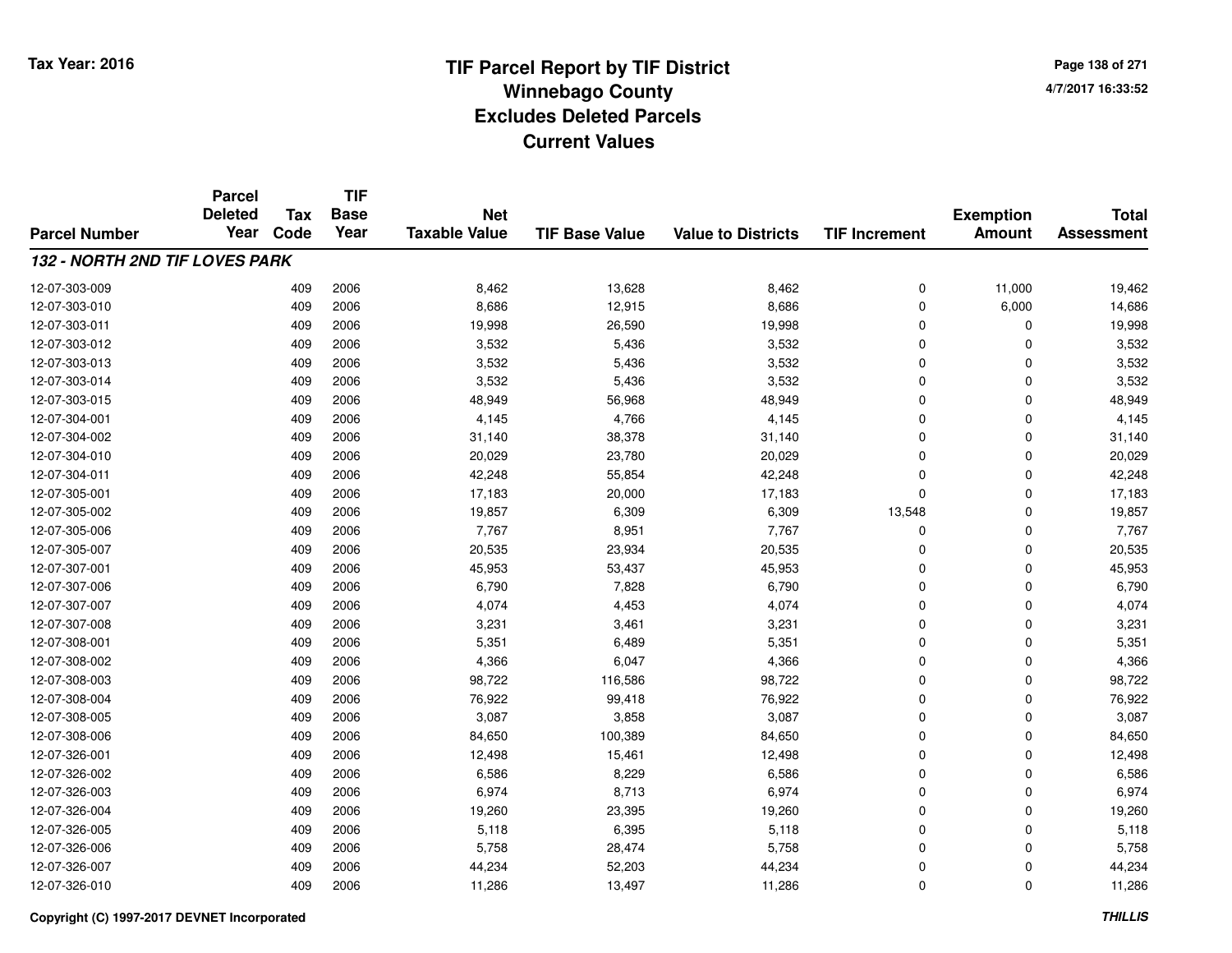# TIF Parcel Report by TIF District
## Winnebago County
## Excludes Deleted Parcels
## Current Values

Tax Year: 2016

4/7/2017 16:33:52

| Parcel Number | Parcel Deleted Year | Tax Code | TIF Base Year | Net Taxable Value | TIF Base Value | Value to Districts | TIF Increment | Exemption Amount | Total Assessment |
|---|---|---|---|---|---|---|---|---|---|
| ***132 - NORTH 2ND TIF LOVES PARK*** | | | | | | | | | |
| 12-07-303-009 | | 409 | 2006 | 8,462 | 13,628 | 8,462 | 0 | 11,000 | 19,462 |
| 12-07-303-010 | | 409 | 2006 | 8,686 | 12,915 | 8,686 | 0 | 6,000 | 14,686 |
| 12-07-303-011 | | 409 | 2006 | 19,998 | 26,590 | 19,998 | 0 | 0 | 19,998 |
| 12-07-303-012 | | 409 | 2006 | 3,532 | 5,436 | 3,532 | 0 | 0 | 3,532 |
| 12-07-303-013 | | 409 | 2006 | 3,532 | 5,436 | 3,532 | 0 | 0 | 3,532 |
| 12-07-303-014 | | 409 | 2006 | 3,532 | 5,436 | 3,532 | 0 | 0 | 3,532 |
| 12-07-303-015 | | 409 | 2006 | 48,949 | 56,968 | 48,949 | 0 | 0 | 48,949 |
| 12-07-304-001 | | 409 | 2006 | 4,145 | 4,766 | 4,145 | 0 | 0 | 4,145 |
| 12-07-304-002 | | 409 | 2006 | 31,140 | 38,378 | 31,140 | 0 | 0 | 31,140 |
| 12-07-304-010 | | 409 | 2006 | 20,029 | 23,780 | 20,029 | 0 | 0 | 20,029 |
| 12-07-304-011 | | 409 | 2006 | 42,248 | 55,854 | 42,248 | 0 | 0 | 42,248 |
| 12-07-305-001 | | 409 | 2006 | 17,183 | 20,000 | 17,183 | 0 | 0 | 17,183 |
| 12-07-305-002 | | 409 | 2006 | 19,857 | 6,309 | 6,309 | 13,548 | 0 | 19,857 |
| 12-07-305-006 | | 409 | 2006 | 7,767 | 8,951 | 7,767 | 0 | 0 | 7,767 |
| 12-07-305-007 | | 409 | 2006 | 20,535 | 23,934 | 20,535 | 0 | 0 | 20,535 |
| 12-07-307-001 | | 409 | 2006 | 45,953 | 53,437 | 45,953 | 0 | 0 | 45,953 |
| 12-07-307-006 | | 409 | 2006 | 6,790 | 7,828 | 6,790 | 0 | 0 | 6,790 |
| 12-07-307-007 | | 409 | 2006 | 4,074 | 4,453 | 4,074 | 0 | 0 | 4,074 |
| 12-07-307-008 | | 409 | 2006 | 3,231 | 3,461 | 3,231 | 0 | 0 | 3,231 |
| 12-07-308-001 | | 409 | 2006 | 5,351 | 6,489 | 5,351 | 0 | 0 | 5,351 |
| 12-07-308-002 | | 409 | 2006 | 4,366 | 6,047 | 4,366 | 0 | 0 | 4,366 |
| 12-07-308-003 | | 409 | 2006 | 98,722 | 116,586 | 98,722 | 0 | 0 | 98,722 |
| 12-07-308-004 | | 409 | 2006 | 76,922 | 99,418 | 76,922 | 0 | 0 | 76,922 |
| 12-07-308-005 | | 409 | 2006 | 3,087 | 3,858 | 3,087 | 0 | 0 | 3,087 |
| 12-07-308-006 | | 409 | 2006 | 84,650 | 100,389 | 84,650 | 0 | 0 | 84,650 |
| 12-07-326-001 | | 409 | 2006 | 12,498 | 15,461 | 12,498 | 0 | 0 | 12,498 |
| 12-07-326-002 | | 409 | 2006 | 6,586 | 8,229 | 6,586 | 0 | 0 | 6,586 |
| 12-07-326-003 | | 409 | 2006 | 6,974 | 8,713 | 6,974 | 0 | 0 | 6,974 |
| 12-07-326-004 | | 409 | 2006 | 19,260 | 23,395 | 19,260 | 0 | 0 | 19,260 |
| 12-07-326-005 | | 409 | 2006 | 5,118 | 6,395 | 5,118 | 0 | 0 | 5,118 |
| 12-07-326-006 | | 409 | 2006 | 5,758 | 28,474 | 5,758 | 0 | 0 | 5,758 |
| 12-07-326-007 | | 409 | 2006 | 44,234 | 52,203 | 44,234 | 0 | 0 | 44,234 |
| 12-07-326-010 | | 409 | 2006 | 11,286 | 13,497 | 11,286 | 0 | 0 | 11,286 |

Copyright (C) 1997-2017 DEVNET Incorporated

THILLIS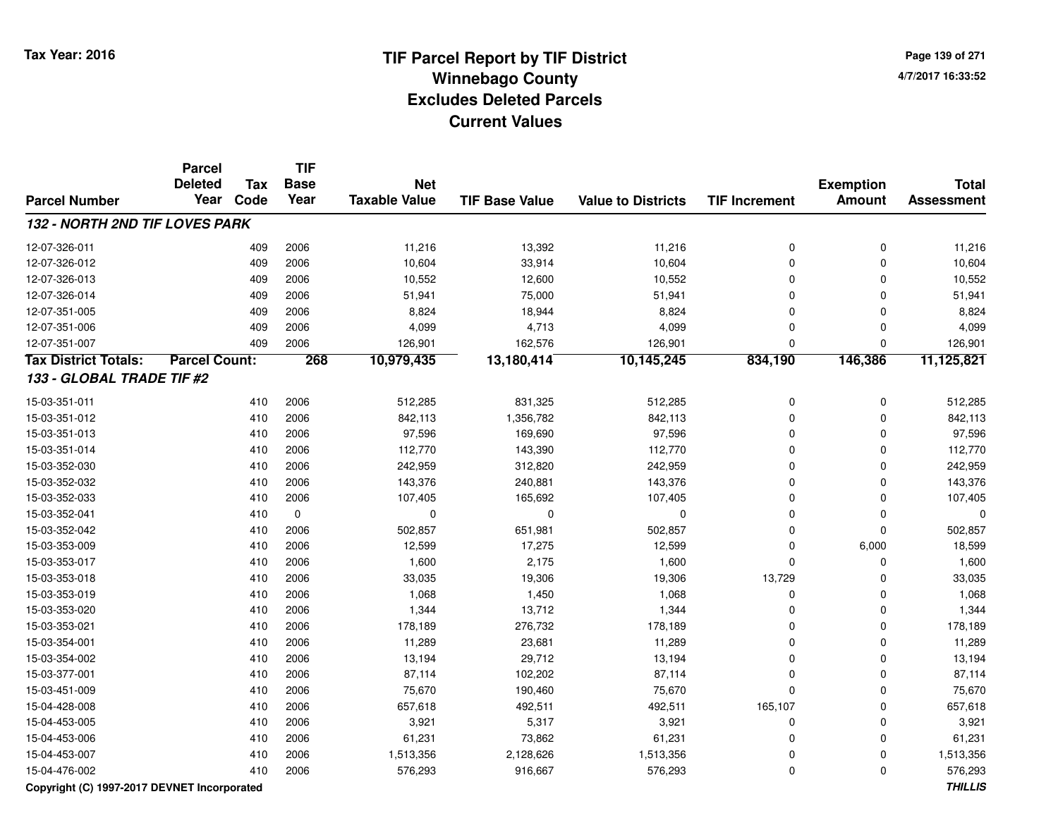Tax Year: 2016

# TIF Parcel Report by TIF District
## Winnebago County
## Excludes Deleted Parcels
## Current Values

4/7/2017 16:33:52

| Parcel Number | Parcel Deleted Year | Tax Code | TIF Base Year | Net Taxable Value | TIF Base Value | Value to Districts | TIF Increment | Exemption Amount | Total Assessment |
|---|---|---|---|---|---|---|---|---|---|
| ***132 - NORTH 2ND TIF LOVES PARK*** | | | | | | | | | |
| 12-07-326-011 | | 409 | 2006 | 11,216 | 13,392 | 11,216 | 0 | 0 | 11,216 |
| 12-07-326-012 | | 409 | 2006 | 10,604 | 33,914 | 10,604 | 0 | 0 | 10,604 |
| 12-07-326-013 | | 409 | 2006 | 10,552 | 12,600 | 10,552 | 0 | 0 | 10,552 |
| 12-07-326-014 | | 409 | 2006 | 51,941 | 75,000 | 51,941 | 0 | 0 | 51,941 |
| 12-07-351-005 | | 409 | 2006 | 8,824 | 18,944 | 8,824 | 0 | 0 | 8,824 |
| 12-07-351-006 | | 409 | 2006 | 4,099 | 4,713 | 4,099 | 0 | 0 | 4,099 |
| 12-07-351-007 | | 409 | 2006 | 126,901 | 162,576 | 126,901 | 0 | 0 | 126,901 |
| **Tax District Totals:** | **Parcel Count:** | | **268** | **10,979,435** | **13,180,414** | **10,145,245** | **834,190** | **146,386** | **11,125,821** |
| ***133 - GLOBAL TRADE TIF #2*** | | | | | | | | | |
| 15-03-351-011 | | 410 | 2006 | 512,285 | 831,325 | 512,285 | 0 | 0 | 512,285 |
| 15-03-351-012 | | 410 | 2006 | 842,113 | 1,356,782 | 842,113 | 0 | 0 | 842,113 |
| 15-03-351-013 | | 410 | 2006 | 97,596 | 169,690 | 97,596 | 0 | 0 | 97,596 |
| 15-03-351-014 | | 410 | 2006 | 112,770 | 143,390 | 112,770 | 0 | 0 | 112,770 |
| 15-03-352-030 | | 410 | 2006 | 242,959 | 312,820 | 242,959 | 0 | 0 | 242,959 |
| 15-03-352-032 | | 410 | 2006 | 143,376 | 240,881 | 143,376 | 0 | 0 | 143,376 |
| 15-03-352-033 | | 410 | 2006 | 107,405 | 165,692 | 107,405 | 0 | 0 | 107,405 |
| 15-03-352-041 | | 410 | 0 | 0 | 0 | 0 | 0 | 0 | 0 |
| 15-03-352-042 | | 410 | 2006 | 502,857 | 651,981 | 502,857 | 0 | 0 | 502,857 |
| 15-03-353-009 | | 410 | 2006 | 12,599 | 17,275 | 12,599 | 0 | 6,000 | 18,599 |
| 15-03-353-017 | | 410 | 2006 | 1,600 | 2,175 | 1,600 | 0 | 0 | 1,600 |
| 15-03-353-018 | | 410 | 2006 | 33,035 | 19,306 | 19,306 | 13,729 | 0 | 33,035 |
| 15-03-353-019 | | 410 | 2006 | 1,068 | 1,450 | 1,068 | 0 | 0 | 1,068 |
| 15-03-353-020 | | 410 | 2006 | 1,344 | 13,712 | 1,344 | 0 | 0 | 1,344 |
| 15-03-353-021 | | 410 | 2006 | 178,189 | 276,732 | 178,189 | 0 | 0 | 178,189 |
| 15-03-354-001 | | 410 | 2006 | 11,289 | 23,681 | 11,289 | 0 | 0 | 11,289 |
| 15-03-354-002 | | 410 | 2006 | 13,194 | 29,712 | 13,194 | 0 | 0 | 13,194 |
| 15-03-377-001 | | 410 | 2006 | 87,114 | 102,202 | 87,114 | 0 | 0 | 87,114 |
| 15-03-451-009 | | 410 | 2006 | 75,670 | 190,460 | 75,670 | 0 | 0 | 75,670 |
| 15-04-428-008 | | 410 | 2006 | 657,618 | 492,511 | 492,511 | 165,107 | 0 | 657,618 |
| 15-04-453-005 | | 410 | 2006 | 3,921 | 5,317 | 3,921 | 0 | 0 | 3,921 |
| 15-04-453-006 | | 410 | 2006 | 61,231 | 73,862 | 61,231 | 0 | 0 | 61,231 |
| 15-04-453-007 | | 410 | 2006 | 1,513,356 | 2,128,626 | 1,513,356 | 0 | 0 | 1,513,356 |
| 15-04-476-002 | | 410 | 2006 | 576,293 | 916,667 | 576,293 | 0 | 0 | 576,293 |

Copyright (C) 1997-2017 DEVNET Incorporated

*THILLIS*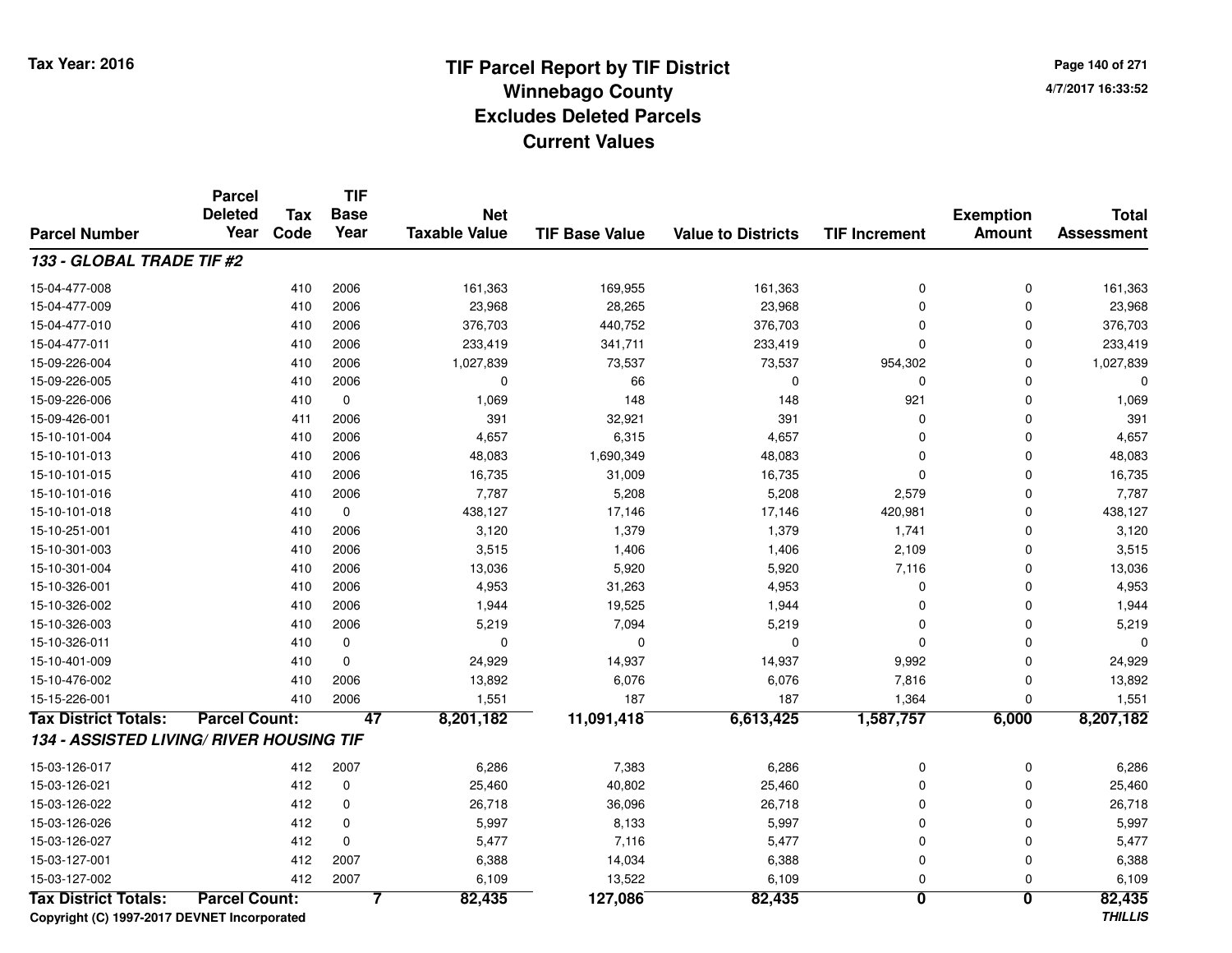# TIF Parcel Report by TIF District
## Winnebago County
## Excludes Deleted Parcels
## Current Values

Tax Year: 2016

4/7/2017 16:33:52

| Parcel Number | Parcel Deleted Year | Tax Code | TIF Base Year | Net Taxable Value | TIF Base Value | Value to Districts | TIF Increment | Exemption Amount | Total Assessment |
|---|---|---|---|---|---|---|---|---|---|
| ***133 - GLOBAL TRADE TIF #2*** | | | | | | | | | |
| 15-04-477-008 | | 410 | 2006 | 161,363 | 169,955 | 161,363 | 0 | 0 | 161,363 |
| 15-04-477-009 | | 410 | 2006 | 23,968 | 28,265 | 23,968 | 0 | 0 | 23,968 |
| 15-04-477-010 | | 410 | 2006 | 376,703 | 440,752 | 376,703 | 0 | 0 | 376,703 |
| 15-04-477-011 | | 410 | 2006 | 233,419 | 341,711 | 233,419 | 0 | 0 | 233,419 |
| 15-09-226-004 | | 410 | 2006 | 1,027,839 | 73,537 | 73,537 | 954,302 | 0 | 1,027,839 |
| 15-09-226-005 | | 410 | 2006 | 0 | 66 | 0 | 0 | 0 | 0 |
| 15-09-226-006 | | 410 | 0 | 1,069 | 148 | 148 | 921 | 0 | 1,069 |
| 15-09-426-001 | | 411 | 2006 | 391 | 32,921 | 391 | 0 | 0 | 391 |
| 15-10-101-004 | | 410 | 2006 | 4,657 | 6,315 | 4,657 | 0 | 0 | 4,657 |
| 15-10-101-013 | | 410 | 2006 | 48,083 | 1,690,349 | 48,083 | 0 | 0 | 48,083 |
| 15-10-101-015 | | 410 | 2006 | 16,735 | 31,009 | 16,735 | 0 | 0 | 16,735 |
| 15-10-101-016 | | 410 | 2006 | 7,787 | 5,208 | 5,208 | 2,579 | 0 | 7,787 |
| 15-10-101-018 | | 410 | 0 | 438,127 | 17,146 | 17,146 | 420,981 | 0 | 438,127 |
| 15-10-251-001 | | 410 | 2006 | 3,120 | 1,379 | 1,379 | 1,741 | 0 | 3,120 |
| 15-10-301-003 | | 410 | 2006 | 3,515 | 1,406 | 1,406 | 2,109 | 0 | 3,515 |
| 15-10-301-004 | | 410 | 2006 | 13,036 | 5,920 | 5,920 | 7,116 | 0 | 13,036 |
| 15-10-326-001 | | 410 | 2006 | 4,953 | 31,263 | 4,953 | 0 | 0 | 4,953 |
| 15-10-326-002 | | 410 | 2006 | 1,944 | 19,525 | 1,944 | 0 | 0 | 1,944 |
| 15-10-326-003 | | 410 | 2006 | 5,219 | 7,094 | 5,219 | 0 | 0 | 5,219 |
| 15-10-326-011 | | 410 | 0 | 0 | 0 | 0 | 0 | 0 | 0 |
| 15-10-401-009 | | 410 | 0 | 24,929 | 14,937 | 14,937 | 9,992 | 0 | 24,929 |
| 15-10-476-002 | | 410 | 2006 | 13,892 | 6,076 | 6,076 | 7,816 | 0 | 13,892 |
| 15-15-226-001 | | 410 | 2006 | 1,551 | 187 | 187 | 1,364 | 0 | 1,551 |
| **Tax District Totals:** | **Parcel Count:** | | **47** | **8,201,182** | **11,091,418** | **6,613,425** | **1,587,757** | **6,000** | **8,207,182** |
| ***134 - ASSISTED LIVING/ RIVER HOUSING TIF*** | | | | | | | | | |
| 15-03-126-017 | | 412 | 2007 | 6,286 | 7,383 | 6,286 | 0 | 0 | 6,286 |
| 15-03-126-021 | | 412 | 0 | 25,460 | 40,802 | 25,460 | 0 | 0 | 25,460 |
| 15-03-126-022 | | 412 | 0 | 26,718 | 36,096 | 26,718 | 0 | 0 | 26,718 |
| 15-03-126-026 | | 412 | 0 | 5,997 | 8,133 | 5,997 | 0 | 0 | 5,997 |
| 15-03-126-027 | | 412 | 0 | 5,477 | 7,116 | 5,477 | 0 | 0 | 5,477 |
| 15-03-127-001 | | 412 | 2007 | 6,388 | 14,034 | 6,388 | 0 | 0 | 6,388 |
| 15-03-127-002 | | 412 | 2007 | 6,109 | 13,522 | 6,109 | 0 | 0 | 6,109 |
| **Tax District Totals:** | **Parcel Count:** | | **7** | **82,435** | **127,086** | **82,435** | **0** | **0** | **82,435** |

**Copyright (C) 1997-2017 DEVNET Incorporated**

***THILLIS***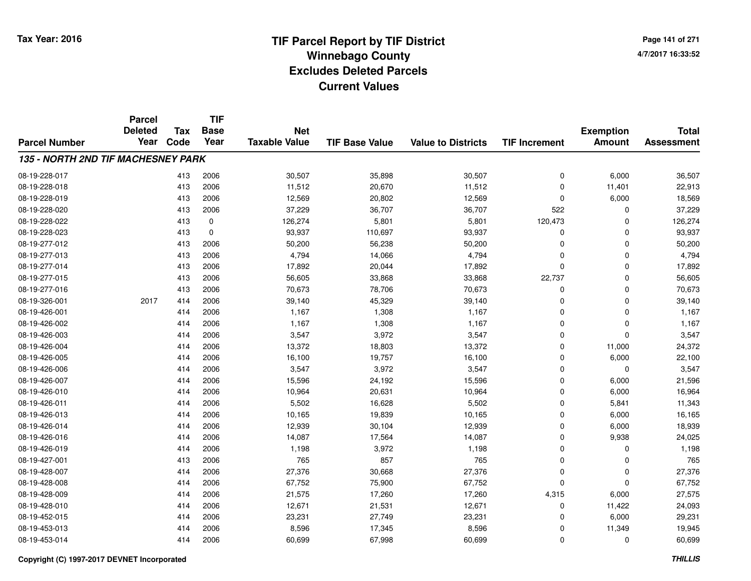# TIF Parcel Report by TIF District
## Winnebago County
## Excludes Deleted Parcels
## Current Values

Tax Year: 2016

4/7/2017 16:33:52

| Parcel Number | Parcel Deleted Year | Tax Code | TIF Base Year | Net Taxable Value | TIF Base Value | Value to Districts | TIF Increment | Exemption Amount | Total Assessment |
|---|---|---|---|---|---|---|---|---|---|
| ***135 - NORTH 2ND TIF MACHESNEY PARK*** | | | | | | | | | |
| 08-19-228-017 | | 413 | 2006 | 30,507 | 35,898 | 30,507 | 0 | 6,000 | 36,507 |
| 08-19-228-018 | | 413 | 2006 | 11,512 | 20,670 | 11,512 | 0 | 11,401 | 22,913 |
| 08-19-228-019 | | 413 | 2006 | 12,569 | 20,802 | 12,569 | 0 | 6,000 | 18,569 |
| 08-19-228-020 | | 413 | 2006 | 37,229 | 36,707 | 36,707 | 522 | 0 | 37,229 |
| 08-19-228-022 | | 413 | 0 | 126,274 | 5,801 | 5,801 | 120,473 | 0 | 126,274 |
| 08-19-228-023 | | 413 | 0 | 93,937 | 110,697 | 93,937 | 0 | 0 | 93,937 |
| 08-19-277-012 | | 413 | 2006 | 50,200 | 56,238 | 50,200 | 0 | 0 | 50,200 |
| 08-19-277-013 | | 413 | 2006 | 4,794 | 14,066 | 4,794 | 0 | 0 | 4,794 |
| 08-19-277-014 | | 413 | 2006 | 17,892 | 20,044 | 17,892 | 0 | 0 | 17,892 |
| 08-19-277-015 | | 413 | 2006 | 56,605 | 33,868 | 33,868 | 22,737 | 0 | 56,605 |
| 08-19-277-016 | | 413 | 2006 | 70,673 | 78,706 | 70,673 | 0 | 0 | 70,673 |
| 08-19-326-001 | 2017 | 414 | 2006 | 39,140 | 45,329 | 39,140 | 0 | 0 | 39,140 |
| 08-19-426-001 | | 414 | 2006 | 1,167 | 1,308 | 1,167 | 0 | 0 | 1,167 |
| 08-19-426-002 | | 414 | 2006 | 1,167 | 1,308 | 1,167 | 0 | 0 | 1,167 |
| 08-19-426-003 | | 414 | 2006 | 3,547 | 3,972 | 3,547 | 0 | 0 | 3,547 |
| 08-19-426-004 | | 414 | 2006 | 13,372 | 18,803 | 13,372 | 0 | 11,000 | 24,372 |
| 08-19-426-005 | | 414 | 2006 | 16,100 | 19,757 | 16,100 | 0 | 6,000 | 22,100 |
| 08-19-426-006 | | 414 | 2006 | 3,547 | 3,972 | 3,547 | 0 | 0 | 3,547 |
| 08-19-426-007 | | 414 | 2006 | 15,596 | 24,192 | 15,596 | 0 | 6,000 | 21,596 |
| 08-19-426-010 | | 414 | 2006 | 10,964 | 20,631 | 10,964 | 0 | 6,000 | 16,964 |
| 08-19-426-011 | | 414 | 2006 | 5,502 | 16,628 | 5,502 | 0 | 5,841 | 11,343 |
| 08-19-426-013 | | 414 | 2006 | 10,165 | 19,839 | 10,165 | 0 | 6,000 | 16,165 |
| 08-19-426-014 | | 414 | 2006 | 12,939 | 30,104 | 12,939 | 0 | 6,000 | 18,939 |
| 08-19-426-016 | | 414 | 2006 | 14,087 | 17,564 | 14,087 | 0 | 9,938 | 24,025 |
| 08-19-426-019 | | 414 | 2006 | 1,198 | 3,972 | 1,198 | 0 | 0 | 1,198 |
| 08-19-427-001 | | 413 | 2006 | 765 | 857 | 765 | 0 | 0 | 765 |
| 08-19-428-007 | | 414 | 2006 | 27,376 | 30,668 | 27,376 | 0 | 0 | 27,376 |
| 08-19-428-008 | | 414 | 2006 | 67,752 | 75,900 | 67,752 | 0 | 0 | 67,752 |
| 08-19-428-009 | | 414 | 2006 | 21,575 | 17,260 | 17,260 | 4,315 | 6,000 | 27,575 |
| 08-19-428-010 | | 414 | 2006 | 12,671 | 21,531 | 12,671 | 0 | 11,422 | 24,093 |
| 08-19-452-015 | | 414 | 2006 | 23,231 | 27,749 | 23,231 | 0 | 6,000 | 29,231 |
| 08-19-453-013 | | 414 | 2006 | 8,596 | 17,345 | 8,596 | 0 | 11,349 | 19,945 |
| 08-19-453-014 | | 414 | 2006 | 60,699 | 67,998 | 60,699 | 0 | 0 | 60,699 |

**Copyright (C) 1997-2017 DEVNET Incorporated**

***THILLIS***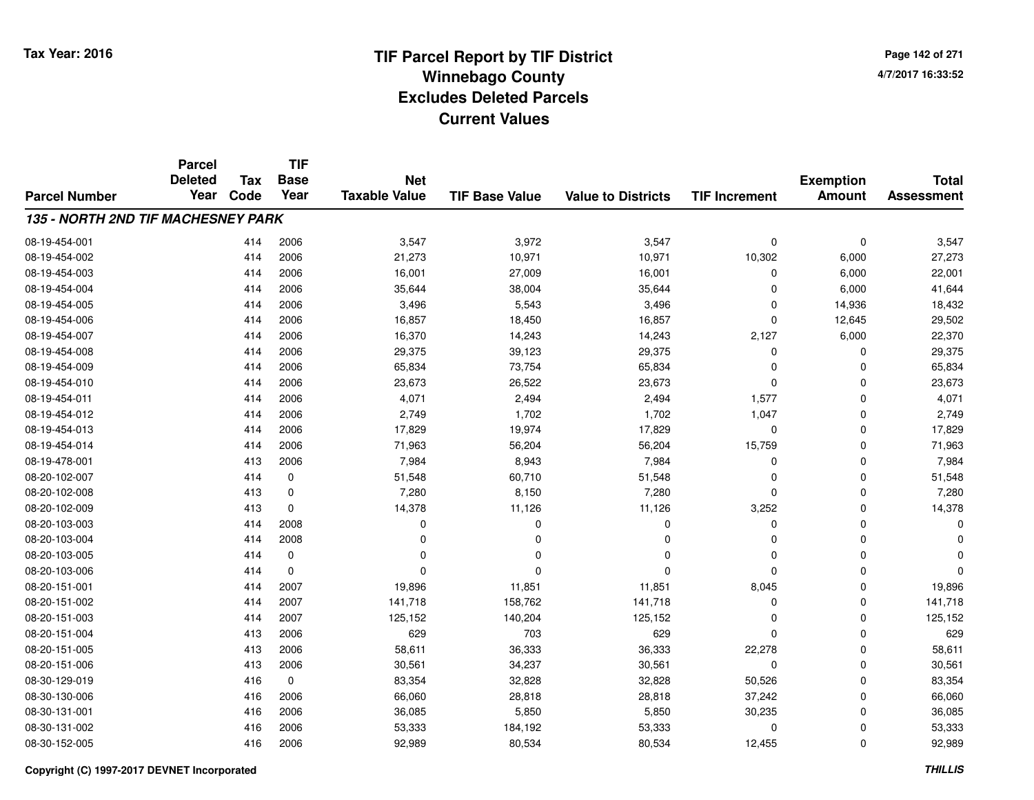Tax Year: 2016

# TIF Parcel Report by TIF District
## Winnebago County
## Excludes Deleted Parcels
## Current Values

4/7/2017 16:33:52

| Parcel Number | Parcel Deleted Year | Tax Code | TIF Base Year | Net Taxable Value | TIF Base Value | Value to Districts | TIF Increment | Exemption Amount | Total Assessment |
|---|---|---|---|---|---|---|---|---|---|
| ***135 - NORTH 2ND TIF MACHESNEY PARK*** | | | | | | | | | |
| 08-19-454-001 | | 414 | 2006 | 3,547 | 3,972 | 3,547 | 0 | 0 | 3,547 |
| 08-19-454-002 | | 414 | 2006 | 21,273 | 10,971 | 10,971 | 10,302 | 6,000 | 27,273 |
| 08-19-454-003 | | 414 | 2006 | 16,001 | 27,009 | 16,001 | 0 | 6,000 | 22,001 |
| 08-19-454-004 | | 414 | 2006 | 35,644 | 38,004 | 35,644 | 0 | 6,000 | 41,644 |
| 08-19-454-005 | | 414 | 2006 | 3,496 | 5,543 | 3,496 | 0 | 14,936 | 18,432 |
| 08-19-454-006 | | 414 | 2006 | 16,857 | 18,450 | 16,857 | 0 | 12,645 | 29,502 |
| 08-19-454-007 | | 414 | 2006 | 16,370 | 14,243 | 14,243 | 2,127 | 6,000 | 22,370 |
| 08-19-454-008 | | 414 | 2006 | 29,375 | 39,123 | 29,375 | 0 | 0 | 29,375 |
| 08-19-454-009 | | 414 | 2006 | 65,834 | 73,754 | 65,834 | 0 | 0 | 65,834 |
| 08-19-454-010 | | 414 | 2006 | 23,673 | 26,522 | 23,673 | 0 | 0 | 23,673 |
| 08-19-454-011 | | 414 | 2006 | 4,071 | 2,494 | 2,494 | 1,577 | 0 | 4,071 |
| 08-19-454-012 | | 414 | 2006 | 2,749 | 1,702 | 1,702 | 1,047 | 0 | 2,749 |
| 08-19-454-013 | | 414 | 2006 | 17,829 | 19,974 | 17,829 | 0 | 0 | 17,829 |
| 08-19-454-014 | | 414 | 2006 | 71,963 | 56,204 | 56,204 | 15,759 | 0 | 71,963 |
| 08-19-478-001 | | 413 | 2006 | 7,984 | 8,943 | 7,984 | 0 | 0 | 7,984 |
| 08-20-102-007 | | 414 | 0 | 51,548 | 60,710 | 51,548 | 0 | 0 | 51,548 |
| 08-20-102-008 | | 413 | 0 | 7,280 | 8,150 | 7,280 | 0 | 0 | 7,280 |
| 08-20-102-009 | | 413 | 0 | 14,378 | 11,126 | 11,126 | 3,252 | 0 | 14,378 |
| 08-20-103-003 | | 414 | 2008 | 0 | 0 | 0 | 0 | 0 | 0 |
| 08-20-103-004 | | 414 | 2008 | 0 | 0 | 0 | 0 | 0 | 0 |
| 08-20-103-005 | | 414 | 0 | 0 | 0 | 0 | 0 | 0 | 0 |
| 08-20-103-006 | | 414 | 0 | 0 | 0 | 0 | 0 | 0 | 0 |
| 08-20-151-001 | | 414 | 2007 | 19,896 | 11,851 | 11,851 | 8,045 | 0 | 19,896 |
| 08-20-151-002 | | 414 | 2007 | 141,718 | 158,762 | 141,718 | 0 | 0 | 141,718 |
| 08-20-151-003 | | 414 | 2007 | 125,152 | 140,204 | 125,152 | 0 | 0 | 125,152 |
| 08-20-151-004 | | 413 | 2006 | 629 | 703 | 629 | 0 | 0 | 629 |
| 08-20-151-005 | | 413 | 2006 | 58,611 | 36,333 | 36,333 | 22,278 | 0 | 58,611 |
| 08-20-151-006 | | 413 | 2006 | 30,561 | 34,237 | 30,561 | 0 | 0 | 30,561 |
| 08-30-129-019 | | 416 | 0 | 83,354 | 32,828 | 32,828 | 50,526 | 0 | 83,354 |
| 08-30-130-006 | | 416 | 2006 | 66,060 | 28,818 | 28,818 | 37,242 | 0 | 66,060 |
| 08-30-131-001 | | 416 | 2006 | 36,085 | 5,850 | 5,850 | 30,235 | 0 | 36,085 |
| 08-30-131-002 | | 416 | 2006 | 53,333 | 184,192 | 53,333 | 0 | 0 | 53,333 |
| 08-30-152-005 | | 416 | 2006 | 92,989 | 80,534 | 80,534 | 12,455 | 0 | 92,989 |

Copyright (C) 1997-2017 DEVNET Incorporated

THILLIS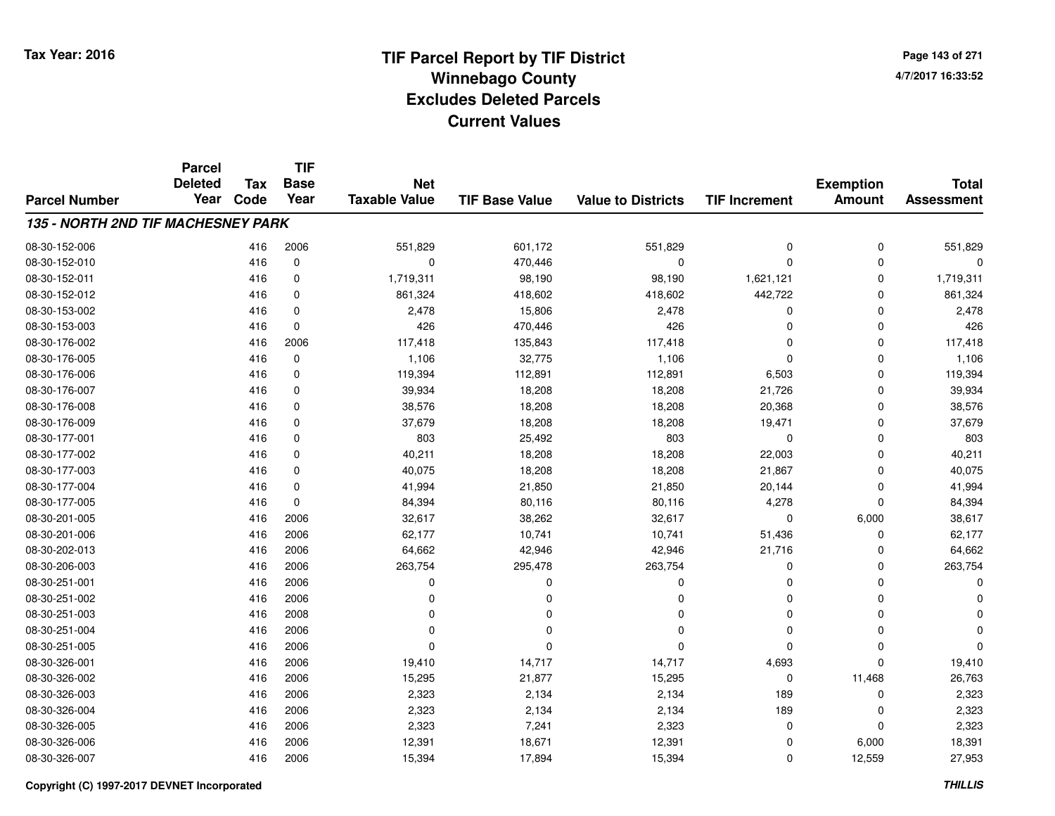Tax Year: 2016

# TIF Parcel Report by TIF District
## Winnebago County
## Excludes Deleted Parcels
## Current Values

4/7/2017 16:33:52

| Parcel Number | Parcel Deleted Year | Tax Code | TIF Base Year | Net Taxable Value | TIF Base Value | Value to Districts | TIF Increment | Exemption Amount | Total Assessment |
|---|---|---|---|---|---|---|---|---|---|
| ***135 - NORTH 2ND TIF MACHESNEY PARK*** | | | | | | | | | |
| 08-30-152-006 | | 416 | 2006 | 551,829 | 601,172 | 551,829 | 0 | 0 | 551,829 |
| 08-30-152-010 | | 416 | 0 | 0 | 470,446 | 0 | 0 | 0 | 0 |
| 08-30-152-011 | | 416 | 0 | 1,719,311 | 98,190 | 98,190 | 1,621,121 | 0 | 1,719,311 |
| 08-30-152-012 | | 416 | 0 | 861,324 | 418,602 | 418,602 | 442,722 | 0 | 861,324 |
| 08-30-153-002 | | 416 | 0 | 2,478 | 15,806 | 2,478 | 0 | 0 | 2,478 |
| 08-30-153-003 | | 416 | 0 | 426 | 470,446 | 426 | 0 | 0 | 426 |
| 08-30-176-002 | | 416 | 2006 | 117,418 | 135,843 | 117,418 | 0 | 0 | 117,418 |
| 08-30-176-005 | | 416 | 0 | 1,106 | 32,775 | 1,106 | 0 | 0 | 1,106 |
| 08-30-176-006 | | 416 | 0 | 119,394 | 112,891 | 112,891 | 6,503 | 0 | 119,394 |
| 08-30-176-007 | | 416 | 0 | 39,934 | 18,208 | 18,208 | 21,726 | 0 | 39,934 |
| 08-30-176-008 | | 416 | 0 | 38,576 | 18,208 | 18,208 | 20,368 | 0 | 38,576 |
| 08-30-176-009 | | 416 | 0 | 37,679 | 18,208 | 18,208 | 19,471 | 0 | 37,679 |
| 08-30-177-001 | | 416 | 0 | 803 | 25,492 | 803 | 0 | 0 | 803 |
| 08-30-177-002 | | 416 | 0 | 40,211 | 18,208 | 18,208 | 22,003 | 0 | 40,211 |
| 08-30-177-003 | | 416 | 0 | 40,075 | 18,208 | 18,208 | 21,867 | 0 | 40,075 |
| 08-30-177-004 | | 416 | 0 | 41,994 | 21,850 | 21,850 | 20,144 | 0 | 41,994 |
| 08-30-177-005 | | 416 | 0 | 84,394 | 80,116 | 80,116 | 4,278 | 0 | 84,394 |
| 08-30-201-005 | | 416 | 2006 | 32,617 | 38,262 | 32,617 | 0 | 6,000 | 38,617 |
| 08-30-201-006 | | 416 | 2006 | 62,177 | 10,741 | 10,741 | 51,436 | 0 | 62,177 |
| 08-30-202-013 | | 416 | 2006 | 64,662 | 42,946 | 42,946 | 21,716 | 0 | 64,662 |
| 08-30-206-003 | | 416 | 2006 | 263,754 | 295,478 | 263,754 | 0 | 0 | 263,754 |
| 08-30-251-001 | | 416 | 2006 | 0 | 0 | 0 | 0 | 0 | 0 |
| 08-30-251-002 | | 416 | 2006 | 0 | 0 | 0 | 0 | 0 | 0 |
| 08-30-251-003 | | 416 | 2008 | 0 | 0 | 0 | 0 | 0 | 0 |
| 08-30-251-004 | | 416 | 2006 | 0 | 0 | 0 | 0 | 0 | 0 |
| 08-30-251-005 | | 416 | 2006 | 0 | 0 | 0 | 0 | 0 | 0 |
| 08-30-326-001 | | 416 | 2006 | 19,410 | 14,717 | 14,717 | 4,693 | 0 | 19,410 |
| 08-30-326-002 | | 416 | 2006 | 15,295 | 21,877 | 15,295 | 0 | 11,468 | 26,763 |
| 08-30-326-003 | | 416 | 2006 | 2,323 | 2,134 | 2,134 | 189 | 0 | 2,323 |
| 08-30-326-004 | | 416 | 2006 | 2,323 | 2,134 | 2,134 | 189 | 0 | 2,323 |
| 08-30-326-005 | | 416 | 2006 | 2,323 | 7,241 | 2,323 | 0 | 0 | 2,323 |
| 08-30-326-006 | | 416 | 2006 | 12,391 | 18,671 | 12,391 | 0 | 6,000 | 18,391 |
| 08-30-326-007 | | 416 | 2006 | 15,394 | 17,894 | 15,394 | 0 | 12,559 | 27,953 |

Copyright (C) 1997-2017 DEVNET Incorporated

THILLIS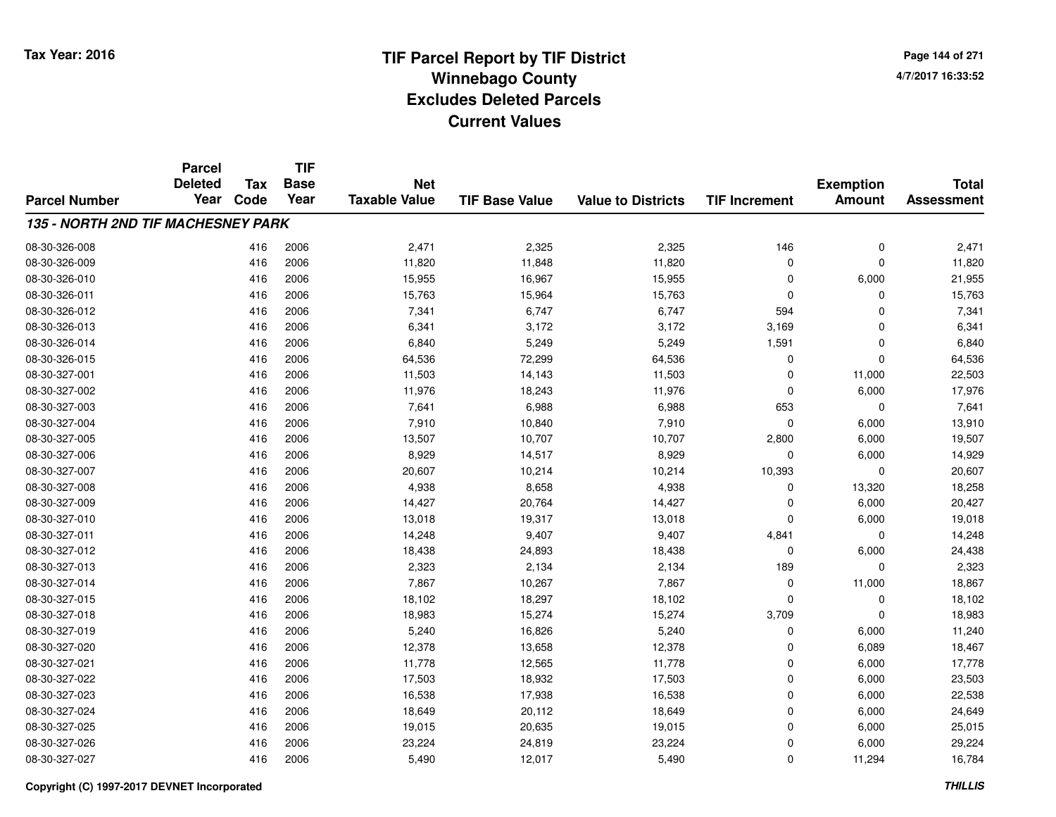# TIF Parcel Report by TIF District
# Winnebago County
# Excludes Deleted Parcels
# Current Values

Tax Year: 2016

4/7/2017 16:33:52

| Parcel Number | Parcel Deleted Year | Tax Code | TIF Base Year | Net Taxable Value | TIF Base Value | Value to Districts | TIF Increment | Exemption Amount | Total Assessment |
|---|---|---|---|---|---|---|---|---|---|
| ***135 - NORTH 2ND TIF MACHESNEY PARK*** | | | | | | | | | |
| 08-30-326-008 | | 416 | 2006 | 2,471 | 2,325 | 2,325 | 146 | 0 | 2,471 |
| 08-30-326-009 | | 416 | 2006 | 11,820 | 11,848 | 11,820 | 0 | 0 | 11,820 |
| 08-30-326-010 | | 416 | 2006 | 15,955 | 16,967 | 15,955 | 0 | 6,000 | 21,955 |
| 08-30-326-011 | | 416 | 2006 | 15,763 | 15,964 | 15,763 | 0 | 0 | 15,763 |
| 08-30-326-012 | | 416 | 2006 | 7,341 | 6,747 | 6,747 | 594 | 0 | 7,341 |
| 08-30-326-013 | | 416 | 2006 | 6,341 | 3,172 | 3,172 | 3,169 | 0 | 6,341 |
| 08-30-326-014 | | 416 | 2006 | 6,840 | 5,249 | 5,249 | 1,591 | 0 | 6,840 |
| 08-30-326-015 | | 416 | 2006 | 64,536 | 72,299 | 64,536 | 0 | 0 | 64,536 |
| 08-30-327-001 | | 416 | 2006 | 11,503 | 14,143 | 11,503 | 0 | 11,000 | 22,503 |
| 08-30-327-002 | | 416 | 2006 | 11,976 | 18,243 | 11,976 | 0 | 6,000 | 17,976 |
| 08-30-327-003 | | 416 | 2006 | 7,641 | 6,988 | 6,988 | 653 | 0 | 7,641 |
| 08-30-327-004 | | 416 | 2006 | 7,910 | 10,840 | 7,910 | 0 | 6,000 | 13,910 |
| 08-30-327-005 | | 416 | 2006 | 13,507 | 10,707 | 10,707 | 2,800 | 6,000 | 19,507 |
| 08-30-327-006 | | 416 | 2006 | 8,929 | 14,517 | 8,929 | 0 | 6,000 | 14,929 |
| 08-30-327-007 | | 416 | 2006 | 20,607 | 10,214 | 10,214 | 10,393 | 0 | 20,607 |
| 08-30-327-008 | | 416 | 2006 | 4,938 | 8,658 | 4,938 | 0 | 13,320 | 18,258 |
| 08-30-327-009 | | 416 | 2006 | 14,427 | 20,764 | 14,427 | 0 | 6,000 | 20,427 |
| 08-30-327-010 | | 416 | 2006 | 13,018 | 19,317 | 13,018 | 0 | 6,000 | 19,018 |
| 08-30-327-011 | | 416 | 2006 | 14,248 | 9,407 | 9,407 | 4,841 | 0 | 14,248 |
| 08-30-327-012 | | 416 | 2006 | 18,438 | 24,893 | 18,438 | 0 | 6,000 | 24,438 |
| 08-30-327-013 | | 416 | 2006 | 2,323 | 2,134 | 2,134 | 189 | 0 | 2,323 |
| 08-30-327-014 | | 416 | 2006 | 7,867 | 10,267 | 7,867 | 0 | 11,000 | 18,867 |
| 08-30-327-015 | | 416 | 2006 | 18,102 | 18,297 | 18,102 | 0 | 0 | 18,102 |
| 08-30-327-018 | | 416 | 2006 | 18,983 | 15,274 | 15,274 | 3,709 | 0 | 18,983 |
| 08-30-327-019 | | 416 | 2006 | 5,240 | 16,826 | 5,240 | 0 | 6,000 | 11,240 |
| 08-30-327-020 | | 416 | 2006 | 12,378 | 13,658 | 12,378 | 0 | 6,089 | 18,467 |
| 08-30-327-021 | | 416 | 2006 | 11,778 | 12,565 | 11,778 | 0 | 6,000 | 17,778 |
| 08-30-327-022 | | 416 | 2006 | 17,503 | 18,932 | 17,503 | 0 | 6,000 | 23,503 |
| 08-30-327-023 | | 416 | 2006 | 16,538 | 17,938 | 16,538 | 0 | 6,000 | 22,538 |
| 08-30-327-024 | | 416 | 2006 | 18,649 | 20,112 | 18,649 | 0 | 6,000 | 24,649 |
| 08-30-327-025 | | 416 | 2006 | 19,015 | 20,635 | 19,015 | 0 | 6,000 | 25,015 |
| 08-30-327-026 | | 416 | 2006 | 23,224 | 24,819 | 23,224 | 0 | 6,000 | 29,224 |
| 08-30-327-027 | | 416 | 2006 | 5,490 | 12,017 | 5,490 | 0 | 11,294 | 16,784 |

Copyright (C) 1997-2017 DEVNET Incorporated

THILLIS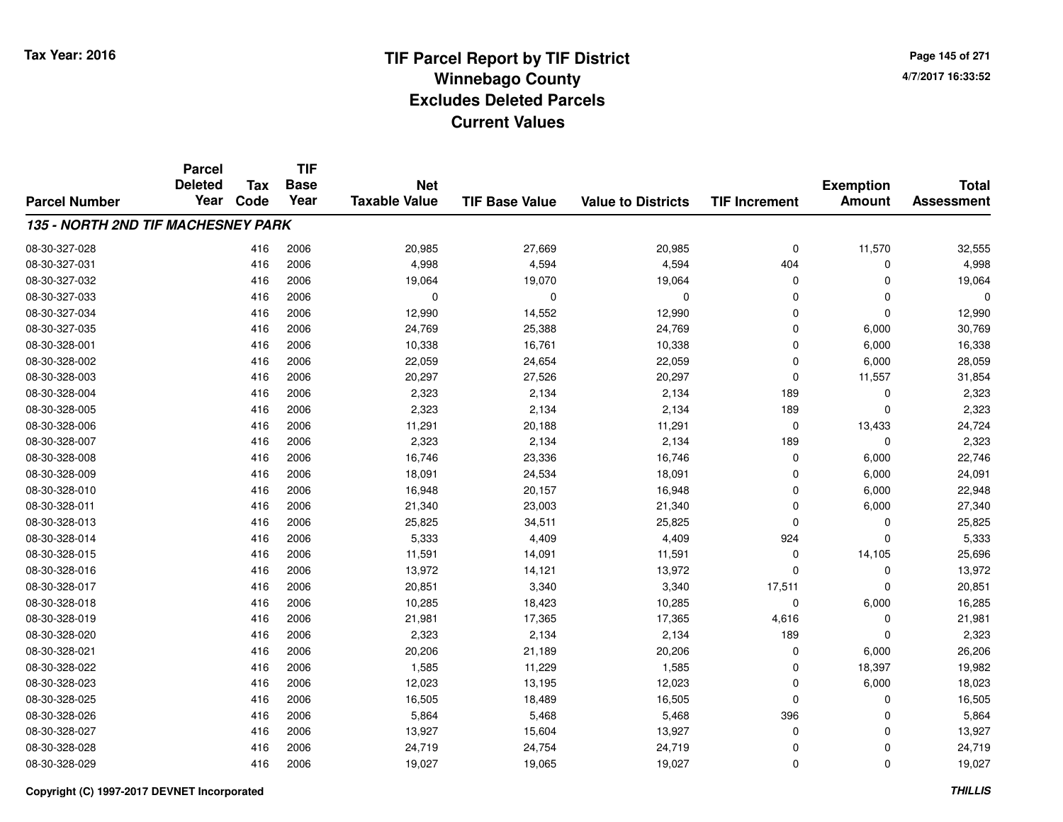# TIF Parcel Report by TIF District
## Winnebago County
## Excludes Deleted Parcels
## Current Values

Tax Year: 2016

4/7/2017 16:33:52

| Parcel Number | Parcel Deleted Year | Tax Code | TIF Base Year | Net Taxable Value | TIF Base Value | Value to Districts | TIF Increment | Exemption Amount | Total Assessment |
|---|---|---|---|---|---|---|---|---|---|
| ***135 - NORTH 2ND TIF MACHESNEY PARK*** | | | | | | | | | |
| 08-30-327-028 | | 416 | 2006 | 20,985 | 27,669 | 20,985 | 0 | 11,570 | 32,555 |
| 08-30-327-031 | | 416 | 2006 | 4,998 | 4,594 | 4,594 | 404 | 0 | 4,998 |
| 08-30-327-032 | | 416 | 2006 | 19,064 | 19,070 | 19,064 | 0 | 0 | 19,064 |
| 08-30-327-033 | | 416 | 2006 | 0 | 0 | 0 | 0 | 0 | 0 |
| 08-30-327-034 | | 416 | 2006 | 12,990 | 14,552 | 12,990 | 0 | 0 | 12,990 |
| 08-30-327-035 | | 416 | 2006 | 24,769 | 25,388 | 24,769 | 0 | 6,000 | 30,769 |
| 08-30-328-001 | | 416 | 2006 | 10,338 | 16,761 | 10,338 | 0 | 6,000 | 16,338 |
| 08-30-328-002 | | 416 | 2006 | 22,059 | 24,654 | 22,059 | 0 | 6,000 | 28,059 |
| 08-30-328-003 | | 416 | 2006 | 20,297 | 27,526 | 20,297 | 0 | 11,557 | 31,854 |
| 08-30-328-004 | | 416 | 2006 | 2,323 | 2,134 | 2,134 | 189 | 0 | 2,323 |
| 08-30-328-005 | | 416 | 2006 | 2,323 | 2,134 | 2,134 | 189 | 0 | 2,323 |
| 08-30-328-006 | | 416 | 2006 | 11,291 | 20,188 | 11,291 | 0 | 13,433 | 24,724 |
| 08-30-328-007 | | 416 | 2006 | 2,323 | 2,134 | 2,134 | 189 | 0 | 2,323 |
| 08-30-328-008 | | 416 | 2006 | 16,746 | 23,336 | 16,746 | 0 | 6,000 | 22,746 |
| 08-30-328-009 | | 416 | 2006 | 18,091 | 24,534 | 18,091 | 0 | 6,000 | 24,091 |
| 08-30-328-010 | | 416 | 2006 | 16,948 | 20,157 | 16,948 | 0 | 6,000 | 22,948 |
| 08-30-328-011 | | 416 | 2006 | 21,340 | 23,003 | 21,340 | 0 | 6,000 | 27,340 |
| 08-30-328-013 | | 416 | 2006 | 25,825 | 34,511 | 25,825 | 0 | 0 | 25,825 |
| 08-30-328-014 | | 416 | 2006 | 5,333 | 4,409 | 4,409 | 924 | 0 | 5,333 |
| 08-30-328-015 | | 416 | 2006 | 11,591 | 14,091 | 11,591 | 0 | 14,105 | 25,696 |
| 08-30-328-016 | | 416 | 2006 | 13,972 | 14,121 | 13,972 | 0 | 0 | 13,972 |
| 08-30-328-017 | | 416 | 2006 | 20,851 | 3,340 | 3,340 | 17,511 | 0 | 20,851 |
| 08-30-328-018 | | 416 | 2006 | 10,285 | 18,423 | 10,285 | 0 | 6,000 | 16,285 |
| 08-30-328-019 | | 416 | 2006 | 21,981 | 17,365 | 17,365 | 4,616 | 0 | 21,981 |
| 08-30-328-020 | | 416 | 2006 | 2,323 | 2,134 | 2,134 | 189 | 0 | 2,323 |
| 08-30-328-021 | | 416 | 2006 | 20,206 | 21,189 | 20,206 | 0 | 6,000 | 26,206 |
| 08-30-328-022 | | 416 | 2006 | 1,585 | 11,229 | 1,585 | 0 | 18,397 | 19,982 |
| 08-30-328-023 | | 416 | 2006 | 12,023 | 13,195 | 12,023 | 0 | 6,000 | 18,023 |
| 08-30-328-025 | | 416 | 2006 | 16,505 | 18,489 | 16,505 | 0 | 0 | 16,505 |
| 08-30-328-026 | | 416 | 2006 | 5,864 | 5,468 | 5,468 | 396 | 0 | 5,864 |
| 08-30-328-027 | | 416 | 2006 | 13,927 | 15,604 | 13,927 | 0 | 0 | 13,927 |
| 08-30-328-028 | | 416 | 2006 | 24,719 | 24,754 | 24,719 | 0 | 0 | 24,719 |
| 08-30-328-029 | | 416 | 2006 | 19,027 | 19,065 | 19,027 | 0 | 0 | 19,027 |

Copyright (C) 1997-2017 DEVNET Incorporated

*THILLIS*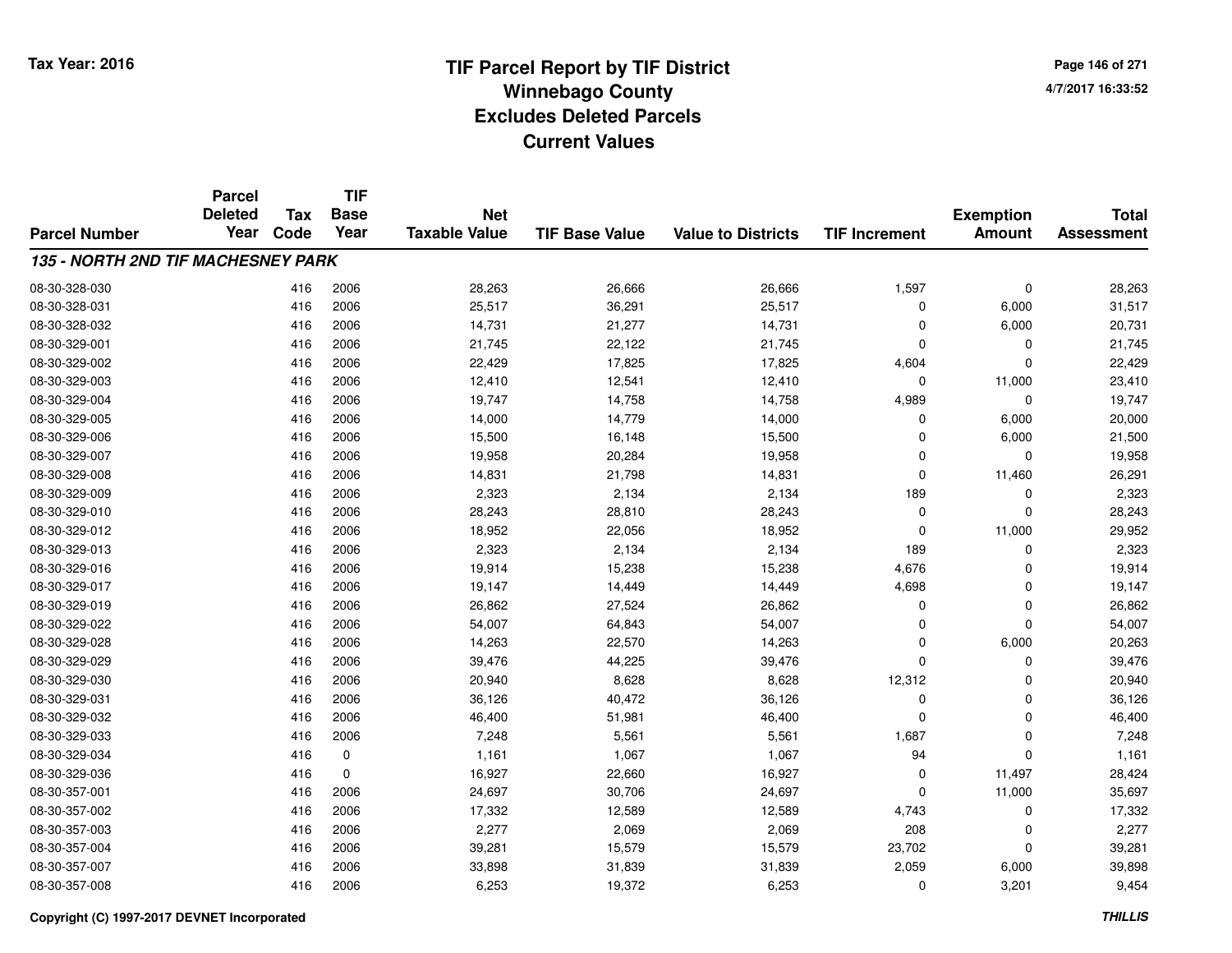# TIF Parcel Report by TIF District
## Winnebago County
## Excludes Deleted Parcels
## Current Values

Tax Year: 2016

4/7/2017 16:33:52

| Parcel Number | Parcel Deleted Year | Tax Code | TIF Base Year | Net Taxable Value | TIF Base Value | Value to Districts | TIF Increment | Exemption Amount | Total Assessment |
|---|---|---|---|---|---|---|---|---|---|
| ***135 - NORTH 2ND TIF MACHESNEY PARK*** | | | | | | | | | |
| 08-30-328-030 | | 416 | 2006 | 28,263 | 26,666 | 26,666 | 1,597 | 0 | 28,263 |
| 08-30-328-031 | | 416 | 2006 | 25,517 | 36,291 | 25,517 | 0 | 6,000 | 31,517 |
| 08-30-328-032 | | 416 | 2006 | 14,731 | 21,277 | 14,731 | 0 | 6,000 | 20,731 |
| 08-30-329-001 | | 416 | 2006 | 21,745 | 22,122 | 21,745 | 0 | 0 | 21,745 |
| 08-30-329-002 | | 416 | 2006 | 22,429 | 17,825 | 17,825 | 4,604 | 0 | 22,429 |
| 08-30-329-003 | | 416 | 2006 | 12,410 | 12,541 | 12,410 | 0 | 11,000 | 23,410 |
| 08-30-329-004 | | 416 | 2006 | 19,747 | 14,758 | 14,758 | 4,989 | 0 | 19,747 |
| 08-30-329-005 | | 416 | 2006 | 14,000 | 14,779 | 14,000 | 0 | 6,000 | 20,000 |
| 08-30-329-006 | | 416 | 2006 | 15,500 | 16,148 | 15,500 | 0 | 6,000 | 21,500 |
| 08-30-329-007 | | 416 | 2006 | 19,958 | 20,284 | 19,958 | 0 | 0 | 19,958 |
| 08-30-329-008 | | 416 | 2006 | 14,831 | 21,798 | 14,831 | 0 | 11,460 | 26,291 |
| 08-30-329-009 | | 416 | 2006 | 2,323 | 2,134 | 2,134 | 189 | 0 | 2,323 |
| 08-30-329-010 | | 416 | 2006 | 28,243 | 28,810 | 28,243 | 0 | 0 | 28,243 |
| 08-30-329-012 | | 416 | 2006 | 18,952 | 22,056 | 18,952 | 0 | 11,000 | 29,952 |
| 08-30-329-013 | | 416 | 2006 | 2,323 | 2,134 | 2,134 | 189 | 0 | 2,323 |
| 08-30-329-016 | | 416 | 2006 | 19,914 | 15,238 | 15,238 | 4,676 | 0 | 19,914 |
| 08-30-329-017 | | 416 | 2006 | 19,147 | 14,449 | 14,449 | 4,698 | 0 | 19,147 |
| 08-30-329-019 | | 416 | 2006 | 26,862 | 27,524 | 26,862 | 0 | 0 | 26,862 |
| 08-30-329-022 | | 416 | 2006 | 54,007 | 64,843 | 54,007 | 0 | 0 | 54,007 |
| 08-30-329-028 | | 416 | 2006 | 14,263 | 22,570 | 14,263 | 0 | 6,000 | 20,263 |
| 08-30-329-029 | | 416 | 2006 | 39,476 | 44,225 | 39,476 | 0 | 0 | 39,476 |
| 08-30-329-030 | | 416 | 2006 | 20,940 | 8,628 | 8,628 | 12,312 | 0 | 20,940 |
| 08-30-329-031 | | 416 | 2006 | 36,126 | 40,472 | 36,126 | 0 | 0 | 36,126 |
| 08-30-329-032 | | 416 | 2006 | 46,400 | 51,981 | 46,400 | 0 | 0 | 46,400 |
| 08-30-329-033 | | 416 | 2006 | 7,248 | 5,561 | 5,561 | 1,687 | 0 | 7,248 |
| 08-30-329-034 | | 416 | 0 | 1,161 | 1,067 | 1,067 | 94 | 0 | 1,161 |
| 08-30-329-036 | | 416 | 0 | 16,927 | 22,660 | 16,927 | 0 | 11,497 | 28,424 |
| 08-30-357-001 | | 416 | 2006 | 24,697 | 30,706 | 24,697 | 0 | 11,000 | 35,697 |
| 08-30-357-002 | | 416 | 2006 | 17,332 | 12,589 | 12,589 | 4,743 | 0 | 17,332 |
| 08-30-357-003 | | 416 | 2006 | 2,277 | 2,069 | 2,069 | 208 | 0 | 2,277 |
| 08-30-357-004 | | 416 | 2006 | 39,281 | 15,579 | 15,579 | 23,702 | 0 | 39,281 |
| 08-30-357-007 | | 416 | 2006 | 33,898 | 31,839 | 31,839 | 2,059 | 6,000 | 39,898 |
| 08-30-357-008 | | 416 | 2006 | 6,253 | 19,372 | 6,253 | 0 | 3,201 | 9,454 |

**Copyright (C) 1997-2017 DEVNET Incorporated** ***THILLIS***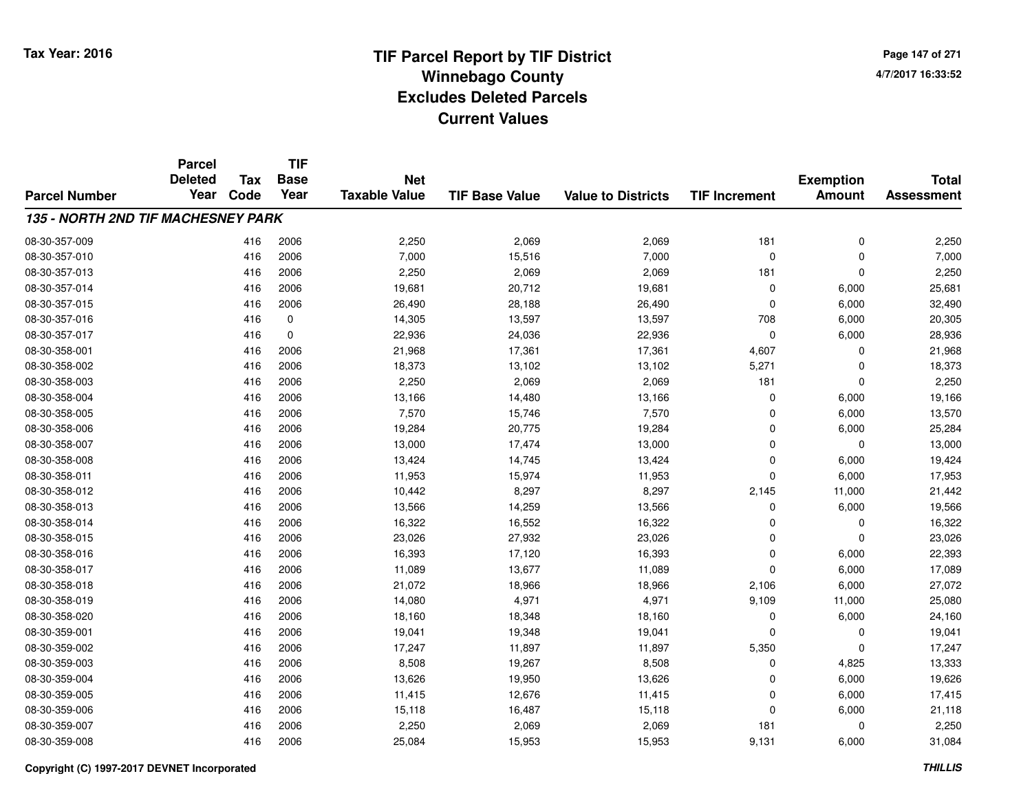# TIF Parcel Report by TIF District
## Winnebago County
## Excludes Deleted Parcels
## Current Values

Tax Year: 2016

4/7/2017 16:33:52

| Parcel Number | Parcel Deleted Year | Tax Code | TIF Base Year | Net Taxable Value | TIF Base Value | Value to Districts | TIF Increment | Exemption Amount | Total Assessment |
|---|---|---|---|---|---|---|---|---|---|
| ***135 - NORTH 2ND TIF MACHESNEY PARK*** | | | | | | | | | |
| 08-30-357-009 | | 416 | 2006 | 2,250 | 2,069 | 2,069 | 181 | 0 | 2,250 |
| 08-30-357-010 | | 416 | 2006 | 7,000 | 15,516 | 7,000 | 0 | 0 | 7,000 |
| 08-30-357-013 | | 416 | 2006 | 2,250 | 2,069 | 2,069 | 181 | 0 | 2,250 |
| 08-30-357-014 | | 416 | 2006 | 19,681 | 20,712 | 19,681 | 0 | 6,000 | 25,681 |
| 08-30-357-015 | | 416 | 2006 | 26,490 | 28,188 | 26,490 | 0 | 6,000 | 32,490 |
| 08-30-357-016 | | 416 | 0 | 14,305 | 13,597 | 13,597 | 708 | 6,000 | 20,305 |
| 08-30-357-017 | | 416 | 0 | 22,936 | 24,036 | 22,936 | 0 | 6,000 | 28,936 |
| 08-30-358-001 | | 416 | 2006 | 21,968 | 17,361 | 17,361 | 4,607 | 0 | 21,968 |
| 08-30-358-002 | | 416 | 2006 | 18,373 | 13,102 | 13,102 | 5,271 | 0 | 18,373 |
| 08-30-358-003 | | 416 | 2006 | 2,250 | 2,069 | 2,069 | 181 | 0 | 2,250 |
| 08-30-358-004 | | 416 | 2006 | 13,166 | 14,480 | 13,166 | 0 | 6,000 | 19,166 |
| 08-30-358-005 | | 416 | 2006 | 7,570 | 15,746 | 7,570 | 0 | 6,000 | 13,570 |
| 08-30-358-006 | | 416 | 2006 | 19,284 | 20,775 | 19,284 | 0 | 6,000 | 25,284 |
| 08-30-358-007 | | 416 | 2006 | 13,000 | 17,474 | 13,000 | 0 | 0 | 13,000 |
| 08-30-358-008 | | 416 | 2006 | 13,424 | 14,745 | 13,424 | 0 | 6,000 | 19,424 |
| 08-30-358-011 | | 416 | 2006 | 11,953 | 15,974 | 11,953 | 0 | 6,000 | 17,953 |
| 08-30-358-012 | | 416 | 2006 | 10,442 | 8,297 | 8,297 | 2,145 | 11,000 | 21,442 |
| 08-30-358-013 | | 416 | 2006 | 13,566 | 14,259 | 13,566 | 0 | 6,000 | 19,566 |
| 08-30-358-014 | | 416 | 2006 | 16,322 | 16,552 | 16,322 | 0 | 0 | 16,322 |
| 08-30-358-015 | | 416 | 2006 | 23,026 | 27,932 | 23,026 | 0 | 0 | 23,026 |
| 08-30-358-016 | | 416 | 2006 | 16,393 | 17,120 | 16,393 | 0 | 6,000 | 22,393 |
| 08-30-358-017 | | 416 | 2006 | 11,089 | 13,677 | 11,089 | 0 | 6,000 | 17,089 |
| 08-30-358-018 | | 416 | 2006 | 21,072 | 18,966 | 18,966 | 2,106 | 6,000 | 27,072 |
| 08-30-358-019 | | 416 | 2006 | 14,080 | 4,971 | 4,971 | 9,109 | 11,000 | 25,080 |
| 08-30-358-020 | | 416 | 2006 | 18,160 | 18,348 | 18,160 | 0 | 6,000 | 24,160 |
| 08-30-359-001 | | 416 | 2006 | 19,041 | 19,348 | 19,041 | 0 | 0 | 19,041 |
| 08-30-359-002 | | 416 | 2006 | 17,247 | 11,897 | 11,897 | 5,350 | 0 | 17,247 |
| 08-30-359-003 | | 416 | 2006 | 8,508 | 19,267 | 8,508 | 0 | 4,825 | 13,333 |
| 08-30-359-004 | | 416 | 2006 | 13,626 | 19,950 | 13,626 | 0 | 6,000 | 19,626 |
| 08-30-359-005 | | 416 | 2006 | 11,415 | 12,676 | 11,415 | 0 | 6,000 | 17,415 |
| 08-30-359-006 | | 416 | 2006 | 15,118 | 16,487 | 15,118 | 0 | 6,000 | 21,118 |
| 08-30-359-007 | | 416 | 2006 | 2,250 | 2,069 | 2,069 | 181 | 0 | 2,250 |
| 08-30-359-008 | | 416 | 2006 | 25,084 | 15,953 | 15,953 | 9,131 | 6,000 | 31,084 |

Copyright (C) 1997-2017 DEVNET Incorporated

*THILLIS*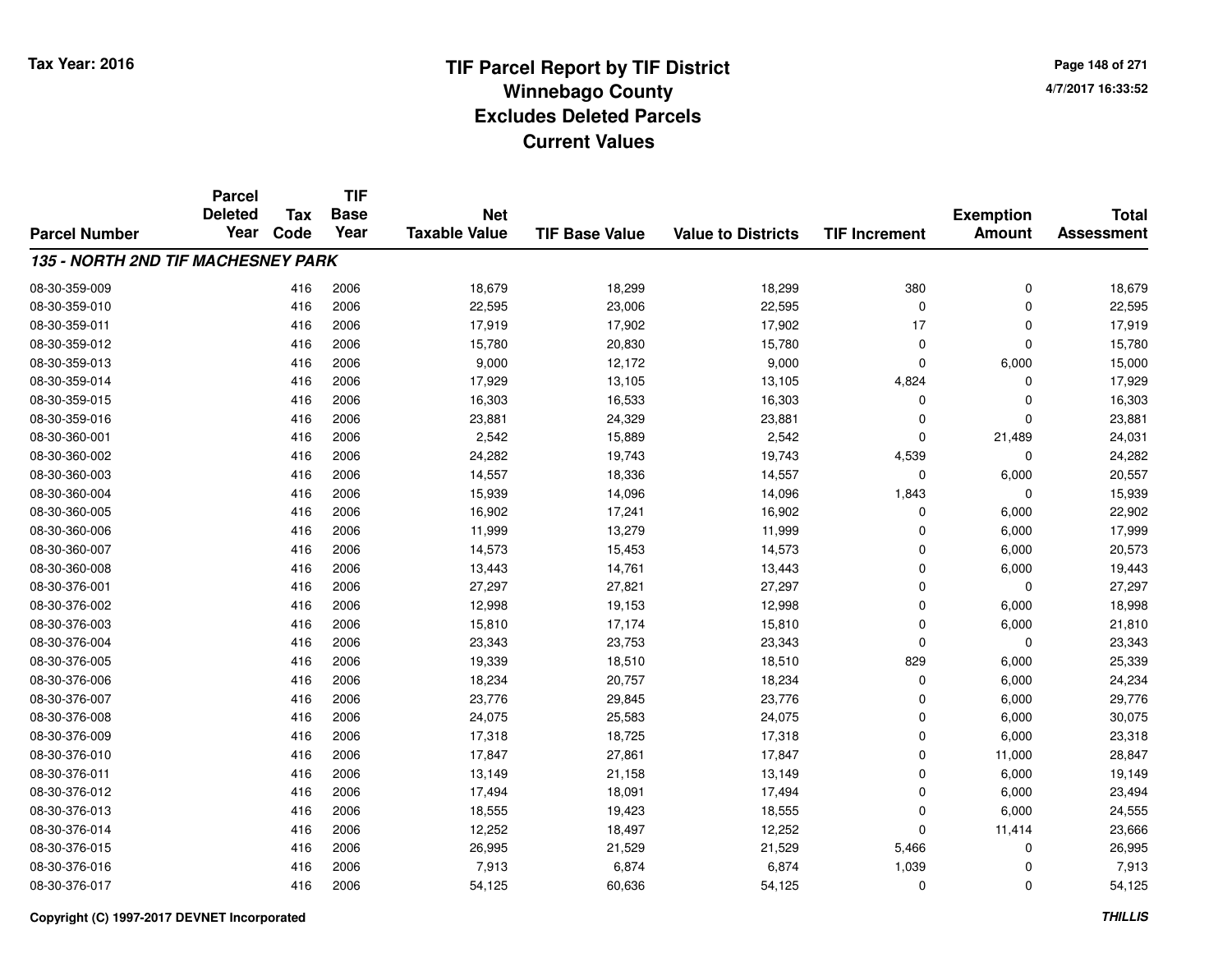# TIF Parcel Report by TIF District
## Winnebago County
## Excludes Deleted Parcels
## Current Values

Tax Year: 2016

| Parcel Number | Parcel Deleted Year | Tax Code | TIF Base Year | Net Taxable Value | TIF Base Value | Value to Districts | TIF Increment | Exemption Amount | Total Assessment |
|---|---|---|---|---|---|---|---|---|---|
| ***135 - NORTH 2ND TIF MACHESNEY PARK*** | | | | | | | | | |
| 08-30-359-009 | | 416 | 2006 | 18,679 | 18,299 | 18,299 | 380 | 0 | 18,679 |
| 08-30-359-010 | | 416 | 2006 | 22,595 | 23,006 | 22,595 | 0 | 0 | 22,595 |
| 08-30-359-011 | | 416 | 2006 | 17,919 | 17,902 | 17,902 | 17 | 0 | 17,919 |
| 08-30-359-012 | | 416 | 2006 | 15,780 | 20,830 | 15,780 | 0 | 0 | 15,780 |
| 08-30-359-013 | | 416 | 2006 | 9,000 | 12,172 | 9,000 | 0 | 6,000 | 15,000 |
| 08-30-359-014 | | 416 | 2006 | 17,929 | 13,105 | 13,105 | 4,824 | 0 | 17,929 |
| 08-30-359-015 | | 416 | 2006 | 16,303 | 16,533 | 16,303 | 0 | 0 | 16,303 |
| 08-30-359-016 | | 416 | 2006 | 23,881 | 24,329 | 23,881 | 0 | 0 | 23,881 |
| 08-30-360-001 | | 416 | 2006 | 2,542 | 15,889 | 2,542 | 0 | 21,489 | 24,031 |
| 08-30-360-002 | | 416 | 2006 | 24,282 | 19,743 | 19,743 | 4,539 | 0 | 24,282 |
| 08-30-360-003 | | 416 | 2006 | 14,557 | 18,336 | 14,557 | 0 | 6,000 | 20,557 |
| 08-30-360-004 | | 416 | 2006 | 15,939 | 14,096 | 14,096 | 1,843 | 0 | 15,939 |
| 08-30-360-005 | | 416 | 2006 | 16,902 | 17,241 | 16,902 | 0 | 6,000 | 22,902 |
| 08-30-360-006 | | 416 | 2006 | 11,999 | 13,279 | 11,999 | 0 | 6,000 | 17,999 |
| 08-30-360-007 | | 416 | 2006 | 14,573 | 15,453 | 14,573 | 0 | 6,000 | 20,573 |
| 08-30-360-008 | | 416 | 2006 | 13,443 | 14,761 | 13,443 | 0 | 6,000 | 19,443 |
| 08-30-376-001 | | 416 | 2006 | 27,297 | 27,821 | 27,297 | 0 | 0 | 27,297 |
| 08-30-376-002 | | 416 | 2006 | 12,998 | 19,153 | 12,998 | 0 | 6,000 | 18,998 |
| 08-30-376-003 | | 416 | 2006 | 15,810 | 17,174 | 15,810 | 0 | 6,000 | 21,810 |
| 08-30-376-004 | | 416 | 2006 | 23,343 | 23,753 | 23,343 | 0 | 0 | 23,343 |
| 08-30-376-005 | | 416 | 2006 | 19,339 | 18,510 | 18,510 | 829 | 6,000 | 25,339 |
| 08-30-376-006 | | 416 | 2006 | 18,234 | 20,757 | 18,234 | 0 | 6,000 | 24,234 |
| 08-30-376-007 | | 416 | 2006 | 23,776 | 29,845 | 23,776 | 0 | 6,000 | 29,776 |
| 08-30-376-008 | | 416 | 2006 | 24,075 | 25,583 | 24,075 | 0 | 6,000 | 30,075 |
| 08-30-376-009 | | 416 | 2006 | 17,318 | 18,725 | 17,318 | 0 | 6,000 | 23,318 |
| 08-30-376-010 | | 416 | 2006 | 17,847 | 27,861 | 17,847 | 0 | 11,000 | 28,847 |
| 08-30-376-011 | | 416 | 2006 | 13,149 | 21,158 | 13,149 | 0 | 6,000 | 19,149 |
| 08-30-376-012 | | 416 | 2006 | 17,494 | 18,091 | 17,494 | 0 | 6,000 | 23,494 |
| 08-30-376-013 | | 416 | 2006 | 18,555 | 19,423 | 18,555 | 0 | 6,000 | 24,555 |
| 08-30-376-014 | | 416 | 2006 | 12,252 | 18,497 | 12,252 | 0 | 11,414 | 23,666 |
| 08-30-376-015 | | 416 | 2006 | 26,995 | 21,529 | 21,529 | 5,466 | 0 | 26,995 |
| 08-30-376-016 | | 416 | 2006 | 7,913 | 6,874 | 6,874 | 1,039 | 0 | 7,913 |
| 08-30-376-017 | | 416 | 2006 | 54,125 | 60,636 | 54,125 | 0 | 0 | 54,125 |

Copyright (C) 1997-2017 DEVNET Incorporated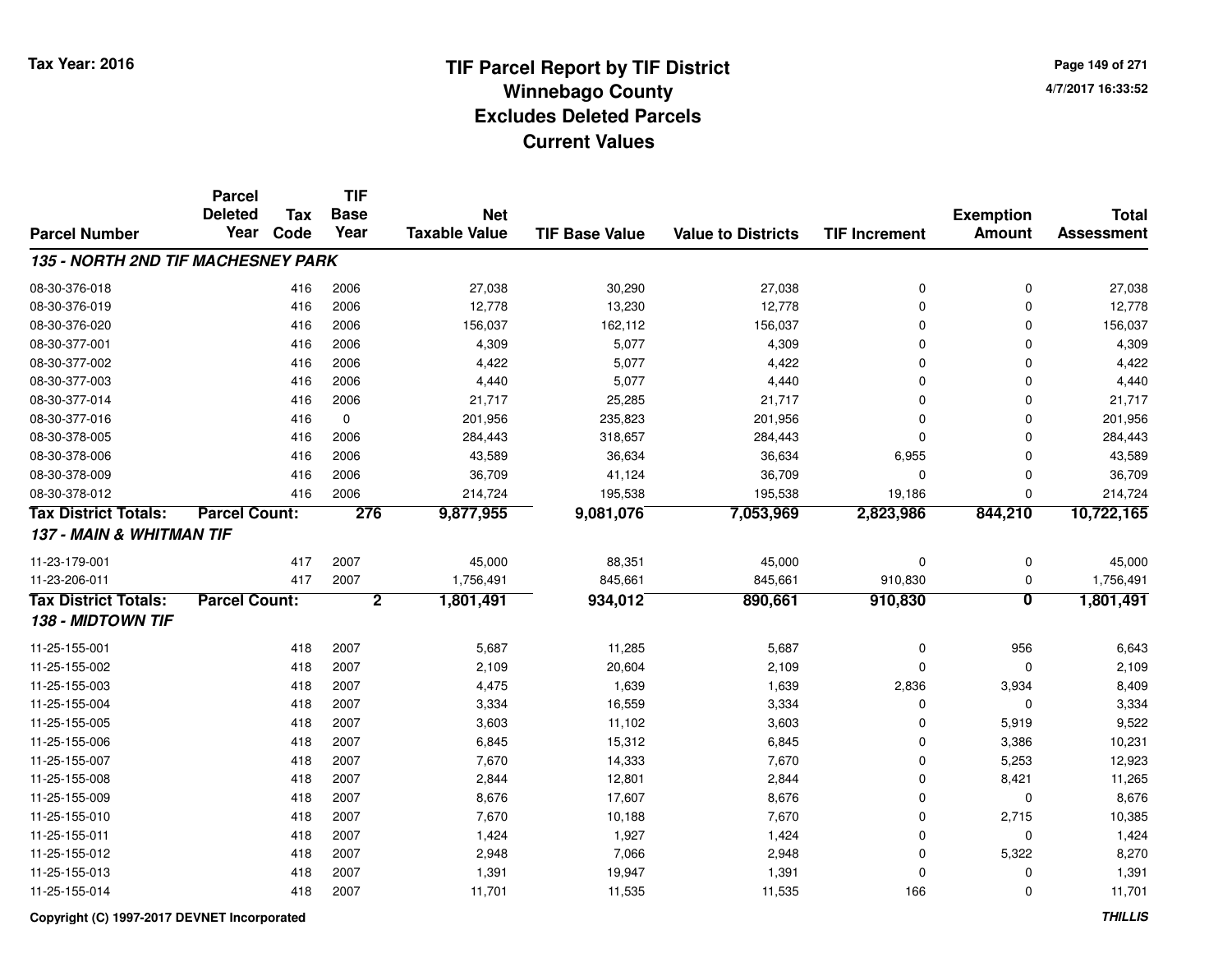# TIF Parcel Report by TIF District
## Winnebago County
## Excludes Deleted Parcels
## Current Values

Tax Year: 2016

4/7/2017 16:33:52

| Parcel Number | Parcel Deleted Year | Tax Code | TIF Base Year | Net Taxable Value | TIF Base Value | Value to Districts | TIF Increment | Exemption Amount | Total Assessment |
|---|---|---|---|---|---|---|---|---|---|
| ***135 - NORTH 2ND TIF MACHESNEY PARK*** | | | | | | | | | |
| 08-30-376-018 | | 416 | 2006 | 27,038 | 30,290 | 27,038 | 0 | 0 | 27,038 |
| 08-30-376-019 | | 416 | 2006 | 12,778 | 13,230 | 12,778 | 0 | 0 | 12,778 |
| 08-30-376-020 | | 416 | 2006 | 156,037 | 162,112 | 156,037 | 0 | 0 | 156,037 |
| 08-30-377-001 | | 416 | 2006 | 4,309 | 5,077 | 4,309 | 0 | 0 | 4,309 |
| 08-30-377-002 | | 416 | 2006 | 4,422 | 5,077 | 4,422 | 0 | 0 | 4,422 |
| 08-30-377-003 | | 416 | 2006 | 4,440 | 5,077 | 4,440 | 0 | 0 | 4,440 |
| 08-30-377-014 | | 416 | 2006 | 21,717 | 25,285 | 21,717 | 0 | 0 | 21,717 |
| 08-30-377-016 | | 416 | 0 | 201,956 | 235,823 | 201,956 | 0 | 0 | 201,956 |
| 08-30-378-005 | | 416 | 2006 | 284,443 | 318,657 | 284,443 | 0 | 0 | 284,443 |
| 08-30-378-006 | | 416 | 2006 | 43,589 | 36,634 | 36,634 | 6,955 | 0 | 43,589 |
| 08-30-378-009 | | 416 | 2006 | 36,709 | 41,124 | 36,709 | 0 | 0 | 36,709 |
| 08-30-378-012 | | 416 | 2006 | 214,724 | 195,538 | 195,538 | 19,186 | 0 | 214,724 |
| **Tax District Totals:** | **Parcel Count:** | | **276** | **9,877,955** | **9,081,076** | **7,053,969** | **2,823,986** | **844,210** | **10,722,165** |
| ***137 - MAIN & WHITMAN TIF*** | | | | | | | | | |
| 11-23-179-001 | | 417 | 2007 | 45,000 | 88,351 | 45,000 | 0 | 0 | 45,000 |
| 11-23-206-011 | | 417 | 2007 | 1,756,491 | 845,661 | 845,661 | 910,830 | 0 | 1,756,491 |
| **Tax District Totals:** | **Parcel Count:** | | **2** | **1,801,491** | **934,012** | **890,661** | **910,830** | **0** | **1,801,491** |
| ***138 - MIDTOWN TIF*** | | | | | | | | | |
| 11-25-155-001 | | 418 | 2007 | 5,687 | 11,285 | 5,687 | 0 | 956 | 6,643 |
| 11-25-155-002 | | 418 | 2007 | 2,109 | 20,604 | 2,109 | 0 | 0 | 2,109 |
| 11-25-155-003 | | 418 | 2007 | 4,475 | 1,639 | 1,639 | 2,836 | 3,934 | 8,409 |
| 11-25-155-004 | | 418 | 2007 | 3,334 | 16,559 | 3,334 | 0 | 0 | 3,334 |
| 11-25-155-005 | | 418 | 2007 | 3,603 | 11,102 | 3,603 | 0 | 5,919 | 9,522 |
| 11-25-155-006 | | 418 | 2007 | 6,845 | 15,312 | 6,845 | 0 | 3,386 | 10,231 |
| 11-25-155-007 | | 418 | 2007 | 7,670 | 14,333 | 7,670 | 0 | 5,253 | 12,923 |
| 11-25-155-008 | | 418 | 2007 | 2,844 | 12,801 | 2,844 | 0 | 8,421 | 11,265 |
| 11-25-155-009 | | 418 | 2007 | 8,676 | 17,607 | 8,676 | 0 | 0 | 8,676 |
| 11-25-155-010 | | 418 | 2007 | 7,670 | 10,188 | 7,670 | 0 | 2,715 | 10,385 |
| 11-25-155-011 | | 418 | 2007 | 1,424 | 1,927 | 1,424 | 0 | 0 | 1,424 |
| 11-25-155-012 | | 418 | 2007 | 2,948 | 7,066 | 2,948 | 0 | 5,322 | 8,270 |
| 11-25-155-013 | | 418 | 2007 | 1,391 | 19,947 | 1,391 | 0 | 0 | 1,391 |
| 11-25-155-014 | | 418 | 2007 | 11,701 | 11,535 | 11,535 | 166 | 0 | 11,701 |

Copyright (C) 1997-2017 DEVNET Incorporated

THILLIS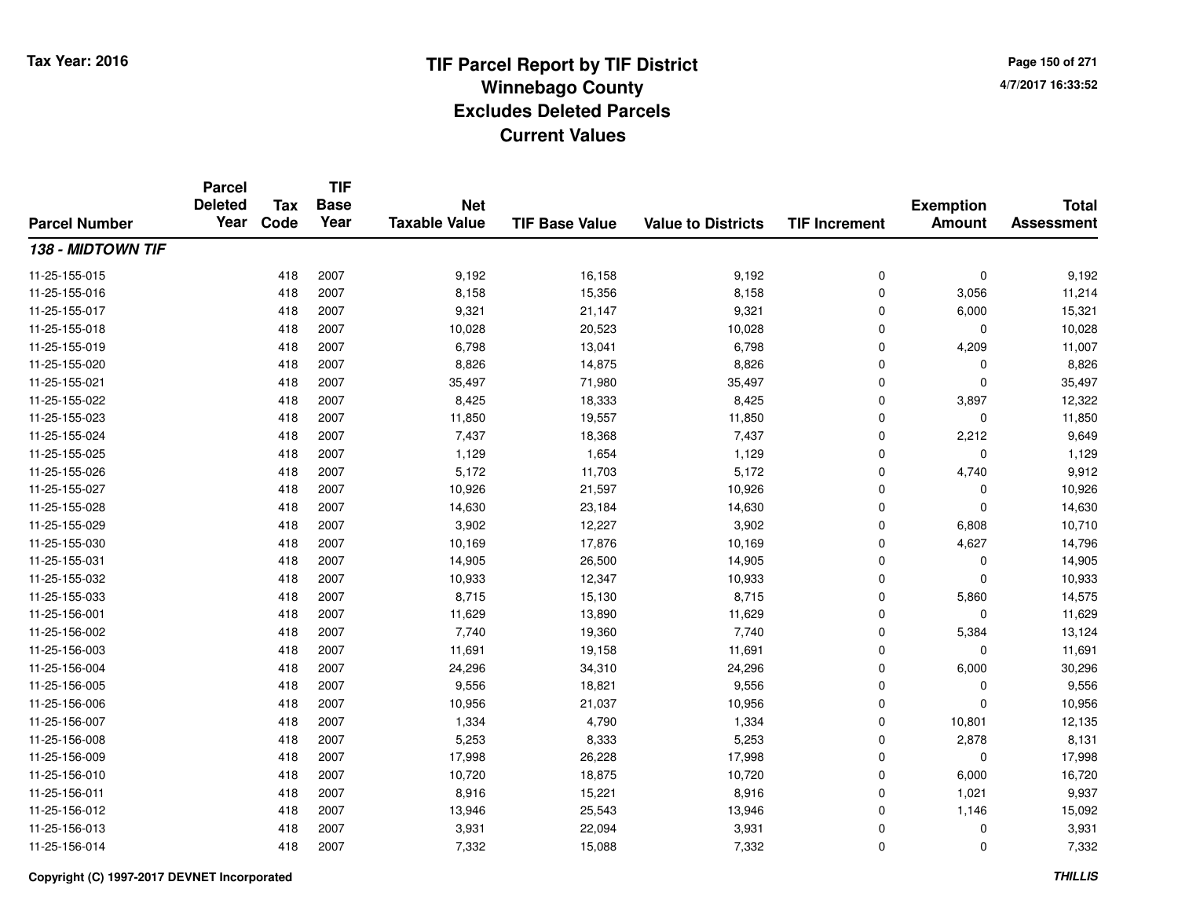# TIF Parcel Report by TIF District
## Winnebago County
## Excludes Deleted Parcels
## Current Values

Tax Year: 2016

4/7/2017 16:33:52

| Parcel Number | Parcel Deleted Year | Tax Code | TIF Base Year | Net Taxable Value | TIF Base Value | Value to Districts | TIF Increment | Exemption Amount | Total Assessment |
|---|---|---|---|---|---|---|---|---|---|
| ***138 - MIDTOWN TIF*** | | | | | | | | | |
| 11-25-155-015 | | 418 | 2007 | 9,192 | 16,158 | 9,192 | 0 | 0 | 9,192 |
| 11-25-155-016 | | 418 | 2007 | 8,158 | 15,356 | 8,158 | 0 | 3,056 | 11,214 |
| 11-25-155-017 | | 418 | 2007 | 9,321 | 21,147 | 9,321 | 0 | 6,000 | 15,321 |
| 11-25-155-018 | | 418 | 2007 | 10,028 | 20,523 | 10,028 | 0 | 0 | 10,028 |
| 11-25-155-019 | | 418 | 2007 | 6,798 | 13,041 | 6,798 | 0 | 4,209 | 11,007 |
| 11-25-155-020 | | 418 | 2007 | 8,826 | 14,875 | 8,826 | 0 | 0 | 8,826 |
| 11-25-155-021 | | 418 | 2007 | 35,497 | 71,980 | 35,497 | 0 | 0 | 35,497 |
| 11-25-155-022 | | 418 | 2007 | 8,425 | 18,333 | 8,425 | 0 | 3,897 | 12,322 |
| 11-25-155-023 | | 418 | 2007 | 11,850 | 19,557 | 11,850 | 0 | 0 | 11,850 |
| 11-25-155-024 | | 418 | 2007 | 7,437 | 18,368 | 7,437 | 0 | 2,212 | 9,649 |
| 11-25-155-025 | | 418 | 2007 | 1,129 | 1,654 | 1,129 | 0 | 0 | 1,129 |
| 11-25-155-026 | | 418 | 2007 | 5,172 | 11,703 | 5,172 | 0 | 4,740 | 9,912 |
| 11-25-155-027 | | 418 | 2007 | 10,926 | 21,597 | 10,926 | 0 | 0 | 10,926 |
| 11-25-155-028 | | 418 | 2007 | 14,630 | 23,184 | 14,630 | 0 | 0 | 14,630 |
| 11-25-155-029 | | 418 | 2007 | 3,902 | 12,227 | 3,902 | 0 | 6,808 | 10,710 |
| 11-25-155-030 | | 418 | 2007 | 10,169 | 17,876 | 10,169 | 0 | 4,627 | 14,796 |
| 11-25-155-031 | | 418 | 2007 | 14,905 | 26,500 | 14,905 | 0 | 0 | 14,905 |
| 11-25-155-032 | | 418 | 2007 | 10,933 | 12,347 | 10,933 | 0 | 0 | 10,933 |
| 11-25-155-033 | | 418 | 2007 | 8,715 | 15,130 | 8,715 | 0 | 5,860 | 14,575 |
| 11-25-156-001 | | 418 | 2007 | 11,629 | 13,890 | 11,629 | 0 | 0 | 11,629 |
| 11-25-156-002 | | 418 | 2007 | 7,740 | 19,360 | 7,740 | 0 | 5,384 | 13,124 |
| 11-25-156-003 | | 418 | 2007 | 11,691 | 19,158 | 11,691 | 0 | 0 | 11,691 |
| 11-25-156-004 | | 418 | 2007 | 24,296 | 34,310 | 24,296 | 0 | 6,000 | 30,296 |
| 11-25-156-005 | | 418 | 2007 | 9,556 | 18,821 | 9,556 | 0 | 0 | 9,556 |
| 11-25-156-006 | | 418 | 2007 | 10,956 | 21,037 | 10,956 | 0 | 0 | 10,956 |
| 11-25-156-007 | | 418 | 2007 | 1,334 | 4,790 | 1,334 | 0 | 10,801 | 12,135 |
| 11-25-156-008 | | 418 | 2007 | 5,253 | 8,333 | 5,253 | 0 | 2,878 | 8,131 |
| 11-25-156-009 | | 418 | 2007 | 17,998 | 26,228 | 17,998 | 0 | 0 | 17,998 |
| 11-25-156-010 | | 418 | 2007 | 10,720 | 18,875 | 10,720 | 0 | 6,000 | 16,720 |
| 11-25-156-011 | | 418 | 2007 | 8,916 | 15,221 | 8,916 | 0 | 1,021 | 9,937 |
| 11-25-156-012 | | 418 | 2007 | 13,946 | 25,543 | 13,946 | 0 | 1,146 | 15,092 |
| 11-25-156-013 | | 418 | 2007 | 3,931 | 22,094 | 3,931 | 0 | 0 | 3,931 |
| 11-25-156-014 | | 418 | 2007 | 7,332 | 15,088 | 7,332 | 0 | 0 | 7,332 |

**Copyright (C) 1997-2017 DEVNET Incorporated**

***THILLIS***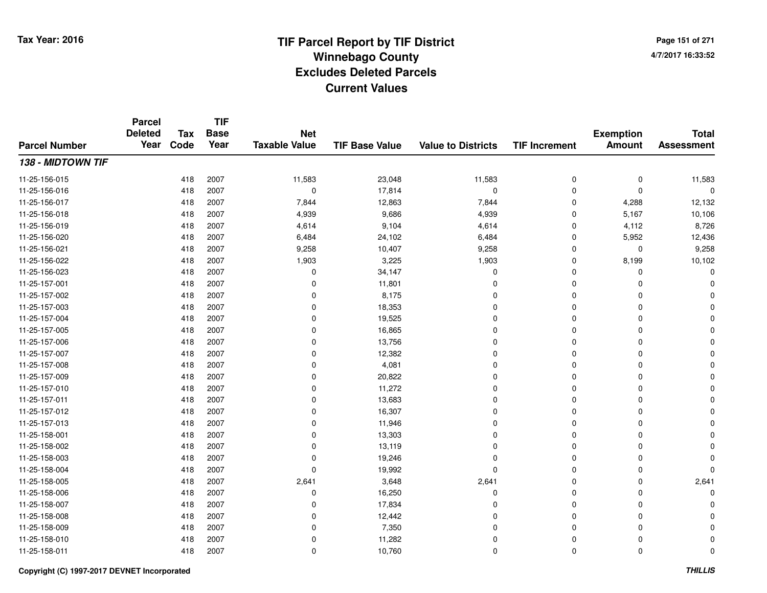Tax Year: 2016

# TIF Parcel Report by TIF District
## Winnebago County
## Excludes Deleted Parcels
## Current Values

4/7/2017 16:33:52

| Parcel Number | Parcel Deleted Year | Tax Code | TIF Base Year | Net Taxable Value | TIF Base Value | Value to Districts | TIF Increment | Exemption Amount | Total Assessment |
|---|---|---|---|---|---|---|---|---|---|
| ***138 - MIDTOWN TIF*** | | | | | | | | | |
| 11-25-156-015 | | 418 | 2007 | 11,583 | 23,048 | 11,583 | 0 | 0 | 11,583 |
| 11-25-156-016 | | 418 | 2007 | 0 | 17,814 | 0 | 0 | 0 | 0 |
| 11-25-156-017 | | 418 | 2007 | 7,844 | 12,863 | 7,844 | 0 | 4,288 | 12,132 |
| 11-25-156-018 | | 418 | 2007 | 4,939 | 9,686 | 4,939 | 0 | 5,167 | 10,106 |
| 11-25-156-019 | | 418 | 2007 | 4,614 | 9,104 | 4,614 | 0 | 4,112 | 8,726 |
| 11-25-156-020 | | 418 | 2007 | 6,484 | 24,102 | 6,484 | 0 | 5,952 | 12,436 |
| 11-25-156-021 | | 418 | 2007 | 9,258 | 10,407 | 9,258 | 0 | 0 | 9,258 |
| 11-25-156-022 | | 418 | 2007 | 1,903 | 3,225 | 1,903 | 0 | 8,199 | 10,102 |
| 11-25-156-023 | | 418 | 2007 | 0 | 34,147 | 0 | 0 | 0 | 0 |
| 11-25-157-001 | | 418 | 2007 | 0 | 11,801 | 0 | 0 | 0 | 0 |
| 11-25-157-002 | | 418 | 2007 | 0 | 8,175 | 0 | 0 | 0 | 0 |
| 11-25-157-003 | | 418 | 2007 | 0 | 18,353 | 0 | 0 | 0 | 0 |
| 11-25-157-004 | | 418 | 2007 | 0 | 19,525 | 0 | 0 | 0 | 0 |
| 11-25-157-005 | | 418 | 2007 | 0 | 16,865 | 0 | 0 | 0 | 0 |
| 11-25-157-006 | | 418 | 2007 | 0 | 13,756 | 0 | 0 | 0 | 0 |
| 11-25-157-007 | | 418 | 2007 | 0 | 12,382 | 0 | 0 | 0 | 0 |
| 11-25-157-008 | | 418 | 2007 | 0 | 4,081 | 0 | 0 | 0 | 0 |
| 11-25-157-009 | | 418 | 2007 | 0 | 20,822 | 0 | 0 | 0 | 0 |
| 11-25-157-010 | | 418 | 2007 | 0 | 11,272 | 0 | 0 | 0 | 0 |
| 11-25-157-011 | | 418 | 2007 | 0 | 13,683 | 0 | 0 | 0 | 0 |
| 11-25-157-012 | | 418 | 2007 | 0 | 16,307 | 0 | 0 | 0 | 0 |
| 11-25-157-013 | | 418 | 2007 | 0 | 11,946 | 0 | 0 | 0 | 0 |
| 11-25-158-001 | | 418 | 2007 | 0 | 13,303 | 0 | 0 | 0 | 0 |
| 11-25-158-002 | | 418 | 2007 | 0 | 13,119 | 0 | 0 | 0 | 0 |
| 11-25-158-003 | | 418 | 2007 | 0 | 19,246 | 0 | 0 | 0 | 0 |
| 11-25-158-004 | | 418 | 2007 | 0 | 19,992 | 0 | 0 | 0 | 0 |
| 11-25-158-005 | | 418 | 2007 | 2,641 | 3,648 | 2,641 | 0 | 0 | 2,641 |
| 11-25-158-006 | | 418 | 2007 | 0 | 16,250 | 0 | 0 | 0 | 0 |
| 11-25-158-007 | | 418 | 2007 | 0 | 17,834 | 0 | 0 | 0 | 0 |
| 11-25-158-008 | | 418 | 2007 | 0 | 12,442 | 0 | 0 | 0 | 0 |
| 11-25-158-009 | | 418 | 2007 | 0 | 7,350 | 0 | 0 | 0 | 0 |
| 11-25-158-010 | | 418 | 2007 | 0 | 11,282 | 0 | 0 | 0 | 0 |
| 11-25-158-011 | | 418 | 2007 | 0 | 10,760 | 0 | 0 | 0 | 0 |

Copyright (C) 1997-2017 DEVNET Incorporated

*THILLIS*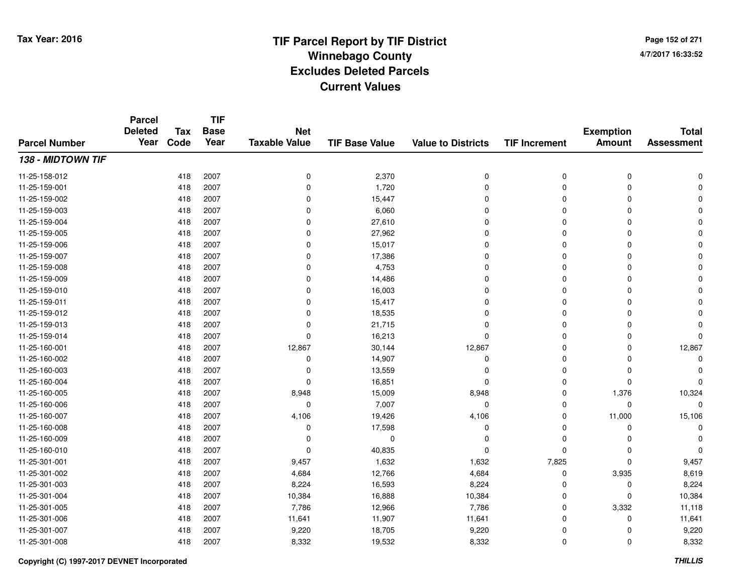Tax Year: 2016

# TIF Parcel Report by TIF District
## Winnebago County
## Excludes Deleted Parcels
## Current Values

4/7/2017 16:33:52

| Parcel Number | Parcel Deleted Year | Tax Code | TIF Base Year | Net Taxable Value | TIF Base Value | Value to Districts | TIF Increment | Exemption Amount | Total Assessment |
|---|---|---|---|---|---|---|---|---|---|
| ***138 - MIDTOWN TIF*** | | | | | | | | | |
| 11-25-158-012 | | 418 | 2007 | 0 | 2,370 | 0 | 0 | 0 | 0 |
| 11-25-159-001 | | 418 | 2007 | 0 | 1,720 | 0 | 0 | 0 | 0 |
| 11-25-159-002 | | 418 | 2007 | 0 | 15,447 | 0 | 0 | 0 | 0 |
| 11-25-159-003 | | 418 | 2007 | 0 | 6,060 | 0 | 0 | 0 | 0 |
| 11-25-159-004 | | 418 | 2007 | 0 | 27,610 | 0 | 0 | 0 | 0 |
| 11-25-159-005 | | 418 | 2007 | 0 | 27,962 | 0 | 0 | 0 | 0 |
| 11-25-159-006 | | 418 | 2007 | 0 | 15,017 | 0 | 0 | 0 | 0 |
| 11-25-159-007 | | 418 | 2007 | 0 | 17,386 | 0 | 0 | 0 | 0 |
| 11-25-159-008 | | 418 | 2007 | 0 | 4,753 | 0 | 0 | 0 | 0 |
| 11-25-159-009 | | 418 | 2007 | 0 | 14,486 | 0 | 0 | 0 | 0 |
| 11-25-159-010 | | 418 | 2007 | 0 | 16,003 | 0 | 0 | 0 | 0 |
| 11-25-159-011 | | 418 | 2007 | 0 | 15,417 | 0 | 0 | 0 | 0 |
| 11-25-159-012 | | 418 | 2007 | 0 | 18,535 | 0 | 0 | 0 | 0 |
| 11-25-159-013 | | 418 | 2007 | 0 | 21,715 | 0 | 0 | 0 | 0 |
| 11-25-159-014 | | 418 | 2007 | 0 | 16,213 | 0 | 0 | 0 | 0 |
| 11-25-160-001 | | 418 | 2007 | 12,867 | 30,144 | 12,867 | 0 | 0 | 12,867 |
| 11-25-160-002 | | 418 | 2007 | 0 | 14,907 | 0 | 0 | 0 | 0 |
| 11-25-160-003 | | 418 | 2007 | 0 | 13,559 | 0 | 0 | 0 | 0 |
| 11-25-160-004 | | 418 | 2007 | 0 | 16,851 | 0 | 0 | 0 | 0 |
| 11-25-160-005 | | 418 | 2007 | 8,948 | 15,009 | 8,948 | 0 | 1,376 | 10,324 |
| 11-25-160-006 | | 418 | 2007 | 0 | 7,007 | 0 | 0 | 0 | 0 |
| 11-25-160-007 | | 418 | 2007 | 4,106 | 19,426 | 4,106 | 0 | 11,000 | 15,106 |
| 11-25-160-008 | | 418 | 2007 | 0 | 17,598 | 0 | 0 | 0 | 0 |
| 11-25-160-009 | | 418 | 2007 | 0 | 0 | 0 | 0 | 0 | 0 |
| 11-25-160-010 | | 418 | 2007 | 0 | 40,835 | 0 | 0 | 0 | 0 |
| 11-25-301-001 | | 418 | 2007 | 9,457 | 1,632 | 1,632 | 7,825 | 0 | 9,457 |
| 11-25-301-002 | | 418 | 2007 | 4,684 | 12,766 | 4,684 | 0 | 3,935 | 8,619 |
| 11-25-301-003 | | 418 | 2007 | 8,224 | 16,593 | 8,224 | 0 | 0 | 8,224 |
| 11-25-301-004 | | 418 | 2007 | 10,384 | 16,888 | 10,384 | 0 | 0 | 10,384 |
| 11-25-301-005 | | 418 | 2007 | 7,786 | 12,966 | 7,786 | 0 | 3,332 | 11,118 |
| 11-25-301-006 | | 418 | 2007 | 11,641 | 11,907 | 11,641 | 0 | 0 | 11,641 |
| 11-25-301-007 | | 418 | 2007 | 9,220 | 18,705 | 9,220 | 0 | 0 | 9,220 |
| 11-25-301-008 | | 418 | 2007 | 8,332 | 19,532 | 8,332 | 0 | 0 | 8,332 |

Copyright (C) 1997-2017 DEVNET Incorporated

*THILLIS*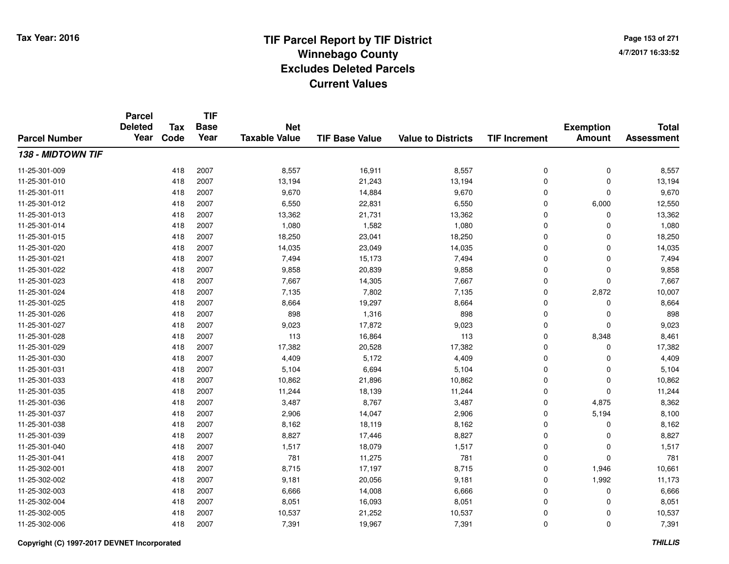Tax Year: 2016

# TIF Parcel Report by TIF District
## Winnebago County
## Excludes Deleted Parcels
## Current Values

4/7/2017 16:33:52

| Parcel Number | Parcel Deleted Year | Tax Code | TIF Base Year | Net Taxable Value | TIF Base Value | Value to Districts | TIF Increment | Exemption Amount | Total Assessment |
|---|---|---|---|---|---|---|---|---|---|
| ***138 - MIDTOWN TIF*** | | | | | | | | | |
| 11-25-301-009 | | 418 | 2007 | 8,557 | 16,911 | 8,557 | 0 | 0 | 8,557 |
| 11-25-301-010 | | 418 | 2007 | 13,194 | 21,243 | 13,194 | 0 | 0 | 13,194 |
| 11-25-301-011 | | 418 | 2007 | 9,670 | 14,884 | 9,670 | 0 | 0 | 9,670 |
| 11-25-301-012 | | 418 | 2007 | 6,550 | 22,831 | 6,550 | 0 | 6,000 | 12,550 |
| 11-25-301-013 | | 418 | 2007 | 13,362 | 21,731 | 13,362 | 0 | 0 | 13,362 |
| 11-25-301-014 | | 418 | 2007 | 1,080 | 1,582 | 1,080 | 0 | 0 | 1,080 |
| 11-25-301-015 | | 418 | 2007 | 18,250 | 23,041 | 18,250 | 0 | 0 | 18,250 |
| 11-25-301-020 | | 418 | 2007 | 14,035 | 23,049 | 14,035 | 0 | 0 | 14,035 |
| 11-25-301-021 | | 418 | 2007 | 7,494 | 15,173 | 7,494 | 0 | 0 | 7,494 |
| 11-25-301-022 | | 418 | 2007 | 9,858 | 20,839 | 9,858 | 0 | 0 | 9,858 |
| 11-25-301-023 | | 418 | 2007 | 7,667 | 14,305 | 7,667 | 0 | 0 | 7,667 |
| 11-25-301-024 | | 418 | 2007 | 7,135 | 7,802 | 7,135 | 0 | 2,872 | 10,007 |
| 11-25-301-025 | | 418 | 2007 | 8,664 | 19,297 | 8,664 | 0 | 0 | 8,664 |
| 11-25-301-026 | | 418 | 2007 | 898 | 1,316 | 898 | 0 | 0 | 898 |
| 11-25-301-027 | | 418 | 2007 | 9,023 | 17,872 | 9,023 | 0 | 0 | 9,023 |
| 11-25-301-028 | | 418 | 2007 | 113 | 16,864 | 113 | 0 | 8,348 | 8,461 |
| 11-25-301-029 | | 418 | 2007 | 17,382 | 20,528 | 17,382 | 0 | 0 | 17,382 |
| 11-25-301-030 | | 418 | 2007 | 4,409 | 5,172 | 4,409 | 0 | 0 | 4,409 |
| 11-25-301-031 | | 418 | 2007 | 5,104 | 6,694 | 5,104 | 0 | 0 | 5,104 |
| 11-25-301-033 | | 418 | 2007 | 10,862 | 21,896 | 10,862 | 0 | 0 | 10,862 |
| 11-25-301-035 | | 418 | 2007 | 11,244 | 18,139 | 11,244 | 0 | 0 | 11,244 |
| 11-25-301-036 | | 418 | 2007 | 3,487 | 8,767 | 3,487 | 0 | 4,875 | 8,362 |
| 11-25-301-037 | | 418 | 2007 | 2,906 | 14,047 | 2,906 | 0 | 5,194 | 8,100 |
| 11-25-301-038 | | 418 | 2007 | 8,162 | 18,119 | 8,162 | 0 | 0 | 8,162 |
| 11-25-301-039 | | 418 | 2007 | 8,827 | 17,446 | 8,827 | 0 | 0 | 8,827 |
| 11-25-301-040 | | 418 | 2007 | 1,517 | 18,079 | 1,517 | 0 | 0 | 1,517 |
| 11-25-301-041 | | 418 | 2007 | 781 | 11,275 | 781 | 0 | 0 | 781 |
| 11-25-302-001 | | 418 | 2007 | 8,715 | 17,197 | 8,715 | 0 | 1,946 | 10,661 |
| 11-25-302-002 | | 418 | 2007 | 9,181 | 20,056 | 9,181 | 0 | 1,992 | 11,173 |
| 11-25-302-003 | | 418 | 2007 | 6,666 | 14,008 | 6,666 | 0 | 0 | 6,666 |
| 11-25-302-004 | | 418 | 2007 | 8,051 | 16,093 | 8,051 | 0 | 0 | 8,051 |
| 11-25-302-005 | | 418 | 2007 | 10,537 | 21,252 | 10,537 | 0 | 0 | 10,537 |
| 11-25-302-006 | | 418 | 2007 | 7,391 | 19,967 | 7,391 | 0 | 0 | 7,391 |

Copyright (C) 1997-2017 DEVNET Incorporated

*THILLIS*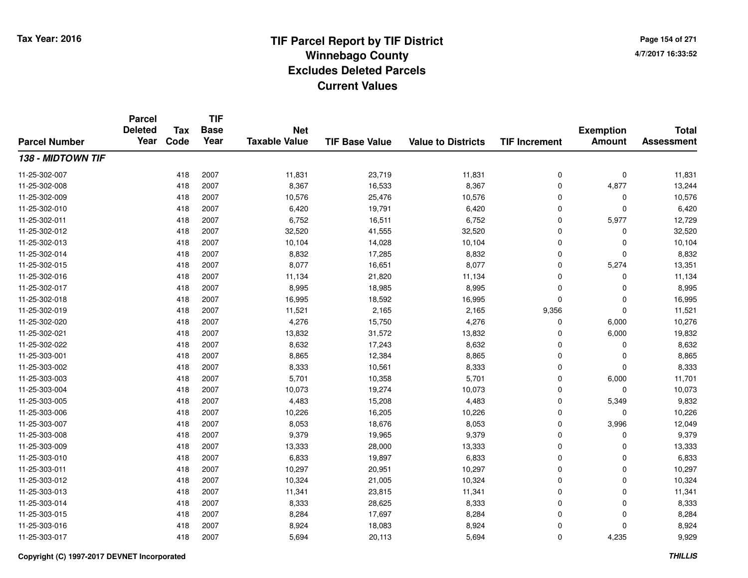Tax Year: 2016

# TIF Parcel Report by TIF District
## Winnebago County
## Excludes Deleted Parcels
## Current Values

4/7/2017 16:33:52

| Parcel Number | Parcel Deleted Year | Tax Code | TIF Base Year | Net Taxable Value | TIF Base Value | Value to Districts | TIF Increment | Exemption Amount | Total Assessment |
|---|---|---|---|---|---|---|---|---|---|
| ***138 - MIDTOWN TIF*** | | | | | | | | | |
| 11-25-302-007 | | 418 | 2007 | 11,831 | 23,719 | 11,831 | 0 | 0 | 11,831 |
| 11-25-302-008 | | 418 | 2007 | 8,367 | 16,533 | 8,367 | 0 | 4,877 | 13,244 |
| 11-25-302-009 | | 418 | 2007 | 10,576 | 25,476 | 10,576 | 0 | 0 | 10,576 |
| 11-25-302-010 | | 418 | 2007 | 6,420 | 19,791 | 6,420 | 0 | 0 | 6,420 |
| 11-25-302-011 | | 418 | 2007 | 6,752 | 16,511 | 6,752 | 0 | 5,977 | 12,729 |
| 11-25-302-012 | | 418 | 2007 | 32,520 | 41,555 | 32,520 | 0 | 0 | 32,520 |
| 11-25-302-013 | | 418 | 2007 | 10,104 | 14,028 | 10,104 | 0 | 0 | 10,104 |
| 11-25-302-014 | | 418 | 2007 | 8,832 | 17,285 | 8,832 | 0 | 0 | 8,832 |
| 11-25-302-015 | | 418 | 2007 | 8,077 | 16,651 | 8,077 | 0 | 5,274 | 13,351 |
| 11-25-302-016 | | 418 | 2007 | 11,134 | 21,820 | 11,134 | 0 | 0 | 11,134 |
| 11-25-302-017 | | 418 | 2007 | 8,995 | 18,985 | 8,995 | 0 | 0 | 8,995 |
| 11-25-302-018 | | 418 | 2007 | 16,995 | 18,592 | 16,995 | 0 | 0 | 16,995 |
| 11-25-302-019 | | 418 | 2007 | 11,521 | 2,165 | 2,165 | 9,356 | 0 | 11,521 |
| 11-25-302-020 | | 418 | 2007 | 4,276 | 15,750 | 4,276 | 0 | 6,000 | 10,276 |
| 11-25-302-021 | | 418 | 2007 | 13,832 | 31,572 | 13,832 | 0 | 6,000 | 19,832 |
| 11-25-302-022 | | 418 | 2007 | 8,632 | 17,243 | 8,632 | 0 | 0 | 8,632 |
| 11-25-303-001 | | 418 | 2007 | 8,865 | 12,384 | 8,865 | 0 | 0 | 8,865 |
| 11-25-303-002 | | 418 | 2007 | 8,333 | 10,561 | 8,333 | 0 | 0 | 8,333 |
| 11-25-303-003 | | 418 | 2007 | 5,701 | 10,358 | 5,701 | 0 | 6,000 | 11,701 |
| 11-25-303-004 | | 418 | 2007 | 10,073 | 19,274 | 10,073 | 0 | 0 | 10,073 |
| 11-25-303-005 | | 418 | 2007 | 4,483 | 15,208 | 4,483 | 0 | 5,349 | 9,832 |
| 11-25-303-006 | | 418 | 2007 | 10,226 | 16,205 | 10,226 | 0 | 0 | 10,226 |
| 11-25-303-007 | | 418 | 2007 | 8,053 | 18,676 | 8,053 | 0 | 3,996 | 12,049 |
| 11-25-303-008 | | 418 | 2007 | 9,379 | 19,965 | 9,379 | 0 | 0 | 9,379 |
| 11-25-303-009 | | 418 | 2007 | 13,333 | 28,000 | 13,333 | 0 | 0 | 13,333 |
| 11-25-303-010 | | 418 | 2007 | 6,833 | 19,897 | 6,833 | 0 | 0 | 6,833 |
| 11-25-303-011 | | 418 | 2007 | 10,297 | 20,951 | 10,297 | 0 | 0 | 10,297 |
| 11-25-303-012 | | 418 | 2007 | 10,324 | 21,005 | 10,324 | 0 | 0 | 10,324 |
| 11-25-303-013 | | 418 | 2007 | 11,341 | 23,815 | 11,341 | 0 | 0 | 11,341 |
| 11-25-303-014 | | 418 | 2007 | 8,333 | 28,625 | 8,333 | 0 | 0 | 8,333 |
| 11-25-303-015 | | 418 | 2007 | 8,284 | 17,697 | 8,284 | 0 | 0 | 8,284 |
| 11-25-303-016 | | 418 | 2007 | 8,924 | 18,083 | 8,924 | 0 | 0 | 8,924 |
| 11-25-303-017 | | 418 | 2007 | 5,694 | 20,113 | 5,694 | 0 | 4,235 | 9,929 |

Copyright (C) 1997-2017 DEVNET Incorporated

THILLIS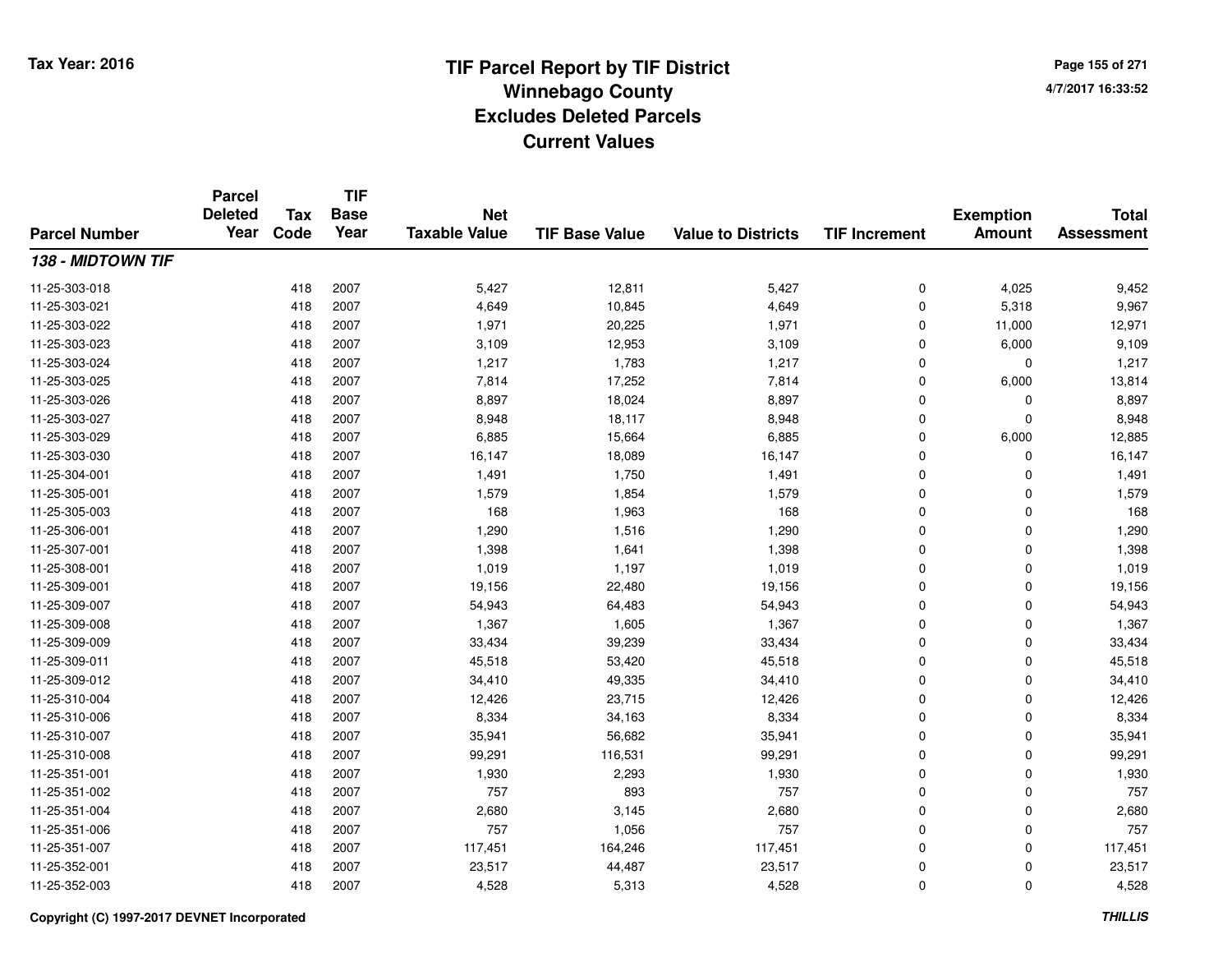# TIF Parcel Report by TIF District
## Winnebago County
## Excludes Deleted Parcels
## Current Values

Tax Year: 2016

4/7/2017 16:33:52

| Parcel Number | Parcel Deleted Year | Tax Code | TIF Base Year | Net Taxable Value | TIF Base Value | Value to Districts | TIF Increment | Exemption Amount | Total Assessment |
|---|---|---|---|---|---|---|---|---|---|
| ***138 - MIDTOWN TIF*** | | | | | | | | | |
| 11-25-303-018 | | 418 | 2007 | 5,427 | 12,811 | 5,427 | 0 | 4,025 | 9,452 |
| 11-25-303-021 | | 418 | 2007 | 4,649 | 10,845 | 4,649 | 0 | 5,318 | 9,967 |
| 11-25-303-022 | | 418 | 2007 | 1,971 | 20,225 | 1,971 | 0 | 11,000 | 12,971 |
| 11-25-303-023 | | 418 | 2007 | 3,109 | 12,953 | 3,109 | 0 | 6,000 | 9,109 |
| 11-25-303-024 | | 418 | 2007 | 1,217 | 1,783 | 1,217 | 0 | 0 | 1,217 |
| 11-25-303-025 | | 418 | 2007 | 7,814 | 17,252 | 7,814 | 0 | 6,000 | 13,814 |
| 11-25-303-026 | | 418 | 2007 | 8,897 | 18,024 | 8,897 | 0 | 0 | 8,897 |
| 11-25-303-027 | | 418 | 2007 | 8,948 | 18,117 | 8,948 | 0 | 0 | 8,948 |
| 11-25-303-029 | | 418 | 2007 | 6,885 | 15,664 | 6,885 | 0 | 6,000 | 12,885 |
| 11-25-303-030 | | 418 | 2007 | 16,147 | 18,089 | 16,147 | 0 | 0 | 16,147 |
| 11-25-304-001 | | 418 | 2007 | 1,491 | 1,750 | 1,491 | 0 | 0 | 1,491 |
| 11-25-305-001 | | 418 | 2007 | 1,579 | 1,854 | 1,579 | 0 | 0 | 1,579 |
| 11-25-305-003 | | 418 | 2007 | 168 | 1,963 | 168 | 0 | 0 | 168 |
| 11-25-306-001 | | 418 | 2007 | 1,290 | 1,516 | 1,290 | 0 | 0 | 1,290 |
| 11-25-307-001 | | 418 | 2007 | 1,398 | 1,641 | 1,398 | 0 | 0 | 1,398 |
| 11-25-308-001 | | 418 | 2007 | 1,019 | 1,197 | 1,019 | 0 | 0 | 1,019 |
| 11-25-309-001 | | 418 | 2007 | 19,156 | 22,480 | 19,156 | 0 | 0 | 19,156 |
| 11-25-309-007 | | 418 | 2007 | 54,943 | 64,483 | 54,943 | 0 | 0 | 54,943 |
| 11-25-309-008 | | 418 | 2007 | 1,367 | 1,605 | 1,367 | 0 | 0 | 1,367 |
| 11-25-309-009 | | 418 | 2007 | 33,434 | 39,239 | 33,434 | 0 | 0 | 33,434 |
| 11-25-309-011 | | 418 | 2007 | 45,518 | 53,420 | 45,518 | 0 | 0 | 45,518 |
| 11-25-309-012 | | 418 | 2007 | 34,410 | 49,335 | 34,410 | 0 | 0 | 34,410 |
| 11-25-310-004 | | 418 | 2007 | 12,426 | 23,715 | 12,426 | 0 | 0 | 12,426 |
| 11-25-310-006 | | 418 | 2007 | 8,334 | 34,163 | 8,334 | 0 | 0 | 8,334 |
| 11-25-310-007 | | 418 | 2007 | 35,941 | 56,682 | 35,941 | 0 | 0 | 35,941 |
| 11-25-310-008 | | 418 | 2007 | 99,291 | 116,531 | 99,291 | 0 | 0 | 99,291 |
| 11-25-351-001 | | 418 | 2007 | 1,930 | 2,293 | 1,930 | 0 | 0 | 1,930 |
| 11-25-351-002 | | 418 | 2007 | 757 | 893 | 757 | 0 | 0 | 757 |
| 11-25-351-004 | | 418 | 2007 | 2,680 | 3,145 | 2,680 | 0 | 0 | 2,680 |
| 11-25-351-006 | | 418 | 2007 | 757 | 1,056 | 757 | 0 | 0 | 757 |
| 11-25-351-007 | | 418 | 2007 | 117,451 | 164,246 | 117,451 | 0 | 0 | 117,451 |
| 11-25-352-001 | | 418 | 2007 | 23,517 | 44,487 | 23,517 | 0 | 0 | 23,517 |
| 11-25-352-003 | | 418 | 2007 | 4,528 | 5,313 | 4,528 | 0 | 0 | 4,528 |

Copyright (C) 1997-2017 DEVNET Incorporated

*THILLIS*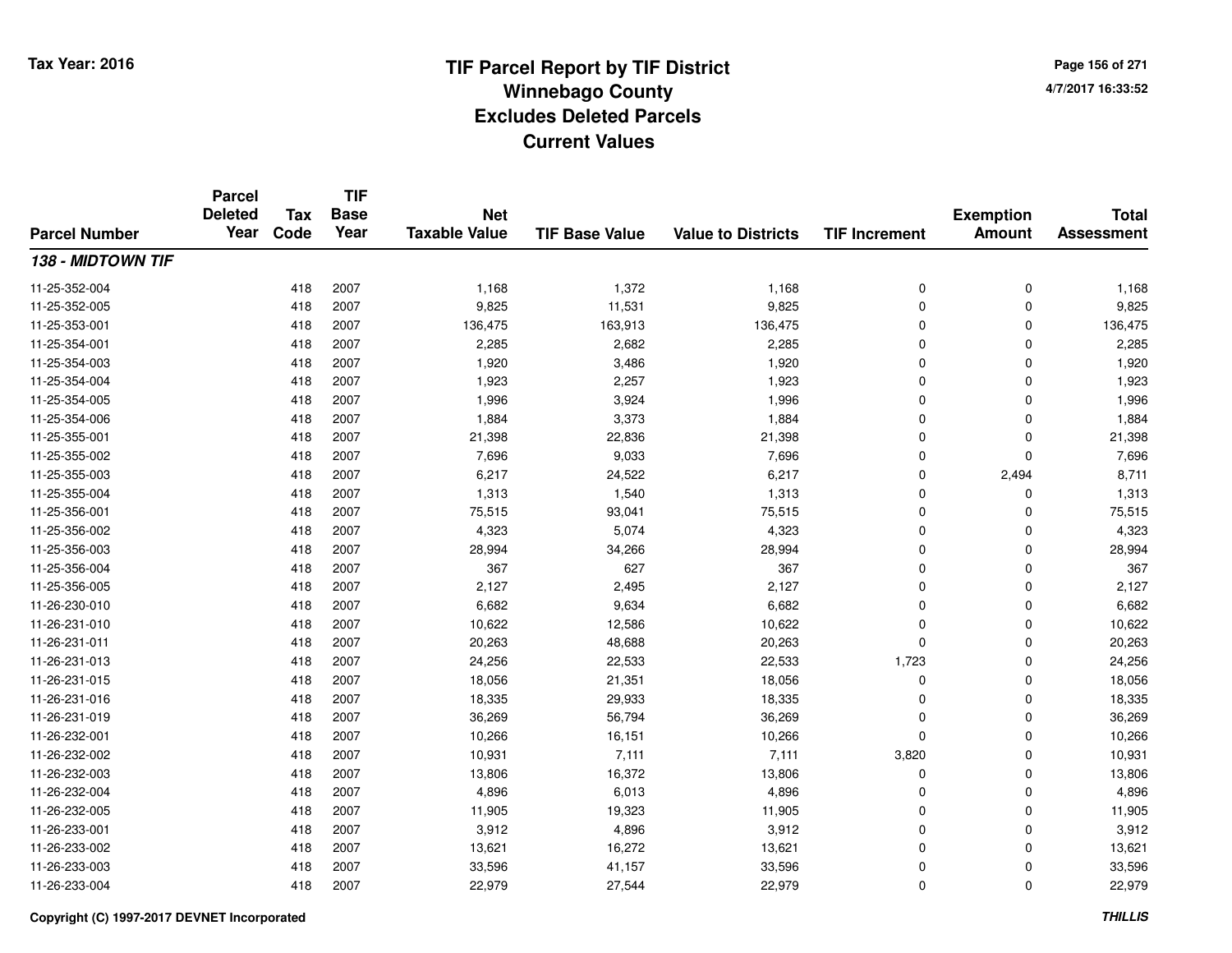# TIF Parcel Report by TIF District
## Winnebago County
## Excludes Deleted Parcels
## Current Values

Tax Year: 2016

4/7/2017 16:33:52

| Parcel Number | Parcel Deleted Year | Tax Code | TIF Base Year | Net Taxable Value | TIF Base Value | Value to Districts | TIF Increment | Exemption Amount | Total Assessment |
|---|---|---|---|---|---|---|---|---|---|
| ***138 - MIDTOWN TIF*** | | | | | | | | | |
| 11-25-352-004 | | 418 | 2007 | 1,168 | 1,372 | 1,168 | 0 | 0 | 1,168 |
| 11-25-352-005 | | 418 | 2007 | 9,825 | 11,531 | 9,825 | 0 | 0 | 9,825 |
| 11-25-353-001 | | 418 | 2007 | 136,475 | 163,913 | 136,475 | 0 | 0 | 136,475 |
| 11-25-354-001 | | 418 | 2007 | 2,285 | 2,682 | 2,285 | 0 | 0 | 2,285 |
| 11-25-354-003 | | 418 | 2007 | 1,920 | 3,486 | 1,920 | 0 | 0 | 1,920 |
| 11-25-354-004 | | 418 | 2007 | 1,923 | 2,257 | 1,923 | 0 | 0 | 1,923 |
| 11-25-354-005 | | 418 | 2007 | 1,996 | 3,924 | 1,996 | 0 | 0 | 1,996 |
| 11-25-354-006 | | 418 | 2007 | 1,884 | 3,373 | 1,884 | 0 | 0 | 1,884 |
| 11-25-355-001 | | 418 | 2007 | 21,398 | 22,836 | 21,398 | 0 | 0 | 21,398 |
| 11-25-355-002 | | 418 | 2007 | 7,696 | 9,033 | 7,696 | 0 | 0 | 7,696 |
| 11-25-355-003 | | 418 | 2007 | 6,217 | 24,522 | 6,217 | 0 | 2,494 | 8,711 |
| 11-25-355-004 | | 418 | 2007 | 1,313 | 1,540 | 1,313 | 0 | 0 | 1,313 |
| 11-25-356-001 | | 418 | 2007 | 75,515 | 93,041 | 75,515 | 0 | 0 | 75,515 |
| 11-25-356-002 | | 418 | 2007 | 4,323 | 5,074 | 4,323 | 0 | 0 | 4,323 |
| 11-25-356-003 | | 418 | 2007 | 28,994 | 34,266 | 28,994 | 0 | 0 | 28,994 |
| 11-25-356-004 | | 418 | 2007 | 367 | 627 | 367 | 0 | 0 | 367 |
| 11-25-356-005 | | 418 | 2007 | 2,127 | 2,495 | 2,127 | 0 | 0 | 2,127 |
| 11-26-230-010 | | 418 | 2007 | 6,682 | 9,634 | 6,682 | 0 | 0 | 6,682 |
| 11-26-231-010 | | 418 | 2007 | 10,622 | 12,586 | 10,622 | 0 | 0 | 10,622 |
| 11-26-231-011 | | 418 | 2007 | 20,263 | 48,688 | 20,263 | 0 | 0 | 20,263 |
| 11-26-231-013 | | 418 | 2007 | 24,256 | 22,533 | 22,533 | 1,723 | 0 | 24,256 |
| 11-26-231-015 | | 418 | 2007 | 18,056 | 21,351 | 18,056 | 0 | 0 | 18,056 |
| 11-26-231-016 | | 418 | 2007 | 18,335 | 29,933 | 18,335 | 0 | 0 | 18,335 |
| 11-26-231-019 | | 418 | 2007 | 36,269 | 56,794 | 36,269 | 0 | 0 | 36,269 |
| 11-26-232-001 | | 418 | 2007 | 10,266 | 16,151 | 10,266 | 0 | 0 | 10,266 |
| 11-26-232-002 | | 418 | 2007 | 10,931 | 7,111 | 7,111 | 3,820 | 0 | 10,931 |
| 11-26-232-003 | | 418 | 2007 | 13,806 | 16,372 | 13,806 | 0 | 0 | 13,806 |
| 11-26-232-004 | | 418 | 2007 | 4,896 | 6,013 | 4,896 | 0 | 0 | 4,896 |
| 11-26-232-005 | | 418 | 2007 | 11,905 | 19,323 | 11,905 | 0 | 0 | 11,905 |
| 11-26-233-001 | | 418 | 2007 | 3,912 | 4,896 | 3,912 | 0 | 0 | 3,912 |
| 11-26-233-002 | | 418 | 2007 | 13,621 | 16,272 | 13,621 | 0 | 0 | 13,621 |
| 11-26-233-003 | | 418 | 2007 | 33,596 | 41,157 | 33,596 | 0 | 0 | 33,596 |
| 11-26-233-004 | | 418 | 2007 | 22,979 | 27,544 | 22,979 | 0 | 0 | 22,979 |

Copyright (C) 1997-2017 DEVNET Incorporated

THILLIS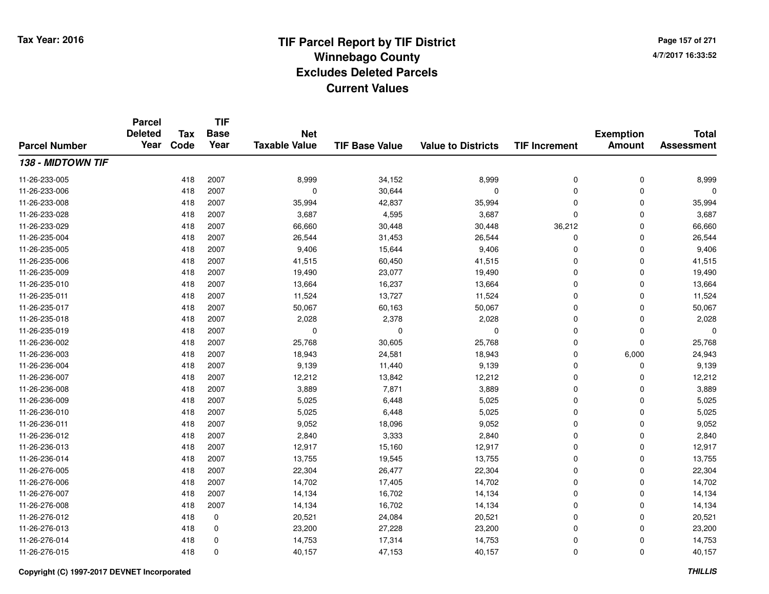# TIF Parcel Report by TIF District
## Winnebago County
## Excludes Deleted Parcels
## Current Values

Tax Year: 2016

4/7/2017 16:33:52

| Parcel Number | Parcel Deleted Year | Tax Code | TIF Base Year | Net Taxable Value | TIF Base Value | Value to Districts | TIF Increment | Exemption Amount | Total Assessment |
|---|---|---|---|---|---|---|---|---|---|
| ***138 - MIDTOWN TIF*** | | | | | | | | | |
| 11-26-233-005 | | 418 | 2007 | 8,999 | 34,152 | 8,999 | 0 | 0 | 8,999 |
| 11-26-233-006 | | 418 | 2007 | 0 | 30,644 | 0 | 0 | 0 | 0 |
| 11-26-233-008 | | 418 | 2007 | 35,994 | 42,837 | 35,994 | 0 | 0 | 35,994 |
| 11-26-233-028 | | 418 | 2007 | 3,687 | 4,595 | 3,687 | 0 | 0 | 3,687 |
| 11-26-233-029 | | 418 | 2007 | 66,660 | 30,448 | 30,448 | 36,212 | 0 | 66,660 |
| 11-26-235-004 | | 418 | 2007 | 26,544 | 31,453 | 26,544 | 0 | 0 | 26,544 |
| 11-26-235-005 | | 418 | 2007 | 9,406 | 15,644 | 9,406 | 0 | 0 | 9,406 |
| 11-26-235-006 | | 418 | 2007 | 41,515 | 60,450 | 41,515 | 0 | 0 | 41,515 |
| 11-26-235-009 | | 418 | 2007 | 19,490 | 23,077 | 19,490 | 0 | 0 | 19,490 |
| 11-26-235-010 | | 418 | 2007 | 13,664 | 16,237 | 13,664 | 0 | 0 | 13,664 |
| 11-26-235-011 | | 418 | 2007 | 11,524 | 13,727 | 11,524 | 0 | 0 | 11,524 |
| 11-26-235-017 | | 418 | 2007 | 50,067 | 60,163 | 50,067 | 0 | 0 | 50,067 |
| 11-26-235-018 | | 418 | 2007 | 2,028 | 2,378 | 2,028 | 0 | 0 | 2,028 |
| 11-26-235-019 | | 418 | 2007 | 0 | 0 | 0 | 0 | 0 | 0 |
| 11-26-236-002 | | 418 | 2007 | 25,768 | 30,605 | 25,768 | 0 | 0 | 25,768 |
| 11-26-236-003 | | 418 | 2007 | 18,943 | 24,581 | 18,943 | 0 | 6,000 | 24,943 |
| 11-26-236-004 | | 418 | 2007 | 9,139 | 11,440 | 9,139 | 0 | 0 | 9,139 |
| 11-26-236-007 | | 418 | 2007 | 12,212 | 13,842 | 12,212 | 0 | 0 | 12,212 |
| 11-26-236-008 | | 418 | 2007 | 3,889 | 7,871 | 3,889 | 0 | 0 | 3,889 |
| 11-26-236-009 | | 418 | 2007 | 5,025 | 6,448 | 5,025 | 0 | 0 | 5,025 |
| 11-26-236-010 | | 418 | 2007 | 5,025 | 6,448 | 5,025 | 0 | 0 | 5,025 |
| 11-26-236-011 | | 418 | 2007 | 9,052 | 18,096 | 9,052 | 0 | 0 | 9,052 |
| 11-26-236-012 | | 418 | 2007 | 2,840 | 3,333 | 2,840 | 0 | 0 | 2,840 |
| 11-26-236-013 | | 418 | 2007 | 12,917 | 15,160 | 12,917 | 0 | 0 | 12,917 |
| 11-26-236-014 | | 418 | 2007 | 13,755 | 19,545 | 13,755 | 0 | 0 | 13,755 |
| 11-26-276-005 | | 418 | 2007 | 22,304 | 26,477 | 22,304 | 0 | 0 | 22,304 |
| 11-26-276-006 | | 418 | 2007 | 14,702 | 17,405 | 14,702 | 0 | 0 | 14,702 |
| 11-26-276-007 | | 418 | 2007 | 14,134 | 16,702 | 14,134 | 0 | 0 | 14,134 |
| 11-26-276-008 | | 418 | 2007 | 14,134 | 16,702 | 14,134 | 0 | 0 | 14,134 |
| 11-26-276-012 | | 418 | 0 | 20,521 | 24,084 | 20,521 | 0 | 0 | 20,521 |
| 11-26-276-013 | | 418 | 0 | 23,200 | 27,228 | 23,200 | 0 | 0 | 23,200 |
| 11-26-276-014 | | 418 | 0 | 14,753 | 17,314 | 14,753 | 0 | 0 | 14,753 |
| 11-26-276-015 | | 418 | 0 | 40,157 | 47,153 | 40,157 | 0 | 0 | 40,157 |

Copyright (C) 1997-2017 DEVNET Incorporated

THILLIS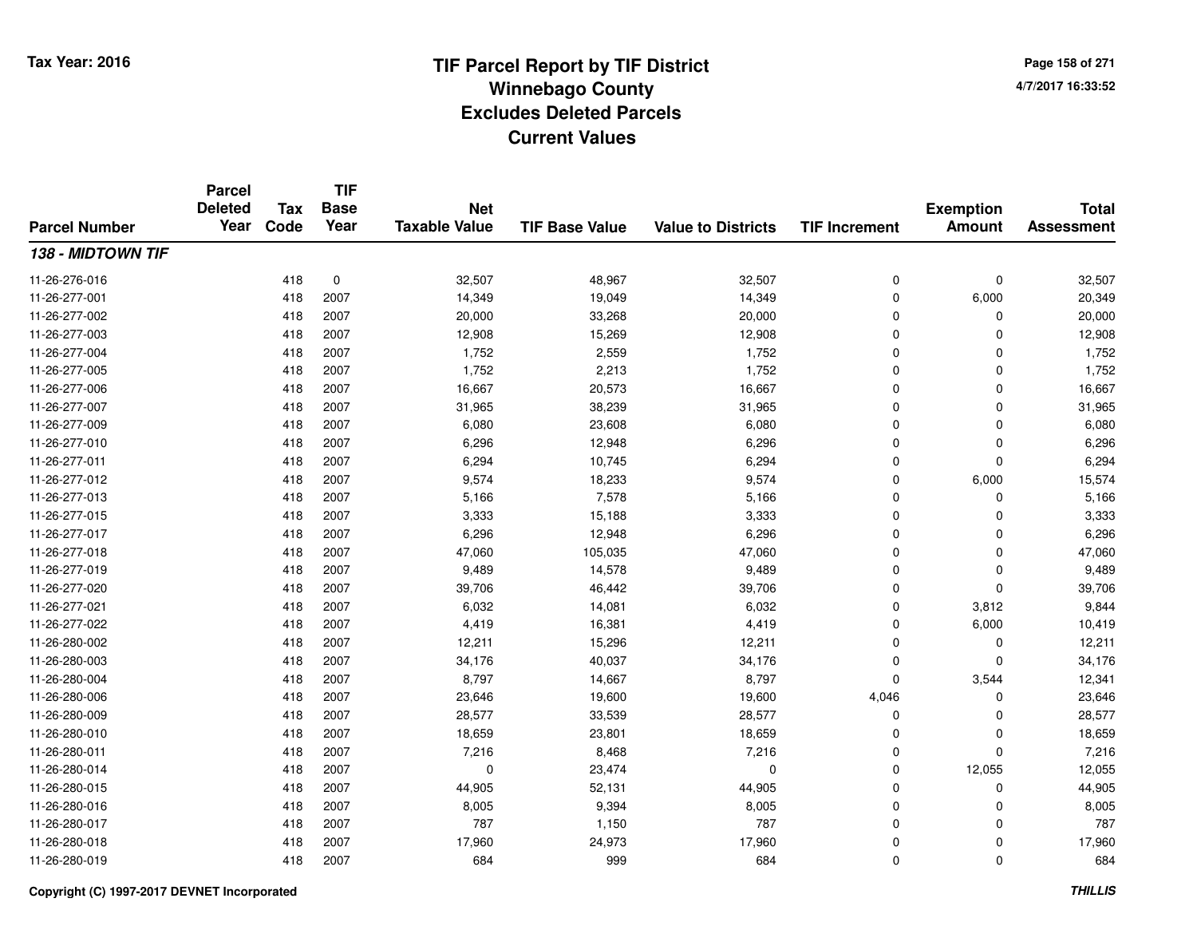# TIF Parcel Report by TIF District
## Winnebago County
## Excludes Deleted Parcels
## Current Values

Tax Year: 2016

4/7/2017 16:33:52

| Parcel Number | Parcel Deleted Year | Tax Code | TIF Base Year | Net Taxable Value | TIF Base Value | Value to Districts | TIF Increment | Exemption Amount | Total Assessment |
|---|---|---|---|---|---|---|---|---|---|
| ***138 - MIDTOWN TIF*** | | | | | | | | | |
| 11-26-276-016 | | 418 | 0 | 32,507 | 48,967 | 32,507 | 0 | 0 | 32,507 |
| 11-26-277-001 | | 418 | 2007 | 14,349 | 19,049 | 14,349 | 0 | 6,000 | 20,349 |
| 11-26-277-002 | | 418 | 2007 | 20,000 | 33,268 | 20,000 | 0 | 0 | 20,000 |
| 11-26-277-003 | | 418 | 2007 | 12,908 | 15,269 | 12,908 | 0 | 0 | 12,908 |
| 11-26-277-004 | | 418 | 2007 | 1,752 | 2,559 | 1,752 | 0 | 0 | 1,752 |
| 11-26-277-005 | | 418 | 2007 | 1,752 | 2,213 | 1,752 | 0 | 0 | 1,752 |
| 11-26-277-006 | | 418 | 2007 | 16,667 | 20,573 | 16,667 | 0 | 0 | 16,667 |
| 11-26-277-007 | | 418 | 2007 | 31,965 | 38,239 | 31,965 | 0 | 0 | 31,965 |
| 11-26-277-009 | | 418 | 2007 | 6,080 | 23,608 | 6,080 | 0 | 0 | 6,080 |
| 11-26-277-010 | | 418 | 2007 | 6,296 | 12,948 | 6,296 | 0 | 0 | 6,296 |
| 11-26-277-011 | | 418 | 2007 | 6,294 | 10,745 | 6,294 | 0 | 0 | 6,294 |
| 11-26-277-012 | | 418 | 2007 | 9,574 | 18,233 | 9,574 | 0 | 6,000 | 15,574 |
| 11-26-277-013 | | 418 | 2007 | 5,166 | 7,578 | 5,166 | 0 | 0 | 5,166 |
| 11-26-277-015 | | 418 | 2007 | 3,333 | 15,188 | 3,333 | 0 | 0 | 3,333 |
| 11-26-277-017 | | 418 | 2007 | 6,296 | 12,948 | 6,296 | 0 | 0 | 6,296 |
| 11-26-277-018 | | 418 | 2007 | 47,060 | 105,035 | 47,060 | 0 | 0 | 47,060 |
| 11-26-277-019 | | 418 | 2007 | 9,489 | 14,578 | 9,489 | 0 | 0 | 9,489 |
| 11-26-277-020 | | 418 | 2007 | 39,706 | 46,442 | 39,706 | 0 | 0 | 39,706 |
| 11-26-277-021 | | 418 | 2007 | 6,032 | 14,081 | 6,032 | 0 | 3,812 | 9,844 |
| 11-26-277-022 | | 418 | 2007 | 4,419 | 16,381 | 4,419 | 0 | 6,000 | 10,419 |
| 11-26-280-002 | | 418 | 2007 | 12,211 | 15,296 | 12,211 | 0 | 0 | 12,211 |
| 11-26-280-003 | | 418 | 2007 | 34,176 | 40,037 | 34,176 | 0 | 0 | 34,176 |
| 11-26-280-004 | | 418 | 2007 | 8,797 | 14,667 | 8,797 | 0 | 3,544 | 12,341 |
| 11-26-280-006 | | 418 | 2007 | 23,646 | 19,600 | 19,600 | 4,046 | 0 | 23,646 |
| 11-26-280-009 | | 418 | 2007 | 28,577 | 33,539 | 28,577 | 0 | 0 | 28,577 |
| 11-26-280-010 | | 418 | 2007 | 18,659 | 23,801 | 18,659 | 0 | 0 | 18,659 |
| 11-26-280-011 | | 418 | 2007 | 7,216 | 8,468 | 7,216 | 0 | 0 | 7,216 |
| 11-26-280-014 | | 418 | 2007 | 0 | 23,474 | 0 | 0 | 12,055 | 12,055 |
| 11-26-280-015 | | 418 | 2007 | 44,905 | 52,131 | 44,905 | 0 | 0 | 44,905 |
| 11-26-280-016 | | 418 | 2007 | 8,005 | 9,394 | 8,005 | 0 | 0 | 8,005 |
| 11-26-280-017 | | 418 | 2007 | 787 | 1,150 | 787 | 0 | 0 | 787 |
| 11-26-280-018 | | 418 | 2007 | 17,960 | 24,973 | 17,960 | 0 | 0 | 17,960 |
| 11-26-280-019 | | 418 | 2007 | 684 | 999 | 684 | 0 | 0 | 684 |

Copyright (C) 1997-2017 DEVNET Incorporated

THILLIS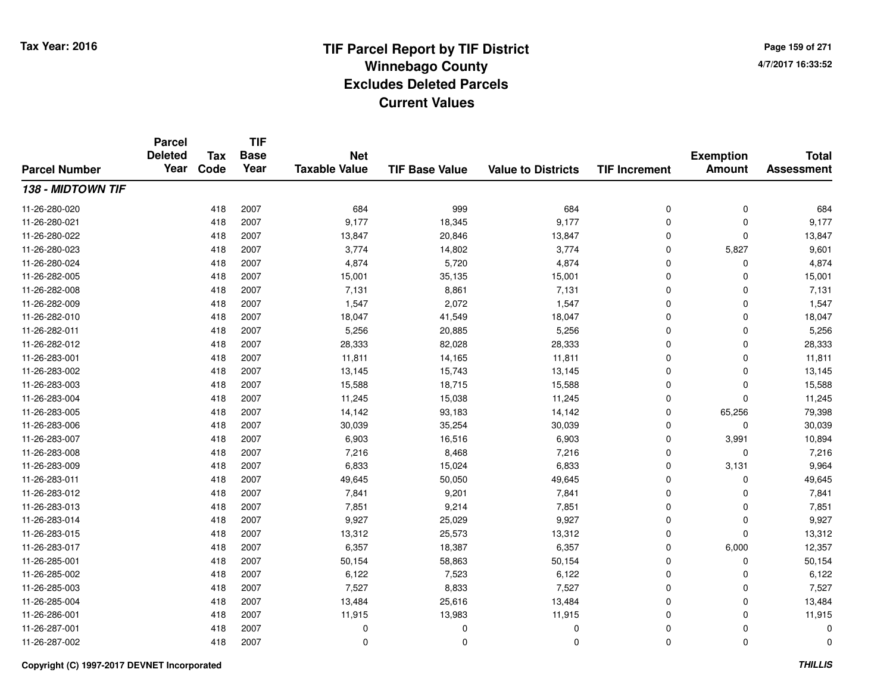# TIF Parcel Report by TIF District
## Winnebago County
## Excludes Deleted Parcels
## Current Values

Tax Year: 2016

4/7/2017 16:33:52

| Parcel Number | Parcel Deleted Year | Tax Code | TIF Base Year | Net Taxable Value | TIF Base Value | Value to Districts | TIF Increment | Exemption Amount | Total Assessment |
|---|---|---|---|---|---|---|---|---|---|
| ***138 - MIDTOWN TIF*** | | | | | | | | | |
| 11-26-280-020 | | 418 | 2007 | 684 | 999 | 684 | 0 | 0 | 684 |
| 11-26-280-021 | | 418 | 2007 | 9,177 | 18,345 | 9,177 | 0 | 0 | 9,177 |
| 11-26-280-022 | | 418 | 2007 | 13,847 | 20,846 | 13,847 | 0 | 0 | 13,847 |
| 11-26-280-023 | | 418 | 2007 | 3,774 | 14,802 | 3,774 | 0 | 5,827 | 9,601 |
| 11-26-280-024 | | 418 | 2007 | 4,874 | 5,720 | 4,874 | 0 | 0 | 4,874 |
| 11-26-282-005 | | 418 | 2007 | 15,001 | 35,135 | 15,001 | 0 | 0 | 15,001 |
| 11-26-282-008 | | 418 | 2007 | 7,131 | 8,861 | 7,131 | 0 | 0 | 7,131 |
| 11-26-282-009 | | 418 | 2007 | 1,547 | 2,072 | 1,547 | 0 | 0 | 1,547 |
| 11-26-282-010 | | 418 | 2007 | 18,047 | 41,549 | 18,047 | 0 | 0 | 18,047 |
| 11-26-282-011 | | 418 | 2007 | 5,256 | 20,885 | 5,256 | 0 | 0 | 5,256 |
| 11-26-282-012 | | 418 | 2007 | 28,333 | 82,028 | 28,333 | 0 | 0 | 28,333 |
| 11-26-283-001 | | 418 | 2007 | 11,811 | 14,165 | 11,811 | 0 | 0 | 11,811 |
| 11-26-283-002 | | 418 | 2007 | 13,145 | 15,743 | 13,145 | 0 | 0 | 13,145 |
| 11-26-283-003 | | 418 | 2007 | 15,588 | 18,715 | 15,588 | 0 | 0 | 15,588 |
| 11-26-283-004 | | 418 | 2007 | 11,245 | 15,038 | 11,245 | 0 | 0 | 11,245 |
| 11-26-283-005 | | 418 | 2007 | 14,142 | 93,183 | 14,142 | 0 | 65,256 | 79,398 |
| 11-26-283-006 | | 418 | 2007 | 30,039 | 35,254 | 30,039 | 0 | 0 | 30,039 |
| 11-26-283-007 | | 418 | 2007 | 6,903 | 16,516 | 6,903 | 0 | 3,991 | 10,894 |
| 11-26-283-008 | | 418 | 2007 | 7,216 | 8,468 | 7,216 | 0 | 0 | 7,216 |
| 11-26-283-009 | | 418 | 2007 | 6,833 | 15,024 | 6,833 | 0 | 3,131 | 9,964 |
| 11-26-283-011 | | 418 | 2007 | 49,645 | 50,050 | 49,645 | 0 | 0 | 49,645 |
| 11-26-283-012 | | 418 | 2007 | 7,841 | 9,201 | 7,841 | 0 | 0 | 7,841 |
| 11-26-283-013 | | 418 | 2007 | 7,851 | 9,214 | 7,851 | 0 | 0 | 7,851 |
| 11-26-283-014 | | 418 | 2007 | 9,927 | 25,029 | 9,927 | 0 | 0 | 9,927 |
| 11-26-283-015 | | 418 | 2007 | 13,312 | 25,573 | 13,312 | 0 | 0 | 13,312 |
| 11-26-283-017 | | 418 | 2007 | 6,357 | 18,387 | 6,357 | 0 | 6,000 | 12,357 |
| 11-26-285-001 | | 418 | 2007 | 50,154 | 58,863 | 50,154 | 0 | 0 | 50,154 |
| 11-26-285-002 | | 418 | 2007 | 6,122 | 7,523 | 6,122 | 0 | 0 | 6,122 |
| 11-26-285-003 | | 418 | 2007 | 7,527 | 8,833 | 7,527 | 0 | 0 | 7,527 |
| 11-26-285-004 | | 418 | 2007 | 13,484 | 25,616 | 13,484 | 0 | 0 | 13,484 |
| 11-26-286-001 | | 418 | 2007 | 11,915 | 13,983 | 11,915 | 0 | 0 | 11,915 |
| 11-26-287-001 | | 418 | 2007 | 0 | 0 | 0 | 0 | 0 | 0 |
| 11-26-287-002 | | 418 | 2007 | 0 | 0 | 0 | 0 | 0 | 0 |

Copyright (C) 1997-2017 DEVNET Incorporated

THILLIS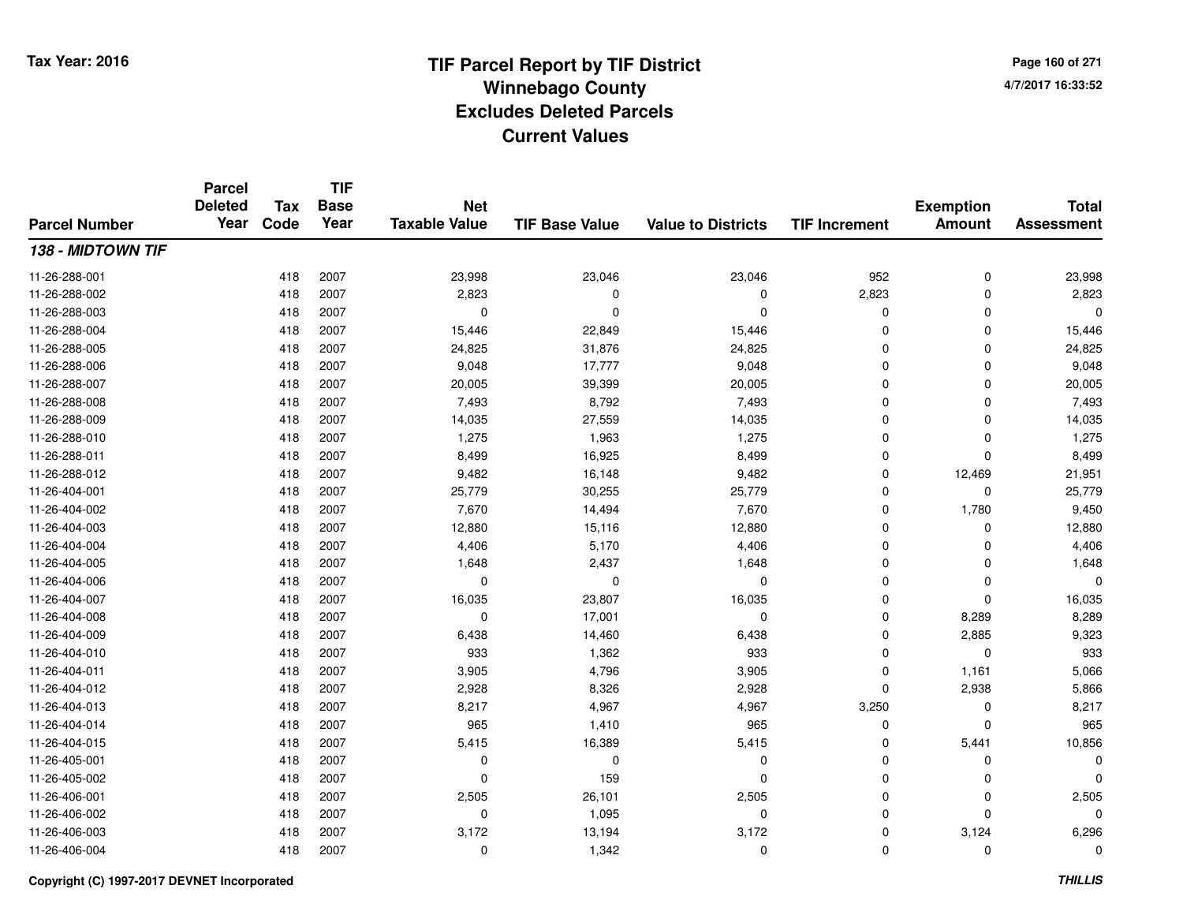# TIF Parcel Report by TIF District
## Winnebago County
## Excludes Deleted Parcels
## Current Values

Tax Year: 2016

| Parcel Number | Parcel Deleted Year | Tax Code | TIF Base Year | Net Taxable Value | TIF Base Value | Value to Districts | TIF Increment | Exemption Amount | Total Assessment |
|---|---|---|---|---|---|---|---|---|---|
| ***138 - MIDTOWN TIF*** | | | | | | | | | |
| 11-26-288-001 | | 418 | 2007 | 23,998 | 23,046 | 23,046 | 952 | 0 | 23,998 |
| 11-26-288-002 | | 418 | 2007 | 2,823 | 0 | 0 | 2,823 | 0 | 2,823 |
| 11-26-288-003 | | 418 | 2007 | 0 | 0 | 0 | 0 | 0 | 0 |
| 11-26-288-004 | | 418 | 2007 | 15,446 | 22,849 | 15,446 | 0 | 0 | 15,446 |
| 11-26-288-005 | | 418 | 2007 | 24,825 | 31,876 | 24,825 | 0 | 0 | 24,825 |
| 11-26-288-006 | | 418 | 2007 | 9,048 | 17,777 | 9,048 | 0 | 0 | 9,048 |
| 11-26-288-007 | | 418 | 2007 | 20,005 | 39,399 | 20,005 | 0 | 0 | 20,005 |
| 11-26-288-008 | | 418 | 2007 | 7,493 | 8,792 | 7,493 | 0 | 0 | 7,493 |
| 11-26-288-009 | | 418 | 2007 | 14,035 | 27,559 | 14,035 | 0 | 0 | 14,035 |
| 11-26-288-010 | | 418 | 2007 | 1,275 | 1,963 | 1,275 | 0 | 0 | 1,275 |
| 11-26-288-011 | | 418 | 2007 | 8,499 | 16,925 | 8,499 | 0 | 0 | 8,499 |
| 11-26-288-012 | | 418 | 2007 | 9,482 | 16,148 | 9,482 | 0 | 12,469 | 21,951 |
| 11-26-404-001 | | 418 | 2007 | 25,779 | 30,255 | 25,779 | 0 | 0 | 25,779 |
| 11-26-404-002 | | 418 | 2007 | 7,670 | 14,494 | 7,670 | 0 | 1,780 | 9,450 |
| 11-26-404-003 | | 418 | 2007 | 12,880 | 15,116 | 12,880 | 0 | 0 | 12,880 |
| 11-26-404-004 | | 418 | 2007 | 4,406 | 5,170 | 4,406 | 0 | 0 | 4,406 |
| 11-26-404-005 | | 418 | 2007 | 1,648 | 2,437 | 1,648 | 0 | 0 | 1,648 |
| 11-26-404-006 | | 418 | 2007 | 0 | 0 | 0 | 0 | 0 | 0 |
| 11-26-404-007 | | 418 | 2007 | 16,035 | 23,807 | 16,035 | 0 | 0 | 16,035 |
| 11-26-404-008 | | 418 | 2007 | 0 | 17,001 | 0 | 0 | 8,289 | 8,289 |
| 11-26-404-009 | | 418 | 2007 | 6,438 | 14,460 | 6,438 | 0 | 2,885 | 9,323 |
| 11-26-404-010 | | 418 | 2007 | 933 | 1,362 | 933 | 0 | 0 | 933 |
| 11-26-404-011 | | 418 | 2007 | 3,905 | 4,796 | 3,905 | 0 | 1,161 | 5,066 |
| 11-26-404-012 | | 418 | 2007 | 2,928 | 8,326 | 2,928 | 0 | 2,938 | 5,866 |
| 11-26-404-013 | | 418 | 2007 | 8,217 | 4,967 | 4,967 | 3,250 | 0 | 8,217 |
| 11-26-404-014 | | 418 | 2007 | 965 | 1,410 | 965 | 0 | 0 | 965 |
| 11-26-404-015 | | 418 | 2007 | 5,415 | 16,389 | 5,415 | 0 | 5,441 | 10,856 |
| 11-26-405-001 | | 418 | 2007 | 0 | 0 | 0 | 0 | 0 | 0 |
| 11-26-405-002 | | 418 | 2007 | 0 | 159 | 0 | 0 | 0 | 0 |
| 11-26-406-001 | | 418 | 2007 | 2,505 | 26,101 | 2,505 | 0 | 0 | 2,505 |
| 11-26-406-002 | | 418 | 2007 | 0 | 1,095 | 0 | 0 | 0 | 0 |
| 11-26-406-003 | | 418 | 2007 | 3,172 | 13,194 | 3,172 | 0 | 3,124 | 6,296 |
| 11-26-406-004 | | 418 | 2007 | 0 | 1,342 | 0 | 0 | 0 | 0 |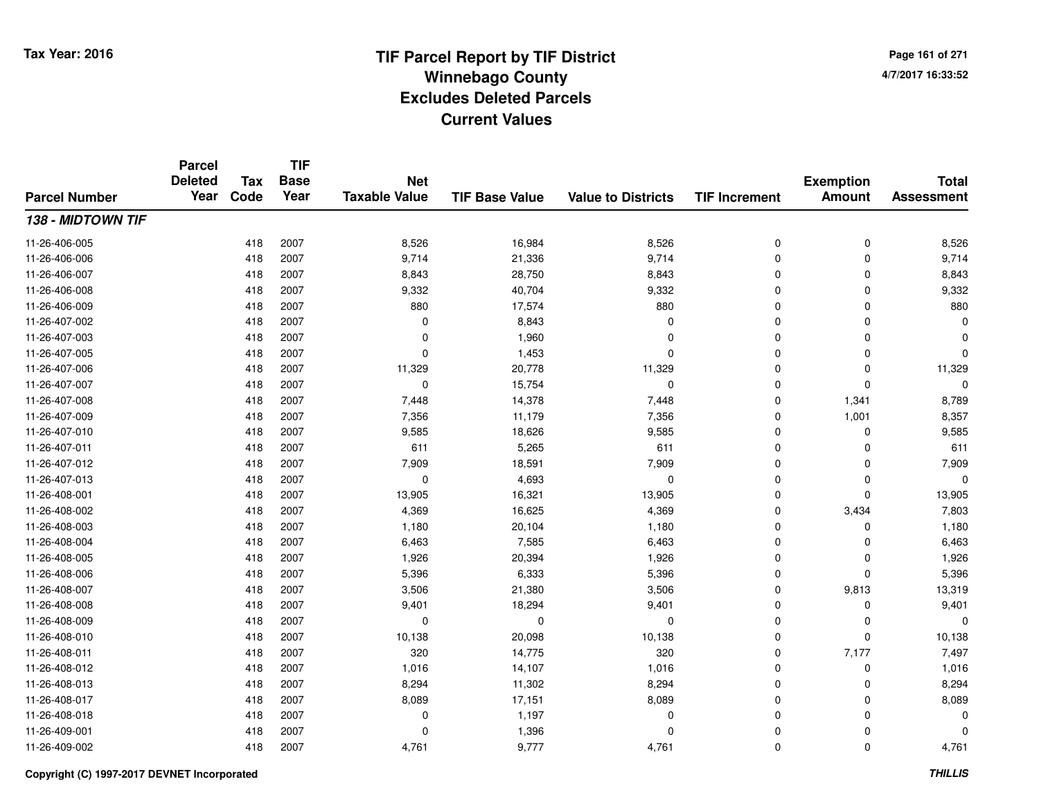# TIF Parcel Report by TIF District
## Winnebago County
## Excludes Deleted Parcels
## Current Values

Tax Year: 2016

4/7/2017 16:33:52

| Parcel Number | Parcel Deleted Year | Tax Code | TIF Base Year | Net Taxable Value | TIF Base Value | Value to Districts | TIF Increment | Exemption Amount | Total Assessment |
|---|---|---|---|---|---|---|---|---|---|
| ***138 - MIDTOWN TIF*** | | | | | | | | | |
| 11-26-406-005 | | 418 | 2007 | 8,526 | 16,984 | 8,526 | 0 | 0 | 8,526 |
| 11-26-406-006 | | 418 | 2007 | 9,714 | 21,336 | 9,714 | 0 | 0 | 9,714 |
| 11-26-406-007 | | 418 | 2007 | 8,843 | 28,750 | 8,843 | 0 | 0 | 8,843 |
| 11-26-406-008 | | 418 | 2007 | 9,332 | 40,704 | 9,332 | 0 | 0 | 9,332 |
| 11-26-406-009 | | 418 | 2007 | 880 | 17,574 | 880 | 0 | 0 | 880 |
| 11-26-407-002 | | 418 | 2007 | 0 | 8,843 | 0 | 0 | 0 | 0 |
| 11-26-407-003 | | 418 | 2007 | 0 | 1,960 | 0 | 0 | 0 | 0 |
| 11-26-407-005 | | 418 | 2007 | 0 | 1,453 | 0 | 0 | 0 | 0 |
| 11-26-407-006 | | 418 | 2007 | 11,329 | 20,778 | 11,329 | 0 | 0 | 11,329 |
| 11-26-407-007 | | 418 | 2007 | 0 | 15,754 | 0 | 0 | 0 | 0 |
| 11-26-407-008 | | 418 | 2007 | 7,448 | 14,378 | 7,448 | 0 | 1,341 | 8,789 |
| 11-26-407-009 | | 418 | 2007 | 7,356 | 11,179 | 7,356 | 0 | 1,001 | 8,357 |
| 11-26-407-010 | | 418 | 2007 | 9,585 | 18,626 | 9,585 | 0 | 0 | 9,585 |
| 11-26-407-011 | | 418 | 2007 | 611 | 5,265 | 611 | 0 | 0 | 611 |
| 11-26-407-012 | | 418 | 2007 | 7,909 | 18,591 | 7,909 | 0 | 0 | 7,909 |
| 11-26-407-013 | | 418 | 2007 | 0 | 4,693 | 0 | 0 | 0 | 0 |
| 11-26-408-001 | | 418 | 2007 | 13,905 | 16,321 | 13,905 | 0 | 0 | 13,905 |
| 11-26-408-002 | | 418 | 2007 | 4,369 | 16,625 | 4,369 | 0 | 3,434 | 7,803 |
| 11-26-408-003 | | 418 | 2007 | 1,180 | 20,104 | 1,180 | 0 | 0 | 1,180 |
| 11-26-408-004 | | 418 | 2007 | 6,463 | 7,585 | 6,463 | 0 | 0 | 6,463 |
| 11-26-408-005 | | 418 | 2007 | 1,926 | 20,394 | 1,926 | 0 | 0 | 1,926 |
| 11-26-408-006 | | 418 | 2007 | 5,396 | 6,333 | 5,396 | 0 | 0 | 5,396 |
| 11-26-408-007 | | 418 | 2007 | 3,506 | 21,380 | 3,506 | 0 | 9,813 | 13,319 |
| 11-26-408-008 | | 418 | 2007 | 9,401 | 18,294 | 9,401 | 0 | 0 | 9,401 |
| 11-26-408-009 | | 418 | 2007 | 0 | 0 | 0 | 0 | 0 | 0 |
| 11-26-408-010 | | 418 | 2007 | 10,138 | 20,098 | 10,138 | 0 | 0 | 10,138 |
| 11-26-408-011 | | 418 | 2007 | 320 | 14,775 | 320 | 0 | 7,177 | 7,497 |
| 11-26-408-012 | | 418 | 2007 | 1,016 | 14,107 | 1,016 | 0 | 0 | 1,016 |
| 11-26-408-013 | | 418 | 2007 | 8,294 | 11,302 | 8,294 | 0 | 0 | 8,294 |
| 11-26-408-017 | | 418 | 2007 | 8,089 | 17,151 | 8,089 | 0 | 0 | 8,089 |
| 11-26-408-018 | | 418 | 2007 | 0 | 1,197 | 0 | 0 | 0 | 0 |
| 11-26-409-001 | | 418 | 2007 | 0 | 1,396 | 0 | 0 | 0 | 0 |
| 11-26-409-002 | | 418 | 2007 | 4,761 | 9,777 | 4,761 | 0 | 0 | 4,761 |

Copyright (C) 1997-2017 DEVNET Incorporated

*THILLIS*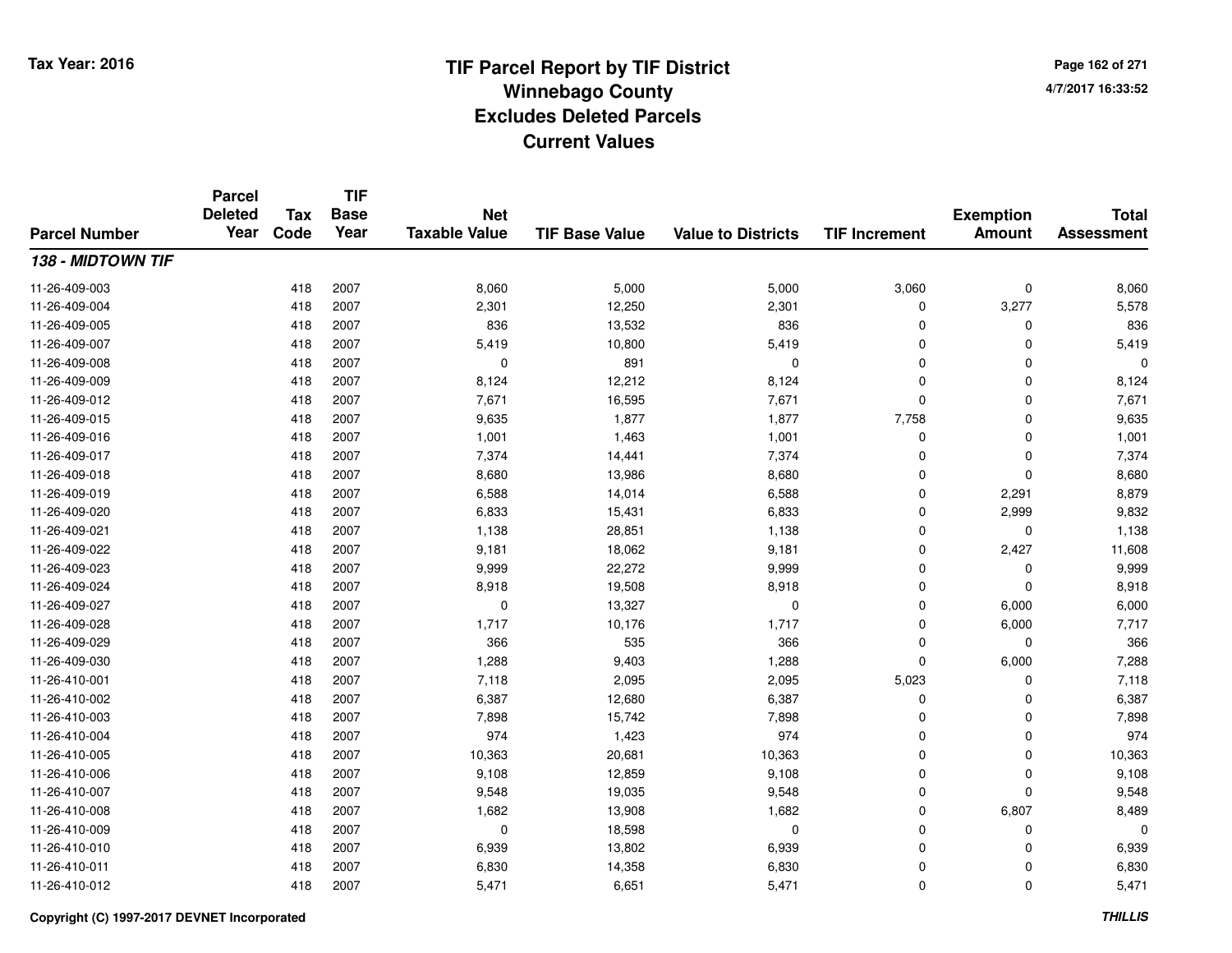# TIF Parcel Report by TIF District
## Winnebago County
## Excludes Deleted Parcels
## Current Values

Tax Year: 2016

4/7/2017 16:33:52

| Parcel Number | Parcel Deleted Year | Tax Code | TIF Base Year | Net Taxable Value | TIF Base Value | Value to Districts | TIF Increment | Exemption Amount | Total Assessment |
|---|---|---|---|---|---|---|---|---|---|
| ***138 - MIDTOWN TIF*** | | | | | | | | | |
| 11-26-409-003 | | 418 | 2007 | 8,060 | 5,000 | 5,000 | 3,060 | 0 | 8,060 |
| 11-26-409-004 | | 418 | 2007 | 2,301 | 12,250 | 2,301 | 0 | 3,277 | 5,578 |
| 11-26-409-005 | | 418 | 2007 | 836 | 13,532 | 836 | 0 | 0 | 836 |
| 11-26-409-007 | | 418 | 2007 | 5,419 | 10,800 | 5,419 | 0 | 0 | 5,419 |
| 11-26-409-008 | | 418 | 2007 | 0 | 891 | 0 | 0 | 0 | 0 |
| 11-26-409-009 | | 418 | 2007 | 8,124 | 12,212 | 8,124 | 0 | 0 | 8,124 |
| 11-26-409-012 | | 418 | 2007 | 7,671 | 16,595 | 7,671 | 0 | 0 | 7,671 |
| 11-26-409-015 | | 418 | 2007 | 9,635 | 1,877 | 1,877 | 7,758 | 0 | 9,635 |
| 11-26-409-016 | | 418 | 2007 | 1,001 | 1,463 | 1,001 | 0 | 0 | 1,001 |
| 11-26-409-017 | | 418 | 2007 | 7,374 | 14,441 | 7,374 | 0 | 0 | 7,374 |
| 11-26-409-018 | | 418 | 2007 | 8,680 | 13,986 | 8,680 | 0 | 0 | 8,680 |
| 11-26-409-019 | | 418 | 2007 | 6,588 | 14,014 | 6,588 | 0 | 2,291 | 8,879 |
| 11-26-409-020 | | 418 | 2007 | 6,833 | 15,431 | 6,833 | 0 | 2,999 | 9,832 |
| 11-26-409-021 | | 418 | 2007 | 1,138 | 28,851 | 1,138 | 0 | 0 | 1,138 |
| 11-26-409-022 | | 418 | 2007 | 9,181 | 18,062 | 9,181 | 0 | 2,427 | 11,608 |
| 11-26-409-023 | | 418 | 2007 | 9,999 | 22,272 | 9,999 | 0 | 0 | 9,999 |
| 11-26-409-024 | | 418 | 2007 | 8,918 | 19,508 | 8,918 | 0 | 0 | 8,918 |
| 11-26-409-027 | | 418 | 2007 | 0 | 13,327 | 0 | 0 | 6,000 | 6,000 |
| 11-26-409-028 | | 418 | 2007 | 1,717 | 10,176 | 1,717 | 0 | 6,000 | 7,717 |
| 11-26-409-029 | | 418 | 2007 | 366 | 535 | 366 | 0 | 0 | 366 |
| 11-26-409-030 | | 418 | 2007 | 1,288 | 9,403 | 1,288 | 0 | 6,000 | 7,288 |
| 11-26-410-001 | | 418 | 2007 | 7,118 | 2,095 | 2,095 | 5,023 | 0 | 7,118 |
| 11-26-410-002 | | 418 | 2007 | 6,387 | 12,680 | 6,387 | 0 | 0 | 6,387 |
| 11-26-410-003 | | 418 | 2007 | 7,898 | 15,742 | 7,898 | 0 | 0 | 7,898 |
| 11-26-410-004 | | 418 | 2007 | 974 | 1,423 | 974 | 0 | 0 | 974 |
| 11-26-410-005 | | 418 | 2007 | 10,363 | 20,681 | 10,363 | 0 | 0 | 10,363 |
| 11-26-410-006 | | 418 | 2007 | 9,108 | 12,859 | 9,108 | 0 | 0 | 9,108 |
| 11-26-410-007 | | 418 | 2007 | 9,548 | 19,035 | 9,548 | 0 | 0 | 9,548 |
| 11-26-410-008 | | 418 | 2007 | 1,682 | 13,908 | 1,682 | 0 | 6,807 | 8,489 |
| 11-26-410-009 | | 418 | 2007 | 0 | 18,598 | 0 | 0 | 0 | 0 |
| 11-26-410-010 | | 418 | 2007 | 6,939 | 13,802 | 6,939 | 0 | 0 | 6,939 |
| 11-26-410-011 | | 418 | 2007 | 6,830 | 14,358 | 6,830 | 0 | 0 | 6,830 |
| 11-26-410-012 | | 418 | 2007 | 5,471 | 6,651 | 5,471 | 0 | 0 | 5,471 |

Copyright (C) 1997-2017 DEVNET Incorporated

*THILLIS*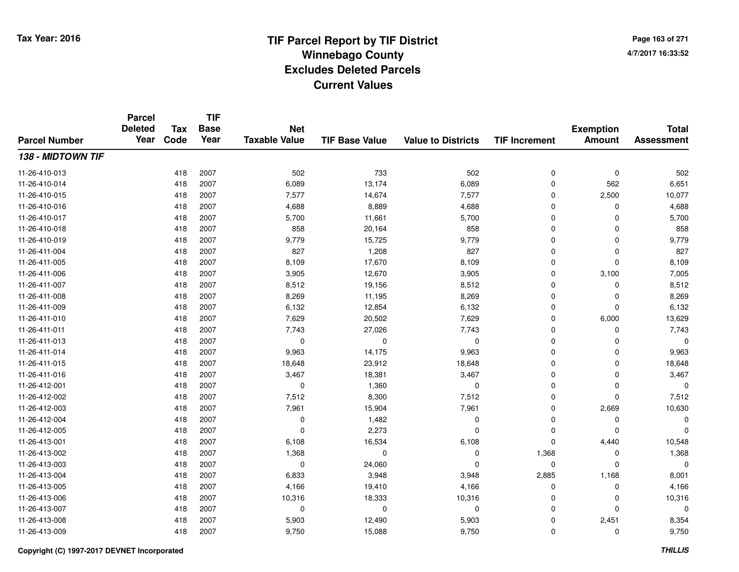# TIF Parcel Report by TIF District
## Winnebago County
## Excludes Deleted Parcels
## Current Values

Tax Year: 2016

4/7/2017 16:33:52

| Parcel Number | Parcel Deleted Year | Tax Code | TIF Base Year | Net Taxable Value | TIF Base Value | Value to Districts | TIF Increment | Exemption Amount | Total Assessment |
|---|---|---|---|---|---|---|---|---|---|
| ***138 - MIDTOWN TIF*** | | | | | | | | | |
| 11-26-410-013 | | 418 | 2007 | 502 | 733 | 502 | 0 | 0 | 502 |
| 11-26-410-014 | | 418 | 2007 | 6,089 | 13,174 | 6,089 | 0 | 562 | 6,651 |
| 11-26-410-015 | | 418 | 2007 | 7,577 | 14,674 | 7,577 | 0 | 2,500 | 10,077 |
| 11-26-410-016 | | 418 | 2007 | 4,688 | 8,889 | 4,688 | 0 | 0 | 4,688 |
| 11-26-410-017 | | 418 | 2007 | 5,700 | 11,661 | 5,700 | 0 | 0 | 5,700 |
| 11-26-410-018 | | 418 | 2007 | 858 | 20,164 | 858 | 0 | 0 | 858 |
| 11-26-410-019 | | 418 | 2007 | 9,779 | 15,725 | 9,779 | 0 | 0 | 9,779 |
| 11-26-411-004 | | 418 | 2007 | 827 | 1,208 | 827 | 0 | 0 | 827 |
| 11-26-411-005 | | 418 | 2007 | 8,109 | 17,670 | 8,109 | 0 | 0 | 8,109 |
| 11-26-411-006 | | 418 | 2007 | 3,905 | 12,670 | 3,905 | 0 | 3,100 | 7,005 |
| 11-26-411-007 | | 418 | 2007 | 8,512 | 19,156 | 8,512 | 0 | 0 | 8,512 |
| 11-26-411-008 | | 418 | 2007 | 8,269 | 11,195 | 8,269 | 0 | 0 | 8,269 |
| 11-26-411-009 | | 418 | 2007 | 6,132 | 12,854 | 6,132 | 0 | 0 | 6,132 |
| 11-26-411-010 | | 418 | 2007 | 7,629 | 20,502 | 7,629 | 0 | 6,000 | 13,629 |
| 11-26-411-011 | | 418 | 2007 | 7,743 | 27,026 | 7,743 | 0 | 0 | 7,743 |
| 11-26-411-013 | | 418 | 2007 | 0 | 0 | 0 | 0 | 0 | 0 |
| 11-26-411-014 | | 418 | 2007 | 9,963 | 14,175 | 9,963 | 0 | 0 | 9,963 |
| 11-26-411-015 | | 418 | 2007 | 18,648 | 23,912 | 18,648 | 0 | 0 | 18,648 |
| 11-26-411-016 | | 418 | 2007 | 3,467 | 18,381 | 3,467 | 0 | 0 | 3,467 |
| 11-26-412-001 | | 418 | 2007 | 0 | 1,360 | 0 | 0 | 0 | 0 |
| 11-26-412-002 | | 418 | 2007 | 7,512 | 8,300 | 7,512 | 0 | 0 | 7,512 |
| 11-26-412-003 | | 418 | 2007 | 7,961 | 15,904 | 7,961 | 0 | 2,669 | 10,630 |
| 11-26-412-004 | | 418 | 2007 | 0 | 1,482 | 0 | 0 | 0 | 0 |
| 11-26-412-005 | | 418 | 2007 | 0 | 2,273 | 0 | 0 | 0 | 0 |
| 11-26-413-001 | | 418 | 2007 | 6,108 | 16,534 | 6,108 | 0 | 4,440 | 10,548 |
| 11-26-413-002 | | 418 | 2007 | 1,368 | 0 | 0 | 1,368 | 0 | 1,368 |
| 11-26-413-003 | | 418 | 2007 | 0 | 24,060 | 0 | 0 | 0 | 0 |
| 11-26-413-004 | | 418 | 2007 | 6,833 | 3,948 | 3,948 | 2,885 | 1,168 | 8,001 |
| 11-26-413-005 | | 418 | 2007 | 4,166 | 19,410 | 4,166 | 0 | 0 | 4,166 |
| 11-26-413-006 | | 418 | 2007 | 10,316 | 18,333 | 10,316 | 0 | 0 | 10,316 |
| 11-26-413-007 | | 418 | 2007 | 0 | 0 | 0 | 0 | 0 | 0 |
| 11-26-413-008 | | 418 | 2007 | 5,903 | 12,490 | 5,903 | 0 | 2,451 | 8,354 |
| 11-26-413-009 | | 418 | 2007 | 9,750 | 15,088 | 9,750 | 0 | 0 | 9,750 |

Copyright (C) 1997-2017 DEVNET Incorporated

THILLIS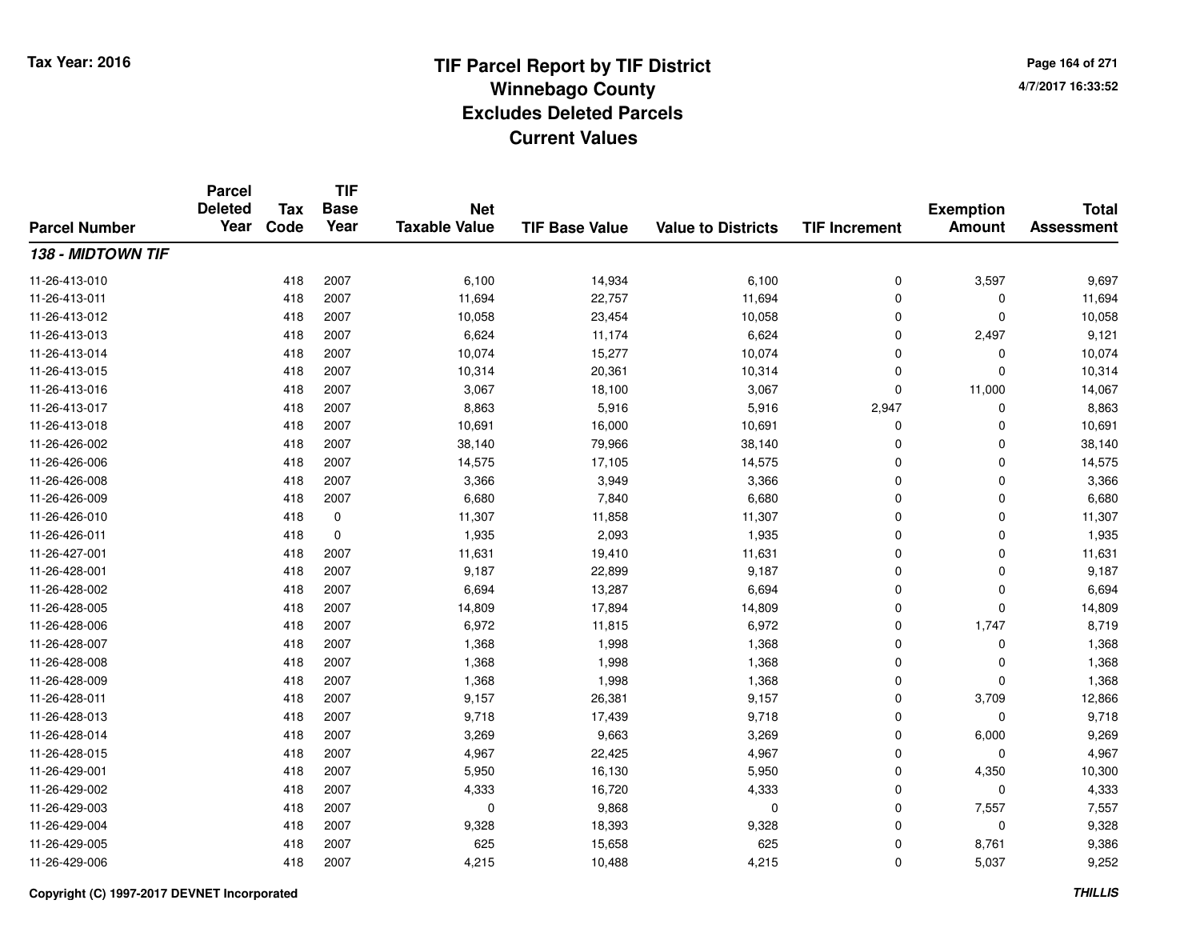# TIF Parcel Report by TIF District
## Winnebago County
## Excludes Deleted Parcels
## Current Values

Tax Year: 2016

4/7/2017 16:33:52

| Parcel Number | Parcel Deleted Year | Tax Code | TIF Base Year | Net Taxable Value | TIF Base Value | Value to Districts | TIF Increment | Exemption Amount | Total Assessment |
|---|---|---|---|---|---|---|---|---|---|
| ***138 - MIDTOWN TIF*** | | | | | | | | | |
| 11-26-413-010 | | 418 | 2007 | 6,100 | 14,934 | 6,100 | 0 | 3,597 | 9,697 |
| 11-26-413-011 | | 418 | 2007 | 11,694 | 22,757 | 11,694 | 0 | 0 | 11,694 |
| 11-26-413-012 | | 418 | 2007 | 10,058 | 23,454 | 10,058 | 0 | 0 | 10,058 |
| 11-26-413-013 | | 418 | 2007 | 6,624 | 11,174 | 6,624 | 0 | 2,497 | 9,121 |
| 11-26-413-014 | | 418 | 2007 | 10,074 | 15,277 | 10,074 | 0 | 0 | 10,074 |
| 11-26-413-015 | | 418 | 2007 | 10,314 | 20,361 | 10,314 | 0 | 0 | 10,314 |
| 11-26-413-016 | | 418 | 2007 | 3,067 | 18,100 | 3,067 | 0 | 11,000 | 14,067 |
| 11-26-413-017 | | 418 | 2007 | 8,863 | 5,916 | 5,916 | 2,947 | 0 | 8,863 |
| 11-26-413-018 | | 418 | 2007 | 10,691 | 16,000 | 10,691 | 0 | 0 | 10,691 |
| 11-26-426-002 | | 418 | 2007 | 38,140 | 79,966 | 38,140 | 0 | 0 | 38,140 |
| 11-26-426-006 | | 418 | 2007 | 14,575 | 17,105 | 14,575 | 0 | 0 | 14,575 |
| 11-26-426-008 | | 418 | 2007 | 3,366 | 3,949 | 3,366 | 0 | 0 | 3,366 |
| 11-26-426-009 | | 418 | 2007 | 6,680 | 7,840 | 6,680 | 0 | 0 | 6,680 |
| 11-26-426-010 | | 418 | 0 | 11,307 | 11,858 | 11,307 | 0 | 0 | 11,307 |
| 11-26-426-011 | | 418 | 0 | 1,935 | 2,093 | 1,935 | 0 | 0 | 1,935 |
| 11-26-427-001 | | 418 | 2007 | 11,631 | 19,410 | 11,631 | 0 | 0 | 11,631 |
| 11-26-428-001 | | 418 | 2007 | 9,187 | 22,899 | 9,187 | 0 | 0 | 9,187 |
| 11-26-428-002 | | 418 | 2007 | 6,694 | 13,287 | 6,694 | 0 | 0 | 6,694 |
| 11-26-428-005 | | 418 | 2007 | 14,809 | 17,894 | 14,809 | 0 | 0 | 14,809 |
| 11-26-428-006 | | 418 | 2007 | 6,972 | 11,815 | 6,972 | 0 | 1,747 | 8,719 |
| 11-26-428-007 | | 418 | 2007 | 1,368 | 1,998 | 1,368 | 0 | 0 | 1,368 |
| 11-26-428-008 | | 418 | 2007 | 1,368 | 1,998 | 1,368 | 0 | 0 | 1,368 |
| 11-26-428-009 | | 418 | 2007 | 1,368 | 1,998 | 1,368 | 0 | 0 | 1,368 |
| 11-26-428-011 | | 418 | 2007 | 9,157 | 26,381 | 9,157 | 0 | 3,709 | 12,866 |
| 11-26-428-013 | | 418 | 2007 | 9,718 | 17,439 | 9,718 | 0 | 0 | 9,718 |
| 11-26-428-014 | | 418 | 2007 | 3,269 | 9,663 | 3,269 | 0 | 6,000 | 9,269 |
| 11-26-428-015 | | 418 | 2007 | 4,967 | 22,425 | 4,967 | 0 | 0 | 4,967 |
| 11-26-429-001 | | 418 | 2007 | 5,950 | 16,130 | 5,950 | 0 | 4,350 | 10,300 |
| 11-26-429-002 | | 418 | 2007 | 4,333 | 16,720 | 4,333 | 0 | 0 | 4,333 |
| 11-26-429-003 | | 418 | 2007 | 0 | 9,868 | 0 | 0 | 7,557 | 7,557 |
| 11-26-429-004 | | 418 | 2007 | 9,328 | 18,393 | 9,328 | 0 | 0 | 9,328 |
| 11-26-429-005 | | 418 | 2007 | 625 | 15,658 | 625 | 0 | 8,761 | 9,386 |
| 11-26-429-006 | | 418 | 2007 | 4,215 | 10,488 | 4,215 | 0 | 5,037 | 9,252 |

Copyright (C) 1997-2017 DEVNET Incorporated

THILLIS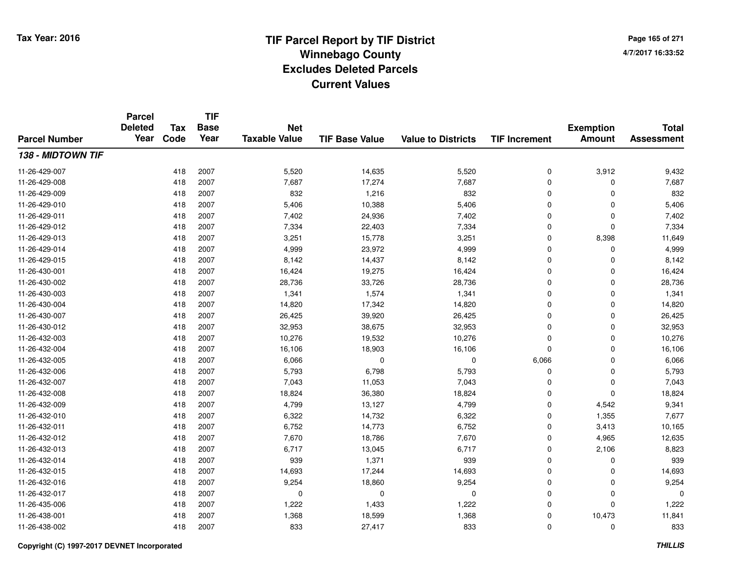# TIF Parcel Report by TIF District
## Winnebago County
## Excludes Deleted Parcels
## Current Values

Tax Year: 2016

| Parcel Number | Parcel Deleted Year | Tax Code | TIF Base Year | Net Taxable Value | TIF Base Value | Value to Districts | TIF Increment | Exemption Amount | Total Assessment |
|---|---|---|---|---|---|---|---|---|---|
| ***138 - MIDTOWN TIF*** | | | | | | | | | |
| 11-26-429-007 | | 418 | 2007 | 5,520 | 14,635 | 5,520 | 0 | 3,912 | 9,432 |
| 11-26-429-008 | | 418 | 2007 | 7,687 | 17,274 | 7,687 | 0 | 0 | 7,687 |
| 11-26-429-009 | | 418 | 2007 | 832 | 1,216 | 832 | 0 | 0 | 832 |
| 11-26-429-010 | | 418 | 2007 | 5,406 | 10,388 | 5,406 | 0 | 0 | 5,406 |
| 11-26-429-011 | | 418 | 2007 | 7,402 | 24,936 | 7,402 | 0 | 0 | 7,402 |
| 11-26-429-012 | | 418 | 2007 | 7,334 | 22,403 | 7,334 | 0 | 0 | 7,334 |
| 11-26-429-013 | | 418 | 2007 | 3,251 | 15,778 | 3,251 | 0 | 8,398 | 11,649 |
| 11-26-429-014 | | 418 | 2007 | 4,999 | 23,972 | 4,999 | 0 | 0 | 4,999 |
| 11-26-429-015 | | 418 | 2007 | 8,142 | 14,437 | 8,142 | 0 | 0 | 8,142 |
| 11-26-430-001 | | 418 | 2007 | 16,424 | 19,275 | 16,424 | 0 | 0 | 16,424 |
| 11-26-430-002 | | 418 | 2007 | 28,736 | 33,726 | 28,736 | 0 | 0 | 28,736 |
| 11-26-430-003 | | 418 | 2007 | 1,341 | 1,574 | 1,341 | 0 | 0 | 1,341 |
| 11-26-430-004 | | 418 | 2007 | 14,820 | 17,342 | 14,820 | 0 | 0 | 14,820 |
| 11-26-430-007 | | 418 | 2007 | 26,425 | 39,920 | 26,425 | 0 | 0 | 26,425 |
| 11-26-430-012 | | 418 | 2007 | 32,953 | 38,675 | 32,953 | 0 | 0 | 32,953 |
| 11-26-432-003 | | 418 | 2007 | 10,276 | 19,532 | 10,276 | 0 | 0 | 10,276 |
| 11-26-432-004 | | 418 | 2007 | 16,106 | 18,903 | 16,106 | 0 | 0 | 16,106 |
| 11-26-432-005 | | 418 | 2007 | 6,066 | 0 | 0 | 6,066 | 0 | 6,066 |
| 11-26-432-006 | | 418 | 2007 | 5,793 | 6,798 | 5,793 | 0 | 0 | 5,793 |
| 11-26-432-007 | | 418 | 2007 | 7,043 | 11,053 | 7,043 | 0 | 0 | 7,043 |
| 11-26-432-008 | | 418 | 2007 | 18,824 | 36,380 | 18,824 | 0 | 0 | 18,824 |
| 11-26-432-009 | | 418 | 2007 | 4,799 | 13,127 | 4,799 | 0 | 4,542 | 9,341 |
| 11-26-432-010 | | 418 | 2007 | 6,322 | 14,732 | 6,322 | 0 | 1,355 | 7,677 |
| 11-26-432-011 | | 418 | 2007 | 6,752 | 14,773 | 6,752 | 0 | 3,413 | 10,165 |
| 11-26-432-012 | | 418 | 2007 | 7,670 | 18,786 | 7,670 | 0 | 4,965 | 12,635 |
| 11-26-432-013 | | 418 | 2007 | 6,717 | 13,045 | 6,717 | 0 | 2,106 | 8,823 |
| 11-26-432-014 | | 418 | 2007 | 939 | 1,371 | 939 | 0 | 0 | 939 |
| 11-26-432-015 | | 418 | 2007 | 14,693 | 17,244 | 14,693 | 0 | 0 | 14,693 |
| 11-26-432-016 | | 418 | 2007 | 9,254 | 18,860 | 9,254 | 0 | 0 | 9,254 |
| 11-26-432-017 | | 418 | 2007 | 0 | 0 | 0 | 0 | 0 | 0 |
| 11-26-435-006 | | 418 | 2007 | 1,222 | 1,433 | 1,222 | 0 | 0 | 1,222 |
| 11-26-438-001 | | 418 | 2007 | 1,368 | 18,599 | 1,368 | 0 | 10,473 | 11,841 |
| 11-26-438-002 | | 418 | 2007 | 833 | 27,417 | 833 | 0 | 0 | 833 |

Copyright (C) 1997-2017 DEVNET Incorporated

THILLIS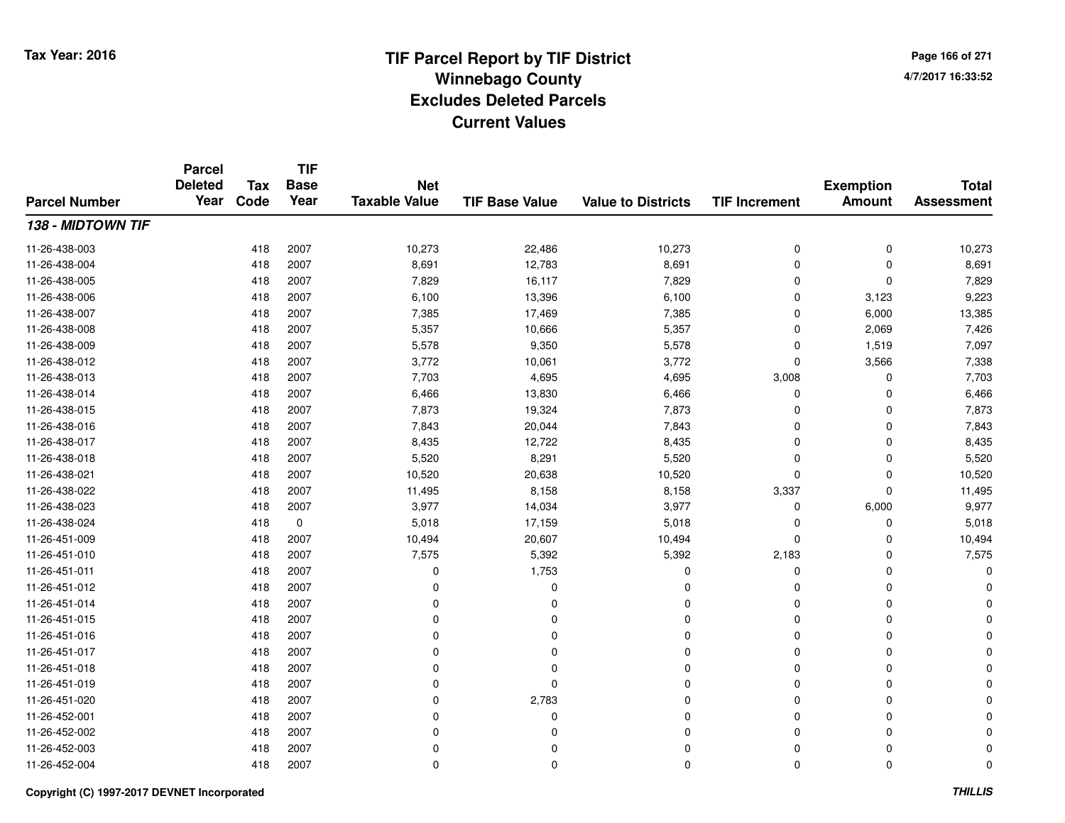# TIF Parcel Report by TIF District
## Winnebago County
## Excludes Deleted Parcels
## Current Values

Tax Year: 2016

4/7/2017 16:33:52

| Parcel Number | Parcel Deleted Year | Tax Code | TIF Base Year | Net Taxable Value | TIF Base Value | Value to Districts | TIF Increment | Exemption Amount | Total Assessment |
|---|---|---|---|---|---|---|---|---|---|
| ***138 - MIDTOWN TIF*** | | | | | | | | | |
| 11-26-438-003 | | 418 | 2007 | 10,273 | 22,486 | 10,273 | 0 | 0 | 10,273 |
| 11-26-438-004 | | 418 | 2007 | 8,691 | 12,783 | 8,691 | 0 | 0 | 8,691 |
| 11-26-438-005 | | 418 | 2007 | 7,829 | 16,117 | 7,829 | 0 | 0 | 7,829 |
| 11-26-438-006 | | 418 | 2007 | 6,100 | 13,396 | 6,100 | 0 | 3,123 | 9,223 |
| 11-26-438-007 | | 418 | 2007 | 7,385 | 17,469 | 7,385 | 0 | 6,000 | 13,385 |
| 11-26-438-008 | | 418 | 2007 | 5,357 | 10,666 | 5,357 | 0 | 2,069 | 7,426 |
| 11-26-438-009 | | 418 | 2007 | 5,578 | 9,350 | 5,578 | 0 | 1,519 | 7,097 |
| 11-26-438-012 | | 418 | 2007 | 3,772 | 10,061 | 3,772 | 0 | 3,566 | 7,338 |
| 11-26-438-013 | | 418 | 2007 | 7,703 | 4,695 | 4,695 | 3,008 | 0 | 7,703 |
| 11-26-438-014 | | 418 | 2007 | 6,466 | 13,830 | 6,466 | 0 | 0 | 6,466 |
| 11-26-438-015 | | 418 | 2007 | 7,873 | 19,324 | 7,873 | 0 | 0 | 7,873 |
| 11-26-438-016 | | 418 | 2007 | 7,843 | 20,044 | 7,843 | 0 | 0 | 7,843 |
| 11-26-438-017 | | 418 | 2007 | 8,435 | 12,722 | 8,435 | 0 | 0 | 8,435 |
| 11-26-438-018 | | 418 | 2007 | 5,520 | 8,291 | 5,520 | 0 | 0 | 5,520 |
| 11-26-438-021 | | 418 | 2007 | 10,520 | 20,638 | 10,520 | 0 | 0 | 10,520 |
| 11-26-438-022 | | 418 | 2007 | 11,495 | 8,158 | 8,158 | 3,337 | 0 | 11,495 |
| 11-26-438-023 | | 418 | 2007 | 3,977 | 14,034 | 3,977 | 0 | 6,000 | 9,977 |
| 11-26-438-024 | | 418 | 0 | 5,018 | 17,159 | 5,018 | 0 | 0 | 5,018 |
| 11-26-451-009 | | 418 | 2007 | 10,494 | 20,607 | 10,494 | 0 | 0 | 10,494 |
| 11-26-451-010 | | 418 | 2007 | 7,575 | 5,392 | 5,392 | 2,183 | 0 | 7,575 |
| 11-26-451-011 | | 418 | 2007 | 0 | 1,753 | 0 | 0 | 0 | 0 |
| 11-26-451-012 | | 418 | 2007 | 0 | 0 | 0 | 0 | 0 | 0 |
| 11-26-451-014 | | 418 | 2007 | 0 | 0 | 0 | 0 | 0 | 0 |
| 11-26-451-015 | | 418 | 2007 | 0 | 0 | 0 | 0 | 0 | 0 |
| 11-26-451-016 | | 418 | 2007 | 0 | 0 | 0 | 0 | 0 | 0 |
| 11-26-451-017 | | 418 | 2007 | 0 | 0 | 0 | 0 | 0 | 0 |
| 11-26-451-018 | | 418 | 2007 | 0 | 0 | 0 | 0 | 0 | 0 |
| 11-26-451-019 | | 418 | 2007 | 0 | 0 | 0 | 0 | 0 | 0 |
| 11-26-451-020 | | 418 | 2007 | 0 | 2,783 | 0 | 0 | 0 | 0 |
| 11-26-452-001 | | 418 | 2007 | 0 | 0 | 0 | 0 | 0 | 0 |
| 11-26-452-002 | | 418 | 2007 | 0 | 0 | 0 | 0 | 0 | 0 |
| 11-26-452-003 | | 418 | 2007 | 0 | 0 | 0 | 0 | 0 | 0 |
| 11-26-452-004 | | 418 | 2007 | 0 | 0 | 0 | 0 | 0 | 0 |

Copyright (C) 1997-2017 DEVNET Incorporated

*THILLIS*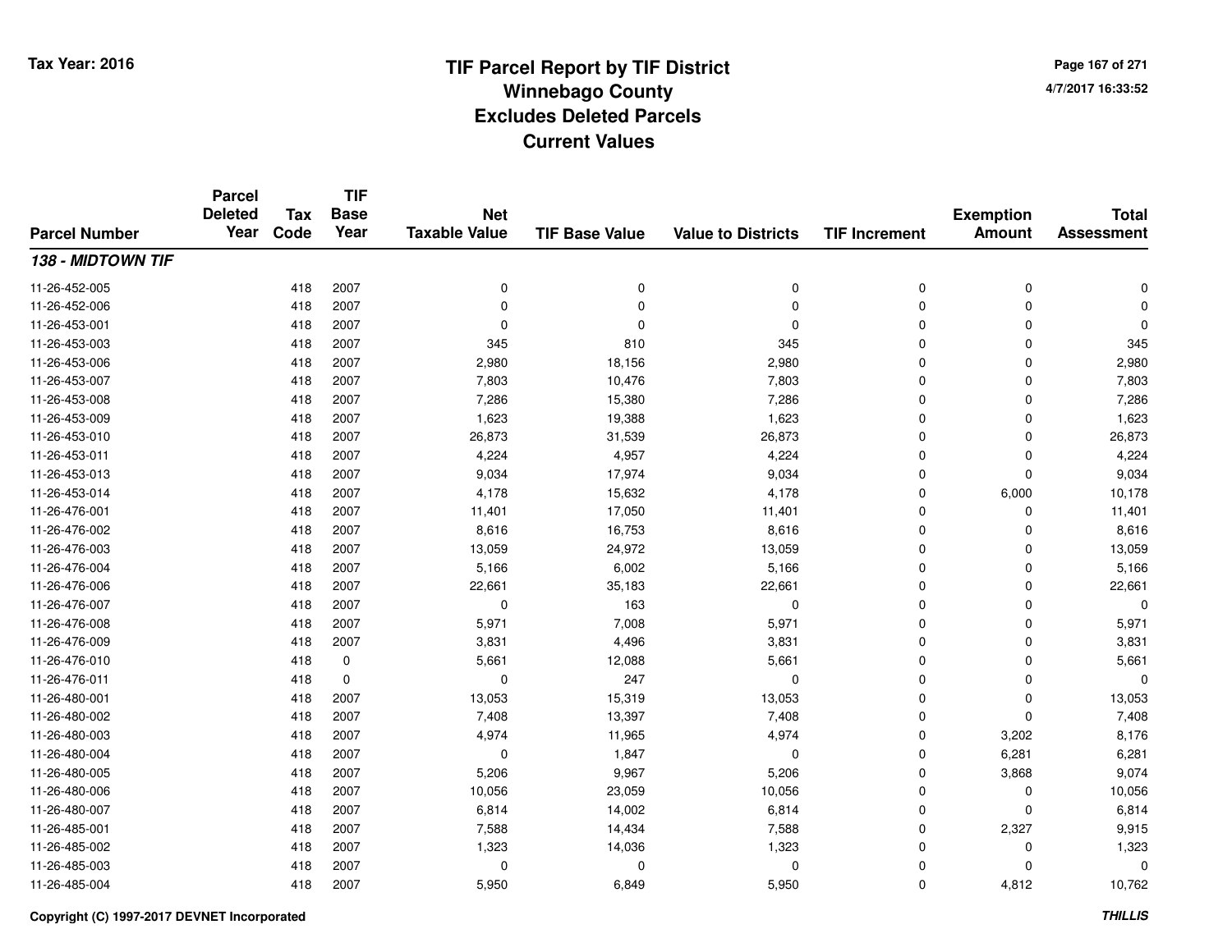Tax Year: 2016

# TIF Parcel Report by TIF District
## Winnebago County
## Excludes Deleted Parcels
## Current Values

4/7/2017 16:33:52

| Parcel Number | Parcel Deleted Year | Tax Code | TIF Base Year | Net Taxable Value | TIF Base Value | Value to Districts | TIF Increment | Exemption Amount | Total Assessment |
|---|---|---|---|---|---|---|---|---|---|
| ***138 - MIDTOWN TIF*** | | | | | | | | | |
| 11-26-452-005 | | 418 | 2007 | 0 | 0 | 0 | 0 | 0 | 0 |
| 11-26-452-006 | | 418 | 2007 | 0 | 0 | 0 | 0 | 0 | 0 |
| 11-26-453-001 | | 418 | 2007 | 0 | 0 | 0 | 0 | 0 | 0 |
| 11-26-453-003 | | 418 | 2007 | 345 | 810 | 345 | 0 | 0 | 345 |
| 11-26-453-006 | | 418 | 2007 | 2,980 | 18,156 | 2,980 | 0 | 0 | 2,980 |
| 11-26-453-007 | | 418 | 2007 | 7,803 | 10,476 | 7,803 | 0 | 0 | 7,803 |
| 11-26-453-008 | | 418 | 2007 | 7,286 | 15,380 | 7,286 | 0 | 0 | 7,286 |
| 11-26-453-009 | | 418 | 2007 | 1,623 | 19,388 | 1,623 | 0 | 0 | 1,623 |
| 11-26-453-010 | | 418 | 2007 | 26,873 | 31,539 | 26,873 | 0 | 0 | 26,873 |
| 11-26-453-011 | | 418 | 2007 | 4,224 | 4,957 | 4,224 | 0 | 0 | 4,224 |
| 11-26-453-013 | | 418 | 2007 | 9,034 | 17,974 | 9,034 | 0 | 0 | 9,034 |
| 11-26-453-014 | | 418 | 2007 | 4,178 | 15,632 | 4,178 | 0 | 6,000 | 10,178 |
| 11-26-476-001 | | 418 | 2007 | 11,401 | 17,050 | 11,401 | 0 | 0 | 11,401 |
| 11-26-476-002 | | 418 | 2007 | 8,616 | 16,753 | 8,616 | 0 | 0 | 8,616 |
| 11-26-476-003 | | 418 | 2007 | 13,059 | 24,972 | 13,059 | 0 | 0 | 13,059 |
| 11-26-476-004 | | 418 | 2007 | 5,166 | 6,002 | 5,166 | 0 | 0 | 5,166 |
| 11-26-476-006 | | 418 | 2007 | 22,661 | 35,183 | 22,661 | 0 | 0 | 22,661 |
| 11-26-476-007 | | 418 | 2007 | 0 | 163 | 0 | 0 | 0 | 0 |
| 11-26-476-008 | | 418 | 2007 | 5,971 | 7,008 | 5,971 | 0 | 0 | 5,971 |
| 11-26-476-009 | | 418 | 2007 | 3,831 | 4,496 | 3,831 | 0 | 0 | 3,831 |
| 11-26-476-010 | | 418 | 0 | 5,661 | 12,088 | 5,661 | 0 | 0 | 5,661 |
| 11-26-476-011 | | 418 | 0 | 0 | 247 | 0 | 0 | 0 | 0 |
| 11-26-480-001 | | 418 | 2007 | 13,053 | 15,319 | 13,053 | 0 | 0 | 13,053 |
| 11-26-480-002 | | 418 | 2007 | 7,408 | 13,397 | 7,408 | 0 | 0 | 7,408 |
| 11-26-480-003 | | 418 | 2007 | 4,974 | 11,965 | 4,974 | 0 | 3,202 | 8,176 |
| 11-26-480-004 | | 418 | 2007 | 0 | 1,847 | 0 | 0 | 6,281 | 6,281 |
| 11-26-480-005 | | 418 | 2007 | 5,206 | 9,967 | 5,206 | 0 | 3,868 | 9,074 |
| 11-26-480-006 | | 418 | 2007 | 10,056 | 23,059 | 10,056 | 0 | 0 | 10,056 |
| 11-26-480-007 | | 418 | 2007 | 6,814 | 14,002 | 6,814 | 0 | 0 | 6,814 |
| 11-26-485-001 | | 418 | 2007 | 7,588 | 14,434 | 7,588 | 0 | 2,327 | 9,915 |
| 11-26-485-002 | | 418 | 2007 | 1,323 | 14,036 | 1,323 | 0 | 0 | 1,323 |
| 11-26-485-003 | | 418 | 2007 | 0 | 0 | 0 | 0 | 0 | 0 |
| 11-26-485-004 | | 418 | 2007 | 5,950 | 6,849 | 5,950 | 0 | 4,812 | 10,762 |

Copyright (C) 1997-2017 DEVNET Incorporated — THILLIS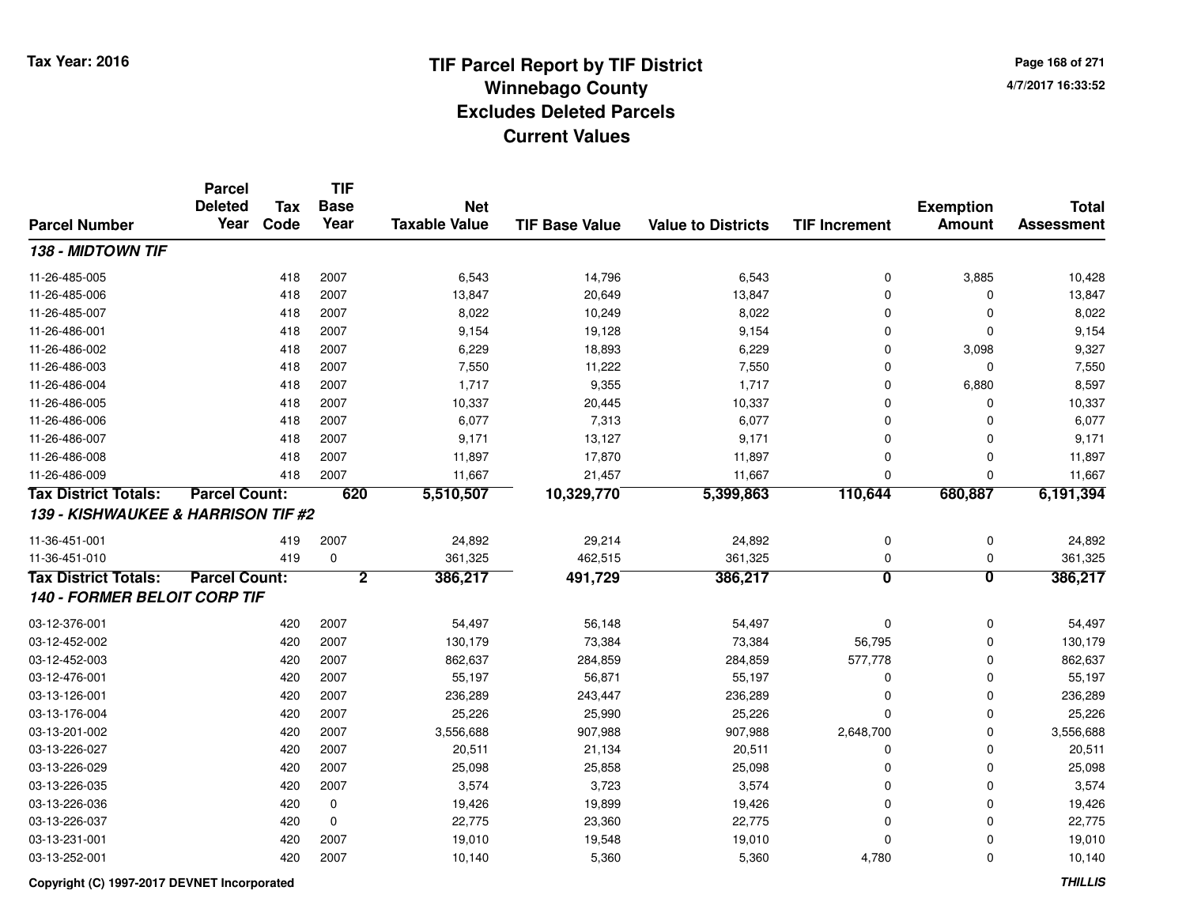**Tax Year: 2016**

# TIF Parcel Report by TIF District
## Winnebago County
## Excludes Deleted Parcels
## Current Values

4/7/2017 16:33:52

| Parcel Number | Parcel Deleted Year | Tax Code | TIF Base Year | Net Taxable Value | TIF Base Value | Value to Districts | TIF Increment | Exemption Amount | Total Assessment |
|---|---|---|---|---|---|---|---|---|---|
| ***138 - MIDTOWN TIF*** | | | | | | | | | |
| 11-26-485-005 | | 418 | 2007 | 6,543 | 14,796 | 6,543 | 0 | 3,885 | 10,428 |
| 11-26-485-006 | | 418 | 2007 | 13,847 | 20,649 | 13,847 | 0 | 0 | 13,847 |
| 11-26-485-007 | | 418 | 2007 | 8,022 | 10,249 | 8,022 | 0 | 0 | 8,022 |
| 11-26-486-001 | | 418 | 2007 | 9,154 | 19,128 | 9,154 | 0 | 0 | 9,154 |
| 11-26-486-002 | | 418 | 2007 | 6,229 | 18,893 | 6,229 | 0 | 3,098 | 9,327 |
| 11-26-486-003 | | 418 | 2007 | 7,550 | 11,222 | 7,550 | 0 | 0 | 7,550 |
| 11-26-486-004 | | 418 | 2007 | 1,717 | 9,355 | 1,717 | 0 | 6,880 | 8,597 |
| 11-26-486-005 | | 418 | 2007 | 10,337 | 20,445 | 10,337 | 0 | 0 | 10,337 |
| 11-26-486-006 | | 418 | 2007 | 6,077 | 7,313 | 6,077 | 0 | 0 | 6,077 |
| 11-26-486-007 | | 418 | 2007 | 9,171 | 13,127 | 9,171 | 0 | 0 | 9,171 |
| 11-26-486-008 | | 418 | 2007 | 11,897 | 17,870 | 11,897 | 0 | 0 | 11,897 |
| 11-26-486-009 | | 418 | 2007 | 11,667 | 21,457 | 11,667 | 0 | 0 | 11,667 |
| **Tax District Totals:** | **Parcel Count:** | | **620** | **5,510,507** | **10,329,770** | **5,399,863** | **110,644** | **680,887** | **6,191,394** |
| ***139 - KISHWAUKEE & HARRISON TIF #2*** | | | | | | | | | |
| 11-36-451-001 | | 419 | 2007 | 24,892 | 29,214 | 24,892 | 0 | 0 | 24,892 |
| 11-36-451-010 | | 419 | 0 | 361,325 | 462,515 | 361,325 | 0 | 0 | 361,325 |
| **Tax District Totals:** | **Parcel Count:** | | **2** | **386,217** | **491,729** | **386,217** | **0** | **0** | **386,217** |
| ***140 - FORMER BELOIT CORP TIF*** | | | | | | | | | |
| 03-12-376-001 | | 420 | 2007 | 54,497 | 56,148 | 54,497 | 0 | 0 | 54,497 |
| 03-12-452-002 | | 420 | 2007 | 130,179 | 73,384 | 73,384 | 56,795 | 0 | 130,179 |
| 03-12-452-003 | | 420 | 2007 | 862,637 | 284,859 | 284,859 | 577,778 | 0 | 862,637 |
| 03-12-476-001 | | 420 | 2007 | 55,197 | 56,871 | 55,197 | 0 | 0 | 55,197 |
| 03-13-126-001 | | 420 | 2007 | 236,289 | 243,447 | 236,289 | 0 | 0 | 236,289 |
| 03-13-176-004 | | 420 | 2007 | 25,226 | 25,990 | 25,226 | 0 | 0 | 25,226 |
| 03-13-201-002 | | 420 | 2007 | 3,556,688 | 907,988 | 907,988 | 2,648,700 | 0 | 3,556,688 |
| 03-13-226-027 | | 420 | 2007 | 20,511 | 21,134 | 20,511 | 0 | 0 | 20,511 |
| 03-13-226-029 | | 420 | 2007 | 25,098 | 25,858 | 25,098 | 0 | 0 | 25,098 |
| 03-13-226-035 | | 420 | 2007 | 3,574 | 3,723 | 3,574 | 0 | 0 | 3,574 |
| 03-13-226-036 | | 420 | 0 | 19,426 | 19,899 | 19,426 | 0 | 0 | 19,426 |
| 03-13-226-037 | | 420 | 0 | 22,775 | 23,360 | 22,775 | 0 | 0 | 22,775 |
| 03-13-231-001 | | 420 | 2007 | 19,010 | 19,548 | 19,010 | 0 | 0 | 19,010 |
| 03-13-252-001 | | 420 | 2007 | 10,140 | 5,360 | 5,360 | 4,780 | 0 | 10,140 |

Copyright (C) 1997-2017 DEVNET Incorporated

*THILLIS*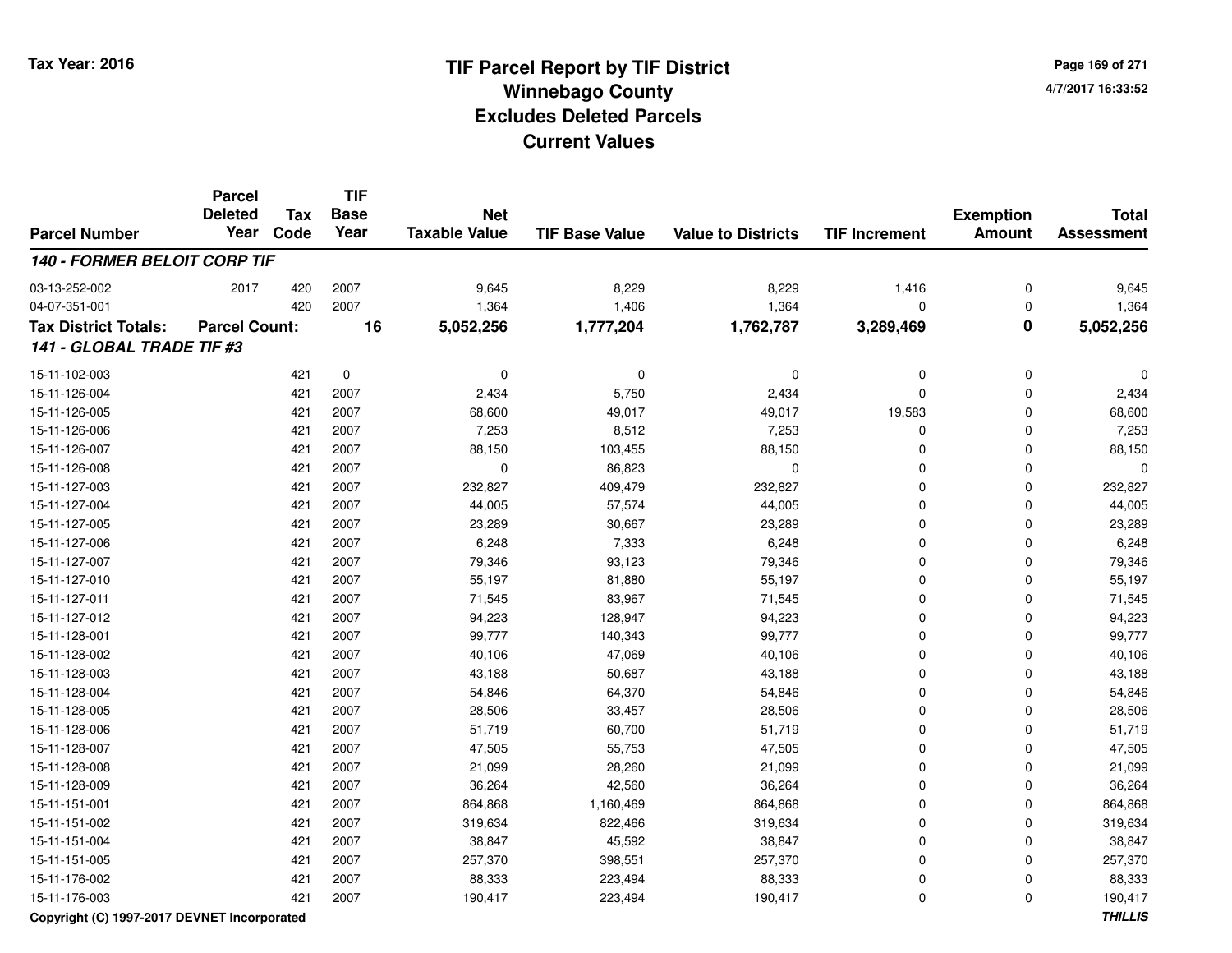# TIF Parcel Report by TIF District
## Winnebago County
## Excludes Deleted Parcels
## Current Values

Tax Year: 2016

4/7/2017 16:33:52

| Parcel Number | Parcel Deleted Year | Tax Code | TIF Base Year | Net Taxable Value | TIF Base Value | Value to Districts | TIF Increment | Exemption Amount | Total Assessment |
|---|---|---|---|---|---|---|---|---|---|
| ***140 - FORMER BELOIT CORP TIF*** | | | | | | | | | |
| 03-13-252-002 | 2017 | 420 | 2007 | 9,645 | 8,229 | 8,229 | 1,416 | 0 | 9,645 |
| 04-07-351-001 | | 420 | 2007 | 1,364 | 1,406 | 1,364 | 0 | 0 | 1,364 |
| **Tax District Totals:** | **Parcel Count:** | | **16** | **5,052,256** | **1,777,204** | **1,762,787** | **3,289,469** | **0** | **5,052,256** |
| ***141 - GLOBAL TRADE TIF #3*** | | | | | | | | | |
| 15-11-102-003 | | 421 | 0 | 0 | 0 | 0 | 0 | 0 | 0 |
| 15-11-126-004 | | 421 | 2007 | 2,434 | 5,750 | 2,434 | 0 | 0 | 2,434 |
| 15-11-126-005 | | 421 | 2007 | 68,600 | 49,017 | 49,017 | 19,583 | 0 | 68,600 |
| 15-11-126-006 | | 421 | 2007 | 7,253 | 8,512 | 7,253 | 0 | 0 | 7,253 |
| 15-11-126-007 | | 421 | 2007 | 88,150 | 103,455 | 88,150 | 0 | 0 | 88,150 |
| 15-11-126-008 | | 421 | 2007 | 0 | 86,823 | 0 | 0 | 0 | 0 |
| 15-11-127-003 | | 421 | 2007 | 232,827 | 409,479 | 232,827 | 0 | 0 | 232,827 |
| 15-11-127-004 | | 421 | 2007 | 44,005 | 57,574 | 44,005 | 0 | 0 | 44,005 |
| 15-11-127-005 | | 421 | 2007 | 23,289 | 30,667 | 23,289 | 0 | 0 | 23,289 |
| 15-11-127-006 | | 421 | 2007 | 6,248 | 7,333 | 6,248 | 0 | 0 | 6,248 |
| 15-11-127-007 | | 421 | 2007 | 79,346 | 93,123 | 79,346 | 0 | 0 | 79,346 |
| 15-11-127-010 | | 421 | 2007 | 55,197 | 81,880 | 55,197 | 0 | 0 | 55,197 |
| 15-11-127-011 | | 421 | 2007 | 71,545 | 83,967 | 71,545 | 0 | 0 | 71,545 |
| 15-11-127-012 | | 421 | 2007 | 94,223 | 128,947 | 94,223 | 0 | 0 | 94,223 |
| 15-11-128-001 | | 421 | 2007 | 99,777 | 140,343 | 99,777 | 0 | 0 | 99,777 |
| 15-11-128-002 | | 421 | 2007 | 40,106 | 47,069 | 40,106 | 0 | 0 | 40,106 |
| 15-11-128-003 | | 421 | 2007 | 43,188 | 50,687 | 43,188 | 0 | 0 | 43,188 |
| 15-11-128-004 | | 421 | 2007 | 54,846 | 64,370 | 54,846 | 0 | 0 | 54,846 |
| 15-11-128-005 | | 421 | 2007 | 28,506 | 33,457 | 28,506 | 0 | 0 | 28,506 |
| 15-11-128-006 | | 421 | 2007 | 51,719 | 60,700 | 51,719 | 0 | 0 | 51,719 |
| 15-11-128-007 | | 421 | 2007 | 47,505 | 55,753 | 47,505 | 0 | 0 | 47,505 |
| 15-11-128-008 | | 421 | 2007 | 21,099 | 28,260 | 21,099 | 0 | 0 | 21,099 |
| 15-11-128-009 | | 421 | 2007 | 36,264 | 42,560 | 36,264 | 0 | 0 | 36,264 |
| 15-11-151-001 | | 421 | 2007 | 864,868 | 1,160,469 | 864,868 | 0 | 0 | 864,868 |
| 15-11-151-002 | | 421 | 2007 | 319,634 | 822,466 | 319,634 | 0 | 0 | 319,634 |
| 15-11-151-004 | | 421 | 2007 | 38,847 | 45,592 | 38,847 | 0 | 0 | 38,847 |
| 15-11-151-005 | | 421 | 2007 | 257,370 | 398,551 | 257,370 | 0 | 0 | 257,370 |
| 15-11-176-002 | | 421 | 2007 | 88,333 | 223,494 | 88,333 | 0 | 0 | 88,333 |
| 15-11-176-003 | | 421 | 2007 | 190,417 | 223,494 | 190,417 | 0 | 0 | 190,417 |

Copyright (C) 1997-2017 DEVNET Incorporated

*THILLIS*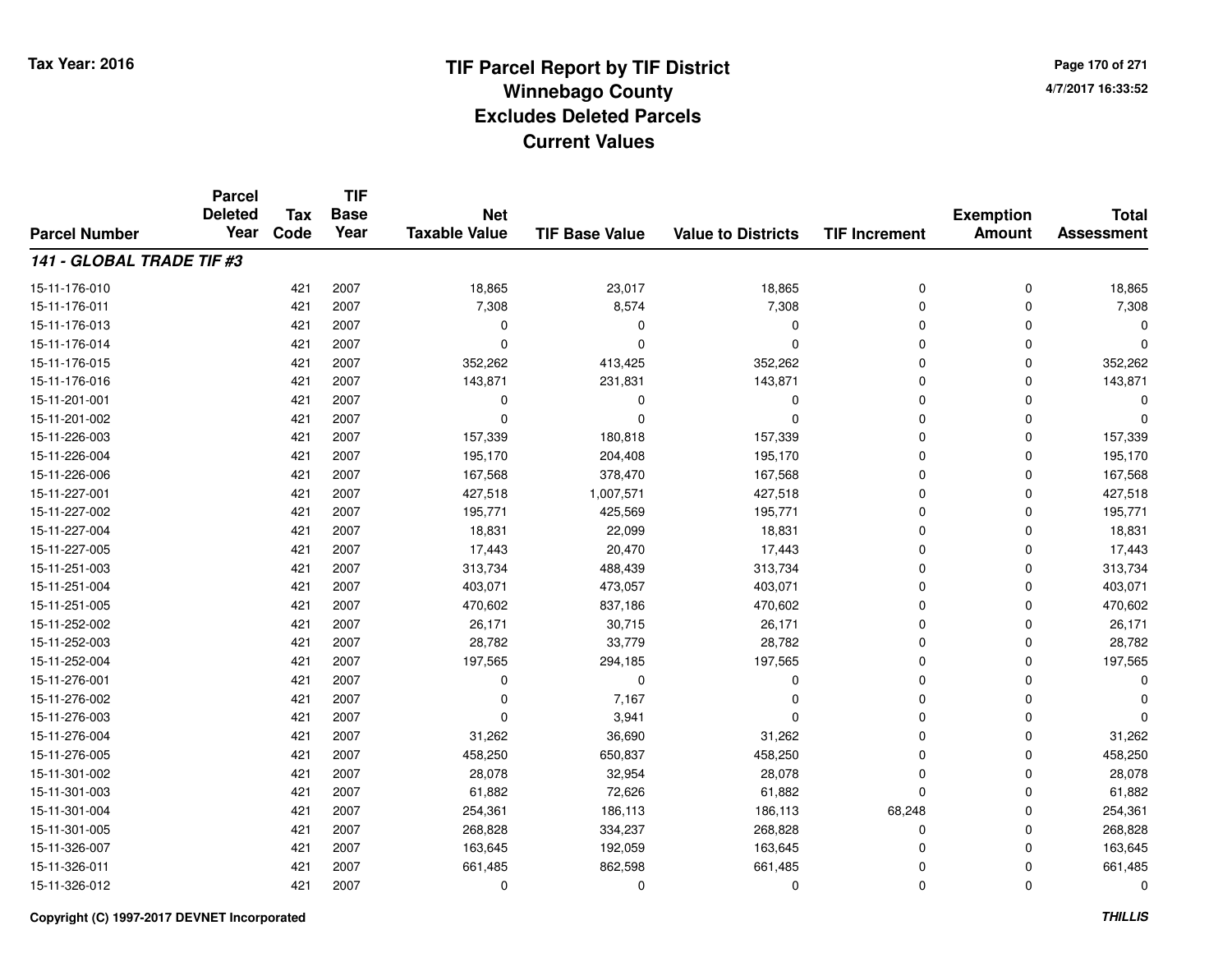Tax Year: 2016

# TIF Parcel Report by TIF District
## Winnebago County
## Excludes Deleted Parcels
## Current Values

4/7/2017 16:33:52

| Parcel Number | Parcel Deleted Year | Tax Code | TIF Base Year | Net Taxable Value | TIF Base Value | Value to Districts | TIF Increment | Exemption Amount | Total Assessment |
|---|---|---|---|---|---|---|---|---|---|
| ***141 - GLOBAL TRADE TIF #3*** | | | | | | | | | |
| 15-11-176-010 | | 421 | 2007 | 18,865 | 23,017 | 18,865 | 0 | 0 | 18,865 |
| 15-11-176-011 | | 421 | 2007 | 7,308 | 8,574 | 7,308 | 0 | 0 | 7,308 |
| 15-11-176-013 | | 421 | 2007 | 0 | 0 | 0 | 0 | 0 | 0 |
| 15-11-176-014 | | 421 | 2007 | 0 | 0 | 0 | 0 | 0 | 0 |
| 15-11-176-015 | | 421 | 2007 | 352,262 | 413,425 | 352,262 | 0 | 0 | 352,262 |
| 15-11-176-016 | | 421 | 2007 | 143,871 | 231,831 | 143,871 | 0 | 0 | 143,871 |
| 15-11-201-001 | | 421 | 2007 | 0 | 0 | 0 | 0 | 0 | 0 |
| 15-11-201-002 | | 421 | 2007 | 0 | 0 | 0 | 0 | 0 | 0 |
| 15-11-226-003 | | 421 | 2007 | 157,339 | 180,818 | 157,339 | 0 | 0 | 157,339 |
| 15-11-226-004 | | 421 | 2007 | 195,170 | 204,408 | 195,170 | 0 | 0 | 195,170 |
| 15-11-226-006 | | 421 | 2007 | 167,568 | 378,470 | 167,568 | 0 | 0 | 167,568 |
| 15-11-227-001 | | 421 | 2007 | 427,518 | 1,007,571 | 427,518 | 0 | 0 | 427,518 |
| 15-11-227-002 | | 421 | 2007 | 195,771 | 425,569 | 195,771 | 0 | 0 | 195,771 |
| 15-11-227-004 | | 421 | 2007 | 18,831 | 22,099 | 18,831 | 0 | 0 | 18,831 |
| 15-11-227-005 | | 421 | 2007 | 17,443 | 20,470 | 17,443 | 0 | 0 | 17,443 |
| 15-11-251-003 | | 421 | 2007 | 313,734 | 488,439 | 313,734 | 0 | 0 | 313,734 |
| 15-11-251-004 | | 421 | 2007 | 403,071 | 473,057 | 403,071 | 0 | 0 | 403,071 |
| 15-11-251-005 | | 421 | 2007 | 470,602 | 837,186 | 470,602 | 0 | 0 | 470,602 |
| 15-11-252-002 | | 421 | 2007 | 26,171 | 30,715 | 26,171 | 0 | 0 | 26,171 |
| 15-11-252-003 | | 421 | 2007 | 28,782 | 33,779 | 28,782 | 0 | 0 | 28,782 |
| 15-11-252-004 | | 421 | 2007 | 197,565 | 294,185 | 197,565 | 0 | 0 | 197,565 |
| 15-11-276-001 | | 421 | 2007 | 0 | 0 | 0 | 0 | 0 | 0 |
| 15-11-276-002 | | 421 | 2007 | 0 | 7,167 | 0 | 0 | 0 | 0 |
| 15-11-276-003 | | 421 | 2007 | 0 | 3,941 | 0 | 0 | 0 | 0 |
| 15-11-276-004 | | 421 | 2007 | 31,262 | 36,690 | 31,262 | 0 | 0 | 31,262 |
| 15-11-276-005 | | 421 | 2007 | 458,250 | 650,837 | 458,250 | 0 | 0 | 458,250 |
| 15-11-301-002 | | 421 | 2007 | 28,078 | 32,954 | 28,078 | 0 | 0 | 28,078 |
| 15-11-301-003 | | 421 | 2007 | 61,882 | 72,626 | 61,882 | 0 | 0 | 61,882 |
| 15-11-301-004 | | 421 | 2007 | 254,361 | 186,113 | 186,113 | 68,248 | 0 | 254,361 |
| 15-11-301-005 | | 421 | 2007 | 268,828 | 334,237 | 268,828 | 0 | 0 | 268,828 |
| 15-11-326-007 | | 421 | 2007 | 163,645 | 192,059 | 163,645 | 0 | 0 | 163,645 |
| 15-11-326-011 | | 421 | 2007 | 661,485 | 862,598 | 661,485 | 0 | 0 | 661,485 |
| 15-11-326-012 | | 421 | 2007 | 0 | 0 | 0 | 0 | 0 | 0 |

Copyright (C) 1997-2017 DEVNET Incorporated

*THILLIS*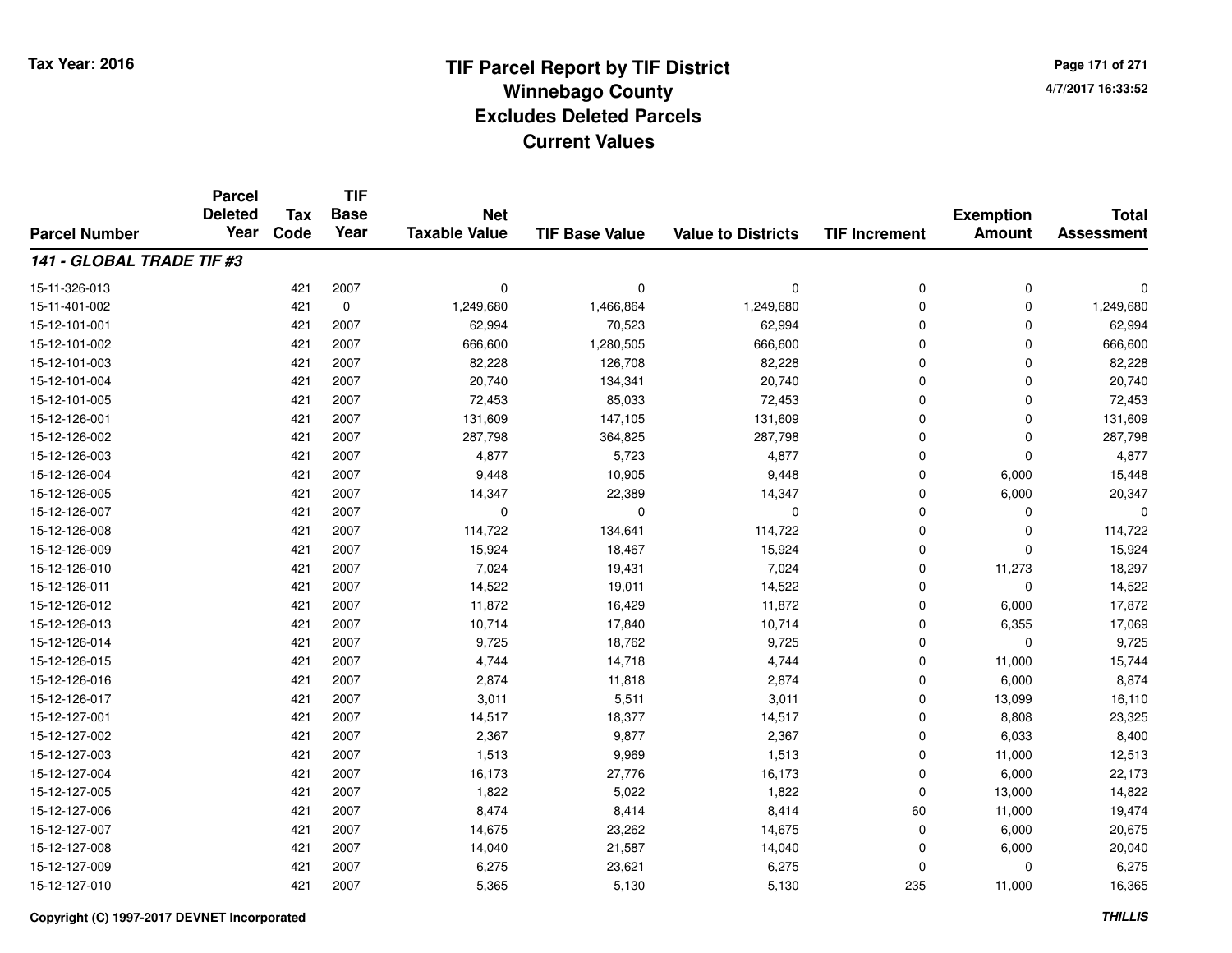# TIF Parcel Report by TIF District
## Winnebago County
## Excludes Deleted Parcels
## Current Values

Tax Year: 2016

4/7/2017 16:33:52

| Parcel Number | Parcel Deleted Year | Tax Code | TIF Base Year | Net Taxable Value | TIF Base Value | Value to Districts | TIF Increment | Exemption Amount | Total Assessment |
|---|---|---|---|---|---|---|---|---|---|
| ***141 - GLOBAL TRADE TIF #3*** | | | | | | | | | |
| 15-11-326-013 | | 421 | 2007 | 0 | 0 | 0 | 0 | 0 | 0 |
| 15-11-401-002 | | 421 | 0 | 1,249,680 | 1,466,864 | 1,249,680 | 0 | 0 | 1,249,680 |
| 15-12-101-001 | | 421 | 2007 | 62,994 | 70,523 | 62,994 | 0 | 0 | 62,994 |
| 15-12-101-002 | | 421 | 2007 | 666,600 | 1,280,505 | 666,600 | 0 | 0 | 666,600 |
| 15-12-101-003 | | 421 | 2007 | 82,228 | 126,708 | 82,228 | 0 | 0 | 82,228 |
| 15-12-101-004 | | 421 | 2007 | 20,740 | 134,341 | 20,740 | 0 | 0 | 20,740 |
| 15-12-101-005 | | 421 | 2007 | 72,453 | 85,033 | 72,453 | 0 | 0 | 72,453 |
| 15-12-126-001 | | 421 | 2007 | 131,609 | 147,105 | 131,609 | 0 | 0 | 131,609 |
| 15-12-126-002 | | 421 | 2007 | 287,798 | 364,825 | 287,798 | 0 | 0 | 287,798 |
| 15-12-126-003 | | 421 | 2007 | 4,877 | 5,723 | 4,877 | 0 | 0 | 4,877 |
| 15-12-126-004 | | 421 | 2007 | 9,448 | 10,905 | 9,448 | 0 | 6,000 | 15,448 |
| 15-12-126-005 | | 421 | 2007 | 14,347 | 22,389 | 14,347 | 0 | 6,000 | 20,347 |
| 15-12-126-007 | | 421 | 2007 | 0 | 0 | 0 | 0 | 0 | 0 |
| 15-12-126-008 | | 421 | 2007 | 114,722 | 134,641 | 114,722 | 0 | 0 | 114,722 |
| 15-12-126-009 | | 421 | 2007 | 15,924 | 18,467 | 15,924 | 0 | 0 | 15,924 |
| 15-12-126-010 | | 421 | 2007 | 7,024 | 19,431 | 7,024 | 0 | 11,273 | 18,297 |
| 15-12-126-011 | | 421 | 2007 | 14,522 | 19,011 | 14,522 | 0 | 0 | 14,522 |
| 15-12-126-012 | | 421 | 2007 | 11,872 | 16,429 | 11,872 | 0 | 6,000 | 17,872 |
| 15-12-126-013 | | 421 | 2007 | 10,714 | 17,840 | 10,714 | 0 | 6,355 | 17,069 |
| 15-12-126-014 | | 421 | 2007 | 9,725 | 18,762 | 9,725 | 0 | 0 | 9,725 |
| 15-12-126-015 | | 421 | 2007 | 4,744 | 14,718 | 4,744 | 0 | 11,000 | 15,744 |
| 15-12-126-016 | | 421 | 2007 | 2,874 | 11,818 | 2,874 | 0 | 6,000 | 8,874 |
| 15-12-126-017 | | 421 | 2007 | 3,011 | 5,511 | 3,011 | 0 | 13,099 | 16,110 |
| 15-12-127-001 | | 421 | 2007 | 14,517 | 18,377 | 14,517 | 0 | 8,808 | 23,325 |
| 15-12-127-002 | | 421 | 2007 | 2,367 | 9,877 | 2,367 | 0 | 6,033 | 8,400 |
| 15-12-127-003 | | 421 | 2007 | 1,513 | 9,969 | 1,513 | 0 | 11,000 | 12,513 |
| 15-12-127-004 | | 421 | 2007 | 16,173 | 27,776 | 16,173 | 0 | 6,000 | 22,173 |
| 15-12-127-005 | | 421 | 2007 | 1,822 | 5,022 | 1,822 | 0 | 13,000 | 14,822 |
| 15-12-127-006 | | 421 | 2007 | 8,474 | 8,414 | 8,414 | 60 | 11,000 | 19,474 |
| 15-12-127-007 | | 421 | 2007 | 14,675 | 23,262 | 14,675 | 0 | 6,000 | 20,675 |
| 15-12-127-008 | | 421 | 2007 | 14,040 | 21,587 | 14,040 | 0 | 6,000 | 20,040 |
| 15-12-127-009 | | 421 | 2007 | 6,275 | 23,621 | 6,275 | 0 | 0 | 6,275 |
| 15-12-127-010 | | 421 | 2007 | 5,365 | 5,130 | 5,130 | 235 | 11,000 | 16,365 |

Copyright (C) 1997-2017 DEVNET Incorporated

THILLIS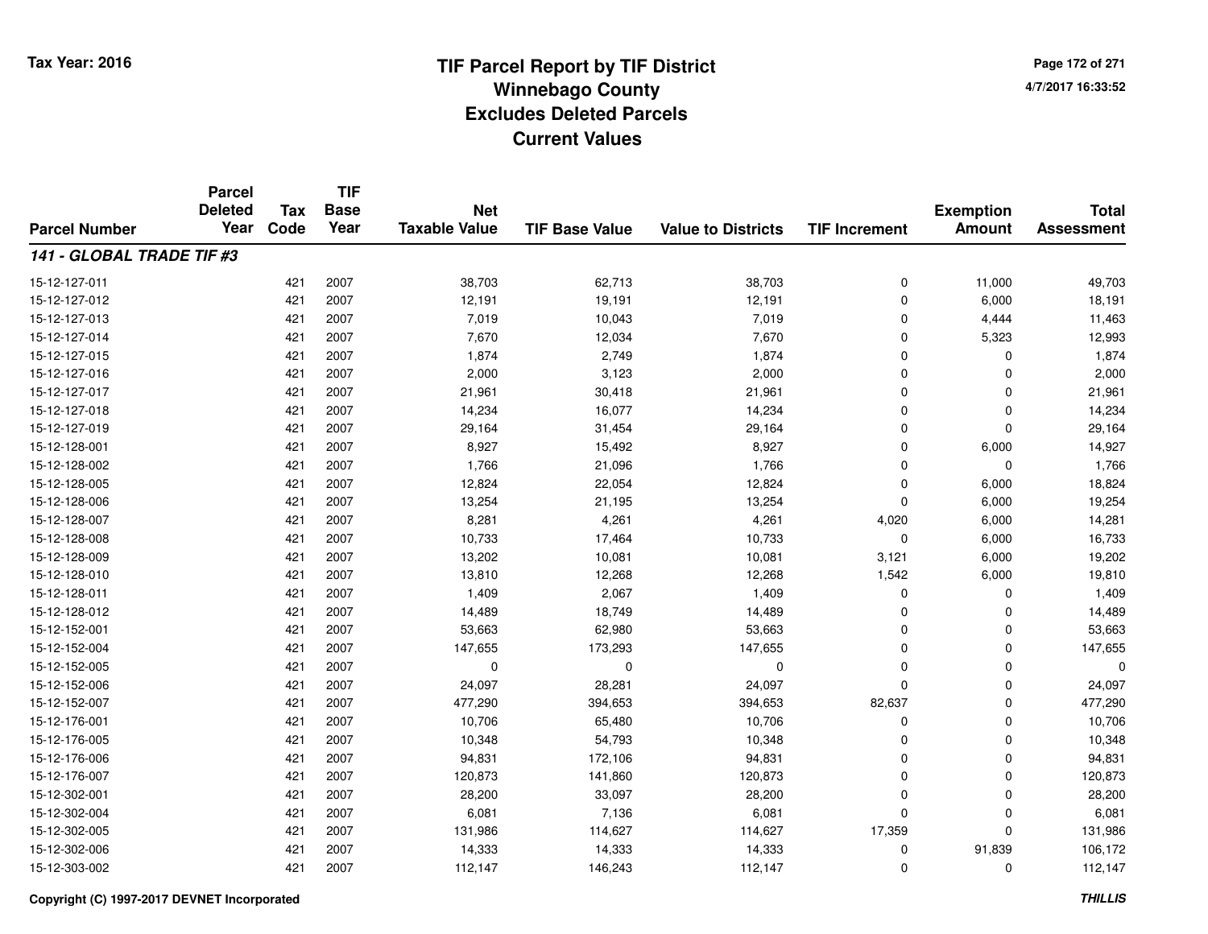Tax Year: 2016

# TIF Parcel Report by TIF District
## Winnebago County
## Excludes Deleted Parcels
## Current Values

4/7/2017 16:33:52

| Parcel Number | Parcel Deleted Year | Tax Code | TIF Base Year | Net Taxable Value | TIF Base Value | Value to Districts | TIF Increment | Exemption Amount | Total Assessment |
|---|---|---|---|---|---|---|---|---|---|
| ***141 - GLOBAL TRADE TIF #3*** | | | | | | | | | |
| 15-12-127-011 | | 421 | 2007 | 38,703 | 62,713 | 38,703 | 0 | 11,000 | 49,703 |
| 15-12-127-012 | | 421 | 2007 | 12,191 | 19,191 | 12,191 | 0 | 6,000 | 18,191 |
| 15-12-127-013 | | 421 | 2007 | 7,019 | 10,043 | 7,019 | 0 | 4,444 | 11,463 |
| 15-12-127-014 | | 421 | 2007 | 7,670 | 12,034 | 7,670 | 0 | 5,323 | 12,993 |
| 15-12-127-015 | | 421 | 2007 | 1,874 | 2,749 | 1,874 | 0 | 0 | 1,874 |
| 15-12-127-016 | | 421 | 2007 | 2,000 | 3,123 | 2,000 | 0 | 0 | 2,000 |
| 15-12-127-017 | | 421 | 2007 | 21,961 | 30,418 | 21,961 | 0 | 0 | 21,961 |
| 15-12-127-018 | | 421 | 2007 | 14,234 | 16,077 | 14,234 | 0 | 0 | 14,234 |
| 15-12-127-019 | | 421 | 2007 | 29,164 | 31,454 | 29,164 | 0 | 0 | 29,164 |
| 15-12-128-001 | | 421 | 2007 | 8,927 | 15,492 | 8,927 | 0 | 6,000 | 14,927 |
| 15-12-128-002 | | 421 | 2007 | 1,766 | 21,096 | 1,766 | 0 | 0 | 1,766 |
| 15-12-128-005 | | 421 | 2007 | 12,824 | 22,054 | 12,824 | 0 | 6,000 | 18,824 |
| 15-12-128-006 | | 421 | 2007 | 13,254 | 21,195 | 13,254 | 0 | 6,000 | 19,254 |
| 15-12-128-007 | | 421 | 2007 | 8,281 | 4,261 | 4,261 | 4,020 | 6,000 | 14,281 |
| 15-12-128-008 | | 421 | 2007 | 10,733 | 17,464 | 10,733 | 0 | 6,000 | 16,733 |
| 15-12-128-009 | | 421 | 2007 | 13,202 | 10,081 | 10,081 | 3,121 | 6,000 | 19,202 |
| 15-12-128-010 | | 421 | 2007 | 13,810 | 12,268 | 12,268 | 1,542 | 6,000 | 19,810 |
| 15-12-128-011 | | 421 | 2007 | 1,409 | 2,067 | 1,409 | 0 | 0 | 1,409 |
| 15-12-128-012 | | 421 | 2007 | 14,489 | 18,749 | 14,489 | 0 | 0 | 14,489 |
| 15-12-152-001 | | 421 | 2007 | 53,663 | 62,980 | 53,663 | 0 | 0 | 53,663 |
| 15-12-152-004 | | 421 | 2007 | 147,655 | 173,293 | 147,655 | 0 | 0 | 147,655 |
| 15-12-152-005 | | 421 | 2007 | 0 | 0 | 0 | 0 | 0 | 0 |
| 15-12-152-006 | | 421 | 2007 | 24,097 | 28,281 | 24,097 | 0 | 0 | 24,097 |
| 15-12-152-007 | | 421 | 2007 | 477,290 | 394,653 | 394,653 | 82,637 | 0 | 477,290 |
| 15-12-176-001 | | 421 | 2007 | 10,706 | 65,480 | 10,706 | 0 | 0 | 10,706 |
| 15-12-176-005 | | 421 | 2007 | 10,348 | 54,793 | 10,348 | 0 | 0 | 10,348 |
| 15-12-176-006 | | 421 | 2007 | 94,831 | 172,106 | 94,831 | 0 | 0 | 94,831 |
| 15-12-176-007 | | 421 | 2007 | 120,873 | 141,860 | 120,873 | 0 | 0 | 120,873 |
| 15-12-302-001 | | 421 | 2007 | 28,200 | 33,097 | 28,200 | 0 | 0 | 28,200 |
| 15-12-302-004 | | 421 | 2007 | 6,081 | 7,136 | 6,081 | 0 | 0 | 6,081 |
| 15-12-302-005 | | 421 | 2007 | 131,986 | 114,627 | 114,627 | 17,359 | 0 | 131,986 |
| 15-12-302-006 | | 421 | 2007 | 14,333 | 14,333 | 14,333 | 0 | 91,839 | 106,172 |
| 15-12-303-002 | | 421 | 2007 | 112,147 | 146,243 | 112,147 | 0 | 0 | 112,147 |

Copyright (C) 1997-2017 DEVNET Incorporated

*THILLIS*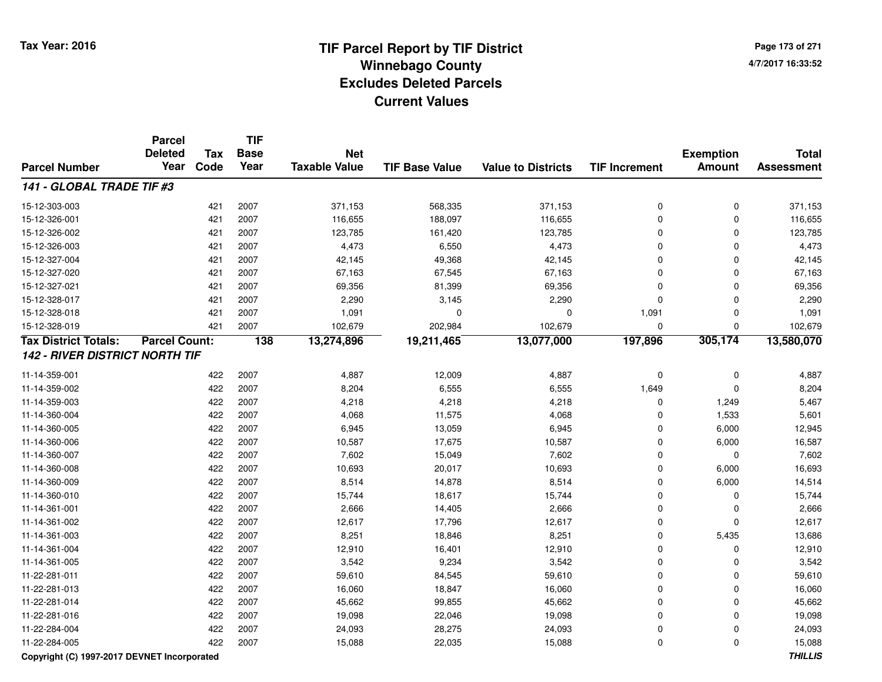**Tax Year: 2016**

# TIF Parcel Report by TIF District
## Winnebago County
## Excludes Deleted Parcels
## Current Values

4/7/2017 16:33:52

| Parcel Number | Parcel Deleted Year | Tax Code | TIF Base Year | Net Taxable Value | TIF Base Value | Value to Districts | TIF Increment | Exemption Amount | Total Assessment |
|---|---|---|---|---|---|---|---|---|---|
| ***141 - GLOBAL TRADE TIF #3*** | | | | | | | | | |
| 15-12-303-003 | | 421 | 2007 | 371,153 | 568,335 | 371,153 | 0 | 0 | 371,153 |
| 15-12-326-001 | | 421 | 2007 | 116,655 | 188,097 | 116,655 | 0 | 0 | 116,655 |
| 15-12-326-002 | | 421 | 2007 | 123,785 | 161,420 | 123,785 | 0 | 0 | 123,785 |
| 15-12-326-003 | | 421 | 2007 | 4,473 | 6,550 | 4,473 | 0 | 0 | 4,473 |
| 15-12-327-004 | | 421 | 2007 | 42,145 | 49,368 | 42,145 | 0 | 0 | 42,145 |
| 15-12-327-020 | | 421 | 2007 | 67,163 | 67,545 | 67,163 | 0 | 0 | 67,163 |
| 15-12-327-021 | | 421 | 2007 | 69,356 | 81,399 | 69,356 | 0 | 0 | 69,356 |
| 15-12-328-017 | | 421 | 2007 | 2,290 | 3,145 | 2,290 | 0 | 0 | 2,290 |
| 15-12-328-018 | | 421 | 2007 | 1,091 | 0 | 0 | 1,091 | 0 | 1,091 |
| 15-12-328-019 | | 421 | 2007 | 102,679 | 202,984 | 102,679 | 0 | 0 | 102,679 |
| **Tax District Totals:** | **Parcel Count:** | | **138** | **13,274,896** | **19,211,465** | **13,077,000** | **197,896** | **305,174** | **13,580,070** |
| ***142 - RIVER DISTRICT NORTH TIF*** | | | | | | | | | |
| 11-14-359-001 | | 422 | 2007 | 4,887 | 12,009 | 4,887 | 0 | 0 | 4,887 |
| 11-14-359-002 | | 422 | 2007 | 8,204 | 6,555 | 6,555 | 1,649 | 0 | 8,204 |
| 11-14-359-003 | | 422 | 2007 | 4,218 | 4,218 | 4,218 | 0 | 1,249 | 5,467 |
| 11-14-360-004 | | 422 | 2007 | 4,068 | 11,575 | 4,068 | 0 | 1,533 | 5,601 |
| 11-14-360-005 | | 422 | 2007 | 6,945 | 13,059 | 6,945 | 0 | 6,000 | 12,945 |
| 11-14-360-006 | | 422 | 2007 | 10,587 | 17,675 | 10,587 | 0 | 6,000 | 16,587 |
| 11-14-360-007 | | 422 | 2007 | 7,602 | 15,049 | 7,602 | 0 | 0 | 7,602 |
| 11-14-360-008 | | 422 | 2007 | 10,693 | 20,017 | 10,693 | 0 | 6,000 | 16,693 |
| 11-14-360-009 | | 422 | 2007 | 8,514 | 14,878 | 8,514 | 0 | 6,000 | 14,514 |
| 11-14-360-010 | | 422 | 2007 | 15,744 | 18,617 | 15,744 | 0 | 0 | 15,744 |
| 11-14-361-001 | | 422 | 2007 | 2,666 | 14,405 | 2,666 | 0 | 0 | 2,666 |
| 11-14-361-002 | | 422 | 2007 | 12,617 | 17,796 | 12,617 | 0 | 0 | 12,617 |
| 11-14-361-003 | | 422 | 2007 | 8,251 | 18,846 | 8,251 | 0 | 5,435 | 13,686 |
| 11-14-361-004 | | 422 | 2007 | 12,910 | 16,401 | 12,910 | 0 | 0 | 12,910 |
| 11-14-361-005 | | 422 | 2007 | 3,542 | 9,234 | 3,542 | 0 | 0 | 3,542 |
| 11-22-281-011 | | 422 | 2007 | 59,610 | 84,545 | 59,610 | 0 | 0 | 59,610 |
| 11-22-281-013 | | 422 | 2007 | 16,060 | 18,847 | 16,060 | 0 | 0 | 16,060 |
| 11-22-281-014 | | 422 | 2007 | 45,662 | 99,855 | 45,662 | 0 | 0 | 45,662 |
| 11-22-281-016 | | 422 | 2007 | 19,098 | 22,046 | 19,098 | 0 | 0 | 19,098 |
| 11-22-284-004 | | 422 | 2007 | 24,093 | 28,275 | 24,093 | 0 | 0 | 24,093 |
| 11-22-284-005 | | 422 | 2007 | 15,088 | 22,035 | 15,088 | 0 | 0 | 15,088 |

**Copyright (C) 1997-2017 DEVNET Incorporated**

***THILLIS***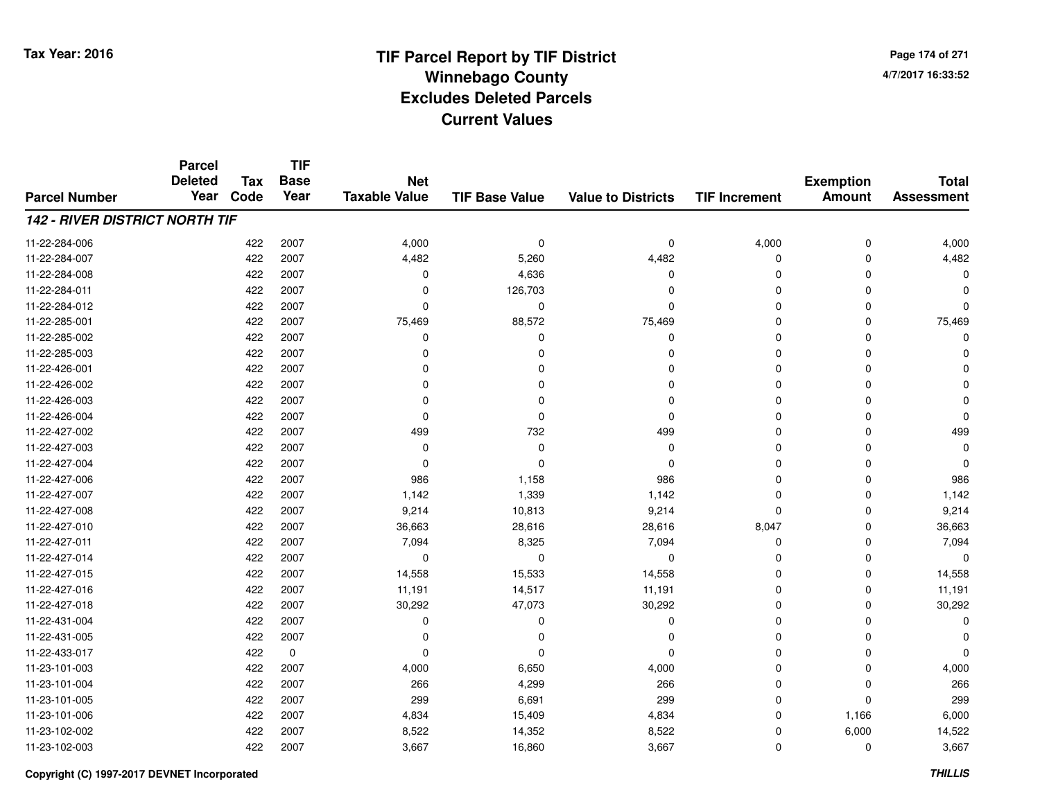# TIF Parcel Report by TIF District
## Winnebago County
## Excludes Deleted Parcels
## Current Values

Tax Year: 2016

4/7/2017 16:33:52

| Parcel Number | Parcel Deleted Year | Tax Code | TIF Base Year | Net Taxable Value | TIF Base Value | Value to Districts | TIF Increment | Exemption Amount | Total Assessment |
|---|---|---|---|---|---|---|---|---|---|
| ***142 - RIVER DISTRICT NORTH TIF*** | | | | | | | | | |
| 11-22-284-006 | | 422 | 2007 | 4,000 | 0 | 0 | 4,000 | 0 | 4,000 |
| 11-22-284-007 | | 422 | 2007 | 4,482 | 5,260 | 4,482 | 0 | 0 | 4,482 |
| 11-22-284-008 | | 422 | 2007 | 0 | 4,636 | 0 | 0 | 0 | 0 |
| 11-22-284-011 | | 422 | 2007 | 0 | 126,703 | 0 | 0 | 0 | 0 |
| 11-22-284-012 | | 422 | 2007 | 0 | 0 | 0 | 0 | 0 | 0 |
| 11-22-285-001 | | 422 | 2007 | 75,469 | 88,572 | 75,469 | 0 | 0 | 75,469 |
| 11-22-285-002 | | 422 | 2007 | 0 | 0 | 0 | 0 | 0 | 0 |
| 11-22-285-003 | | 422 | 2007 | 0 | 0 | 0 | 0 | 0 | 0 |
| 11-22-426-001 | | 422 | 2007 | 0 | 0 | 0 | 0 | 0 | 0 |
| 11-22-426-002 | | 422 | 2007 | 0 | 0 | 0 | 0 | 0 | 0 |
| 11-22-426-003 | | 422 | 2007 | 0 | 0 | 0 | 0 | 0 | 0 |
| 11-22-426-004 | | 422 | 2007 | 0 | 0 | 0 | 0 | 0 | 0 |
| 11-22-427-002 | | 422 | 2007 | 499 | 732 | 499 | 0 | 0 | 499 |
| 11-22-427-003 | | 422 | 2007 | 0 | 0 | 0 | 0 | 0 | 0 |
| 11-22-427-004 | | 422 | 2007 | 0 | 0 | 0 | 0 | 0 | 0 |
| 11-22-427-006 | | 422 | 2007 | 986 | 1,158 | 986 | 0 | 0 | 986 |
| 11-22-427-007 | | 422 | 2007 | 1,142 | 1,339 | 1,142 | 0 | 0 | 1,142 |
| 11-22-427-008 | | 422 | 2007 | 9,214 | 10,813 | 9,214 | 0 | 0 | 9,214 |
| 11-22-427-010 | | 422 | 2007 | 36,663 | 28,616 | 28,616 | 8,047 | 0 | 36,663 |
| 11-22-427-011 | | 422 | 2007 | 7,094 | 8,325 | 7,094 | 0 | 0 | 7,094 |
| 11-22-427-014 | | 422 | 2007 | 0 | 0 | 0 | 0 | 0 | 0 |
| 11-22-427-015 | | 422 | 2007 | 14,558 | 15,533 | 14,558 | 0 | 0 | 14,558 |
| 11-22-427-016 | | 422 | 2007 | 11,191 | 14,517 | 11,191 | 0 | 0 | 11,191 |
| 11-22-427-018 | | 422 | 2007 | 30,292 | 47,073 | 30,292 | 0 | 0 | 30,292 |
| 11-22-431-004 | | 422 | 2007 | 0 | 0 | 0 | 0 | 0 | 0 |
| 11-22-431-005 | | 422 | 2007 | 0 | 0 | 0 | 0 | 0 | 0 |
| 11-22-433-017 | | 422 | 0 | 0 | 0 | 0 | 0 | 0 | 0 |
| 11-23-101-003 | | 422 | 2007 | 4,000 | 6,650 | 4,000 | 0 | 0 | 4,000 |
| 11-23-101-004 | | 422 | 2007 | 266 | 4,299 | 266 | 0 | 0 | 266 |
| 11-23-101-005 | | 422 | 2007 | 299 | 6,691 | 299 | 0 | 0 | 299 |
| 11-23-101-006 | | 422 | 2007 | 4,834 | 15,409 | 4,834 | 0 | 1,166 | 6,000 |
| 11-23-102-002 | | 422 | 2007 | 8,522 | 14,352 | 8,522 | 0 | 6,000 | 14,522 |
| 11-23-102-003 | | 422 | 2007 | 3,667 | 16,860 | 3,667 | 0 | 0 | 3,667 |

Copyright (C) 1997-2017 DEVNET Incorporated

THILLIS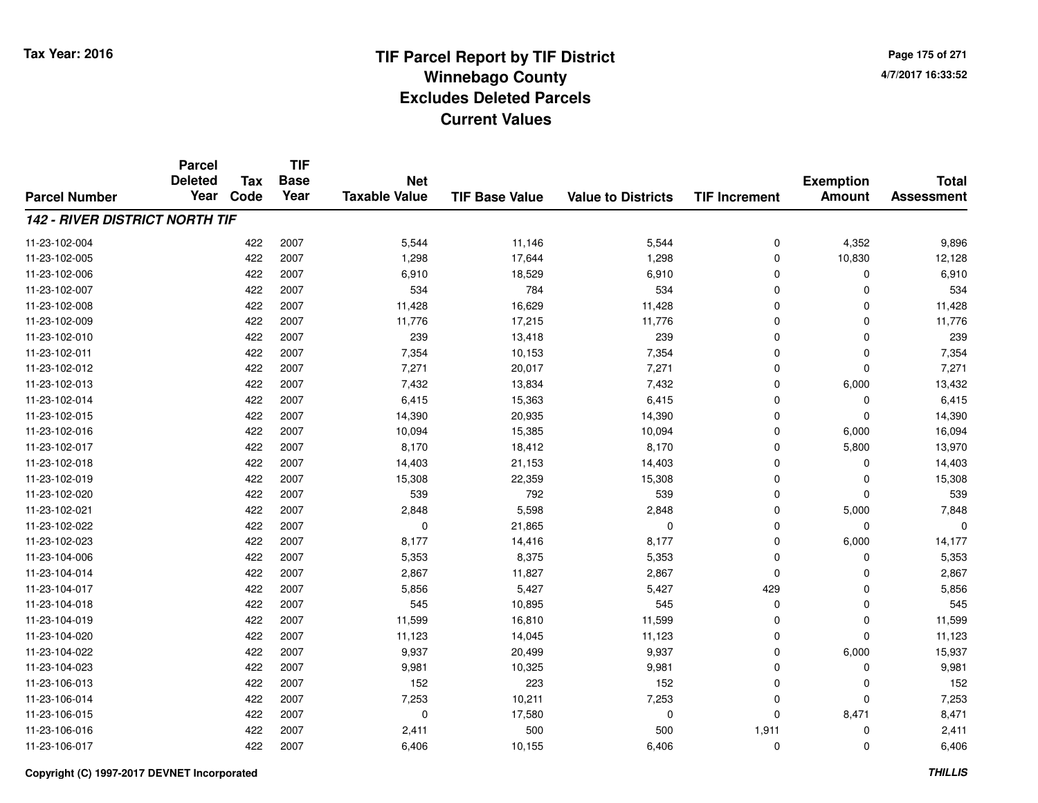Tax Year: 2016

# TIF Parcel Report by TIF District
## Winnebago County
## Excludes Deleted Parcels
## Current Values

4/7/2017 16:33:52

| Parcel Number | Parcel Deleted Year | Tax Code | TIF Base Year | Net Taxable Value | TIF Base Value | Value to Districts | TIF Increment | Exemption Amount | Total Assessment |
|---|---|---|---|---|---|---|---|---|---|
| ***142 - RIVER DISTRICT NORTH TIF*** | | | | | | | | | |
| 11-23-102-004 | | 422 | 2007 | 5,544 | 11,146 | 5,544 | 0 | 4,352 | 9,896 |
| 11-23-102-005 | | 422 | 2007 | 1,298 | 17,644 | 1,298 | 0 | 10,830 | 12,128 |
| 11-23-102-006 | | 422 | 2007 | 6,910 | 18,529 | 6,910 | 0 | 0 | 6,910 |
| 11-23-102-007 | | 422 | 2007 | 534 | 784 | 534 | 0 | 0 | 534 |
| 11-23-102-008 | | 422 | 2007 | 11,428 | 16,629 | 11,428 | 0 | 0 | 11,428 |
| 11-23-102-009 | | 422 | 2007 | 11,776 | 17,215 | 11,776 | 0 | 0 | 11,776 |
| 11-23-102-010 | | 422 | 2007 | 239 | 13,418 | 239 | 0 | 0 | 239 |
| 11-23-102-011 | | 422 | 2007 | 7,354 | 10,153 | 7,354 | 0 | 0 | 7,354 |
| 11-23-102-012 | | 422 | 2007 | 7,271 | 20,017 | 7,271 | 0 | 0 | 7,271 |
| 11-23-102-013 | | 422 | 2007 | 7,432 | 13,834 | 7,432 | 0 | 6,000 | 13,432 |
| 11-23-102-014 | | 422 | 2007 | 6,415 | 15,363 | 6,415 | 0 | 0 | 6,415 |
| 11-23-102-015 | | 422 | 2007 | 14,390 | 20,935 | 14,390 | 0 | 0 | 14,390 |
| 11-23-102-016 | | 422 | 2007 | 10,094 | 15,385 | 10,094 | 0 | 6,000 | 16,094 |
| 11-23-102-017 | | 422 | 2007 | 8,170 | 18,412 | 8,170 | 0 | 5,800 | 13,970 |
| 11-23-102-018 | | 422 | 2007 | 14,403 | 21,153 | 14,403 | 0 | 0 | 14,403 |
| 11-23-102-019 | | 422 | 2007 | 15,308 | 22,359 | 15,308 | 0 | 0 | 15,308 |
| 11-23-102-020 | | 422 | 2007 | 539 | 792 | 539 | 0 | 0 | 539 |
| 11-23-102-021 | | 422 | 2007 | 2,848 | 5,598 | 2,848 | 0 | 5,000 | 7,848 |
| 11-23-102-022 | | 422 | 2007 | 0 | 21,865 | 0 | 0 | 0 | 0 |
| 11-23-102-023 | | 422 | 2007 | 8,177 | 14,416 | 8,177 | 0 | 6,000 | 14,177 |
| 11-23-104-006 | | 422 | 2007 | 5,353 | 8,375 | 5,353 | 0 | 0 | 5,353 |
| 11-23-104-014 | | 422 | 2007 | 2,867 | 11,827 | 2,867 | 0 | 0 | 2,867 |
| 11-23-104-017 | | 422 | 2007 | 5,856 | 5,427 | 5,427 | 429 | 0 | 5,856 |
| 11-23-104-018 | | 422 | 2007 | 545 | 10,895 | 545 | 0 | 0 | 545 |
| 11-23-104-019 | | 422 | 2007 | 11,599 | 16,810 | 11,599 | 0 | 0 | 11,599 |
| 11-23-104-020 | | 422 | 2007 | 11,123 | 14,045 | 11,123 | 0 | 0 | 11,123 |
| 11-23-104-022 | | 422 | 2007 | 9,937 | 20,499 | 9,937 | 0 | 6,000 | 15,937 |
| 11-23-104-023 | | 422 | 2007 | 9,981 | 10,325 | 9,981 | 0 | 0 | 9,981 |
| 11-23-106-013 | | 422 | 2007 | 152 | 223 | 152 | 0 | 0 | 152 |
| 11-23-106-014 | | 422 | 2007 | 7,253 | 10,211 | 7,253 | 0 | 0 | 7,253 |
| 11-23-106-015 | | 422 | 2007 | 0 | 17,580 | 0 | 0 | 8,471 | 8,471 |
| 11-23-106-016 | | 422 | 2007 | 2,411 | 500 | 500 | 1,911 | 0 | 2,411 |
| 11-23-106-017 | | 422 | 2007 | 6,406 | 10,155 | 6,406 | 0 | 0 | 6,406 |

Copyright (C) 1997-2017 DEVNET Incorporated

*THILLIS*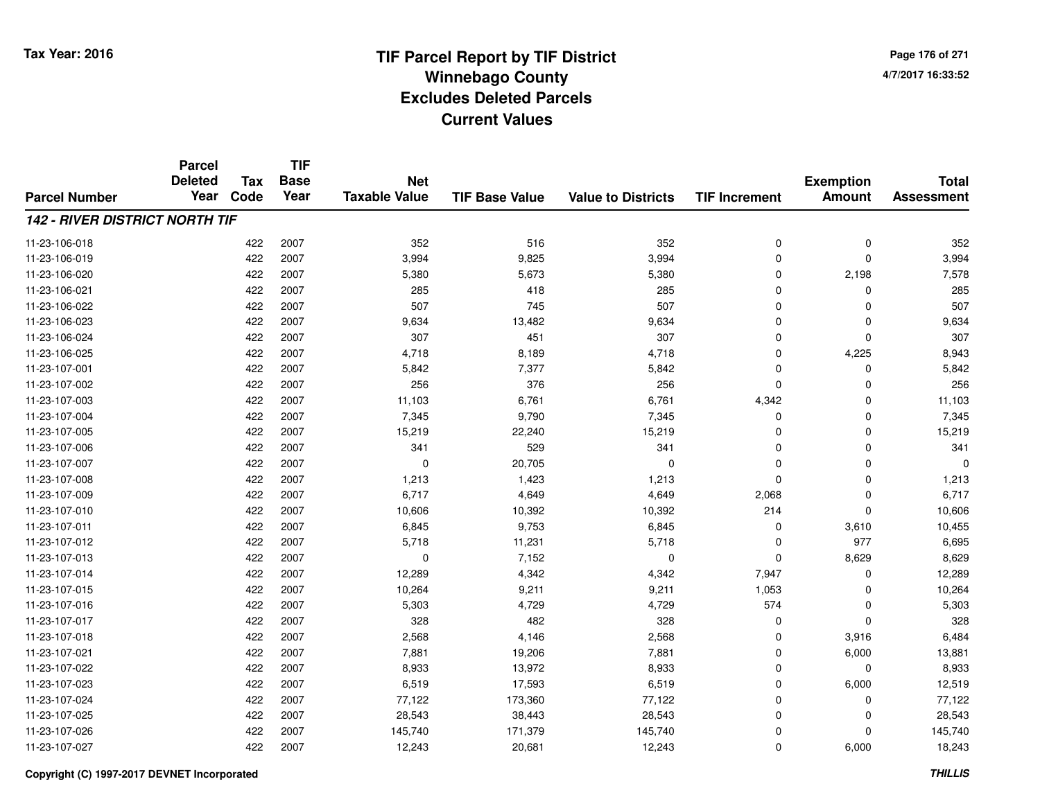# TIF Parcel Report by TIF District
## Winnebago County
## Excludes Deleted Parcels
## Current Values

Tax Year: 2016

4/7/2017 16:33:52

| Parcel Number | Parcel Deleted Year | Tax Code | TIF Base Year | Net Taxable Value | TIF Base Value | Value to Districts | TIF Increment | Exemption Amount | Total Assessment |
|---|---|---|---|---|---|---|---|---|---|
| ***142 - RIVER DISTRICT NORTH TIF*** | | | | | | | | | |
| 11-23-106-018 | | 422 | 2007 | 352 | 516 | 352 | 0 | 0 | 352 |
| 11-23-106-019 | | 422 | 2007 | 3,994 | 9,825 | 3,994 | 0 | 0 | 3,994 |
| 11-23-106-020 | | 422 | 2007 | 5,380 | 5,673 | 5,380 | 0 | 2,198 | 7,578 |
| 11-23-106-021 | | 422 | 2007 | 285 | 418 | 285 | 0 | 0 | 285 |
| 11-23-106-022 | | 422 | 2007 | 507 | 745 | 507 | 0 | 0 | 507 |
| 11-23-106-023 | | 422 | 2007 | 9,634 | 13,482 | 9,634 | 0 | 0 | 9,634 |
| 11-23-106-024 | | 422 | 2007 | 307 | 451 | 307 | 0 | 0 | 307 |
| 11-23-106-025 | | 422 | 2007 | 4,718 | 8,189 | 4,718 | 0 | 4,225 | 8,943 |
| 11-23-107-001 | | 422 | 2007 | 5,842 | 7,377 | 5,842 | 0 | 0 | 5,842 |
| 11-23-107-002 | | 422 | 2007 | 256 | 376 | 256 | 0 | 0 | 256 |
| 11-23-107-003 | | 422 | 2007 | 11,103 | 6,761 | 6,761 | 4,342 | 0 | 11,103 |
| 11-23-107-004 | | 422 | 2007 | 7,345 | 9,790 | 7,345 | 0 | 0 | 7,345 |
| 11-23-107-005 | | 422 | 2007 | 15,219 | 22,240 | 15,219 | 0 | 0 | 15,219 |
| 11-23-107-006 | | 422 | 2007 | 341 | 529 | 341 | 0 | 0 | 341 |
| 11-23-107-007 | | 422 | 2007 | 0 | 20,705 | 0 | 0 | 0 | 0 |
| 11-23-107-008 | | 422 | 2007 | 1,213 | 1,423 | 1,213 | 0 | 0 | 1,213 |
| 11-23-107-009 | | 422 | 2007 | 6,717 | 4,649 | 4,649 | 2,068 | 0 | 6,717 |
| 11-23-107-010 | | 422 | 2007 | 10,606 | 10,392 | 10,392 | 214 | 0 | 10,606 |
| 11-23-107-011 | | 422 | 2007 | 6,845 | 9,753 | 6,845 | 0 | 3,610 | 10,455 |
| 11-23-107-012 | | 422 | 2007 | 5,718 | 11,231 | 5,718 | 0 | 977 | 6,695 |
| 11-23-107-013 | | 422 | 2007 | 0 | 7,152 | 0 | 0 | 8,629 | 8,629 |
| 11-23-107-014 | | 422 | 2007 | 12,289 | 4,342 | 4,342 | 7,947 | 0 | 12,289 |
| 11-23-107-015 | | 422 | 2007 | 10,264 | 9,211 | 9,211 | 1,053 | 0 | 10,264 |
| 11-23-107-016 | | 422 | 2007 | 5,303 | 4,729 | 4,729 | 574 | 0 | 5,303 |
| 11-23-107-017 | | 422 | 2007 | 328 | 482 | 328 | 0 | 0 | 328 |
| 11-23-107-018 | | 422 | 2007 | 2,568 | 4,146 | 2,568 | 0 | 3,916 | 6,484 |
| 11-23-107-021 | | 422 | 2007 | 7,881 | 19,206 | 7,881 | 0 | 6,000 | 13,881 |
| 11-23-107-022 | | 422 | 2007 | 8,933 | 13,972 | 8,933 | 0 | 0 | 8,933 |
| 11-23-107-023 | | 422 | 2007 | 6,519 | 17,593 | 6,519 | 0 | 6,000 | 12,519 |
| 11-23-107-024 | | 422 | 2007 | 77,122 | 173,360 | 77,122 | 0 | 0 | 77,122 |
| 11-23-107-025 | | 422 | 2007 | 28,543 | 38,443 | 28,543 | 0 | 0 | 28,543 |
| 11-23-107-026 | | 422 | 2007 | 145,740 | 171,379 | 145,740 | 0 | 0 | 145,740 |
| 11-23-107-027 | | 422 | 2007 | 12,243 | 20,681 | 12,243 | 0 | 6,000 | 18,243 |

Copyright (C) 1997-2017 DEVNET Incorporated

THILLIS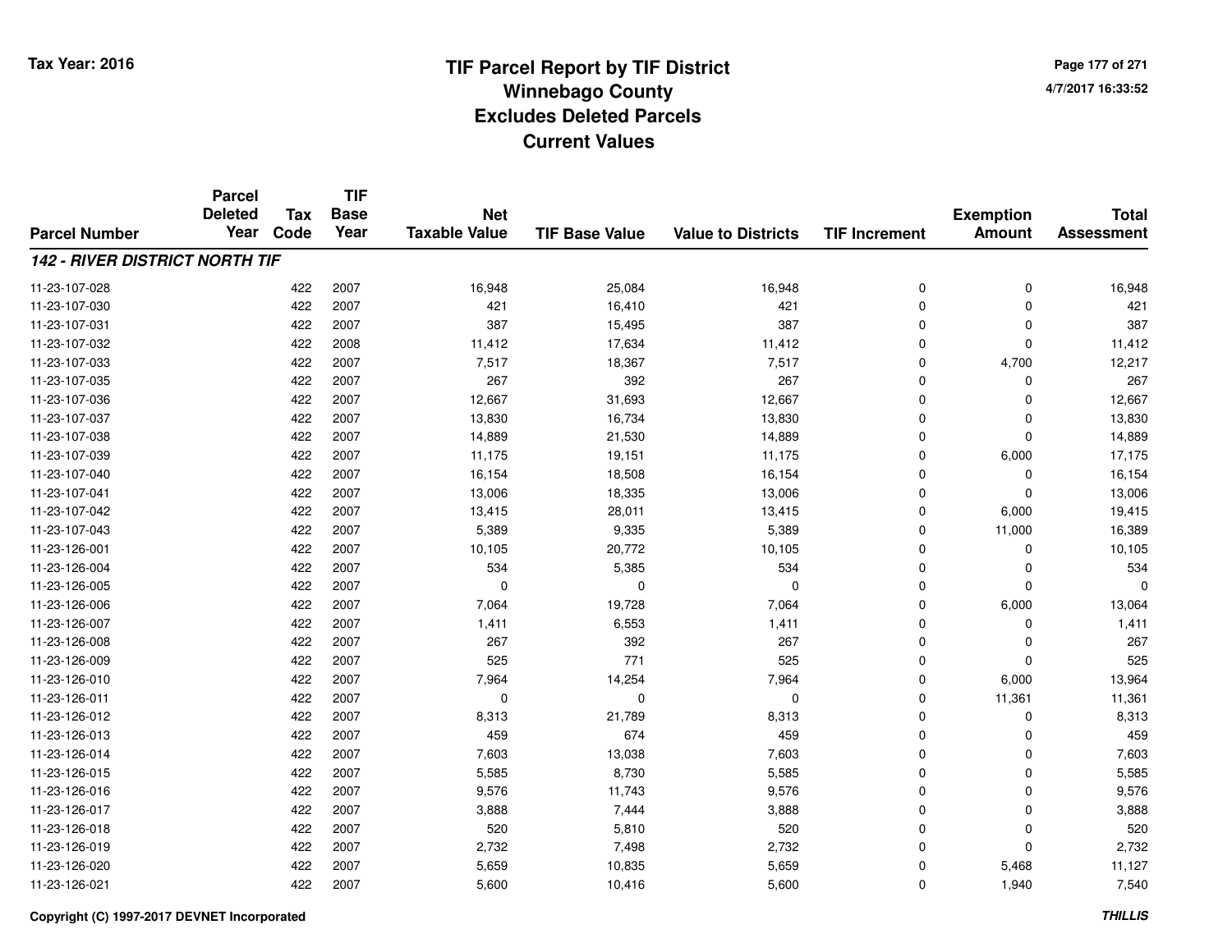# TIF Parcel Report by TIF District
## Winnebago County
## Excludes Deleted Parcels
## Current Values

Tax Year: 2016

4/7/2017 16:33:52

| Parcel Number | Parcel Deleted Year | Tax Code | TIF Base Year | Net Taxable Value | TIF Base Value | Value to Districts | TIF Increment | Exemption Amount | Total Assessment |
|---|---|---|---|---|---|---|---|---|---|
| ***142 - RIVER DISTRICT NORTH TIF*** | | | | | | | | | |
| 11-23-107-028 | | 422 | 2007 | 16,948 | 25,084 | 16,948 | 0 | 0 | 16,948 |
| 11-23-107-030 | | 422 | 2007 | 421 | 16,410 | 421 | 0 | 0 | 421 |
| 11-23-107-031 | | 422 | 2007 | 387 | 15,495 | 387 | 0 | 0 | 387 |
| 11-23-107-032 | | 422 | 2008 | 11,412 | 17,634 | 11,412 | 0 | 0 | 11,412 |
| 11-23-107-033 | | 422 | 2007 | 7,517 | 18,367 | 7,517 | 0 | 4,700 | 12,217 |
| 11-23-107-035 | | 422 | 2007 | 267 | 392 | 267 | 0 | 0 | 267 |
| 11-23-107-036 | | 422 | 2007 | 12,667 | 31,693 | 12,667 | 0 | 0 | 12,667 |
| 11-23-107-037 | | 422 | 2007 | 13,830 | 16,734 | 13,830 | 0 | 0 | 13,830 |
| 11-23-107-038 | | 422 | 2007 | 14,889 | 21,530 | 14,889 | 0 | 0 | 14,889 |
| 11-23-107-039 | | 422 | 2007 | 11,175 | 19,151 | 11,175 | 0 | 6,000 | 17,175 |
| 11-23-107-040 | | 422 | 2007 | 16,154 | 18,508 | 16,154 | 0 | 0 | 16,154 |
| 11-23-107-041 | | 422 | 2007 | 13,006 | 18,335 | 13,006 | 0 | 0 | 13,006 |
| 11-23-107-042 | | 422 | 2007 | 13,415 | 28,011 | 13,415 | 0 | 6,000 | 19,415 |
| 11-23-107-043 | | 422 | 2007 | 5,389 | 9,335 | 5,389 | 0 | 11,000 | 16,389 |
| 11-23-126-001 | | 422 | 2007 | 10,105 | 20,772 | 10,105 | 0 | 0 | 10,105 |
| 11-23-126-004 | | 422 | 2007 | 534 | 5,385 | 534 | 0 | 0 | 534 |
| 11-23-126-005 | | 422 | 2007 | 0 | 0 | 0 | 0 | 0 | 0 |
| 11-23-126-006 | | 422 | 2007 | 7,064 | 19,728 | 7,064 | 0 | 6,000 | 13,064 |
| 11-23-126-007 | | 422 | 2007 | 1,411 | 6,553 | 1,411 | 0 | 0 | 1,411 |
| 11-23-126-008 | | 422 | 2007 | 267 | 392 | 267 | 0 | 0 | 267 |
| 11-23-126-009 | | 422 | 2007 | 525 | 771 | 525 | 0 | 0 | 525 |
| 11-23-126-010 | | 422 | 2007 | 7,964 | 14,254 | 7,964 | 0 | 6,000 | 13,964 |
| 11-23-126-011 | | 422 | 2007 | 0 | 0 | 0 | 0 | 11,361 | 11,361 |
| 11-23-126-012 | | 422 | 2007 | 8,313 | 21,789 | 8,313 | 0 | 0 | 8,313 |
| 11-23-126-013 | | 422 | 2007 | 459 | 674 | 459 | 0 | 0 | 459 |
| 11-23-126-014 | | 422 | 2007 | 7,603 | 13,038 | 7,603 | 0 | 0 | 7,603 |
| 11-23-126-015 | | 422 | 2007 | 5,585 | 8,730 | 5,585 | 0 | 0 | 5,585 |
| 11-23-126-016 | | 422 | 2007 | 9,576 | 11,743 | 9,576 | 0 | 0 | 9,576 |
| 11-23-126-017 | | 422 | 2007 | 3,888 | 7,444 | 3,888 | 0 | 0 | 3,888 |
| 11-23-126-018 | | 422 | 2007 | 520 | 5,810 | 520 | 0 | 0 | 520 |
| 11-23-126-019 | | 422 | 2007 | 2,732 | 7,498 | 2,732 | 0 | 0 | 2,732 |
| 11-23-126-020 | | 422 | 2007 | 5,659 | 10,835 | 5,659 | 0 | 5,468 | 11,127 |
| 11-23-126-021 | | 422 | 2007 | 5,600 | 10,416 | 5,600 | 0 | 1,940 | 7,540 |

Copyright (C) 1997-2017 DEVNET Incorporated

*THILLIS*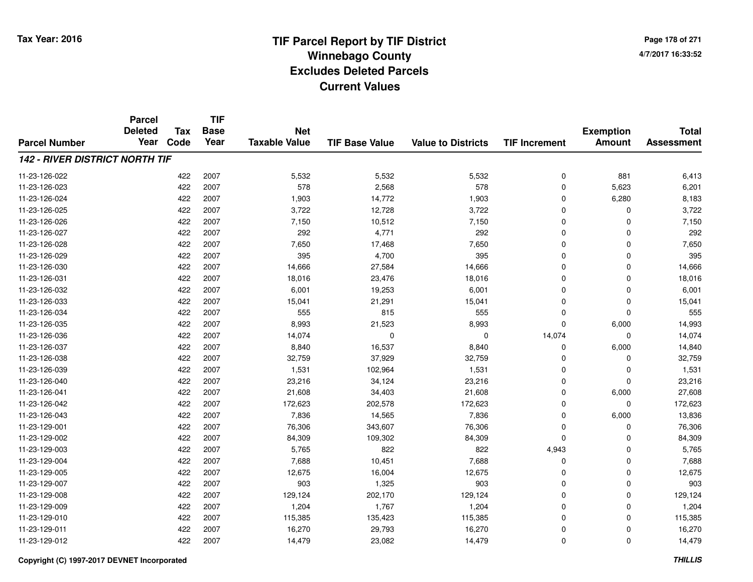# TIF Parcel Report by TIF District
## Winnebago County
## Excludes Deleted Parcels
## Current Values

Tax Year: 2016

4/7/2017 16:33:52

| Parcel Number | Parcel Deleted Year | Tax Code | TIF Base Year | Net Taxable Value | TIF Base Value | Value to Districts | TIF Increment | Exemption Amount | Total Assessment |
|---|---|---|---|---|---|---|---|---|---|
| ***142 - RIVER DISTRICT NORTH TIF*** | | | | | | | | | |
| 11-23-126-022 | | 422 | 2007 | 5,532 | 5,532 | 5,532 | 0 | 881 | 6,413 |
| 11-23-126-023 | | 422 | 2007 | 578 | 2,568 | 578 | 0 | 5,623 | 6,201 |
| 11-23-126-024 | | 422 | 2007 | 1,903 | 14,772 | 1,903 | 0 | 6,280 | 8,183 |
| 11-23-126-025 | | 422 | 2007 | 3,722 | 12,728 | 3,722 | 0 | 0 | 3,722 |
| 11-23-126-026 | | 422 | 2007 | 7,150 | 10,512 | 7,150 | 0 | 0 | 7,150 |
| 11-23-126-027 | | 422 | 2007 | 292 | 4,771 | 292 | 0 | 0 | 292 |
| 11-23-126-028 | | 422 | 2007 | 7,650 | 17,468 | 7,650 | 0 | 0 | 7,650 |
| 11-23-126-029 | | 422 | 2007 | 395 | 4,700 | 395 | 0 | 0 | 395 |
| 11-23-126-030 | | 422 | 2007 | 14,666 | 27,584 | 14,666 | 0 | 0 | 14,666 |
| 11-23-126-031 | | 422 | 2007 | 18,016 | 23,476 | 18,016 | 0 | 0 | 18,016 |
| 11-23-126-032 | | 422 | 2007 | 6,001 | 19,253 | 6,001 | 0 | 0 | 6,001 |
| 11-23-126-033 | | 422 | 2007 | 15,041 | 21,291 | 15,041 | 0 | 0 | 15,041 |
| 11-23-126-034 | | 422 | 2007 | 555 | 815 | 555 | 0 | 0 | 555 |
| 11-23-126-035 | | 422 | 2007 | 8,993 | 21,523 | 8,993 | 0 | 6,000 | 14,993 |
| 11-23-126-036 | | 422 | 2007 | 14,074 | 0 | 0 | 14,074 | 0 | 14,074 |
| 11-23-126-037 | | 422 | 2007 | 8,840 | 16,537 | 8,840 | 0 | 6,000 | 14,840 |
| 11-23-126-038 | | 422 | 2007 | 32,759 | 37,929 | 32,759 | 0 | 0 | 32,759 |
| 11-23-126-039 | | 422 | 2007 | 1,531 | 102,964 | 1,531 | 0 | 0 | 1,531 |
| 11-23-126-040 | | 422 | 2007 | 23,216 | 34,124 | 23,216 | 0 | 0 | 23,216 |
| 11-23-126-041 | | 422 | 2007 | 21,608 | 34,403 | 21,608 | 0 | 6,000 | 27,608 |
| 11-23-126-042 | | 422 | 2007 | 172,623 | 202,578 | 172,623 | 0 | 0 | 172,623 |
| 11-23-126-043 | | 422 | 2007 | 7,836 | 14,565 | 7,836 | 0 | 6,000 | 13,836 |
| 11-23-129-001 | | 422 | 2007 | 76,306 | 343,607 | 76,306 | 0 | 0 | 76,306 |
| 11-23-129-002 | | 422 | 2007 | 84,309 | 109,302 | 84,309 | 0 | 0 | 84,309 |
| 11-23-129-003 | | 422 | 2007 | 5,765 | 822 | 822 | 4,943 | 0 | 5,765 |
| 11-23-129-004 | | 422 | 2007 | 7,688 | 10,451 | 7,688 | 0 | 0 | 7,688 |
| 11-23-129-005 | | 422 | 2007 | 12,675 | 16,004 | 12,675 | 0 | 0 | 12,675 |
| 11-23-129-007 | | 422 | 2007 | 903 | 1,325 | 903 | 0 | 0 | 903 |
| 11-23-129-008 | | 422 | 2007 | 129,124 | 202,170 | 129,124 | 0 | 0 | 129,124 |
| 11-23-129-009 | | 422 | 2007 | 1,204 | 1,767 | 1,204 | 0 | 0 | 1,204 |
| 11-23-129-010 | | 422 | 2007 | 115,385 | 135,423 | 115,385 | 0 | 0 | 115,385 |
| 11-23-129-011 | | 422 | 2007 | 16,270 | 29,793 | 16,270 | 0 | 0 | 16,270 |
| 11-23-129-012 | | 422 | 2007 | 14,479 | 23,082 | 14,479 | 0 | 0 | 14,479 |

Copyright (C) 1997-2017 DEVNET Incorporated

*THILLIS*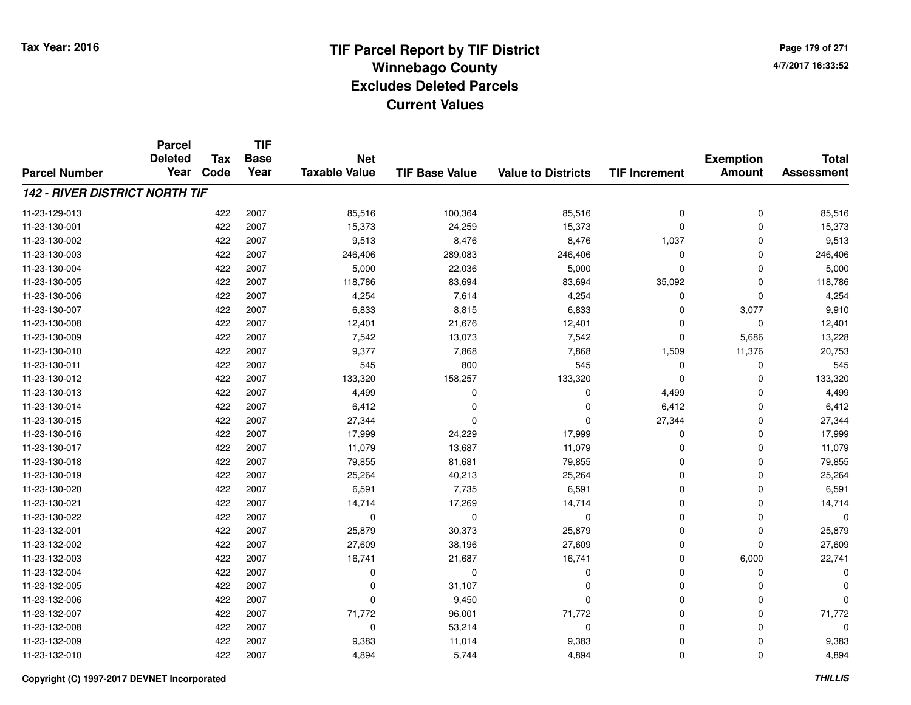# TIF Parcel Report by TIF District
## Winnebago County
## Excludes Deleted Parcels
## Current Values

Tax Year: 2016

4/7/2017 16:33:52

| Parcel Number | Parcel Deleted Year | Tax Code | TIF Base Year | Net Taxable Value | TIF Base Value | Value to Districts | TIF Increment | Exemption Amount | Total Assessment |
|---|---|---|---|---|---|---|---|---|---|
| ***142 - RIVER DISTRICT NORTH TIF*** | | | | | | | | | |
| 11-23-129-013 | | 422 | 2007 | 85,516 | 100,364 | 85,516 | 0 | 0 | 85,516 |
| 11-23-130-001 | | 422 | 2007 | 15,373 | 24,259 | 15,373 | 0 | 0 | 15,373 |
| 11-23-130-002 | | 422 | 2007 | 9,513 | 8,476 | 8,476 | 1,037 | 0 | 9,513 |
| 11-23-130-003 | | 422 | 2007 | 246,406 | 289,083 | 246,406 | 0 | 0 | 246,406 |
| 11-23-130-004 | | 422 | 2007 | 5,000 | 22,036 | 5,000 | 0 | 0 | 5,000 |
| 11-23-130-005 | | 422 | 2007 | 118,786 | 83,694 | 83,694 | 35,092 | 0 | 118,786 |
| 11-23-130-006 | | 422 | 2007 | 4,254 | 7,614 | 4,254 | 0 | 0 | 4,254 |
| 11-23-130-007 | | 422 | 2007 | 6,833 | 8,815 | 6,833 | 0 | 3,077 | 9,910 |
| 11-23-130-008 | | 422 | 2007 | 12,401 | 21,676 | 12,401 | 0 | 0 | 12,401 |
| 11-23-130-009 | | 422 | 2007 | 7,542 | 13,073 | 7,542 | 0 | 5,686 | 13,228 |
| 11-23-130-010 | | 422 | 2007 | 9,377 | 7,868 | 7,868 | 1,509 | 11,376 | 20,753 |
| 11-23-130-011 | | 422 | 2007 | 545 | 800 | 545 | 0 | 0 | 545 |
| 11-23-130-012 | | 422 | 2007 | 133,320 | 158,257 | 133,320 | 0 | 0 | 133,320 |
| 11-23-130-013 | | 422 | 2007 | 4,499 | 0 | 0 | 4,499 | 0 | 4,499 |
| 11-23-130-014 | | 422 | 2007 | 6,412 | 0 | 0 | 6,412 | 0 | 6,412 |
| 11-23-130-015 | | 422 | 2007 | 27,344 | 0 | 0 | 27,344 | 0 | 27,344 |
| 11-23-130-016 | | 422 | 2007 | 17,999 | 24,229 | 17,999 | 0 | 0 | 17,999 |
| 11-23-130-017 | | 422 | 2007 | 11,079 | 13,687 | 11,079 | 0 | 0 | 11,079 |
| 11-23-130-018 | | 422 | 2007 | 79,855 | 81,681 | 79,855 | 0 | 0 | 79,855 |
| 11-23-130-019 | | 422 | 2007 | 25,264 | 40,213 | 25,264 | 0 | 0 | 25,264 |
| 11-23-130-020 | | 422 | 2007 | 6,591 | 7,735 | 6,591 | 0 | 0 | 6,591 |
| 11-23-130-021 | | 422 | 2007 | 14,714 | 17,269 | 14,714 | 0 | 0 | 14,714 |
| 11-23-130-022 | | 422 | 2007 | 0 | 0 | 0 | 0 | 0 | 0 |
| 11-23-132-001 | | 422 | 2007 | 25,879 | 30,373 | 25,879 | 0 | 0 | 25,879 |
| 11-23-132-002 | | 422 | 2007 | 27,609 | 38,196 | 27,609 | 0 | 0 | 27,609 |
| 11-23-132-003 | | 422 | 2007 | 16,741 | 21,687 | 16,741 | 0 | 6,000 | 22,741 |
| 11-23-132-004 | | 422 | 2007 | 0 | 0 | 0 | 0 | 0 | 0 |
| 11-23-132-005 | | 422 | 2007 | 0 | 31,107 | 0 | 0 | 0 | 0 |
| 11-23-132-006 | | 422 | 2007 | 0 | 9,450 | 0 | 0 | 0 | 0 |
| 11-23-132-007 | | 422 | 2007 | 71,772 | 96,001 | 71,772 | 0 | 0 | 71,772 |
| 11-23-132-008 | | 422 | 2007 | 0 | 53,214 | 0 | 0 | 0 | 0 |
| 11-23-132-009 | | 422 | 2007 | 9,383 | 11,014 | 9,383 | 0 | 0 | 9,383 |
| 11-23-132-010 | | 422 | 2007 | 4,894 | 5,744 | 4,894 | 0 | 0 | 4,894 |

Copyright (C) 1997-2017 DEVNET Incorporated

*THILLIS*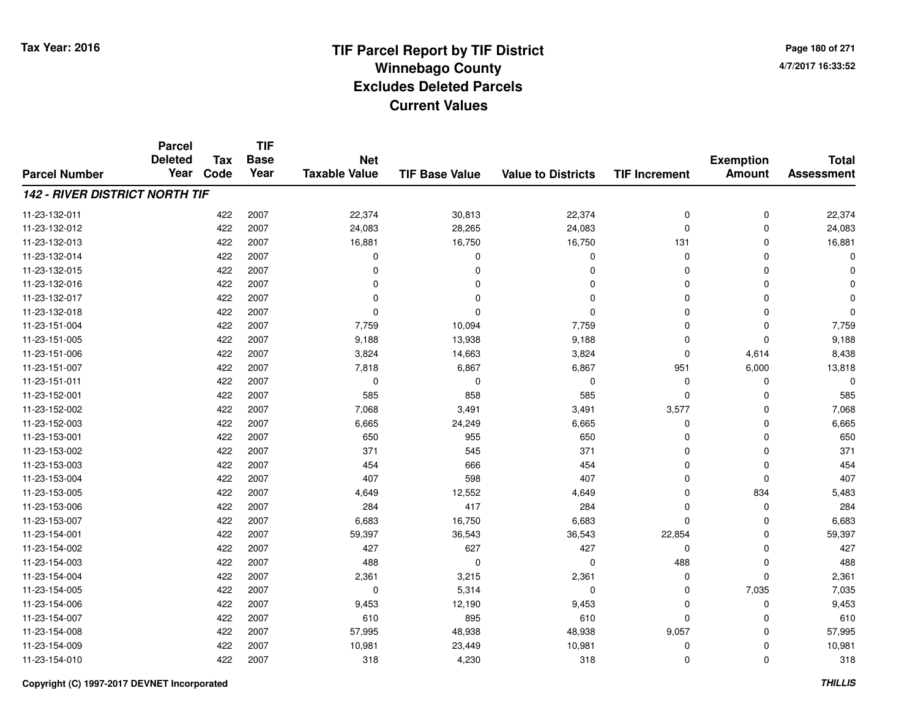# TIF Parcel Report by TIF District
## Winnebago County
## Excludes Deleted Parcels
## Current Values

Tax Year: 2016

4/7/2017 16:33:52

| Parcel Number | Parcel Deleted Year | Tax Code | TIF Base Year | Net Taxable Value | TIF Base Value | Value to Districts | TIF Increment | Exemption Amount | Total Assessment |
|---|---|---|---|---|---|---|---|---|---|
| ***142 - RIVER DISTRICT NORTH TIF*** | | | | | | | | | |
| 11-23-132-011 | | 422 | 2007 | 22,374 | 30,813 | 22,374 | 0 | 0 | 22,374 |
| 11-23-132-012 | | 422 | 2007 | 24,083 | 28,265 | 24,083 | 0 | 0 | 24,083 |
| 11-23-132-013 | | 422 | 2007 | 16,881 | 16,750 | 16,750 | 131 | 0 | 16,881 |
| 11-23-132-014 | | 422 | 2007 | 0 | 0 | 0 | 0 | 0 | 0 |
| 11-23-132-015 | | 422 | 2007 | 0 | 0 | 0 | 0 | 0 | 0 |
| 11-23-132-016 | | 422 | 2007 | 0 | 0 | 0 | 0 | 0 | 0 |
| 11-23-132-017 | | 422 | 2007 | 0 | 0 | 0 | 0 | 0 | 0 |
| 11-23-132-018 | | 422 | 2007 | 0 | 0 | 0 | 0 | 0 | 0 |
| 11-23-151-004 | | 422 | 2007 | 7,759 | 10,094 | 7,759 | 0 | 0 | 7,759 |
| 11-23-151-005 | | 422 | 2007 | 9,188 | 13,938 | 9,188 | 0 | 0 | 9,188 |
| 11-23-151-006 | | 422 | 2007 | 3,824 | 14,663 | 3,824 | 0 | 4,614 | 8,438 |
| 11-23-151-007 | | 422 | 2007 | 7,818 | 6,867 | 6,867 | 951 | 6,000 | 13,818 |
| 11-23-151-011 | | 422 | 2007 | 0 | 0 | 0 | 0 | 0 | 0 |
| 11-23-152-001 | | 422 | 2007 | 585 | 858 | 585 | 0 | 0 | 585 |
| 11-23-152-002 | | 422 | 2007 | 7,068 | 3,491 | 3,491 | 3,577 | 0 | 7,068 |
| 11-23-152-003 | | 422 | 2007 | 6,665 | 24,249 | 6,665 | 0 | 0 | 6,665 |
| 11-23-153-001 | | 422 | 2007 | 650 | 955 | 650 | 0 | 0 | 650 |
| 11-23-153-002 | | 422 | 2007 | 371 | 545 | 371 | 0 | 0 | 371 |
| 11-23-153-003 | | 422 | 2007 | 454 | 666 | 454 | 0 | 0 | 454 |
| 11-23-153-004 | | 422 | 2007 | 407 | 598 | 407 | 0 | 0 | 407 |
| 11-23-153-005 | | 422 | 2007 | 4,649 | 12,552 | 4,649 | 0 | 834 | 5,483 |
| 11-23-153-006 | | 422 | 2007 | 284 | 417 | 284 | 0 | 0 | 284 |
| 11-23-153-007 | | 422 | 2007 | 6,683 | 16,750 | 6,683 | 0 | 0 | 6,683 |
| 11-23-154-001 | | 422 | 2007 | 59,397 | 36,543 | 36,543 | 22,854 | 0 | 59,397 |
| 11-23-154-002 | | 422 | 2007 | 427 | 627 | 427 | 0 | 0 | 427 |
| 11-23-154-003 | | 422 | 2007 | 488 | 0 | 0 | 488 | 0 | 488 |
| 11-23-154-004 | | 422 | 2007 | 2,361 | 3,215 | 2,361 | 0 | 0 | 2,361 |
| 11-23-154-005 | | 422 | 2007 | 0 | 5,314 | 0 | 0 | 7,035 | 7,035 |
| 11-23-154-006 | | 422 | 2007 | 9,453 | 12,190 | 9,453 | 0 | 0 | 9,453 |
| 11-23-154-007 | | 422 | 2007 | 610 | 895 | 610 | 0 | 0 | 610 |
| 11-23-154-008 | | 422 | 2007 | 57,995 | 48,938 | 48,938 | 9,057 | 0 | 57,995 |
| 11-23-154-009 | | 422 | 2007 | 10,981 | 23,449 | 10,981 | 0 | 0 | 10,981 |
| 11-23-154-010 | | 422 | 2007 | 318 | 4,230 | 318 | 0 | 0 | 318 |

Copyright (C) 1997-2017 DEVNET Incorporated

*THILLIS*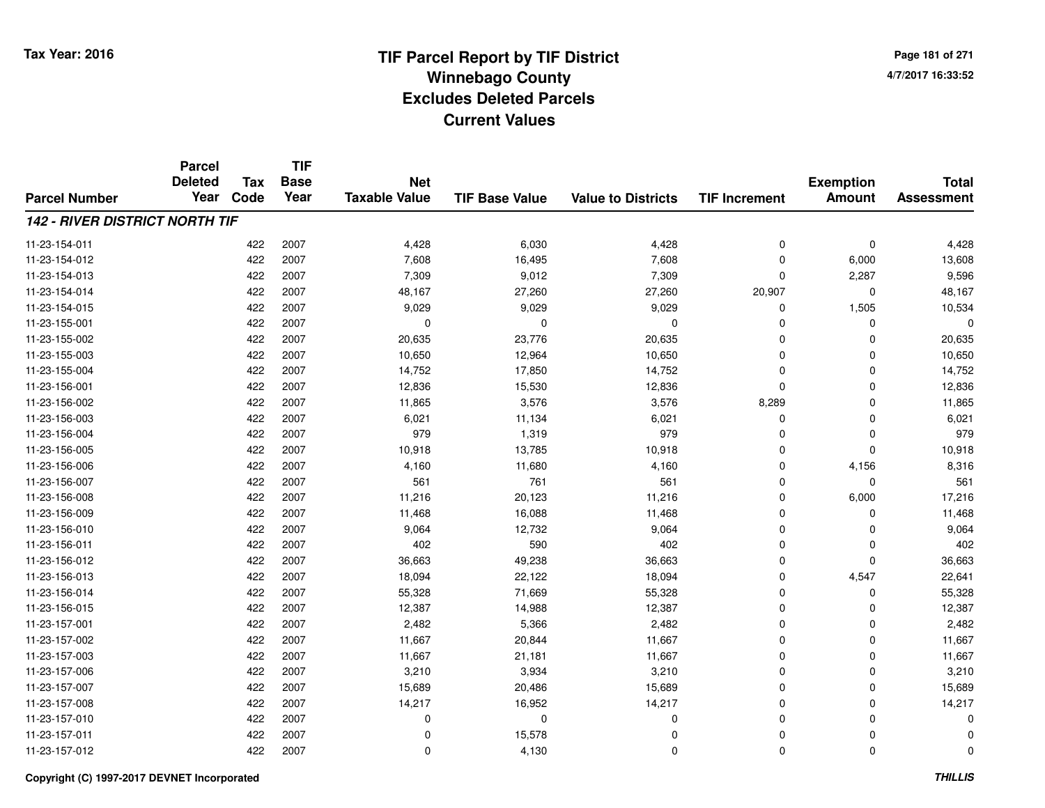# TIF Parcel Report by TIF District
## Winnebago County
## Excludes Deleted Parcels
## Current Values

Tax Year: 2016

| Parcel Number | Parcel Deleted Year | Tax Code | TIF Base Year | Net Taxable Value | TIF Base Value | Value to Districts | TIF Increment | Exemption Amount | Total Assessment |
|---|---|---|---|---|---|---|---|---|---|
| ***142 - RIVER DISTRICT NORTH TIF*** | | | | | | | | | |
| 11-23-154-011 | | 422 | 2007 | 4,428 | 6,030 | 4,428 | 0 | 0 | 4,428 |
| 11-23-154-012 | | 422 | 2007 | 7,608 | 16,495 | 7,608 | 0 | 6,000 | 13,608 |
| 11-23-154-013 | | 422 | 2007 | 7,309 | 9,012 | 7,309 | 0 | 2,287 | 9,596 |
| 11-23-154-014 | | 422 | 2007 | 48,167 | 27,260 | 27,260 | 20,907 | 0 | 48,167 |
| 11-23-154-015 | | 422 | 2007 | 9,029 | 9,029 | 9,029 | 0 | 1,505 | 10,534 |
| 11-23-155-001 | | 422 | 2007 | 0 | 0 | 0 | 0 | 0 | 0 |
| 11-23-155-002 | | 422 | 2007 | 20,635 | 23,776 | 20,635 | 0 | 0 | 20,635 |
| 11-23-155-003 | | 422 | 2007 | 10,650 | 12,964 | 10,650 | 0 | 0 | 10,650 |
| 11-23-155-004 | | 422 | 2007 | 14,752 | 17,850 | 14,752 | 0 | 0 | 14,752 |
| 11-23-156-001 | | 422 | 2007 | 12,836 | 15,530 | 12,836 | 0 | 0 | 12,836 |
| 11-23-156-002 | | 422 | 2007 | 11,865 | 3,576 | 3,576 | 8,289 | 0 | 11,865 |
| 11-23-156-003 | | 422 | 2007 | 6,021 | 11,134 | 6,021 | 0 | 0 | 6,021 |
| 11-23-156-004 | | 422 | 2007 | 979 | 1,319 | 979 | 0 | 0 | 979 |
| 11-23-156-005 | | 422 | 2007 | 10,918 | 13,785 | 10,918 | 0 | 0 | 10,918 |
| 11-23-156-006 | | 422 | 2007 | 4,160 | 11,680 | 4,160 | 0 | 4,156 | 8,316 |
| 11-23-156-007 | | 422 | 2007 | 561 | 761 | 561 | 0 | 0 | 561 |
| 11-23-156-008 | | 422 | 2007 | 11,216 | 20,123 | 11,216 | 0 | 6,000 | 17,216 |
| 11-23-156-009 | | 422 | 2007 | 11,468 | 16,088 | 11,468 | 0 | 0 | 11,468 |
| 11-23-156-010 | | 422 | 2007 | 9,064 | 12,732 | 9,064 | 0 | 0 | 9,064 |
| 11-23-156-011 | | 422 | 2007 | 402 | 590 | 402 | 0 | 0 | 402 |
| 11-23-156-012 | | 422 | 2007 | 36,663 | 49,238 | 36,663 | 0 | 0 | 36,663 |
| 11-23-156-013 | | 422 | 2007 | 18,094 | 22,122 | 18,094 | 0 | 4,547 | 22,641 |
| 11-23-156-014 | | 422 | 2007 | 55,328 | 71,669 | 55,328 | 0 | 0 | 55,328 |
| 11-23-156-015 | | 422 | 2007 | 12,387 | 14,988 | 12,387 | 0 | 0 | 12,387 |
| 11-23-157-001 | | 422 | 2007 | 2,482 | 5,366 | 2,482 | 0 | 0 | 2,482 |
| 11-23-157-002 | | 422 | 2007 | 11,667 | 20,844 | 11,667 | 0 | 0 | 11,667 |
| 11-23-157-003 | | 422 | 2007 | 11,667 | 21,181 | 11,667 | 0 | 0 | 11,667 |
| 11-23-157-006 | | 422 | 2007 | 3,210 | 3,934 | 3,210 | 0 | 0 | 3,210 |
| 11-23-157-007 | | 422 | 2007 | 15,689 | 20,486 | 15,689 | 0 | 0 | 15,689 |
| 11-23-157-008 | | 422 | 2007 | 14,217 | 16,952 | 14,217 | 0 | 0 | 14,217 |
| 11-23-157-010 | | 422 | 2007 | 0 | 0 | 0 | 0 | 0 | 0 |
| 11-23-157-011 | | 422 | 2007 | 0 | 15,578 | 0 | 0 | 0 | 0 |
| 11-23-157-012 | | 422 | 2007 | 0 | 4,130 | 0 | 0 | 0 | 0 |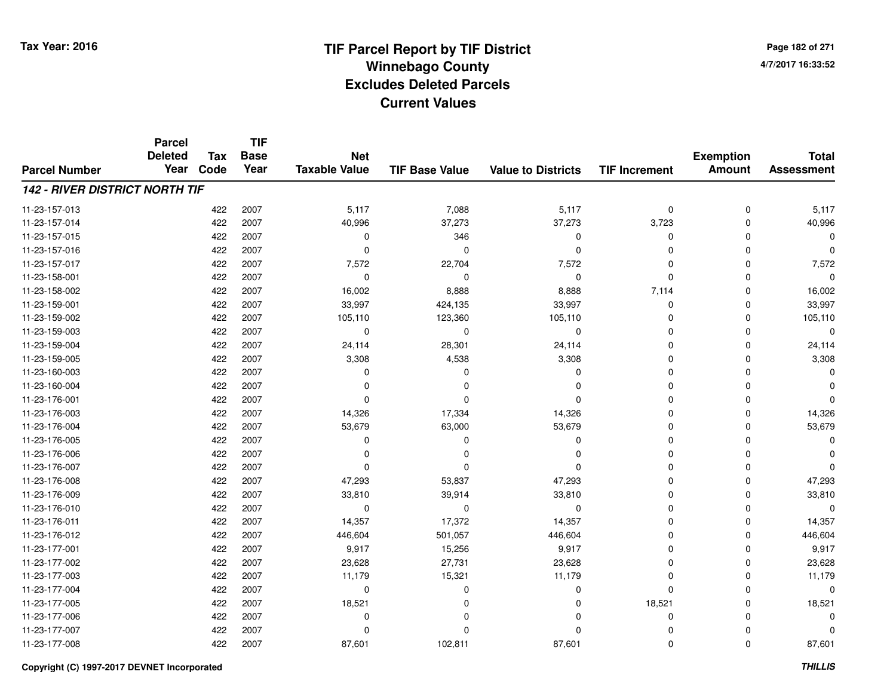Tax Year: 2016

# TIF Parcel Report by TIF District
## Winnebago County
## Excludes Deleted Parcels
## Current Values

4/7/2017 16:33:52

| Parcel Number | Parcel Deleted Year | Tax Code | TIF Base Year | Net Taxable Value | TIF Base Value | Value to Districts | TIF Increment | Exemption Amount | Total Assessment |
|---|---|---|---|---|---|---|---|---|---|
| ***142 - RIVER DISTRICT NORTH TIF*** | | | | | | | | | |
| 11-23-157-013 | | 422 | 2007 | 5,117 | 7,088 | 5,117 | 0 | 0 | 5,117 |
| 11-23-157-014 | | 422 | 2007 | 40,996 | 37,273 | 37,273 | 3,723 | 0 | 40,996 |
| 11-23-157-015 | | 422 | 2007 | 0 | 346 | 0 | 0 | 0 | 0 |
| 11-23-157-016 | | 422 | 2007 | 0 | 0 | 0 | 0 | 0 | 0 |
| 11-23-157-017 | | 422 | 2007 | 7,572 | 22,704 | 7,572 | 0 | 0 | 7,572 |
| 11-23-158-001 | | 422 | 2007 | 0 | 0 | 0 | 0 | 0 | 0 |
| 11-23-158-002 | | 422 | 2007 | 16,002 | 8,888 | 8,888 | 7,114 | 0 | 16,002 |
| 11-23-159-001 | | 422 | 2007 | 33,997 | 424,135 | 33,997 | 0 | 0 | 33,997 |
| 11-23-159-002 | | 422 | 2007 | 105,110 | 123,360 | 105,110 | 0 | 0 | 105,110 |
| 11-23-159-003 | | 422 | 2007 | 0 | 0 | 0 | 0 | 0 | 0 |
| 11-23-159-004 | | 422 | 2007 | 24,114 | 28,301 | 24,114 | 0 | 0 | 24,114 |
| 11-23-159-005 | | 422 | 2007 | 3,308 | 4,538 | 3,308 | 0 | 0 | 3,308 |
| 11-23-160-003 | | 422 | 2007 | 0 | 0 | 0 | 0 | 0 | 0 |
| 11-23-160-004 | | 422 | 2007 | 0 | 0 | 0 | 0 | 0 | 0 |
| 11-23-176-001 | | 422 | 2007 | 0 | 0 | 0 | 0 | 0 | 0 |
| 11-23-176-003 | | 422 | 2007 | 14,326 | 17,334 | 14,326 | 0 | 0 | 14,326 |
| 11-23-176-004 | | 422 | 2007 | 53,679 | 63,000 | 53,679 | 0 | 0 | 53,679 |
| 11-23-176-005 | | 422 | 2007 | 0 | 0 | 0 | 0 | 0 | 0 |
| 11-23-176-006 | | 422 | 2007 | 0 | 0 | 0 | 0 | 0 | 0 |
| 11-23-176-007 | | 422 | 2007 | 0 | 0 | 0 | 0 | 0 | 0 |
| 11-23-176-008 | | 422 | 2007 | 47,293 | 53,837 | 47,293 | 0 | 0 | 47,293 |
| 11-23-176-009 | | 422 | 2007 | 33,810 | 39,914 | 33,810 | 0 | 0 | 33,810 |
| 11-23-176-010 | | 422 | 2007 | 0 | 0 | 0 | 0 | 0 | 0 |
| 11-23-176-011 | | 422 | 2007 | 14,357 | 17,372 | 14,357 | 0 | 0 | 14,357 |
| 11-23-176-012 | | 422 | 2007 | 446,604 | 501,057 | 446,604 | 0 | 0 | 446,604 |
| 11-23-177-001 | | 422 | 2007 | 9,917 | 15,256 | 9,917 | 0 | 0 | 9,917 |
| 11-23-177-002 | | 422 | 2007 | 23,628 | 27,731 | 23,628 | 0 | 0 | 23,628 |
| 11-23-177-003 | | 422 | 2007 | 11,179 | 15,321 | 11,179 | 0 | 0 | 11,179 |
| 11-23-177-004 | | 422 | 2007 | 0 | 0 | 0 | 0 | 0 | 0 |
| 11-23-177-005 | | 422 | 2007 | 18,521 | 0 | 0 | 18,521 | 0 | 18,521 |
| 11-23-177-006 | | 422 | 2007 | 0 | 0 | 0 | 0 | 0 | 0 |
| 11-23-177-007 | | 422 | 2007 | 0 | 0 | 0 | 0 | 0 | 0 |
| 11-23-177-008 | | 422 | 2007 | 87,601 | 102,811 | 87,601 | 0 | 0 | 87,601 |

Copyright (C) 1997-2017 DEVNET Incorporated

*THILLIS*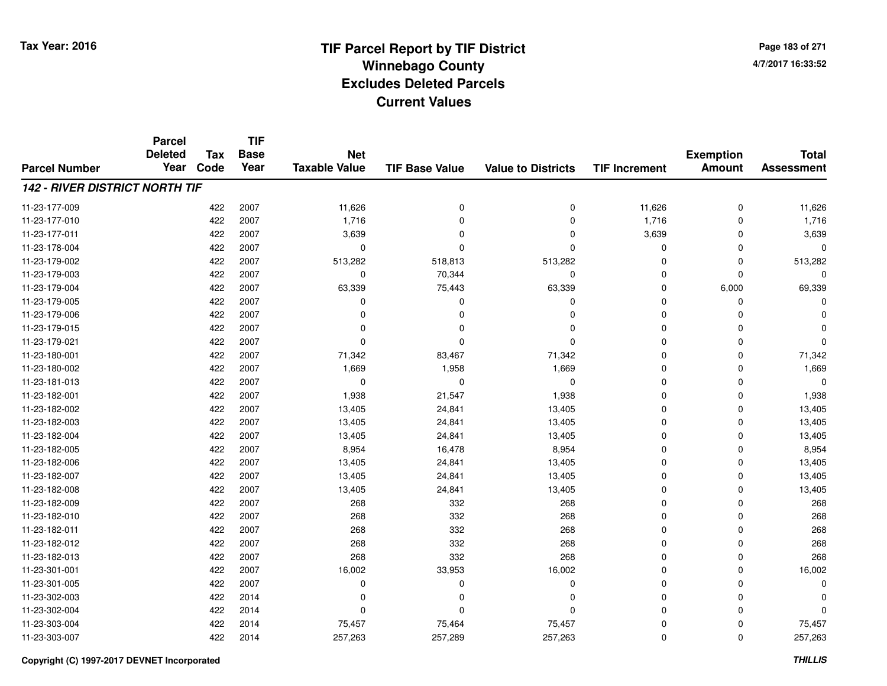# TIF Parcel Report by TIF District
## Winnebago County
## Excludes Deleted Parcels
## Current Values

Tax Year: 2016

4/7/2017 16:33:52

| Parcel Number | Parcel Deleted Year | Tax Code | TIF Base Year | Net Taxable Value | TIF Base Value | Value to Districts | TIF Increment | Exemption Amount | Total Assessment |
|---|---|---|---|---|---|---|---|---|---|
| ***142 - RIVER DISTRICT NORTH TIF*** | | | | | | | | | |
| 11-23-177-009 | | 422 | 2007 | 11,626 | 0 | 0 | 11,626 | 0 | 11,626 |
| 11-23-177-010 | | 422 | 2007 | 1,716 | 0 | 0 | 1,716 | 0 | 1,716 |
| 11-23-177-011 | | 422 | 2007 | 3,639 | 0 | 0 | 3,639 | 0 | 3,639 |
| 11-23-178-004 | | 422 | 2007 | 0 | 0 | 0 | 0 | 0 | 0 |
| 11-23-179-002 | | 422 | 2007 | 513,282 | 518,813 | 513,282 | 0 | 0 | 513,282 |
| 11-23-179-003 | | 422 | 2007 | 0 | 70,344 | 0 | 0 | 0 | 0 |
| 11-23-179-004 | | 422 | 2007 | 63,339 | 75,443 | 63,339 | 0 | 6,000 | 69,339 |
| 11-23-179-005 | | 422 | 2007 | 0 | 0 | 0 | 0 | 0 | 0 |
| 11-23-179-006 | | 422 | 2007 | 0 | 0 | 0 | 0 | 0 | 0 |
| 11-23-179-015 | | 422 | 2007 | 0 | 0 | 0 | 0 | 0 | 0 |
| 11-23-179-021 | | 422 | 2007 | 0 | 0 | 0 | 0 | 0 | 0 |
| 11-23-180-001 | | 422 | 2007 | 71,342 | 83,467 | 71,342 | 0 | 0 | 71,342 |
| 11-23-180-002 | | 422 | 2007 | 1,669 | 1,958 | 1,669 | 0 | 0 | 1,669 |
| 11-23-181-013 | | 422 | 2007 | 0 | 0 | 0 | 0 | 0 | 0 |
| 11-23-182-001 | | 422 | 2007 | 1,938 | 21,547 | 1,938 | 0 | 0 | 1,938 |
| 11-23-182-002 | | 422 | 2007 | 13,405 | 24,841 | 13,405 | 0 | 0 | 13,405 |
| 11-23-182-003 | | 422 | 2007 | 13,405 | 24,841 | 13,405 | 0 | 0 | 13,405 |
| 11-23-182-004 | | 422 | 2007 | 13,405 | 24,841 | 13,405 | 0 | 0 | 13,405 |
| 11-23-182-005 | | 422 | 2007 | 8,954 | 16,478 | 8,954 | 0 | 0 | 8,954 |
| 11-23-182-006 | | 422 | 2007 | 13,405 | 24,841 | 13,405 | 0 | 0 | 13,405 |
| 11-23-182-007 | | 422 | 2007 | 13,405 | 24,841 | 13,405 | 0 | 0 | 13,405 |
| 11-23-182-008 | | 422 | 2007 | 13,405 | 24,841 | 13,405 | 0 | 0 | 13,405 |
| 11-23-182-009 | | 422 | 2007 | 268 | 332 | 268 | 0 | 0 | 268 |
| 11-23-182-010 | | 422 | 2007 | 268 | 332 | 268 | 0 | 0 | 268 |
| 11-23-182-011 | | 422 | 2007 | 268 | 332 | 268 | 0 | 0 | 268 |
| 11-23-182-012 | | 422 | 2007 | 268 | 332 | 268 | 0 | 0 | 268 |
| 11-23-182-013 | | 422 | 2007 | 268 | 332 | 268 | 0 | 0 | 268 |
| 11-23-301-001 | | 422 | 2007 | 16,002 | 33,953 | 16,002 | 0 | 0 | 16,002 |
| 11-23-301-005 | | 422 | 2007 | 0 | 0 | 0 | 0 | 0 | 0 |
| 11-23-302-003 | | 422 | 2014 | 0 | 0 | 0 | 0 | 0 | 0 |
| 11-23-302-004 | | 422 | 2014 | 0 | 0 | 0 | 0 | 0 | 0 |
| 11-23-303-004 | | 422 | 2014 | 75,457 | 75,464 | 75,457 | 0 | 0 | 75,457 |
| 11-23-303-007 | | 422 | 2014 | 257,263 | 257,289 | 257,263 | 0 | 0 | 257,263 |

Copyright (C) 1997-2017 DEVNET Incorporated

*THILLIS*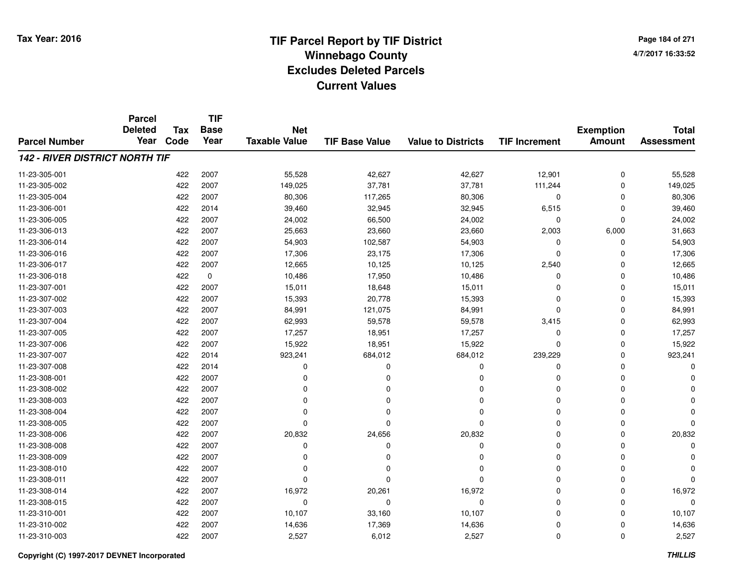# TIF Parcel Report by TIF District
## Winnebago County
## Excludes Deleted Parcels
## Current Values

Tax Year: 2016

4/7/2017 16:33:52

| Parcel Number | Parcel Deleted Year | Tax Code | TIF Base Year | Net Taxable Value | TIF Base Value | Value to Districts | TIF Increment | Exemption Amount | Total Assessment |
|---|---|---|---|---|---|---|---|---|---|
| ***142 - RIVER DISTRICT NORTH TIF*** | | | | | | | | | |
| 11-23-305-001 | | 422 | 2007 | 55,528 | 42,627 | 42,627 | 12,901 | 0 | 55,528 |
| 11-23-305-002 | | 422 | 2007 | 149,025 | 37,781 | 37,781 | 111,244 | 0 | 149,025 |
| 11-23-305-004 | | 422 | 2007 | 80,306 | 117,265 | 80,306 | 0 | 0 | 80,306 |
| 11-23-306-001 | | 422 | 2014 | 39,460 | 32,945 | 32,945 | 6,515 | 0 | 39,460 |
| 11-23-306-005 | | 422 | 2007 | 24,002 | 66,500 | 24,002 | 0 | 0 | 24,002 |
| 11-23-306-013 | | 422 | 2007 | 25,663 | 23,660 | 23,660 | 2,003 | 6,000 | 31,663 |
| 11-23-306-014 | | 422 | 2007 | 54,903 | 102,587 | 54,903 | 0 | 0 | 54,903 |
| 11-23-306-016 | | 422 | 2007 | 17,306 | 23,175 | 17,306 | 0 | 0 | 17,306 |
| 11-23-306-017 | | 422 | 2007 | 12,665 | 10,125 | 10,125 | 2,540 | 0 | 12,665 |
| 11-23-306-018 | | 422 | 0 | 10,486 | 17,950 | 10,486 | 0 | 0 | 10,486 |
| 11-23-307-001 | | 422 | 2007 | 15,011 | 18,648 | 15,011 | 0 | 0 | 15,011 |
| 11-23-307-002 | | 422 | 2007 | 15,393 | 20,778 | 15,393 | 0 | 0 | 15,393 |
| 11-23-307-003 | | 422 | 2007 | 84,991 | 121,075 | 84,991 | 0 | 0 | 84,991 |
| 11-23-307-004 | | 422 | 2007 | 62,993 | 59,578 | 59,578 | 3,415 | 0 | 62,993 |
| 11-23-307-005 | | 422 | 2007 | 17,257 | 18,951 | 17,257 | 0 | 0 | 17,257 |
| 11-23-307-006 | | 422 | 2007 | 15,922 | 18,951 | 15,922 | 0 | 0 | 15,922 |
| 11-23-307-007 | | 422 | 2014 | 923,241 | 684,012 | 684,012 | 239,229 | 0 | 923,241 |
| 11-23-307-008 | | 422 | 2014 | 0 | 0 | 0 | 0 | 0 | 0 |
| 11-23-308-001 | | 422 | 2007 | 0 | 0 | 0 | 0 | 0 | 0 |
| 11-23-308-002 | | 422 | 2007 | 0 | 0 | 0 | 0 | 0 | 0 |
| 11-23-308-003 | | 422 | 2007 | 0 | 0 | 0 | 0 | 0 | 0 |
| 11-23-308-004 | | 422 | 2007 | 0 | 0 | 0 | 0 | 0 | 0 |
| 11-23-308-005 | | 422 | 2007 | 0 | 0 | 0 | 0 | 0 | 0 |
| 11-23-308-006 | | 422 | 2007 | 20,832 | 24,656 | 20,832 | 0 | 0 | 20,832 |
| 11-23-308-008 | | 422 | 2007 | 0 | 0 | 0 | 0 | 0 | 0 |
| 11-23-308-009 | | 422 | 2007 | 0 | 0 | 0 | 0 | 0 | 0 |
| 11-23-308-010 | | 422 | 2007 | 0 | 0 | 0 | 0 | 0 | 0 |
| 11-23-308-011 | | 422 | 2007 | 0 | 0 | 0 | 0 | 0 | 0 |
| 11-23-308-014 | | 422 | 2007 | 16,972 | 20,261 | 16,972 | 0 | 0 | 16,972 |
| 11-23-308-015 | | 422 | 2007 | 0 | 0 | 0 | 0 | 0 | 0 |
| 11-23-310-001 | | 422 | 2007 | 10,107 | 33,160 | 10,107 | 0 | 0 | 10,107 |
| 11-23-310-002 | | 422 | 2007 | 14,636 | 17,369 | 14,636 | 0 | 0 | 14,636 |
| 11-23-310-003 | | 422 | 2007 | 2,527 | 6,012 | 2,527 | 0 | 0 | 2,527 |

Copyright (C) 1997-2017 DEVNET Incorporated

THILLIS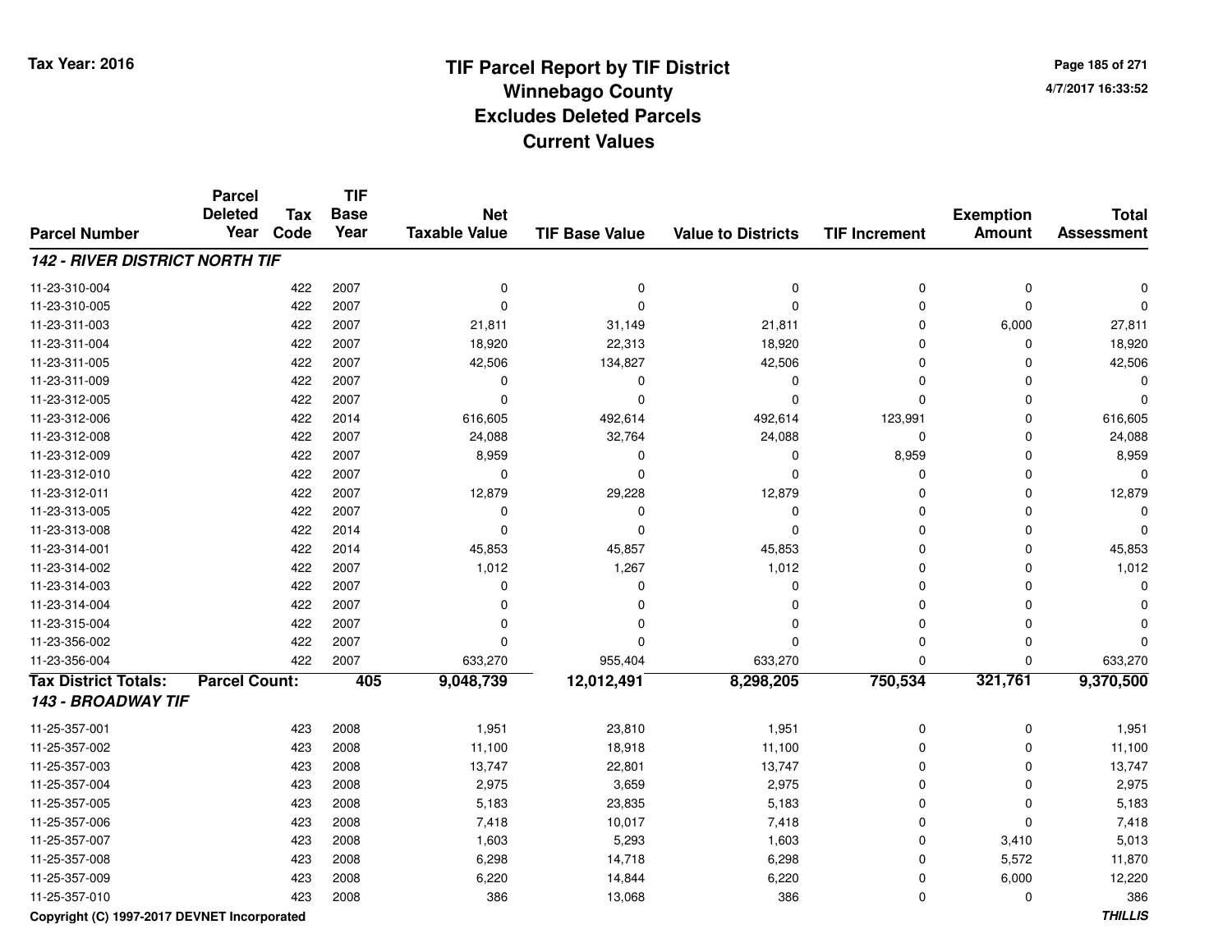Tax Year: 2016

# TIF Parcel Report by TIF District
## Winnebago County
## Excludes Deleted Parcels
## Current Values

4/7/2017 16:33:52

| Parcel Number | Parcel Deleted Year | Tax Code | TIF Base Year | Net Taxable Value | TIF Base Value | Value to Districts | TIF Increment | Exemption Amount | Total Assessment |
|---|---|---|---|---|---|---|---|---|---|
| ***142 - RIVER DISTRICT NORTH TIF*** | | | | | | | | | |
| 11-23-310-004 | | 422 | 2007 | 0 | 0 | 0 | 0 | 0 | 0 |
| 11-23-310-005 | | 422 | 2007 | 0 | 0 | 0 | 0 | 0 | 0 |
| 11-23-311-003 | | 422 | 2007 | 21,811 | 31,149 | 21,811 | 0 | 6,000 | 27,811 |
| 11-23-311-004 | | 422 | 2007 | 18,920 | 22,313 | 18,920 | 0 | 0 | 18,920 |
| 11-23-311-005 | | 422 | 2007 | 42,506 | 134,827 | 42,506 | 0 | 0 | 42,506 |
| 11-23-311-009 | | 422 | 2007 | 0 | 0 | 0 | 0 | 0 | 0 |
| 11-23-312-005 | | 422 | 2007 | 0 | 0 | 0 | 0 | 0 | 0 |
| 11-23-312-006 | | 422 | 2014 | 616,605 | 492,614 | 492,614 | 123,991 | 0 | 616,605 |
| 11-23-312-008 | | 422 | 2007 | 24,088 | 32,764 | 24,088 | 0 | 0 | 24,088 |
| 11-23-312-009 | | 422 | 2007 | 8,959 | 0 | 0 | 8,959 | 0 | 8,959 |
| 11-23-312-010 | | 422 | 2007 | 0 | 0 | 0 | 0 | 0 | 0 |
| 11-23-312-011 | | 422 | 2007 | 12,879 | 29,228 | 12,879 | 0 | 0 | 12,879 |
| 11-23-313-005 | | 422 | 2007 | 0 | 0 | 0 | 0 | 0 | 0 |
| 11-23-313-008 | | 422 | 2014 | 0 | 0 | 0 | 0 | 0 | 0 |
| 11-23-314-001 | | 422 | 2014 | 45,853 | 45,857 | 45,853 | 0 | 0 | 45,853 |
| 11-23-314-002 | | 422 | 2007 | 1,012 | 1,267 | 1,012 | 0 | 0 | 1,012 |
| 11-23-314-003 | | 422 | 2007 | 0 | 0 | 0 | 0 | 0 | 0 |
| 11-23-314-004 | | 422 | 2007 | 0 | 0 | 0 | 0 | 0 | 0 |
| 11-23-315-004 | | 422 | 2007 | 0 | 0 | 0 | 0 | 0 | 0 |
| 11-23-356-002 | | 422 | 2007 | 0 | 0 | 0 | 0 | 0 | 0 |
| 11-23-356-004 | | 422 | 2007 | 633,270 | 955,404 | 633,270 | 0 | 0 | 633,270 |
| **Tax District Totals:** | **Parcel Count:** | | **405** | **9,048,739** | **12,012,491** | **8,298,205** | **750,534** | **321,761** | **9,370,500** |
| ***143 - BROADWAY TIF*** | | | | | | | | | |
| 11-25-357-001 | | 423 | 2008 | 1,951 | 23,810 | 1,951 | 0 | 0 | 1,951 |
| 11-25-357-002 | | 423 | 2008 | 11,100 | 18,918 | 11,100 | 0 | 0 | 11,100 |
| 11-25-357-003 | | 423 | 2008 | 13,747 | 22,801 | 13,747 | 0 | 0 | 13,747 |
| 11-25-357-004 | | 423 | 2008 | 2,975 | 3,659 | 2,975 | 0 | 0 | 2,975 |
| 11-25-357-005 | | 423 | 2008 | 5,183 | 23,835 | 5,183 | 0 | 0 | 5,183 |
| 11-25-357-006 | | 423 | 2008 | 7,418 | 10,017 | 7,418 | 0 | 0 | 7,418 |
| 11-25-357-007 | | 423 | 2008 | 1,603 | 5,293 | 1,603 | 0 | 3,410 | 5,013 |
| 11-25-357-008 | | 423 | 2008 | 6,298 | 14,718 | 6,298 | 0 | 5,572 | 11,870 |
| 11-25-357-009 | | 423 | 2008 | 6,220 | 14,844 | 6,220 | 0 | 6,000 | 12,220 |
| 11-25-357-010 | | 423 | 2008 | 386 | 13,068 | 386 | 0 | 0 | 386 |

Copyright (C) 1997-2017 DEVNET Incorporated

*THILLIS*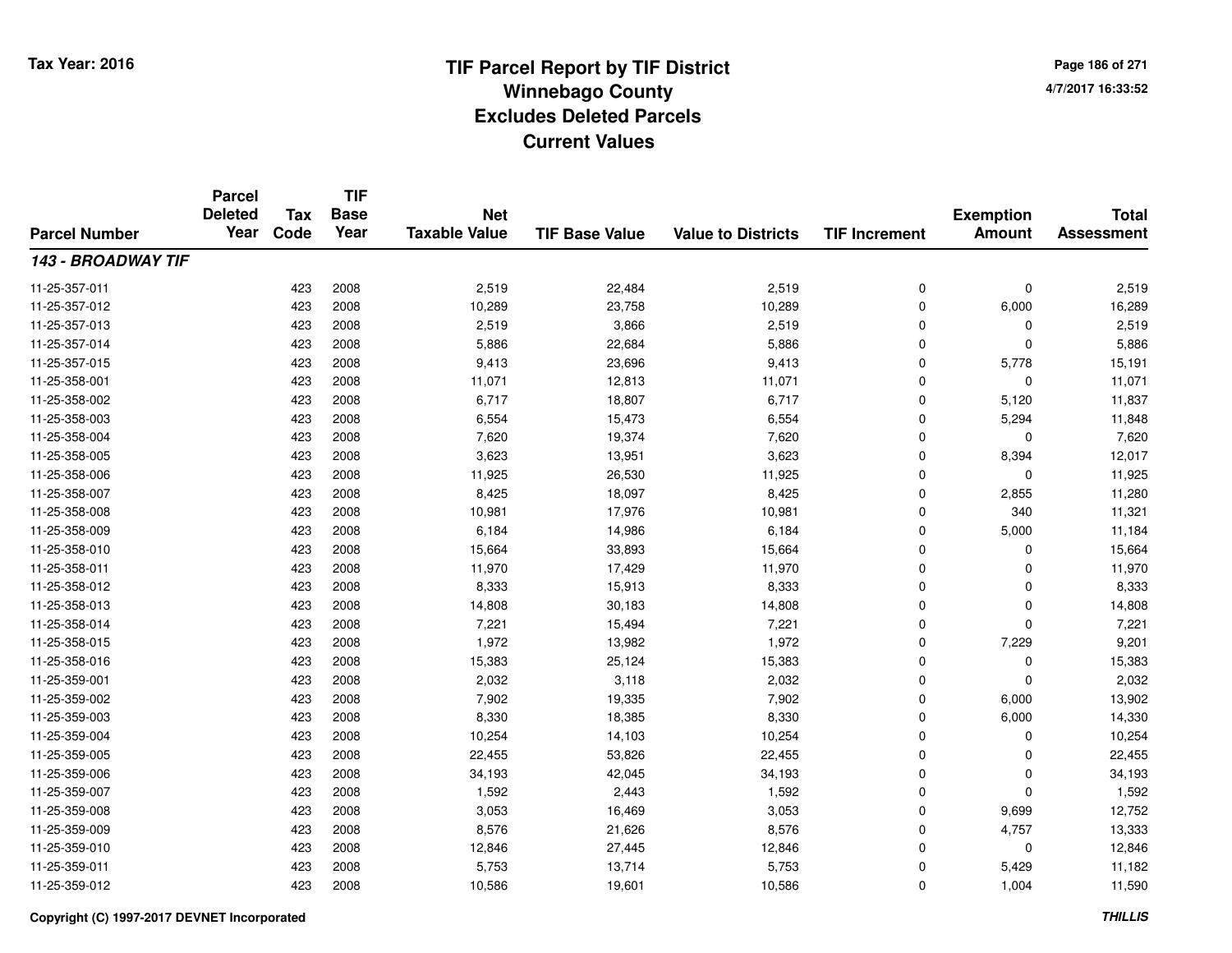**Tax Year: 2016**

# TIF Parcel Report by TIF District
## Winnebago County
## Excludes Deleted Parcels
## Current Values

4/7/2017 16:33:52

| Parcel Number | Parcel Deleted Year | Tax Code | TIF Base Year | Net Taxable Value | TIF Base Value | Value to Districts | TIF Increment | Exemption Amount | Total Assessment |
|---|---|---|---|---|---|---|---|---|---|
| ***143 - BROADWAY TIF*** | | | | | | | | | |
| 11-25-357-011 | | 423 | 2008 | 2,519 | 22,484 | 2,519 | 0 | 0 | 2,519 |
| 11-25-357-012 | | 423 | 2008 | 10,289 | 23,758 | 10,289 | 0 | 6,000 | 16,289 |
| 11-25-357-013 | | 423 | 2008 | 2,519 | 3,866 | 2,519 | 0 | 0 | 2,519 |
| 11-25-357-014 | | 423 | 2008 | 5,886 | 22,684 | 5,886 | 0 | 0 | 5,886 |
| 11-25-357-015 | | 423 | 2008 | 9,413 | 23,696 | 9,413 | 0 | 5,778 | 15,191 |
| 11-25-358-001 | | 423 | 2008 | 11,071 | 12,813 | 11,071 | 0 | 0 | 11,071 |
| 11-25-358-002 | | 423 | 2008 | 6,717 | 18,807 | 6,717 | 0 | 5,120 | 11,837 |
| 11-25-358-003 | | 423 | 2008 | 6,554 | 15,473 | 6,554 | 0 | 5,294 | 11,848 |
| 11-25-358-004 | | 423 | 2008 | 7,620 | 19,374 | 7,620 | 0 | 0 | 7,620 |
| 11-25-358-005 | | 423 | 2008 | 3,623 | 13,951 | 3,623 | 0 | 8,394 | 12,017 |
| 11-25-358-006 | | 423 | 2008 | 11,925 | 26,530 | 11,925 | 0 | 0 | 11,925 |
| 11-25-358-007 | | 423 | 2008 | 8,425 | 18,097 | 8,425 | 0 | 2,855 | 11,280 |
| 11-25-358-008 | | 423 | 2008 | 10,981 | 17,976 | 10,981 | 0 | 340 | 11,321 |
| 11-25-358-009 | | 423 | 2008 | 6,184 | 14,986 | 6,184 | 0 | 5,000 | 11,184 |
| 11-25-358-010 | | 423 | 2008 | 15,664 | 33,893 | 15,664 | 0 | 0 | 15,664 |
| 11-25-358-011 | | 423 | 2008 | 11,970 | 17,429 | 11,970 | 0 | 0 | 11,970 |
| 11-25-358-012 | | 423 | 2008 | 8,333 | 15,913 | 8,333 | 0 | 0 | 8,333 |
| 11-25-358-013 | | 423 | 2008 | 14,808 | 30,183 | 14,808 | 0 | 0 | 14,808 |
| 11-25-358-014 | | 423 | 2008 | 7,221 | 15,494 | 7,221 | 0 | 0 | 7,221 |
| 11-25-358-015 | | 423 | 2008 | 1,972 | 13,982 | 1,972 | 0 | 7,229 | 9,201 |
| 11-25-358-016 | | 423 | 2008 | 15,383 | 25,124 | 15,383 | 0 | 0 | 15,383 |
| 11-25-359-001 | | 423 | 2008 | 2,032 | 3,118 | 2,032 | 0 | 0 | 2,032 |
| 11-25-359-002 | | 423 | 2008 | 7,902 | 19,335 | 7,902 | 0 | 6,000 | 13,902 |
| 11-25-359-003 | | 423 | 2008 | 8,330 | 18,385 | 8,330 | 0 | 6,000 | 14,330 |
| 11-25-359-004 | | 423 | 2008 | 10,254 | 14,103 | 10,254 | 0 | 0 | 10,254 |
| 11-25-359-005 | | 423 | 2008 | 22,455 | 53,826 | 22,455 | 0 | 0 | 22,455 |
| 11-25-359-006 | | 423 | 2008 | 34,193 | 42,045 | 34,193 | 0 | 0 | 34,193 |
| 11-25-359-007 | | 423 | 2008 | 1,592 | 2,443 | 1,592 | 0 | 0 | 1,592 |
| 11-25-359-008 | | 423 | 2008 | 3,053 | 16,469 | 3,053 | 0 | 9,699 | 12,752 |
| 11-25-359-009 | | 423 | 2008 | 8,576 | 21,626 | 8,576 | 0 | 4,757 | 13,333 |
| 11-25-359-010 | | 423 | 2008 | 12,846 | 27,445 | 12,846 | 0 | 0 | 12,846 |
| 11-25-359-011 | | 423 | 2008 | 5,753 | 13,714 | 5,753 | 0 | 5,429 | 11,182 |
| 11-25-359-012 | | 423 | 2008 | 10,586 | 19,601 | 10,586 | 0 | 1,004 | 11,590 |

**Copyright (C) 1997-2017 DEVNET Incorporated** ***THILLIS***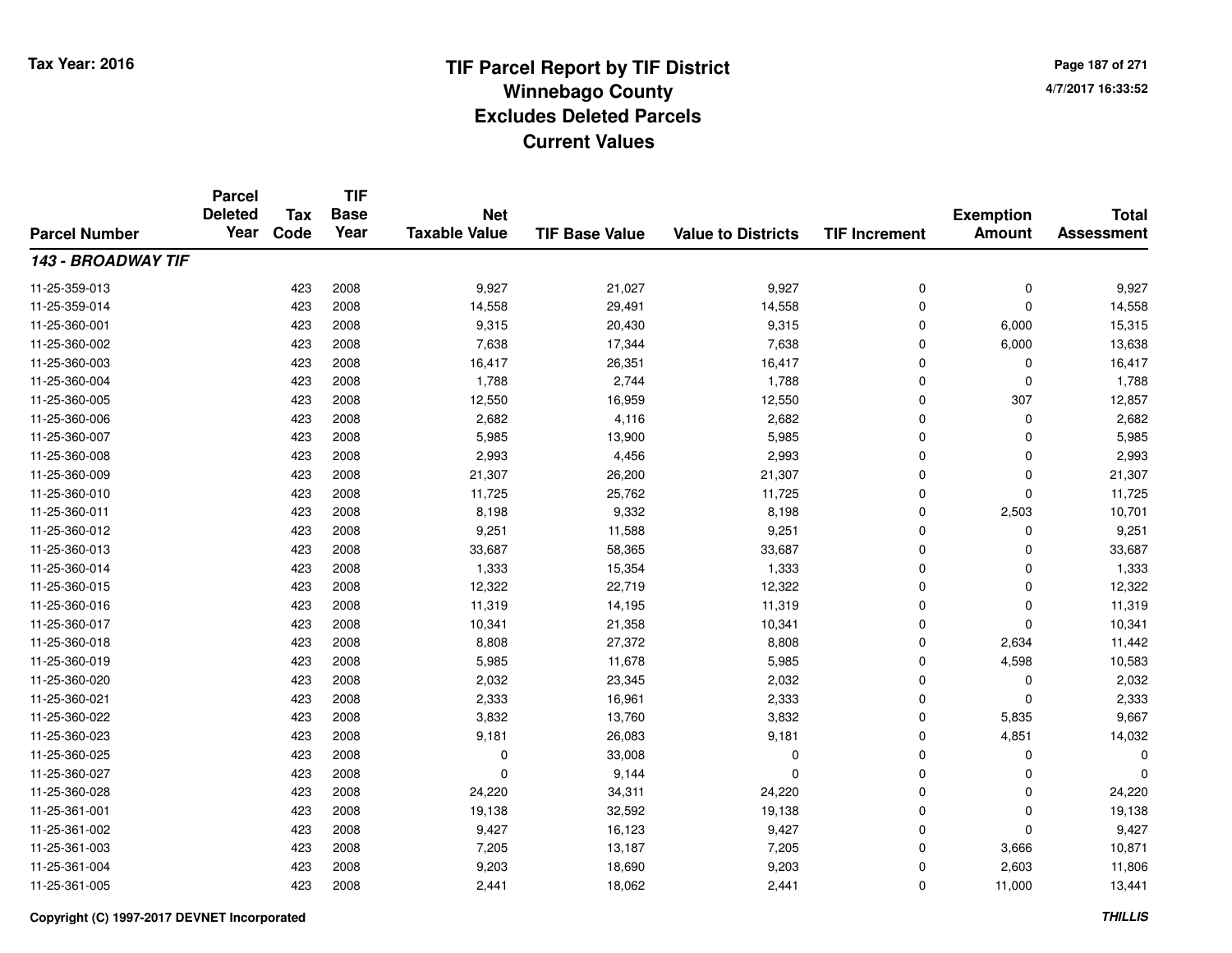Tax Year: 2016

# TIF Parcel Report by TIF District
## Winnebago County
## Excludes Deleted Parcels
## Current Values

4/7/2017 16:33:52

| Parcel Number | Parcel Deleted Year | Tax Code | TIF Base Year | Net Taxable Value | TIF Base Value | Value to Districts | TIF Increment | Exemption Amount | Total Assessment |
|---|---|---|---|---|---|---|---|---|---|
| ***143 - BROADWAY TIF*** | | | | | | | | | |
| 11-25-359-013 | | 423 | 2008 | 9,927 | 21,027 | 9,927 | 0 | 0 | 9,927 |
| 11-25-359-014 | | 423 | 2008 | 14,558 | 29,491 | 14,558 | 0 | 0 | 14,558 |
| 11-25-360-001 | | 423 | 2008 | 9,315 | 20,430 | 9,315 | 0 | 6,000 | 15,315 |
| 11-25-360-002 | | 423 | 2008 | 7,638 | 17,344 | 7,638 | 0 | 6,000 | 13,638 |
| 11-25-360-003 | | 423 | 2008 | 16,417 | 26,351 | 16,417 | 0 | 0 | 16,417 |
| 11-25-360-004 | | 423 | 2008 | 1,788 | 2,744 | 1,788 | 0 | 0 | 1,788 |
| 11-25-360-005 | | 423 | 2008 | 12,550 | 16,959 | 12,550 | 0 | 307 | 12,857 |
| 11-25-360-006 | | 423 | 2008 | 2,682 | 4,116 | 2,682 | 0 | 0 | 2,682 |
| 11-25-360-007 | | 423 | 2008 | 5,985 | 13,900 | 5,985 | 0 | 0 | 5,985 |
| 11-25-360-008 | | 423 | 2008 | 2,993 | 4,456 | 2,993 | 0 | 0 | 2,993 |
| 11-25-360-009 | | 423 | 2008 | 21,307 | 26,200 | 21,307 | 0 | 0 | 21,307 |
| 11-25-360-010 | | 423 | 2008 | 11,725 | 25,762 | 11,725 | 0 | 0 | 11,725 |
| 11-25-360-011 | | 423 | 2008 | 8,198 | 9,332 | 8,198 | 0 | 2,503 | 10,701 |
| 11-25-360-012 | | 423 | 2008 | 9,251 | 11,588 | 9,251 | 0 | 0 | 9,251 |
| 11-25-360-013 | | 423 | 2008 | 33,687 | 58,365 | 33,687 | 0 | 0 | 33,687 |
| 11-25-360-014 | | 423 | 2008 | 1,333 | 15,354 | 1,333 | 0 | 0 | 1,333 |
| 11-25-360-015 | | 423 | 2008 | 12,322 | 22,719 | 12,322 | 0 | 0 | 12,322 |
| 11-25-360-016 | | 423 | 2008 | 11,319 | 14,195 | 11,319 | 0 | 0 | 11,319 |
| 11-25-360-017 | | 423 | 2008 | 10,341 | 21,358 | 10,341 | 0 | 0 | 10,341 |
| 11-25-360-018 | | 423 | 2008 | 8,808 | 27,372 | 8,808 | 0 | 2,634 | 11,442 |
| 11-25-360-019 | | 423 | 2008 | 5,985 | 11,678 | 5,985 | 0 | 4,598 | 10,583 |
| 11-25-360-020 | | 423 | 2008 | 2,032 | 23,345 | 2,032 | 0 | 0 | 2,032 |
| 11-25-360-021 | | 423 | 2008 | 2,333 | 16,961 | 2,333 | 0 | 0 | 2,333 |
| 11-25-360-022 | | 423 | 2008 | 3,832 | 13,760 | 3,832 | 0 | 5,835 | 9,667 |
| 11-25-360-023 | | 423 | 2008 | 9,181 | 26,083 | 9,181 | 0 | 4,851 | 14,032 |
| 11-25-360-025 | | 423 | 2008 | 0 | 33,008 | 0 | 0 | 0 | 0 |
| 11-25-360-027 | | 423 | 2008 | 0 | 9,144 | 0 | 0 | 0 | 0 |
| 11-25-360-028 | | 423 | 2008 | 24,220 | 34,311 | 24,220 | 0 | 0 | 24,220 |
| 11-25-361-001 | | 423 | 2008 | 19,138 | 32,592 | 19,138 | 0 | 0 | 19,138 |
| 11-25-361-002 | | 423 | 2008 | 9,427 | 16,123 | 9,427 | 0 | 0 | 9,427 |
| 11-25-361-003 | | 423 | 2008 | 7,205 | 13,187 | 7,205 | 0 | 3,666 | 10,871 |
| 11-25-361-004 | | 423 | 2008 | 9,203 | 18,690 | 9,203 | 0 | 2,603 | 11,806 |
| 11-25-361-005 | | 423 | 2008 | 2,441 | 18,062 | 2,441 | 0 | 11,000 | 13,441 |

Copyright (C) 1997-2017 DEVNET Incorporated

THILLIS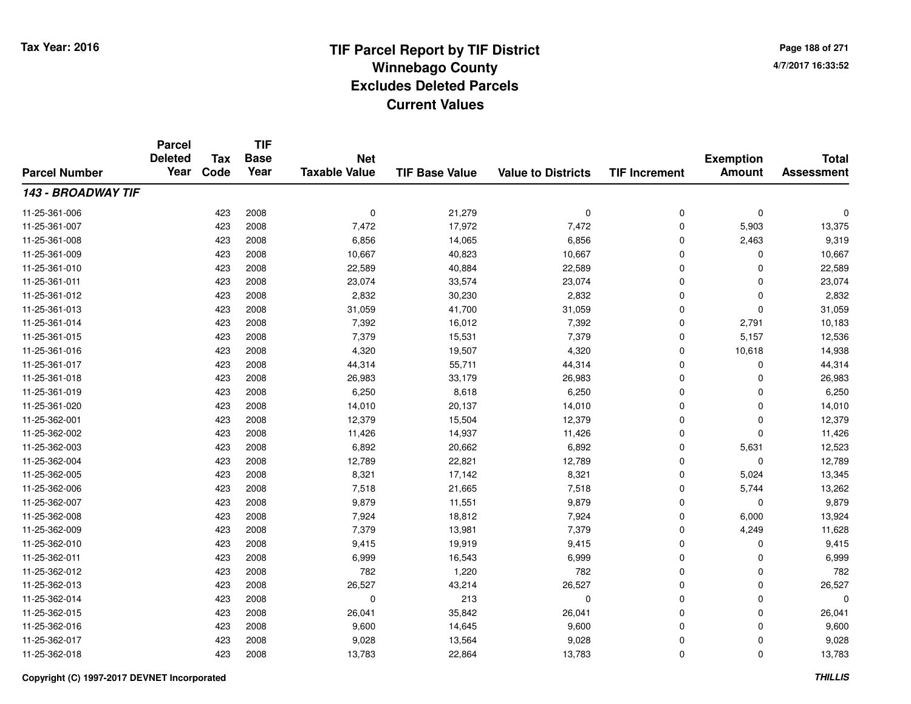Tax Year: 2016

# TIF Parcel Report by TIF District
## Winnebago County
## Excludes Deleted Parcels
## Current Values

4/7/2017 16:33:52

| Parcel Number | Parcel Deleted Year | Tax Code | TIF Base Year | Net Taxable Value | TIF Base Value | Value to Districts | TIF Increment | Exemption Amount | Total Assessment |
|---|---|---|---|---|---|---|---|---|---|
| ***143 - BROADWAY TIF*** | | | | | | | | | |
| 11-25-361-006 | | 423 | 2008 | 0 | 21,279 | 0 | 0 | 0 | 0 |
| 11-25-361-007 | | 423 | 2008 | 7,472 | 17,972 | 7,472 | 0 | 5,903 | 13,375 |
| 11-25-361-008 | | 423 | 2008 | 6,856 | 14,065 | 6,856 | 0 | 2,463 | 9,319 |
| 11-25-361-009 | | 423 | 2008 | 10,667 | 40,823 | 10,667 | 0 | 0 | 10,667 |
| 11-25-361-010 | | 423 | 2008 | 22,589 | 40,884 | 22,589 | 0 | 0 | 22,589 |
| 11-25-361-011 | | 423 | 2008 | 23,074 | 33,574 | 23,074 | 0 | 0 | 23,074 |
| 11-25-361-012 | | 423 | 2008 | 2,832 | 30,230 | 2,832 | 0 | 0 | 2,832 |
| 11-25-361-013 | | 423 | 2008 | 31,059 | 41,700 | 31,059 | 0 | 0 | 31,059 |
| 11-25-361-014 | | 423 | 2008 | 7,392 | 16,012 | 7,392 | 0 | 2,791 | 10,183 |
| 11-25-361-015 | | 423 | 2008 | 7,379 | 15,531 | 7,379 | 0 | 5,157 | 12,536 |
| 11-25-361-016 | | 423 | 2008 | 4,320 | 19,507 | 4,320 | 0 | 10,618 | 14,938 |
| 11-25-361-017 | | 423 | 2008 | 44,314 | 55,711 | 44,314 | 0 | 0 | 44,314 |
| 11-25-361-018 | | 423 | 2008 | 26,983 | 33,179 | 26,983 | 0 | 0 | 26,983 |
| 11-25-361-019 | | 423 | 2008 | 6,250 | 8,618 | 6,250 | 0 | 0 | 6,250 |
| 11-25-361-020 | | 423 | 2008 | 14,010 | 20,137 | 14,010 | 0 | 0 | 14,010 |
| 11-25-362-001 | | 423 | 2008 | 12,379 | 15,504 | 12,379 | 0 | 0 | 12,379 |
| 11-25-362-002 | | 423 | 2008 | 11,426 | 14,937 | 11,426 | 0 | 0 | 11,426 |
| 11-25-362-003 | | 423 | 2008 | 6,892 | 20,662 | 6,892 | 0 | 5,631 | 12,523 |
| 11-25-362-004 | | 423 | 2008 | 12,789 | 22,821 | 12,789 | 0 | 0 | 12,789 |
| 11-25-362-005 | | 423 | 2008 | 8,321 | 17,142 | 8,321 | 0 | 5,024 | 13,345 |
| 11-25-362-006 | | 423 | 2008 | 7,518 | 21,665 | 7,518 | 0 | 5,744 | 13,262 |
| 11-25-362-007 | | 423 | 2008 | 9,879 | 11,551 | 9,879 | 0 | 0 | 9,879 |
| 11-25-362-008 | | 423 | 2008 | 7,924 | 18,812 | 7,924 | 0 | 6,000 | 13,924 |
| 11-25-362-009 | | 423 | 2008 | 7,379 | 13,981 | 7,379 | 0 | 4,249 | 11,628 |
| 11-25-362-010 | | 423 | 2008 | 9,415 | 19,919 | 9,415 | 0 | 0 | 9,415 |
| 11-25-362-011 | | 423 | 2008 | 6,999 | 16,543 | 6,999 | 0 | 0 | 6,999 |
| 11-25-362-012 | | 423 | 2008 | 782 | 1,220 | 782 | 0 | 0 | 782 |
| 11-25-362-013 | | 423 | 2008 | 26,527 | 43,214 | 26,527 | 0 | 0 | 26,527 |
| 11-25-362-014 | | 423 | 2008 | 0 | 213 | 0 | 0 | 0 | 0 |
| 11-25-362-015 | | 423 | 2008 | 26,041 | 35,842 | 26,041 | 0 | 0 | 26,041 |
| 11-25-362-016 | | 423 | 2008 | 9,600 | 14,645 | 9,600 | 0 | 0 | 9,600 |
| 11-25-362-017 | | 423 | 2008 | 9,028 | 13,564 | 9,028 | 0 | 0 | 9,028 |
| 11-25-362-018 | | 423 | 2008 | 13,783 | 22,864 | 13,783 | 0 | 0 | 13,783 |

Copyright (C) 1997-2017 DEVNET Incorporated

THILLIS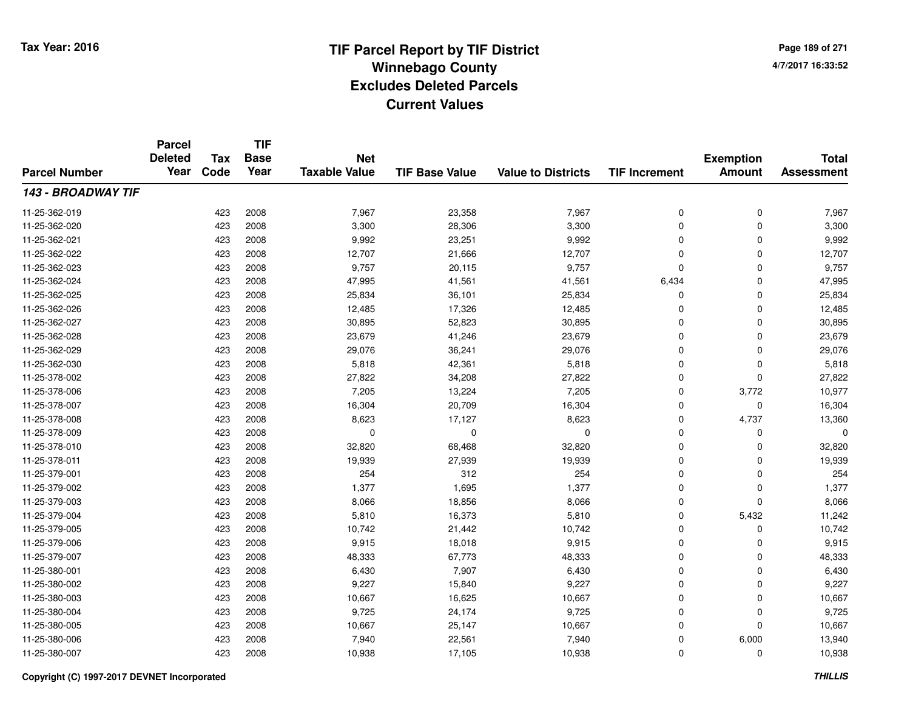Tax Year: 2016

# TIF Parcel Report by TIF District
## Winnebago County
## Excludes Deleted Parcels
## Current Values

4/7/2017 16:33:52

| Parcel Number | Parcel Deleted Year | Tax Code | TIF Base Year | Net Taxable Value | TIF Base Value | Value to Districts | TIF Increment | Exemption Amount | Total Assessment |
|---|---|---|---|---|---|---|---|---|---|
| ***143 - BROADWAY TIF*** | | | | | | | | | |
| 11-25-362-019 | | 423 | 2008 | 7,967 | 23,358 | 7,967 | 0 | 0 | 7,967 |
| 11-25-362-020 | | 423 | 2008 | 3,300 | 28,306 | 3,300 | 0 | 0 | 3,300 |
| 11-25-362-021 | | 423 | 2008 | 9,992 | 23,251 | 9,992 | 0 | 0 | 9,992 |
| 11-25-362-022 | | 423 | 2008 | 12,707 | 21,666 | 12,707 | 0 | 0 | 12,707 |
| 11-25-362-023 | | 423 | 2008 | 9,757 | 20,115 | 9,757 | 0 | 0 | 9,757 |
| 11-25-362-024 | | 423 | 2008 | 47,995 | 41,561 | 41,561 | 6,434 | 0 | 47,995 |
| 11-25-362-025 | | 423 | 2008 | 25,834 | 36,101 | 25,834 | 0 | 0 | 25,834 |
| 11-25-362-026 | | 423 | 2008 | 12,485 | 17,326 | 12,485 | 0 | 0 | 12,485 |
| 11-25-362-027 | | 423 | 2008 | 30,895 | 52,823 | 30,895 | 0 | 0 | 30,895 |
| 11-25-362-028 | | 423 | 2008 | 23,679 | 41,246 | 23,679 | 0 | 0 | 23,679 |
| 11-25-362-029 | | 423 | 2008 | 29,076 | 36,241 | 29,076 | 0 | 0 | 29,076 |
| 11-25-362-030 | | 423 | 2008 | 5,818 | 42,361 | 5,818 | 0 | 0 | 5,818 |
| 11-25-378-002 | | 423 | 2008 | 27,822 | 34,208 | 27,822 | 0 | 0 | 27,822 |
| 11-25-378-006 | | 423 | 2008 | 7,205 | 13,224 | 7,205 | 0 | 3,772 | 10,977 |
| 11-25-378-007 | | 423 | 2008 | 16,304 | 20,709 | 16,304 | 0 | 0 | 16,304 |
| 11-25-378-008 | | 423 | 2008 | 8,623 | 17,127 | 8,623 | 0 | 4,737 | 13,360 |
| 11-25-378-009 | | 423 | 2008 | 0 | 0 | 0 | 0 | 0 | 0 |
| 11-25-378-010 | | 423 | 2008 | 32,820 | 68,468 | 32,820 | 0 | 0 | 32,820 |
| 11-25-378-011 | | 423 | 2008 | 19,939 | 27,939 | 19,939 | 0 | 0 | 19,939 |
| 11-25-379-001 | | 423 | 2008 | 254 | 312 | 254 | 0 | 0 | 254 |
| 11-25-379-002 | | 423 | 2008 | 1,377 | 1,695 | 1,377 | 0 | 0 | 1,377 |
| 11-25-379-003 | | 423 | 2008 | 8,066 | 18,856 | 8,066 | 0 | 0 | 8,066 |
| 11-25-379-004 | | 423 | 2008 | 5,810 | 16,373 | 5,810 | 0 | 5,432 | 11,242 |
| 11-25-379-005 | | 423 | 2008 | 10,742 | 21,442 | 10,742 | 0 | 0 | 10,742 |
| 11-25-379-006 | | 423 | 2008 | 9,915 | 18,018 | 9,915 | 0 | 0 | 9,915 |
| 11-25-379-007 | | 423 | 2008 | 48,333 | 67,773 | 48,333 | 0 | 0 | 48,333 |
| 11-25-380-001 | | 423 | 2008 | 6,430 | 7,907 | 6,430 | 0 | 0 | 6,430 |
| 11-25-380-002 | | 423 | 2008 | 9,227 | 15,840 | 9,227 | 0 | 0 | 9,227 |
| 11-25-380-003 | | 423 | 2008 | 10,667 | 16,625 | 10,667 | 0 | 0 | 10,667 |
| 11-25-380-004 | | 423 | 2008 | 9,725 | 24,174 | 9,725 | 0 | 0 | 9,725 |
| 11-25-380-005 | | 423 | 2008 | 10,667 | 25,147 | 10,667 | 0 | 0 | 10,667 |
| 11-25-380-006 | | 423 | 2008 | 7,940 | 22,561 | 7,940 | 0 | 6,000 | 13,940 |
| 11-25-380-007 | | 423 | 2008 | 10,938 | 17,105 | 10,938 | 0 | 0 | 10,938 |

Copyright (C) 1997-2017 DEVNET Incorporated

*THILLIS*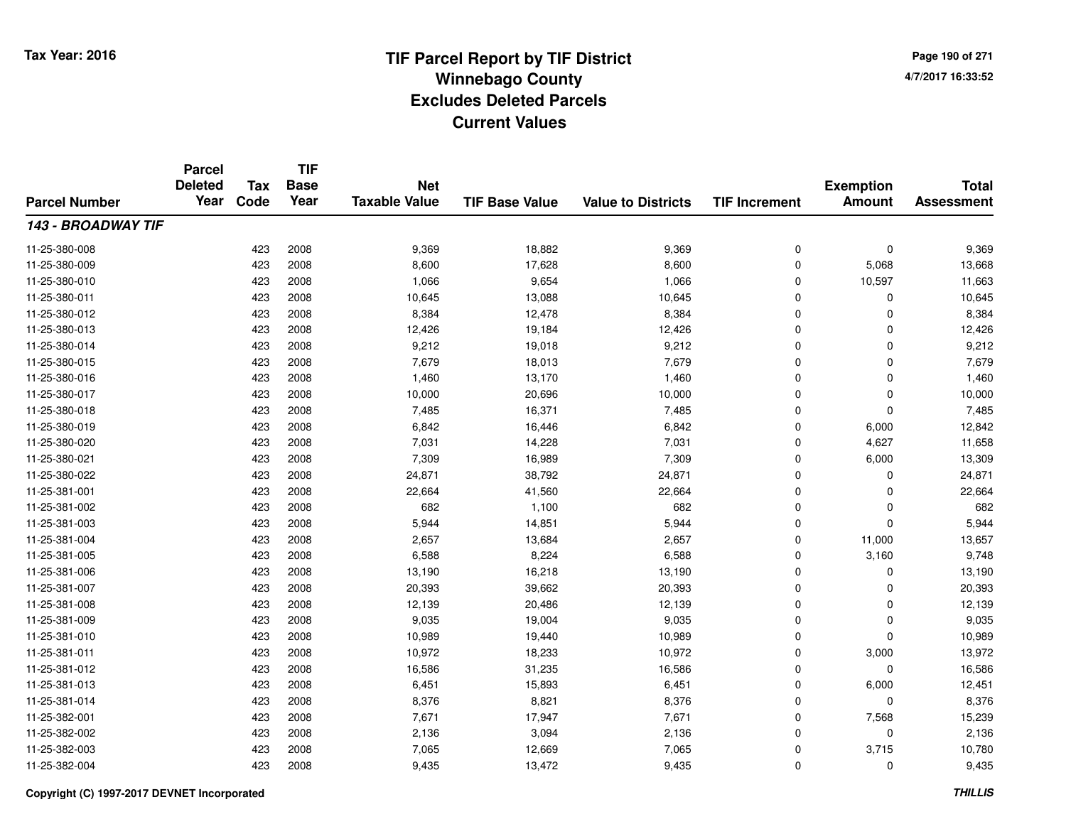# TIF Parcel Report by TIF District
## Winnebago County
## Excludes Deleted Parcels
## Current Values

Tax Year: 2016

4/7/2017 16:33:52

| Parcel Number | Parcel Deleted Year | Tax Code | TIF Base Year | Net Taxable Value | TIF Base Value | Value to Districts | TIF Increment | Exemption Amount | Total Assessment |
|---|---|---|---|---|---|---|---|---|---|
| ***143 - BROADWAY TIF*** | | | | | | | | | |
| 11-25-380-008 | | 423 | 2008 | 9,369 | 18,882 | 9,369 | 0 | 0 | 9,369 |
| 11-25-380-009 | | 423 | 2008 | 8,600 | 17,628 | 8,600 | 0 | 5,068 | 13,668 |
| 11-25-380-010 | | 423 | 2008 | 1,066 | 9,654 | 1,066 | 0 | 10,597 | 11,663 |
| 11-25-380-011 | | 423 | 2008 | 10,645 | 13,088 | 10,645 | 0 | 0 | 10,645 |
| 11-25-380-012 | | 423 | 2008 | 8,384 | 12,478 | 8,384 | 0 | 0 | 8,384 |
| 11-25-380-013 | | 423 | 2008 | 12,426 | 19,184 | 12,426 | 0 | 0 | 12,426 |
| 11-25-380-014 | | 423 | 2008 | 9,212 | 19,018 | 9,212 | 0 | 0 | 9,212 |
| 11-25-380-015 | | 423 | 2008 | 7,679 | 18,013 | 7,679 | 0 | 0 | 7,679 |
| 11-25-380-016 | | 423 | 2008 | 1,460 | 13,170 | 1,460 | 0 | 0 | 1,460 |
| 11-25-380-017 | | 423 | 2008 | 10,000 | 20,696 | 10,000 | 0 | 0 | 10,000 |
| 11-25-380-018 | | 423 | 2008 | 7,485 | 16,371 | 7,485 | 0 | 0 | 7,485 |
| 11-25-380-019 | | 423 | 2008 | 6,842 | 16,446 | 6,842 | 0 | 6,000 | 12,842 |
| 11-25-380-020 | | 423 | 2008 | 7,031 | 14,228 | 7,031 | 0 | 4,627 | 11,658 |
| 11-25-380-021 | | 423 | 2008 | 7,309 | 16,989 | 7,309 | 0 | 6,000 | 13,309 |
| 11-25-380-022 | | 423 | 2008 | 24,871 | 38,792 | 24,871 | 0 | 0 | 24,871 |
| 11-25-381-001 | | 423 | 2008 | 22,664 | 41,560 | 22,664 | 0 | 0 | 22,664 |
| 11-25-381-002 | | 423 | 2008 | 682 | 1,100 | 682 | 0 | 0 | 682 |
| 11-25-381-003 | | 423 | 2008 | 5,944 | 14,851 | 5,944 | 0 | 0 | 5,944 |
| 11-25-381-004 | | 423 | 2008 | 2,657 | 13,684 | 2,657 | 0 | 11,000 | 13,657 |
| 11-25-381-005 | | 423 | 2008 | 6,588 | 8,224 | 6,588 | 0 | 3,160 | 9,748 |
| 11-25-381-006 | | 423 | 2008 | 13,190 | 16,218 | 13,190 | 0 | 0 | 13,190 |
| 11-25-381-007 | | 423 | 2008 | 20,393 | 39,662 | 20,393 | 0 | 0 | 20,393 |
| 11-25-381-008 | | 423 | 2008 | 12,139 | 20,486 | 12,139 | 0 | 0 | 12,139 |
| 11-25-381-009 | | 423 | 2008 | 9,035 | 19,004 | 9,035 | 0 | 0 | 9,035 |
| 11-25-381-010 | | 423 | 2008 | 10,989 | 19,440 | 10,989 | 0 | 0 | 10,989 |
| 11-25-381-011 | | 423 | 2008 | 10,972 | 18,233 | 10,972 | 0 | 3,000 | 13,972 |
| 11-25-381-012 | | 423 | 2008 | 16,586 | 31,235 | 16,586 | 0 | 0 | 16,586 |
| 11-25-381-013 | | 423 | 2008 | 6,451 | 15,893 | 6,451 | 0 | 6,000 | 12,451 |
| 11-25-381-014 | | 423 | 2008 | 8,376 | 8,821 | 8,376 | 0 | 0 | 8,376 |
| 11-25-382-001 | | 423 | 2008 | 7,671 | 17,947 | 7,671 | 0 | 7,568 | 15,239 |
| 11-25-382-002 | | 423 | 2008 | 2,136 | 3,094 | 2,136 | 0 | 0 | 2,136 |
| 11-25-382-003 | | 423 | 2008 | 7,065 | 12,669 | 7,065 | 0 | 3,715 | 10,780 |
| 11-25-382-004 | | 423 | 2008 | 9,435 | 13,472 | 9,435 | 0 | 0 | 9,435 |

Copyright (C) 1997-2017 DEVNET Incorporated

THILLIS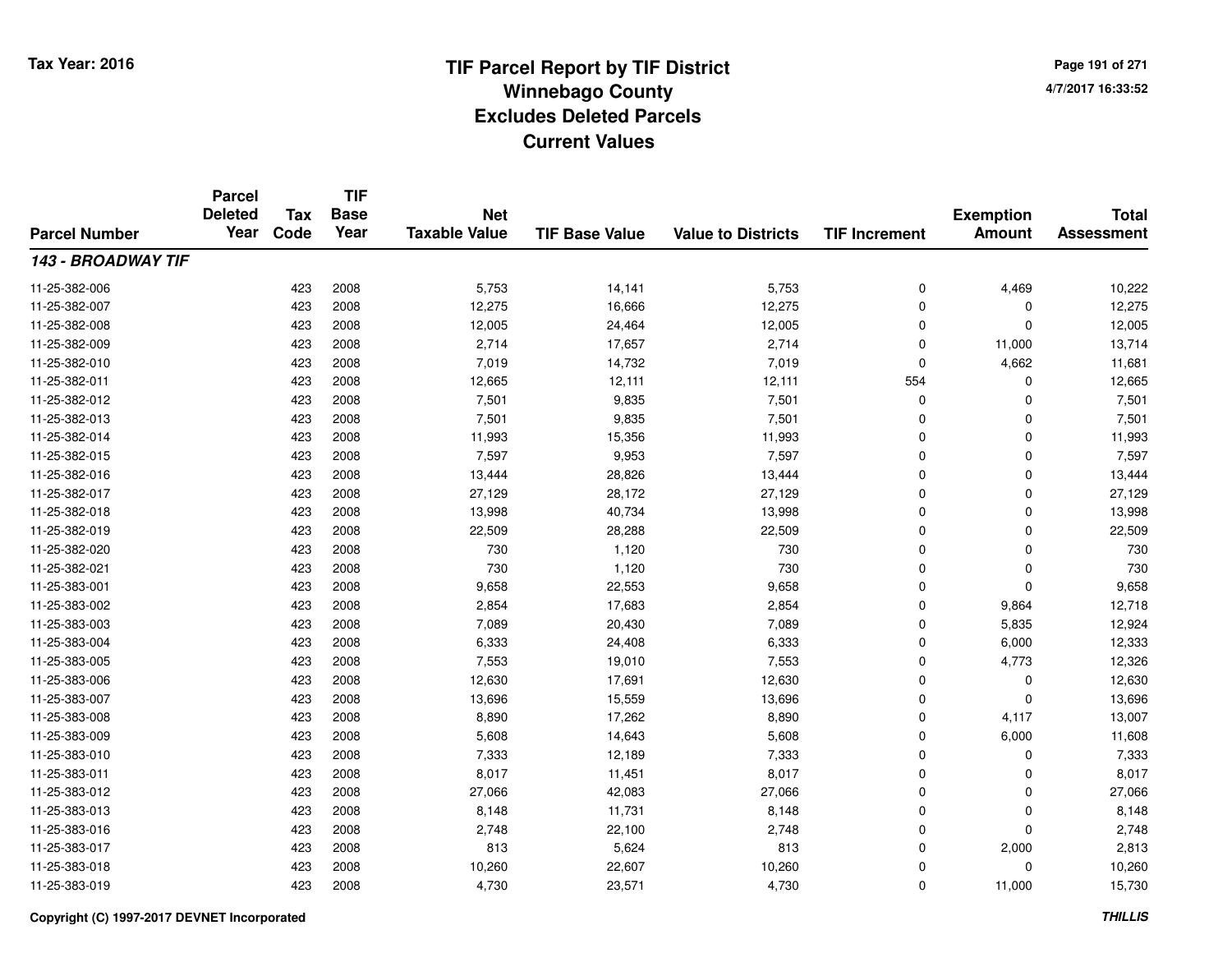# TIF Parcel Report by TIF District
## Winnebago County
## Excludes Deleted Parcels
## Current Values

Tax Year: 2016

4/7/2017 16:33:52

| Parcel Number | Parcel Deleted Year | Tax Code | TIF Base Year | Net Taxable Value | TIF Base Value | Value to Districts | TIF Increment | Exemption Amount | Total Assessment |
|---|---|---|---|---|---|---|---|---|---|
| ***143 - BROADWAY TIF*** | | | | | | | | | |
| 11-25-382-006 | | 423 | 2008 | 5,753 | 14,141 | 5,753 | 0 | 4,469 | 10,222 |
| 11-25-382-007 | | 423 | 2008 | 12,275 | 16,666 | 12,275 | 0 | 0 | 12,275 |
| 11-25-382-008 | | 423 | 2008 | 12,005 | 24,464 | 12,005 | 0 | 0 | 12,005 |
| 11-25-382-009 | | 423 | 2008 | 2,714 | 17,657 | 2,714 | 0 | 11,000 | 13,714 |
| 11-25-382-010 | | 423 | 2008 | 7,019 | 14,732 | 7,019 | 0 | 4,662 | 11,681 |
| 11-25-382-011 | | 423 | 2008 | 12,665 | 12,111 | 12,111 | 554 | 0 | 12,665 |
| 11-25-382-012 | | 423 | 2008 | 7,501 | 9,835 | 7,501 | 0 | 0 | 7,501 |
| 11-25-382-013 | | 423 | 2008 | 7,501 | 9,835 | 7,501 | 0 | 0 | 7,501 |
| 11-25-382-014 | | 423 | 2008 | 11,993 | 15,356 | 11,993 | 0 | 0 | 11,993 |
| 11-25-382-015 | | 423 | 2008 | 7,597 | 9,953 | 7,597 | 0 | 0 | 7,597 |
| 11-25-382-016 | | 423 | 2008 | 13,444 | 28,826 | 13,444 | 0 | 0 | 13,444 |
| 11-25-382-017 | | 423 | 2008 | 27,129 | 28,172 | 27,129 | 0 | 0 | 27,129 |
| 11-25-382-018 | | 423 | 2008 | 13,998 | 40,734 | 13,998 | 0 | 0 | 13,998 |
| 11-25-382-019 | | 423 | 2008 | 22,509 | 28,288 | 22,509 | 0 | 0 | 22,509 |
| 11-25-382-020 | | 423 | 2008 | 730 | 1,120 | 730 | 0 | 0 | 730 |
| 11-25-382-021 | | 423 | 2008 | 730 | 1,120 | 730 | 0 | 0 | 730 |
| 11-25-383-001 | | 423 | 2008 | 9,658 | 22,553 | 9,658 | 0 | 0 | 9,658 |
| 11-25-383-002 | | 423 | 2008 | 2,854 | 17,683 | 2,854 | 0 | 9,864 | 12,718 |
| 11-25-383-003 | | 423 | 2008 | 7,089 | 20,430 | 7,089 | 0 | 5,835 | 12,924 |
| 11-25-383-004 | | 423 | 2008 | 6,333 | 24,408 | 6,333 | 0 | 6,000 | 12,333 |
| 11-25-383-005 | | 423 | 2008 | 7,553 | 19,010 | 7,553 | 0 | 4,773 | 12,326 |
| 11-25-383-006 | | 423 | 2008 | 12,630 | 17,691 | 12,630 | 0 | 0 | 12,630 |
| 11-25-383-007 | | 423 | 2008 | 13,696 | 15,559 | 13,696 | 0 | 0 | 13,696 |
| 11-25-383-008 | | 423 | 2008 | 8,890 | 17,262 | 8,890 | 0 | 4,117 | 13,007 |
| 11-25-383-009 | | 423 | 2008 | 5,608 | 14,643 | 5,608 | 0 | 6,000 | 11,608 |
| 11-25-383-010 | | 423 | 2008 | 7,333 | 12,189 | 7,333 | 0 | 0 | 7,333 |
| 11-25-383-011 | | 423 | 2008 | 8,017 | 11,451 | 8,017 | 0 | 0 | 8,017 |
| 11-25-383-012 | | 423 | 2008 | 27,066 | 42,083 | 27,066 | 0 | 0 | 27,066 |
| 11-25-383-013 | | 423 | 2008 | 8,148 | 11,731 | 8,148 | 0 | 0 | 8,148 |
| 11-25-383-016 | | 423 | 2008 | 2,748 | 22,100 | 2,748 | 0 | 0 | 2,748 |
| 11-25-383-017 | | 423 | 2008 | 813 | 5,624 | 813 | 0 | 2,000 | 2,813 |
| 11-25-383-018 | | 423 | 2008 | 10,260 | 22,607 | 10,260 | 0 | 0 | 10,260 |
| 11-25-383-019 | | 423 | 2008 | 4,730 | 23,571 | 4,730 | 0 | 11,000 | 15,730 |

Copyright (C) 1997-2017 DEVNET Incorporated

*THILLIS*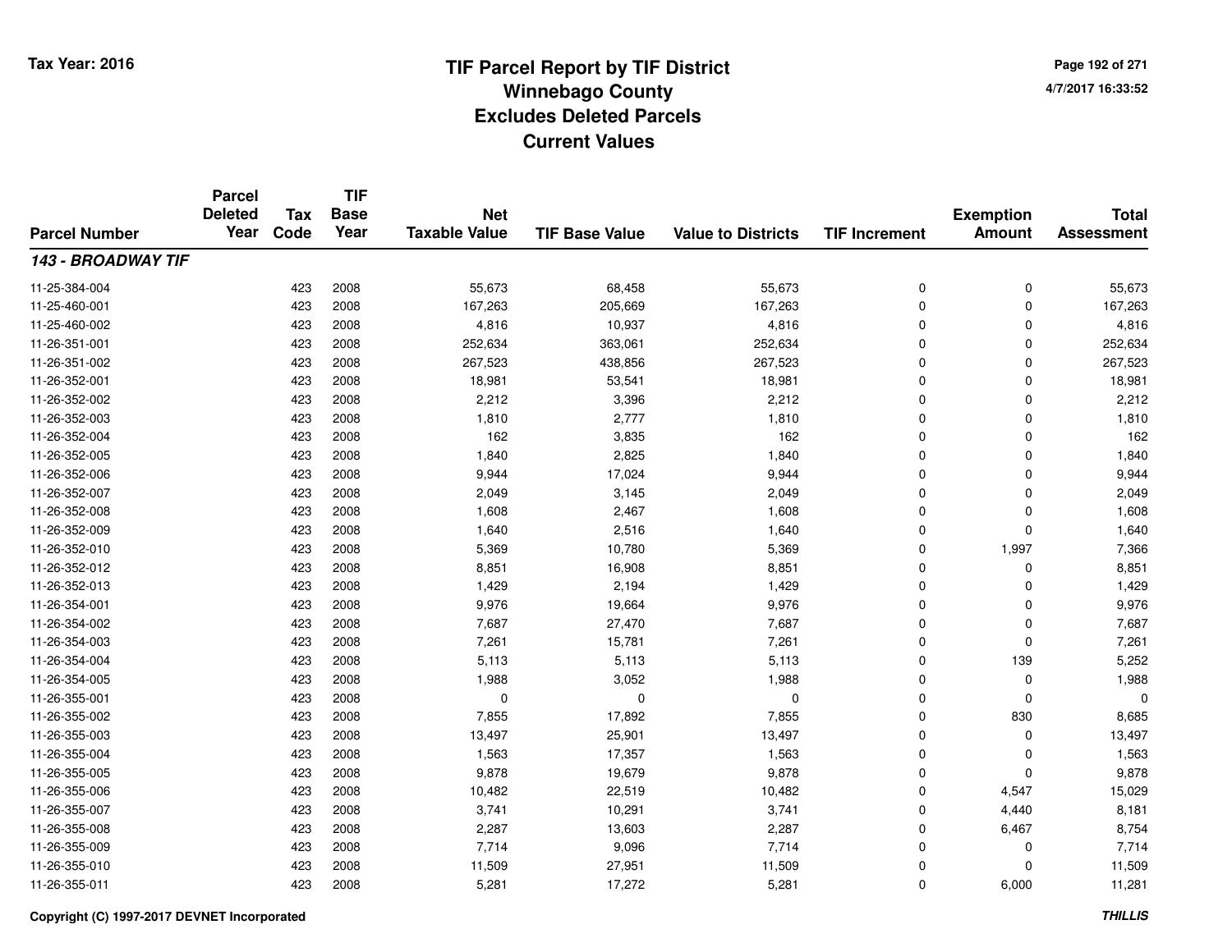Tax Year: 2016

# TIF Parcel Report by TIF District
## Winnebago County
## Excludes Deleted Parcels
## Current Values

4/7/2017 16:33:52

| Parcel Number | Parcel Deleted Year | Tax Code | TIF Base Year | Net Taxable Value | TIF Base Value | Value to Districts | TIF Increment | Exemption Amount | Total Assessment |
|---|---|---|---|---|---|---|---|---|---|
| ***143 - BROADWAY TIF*** | | | | | | | | | |
| 11-25-384-004 | | 423 | 2008 | 55,673 | 68,458 | 55,673 | 0 | 0 | 55,673 |
| 11-25-460-001 | | 423 | 2008 | 167,263 | 205,669 | 167,263 | 0 | 0 | 167,263 |
| 11-25-460-002 | | 423 | 2008 | 4,816 | 10,937 | 4,816 | 0 | 0 | 4,816 |
| 11-26-351-001 | | 423 | 2008 | 252,634 | 363,061 | 252,634 | 0 | 0 | 252,634 |
| 11-26-351-002 | | 423 | 2008 | 267,523 | 438,856 | 267,523 | 0 | 0 | 267,523 |
| 11-26-352-001 | | 423 | 2008 | 18,981 | 53,541 | 18,981 | 0 | 0 | 18,981 |
| 11-26-352-002 | | 423 | 2008 | 2,212 | 3,396 | 2,212 | 0 | 0 | 2,212 |
| 11-26-352-003 | | 423 | 2008 | 1,810 | 2,777 | 1,810 | 0 | 0 | 1,810 |
| 11-26-352-004 | | 423 | 2008 | 162 | 3,835 | 162 | 0 | 0 | 162 |
| 11-26-352-005 | | 423 | 2008 | 1,840 | 2,825 | 1,840 | 0 | 0 | 1,840 |
| 11-26-352-006 | | 423 | 2008 | 9,944 | 17,024 | 9,944 | 0 | 0 | 9,944 |
| 11-26-352-007 | | 423 | 2008 | 2,049 | 3,145 | 2,049 | 0 | 0 | 2,049 |
| 11-26-352-008 | | 423 | 2008 | 1,608 | 2,467 | 1,608 | 0 | 0 | 1,608 |
| 11-26-352-009 | | 423 | 2008 | 1,640 | 2,516 | 1,640 | 0 | 0 | 1,640 |
| 11-26-352-010 | | 423 | 2008 | 5,369 | 10,780 | 5,369 | 0 | 1,997 | 7,366 |
| 11-26-352-012 | | 423 | 2008 | 8,851 | 16,908 | 8,851 | 0 | 0 | 8,851 |
| 11-26-352-013 | | 423 | 2008 | 1,429 | 2,194 | 1,429 | 0 | 0 | 1,429 |
| 11-26-354-001 | | 423 | 2008 | 9,976 | 19,664 | 9,976 | 0 | 0 | 9,976 |
| 11-26-354-002 | | 423 | 2008 | 7,687 | 27,470 | 7,687 | 0 | 0 | 7,687 |
| 11-26-354-003 | | 423 | 2008 | 7,261 | 15,781 | 7,261 | 0 | 0 | 7,261 |
| 11-26-354-004 | | 423 | 2008 | 5,113 | 5,113 | 5,113 | 0 | 139 | 5,252 |
| 11-26-354-005 | | 423 | 2008 | 1,988 | 3,052 | 1,988 | 0 | 0 | 1,988 |
| 11-26-355-001 | | 423 | 2008 | 0 | 0 | 0 | 0 | 0 | 0 |
| 11-26-355-002 | | 423 | 2008 | 7,855 | 17,892 | 7,855 | 0 | 830 | 8,685 |
| 11-26-355-003 | | 423 | 2008 | 13,497 | 25,901 | 13,497 | 0 | 0 | 13,497 |
| 11-26-355-004 | | 423 | 2008 | 1,563 | 17,357 | 1,563 | 0 | 0 | 1,563 |
| 11-26-355-005 | | 423 | 2008 | 9,878 | 19,679 | 9,878 | 0 | 0 | 9,878 |
| 11-26-355-006 | | 423 | 2008 | 10,482 | 22,519 | 10,482 | 0 | 4,547 | 15,029 |
| 11-26-355-007 | | 423 | 2008 | 3,741 | 10,291 | 3,741 | 0 | 4,440 | 8,181 |
| 11-26-355-008 | | 423 | 2008 | 2,287 | 13,603 | 2,287 | 0 | 6,467 | 8,754 |
| 11-26-355-009 | | 423 | 2008 | 7,714 | 9,096 | 7,714 | 0 | 0 | 7,714 |
| 11-26-355-010 | | 423 | 2008 | 11,509 | 27,951 | 11,509 | 0 | 0 | 11,509 |
| 11-26-355-011 | | 423 | 2008 | 5,281 | 17,272 | 5,281 | 0 | 6,000 | 11,281 |

Copyright (C) 1997-2017 DEVNET Incorporated

*THILLIS*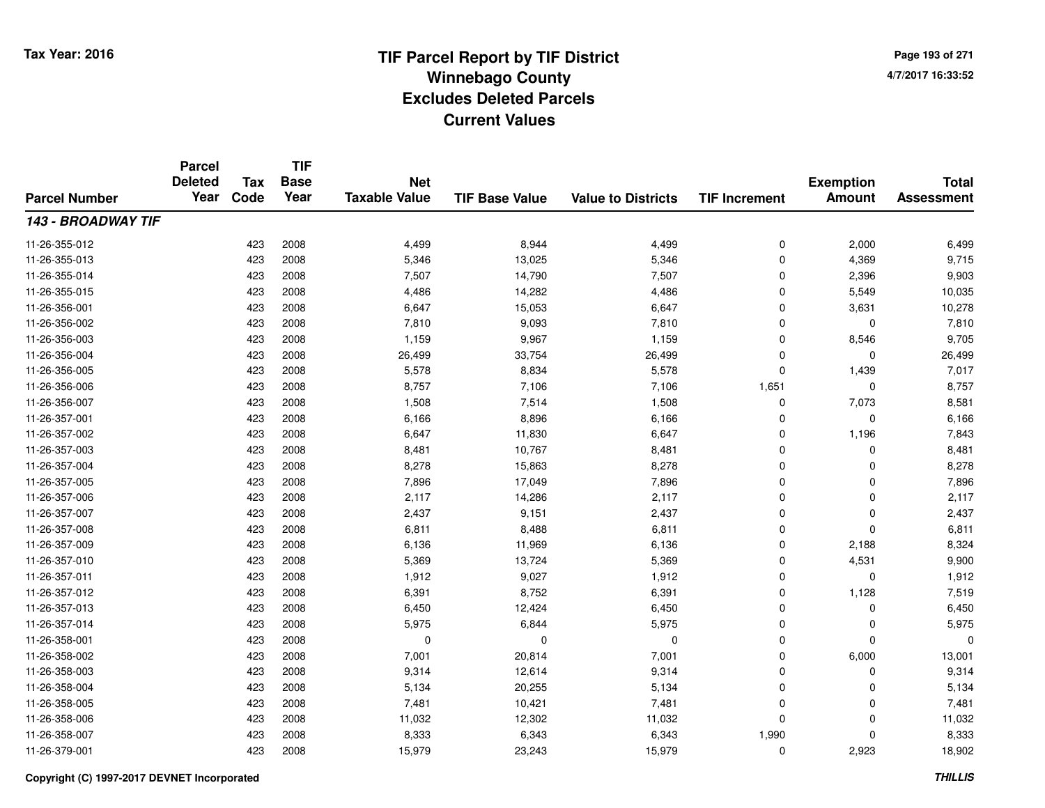# TIF Parcel Report by TIF District
## Winnebago County
## Excludes Deleted Parcels
## Current Values

Tax Year: 2016

4/7/2017 16:33:52

| Parcel Number | Parcel Deleted Year | Tax Code | TIF Base Year | Net Taxable Value | TIF Base Value | Value to Districts | TIF Increment | Exemption Amount | Total Assessment |
|---|---|---|---|---|---|---|---|---|---|
| ***143 - BROADWAY TIF*** | | | | | | | | | |
| 11-26-355-012 | | 423 | 2008 | 4,499 | 8,944 | 4,499 | 0 | 2,000 | 6,499 |
| 11-26-355-013 | | 423 | 2008 | 5,346 | 13,025 | 5,346 | 0 | 4,369 | 9,715 |
| 11-26-355-014 | | 423 | 2008 | 7,507 | 14,790 | 7,507 | 0 | 2,396 | 9,903 |
| 11-26-355-015 | | 423 | 2008 | 4,486 | 14,282 | 4,486 | 0 | 5,549 | 10,035 |
| 11-26-356-001 | | 423 | 2008 | 6,647 | 15,053 | 6,647 | 0 | 3,631 | 10,278 |
| 11-26-356-002 | | 423 | 2008 | 7,810 | 9,093 | 7,810 | 0 | 0 | 7,810 |
| 11-26-356-003 | | 423 | 2008 | 1,159 | 9,967 | 1,159 | 0 | 8,546 | 9,705 |
| 11-26-356-004 | | 423 | 2008 | 26,499 | 33,754 | 26,499 | 0 | 0 | 26,499 |
| 11-26-356-005 | | 423 | 2008 | 5,578 | 8,834 | 5,578 | 0 | 1,439 | 7,017 |
| 11-26-356-006 | | 423 | 2008 | 8,757 | 7,106 | 7,106 | 1,651 | 0 | 8,757 |
| 11-26-356-007 | | 423 | 2008 | 1,508 | 7,514 | 1,508 | 0 | 7,073 | 8,581 |
| 11-26-357-001 | | 423 | 2008 | 6,166 | 8,896 | 6,166 | 0 | 0 | 6,166 |
| 11-26-357-002 | | 423 | 2008 | 6,647 | 11,830 | 6,647 | 0 | 1,196 | 7,843 |
| 11-26-357-003 | | 423 | 2008 | 8,481 | 10,767 | 8,481 | 0 | 0 | 8,481 |
| 11-26-357-004 | | 423 | 2008 | 8,278 | 15,863 | 8,278 | 0 | 0 | 8,278 |
| 11-26-357-005 | | 423 | 2008 | 7,896 | 17,049 | 7,896 | 0 | 0 | 7,896 |
| 11-26-357-006 | | 423 | 2008 | 2,117 | 14,286 | 2,117 | 0 | 0 | 2,117 |
| 11-26-357-007 | | 423 | 2008 | 2,437 | 9,151 | 2,437 | 0 | 0 | 2,437 |
| 11-26-357-008 | | 423 | 2008 | 6,811 | 8,488 | 6,811 | 0 | 0 | 6,811 |
| 11-26-357-009 | | 423 | 2008 | 6,136 | 11,969 | 6,136 | 0 | 2,188 | 8,324 |
| 11-26-357-010 | | 423 | 2008 | 5,369 | 13,724 | 5,369 | 0 | 4,531 | 9,900 |
| 11-26-357-011 | | 423 | 2008 | 1,912 | 9,027 | 1,912 | 0 | 0 | 1,912 |
| 11-26-357-012 | | 423 | 2008 | 6,391 | 8,752 | 6,391 | 0 | 1,128 | 7,519 |
| 11-26-357-013 | | 423 | 2008 | 6,450 | 12,424 | 6,450 | 0 | 0 | 6,450 |
| 11-26-357-014 | | 423 | 2008 | 5,975 | 6,844 | 5,975 | 0 | 0 | 5,975 |
| 11-26-358-001 | | 423 | 2008 | 0 | 0 | 0 | 0 | 0 | 0 |
| 11-26-358-002 | | 423 | 2008 | 7,001 | 20,814 | 7,001 | 0 | 6,000 | 13,001 |
| 11-26-358-003 | | 423 | 2008 | 9,314 | 12,614 | 9,314 | 0 | 0 | 9,314 |
| 11-26-358-004 | | 423 | 2008 | 5,134 | 20,255 | 5,134 | 0 | 0 | 5,134 |
| 11-26-358-005 | | 423 | 2008 | 7,481 | 10,421 | 7,481 | 0 | 0 | 7,481 |
| 11-26-358-006 | | 423 | 2008 | 11,032 | 12,302 | 11,032 | 0 | 0 | 11,032 |
| 11-26-358-007 | | 423 | 2008 | 8,333 | 6,343 | 6,343 | 1,990 | 0 | 8,333 |
| 11-26-379-001 | | 423 | 2008 | 15,979 | 23,243 | 15,979 | 0 | 2,923 | 18,902 |

Copyright (C) 1997-2017 DEVNET Incorporated

*THILLIS*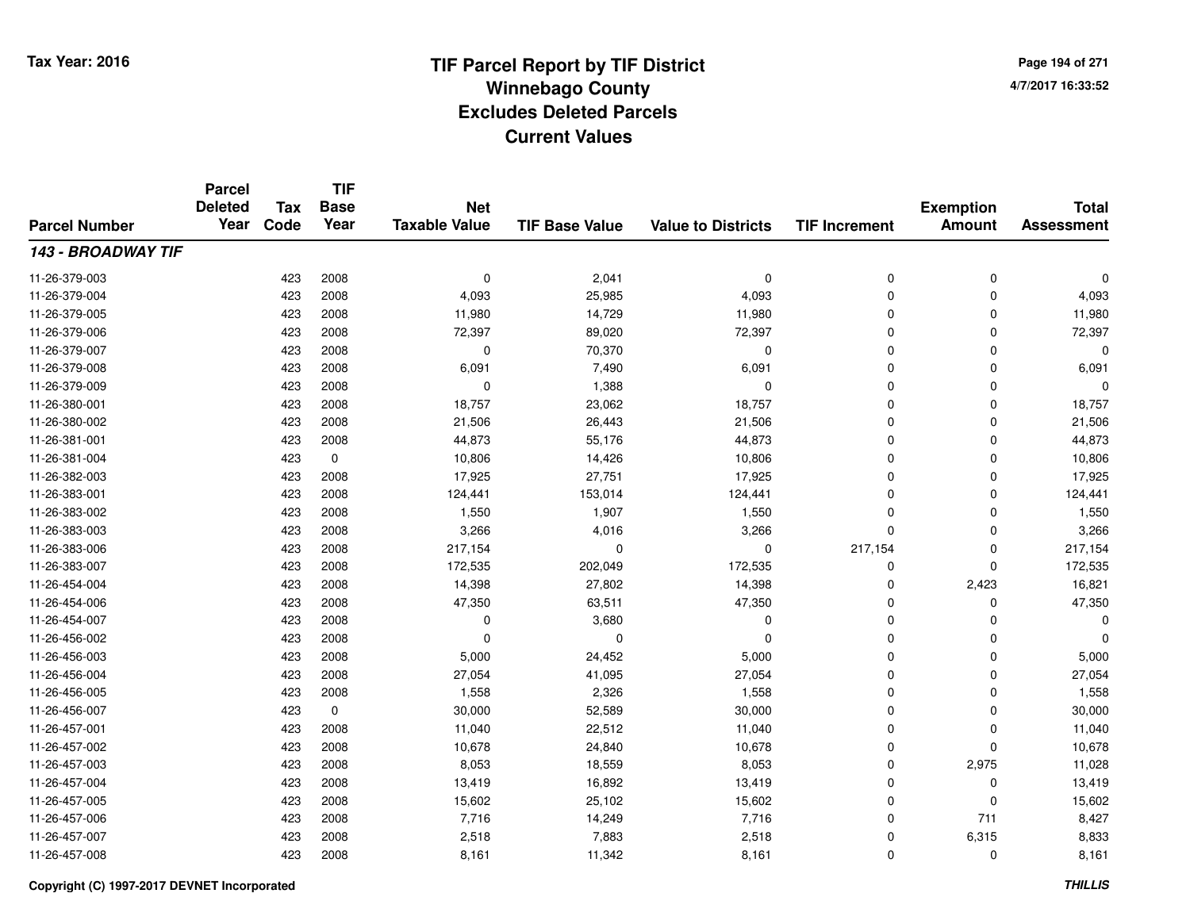# TIF Parcel Report by TIF District
## Winnebago County
## Excludes Deleted Parcels
## Current Values

Tax Year: 2016

4/7/2017 16:33:52

| Parcel Number | Parcel Deleted Year | Tax Code | TIF Base Year | Net Taxable Value | TIF Base Value | Value to Districts | TIF Increment | Exemption Amount | Total Assessment |
|---|---|---|---|---|---|---|---|---|---|
| ***143 - BROADWAY TIF*** | | | | | | | | | |
| 11-26-379-003 | | 423 | 2008 | 0 | 2,041 | 0 | 0 | 0 | 0 |
| 11-26-379-004 | | 423 | 2008 | 4,093 | 25,985 | 4,093 | 0 | 0 | 4,093 |
| 11-26-379-005 | | 423 | 2008 | 11,980 | 14,729 | 11,980 | 0 | 0 | 11,980 |
| 11-26-379-006 | | 423 | 2008 | 72,397 | 89,020 | 72,397 | 0 | 0 | 72,397 |
| 11-26-379-007 | | 423 | 2008 | 0 | 70,370 | 0 | 0 | 0 | 0 |
| 11-26-379-008 | | 423 | 2008 | 6,091 | 7,490 | 6,091 | 0 | 0 | 6,091 |
| 11-26-379-009 | | 423 | 2008 | 0 | 1,388 | 0 | 0 | 0 | 0 |
| 11-26-380-001 | | 423 | 2008 | 18,757 | 23,062 | 18,757 | 0 | 0 | 18,757 |
| 11-26-380-002 | | 423 | 2008 | 21,506 | 26,443 | 21,506 | 0 | 0 | 21,506 |
| 11-26-381-001 | | 423 | 2008 | 44,873 | 55,176 | 44,873 | 0 | 0 | 44,873 |
| 11-26-381-004 | | 423 | 0 | 10,806 | 14,426 | 10,806 | 0 | 0 | 10,806 |
| 11-26-382-003 | | 423 | 2008 | 17,925 | 27,751 | 17,925 | 0 | 0 | 17,925 |
| 11-26-383-001 | | 423 | 2008 | 124,441 | 153,014 | 124,441 | 0 | 0 | 124,441 |
| 11-26-383-002 | | 423 | 2008 | 1,550 | 1,907 | 1,550 | 0 | 0 | 1,550 |
| 11-26-383-003 | | 423 | 2008 | 3,266 | 4,016 | 3,266 | 0 | 0 | 3,266 |
| 11-26-383-006 | | 423 | 2008 | 217,154 | 0 | 0 | 217,154 | 0 | 217,154 |
| 11-26-383-007 | | 423 | 2008 | 172,535 | 202,049 | 172,535 | 0 | 0 | 172,535 |
| 11-26-454-004 | | 423 | 2008 | 14,398 | 27,802 | 14,398 | 0 | 2,423 | 16,821 |
| 11-26-454-006 | | 423 | 2008 | 47,350 | 63,511 | 47,350 | 0 | 0 | 47,350 |
| 11-26-454-007 | | 423 | 2008 | 0 | 3,680 | 0 | 0 | 0 | 0 |
| 11-26-456-002 | | 423 | 2008 | 0 | 0 | 0 | 0 | 0 | 0 |
| 11-26-456-003 | | 423 | 2008 | 5,000 | 24,452 | 5,000 | 0 | 0 | 5,000 |
| 11-26-456-004 | | 423 | 2008 | 27,054 | 41,095 | 27,054 | 0 | 0 | 27,054 |
| 11-26-456-005 | | 423 | 2008 | 1,558 | 2,326 | 1,558 | 0 | 0 | 1,558 |
| 11-26-456-007 | | 423 | 0 | 30,000 | 52,589 | 30,000 | 0 | 0 | 30,000 |
| 11-26-457-001 | | 423 | 2008 | 11,040 | 22,512 | 11,040 | 0 | 0 | 11,040 |
| 11-26-457-002 | | 423 | 2008 | 10,678 | 24,840 | 10,678 | 0 | 0 | 10,678 |
| 11-26-457-003 | | 423 | 2008 | 8,053 | 18,559 | 8,053 | 0 | 2,975 | 11,028 |
| 11-26-457-004 | | 423 | 2008 | 13,419 | 16,892 | 13,419 | 0 | 0 | 13,419 |
| 11-26-457-005 | | 423 | 2008 | 15,602 | 25,102 | 15,602 | 0 | 0 | 15,602 |
| 11-26-457-006 | | 423 | 2008 | 7,716 | 14,249 | 7,716 | 0 | 711 | 8,427 |
| 11-26-457-007 | | 423 | 2008 | 2,518 | 7,883 | 2,518 | 0 | 6,315 | 8,833 |
| 11-26-457-008 | | 423 | 2008 | 8,161 | 11,342 | 8,161 | 0 | 0 | 8,161 |

Copyright (C) 1997-2017 DEVNET Incorporated

THILLIS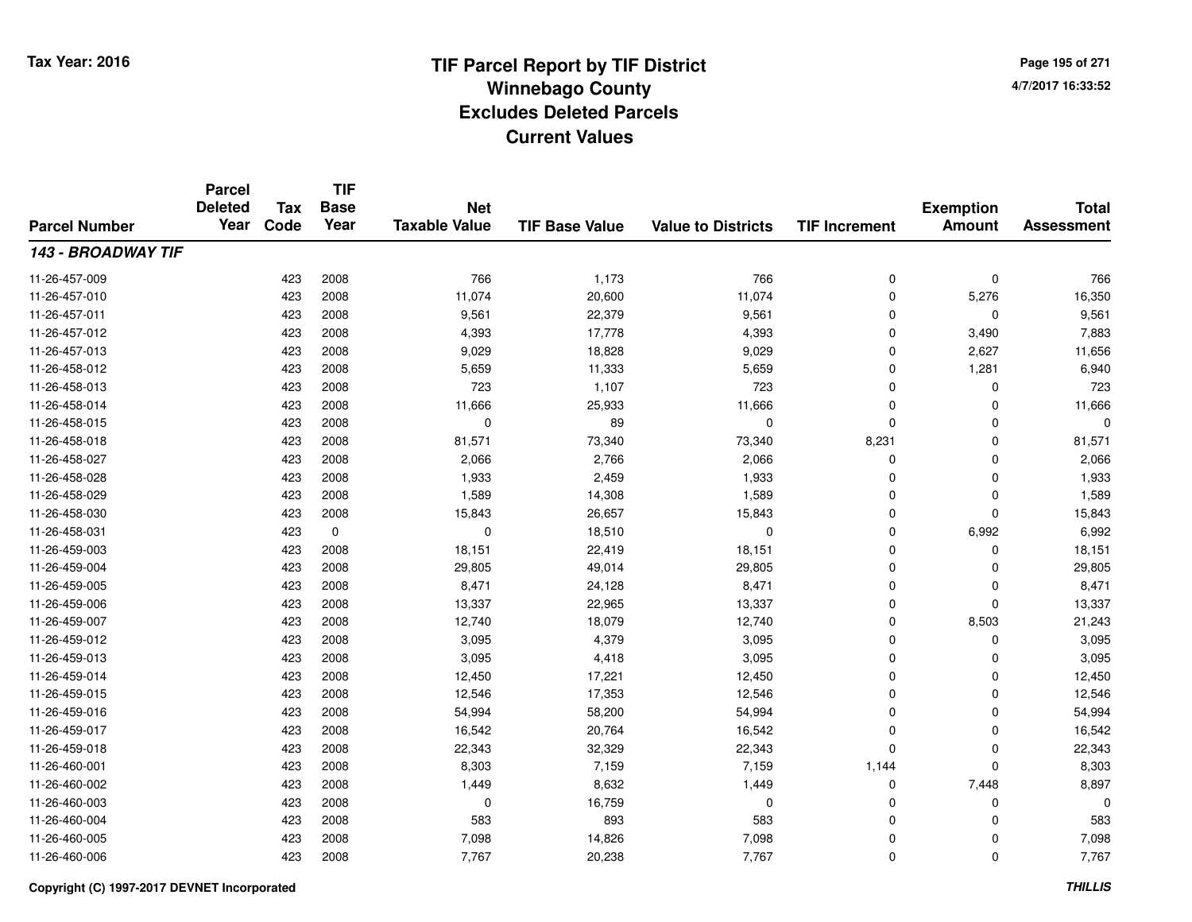Tax Year: 2016

# TIF Parcel Report by TIF District
## Winnebago County
## Excludes Deleted Parcels
## Current Values

4/7/2017 16:33:52

| Parcel Number | Parcel Deleted Year | Tax Code | TIF Base Year | Net Taxable Value | TIF Base Value | Value to Districts | TIF Increment | Exemption Amount | Total Assessment |
|---|---|---|---|---|---|---|---|---|---|
| ***143 - BROADWAY TIF*** | | | | | | | | | |
| 11-26-457-009 | | 423 | 2008 | 766 | 1,173 | 766 | 0 | 0 | 766 |
| 11-26-457-010 | | 423 | 2008 | 11,074 | 20,600 | 11,074 | 0 | 5,276 | 16,350 |
| 11-26-457-011 | | 423 | 2008 | 9,561 | 22,379 | 9,561 | 0 | 0 | 9,561 |
| 11-26-457-012 | | 423 | 2008 | 4,393 | 17,778 | 4,393 | 0 | 3,490 | 7,883 |
| 11-26-457-013 | | 423 | 2008 | 9,029 | 18,828 | 9,029 | 0 | 2,627 | 11,656 |
| 11-26-458-012 | | 423 | 2008 | 5,659 | 11,333 | 5,659 | 0 | 1,281 | 6,940 |
| 11-26-458-013 | | 423 | 2008 | 723 | 1,107 | 723 | 0 | 0 | 723 |
| 11-26-458-014 | | 423 | 2008 | 11,666 | 25,933 | 11,666 | 0 | 0 | 11,666 |
| 11-26-458-015 | | 423 | 2008 | 0 | 89 | 0 | 0 | 0 | 0 |
| 11-26-458-018 | | 423 | 2008 | 81,571 | 73,340 | 73,340 | 8,231 | 0 | 81,571 |
| 11-26-458-027 | | 423 | 2008 | 2,066 | 2,766 | 2,066 | 0 | 0 | 2,066 |
| 11-26-458-028 | | 423 | 2008 | 1,933 | 2,459 | 1,933 | 0 | 0 | 1,933 |
| 11-26-458-029 | | 423 | 2008 | 1,589 | 14,308 | 1,589 | 0 | 0 | 1,589 |
| 11-26-458-030 | | 423 | 2008 | 15,843 | 26,657 | 15,843 | 0 | 0 | 15,843 |
| 11-26-458-031 | | 423 | 0 | 0 | 18,510 | 0 | 0 | 6,992 | 6,992 |
| 11-26-459-003 | | 423 | 2008 | 18,151 | 22,419 | 18,151 | 0 | 0 | 18,151 |
| 11-26-459-004 | | 423 | 2008 | 29,805 | 49,014 | 29,805 | 0 | 0 | 29,805 |
| 11-26-459-005 | | 423 | 2008 | 8,471 | 24,128 | 8,471 | 0 | 0 | 8,471 |
| 11-26-459-006 | | 423 | 2008 | 13,337 | 22,965 | 13,337 | 0 | 0 | 13,337 |
| 11-26-459-007 | | 423 | 2008 | 12,740 | 18,079 | 12,740 | 0 | 8,503 | 21,243 |
| 11-26-459-012 | | 423 | 2008 | 3,095 | 4,379 | 3,095 | 0 | 0 | 3,095 |
| 11-26-459-013 | | 423 | 2008 | 3,095 | 4,418 | 3,095 | 0 | 0 | 3,095 |
| 11-26-459-014 | | 423 | 2008 | 12,450 | 17,221 | 12,450 | 0 | 0 | 12,450 |
| 11-26-459-015 | | 423 | 2008 | 12,546 | 17,353 | 12,546 | 0 | 0 | 12,546 |
| 11-26-459-016 | | 423 | 2008 | 54,994 | 58,200 | 54,994 | 0 | 0 | 54,994 |
| 11-26-459-017 | | 423 | 2008 | 16,542 | 20,764 | 16,542 | 0 | 0 | 16,542 |
| 11-26-459-018 | | 423 | 2008 | 22,343 | 32,329 | 22,343 | 0 | 0 | 22,343 |
| 11-26-460-001 | | 423 | 2008 | 8,303 | 7,159 | 7,159 | 1,144 | 0 | 8,303 |
| 11-26-460-002 | | 423 | 2008 | 1,449 | 8,632 | 1,449 | 0 | 7,448 | 8,897 |
| 11-26-460-003 | | 423 | 2008 | 0 | 16,759 | 0 | 0 | 0 | 0 |
| 11-26-460-004 | | 423 | 2008 | 583 | 893 | 583 | 0 | 0 | 583 |
| 11-26-460-005 | | 423 | 2008 | 7,098 | 14,826 | 7,098 | 0 | 0 | 7,098 |
| 11-26-460-006 | | 423 | 2008 | 7,767 | 20,238 | 7,767 | 0 | 0 | 7,767 |

Copyright (C) 1997-2017 DEVNET Incorporated — THILLIS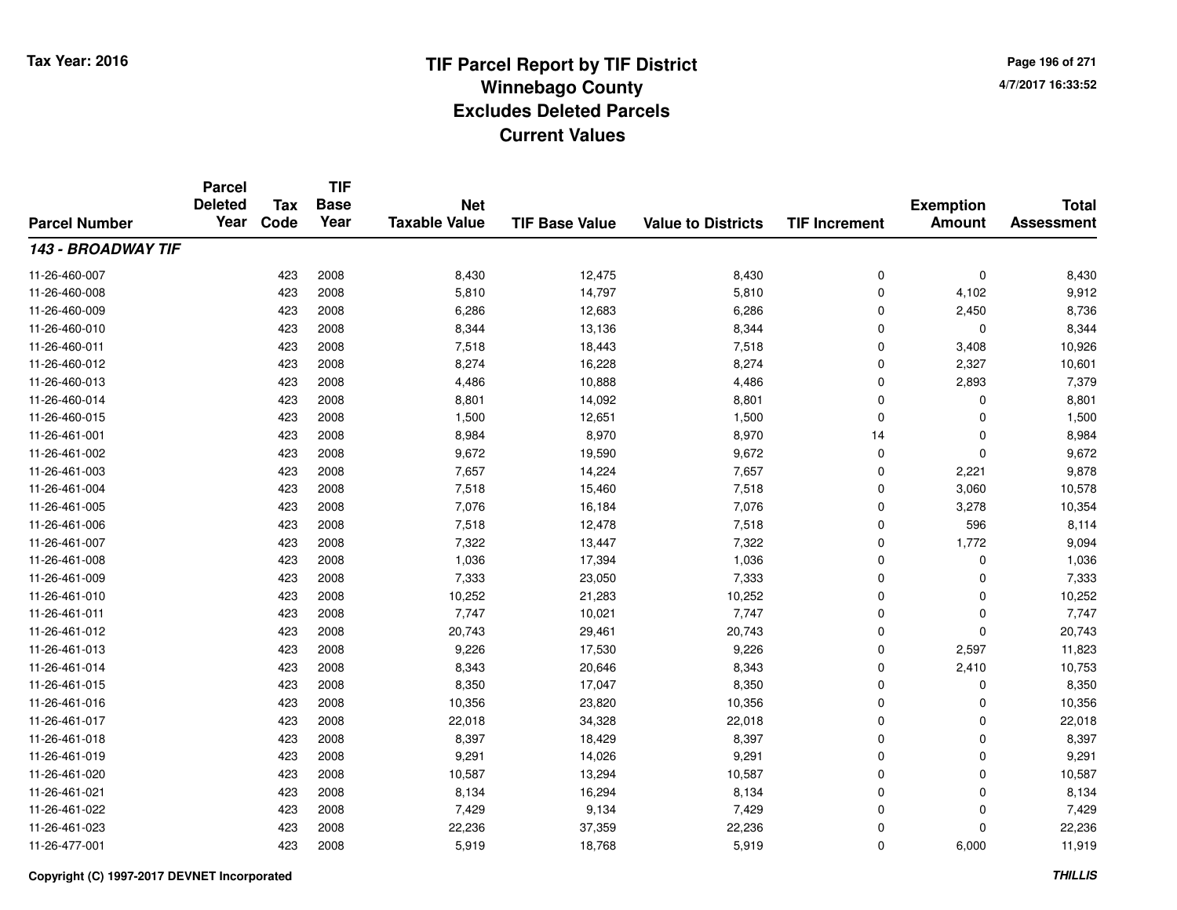Tax Year: 2016

# TIF Parcel Report by TIF District
## Winnebago County
## Excludes Deleted Parcels
## Current Values

4/7/2017 16:33:52

| Parcel Number | Parcel Deleted Year | Tax Code | TIF Base Year | Net Taxable Value | TIF Base Value | Value to Districts | TIF Increment | Exemption Amount | Total Assessment |
|---|---|---|---|---|---|---|---|---|---|
| ***143 - BROADWAY TIF*** | | | | | | | | | |
| 11-26-460-007 | | 423 | 2008 | 8,430 | 12,475 | 8,430 | 0 | 0 | 8,430 |
| 11-26-460-008 | | 423 | 2008 | 5,810 | 14,797 | 5,810 | 0 | 4,102 | 9,912 |
| 11-26-460-009 | | 423 | 2008 | 6,286 | 12,683 | 6,286 | 0 | 2,450 | 8,736 |
| 11-26-460-010 | | 423 | 2008 | 8,344 | 13,136 | 8,344 | 0 | 0 | 8,344 |
| 11-26-460-011 | | 423 | 2008 | 7,518 | 18,443 | 7,518 | 0 | 3,408 | 10,926 |
| 11-26-460-012 | | 423 | 2008 | 8,274 | 16,228 | 8,274 | 0 | 2,327 | 10,601 |
| 11-26-460-013 | | 423 | 2008 | 4,486 | 10,888 | 4,486 | 0 | 2,893 | 7,379 |
| 11-26-460-014 | | 423 | 2008 | 8,801 | 14,092 | 8,801 | 0 | 0 | 8,801 |
| 11-26-460-015 | | 423 | 2008 | 1,500 | 12,651 | 1,500 | 0 | 0 | 1,500 |
| 11-26-461-001 | | 423 | 2008 | 8,984 | 8,970 | 8,970 | 14 | 0 | 8,984 |
| 11-26-461-002 | | 423 | 2008 | 9,672 | 19,590 | 9,672 | 0 | 0 | 9,672 |
| 11-26-461-003 | | 423 | 2008 | 7,657 | 14,224 | 7,657 | 0 | 2,221 | 9,878 |
| 11-26-461-004 | | 423 | 2008 | 7,518 | 15,460 | 7,518 | 0 | 3,060 | 10,578 |
| 11-26-461-005 | | 423 | 2008 | 7,076 | 16,184 | 7,076 | 0 | 3,278 | 10,354 |
| 11-26-461-006 | | 423 | 2008 | 7,518 | 12,478 | 7,518 | 0 | 596 | 8,114 |
| 11-26-461-007 | | 423 | 2008 | 7,322 | 13,447 | 7,322 | 0 | 1,772 | 9,094 |
| 11-26-461-008 | | 423 | 2008 | 1,036 | 17,394 | 1,036 | 0 | 0 | 1,036 |
| 11-26-461-009 | | 423 | 2008 | 7,333 | 23,050 | 7,333 | 0 | 0 | 7,333 |
| 11-26-461-010 | | 423 | 2008 | 10,252 | 21,283 | 10,252 | 0 | 0 | 10,252 |
| 11-26-461-011 | | 423 | 2008 | 7,747 | 10,021 | 7,747 | 0 | 0 | 7,747 |
| 11-26-461-012 | | 423 | 2008 | 20,743 | 29,461 | 20,743 | 0 | 0 | 20,743 |
| 11-26-461-013 | | 423 | 2008 | 9,226 | 17,530 | 9,226 | 0 | 2,597 | 11,823 |
| 11-26-461-014 | | 423 | 2008 | 8,343 | 20,646 | 8,343 | 0 | 2,410 | 10,753 |
| 11-26-461-015 | | 423 | 2008 | 8,350 | 17,047 | 8,350 | 0 | 0 | 8,350 |
| 11-26-461-016 | | 423 | 2008 | 10,356 | 23,820 | 10,356 | 0 | 0 | 10,356 |
| 11-26-461-017 | | 423 | 2008 | 22,018 | 34,328 | 22,018 | 0 | 0 | 22,018 |
| 11-26-461-018 | | 423 | 2008 | 8,397 | 18,429 | 8,397 | 0 | 0 | 8,397 |
| 11-26-461-019 | | 423 | 2008 | 9,291 | 14,026 | 9,291 | 0 | 0 | 9,291 |
| 11-26-461-020 | | 423 | 2008 | 10,587 | 13,294 | 10,587 | 0 | 0 | 10,587 |
| 11-26-461-021 | | 423 | 2008 | 8,134 | 16,294 | 8,134 | 0 | 0 | 8,134 |
| 11-26-461-022 | | 423 | 2008 | 7,429 | 9,134 | 7,429 | 0 | 0 | 7,429 |
| 11-26-461-023 | | 423 | 2008 | 22,236 | 37,359 | 22,236 | 0 | 0 | 22,236 |
| 11-26-477-001 | | 423 | 2008 | 5,919 | 18,768 | 5,919 | 0 | 6,000 | 11,919 |

Copyright (C) 1997-2017 DEVNET Incorporated

*THILLIS*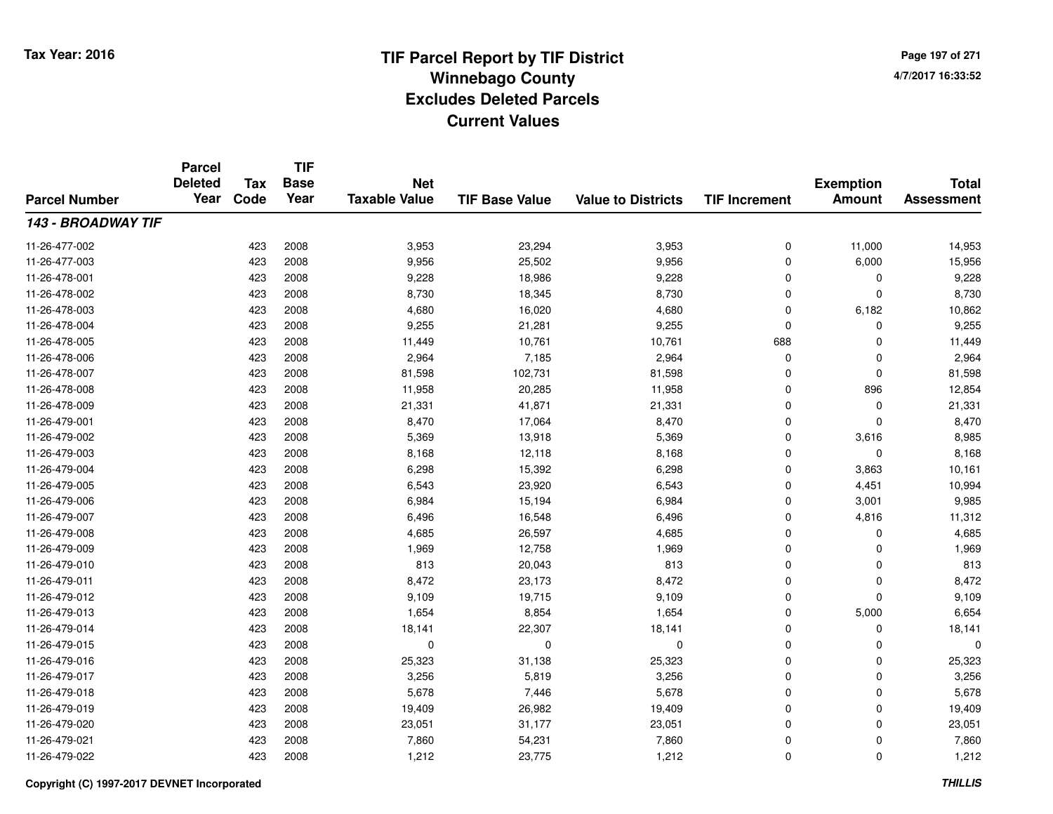Tax Year: 2016

# TIF Parcel Report by TIF District
## Winnebago County
## Excludes Deleted Parcels
## Current Values

4/7/2017 16:33:52

| Parcel Number | Parcel Deleted Year | Tax Code | TIF Base Year | Net Taxable Value | TIF Base Value | Value to Districts | TIF Increment | Exemption Amount | Total Assessment |
|---|---|---|---|---|---|---|---|---|---|
| ***143 - BROADWAY TIF*** | | | | | | | | | |
| 11-26-477-002 | | 423 | 2008 | 3,953 | 23,294 | 3,953 | 0 | 11,000 | 14,953 |
| 11-26-477-003 | | 423 | 2008 | 9,956 | 25,502 | 9,956 | 0 | 6,000 | 15,956 |
| 11-26-478-001 | | 423 | 2008 | 9,228 | 18,986 | 9,228 | 0 | 0 | 9,228 |
| 11-26-478-002 | | 423 | 2008 | 8,730 | 18,345 | 8,730 | 0 | 0 | 8,730 |
| 11-26-478-003 | | 423 | 2008 | 4,680 | 16,020 | 4,680 | 0 | 6,182 | 10,862 |
| 11-26-478-004 | | 423 | 2008 | 9,255 | 21,281 | 9,255 | 0 | 0 | 9,255 |
| 11-26-478-005 | | 423 | 2008 | 11,449 | 10,761 | 10,761 | 688 | 0 | 11,449 |
| 11-26-478-006 | | 423 | 2008 | 2,964 | 7,185 | 2,964 | 0 | 0 | 2,964 |
| 11-26-478-007 | | 423 | 2008 | 81,598 | 102,731 | 81,598 | 0 | 0 | 81,598 |
| 11-26-478-008 | | 423 | 2008 | 11,958 | 20,285 | 11,958 | 0 | 896 | 12,854 |
| 11-26-478-009 | | 423 | 2008 | 21,331 | 41,871 | 21,331 | 0 | 0 | 21,331 |
| 11-26-479-001 | | 423 | 2008 | 8,470 | 17,064 | 8,470 | 0 | 0 | 8,470 |
| 11-26-479-002 | | 423 | 2008 | 5,369 | 13,918 | 5,369 | 0 | 3,616 | 8,985 |
| 11-26-479-003 | | 423 | 2008 | 8,168 | 12,118 | 8,168 | 0 | 0 | 8,168 |
| 11-26-479-004 | | 423 | 2008 | 6,298 | 15,392 | 6,298 | 0 | 3,863 | 10,161 |
| 11-26-479-005 | | 423 | 2008 | 6,543 | 23,920 | 6,543 | 0 | 4,451 | 10,994 |
| 11-26-479-006 | | 423 | 2008 | 6,984 | 15,194 | 6,984 | 0 | 3,001 | 9,985 |
| 11-26-479-007 | | 423 | 2008 | 6,496 | 16,548 | 6,496 | 0 | 4,816 | 11,312 |
| 11-26-479-008 | | 423 | 2008 | 4,685 | 26,597 | 4,685 | 0 | 0 | 4,685 |
| 11-26-479-009 | | 423 | 2008 | 1,969 | 12,758 | 1,969 | 0 | 0 | 1,969 |
| 11-26-479-010 | | 423 | 2008 | 813 | 20,043 | 813 | 0 | 0 | 813 |
| 11-26-479-011 | | 423 | 2008 | 8,472 | 23,173 | 8,472 | 0 | 0 | 8,472 |
| 11-26-479-012 | | 423 | 2008 | 9,109 | 19,715 | 9,109 | 0 | 0 | 9,109 |
| 11-26-479-013 | | 423 | 2008 | 1,654 | 8,854 | 1,654 | 0 | 5,000 | 6,654 |
| 11-26-479-014 | | 423 | 2008 | 18,141 | 22,307 | 18,141 | 0 | 0 | 18,141 |
| 11-26-479-015 | | 423 | 2008 | 0 | 0 | 0 | 0 | 0 | 0 |
| 11-26-479-016 | | 423 | 2008 | 25,323 | 31,138 | 25,323 | 0 | 0 | 25,323 |
| 11-26-479-017 | | 423 | 2008 | 3,256 | 5,819 | 3,256 | 0 | 0 | 3,256 |
| 11-26-479-018 | | 423 | 2008 | 5,678 | 7,446 | 5,678 | 0 | 0 | 5,678 |
| 11-26-479-019 | | 423 | 2008 | 19,409 | 26,982 | 19,409 | 0 | 0 | 19,409 |
| 11-26-479-020 | | 423 | 2008 | 23,051 | 31,177 | 23,051 | 0 | 0 | 23,051 |
| 11-26-479-021 | | 423 | 2008 | 7,860 | 54,231 | 7,860 | 0 | 0 | 7,860 |
| 11-26-479-022 | | 423 | 2008 | 1,212 | 23,775 | 1,212 | 0 | 0 | 1,212 |

Copyright (C) 1997-2017 DEVNET Incorporated

*THILLIS*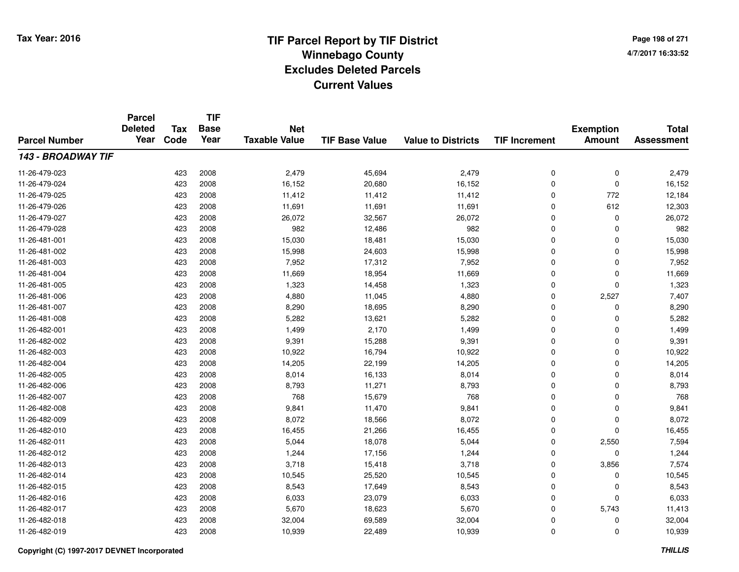# TIF Parcel Report by TIF District
## Winnebago County
## Excludes Deleted Parcels
## Current Values

Tax Year: 2016

4/7/2017 16:33:52

| Parcel Number | Parcel Deleted Year | Tax Code | TIF Base Year | Net Taxable Value | TIF Base Value | Value to Districts | TIF Increment | Exemption Amount | Total Assessment |
|---|---|---|---|---|---|---|---|---|---|
| ***143 - BROADWAY TIF*** | | | | | | | | | |
| 11-26-479-023 | | 423 | 2008 | 2,479 | 45,694 | 2,479 | 0 | 0 | 2,479 |
| 11-26-479-024 | | 423 | 2008 | 16,152 | 20,680 | 16,152 | 0 | 0 | 16,152 |
| 11-26-479-025 | | 423 | 2008 | 11,412 | 11,412 | 11,412 | 0 | 772 | 12,184 |
| 11-26-479-026 | | 423 | 2008 | 11,691 | 11,691 | 11,691 | 0 | 612 | 12,303 |
| 11-26-479-027 | | 423 | 2008 | 26,072 | 32,567 | 26,072 | 0 | 0 | 26,072 |
| 11-26-479-028 | | 423 | 2008 | 982 | 12,486 | 982 | 0 | 0 | 982 |
| 11-26-481-001 | | 423 | 2008 | 15,030 | 18,481 | 15,030 | 0 | 0 | 15,030 |
| 11-26-481-002 | | 423 | 2008 | 15,998 | 24,603 | 15,998 | 0 | 0 | 15,998 |
| 11-26-481-003 | | 423 | 2008 | 7,952 | 17,312 | 7,952 | 0 | 0 | 7,952 |
| 11-26-481-004 | | 423 | 2008 | 11,669 | 18,954 | 11,669 | 0 | 0 | 11,669 |
| 11-26-481-005 | | 423 | 2008 | 1,323 | 14,458 | 1,323 | 0 | 0 | 1,323 |
| 11-26-481-006 | | 423 | 2008 | 4,880 | 11,045 | 4,880 | 0 | 2,527 | 7,407 |
| 11-26-481-007 | | 423 | 2008 | 8,290 | 18,695 | 8,290 | 0 | 0 | 8,290 |
| 11-26-481-008 | | 423 | 2008 | 5,282 | 13,621 | 5,282 | 0 | 0 | 5,282 |
| 11-26-482-001 | | 423 | 2008 | 1,499 | 2,170 | 1,499 | 0 | 0 | 1,499 |
| 11-26-482-002 | | 423 | 2008 | 9,391 | 15,288 | 9,391 | 0 | 0 | 9,391 |
| 11-26-482-003 | | 423 | 2008 | 10,922 | 16,794 | 10,922 | 0 | 0 | 10,922 |
| 11-26-482-004 | | 423 | 2008 | 14,205 | 22,199 | 14,205 | 0 | 0 | 14,205 |
| 11-26-482-005 | | 423 | 2008 | 8,014 | 16,133 | 8,014 | 0 | 0 | 8,014 |
| 11-26-482-006 | | 423 | 2008 | 8,793 | 11,271 | 8,793 | 0 | 0 | 8,793 |
| 11-26-482-007 | | 423 | 2008 | 768 | 15,679 | 768 | 0 | 0 | 768 |
| 11-26-482-008 | | 423 | 2008 | 9,841 | 11,470 | 9,841 | 0 | 0 | 9,841 |
| 11-26-482-009 | | 423 | 2008 | 8,072 | 18,566 | 8,072 | 0 | 0 | 8,072 |
| 11-26-482-010 | | 423 | 2008 | 16,455 | 21,266 | 16,455 | 0 | 0 | 16,455 |
| 11-26-482-011 | | 423 | 2008 | 5,044 | 18,078 | 5,044 | 0 | 2,550 | 7,594 |
| 11-26-482-012 | | 423 | 2008 | 1,244 | 17,156 | 1,244 | 0 | 0 | 1,244 |
| 11-26-482-013 | | 423 | 2008 | 3,718 | 15,418 | 3,718 | 0 | 3,856 | 7,574 |
| 11-26-482-014 | | 423 | 2008 | 10,545 | 25,520 | 10,545 | 0 | 0 | 10,545 |
| 11-26-482-015 | | 423 | 2008 | 8,543 | 17,649 | 8,543 | 0 | 0 | 8,543 |
| 11-26-482-016 | | 423 | 2008 | 6,033 | 23,079 | 6,033 | 0 | 0 | 6,033 |
| 11-26-482-017 | | 423 | 2008 | 5,670 | 18,623 | 5,670 | 0 | 5,743 | 11,413 |
| 11-26-482-018 | | 423 | 2008 | 32,004 | 69,589 | 32,004 | 0 | 0 | 32,004 |
| 11-26-482-019 | | 423 | 2008 | 10,939 | 22,489 | 10,939 | 0 | 0 | 10,939 |

Copyright (C) 1997-2017 DEVNET Incorporated

*THILLIS*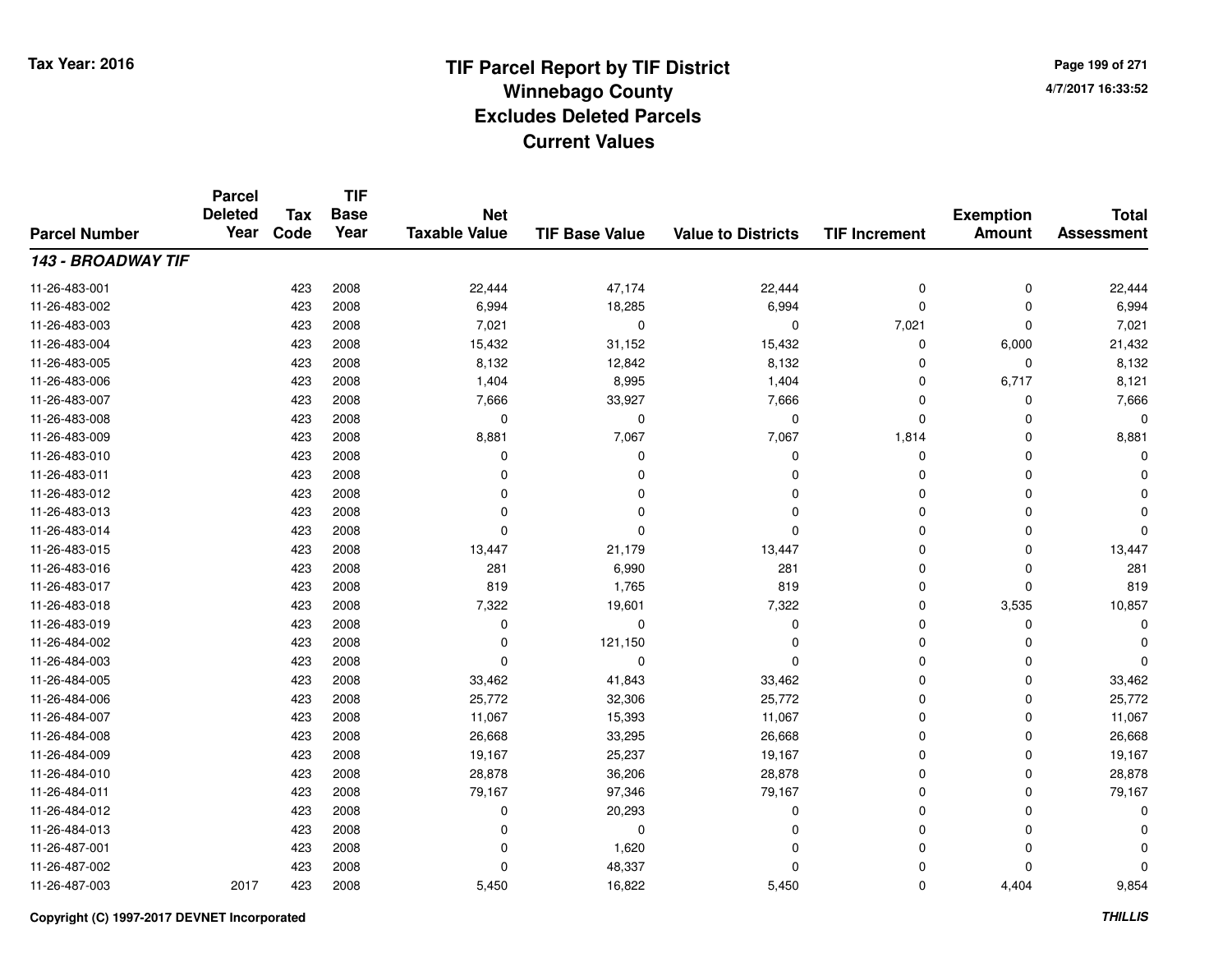Tax Year: 2016

# TIF Parcel Report by TIF District
## Winnebago County
## Excludes Deleted Parcels
## Current Values

4/7/2017 16:33:52

| Parcel Number | Parcel Deleted Year | Tax Code | TIF Base Year | Net Taxable Value | TIF Base Value | Value to Districts | TIF Increment | Exemption Amount | Total Assessment |
|---|---|---|---|---|---|---|---|---|---|
| ***143 - BROADWAY TIF*** | | | | | | | | | |
| 11-26-483-001 | | 423 | 2008 | 22,444 | 47,174 | 22,444 | 0 | 0 | 22,444 |
| 11-26-483-002 | | 423 | 2008 | 6,994 | 18,285 | 6,994 | 0 | 0 | 6,994 |
| 11-26-483-003 | | 423 | 2008 | 7,021 | 0 | 0 | 7,021 | 0 | 7,021 |
| 11-26-483-004 | | 423 | 2008 | 15,432 | 31,152 | 15,432 | 0 | 6,000 | 21,432 |
| 11-26-483-005 | | 423 | 2008 | 8,132 | 12,842 | 8,132 | 0 | 0 | 8,132 |
| 11-26-483-006 | | 423 | 2008 | 1,404 | 8,995 | 1,404 | 0 | 6,717 | 8,121 |
| 11-26-483-007 | | 423 | 2008 | 7,666 | 33,927 | 7,666 | 0 | 0 | 7,666 |
| 11-26-483-008 | | 423 | 2008 | 0 | 0 | 0 | 0 | 0 | 0 |
| 11-26-483-009 | | 423 | 2008 | 8,881 | 7,067 | 7,067 | 1,814 | 0 | 8,881 |
| 11-26-483-010 | | 423 | 2008 | 0 | 0 | 0 | 0 | 0 | 0 |
| 11-26-483-011 | | 423 | 2008 | 0 | 0 | 0 | 0 | 0 | 0 |
| 11-26-483-012 | | 423 | 2008 | 0 | 0 | 0 | 0 | 0 | 0 |
| 11-26-483-013 | | 423 | 2008 | 0 | 0 | 0 | 0 | 0 | 0 |
| 11-26-483-014 | | 423 | 2008 | 0 | 0 | 0 | 0 | 0 | 0 |
| 11-26-483-015 | | 423 | 2008 | 13,447 | 21,179 | 13,447 | 0 | 0 | 13,447 |
| 11-26-483-016 | | 423 | 2008 | 281 | 6,990 | 281 | 0 | 0 | 281 |
| 11-26-483-017 | | 423 | 2008 | 819 | 1,765 | 819 | 0 | 0 | 819 |
| 11-26-483-018 | | 423 | 2008 | 7,322 | 19,601 | 7,322 | 0 | 3,535 | 10,857 |
| 11-26-483-019 | | 423 | 2008 | 0 | 0 | 0 | 0 | 0 | 0 |
| 11-26-484-002 | | 423 | 2008 | 0 | 121,150 | 0 | 0 | 0 | 0 |
| 11-26-484-003 | | 423 | 2008 | 0 | 0 | 0 | 0 | 0 | 0 |
| 11-26-484-005 | | 423 | 2008 | 33,462 | 41,843 | 33,462 | 0 | 0 | 33,462 |
| 11-26-484-006 | | 423 | 2008 | 25,772 | 32,306 | 25,772 | 0 | 0 | 25,772 |
| 11-26-484-007 | | 423 | 2008 | 11,067 | 15,393 | 11,067 | 0 | 0 | 11,067 |
| 11-26-484-008 | | 423 | 2008 | 26,668 | 33,295 | 26,668 | 0 | 0 | 26,668 |
| 11-26-484-009 | | 423 | 2008 | 19,167 | 25,237 | 19,167 | 0 | 0 | 19,167 |
| 11-26-484-010 | | 423 | 2008 | 28,878 | 36,206 | 28,878 | 0 | 0 | 28,878 |
| 11-26-484-011 | | 423 | 2008 | 79,167 | 97,346 | 79,167 | 0 | 0 | 79,167 |
| 11-26-484-012 | | 423 | 2008 | 0 | 20,293 | 0 | 0 | 0 | 0 |
| 11-26-484-013 | | 423 | 2008 | 0 | 0 | 0 | 0 | 0 | 0 |
| 11-26-487-001 | | 423 | 2008 | 0 | 1,620 | 0 | 0 | 0 | 0 |
| 11-26-487-002 | | 423 | 2008 | 0 | 48,337 | 0 | 0 | 0 | 0 |
| 11-26-487-003 | 2017 | 423 | 2008 | 5,450 | 16,822 | 5,450 | 0 | 4,404 | 9,854 |

Copyright (C) 1997-2017 DEVNET Incorporated

THILLIS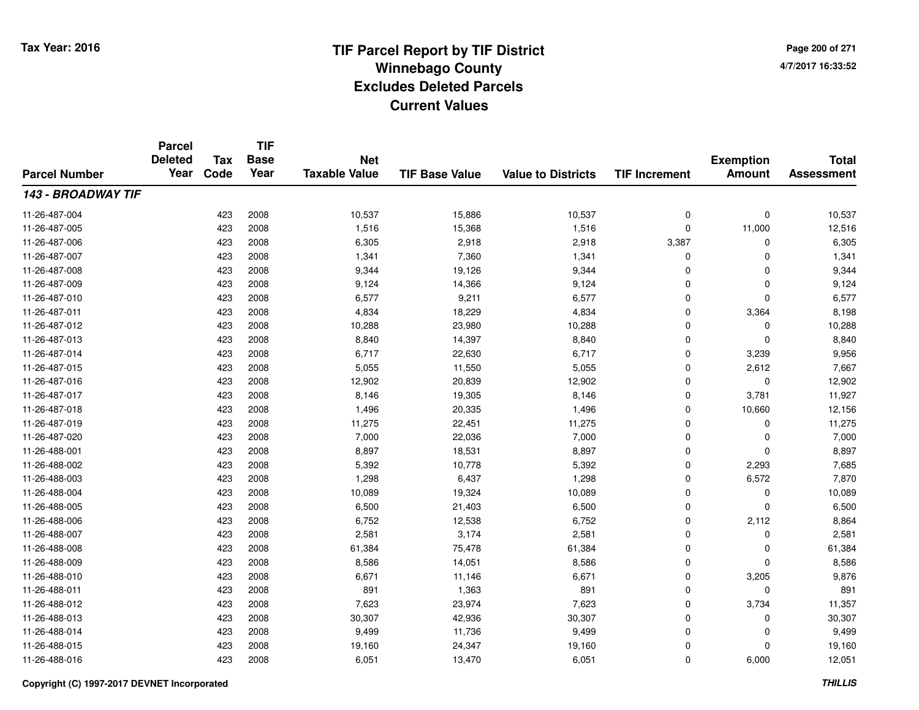# TIF Parcel Report by TIF District
## Winnebago County
## Excludes Deleted Parcels
## Current Values

Tax Year: 2016

4/7/2017 16:33:52

| Parcel Number | Parcel Deleted Year | Tax Code | TIF Base Year | Net Taxable Value | TIF Base Value | Value to Districts | TIF Increment | Exemption Amount | Total Assessment |
|---|---|---|---|---|---|---|---|---|---|
| ***143 - BROADWAY TIF*** | | | | | | | | | |
| 11-26-487-004 | | 423 | 2008 | 10,537 | 15,886 | 10,537 | 0 | 0 | 10,537 |
| 11-26-487-005 | | 423 | 2008 | 1,516 | 15,368 | 1,516 | 0 | 11,000 | 12,516 |
| 11-26-487-006 | | 423 | 2008 | 6,305 | 2,918 | 2,918 | 3,387 | 0 | 6,305 |
| 11-26-487-007 | | 423 | 2008 | 1,341 | 7,360 | 1,341 | 0 | 0 | 1,341 |
| 11-26-487-008 | | 423 | 2008 | 9,344 | 19,126 | 9,344 | 0 | 0 | 9,344 |
| 11-26-487-009 | | 423 | 2008 | 9,124 | 14,366 | 9,124 | 0 | 0 | 9,124 |
| 11-26-487-010 | | 423 | 2008 | 6,577 | 9,211 | 6,577 | 0 | 0 | 6,577 |
| 11-26-487-011 | | 423 | 2008 | 4,834 | 18,229 | 4,834 | 0 | 3,364 | 8,198 |
| 11-26-487-012 | | 423 | 2008 | 10,288 | 23,980 | 10,288 | 0 | 0 | 10,288 |
| 11-26-487-013 | | 423 | 2008 | 8,840 | 14,397 | 8,840 | 0 | 0 | 8,840 |
| 11-26-487-014 | | 423 | 2008 | 6,717 | 22,630 | 6,717 | 0 | 3,239 | 9,956 |
| 11-26-487-015 | | 423 | 2008 | 5,055 | 11,550 | 5,055 | 0 | 2,612 | 7,667 |
| 11-26-487-016 | | 423 | 2008 | 12,902 | 20,839 | 12,902 | 0 | 0 | 12,902 |
| 11-26-487-017 | | 423 | 2008 | 8,146 | 19,305 | 8,146 | 0 | 3,781 | 11,927 |
| 11-26-487-018 | | 423 | 2008 | 1,496 | 20,335 | 1,496 | 0 | 10,660 | 12,156 |
| 11-26-487-019 | | 423 | 2008 | 11,275 | 22,451 | 11,275 | 0 | 0 | 11,275 |
| 11-26-487-020 | | 423 | 2008 | 7,000 | 22,036 | 7,000 | 0 | 0 | 7,000 |
| 11-26-488-001 | | 423 | 2008 | 8,897 | 18,531 | 8,897 | 0 | 0 | 8,897 |
| 11-26-488-002 | | 423 | 2008 | 5,392 | 10,778 | 5,392 | 0 | 2,293 | 7,685 |
| 11-26-488-003 | | 423 | 2008 | 1,298 | 6,437 | 1,298 | 0 | 6,572 | 7,870 |
| 11-26-488-004 | | 423 | 2008 | 10,089 | 19,324 | 10,089 | 0 | 0 | 10,089 |
| 11-26-488-005 | | 423 | 2008 | 6,500 | 21,403 | 6,500 | 0 | 0 | 6,500 |
| 11-26-488-006 | | 423 | 2008 | 6,752 | 12,538 | 6,752 | 0 | 2,112 | 8,864 |
| 11-26-488-007 | | 423 | 2008 | 2,581 | 3,174 | 2,581 | 0 | 0 | 2,581 |
| 11-26-488-008 | | 423 | 2008 | 61,384 | 75,478 | 61,384 | 0 | 0 | 61,384 |
| 11-26-488-009 | | 423 | 2008 | 8,586 | 14,051 | 8,586 | 0 | 0 | 8,586 |
| 11-26-488-010 | | 423 | 2008 | 6,671 | 11,146 | 6,671 | 0 | 3,205 | 9,876 |
| 11-26-488-011 | | 423 | 2008 | 891 | 1,363 | 891 | 0 | 0 | 891 |
| 11-26-488-012 | | 423 | 2008 | 7,623 | 23,974 | 7,623 | 0 | 3,734 | 11,357 |
| 11-26-488-013 | | 423 | 2008 | 30,307 | 42,936 | 30,307 | 0 | 0 | 30,307 |
| 11-26-488-014 | | 423 | 2008 | 9,499 | 11,736 | 9,499 | 0 | 0 | 9,499 |
| 11-26-488-015 | | 423 | 2008 | 19,160 | 24,347 | 19,160 | 0 | 0 | 19,160 |
| 11-26-488-016 | | 423 | 2008 | 6,051 | 13,470 | 6,051 | 0 | 6,000 | 12,051 |

Copyright (C) 1997-2017 DEVNET Incorporated

*THILLIS*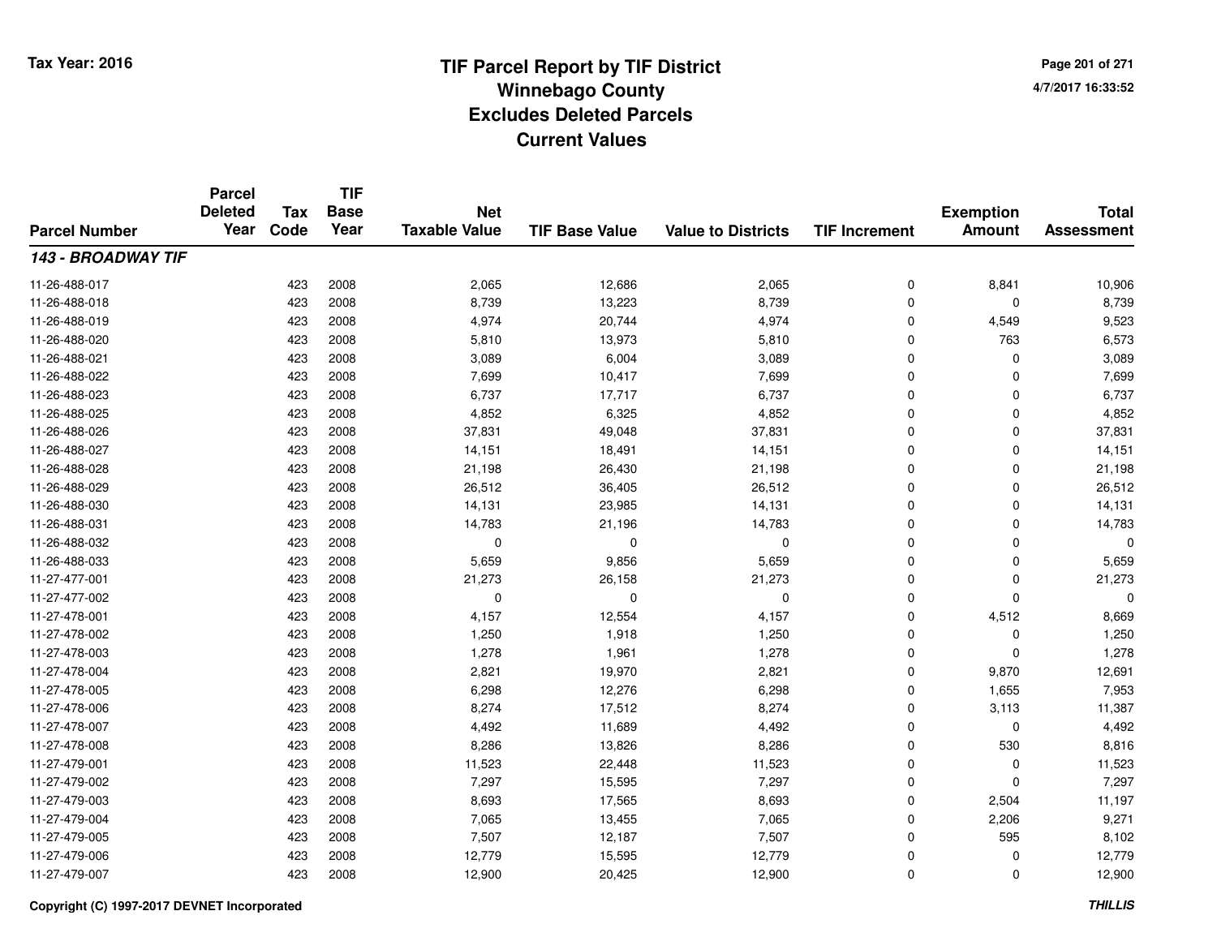# TIF Parcel Report by TIF District
## Winnebago County
## Excludes Deleted Parcels
## Current Values

Tax Year: 2016

4/7/2017 16:33:52

| Parcel Number | Parcel Deleted Year | Tax Code | TIF Base Year | Net Taxable Value | TIF Base Value | Value to Districts | TIF Increment | Exemption Amount | Total Assessment |
|---|---|---|---|---|---|---|---|---|---|
| ***143 - BROADWAY TIF*** | | | | | | | | | |
| 11-26-488-017 | | 423 | 2008 | 2,065 | 12,686 | 2,065 | 0 | 8,841 | 10,906 |
| 11-26-488-018 | | 423 | 2008 | 8,739 | 13,223 | 8,739 | 0 | 0 | 8,739 |
| 11-26-488-019 | | 423 | 2008 | 4,974 | 20,744 | 4,974 | 0 | 4,549 | 9,523 |
| 11-26-488-020 | | 423 | 2008 | 5,810 | 13,973 | 5,810 | 0 | 763 | 6,573 |
| 11-26-488-021 | | 423 | 2008 | 3,089 | 6,004 | 3,089 | 0 | 0 | 3,089 |
| 11-26-488-022 | | 423 | 2008 | 7,699 | 10,417 | 7,699 | 0 | 0 | 7,699 |
| 11-26-488-023 | | 423 | 2008 | 6,737 | 17,717 | 6,737 | 0 | 0 | 6,737 |
| 11-26-488-025 | | 423 | 2008 | 4,852 | 6,325 | 4,852 | 0 | 0 | 4,852 |
| 11-26-488-026 | | 423 | 2008 | 37,831 | 49,048 | 37,831 | 0 | 0 | 37,831 |
| 11-26-488-027 | | 423 | 2008 | 14,151 | 18,491 | 14,151 | 0 | 0 | 14,151 |
| 11-26-488-028 | | 423 | 2008 | 21,198 | 26,430 | 21,198 | 0 | 0 | 21,198 |
| 11-26-488-029 | | 423 | 2008 | 26,512 | 36,405 | 26,512 | 0 | 0 | 26,512 |
| 11-26-488-030 | | 423 | 2008 | 14,131 | 23,985 | 14,131 | 0 | 0 | 14,131 |
| 11-26-488-031 | | 423 | 2008 | 14,783 | 21,196 | 14,783 | 0 | 0 | 14,783 |
| 11-26-488-032 | | 423 | 2008 | 0 | 0 | 0 | 0 | 0 | 0 |
| 11-26-488-033 | | 423 | 2008 | 5,659 | 9,856 | 5,659 | 0 | 0 | 5,659 |
| 11-27-477-001 | | 423 | 2008 | 21,273 | 26,158 | 21,273 | 0 | 0 | 21,273 |
| 11-27-477-002 | | 423 | 2008 | 0 | 0 | 0 | 0 | 0 | 0 |
| 11-27-478-001 | | 423 | 2008 | 4,157 | 12,554 | 4,157 | 0 | 4,512 | 8,669 |
| 11-27-478-002 | | 423 | 2008 | 1,250 | 1,918 | 1,250 | 0 | 0 | 1,250 |
| 11-27-478-003 | | 423 | 2008 | 1,278 | 1,961 | 1,278 | 0 | 0 | 1,278 |
| 11-27-478-004 | | 423 | 2008 | 2,821 | 19,970 | 2,821 | 0 | 9,870 | 12,691 |
| 11-27-478-005 | | 423 | 2008 | 6,298 | 12,276 | 6,298 | 0 | 1,655 | 7,953 |
| 11-27-478-006 | | 423 | 2008 | 8,274 | 17,512 | 8,274 | 0 | 3,113 | 11,387 |
| 11-27-478-007 | | 423 | 2008 | 4,492 | 11,689 | 4,492 | 0 | 0 | 4,492 |
| 11-27-478-008 | | 423 | 2008 | 8,286 | 13,826 | 8,286 | 0 | 530 | 8,816 |
| 11-27-479-001 | | 423 | 2008 | 11,523 | 22,448 | 11,523 | 0 | 0 | 11,523 |
| 11-27-479-002 | | 423 | 2008 | 7,297 | 15,595 | 7,297 | 0 | 0 | 7,297 |
| 11-27-479-003 | | 423 | 2008 | 8,693 | 17,565 | 8,693 | 0 | 2,504 | 11,197 |
| 11-27-479-004 | | 423 | 2008 | 7,065 | 13,455 | 7,065 | 0 | 2,206 | 9,271 |
| 11-27-479-005 | | 423 | 2008 | 7,507 | 12,187 | 7,507 | 0 | 595 | 8,102 |
| 11-27-479-006 | | 423 | 2008 | 12,779 | 15,595 | 12,779 | 0 | 0 | 12,779 |
| 11-27-479-007 | | 423 | 2008 | 12,900 | 20,425 | 12,900 | 0 | 0 | 12,900 |

Copyright (C) 1997-2017 DEVNET Incorporated

*THILLIS*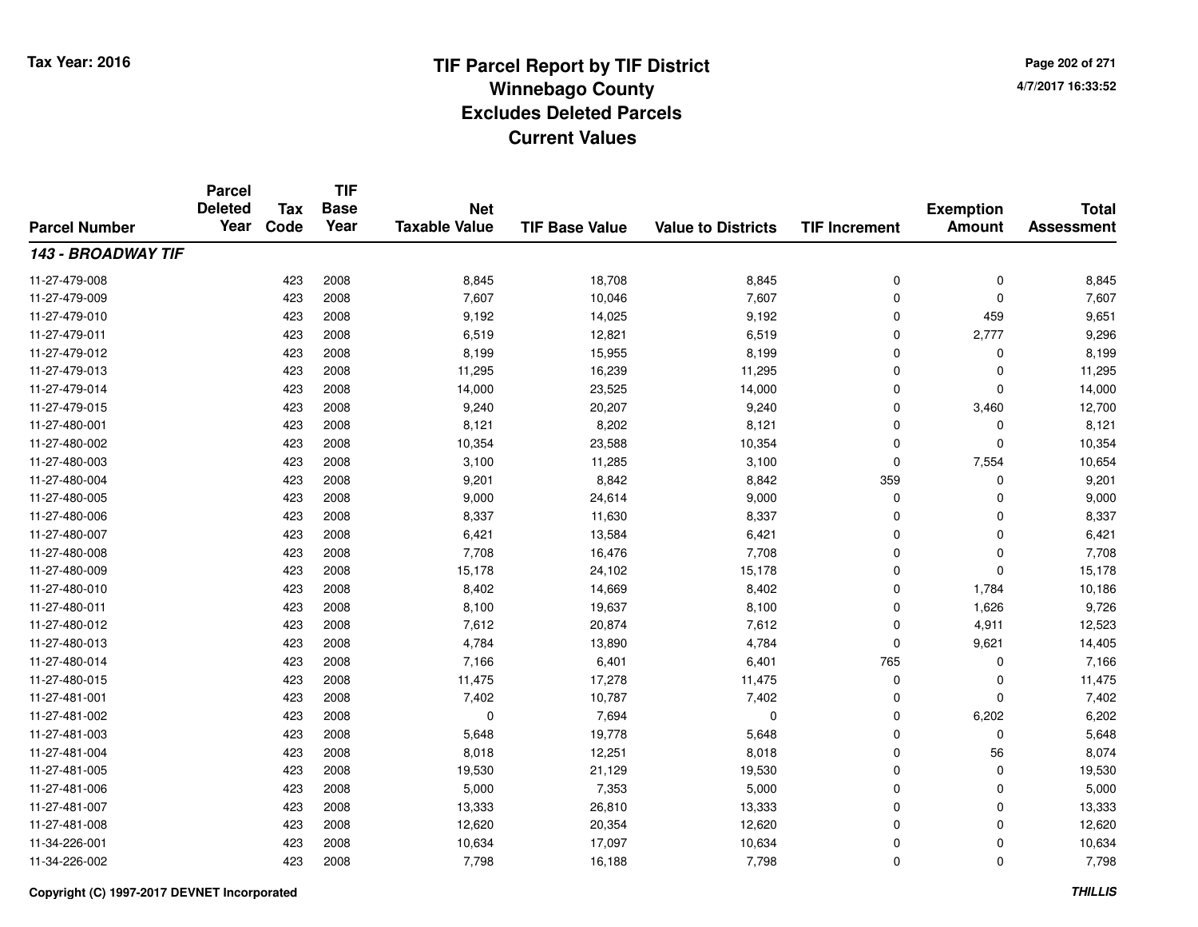Tax Year: 2016

# TIF Parcel Report by TIF District
## Winnebago County
## Excludes Deleted Parcels
## Current Values

4/7/2017 16:33:52

| Parcel Number | Parcel Deleted Year | Tax Code | TIF Base Year | Net Taxable Value | TIF Base Value | Value to Districts | TIF Increment | Exemption Amount | Total Assessment |
|---|---|---|---|---|---|---|---|---|---|
| ***143 - BROADWAY TIF*** | | | | | | | | | |
| 11-27-479-008 | | 423 | 2008 | 8,845 | 18,708 | 8,845 | 0 | 0 | 8,845 |
| 11-27-479-009 | | 423 | 2008 | 7,607 | 10,046 | 7,607 | 0 | 0 | 7,607 |
| 11-27-479-010 | | 423 | 2008 | 9,192 | 14,025 | 9,192 | 0 | 459 | 9,651 |
| 11-27-479-011 | | 423 | 2008 | 6,519 | 12,821 | 6,519 | 0 | 2,777 | 9,296 |
| 11-27-479-012 | | 423 | 2008 | 8,199 | 15,955 | 8,199 | 0 | 0 | 8,199 |
| 11-27-479-013 | | 423 | 2008 | 11,295 | 16,239 | 11,295 | 0 | 0 | 11,295 |
| 11-27-479-014 | | 423 | 2008 | 14,000 | 23,525 | 14,000 | 0 | 0 | 14,000 |
| 11-27-479-015 | | 423 | 2008 | 9,240 | 20,207 | 9,240 | 0 | 3,460 | 12,700 |
| 11-27-480-001 | | 423 | 2008 | 8,121 | 8,202 | 8,121 | 0 | 0 | 8,121 |
| 11-27-480-002 | | 423 | 2008 | 10,354 | 23,588 | 10,354 | 0 | 0 | 10,354 |
| 11-27-480-003 | | 423 | 2008 | 3,100 | 11,285 | 3,100 | 0 | 7,554 | 10,654 |
| 11-27-480-004 | | 423 | 2008 | 9,201 | 8,842 | 8,842 | 359 | 0 | 9,201 |
| 11-27-480-005 | | 423 | 2008 | 9,000 | 24,614 | 9,000 | 0 | 0 | 9,000 |
| 11-27-480-006 | | 423 | 2008 | 8,337 | 11,630 | 8,337 | 0 | 0 | 8,337 |
| 11-27-480-007 | | 423 | 2008 | 6,421 | 13,584 | 6,421 | 0 | 0 | 6,421 |
| 11-27-480-008 | | 423 | 2008 | 7,708 | 16,476 | 7,708 | 0 | 0 | 7,708 |
| 11-27-480-009 | | 423 | 2008 | 15,178 | 24,102 | 15,178 | 0 | 0 | 15,178 |
| 11-27-480-010 | | 423 | 2008 | 8,402 | 14,669 | 8,402 | 0 | 1,784 | 10,186 |
| 11-27-480-011 | | 423 | 2008 | 8,100 | 19,637 | 8,100 | 0 | 1,626 | 9,726 |
| 11-27-480-012 | | 423 | 2008 | 7,612 | 20,874 | 7,612 | 0 | 4,911 | 12,523 |
| 11-27-480-013 | | 423 | 2008 | 4,784 | 13,890 | 4,784 | 0 | 9,621 | 14,405 |
| 11-27-480-014 | | 423 | 2008 | 7,166 | 6,401 | 6,401 | 765 | 0 | 7,166 |
| 11-27-480-015 | | 423 | 2008 | 11,475 | 17,278 | 11,475 | 0 | 0 | 11,475 |
| 11-27-481-001 | | 423 | 2008 | 7,402 | 10,787 | 7,402 | 0 | 0 | 7,402 |
| 11-27-481-002 | | 423 | 2008 | 0 | 7,694 | 0 | 0 | 6,202 | 6,202 |
| 11-27-481-003 | | 423 | 2008 | 5,648 | 19,778 | 5,648 | 0 | 0 | 5,648 |
| 11-27-481-004 | | 423 | 2008 | 8,018 | 12,251 | 8,018 | 0 | 56 | 8,074 |
| 11-27-481-005 | | 423 | 2008 | 19,530 | 21,129 | 19,530 | 0 | 0 | 19,530 |
| 11-27-481-006 | | 423 | 2008 | 5,000 | 7,353 | 5,000 | 0 | 0 | 5,000 |
| 11-27-481-007 | | 423 | 2008 | 13,333 | 26,810 | 13,333 | 0 | 0 | 13,333 |
| 11-27-481-008 | | 423 | 2008 | 12,620 | 20,354 | 12,620 | 0 | 0 | 12,620 |
| 11-34-226-001 | | 423 | 2008 | 10,634 | 17,097 | 10,634 | 0 | 0 | 10,634 |
| 11-34-226-002 | | 423 | 2008 | 7,798 | 16,188 | 7,798 | 0 | 0 | 7,798 |

Copyright (C) 1997-2017 DEVNET Incorporated

THILLIS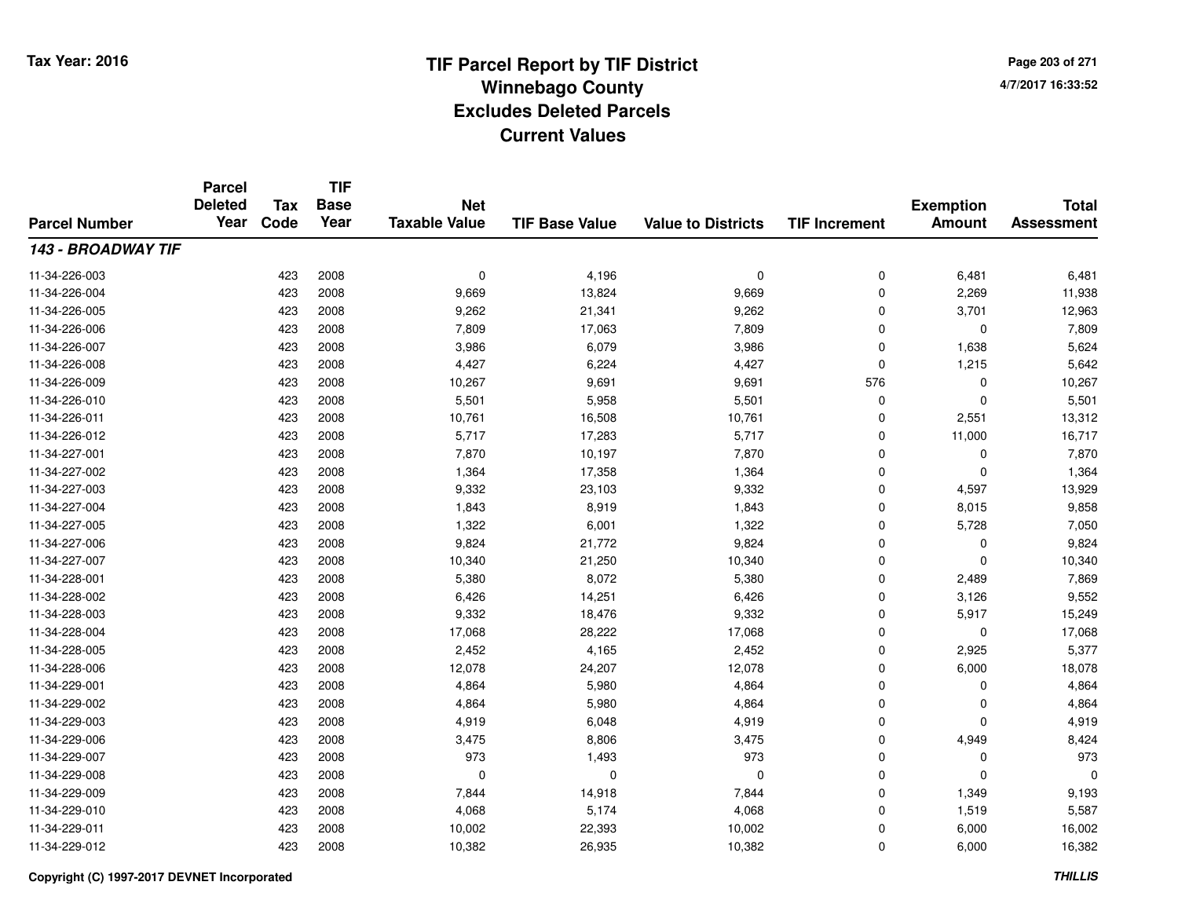**Tax Year: 2016**

# TIF Parcel Report by TIF District
## Winnebago County
## Excludes Deleted Parcels
## Current Values

4/7/2017 16:33:52

| Parcel Number | Parcel Deleted Year | Tax Code | TIF Base Year | Net Taxable Value | TIF Base Value | Value to Districts | TIF Increment | Exemption Amount | Total Assessment |
|---|---|---|---|---|---|---|---|---|---|
| ***143 - BROADWAY TIF*** | | | | | | | | | |
| 11-34-226-003 | | 423 | 2008 | 0 | 4,196 | 0 | 0 | 6,481 | 6,481 |
| 11-34-226-004 | | 423 | 2008 | 9,669 | 13,824 | 9,669 | 0 | 2,269 | 11,938 |
| 11-34-226-005 | | 423 | 2008 | 9,262 | 21,341 | 9,262 | 0 | 3,701 | 12,963 |
| 11-34-226-006 | | 423 | 2008 | 7,809 | 17,063 | 7,809 | 0 | 0 | 7,809 |
| 11-34-226-007 | | 423 | 2008 | 3,986 | 6,079 | 3,986 | 0 | 1,638 | 5,624 |
| 11-34-226-008 | | 423 | 2008 | 4,427 | 6,224 | 4,427 | 0 | 1,215 | 5,642 |
| 11-34-226-009 | | 423 | 2008 | 10,267 | 9,691 | 9,691 | 576 | 0 | 10,267 |
| 11-34-226-010 | | 423 | 2008 | 5,501 | 5,958 | 5,501 | 0 | 0 | 5,501 |
| 11-34-226-011 | | 423 | 2008 | 10,761 | 16,508 | 10,761 | 0 | 2,551 | 13,312 |
| 11-34-226-012 | | 423 | 2008 | 5,717 | 17,283 | 5,717 | 0 | 11,000 | 16,717 |
| 11-34-227-001 | | 423 | 2008 | 7,870 | 10,197 | 7,870 | 0 | 0 | 7,870 |
| 11-34-227-002 | | 423 | 2008 | 1,364 | 17,358 | 1,364 | 0 | 0 | 1,364 |
| 11-34-227-003 | | 423 | 2008 | 9,332 | 23,103 | 9,332 | 0 | 4,597 | 13,929 |
| 11-34-227-004 | | 423 | 2008 | 1,843 | 8,919 | 1,843 | 0 | 8,015 | 9,858 |
| 11-34-227-005 | | 423 | 2008 | 1,322 | 6,001 | 1,322 | 0 | 5,728 | 7,050 |
| 11-34-227-006 | | 423 | 2008 | 9,824 | 21,772 | 9,824 | 0 | 0 | 9,824 |
| 11-34-227-007 | | 423 | 2008 | 10,340 | 21,250 | 10,340 | 0 | 0 | 10,340 |
| 11-34-228-001 | | 423 | 2008 | 5,380 | 8,072 | 5,380 | 0 | 2,489 | 7,869 |
| 11-34-228-002 | | 423 | 2008 | 6,426 | 14,251 | 6,426 | 0 | 3,126 | 9,552 |
| 11-34-228-003 | | 423 | 2008 | 9,332 | 18,476 | 9,332 | 0 | 5,917 | 15,249 |
| 11-34-228-004 | | 423 | 2008 | 17,068 | 28,222 | 17,068 | 0 | 0 | 17,068 |
| 11-34-228-005 | | 423 | 2008 | 2,452 | 4,165 | 2,452 | 0 | 2,925 | 5,377 |
| 11-34-228-006 | | 423 | 2008 | 12,078 | 24,207 | 12,078 | 0 | 6,000 | 18,078 |
| 11-34-229-001 | | 423 | 2008 | 4,864 | 5,980 | 4,864 | 0 | 0 | 4,864 |
| 11-34-229-002 | | 423 | 2008 | 4,864 | 5,980 | 4,864 | 0 | 0 | 4,864 |
| 11-34-229-003 | | 423 | 2008 | 4,919 | 6,048 | 4,919 | 0 | 0 | 4,919 |
| 11-34-229-006 | | 423 | 2008 | 3,475 | 8,806 | 3,475 | 0 | 4,949 | 8,424 |
| 11-34-229-007 | | 423 | 2008 | 973 | 1,493 | 973 | 0 | 0 | 973 |
| 11-34-229-008 | | 423 | 2008 | 0 | 0 | 0 | 0 | 0 | 0 |
| 11-34-229-009 | | 423 | 2008 | 7,844 | 14,918 | 7,844 | 0 | 1,349 | 9,193 |
| 11-34-229-010 | | 423 | 2008 | 4,068 | 5,174 | 4,068 | 0 | 1,519 | 5,587 |
| 11-34-229-011 | | 423 | 2008 | 10,002 | 22,393 | 10,002 | 0 | 6,000 | 16,002 |
| 11-34-229-012 | | 423 | 2008 | 10,382 | 26,935 | 10,382 | 0 | 6,000 | 16,382 |

Copyright (C) 1997-2017 DEVNET Incorporated — *THILLIS*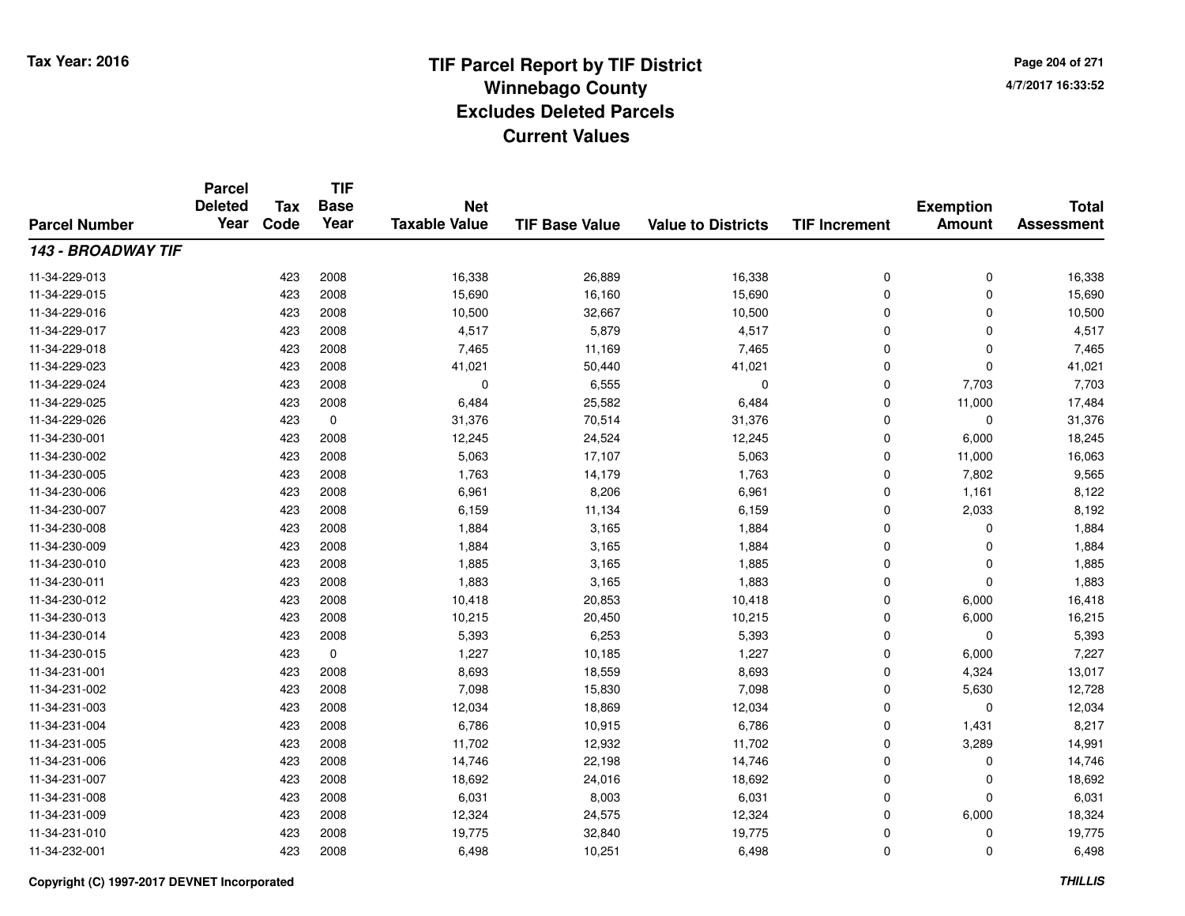# TIF Parcel Report by TIF District
## Winnebago County
## Excludes Deleted Parcels
## Current Values

Tax Year: 2016

4/7/2017 16:33:52

| Parcel Number | Parcel Deleted Year | Tax Code | TIF Base Year | Net Taxable Value | TIF Base Value | Value to Districts | TIF Increment | Exemption Amount | Total Assessment |
|---|---|---|---|---|---|---|---|---|---|
| ***143 - BROADWAY TIF*** | | | | | | | | | |
| 11-34-229-013 | | 423 | 2008 | 16,338 | 26,889 | 16,338 | 0 | 0 | 16,338 |
| 11-34-229-015 | | 423 | 2008 | 15,690 | 16,160 | 15,690 | 0 | 0 | 15,690 |
| 11-34-229-016 | | 423 | 2008 | 10,500 | 32,667 | 10,500 | 0 | 0 | 10,500 |
| 11-34-229-017 | | 423 | 2008 | 4,517 | 5,879 | 4,517 | 0 | 0 | 4,517 |
| 11-34-229-018 | | 423 | 2008 | 7,465 | 11,169 | 7,465 | 0 | 0 | 7,465 |
| 11-34-229-023 | | 423 | 2008 | 41,021 | 50,440 | 41,021 | 0 | 0 | 41,021 |
| 11-34-229-024 | | 423 | 2008 | 0 | 6,555 | 0 | 0 | 7,703 | 7,703 |
| 11-34-229-025 | | 423 | 2008 | 6,484 | 25,582 | 6,484 | 0 | 11,000 | 17,484 |
| 11-34-229-026 | | 423 | 0 | 31,376 | 70,514 | 31,376 | 0 | 0 | 31,376 |
| 11-34-230-001 | | 423 | 2008 | 12,245 | 24,524 | 12,245 | 0 | 6,000 | 18,245 |
| 11-34-230-002 | | 423 | 2008 | 5,063 | 17,107 | 5,063 | 0 | 11,000 | 16,063 |
| 11-34-230-005 | | 423 | 2008 | 1,763 | 14,179 | 1,763 | 0 | 7,802 | 9,565 |
| 11-34-230-006 | | 423 | 2008 | 6,961 | 8,206 | 6,961 | 0 | 1,161 | 8,122 |
| 11-34-230-007 | | 423 | 2008 | 6,159 | 11,134 | 6,159 | 0 | 2,033 | 8,192 |
| 11-34-230-008 | | 423 | 2008 | 1,884 | 3,165 | 1,884 | 0 | 0 | 1,884 |
| 11-34-230-009 | | 423 | 2008 | 1,884 | 3,165 | 1,884 | 0 | 0 | 1,884 |
| 11-34-230-010 | | 423 | 2008 | 1,885 | 3,165 | 1,885 | 0 | 0 | 1,885 |
| 11-34-230-011 | | 423 | 2008 | 1,883 | 3,165 | 1,883 | 0 | 0 | 1,883 |
| 11-34-230-012 | | 423 | 2008 | 10,418 | 20,853 | 10,418 | 0 | 6,000 | 16,418 |
| 11-34-230-013 | | 423 | 2008 | 10,215 | 20,450 | 10,215 | 0 | 6,000 | 16,215 |
| 11-34-230-014 | | 423 | 2008 | 5,393 | 6,253 | 5,393 | 0 | 0 | 5,393 |
| 11-34-230-015 | | 423 | 0 | 1,227 | 10,185 | 1,227 | 0 | 6,000 | 7,227 |
| 11-34-231-001 | | 423 | 2008 | 8,693 | 18,559 | 8,693 | 0 | 4,324 | 13,017 |
| 11-34-231-002 | | 423 | 2008 | 7,098 | 15,830 | 7,098 | 0 | 5,630 | 12,728 |
| 11-34-231-003 | | 423 | 2008 | 12,034 | 18,869 | 12,034 | 0 | 0 | 12,034 |
| 11-34-231-004 | | 423 | 2008 | 6,786 | 10,915 | 6,786 | 0 | 1,431 | 8,217 |
| 11-34-231-005 | | 423 | 2008 | 11,702 | 12,932 | 11,702 | 0 | 3,289 | 14,991 |
| 11-34-231-006 | | 423 | 2008 | 14,746 | 22,198 | 14,746 | 0 | 0 | 14,746 |
| 11-34-231-007 | | 423 | 2008 | 18,692 | 24,016 | 18,692 | 0 | 0 | 18,692 |
| 11-34-231-008 | | 423 | 2008 | 6,031 | 8,003 | 6,031 | 0 | 0 | 6,031 |
| 11-34-231-009 | | 423 | 2008 | 12,324 | 24,575 | 12,324 | 0 | 6,000 | 18,324 |
| 11-34-231-010 | | 423 | 2008 | 19,775 | 32,840 | 19,775 | 0 | 0 | 19,775 |
| 11-34-232-001 | | 423 | 2008 | 6,498 | 10,251 | 6,498 | 0 | 0 | 6,498 |

Copyright (C) 1997-2017 DEVNET Incorporated

*THILLIS*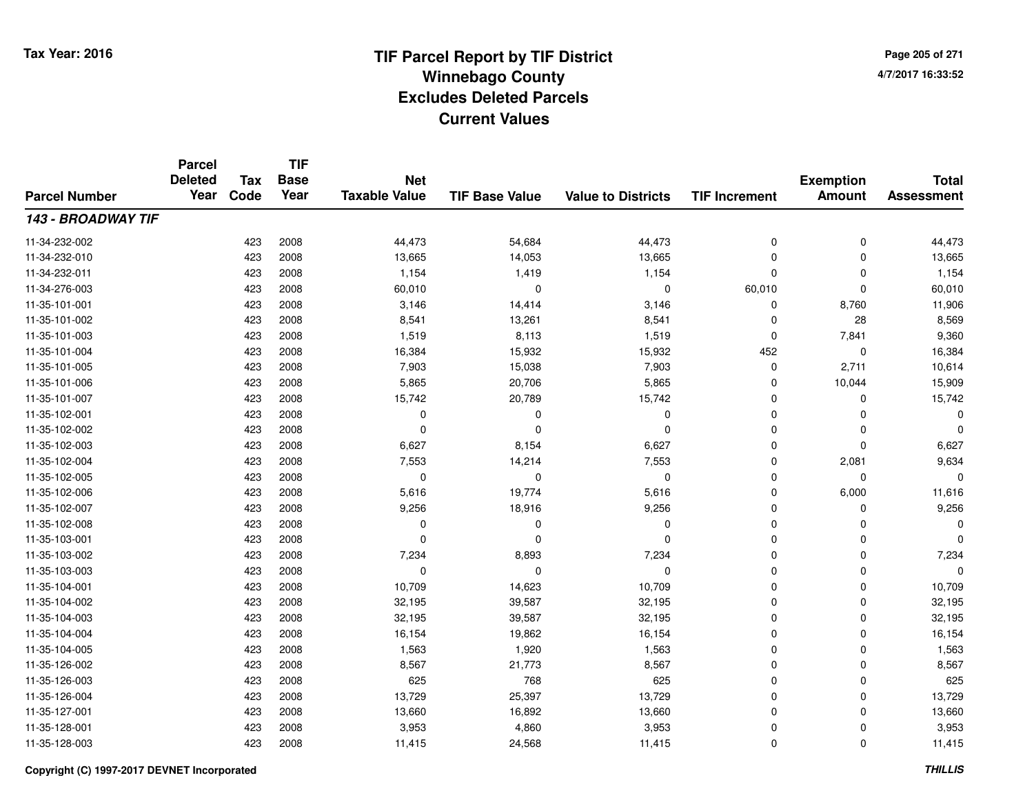# TIF Parcel Report by TIF District
## Winnebago County
## Excludes Deleted Parcels
## Current Values

Tax Year: 2016

4/7/2017 16:33:52

| Parcel Number | Parcel Deleted Year | Tax Code | TIF Base Year | Net Taxable Value | TIF Base Value | Value to Districts | TIF Increment | Exemption Amount | Total Assessment |
|---|---|---|---|---|---|---|---|---|---|
| ***143 - BROADWAY TIF*** | | | | | | | | | |
| 11-34-232-002 | | 423 | 2008 | 44,473 | 54,684 | 44,473 | 0 | 0 | 44,473 |
| 11-34-232-010 | | 423 | 2008 | 13,665 | 14,053 | 13,665 | 0 | 0 | 13,665 |
| 11-34-232-011 | | 423 | 2008 | 1,154 | 1,419 | 1,154 | 0 | 0 | 1,154 |
| 11-34-276-003 | | 423 | 2008 | 60,010 | 0 | 0 | 60,010 | 0 | 60,010 |
| 11-35-101-001 | | 423 | 2008 | 3,146 | 14,414 | 3,146 | 0 | 8,760 | 11,906 |
| 11-35-101-002 | | 423 | 2008 | 8,541 | 13,261 | 8,541 | 0 | 28 | 8,569 |
| 11-35-101-003 | | 423 | 2008 | 1,519 | 8,113 | 1,519 | 0 | 7,841 | 9,360 |
| 11-35-101-004 | | 423 | 2008 | 16,384 | 15,932 | 15,932 | 452 | 0 | 16,384 |
| 11-35-101-005 | | 423 | 2008 | 7,903 | 15,038 | 7,903 | 0 | 2,711 | 10,614 |
| 11-35-101-006 | | 423 | 2008 | 5,865 | 20,706 | 5,865 | 0 | 10,044 | 15,909 |
| 11-35-101-007 | | 423 | 2008 | 15,742 | 20,789 | 15,742 | 0 | 0 | 15,742 |
| 11-35-102-001 | | 423 | 2008 | 0 | 0 | 0 | 0 | 0 | 0 |
| 11-35-102-002 | | 423 | 2008 | 0 | 0 | 0 | 0 | 0 | 0 |
| 11-35-102-003 | | 423 | 2008 | 6,627 | 8,154 | 6,627 | 0 | 0 | 6,627 |
| 11-35-102-004 | | 423 | 2008 | 7,553 | 14,214 | 7,553 | 0 | 2,081 | 9,634 |
| 11-35-102-005 | | 423 | 2008 | 0 | 0 | 0 | 0 | 0 | 0 |
| 11-35-102-006 | | 423 | 2008 | 5,616 | 19,774 | 5,616 | 0 | 6,000 | 11,616 |
| 11-35-102-007 | | 423 | 2008 | 9,256 | 18,916 | 9,256 | 0 | 0 | 9,256 |
| 11-35-102-008 | | 423 | 2008 | 0 | 0 | 0 | 0 | 0 | 0 |
| 11-35-103-001 | | 423 | 2008 | 0 | 0 | 0 | 0 | 0 | 0 |
| 11-35-103-002 | | 423 | 2008 | 7,234 | 8,893 | 7,234 | 0 | 0 | 7,234 |
| 11-35-103-003 | | 423 | 2008 | 0 | 0 | 0 | 0 | 0 | 0 |
| 11-35-104-001 | | 423 | 2008 | 10,709 | 14,623 | 10,709 | 0 | 0 | 10,709 |
| 11-35-104-002 | | 423 | 2008 | 32,195 | 39,587 | 32,195 | 0 | 0 | 32,195 |
| 11-35-104-003 | | 423 | 2008 | 32,195 | 39,587 | 32,195 | 0 | 0 | 32,195 |
| 11-35-104-004 | | 423 | 2008 | 16,154 | 19,862 | 16,154 | 0 | 0 | 16,154 |
| 11-35-104-005 | | 423 | 2008 | 1,563 | 1,920 | 1,563 | 0 | 0 | 1,563 |
| 11-35-126-002 | | 423 | 2008 | 8,567 | 21,773 | 8,567 | 0 | 0 | 8,567 |
| 11-35-126-003 | | 423 | 2008 | 625 | 768 | 625 | 0 | 0 | 625 |
| 11-35-126-004 | | 423 | 2008 | 13,729 | 25,397 | 13,729 | 0 | 0 | 13,729 |
| 11-35-127-001 | | 423 | 2008 | 13,660 | 16,892 | 13,660 | 0 | 0 | 13,660 |
| 11-35-128-001 | | 423 | 2008 | 3,953 | 4,860 | 3,953 | 0 | 0 | 3,953 |
| 11-35-128-003 | | 423 | 2008 | 11,415 | 24,568 | 11,415 | 0 | 0 | 11,415 |

**Copyright (C) 1997-2017 DEVNET Incorporated**

***THILLIS***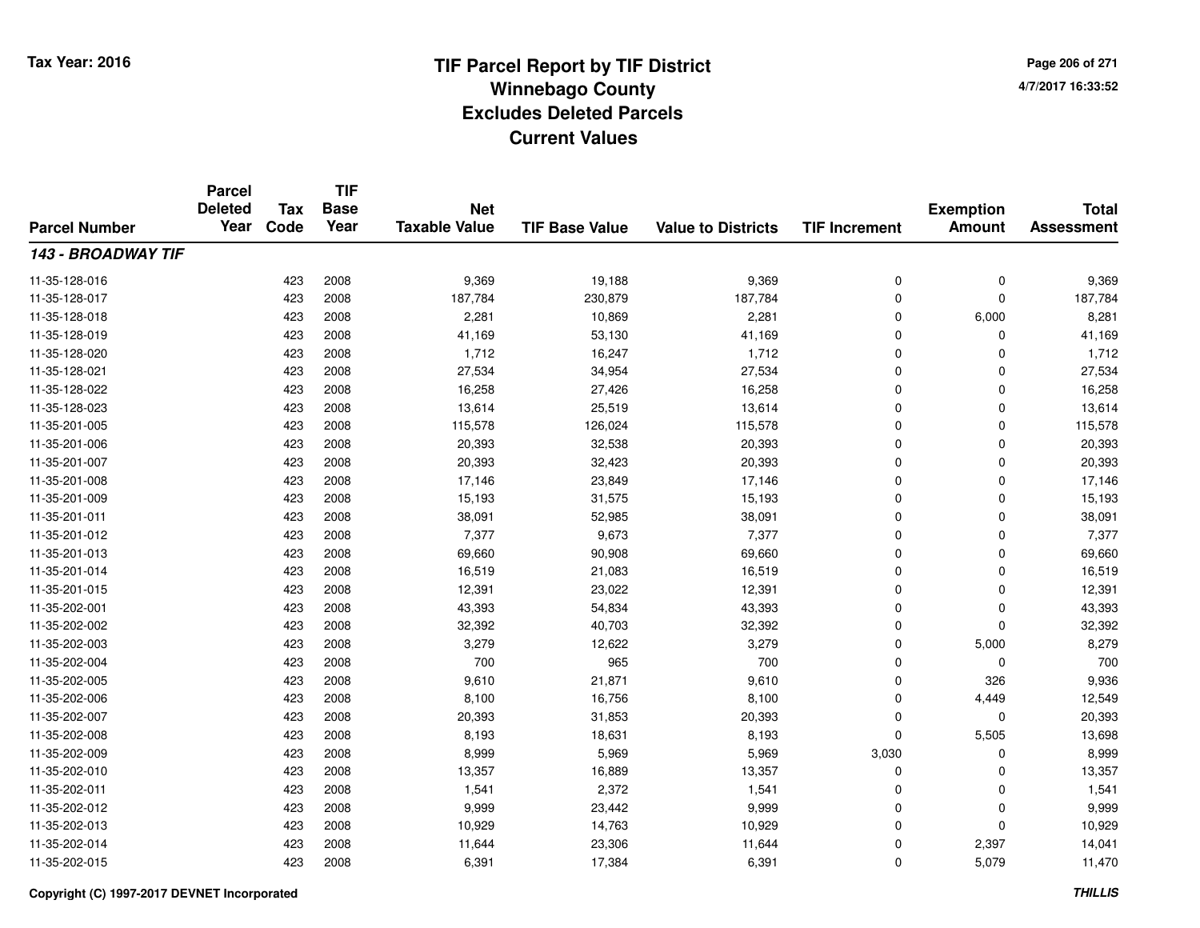Tax Year: 2016

# TIF Parcel Report by TIF District
## Winnebago County
## Excludes Deleted Parcels
## Current Values

4/7/2017 16:33:52

| Parcel Number | Parcel Deleted Year | Tax Code | TIF Base Year | Net Taxable Value | TIF Base Value | Value to Districts | TIF Increment | Exemption Amount | Total Assessment |
|---|---|---|---|---|---|---|---|---|---|
| ***143 - BROADWAY TIF*** | | | | | | | | | |
| 11-35-128-016 | | 423 | 2008 | 9,369 | 19,188 | 9,369 | 0 | 0 | 9,369 |
| 11-35-128-017 | | 423 | 2008 | 187,784 | 230,879 | 187,784 | 0 | 0 | 187,784 |
| 11-35-128-018 | | 423 | 2008 | 2,281 | 10,869 | 2,281 | 0 | 6,000 | 8,281 |
| 11-35-128-019 | | 423 | 2008 | 41,169 | 53,130 | 41,169 | 0 | 0 | 41,169 |
| 11-35-128-020 | | 423 | 2008 | 1,712 | 16,247 | 1,712 | 0 | 0 | 1,712 |
| 11-35-128-021 | | 423 | 2008 | 27,534 | 34,954 | 27,534 | 0 | 0 | 27,534 |
| 11-35-128-022 | | 423 | 2008 | 16,258 | 27,426 | 16,258 | 0 | 0 | 16,258 |
| 11-35-128-023 | | 423 | 2008 | 13,614 | 25,519 | 13,614 | 0 | 0 | 13,614 |
| 11-35-201-005 | | 423 | 2008 | 115,578 | 126,024 | 115,578 | 0 | 0 | 115,578 |
| 11-35-201-006 | | 423 | 2008 | 20,393 | 32,538 | 20,393 | 0 | 0 | 20,393 |
| 11-35-201-007 | | 423 | 2008 | 20,393 | 32,423 | 20,393 | 0 | 0 | 20,393 |
| 11-35-201-008 | | 423 | 2008 | 17,146 | 23,849 | 17,146 | 0 | 0 | 17,146 |
| 11-35-201-009 | | 423 | 2008 | 15,193 | 31,575 | 15,193 | 0 | 0 | 15,193 |
| 11-35-201-011 | | 423 | 2008 | 38,091 | 52,985 | 38,091 | 0 | 0 | 38,091 |
| 11-35-201-012 | | 423 | 2008 | 7,377 | 9,673 | 7,377 | 0 | 0 | 7,377 |
| 11-35-201-013 | | 423 | 2008 | 69,660 | 90,908 | 69,660 | 0 | 0 | 69,660 |
| 11-35-201-014 | | 423 | 2008 | 16,519 | 21,083 | 16,519 | 0 | 0 | 16,519 |
| 11-35-201-015 | | 423 | 2008 | 12,391 | 23,022 | 12,391 | 0 | 0 | 12,391 |
| 11-35-202-001 | | 423 | 2008 | 43,393 | 54,834 | 43,393 | 0 | 0 | 43,393 |
| 11-35-202-002 | | 423 | 2008 | 32,392 | 40,703 | 32,392 | 0 | 0 | 32,392 |
| 11-35-202-003 | | 423 | 2008 | 3,279 | 12,622 | 3,279 | 0 | 5,000 | 8,279 |
| 11-35-202-004 | | 423 | 2008 | 700 | 965 | 700 | 0 | 0 | 700 |
| 11-35-202-005 | | 423 | 2008 | 9,610 | 21,871 | 9,610 | 0 | 326 | 9,936 |
| 11-35-202-006 | | 423 | 2008 | 8,100 | 16,756 | 8,100 | 0 | 4,449 | 12,549 |
| 11-35-202-007 | | 423 | 2008 | 20,393 | 31,853 | 20,393 | 0 | 0 | 20,393 |
| 11-35-202-008 | | 423 | 2008 | 8,193 | 18,631 | 8,193 | 0 | 5,505 | 13,698 |
| 11-35-202-009 | | 423 | 2008 | 8,999 | 5,969 | 5,969 | 3,030 | 0 | 8,999 |
| 11-35-202-010 | | 423 | 2008 | 13,357 | 16,889 | 13,357 | 0 | 0 | 13,357 |
| 11-35-202-011 | | 423 | 2008 | 1,541 | 2,372 | 1,541 | 0 | 0 | 1,541 |
| 11-35-202-012 | | 423 | 2008 | 9,999 | 23,442 | 9,999 | 0 | 0 | 9,999 |
| 11-35-202-013 | | 423 | 2008 | 10,929 | 14,763 | 10,929 | 0 | 0 | 10,929 |
| 11-35-202-014 | | 423 | 2008 | 11,644 | 23,306 | 11,644 | 0 | 2,397 | 14,041 |
| 11-35-202-015 | | 423 | 2008 | 6,391 | 17,384 | 6,391 | 0 | 5,079 | 11,470 |

Copyright (C) 1997-2017 DEVNET Incorporated

*THILLIS*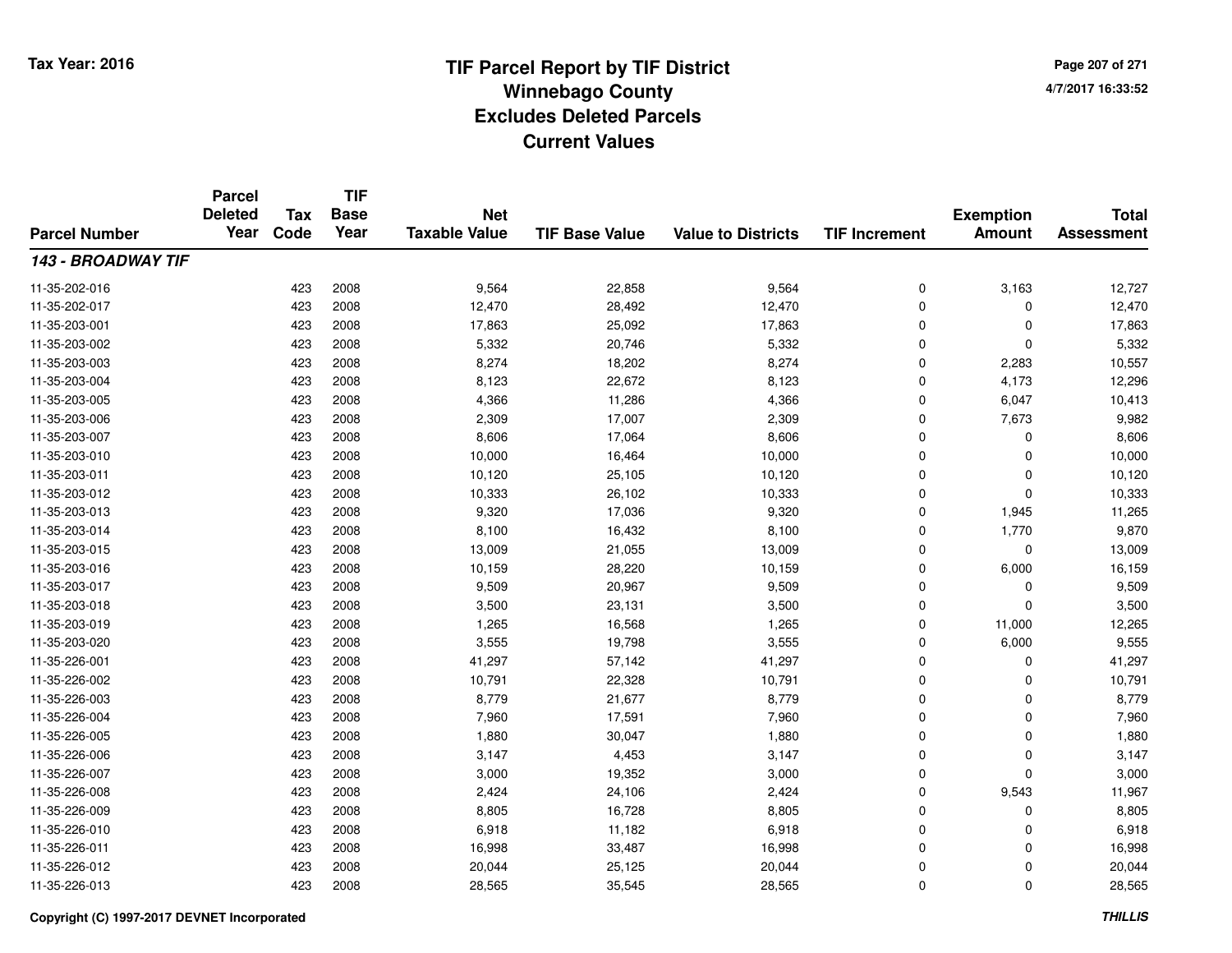Tax Year: 2016

# TIF Parcel Report by TIF District
## Winnebago County
## Excludes Deleted Parcels
## Current Values

4/7/2017 16:33:52

| Parcel Number | Parcel Deleted Year | Tax Code | TIF Base Year | Net Taxable Value | TIF Base Value | Value to Districts | TIF Increment | Exemption Amount | Total Assessment |
|---|---|---|---|---|---|---|---|---|---|
| ***143 - BROADWAY TIF*** | | | | | | | | | |
| 11-35-202-016 | | 423 | 2008 | 9,564 | 22,858 | 9,564 | 0 | 3,163 | 12,727 |
| 11-35-202-017 | | 423 | 2008 | 12,470 | 28,492 | 12,470 | 0 | 0 | 12,470 |
| 11-35-203-001 | | 423 | 2008 | 17,863 | 25,092 | 17,863 | 0 | 0 | 17,863 |
| 11-35-203-002 | | 423 | 2008 | 5,332 | 20,746 | 5,332 | 0 | 0 | 5,332 |
| 11-35-203-003 | | 423 | 2008 | 8,274 | 18,202 | 8,274 | 0 | 2,283 | 10,557 |
| 11-35-203-004 | | 423 | 2008 | 8,123 | 22,672 | 8,123 | 0 | 4,173 | 12,296 |
| 11-35-203-005 | | 423 | 2008 | 4,366 | 11,286 | 4,366 | 0 | 6,047 | 10,413 |
| 11-35-203-006 | | 423 | 2008 | 2,309 | 17,007 | 2,309 | 0 | 7,673 | 9,982 |
| 11-35-203-007 | | 423 | 2008 | 8,606 | 17,064 | 8,606 | 0 | 0 | 8,606 |
| 11-35-203-010 | | 423 | 2008 | 10,000 | 16,464 | 10,000 | 0 | 0 | 10,000 |
| 11-35-203-011 | | 423 | 2008 | 10,120 | 25,105 | 10,120 | 0 | 0 | 10,120 |
| 11-35-203-012 | | 423 | 2008 | 10,333 | 26,102 | 10,333 | 0 | 0 | 10,333 |
| 11-35-203-013 | | 423 | 2008 | 9,320 | 17,036 | 9,320 | 0 | 1,945 | 11,265 |
| 11-35-203-014 | | 423 | 2008 | 8,100 | 16,432 | 8,100 | 0 | 1,770 | 9,870 |
| 11-35-203-015 | | 423 | 2008 | 13,009 | 21,055 | 13,009 | 0 | 0 | 13,009 |
| 11-35-203-016 | | 423 | 2008 | 10,159 | 28,220 | 10,159 | 0 | 6,000 | 16,159 |
| 11-35-203-017 | | 423 | 2008 | 9,509 | 20,967 | 9,509 | 0 | 0 | 9,509 |
| 11-35-203-018 | | 423 | 2008 | 3,500 | 23,131 | 3,500 | 0 | 0 | 3,500 |
| 11-35-203-019 | | 423 | 2008 | 1,265 | 16,568 | 1,265 | 0 | 11,000 | 12,265 |
| 11-35-203-020 | | 423 | 2008 | 3,555 | 19,798 | 3,555 | 0 | 6,000 | 9,555 |
| 11-35-226-001 | | 423 | 2008 | 41,297 | 57,142 | 41,297 | 0 | 0 | 41,297 |
| 11-35-226-002 | | 423 | 2008 | 10,791 | 22,328 | 10,791 | 0 | 0 | 10,791 |
| 11-35-226-003 | | 423 | 2008 | 8,779 | 21,677 | 8,779 | 0 | 0 | 8,779 |
| 11-35-226-004 | | 423 | 2008 | 7,960 | 17,591 | 7,960 | 0 | 0 | 7,960 |
| 11-35-226-005 | | 423 | 2008 | 1,880 | 30,047 | 1,880 | 0 | 0 | 1,880 |
| 11-35-226-006 | | 423 | 2008 | 3,147 | 4,453 | 3,147 | 0 | 0 | 3,147 |
| 11-35-226-007 | | 423 | 2008 | 3,000 | 19,352 | 3,000 | 0 | 0 | 3,000 |
| 11-35-226-008 | | 423 | 2008 | 2,424 | 24,106 | 2,424 | 0 | 9,543 | 11,967 |
| 11-35-226-009 | | 423 | 2008 | 8,805 | 16,728 | 8,805 | 0 | 0 | 8,805 |
| 11-35-226-010 | | 423 | 2008 | 6,918 | 11,182 | 6,918 | 0 | 0 | 6,918 |
| 11-35-226-011 | | 423 | 2008 | 16,998 | 33,487 | 16,998 | 0 | 0 | 16,998 |
| 11-35-226-012 | | 423 | 2008 | 20,044 | 25,125 | 20,044 | 0 | 0 | 20,044 |
| 11-35-226-013 | | 423 | 2008 | 28,565 | 35,545 | 28,565 | 0 | 0 | 28,565 |

**Copyright (C) 1997-2017 DEVNET Incorporated** — ***THILLIS***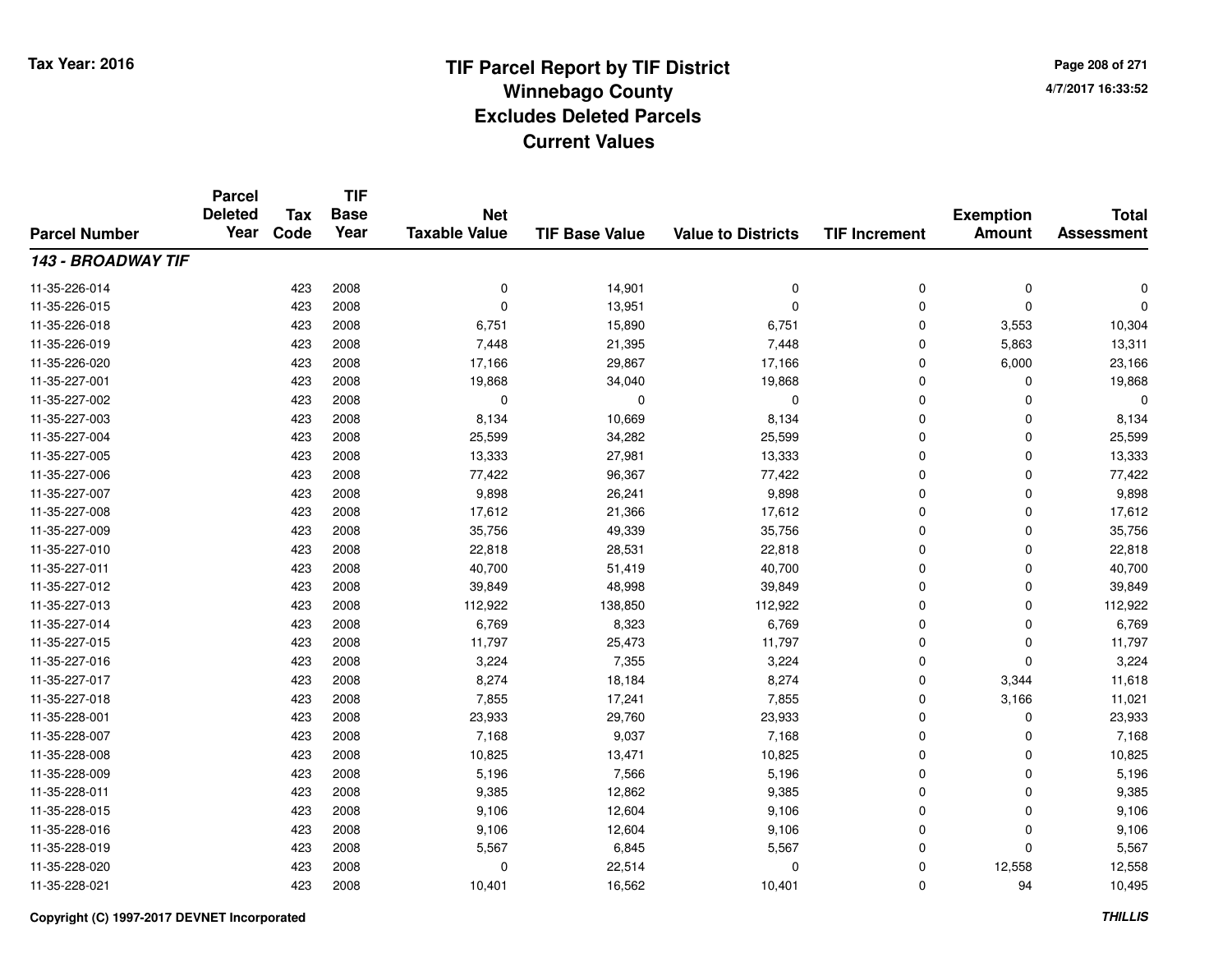Tax Year: 2016

# TIF Parcel Report by TIF District
## Winnebago County
## Excludes Deleted Parcels
## Current Values

4/7/2017 16:33:52

| Parcel Number | Parcel Deleted Year | Tax Code | TIF Base Year | Net Taxable Value | TIF Base Value | Value to Districts | TIF Increment | Exemption Amount | Total Assessment |
|---|---|---|---|---|---|---|---|---|---|
| ***143 - BROADWAY TIF*** | | | | | | | | | |
| 11-35-226-014 | | 423 | 2008 | 0 | 14,901 | 0 | 0 | 0 | 0 |
| 11-35-226-015 | | 423 | 2008 | 0 | 13,951 | 0 | 0 | 0 | 0 |
| 11-35-226-018 | | 423 | 2008 | 6,751 | 15,890 | 6,751 | 0 | 3,553 | 10,304 |
| 11-35-226-019 | | 423 | 2008 | 7,448 | 21,395 | 7,448 | 0 | 5,863 | 13,311 |
| 11-35-226-020 | | 423 | 2008 | 17,166 | 29,867 | 17,166 | 0 | 6,000 | 23,166 |
| 11-35-227-001 | | 423 | 2008 | 19,868 | 34,040 | 19,868 | 0 | 0 | 19,868 |
| 11-35-227-002 | | 423 | 2008 | 0 | 0 | 0 | 0 | 0 | 0 |
| 11-35-227-003 | | 423 | 2008 | 8,134 | 10,669 | 8,134 | 0 | 0 | 8,134 |
| 11-35-227-004 | | 423 | 2008 | 25,599 | 34,282 | 25,599 | 0 | 0 | 25,599 |
| 11-35-227-005 | | 423 | 2008 | 13,333 | 27,981 | 13,333 | 0 | 0 | 13,333 |
| 11-35-227-006 | | 423 | 2008 | 77,422 | 96,367 | 77,422 | 0 | 0 | 77,422 |
| 11-35-227-007 | | 423 | 2008 | 9,898 | 26,241 | 9,898 | 0 | 0 | 9,898 |
| 11-35-227-008 | | 423 | 2008 | 17,612 | 21,366 | 17,612 | 0 | 0 | 17,612 |
| 11-35-227-009 | | 423 | 2008 | 35,756 | 49,339 | 35,756 | 0 | 0 | 35,756 |
| 11-35-227-010 | | 423 | 2008 | 22,818 | 28,531 | 22,818 | 0 | 0 | 22,818 |
| 11-35-227-011 | | 423 | 2008 | 40,700 | 51,419 | 40,700 | 0 | 0 | 40,700 |
| 11-35-227-012 | | 423 | 2008 | 39,849 | 48,998 | 39,849 | 0 | 0 | 39,849 |
| 11-35-227-013 | | 423 | 2008 | 112,922 | 138,850 | 112,922 | 0 | 0 | 112,922 |
| 11-35-227-014 | | 423 | 2008 | 6,769 | 8,323 | 6,769 | 0 | 0 | 6,769 |
| 11-35-227-015 | | 423 | 2008 | 11,797 | 25,473 | 11,797 | 0 | 0 | 11,797 |
| 11-35-227-016 | | 423 | 2008 | 3,224 | 7,355 | 3,224 | 0 | 0 | 3,224 |
| 11-35-227-017 | | 423 | 2008 | 8,274 | 18,184 | 8,274 | 0 | 3,344 | 11,618 |
| 11-35-227-018 | | 423 | 2008 | 7,855 | 17,241 | 7,855 | 0 | 3,166 | 11,021 |
| 11-35-228-001 | | 423 | 2008 | 23,933 | 29,760 | 23,933 | 0 | 0 | 23,933 |
| 11-35-228-007 | | 423 | 2008 | 7,168 | 9,037 | 7,168 | 0 | 0 | 7,168 |
| 11-35-228-008 | | 423 | 2008 | 10,825 | 13,471 | 10,825 | 0 | 0 | 10,825 |
| 11-35-228-009 | | 423 | 2008 | 5,196 | 7,566 | 5,196 | 0 | 0 | 5,196 |
| 11-35-228-011 | | 423 | 2008 | 9,385 | 12,862 | 9,385 | 0 | 0 | 9,385 |
| 11-35-228-015 | | 423 | 2008 | 9,106 | 12,604 | 9,106 | 0 | 0 | 9,106 |
| 11-35-228-016 | | 423 | 2008 | 9,106 | 12,604 | 9,106 | 0 | 0 | 9,106 |
| 11-35-228-019 | | 423 | 2008 | 5,567 | 6,845 | 5,567 | 0 | 0 | 5,567 |
| 11-35-228-020 | | 423 | 2008 | 0 | 22,514 | 0 | 0 | 12,558 | 12,558 |
| 11-35-228-021 | | 423 | 2008 | 10,401 | 16,562 | 10,401 | 0 | 94 | 10,495 |

Copyright (C) 1997-2017 DEVNET Incorporated

*THILLIS*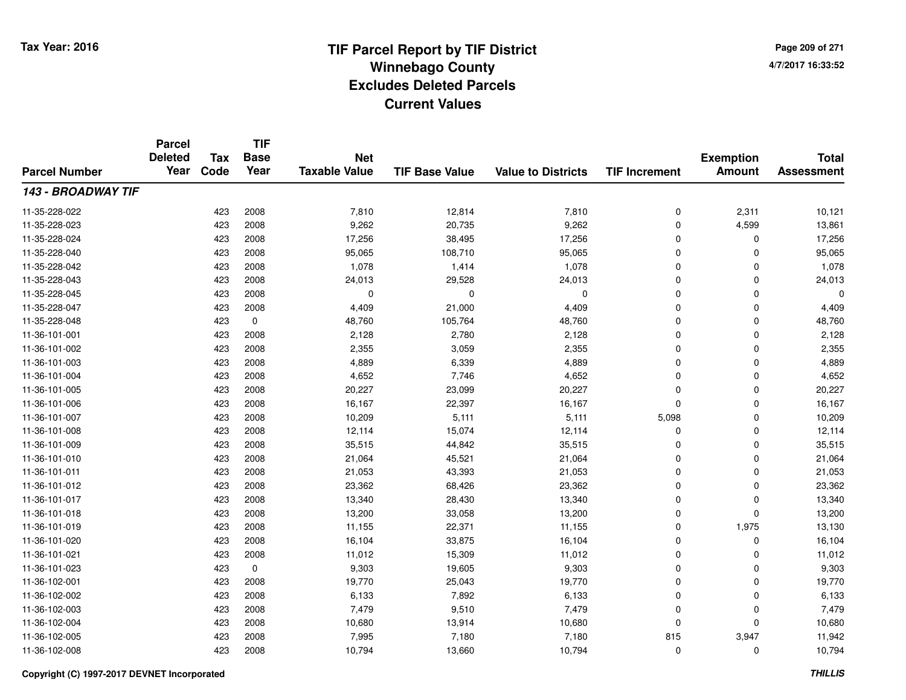# TIF Parcel Report by TIF District
## Winnebago County
## Excludes Deleted Parcels
## Current Values

Tax Year: 2016

4/7/2017 16:33:52

| Parcel Number | Parcel Deleted Year | Tax Code | TIF Base Year | Net Taxable Value | TIF Base Value | Value to Districts | TIF Increment | Exemption Amount | Total Assessment |
|---|---|---|---|---|---|---|---|---|---|
| ***143 - BROADWAY TIF*** | | | | | | | | | |
| 11-35-228-022 | | 423 | 2008 | 7,810 | 12,814 | 7,810 | 0 | 2,311 | 10,121 |
| 11-35-228-023 | | 423 | 2008 | 9,262 | 20,735 | 9,262 | 0 | 4,599 | 13,861 |
| 11-35-228-024 | | 423 | 2008 | 17,256 | 38,495 | 17,256 | 0 | 0 | 17,256 |
| 11-35-228-040 | | 423 | 2008 | 95,065 | 108,710 | 95,065 | 0 | 0 | 95,065 |
| 11-35-228-042 | | 423 | 2008 | 1,078 | 1,414 | 1,078 | 0 | 0 | 1,078 |
| 11-35-228-043 | | 423 | 2008 | 24,013 | 29,528 | 24,013 | 0 | 0 | 24,013 |
| 11-35-228-045 | | 423 | 2008 | 0 | 0 | 0 | 0 | 0 | 0 |
| 11-35-228-047 | | 423 | 2008 | 4,409 | 21,000 | 4,409 | 0 | 0 | 4,409 |
| 11-35-228-048 | | 423 | 0 | 48,760 | 105,764 | 48,760 | 0 | 0 | 48,760 |
| 11-36-101-001 | | 423 | 2008 | 2,128 | 2,780 | 2,128 | 0 | 0 | 2,128 |
| 11-36-101-002 | | 423 | 2008 | 2,355 | 3,059 | 2,355 | 0 | 0 | 2,355 |
| 11-36-101-003 | | 423 | 2008 | 4,889 | 6,339 | 4,889 | 0 | 0 | 4,889 |
| 11-36-101-004 | | 423 | 2008 | 4,652 | 7,746 | 4,652 | 0 | 0 | 4,652 |
| 11-36-101-005 | | 423 | 2008 | 20,227 | 23,099 | 20,227 | 0 | 0 | 20,227 |
| 11-36-101-006 | | 423 | 2008 | 16,167 | 22,397 | 16,167 | 0 | 0 | 16,167 |
| 11-36-101-007 | | 423 | 2008 | 10,209 | 5,111 | 5,111 | 5,098 | 0 | 10,209 |
| 11-36-101-008 | | 423 | 2008 | 12,114 | 15,074 | 12,114 | 0 | 0 | 12,114 |
| 11-36-101-009 | | 423 | 2008 | 35,515 | 44,842 | 35,515 | 0 | 0 | 35,515 |
| 11-36-101-010 | | 423 | 2008 | 21,064 | 45,521 | 21,064 | 0 | 0 | 21,064 |
| 11-36-101-011 | | 423 | 2008 | 21,053 | 43,393 | 21,053 | 0 | 0 | 21,053 |
| 11-36-101-012 | | 423 | 2008 | 23,362 | 68,426 | 23,362 | 0 | 0 | 23,362 |
| 11-36-101-017 | | 423 | 2008 | 13,340 | 28,430 | 13,340 | 0 | 0 | 13,340 |
| 11-36-101-018 | | 423 | 2008 | 13,200 | 33,058 | 13,200 | 0 | 0 | 13,200 |
| 11-36-101-019 | | 423 | 2008 | 11,155 | 22,371 | 11,155 | 0 | 1,975 | 13,130 |
| 11-36-101-020 | | 423 | 2008 | 16,104 | 33,875 | 16,104 | 0 | 0 | 16,104 |
| 11-36-101-021 | | 423 | 2008 | 11,012 | 15,309 | 11,012 | 0 | 0 | 11,012 |
| 11-36-101-023 | | 423 | 0 | 9,303 | 19,605 | 9,303 | 0 | 0 | 9,303 |
| 11-36-102-001 | | 423 | 2008 | 19,770 | 25,043 | 19,770 | 0 | 0 | 19,770 |
| 11-36-102-002 | | 423 | 2008 | 6,133 | 7,892 | 6,133 | 0 | 0 | 6,133 |
| 11-36-102-003 | | 423 | 2008 | 7,479 | 9,510 | 7,479 | 0 | 0 | 7,479 |
| 11-36-102-004 | | 423 | 2008 | 10,680 | 13,914 | 10,680 | 0 | 0 | 10,680 |
| 11-36-102-005 | | 423 | 2008 | 7,995 | 7,180 | 7,180 | 815 | 3,947 | 11,942 |
| 11-36-102-008 | | 423 | 2008 | 10,794 | 13,660 | 10,794 | 0 | 0 | 10,794 |

Copyright (C) 1997-2017 DEVNET Incorporated

*THILLIS*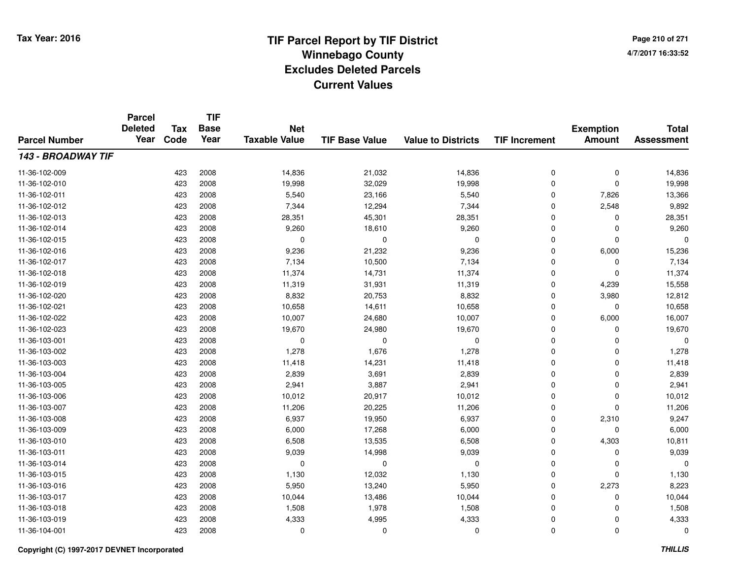Tax Year: 2016

# TIF Parcel Report by TIF District
## Winnebago County
## Excludes Deleted Parcels
## Current Values

4/7/2017 16:33:52

| Parcel Number | Parcel Deleted Year | Tax Code | TIF Base Year | Net Taxable Value | TIF Base Value | Value to Districts | TIF Increment | Exemption Amount | Total Assessment |
|---|---|---|---|---|---|---|---|---|---|
| ***143 - BROADWAY TIF*** | | | | | | | | | |
| 11-36-102-009 | | 423 | 2008 | 14,836 | 21,032 | 14,836 | 0 | 0 | 14,836 |
| 11-36-102-010 | | 423 | 2008 | 19,998 | 32,029 | 19,998 | 0 | 0 | 19,998 |
| 11-36-102-011 | | 423 | 2008 | 5,540 | 23,166 | 5,540 | 0 | 7,826 | 13,366 |
| 11-36-102-012 | | 423 | 2008 | 7,344 | 12,294 | 7,344 | 0 | 2,548 | 9,892 |
| 11-36-102-013 | | 423 | 2008 | 28,351 | 45,301 | 28,351 | 0 | 0 | 28,351 |
| 11-36-102-014 | | 423 | 2008 | 9,260 | 18,610 | 9,260 | 0 | 0 | 9,260 |
| 11-36-102-015 | | 423 | 2008 | 0 | 0 | 0 | 0 | 0 | 0 |
| 11-36-102-016 | | 423 | 2008 | 9,236 | 21,232 | 9,236 | 0 | 6,000 | 15,236 |
| 11-36-102-017 | | 423 | 2008 | 7,134 | 10,500 | 7,134 | 0 | 0 | 7,134 |
| 11-36-102-018 | | 423 | 2008 | 11,374 | 14,731 | 11,374 | 0 | 0 | 11,374 |
| 11-36-102-019 | | 423 | 2008 | 11,319 | 31,931 | 11,319 | 0 | 4,239 | 15,558 |
| 11-36-102-020 | | 423 | 2008 | 8,832 | 20,753 | 8,832 | 0 | 3,980 | 12,812 |
| 11-36-102-021 | | 423 | 2008 | 10,658 | 14,611 | 10,658 | 0 | 0 | 10,658 |
| 11-36-102-022 | | 423 | 2008 | 10,007 | 24,680 | 10,007 | 0 | 6,000 | 16,007 |
| 11-36-102-023 | | 423 | 2008 | 19,670 | 24,980 | 19,670 | 0 | 0 | 19,670 |
| 11-36-103-001 | | 423 | 2008 | 0 | 0 | 0 | 0 | 0 | 0 |
| 11-36-103-002 | | 423 | 2008 | 1,278 | 1,676 | 1,278 | 0 | 0 | 1,278 |
| 11-36-103-003 | | 423 | 2008 | 11,418 | 14,231 | 11,418 | 0 | 0 | 11,418 |
| 11-36-103-004 | | 423 | 2008 | 2,839 | 3,691 | 2,839 | 0 | 0 | 2,839 |
| 11-36-103-005 | | 423 | 2008 | 2,941 | 3,887 | 2,941 | 0 | 0 | 2,941 |
| 11-36-103-006 | | 423 | 2008 | 10,012 | 20,917 | 10,012 | 0 | 0 | 10,012 |
| 11-36-103-007 | | 423 | 2008 | 11,206 | 20,225 | 11,206 | 0 | 0 | 11,206 |
| 11-36-103-008 | | 423 | 2008 | 6,937 | 19,950 | 6,937 | 0 | 2,310 | 9,247 |
| 11-36-103-009 | | 423 | 2008 | 6,000 | 17,268 | 6,000 | 0 | 0 | 6,000 |
| 11-36-103-010 | | 423 | 2008 | 6,508 | 13,535 | 6,508 | 0 | 4,303 | 10,811 |
| 11-36-103-011 | | 423 | 2008 | 9,039 | 14,998 | 9,039 | 0 | 0 | 9,039 |
| 11-36-103-014 | | 423 | 2008 | 0 | 0 | 0 | 0 | 0 | 0 |
| 11-36-103-015 | | 423 | 2008 | 1,130 | 12,032 | 1,130 | 0 | 0 | 1,130 |
| 11-36-103-016 | | 423 | 2008 | 5,950 | 13,240 | 5,950 | 0 | 2,273 | 8,223 |
| 11-36-103-017 | | 423 | 2008 | 10,044 | 13,486 | 10,044 | 0 | 0 | 10,044 |
| 11-36-103-018 | | 423 | 2008 | 1,508 | 1,978 | 1,508 | 0 | 0 | 1,508 |
| 11-36-103-019 | | 423 | 2008 | 4,333 | 4,995 | 4,333 | 0 | 0 | 4,333 |
| 11-36-104-001 | | 423 | 2008 | 0 | 0 | 0 | 0 | 0 | 0 |

Copyright (C) 1997-2017 DEVNET Incorporated

*THILLIS*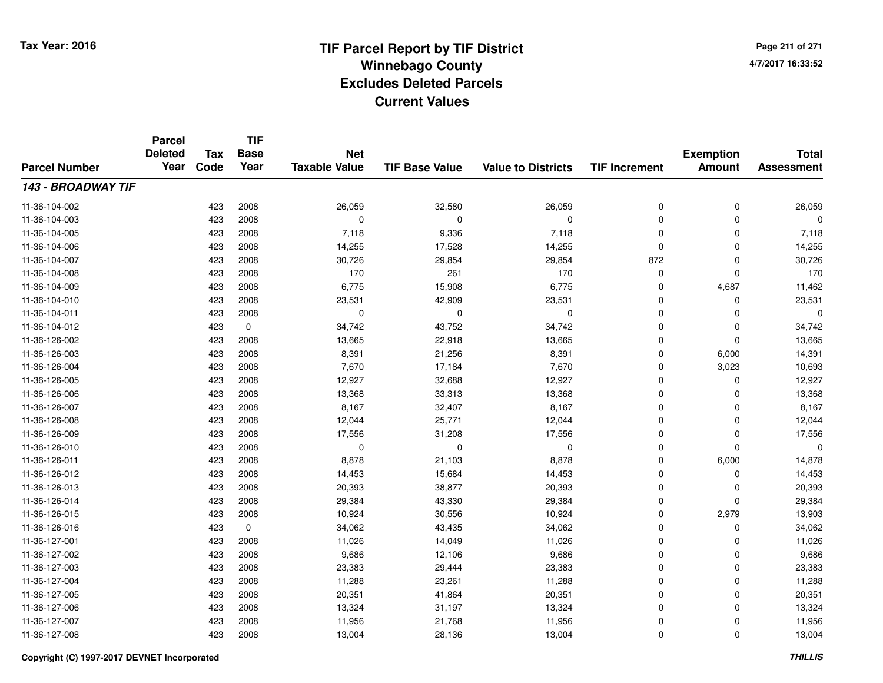# TIF Parcel Report by TIF District
## Winnebago County
## Excludes Deleted Parcels
## Current Values

Tax Year: 2016

4/7/2017 16:33:52

| Parcel Number | Parcel Deleted Year | Tax Code | TIF Base Year | Net Taxable Value | TIF Base Value | Value to Districts | TIF Increment | Exemption Amount | Total Assessment |
|---|---|---|---|---|---|---|---|---|---|
| ***143 - BROADWAY TIF*** | | | | | | | | | |
| 11-36-104-002 | | 423 | 2008 | 26,059 | 32,580 | 26,059 | 0 | 0 | 26,059 |
| 11-36-104-003 | | 423 | 2008 | 0 | 0 | 0 | 0 | 0 | 0 |
| 11-36-104-005 | | 423 | 2008 | 7,118 | 9,336 | 7,118 | 0 | 0 | 7,118 |
| 11-36-104-006 | | 423 | 2008 | 14,255 | 17,528 | 14,255 | 0 | 0 | 14,255 |
| 11-36-104-007 | | 423 | 2008 | 30,726 | 29,854 | 29,854 | 872 | 0 | 30,726 |
| 11-36-104-008 | | 423 | 2008 | 170 | 261 | 170 | 0 | 0 | 170 |
| 11-36-104-009 | | 423 | 2008 | 6,775 | 15,908 | 6,775 | 0 | 4,687 | 11,462 |
| 11-36-104-010 | | 423 | 2008 | 23,531 | 42,909 | 23,531 | 0 | 0 | 23,531 |
| 11-36-104-011 | | 423 | 2008 | 0 | 0 | 0 | 0 | 0 | 0 |
| 11-36-104-012 | | 423 | 0 | 34,742 | 43,752 | 34,742 | 0 | 0 | 34,742 |
| 11-36-126-002 | | 423 | 2008 | 13,665 | 22,918 | 13,665 | 0 | 0 | 13,665 |
| 11-36-126-003 | | 423 | 2008 | 8,391 | 21,256 | 8,391 | 0 | 6,000 | 14,391 |
| 11-36-126-004 | | 423 | 2008 | 7,670 | 17,184 | 7,670 | 0 | 3,023 | 10,693 |
| 11-36-126-005 | | 423 | 2008 | 12,927 | 32,688 | 12,927 | 0 | 0 | 12,927 |
| 11-36-126-006 | | 423 | 2008 | 13,368 | 33,313 | 13,368 | 0 | 0 | 13,368 |
| 11-36-126-007 | | 423 | 2008 | 8,167 | 32,407 | 8,167 | 0 | 0 | 8,167 |
| 11-36-126-008 | | 423 | 2008 | 12,044 | 25,771 | 12,044 | 0 | 0 | 12,044 |
| 11-36-126-009 | | 423 | 2008 | 17,556 | 31,208 | 17,556 | 0 | 0 | 17,556 |
| 11-36-126-010 | | 423 | 2008 | 0 | 0 | 0 | 0 | 0 | 0 |
| 11-36-126-011 | | 423 | 2008 | 8,878 | 21,103 | 8,878 | 0 | 6,000 | 14,878 |
| 11-36-126-012 | | 423 | 2008 | 14,453 | 15,684 | 14,453 | 0 | 0 | 14,453 |
| 11-36-126-013 | | 423 | 2008 | 20,393 | 38,877 | 20,393 | 0 | 0 | 20,393 |
| 11-36-126-014 | | 423 | 2008 | 29,384 | 43,330 | 29,384 | 0 | 0 | 29,384 |
| 11-36-126-015 | | 423 | 2008 | 10,924 | 30,556 | 10,924 | 0 | 2,979 | 13,903 |
| 11-36-126-016 | | 423 | 0 | 34,062 | 43,435 | 34,062 | 0 | 0 | 34,062 |
| 11-36-127-001 | | 423 | 2008 | 11,026 | 14,049 | 11,026 | 0 | 0 | 11,026 |
| 11-36-127-002 | | 423 | 2008 | 9,686 | 12,106 | 9,686 | 0 | 0 | 9,686 |
| 11-36-127-003 | | 423 | 2008 | 23,383 | 29,444 | 23,383 | 0 | 0 | 23,383 |
| 11-36-127-004 | | 423 | 2008 | 11,288 | 23,261 | 11,288 | 0 | 0 | 11,288 |
| 11-36-127-005 | | 423 | 2008 | 20,351 | 41,864 | 20,351 | 0 | 0 | 20,351 |
| 11-36-127-006 | | 423 | 2008 | 13,324 | 31,197 | 13,324 | 0 | 0 | 13,324 |
| 11-36-127-007 | | 423 | 2008 | 11,956 | 21,768 | 11,956 | 0 | 0 | 11,956 |
| 11-36-127-008 | | 423 | 2008 | 13,004 | 28,136 | 13,004 | 0 | 0 | 13,004 |

Copyright (C) 1997-2017 DEVNET Incorporated

*THILLIS*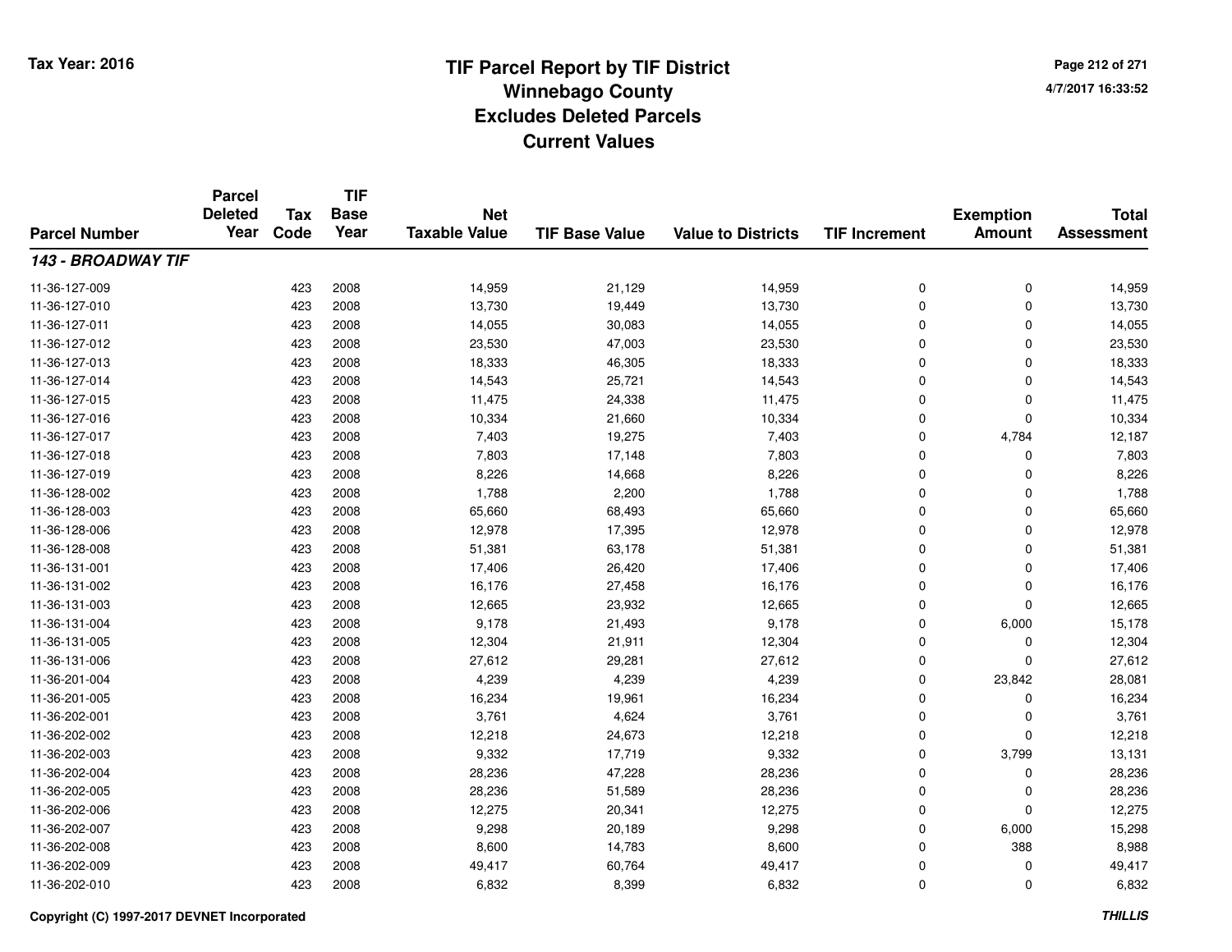# TIF Parcel Report by TIF District
## Winnebago County
## Excludes Deleted Parcels
## Current Values

Tax Year: 2016

4/7/2017 16:33:52

| Parcel Number | Parcel Deleted Year | Tax Code | TIF Base Year | Net Taxable Value | TIF Base Value | Value to Districts | TIF Increment | Exemption Amount | Total Assessment |
|---|---|---|---|---|---|---|---|---|---|
| ***143 - BROADWAY TIF*** | | | | | | | | | |
| 11-36-127-009 | | 423 | 2008 | 14,959 | 21,129 | 14,959 | 0 | 0 | 14,959 |
| 11-36-127-010 | | 423 | 2008 | 13,730 | 19,449 | 13,730 | 0 | 0 | 13,730 |
| 11-36-127-011 | | 423 | 2008 | 14,055 | 30,083 | 14,055 | 0 | 0 | 14,055 |
| 11-36-127-012 | | 423 | 2008 | 23,530 | 47,003 | 23,530 | 0 | 0 | 23,530 |
| 11-36-127-013 | | 423 | 2008 | 18,333 | 46,305 | 18,333 | 0 | 0 | 18,333 |
| 11-36-127-014 | | 423 | 2008 | 14,543 | 25,721 | 14,543 | 0 | 0 | 14,543 |
| 11-36-127-015 | | 423 | 2008 | 11,475 | 24,338 | 11,475 | 0 | 0 | 11,475 |
| 11-36-127-016 | | 423 | 2008 | 10,334 | 21,660 | 10,334 | 0 | 0 | 10,334 |
| 11-36-127-017 | | 423 | 2008 | 7,403 | 19,275 | 7,403 | 0 | 4,784 | 12,187 |
| 11-36-127-018 | | 423 | 2008 | 7,803 | 17,148 | 7,803 | 0 | 0 | 7,803 |
| 11-36-127-019 | | 423 | 2008 | 8,226 | 14,668 | 8,226 | 0 | 0 | 8,226 |
| 11-36-128-002 | | 423 | 2008 | 1,788 | 2,200 | 1,788 | 0 | 0 | 1,788 |
| 11-36-128-003 | | 423 | 2008 | 65,660 | 68,493 | 65,660 | 0 | 0 | 65,660 |
| 11-36-128-006 | | 423 | 2008 | 12,978 | 17,395 | 12,978 | 0 | 0 | 12,978 |
| 11-36-128-008 | | 423 | 2008 | 51,381 | 63,178 | 51,381 | 0 | 0 | 51,381 |
| 11-36-131-001 | | 423 | 2008 | 17,406 | 26,420 | 17,406 | 0 | 0 | 17,406 |
| 11-36-131-002 | | 423 | 2008 | 16,176 | 27,458 | 16,176 | 0 | 0 | 16,176 |
| 11-36-131-003 | | 423 | 2008 | 12,665 | 23,932 | 12,665 | 0 | 0 | 12,665 |
| 11-36-131-004 | | 423 | 2008 | 9,178 | 21,493 | 9,178 | 0 | 6,000 | 15,178 |
| 11-36-131-005 | | 423 | 2008 | 12,304 | 21,911 | 12,304 | 0 | 0 | 12,304 |
| 11-36-131-006 | | 423 | 2008 | 27,612 | 29,281 | 27,612 | 0 | 0 | 27,612 |
| 11-36-201-004 | | 423 | 2008 | 4,239 | 4,239 | 4,239 | 0 | 23,842 | 28,081 |
| 11-36-201-005 | | 423 | 2008 | 16,234 | 19,961 | 16,234 | 0 | 0 | 16,234 |
| 11-36-202-001 | | 423 | 2008 | 3,761 | 4,624 | 3,761 | 0 | 0 | 3,761 |
| 11-36-202-002 | | 423 | 2008 | 12,218 | 24,673 | 12,218 | 0 | 0 | 12,218 |
| 11-36-202-003 | | 423 | 2008 | 9,332 | 17,719 | 9,332 | 0 | 3,799 | 13,131 |
| 11-36-202-004 | | 423 | 2008 | 28,236 | 47,228 | 28,236 | 0 | 0 | 28,236 |
| 11-36-202-005 | | 423 | 2008 | 28,236 | 51,589 | 28,236 | 0 | 0 | 28,236 |
| 11-36-202-006 | | 423 | 2008 | 12,275 | 20,341 | 12,275 | 0 | 0 | 12,275 |
| 11-36-202-007 | | 423 | 2008 | 9,298 | 20,189 | 9,298 | 0 | 6,000 | 15,298 |
| 11-36-202-008 | | 423 | 2008 | 8,600 | 14,783 | 8,600 | 0 | 388 | 8,988 |
| 11-36-202-009 | | 423 | 2008 | 49,417 | 60,764 | 49,417 | 0 | 0 | 49,417 |
| 11-36-202-010 | | 423 | 2008 | 6,832 | 8,399 | 6,832 | 0 | 0 | 6,832 |

Copyright (C) 1997-2017 DEVNET Incorporated

*THILLIS*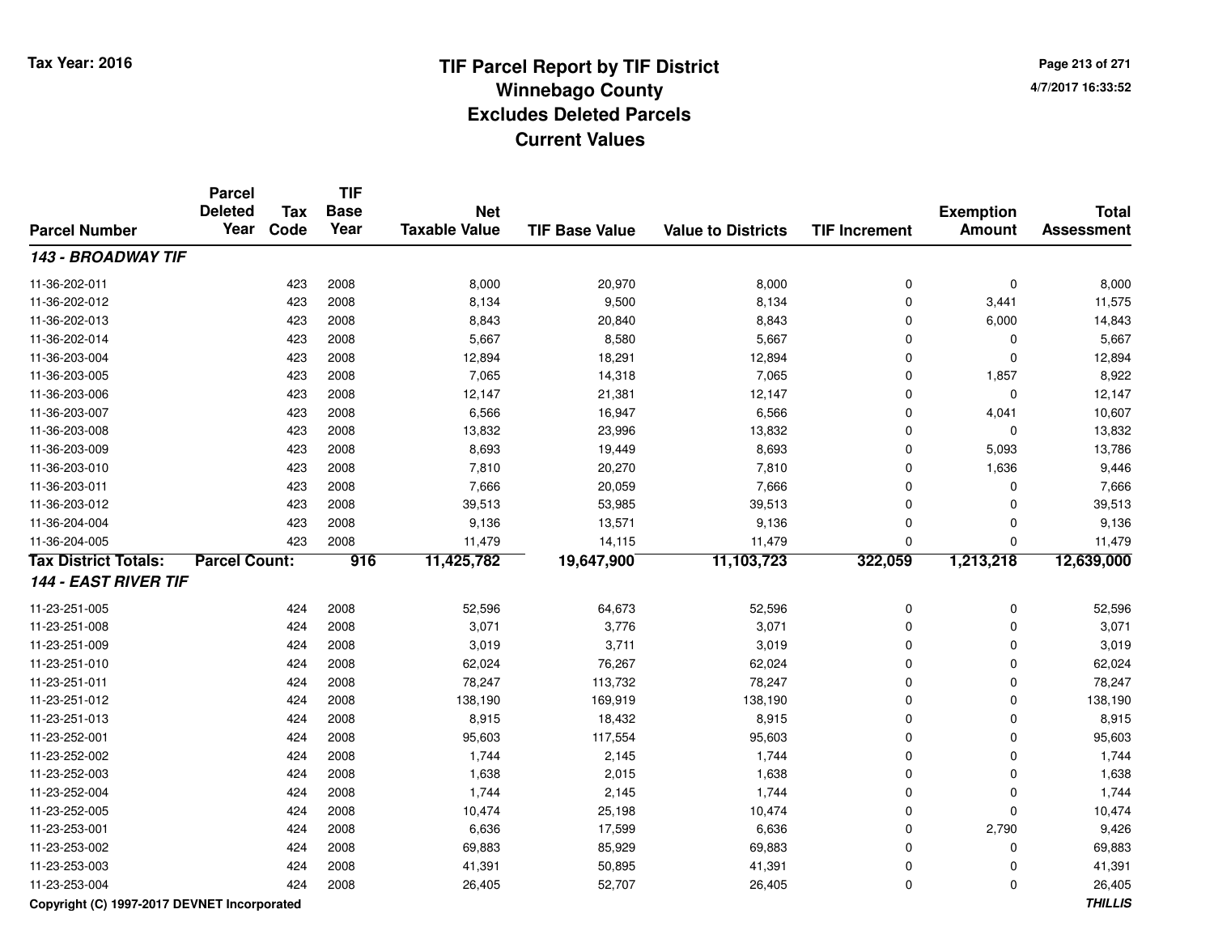# TIF Parcel Report by TIF District
## Winnebago County
## Excludes Deleted Parcels
## Current Values

Tax Year: 2016

4/7/2017 16:33:52

| Parcel Number | Parcel Deleted Year | Tax Code | TIF Base Year | Net Taxable Value | TIF Base Value | Value to Districts | TIF Increment | Exemption Amount | Total Assessment |
|---|---|---|---|---|---|---|---|---|---|
| ***143 - BROADWAY TIF*** | | | | | | | | | |
| 11-36-202-011 | | 423 | 2008 | 8,000 | 20,970 | 8,000 | 0 | 0 | 8,000 |
| 11-36-202-012 | | 423 | 2008 | 8,134 | 9,500 | 8,134 | 0 | 3,441 | 11,575 |
| 11-36-202-013 | | 423 | 2008 | 8,843 | 20,840 | 8,843 | 0 | 6,000 | 14,843 |
| 11-36-202-014 | | 423 | 2008 | 5,667 | 8,580 | 5,667 | 0 | 0 | 5,667 |
| 11-36-203-004 | | 423 | 2008 | 12,894 | 18,291 | 12,894 | 0 | 0 | 12,894 |
| 11-36-203-005 | | 423 | 2008 | 7,065 | 14,318 | 7,065 | 0 | 1,857 | 8,922 |
| 11-36-203-006 | | 423 | 2008 | 12,147 | 21,381 | 12,147 | 0 | 0 | 12,147 |
| 11-36-203-007 | | 423 | 2008 | 6,566 | 16,947 | 6,566 | 0 | 4,041 | 10,607 |
| 11-36-203-008 | | 423 | 2008 | 13,832 | 23,996 | 13,832 | 0 | 0 | 13,832 |
| 11-36-203-009 | | 423 | 2008 | 8,693 | 19,449 | 8,693 | 0 | 5,093 | 13,786 |
| 11-36-203-010 | | 423 | 2008 | 7,810 | 20,270 | 7,810 | 0 | 1,636 | 9,446 |
| 11-36-203-011 | | 423 | 2008 | 7,666 | 20,059 | 7,666 | 0 | 0 | 7,666 |
| 11-36-203-012 | | 423 | 2008 | 39,513 | 53,985 | 39,513 | 0 | 0 | 39,513 |
| 11-36-204-004 | | 423 | 2008 | 9,136 | 13,571 | 9,136 | 0 | 0 | 9,136 |
| 11-36-204-005 | | 423 | 2008 | 11,479 | 14,115 | 11,479 | 0 | 0 | 11,479 |
| **Tax District Totals:** | **Parcel Count:** | | **916** | **11,425,782** | **19,647,900** | **11,103,723** | **322,059** | **1,213,218** | **12,639,000** |
| ***144 - EAST RIVER TIF*** | | | | | | | | | |
| 11-23-251-005 | | 424 | 2008 | 52,596 | 64,673 | 52,596 | 0 | 0 | 52,596 |
| 11-23-251-008 | | 424 | 2008 | 3,071 | 3,776 | 3,071 | 0 | 0 | 3,071 |
| 11-23-251-009 | | 424 | 2008 | 3,019 | 3,711 | 3,019 | 0 | 0 | 3,019 |
| 11-23-251-010 | | 424 | 2008 | 62,024 | 76,267 | 62,024 | 0 | 0 | 62,024 |
| 11-23-251-011 | | 424 | 2008 | 78,247 | 113,732 | 78,247 | 0 | 0 | 78,247 |
| 11-23-251-012 | | 424 | 2008 | 138,190 | 169,919 | 138,190 | 0 | 0 | 138,190 |
| 11-23-251-013 | | 424 | 2008 | 8,915 | 18,432 | 8,915 | 0 | 0 | 8,915 |
| 11-23-252-001 | | 424 | 2008 | 95,603 | 117,554 | 95,603 | 0 | 0 | 95,603 |
| 11-23-252-002 | | 424 | 2008 | 1,744 | 2,145 | 1,744 | 0 | 0 | 1,744 |
| 11-23-252-003 | | 424 | 2008 | 1,638 | 2,015 | 1,638 | 0 | 0 | 1,638 |
| 11-23-252-004 | | 424 | 2008 | 1,744 | 2,145 | 1,744 | 0 | 0 | 1,744 |
| 11-23-252-005 | | 424 | 2008 | 10,474 | 25,198 | 10,474 | 0 | 0 | 10,474 |
| 11-23-253-001 | | 424 | 2008 | 6,636 | 17,599 | 6,636 | 0 | 2,790 | 9,426 |
| 11-23-253-002 | | 424 | 2008 | 69,883 | 85,929 | 69,883 | 0 | 0 | 69,883 |
| 11-23-253-003 | | 424 | 2008 | 41,391 | 50,895 | 41,391 | 0 | 0 | 41,391 |
| 11-23-253-004 | | 424 | 2008 | 26,405 | 52,707 | 26,405 | 0 | 0 | 26,405 |

Copyright (C) 1997-2017 DEVNET Incorporated

THILLIS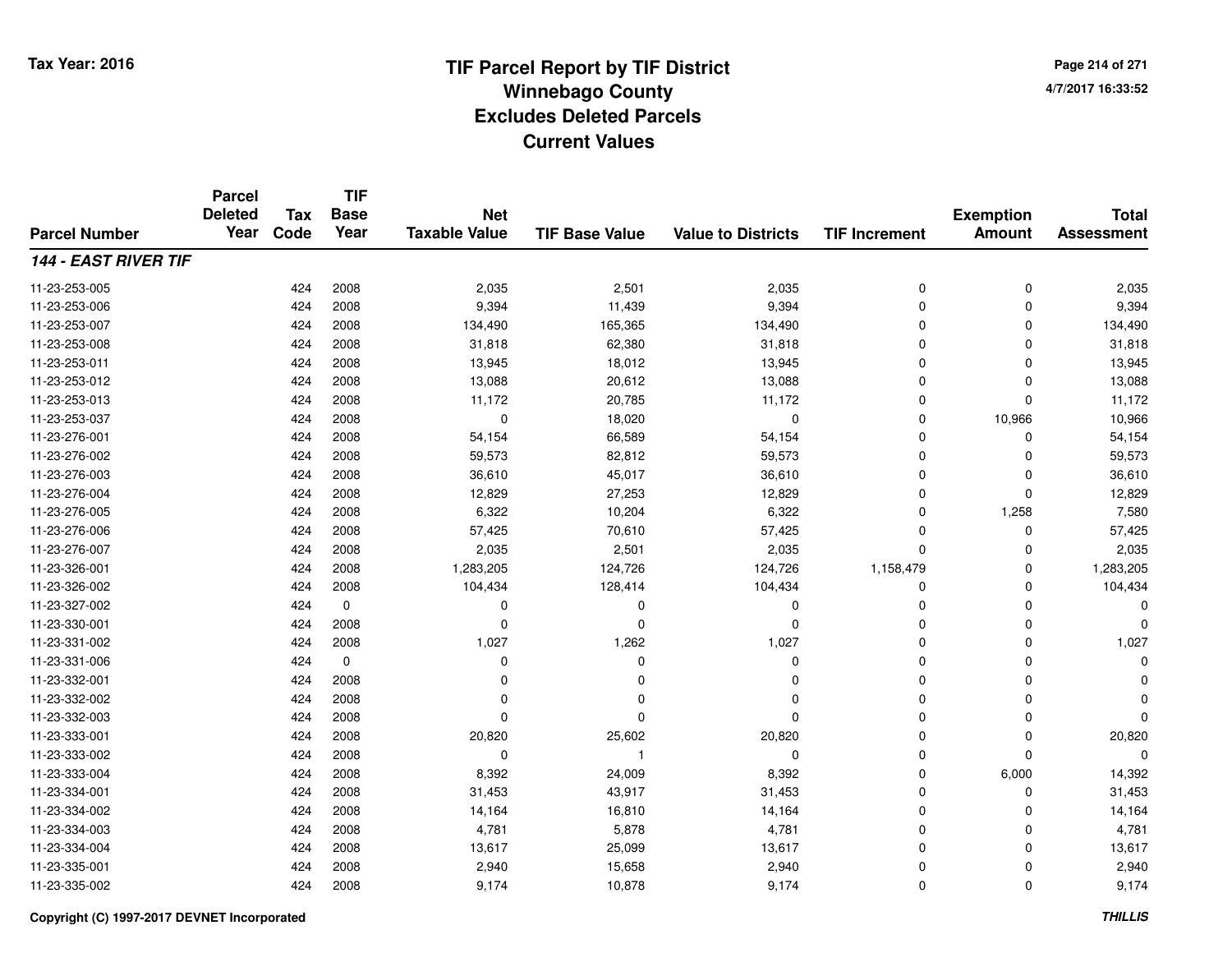Tax Year: 2016

# TIF Parcel Report by TIF District
## Winnebago County
## Excludes Deleted Parcels
## Current Values

4/7/2017 16:33:52

| Parcel Number | Parcel Deleted Year | Tax Code | TIF Base Year | Net Taxable Value | TIF Base Value | Value to Districts | TIF Increment | Exemption Amount | Total Assessment |
|---|---|---|---|---|---|---|---|---|---|
| ***144 - EAST RIVER TIF*** | | | | | | | | | |
| 11-23-253-005 | | 424 | 2008 | 2,035 | 2,501 | 2,035 | 0 | 0 | 2,035 |
| 11-23-253-006 | | 424 | 2008 | 9,394 | 11,439 | 9,394 | 0 | 0 | 9,394 |
| 11-23-253-007 | | 424 | 2008 | 134,490 | 165,365 | 134,490 | 0 | 0 | 134,490 |
| 11-23-253-008 | | 424 | 2008 | 31,818 | 62,380 | 31,818 | 0 | 0 | 31,818 |
| 11-23-253-011 | | 424 | 2008 | 13,945 | 18,012 | 13,945 | 0 | 0 | 13,945 |
| 11-23-253-012 | | 424 | 2008 | 13,088 | 20,612 | 13,088 | 0 | 0 | 13,088 |
| 11-23-253-013 | | 424 | 2008 | 11,172 | 20,785 | 11,172 | 0 | 0 | 11,172 |
| 11-23-253-037 | | 424 | 2008 | 0 | 18,020 | 0 | 0 | 10,966 | 10,966 |
| 11-23-276-001 | | 424 | 2008 | 54,154 | 66,589 | 54,154 | 0 | 0 | 54,154 |
| 11-23-276-002 | | 424 | 2008 | 59,573 | 82,812 | 59,573 | 0 | 0 | 59,573 |
| 11-23-276-003 | | 424 | 2008 | 36,610 | 45,017 | 36,610 | 0 | 0 | 36,610 |
| 11-23-276-004 | | 424 | 2008 | 12,829 | 27,253 | 12,829 | 0 | 0 | 12,829 |
| 11-23-276-005 | | 424 | 2008 | 6,322 | 10,204 | 6,322 | 0 | 1,258 | 7,580 |
| 11-23-276-006 | | 424 | 2008 | 57,425 | 70,610 | 57,425 | 0 | 0 | 57,425 |
| 11-23-276-007 | | 424 | 2008 | 2,035 | 2,501 | 2,035 | 0 | 0 | 2,035 |
| 11-23-326-001 | | 424 | 2008 | 1,283,205 | 124,726 | 124,726 | 1,158,479 | 0 | 1,283,205 |
| 11-23-326-002 | | 424 | 2008 | 104,434 | 128,414 | 104,434 | 0 | 0 | 104,434 |
| 11-23-327-002 | | 424 | 0 | 0 | 0 | 0 | 0 | 0 | 0 |
| 11-23-330-001 | | 424 | 2008 | 0 | 0 | 0 | 0 | 0 | 0 |
| 11-23-331-002 | | 424 | 2008 | 1,027 | 1,262 | 1,027 | 0 | 0 | 1,027 |
| 11-23-331-006 | | 424 | 0 | 0 | 0 | 0 | 0 | 0 | 0 |
| 11-23-332-001 | | 424 | 2008 | 0 | 0 | 0 | 0 | 0 | 0 |
| 11-23-332-002 | | 424 | 2008 | 0 | 0 | 0 | 0 | 0 | 0 |
| 11-23-332-003 | | 424 | 2008 | 0 | 0 | 0 | 0 | 0 | 0 |
| 11-23-333-001 | | 424 | 2008 | 20,820 | 25,602 | 20,820 | 0 | 0 | 20,820 |
| 11-23-333-002 | | 424 | 2008 | 0 | 1 | 0 | 0 | 0 | 0 |
| 11-23-333-004 | | 424 | 2008 | 8,392 | 24,009 | 8,392 | 0 | 6,000 | 14,392 |
| 11-23-334-001 | | 424 | 2008 | 31,453 | 43,917 | 31,453 | 0 | 0 | 31,453 |
| 11-23-334-002 | | 424 | 2008 | 14,164 | 16,810 | 14,164 | 0 | 0 | 14,164 |
| 11-23-334-003 | | 424 | 2008 | 4,781 | 5,878 | 4,781 | 0 | 0 | 4,781 |
| 11-23-334-004 | | 424 | 2008 | 13,617 | 25,099 | 13,617 | 0 | 0 | 13,617 |
| 11-23-335-001 | | 424 | 2008 | 2,940 | 15,658 | 2,940 | 0 | 0 | 2,940 |
| 11-23-335-002 | | 424 | 2008 | 9,174 | 10,878 | 9,174 | 0 | 0 | 9,174 |

Copyright (C) 1997-2017 DEVNET Incorporated

*THILLIS*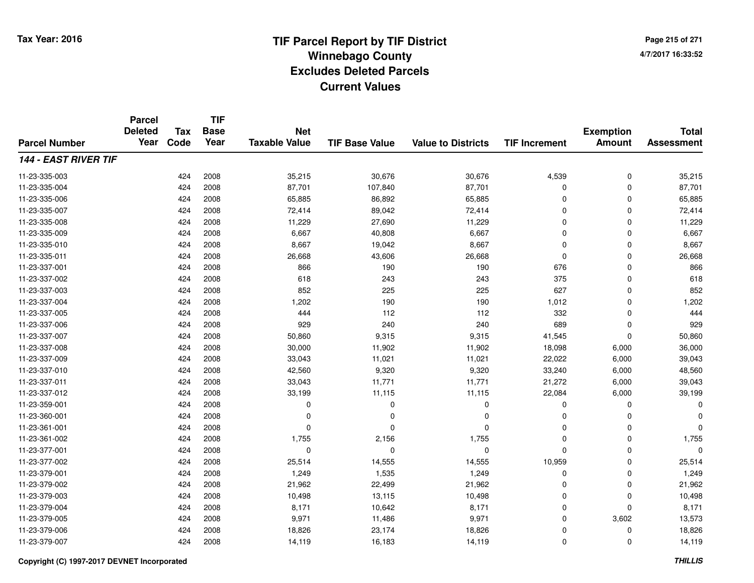Tax Year: 2016

# TIF Parcel Report by TIF District
## Winnebago County
## Excludes Deleted Parcels
## Current Values

4/7/2017 16:33:52

| Parcel Number | Parcel Deleted Year | Tax Code | TIF Base Year | Net Taxable Value | TIF Base Value | Value to Districts | TIF Increment | Exemption Amount | Total Assessment |
|---|---|---|---|---|---|---|---|---|---|
| ***144 - EAST RIVER TIF*** | | | | | | | | | |
| 11-23-335-003 | | 424 | 2008 | 35,215 | 30,676 | 30,676 | 4,539 | 0 | 35,215 |
| 11-23-335-004 | | 424 | 2008 | 87,701 | 107,840 | 87,701 | 0 | 0 | 87,701 |
| 11-23-335-006 | | 424 | 2008 | 65,885 | 86,892 | 65,885 | 0 | 0 | 65,885 |
| 11-23-335-007 | | 424 | 2008 | 72,414 | 89,042 | 72,414 | 0 | 0 | 72,414 |
| 11-23-335-008 | | 424 | 2008 | 11,229 | 27,690 | 11,229 | 0 | 0 | 11,229 |
| 11-23-335-009 | | 424 | 2008 | 6,667 | 40,808 | 6,667 | 0 | 0 | 6,667 |
| 11-23-335-010 | | 424 | 2008 | 8,667 | 19,042 | 8,667 | 0 | 0 | 8,667 |
| 11-23-335-011 | | 424 | 2008 | 26,668 | 43,606 | 26,668 | 0 | 0 | 26,668 |
| 11-23-337-001 | | 424 | 2008 | 866 | 190 | 190 | 676 | 0 | 866 |
| 11-23-337-002 | | 424 | 2008 | 618 | 243 | 243 | 375 | 0 | 618 |
| 11-23-337-003 | | 424 | 2008 | 852 | 225 | 225 | 627 | 0 | 852 |
| 11-23-337-004 | | 424 | 2008 | 1,202 | 190 | 190 | 1,012 | 0 | 1,202 |
| 11-23-337-005 | | 424 | 2008 | 444 | 112 | 112 | 332 | 0 | 444 |
| 11-23-337-006 | | 424 | 2008 | 929 | 240 | 240 | 689 | 0 | 929 |
| 11-23-337-007 | | 424 | 2008 | 50,860 | 9,315 | 9,315 | 41,545 | 0 | 50,860 |
| 11-23-337-008 | | 424 | 2008 | 30,000 | 11,902 | 11,902 | 18,098 | 6,000 | 36,000 |
| 11-23-337-009 | | 424 | 2008 | 33,043 | 11,021 | 11,021 | 22,022 | 6,000 | 39,043 |
| 11-23-337-010 | | 424 | 2008 | 42,560 | 9,320 | 9,320 | 33,240 | 6,000 | 48,560 |
| 11-23-337-011 | | 424 | 2008 | 33,043 | 11,771 | 11,771 | 21,272 | 6,000 | 39,043 |
| 11-23-337-012 | | 424 | 2008 | 33,199 | 11,115 | 11,115 | 22,084 | 6,000 | 39,199 |
| 11-23-359-001 | | 424 | 2008 | 0 | 0 | 0 | 0 | 0 | 0 |
| 11-23-360-001 | | 424 | 2008 | 0 | 0 | 0 | 0 | 0 | 0 |
| 11-23-361-001 | | 424 | 2008 | 0 | 0 | 0 | 0 | 0 | 0 |
| 11-23-361-002 | | 424 | 2008 | 1,755 | 2,156 | 1,755 | 0 | 0 | 1,755 |
| 11-23-377-001 | | 424 | 2008 | 0 | 0 | 0 | 0 | 0 | 0 |
| 11-23-377-002 | | 424 | 2008 | 25,514 | 14,555 | 14,555 | 10,959 | 0 | 25,514 |
| 11-23-379-001 | | 424 | 2008 | 1,249 | 1,535 | 1,249 | 0 | 0 | 1,249 |
| 11-23-379-002 | | 424 | 2008 | 21,962 | 22,499 | 21,962 | 0 | 0 | 21,962 |
| 11-23-379-003 | | 424 | 2008 | 10,498 | 13,115 | 10,498 | 0 | 0 | 10,498 |
| 11-23-379-004 | | 424 | 2008 | 8,171 | 10,642 | 8,171 | 0 | 0 | 8,171 |
| 11-23-379-005 | | 424 | 2008 | 9,971 | 11,486 | 9,971 | 0 | 3,602 | 13,573 |
| 11-23-379-006 | | 424 | 2008 | 18,826 | 23,174 | 18,826 | 0 | 0 | 18,826 |
| 11-23-379-007 | | 424 | 2008 | 14,119 | 16,183 | 14,119 | 0 | 0 | 14,119 |

Copyright (C) 1997-2017 DEVNET Incorporated

THILLIS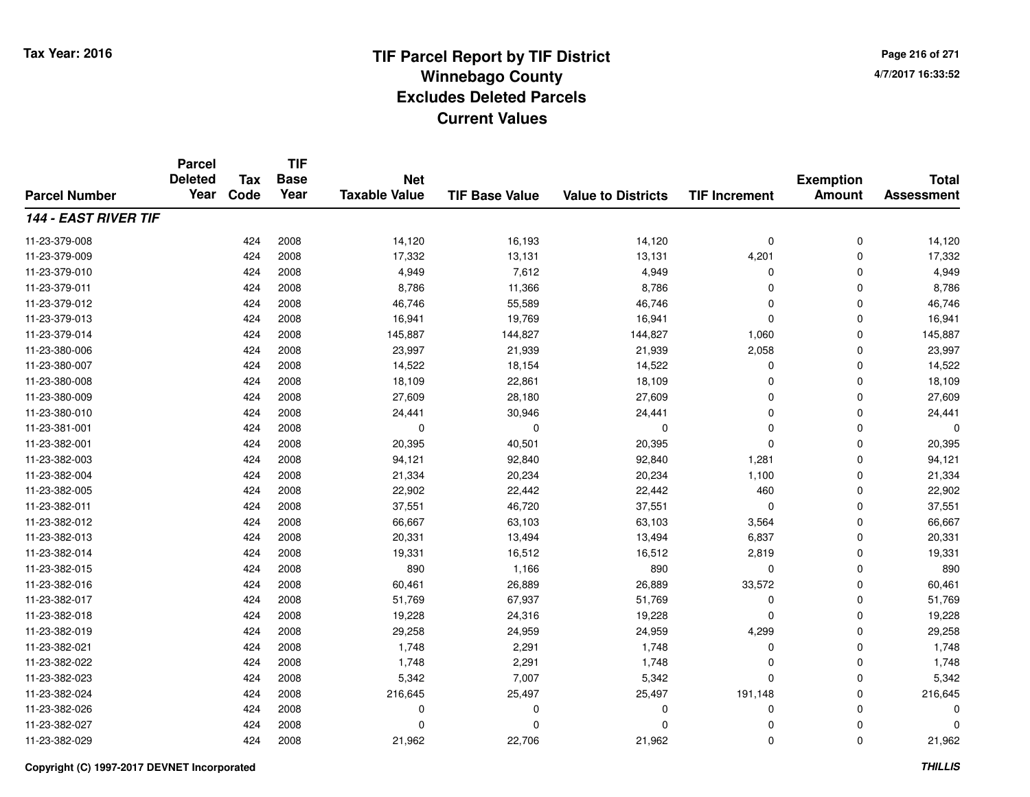# TIF Parcel Report by TIF District
## Winnebago County
## Excludes Deleted Parcels
## Current Values

Tax Year: 2016

4/7/2017 16:33:52

| Parcel Number | Parcel Deleted Year | Tax Code | TIF Base Year | Net Taxable Value | TIF Base Value | Value to Districts | TIF Increment | Exemption Amount | Total Assessment |
|---|---|---|---|---|---|---|---|---|---|
| ***144 - EAST RIVER TIF*** | | | | | | | | | |
| 11-23-379-008 | | 424 | 2008 | 14,120 | 16,193 | 14,120 | 0 | 0 | 14,120 |
| 11-23-379-009 | | 424 | 2008 | 17,332 | 13,131 | 13,131 | 4,201 | 0 | 17,332 |
| 11-23-379-010 | | 424 | 2008 | 4,949 | 7,612 | 4,949 | 0 | 0 | 4,949 |
| 11-23-379-011 | | 424 | 2008 | 8,786 | 11,366 | 8,786 | 0 | 0 | 8,786 |
| 11-23-379-012 | | 424 | 2008 | 46,746 | 55,589 | 46,746 | 0 | 0 | 46,746 |
| 11-23-379-013 | | 424 | 2008 | 16,941 | 19,769 | 16,941 | 0 | 0 | 16,941 |
| 11-23-379-014 | | 424 | 2008 | 145,887 | 144,827 | 144,827 | 1,060 | 0 | 145,887 |
| 11-23-380-006 | | 424 | 2008 | 23,997 | 21,939 | 21,939 | 2,058 | 0 | 23,997 |
| 11-23-380-007 | | 424 | 2008 | 14,522 | 18,154 | 14,522 | 0 | 0 | 14,522 |
| 11-23-380-008 | | 424 | 2008 | 18,109 | 22,861 | 18,109 | 0 | 0 | 18,109 |
| 11-23-380-009 | | 424 | 2008 | 27,609 | 28,180 | 27,609 | 0 | 0 | 27,609 |
| 11-23-380-010 | | 424 | 2008 | 24,441 | 30,946 | 24,441 | 0 | 0 | 24,441 |
| 11-23-381-001 | | 424 | 2008 | 0 | 0 | 0 | 0 | 0 | 0 |
| 11-23-382-001 | | 424 | 2008 | 20,395 | 40,501 | 20,395 | 0 | 0 | 20,395 |
| 11-23-382-003 | | 424 | 2008 | 94,121 | 92,840 | 92,840 | 1,281 | 0 | 94,121 |
| 11-23-382-004 | | 424 | 2008 | 21,334 | 20,234 | 20,234 | 1,100 | 0 | 21,334 |
| 11-23-382-005 | | 424 | 2008 | 22,902 | 22,442 | 22,442 | 460 | 0 | 22,902 |
| 11-23-382-011 | | 424 | 2008 | 37,551 | 46,720 | 37,551 | 0 | 0 | 37,551 |
| 11-23-382-012 | | 424 | 2008 | 66,667 | 63,103 | 63,103 | 3,564 | 0 | 66,667 |
| 11-23-382-013 | | 424 | 2008 | 20,331 | 13,494 | 13,494 | 6,837 | 0 | 20,331 |
| 11-23-382-014 | | 424 | 2008 | 19,331 | 16,512 | 16,512 | 2,819 | 0 | 19,331 |
| 11-23-382-015 | | 424 | 2008 | 890 | 1,166 | 890 | 0 | 0 | 890 |
| 11-23-382-016 | | 424 | 2008 | 60,461 | 26,889 | 26,889 | 33,572 | 0 | 60,461 |
| 11-23-382-017 | | 424 | 2008 | 51,769 | 67,937 | 51,769 | 0 | 0 | 51,769 |
| 11-23-382-018 | | 424 | 2008 | 19,228 | 24,316 | 19,228 | 0 | 0 | 19,228 |
| 11-23-382-019 | | 424 | 2008 | 29,258 | 24,959 | 24,959 | 4,299 | 0 | 29,258 |
| 11-23-382-021 | | 424 | 2008 | 1,748 | 2,291 | 1,748 | 0 | 0 | 1,748 |
| 11-23-382-022 | | 424 | 2008 | 1,748 | 2,291 | 1,748 | 0 | 0 | 1,748 |
| 11-23-382-023 | | 424 | 2008 | 5,342 | 7,007 | 5,342 | 0 | 0 | 5,342 |
| 11-23-382-024 | | 424 | 2008 | 216,645 | 25,497 | 25,497 | 191,148 | 0 | 216,645 |
| 11-23-382-026 | | 424 | 2008 | 0 | 0 | 0 | 0 | 0 | 0 |
| 11-23-382-027 | | 424 | 2008 | 0 | 0 | 0 | 0 | 0 | 0 |
| 11-23-382-029 | | 424 | 2008 | 21,962 | 22,706 | 21,962 | 0 | 0 | 21,962 |

Copyright (C) 1997-2017 DEVNET Incorporated

*THILLIS*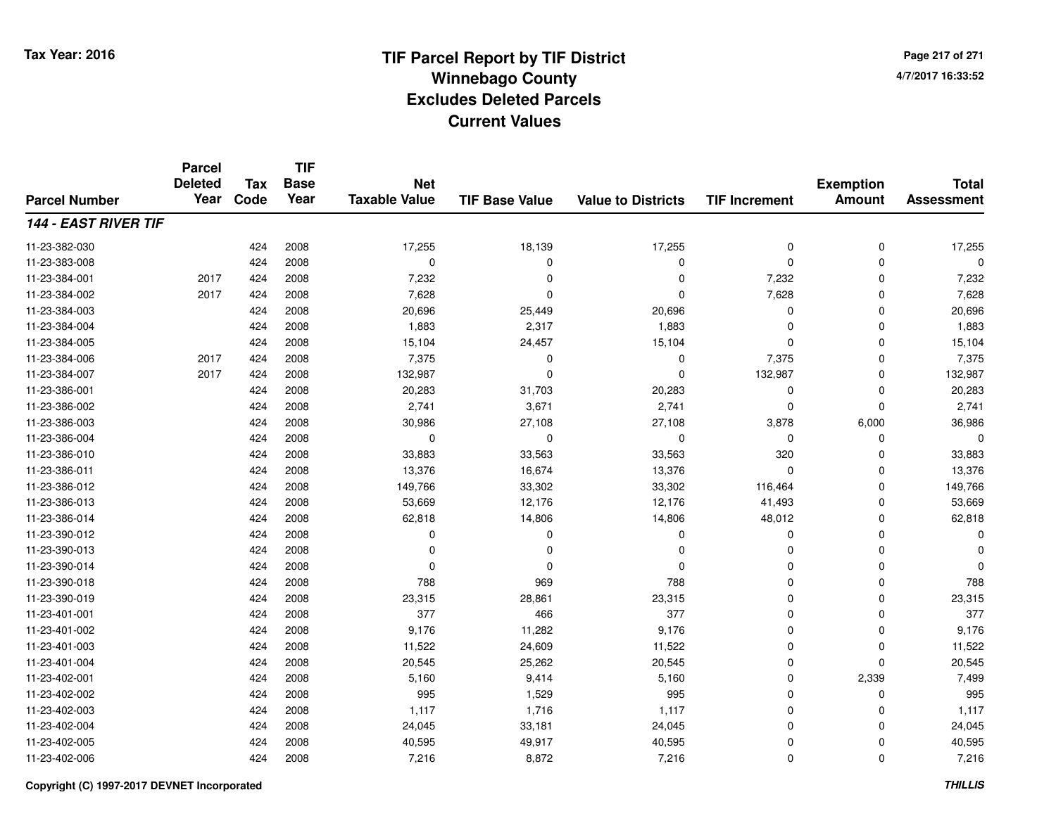# TIF Parcel Report by TIF District
## Winnebago County
## Excludes Deleted Parcels
## Current Values

Tax Year: 2016

4/7/2017 16:33:52

| Parcel Number | Parcel Deleted Year | Tax Code | TIF Base Year | Net Taxable Value | TIF Base Value | Value to Districts | TIF Increment | Exemption Amount | Total Assessment |
|---|---|---|---|---|---|---|---|---|---|
| ***144 - EAST RIVER TIF*** | | | | | | | | | |
| 11-23-382-030 | | 424 | 2008 | 17,255 | 18,139 | 17,255 | 0 | 0 | 17,255 |
| 11-23-383-008 | | 424 | 2008 | 0 | 0 | 0 | 0 | 0 | 0 |
| 11-23-384-001 | 2017 | 424 | 2008 | 7,232 | 0 | 0 | 7,232 | 0 | 7,232 |
| 11-23-384-002 | 2017 | 424 | 2008 | 7,628 | 0 | 0 | 7,628 | 0 | 7,628 |
| 11-23-384-003 | | 424 | 2008 | 20,696 | 25,449 | 20,696 | 0 | 0 | 20,696 |
| 11-23-384-004 | | 424 | 2008 | 1,883 | 2,317 | 1,883 | 0 | 0 | 1,883 |
| 11-23-384-005 | | 424 | 2008 | 15,104 | 24,457 | 15,104 | 0 | 0 | 15,104 |
| 11-23-384-006 | 2017 | 424 | 2008 | 7,375 | 0 | 0 | 7,375 | 0 | 7,375 |
| 11-23-384-007 | 2017 | 424 | 2008 | 132,987 | 0 | 0 | 132,987 | 0 | 132,987 |
| 11-23-386-001 | | 424 | 2008 | 20,283 | 31,703 | 20,283 | 0 | 0 | 20,283 |
| 11-23-386-002 | | 424 | 2008 | 2,741 | 3,671 | 2,741 | 0 | 0 | 2,741 |
| 11-23-386-003 | | 424 | 2008 | 30,986 | 27,108 | 27,108 | 3,878 | 6,000 | 36,986 |
| 11-23-386-004 | | 424 | 2008 | 0 | 0 | 0 | 0 | 0 | 0 |
| 11-23-386-010 | | 424 | 2008 | 33,883 | 33,563 | 33,563 | 320 | 0 | 33,883 |
| 11-23-386-011 | | 424 | 2008 | 13,376 | 16,674 | 13,376 | 0 | 0 | 13,376 |
| 11-23-386-012 | | 424 | 2008 | 149,766 | 33,302 | 33,302 | 116,464 | 0 | 149,766 |
| 11-23-386-013 | | 424 | 2008 | 53,669 | 12,176 | 12,176 | 41,493 | 0 | 53,669 |
| 11-23-386-014 | | 424 | 2008 | 62,818 | 14,806 | 14,806 | 48,012 | 0 | 62,818 |
| 11-23-390-012 | | 424 | 2008 | 0 | 0 | 0 | 0 | 0 | 0 |
| 11-23-390-013 | | 424 | 2008 | 0 | 0 | 0 | 0 | 0 | 0 |
| 11-23-390-014 | | 424 | 2008 | 0 | 0 | 0 | 0 | 0 | 0 |
| 11-23-390-018 | | 424 | 2008 | 788 | 969 | 788 | 0 | 0 | 788 |
| 11-23-390-019 | | 424 | 2008 | 23,315 | 28,861 | 23,315 | 0 | 0 | 23,315 |
| 11-23-401-001 | | 424 | 2008 | 377 | 466 | 377 | 0 | 0 | 377 |
| 11-23-401-002 | | 424 | 2008 | 9,176 | 11,282 | 9,176 | 0 | 0 | 9,176 |
| 11-23-401-003 | | 424 | 2008 | 11,522 | 24,609 | 11,522 | 0 | 0 | 11,522 |
| 11-23-401-004 | | 424 | 2008 | 20,545 | 25,262 | 20,545 | 0 | 0 | 20,545 |
| 11-23-402-001 | | 424 | 2008 | 5,160 | 9,414 | 5,160 | 0 | 2,339 | 7,499 |
| 11-23-402-002 | | 424 | 2008 | 995 | 1,529 | 995 | 0 | 0 | 995 |
| 11-23-402-003 | | 424 | 2008 | 1,117 | 1,716 | 1,117 | 0 | 0 | 1,117 |
| 11-23-402-004 | | 424 | 2008 | 24,045 | 33,181 | 24,045 | 0 | 0 | 24,045 |
| 11-23-402-005 | | 424 | 2008 | 40,595 | 49,917 | 40,595 | 0 | 0 | 40,595 |
| 11-23-402-006 | | 424 | 2008 | 7,216 | 8,872 | 7,216 | 0 | 0 | 7,216 |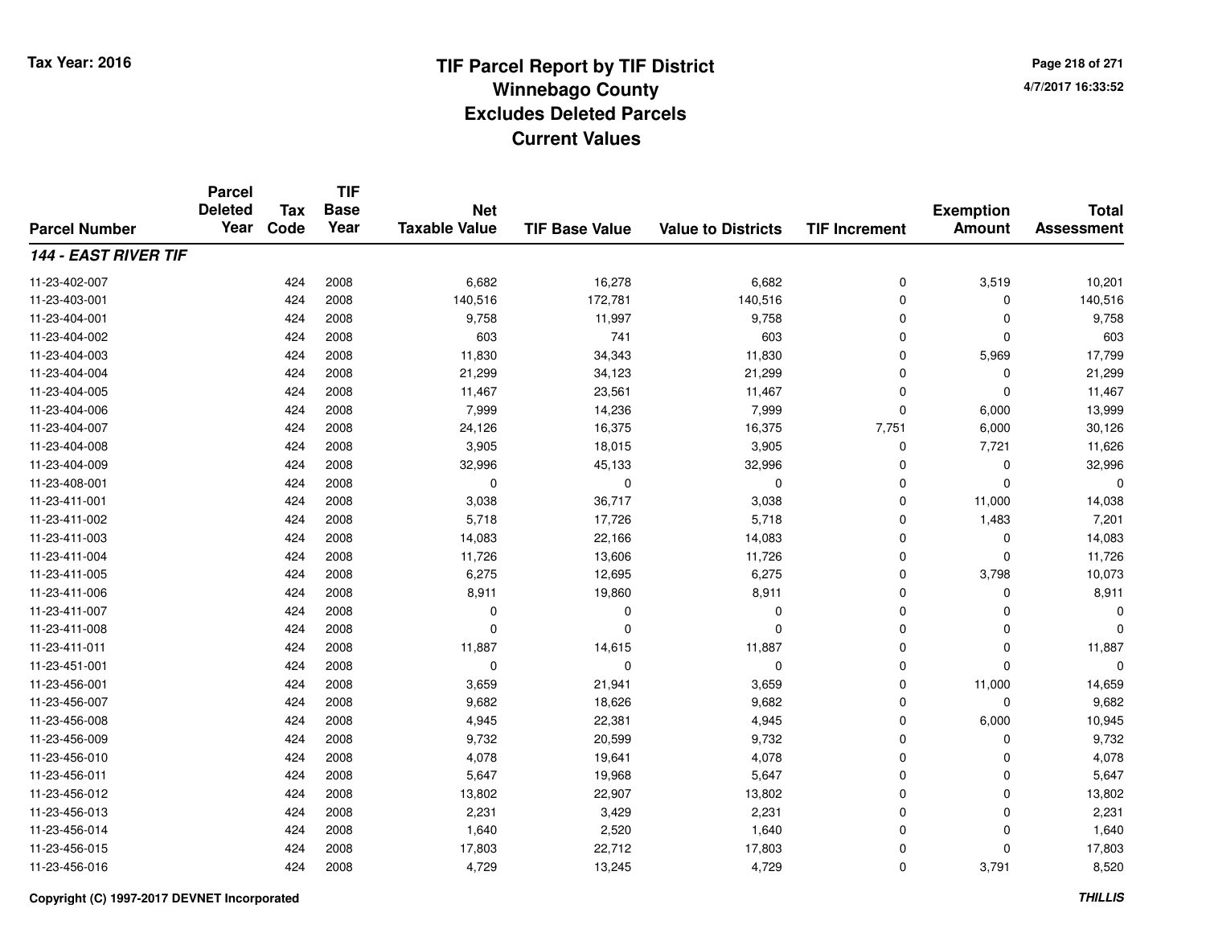# TIF Parcel Report by TIF District
# Winnebago County
# Excludes Deleted Parcels
# Current Values

Tax Year: 2016

| Parcel Number | Parcel Deleted Year | Tax Code | TIF Base Year | Net Taxable Value | TIF Base Value | Value to Districts | TIF Increment | Exemption Amount | Total Assessment |
|---|---|---|---|---|---|---|---|---|---|
| ***144 - EAST RIVER TIF*** | | | | | | | | | |
| 11-23-402-007 | | 424 | 2008 | 6,682 | 16,278 | 6,682 | 0 | 3,519 | 10,201 |
| 11-23-403-001 | | 424 | 2008 | 140,516 | 172,781 | 140,516 | 0 | 0 | 140,516 |
| 11-23-404-001 | | 424 | 2008 | 9,758 | 11,997 | 9,758 | 0 | 0 | 9,758 |
| 11-23-404-002 | | 424 | 2008 | 603 | 741 | 603 | 0 | 0 | 603 |
| 11-23-404-003 | | 424 | 2008 | 11,830 | 34,343 | 11,830 | 0 | 5,969 | 17,799 |
| 11-23-404-004 | | 424 | 2008 | 21,299 | 34,123 | 21,299 | 0 | 0 | 21,299 |
| 11-23-404-005 | | 424 | 2008 | 11,467 | 23,561 | 11,467 | 0 | 0 | 11,467 |
| 11-23-404-006 | | 424 | 2008 | 7,999 | 14,236 | 7,999 | 0 | 6,000 | 13,999 |
| 11-23-404-007 | | 424 | 2008 | 24,126 | 16,375 | 16,375 | 7,751 | 6,000 | 30,126 |
| 11-23-404-008 | | 424 | 2008 | 3,905 | 18,015 | 3,905 | 0 | 7,721 | 11,626 |
| 11-23-404-009 | | 424 | 2008 | 32,996 | 45,133 | 32,996 | 0 | 0 | 32,996 |
| 11-23-408-001 | | 424 | 2008 | 0 | 0 | 0 | 0 | 0 | 0 |
| 11-23-411-001 | | 424 | 2008 | 3,038 | 36,717 | 3,038 | 0 | 11,000 | 14,038 |
| 11-23-411-002 | | 424 | 2008 | 5,718 | 17,726 | 5,718 | 0 | 1,483 | 7,201 |
| 11-23-411-003 | | 424 | 2008 | 14,083 | 22,166 | 14,083 | 0 | 0 | 14,083 |
| 11-23-411-004 | | 424 | 2008 | 11,726 | 13,606 | 11,726 | 0 | 0 | 11,726 |
| 11-23-411-005 | | 424 | 2008 | 6,275 | 12,695 | 6,275 | 0 | 3,798 | 10,073 |
| 11-23-411-006 | | 424 | 2008 | 8,911 | 19,860 | 8,911 | 0 | 0 | 8,911 |
| 11-23-411-007 | | 424 | 2008 | 0 | 0 | 0 | 0 | 0 | 0 |
| 11-23-411-008 | | 424 | 2008 | 0 | 0 | 0 | 0 | 0 | 0 |
| 11-23-411-011 | | 424 | 2008 | 11,887 | 14,615 | 11,887 | 0 | 0 | 11,887 |
| 11-23-451-001 | | 424 | 2008 | 0 | 0 | 0 | 0 | 0 | 0 |
| 11-23-456-001 | | 424 | 2008 | 3,659 | 21,941 | 3,659 | 0 | 11,000 | 14,659 |
| 11-23-456-007 | | 424 | 2008 | 9,682 | 18,626 | 9,682 | 0 | 0 | 9,682 |
| 11-23-456-008 | | 424 | 2008 | 4,945 | 22,381 | 4,945 | 0 | 6,000 | 10,945 |
| 11-23-456-009 | | 424 | 2008 | 9,732 | 20,599 | 9,732 | 0 | 0 | 9,732 |
| 11-23-456-010 | | 424 | 2008 | 4,078 | 19,641 | 4,078 | 0 | 0 | 4,078 |
| 11-23-456-011 | | 424 | 2008 | 5,647 | 19,968 | 5,647 | 0 | 0 | 5,647 |
| 11-23-456-012 | | 424 | 2008 | 13,802 | 22,907 | 13,802 | 0 | 0 | 13,802 |
| 11-23-456-013 | | 424 | 2008 | 2,231 | 3,429 | 2,231 | 0 | 0 | 2,231 |
| 11-23-456-014 | | 424 | 2008 | 1,640 | 2,520 | 1,640 | 0 | 0 | 1,640 |
| 11-23-456-015 | | 424 | 2008 | 17,803 | 22,712 | 17,803 | 0 | 0 | 17,803 |
| 11-23-456-016 | | 424 | 2008 | 4,729 | 13,245 | 4,729 | 0 | 3,791 | 8,520 |

Copyright (C) 1997-2017 DEVNET Incorporated

*THILLIS*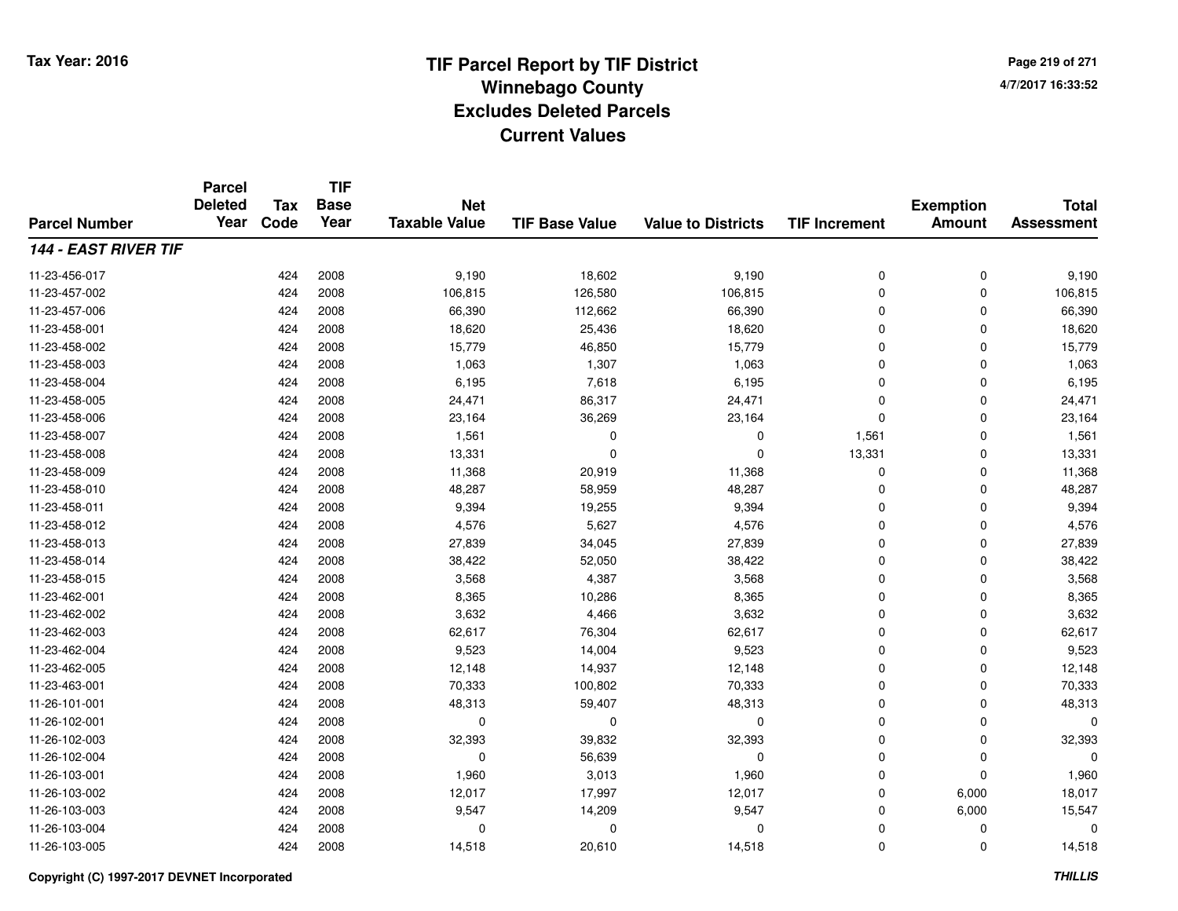Tax Year: 2016

# TIF Parcel Report by TIF District
## Winnebago County
## Excludes Deleted Parcels
## Current Values

4/7/2017 16:33:52

| Parcel Number | Parcel Deleted Year | Tax Code | TIF Base Year | Net Taxable Value | TIF Base Value | Value to Districts | TIF Increment | Exemption Amount | Total Assessment |
|---|---|---|---|---|---|---|---|---|---|
| ***144 - EAST RIVER TIF*** | | | | | | | | | |
| 11-23-456-017 | | 424 | 2008 | 9,190 | 18,602 | 9,190 | 0 | 0 | 9,190 |
| 11-23-457-002 | | 424 | 2008 | 106,815 | 126,580 | 106,815 | 0 | 0 | 106,815 |
| 11-23-457-006 | | 424 | 2008 | 66,390 | 112,662 | 66,390 | 0 | 0 | 66,390 |
| 11-23-458-001 | | 424 | 2008 | 18,620 | 25,436 | 18,620 | 0 | 0 | 18,620 |
| 11-23-458-002 | | 424 | 2008 | 15,779 | 46,850 | 15,779 | 0 | 0 | 15,779 |
| 11-23-458-003 | | 424 | 2008 | 1,063 | 1,307 | 1,063 | 0 | 0 | 1,063 |
| 11-23-458-004 | | 424 | 2008 | 6,195 | 7,618 | 6,195 | 0 | 0 | 6,195 |
| 11-23-458-005 | | 424 | 2008 | 24,471 | 86,317 | 24,471 | 0 | 0 | 24,471 |
| 11-23-458-006 | | 424 | 2008 | 23,164 | 36,269 | 23,164 | 0 | 0 | 23,164 |
| 11-23-458-007 | | 424 | 2008 | 1,561 | 0 | 0 | 1,561 | 0 | 1,561 |
| 11-23-458-008 | | 424 | 2008 | 13,331 | 0 | 0 | 13,331 | 0 | 13,331 |
| 11-23-458-009 | | 424 | 2008 | 11,368 | 20,919 | 11,368 | 0 | 0 | 11,368 |
| 11-23-458-010 | | 424 | 2008 | 48,287 | 58,959 | 48,287 | 0 | 0 | 48,287 |
| 11-23-458-011 | | 424 | 2008 | 9,394 | 19,255 | 9,394 | 0 | 0 | 9,394 |
| 11-23-458-012 | | 424 | 2008 | 4,576 | 5,627 | 4,576 | 0 | 0 | 4,576 |
| 11-23-458-013 | | 424 | 2008 | 27,839 | 34,045 | 27,839 | 0 | 0 | 27,839 |
| 11-23-458-014 | | 424 | 2008 | 38,422 | 52,050 | 38,422 | 0 | 0 | 38,422 |
| 11-23-458-015 | | 424 | 2008 | 3,568 | 4,387 | 3,568 | 0 | 0 | 3,568 |
| 11-23-462-001 | | 424 | 2008 | 8,365 | 10,286 | 8,365 | 0 | 0 | 8,365 |
| 11-23-462-002 | | 424 | 2008 | 3,632 | 4,466 | 3,632 | 0 | 0 | 3,632 |
| 11-23-462-003 | | 424 | 2008 | 62,617 | 76,304 | 62,617 | 0 | 0 | 62,617 |
| 11-23-462-004 | | 424 | 2008 | 9,523 | 14,004 | 9,523 | 0 | 0 | 9,523 |
| 11-23-462-005 | | 424 | 2008 | 12,148 | 14,937 | 12,148 | 0 | 0 | 12,148 |
| 11-23-463-001 | | 424 | 2008 | 70,333 | 100,802 | 70,333 | 0 | 0 | 70,333 |
| 11-26-101-001 | | 424 | 2008 | 48,313 | 59,407 | 48,313 | 0 | 0 | 48,313 |
| 11-26-102-001 | | 424 | 2008 | 0 | 0 | 0 | 0 | 0 | 0 |
| 11-26-102-003 | | 424 | 2008 | 32,393 | 39,832 | 32,393 | 0 | 0 | 32,393 |
| 11-26-102-004 | | 424 | 2008 | 0 | 56,639 | 0 | 0 | 0 | 0 |
| 11-26-103-001 | | 424 | 2008 | 1,960 | 3,013 | 1,960 | 0 | 0 | 1,960 |
| 11-26-103-002 | | 424 | 2008 | 12,017 | 17,997 | 12,017 | 0 | 6,000 | 18,017 |
| 11-26-103-003 | | 424 | 2008 | 9,547 | 14,209 | 9,547 | 0 | 6,000 | 15,547 |
| 11-26-103-004 | | 424 | 2008 | 0 | 0 | 0 | 0 | 0 | 0 |
| 11-26-103-005 | | 424 | 2008 | 14,518 | 20,610 | 14,518 | 0 | 0 | 14,518 |

Copyright (C) 1997-2017 DEVNET Incorporated

THILLIS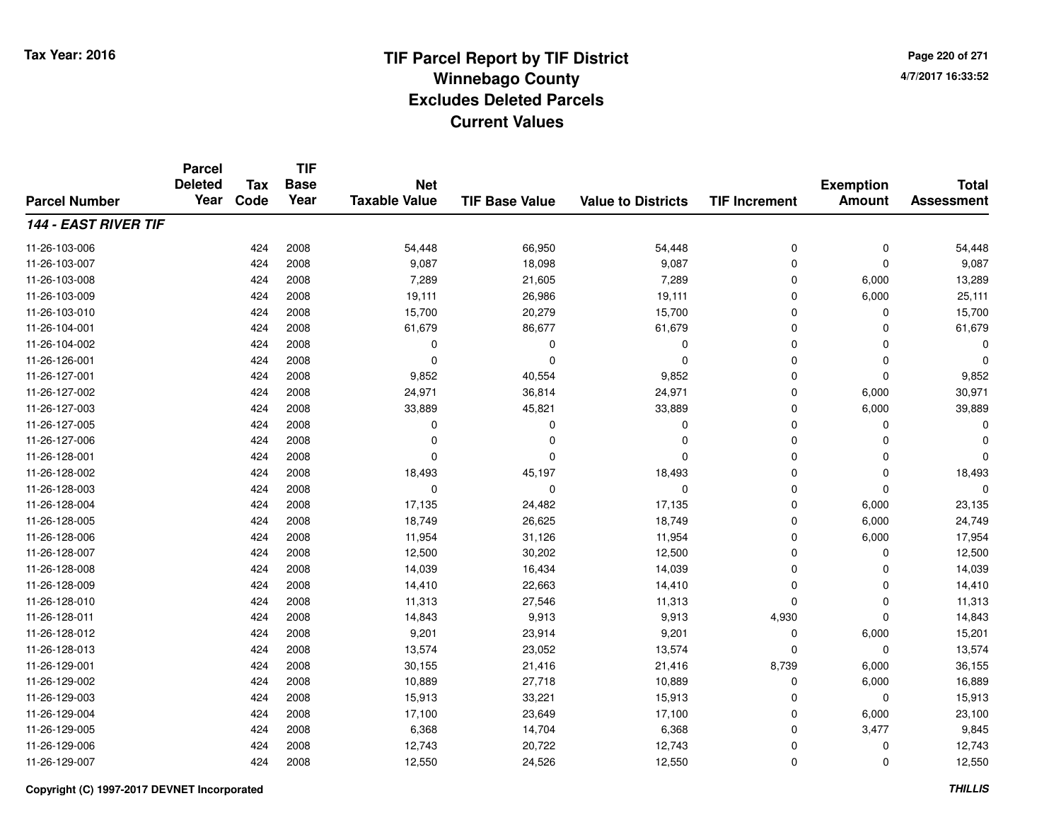Tax Year: 2016

# TIF Parcel Report by TIF District
## Winnebago County
## Excludes Deleted Parcels
## Current Values

4/7/2017 16:33:52

| Parcel Number | Parcel Deleted Year | Tax Code | TIF Base Year | Net Taxable Value | TIF Base Value | Value to Districts | TIF Increment | Exemption Amount | Total Assessment |
|---|---|---|---|---|---|---|---|---|---|
| ***144 - EAST RIVER TIF*** | | | | | | | | | |
| 11-26-103-006 | | 424 | 2008 | 54,448 | 66,950 | 54,448 | 0 | 0 | 54,448 |
| 11-26-103-007 | | 424 | 2008 | 9,087 | 18,098 | 9,087 | 0 | 0 | 9,087 |
| 11-26-103-008 | | 424 | 2008 | 7,289 | 21,605 | 7,289 | 0 | 6,000 | 13,289 |
| 11-26-103-009 | | 424 | 2008 | 19,111 | 26,986 | 19,111 | 0 | 6,000 | 25,111 |
| 11-26-103-010 | | 424 | 2008 | 15,700 | 20,279 | 15,700 | 0 | 0 | 15,700 |
| 11-26-104-001 | | 424 | 2008 | 61,679 | 86,677 | 61,679 | 0 | 0 | 61,679 |
| 11-26-104-002 | | 424 | 2008 | 0 | 0 | 0 | 0 | 0 | 0 |
| 11-26-126-001 | | 424 | 2008 | 0 | 0 | 0 | 0 | 0 | 0 |
| 11-26-127-001 | | 424 | 2008 | 9,852 | 40,554 | 9,852 | 0 | 0 | 9,852 |
| 11-26-127-002 | | 424 | 2008 | 24,971 | 36,814 | 24,971 | 0 | 6,000 | 30,971 |
| 11-26-127-003 | | 424 | 2008 | 33,889 | 45,821 | 33,889 | 0 | 6,000 | 39,889 |
| 11-26-127-005 | | 424 | 2008 | 0 | 0 | 0 | 0 | 0 | 0 |
| 11-26-127-006 | | 424 | 2008 | 0 | 0 | 0 | 0 | 0 | 0 |
| 11-26-128-001 | | 424 | 2008 | 0 | 0 | 0 | 0 | 0 | 0 |
| 11-26-128-002 | | 424 | 2008 | 18,493 | 45,197 | 18,493 | 0 | 0 | 18,493 |
| 11-26-128-003 | | 424 | 2008 | 0 | 0 | 0 | 0 | 0 | 0 |
| 11-26-128-004 | | 424 | 2008 | 17,135 | 24,482 | 17,135 | 0 | 6,000 | 23,135 |
| 11-26-128-005 | | 424 | 2008 | 18,749 | 26,625 | 18,749 | 0 | 6,000 | 24,749 |
| 11-26-128-006 | | 424 | 2008 | 11,954 | 31,126 | 11,954 | 0 | 6,000 | 17,954 |
| 11-26-128-007 | | 424 | 2008 | 12,500 | 30,202 | 12,500 | 0 | 0 | 12,500 |
| 11-26-128-008 | | 424 | 2008 | 14,039 | 16,434 | 14,039 | 0 | 0 | 14,039 |
| 11-26-128-009 | | 424 | 2008 | 14,410 | 22,663 | 14,410 | 0 | 0 | 14,410 |
| 11-26-128-010 | | 424 | 2008 | 11,313 | 27,546 | 11,313 | 0 | 0 | 11,313 |
| 11-26-128-011 | | 424 | 2008 | 14,843 | 9,913 | 9,913 | 4,930 | 0 | 14,843 |
| 11-26-128-012 | | 424 | 2008 | 9,201 | 23,914 | 9,201 | 0 | 6,000 | 15,201 |
| 11-26-128-013 | | 424 | 2008 | 13,574 | 23,052 | 13,574 | 0 | 0 | 13,574 |
| 11-26-129-001 | | 424 | 2008 | 30,155 | 21,416 | 21,416 | 8,739 | 6,000 | 36,155 |
| 11-26-129-002 | | 424 | 2008 | 10,889 | 27,718 | 10,889 | 0 | 6,000 | 16,889 |
| 11-26-129-003 | | 424 | 2008 | 15,913 | 33,221 | 15,913 | 0 | 0 | 15,913 |
| 11-26-129-004 | | 424 | 2008 | 17,100 | 23,649 | 17,100 | 0 | 6,000 | 23,100 |
| 11-26-129-005 | | 424 | 2008 | 6,368 | 14,704 | 6,368 | 0 | 3,477 | 9,845 |
| 11-26-129-006 | | 424 | 2008 | 12,743 | 20,722 | 12,743 | 0 | 0 | 12,743 |
| 11-26-129-007 | | 424 | 2008 | 12,550 | 24,526 | 12,550 | 0 | 0 | 12,550 |

Copyright (C) 1997-2017 DEVNET Incorporated

*THILLIS*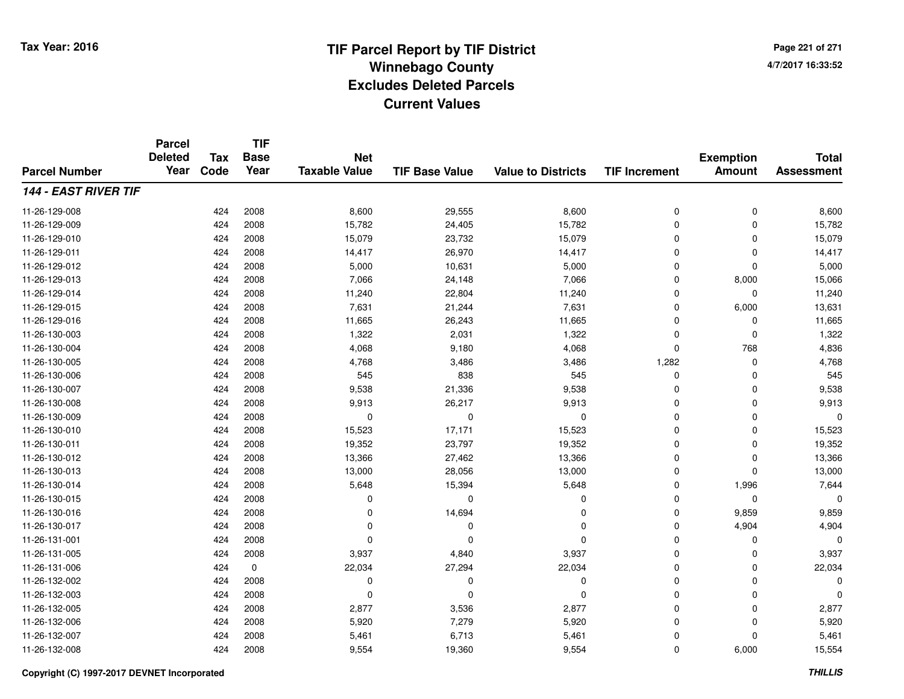Tax Year: 2016

# TIF Parcel Report by TIF District
## Winnebago County
## Excludes Deleted Parcels
## Current Values

4/7/2017 16:33:52

| Parcel Number | Parcel Deleted Year | Tax Code | TIF Base Year | Net Taxable Value | TIF Base Value | Value to Districts | TIF Increment | Exemption Amount | Total Assessment |
|---|---|---|---|---|---|---|---|---|---|
| ***144 - EAST RIVER TIF*** | | | | | | | | | |
| 11-26-129-008 | | 424 | 2008 | 8,600 | 29,555 | 8,600 | 0 | 0 | 8,600 |
| 11-26-129-009 | | 424 | 2008 | 15,782 | 24,405 | 15,782 | 0 | 0 | 15,782 |
| 11-26-129-010 | | 424 | 2008 | 15,079 | 23,732 | 15,079 | 0 | 0 | 15,079 |
| 11-26-129-011 | | 424 | 2008 | 14,417 | 26,970 | 14,417 | 0 | 0 | 14,417 |
| 11-26-129-012 | | 424 | 2008 | 5,000 | 10,631 | 5,000 | 0 | 0 | 5,000 |
| 11-26-129-013 | | 424 | 2008 | 7,066 | 24,148 | 7,066 | 0 | 8,000 | 15,066 |
| 11-26-129-014 | | 424 | 2008 | 11,240 | 22,804 | 11,240 | 0 | 0 | 11,240 |
| 11-26-129-015 | | 424 | 2008 | 7,631 | 21,244 | 7,631 | 0 | 6,000 | 13,631 |
| 11-26-129-016 | | 424 | 2008 | 11,665 | 26,243 | 11,665 | 0 | 0 | 11,665 |
| 11-26-130-003 | | 424 | 2008 | 1,322 | 2,031 | 1,322 | 0 | 0 | 1,322 |
| 11-26-130-004 | | 424 | 2008 | 4,068 | 9,180 | 4,068 | 0 | 768 | 4,836 |
| 11-26-130-005 | | 424 | 2008 | 4,768 | 3,486 | 3,486 | 1,282 | 0 | 4,768 |
| 11-26-130-006 | | 424 | 2008 | 545 | 838 | 545 | 0 | 0 | 545 |
| 11-26-130-007 | | 424 | 2008 | 9,538 | 21,336 | 9,538 | 0 | 0 | 9,538 |
| 11-26-130-008 | | 424 | 2008 | 9,913 | 26,217 | 9,913 | 0 | 0 | 9,913 |
| 11-26-130-009 | | 424 | 2008 | 0 | 0 | 0 | 0 | 0 | 0 |
| 11-26-130-010 | | 424 | 2008 | 15,523 | 17,171 | 15,523 | 0 | 0 | 15,523 |
| 11-26-130-011 | | 424 | 2008 | 19,352 | 23,797 | 19,352 | 0 | 0 | 19,352 |
| 11-26-130-012 | | 424 | 2008 | 13,366 | 27,462 | 13,366 | 0 | 0 | 13,366 |
| 11-26-130-013 | | 424 | 2008 | 13,000 | 28,056 | 13,000 | 0 | 0 | 13,000 |
| 11-26-130-014 | | 424 | 2008 | 5,648 | 15,394 | 5,648 | 0 | 1,996 | 7,644 |
| 11-26-130-015 | | 424 | 2008 | 0 | 0 | 0 | 0 | 0 | 0 |
| 11-26-130-016 | | 424 | 2008 | 0 | 14,694 | 0 | 0 | 9,859 | 9,859 |
| 11-26-130-017 | | 424 | 2008 | 0 | 0 | 0 | 0 | 4,904 | 4,904 |
| 11-26-131-001 | | 424 | 2008 | 0 | 0 | 0 | 0 | 0 | 0 |
| 11-26-131-005 | | 424 | 2008 | 3,937 | 4,840 | 3,937 | 0 | 0 | 3,937 |
| 11-26-131-006 | | 424 | 0 | 22,034 | 27,294 | 22,034 | 0 | 0 | 22,034 |
| 11-26-132-002 | | 424 | 2008 | 0 | 0 | 0 | 0 | 0 | 0 |
| 11-26-132-003 | | 424 | 2008 | 0 | 0 | 0 | 0 | 0 | 0 |
| 11-26-132-005 | | 424 | 2008 | 2,877 | 3,536 | 2,877 | 0 | 0 | 2,877 |
| 11-26-132-006 | | 424 | 2008 | 5,920 | 7,279 | 5,920 | 0 | 0 | 5,920 |
| 11-26-132-007 | | 424 | 2008 | 5,461 | 6,713 | 5,461 | 0 | 0 | 5,461 |
| 11-26-132-008 | | 424 | 2008 | 9,554 | 19,360 | 9,554 | 0 | 6,000 | 15,554 |

Copyright (C) 1997-2017 DEVNET Incorporated

THILLIS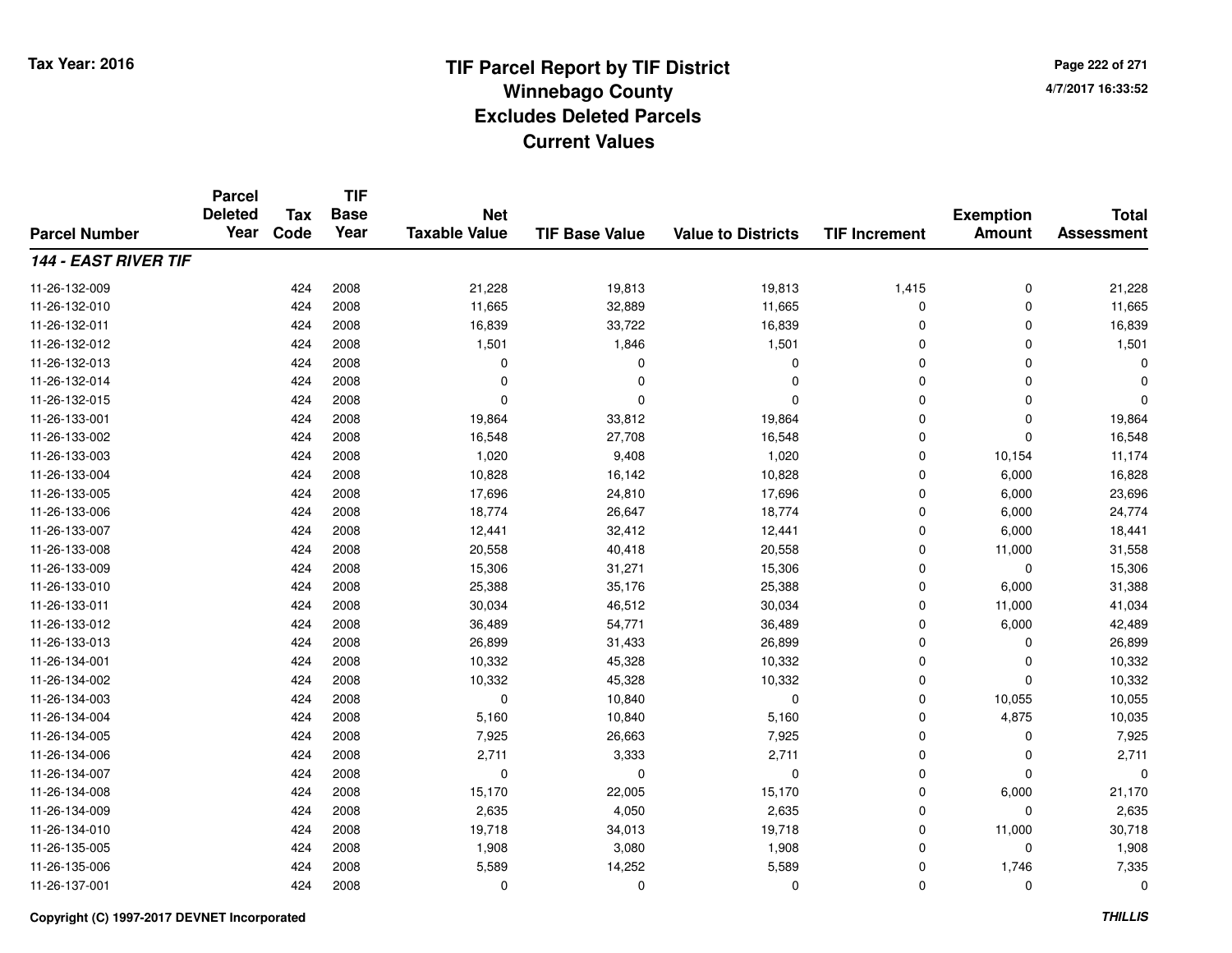Tax Year: 2016

# TIF Parcel Report by TIF District
## Winnebago County
## Excludes Deleted Parcels
## Current Values

4/7/2017 16:33:52

| Parcel Number | Parcel Deleted Year | Tax Code | TIF Base Year | Net Taxable Value | TIF Base Value | Value to Districts | TIF Increment | Exemption Amount | Total Assessment |
|---|---|---|---|---|---|---|---|---|---|
| ***144 - EAST RIVER TIF*** | | | | | | | | | |
| 11-26-132-009 | | 424 | 2008 | 21,228 | 19,813 | 19,813 | 1,415 | 0 | 21,228 |
| 11-26-132-010 | | 424 | 2008 | 11,665 | 32,889 | 11,665 | 0 | 0 | 11,665 |
| 11-26-132-011 | | 424 | 2008 | 16,839 | 33,722 | 16,839 | 0 | 0 | 16,839 |
| 11-26-132-012 | | 424 | 2008 | 1,501 | 1,846 | 1,501 | 0 | 0 | 1,501 |
| 11-26-132-013 | | 424 | 2008 | 0 | 0 | 0 | 0 | 0 | 0 |
| 11-26-132-014 | | 424 | 2008 | 0 | 0 | 0 | 0 | 0 | 0 |
| 11-26-132-015 | | 424 | 2008 | 0 | 0 | 0 | 0 | 0 | 0 |
| 11-26-133-001 | | 424 | 2008 | 19,864 | 33,812 | 19,864 | 0 | 0 | 19,864 |
| 11-26-133-002 | | 424 | 2008 | 16,548 | 27,708 | 16,548 | 0 | 0 | 16,548 |
| 11-26-133-003 | | 424 | 2008 | 1,020 | 9,408 | 1,020 | 0 | 10,154 | 11,174 |
| 11-26-133-004 | | 424 | 2008 | 10,828 | 16,142 | 10,828 | 0 | 6,000 | 16,828 |
| 11-26-133-005 | | 424 | 2008 | 17,696 | 24,810 | 17,696 | 0 | 6,000 | 23,696 |
| 11-26-133-006 | | 424 | 2008 | 18,774 | 26,647 | 18,774 | 0 | 6,000 | 24,774 |
| 11-26-133-007 | | 424 | 2008 | 12,441 | 32,412 | 12,441 | 0 | 6,000 | 18,441 |
| 11-26-133-008 | | 424 | 2008 | 20,558 | 40,418 | 20,558 | 0 | 11,000 | 31,558 |
| 11-26-133-009 | | 424 | 2008 | 15,306 | 31,271 | 15,306 | 0 | 0 | 15,306 |
| 11-26-133-010 | | 424 | 2008 | 25,388 | 35,176 | 25,388 | 0 | 6,000 | 31,388 |
| 11-26-133-011 | | 424 | 2008 | 30,034 | 46,512 | 30,034 | 0 | 11,000 | 41,034 |
| 11-26-133-012 | | 424 | 2008 | 36,489 | 54,771 | 36,489 | 0 | 6,000 | 42,489 |
| 11-26-133-013 | | 424 | 2008 | 26,899 | 31,433 | 26,899 | 0 | 0 | 26,899 |
| 11-26-134-001 | | 424 | 2008 | 10,332 | 45,328 | 10,332 | 0 | 0 | 10,332 |
| 11-26-134-002 | | 424 | 2008 | 10,332 | 45,328 | 10,332 | 0 | 0 | 10,332 |
| 11-26-134-003 | | 424 | 2008 | 0 | 10,840 | 0 | 0 | 10,055 | 10,055 |
| 11-26-134-004 | | 424 | 2008 | 5,160 | 10,840 | 5,160 | 0 | 4,875 | 10,035 |
| 11-26-134-005 | | 424 | 2008 | 7,925 | 26,663 | 7,925 | 0 | 0 | 7,925 |
| 11-26-134-006 | | 424 | 2008 | 2,711 | 3,333 | 2,711 | 0 | 0 | 2,711 |
| 11-26-134-007 | | 424 | 2008 | 0 | 0 | 0 | 0 | 0 | 0 |
| 11-26-134-008 | | 424 | 2008 | 15,170 | 22,005 | 15,170 | 0 | 6,000 | 21,170 |
| 11-26-134-009 | | 424 | 2008 | 2,635 | 4,050 | 2,635 | 0 | 0 | 2,635 |
| 11-26-134-010 | | 424 | 2008 | 19,718 | 34,013 | 19,718 | 0 | 11,000 | 30,718 |
| 11-26-135-005 | | 424 | 2008 | 1,908 | 3,080 | 1,908 | 0 | 0 | 1,908 |
| 11-26-135-006 | | 424 | 2008 | 5,589 | 14,252 | 5,589 | 0 | 1,746 | 7,335 |
| 11-26-137-001 | | 424 | 2008 | 0 | 0 | 0 | 0 | 0 | 0 |

Copyright (C) 1997-2017 DEVNET Incorporated

*THILLIS*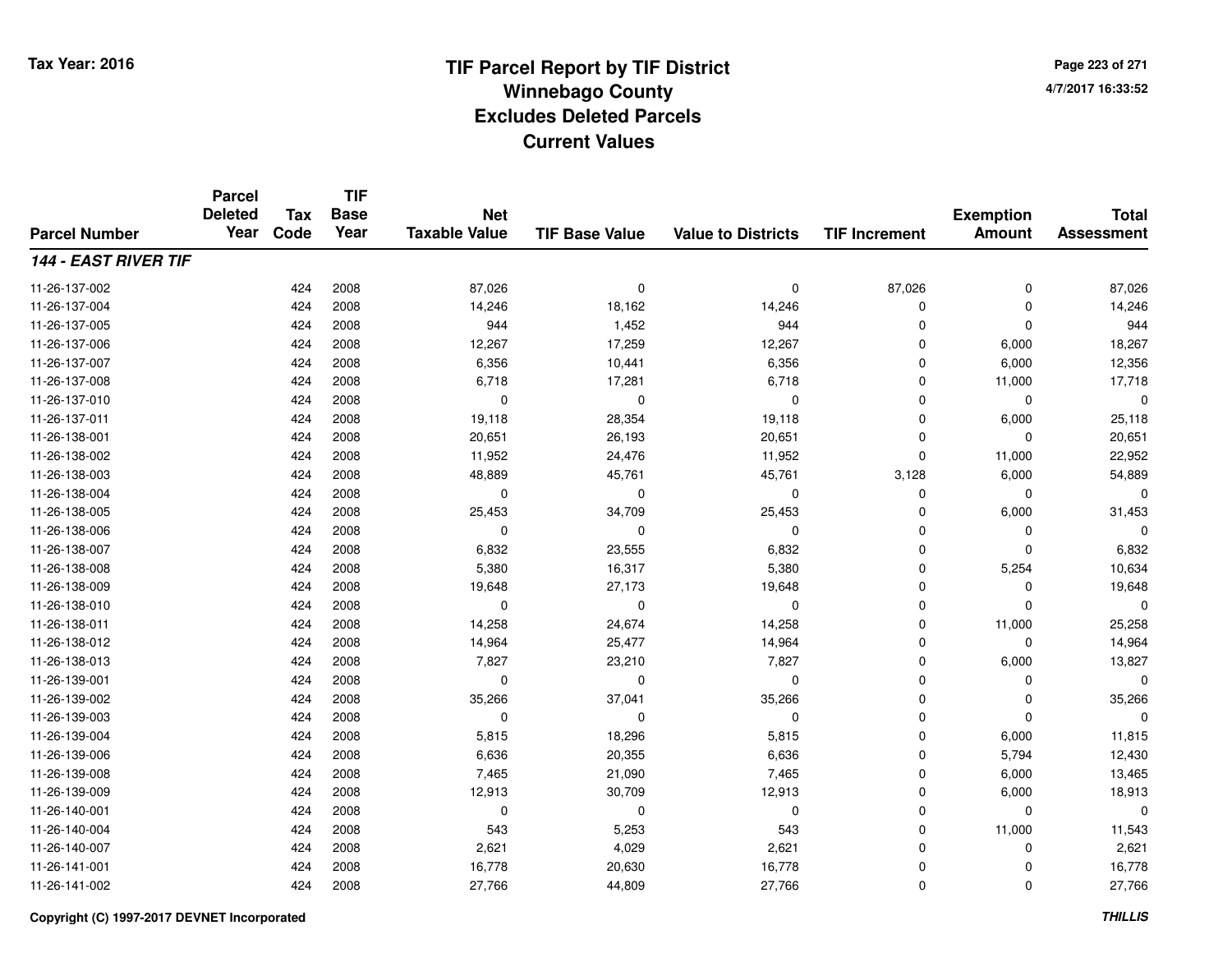# TIF Parcel Report by TIF District
# Winnebago County
# Excludes Deleted Parcels
# Current Values

Tax Year: 2016

| Parcel Number | Parcel Deleted Year | Tax Code | TIF Base Year | Net Taxable Value | TIF Base Value | Value to Districts | TIF Increment | Exemption Amount | Total Assessment |
|---|---|---|---|---|---|---|---|---|---|
| ***144 - EAST RIVER TIF*** | | | | | | | | | |
| 11-26-137-002 | | 424 | 2008 | 87,026 | 0 | 0 | 87,026 | 0 | 87,026 |
| 11-26-137-004 | | 424 | 2008 | 14,246 | 18,162 | 14,246 | 0 | 0 | 14,246 |
| 11-26-137-005 | | 424 | 2008 | 944 | 1,452 | 944 | 0 | 0 | 944 |
| 11-26-137-006 | | 424 | 2008 | 12,267 | 17,259 | 12,267 | 0 | 6,000 | 18,267 |
| 11-26-137-007 | | 424 | 2008 | 6,356 | 10,441 | 6,356 | 0 | 6,000 | 12,356 |
| 11-26-137-008 | | 424 | 2008 | 6,718 | 17,281 | 6,718 | 0 | 11,000 | 17,718 |
| 11-26-137-010 | | 424 | 2008 | 0 | 0 | 0 | 0 | 0 | 0 |
| 11-26-137-011 | | 424 | 2008 | 19,118 | 28,354 | 19,118 | 0 | 6,000 | 25,118 |
| 11-26-138-001 | | 424 | 2008 | 20,651 | 26,193 | 20,651 | 0 | 0 | 20,651 |
| 11-26-138-002 | | 424 | 2008 | 11,952 | 24,476 | 11,952 | 0 | 11,000 | 22,952 |
| 11-26-138-003 | | 424 | 2008 | 48,889 | 45,761 | 45,761 | 3,128 | 6,000 | 54,889 |
| 11-26-138-004 | | 424 | 2008 | 0 | 0 | 0 | 0 | 0 | 0 |
| 11-26-138-005 | | 424 | 2008 | 25,453 | 34,709 | 25,453 | 0 | 6,000 | 31,453 |
| 11-26-138-006 | | 424 | 2008 | 0 | 0 | 0 | 0 | 0 | 0 |
| 11-26-138-007 | | 424 | 2008 | 6,832 | 23,555 | 6,832 | 0 | 0 | 6,832 |
| 11-26-138-008 | | 424 | 2008 | 5,380 | 16,317 | 5,380 | 0 | 5,254 | 10,634 |
| 11-26-138-009 | | 424 | 2008 | 19,648 | 27,173 | 19,648 | 0 | 0 | 19,648 |
| 11-26-138-010 | | 424 | 2008 | 0 | 0 | 0 | 0 | 0 | 0 |
| 11-26-138-011 | | 424 | 2008 | 14,258 | 24,674 | 14,258 | 0 | 11,000 | 25,258 |
| 11-26-138-012 | | 424 | 2008 | 14,964 | 25,477 | 14,964 | 0 | 0 | 14,964 |
| 11-26-138-013 | | 424 | 2008 | 7,827 | 23,210 | 7,827 | 0 | 6,000 | 13,827 |
| 11-26-139-001 | | 424 | 2008 | 0 | 0 | 0 | 0 | 0 | 0 |
| 11-26-139-002 | | 424 | 2008 | 35,266 | 37,041 | 35,266 | 0 | 0 | 35,266 |
| 11-26-139-003 | | 424 | 2008 | 0 | 0 | 0 | 0 | 0 | 0 |
| 11-26-139-004 | | 424 | 2008 | 5,815 | 18,296 | 5,815 | 0 | 6,000 | 11,815 |
| 11-26-139-006 | | 424 | 2008 | 6,636 | 20,355 | 6,636 | 0 | 5,794 | 12,430 |
| 11-26-139-008 | | 424 | 2008 | 7,465 | 21,090 | 7,465 | 0 | 6,000 | 13,465 |
| 11-26-139-009 | | 424 | 2008 | 12,913 | 30,709 | 12,913 | 0 | 6,000 | 18,913 |
| 11-26-140-001 | | 424 | 2008 | 0 | 0 | 0 | 0 | 0 | 0 |
| 11-26-140-004 | | 424 | 2008 | 543 | 5,253 | 543 | 0 | 11,000 | 11,543 |
| 11-26-140-007 | | 424 | 2008 | 2,621 | 4,029 | 2,621 | 0 | 0 | 2,621 |
| 11-26-141-001 | | 424 | 2008 | 16,778 | 20,630 | 16,778 | 0 | 0 | 16,778 |
| 11-26-141-002 | | 424 | 2008 | 27,766 | 44,809 | 27,766 | 0 | 0 | 27,766 |

Copyright (C) 1997-2017 DEVNET Incorporated

THILLIS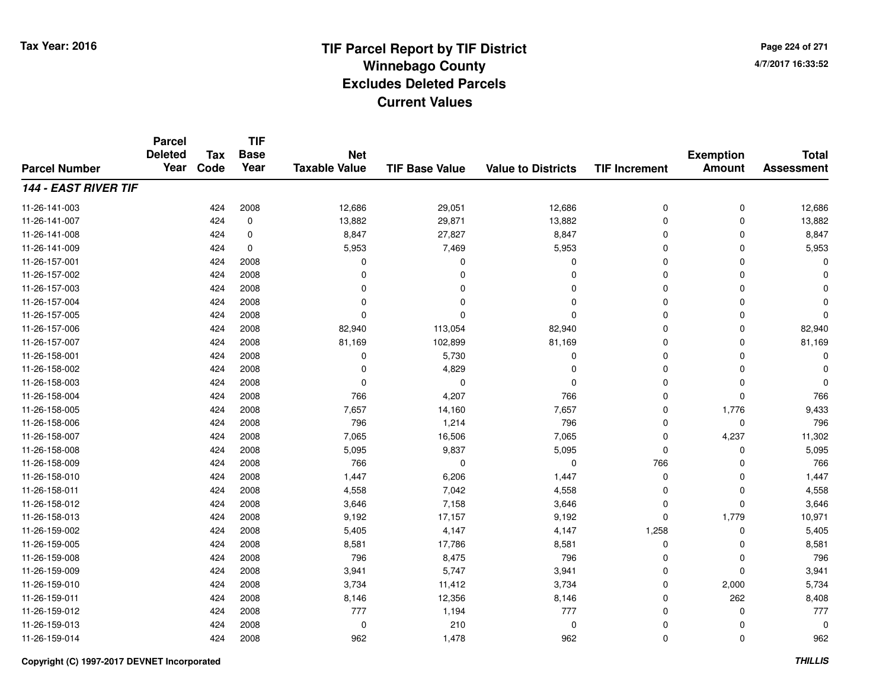# TIF Parcel Report by TIF District
## Winnebago County
## Excludes Deleted Parcels
## Current Values

Tax Year: 2016

4/7/2017 16:33:52

| Parcel Number | Parcel Deleted Year | Tax Code | TIF Base Year | Net Taxable Value | TIF Base Value | Value to Districts | TIF Increment | Exemption Amount | Total Assessment |
|---|---|---|---|---|---|---|---|---|---|
| ***144 - EAST RIVER TIF*** | | | | | | | | | |
| 11-26-141-003 | | 424 | 2008 | 12,686 | 29,051 | 12,686 | 0 | 0 | 12,686 |
| 11-26-141-007 | | 424 | 0 | 13,882 | 29,871 | 13,882 | 0 | 0 | 13,882 |
| 11-26-141-008 | | 424 | 0 | 8,847 | 27,827 | 8,847 | 0 | 0 | 8,847 |
| 11-26-141-009 | | 424 | 0 | 5,953 | 7,469 | 5,953 | 0 | 0 | 5,953 |
| 11-26-157-001 | | 424 | 2008 | 0 | 0 | 0 | 0 | 0 | 0 |
| 11-26-157-002 | | 424 | 2008 | 0 | 0 | 0 | 0 | 0 | 0 |
| 11-26-157-003 | | 424 | 2008 | 0 | 0 | 0 | 0 | 0 | 0 |
| 11-26-157-004 | | 424 | 2008 | 0 | 0 | 0 | 0 | 0 | 0 |
| 11-26-157-005 | | 424 | 2008 | 0 | 0 | 0 | 0 | 0 | 0 |
| 11-26-157-006 | | 424 | 2008 | 82,940 | 113,054 | 82,940 | 0 | 0 | 82,940 |
| 11-26-157-007 | | 424 | 2008 | 81,169 | 102,899 | 81,169 | 0 | 0 | 81,169 |
| 11-26-158-001 | | 424 | 2008 | 0 | 5,730 | 0 | 0 | 0 | 0 |
| 11-26-158-002 | | 424 | 2008 | 0 | 4,829 | 0 | 0 | 0 | 0 |
| 11-26-158-003 | | 424 | 2008 | 0 | 0 | 0 | 0 | 0 | 0 |
| 11-26-158-004 | | 424 | 2008 | 766 | 4,207 | 766 | 0 | 0 | 766 |
| 11-26-158-005 | | 424 | 2008 | 7,657 | 14,160 | 7,657 | 0 | 1,776 | 9,433 |
| 11-26-158-006 | | 424 | 2008 | 796 | 1,214 | 796 | 0 | 0 | 796 |
| 11-26-158-007 | | 424 | 2008 | 7,065 | 16,506 | 7,065 | 0 | 4,237 | 11,302 |
| 11-26-158-008 | | 424 | 2008 | 5,095 | 9,837 | 5,095 | 0 | 0 | 5,095 |
| 11-26-158-009 | | 424 | 2008 | 766 | 0 | 0 | 766 | 0 | 766 |
| 11-26-158-010 | | 424 | 2008 | 1,447 | 6,206 | 1,447 | 0 | 0 | 1,447 |
| 11-26-158-011 | | 424 | 2008 | 4,558 | 7,042 | 4,558 | 0 | 0 | 4,558 |
| 11-26-158-012 | | 424 | 2008 | 3,646 | 7,158 | 3,646 | 0 | 0 | 3,646 |
| 11-26-158-013 | | 424 | 2008 | 9,192 | 17,157 | 9,192 | 0 | 1,779 | 10,971 |
| 11-26-159-002 | | 424 | 2008 | 5,405 | 4,147 | 4,147 | 1,258 | 0 | 5,405 |
| 11-26-159-005 | | 424 | 2008 | 8,581 | 17,786 | 8,581 | 0 | 0 | 8,581 |
| 11-26-159-008 | | 424 | 2008 | 796 | 8,475 | 796 | 0 | 0 | 796 |
| 11-26-159-009 | | 424 | 2008 | 3,941 | 5,747 | 3,941 | 0 | 0 | 3,941 |
| 11-26-159-010 | | 424 | 2008 | 3,734 | 11,412 | 3,734 | 0 | 2,000 | 5,734 |
| 11-26-159-011 | | 424 | 2008 | 8,146 | 12,356 | 8,146 | 0 | 262 | 8,408 |
| 11-26-159-012 | | 424 | 2008 | 777 | 1,194 | 777 | 0 | 0 | 777 |
| 11-26-159-013 | | 424 | 2008 | 0 | 210 | 0 | 0 | 0 | 0 |
| 11-26-159-014 | | 424 | 2008 | 962 | 1,478 | 962 | 0 | 0 | 962 |

**Copyright (C) 1997-2017 DEVNET Incorporated** ***THILLIS***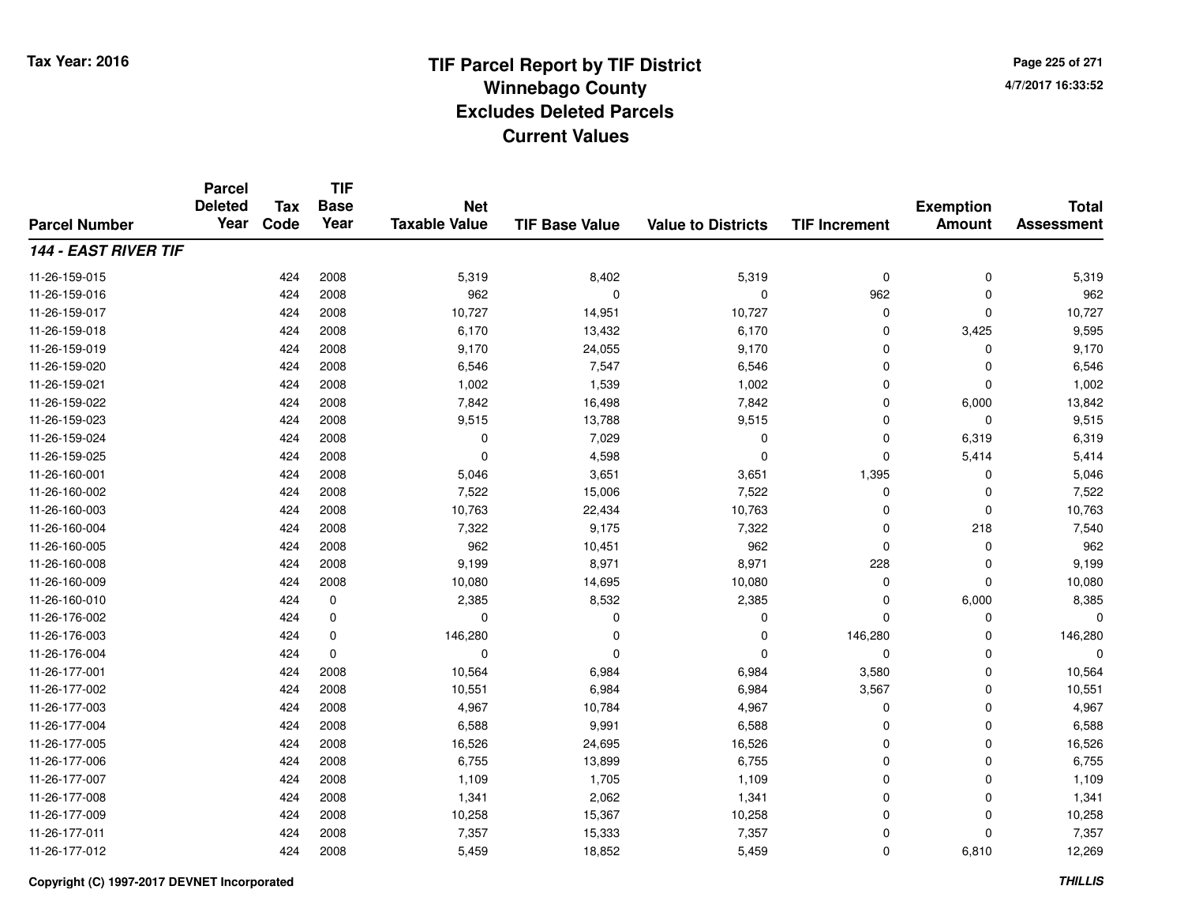# TIF Parcel Report by TIF District
## Winnebago County
## Excludes Deleted Parcels
## Current Values

Tax Year: 2016

4/7/2017 16:33:52

| Parcel Number | Parcel Deleted Year | Tax Code | TIF Base Year | Net Taxable Value | TIF Base Value | Value to Districts | TIF Increment | Exemption Amount | Total Assessment |
|---|---|---|---|---|---|---|---|---|---|
| ***144 - EAST RIVER TIF*** | | | | | | | | | |
| 11-26-159-015 | | 424 | 2008 | 5,319 | 8,402 | 5,319 | 0 | 0 | 5,319 |
| 11-26-159-016 | | 424 | 2008 | 962 | 0 | 0 | 962 | 0 | 962 |
| 11-26-159-017 | | 424 | 2008 | 10,727 | 14,951 | 10,727 | 0 | 0 | 10,727 |
| 11-26-159-018 | | 424 | 2008 | 6,170 | 13,432 | 6,170 | 0 | 3,425 | 9,595 |
| 11-26-159-019 | | 424 | 2008 | 9,170 | 24,055 | 9,170 | 0 | 0 | 9,170 |
| 11-26-159-020 | | 424 | 2008 | 6,546 | 7,547 | 6,546 | 0 | 0 | 6,546 |
| 11-26-159-021 | | 424 | 2008 | 1,002 | 1,539 | 1,002 | 0 | 0 | 1,002 |
| 11-26-159-022 | | 424 | 2008 | 7,842 | 16,498 | 7,842 | 0 | 6,000 | 13,842 |
| 11-26-159-023 | | 424 | 2008 | 9,515 | 13,788 | 9,515 | 0 | 0 | 9,515 |
| 11-26-159-024 | | 424 | 2008 | 0 | 7,029 | 0 | 0 | 6,319 | 6,319 |
| 11-26-159-025 | | 424 | 2008 | 0 | 4,598 | 0 | 0 | 5,414 | 5,414 |
| 11-26-160-001 | | 424 | 2008 | 5,046 | 3,651 | 3,651 | 1,395 | 0 | 5,046 |
| 11-26-160-002 | | 424 | 2008 | 7,522 | 15,006 | 7,522 | 0 | 0 | 7,522 |
| 11-26-160-003 | | 424 | 2008 | 10,763 | 22,434 | 10,763 | 0 | 0 | 10,763 |
| 11-26-160-004 | | 424 | 2008 | 7,322 | 9,175 | 7,322 | 0 | 218 | 7,540 |
| 11-26-160-005 | | 424 | 2008 | 962 | 10,451 | 962 | 0 | 0 | 962 |
| 11-26-160-008 | | 424 | 2008 | 9,199 | 8,971 | 8,971 | 228 | 0 | 9,199 |
| 11-26-160-009 | | 424 | 2008 | 10,080 | 14,695 | 10,080 | 0 | 0 | 10,080 |
| 11-26-160-010 | | 424 | 0 | 2,385 | 8,532 | 2,385 | 0 | 6,000 | 8,385 |
| 11-26-176-002 | | 424 | 0 | 0 | 0 | 0 | 0 | 0 | 0 |
| 11-26-176-003 | | 424 | 0 | 146,280 | 0 | 0 | 146,280 | 0 | 146,280 |
| 11-26-176-004 | | 424 | 0 | 0 | 0 | 0 | 0 | 0 | 0 |
| 11-26-177-001 | | 424 | 2008 | 10,564 | 6,984 | 6,984 | 3,580 | 0 | 10,564 |
| 11-26-177-002 | | 424 | 2008 | 10,551 | 6,984 | 6,984 | 3,567 | 0 | 10,551 |
| 11-26-177-003 | | 424 | 2008 | 4,967 | 10,784 | 4,967 | 0 | 0 | 4,967 |
| 11-26-177-004 | | 424 | 2008 | 6,588 | 9,991 | 6,588 | 0 | 0 | 6,588 |
| 11-26-177-005 | | 424 | 2008 | 16,526 | 24,695 | 16,526 | 0 | 0 | 16,526 |
| 11-26-177-006 | | 424 | 2008 | 6,755 | 13,899 | 6,755 | 0 | 0 | 6,755 |
| 11-26-177-007 | | 424 | 2008 | 1,109 | 1,705 | 1,109 | 0 | 0 | 1,109 |
| 11-26-177-008 | | 424 | 2008 | 1,341 | 2,062 | 1,341 | 0 | 0 | 1,341 |
| 11-26-177-009 | | 424 | 2008 | 10,258 | 15,367 | 10,258 | 0 | 0 | 10,258 |
| 11-26-177-011 | | 424 | 2008 | 7,357 | 15,333 | 7,357 | 0 | 0 | 7,357 |
| 11-26-177-012 | | 424 | 2008 | 5,459 | 18,852 | 5,459 | 0 | 6,810 | 12,269 |

Copyright (C) 1997-2017 DEVNET Incorporated

THILLIS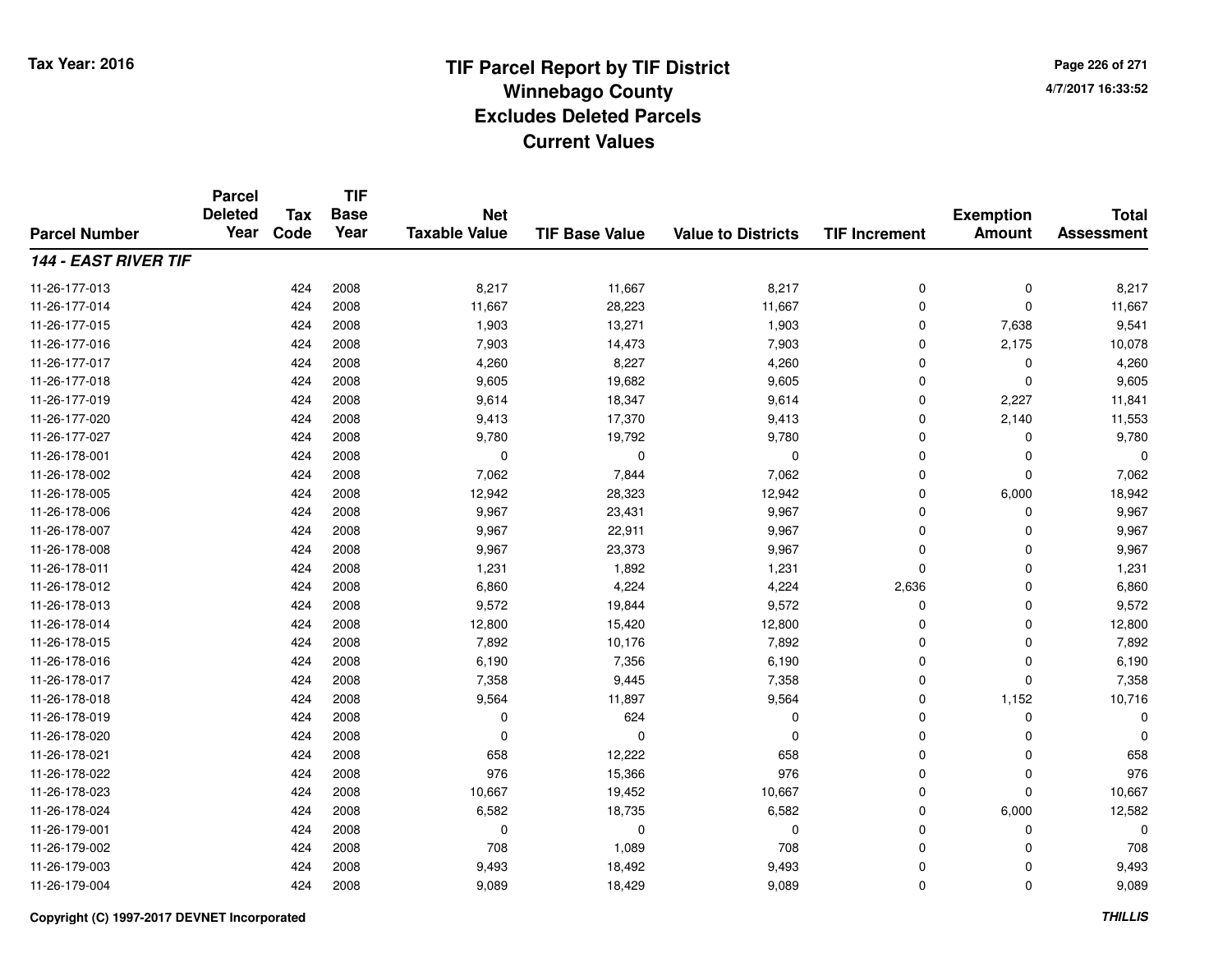# TIF Parcel Report by TIF District
## Winnebago County
## Excludes Deleted Parcels
## Current Values

Tax Year: 2016

4/7/2017 16:33:52

| Parcel Number | Parcel Deleted Year | Tax Code | TIF Base Year | Net Taxable Value | TIF Base Value | Value to Districts | TIF Increment | Exemption Amount | Total Assessment |
|---|---|---|---|---|---|---|---|---|---|
| ***144 - EAST RIVER TIF*** | | | | | | | | | |
| 11-26-177-013 | | 424 | 2008 | 8,217 | 11,667 | 8,217 | 0 | 0 | 8,217 |
| 11-26-177-014 | | 424 | 2008 | 11,667 | 28,223 | 11,667 | 0 | 0 | 11,667 |
| 11-26-177-015 | | 424 | 2008 | 1,903 | 13,271 | 1,903 | 0 | 7,638 | 9,541 |
| 11-26-177-016 | | 424 | 2008 | 7,903 | 14,473 | 7,903 | 0 | 2,175 | 10,078 |
| 11-26-177-017 | | 424 | 2008 | 4,260 | 8,227 | 4,260 | 0 | 0 | 4,260 |
| 11-26-177-018 | | 424 | 2008 | 9,605 | 19,682 | 9,605 | 0 | 0 | 9,605 |
| 11-26-177-019 | | 424 | 2008 | 9,614 | 18,347 | 9,614 | 0 | 2,227 | 11,841 |
| 11-26-177-020 | | 424 | 2008 | 9,413 | 17,370 | 9,413 | 0 | 2,140 | 11,553 |
| 11-26-177-027 | | 424 | 2008 | 9,780 | 19,792 | 9,780 | 0 | 0 | 9,780 |
| 11-26-178-001 | | 424 | 2008 | 0 | 0 | 0 | 0 | 0 | 0 |
| 11-26-178-002 | | 424 | 2008 | 7,062 | 7,844 | 7,062 | 0 | 0 | 7,062 |
| 11-26-178-005 | | 424 | 2008 | 12,942 | 28,323 | 12,942 | 0 | 6,000 | 18,942 |
| 11-26-178-006 | | 424 | 2008 | 9,967 | 23,431 | 9,967 | 0 | 0 | 9,967 |
| 11-26-178-007 | | 424 | 2008 | 9,967 | 22,911 | 9,967 | 0 | 0 | 9,967 |
| 11-26-178-008 | | 424 | 2008 | 9,967 | 23,373 | 9,967 | 0 | 0 | 9,967 |
| 11-26-178-011 | | 424 | 2008 | 1,231 | 1,892 | 1,231 | 0 | 0 | 1,231 |
| 11-26-178-012 | | 424 | 2008 | 6,860 | 4,224 | 4,224 | 2,636 | 0 | 6,860 |
| 11-26-178-013 | | 424 | 2008 | 9,572 | 19,844 | 9,572 | 0 | 0 | 9,572 |
| 11-26-178-014 | | 424 | 2008 | 12,800 | 15,420 | 12,800 | 0 | 0 | 12,800 |
| 11-26-178-015 | | 424 | 2008 | 7,892 | 10,176 | 7,892 | 0 | 0 | 7,892 |
| 11-26-178-016 | | 424 | 2008 | 6,190 | 7,356 | 6,190 | 0 | 0 | 6,190 |
| 11-26-178-017 | | 424 | 2008 | 7,358 | 9,445 | 7,358 | 0 | 0 | 7,358 |
| 11-26-178-018 | | 424 | 2008 | 9,564 | 11,897 | 9,564 | 0 | 1,152 | 10,716 |
| 11-26-178-019 | | 424 | 2008 | 0 | 624 | 0 | 0 | 0 | 0 |
| 11-26-178-020 | | 424 | 2008 | 0 | 0 | 0 | 0 | 0 | 0 |
| 11-26-178-021 | | 424 | 2008 | 658 | 12,222 | 658 | 0 | 0 | 658 |
| 11-26-178-022 | | 424 | 2008 | 976 | 15,366 | 976 | 0 | 0 | 976 |
| 11-26-178-023 | | 424 | 2008 | 10,667 | 19,452 | 10,667 | 0 | 0 | 10,667 |
| 11-26-178-024 | | 424 | 2008 | 6,582 | 18,735 | 6,582 | 0 | 6,000 | 12,582 |
| 11-26-179-001 | | 424 | 2008 | 0 | 0 | 0 | 0 | 0 | 0 |
| 11-26-179-002 | | 424 | 2008 | 708 | 1,089 | 708 | 0 | 0 | 708 |
| 11-26-179-003 | | 424 | 2008 | 9,493 | 18,492 | 9,493 | 0 | 0 | 9,493 |
| 11-26-179-004 | | 424 | 2008 | 9,089 | 18,429 | 9,089 | 0 | 0 | 9,089 |

Copyright (C) 1997-2017 DEVNET Incorporated

*THILLIS*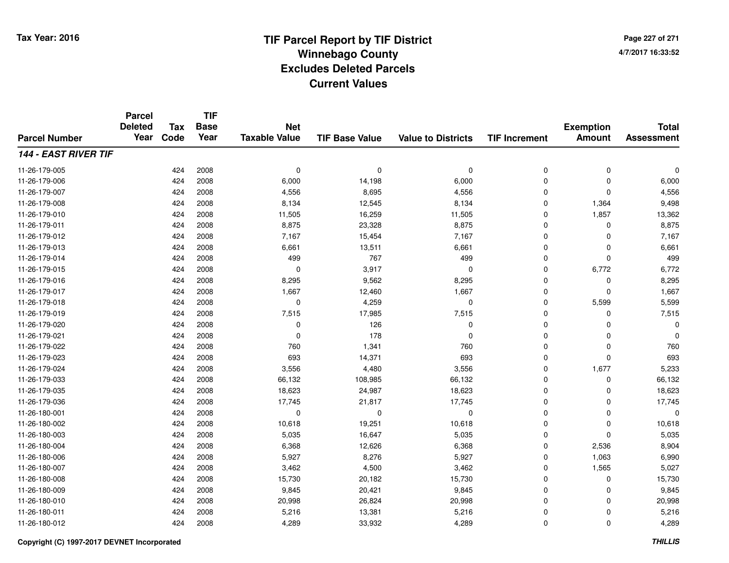Tax Year: 2016

# TIF Parcel Report by TIF District
## Winnebago County
## Excludes Deleted Parcels
## Current Values

4/7/2017 16:33:52

| Parcel Number | Parcel Deleted Year | Tax Code | TIF Base Year | Net Taxable Value | TIF Base Value | Value to Districts | TIF Increment | Exemption Amount | Total Assessment |
|---|---|---|---|---|---|---|---|---|---|
| ***144 - EAST RIVER TIF*** | | | | | | | | | |
| 11-26-179-005 | | 424 | 2008 | 0 | 0 | 0 | 0 | 0 | 0 |
| 11-26-179-006 | | 424 | 2008 | 6,000 | 14,198 | 6,000 | 0 | 0 | 6,000 |
| 11-26-179-007 | | 424 | 2008 | 4,556 | 8,695 | 4,556 | 0 | 0 | 4,556 |
| 11-26-179-008 | | 424 | 2008 | 8,134 | 12,545 | 8,134 | 0 | 1,364 | 9,498 |
| 11-26-179-010 | | 424 | 2008 | 11,505 | 16,259 | 11,505 | 0 | 1,857 | 13,362 |
| 11-26-179-011 | | 424 | 2008 | 8,875 | 23,328 | 8,875 | 0 | 0 | 8,875 |
| 11-26-179-012 | | 424 | 2008 | 7,167 | 15,454 | 7,167 | 0 | 0 | 7,167 |
| 11-26-179-013 | | 424 | 2008 | 6,661 | 13,511 | 6,661 | 0 | 0 | 6,661 |
| 11-26-179-014 | | 424 | 2008 | 499 | 767 | 499 | 0 | 0 | 499 |
| 11-26-179-015 | | 424 | 2008 | 0 | 3,917 | 0 | 0 | 6,772 | 6,772 |
| 11-26-179-016 | | 424 | 2008 | 8,295 | 9,562 | 8,295 | 0 | 0 | 8,295 |
| 11-26-179-017 | | 424 | 2008 | 1,667 | 12,460 | 1,667 | 0 | 0 | 1,667 |
| 11-26-179-018 | | 424 | 2008 | 0 | 4,259 | 0 | 0 | 5,599 | 5,599 |
| 11-26-179-019 | | 424 | 2008 | 7,515 | 17,985 | 7,515 | 0 | 0 | 7,515 |
| 11-26-179-020 | | 424 | 2008 | 0 | 126 | 0 | 0 | 0 | 0 |
| 11-26-179-021 | | 424 | 2008 | 0 | 178 | 0 | 0 | 0 | 0 |
| 11-26-179-022 | | 424 | 2008 | 760 | 1,341 | 760 | 0 | 0 | 760 |
| 11-26-179-023 | | 424 | 2008 | 693 | 14,371 | 693 | 0 | 0 | 693 |
| 11-26-179-024 | | 424 | 2008 | 3,556 | 4,480 | 3,556 | 0 | 1,677 | 5,233 |
| 11-26-179-033 | | 424 | 2008 | 66,132 | 108,985 | 66,132 | 0 | 0 | 66,132 |
| 11-26-179-035 | | 424 | 2008 | 18,623 | 24,987 | 18,623 | 0 | 0 | 18,623 |
| 11-26-179-036 | | 424 | 2008 | 17,745 | 21,817 | 17,745 | 0 | 0 | 17,745 |
| 11-26-180-001 | | 424 | 2008 | 0 | 0 | 0 | 0 | 0 | 0 |
| 11-26-180-002 | | 424 | 2008 | 10,618 | 19,251 | 10,618 | 0 | 0 | 10,618 |
| 11-26-180-003 | | 424 | 2008 | 5,035 | 16,647 | 5,035 | 0 | 0 | 5,035 |
| 11-26-180-004 | | 424 | 2008 | 6,368 | 12,626 | 6,368 | 0 | 2,536 | 8,904 |
| 11-26-180-006 | | 424 | 2008 | 5,927 | 8,276 | 5,927 | 0 | 1,063 | 6,990 |
| 11-26-180-007 | | 424 | 2008 | 3,462 | 4,500 | 3,462 | 0 | 1,565 | 5,027 |
| 11-26-180-008 | | 424 | 2008 | 15,730 | 20,182 | 15,730 | 0 | 0 | 15,730 |
| 11-26-180-009 | | 424 | 2008 | 9,845 | 20,421 | 9,845 | 0 | 0 | 9,845 |
| 11-26-180-010 | | 424 | 2008 | 20,998 | 26,824 | 20,998 | 0 | 0 | 20,998 |
| 11-26-180-011 | | 424 | 2008 | 5,216 | 13,381 | 5,216 | 0 | 0 | 5,216 |
| 11-26-180-012 | | 424 | 2008 | 4,289 | 33,932 | 4,289 | 0 | 0 | 4,289 |

Copyright (C) 1997-2017 DEVNET Incorporated

*THILLIS*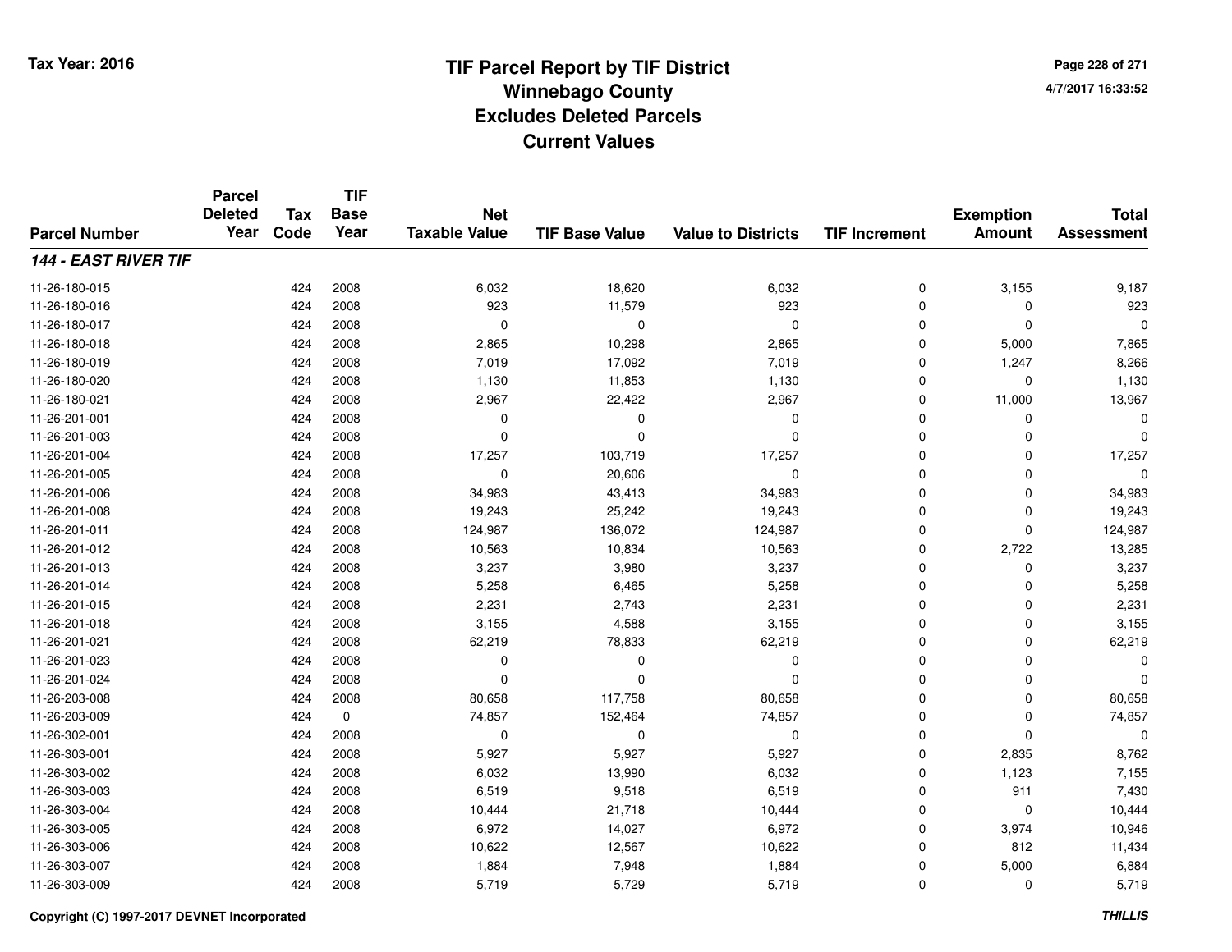Tax Year: 2016

# TIF Parcel Report by TIF District
## Winnebago County
## Excludes Deleted Parcels
## Current Values

4/7/2017 16:33:52

| Parcel Number | Parcel Deleted Year | Tax Code | TIF Base Year | Net Taxable Value | TIF Base Value | Value to Districts | TIF Increment | Exemption Amount | Total Assessment |
|---|---|---|---|---|---|---|---|---|---|
| ***144 - EAST RIVER TIF*** | | | | | | | | | |
| 11-26-180-015 | | 424 | 2008 | 6,032 | 18,620 | 6,032 | 0 | 3,155 | 9,187 |
| 11-26-180-016 | | 424 | 2008 | 923 | 11,579 | 923 | 0 | 0 | 923 |
| 11-26-180-017 | | 424 | 2008 | 0 | 0 | 0 | 0 | 0 | 0 |
| 11-26-180-018 | | 424 | 2008 | 2,865 | 10,298 | 2,865 | 0 | 5,000 | 7,865 |
| 11-26-180-019 | | 424 | 2008 | 7,019 | 17,092 | 7,019 | 0 | 1,247 | 8,266 |
| 11-26-180-020 | | 424 | 2008 | 1,130 | 11,853 | 1,130 | 0 | 0 | 1,130 |
| 11-26-180-021 | | 424 | 2008 | 2,967 | 22,422 | 2,967 | 0 | 11,000 | 13,967 |
| 11-26-201-001 | | 424 | 2008 | 0 | 0 | 0 | 0 | 0 | 0 |
| 11-26-201-003 | | 424 | 2008 | 0 | 0 | 0 | 0 | 0 | 0 |
| 11-26-201-004 | | 424 | 2008 | 17,257 | 103,719 | 17,257 | 0 | 0 | 17,257 |
| 11-26-201-005 | | 424 | 2008 | 0 | 20,606 | 0 | 0 | 0 | 0 |
| 11-26-201-006 | | 424 | 2008 | 34,983 | 43,413 | 34,983 | 0 | 0 | 34,983 |
| 11-26-201-008 | | 424 | 2008 | 19,243 | 25,242 | 19,243 | 0 | 0 | 19,243 |
| 11-26-201-011 | | 424 | 2008 | 124,987 | 136,072 | 124,987 | 0 | 0 | 124,987 |
| 11-26-201-012 | | 424 | 2008 | 10,563 | 10,834 | 10,563 | 0 | 2,722 | 13,285 |
| 11-26-201-013 | | 424 | 2008 | 3,237 | 3,980 | 3,237 | 0 | 0 | 3,237 |
| 11-26-201-014 | | 424 | 2008 | 5,258 | 6,465 | 5,258 | 0 | 0 | 5,258 |
| 11-26-201-015 | | 424 | 2008 | 2,231 | 2,743 | 2,231 | 0 | 0 | 2,231 |
| 11-26-201-018 | | 424 | 2008 | 3,155 | 4,588 | 3,155 | 0 | 0 | 3,155 |
| 11-26-201-021 | | 424 | 2008 | 62,219 | 78,833 | 62,219 | 0 | 0 | 62,219 |
| 11-26-201-023 | | 424 | 2008 | 0 | 0 | 0 | 0 | 0 | 0 |
| 11-26-201-024 | | 424 | 2008 | 0 | 0 | 0 | 0 | 0 | 0 |
| 11-26-203-008 | | 424 | 2008 | 80,658 | 117,758 | 80,658 | 0 | 0 | 80,658 |
| 11-26-203-009 | | 424 | 0 | 74,857 | 152,464 | 74,857 | 0 | 0 | 74,857 |
| 11-26-302-001 | | 424 | 2008 | 0 | 0 | 0 | 0 | 0 | 0 |
| 11-26-303-001 | | 424 | 2008 | 5,927 | 5,927 | 5,927 | 0 | 2,835 | 8,762 |
| 11-26-303-002 | | 424 | 2008 | 6,032 | 13,990 | 6,032 | 0 | 1,123 | 7,155 |
| 11-26-303-003 | | 424 | 2008 | 6,519 | 9,518 | 6,519 | 0 | 911 | 7,430 |
| 11-26-303-004 | | 424 | 2008 | 10,444 | 21,718 | 10,444 | 0 | 0 | 10,444 |
| 11-26-303-005 | | 424 | 2008 | 6,972 | 14,027 | 6,972 | 0 | 3,974 | 10,946 |
| 11-26-303-006 | | 424 | 2008 | 10,622 | 12,567 | 10,622 | 0 | 812 | 11,434 |
| 11-26-303-007 | | 424 | 2008 | 1,884 | 7,948 | 1,884 | 0 | 5,000 | 6,884 |
| 11-26-303-009 | | 424 | 2008 | 5,719 | 5,729 | 5,719 | 0 | 0 | 5,719 |

Copyright (C) 1997-2017 DEVNET Incorporated

THILLIS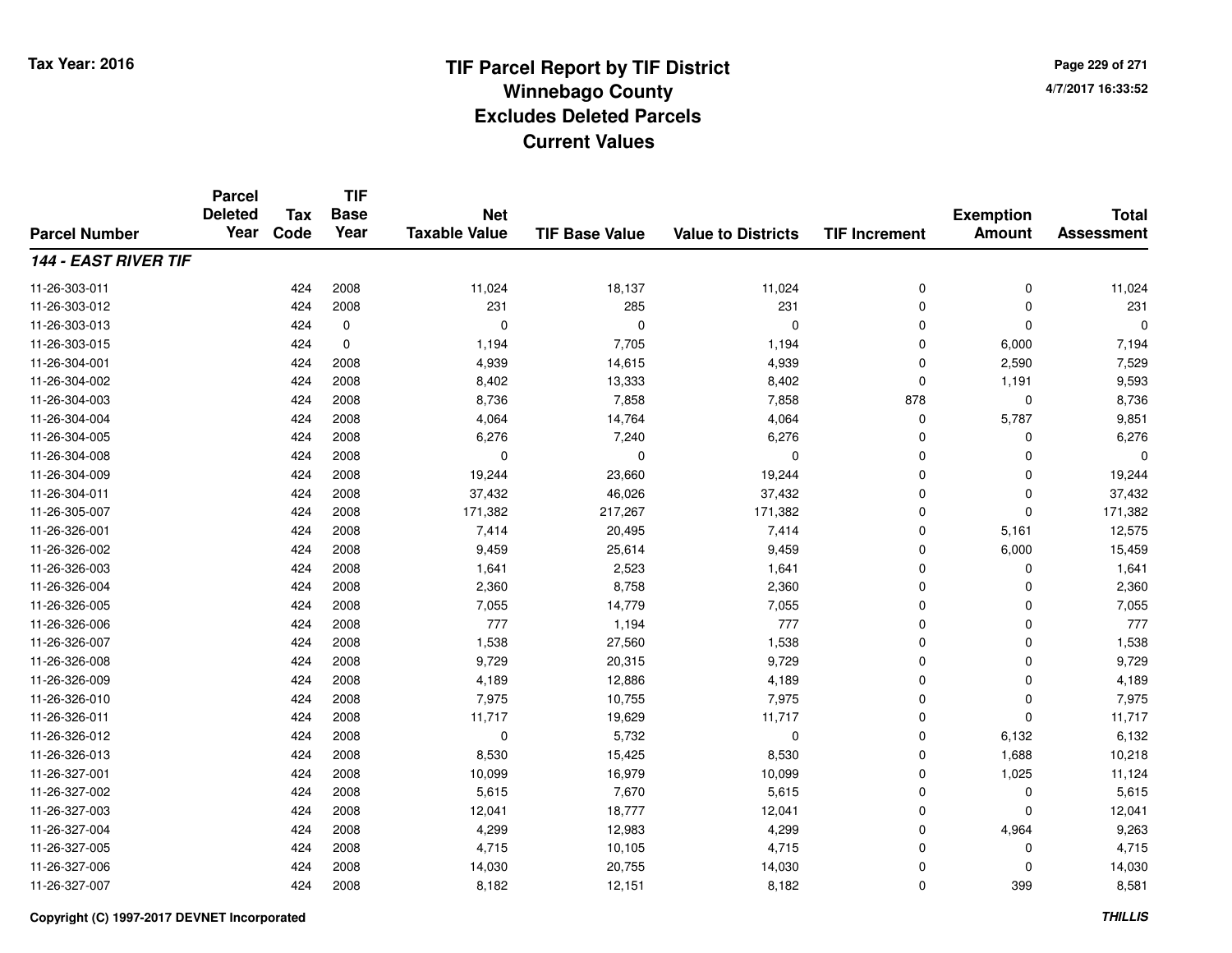Tax Year: 2016

# TIF Parcel Report by TIF District
## Winnebago County
## Excludes Deleted Parcels
## Current Values

4/7/2017 16:33:52

| Parcel Number | Parcel Deleted Year | Tax Code | TIF Base Year | Net Taxable Value | TIF Base Value | Value to Districts | TIF Increment | Exemption Amount | Total Assessment |
|---|---|---|---|---|---|---|---|---|---|
| ***144 - EAST RIVER TIF*** | | | | | | | | | |
| 11-26-303-011 | | 424 | 2008 | 11,024 | 18,137 | 11,024 | 0 | 0 | 11,024 |
| 11-26-303-012 | | 424 | 2008 | 231 | 285 | 231 | 0 | 0 | 231 |
| 11-26-303-013 | | 424 | 0 | 0 | 0 | 0 | 0 | 0 | 0 |
| 11-26-303-015 | | 424 | 0 | 1,194 | 7,705 | 1,194 | 0 | 6,000 | 7,194 |
| 11-26-304-001 | | 424 | 2008 | 4,939 | 14,615 | 4,939 | 0 | 2,590 | 7,529 |
| 11-26-304-002 | | 424 | 2008 | 8,402 | 13,333 | 8,402 | 0 | 1,191 | 9,593 |
| 11-26-304-003 | | 424 | 2008 | 8,736 | 7,858 | 7,858 | 878 | 0 | 8,736 |
| 11-26-304-004 | | 424 | 2008 | 4,064 | 14,764 | 4,064 | 0 | 5,787 | 9,851 |
| 11-26-304-005 | | 424 | 2008 | 6,276 | 7,240 | 6,276 | 0 | 0 | 6,276 |
| 11-26-304-008 | | 424 | 2008 | 0 | 0 | 0 | 0 | 0 | 0 |
| 11-26-304-009 | | 424 | 2008 | 19,244 | 23,660 | 19,244 | 0 | 0 | 19,244 |
| 11-26-304-011 | | 424 | 2008 | 37,432 | 46,026 | 37,432 | 0 | 0 | 37,432 |
| 11-26-305-007 | | 424 | 2008 | 171,382 | 217,267 | 171,382 | 0 | 0 | 171,382 |
| 11-26-326-001 | | 424 | 2008 | 7,414 | 20,495 | 7,414 | 0 | 5,161 | 12,575 |
| 11-26-326-002 | | 424 | 2008 | 9,459 | 25,614 | 9,459 | 0 | 6,000 | 15,459 |
| 11-26-326-003 | | 424 | 2008 | 1,641 | 2,523 | 1,641 | 0 | 0 | 1,641 |
| 11-26-326-004 | | 424 | 2008 | 2,360 | 8,758 | 2,360 | 0 | 0 | 2,360 |
| 11-26-326-005 | | 424 | 2008 | 7,055 | 14,779 | 7,055 | 0 | 0 | 7,055 |
| 11-26-326-006 | | 424 | 2008 | 777 | 1,194 | 777 | 0 | 0 | 777 |
| 11-26-326-007 | | 424 | 2008 | 1,538 | 27,560 | 1,538 | 0 | 0 | 1,538 |
| 11-26-326-008 | | 424 | 2008 | 9,729 | 20,315 | 9,729 | 0 | 0 | 9,729 |
| 11-26-326-009 | | 424 | 2008 | 4,189 | 12,886 | 4,189 | 0 | 0 | 4,189 |
| 11-26-326-010 | | 424 | 2008 | 7,975 | 10,755 | 7,975 | 0 | 0 | 7,975 |
| 11-26-326-011 | | 424 | 2008 | 11,717 | 19,629 | 11,717 | 0 | 0 | 11,717 |
| 11-26-326-012 | | 424 | 2008 | 0 | 5,732 | 0 | 0 | 6,132 | 6,132 |
| 11-26-326-013 | | 424 | 2008 | 8,530 | 15,425 | 8,530 | 0 | 1,688 | 10,218 |
| 11-26-327-001 | | 424 | 2008 | 10,099 | 16,979 | 10,099 | 0 | 1,025 | 11,124 |
| 11-26-327-002 | | 424 | 2008 | 5,615 | 7,670 | 5,615 | 0 | 0 | 5,615 |
| 11-26-327-003 | | 424 | 2008 | 12,041 | 18,777 | 12,041 | 0 | 0 | 12,041 |
| 11-26-327-004 | | 424 | 2008 | 4,299 | 12,983 | 4,299 | 0 | 4,964 | 9,263 |
| 11-26-327-005 | | 424 | 2008 | 4,715 | 10,105 | 4,715 | 0 | 0 | 4,715 |
| 11-26-327-006 | | 424 | 2008 | 14,030 | 20,755 | 14,030 | 0 | 0 | 14,030 |
| 11-26-327-007 | | 424 | 2008 | 8,182 | 12,151 | 8,182 | 0 | 399 | 8,581 |

Copyright (C) 1997-2017 DEVNET Incorporated

*THILLIS*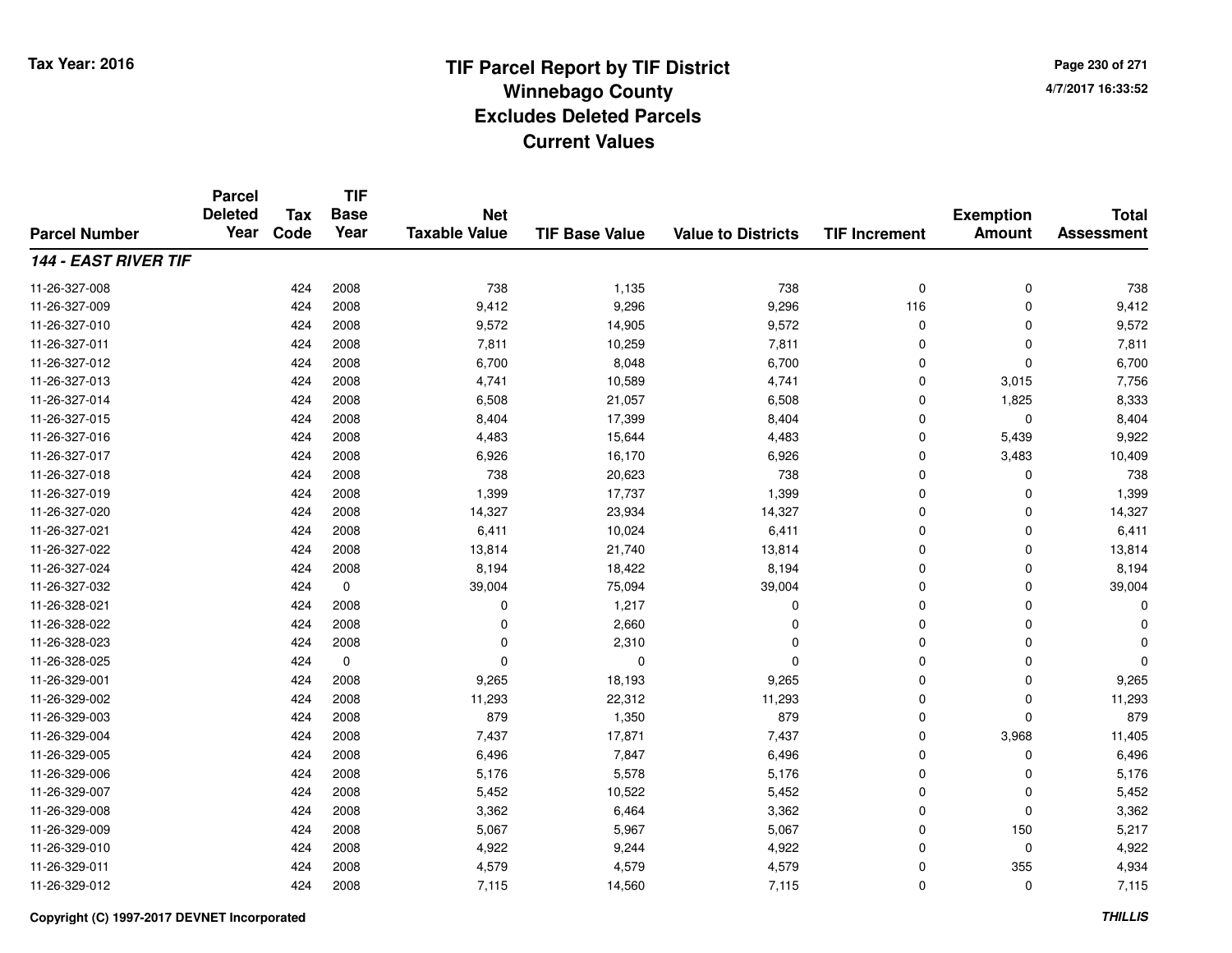Tax Year: 2016

# TIF Parcel Report by TIF District
## Winnebago County
## Excludes Deleted Parcels
## Current Values

4/7/2017 16:33:52

| Parcel Number | Parcel Deleted Year | Tax Code | TIF Base Year | Net Taxable Value | TIF Base Value | Value to Districts | TIF Increment | Exemption Amount | Total Assessment |
|---|---|---|---|---|---|---|---|---|---|
| ***144 - EAST RIVER TIF*** | | | | | | | | | |
| 11-26-327-008 | | 424 | 2008 | 738 | 1,135 | 738 | 0 | 0 | 738 |
| 11-26-327-009 | | 424 | 2008 | 9,412 | 9,296 | 9,296 | 116 | 0 | 9,412 |
| 11-26-327-010 | | 424 | 2008 | 9,572 | 14,905 | 9,572 | 0 | 0 | 9,572 |
| 11-26-327-011 | | 424 | 2008 | 7,811 | 10,259 | 7,811 | 0 | 0 | 7,811 |
| 11-26-327-012 | | 424 | 2008 | 6,700 | 8,048 | 6,700 | 0 | 0 | 6,700 |
| 11-26-327-013 | | 424 | 2008 | 4,741 | 10,589 | 4,741 | 0 | 3,015 | 7,756 |
| 11-26-327-014 | | 424 | 2008 | 6,508 | 21,057 | 6,508 | 0 | 1,825 | 8,333 |
| 11-26-327-015 | | 424 | 2008 | 8,404 | 17,399 | 8,404 | 0 | 0 | 8,404 |
| 11-26-327-016 | | 424 | 2008 | 4,483 | 15,644 | 4,483 | 0 | 5,439 | 9,922 |
| 11-26-327-017 | | 424 | 2008 | 6,926 | 16,170 | 6,926 | 0 | 3,483 | 10,409 |
| 11-26-327-018 | | 424 | 2008 | 738 | 20,623 | 738 | 0 | 0 | 738 |
| 11-26-327-019 | | 424 | 2008 | 1,399 | 17,737 | 1,399 | 0 | 0 | 1,399 |
| 11-26-327-020 | | 424 | 2008 | 14,327 | 23,934 | 14,327 | 0 | 0 | 14,327 |
| 11-26-327-021 | | 424 | 2008 | 6,411 | 10,024 | 6,411 | 0 | 0 | 6,411 |
| 11-26-327-022 | | 424 | 2008 | 13,814 | 21,740 | 13,814 | 0 | 0 | 13,814 |
| 11-26-327-024 | | 424 | 2008 | 8,194 | 18,422 | 8,194 | 0 | 0 | 8,194 |
| 11-26-327-032 | | 424 | 0 | 39,004 | 75,094 | 39,004 | 0 | 0 | 39,004 |
| 11-26-328-021 | | 424 | 2008 | 0 | 1,217 | 0 | 0 | 0 | 0 |
| 11-26-328-022 | | 424 | 2008 | 0 | 2,660 | 0 | 0 | 0 | 0 |
| 11-26-328-023 | | 424 | 2008 | 0 | 2,310 | 0 | 0 | 0 | 0 |
| 11-26-328-025 | | 424 | 0 | 0 | 0 | 0 | 0 | 0 | 0 |
| 11-26-329-001 | | 424 | 2008 | 9,265 | 18,193 | 9,265 | 0 | 0 | 9,265 |
| 11-26-329-002 | | 424 | 2008 | 11,293 | 22,312 | 11,293 | 0 | 0 | 11,293 |
| 11-26-329-003 | | 424 | 2008 | 879 | 1,350 | 879 | 0 | 0 | 879 |
| 11-26-329-004 | | 424 | 2008 | 7,437 | 17,871 | 7,437 | 0 | 3,968 | 11,405 |
| 11-26-329-005 | | 424 | 2008 | 6,496 | 7,847 | 6,496 | 0 | 0 | 6,496 |
| 11-26-329-006 | | 424 | 2008 | 5,176 | 5,578 | 5,176 | 0 | 0 | 5,176 |
| 11-26-329-007 | | 424 | 2008 | 5,452 | 10,522 | 5,452 | 0 | 0 | 5,452 |
| 11-26-329-008 | | 424 | 2008 | 3,362 | 6,464 | 3,362 | 0 | 0 | 3,362 |
| 11-26-329-009 | | 424 | 2008 | 5,067 | 5,967 | 5,067 | 0 | 150 | 5,217 |
| 11-26-329-010 | | 424 | 2008 | 4,922 | 9,244 | 4,922 | 0 | 0 | 4,922 |
| 11-26-329-011 | | 424 | 2008 | 4,579 | 4,579 | 4,579 | 0 | 355 | 4,934 |
| 11-26-329-012 | | 424 | 2008 | 7,115 | 14,560 | 7,115 | 0 | 0 | 7,115 |

Copyright (C) 1997-2017 DEVNET Incorporated

*THILLIS*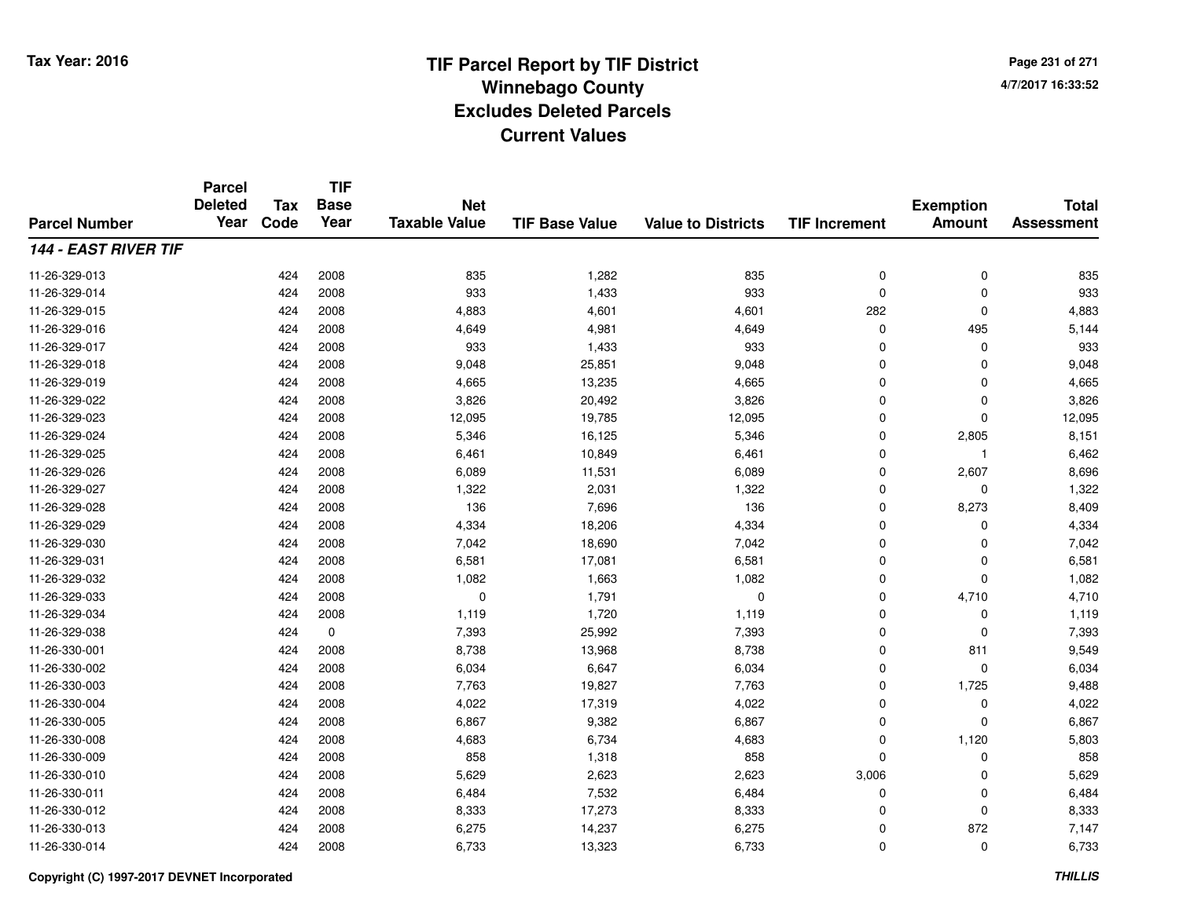# TIF Parcel Report by TIF District
## Winnebago County
## Excludes Deleted Parcels
## Current Values

Tax Year: 2016

| Parcel Number | Parcel Deleted Year | Tax Code | TIF Base Year | Net Taxable Value | TIF Base Value | Value to Districts | TIF Increment | Exemption Amount | Total Assessment |
|---|---|---|---|---|---|---|---|---|---|
| ***144 - EAST RIVER TIF*** | | | | | | | | | |
| 11-26-329-013 | | 424 | 2008 | 835 | 1,282 | 835 | 0 | 0 | 835 |
| 11-26-329-014 | | 424 | 2008 | 933 | 1,433 | 933 | 0 | 0 | 933 |
| 11-26-329-015 | | 424 | 2008 | 4,883 | 4,601 | 4,601 | 282 | 0 | 4,883 |
| 11-26-329-016 | | 424 | 2008 | 4,649 | 4,981 | 4,649 | 0 | 495 | 5,144 |
| 11-26-329-017 | | 424 | 2008 | 933 | 1,433 | 933 | 0 | 0 | 933 |
| 11-26-329-018 | | 424 | 2008 | 9,048 | 25,851 | 9,048 | 0 | 0 | 9,048 |
| 11-26-329-019 | | 424 | 2008 | 4,665 | 13,235 | 4,665 | 0 | 0 | 4,665 |
| 11-26-329-022 | | 424 | 2008 | 3,826 | 20,492 | 3,826 | 0 | 0 | 3,826 |
| 11-26-329-023 | | 424 | 2008 | 12,095 | 19,785 | 12,095 | 0 | 0 | 12,095 |
| 11-26-329-024 | | 424 | 2008 | 5,346 | 16,125 | 5,346 | 0 | 2,805 | 8,151 |
| 11-26-329-025 | | 424 | 2008 | 6,461 | 10,849 | 6,461 | 0 | 1 | 6,462 |
| 11-26-329-026 | | 424 | 2008 | 6,089 | 11,531 | 6,089 | 0 | 2,607 | 8,696 |
| 11-26-329-027 | | 424 | 2008 | 1,322 | 2,031 | 1,322 | 0 | 0 | 1,322 |
| 11-26-329-028 | | 424 | 2008 | 136 | 7,696 | 136 | 0 | 8,273 | 8,409 |
| 11-26-329-029 | | 424 | 2008 | 4,334 | 18,206 | 4,334 | 0 | 0 | 4,334 |
| 11-26-329-030 | | 424 | 2008 | 7,042 | 18,690 | 7,042 | 0 | 0 | 7,042 |
| 11-26-329-031 | | 424 | 2008 | 6,581 | 17,081 | 6,581 | 0 | 0 | 6,581 |
| 11-26-329-032 | | 424 | 2008 | 1,082 | 1,663 | 1,082 | 0 | 0 | 1,082 |
| 11-26-329-033 | | 424 | 2008 | 0 | 1,791 | 0 | 0 | 4,710 | 4,710 |
| 11-26-329-034 | | 424 | 2008 | 1,119 | 1,720 | 1,119 | 0 | 0 | 1,119 |
| 11-26-329-038 | | 424 | 0 | 7,393 | 25,992 | 7,393 | 0 | 0 | 7,393 |
| 11-26-330-001 | | 424 | 2008 | 8,738 | 13,968 | 8,738 | 0 | 811 | 9,549 |
| 11-26-330-002 | | 424 | 2008 | 6,034 | 6,647 | 6,034 | 0 | 0 | 6,034 |
| 11-26-330-003 | | 424 | 2008 | 7,763 | 19,827 | 7,763 | 0 | 1,725 | 9,488 |
| 11-26-330-004 | | 424 | 2008 | 4,022 | 17,319 | 4,022 | 0 | 0 | 4,022 |
| 11-26-330-005 | | 424 | 2008 | 6,867 | 9,382 | 6,867 | 0 | 0 | 6,867 |
| 11-26-330-008 | | 424 | 2008 | 4,683 | 6,734 | 4,683 | 0 | 1,120 | 5,803 |
| 11-26-330-009 | | 424 | 2008 | 858 | 1,318 | 858 | 0 | 0 | 858 |
| 11-26-330-010 | | 424 | 2008 | 5,629 | 2,623 | 2,623 | 3,006 | 0 | 5,629 |
| 11-26-330-011 | | 424 | 2008 | 6,484 | 7,532 | 6,484 | 0 | 0 | 6,484 |
| 11-26-330-012 | | 424 | 2008 | 8,333 | 17,273 | 8,333 | 0 | 0 | 8,333 |
| 11-26-330-013 | | 424 | 2008 | 6,275 | 14,237 | 6,275 | 0 | 872 | 7,147 |
| 11-26-330-014 | | 424 | 2008 | 6,733 | 13,323 | 6,733 | 0 | 0 | 6,733 |

Copyright (C) 1997-2017 DEVNET Incorporated

*THILLIS*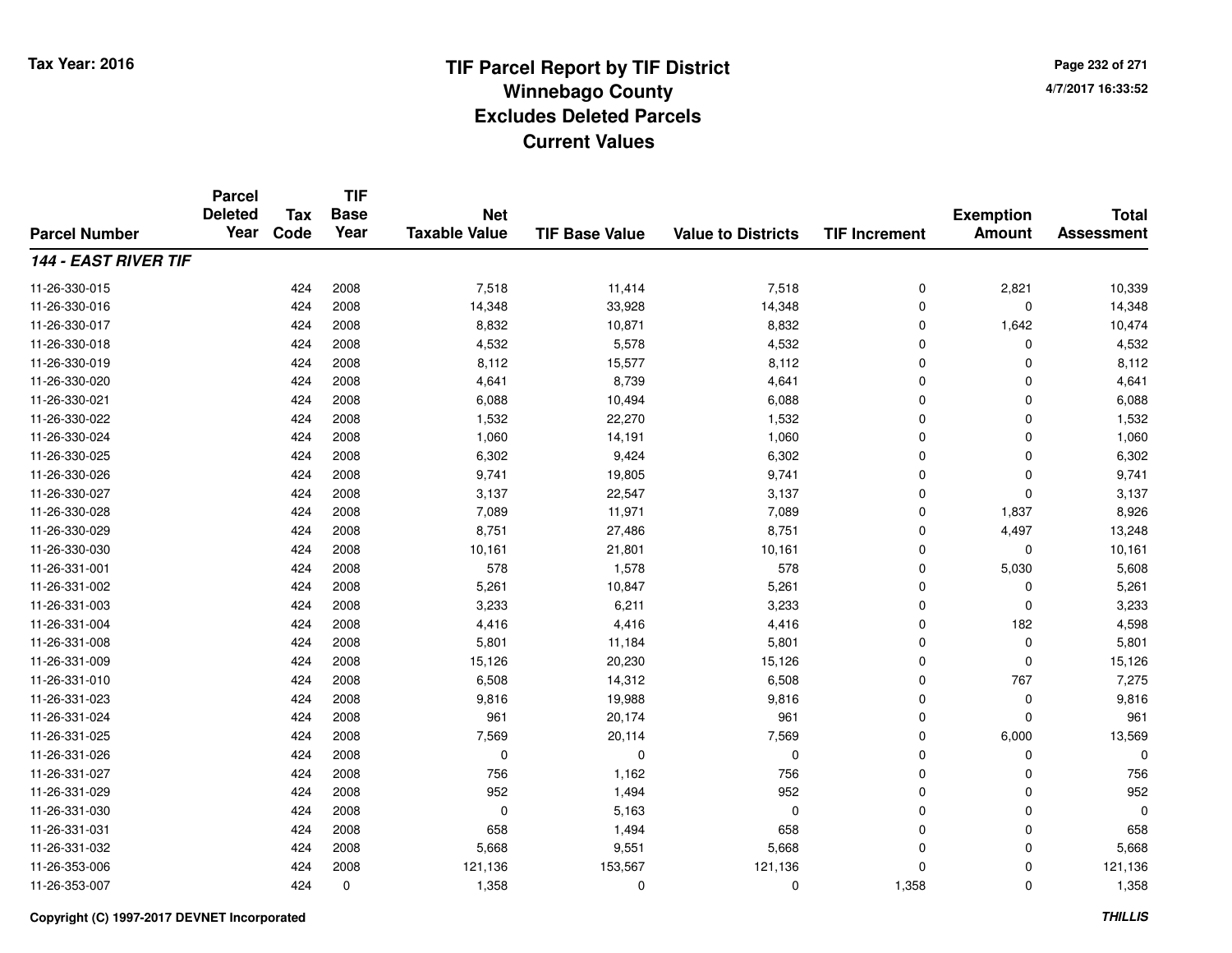# TIF Parcel Report by TIF District
## Winnebago County
## Excludes Deleted Parcels
## Current Values

Tax Year: 2016

4/7/2017 16:33:52

| Parcel Number | Parcel Deleted Year | Tax Code | TIF Base Year | Net Taxable Value | TIF Base Value | Value to Districts | TIF Increment | Exemption Amount | Total Assessment |
|---|---|---|---|---|---|---|---|---|---|
| ***144 - EAST RIVER TIF*** | | | | | | | | | |
| 11-26-330-015 | | 424 | 2008 | 7,518 | 11,414 | 7,518 | 0 | 2,821 | 10,339 |
| 11-26-330-016 | | 424 | 2008 | 14,348 | 33,928 | 14,348 | 0 | 0 | 14,348 |
| 11-26-330-017 | | 424 | 2008 | 8,832 | 10,871 | 8,832 | 0 | 1,642 | 10,474 |
| 11-26-330-018 | | 424 | 2008 | 4,532 | 5,578 | 4,532 | 0 | 0 | 4,532 |
| 11-26-330-019 | | 424 | 2008 | 8,112 | 15,577 | 8,112 | 0 | 0 | 8,112 |
| 11-26-330-020 | | 424 | 2008 | 4,641 | 8,739 | 4,641 | 0 | 0 | 4,641 |
| 11-26-330-021 | | 424 | 2008 | 6,088 | 10,494 | 6,088 | 0 | 0 | 6,088 |
| 11-26-330-022 | | 424 | 2008 | 1,532 | 22,270 | 1,532 | 0 | 0 | 1,532 |
| 11-26-330-024 | | 424 | 2008 | 1,060 | 14,191 | 1,060 | 0 | 0 | 1,060 |
| 11-26-330-025 | | 424 | 2008 | 6,302 | 9,424 | 6,302 | 0 | 0 | 6,302 |
| 11-26-330-026 | | 424 | 2008 | 9,741 | 19,805 | 9,741 | 0 | 0 | 9,741 |
| 11-26-330-027 | | 424 | 2008 | 3,137 | 22,547 | 3,137 | 0 | 0 | 3,137 |
| 11-26-330-028 | | 424 | 2008 | 7,089 | 11,971 | 7,089 | 0 | 1,837 | 8,926 |
| 11-26-330-029 | | 424 | 2008 | 8,751 | 27,486 | 8,751 | 0 | 4,497 | 13,248 |
| 11-26-330-030 | | 424 | 2008 | 10,161 | 21,801 | 10,161 | 0 | 0 | 10,161 |
| 11-26-331-001 | | 424 | 2008 | 578 | 1,578 | 578 | 0 | 5,030 | 5,608 |
| 11-26-331-002 | | 424 | 2008 | 5,261 | 10,847 | 5,261 | 0 | 0 | 5,261 |
| 11-26-331-003 | | 424 | 2008 | 3,233 | 6,211 | 3,233 | 0 | 0 | 3,233 |
| 11-26-331-004 | | 424 | 2008 | 4,416 | 4,416 | 4,416 | 0 | 182 | 4,598 |
| 11-26-331-008 | | 424 | 2008 | 5,801 | 11,184 | 5,801 | 0 | 0 | 5,801 |
| 11-26-331-009 | | 424 | 2008 | 15,126 | 20,230 | 15,126 | 0 | 0 | 15,126 |
| 11-26-331-010 | | 424 | 2008 | 6,508 | 14,312 | 6,508 | 0 | 767 | 7,275 |
| 11-26-331-023 | | 424 | 2008 | 9,816 | 19,988 | 9,816 | 0 | 0 | 9,816 |
| 11-26-331-024 | | 424 | 2008 | 961 | 20,174 | 961 | 0 | 0 | 961 |
| 11-26-331-025 | | 424 | 2008 | 7,569 | 20,114 | 7,569 | 0 | 6,000 | 13,569 |
| 11-26-331-026 | | 424 | 2008 | 0 | 0 | 0 | 0 | 0 | 0 |
| 11-26-331-027 | | 424 | 2008 | 756 | 1,162 | 756 | 0 | 0 | 756 |
| 11-26-331-029 | | 424 | 2008 | 952 | 1,494 | 952 | 0 | 0 | 952 |
| 11-26-331-030 | | 424 | 2008 | 0 | 5,163 | 0 | 0 | 0 | 0 |
| 11-26-331-031 | | 424 | 2008 | 658 | 1,494 | 658 | 0 | 0 | 658 |
| 11-26-331-032 | | 424 | 2008 | 5,668 | 9,551 | 5,668 | 0 | 0 | 5,668 |
| 11-26-353-006 | | 424 | 2008 | 121,136 | 153,567 | 121,136 | 0 | 0 | 121,136 |
| 11-26-353-007 | | 424 | 0 | 1,358 | 0 | 0 | 1,358 | 0 | 1,358 |

Copyright (C) 1997-2017 DEVNET Incorporated

THILLIS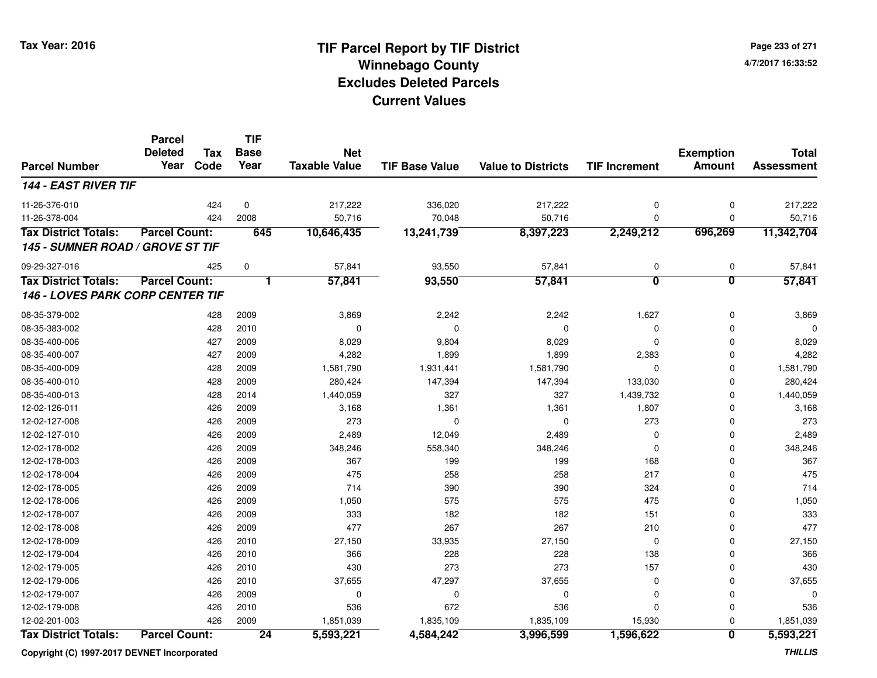# TIF Parcel Report by TIF District
## Winnebago County
## Excludes Deleted Parcels
## Current Values

Tax Year: 2016

4/7/2017 16:33:52

| Parcel Number | Parcel Deleted Year | Tax Code | TIF Base Year | Net Taxable Value | TIF Base Value | Value to Districts | TIF Increment | Exemption Amount | Total Assessment |
|---|---|---|---|---|---|---|---|---|---|
| ***144 - EAST RIVER TIF*** | | | | | | | | | |
| 11-26-376-010 | | 424 | 0 | 217,222 | 336,020 | 217,222 | 0 | 0 | 217,222 |
| 11-26-378-004 | | 424 | 2008 | 50,716 | 70,048 | 50,716 | 0 | 0 | 50,716 |
| **Tax District Totals:** | **Parcel Count:** | | **645** | **10,646,435** | **13,241,739** | **8,397,223** | **2,249,212** | **696,269** | **11,342,704** |
| ***145 - SUMNER ROAD / GROVE ST TIF*** | | | | | | | | | |
| 09-29-327-016 | | 425 | 0 | 57,841 | 93,550 | 57,841 | 0 | 0 | 57,841 |
| **Tax District Totals:** | **Parcel Count:** | | **1** | **57,841** | **93,550** | **57,841** | **0** | **0** | **57,841** |
| ***146 - LOVES PARK CORP CENTER TIF*** | | | | | | | | | |
| 08-35-379-002 | | 428 | 2009 | 3,869 | 2,242 | 2,242 | 1,627 | 0 | 3,869 |
| 08-35-383-002 | | 428 | 2010 | 0 | 0 | 0 | 0 | 0 | 0 |
| 08-35-400-006 | | 427 | 2009 | 8,029 | 9,804 | 8,029 | 0 | 0 | 8,029 |
| 08-35-400-007 | | 427 | 2009 | 4,282 | 1,899 | 1,899 | 2,383 | 0 | 4,282 |
| 08-35-400-009 | | 428 | 2009 | 1,581,790 | 1,931,441 | 1,581,790 | 0 | 0 | 1,581,790 |
| 08-35-400-010 | | 428 | 2009 | 280,424 | 147,394 | 147,394 | 133,030 | 0 | 280,424 |
| 08-35-400-013 | | 428 | 2014 | 1,440,059 | 327 | 327 | 1,439,732 | 0 | 1,440,059 |
| 12-02-126-011 | | 426 | 2009 | 3,168 | 1,361 | 1,361 | 1,807 | 0 | 3,168 |
| 12-02-127-008 | | 426 | 2009 | 273 | 0 | 0 | 273 | 0 | 273 |
| 12-02-127-010 | | 426 | 2009 | 2,489 | 12,049 | 2,489 | 0 | 0 | 2,489 |
| 12-02-178-002 | | 426 | 2009 | 348,246 | 558,340 | 348,246 | 0 | 0 | 348,246 |
| 12-02-178-003 | | 426 | 2009 | 367 | 199 | 199 | 168 | 0 | 367 |
| 12-02-178-004 | | 426 | 2009 | 475 | 258 | 258 | 217 | 0 | 475 |
| 12-02-178-005 | | 426 | 2009 | 714 | 390 | 390 | 324 | 0 | 714 |
| 12-02-178-006 | | 426 | 2009 | 1,050 | 575 | 575 | 475 | 0 | 1,050 |
| 12-02-178-007 | | 426 | 2009 | 333 | 182 | 182 | 151 | 0 | 333 |
| 12-02-178-008 | | 426 | 2009 | 477 | 267 | 267 | 210 | 0 | 477 |
| 12-02-178-009 | | 426 | 2010 | 27,150 | 33,935 | 27,150 | 0 | 0 | 27,150 |
| 12-02-179-004 | | 426 | 2010 | 366 | 228 | 228 | 138 | 0 | 366 |
| 12-02-179-005 | | 426 | 2010 | 430 | 273 | 273 | 157 | 0 | 430 |
| 12-02-179-006 | | 426 | 2010 | 37,655 | 47,297 | 37,655 | 0 | 0 | 37,655 |
| 12-02-179-007 | | 426 | 2009 | 0 | 0 | 0 | 0 | 0 | 0 |
| 12-02-179-008 | | 426 | 2010 | 536 | 672 | 536 | 0 | 0 | 536 |
| 12-02-201-003 | | 426 | 2009 | 1,851,039 | 1,835,109 | 1,835,109 | 15,930 | 0 | 1,851,039 |
| **Tax District Totals:** | **Parcel Count:** | | **24** | **5,593,221** | **4,584,242** | **3,996,599** | **1,596,622** | **0** | **5,593,221** |

Copyright (C) 1997-2017 DEVNET Incorporated

THILLIS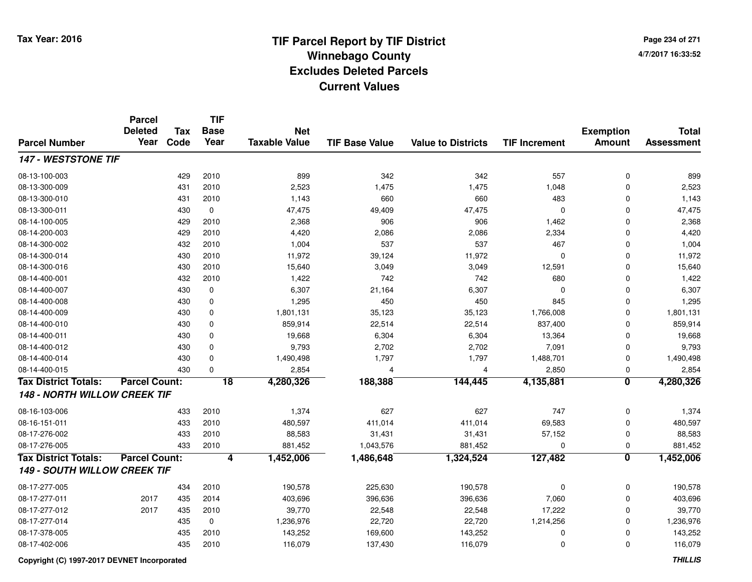Tax Year: 2016

# TIF Parcel Report by TIF District
## Winnebago County
## Excludes Deleted Parcels
## Current Values

4/7/2017 16:33:52

| Parcel Number | Parcel Deleted Year | Tax Code | TIF Base Year | Net Taxable Value | TIF Base Value | Value to Districts | TIF Increment | Exemption Amount | Total Assessment |
|---|---|---|---|---|---|---|---|---|---|
| ***147 - WESTSTONE TIF*** | | | | | | | | | |
| 08-13-100-003 | | 429 | 2010 | 899 | 342 | 342 | 557 | 0 | 899 |
| 08-13-300-009 | | 431 | 2010 | 2,523 | 1,475 | 1,475 | 1,048 | 0 | 2,523 |
| 08-13-300-010 | | 431 | 2010 | 1,143 | 660 | 660 | 483 | 0 | 1,143 |
| 08-13-300-011 | | 430 | 0 | 47,475 | 49,409 | 47,475 | 0 | 0 | 47,475 |
| 08-14-100-005 | | 429 | 2010 | 2,368 | 906 | 906 | 1,462 | 0 | 2,368 |
| 08-14-200-003 | | 429 | 2010 | 4,420 | 2,086 | 2,086 | 2,334 | 0 | 4,420 |
| 08-14-300-002 | | 432 | 2010 | 1,004 | 537 | 537 | 467 | 0 | 1,004 |
| 08-14-300-014 | | 430 | 2010 | 11,972 | 39,124 | 11,972 | 0 | 0 | 11,972 |
| 08-14-300-016 | | 430 | 2010 | 15,640 | 3,049 | 3,049 | 12,591 | 0 | 15,640 |
| 08-14-400-001 | | 432 | 2010 | 1,422 | 742 | 742 | 680 | 0 | 1,422 |
| 08-14-400-007 | | 430 | 0 | 6,307 | 21,164 | 6,307 | 0 | 0 | 6,307 |
| 08-14-400-008 | | 430 | 0 | 1,295 | 450 | 450 | 845 | 0 | 1,295 |
| 08-14-400-009 | | 430 | 0 | 1,801,131 | 35,123 | 35,123 | 1,766,008 | 0 | 1,801,131 |
| 08-14-400-010 | | 430 | 0 | 859,914 | 22,514 | 22,514 | 837,400 | 0 | 859,914 |
| 08-14-400-011 | | 430 | 0 | 19,668 | 6,304 | 6,304 | 13,364 | 0 | 19,668 |
| 08-14-400-012 | | 430 | 0 | 9,793 | 2,702 | 2,702 | 7,091 | 0 | 9,793 |
| 08-14-400-014 | | 430 | 0 | 1,490,498 | 1,797 | 1,797 | 1,488,701 | 0 | 1,490,498 |
| 08-14-400-015 | | 430 | 0 | 2,854 | 4 | 4 | 2,850 | 0 | 2,854 |
| **Tax District Totals:** | **Parcel Count:** | | **18** | **4,280,326** | **188,388** | **144,445** | **4,135,881** | **0** | **4,280,326** |
| ***148 - NORTH WILLOW CREEK TIF*** | | | | | | | | | |
| 08-16-103-006 | | 433 | 2010 | 1,374 | 627 | 627 | 747 | 0 | 1,374 |
| 08-16-151-011 | | 433 | 2010 | 480,597 | 411,014 | 411,014 | 69,583 | 0 | 480,597 |
| 08-17-276-002 | | 433 | 2010 | 88,583 | 31,431 | 31,431 | 57,152 | 0 | 88,583 |
| 08-17-276-005 | | 433 | 2010 | 881,452 | 1,043,576 | 881,452 | 0 | 0 | 881,452 |
| **Tax District Totals:** | **Parcel Count:** | | **4** | **1,452,006** | **1,486,648** | **1,324,524** | **127,482** | **0** | **1,452,006** |
| ***149 - SOUTH WILLOW CREEK TIF*** | | | | | | | | | |
| 08-17-277-005 | | 434 | 2010 | 190,578 | 225,630 | 190,578 | 0 | 0 | 190,578 |
| 08-17-277-011 | 2017 | 435 | 2014 | 403,696 | 396,636 | 396,636 | 7,060 | 0 | 403,696 |
| 08-17-277-012 | 2017 | 435 | 2010 | 39,770 | 22,548 | 22,548 | 17,222 | 0 | 39,770 |
| 08-17-277-014 | | 435 | 0 | 1,236,976 | 22,720 | 22,720 | 1,214,256 | 0 | 1,236,976 |
| 08-17-378-005 | | 435 | 2010 | 143,252 | 169,600 | 143,252 | 0 | 0 | 143,252 |
| 08-17-402-006 | | 435 | 2010 | 116,079 | 137,430 | 116,079 | 0 | 0 | 116,079 |

Copyright (C) 1997-2017 DEVNET Incorporated

***THILLIS***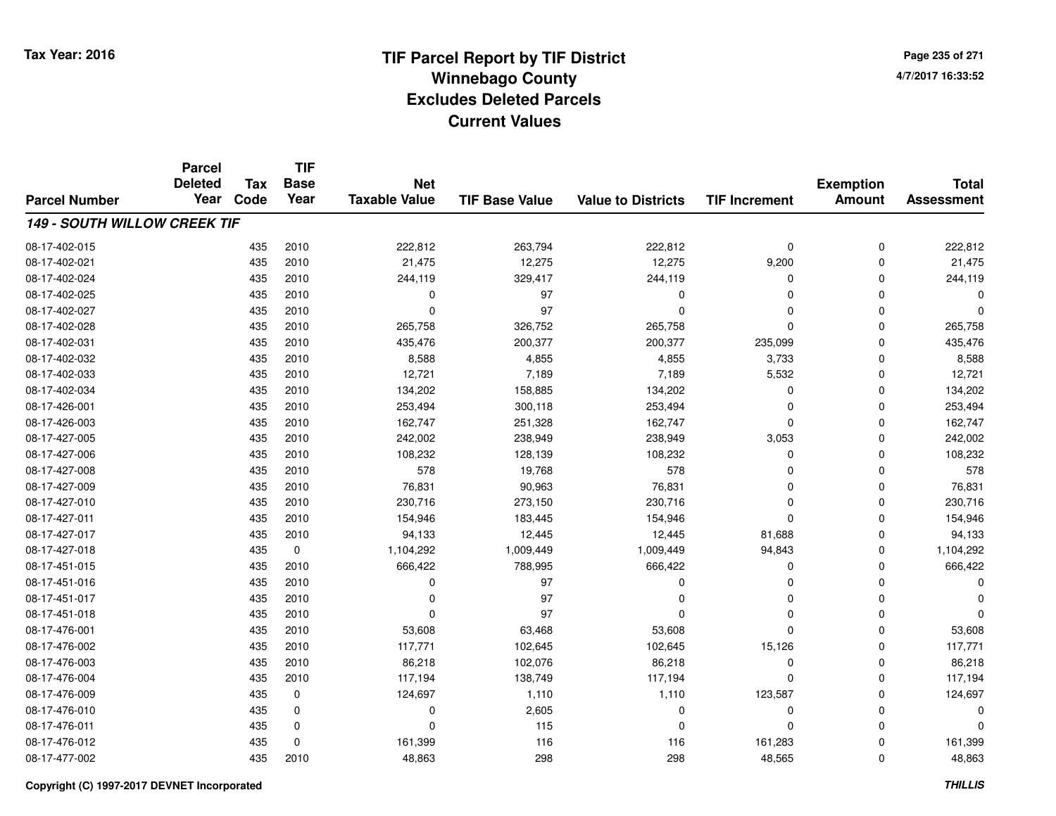# TIF Parcel Report by TIF District
## Winnebago County
## Excludes Deleted Parcels
## Current Values

Tax Year: 2016

4/7/2017 16:33:52

| Parcel Number | Parcel Deleted Year | Tax Code | TIF Base Year | Net Taxable Value | TIF Base Value | Value to Districts | TIF Increment | Exemption Amount | Total Assessment |
|---|---|---|---|---|---|---|---|---|---|
| ***149 - SOUTH WILLOW CREEK TIF*** | | | | | | | | | |
| 08-17-402-015 | | 435 | 2010 | 222,812 | 263,794 | 222,812 | 0 | 0 | 222,812 |
| 08-17-402-021 | | 435 | 2010 | 21,475 | 12,275 | 12,275 | 9,200 | 0 | 21,475 |
| 08-17-402-024 | | 435 | 2010 | 244,119 | 329,417 | 244,119 | 0 | 0 | 244,119 |
| 08-17-402-025 | | 435 | 2010 | 0 | 97 | 0 | 0 | 0 | 0 |
| 08-17-402-027 | | 435 | 2010 | 0 | 97 | 0 | 0 | 0 | 0 |
| 08-17-402-028 | | 435 | 2010 | 265,758 | 326,752 | 265,758 | 0 | 0 | 265,758 |
| 08-17-402-031 | | 435 | 2010 | 435,476 | 200,377 | 200,377 | 235,099 | 0 | 435,476 |
| 08-17-402-032 | | 435 | 2010 | 8,588 | 4,855 | 4,855 | 3,733 | 0 | 8,588 |
| 08-17-402-033 | | 435 | 2010 | 12,721 | 7,189 | 7,189 | 5,532 | 0 | 12,721 |
| 08-17-402-034 | | 435 | 2010 | 134,202 | 158,885 | 134,202 | 0 | 0 | 134,202 |
| 08-17-426-001 | | 435 | 2010 | 253,494 | 300,118 | 253,494 | 0 | 0 | 253,494 |
| 08-17-426-003 | | 435 | 2010 | 162,747 | 251,328 | 162,747 | 0 | 0 | 162,747 |
| 08-17-427-005 | | 435 | 2010 | 242,002 | 238,949 | 238,949 | 3,053 | 0 | 242,002 |
| 08-17-427-006 | | 435 | 2010 | 108,232 | 128,139 | 108,232 | 0 | 0 | 108,232 |
| 08-17-427-008 | | 435 | 2010 | 578 | 19,768 | 578 | 0 | 0 | 578 |
| 08-17-427-009 | | 435 | 2010 | 76,831 | 90,963 | 76,831 | 0 | 0 | 76,831 |
| 08-17-427-010 | | 435 | 2010 | 230,716 | 273,150 | 230,716 | 0 | 0 | 230,716 |
| 08-17-427-011 | | 435 | 2010 | 154,946 | 183,445 | 154,946 | 0 | 0 | 154,946 |
| 08-17-427-017 | | 435 | 2010 | 94,133 | 12,445 | 12,445 | 81,688 | 0 | 94,133 |
| 08-17-427-018 | | 435 | 0 | 1,104,292 | 1,009,449 | 1,009,449 | 94,843 | 0 | 1,104,292 |
| 08-17-451-015 | | 435 | 2010 | 666,422 | 788,995 | 666,422 | 0 | 0 | 666,422 |
| 08-17-451-016 | | 435 | 2010 | 0 | 97 | 0 | 0 | 0 | 0 |
| 08-17-451-017 | | 435 | 2010 | 0 | 97 | 0 | 0 | 0 | 0 |
| 08-17-451-018 | | 435 | 2010 | 0 | 97 | 0 | 0 | 0 | 0 |
| 08-17-476-001 | | 435 | 2010 | 53,608 | 63,468 | 53,608 | 0 | 0 | 53,608 |
| 08-17-476-002 | | 435 | 2010 | 117,771 | 102,645 | 102,645 | 15,126 | 0 | 117,771 |
| 08-17-476-003 | | 435 | 2010 | 86,218 | 102,076 | 86,218 | 0 | 0 | 86,218 |
| 08-17-476-004 | | 435 | 2010 | 117,194 | 138,749 | 117,194 | 0 | 0 | 117,194 |
| 08-17-476-009 | | 435 | 0 | 124,697 | 1,110 | 1,110 | 123,587 | 0 | 124,697 |
| 08-17-476-010 | | 435 | 0 | 0 | 2,605 | 0 | 0 | 0 | 0 |
| 08-17-476-011 | | 435 | 0 | 0 | 115 | 0 | 0 | 0 | 0 |
| 08-17-476-012 | | 435 | 0 | 161,399 | 116 | 116 | 161,283 | 0 | 161,399 |
| 08-17-477-002 | | 435 | 2010 | 48,863 | 298 | 298 | 48,565 | 0 | 48,863 |

Copyright (C) 1997-2017 DEVNET Incorporated

*THILLIS*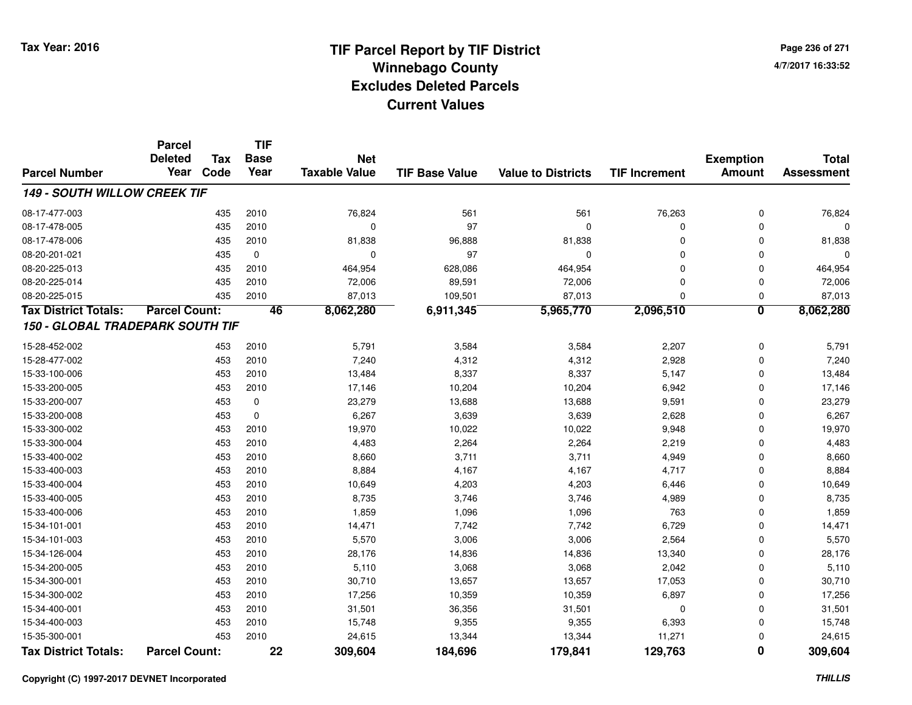Tax Year: 2016

# TIF Parcel Report by TIF District
## Winnebago County
## Excludes Deleted Parcels
## Current Values

4/7/2017 16:33:52

| Parcel Number | Parcel Deleted Year | Tax Code | TIF Base Year | Net Taxable Value | TIF Base Value | Value to Districts | TIF Increment | Exemption Amount | Total Assessment |
|---|---|---|---|---|---|---|---|---|---|
| ***149 - SOUTH WILLOW CREEK TIF*** | | | | | | | | | |
| 08-17-477-003 | | 435 | 2010 | 76,824 | 561 | 561 | 76,263 | 0 | 76,824 |
| 08-17-478-005 | | 435 | 2010 | 0 | 97 | 0 | 0 | 0 | 0 |
| 08-17-478-006 | | 435 | 2010 | 81,838 | 96,888 | 81,838 | 0 | 0 | 81,838 |
| 08-20-201-021 | | 435 | 0 | 0 | 97 | 0 | 0 | 0 | 0 |
| 08-20-225-013 | | 435 | 2010 | 464,954 | 628,086 | 464,954 | 0 | 0 | 464,954 |
| 08-20-225-014 | | 435 | 2010 | 72,006 | 89,591 | 72,006 | 0 | 0 | 72,006 |
| 08-20-225-015 | | 435 | 2010 | 87,013 | 109,501 | 87,013 | 0 | 0 | 87,013 |
| **Tax District Totals:** | **Parcel Count:** | | **46** | **8,062,280** | **6,911,345** | **5,965,770** | **2,096,510** | **0** | **8,062,280** |
| ***150 - GLOBAL TRADEPARK SOUTH TIF*** | | | | | | | | | |
| 15-28-452-002 | | 453 | 2010 | 5,791 | 3,584 | 3,584 | 2,207 | 0 | 5,791 |
| 15-28-477-002 | | 453 | 2010 | 7,240 | 4,312 | 4,312 | 2,928 | 0 | 7,240 |
| 15-33-100-006 | | 453 | 2010 | 13,484 | 8,337 | 8,337 | 5,147 | 0 | 13,484 |
| 15-33-200-005 | | 453 | 2010 | 17,146 | 10,204 | 10,204 | 6,942 | 0 | 17,146 |
| 15-33-200-007 | | 453 | 0 | 23,279 | 13,688 | 13,688 | 9,591 | 0 | 23,279 |
| 15-33-200-008 | | 453 | 0 | 6,267 | 3,639 | 3,639 | 2,628 | 0 | 6,267 |
| 15-33-300-002 | | 453 | 2010 | 19,970 | 10,022 | 10,022 | 9,948 | 0 | 19,970 |
| 15-33-300-004 | | 453 | 2010 | 4,483 | 2,264 | 2,264 | 2,219 | 0 | 4,483 |
| 15-33-400-002 | | 453 | 2010 | 8,660 | 3,711 | 3,711 | 4,949 | 0 | 8,660 |
| 15-33-400-003 | | 453 | 2010 | 8,884 | 4,167 | 4,167 | 4,717 | 0 | 8,884 |
| 15-33-400-004 | | 453 | 2010 | 10,649 | 4,203 | 4,203 | 6,446 | 0 | 10,649 |
| 15-33-400-005 | | 453 | 2010 | 8,735 | 3,746 | 3,746 | 4,989 | 0 | 8,735 |
| 15-33-400-006 | | 453 | 2010 | 1,859 | 1,096 | 1,096 | 763 | 0 | 1,859 |
| 15-34-101-001 | | 453 | 2010 | 14,471 | 7,742 | 7,742 | 6,729 | 0 | 14,471 |
| 15-34-101-003 | | 453 | 2010 | 5,570 | 3,006 | 3,006 | 2,564 | 0 | 5,570 |
| 15-34-126-004 | | 453 | 2010 | 28,176 | 14,836 | 14,836 | 13,340 | 0 | 28,176 |
| 15-34-200-005 | | 453 | 2010 | 5,110 | 3,068 | 3,068 | 2,042 | 0 | 5,110 |
| 15-34-300-001 | | 453 | 2010 | 30,710 | 13,657 | 13,657 | 17,053 | 0 | 30,710 |
| 15-34-300-002 | | 453 | 2010 | 17,256 | 10,359 | 10,359 | 6,897 | 0 | 17,256 |
| 15-34-400-001 | | 453 | 2010 | 31,501 | 36,356 | 31,501 | 0 | 0 | 31,501 |
| 15-34-400-003 | | 453 | 2010 | 15,748 | 9,355 | 9,355 | 6,393 | 0 | 15,748 |
| 15-35-300-001 | | 453 | 2010 | 24,615 | 13,344 | 13,344 | 11,271 | 0 | 24,615 |
| **Tax District Totals:** | **Parcel Count:** | | **22** | **309,604** | **184,696** | **179,841** | **129,763** | **0** | **309,604** |

Copyright (C) 1997-2017 DEVNET Incorporated

THILLIS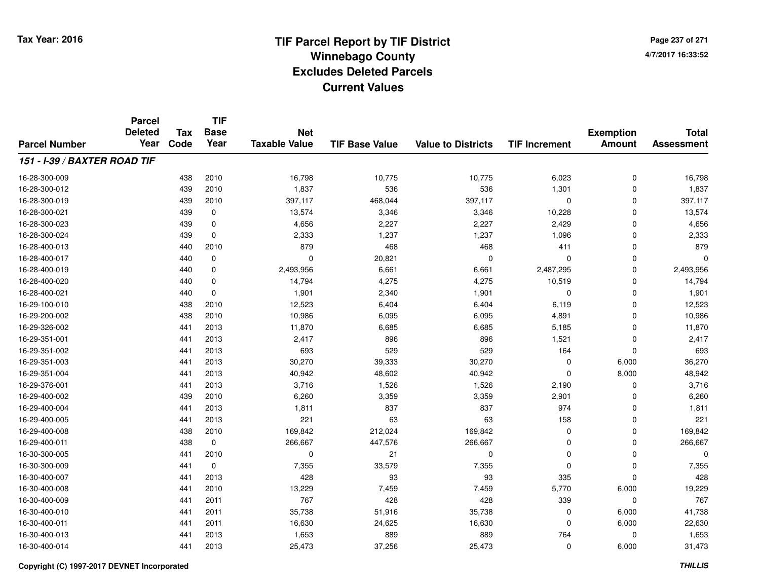# TIF Parcel Report by TIF District
## Winnebago County
## Excludes Deleted Parcels
## Current Values

Tax Year: 2016

| Parcel Number | Parcel Deleted Year | Tax Code | TIF Base Year | Net Taxable Value | TIF Base Value | Value to Districts | TIF Increment | Exemption Amount | Total Assessment |
|---|---|---|---|---|---|---|---|---|---|
| ***151 - I-39 / BAXTER ROAD TIF*** | | | | | | | | | |
| 16-28-300-009 | | 438 | 2010 | 16,798 | 10,775 | 10,775 | 6,023 | 0 | 16,798 |
| 16-28-300-012 | | 439 | 2010 | 1,837 | 536 | 536 | 1,301 | 0 | 1,837 |
| 16-28-300-019 | | 439 | 2010 | 397,117 | 468,044 | 397,117 | 0 | 0 | 397,117 |
| 16-28-300-021 | | 439 | 0 | 13,574 | 3,346 | 3,346 | 10,228 | 0 | 13,574 |
| 16-28-300-023 | | 439 | 0 | 4,656 | 2,227 | 2,227 | 2,429 | 0 | 4,656 |
| 16-28-300-024 | | 439 | 0 | 2,333 | 1,237 | 1,237 | 1,096 | 0 | 2,333 |
| 16-28-400-013 | | 440 | 2010 | 879 | 468 | 468 | 411 | 0 | 879 |
| 16-28-400-017 | | 440 | 0 | 0 | 20,821 | 0 | 0 | 0 | 0 |
| 16-28-400-019 | | 440 | 0 | 2,493,956 | 6,661 | 6,661 | 2,487,295 | 0 | 2,493,956 |
| 16-28-400-020 | | 440 | 0 | 14,794 | 4,275 | 4,275 | 10,519 | 0 | 14,794 |
| 16-28-400-021 | | 440 | 0 | 1,901 | 2,340 | 1,901 | 0 | 0 | 1,901 |
| 16-29-100-010 | | 438 | 2010 | 12,523 | 6,404 | 6,404 | 6,119 | 0 | 12,523 |
| 16-29-200-002 | | 438 | 2010 | 10,986 | 6,095 | 6,095 | 4,891 | 0 | 10,986 |
| 16-29-326-002 | | 441 | 2013 | 11,870 | 6,685 | 6,685 | 5,185 | 0 | 11,870 |
| 16-29-351-001 | | 441 | 2013 | 2,417 | 896 | 896 | 1,521 | 0 | 2,417 |
| 16-29-351-002 | | 441 | 2013 | 693 | 529 | 529 | 164 | 0 | 693 |
| 16-29-351-003 | | 441 | 2013 | 30,270 | 39,333 | 30,270 | 0 | 6,000 | 36,270 |
| 16-29-351-004 | | 441 | 2013 | 40,942 | 48,602 | 40,942 | 0 | 8,000 | 48,942 |
| 16-29-376-001 | | 441 | 2013 | 3,716 | 1,526 | 1,526 | 2,190 | 0 | 3,716 |
| 16-29-400-002 | | 439 | 2010 | 6,260 | 3,359 | 3,359 | 2,901 | 0 | 6,260 |
| 16-29-400-004 | | 441 | 2013 | 1,811 | 837 | 837 | 974 | 0 | 1,811 |
| 16-29-400-005 | | 441 | 2013 | 221 | 63 | 63 | 158 | 0 | 221 |
| 16-29-400-008 | | 438 | 2010 | 169,842 | 212,024 | 169,842 | 0 | 0 | 169,842 |
| 16-29-400-011 | | 438 | 0 | 266,667 | 447,576 | 266,667 | 0 | 0 | 266,667 |
| 16-30-300-005 | | 441 | 2010 | 0 | 21 | 0 | 0 | 0 | 0 |
| 16-30-300-009 | | 441 | 0 | 7,355 | 33,579 | 7,355 | 0 | 0 | 7,355 |
| 16-30-400-007 | | 441 | 2013 | 428 | 93 | 93 | 335 | 0 | 428 |
| 16-30-400-008 | | 441 | 2010 | 13,229 | 7,459 | 7,459 | 5,770 | 6,000 | 19,229 |
| 16-30-400-009 | | 441 | 2011 | 767 | 428 | 428 | 339 | 0 | 767 |
| 16-30-400-010 | | 441 | 2011 | 35,738 | 51,916 | 35,738 | 0 | 6,000 | 41,738 |
| 16-30-400-011 | | 441 | 2011 | 16,630 | 24,625 | 16,630 | 0 | 6,000 | 22,630 |
| 16-30-400-013 | | 441 | 2013 | 1,653 | 889 | 889 | 764 | 0 | 1,653 |
| 16-30-400-014 | | 441 | 2013 | 25,473 | 37,256 | 25,473 | 0 | 6,000 | 31,473 |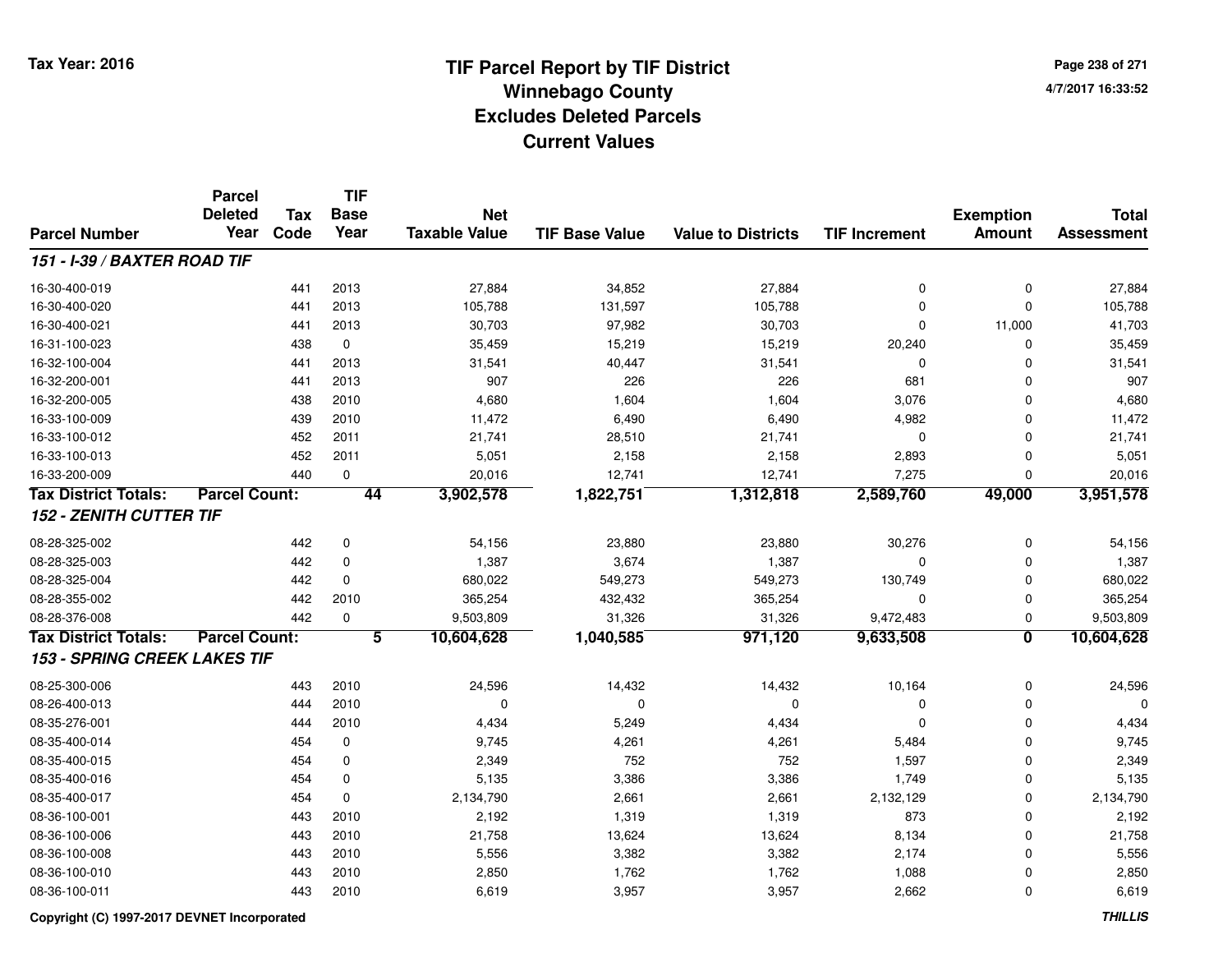**Tax Year: 2016**

# TIF Parcel Report by TIF District
## Winnebago County
## Excludes Deleted Parcels
## Current Values

4/7/2017 16:33:52

| Parcel Number | Parcel Deleted Year | Tax Code | TIF Base Year | Net Taxable Value | TIF Base Value | Value to Districts | TIF Increment | Exemption Amount | Total Assessment |
|---|---|---|---|---|---|---|---|---|---|
| ***151 - I-39 / BAXTER ROAD TIF*** | | | | | | | | | |
| 16-30-400-019 | | 441 | 2013 | 27,884 | 34,852 | 27,884 | 0 | 0 | 27,884 |
| 16-30-400-020 | | 441 | 2013 | 105,788 | 131,597 | 105,788 | 0 | 0 | 105,788 |
| 16-30-400-021 | | 441 | 2013 | 30,703 | 97,982 | 30,703 | 0 | 11,000 | 41,703 |
| 16-31-100-023 | | 438 | 0 | 35,459 | 15,219 | 15,219 | 20,240 | 0 | 35,459 |
| 16-32-100-004 | | 441 | 2013 | 31,541 | 40,447 | 31,541 | 0 | 0 | 31,541 |
| 16-32-200-001 | | 441 | 2013 | 907 | 226 | 226 | 681 | 0 | 907 |
| 16-32-200-005 | | 438 | 2010 | 4,680 | 1,604 | 1,604 | 3,076 | 0 | 4,680 |
| 16-33-100-009 | | 439 | 2010 | 11,472 | 6,490 | 6,490 | 4,982 | 0 | 11,472 |
| 16-33-100-012 | | 452 | 2011 | 21,741 | 28,510 | 21,741 | 0 | 0 | 21,741 |
| 16-33-100-013 | | 452 | 2011 | 5,051 | 2,158 | 2,158 | 2,893 | 0 | 5,051 |
| 16-33-200-009 | | 440 | 0 | 20,016 | 12,741 | 12,741 | 7,275 | 0 | 20,016 |
| **Tax District Totals:** | **Parcel Count:** | | **44** | **3,902,578** | **1,822,751** | **1,312,818** | **2,589,760** | **49,000** | **3,951,578** |
| ***152 - ZENITH CUTTER TIF*** | | | | | | | | | |
| 08-28-325-002 | | 442 | 0 | 54,156 | 23,880 | 23,880 | 30,276 | 0 | 54,156 |
| 08-28-325-003 | | 442 | 0 | 1,387 | 3,674 | 1,387 | 0 | 0 | 1,387 |
| 08-28-325-004 | | 442 | 0 | 680,022 | 549,273 | 549,273 | 130,749 | 0 | 680,022 |
| 08-28-355-002 | | 442 | 2010 | 365,254 | 432,432 | 365,254 | 0 | 0 | 365,254 |
| 08-28-376-008 | | 442 | 0 | 9,503,809 | 31,326 | 31,326 | 9,472,483 | 0 | 9,503,809 |
| **Tax District Totals:** | **Parcel Count:** | | **5** | **10,604,628** | **1,040,585** | **971,120** | **9,633,508** | **0** | **10,604,628** |
| ***153 - SPRING CREEK LAKES TIF*** | | | | | | | | | |
| 08-25-300-006 | | 443 | 2010 | 24,596 | 14,432 | 14,432 | 10,164 | 0 | 24,596 |
| 08-26-400-013 | | 444 | 2010 | 0 | 0 | 0 | 0 | 0 | 0 |
| 08-35-276-001 | | 444 | 2010 | 4,434 | 5,249 | 4,434 | 0 | 0 | 4,434 |
| 08-35-400-014 | | 454 | 0 | 9,745 | 4,261 | 4,261 | 5,484 | 0 | 9,745 |
| 08-35-400-015 | | 454 | 0 | 2,349 | 752 | 752 | 1,597 | 0 | 2,349 |
| 08-35-400-016 | | 454 | 0 | 5,135 | 3,386 | 3,386 | 1,749 | 0 | 5,135 |
| 08-35-400-017 | | 454 | 0 | 2,134,790 | 2,661 | 2,661 | 2,132,129 | 0 | 2,134,790 |
| 08-36-100-001 | | 443 | 2010 | 2,192 | 1,319 | 1,319 | 873 | 0 | 2,192 |
| 08-36-100-006 | | 443 | 2010 | 21,758 | 13,624 | 13,624 | 8,134 | 0 | 21,758 |
| 08-36-100-008 | | 443 | 2010 | 5,556 | 3,382 | 3,382 | 2,174 | 0 | 5,556 |
| 08-36-100-010 | | 443 | 2010 | 2,850 | 1,762 | 1,762 | 1,088 | 0 | 2,850 |
| 08-36-100-011 | | 443 | 2010 | 6,619 | 3,957 | 3,957 | 2,662 | 0 | 6,619 |

**Copyright (C) 1997-2017 DEVNET Incorporated** ***THILLIS***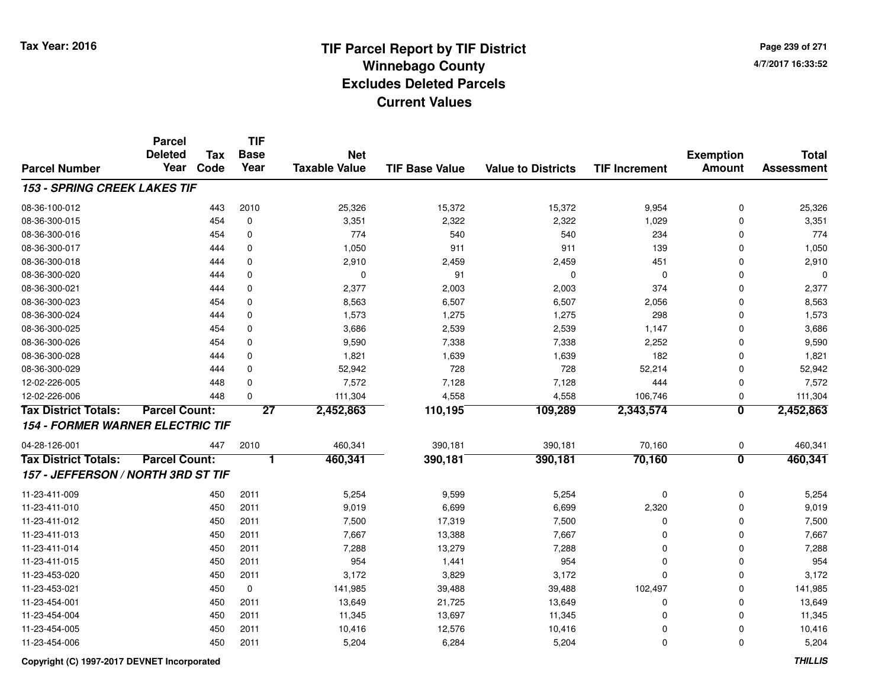Tax Year: 2016

# TIF Parcel Report by TIF District
## Winnebago County
## Excludes Deleted Parcels
## Current Values

4/7/2017 16:33:52

| Parcel Number | Parcel Deleted Year | Tax Code | TIF Base Year | Net Taxable Value | TIF Base Value | Value to Districts | TIF Increment | Exemption Amount | Total Assessment |
|---|---|---|---|---|---|---|---|---|---|
| ***153 - SPRING CREEK LAKES TIF*** | | | | | | | | | |
| 08-36-100-012 | | 443 | 2010 | 25,326 | 15,372 | 15,372 | 9,954 | 0 | 25,326 |
| 08-36-300-015 | | 454 | 0 | 3,351 | 2,322 | 2,322 | 1,029 | 0 | 3,351 |
| 08-36-300-016 | | 454 | 0 | 774 | 540 | 540 | 234 | 0 | 774 |
| 08-36-300-017 | | 444 | 0 | 1,050 | 911 | 911 | 139 | 0 | 1,050 |
| 08-36-300-018 | | 444 | 0 | 2,910 | 2,459 | 2,459 | 451 | 0 | 2,910 |
| 08-36-300-020 | | 444 | 0 | 0 | 91 | 0 | 0 | 0 | 0 |
| 08-36-300-021 | | 444 | 0 | 2,377 | 2,003 | 2,003 | 374 | 0 | 2,377 |
| 08-36-300-023 | | 454 | 0 | 8,563 | 6,507 | 6,507 | 2,056 | 0 | 8,563 |
| 08-36-300-024 | | 444 | 0 | 1,573 | 1,275 | 1,275 | 298 | 0 | 1,573 |
| 08-36-300-025 | | 454 | 0 | 3,686 | 2,539 | 2,539 | 1,147 | 0 | 3,686 |
| 08-36-300-026 | | 454 | 0 | 9,590 | 7,338 | 7,338 | 2,252 | 0 | 9,590 |
| 08-36-300-028 | | 444 | 0 | 1,821 | 1,639 | 1,639 | 182 | 0 | 1,821 |
| 08-36-300-029 | | 444 | 0 | 52,942 | 728 | 728 | 52,214 | 0 | 52,942 |
| 12-02-226-005 | | 448 | 0 | 7,572 | 7,128 | 7,128 | 444 | 0 | 7,572 |
| 12-02-226-006 | | 448 | 0 | 111,304 | 4,558 | 4,558 | 106,746 | 0 | 111,304 |
| **Tax District Totals:** | **Parcel Count:** | | **27** | **2,452,863** | **110,195** | **109,289** | **2,343,574** | **0** | **2,452,863** |
| ***154 - FORMER WARNER ELECTRIC TIF*** | | | | | | | | | |
| 04-28-126-001 | | 447 | 2010 | 460,341 | 390,181 | 390,181 | 70,160 | 0 | 460,341 |
| **Tax District Totals:** | **Parcel Count:** | | **1** | **460,341** | **390,181** | **390,181** | **70,160** | **0** | **460,341** |
| ***157 - JEFFERSON / NORTH 3RD ST TIF*** | | | | | | | | | |
| 11-23-411-009 | | 450 | 2011 | 5,254 | 9,599 | 5,254 | 0 | 0 | 5,254 |
| 11-23-411-010 | | 450 | 2011 | 9,019 | 6,699 | 6,699 | 2,320 | 0 | 9,019 |
| 11-23-411-012 | | 450 | 2011 | 7,500 | 17,319 | 7,500 | 0 | 0 | 7,500 |
| 11-23-411-013 | | 450 | 2011 | 7,667 | 13,388 | 7,667 | 0 | 0 | 7,667 |
| 11-23-411-014 | | 450 | 2011 | 7,288 | 13,279 | 7,288 | 0 | 0 | 7,288 |
| 11-23-411-015 | | 450 | 2011 | 954 | 1,441 | 954 | 0 | 0 | 954 |
| 11-23-453-020 | | 450 | 2011 | 3,172 | 3,829 | 3,172 | 0 | 0 | 3,172 |
| 11-23-453-021 | | 450 | 0 | 141,985 | 39,488 | 39,488 | 102,497 | 0 | 141,985 |
| 11-23-454-001 | | 450 | 2011 | 13,649 | 21,725 | 13,649 | 0 | 0 | 13,649 |
| 11-23-454-004 | | 450 | 2011 | 11,345 | 13,697 | 11,345 | 0 | 0 | 11,345 |
| 11-23-454-005 | | 450 | 2011 | 10,416 | 12,576 | 10,416 | 0 | 0 | 10,416 |
| 11-23-454-006 | | 450 | 2011 | 5,204 | 6,284 | 5,204 | 0 | 0 | 5,204 |

Copyright (C) 1997-2017 DEVNET Incorporated

*THILLIS*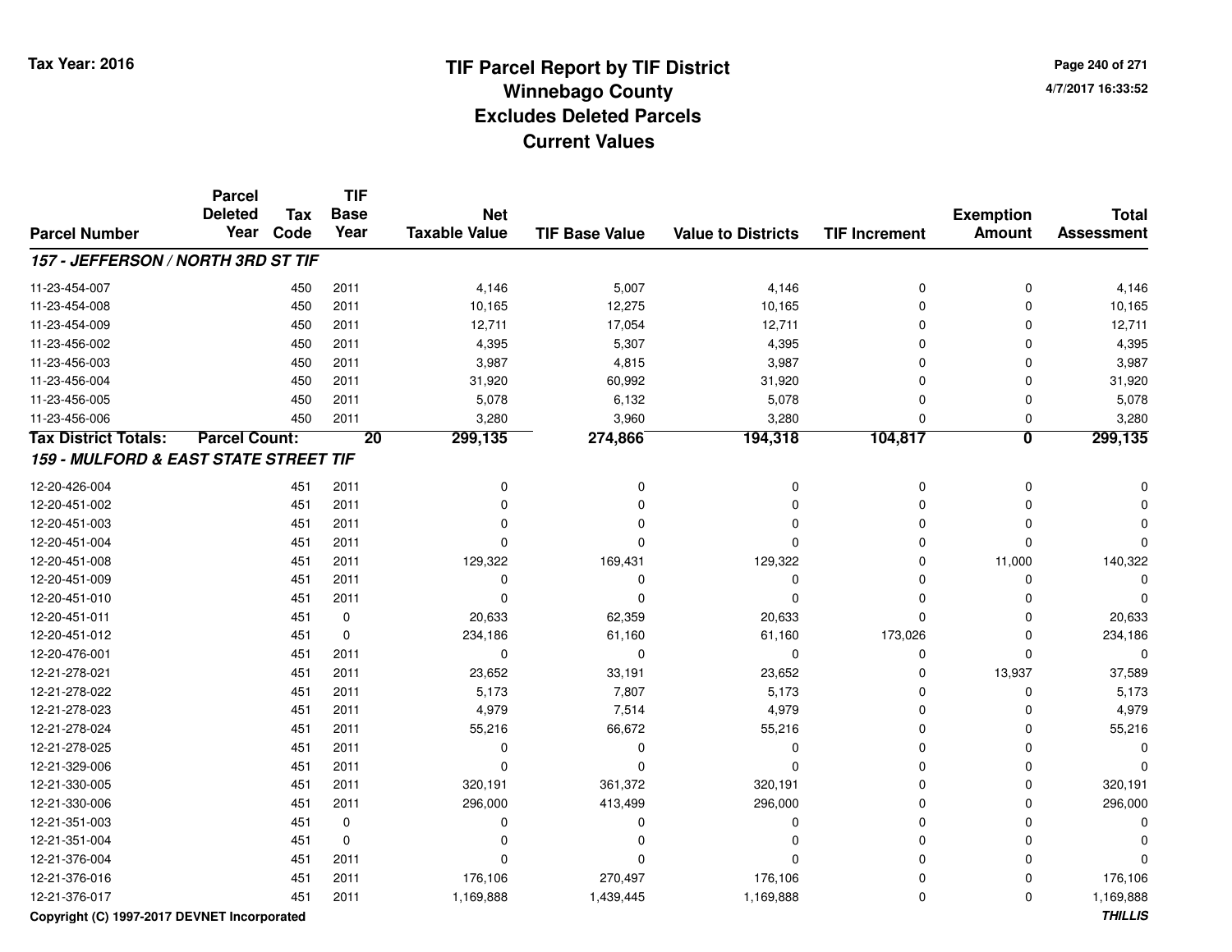# TIF Parcel Report by TIF District
## Winnebago County
## Excludes Deleted Parcels
## Current Values

Tax Year: 2016

4/7/2017 16:33:52

| Parcel Number | Parcel Deleted Year | Tax Code | TIF Base Year | Net Taxable Value | TIF Base Value | Value to Districts | TIF Increment | Exemption Amount | Total Assessment |
|---|---|---|---|---|---|---|---|---|---|
| ***157 - JEFFERSON / NORTH 3RD ST TIF*** | | | | | | | | | |
| 11-23-454-007 | | 450 | 2011 | 4,146 | 5,007 | 4,146 | 0 | 0 | 4,146 |
| 11-23-454-008 | | 450 | 2011 | 10,165 | 12,275 | 10,165 | 0 | 0 | 10,165 |
| 11-23-454-009 | | 450 | 2011 | 12,711 | 17,054 | 12,711 | 0 | 0 | 12,711 |
| 11-23-456-002 | | 450 | 2011 | 4,395 | 5,307 | 4,395 | 0 | 0 | 4,395 |
| 11-23-456-003 | | 450 | 2011 | 3,987 | 4,815 | 3,987 | 0 | 0 | 3,987 |
| 11-23-456-004 | | 450 | 2011 | 31,920 | 60,992 | 31,920 | 0 | 0 | 31,920 |
| 11-23-456-005 | | 450 | 2011 | 5,078 | 6,132 | 5,078 | 0 | 0 | 5,078 |
| 11-23-456-006 | | 450 | 2011 | 3,280 | 3,960 | 3,280 | 0 | 0 | 3,280 |
| **Tax District Totals:** | **Parcel Count:** | | **20** | **299,135** | **274,866** | **194,318** | **104,817** | **0** | **299,135** |
| ***159 - MULFORD & EAST STATE STREET TIF*** | | | | | | | | | |
| 12-20-426-004 | | 451 | 2011 | 0 | 0 | 0 | 0 | 0 | 0 |
| 12-20-451-002 | | 451 | 2011 | 0 | 0 | 0 | 0 | 0 | 0 |
| 12-20-451-003 | | 451 | 2011 | 0 | 0 | 0 | 0 | 0 | 0 |
| 12-20-451-004 | | 451 | 2011 | 0 | 0 | 0 | 0 | 0 | 0 |
| 12-20-451-008 | | 451 | 2011 | 129,322 | 169,431 | 129,322 | 0 | 11,000 | 140,322 |
| 12-20-451-009 | | 451 | 2011 | 0 | 0 | 0 | 0 | 0 | 0 |
| 12-20-451-010 | | 451 | 2011 | 0 | 0 | 0 | 0 | 0 | 0 |
| 12-20-451-011 | | 451 | 0 | 20,633 | 62,359 | 20,633 | 0 | 0 | 20,633 |
| 12-20-451-012 | | 451 | 0 | 234,186 | 61,160 | 61,160 | 173,026 | 0 | 234,186 |
| 12-20-476-001 | | 451 | 2011 | 0 | 0 | 0 | 0 | 0 | 0 |
| 12-21-278-021 | | 451 | 2011 | 23,652 | 33,191 | 23,652 | 0 | 13,937 | 37,589 |
| 12-21-278-022 | | 451 | 2011 | 5,173 | 7,807 | 5,173 | 0 | 0 | 5,173 |
| 12-21-278-023 | | 451 | 2011 | 4,979 | 7,514 | 4,979 | 0 | 0 | 4,979 |
| 12-21-278-024 | | 451 | 2011 | 55,216 | 66,672 | 55,216 | 0 | 0 | 55,216 |
| 12-21-278-025 | | 451 | 2011 | 0 | 0 | 0 | 0 | 0 | 0 |
| 12-21-329-006 | | 451 | 2011 | 0 | 0 | 0 | 0 | 0 | 0 |
| 12-21-330-005 | | 451 | 2011 | 320,191 | 361,372 | 320,191 | 0 | 0 | 320,191 |
| 12-21-330-006 | | 451 | 2011 | 296,000 | 413,499 | 296,000 | 0 | 0 | 296,000 |
| 12-21-351-003 | | 451 | 0 | 0 | 0 | 0 | 0 | 0 | 0 |
| 12-21-351-004 | | 451 | 0 | 0 | 0 | 0 | 0 | 0 | 0 |
| 12-21-376-004 | | 451 | 2011 | 0 | 0 | 0 | 0 | 0 | 0 |
| 12-21-376-016 | | 451 | 2011 | 176,106 | 270,497 | 176,106 | 0 | 0 | 176,106 |
| 12-21-376-017 | | 451 | 2011 | 1,169,888 | 1,439,445 | 1,169,888 | 0 | 0 | 1,169,888 |

Copyright (C) 1997-2017 DEVNET Incorporated

*THILLIS*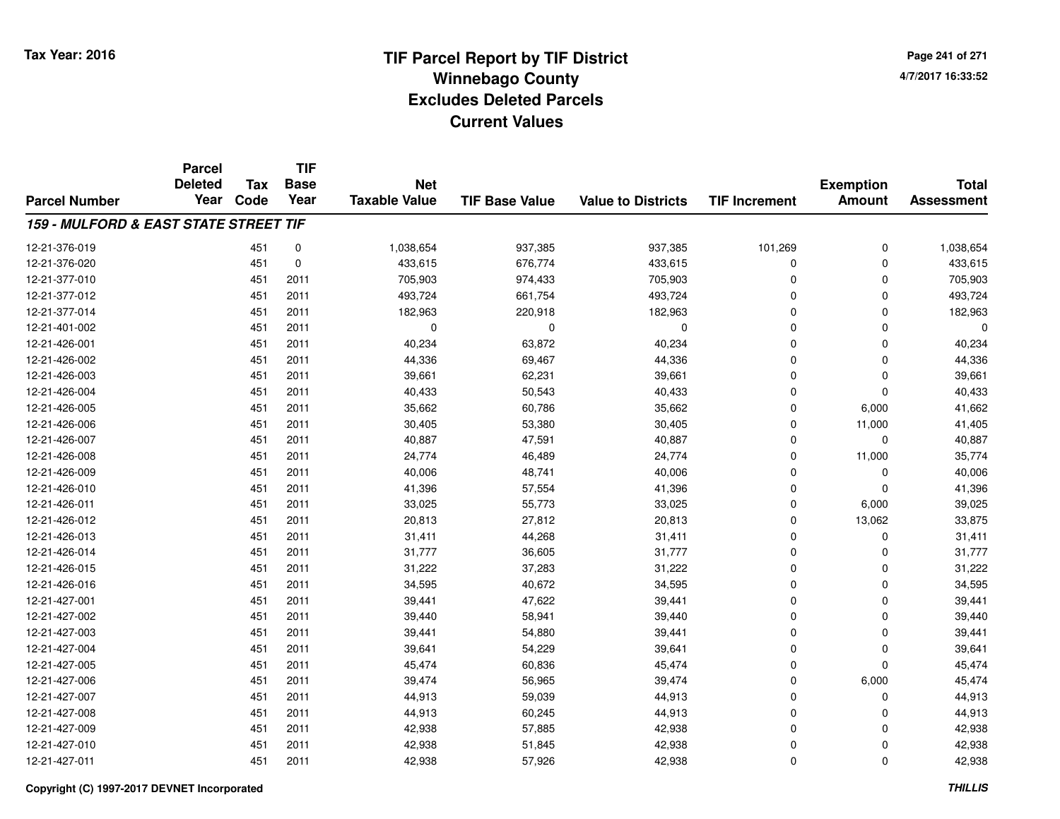# TIF Parcel Report by TIF District
## Winnebago County
## Excludes Deleted Parcels
## Current Values

Tax Year: 2016

4/7/2017 16:33:52

| Parcel Number | Parcel Deleted Year | Tax Code | TIF Base Year | Net Taxable Value | TIF Base Value | Value to Districts | TIF Increment | Exemption Amount | Total Assessment |
|---|---|---|---|---|---|---|---|---|---|
| ***159 - MULFORD & EAST STATE STREET TIF*** | | | | | | | | | |
| 12-21-376-019 | | 451 | 0 | 1,038,654 | 937,385 | 937,385 | 101,269 | 0 | 1,038,654 |
| 12-21-376-020 | | 451 | 0 | 433,615 | 676,774 | 433,615 | 0 | 0 | 433,615 |
| 12-21-377-010 | | 451 | 2011 | 705,903 | 974,433 | 705,903 | 0 | 0 | 705,903 |
| 12-21-377-012 | | 451 | 2011 | 493,724 | 661,754 | 493,724 | 0 | 0 | 493,724 |
| 12-21-377-014 | | 451 | 2011 | 182,963 | 220,918 | 182,963 | 0 | 0 | 182,963 |
| 12-21-401-002 | | 451 | 2011 | 0 | 0 | 0 | 0 | 0 | 0 |
| 12-21-426-001 | | 451 | 2011 | 40,234 | 63,872 | 40,234 | 0 | 0 | 40,234 |
| 12-21-426-002 | | 451 | 2011 | 44,336 | 69,467 | 44,336 | 0 | 0 | 44,336 |
| 12-21-426-003 | | 451 | 2011 | 39,661 | 62,231 | 39,661 | 0 | 0 | 39,661 |
| 12-21-426-004 | | 451 | 2011 | 40,433 | 50,543 | 40,433 | 0 | 0 | 40,433 |
| 12-21-426-005 | | 451 | 2011 | 35,662 | 60,786 | 35,662 | 0 | 6,000 | 41,662 |
| 12-21-426-006 | | 451 | 2011 | 30,405 | 53,380 | 30,405 | 0 | 11,000 | 41,405 |
| 12-21-426-007 | | 451 | 2011 | 40,887 | 47,591 | 40,887 | 0 | 0 | 40,887 |
| 12-21-426-008 | | 451 | 2011 | 24,774 | 46,489 | 24,774 | 0 | 11,000 | 35,774 |
| 12-21-426-009 | | 451 | 2011 | 40,006 | 48,741 | 40,006 | 0 | 0 | 40,006 |
| 12-21-426-010 | | 451 | 2011 | 41,396 | 57,554 | 41,396 | 0 | 0 | 41,396 |
| 12-21-426-011 | | 451 | 2011 | 33,025 | 55,773 | 33,025 | 0 | 6,000 | 39,025 |
| 12-21-426-012 | | 451 | 2011 | 20,813 | 27,812 | 20,813 | 0 | 13,062 | 33,875 |
| 12-21-426-013 | | 451 | 2011 | 31,411 | 44,268 | 31,411 | 0 | 0 | 31,411 |
| 12-21-426-014 | | 451 | 2011 | 31,777 | 36,605 | 31,777 | 0 | 0 | 31,777 |
| 12-21-426-015 | | 451 | 2011 | 31,222 | 37,283 | 31,222 | 0 | 0 | 31,222 |
| 12-21-426-016 | | 451 | 2011 | 34,595 | 40,672 | 34,595 | 0 | 0 | 34,595 |
| 12-21-427-001 | | 451 | 2011 | 39,441 | 47,622 | 39,441 | 0 | 0 | 39,441 |
| 12-21-427-002 | | 451 | 2011 | 39,440 | 58,941 | 39,440 | 0 | 0 | 39,440 |
| 12-21-427-003 | | 451 | 2011 | 39,441 | 54,880 | 39,441 | 0 | 0 | 39,441 |
| 12-21-427-004 | | 451 | 2011 | 39,641 | 54,229 | 39,641 | 0 | 0 | 39,641 |
| 12-21-427-005 | | 451 | 2011 | 45,474 | 60,836 | 45,474 | 0 | 0 | 45,474 |
| 12-21-427-006 | | 451 | 2011 | 39,474 | 56,965 | 39,474 | 0 | 6,000 | 45,474 |
| 12-21-427-007 | | 451 | 2011 | 44,913 | 59,039 | 44,913 | 0 | 0 | 44,913 |
| 12-21-427-008 | | 451 | 2011 | 44,913 | 60,245 | 44,913 | 0 | 0 | 44,913 |
| 12-21-427-009 | | 451 | 2011 | 42,938 | 57,885 | 42,938 | 0 | 0 | 42,938 |
| 12-21-427-010 | | 451 | 2011 | 42,938 | 51,845 | 42,938 | 0 | 0 | 42,938 |
| 12-21-427-011 | | 451 | 2011 | 42,938 | 57,926 | 42,938 | 0 | 0 | 42,938 |

Copyright (C) 1997-2017 DEVNET Incorporated

*THILLIS*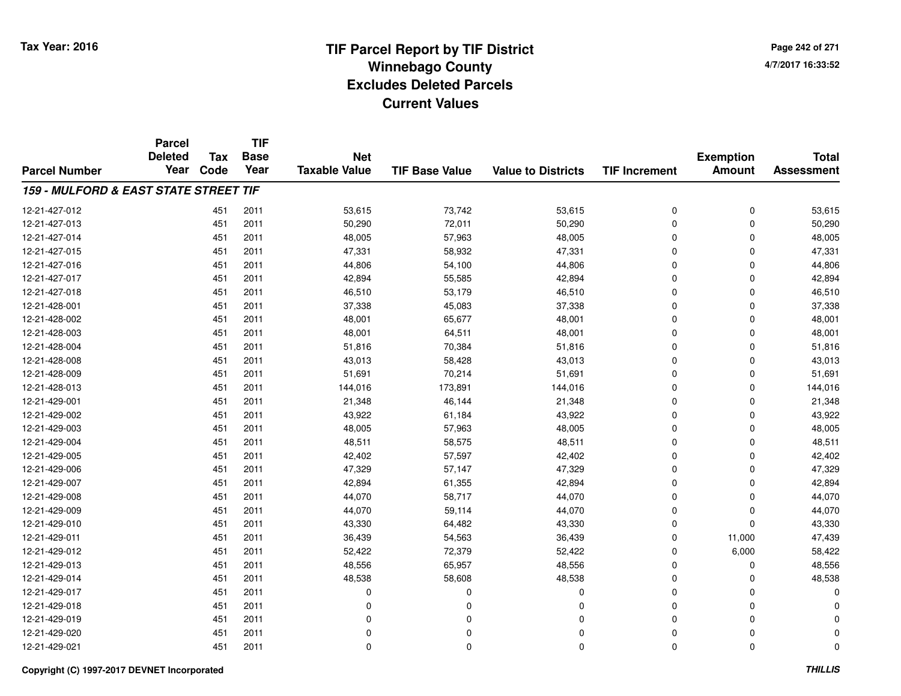# TIF Parcel Report by TIF District
## Winnebago County
## Excludes Deleted Parcels
## Current Values

Tax Year: 2016

| Parcel Number | Parcel Deleted Year | Tax Code | TIF Base Year | Net Taxable Value | TIF Base Value | Value to Districts | TIF Increment | Exemption Amount | Total Assessment |
|---|---|---|---|---|---|---|---|---|---|
| ***159 - MULFORD & EAST STATE STREET TIF*** | | | | | | | | | |
| 12-21-427-012 | | 451 | 2011 | 53,615 | 73,742 | 53,615 | 0 | 0 | 53,615 |
| 12-21-427-013 | | 451 | 2011 | 50,290 | 72,011 | 50,290 | 0 | 0 | 50,290 |
| 12-21-427-014 | | 451 | 2011 | 48,005 | 57,963 | 48,005 | 0 | 0 | 48,005 |
| 12-21-427-015 | | 451 | 2011 | 47,331 | 58,932 | 47,331 | 0 | 0 | 47,331 |
| 12-21-427-016 | | 451 | 2011 | 44,806 | 54,100 | 44,806 | 0 | 0 | 44,806 |
| 12-21-427-017 | | 451 | 2011 | 42,894 | 55,585 | 42,894 | 0 | 0 | 42,894 |
| 12-21-427-018 | | 451 | 2011 | 46,510 | 53,179 | 46,510 | 0 | 0 | 46,510 |
| 12-21-428-001 | | 451 | 2011 | 37,338 | 45,083 | 37,338 | 0 | 0 | 37,338 |
| 12-21-428-002 | | 451 | 2011 | 48,001 | 65,677 | 48,001 | 0 | 0 | 48,001 |
| 12-21-428-003 | | 451 | 2011 | 48,001 | 64,511 | 48,001 | 0 | 0 | 48,001 |
| 12-21-428-004 | | 451 | 2011 | 51,816 | 70,384 | 51,816 | 0 | 0 | 51,816 |
| 12-21-428-008 | | 451 | 2011 | 43,013 | 58,428 | 43,013 | 0 | 0 | 43,013 |
| 12-21-428-009 | | 451 | 2011 | 51,691 | 70,214 | 51,691 | 0 | 0 | 51,691 |
| 12-21-428-013 | | 451 | 2011 | 144,016 | 173,891 | 144,016 | 0 | 0 | 144,016 |
| 12-21-429-001 | | 451 | 2011 | 21,348 | 46,144 | 21,348 | 0 | 0 | 21,348 |
| 12-21-429-002 | | 451 | 2011 | 43,922 | 61,184 | 43,922 | 0 | 0 | 43,922 |
| 12-21-429-003 | | 451 | 2011 | 48,005 | 57,963 | 48,005 | 0 | 0 | 48,005 |
| 12-21-429-004 | | 451 | 2011 | 48,511 | 58,575 | 48,511 | 0 | 0 | 48,511 |
| 12-21-429-005 | | 451 | 2011 | 42,402 | 57,597 | 42,402 | 0 | 0 | 42,402 |
| 12-21-429-006 | | 451 | 2011 | 47,329 | 57,147 | 47,329 | 0 | 0 | 47,329 |
| 12-21-429-007 | | 451 | 2011 | 42,894 | 61,355 | 42,894 | 0 | 0 | 42,894 |
| 12-21-429-008 | | 451 | 2011 | 44,070 | 58,717 | 44,070 | 0 | 0 | 44,070 |
| 12-21-429-009 | | 451 | 2011 | 44,070 | 59,114 | 44,070 | 0 | 0 | 44,070 |
| 12-21-429-010 | | 451 | 2011 | 43,330 | 64,482 | 43,330 | 0 | 0 | 43,330 |
| 12-21-429-011 | | 451 | 2011 | 36,439 | 54,563 | 36,439 | 0 | 11,000 | 47,439 |
| 12-21-429-012 | | 451 | 2011 | 52,422 | 72,379 | 52,422 | 0 | 6,000 | 58,422 |
| 12-21-429-013 | | 451 | 2011 | 48,556 | 65,957 | 48,556 | 0 | 0 | 48,556 |
| 12-21-429-014 | | 451 | 2011 | 48,538 | 58,608 | 48,538 | 0 | 0 | 48,538 |
| 12-21-429-017 | | 451 | 2011 | 0 | 0 | 0 | 0 | 0 | 0 |
| 12-21-429-018 | | 451 | 2011 | 0 | 0 | 0 | 0 | 0 | 0 |
| 12-21-429-019 | | 451 | 2011 | 0 | 0 | 0 | 0 | 0 | 0 |
| 12-21-429-020 | | 451 | 2011 | 0 | 0 | 0 | 0 | 0 | 0 |
| 12-21-429-021 | | 451 | 2011 | 0 | 0 | 0 | 0 | 0 | 0 |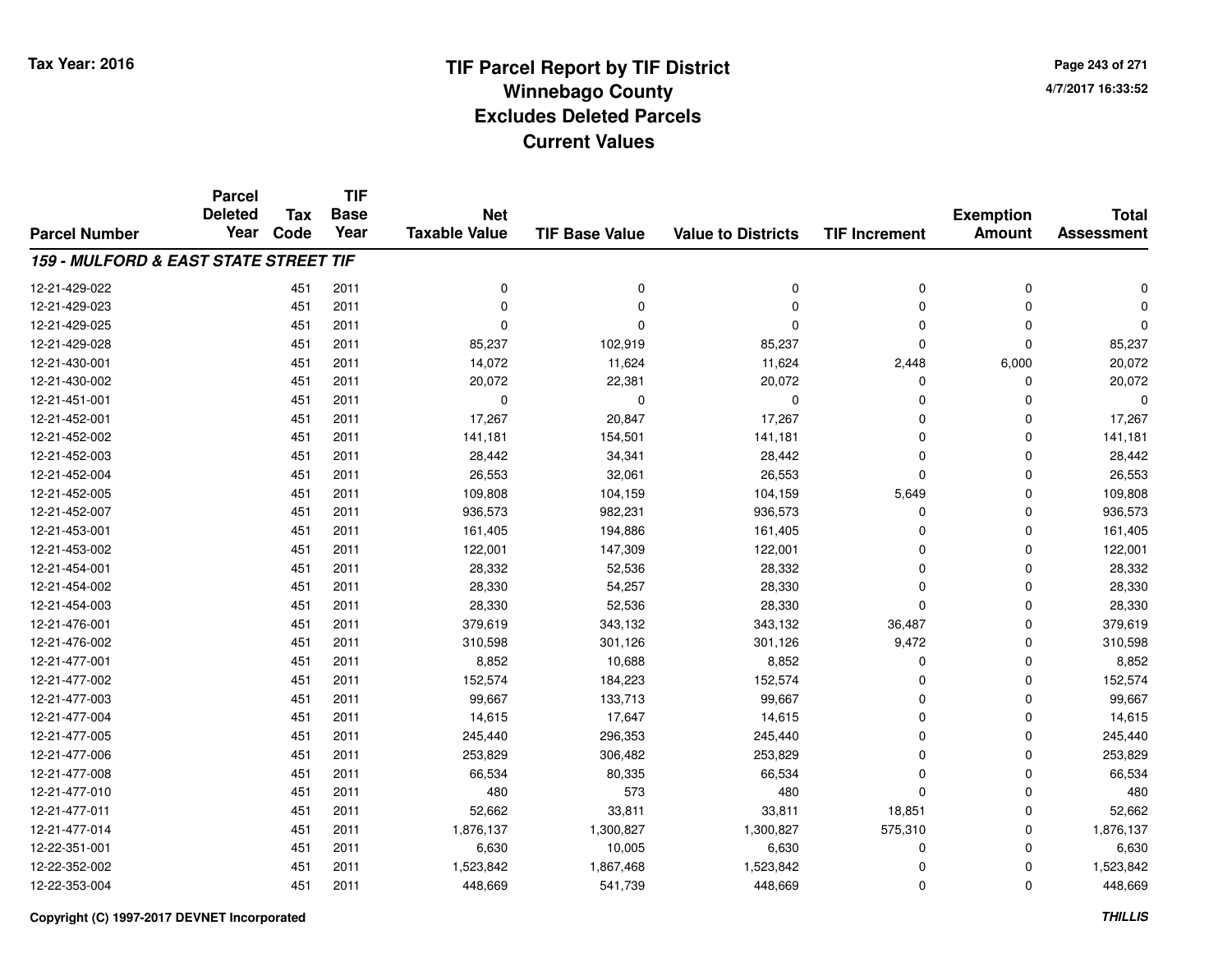Tax Year: 2016

# TIF Parcel Report by TIF District
## Winnebago County
## Excludes Deleted Parcels
## Current Values

4/7/2017 16:33:52

| Parcel Number | Parcel Deleted Year | Tax Code | TIF Base Year | Net Taxable Value | TIF Base Value | Value to Districts | TIF Increment | Exemption Amount | Total Assessment |
|---|---|---|---|---|---|---|---|---|---|
| ***159 - MULFORD & EAST STATE STREET TIF*** | | | | | | | | | |
| 12-21-429-022 | | 451 | 2011 | 0 | 0 | 0 | 0 | 0 | 0 |
| 12-21-429-023 | | 451 | 2011 | 0 | 0 | 0 | 0 | 0 | 0 |
| 12-21-429-025 | | 451 | 2011 | 0 | 0 | 0 | 0 | 0 | 0 |
| 12-21-429-028 | | 451 | 2011 | 85,237 | 102,919 | 85,237 | 0 | 0 | 85,237 |
| 12-21-430-001 | | 451 | 2011 | 14,072 | 11,624 | 11,624 | 2,448 | 6,000 | 20,072 |
| 12-21-430-002 | | 451 | 2011 | 20,072 | 22,381 | 20,072 | 0 | 0 | 20,072 |
| 12-21-451-001 | | 451 | 2011 | 0 | 0 | 0 | 0 | 0 | 0 |
| 12-21-452-001 | | 451 | 2011 | 17,267 | 20,847 | 17,267 | 0 | 0 | 17,267 |
| 12-21-452-002 | | 451 | 2011 | 141,181 | 154,501 | 141,181 | 0 | 0 | 141,181 |
| 12-21-452-003 | | 451 | 2011 | 28,442 | 34,341 | 28,442 | 0 | 0 | 28,442 |
| 12-21-452-004 | | 451 | 2011 | 26,553 | 32,061 | 26,553 | 0 | 0 | 26,553 |
| 12-21-452-005 | | 451 | 2011 | 109,808 | 104,159 | 104,159 | 5,649 | 0 | 109,808 |
| 12-21-452-007 | | 451 | 2011 | 936,573 | 982,231 | 936,573 | 0 | 0 | 936,573 |
| 12-21-453-001 | | 451 | 2011 | 161,405 | 194,886 | 161,405 | 0 | 0 | 161,405 |
| 12-21-453-002 | | 451 | 2011 | 122,001 | 147,309 | 122,001 | 0 | 0 | 122,001 |
| 12-21-454-001 | | 451 | 2011 | 28,332 | 52,536 | 28,332 | 0 | 0 | 28,332 |
| 12-21-454-002 | | 451 | 2011 | 28,330 | 54,257 | 28,330 | 0 | 0 | 28,330 |
| 12-21-454-003 | | 451 | 2011 | 28,330 | 52,536 | 28,330 | 0 | 0 | 28,330 |
| 12-21-476-001 | | 451 | 2011 | 379,619 | 343,132 | 343,132 | 36,487 | 0 | 379,619 |
| 12-21-476-002 | | 451 | 2011 | 310,598 | 301,126 | 301,126 | 9,472 | 0 | 310,598 |
| 12-21-477-001 | | 451 | 2011 | 8,852 | 10,688 | 8,852 | 0 | 0 | 8,852 |
| 12-21-477-002 | | 451 | 2011 | 152,574 | 184,223 | 152,574 | 0 | 0 | 152,574 |
| 12-21-477-003 | | 451 | 2011 | 99,667 | 133,713 | 99,667 | 0 | 0 | 99,667 |
| 12-21-477-004 | | 451 | 2011 | 14,615 | 17,647 | 14,615 | 0 | 0 | 14,615 |
| 12-21-477-005 | | 451 | 2011 | 245,440 | 296,353 | 245,440 | 0 | 0 | 245,440 |
| 12-21-477-006 | | 451 | 2011 | 253,829 | 306,482 | 253,829 | 0 | 0 | 253,829 |
| 12-21-477-008 | | 451 | 2011 | 66,534 | 80,335 | 66,534 | 0 | 0 | 66,534 |
| 12-21-477-010 | | 451 | 2011 | 480 | 573 | 480 | 0 | 0 | 480 |
| 12-21-477-011 | | 451 | 2011 | 52,662 | 33,811 | 33,811 | 18,851 | 0 | 52,662 |
| 12-21-477-014 | | 451 | 2011 | 1,876,137 | 1,300,827 | 1,300,827 | 575,310 | 0 | 1,876,137 |
| 12-22-351-001 | | 451 | 2011 | 6,630 | 10,005 | 6,630 | 0 | 0 | 6,630 |
| 12-22-352-002 | | 451 | 2011 | 1,523,842 | 1,867,468 | 1,523,842 | 0 | 0 | 1,523,842 |
| 12-22-353-004 | | 451 | 2011 | 448,669 | 541,739 | 448,669 | 0 | 0 | 448,669 |

Copyright (C) 1997-2017 DEVNET Incorporated

THILLIS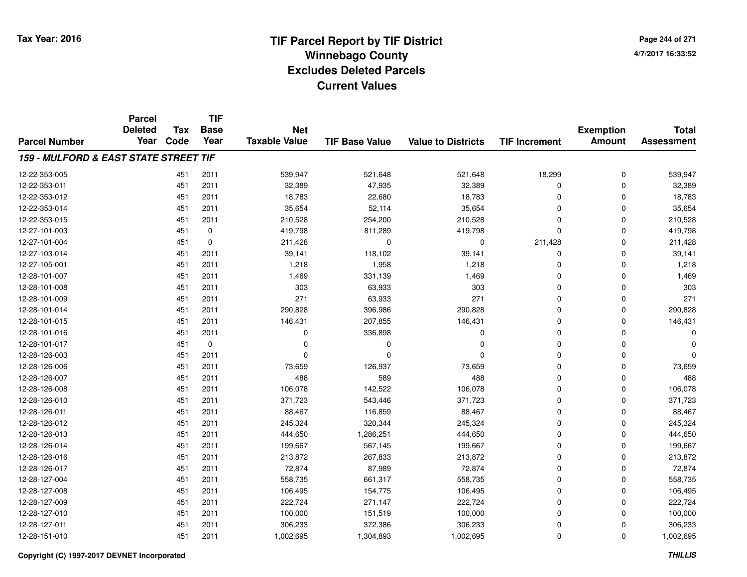# TIF Parcel Report by TIF District
## Winnebago County
## Excludes Deleted Parcels
## Current Values

Tax Year: 2016

4/7/2017 16:33:52

| Parcel Number | Parcel Deleted Year | Tax Code | TIF Base Year | Net Taxable Value | TIF Base Value | Value to Districts | TIF Increment | Exemption Amount | Total Assessment |
|---|---|---|---|---|---|---|---|---|---|
| ***159 - MULFORD & EAST STATE STREET TIF*** | | | | | | | | | |
| 12-22-353-005 | | 451 | 2011 | 539,947 | 521,648 | 521,648 | 18,299 | 0 | 539,947 |
| 12-22-353-011 | | 451 | 2011 | 32,389 | 47,935 | 32,389 | 0 | 0 | 32,389 |
| 12-22-353-012 | | 451 | 2011 | 18,783 | 22,680 | 18,783 | 0 | 0 | 18,783 |
| 12-22-353-014 | | 451 | 2011 | 35,654 | 52,114 | 35,654 | 0 | 0 | 35,654 |
| 12-22-353-015 | | 451 | 2011 | 210,528 | 254,200 | 210,528 | 0 | 0 | 210,528 |
| 12-27-101-003 | | 451 | 0 | 419,798 | 811,289 | 419,798 | 0 | 0 | 419,798 |
| 12-27-101-004 | | 451 | 0 | 211,428 | 0 | 0 | 211,428 | 0 | 211,428 |
| 12-27-103-014 | | 451 | 2011 | 39,141 | 118,102 | 39,141 | 0 | 0 | 39,141 |
| 12-27-105-001 | | 451 | 2011 | 1,218 | 1,958 | 1,218 | 0 | 0 | 1,218 |
| 12-28-101-007 | | 451 | 2011 | 1,469 | 331,139 | 1,469 | 0 | 0 | 1,469 |
| 12-28-101-008 | | 451 | 2011 | 303 | 63,933 | 303 | 0 | 0 | 303 |
| 12-28-101-009 | | 451 | 2011 | 271 | 63,933 | 271 | 0 | 0 | 271 |
| 12-28-101-014 | | 451 | 2011 | 290,828 | 396,986 | 290,828 | 0 | 0 | 290,828 |
| 12-28-101-015 | | 451 | 2011 | 146,431 | 207,855 | 146,431 | 0 | 0 | 146,431 |
| 12-28-101-016 | | 451 | 2011 | 0 | 336,898 | 0 | 0 | 0 | 0 |
| 12-28-101-017 | | 451 | 0 | 0 | 0 | 0 | 0 | 0 | 0 |
| 12-28-126-003 | | 451 | 2011 | 0 | 0 | 0 | 0 | 0 | 0 |
| 12-28-126-006 | | 451 | 2011 | 73,659 | 126,937 | 73,659 | 0 | 0 | 73,659 |
| 12-28-126-007 | | 451 | 2011 | 488 | 589 | 488 | 0 | 0 | 488 |
| 12-28-126-008 | | 451 | 2011 | 106,078 | 142,522 | 106,078 | 0 | 0 | 106,078 |
| 12-28-126-010 | | 451 | 2011 | 371,723 | 543,446 | 371,723 | 0 | 0 | 371,723 |
| 12-28-126-011 | | 451 | 2011 | 88,467 | 116,859 | 88,467 | 0 | 0 | 88,467 |
| 12-28-126-012 | | 451 | 2011 | 245,324 | 320,344 | 245,324 | 0 | 0 | 245,324 |
| 12-28-126-013 | | 451 | 2011 | 444,650 | 1,286,251 | 444,650 | 0 | 0 | 444,650 |
| 12-28-126-014 | | 451 | 2011 | 199,667 | 567,145 | 199,667 | 0 | 0 | 199,667 |
| 12-28-126-016 | | 451 | 2011 | 213,872 | 267,833 | 213,872 | 0 | 0 | 213,872 |
| 12-28-126-017 | | 451 | 2011 | 72,874 | 87,989 | 72,874 | 0 | 0 | 72,874 |
| 12-28-127-004 | | 451 | 2011 | 558,735 | 661,317 | 558,735 | 0 | 0 | 558,735 |
| 12-28-127-008 | | 451 | 2011 | 106,495 | 154,775 | 106,495 | 0 | 0 | 106,495 |
| 12-28-127-009 | | 451 | 2011 | 222,724 | 271,147 | 222,724 | 0 | 0 | 222,724 |
| 12-28-127-010 | | 451 | 2011 | 100,000 | 151,519 | 100,000 | 0 | 0 | 100,000 |
| 12-28-127-011 | | 451 | 2011 | 306,233 | 372,386 | 306,233 | 0 | 0 | 306,233 |
| 12-28-151-010 | | 451 | 2011 | 1,002,695 | 1,304,893 | 1,002,695 | 0 | 0 | 1,002,695 |

Copyright (C) 1997-2017 DEVNET Incorporated

THILLIS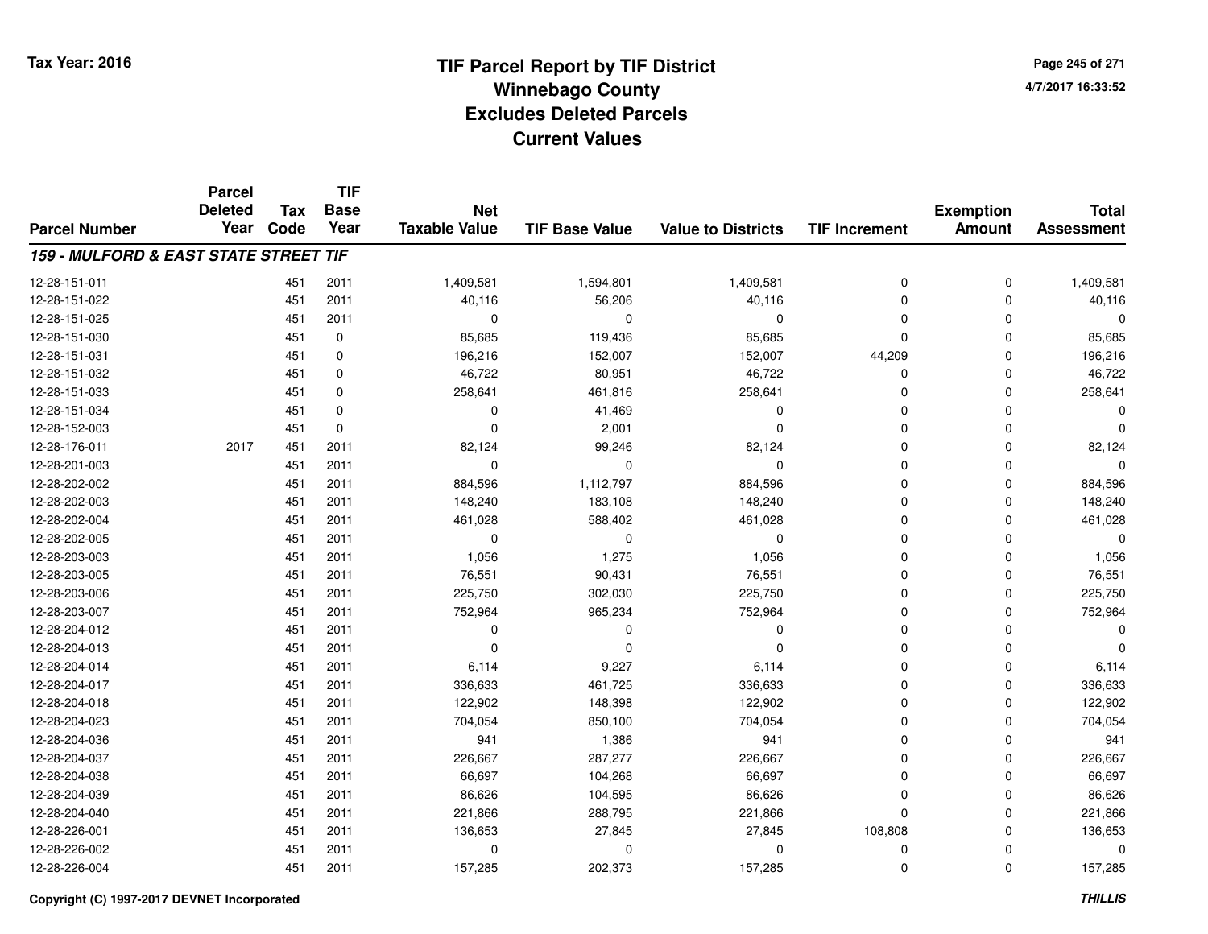# TIF Parcel Report by TIF District
## Winnebago County
## Excludes Deleted Parcels
## Current Values

Tax Year: 2016

4/7/2017 16:33:52

| Parcel Number | Parcel Deleted Year | Tax Code | TIF Base Year | Net Taxable Value | TIF Base Value | Value to Districts | TIF Increment | Exemption Amount | Total Assessment |
|---|---|---|---|---|---|---|---|---|---|
| ***159 - MULFORD & EAST STATE STREET TIF*** | | | | | | | | | |
| 12-28-151-011 | | 451 | 2011 | 1,409,581 | 1,594,801 | 1,409,581 | 0 | 0 | 1,409,581 |
| 12-28-151-022 | | 451 | 2011 | 40,116 | 56,206 | 40,116 | 0 | 0 | 40,116 |
| 12-28-151-025 | | 451 | 2011 | 0 | 0 | 0 | 0 | 0 | 0 |
| 12-28-151-030 | | 451 | 0 | 85,685 | 119,436 | 85,685 | 0 | 0 | 85,685 |
| 12-28-151-031 | | 451 | 0 | 196,216 | 152,007 | 152,007 | 44,209 | 0 | 196,216 |
| 12-28-151-032 | | 451 | 0 | 46,722 | 80,951 | 46,722 | 0 | 0 | 46,722 |
| 12-28-151-033 | | 451 | 0 | 258,641 | 461,816 | 258,641 | 0 | 0 | 258,641 |
| 12-28-151-034 | | 451 | 0 | 0 | 41,469 | 0 | 0 | 0 | 0 |
| 12-28-152-003 | | 451 | 0 | 0 | 2,001 | 0 | 0 | 0 | 0 |
| 12-28-176-011 | 2017 | 451 | 2011 | 82,124 | 99,246 | 82,124 | 0 | 0 | 82,124 |
| 12-28-201-003 | | 451 | 2011 | 0 | 0 | 0 | 0 | 0 | 0 |
| 12-28-202-002 | | 451 | 2011 | 884,596 | 1,112,797 | 884,596 | 0 | 0 | 884,596 |
| 12-28-202-003 | | 451 | 2011 | 148,240 | 183,108 | 148,240 | 0 | 0 | 148,240 |
| 12-28-202-004 | | 451 | 2011 | 461,028 | 588,402 | 461,028 | 0 | 0 | 461,028 |
| 12-28-202-005 | | 451 | 2011 | 0 | 0 | 0 | 0 | 0 | 0 |
| 12-28-203-003 | | 451 | 2011 | 1,056 | 1,275 | 1,056 | 0 | 0 | 1,056 |
| 12-28-203-005 | | 451 | 2011 | 76,551 | 90,431 | 76,551 | 0 | 0 | 76,551 |
| 12-28-203-006 | | 451 | 2011 | 225,750 | 302,030 | 225,750 | 0 | 0 | 225,750 |
| 12-28-203-007 | | 451 | 2011 | 752,964 | 965,234 | 752,964 | 0 | 0 | 752,964 |
| 12-28-204-012 | | 451 | 2011 | 0 | 0 | 0 | 0 | 0 | 0 |
| 12-28-204-013 | | 451 | 2011 | 0 | 0 | 0 | 0 | 0 | 0 |
| 12-28-204-014 | | 451 | 2011 | 6,114 | 9,227 | 6,114 | 0 | 0 | 6,114 |
| 12-28-204-017 | | 451 | 2011 | 336,633 | 461,725 | 336,633 | 0 | 0 | 336,633 |
| 12-28-204-018 | | 451 | 2011 | 122,902 | 148,398 | 122,902 | 0 | 0 | 122,902 |
| 12-28-204-023 | | 451 | 2011 | 704,054 | 850,100 | 704,054 | 0 | 0 | 704,054 |
| 12-28-204-036 | | 451 | 2011 | 941 | 1,386 | 941 | 0 | 0 | 941 |
| 12-28-204-037 | | 451 | 2011 | 226,667 | 287,277 | 226,667 | 0 | 0 | 226,667 |
| 12-28-204-038 | | 451 | 2011 | 66,697 | 104,268 | 66,697 | 0 | 0 | 66,697 |
| 12-28-204-039 | | 451 | 2011 | 86,626 | 104,595 | 86,626 | 0 | 0 | 86,626 |
| 12-28-204-040 | | 451 | 2011 | 221,866 | 288,795 | 221,866 | 0 | 0 | 221,866 |
| 12-28-226-001 | | 451 | 2011 | 136,653 | 27,845 | 27,845 | 108,808 | 0 | 136,653 |
| 12-28-226-002 | | 451 | 2011 | 0 | 0 | 0 | 0 | 0 | 0 |
| 12-28-226-004 | | 451 | 2011 | 157,285 | 202,373 | 157,285 | 0 | 0 | 157,285 |

Copyright (C) 1997-2017 DEVNET Incorporated

THILLIS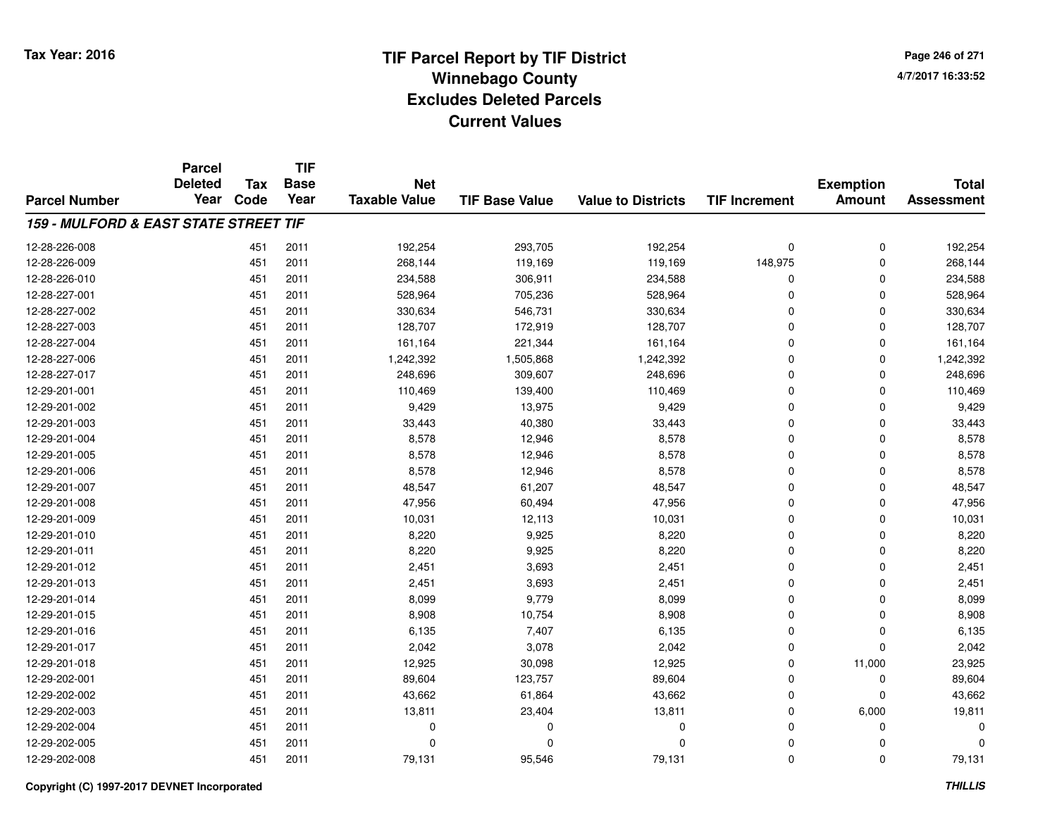# TIF Parcel Report by TIF District
## Winnebago County
## Excludes Deleted Parcels
## Current Values

Tax Year: 2016

4/7/2017 16:33:52

| Parcel Number | Parcel Deleted Year | Tax Code | TIF Base Year | Net Taxable Value | TIF Base Value | Value to Districts | TIF Increment | Exemption Amount | Total Assessment |
|---|---|---|---|---|---|---|---|---|---|
| ***159 - MULFORD & EAST STATE STREET TIF*** | | | | | | | | | |
| 12-28-226-008 | | 451 | 2011 | 192,254 | 293,705 | 192,254 | 0 | 0 | 192,254 |
| 12-28-226-009 | | 451 | 2011 | 268,144 | 119,169 | 119,169 | 148,975 | 0 | 268,144 |
| 12-28-226-010 | | 451 | 2011 | 234,588 | 306,911 | 234,588 | 0 | 0 | 234,588 |
| 12-28-227-001 | | 451 | 2011 | 528,964 | 705,236 | 528,964 | 0 | 0 | 528,964 |
| 12-28-227-002 | | 451 | 2011 | 330,634 | 546,731 | 330,634 | 0 | 0 | 330,634 |
| 12-28-227-003 | | 451 | 2011 | 128,707 | 172,919 | 128,707 | 0 | 0 | 128,707 |
| 12-28-227-004 | | 451 | 2011 | 161,164 | 221,344 | 161,164 | 0 | 0 | 161,164 |
| 12-28-227-006 | | 451 | 2011 | 1,242,392 | 1,505,868 | 1,242,392 | 0 | 0 | 1,242,392 |
| 12-28-227-017 | | 451 | 2011 | 248,696 | 309,607 | 248,696 | 0 | 0 | 248,696 |
| 12-29-201-001 | | 451 | 2011 | 110,469 | 139,400 | 110,469 | 0 | 0 | 110,469 |
| 12-29-201-002 | | 451 | 2011 | 9,429 | 13,975 | 9,429 | 0 | 0 | 9,429 |
| 12-29-201-003 | | 451 | 2011 | 33,443 | 40,380 | 33,443 | 0 | 0 | 33,443 |
| 12-29-201-004 | | 451 | 2011 | 8,578 | 12,946 | 8,578 | 0 | 0 | 8,578 |
| 12-29-201-005 | | 451 | 2011 | 8,578 | 12,946 | 8,578 | 0 | 0 | 8,578 |
| 12-29-201-006 | | 451 | 2011 | 8,578 | 12,946 | 8,578 | 0 | 0 | 8,578 |
| 12-29-201-007 | | 451 | 2011 | 48,547 | 61,207 | 48,547 | 0 | 0 | 48,547 |
| 12-29-201-008 | | 451 | 2011 | 47,956 | 60,494 | 47,956 | 0 | 0 | 47,956 |
| 12-29-201-009 | | 451 | 2011 | 10,031 | 12,113 | 10,031 | 0 | 0 | 10,031 |
| 12-29-201-010 | | 451 | 2011 | 8,220 | 9,925 | 8,220 | 0 | 0 | 8,220 |
| 12-29-201-011 | | 451 | 2011 | 8,220 | 9,925 | 8,220 | 0 | 0 | 8,220 |
| 12-29-201-012 | | 451 | 2011 | 2,451 | 3,693 | 2,451 | 0 | 0 | 2,451 |
| 12-29-201-013 | | 451 | 2011 | 2,451 | 3,693 | 2,451 | 0 | 0 | 2,451 |
| 12-29-201-014 | | 451 | 2011 | 8,099 | 9,779 | 8,099 | 0 | 0 | 8,099 |
| 12-29-201-015 | | 451 | 2011 | 8,908 | 10,754 | 8,908 | 0 | 0 | 8,908 |
| 12-29-201-016 | | 451 | 2011 | 6,135 | 7,407 | 6,135 | 0 | 0 | 6,135 |
| 12-29-201-017 | | 451 | 2011 | 2,042 | 3,078 | 2,042 | 0 | 0 | 2,042 |
| 12-29-201-018 | | 451 | 2011 | 12,925 | 30,098 | 12,925 | 0 | 11,000 | 23,925 |
| 12-29-202-001 | | 451 | 2011 | 89,604 | 123,757 | 89,604 | 0 | 0 | 89,604 |
| 12-29-202-002 | | 451 | 2011 | 43,662 | 61,864 | 43,662 | 0 | 0 | 43,662 |
| 12-29-202-003 | | 451 | 2011 | 13,811 | 23,404 | 13,811 | 0 | 6,000 | 19,811 |
| 12-29-202-004 | | 451 | 2011 | 0 | 0 | 0 | 0 | 0 | 0 |
| 12-29-202-005 | | 451 | 2011 | 0 | 0 | 0 | 0 | 0 | 0 |
| 12-29-202-008 | | 451 | 2011 | 79,131 | 95,546 | 79,131 | 0 | 0 | 79,131 |

Copyright (C) 1997-2017 DEVNET Incorporated

*THILLIS*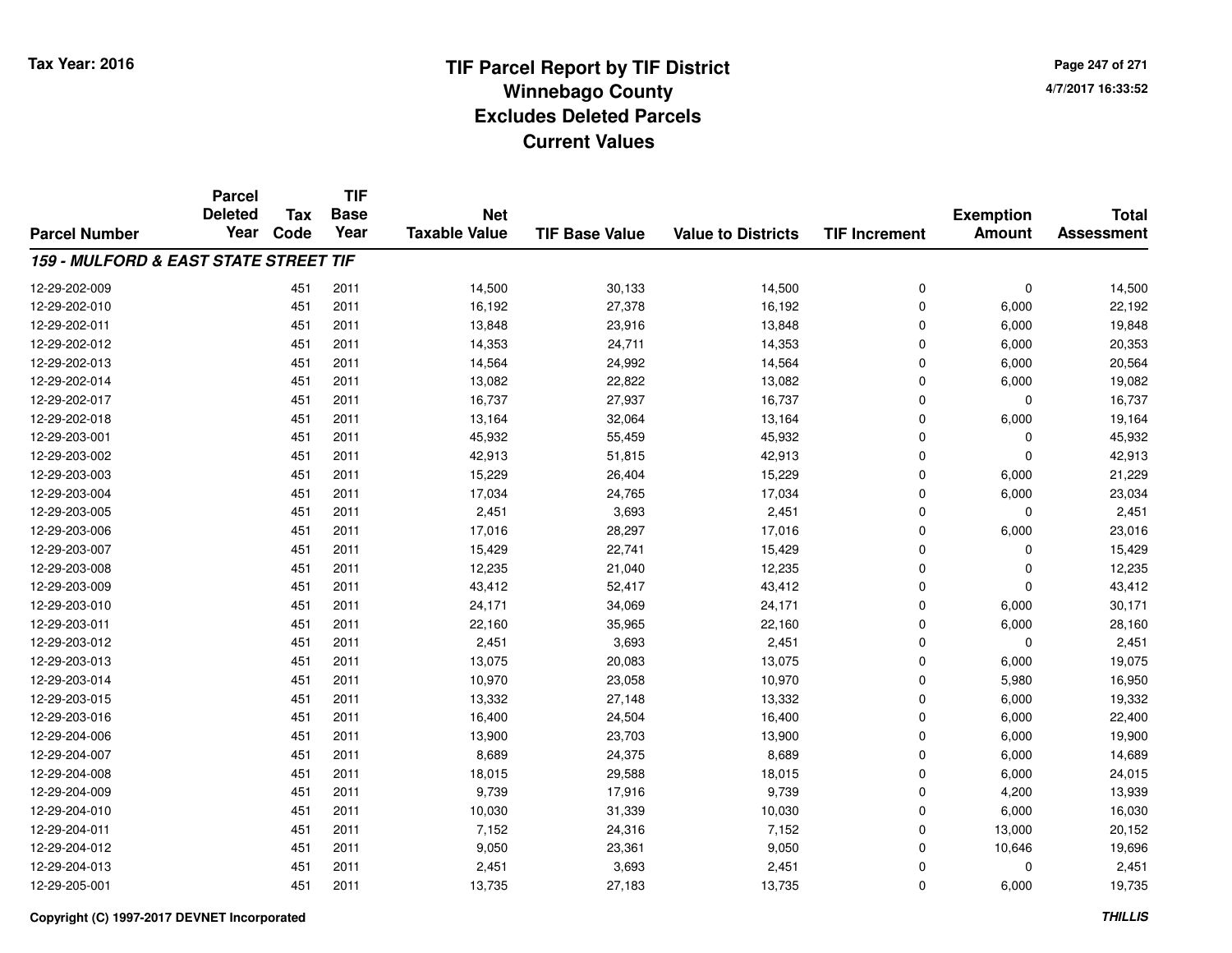# TIF Parcel Report by TIF District
## Winnebago County
## Excludes Deleted Parcels
## Current Values

Tax Year: 2016

4/7/2017 16:33:52

| Parcel Number | Parcel Deleted Year | Tax Code | TIF Base Year | Net Taxable Value | TIF Base Value | Value to Districts | TIF Increment | Exemption Amount | Total Assessment |
|---|---|---|---|---|---|---|---|---|---|
| ***159 - MULFORD & EAST STATE STREET TIF*** | | | | | | | | | |
| 12-29-202-009 | | 451 | 2011 | 14,500 | 30,133 | 14,500 | 0 | 0 | 14,500 |
| 12-29-202-010 | | 451 | 2011 | 16,192 | 27,378 | 16,192 | 0 | 6,000 | 22,192 |
| 12-29-202-011 | | 451 | 2011 | 13,848 | 23,916 | 13,848 | 0 | 6,000 | 19,848 |
| 12-29-202-012 | | 451 | 2011 | 14,353 | 24,711 | 14,353 | 0 | 6,000 | 20,353 |
| 12-29-202-013 | | 451 | 2011 | 14,564 | 24,992 | 14,564 | 0 | 6,000 | 20,564 |
| 12-29-202-014 | | 451 | 2011 | 13,082 | 22,822 | 13,082 | 0 | 6,000 | 19,082 |
| 12-29-202-017 | | 451 | 2011 | 16,737 | 27,937 | 16,737 | 0 | 0 | 16,737 |
| 12-29-202-018 | | 451 | 2011 | 13,164 | 32,064 | 13,164 | 0 | 6,000 | 19,164 |
| 12-29-203-001 | | 451 | 2011 | 45,932 | 55,459 | 45,932 | 0 | 0 | 45,932 |
| 12-29-203-002 | | 451 | 2011 | 42,913 | 51,815 | 42,913 | 0 | 0 | 42,913 |
| 12-29-203-003 | | 451 | 2011 | 15,229 | 26,404 | 15,229 | 0 | 6,000 | 21,229 |
| 12-29-203-004 | | 451 | 2011 | 17,034 | 24,765 | 17,034 | 0 | 6,000 | 23,034 |
| 12-29-203-005 | | 451 | 2011 | 2,451 | 3,693 | 2,451 | 0 | 0 | 2,451 |
| 12-29-203-006 | | 451 | 2011 | 17,016 | 28,297 | 17,016 | 0 | 6,000 | 23,016 |
| 12-29-203-007 | | 451 | 2011 | 15,429 | 22,741 | 15,429 | 0 | 0 | 15,429 |
| 12-29-203-008 | | 451 | 2011 | 12,235 | 21,040 | 12,235 | 0 | 0 | 12,235 |
| 12-29-203-009 | | 451 | 2011 | 43,412 | 52,417 | 43,412 | 0 | 0 | 43,412 |
| 12-29-203-010 | | 451 | 2011 | 24,171 | 34,069 | 24,171 | 0 | 6,000 | 30,171 |
| 12-29-203-011 | | 451 | 2011 | 22,160 | 35,965 | 22,160 | 0 | 6,000 | 28,160 |
| 12-29-203-012 | | 451 | 2011 | 2,451 | 3,693 | 2,451 | 0 | 0 | 2,451 |
| 12-29-203-013 | | 451 | 2011 | 13,075 | 20,083 | 13,075 | 0 | 6,000 | 19,075 |
| 12-29-203-014 | | 451 | 2011 | 10,970 | 23,058 | 10,970 | 0 | 5,980 | 16,950 |
| 12-29-203-015 | | 451 | 2011 | 13,332 | 27,148 | 13,332 | 0 | 6,000 | 19,332 |
| 12-29-203-016 | | 451 | 2011 | 16,400 | 24,504 | 16,400 | 0 | 6,000 | 22,400 |
| 12-29-204-006 | | 451 | 2011 | 13,900 | 23,703 | 13,900 | 0 | 6,000 | 19,900 |
| 12-29-204-007 | | 451 | 2011 | 8,689 | 24,375 | 8,689 | 0 | 6,000 | 14,689 |
| 12-29-204-008 | | 451 | 2011 | 18,015 | 29,588 | 18,015 | 0 | 6,000 | 24,015 |
| 12-29-204-009 | | 451 | 2011 | 9,739 | 17,916 | 9,739 | 0 | 4,200 | 13,939 |
| 12-29-204-010 | | 451 | 2011 | 10,030 | 31,339 | 10,030 | 0 | 6,000 | 16,030 |
| 12-29-204-011 | | 451 | 2011 | 7,152 | 24,316 | 7,152 | 0 | 13,000 | 20,152 |
| 12-29-204-012 | | 451 | 2011 | 9,050 | 23,361 | 9,050 | 0 | 10,646 | 19,696 |
| 12-29-204-013 | | 451 | 2011 | 2,451 | 3,693 | 2,451 | 0 | 0 | 2,451 |
| 12-29-205-001 | | 451 | 2011 | 13,735 | 27,183 | 13,735 | 0 | 6,000 | 19,735 |

Copyright (C) 1997-2017 DEVNET Incorporated

THILLIS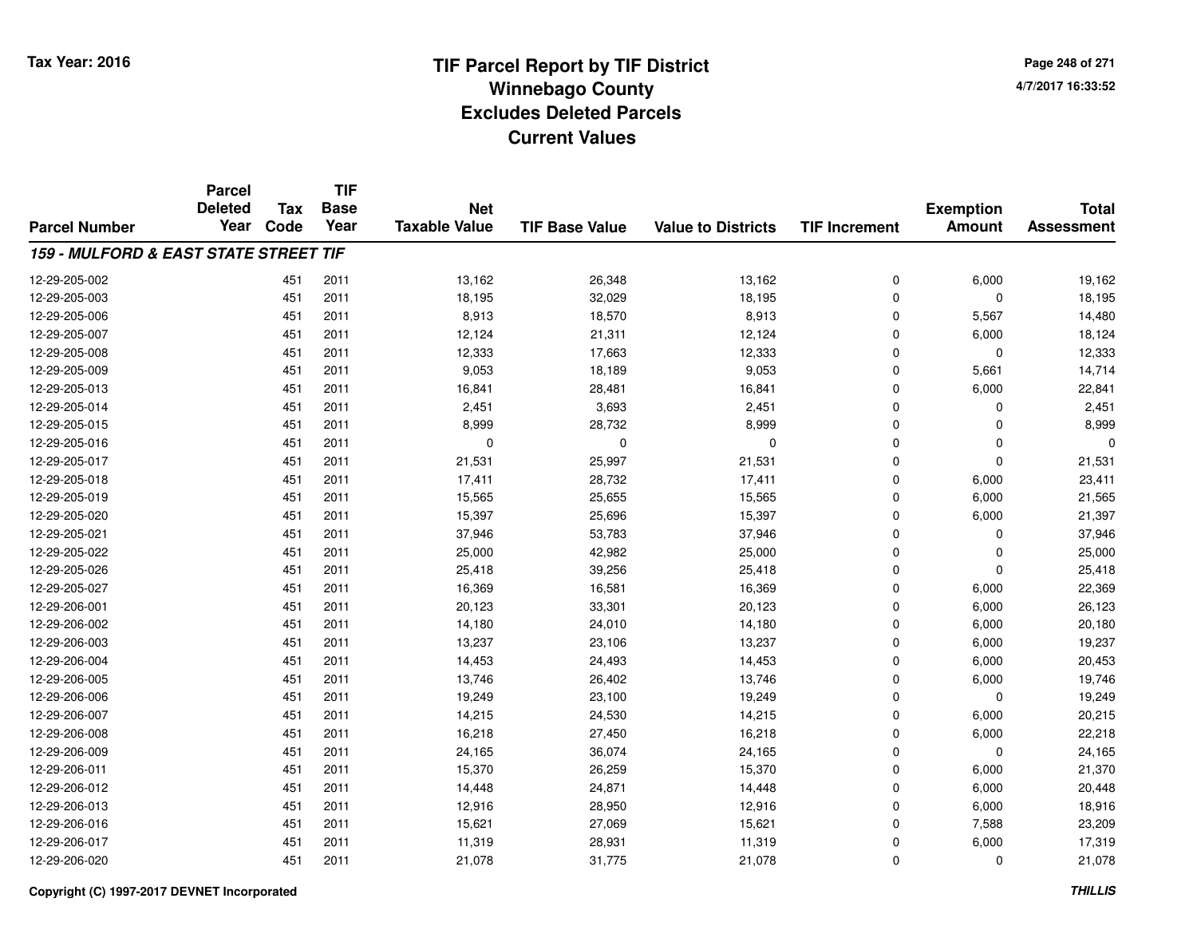# TIF Parcel Report by TIF District
## Winnebago County
## Excludes Deleted Parcels
## Current Values

Tax Year: 2016

4/7/2017 16:33:52

| Parcel Number | Parcel Deleted Year | Tax Code | TIF Base Year | Net Taxable Value | TIF Base Value | Value to Districts | TIF Increment | Exemption Amount | Total Assessment |
|---|---|---|---|---|---|---|---|---|---|
| ***159 - MULFORD & EAST STATE STREET TIF*** | | | | | | | | | |
| 12-29-205-002 | | 451 | 2011 | 13,162 | 26,348 | 13,162 | 0 | 6,000 | 19,162 |
| 12-29-205-003 | | 451 | 2011 | 18,195 | 32,029 | 18,195 | 0 | 0 | 18,195 |
| 12-29-205-006 | | 451 | 2011 | 8,913 | 18,570 | 8,913 | 0 | 5,567 | 14,480 |
| 12-29-205-007 | | 451 | 2011 | 12,124 | 21,311 | 12,124 | 0 | 6,000 | 18,124 |
| 12-29-205-008 | | 451 | 2011 | 12,333 | 17,663 | 12,333 | 0 | 0 | 12,333 |
| 12-29-205-009 | | 451 | 2011 | 9,053 | 18,189 | 9,053 | 0 | 5,661 | 14,714 |
| 12-29-205-013 | | 451 | 2011 | 16,841 | 28,481 | 16,841 | 0 | 6,000 | 22,841 |
| 12-29-205-014 | | 451 | 2011 | 2,451 | 3,693 | 2,451 | 0 | 0 | 2,451 |
| 12-29-205-015 | | 451 | 2011 | 8,999 | 28,732 | 8,999 | 0 | 0 | 8,999 |
| 12-29-205-016 | | 451 | 2011 | 0 | 0 | 0 | 0 | 0 | 0 |
| 12-29-205-017 | | 451 | 2011 | 21,531 | 25,997 | 21,531 | 0 | 0 | 21,531 |
| 12-29-205-018 | | 451 | 2011 | 17,411 | 28,732 | 17,411 | 0 | 6,000 | 23,411 |
| 12-29-205-019 | | 451 | 2011 | 15,565 | 25,655 | 15,565 | 0 | 6,000 | 21,565 |
| 12-29-205-020 | | 451 | 2011 | 15,397 | 25,696 | 15,397 | 0 | 6,000 | 21,397 |
| 12-29-205-021 | | 451 | 2011 | 37,946 | 53,783 | 37,946 | 0 | 0 | 37,946 |
| 12-29-205-022 | | 451 | 2011 | 25,000 | 42,982 | 25,000 | 0 | 0 | 25,000 |
| 12-29-205-026 | | 451 | 2011 | 25,418 | 39,256 | 25,418 | 0 | 0 | 25,418 |
| 12-29-205-027 | | 451 | 2011 | 16,369 | 16,581 | 16,369 | 0 | 6,000 | 22,369 |
| 12-29-206-001 | | 451 | 2011 | 20,123 | 33,301 | 20,123 | 0 | 6,000 | 26,123 |
| 12-29-206-002 | | 451 | 2011 | 14,180 | 24,010 | 14,180 | 0 | 6,000 | 20,180 |
| 12-29-206-003 | | 451 | 2011 | 13,237 | 23,106 | 13,237 | 0 | 6,000 | 19,237 |
| 12-29-206-004 | | 451 | 2011 | 14,453 | 24,493 | 14,453 | 0 | 6,000 | 20,453 |
| 12-29-206-005 | | 451 | 2011 | 13,746 | 26,402 | 13,746 | 0 | 6,000 | 19,746 |
| 12-29-206-006 | | 451 | 2011 | 19,249 | 23,100 | 19,249 | 0 | 0 | 19,249 |
| 12-29-206-007 | | 451 | 2011 | 14,215 | 24,530 | 14,215 | 0 | 6,000 | 20,215 |
| 12-29-206-008 | | 451 | 2011 | 16,218 | 27,450 | 16,218 | 0 | 6,000 | 22,218 |
| 12-29-206-009 | | 451 | 2011 | 24,165 | 36,074 | 24,165 | 0 | 0 | 24,165 |
| 12-29-206-011 | | 451 | 2011 | 15,370 | 26,259 | 15,370 | 0 | 6,000 | 21,370 |
| 12-29-206-012 | | 451 | 2011 | 14,448 | 24,871 | 14,448 | 0 | 6,000 | 20,448 |
| 12-29-206-013 | | 451 | 2011 | 12,916 | 28,950 | 12,916 | 0 | 6,000 | 18,916 |
| 12-29-206-016 | | 451 | 2011 | 15,621 | 27,069 | 15,621 | 0 | 7,588 | 23,209 |
| 12-29-206-017 | | 451 | 2011 | 11,319 | 28,931 | 11,319 | 0 | 6,000 | 17,319 |
| 12-29-206-020 | | 451 | 2011 | 21,078 | 31,775 | 21,078 | 0 | 0 | 21,078 |

Copyright (C) 1997-2017 DEVNET Incorporated

*THILLIS*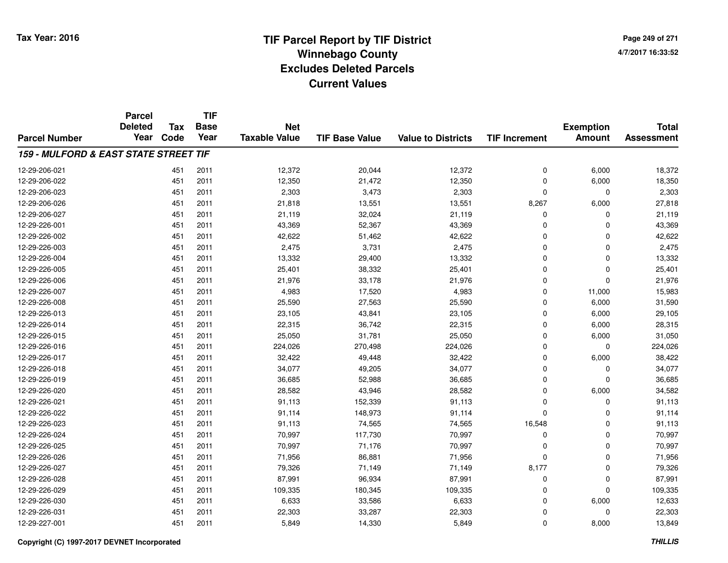# TIF Parcel Report by TIF District
## Winnebago County
## Excludes Deleted Parcels
## Current Values

Tax Year: 2016

4/7/2017 16:33:52

| Parcel Number | Parcel Deleted Year | Tax Code | TIF Base Year | Net Taxable Value | TIF Base Value | Value to Districts | TIF Increment | Exemption Amount | Total Assessment |
|---|---|---|---|---|---|---|---|---|---|
| ***159 - MULFORD & EAST STATE STREET TIF*** | | | | | | | | | |
| 12-29-206-021 | | 451 | 2011 | 12,372 | 20,044 | 12,372 | 0 | 6,000 | 18,372 |
| 12-29-206-022 | | 451 | 2011 | 12,350 | 21,472 | 12,350 | 0 | 6,000 | 18,350 |
| 12-29-206-023 | | 451 | 2011 | 2,303 | 3,473 | 2,303 | 0 | 0 | 2,303 |
| 12-29-206-026 | | 451 | 2011 | 21,818 | 13,551 | 13,551 | 8,267 | 6,000 | 27,818 |
| 12-29-206-027 | | 451 | 2011 | 21,119 | 32,024 | 21,119 | 0 | 0 | 21,119 |
| 12-29-226-001 | | 451 | 2011 | 43,369 | 52,367 | 43,369 | 0 | 0 | 43,369 |
| 12-29-226-002 | | 451 | 2011 | 42,622 | 51,462 | 42,622 | 0 | 0 | 42,622 |
| 12-29-226-003 | | 451 | 2011 | 2,475 | 3,731 | 2,475 | 0 | 0 | 2,475 |
| 12-29-226-004 | | 451 | 2011 | 13,332 | 29,400 | 13,332 | 0 | 0 | 13,332 |
| 12-29-226-005 | | 451 | 2011 | 25,401 | 38,332 | 25,401 | 0 | 0 | 25,401 |
| 12-29-226-006 | | 451 | 2011 | 21,976 | 33,178 | 21,976 | 0 | 0 | 21,976 |
| 12-29-226-007 | | 451 | 2011 | 4,983 | 17,520 | 4,983 | 0 | 11,000 | 15,983 |
| 12-29-226-008 | | 451 | 2011 | 25,590 | 27,563 | 25,590 | 0 | 6,000 | 31,590 |
| 12-29-226-013 | | 451 | 2011 | 23,105 | 43,841 | 23,105 | 0 | 6,000 | 29,105 |
| 12-29-226-014 | | 451 | 2011 | 22,315 | 36,742 | 22,315 | 0 | 6,000 | 28,315 |
| 12-29-226-015 | | 451 | 2011 | 25,050 | 31,781 | 25,050 | 0 | 6,000 | 31,050 |
| 12-29-226-016 | | 451 | 2011 | 224,026 | 270,498 | 224,026 | 0 | 0 | 224,026 |
| 12-29-226-017 | | 451 | 2011 | 32,422 | 49,448 | 32,422 | 0 | 6,000 | 38,422 |
| 12-29-226-018 | | 451 | 2011 | 34,077 | 49,205 | 34,077 | 0 | 0 | 34,077 |
| 12-29-226-019 | | 451 | 2011 | 36,685 | 52,988 | 36,685 | 0 | 0 | 36,685 |
| 12-29-226-020 | | 451 | 2011 | 28,582 | 43,946 | 28,582 | 0 | 6,000 | 34,582 |
| 12-29-226-021 | | 451 | 2011 | 91,113 | 152,339 | 91,113 | 0 | 0 | 91,113 |
| 12-29-226-022 | | 451 | 2011 | 91,114 | 148,973 | 91,114 | 0 | 0 | 91,114 |
| 12-29-226-023 | | 451 | 2011 | 91,113 | 74,565 | 74,565 | 16,548 | 0 | 91,113 |
| 12-29-226-024 | | 451 | 2011 | 70,997 | 117,730 | 70,997 | 0 | 0 | 70,997 |
| 12-29-226-025 | | 451 | 2011 | 70,997 | 71,176 | 70,997 | 0 | 0 | 70,997 |
| 12-29-226-026 | | 451 | 2011 | 71,956 | 86,881 | 71,956 | 0 | 0 | 71,956 |
| 12-29-226-027 | | 451 | 2011 | 79,326 | 71,149 | 71,149 | 8,177 | 0 | 79,326 |
| 12-29-226-028 | | 451 | 2011 | 87,991 | 96,934 | 87,991 | 0 | 0 | 87,991 |
| 12-29-226-029 | | 451 | 2011 | 109,335 | 180,345 | 109,335 | 0 | 0 | 109,335 |
| 12-29-226-030 | | 451 | 2011 | 6,633 | 33,586 | 6,633 | 0 | 6,000 | 12,633 |
| 12-29-226-031 | | 451 | 2011 | 22,303 | 33,287 | 22,303 | 0 | 0 | 22,303 |
| 12-29-227-001 | | 451 | 2011 | 5,849 | 14,330 | 5,849 | 0 | 8,000 | 13,849 |

Copyright (C) 1997-2017 DEVNET Incorporated

THILLIS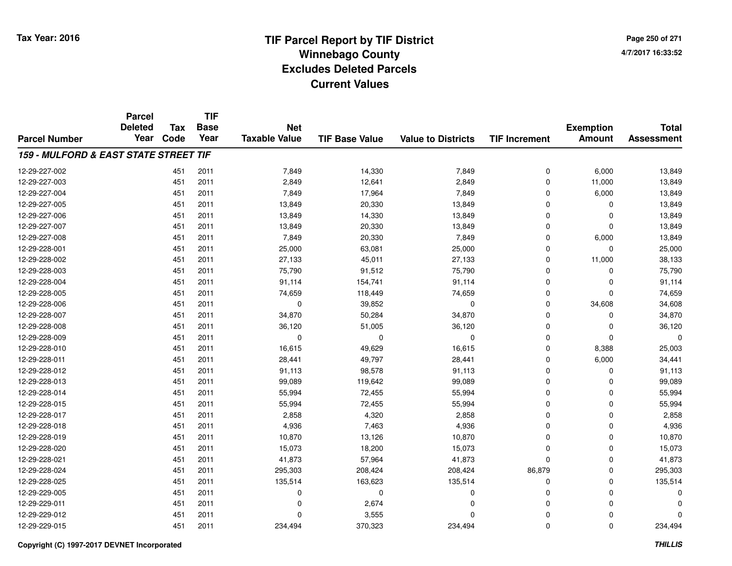# TIF Parcel Report by TIF District
## Winnebago County
## Excludes Deleted Parcels
## Current Values

Tax Year: 2016

4/7/2017 16:33:52

| Parcel Number | Parcel Deleted Year | Tax Code | TIF Base Year | Net Taxable Value | TIF Base Value | Value to Districts | TIF Increment | Exemption Amount | Total Assessment |
|---|---|---|---|---|---|---|---|---|---|
| ***159 - MULFORD & EAST STATE STREET TIF*** | | | | | | | | | |
| 12-29-227-002 | | 451 | 2011 | 7,849 | 14,330 | 7,849 | 0 | 6,000 | 13,849 |
| 12-29-227-003 | | 451 | 2011 | 2,849 | 12,641 | 2,849 | 0 | 11,000 | 13,849 |
| 12-29-227-004 | | 451 | 2011 | 7,849 | 17,964 | 7,849 | 0 | 6,000 | 13,849 |
| 12-29-227-005 | | 451 | 2011 | 13,849 | 20,330 | 13,849 | 0 | 0 | 13,849 |
| 12-29-227-006 | | 451 | 2011 | 13,849 | 14,330 | 13,849 | 0 | 0 | 13,849 |
| 12-29-227-007 | | 451 | 2011 | 13,849 | 20,330 | 13,849 | 0 | 0 | 13,849 |
| 12-29-227-008 | | 451 | 2011 | 7,849 | 20,330 | 7,849 | 0 | 6,000 | 13,849 |
| 12-29-228-001 | | 451 | 2011 | 25,000 | 63,081 | 25,000 | 0 | 0 | 25,000 |
| 12-29-228-002 | | 451 | 2011 | 27,133 | 45,011 | 27,133 | 0 | 11,000 | 38,133 |
| 12-29-228-003 | | 451 | 2011 | 75,790 | 91,512 | 75,790 | 0 | 0 | 75,790 |
| 12-29-228-004 | | 451 | 2011 | 91,114 | 154,741 | 91,114 | 0 | 0 | 91,114 |
| 12-29-228-005 | | 451 | 2011 | 74,659 | 118,449 | 74,659 | 0 | 0 | 74,659 |
| 12-29-228-006 | | 451 | 2011 | 0 | 39,852 | 0 | 0 | 34,608 | 34,608 |
| 12-29-228-007 | | 451 | 2011 | 34,870 | 50,284 | 34,870 | 0 | 0 | 34,870 |
| 12-29-228-008 | | 451 | 2011 | 36,120 | 51,005 | 36,120 | 0 | 0 | 36,120 |
| 12-29-228-009 | | 451 | 2011 | 0 | 0 | 0 | 0 | 0 | 0 |
| 12-29-228-010 | | 451 | 2011 | 16,615 | 49,629 | 16,615 | 0 | 8,388 | 25,003 |
| 12-29-228-011 | | 451 | 2011 | 28,441 | 49,797 | 28,441 | 0 | 6,000 | 34,441 |
| 12-29-228-012 | | 451 | 2011 | 91,113 | 98,578 | 91,113 | 0 | 0 | 91,113 |
| 12-29-228-013 | | 451 | 2011 | 99,089 | 119,642 | 99,089 | 0 | 0 | 99,089 |
| 12-29-228-014 | | 451 | 2011 | 55,994 | 72,455 | 55,994 | 0 | 0 | 55,994 |
| 12-29-228-015 | | 451 | 2011 | 55,994 | 72,455 | 55,994 | 0 | 0 | 55,994 |
| 12-29-228-017 | | 451 | 2011 | 2,858 | 4,320 | 2,858 | 0 | 0 | 2,858 |
| 12-29-228-018 | | 451 | 2011 | 4,936 | 7,463 | 4,936 | 0 | 0 | 4,936 |
| 12-29-228-019 | | 451 | 2011 | 10,870 | 13,126 | 10,870 | 0 | 0 | 10,870 |
| 12-29-228-020 | | 451 | 2011 | 15,073 | 18,200 | 15,073 | 0 | 0 | 15,073 |
| 12-29-228-021 | | 451 | 2011 | 41,873 | 57,964 | 41,873 | 0 | 0 | 41,873 |
| 12-29-228-024 | | 451 | 2011 | 295,303 | 208,424 | 208,424 | 86,879 | 0 | 295,303 |
| 12-29-228-025 | | 451 | 2011 | 135,514 | 163,623 | 135,514 | 0 | 0 | 135,514 |
| 12-29-229-005 | | 451 | 2011 | 0 | 0 | 0 | 0 | 0 | 0 |
| 12-29-229-011 | | 451 | 2011 | 0 | 2,674 | 0 | 0 | 0 | 0 |
| 12-29-229-012 | | 451 | 2011 | 0 | 3,555 | 0 | 0 | 0 | 0 |
| 12-29-229-015 | | 451 | 2011 | 234,494 | 370,323 | 234,494 | 0 | 0 | 234,494 |

**Copyright (C) 1997-2017 DEVNET Incorporated**

***THILLIS***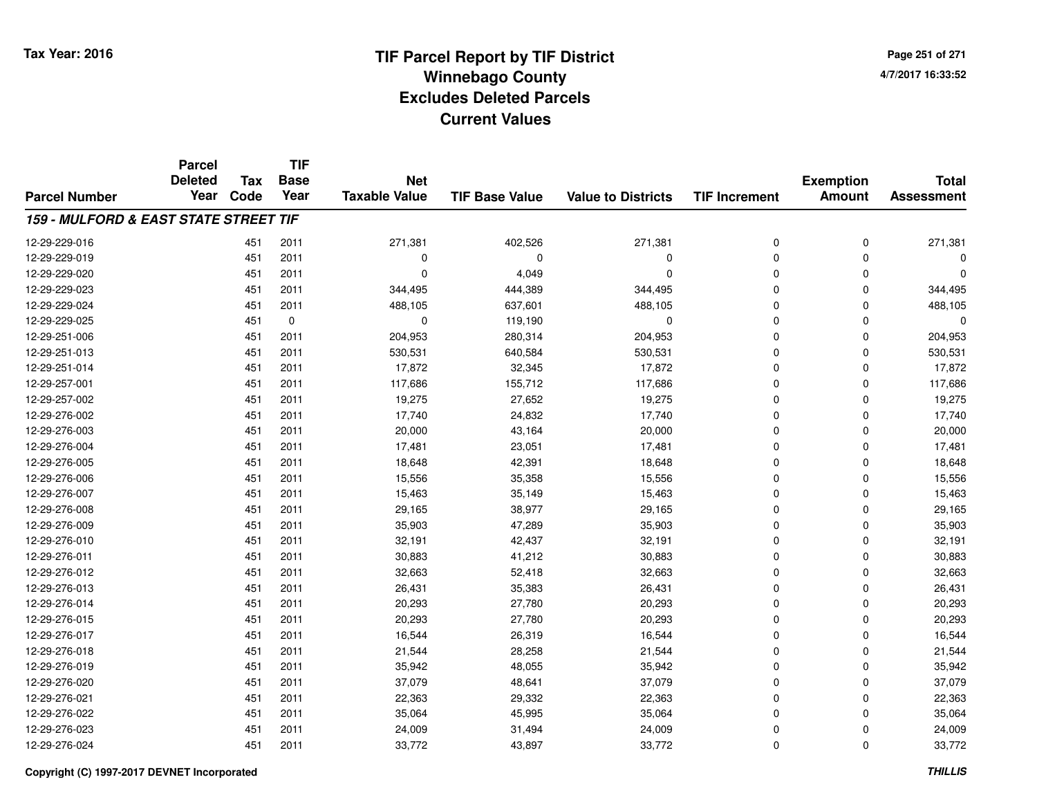Tax Year: 2016

# TIF Parcel Report by TIF District
## Winnebago County
## Excludes Deleted Parcels
## Current Values

4/7/2017 16:33:52

| Parcel Number | Parcel Deleted Year | Tax Code | TIF Base Year | Net Taxable Value | TIF Base Value | Value to Districts | TIF Increment | Exemption Amount | Total Assessment |
|---|---|---|---|---|---|---|---|---|---|
| ***159 - MULFORD & EAST STATE STREET TIF*** | | | | | | | | | |
| 12-29-229-016 | | 451 | 2011 | 271,381 | 402,526 | 271,381 | 0 | 0 | 271,381 |
| 12-29-229-019 | | 451 | 2011 | 0 | 0 | 0 | 0 | 0 | 0 |
| 12-29-229-020 | | 451 | 2011 | 0 | 4,049 | 0 | 0 | 0 | 0 |
| 12-29-229-023 | | 451 | 2011 | 344,495 | 444,389 | 344,495 | 0 | 0 | 344,495 |
| 12-29-229-024 | | 451 | 2011 | 488,105 | 637,601 | 488,105 | 0 | 0 | 488,105 |
| 12-29-229-025 | | 451 | 0 | 0 | 119,190 | 0 | 0 | 0 | 0 |
| 12-29-251-006 | | 451 | 2011 | 204,953 | 280,314 | 204,953 | 0 | 0 | 204,953 |
| 12-29-251-013 | | 451 | 2011 | 530,531 | 640,584 | 530,531 | 0 | 0 | 530,531 |
| 12-29-251-014 | | 451 | 2011 | 17,872 | 32,345 | 17,872 | 0 | 0 | 17,872 |
| 12-29-257-001 | | 451 | 2011 | 117,686 | 155,712 | 117,686 | 0 | 0 | 117,686 |
| 12-29-257-002 | | 451 | 2011 | 19,275 | 27,652 | 19,275 | 0 | 0 | 19,275 |
| 12-29-276-002 | | 451 | 2011 | 17,740 | 24,832 | 17,740 | 0 | 0 | 17,740 |
| 12-29-276-003 | | 451 | 2011 | 20,000 | 43,164 | 20,000 | 0 | 0 | 20,000 |
| 12-29-276-004 | | 451 | 2011 | 17,481 | 23,051 | 17,481 | 0 | 0 | 17,481 |
| 12-29-276-005 | | 451 | 2011 | 18,648 | 42,391 | 18,648 | 0 | 0 | 18,648 |
| 12-29-276-006 | | 451 | 2011 | 15,556 | 35,358 | 15,556 | 0 | 0 | 15,556 |
| 12-29-276-007 | | 451 | 2011 | 15,463 | 35,149 | 15,463 | 0 | 0 | 15,463 |
| 12-29-276-008 | | 451 | 2011 | 29,165 | 38,977 | 29,165 | 0 | 0 | 29,165 |
| 12-29-276-009 | | 451 | 2011 | 35,903 | 47,289 | 35,903 | 0 | 0 | 35,903 |
| 12-29-276-010 | | 451 | 2011 | 32,191 | 42,437 | 32,191 | 0 | 0 | 32,191 |
| 12-29-276-011 | | 451 | 2011 | 30,883 | 41,212 | 30,883 | 0 | 0 | 30,883 |
| 12-29-276-012 | | 451 | 2011 | 32,663 | 52,418 | 32,663 | 0 | 0 | 32,663 |
| 12-29-276-013 | | 451 | 2011 | 26,431 | 35,383 | 26,431 | 0 | 0 | 26,431 |
| 12-29-276-014 | | 451 | 2011 | 20,293 | 27,780 | 20,293 | 0 | 0 | 20,293 |
| 12-29-276-015 | | 451 | 2011 | 20,293 | 27,780 | 20,293 | 0 | 0 | 20,293 |
| 12-29-276-017 | | 451 | 2011 | 16,544 | 26,319 | 16,544 | 0 | 0 | 16,544 |
| 12-29-276-018 | | 451 | 2011 | 21,544 | 28,258 | 21,544 | 0 | 0 | 21,544 |
| 12-29-276-019 | | 451 | 2011 | 35,942 | 48,055 | 35,942 | 0 | 0 | 35,942 |
| 12-29-276-020 | | 451 | 2011 | 37,079 | 48,641 | 37,079 | 0 | 0 | 37,079 |
| 12-29-276-021 | | 451 | 2011 | 22,363 | 29,332 | 22,363 | 0 | 0 | 22,363 |
| 12-29-276-022 | | 451 | 2011 | 35,064 | 45,995 | 35,064 | 0 | 0 | 35,064 |
| 12-29-276-023 | | 451 | 2011 | 24,009 | 31,494 | 24,009 | 0 | 0 | 24,009 |
| 12-29-276-024 | | 451 | 2011 | 33,772 | 43,897 | 33,772 | 0 | 0 | 33,772 |

Copyright (C) 1997-2017 DEVNET Incorporated

*THILLIS*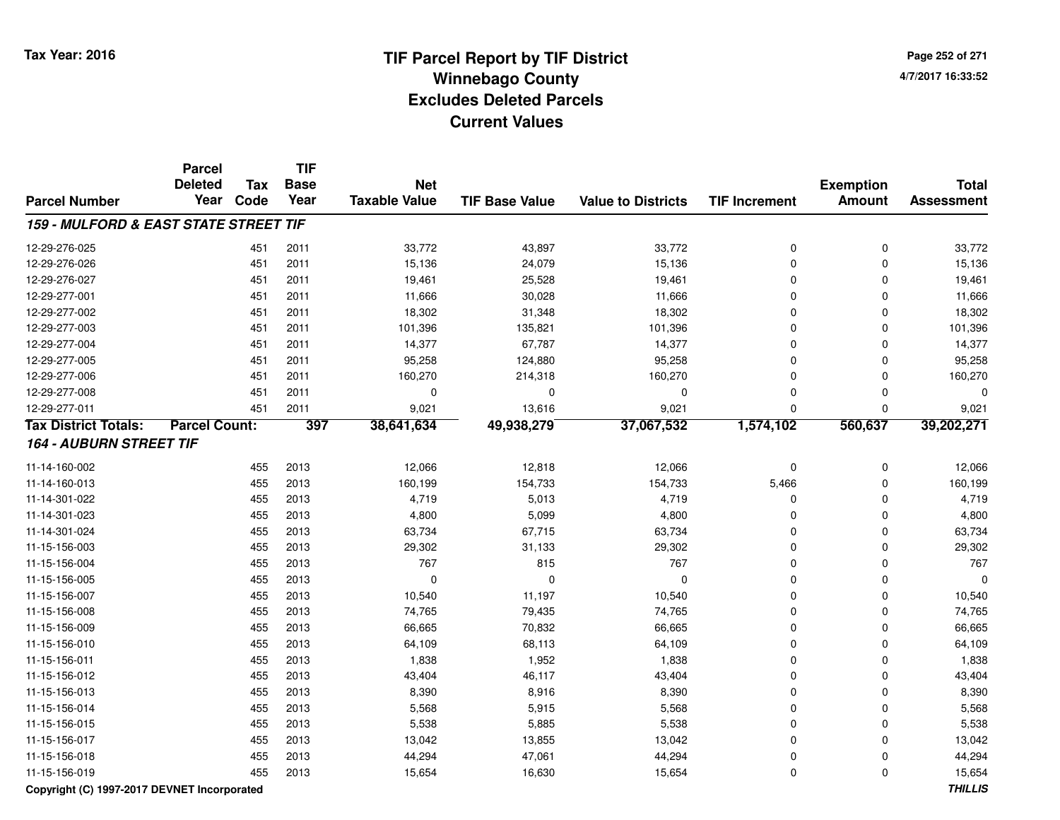# TIF Parcel Report by TIF District
## Winnebago County
## Excludes Deleted Parcels
## Current Values

Tax Year: 2016

4/7/2017 16:33:52

| Parcel Number | Parcel Deleted Year | Tax Code | TIF Base Year | Net Taxable Value | TIF Base Value | Value to Districts | TIF Increment | Exemption Amount | Total Assessment |
|---|---|---|---|---|---|---|---|---|---|
| ***159 - MULFORD & EAST STATE STREET TIF*** | | | | | | | | | |
| 12-29-276-025 | | 451 | 2011 | 33,772 | 43,897 | 33,772 | 0 | 0 | 33,772 |
| 12-29-276-026 | | 451 | 2011 | 15,136 | 24,079 | 15,136 | 0 | 0 | 15,136 |
| 12-29-276-027 | | 451 | 2011 | 19,461 | 25,528 | 19,461 | 0 | 0 | 19,461 |
| 12-29-277-001 | | 451 | 2011 | 11,666 | 30,028 | 11,666 | 0 | 0 | 11,666 |
| 12-29-277-002 | | 451 | 2011 | 18,302 | 31,348 | 18,302 | 0 | 0 | 18,302 |
| 12-29-277-003 | | 451 | 2011 | 101,396 | 135,821 | 101,396 | 0 | 0 | 101,396 |
| 12-29-277-004 | | 451 | 2011 | 14,377 | 67,787 | 14,377 | 0 | 0 | 14,377 |
| 12-29-277-005 | | 451 | 2011 | 95,258 | 124,880 | 95,258 | 0 | 0 | 95,258 |
| 12-29-277-006 | | 451 | 2011 | 160,270 | 214,318 | 160,270 | 0 | 0 | 160,270 |
| 12-29-277-008 | | 451 | 2011 | 0 | 0 | 0 | 0 | 0 | 0 |
| 12-29-277-011 | | 451 | 2011 | 9,021 | 13,616 | 9,021 | 0 | 0 | 9,021 |
| **Tax District Totals:** | **Parcel Count:** | | **397** | **38,641,634** | **49,938,279** | **37,067,532** | **1,574,102** | **560,637** | **39,202,271** |
| ***164 - AUBURN STREET TIF*** | | | | | | | | | |
| 11-14-160-002 | | 455 | 2013 | 12,066 | 12,818 | 12,066 | 0 | 0 | 12,066 |
| 11-14-160-013 | | 455 | 2013 | 160,199 | 154,733 | 154,733 | 5,466 | 0 | 160,199 |
| 11-14-301-022 | | 455 | 2013 | 4,719 | 5,013 | 4,719 | 0 | 0 | 4,719 |
| 11-14-301-023 | | 455 | 2013 | 4,800 | 5,099 | 4,800 | 0 | 0 | 4,800 |
| 11-14-301-024 | | 455 | 2013 | 63,734 | 67,715 | 63,734 | 0 | 0 | 63,734 |
| 11-15-156-003 | | 455 | 2013 | 29,302 | 31,133 | 29,302 | 0 | 0 | 29,302 |
| 11-15-156-004 | | 455 | 2013 | 767 | 815 | 767 | 0 | 0 | 767 |
| 11-15-156-005 | | 455 | 2013 | 0 | 0 | 0 | 0 | 0 | 0 |
| 11-15-156-007 | | 455 | 2013 | 10,540 | 11,197 | 10,540 | 0 | 0 | 10,540 |
| 11-15-156-008 | | 455 | 2013 | 74,765 | 79,435 | 74,765 | 0 | 0 | 74,765 |
| 11-15-156-009 | | 455 | 2013 | 66,665 | 70,832 | 66,665 | 0 | 0 | 66,665 |
| 11-15-156-010 | | 455 | 2013 | 64,109 | 68,113 | 64,109 | 0 | 0 | 64,109 |
| 11-15-156-011 | | 455 | 2013 | 1,838 | 1,952 | 1,838 | 0 | 0 | 1,838 |
| 11-15-156-012 | | 455 | 2013 | 43,404 | 46,117 | 43,404 | 0 | 0 | 43,404 |
| 11-15-156-013 | | 455 | 2013 | 8,390 | 8,916 | 8,390 | 0 | 0 | 8,390 |
| 11-15-156-014 | | 455 | 2013 | 5,568 | 5,915 | 5,568 | 0 | 0 | 5,568 |
| 11-15-156-015 | | 455 | 2013 | 5,538 | 5,885 | 5,538 | 0 | 0 | 5,538 |
| 11-15-156-017 | | 455 | 2013 | 13,042 | 13,855 | 13,042 | 0 | 0 | 13,042 |
| 11-15-156-018 | | 455 | 2013 | 44,294 | 47,061 | 44,294 | 0 | 0 | 44,294 |
| 11-15-156-019 | | 455 | 2013 | 15,654 | 16,630 | 15,654 | 0 | 0 | 15,654 |

Copyright (C) 1997-2017 DEVNET Incorporated

*THILLIS*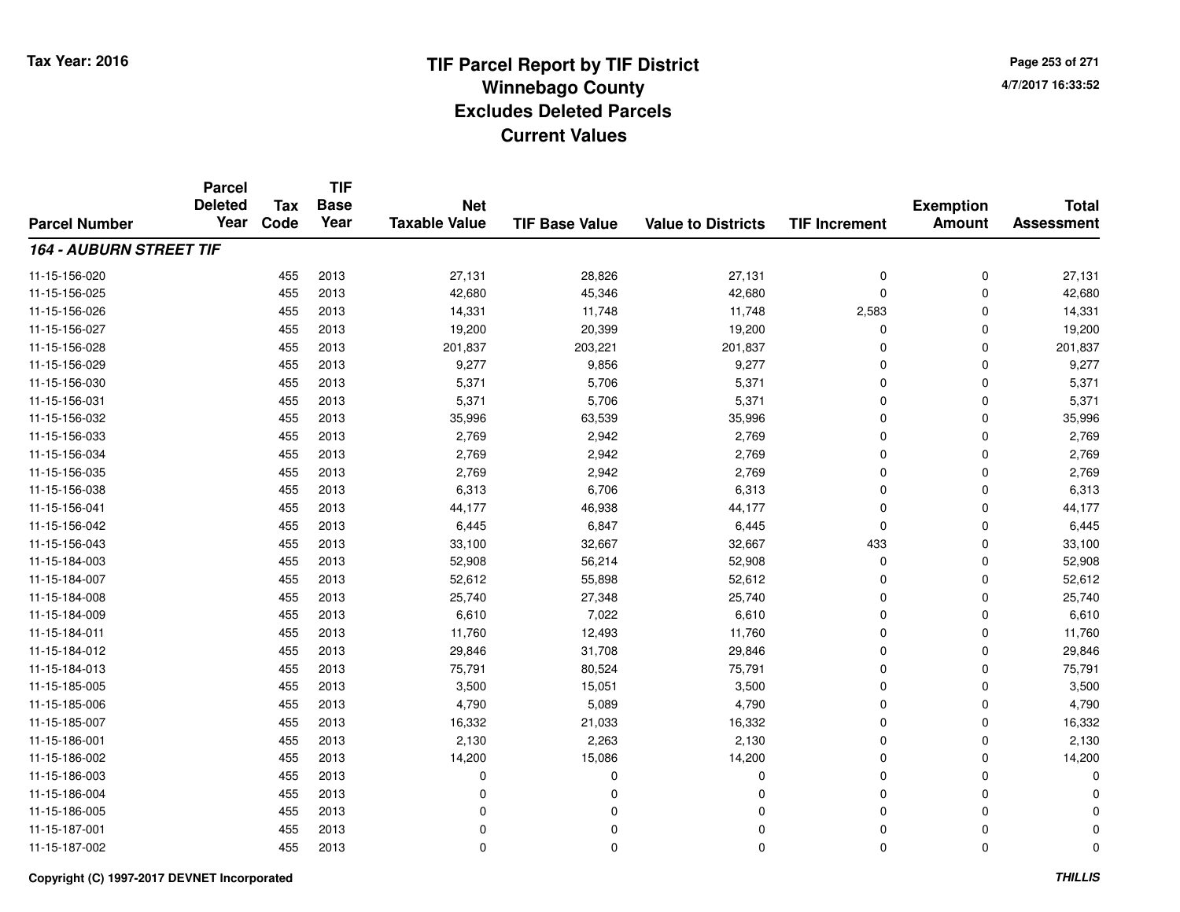# TIF Parcel Report by TIF District
## Winnebago County
## Excludes Deleted Parcels
## Current Values

Tax Year: 2016

4/7/2017 16:33:52

| Parcel Number | Parcel Deleted Year | Tax Code | TIF Base Year | Net Taxable Value | TIF Base Value | Value to Districts | TIF Increment | Exemption Amount | Total Assessment |
|---|---|---|---|---|---|---|---|---|---|
| ***164 - AUBURN STREET TIF*** | | | | | | | | | |
| 11-15-156-020 | | 455 | 2013 | 27,131 | 28,826 | 27,131 | 0 | 0 | 27,131 |
| 11-15-156-025 | | 455 | 2013 | 42,680 | 45,346 | 42,680 | 0 | 0 | 42,680 |
| 11-15-156-026 | | 455 | 2013 | 14,331 | 11,748 | 11,748 | 2,583 | 0 | 14,331 |
| 11-15-156-027 | | 455 | 2013 | 19,200 | 20,399 | 19,200 | 0 | 0 | 19,200 |
| 11-15-156-028 | | 455 | 2013 | 201,837 | 203,221 | 201,837 | 0 | 0 | 201,837 |
| 11-15-156-029 | | 455 | 2013 | 9,277 | 9,856 | 9,277 | 0 | 0 | 9,277 |
| 11-15-156-030 | | 455 | 2013 | 5,371 | 5,706 | 5,371 | 0 | 0 | 5,371 |
| 11-15-156-031 | | 455 | 2013 | 5,371 | 5,706 | 5,371 | 0 | 0 | 5,371 |
| 11-15-156-032 | | 455 | 2013 | 35,996 | 63,539 | 35,996 | 0 | 0 | 35,996 |
| 11-15-156-033 | | 455 | 2013 | 2,769 | 2,942 | 2,769 | 0 | 0 | 2,769 |
| 11-15-156-034 | | 455 | 2013 | 2,769 | 2,942 | 2,769 | 0 | 0 | 2,769 |
| 11-15-156-035 | | 455 | 2013 | 2,769 | 2,942 | 2,769 | 0 | 0 | 2,769 |
| 11-15-156-038 | | 455 | 2013 | 6,313 | 6,706 | 6,313 | 0 | 0 | 6,313 |
| 11-15-156-041 | | 455 | 2013 | 44,177 | 46,938 | 44,177 | 0 | 0 | 44,177 |
| 11-15-156-042 | | 455 | 2013 | 6,445 | 6,847 | 6,445 | 0 | 0 | 6,445 |
| 11-15-156-043 | | 455 | 2013 | 33,100 | 32,667 | 32,667 | 433 | 0 | 33,100 |
| 11-15-184-003 | | 455 | 2013 | 52,908 | 56,214 | 52,908 | 0 | 0 | 52,908 |
| 11-15-184-007 | | 455 | 2013 | 52,612 | 55,898 | 52,612 | 0 | 0 | 52,612 |
| 11-15-184-008 | | 455 | 2013 | 25,740 | 27,348 | 25,740 | 0 | 0 | 25,740 |
| 11-15-184-009 | | 455 | 2013 | 6,610 | 7,022 | 6,610 | 0 | 0 | 6,610 |
| 11-15-184-011 | | 455 | 2013 | 11,760 | 12,493 | 11,760 | 0 | 0 | 11,760 |
| 11-15-184-012 | | 455 | 2013 | 29,846 | 31,708 | 29,846 | 0 | 0 | 29,846 |
| 11-15-184-013 | | 455 | 2013 | 75,791 | 80,524 | 75,791 | 0 | 0 | 75,791 |
| 11-15-185-005 | | 455 | 2013 | 3,500 | 15,051 | 3,500 | 0 | 0 | 3,500 |
| 11-15-185-006 | | 455 | 2013 | 4,790 | 5,089 | 4,790 | 0 | 0 | 4,790 |
| 11-15-185-007 | | 455 | 2013 | 16,332 | 21,033 | 16,332 | 0 | 0 | 16,332 |
| 11-15-186-001 | | 455 | 2013 | 2,130 | 2,263 | 2,130 | 0 | 0 | 2,130 |
| 11-15-186-002 | | 455 | 2013 | 14,200 | 15,086 | 14,200 | 0 | 0 | 14,200 |
| 11-15-186-003 | | 455 | 2013 | 0 | 0 | 0 | 0 | 0 | 0 |
| 11-15-186-004 | | 455 | 2013 | 0 | 0 | 0 | 0 | 0 | 0 |
| 11-15-186-005 | | 455 | 2013 | 0 | 0 | 0 | 0 | 0 | 0 |
| 11-15-187-001 | | 455 | 2013 | 0 | 0 | 0 | 0 | 0 | 0 |
| 11-15-187-002 | | 455 | 2013 | 0 | 0 | 0 | 0 | 0 | 0 |

Copyright (C) 1997-2017 DEVNET Incorporated

*THILLIS*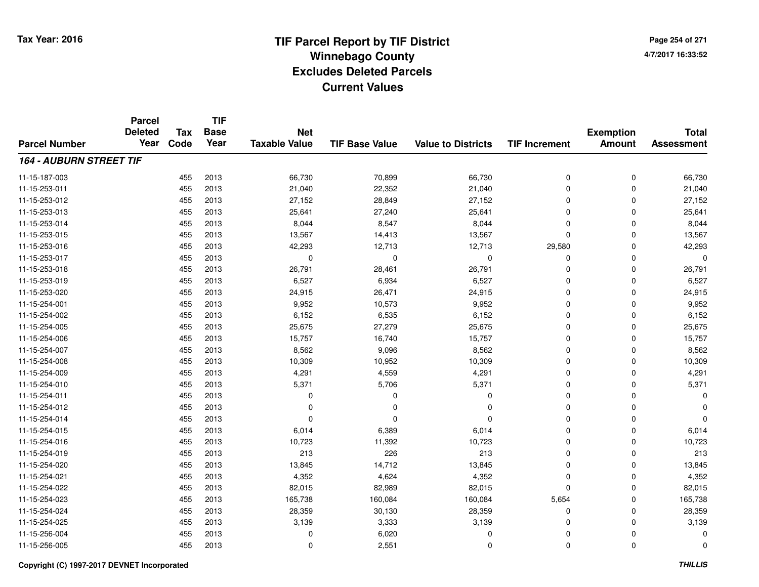# TIF Parcel Report by TIF District
## Winnebago County
## Excludes Deleted Parcels
## Current Values

Tax Year: 2016

4/7/2017 16:33:52

| Parcel Number | Parcel Deleted Year | Tax Code | TIF Base Year | Net Taxable Value | TIF Base Value | Value to Districts | TIF Increment | Exemption Amount | Total Assessment |
|---|---|---|---|---|---|---|---|---|---|
| ***164 - AUBURN STREET TIF*** | | | | | | | | | |
| 11-15-187-003 | | 455 | 2013 | 66,730 | 70,899 | 66,730 | 0 | 0 | 66,730 |
| 11-15-253-011 | | 455 | 2013 | 21,040 | 22,352 | 21,040 | 0 | 0 | 21,040 |
| 11-15-253-012 | | 455 | 2013 | 27,152 | 28,849 | 27,152 | 0 | 0 | 27,152 |
| 11-15-253-013 | | 455 | 2013 | 25,641 | 27,240 | 25,641 | 0 | 0 | 25,641 |
| 11-15-253-014 | | 455 | 2013 | 8,044 | 8,547 | 8,044 | 0 | 0 | 8,044 |
| 11-15-253-015 | | 455 | 2013 | 13,567 | 14,413 | 13,567 | 0 | 0 | 13,567 |
| 11-15-253-016 | | 455 | 2013 | 42,293 | 12,713 | 12,713 | 29,580 | 0 | 42,293 |
| 11-15-253-017 | | 455 | 2013 | 0 | 0 | 0 | 0 | 0 | 0 |
| 11-15-253-018 | | 455 | 2013 | 26,791 | 28,461 | 26,791 | 0 | 0 | 26,791 |
| 11-15-253-019 | | 455 | 2013 | 6,527 | 6,934 | 6,527 | 0 | 0 | 6,527 |
| 11-15-253-020 | | 455 | 2013 | 24,915 | 26,471 | 24,915 | 0 | 0 | 24,915 |
| 11-15-254-001 | | 455 | 2013 | 9,952 | 10,573 | 9,952 | 0 | 0 | 9,952 |
| 11-15-254-002 | | 455 | 2013 | 6,152 | 6,535 | 6,152 | 0 | 0 | 6,152 |
| 11-15-254-005 | | 455 | 2013 | 25,675 | 27,279 | 25,675 | 0 | 0 | 25,675 |
| 11-15-254-006 | | 455 | 2013 | 15,757 | 16,740 | 15,757 | 0 | 0 | 15,757 |
| 11-15-254-007 | | 455 | 2013 | 8,562 | 9,096 | 8,562 | 0 | 0 | 8,562 |
| 11-15-254-008 | | 455 | 2013 | 10,309 | 10,952 | 10,309 | 0 | 0 | 10,309 |
| 11-15-254-009 | | 455 | 2013 | 4,291 | 4,559 | 4,291 | 0 | 0 | 4,291 |
| 11-15-254-010 | | 455 | 2013 | 5,371 | 5,706 | 5,371 | 0 | 0 | 5,371 |
| 11-15-254-011 | | 455 | 2013 | 0 | 0 | 0 | 0 | 0 | 0 |
| 11-15-254-012 | | 455 | 2013 | 0 | 0 | 0 | 0 | 0 | 0 |
| 11-15-254-014 | | 455 | 2013 | 0 | 0 | 0 | 0 | 0 | 0 |
| 11-15-254-015 | | 455 | 2013 | 6,014 | 6,389 | 6,014 | 0 | 0 | 6,014 |
| 11-15-254-016 | | 455 | 2013 | 10,723 | 11,392 | 10,723 | 0 | 0 | 10,723 |
| 11-15-254-019 | | 455 | 2013 | 213 | 226 | 213 | 0 | 0 | 213 |
| 11-15-254-020 | | 455 | 2013 | 13,845 | 14,712 | 13,845 | 0 | 0 | 13,845 |
| 11-15-254-021 | | 455 | 2013 | 4,352 | 4,624 | 4,352 | 0 | 0 | 4,352 |
| 11-15-254-022 | | 455 | 2013 | 82,015 | 82,989 | 82,015 | 0 | 0 | 82,015 |
| 11-15-254-023 | | 455 | 2013 | 165,738 | 160,084 | 160,084 | 5,654 | 0 | 165,738 |
| 11-15-254-024 | | 455 | 2013 | 28,359 | 30,130 | 28,359 | 0 | 0 | 28,359 |
| 11-15-254-025 | | 455 | 2013 | 3,139 | 3,333 | 3,139 | 0 | 0 | 3,139 |
| 11-15-256-004 | | 455 | 2013 | 0 | 6,020 | 0 | 0 | 0 | 0 |
| 11-15-256-005 | | 455 | 2013 | 0 | 2,551 | 0 | 0 | 0 | 0 |

Copyright (C) 1997-2017 DEVNET Incorporated

*THILLIS*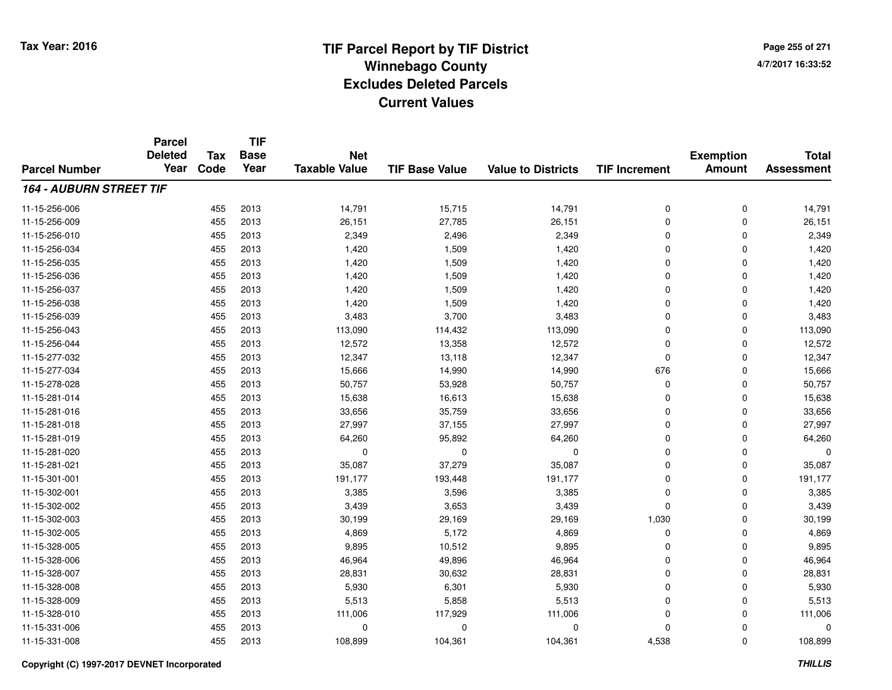# TIF Parcel Report by TIF District
## Winnebago County
## Excludes Deleted Parcels
## Current Values

Tax Year: 2016

4/7/2017 16:33:52

| Parcel Number | Parcel Deleted Year | Tax Code | TIF Base Year | Net Taxable Value | TIF Base Value | Value to Districts | TIF Increment | Exemption Amount | Total Assessment |
|---|---|---|---|---|---|---|---|---|---|
| ***164 - AUBURN STREET TIF*** | | | | | | | | | |
| 11-15-256-006 | | 455 | 2013 | 14,791 | 15,715 | 14,791 | 0 | 0 | 14,791 |
| 11-15-256-009 | | 455 | 2013 | 26,151 | 27,785 | 26,151 | 0 | 0 | 26,151 |
| 11-15-256-010 | | 455 | 2013 | 2,349 | 2,496 | 2,349 | 0 | 0 | 2,349 |
| 11-15-256-034 | | 455 | 2013 | 1,420 | 1,509 | 1,420 | 0 | 0 | 1,420 |
| 11-15-256-035 | | 455 | 2013 | 1,420 | 1,509 | 1,420 | 0 | 0 | 1,420 |
| 11-15-256-036 | | 455 | 2013 | 1,420 | 1,509 | 1,420 | 0 | 0 | 1,420 |
| 11-15-256-037 | | 455 | 2013 | 1,420 | 1,509 | 1,420 | 0 | 0 | 1,420 |
| 11-15-256-038 | | 455 | 2013 | 1,420 | 1,509 | 1,420 | 0 | 0 | 1,420 |
| 11-15-256-039 | | 455 | 2013 | 3,483 | 3,700 | 3,483 | 0 | 0 | 3,483 |
| 11-15-256-043 | | 455 | 2013 | 113,090 | 114,432 | 113,090 | 0 | 0 | 113,090 |
| 11-15-256-044 | | 455 | 2013 | 12,572 | 13,358 | 12,572 | 0 | 0 | 12,572 |
| 11-15-277-032 | | 455 | 2013 | 12,347 | 13,118 | 12,347 | 0 | 0 | 12,347 |
| 11-15-277-034 | | 455 | 2013 | 15,666 | 14,990 | 14,990 | 676 | 0 | 15,666 |
| 11-15-278-028 | | 455 | 2013 | 50,757 | 53,928 | 50,757 | 0 | 0 | 50,757 |
| 11-15-281-014 | | 455 | 2013 | 15,638 | 16,613 | 15,638 | 0 | 0 | 15,638 |
| 11-15-281-016 | | 455 | 2013 | 33,656 | 35,759 | 33,656 | 0 | 0 | 33,656 |
| 11-15-281-018 | | 455 | 2013 | 27,997 | 37,155 | 27,997 | 0 | 0 | 27,997 |
| 11-15-281-019 | | 455 | 2013 | 64,260 | 95,892 | 64,260 | 0 | 0 | 64,260 |
| 11-15-281-020 | | 455 | 2013 | 0 | 0 | 0 | 0 | 0 | 0 |
| 11-15-281-021 | | 455 | 2013 | 35,087 | 37,279 | 35,087 | 0 | 0 | 35,087 |
| 11-15-301-001 | | 455 | 2013 | 191,177 | 193,448 | 191,177 | 0 | 0 | 191,177 |
| 11-15-302-001 | | 455 | 2013 | 3,385 | 3,596 | 3,385 | 0 | 0 | 3,385 |
| 11-15-302-002 | | 455 | 2013 | 3,439 | 3,653 | 3,439 | 0 | 0 | 3,439 |
| 11-15-302-003 | | 455 | 2013 | 30,199 | 29,169 | 29,169 | 1,030 | 0 | 30,199 |
| 11-15-302-005 | | 455 | 2013 | 4,869 | 5,172 | 4,869 | 0 | 0 | 4,869 |
| 11-15-328-005 | | 455 | 2013 | 9,895 | 10,512 | 9,895 | 0 | 0 | 9,895 |
| 11-15-328-006 | | 455 | 2013 | 46,964 | 49,896 | 46,964 | 0 | 0 | 46,964 |
| 11-15-328-007 | | 455 | 2013 | 28,831 | 30,632 | 28,831 | 0 | 0 | 28,831 |
| 11-15-328-008 | | 455 | 2013 | 5,930 | 6,301 | 5,930 | 0 | 0 | 5,930 |
| 11-15-328-009 | | 455 | 2013 | 5,513 | 5,858 | 5,513 | 0 | 0 | 5,513 |
| 11-15-328-010 | | 455 | 2013 | 111,006 | 117,929 | 111,006 | 0 | 0 | 111,006 |
| 11-15-331-006 | | 455 | 2013 | 0 | 0 | 0 | 0 | 0 | 0 |
| 11-15-331-008 | | 455 | 2013 | 108,899 | 104,361 | 104,361 | 4,538 | 0 | 108,899 |

Copyright (C) 1997-2017 DEVNET Incorporated

THILLIS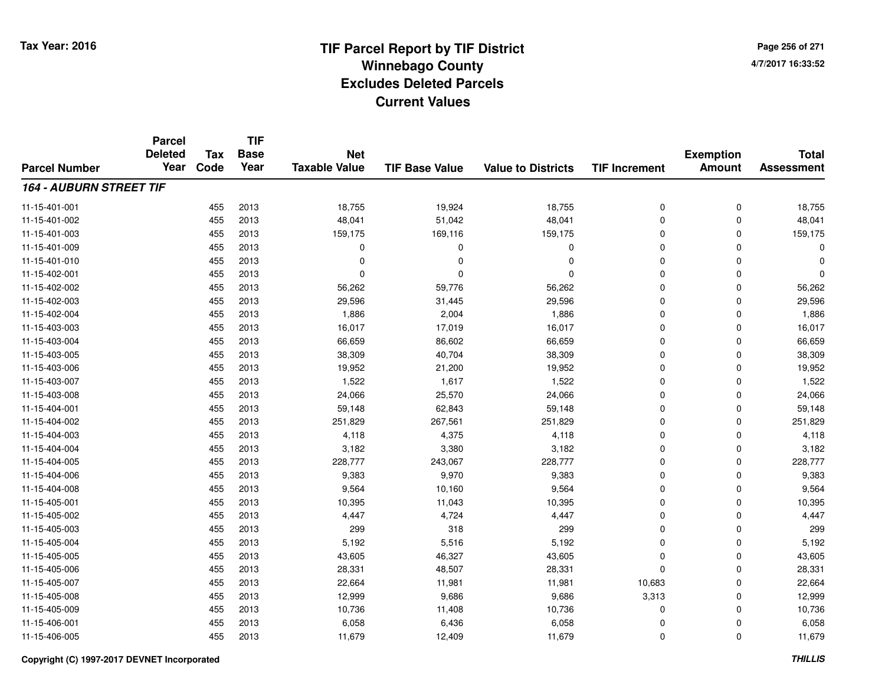Tax Year: 2016

# TIF Parcel Report by TIF District
## Winnebago County
## Excludes Deleted Parcels
## Current Values

4/7/2017 16:33:52

| Parcel Number | Parcel Deleted Year | Tax Code | TIF Base Year | Net Taxable Value | TIF Base Value | Value to Districts | TIF Increment | Exemption Amount | Total Assessment |
|---|---|---|---|---|---|---|---|---|---|
| ***164 - AUBURN STREET TIF*** | | | | | | | | | |
| 11-15-401-001 | | 455 | 2013 | 18,755 | 19,924 | 18,755 | 0 | 0 | 18,755 |
| 11-15-401-002 | | 455 | 2013 | 48,041 | 51,042 | 48,041 | 0 | 0 | 48,041 |
| 11-15-401-003 | | 455 | 2013 | 159,175 | 169,116 | 159,175 | 0 | 0 | 159,175 |
| 11-15-401-009 | | 455 | 2013 | 0 | 0 | 0 | 0 | 0 | 0 |
| 11-15-401-010 | | 455 | 2013 | 0 | 0 | 0 | 0 | 0 | 0 |
| 11-15-402-001 | | 455 | 2013 | 0 | 0 | 0 | 0 | 0 | 0 |
| 11-15-402-002 | | 455 | 2013 | 56,262 | 59,776 | 56,262 | 0 | 0 | 56,262 |
| 11-15-402-003 | | 455 | 2013 | 29,596 | 31,445 | 29,596 | 0 | 0 | 29,596 |
| 11-15-402-004 | | 455 | 2013 | 1,886 | 2,004 | 1,886 | 0 | 0 | 1,886 |
| 11-15-403-003 | | 455 | 2013 | 16,017 | 17,019 | 16,017 | 0 | 0 | 16,017 |
| 11-15-403-004 | | 455 | 2013 | 66,659 | 86,602 | 66,659 | 0 | 0 | 66,659 |
| 11-15-403-005 | | 455 | 2013 | 38,309 | 40,704 | 38,309 | 0 | 0 | 38,309 |
| 11-15-403-006 | | 455 | 2013 | 19,952 | 21,200 | 19,952 | 0 | 0 | 19,952 |
| 11-15-403-007 | | 455 | 2013 | 1,522 | 1,617 | 1,522 | 0 | 0 | 1,522 |
| 11-15-403-008 | | 455 | 2013 | 24,066 | 25,570 | 24,066 | 0 | 0 | 24,066 |
| 11-15-404-001 | | 455 | 2013 | 59,148 | 62,843 | 59,148 | 0 | 0 | 59,148 |
| 11-15-404-002 | | 455 | 2013 | 251,829 | 267,561 | 251,829 | 0 | 0 | 251,829 |
| 11-15-404-003 | | 455 | 2013 | 4,118 | 4,375 | 4,118 | 0 | 0 | 4,118 |
| 11-15-404-004 | | 455 | 2013 | 3,182 | 3,380 | 3,182 | 0 | 0 | 3,182 |
| 11-15-404-005 | | 455 | 2013 | 228,777 | 243,067 | 228,777 | 0 | 0 | 228,777 |
| 11-15-404-006 | | 455 | 2013 | 9,383 | 9,970 | 9,383 | 0 | 0 | 9,383 |
| 11-15-404-008 | | 455 | 2013 | 9,564 | 10,160 | 9,564 | 0 | 0 | 9,564 |
| 11-15-405-001 | | 455 | 2013 | 10,395 | 11,043 | 10,395 | 0 | 0 | 10,395 |
| 11-15-405-002 | | 455 | 2013 | 4,447 | 4,724 | 4,447 | 0 | 0 | 4,447 |
| 11-15-405-003 | | 455 | 2013 | 299 | 318 | 299 | 0 | 0 | 299 |
| 11-15-405-004 | | 455 | 2013 | 5,192 | 5,516 | 5,192 | 0 | 0 | 5,192 |
| 11-15-405-005 | | 455 | 2013 | 43,605 | 46,327 | 43,605 | 0 | 0 | 43,605 |
| 11-15-405-006 | | 455 | 2013 | 28,331 | 48,507 | 28,331 | 0 | 0 | 28,331 |
| 11-15-405-007 | | 455 | 2013 | 22,664 | 11,981 | 11,981 | 10,683 | 0 | 22,664 |
| 11-15-405-008 | | 455 | 2013 | 12,999 | 9,686 | 9,686 | 3,313 | 0 | 12,999 |
| 11-15-405-009 | | 455 | 2013 | 10,736 | 11,408 | 10,736 | 0 | 0 | 10,736 |
| 11-15-406-001 | | 455 | 2013 | 6,058 | 6,436 | 6,058 | 0 | 0 | 6,058 |
| 11-15-406-005 | | 455 | 2013 | 11,679 | 12,409 | 11,679 | 0 | 0 | 11,679 |

Copyright (C) 1997-2017 DEVNET Incorporated

*THILLIS*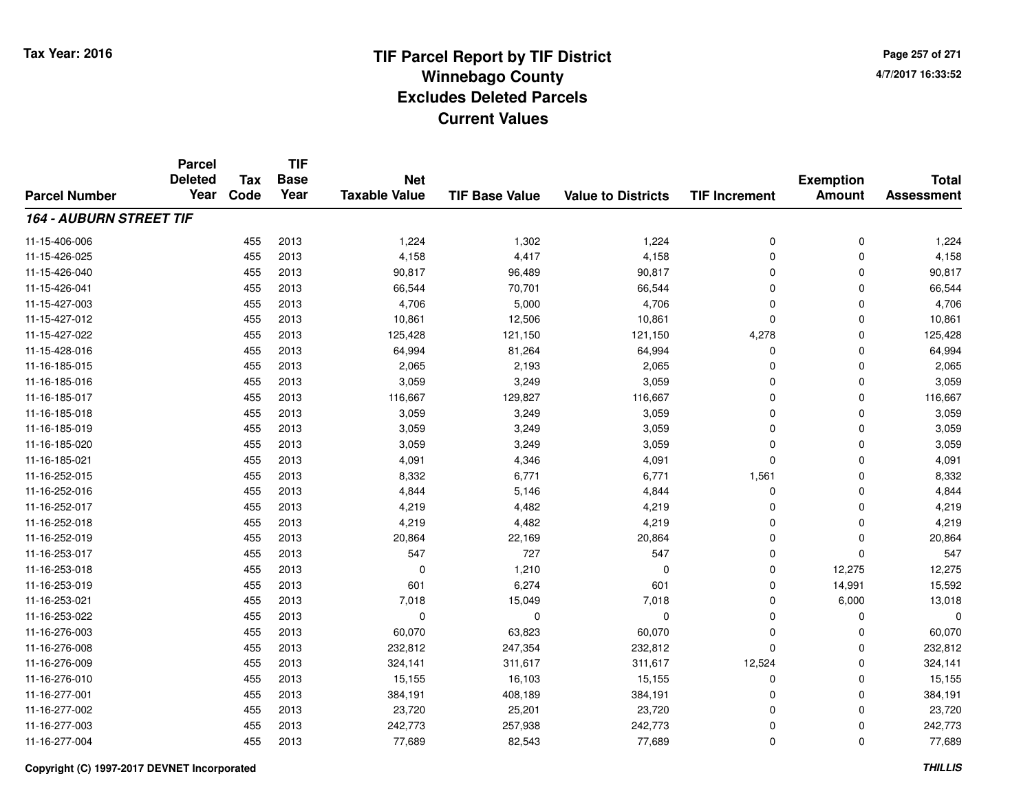Tax Year: 2016

# TIF Parcel Report by TIF District
## Winnebago County
## Excludes Deleted Parcels
## Current Values

4/7/2017 16:33:52

| Parcel Number | Parcel Deleted Year | Tax Code | TIF Base Year | Net Taxable Value | TIF Base Value | Value to Districts | TIF Increment | Exemption Amount | Total Assessment |
|---|---|---|---|---|---|---|---|---|---|
| ***164 - AUBURN STREET TIF*** | | | | | | | | | |
| 11-15-406-006 | | 455 | 2013 | 1,224 | 1,302 | 1,224 | 0 | 0 | 1,224 |
| 11-15-426-025 | | 455 | 2013 | 4,158 | 4,417 | 4,158 | 0 | 0 | 4,158 |
| 11-15-426-040 | | 455 | 2013 | 90,817 | 96,489 | 90,817 | 0 | 0 | 90,817 |
| 11-15-426-041 | | 455 | 2013 | 66,544 | 70,701 | 66,544 | 0 | 0 | 66,544 |
| 11-15-427-003 | | 455 | 2013 | 4,706 | 5,000 | 4,706 | 0 | 0 | 4,706 |
| 11-15-427-012 | | 455 | 2013 | 10,861 | 12,506 | 10,861 | 0 | 0 | 10,861 |
| 11-15-427-022 | | 455 | 2013 | 125,428 | 121,150 | 121,150 | 4,278 | 0 | 125,428 |
| 11-15-428-016 | | 455 | 2013 | 64,994 | 81,264 | 64,994 | 0 | 0 | 64,994 |
| 11-16-185-015 | | 455 | 2013 | 2,065 | 2,193 | 2,065 | 0 | 0 | 2,065 |
| 11-16-185-016 | | 455 | 2013 | 3,059 | 3,249 | 3,059 | 0 | 0 | 3,059 |
| 11-16-185-017 | | 455 | 2013 | 116,667 | 129,827 | 116,667 | 0 | 0 | 116,667 |
| 11-16-185-018 | | 455 | 2013 | 3,059 | 3,249 | 3,059 | 0 | 0 | 3,059 |
| 11-16-185-019 | | 455 | 2013 | 3,059 | 3,249 | 3,059 | 0 | 0 | 3,059 |
| 11-16-185-020 | | 455 | 2013 | 3,059 | 3,249 | 3,059 | 0 | 0 | 3,059 |
| 11-16-185-021 | | 455 | 2013 | 4,091 | 4,346 | 4,091 | 0 | 0 | 4,091 |
| 11-16-252-015 | | 455 | 2013 | 8,332 | 6,771 | 6,771 | 1,561 | 0 | 8,332 |
| 11-16-252-016 | | 455 | 2013 | 4,844 | 5,146 | 4,844 | 0 | 0 | 4,844 |
| 11-16-252-017 | | 455 | 2013 | 4,219 | 4,482 | 4,219 | 0 | 0 | 4,219 |
| 11-16-252-018 | | 455 | 2013 | 4,219 | 4,482 | 4,219 | 0 | 0 | 4,219 |
| 11-16-252-019 | | 455 | 2013 | 20,864 | 22,169 | 20,864 | 0 | 0 | 20,864 |
| 11-16-253-017 | | 455 | 2013 | 547 | 727 | 547 | 0 | 0 | 547 |
| 11-16-253-018 | | 455 | 2013 | 0 | 1,210 | 0 | 0 | 12,275 | 12,275 |
| 11-16-253-019 | | 455 | 2013 | 601 | 6,274 | 601 | 0 | 14,991 | 15,592 |
| 11-16-253-021 | | 455 | 2013 | 7,018 | 15,049 | 7,018 | 0 | 6,000 | 13,018 |
| 11-16-253-022 | | 455 | 2013 | 0 | 0 | 0 | 0 | 0 | 0 |
| 11-16-276-003 | | 455 | 2013 | 60,070 | 63,823 | 60,070 | 0 | 0 | 60,070 |
| 11-16-276-008 | | 455 | 2013 | 232,812 | 247,354 | 232,812 | 0 | 0 | 232,812 |
| 11-16-276-009 | | 455 | 2013 | 324,141 | 311,617 | 311,617 | 12,524 | 0 | 324,141 |
| 11-16-276-010 | | 455 | 2013 | 15,155 | 16,103 | 15,155 | 0 | 0 | 15,155 |
| 11-16-277-001 | | 455 | 2013 | 384,191 | 408,189 | 384,191 | 0 | 0 | 384,191 |
| 11-16-277-002 | | 455 | 2013 | 23,720 | 25,201 | 23,720 | 0 | 0 | 23,720 |
| 11-16-277-003 | | 455 | 2013 | 242,773 | 257,938 | 242,773 | 0 | 0 | 242,773 |
| 11-16-277-004 | | 455 | 2013 | 77,689 | 82,543 | 77,689 | 0 | 0 | 77,689 |

Copyright (C) 1997-2017 DEVNET Incorporated

***THILLIS***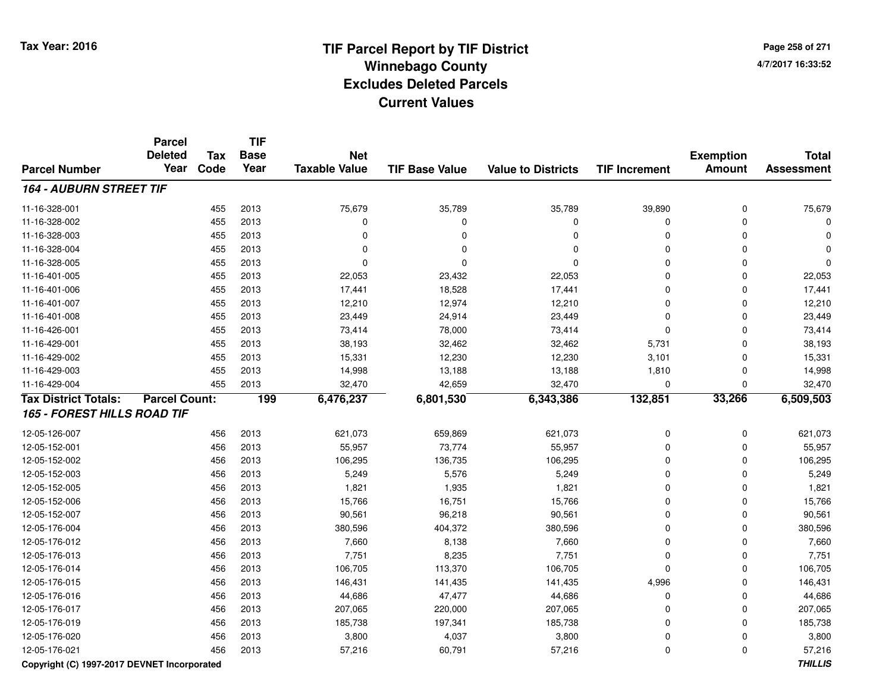Tax Year: 2016

# TIF Parcel Report by TIF District
## Winnebago County
## Excludes Deleted Parcels
## Current Values

4/7/2017 16:33:52

| Parcel Number | Parcel Deleted Year | Tax Code | TIF Base Year | Net Taxable Value | TIF Base Value | Value to Districts | TIF Increment | Exemption Amount | Total Assessment |
|---|---|---|---|---|---|---|---|---|---|
| ***164 - AUBURN STREET TIF*** | | | | | | | | | |
| 11-16-328-001 | | 455 | 2013 | 75,679 | 35,789 | 35,789 | 39,890 | 0 | 75,679 |
| 11-16-328-002 | | 455 | 2013 | 0 | 0 | 0 | 0 | 0 | 0 |
| 11-16-328-003 | | 455 | 2013 | 0 | 0 | 0 | 0 | 0 | 0 |
| 11-16-328-004 | | 455 | 2013 | 0 | 0 | 0 | 0 | 0 | 0 |
| 11-16-328-005 | | 455 | 2013 | 0 | 0 | 0 | 0 | 0 | 0 |
| 11-16-401-005 | | 455 | 2013 | 22,053 | 23,432 | 22,053 | 0 | 0 | 22,053 |
| 11-16-401-006 | | 455 | 2013 | 17,441 | 18,528 | 17,441 | 0 | 0 | 17,441 |
| 11-16-401-007 | | 455 | 2013 | 12,210 | 12,974 | 12,210 | 0 | 0 | 12,210 |
| 11-16-401-008 | | 455 | 2013 | 23,449 | 24,914 | 23,449 | 0 | 0 | 23,449 |
| 11-16-426-001 | | 455 | 2013 | 73,414 | 78,000 | 73,414 | 0 | 0 | 73,414 |
| 11-16-429-001 | | 455 | 2013 | 38,193 | 32,462 | 32,462 | 5,731 | 0 | 38,193 |
| 11-16-429-002 | | 455 | 2013 | 15,331 | 12,230 | 12,230 | 3,101 | 0 | 15,331 |
| 11-16-429-003 | | 455 | 2013 | 14,998 | 13,188 | 13,188 | 1,810 | 0 | 14,998 |
| 11-16-429-004 | | 455 | 2013 | 32,470 | 42,659 | 32,470 | 0 | 0 | 32,470 |
| **Tax District Totals:** | **Parcel Count:** | | **199** | **6,476,237** | **6,801,530** | **6,343,386** | **132,851** | **33,266** | **6,509,503** |
| ***165 - FOREST HILLS ROAD TIF*** | | | | | | | | | |
| 12-05-126-007 | | 456 | 2013 | 621,073 | 659,869 | 621,073 | 0 | 0 | 621,073 |
| 12-05-152-001 | | 456 | 2013 | 55,957 | 73,774 | 55,957 | 0 | 0 | 55,957 |
| 12-05-152-002 | | 456 | 2013 | 106,295 | 136,735 | 106,295 | 0 | 0 | 106,295 |
| 12-05-152-003 | | 456 | 2013 | 5,249 | 5,576 | 5,249 | 0 | 0 | 5,249 |
| 12-05-152-005 | | 456 | 2013 | 1,821 | 1,935 | 1,821 | 0 | 0 | 1,821 |
| 12-05-152-006 | | 456 | 2013 | 15,766 | 16,751 | 15,766 | 0 | 0 | 15,766 |
| 12-05-152-007 | | 456 | 2013 | 90,561 | 96,218 | 90,561 | 0 | 0 | 90,561 |
| 12-05-176-004 | | 456 | 2013 | 380,596 | 404,372 | 380,596 | 0 | 0 | 380,596 |
| 12-05-176-012 | | 456 | 2013 | 7,660 | 8,138 | 7,660 | 0 | 0 | 7,660 |
| 12-05-176-013 | | 456 | 2013 | 7,751 | 8,235 | 7,751 | 0 | 0 | 7,751 |
| 12-05-176-014 | | 456 | 2013 | 106,705 | 113,370 | 106,705 | 0 | 0 | 106,705 |
| 12-05-176-015 | | 456 | 2013 | 146,431 | 141,435 | 141,435 | 4,996 | 0 | 146,431 |
| 12-05-176-016 | | 456 | 2013 | 44,686 | 47,477 | 44,686 | 0 | 0 | 44,686 |
| 12-05-176-017 | | 456 | 2013 | 207,065 | 220,000 | 207,065 | 0 | 0 | 207,065 |
| 12-05-176-019 | | 456 | 2013 | 185,738 | 197,341 | 185,738 | 0 | 0 | 185,738 |
| 12-05-176-020 | | 456 | 2013 | 3,800 | 4,037 | 3,800 | 0 | 0 | 3,800 |
| 12-05-176-021 | | 456 | 2013 | 57,216 | 60,791 | 57,216 | 0 | 0 | 57,216 |

**Copyright (C) 1997-2017 DEVNET Incorporated**

***THILLIS***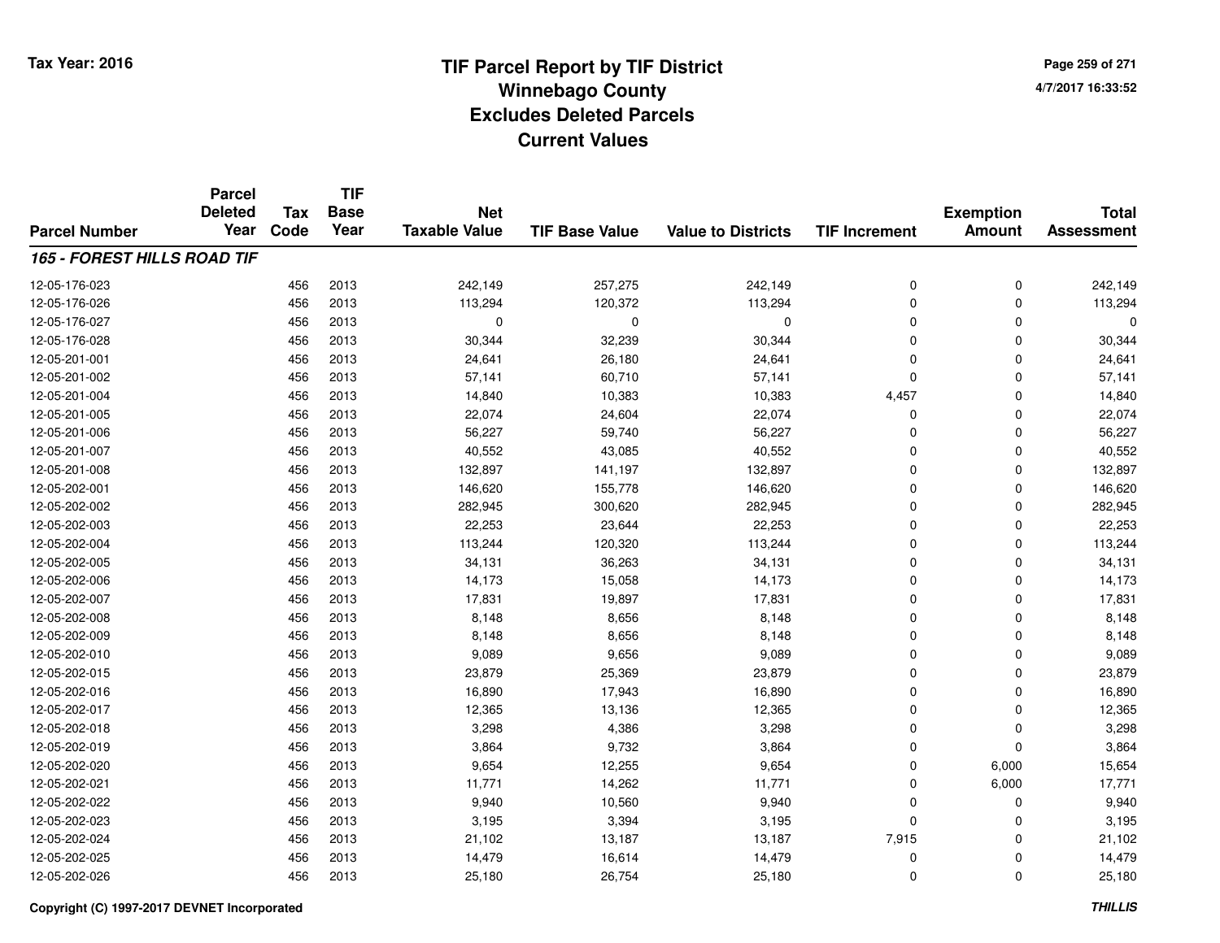**Tax Year: 2016**

# TIF Parcel Report by TIF District
## Winnebago County
## Excludes Deleted Parcels
## Current Values

4/7/2017 16:33:52

| Parcel Number | Parcel Deleted Year | Tax Code | TIF Base Year | Net Taxable Value | TIF Base Value | Value to Districts | TIF Increment | Exemption Amount | Total Assessment |
|---|---|---|---|---|---|---|---|---|---|
| ***165 - FOREST HILLS ROAD TIF*** | | | | | | | | | |
| 12-05-176-023 | | 456 | 2013 | 242,149 | 257,275 | 242,149 | 0 | 0 | 242,149 |
| 12-05-176-026 | | 456 | 2013 | 113,294 | 120,372 | 113,294 | 0 | 0 | 113,294 |
| 12-05-176-027 | | 456 | 2013 | 0 | 0 | 0 | 0 | 0 | 0 |
| 12-05-176-028 | | 456 | 2013 | 30,344 | 32,239 | 30,344 | 0 | 0 | 30,344 |
| 12-05-201-001 | | 456 | 2013 | 24,641 | 26,180 | 24,641 | 0 | 0 | 24,641 |
| 12-05-201-002 | | 456 | 2013 | 57,141 | 60,710 | 57,141 | 0 | 0 | 57,141 |
| 12-05-201-004 | | 456 | 2013 | 14,840 | 10,383 | 10,383 | 4,457 | 0 | 14,840 |
| 12-05-201-005 | | 456 | 2013 | 22,074 | 24,604 | 22,074 | 0 | 0 | 22,074 |
| 12-05-201-006 | | 456 | 2013 | 56,227 | 59,740 | 56,227 | 0 | 0 | 56,227 |
| 12-05-201-007 | | 456 | 2013 | 40,552 | 43,085 | 40,552 | 0 | 0 | 40,552 |
| 12-05-201-008 | | 456 | 2013 | 132,897 | 141,197 | 132,897 | 0 | 0 | 132,897 |
| 12-05-202-001 | | 456 | 2013 | 146,620 | 155,778 | 146,620 | 0 | 0 | 146,620 |
| 12-05-202-002 | | 456 | 2013 | 282,945 | 300,620 | 282,945 | 0 | 0 | 282,945 |
| 12-05-202-003 | | 456 | 2013 | 22,253 | 23,644 | 22,253 | 0 | 0 | 22,253 |
| 12-05-202-004 | | 456 | 2013 | 113,244 | 120,320 | 113,244 | 0 | 0 | 113,244 |
| 12-05-202-005 | | 456 | 2013 | 34,131 | 36,263 | 34,131 | 0 | 0 | 34,131 |
| 12-05-202-006 | | 456 | 2013 | 14,173 | 15,058 | 14,173 | 0 | 0 | 14,173 |
| 12-05-202-007 | | 456 | 2013 | 17,831 | 19,897 | 17,831 | 0 | 0 | 17,831 |
| 12-05-202-008 | | 456 | 2013 | 8,148 | 8,656 | 8,148 | 0 | 0 | 8,148 |
| 12-05-202-009 | | 456 | 2013 | 8,148 | 8,656 | 8,148 | 0 | 0 | 8,148 |
| 12-05-202-010 | | 456 | 2013 | 9,089 | 9,656 | 9,089 | 0 | 0 | 9,089 |
| 12-05-202-015 | | 456 | 2013 | 23,879 | 25,369 | 23,879 | 0 | 0 | 23,879 |
| 12-05-202-016 | | 456 | 2013 | 16,890 | 17,943 | 16,890 | 0 | 0 | 16,890 |
| 12-05-202-017 | | 456 | 2013 | 12,365 | 13,136 | 12,365 | 0 | 0 | 12,365 |
| 12-05-202-018 | | 456 | 2013 | 3,298 | 4,386 | 3,298 | 0 | 0 | 3,298 |
| 12-05-202-019 | | 456 | 2013 | 3,864 | 9,732 | 3,864 | 0 | 0 | 3,864 |
| 12-05-202-020 | | 456 | 2013 | 9,654 | 12,255 | 9,654 | 0 | 6,000 | 15,654 |
| 12-05-202-021 | | 456 | 2013 | 11,771 | 14,262 | 11,771 | 0 | 6,000 | 17,771 |
| 12-05-202-022 | | 456 | 2013 | 9,940 | 10,560 | 9,940 | 0 | 0 | 9,940 |
| 12-05-202-023 | | 456 | 2013 | 3,195 | 3,394 | 3,195 | 0 | 0 | 3,195 |
| 12-05-202-024 | | 456 | 2013 | 21,102 | 13,187 | 13,187 | 7,915 | 0 | 21,102 |
| 12-05-202-025 | | 456 | 2013 | 14,479 | 16,614 | 14,479 | 0 | 0 | 14,479 |
| 12-05-202-026 | | 456 | 2013 | 25,180 | 26,754 | 25,180 | 0 | 0 | 25,180 |

**Copyright (C) 1997-2017 DEVNET Incorporated** ***THILLIS***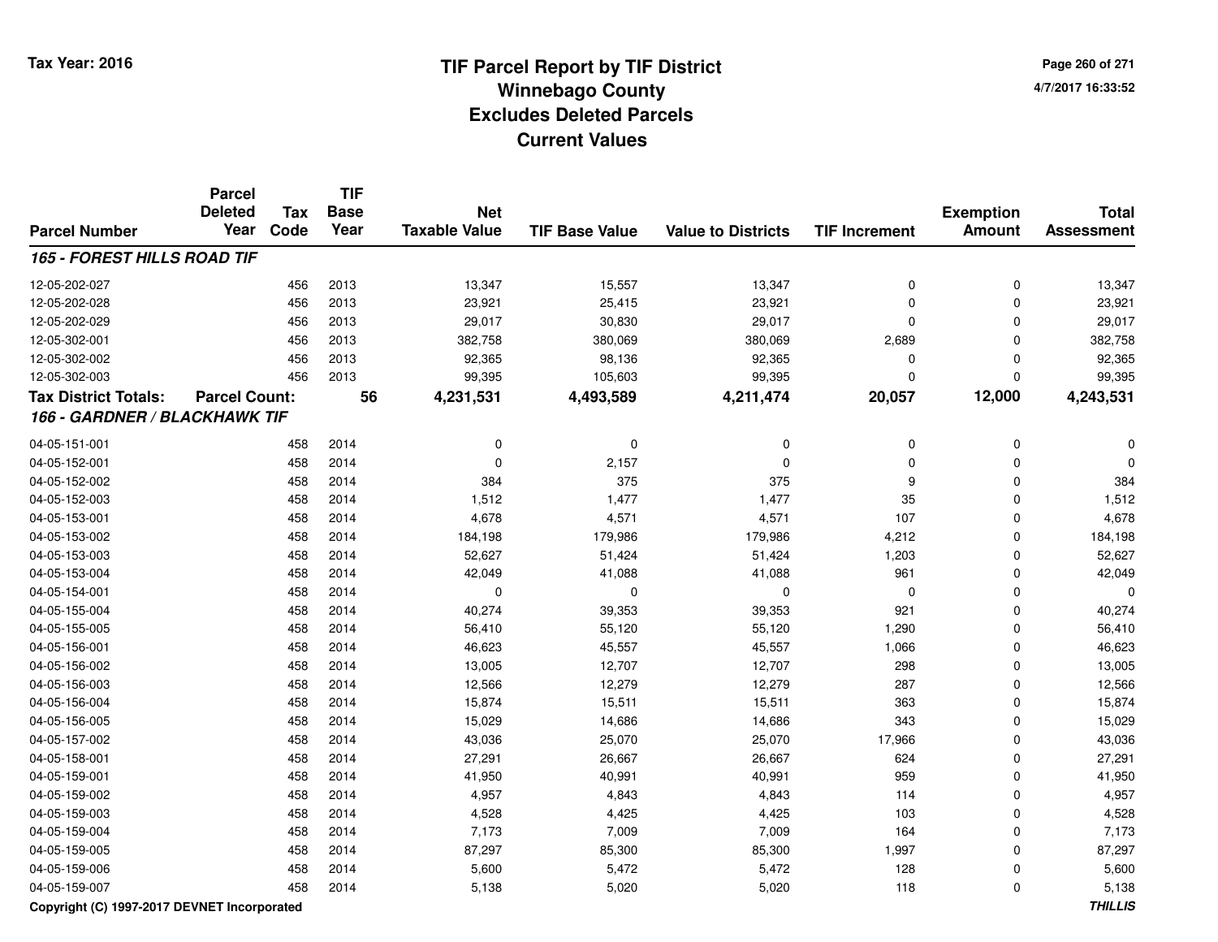# TIF Parcel Report by TIF District
## Winnebago County
## Excludes Deleted Parcels
## Current Values

Tax Year: 2016

4/7/2017 16:33:52

| Parcel Number | Parcel Deleted Year | Tax Code | TIF Base Year | Net Taxable Value | TIF Base Value | Value to Districts | TIF Increment | Exemption Amount | Total Assessment |
|---|---|---|---|---|---|---|---|---|---|
| ***165 - FOREST HILLS ROAD TIF*** | | | | | | | | | |
| 12-05-202-027 | | 456 | 2013 | 13,347 | 15,557 | 13,347 | 0 | 0 | 13,347 |
| 12-05-202-028 | | 456 | 2013 | 23,921 | 25,415 | 23,921 | 0 | 0 | 23,921 |
| 12-05-202-029 | | 456 | 2013 | 29,017 | 30,830 | 29,017 | 0 | 0 | 29,017 |
| 12-05-302-001 | | 456 | 2013 | 382,758 | 380,069 | 380,069 | 2,689 | 0 | 382,758 |
| 12-05-302-002 | | 456 | 2013 | 92,365 | 98,136 | 92,365 | 0 | 0 | 92,365 |
| 12-05-302-003 | | 456 | 2013 | 99,395 | 105,603 | 99,395 | 0 | 0 | 99,395 |
| **Tax District Totals:** | **Parcel Count:** | | **56** | **4,231,531** | **4,493,589** | **4,211,474** | **20,057** | **12,000** | **4,243,531** |
| ***166 - GARDNER / BLACKHAWK TIF*** | | | | | | | | | |
| 04-05-151-001 | | 458 | 2014 | 0 | 0 | 0 | 0 | 0 | 0 |
| 04-05-152-001 | | 458 | 2014 | 0 | 2,157 | 0 | 0 | 0 | 0 |
| 04-05-152-002 | | 458 | 2014 | 384 | 375 | 375 | 9 | 0 | 384 |
| 04-05-152-003 | | 458 | 2014 | 1,512 | 1,477 | 1,477 | 35 | 0 | 1,512 |
| 04-05-153-001 | | 458 | 2014 | 4,678 | 4,571 | 4,571 | 107 | 0 | 4,678 |
| 04-05-153-002 | | 458 | 2014 | 184,198 | 179,986 | 179,986 | 4,212 | 0 | 184,198 |
| 04-05-153-003 | | 458 | 2014 | 52,627 | 51,424 | 51,424 | 1,203 | 0 | 52,627 |
| 04-05-153-004 | | 458 | 2014 | 42,049 | 41,088 | 41,088 | 961 | 0 | 42,049 |
| 04-05-154-001 | | 458 | 2014 | 0 | 0 | 0 | 0 | 0 | 0 |
| 04-05-155-004 | | 458 | 2014 | 40,274 | 39,353 | 39,353 | 921 | 0 | 40,274 |
| 04-05-155-005 | | 458 | 2014 | 56,410 | 55,120 | 55,120 | 1,290 | 0 | 56,410 |
| 04-05-156-001 | | 458 | 2014 | 46,623 | 45,557 | 45,557 | 1,066 | 0 | 46,623 |
| 04-05-156-002 | | 458 | 2014 | 13,005 | 12,707 | 12,707 | 298 | 0 | 13,005 |
| 04-05-156-003 | | 458 | 2014 | 12,566 | 12,279 | 12,279 | 287 | 0 | 12,566 |
| 04-05-156-004 | | 458 | 2014 | 15,874 | 15,511 | 15,511 | 363 | 0 | 15,874 |
| 04-05-156-005 | | 458 | 2014 | 15,029 | 14,686 | 14,686 | 343 | 0 | 15,029 |
| 04-05-157-002 | | 458 | 2014 | 43,036 | 25,070 | 25,070 | 17,966 | 0 | 43,036 |
| 04-05-158-001 | | 458 | 2014 | 27,291 | 26,667 | 26,667 | 624 | 0 | 27,291 |
| 04-05-159-001 | | 458 | 2014 | 41,950 | 40,991 | 40,991 | 959 | 0 | 41,950 |
| 04-05-159-002 | | 458 | 2014 | 4,957 | 4,843 | 4,843 | 114 | 0 | 4,957 |
| 04-05-159-003 | | 458 | 2014 | 4,528 | 4,425 | 4,425 | 103 | 0 | 4,528 |
| 04-05-159-004 | | 458 | 2014 | 7,173 | 7,009 | 7,009 | 164 | 0 | 7,173 |
| 04-05-159-005 | | 458 | 2014 | 87,297 | 85,300 | 85,300 | 1,997 | 0 | 87,297 |
| 04-05-159-006 | | 458 | 2014 | 5,600 | 5,472 | 5,472 | 128 | 0 | 5,600 |
| 04-05-159-007 | | 458 | 2014 | 5,138 | 5,020 | 5,020 | 118 | 0 | 5,138 |

Copyright (C) 1997-2017 DEVNET Incorporated

*THILLIS*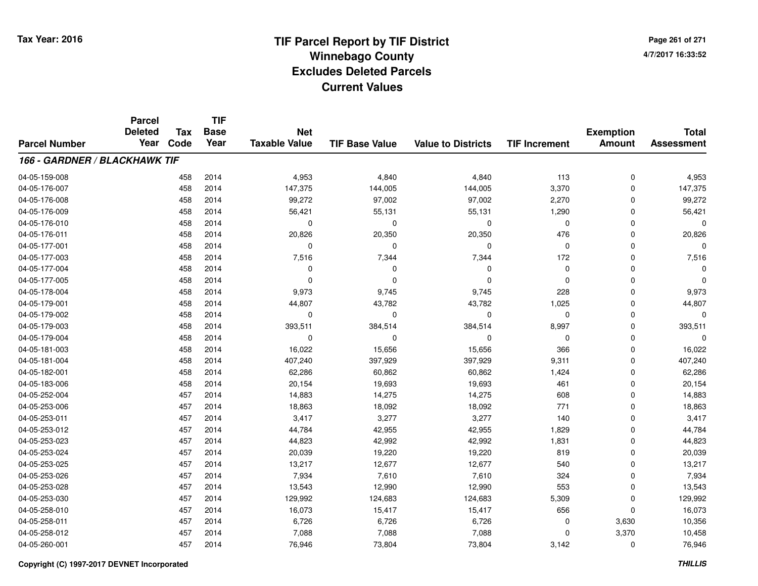# TIF Parcel Report by TIF District
# Winnebago County
# Excludes Deleted Parcels
# Current Values

Tax Year: 2016

4/7/2017 16:33:52

| Parcel Number | Parcel Deleted Year | Tax Code | TIF Base Year | Net Taxable Value | TIF Base Value | Value to Districts | TIF Increment | Exemption Amount | Total Assessment |
|---|---|---|---|---|---|---|---|---|---|
| ***166 - GARDNER / BLACKHAWK TIF*** | | | | | | | | | |
| 04-05-159-008 | | 458 | 2014 | 4,953 | 4,840 | 4,840 | 113 | 0 | 4,953 |
| 04-05-176-007 | | 458 | 2014 | 147,375 | 144,005 | 144,005 | 3,370 | 0 | 147,375 |
| 04-05-176-008 | | 458 | 2014 | 99,272 | 97,002 | 97,002 | 2,270 | 0 | 99,272 |
| 04-05-176-009 | | 458 | 2014 | 56,421 | 55,131 | 55,131 | 1,290 | 0 | 56,421 |
| 04-05-176-010 | | 458 | 2014 | 0 | 0 | 0 | 0 | 0 | 0 |
| 04-05-176-011 | | 458 | 2014 | 20,826 | 20,350 | 20,350 | 476 | 0 | 20,826 |
| 04-05-177-001 | | 458 | 2014 | 0 | 0 | 0 | 0 | 0 | 0 |
| 04-05-177-003 | | 458 | 2014 | 7,516 | 7,344 | 7,344 | 172 | 0 | 7,516 |
| 04-05-177-004 | | 458 | 2014 | 0 | 0 | 0 | 0 | 0 | 0 |
| 04-05-177-005 | | 458 | 2014 | 0 | 0 | 0 | 0 | 0 | 0 |
| 04-05-178-004 | | 458 | 2014 | 9,973 | 9,745 | 9,745 | 228 | 0 | 9,973 |
| 04-05-179-001 | | 458 | 2014 | 44,807 | 43,782 | 43,782 | 1,025 | 0 | 44,807 |
| 04-05-179-002 | | 458 | 2014 | 0 | 0 | 0 | 0 | 0 | 0 |
| 04-05-179-003 | | 458 | 2014 | 393,511 | 384,514 | 384,514 | 8,997 | 0 | 393,511 |
| 04-05-179-004 | | 458 | 2014 | 0 | 0 | 0 | 0 | 0 | 0 |
| 04-05-181-003 | | 458 | 2014 | 16,022 | 15,656 | 15,656 | 366 | 0 | 16,022 |
| 04-05-181-004 | | 458 | 2014 | 407,240 | 397,929 | 397,929 | 9,311 | 0 | 407,240 |
| 04-05-182-001 | | 458 | 2014 | 62,286 | 60,862 | 60,862 | 1,424 | 0 | 62,286 |
| 04-05-183-006 | | 458 | 2014 | 20,154 | 19,693 | 19,693 | 461 | 0 | 20,154 |
| 04-05-252-004 | | 457 | 2014 | 14,883 | 14,275 | 14,275 | 608 | 0 | 14,883 |
| 04-05-253-006 | | 457 | 2014 | 18,863 | 18,092 | 18,092 | 771 | 0 | 18,863 |
| 04-05-253-011 | | 457 | 2014 | 3,417 | 3,277 | 3,277 | 140 | 0 | 3,417 |
| 04-05-253-012 | | 457 | 2014 | 44,784 | 42,955 | 42,955 | 1,829 | 0 | 44,784 |
| 04-05-253-023 | | 457 | 2014 | 44,823 | 42,992 | 42,992 | 1,831 | 0 | 44,823 |
| 04-05-253-024 | | 457 | 2014 | 20,039 | 19,220 | 19,220 | 819 | 0 | 20,039 |
| 04-05-253-025 | | 457 | 2014 | 13,217 | 12,677 | 12,677 | 540 | 0 | 13,217 |
| 04-05-253-026 | | 457 | 2014 | 7,934 | 7,610 | 7,610 | 324 | 0 | 7,934 |
| 04-05-253-028 | | 457 | 2014 | 13,543 | 12,990 | 12,990 | 553 | 0 | 13,543 |
| 04-05-253-030 | | 457 | 2014 | 129,992 | 124,683 | 124,683 | 5,309 | 0 | 129,992 |
| 04-05-258-010 | | 457 | 2014 | 16,073 | 15,417 | 15,417 | 656 | 0 | 16,073 |
| 04-05-258-011 | | 457 | 2014 | 6,726 | 6,726 | 6,726 | 0 | 3,630 | 10,356 |
| 04-05-258-012 | | 457 | 2014 | 7,088 | 7,088 | 7,088 | 0 | 3,370 | 10,458 |
| 04-05-260-001 | | 457 | 2014 | 76,946 | 73,804 | 73,804 | 3,142 | 0 | 76,946 |

Copyright (C) 1997-2017 DEVNET Incorporated

*THILLIS*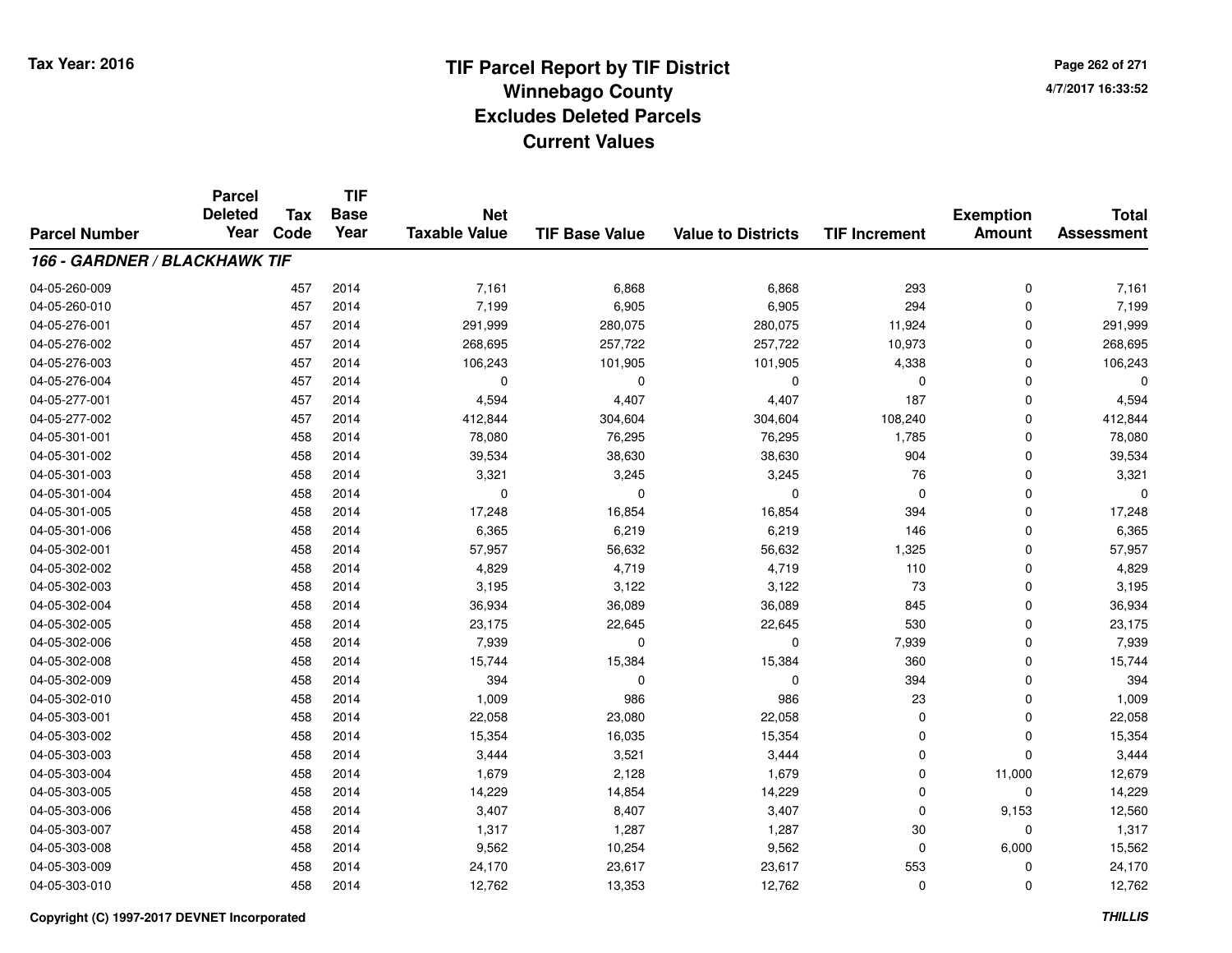Tax Year: 2016

# TIF Parcel Report by TIF District
## Winnebago County
## Excludes Deleted Parcels
## Current Values

4/7/2017 16:33:52

| Parcel Number | Parcel Deleted Year | Tax Code | TIF Base Year | Net Taxable Value | TIF Base Value | Value to Districts | TIF Increment | Exemption Amount | Total Assessment |
|---|---|---|---|---|---|---|---|---|---|
| ***166 - GARDNER / BLACKHAWK TIF*** | | | | | | | | | |
| 04-05-260-009 | | 457 | 2014 | 7,161 | 6,868 | 6,868 | 293 | 0 | 7,161 |
| 04-05-260-010 | | 457 | 2014 | 7,199 | 6,905 | 6,905 | 294 | 0 | 7,199 |
| 04-05-276-001 | | 457 | 2014 | 291,999 | 280,075 | 280,075 | 11,924 | 0 | 291,999 |
| 04-05-276-002 | | 457 | 2014 | 268,695 | 257,722 | 257,722 | 10,973 | 0 | 268,695 |
| 04-05-276-003 | | 457 | 2014 | 106,243 | 101,905 | 101,905 | 4,338 | 0 | 106,243 |
| 04-05-276-004 | | 457 | 2014 | 0 | 0 | 0 | 0 | 0 | 0 |
| 04-05-277-001 | | 457 | 2014 | 4,594 | 4,407 | 4,407 | 187 | 0 | 4,594 |
| 04-05-277-002 | | 457 | 2014 | 412,844 | 304,604 | 304,604 | 108,240 | 0 | 412,844 |
| 04-05-301-001 | | 458 | 2014 | 78,080 | 76,295 | 76,295 | 1,785 | 0 | 78,080 |
| 04-05-301-002 | | 458 | 2014 | 39,534 | 38,630 | 38,630 | 904 | 0 | 39,534 |
| 04-05-301-003 | | 458 | 2014 | 3,321 | 3,245 | 3,245 | 76 | 0 | 3,321 |
| 04-05-301-004 | | 458 | 2014 | 0 | 0 | 0 | 0 | 0 | 0 |
| 04-05-301-005 | | 458 | 2014 | 17,248 | 16,854 | 16,854 | 394 | 0 | 17,248 |
| 04-05-301-006 | | 458 | 2014 | 6,365 | 6,219 | 6,219 | 146 | 0 | 6,365 |
| 04-05-302-001 | | 458 | 2014 | 57,957 | 56,632 | 56,632 | 1,325 | 0 | 57,957 |
| 04-05-302-002 | | 458 | 2014 | 4,829 | 4,719 | 4,719 | 110 | 0 | 4,829 |
| 04-05-302-003 | | 458 | 2014 | 3,195 | 3,122 | 3,122 | 73 | 0 | 3,195 |
| 04-05-302-004 | | 458 | 2014 | 36,934 | 36,089 | 36,089 | 845 | 0 | 36,934 |
| 04-05-302-005 | | 458 | 2014 | 23,175 | 22,645 | 22,645 | 530 | 0 | 23,175 |
| 04-05-302-006 | | 458 | 2014 | 7,939 | 0 | 0 | 7,939 | 0 | 7,939 |
| 04-05-302-008 | | 458 | 2014 | 15,744 | 15,384 | 15,384 | 360 | 0 | 15,744 |
| 04-05-302-009 | | 458 | 2014 | 394 | 0 | 0 | 394 | 0 | 394 |
| 04-05-302-010 | | 458 | 2014 | 1,009 | 986 | 986 | 23 | 0 | 1,009 |
| 04-05-303-001 | | 458 | 2014 | 22,058 | 23,080 | 22,058 | 0 | 0 | 22,058 |
| 04-05-303-002 | | 458 | 2014 | 15,354 | 16,035 | 15,354 | 0 | 0 | 15,354 |
| 04-05-303-003 | | 458 | 2014 | 3,444 | 3,521 | 3,444 | 0 | 0 | 3,444 |
| 04-05-303-004 | | 458 | 2014 | 1,679 | 2,128 | 1,679 | 0 | 11,000 | 12,679 |
| 04-05-303-005 | | 458 | 2014 | 14,229 | 14,854 | 14,229 | 0 | 0 | 14,229 |
| 04-05-303-006 | | 458 | 2014 | 3,407 | 8,407 | 3,407 | 0 | 9,153 | 12,560 |
| 04-05-303-007 | | 458 | 2014 | 1,317 | 1,287 | 1,287 | 30 | 0 | 1,317 |
| 04-05-303-008 | | 458 | 2014 | 9,562 | 10,254 | 9,562 | 0 | 6,000 | 15,562 |
| 04-05-303-009 | | 458 | 2014 | 24,170 | 23,617 | 23,617 | 553 | 0 | 24,170 |
| 04-05-303-010 | | 458 | 2014 | 12,762 | 13,353 | 12,762 | 0 | 0 | 12,762 |

Copyright (C) 1997-2017 DEVNET Incorporated

THILLIS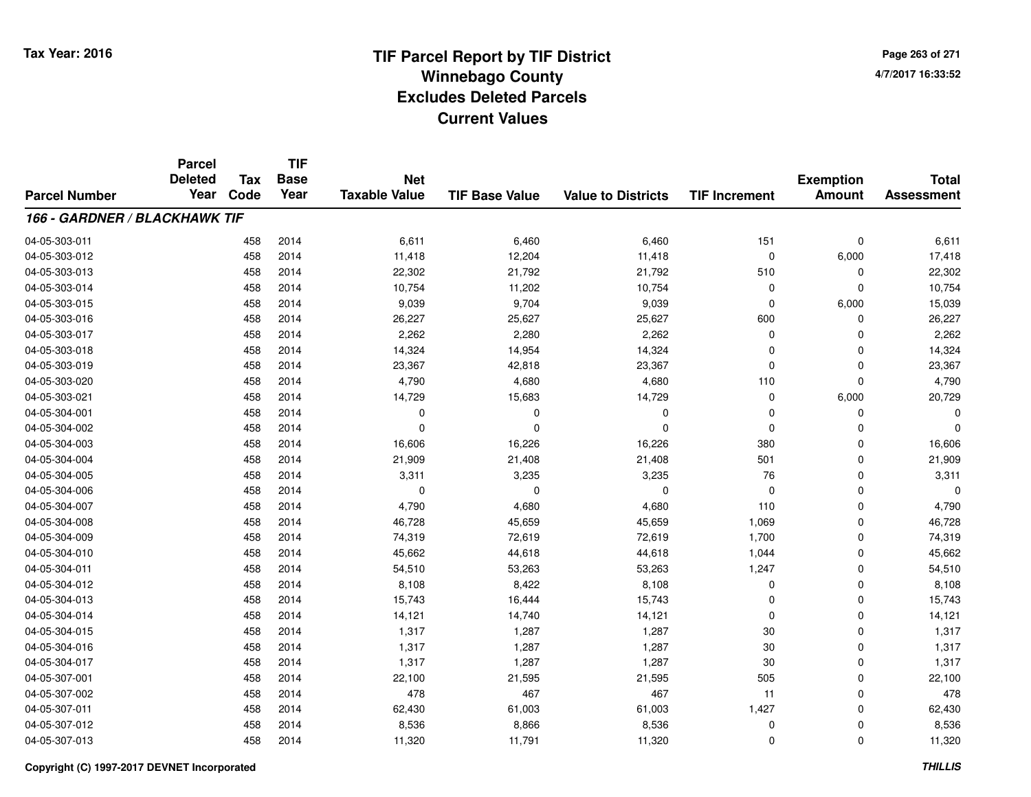# TIF Parcel Report by TIF District
## Winnebago County
## Excludes Deleted Parcels
## Current Values

Tax Year: 2016

4/7/2017 16:33:52

| Parcel Number | Parcel Deleted Year | Tax Code | TIF Base Year | Net Taxable Value | TIF Base Value | Value to Districts | TIF Increment | Exemption Amount | Total Assessment |
|---|---|---|---|---|---|---|---|---|---|
| ***166 - GARDNER / BLACKHAWK TIF*** | | | | | | | | | |
| 04-05-303-011 | | 458 | 2014 | 6,611 | 6,460 | 6,460 | 151 | 0 | 6,611 |
| 04-05-303-012 | | 458 | 2014 | 11,418 | 12,204 | 11,418 | 0 | 6,000 | 17,418 |
| 04-05-303-013 | | 458 | 2014 | 22,302 | 21,792 | 21,792 | 510 | 0 | 22,302 |
| 04-05-303-014 | | 458 | 2014 | 10,754 | 11,202 | 10,754 | 0 | 0 | 10,754 |
| 04-05-303-015 | | 458 | 2014 | 9,039 | 9,704 | 9,039 | 0 | 6,000 | 15,039 |
| 04-05-303-016 | | 458 | 2014 | 26,227 | 25,627 | 25,627 | 600 | 0 | 26,227 |
| 04-05-303-017 | | 458 | 2014 | 2,262 | 2,280 | 2,262 | 0 | 0 | 2,262 |
| 04-05-303-018 | | 458 | 2014 | 14,324 | 14,954 | 14,324 | 0 | 0 | 14,324 |
| 04-05-303-019 | | 458 | 2014 | 23,367 | 42,818 | 23,367 | 0 | 0 | 23,367 |
| 04-05-303-020 | | 458 | 2014 | 4,790 | 4,680 | 4,680 | 110 | 0 | 4,790 |
| 04-05-303-021 | | 458 | 2014 | 14,729 | 15,683 | 14,729 | 0 | 6,000 | 20,729 |
| 04-05-304-001 | | 458 | 2014 | 0 | 0 | 0 | 0 | 0 | 0 |
| 04-05-304-002 | | 458 | 2014 | 0 | 0 | 0 | 0 | 0 | 0 |
| 04-05-304-003 | | 458 | 2014 | 16,606 | 16,226 | 16,226 | 380 | 0 | 16,606 |
| 04-05-304-004 | | 458 | 2014 | 21,909 | 21,408 | 21,408 | 501 | 0 | 21,909 |
| 04-05-304-005 | | 458 | 2014 | 3,311 | 3,235 | 3,235 | 76 | 0 | 3,311 |
| 04-05-304-006 | | 458 | 2014 | 0 | 0 | 0 | 0 | 0 | 0 |
| 04-05-304-007 | | 458 | 2014 | 4,790 | 4,680 | 4,680 | 110 | 0 | 4,790 |
| 04-05-304-008 | | 458 | 2014 | 46,728 | 45,659 | 45,659 | 1,069 | 0 | 46,728 |
| 04-05-304-009 | | 458 | 2014 | 74,319 | 72,619 | 72,619 | 1,700 | 0 | 74,319 |
| 04-05-304-010 | | 458 | 2014 | 45,662 | 44,618 | 44,618 | 1,044 | 0 | 45,662 |
| 04-05-304-011 | | 458 | 2014 | 54,510 | 53,263 | 53,263 | 1,247 | 0 | 54,510 |
| 04-05-304-012 | | 458 | 2014 | 8,108 | 8,422 | 8,108 | 0 | 0 | 8,108 |
| 04-05-304-013 | | 458 | 2014 | 15,743 | 16,444 | 15,743 | 0 | 0 | 15,743 |
| 04-05-304-014 | | 458 | 2014 | 14,121 | 14,740 | 14,121 | 0 | 0 | 14,121 |
| 04-05-304-015 | | 458 | 2014 | 1,317 | 1,287 | 1,287 | 30 | 0 | 1,317 |
| 04-05-304-016 | | 458 | 2014 | 1,317 | 1,287 | 1,287 | 30 | 0 | 1,317 |
| 04-05-304-017 | | 458 | 2014 | 1,317 | 1,287 | 1,287 | 30 | 0 | 1,317 |
| 04-05-307-001 | | 458 | 2014 | 22,100 | 21,595 | 21,595 | 505 | 0 | 22,100 |
| 04-05-307-002 | | 458 | 2014 | 478 | 467 | 467 | 11 | 0 | 478 |
| 04-05-307-011 | | 458 | 2014 | 62,430 | 61,003 | 61,003 | 1,427 | 0 | 62,430 |
| 04-05-307-012 | | 458 | 2014 | 8,536 | 8,866 | 8,536 | 0 | 0 | 8,536 |
| 04-05-307-013 | | 458 | 2014 | 11,320 | 11,791 | 11,320 | 0 | 0 | 11,320 |

Copyright (C) 1997-2017 DEVNET Incorporated

*THILLIS*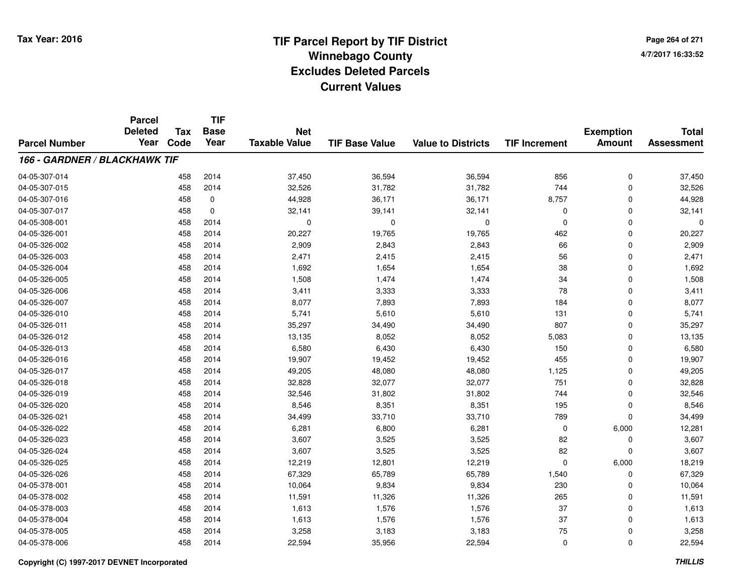# TIF Parcel Report by TIF District
## Winnebago County
## Excludes Deleted Parcels
## Current Values

Tax Year: 2016

4/7/2017 16:33:52

| Parcel Number | Parcel Deleted Year | Tax Code | TIF Base Year | Net Taxable Value | TIF Base Value | Value to Districts | TIF Increment | Exemption Amount | Total Assessment |
|---|---|---|---|---|---|---|---|---|---|
| ***166 - GARDNER / BLACKHAWK TIF*** | | | | | | | | | |
| 04-05-307-014 | | 458 | 2014 | 37,450 | 36,594 | 36,594 | 856 | 0 | 37,450 |
| 04-05-307-015 | | 458 | 2014 | 32,526 | 31,782 | 31,782 | 744 | 0 | 32,526 |
| 04-05-307-016 | | 458 | 0 | 44,928 | 36,171 | 36,171 | 8,757 | 0 | 44,928 |
| 04-05-307-017 | | 458 | 0 | 32,141 | 39,141 | 32,141 | 0 | 0 | 32,141 |
| 04-05-308-001 | | 458 | 2014 | 0 | 0 | 0 | 0 | 0 | 0 |
| 04-05-326-001 | | 458 | 2014 | 20,227 | 19,765 | 19,765 | 462 | 0 | 20,227 |
| 04-05-326-002 | | 458 | 2014 | 2,909 | 2,843 | 2,843 | 66 | 0 | 2,909 |
| 04-05-326-003 | | 458 | 2014 | 2,471 | 2,415 | 2,415 | 56 | 0 | 2,471 |
| 04-05-326-004 | | 458 | 2014 | 1,692 | 1,654 | 1,654 | 38 | 0 | 1,692 |
| 04-05-326-005 | | 458 | 2014 | 1,508 | 1,474 | 1,474 | 34 | 0 | 1,508 |
| 04-05-326-006 | | 458 | 2014 | 3,411 | 3,333 | 3,333 | 78 | 0 | 3,411 |
| 04-05-326-007 | | 458 | 2014 | 8,077 | 7,893 | 7,893 | 184 | 0 | 8,077 |
| 04-05-326-010 | | 458 | 2014 | 5,741 | 5,610 | 5,610 | 131 | 0 | 5,741 |
| 04-05-326-011 | | 458 | 2014 | 35,297 | 34,490 | 34,490 | 807 | 0 | 35,297 |
| 04-05-326-012 | | 458 | 2014 | 13,135 | 8,052 | 8,052 | 5,083 | 0 | 13,135 |
| 04-05-326-013 | | 458 | 2014 | 6,580 | 6,430 | 6,430 | 150 | 0 | 6,580 |
| 04-05-326-016 | | 458 | 2014 | 19,907 | 19,452 | 19,452 | 455 | 0 | 19,907 |
| 04-05-326-017 | | 458 | 2014 | 49,205 | 48,080 | 48,080 | 1,125 | 0 | 49,205 |
| 04-05-326-018 | | 458 | 2014 | 32,828 | 32,077 | 32,077 | 751 | 0 | 32,828 |
| 04-05-326-019 | | 458 | 2014 | 32,546 | 31,802 | 31,802 | 744 | 0 | 32,546 |
| 04-05-326-020 | | 458 | 2014 | 8,546 | 8,351 | 8,351 | 195 | 0 | 8,546 |
| 04-05-326-021 | | 458 | 2014 | 34,499 | 33,710 | 33,710 | 789 | 0 | 34,499 |
| 04-05-326-022 | | 458 | 2014 | 6,281 | 6,800 | 6,281 | 0 | 6,000 | 12,281 |
| 04-05-326-023 | | 458 | 2014 | 3,607 | 3,525 | 3,525 | 82 | 0 | 3,607 |
| 04-05-326-024 | | 458 | 2014 | 3,607 | 3,525 | 3,525 | 82 | 0 | 3,607 |
| 04-05-326-025 | | 458 | 2014 | 12,219 | 12,801 | 12,219 | 0 | 6,000 | 18,219 |
| 04-05-326-026 | | 458 | 2014 | 67,329 | 65,789 | 65,789 | 1,540 | 0 | 67,329 |
| 04-05-378-001 | | 458 | 2014 | 10,064 | 9,834 | 9,834 | 230 | 0 | 10,064 |
| 04-05-378-002 | | 458 | 2014 | 11,591 | 11,326 | 11,326 | 265 | 0 | 11,591 |
| 04-05-378-003 | | 458 | 2014 | 1,613 | 1,576 | 1,576 | 37 | 0 | 1,613 |
| 04-05-378-004 | | 458 | 2014 | 1,613 | 1,576 | 1,576 | 37 | 0 | 1,613 |
| 04-05-378-005 | | 458 | 2014 | 3,258 | 3,183 | 3,183 | 75 | 0 | 3,258 |
| 04-05-378-006 | | 458 | 2014 | 22,594 | 35,956 | 22,594 | 0 | 0 | 22,594 |

Copyright (C) 1997-2017 DEVNET Incorporated

*THILLIS*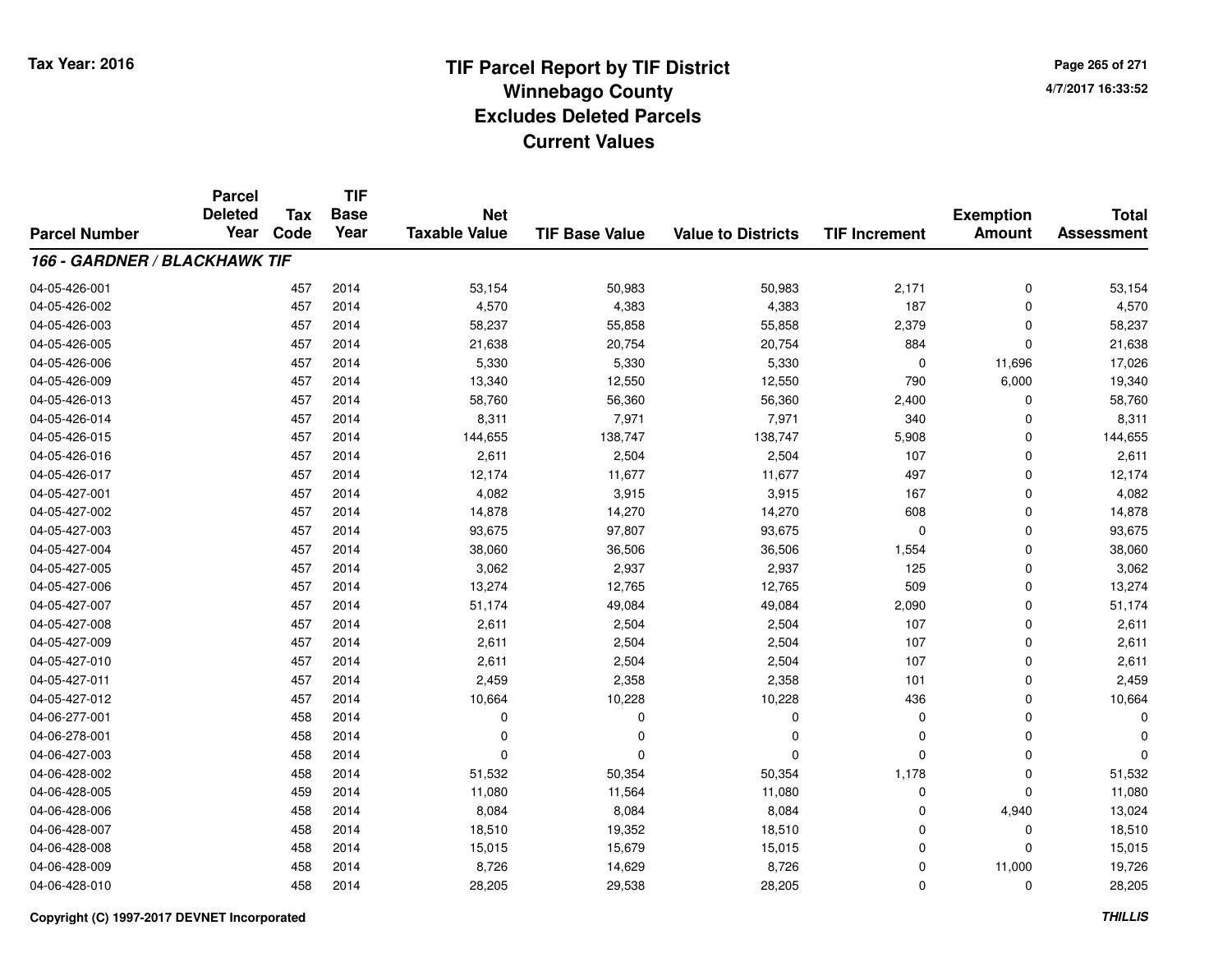Tax Year: 2016

# TIF Parcel Report by TIF District
## Winnebago County
## Excludes Deleted Parcels
## Current Values

4/7/2017 16:33:52

| Parcel Number | Parcel Deleted Year | Tax Code | TIF Base Year | Net Taxable Value | TIF Base Value | Value to Districts | TIF Increment | Exemption Amount | Total Assessment |
|---|---|---|---|---|---|---|---|---|---|
| ***166 - GARDNER / BLACKHAWK TIF*** | | | | | | | | | |
| 04-05-426-001 | | 457 | 2014 | 53,154 | 50,983 | 50,983 | 2,171 | 0 | 53,154 |
| 04-05-426-002 | | 457 | 2014 | 4,570 | 4,383 | 4,383 | 187 | 0 | 4,570 |
| 04-05-426-003 | | 457 | 2014 | 58,237 | 55,858 | 55,858 | 2,379 | 0 | 58,237 |
| 04-05-426-005 | | 457 | 2014 | 21,638 | 20,754 | 20,754 | 884 | 0 | 21,638 |
| 04-05-426-006 | | 457 | 2014 | 5,330 | 5,330 | 5,330 | 0 | 11,696 | 17,026 |
| 04-05-426-009 | | 457 | 2014 | 13,340 | 12,550 | 12,550 | 790 | 6,000 | 19,340 |
| 04-05-426-013 | | 457 | 2014 | 58,760 | 56,360 | 56,360 | 2,400 | 0 | 58,760 |
| 04-05-426-014 | | 457 | 2014 | 8,311 | 7,971 | 7,971 | 340 | 0 | 8,311 |
| 04-05-426-015 | | 457 | 2014 | 144,655 | 138,747 | 138,747 | 5,908 | 0 | 144,655 |
| 04-05-426-016 | | 457 | 2014 | 2,611 | 2,504 | 2,504 | 107 | 0 | 2,611 |
| 04-05-426-017 | | 457 | 2014 | 12,174 | 11,677 | 11,677 | 497 | 0 | 12,174 |
| 04-05-427-001 | | 457 | 2014 | 4,082 | 3,915 | 3,915 | 167 | 0 | 4,082 |
| 04-05-427-002 | | 457 | 2014 | 14,878 | 14,270 | 14,270 | 608 | 0 | 14,878 |
| 04-05-427-003 | | 457 | 2014 | 93,675 | 97,807 | 93,675 | 0 | 0 | 93,675 |
| 04-05-427-004 | | 457 | 2014 | 38,060 | 36,506 | 36,506 | 1,554 | 0 | 38,060 |
| 04-05-427-005 | | 457 | 2014 | 3,062 | 2,937 | 2,937 | 125 | 0 | 3,062 |
| 04-05-427-006 | | 457 | 2014 | 13,274 | 12,765 | 12,765 | 509 | 0 | 13,274 |
| 04-05-427-007 | | 457 | 2014 | 51,174 | 49,084 | 49,084 | 2,090 | 0 | 51,174 |
| 04-05-427-008 | | 457 | 2014 | 2,611 | 2,504 | 2,504 | 107 | 0 | 2,611 |
| 04-05-427-009 | | 457 | 2014 | 2,611 | 2,504 | 2,504 | 107 | 0 | 2,611 |
| 04-05-427-010 | | 457 | 2014 | 2,611 | 2,504 | 2,504 | 107 | 0 | 2,611 |
| 04-05-427-011 | | 457 | 2014 | 2,459 | 2,358 | 2,358 | 101 | 0 | 2,459 |
| 04-05-427-012 | | 457 | 2014 | 10,664 | 10,228 | 10,228 | 436 | 0 | 10,664 |
| 04-06-277-001 | | 458 | 2014 | 0 | 0 | 0 | 0 | 0 | 0 |
| 04-06-278-001 | | 458 | 2014 | 0 | 0 | 0 | 0 | 0 | 0 |
| 04-06-427-003 | | 458 | 2014 | 0 | 0 | 0 | 0 | 0 | 0 |
| 04-06-428-002 | | 458 | 2014 | 51,532 | 50,354 | 50,354 | 1,178 | 0 | 51,532 |
| 04-06-428-005 | | 459 | 2014 | 11,080 | 11,564 | 11,080 | 0 | 0 | 11,080 |
| 04-06-428-006 | | 458 | 2014 | 8,084 | 8,084 | 8,084 | 0 | 4,940 | 13,024 |
| 04-06-428-007 | | 458 | 2014 | 18,510 | 19,352 | 18,510 | 0 | 0 | 18,510 |
| 04-06-428-008 | | 458 | 2014 | 15,015 | 15,679 | 15,015 | 0 | 0 | 15,015 |
| 04-06-428-009 | | 458 | 2014 | 8,726 | 14,629 | 8,726 | 0 | 11,000 | 19,726 |
| 04-06-428-010 | | 458 | 2014 | 28,205 | 29,538 | 28,205 | 0 | 0 | 28,205 |

Copyright (C) 1997-2017 DEVNET Incorporated

*THILLIS*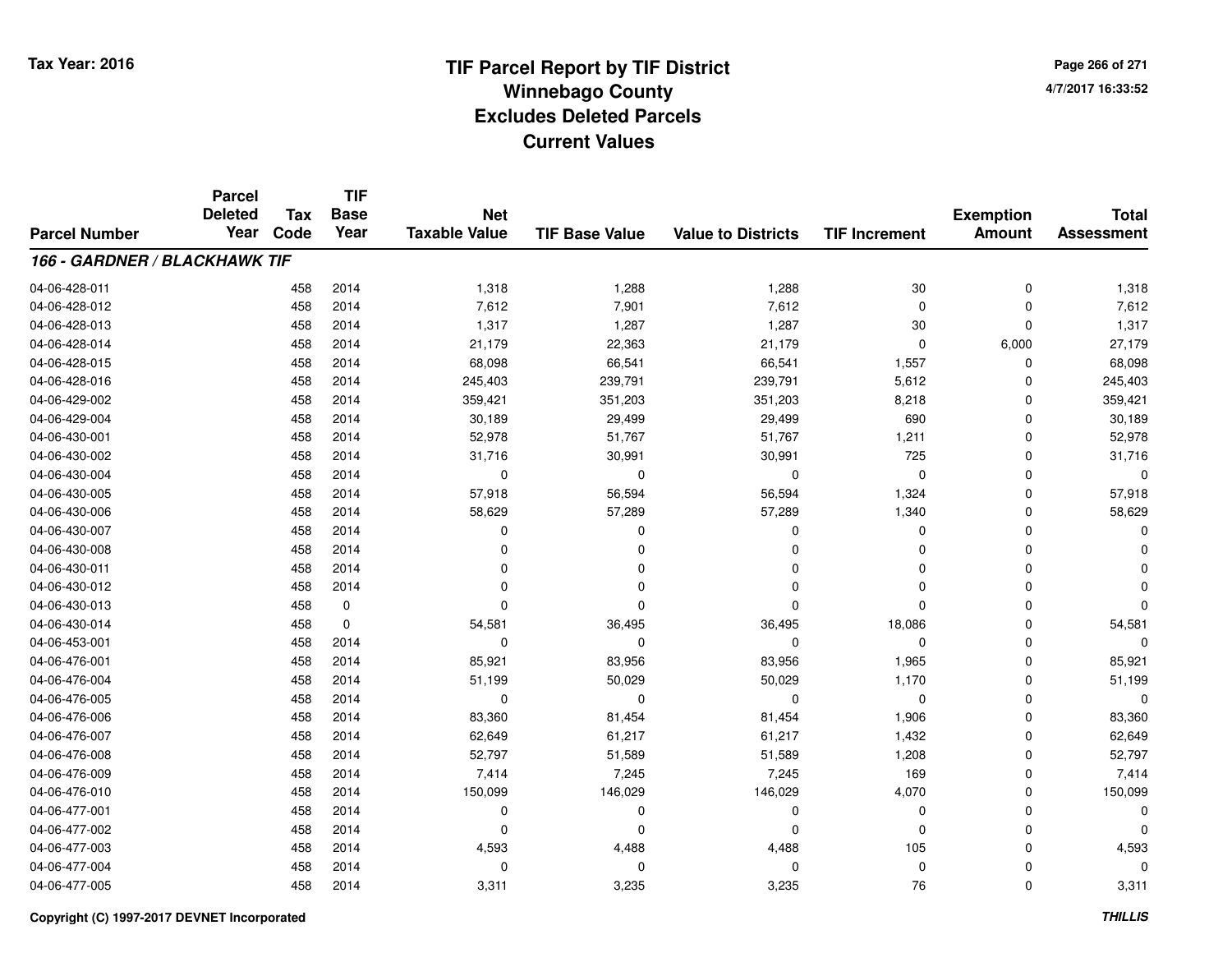# TIF Parcel Report by TIF District
## Winnebago County
## Excludes Deleted Parcels
## Current Values

Tax Year: 2016

4/7/2017 16:33:52

| Parcel Number | Parcel Deleted Year | Tax Code | TIF Base Year | Net Taxable Value | TIF Base Value | Value to Districts | TIF Increment | Exemption Amount | Total Assessment |
|---|---|---|---|---|---|---|---|---|---|
| ***166 - GARDNER / BLACKHAWK TIF*** | | | | | | | | | |
| 04-06-428-011 | | 458 | 2014 | 1,318 | 1,288 | 1,288 | 30 | 0 | 1,318 |
| 04-06-428-012 | | 458 | 2014 | 7,612 | 7,901 | 7,612 | 0 | 0 | 7,612 |
| 04-06-428-013 | | 458 | 2014 | 1,317 | 1,287 | 1,287 | 30 | 0 | 1,317 |
| 04-06-428-014 | | 458 | 2014 | 21,179 | 22,363 | 21,179 | 0 | 6,000 | 27,179 |
| 04-06-428-015 | | 458 | 2014 | 68,098 | 66,541 | 66,541 | 1,557 | 0 | 68,098 |
| 04-06-428-016 | | 458 | 2014 | 245,403 | 239,791 | 239,791 | 5,612 | 0 | 245,403 |
| 04-06-429-002 | | 458 | 2014 | 359,421 | 351,203 | 351,203 | 8,218 | 0 | 359,421 |
| 04-06-429-004 | | 458 | 2014 | 30,189 | 29,499 | 29,499 | 690 | 0 | 30,189 |
| 04-06-430-001 | | 458 | 2014 | 52,978 | 51,767 | 51,767 | 1,211 | 0 | 52,978 |
| 04-06-430-002 | | 458 | 2014 | 31,716 | 30,991 | 30,991 | 725 | 0 | 31,716 |
| 04-06-430-004 | | 458 | 2014 | 0 | 0 | 0 | 0 | 0 | 0 |
| 04-06-430-005 | | 458 | 2014 | 57,918 | 56,594 | 56,594 | 1,324 | 0 | 57,918 |
| 04-06-430-006 | | 458 | 2014 | 58,629 | 57,289 | 57,289 | 1,340 | 0 | 58,629 |
| 04-06-430-007 | | 458 | 2014 | 0 | 0 | 0 | 0 | 0 | 0 |
| 04-06-430-008 | | 458 | 2014 | 0 | 0 | 0 | 0 | 0 | 0 |
| 04-06-430-011 | | 458 | 2014 | 0 | 0 | 0 | 0 | 0 | 0 |
| 04-06-430-012 | | 458 | 2014 | 0 | 0 | 0 | 0 | 0 | 0 |
| 04-06-430-013 | | 458 | 0 | 0 | 0 | 0 | 0 | 0 | 0 |
| 04-06-430-014 | | 458 | 0 | 54,581 | 36,495 | 36,495 | 18,086 | 0 | 54,581 |
| 04-06-453-001 | | 458 | 2014 | 0 | 0 | 0 | 0 | 0 | 0 |
| 04-06-476-001 | | 458 | 2014 | 85,921 | 83,956 | 83,956 | 1,965 | 0 | 85,921 |
| 04-06-476-004 | | 458 | 2014 | 51,199 | 50,029 | 50,029 | 1,170 | 0 | 51,199 |
| 04-06-476-005 | | 458 | 2014 | 0 | 0 | 0 | 0 | 0 | 0 |
| 04-06-476-006 | | 458 | 2014 | 83,360 | 81,454 | 81,454 | 1,906 | 0 | 83,360 |
| 04-06-476-007 | | 458 | 2014 | 62,649 | 61,217 | 61,217 | 1,432 | 0 | 62,649 |
| 04-06-476-008 | | 458 | 2014 | 52,797 | 51,589 | 51,589 | 1,208 | 0 | 52,797 |
| 04-06-476-009 | | 458 | 2014 | 7,414 | 7,245 | 7,245 | 169 | 0 | 7,414 |
| 04-06-476-010 | | 458 | 2014 | 150,099 | 146,029 | 146,029 | 4,070 | 0 | 150,099 |
| 04-06-477-001 | | 458 | 2014 | 0 | 0 | 0 | 0 | 0 | 0 |
| 04-06-477-002 | | 458 | 2014 | 0 | 0 | 0 | 0 | 0 | 0 |
| 04-06-477-003 | | 458 | 2014 | 4,593 | 4,488 | 4,488 | 105 | 0 | 4,593 |
| 04-06-477-004 | | 458 | 2014 | 0 | 0 | 0 | 0 | 0 | 0 |
| 04-06-477-005 | | 458 | 2014 | 3,311 | 3,235 | 3,235 | 76 | 0 | 3,311 |

Copyright (C) 1997-2017 DEVNET Incorporated

*THILLIS*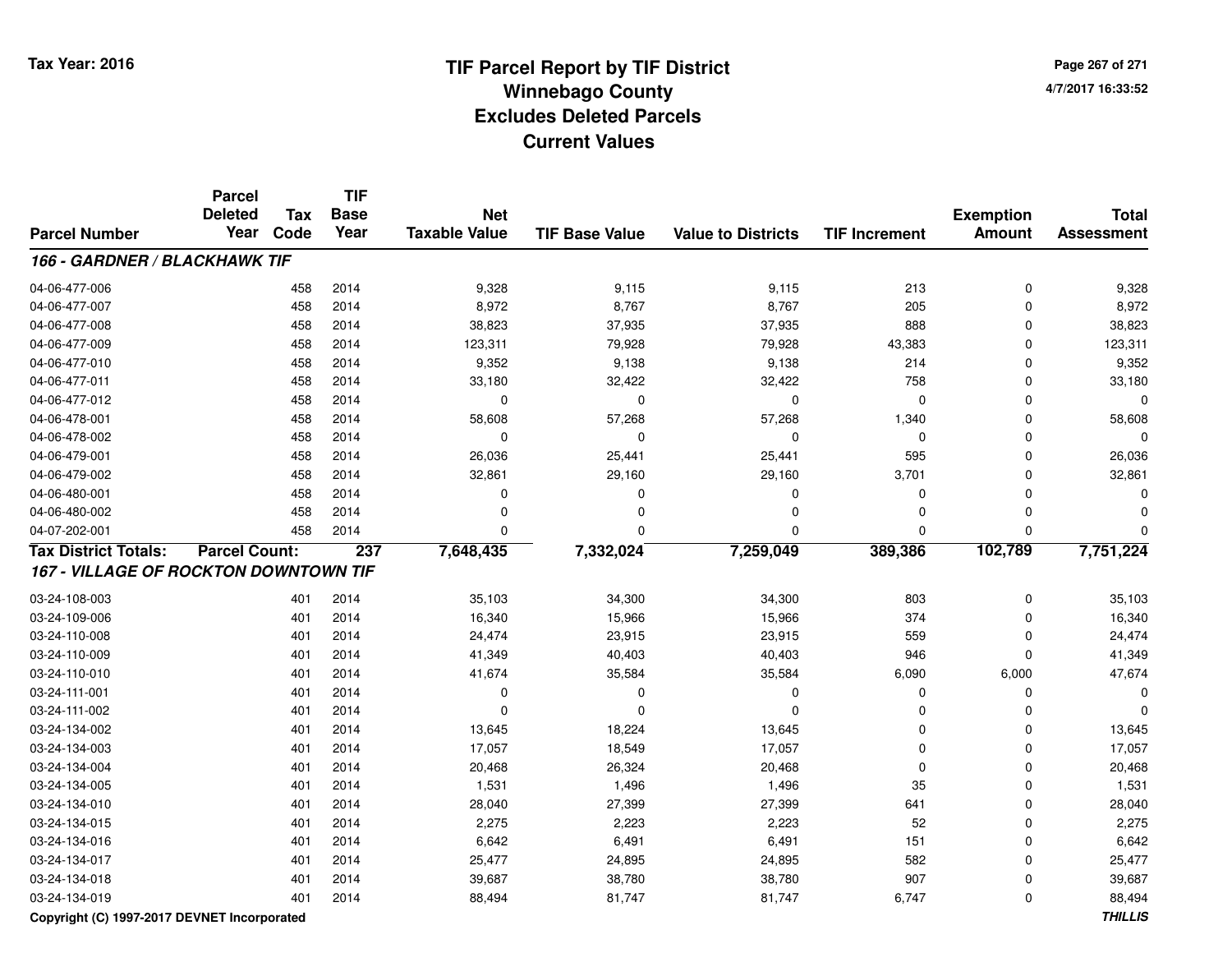# TIF Parcel Report by TIF District
## Winnebago County
## Excludes Deleted Parcels
## Current Values

Tax Year: 2016

4/7/2017 16:33:52

| Parcel Number | Parcel Deleted Year | Tax Code | TIF Base Year | Net Taxable Value | TIF Base Value | Value to Districts | TIF Increment | Exemption Amount | Total Assessment |
|---|---|---|---|---|---|---|---|---|---|
| ***166 - GARDNER / BLACKHAWK TIF*** | | | | | | | | | |
| 04-06-477-006 | | 458 | 2014 | 9,328 | 9,115 | 9,115 | 213 | 0 | 9,328 |
| 04-06-477-007 | | 458 | 2014 | 8,972 | 8,767 | 8,767 | 205 | 0 | 8,972 |
| 04-06-477-008 | | 458 | 2014 | 38,823 | 37,935 | 37,935 | 888 | 0 | 38,823 |
| 04-06-477-009 | | 458 | 2014 | 123,311 | 79,928 | 79,928 | 43,383 | 0 | 123,311 |
| 04-06-477-010 | | 458 | 2014 | 9,352 | 9,138 | 9,138 | 214 | 0 | 9,352 |
| 04-06-477-011 | | 458 | 2014 | 33,180 | 32,422 | 32,422 | 758 | 0 | 33,180 |
| 04-06-477-012 | | 458 | 2014 | 0 | 0 | 0 | 0 | 0 | 0 |
| 04-06-478-001 | | 458 | 2014 | 58,608 | 57,268 | 57,268 | 1,340 | 0 | 58,608 |
| 04-06-478-002 | | 458 | 2014 | 0 | 0 | 0 | 0 | 0 | 0 |
| 04-06-479-001 | | 458 | 2014 | 26,036 | 25,441 | 25,441 | 595 | 0 | 26,036 |
| 04-06-479-002 | | 458 | 2014 | 32,861 | 29,160 | 29,160 | 3,701 | 0 | 32,861 |
| 04-06-480-001 | | 458 | 2014 | 0 | 0 | 0 | 0 | 0 | 0 |
| 04-06-480-002 | | 458 | 2014 | 0 | 0 | 0 | 0 | 0 | 0 |
| 04-07-202-001 | | 458 | 2014 | 0 | 0 | 0 | 0 | 0 | 0 |
| **Tax District Totals:** | **Parcel Count:** | **237** | | **7,648,435** | **7,332,024** | **7,259,049** | **389,386** | **102,789** | **7,751,224** |
| ***167 - VILLAGE OF ROCKTON DOWNTOWN TIF*** | | | | | | | | | |
| 03-24-108-003 | | 401 | 2014 | 35,103 | 34,300 | 34,300 | 803 | 0 | 35,103 |
| 03-24-109-006 | | 401 | 2014 | 16,340 | 15,966 | 15,966 | 374 | 0 | 16,340 |
| 03-24-110-008 | | 401 | 2014 | 24,474 | 23,915 | 23,915 | 559 | 0 | 24,474 |
| 03-24-110-009 | | 401 | 2014 | 41,349 | 40,403 | 40,403 | 946 | 0 | 41,349 |
| 03-24-110-010 | | 401 | 2014 | 41,674 | 35,584 | 35,584 | 6,090 | 6,000 | 47,674 |
| 03-24-111-001 | | 401 | 2014 | 0 | 0 | 0 | 0 | 0 | 0 |
| 03-24-111-002 | | 401 | 2014 | 0 | 0 | 0 | 0 | 0 | 0 |
| 03-24-134-002 | | 401 | 2014 | 13,645 | 18,224 | 13,645 | 0 | 0 | 13,645 |
| 03-24-134-003 | | 401 | 2014 | 17,057 | 18,549 | 17,057 | 0 | 0 | 17,057 |
| 03-24-134-004 | | 401 | 2014 | 20,468 | 26,324 | 20,468 | 0 | 0 | 20,468 |
| 03-24-134-005 | | 401 | 2014 | 1,531 | 1,496 | 1,496 | 35 | 0 | 1,531 |
| 03-24-134-010 | | 401 | 2014 | 28,040 | 27,399 | 27,399 | 641 | 0 | 28,040 |
| 03-24-134-015 | | 401 | 2014 | 2,275 | 2,223 | 2,223 | 52 | 0 | 2,275 |
| 03-24-134-016 | | 401 | 2014 | 6,642 | 6,491 | 6,491 | 151 | 0 | 6,642 |
| 03-24-134-017 | | 401 | 2014 | 25,477 | 24,895 | 24,895 | 582 | 0 | 25,477 |
| 03-24-134-018 | | 401 | 2014 | 39,687 | 38,780 | 38,780 | 907 | 0 | 39,687 |
| 03-24-134-019 | | 401 | 2014 | 88,494 | 81,747 | 81,747 | 6,747 | 0 | 88,494 |

Copyright (C) 1997-2017 DEVNET Incorporated

*THILLIS*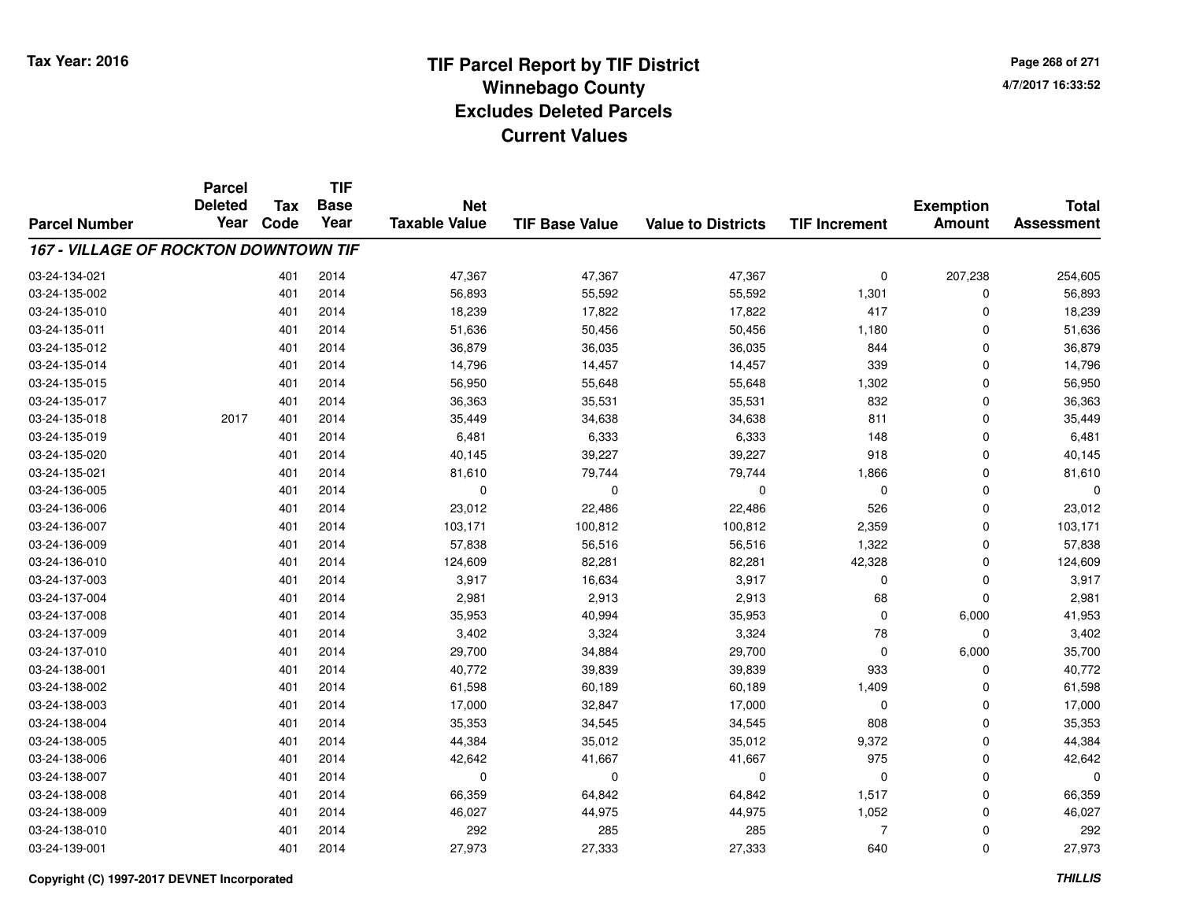Tax Year: 2016

# TIF Parcel Report by TIF District
## Winnebago County
## Excludes Deleted Parcels
## Current Values

4/7/2017 16:33:52

| Parcel Number | Parcel Deleted Year | Tax Code | TIF Base Year | Net Taxable Value | TIF Base Value | Value to Districts | TIF Increment | Exemption Amount | Total Assessment |
|---|---|---|---|---|---|---|---|---|---|
| ***167 - VILLAGE OF ROCKTON DOWNTOWN TIF*** | | | | | | | | | |
| 03-24-134-021 | | 401 | 2014 | 47,367 | 47,367 | 47,367 | 0 | 207,238 | 254,605 |
| 03-24-135-002 | | 401 | 2014 | 56,893 | 55,592 | 55,592 | 1,301 | 0 | 56,893 |
| 03-24-135-010 | | 401 | 2014 | 18,239 | 17,822 | 17,822 | 417 | 0 | 18,239 |
| 03-24-135-011 | | 401 | 2014 | 51,636 | 50,456 | 50,456 | 1,180 | 0 | 51,636 |
| 03-24-135-012 | | 401 | 2014 | 36,879 | 36,035 | 36,035 | 844 | 0 | 36,879 |
| 03-24-135-014 | | 401 | 2014 | 14,796 | 14,457 | 14,457 | 339 | 0 | 14,796 |
| 03-24-135-015 | | 401 | 2014 | 56,950 | 55,648 | 55,648 | 1,302 | 0 | 56,950 |
| 03-24-135-017 | | 401 | 2014 | 36,363 | 35,531 | 35,531 | 832 | 0 | 36,363 |
| 03-24-135-018 | 2017 | 401 | 2014 | 35,449 | 34,638 | 34,638 | 811 | 0 | 35,449 |
| 03-24-135-019 | | 401 | 2014 | 6,481 | 6,333 | 6,333 | 148 | 0 | 6,481 |
| 03-24-135-020 | | 401 | 2014 | 40,145 | 39,227 | 39,227 | 918 | 0 | 40,145 |
| 03-24-135-021 | | 401 | 2014 | 81,610 | 79,744 | 79,744 | 1,866 | 0 | 81,610 |
| 03-24-136-005 | | 401 | 2014 | 0 | 0 | 0 | 0 | 0 | 0 |
| 03-24-136-006 | | 401 | 2014 | 23,012 | 22,486 | 22,486 | 526 | 0 | 23,012 |
| 03-24-136-007 | | 401 | 2014 | 103,171 | 100,812 | 100,812 | 2,359 | 0 | 103,171 |
| 03-24-136-009 | | 401 | 2014 | 57,838 | 56,516 | 56,516 | 1,322 | 0 | 57,838 |
| 03-24-136-010 | | 401 | 2014 | 124,609 | 82,281 | 82,281 | 42,328 | 0 | 124,609 |
| 03-24-137-003 | | 401 | 2014 | 3,917 | 16,634 | 3,917 | 0 | 0 | 3,917 |
| 03-24-137-004 | | 401 | 2014 | 2,981 | 2,913 | 2,913 | 68 | 0 | 2,981 |
| 03-24-137-008 | | 401 | 2014 | 35,953 | 40,994 | 35,953 | 0 | 6,000 | 41,953 |
| 03-24-137-009 | | 401 | 2014 | 3,402 | 3,324 | 3,324 | 78 | 0 | 3,402 |
| 03-24-137-010 | | 401 | 2014 | 29,700 | 34,884 | 29,700 | 0 | 6,000 | 35,700 |
| 03-24-138-001 | | 401 | 2014 | 40,772 | 39,839 | 39,839 | 933 | 0 | 40,772 |
| 03-24-138-002 | | 401 | 2014 | 61,598 | 60,189 | 60,189 | 1,409 | 0 | 61,598 |
| 03-24-138-003 | | 401 | 2014 | 17,000 | 32,847 | 17,000 | 0 | 0 | 17,000 |
| 03-24-138-004 | | 401 | 2014 | 35,353 | 34,545 | 34,545 | 808 | 0 | 35,353 |
| 03-24-138-005 | | 401 | 2014 | 44,384 | 35,012 | 35,012 | 9,372 | 0 | 44,384 |
| 03-24-138-006 | | 401 | 2014 | 42,642 | 41,667 | 41,667 | 975 | 0 | 42,642 |
| 03-24-138-007 | | 401 | 2014 | 0 | 0 | 0 | 0 | 0 | 0 |
| 03-24-138-008 | | 401 | 2014 | 66,359 | 64,842 | 64,842 | 1,517 | 0 | 66,359 |
| 03-24-138-009 | | 401 | 2014 | 46,027 | 44,975 | 44,975 | 1,052 | 0 | 46,027 |
| 03-24-138-010 | | 401 | 2014 | 292 | 285 | 285 | 7 | 0 | 292 |
| 03-24-139-001 | | 401 | 2014 | 27,973 | 27,333 | 27,333 | 640 | 0 | 27,973 |

Copyright (C) 1997-2017 DEVNET Incorporated

*THILLIS*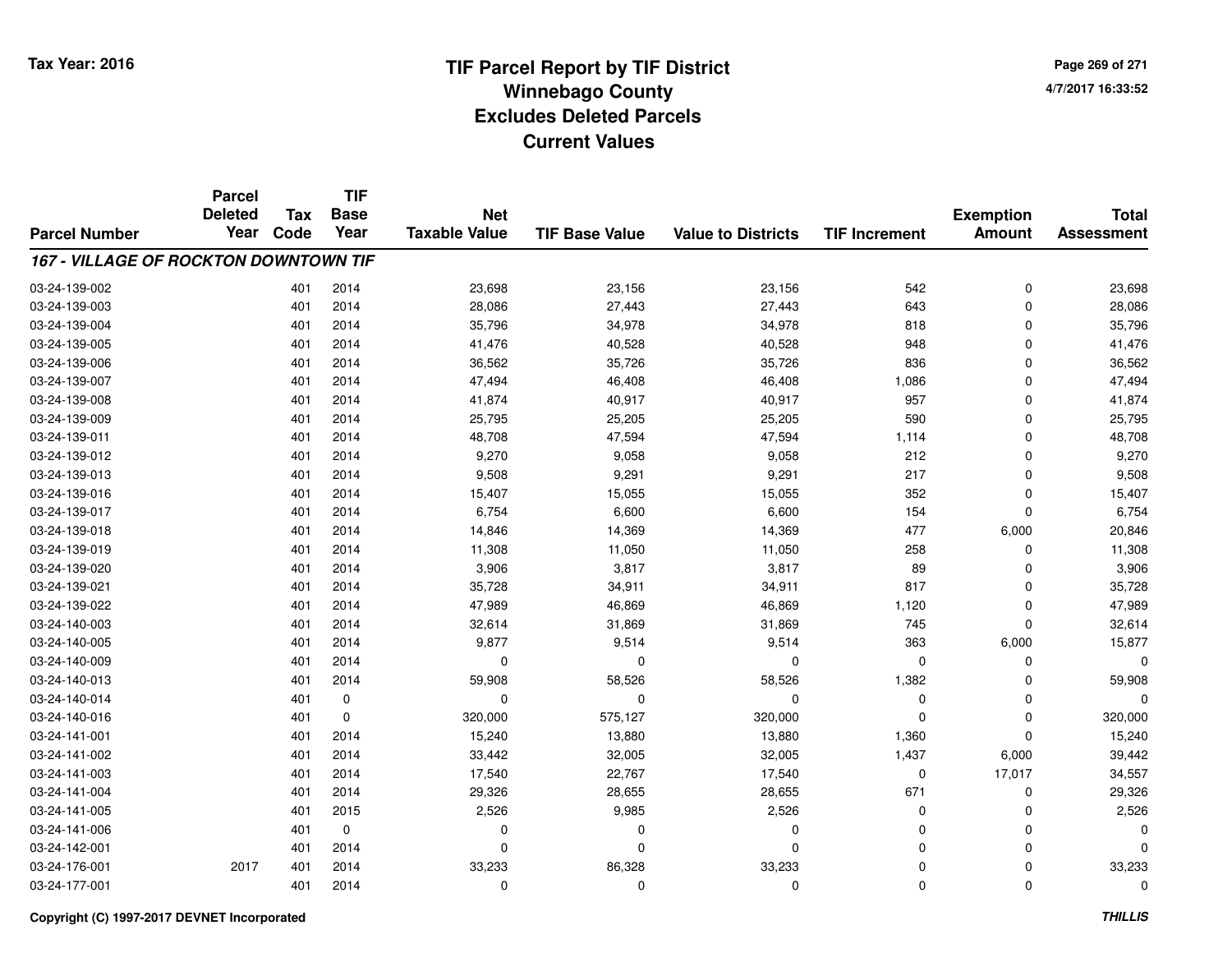Tax Year: 2016

# TIF Parcel Report by TIF District
## Winnebago County
## Excludes Deleted Parcels
## Current Values

4/7/2017 16:33:52

| Parcel Number | Parcel Deleted Year | Tax Code | TIF Base Year | Net Taxable Value | TIF Base Value | Value to Districts | TIF Increment | Exemption Amount | Total Assessment |
|---|---|---|---|---|---|---|---|---|---|
| ***167 - VILLAGE OF ROCKTON DOWNTOWN TIF*** | | | | | | | | | |
| 03-24-139-002 | | 401 | 2014 | 23,698 | 23,156 | 23,156 | 542 | 0 | 23,698 |
| 03-24-139-003 | | 401 | 2014 | 28,086 | 27,443 | 27,443 | 643 | 0 | 28,086 |
| 03-24-139-004 | | 401 | 2014 | 35,796 | 34,978 | 34,978 | 818 | 0 | 35,796 |
| 03-24-139-005 | | 401 | 2014 | 41,476 | 40,528 | 40,528 | 948 | 0 | 41,476 |
| 03-24-139-006 | | 401 | 2014 | 36,562 | 35,726 | 35,726 | 836 | 0 | 36,562 |
| 03-24-139-007 | | 401 | 2014 | 47,494 | 46,408 | 46,408 | 1,086 | 0 | 47,494 |
| 03-24-139-008 | | 401 | 2014 | 41,874 | 40,917 | 40,917 | 957 | 0 | 41,874 |
| 03-24-139-009 | | 401 | 2014 | 25,795 | 25,205 | 25,205 | 590 | 0 | 25,795 |
| 03-24-139-011 | | 401 | 2014 | 48,708 | 47,594 | 47,594 | 1,114 | 0 | 48,708 |
| 03-24-139-012 | | 401 | 2014 | 9,270 | 9,058 | 9,058 | 212 | 0 | 9,270 |
| 03-24-139-013 | | 401 | 2014 | 9,508 | 9,291 | 9,291 | 217 | 0 | 9,508 |
| 03-24-139-016 | | 401 | 2014 | 15,407 | 15,055 | 15,055 | 352 | 0 | 15,407 |
| 03-24-139-017 | | 401 | 2014 | 6,754 | 6,600 | 6,600 | 154 | 0 | 6,754 |
| 03-24-139-018 | | 401 | 2014 | 14,846 | 14,369 | 14,369 | 477 | 6,000 | 20,846 |
| 03-24-139-019 | | 401 | 2014 | 11,308 | 11,050 | 11,050 | 258 | 0 | 11,308 |
| 03-24-139-020 | | 401 | 2014 | 3,906 | 3,817 | 3,817 | 89 | 0 | 3,906 |
| 03-24-139-021 | | 401 | 2014 | 35,728 | 34,911 | 34,911 | 817 | 0 | 35,728 |
| 03-24-139-022 | | 401 | 2014 | 47,989 | 46,869 | 46,869 | 1,120 | 0 | 47,989 |
| 03-24-140-003 | | 401 | 2014 | 32,614 | 31,869 | 31,869 | 745 | 0 | 32,614 |
| 03-24-140-005 | | 401 | 2014 | 9,877 | 9,514 | 9,514 | 363 | 6,000 | 15,877 |
| 03-24-140-009 | | 401 | 2014 | 0 | 0 | 0 | 0 | 0 | 0 |
| 03-24-140-013 | | 401 | 2014 | 59,908 | 58,526 | 58,526 | 1,382 | 0 | 59,908 |
| 03-24-140-014 | | 401 | 0 | 0 | 0 | 0 | 0 | 0 | 0 |
| 03-24-140-016 | | 401 | 0 | 320,000 | 575,127 | 320,000 | 0 | 0 | 320,000 |
| 03-24-141-001 | | 401 | 2014 | 15,240 | 13,880 | 13,880 | 1,360 | 0 | 15,240 |
| 03-24-141-002 | | 401 | 2014 | 33,442 | 32,005 | 32,005 | 1,437 | 6,000 | 39,442 |
| 03-24-141-003 | | 401 | 2014 | 17,540 | 22,767 | 17,540 | 0 | 17,017 | 34,557 |
| 03-24-141-004 | | 401 | 2014 | 29,326 | 28,655 | 28,655 | 671 | 0 | 29,326 |
| 03-24-141-005 | | 401 | 2015 | 2,526 | 9,985 | 2,526 | 0 | 0 | 2,526 |
| 03-24-141-006 | | 401 | 0 | 0 | 0 | 0 | 0 | 0 | 0 |
| 03-24-142-001 | | 401 | 2014 | 0 | 0 | 0 | 0 | 0 | 0 |
| 03-24-176-001 | 2017 | 401 | 2014 | 33,233 | 86,328 | 33,233 | 0 | 0 | 33,233 |
| 03-24-177-001 | | 401 | 2014 | 0 | 0 | 0 | 0 | 0 | 0 |

Copyright (C) 1997-2017 DEVNET Incorporated

*THILLIS*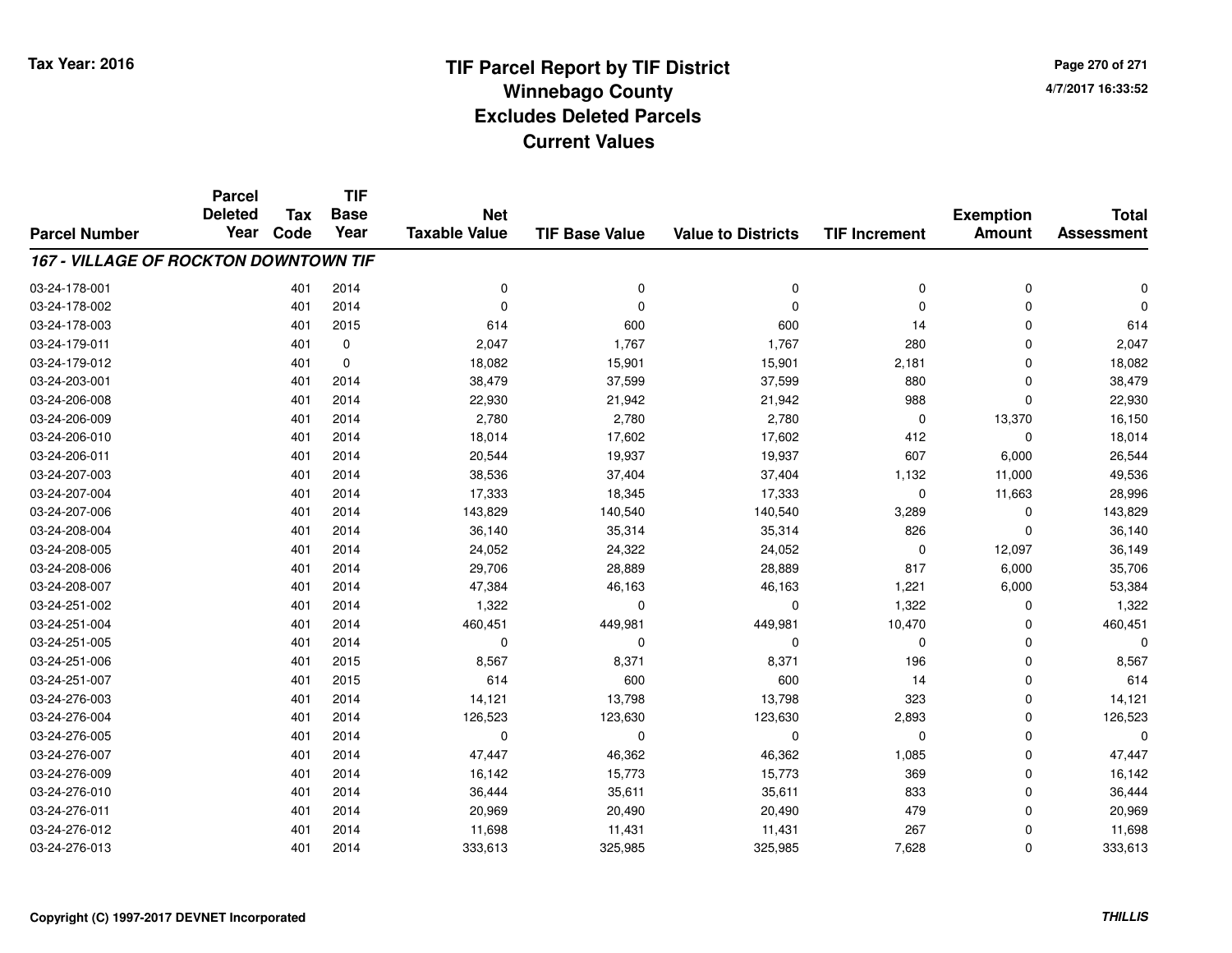# TIF Parcel Report by TIF District
## Winnebago County
## Excludes Deleted Parcels
## Current Values

Tax Year: 2016

4/7/2017 16:33:52

| Parcel Number | Parcel Deleted Year | Tax Code | TIF Base Year | Net Taxable Value | TIF Base Value | Value to Districts | TIF Increment | Exemption Amount | Total Assessment |
|---|---|---|---|---|---|---|---|---|---|
| ***167 - VILLAGE OF ROCKTON DOWNTOWN TIF*** | | | | | | | | | |
| 03-24-178-001 | | 401 | 2014 | 0 | 0 | 0 | 0 | 0 | 0 |
| 03-24-178-002 | | 401 | 2014 | 0 | 0 | 0 | 0 | 0 | 0 |
| 03-24-178-003 | | 401 | 2015 | 614 | 600 | 600 | 14 | 0 | 614 |
| 03-24-179-011 | | 401 | 0 | 2,047 | 1,767 | 1,767 | 280 | 0 | 2,047 |
| 03-24-179-012 | | 401 | 0 | 18,082 | 15,901 | 15,901 | 2,181 | 0 | 18,082 |
| 03-24-203-001 | | 401 | 2014 | 38,479 | 37,599 | 37,599 | 880 | 0 | 38,479 |
| 03-24-206-008 | | 401 | 2014 | 22,930 | 21,942 | 21,942 | 988 | 0 | 22,930 |
| 03-24-206-009 | | 401 | 2014 | 2,780 | 2,780 | 2,780 | 0 | 13,370 | 16,150 |
| 03-24-206-010 | | 401 | 2014 | 18,014 | 17,602 | 17,602 | 412 | 0 | 18,014 |
| 03-24-206-011 | | 401 | 2014 | 20,544 | 19,937 | 19,937 | 607 | 6,000 | 26,544 |
| 03-24-207-003 | | 401 | 2014 | 38,536 | 37,404 | 37,404 | 1,132 | 11,000 | 49,536 |
| 03-24-207-004 | | 401 | 2014 | 17,333 | 18,345 | 17,333 | 0 | 11,663 | 28,996 |
| 03-24-207-006 | | 401 | 2014 | 143,829 | 140,540 | 140,540 | 3,289 | 0 | 143,829 |
| 03-24-208-004 | | 401 | 2014 | 36,140 | 35,314 | 35,314 | 826 | 0 | 36,140 |
| 03-24-208-005 | | 401 | 2014 | 24,052 | 24,322 | 24,052 | 0 | 12,097 | 36,149 |
| 03-24-208-006 | | 401 | 2014 | 29,706 | 28,889 | 28,889 | 817 | 6,000 | 35,706 |
| 03-24-208-007 | | 401 | 2014 | 47,384 | 46,163 | 46,163 | 1,221 | 6,000 | 53,384 |
| 03-24-251-002 | | 401 | 2014 | 1,322 | 0 | 0 | 1,322 | 0 | 1,322 |
| 03-24-251-004 | | 401 | 2014 | 460,451 | 449,981 | 449,981 | 10,470 | 0 | 460,451 |
| 03-24-251-005 | | 401 | 2014 | 0 | 0 | 0 | 0 | 0 | 0 |
| 03-24-251-006 | | 401 | 2015 | 8,567 | 8,371 | 8,371 | 196 | 0 | 8,567 |
| 03-24-251-007 | | 401 | 2015 | 614 | 600 | 600 | 14 | 0 | 614 |
| 03-24-276-003 | | 401 | 2014 | 14,121 | 13,798 | 13,798 | 323 | 0 | 14,121 |
| 03-24-276-004 | | 401 | 2014 | 126,523 | 123,630 | 123,630 | 2,893 | 0 | 126,523 |
| 03-24-276-005 | | 401 | 2014 | 0 | 0 | 0 | 0 | 0 | 0 |
| 03-24-276-007 | | 401 | 2014 | 47,447 | 46,362 | 46,362 | 1,085 | 0 | 47,447 |
| 03-24-276-009 | | 401 | 2014 | 16,142 | 15,773 | 15,773 | 369 | 0 | 16,142 |
| 03-24-276-010 | | 401 | 2014 | 36,444 | 35,611 | 35,611 | 833 | 0 | 36,444 |
| 03-24-276-011 | | 401 | 2014 | 20,969 | 20,490 | 20,490 | 479 | 0 | 20,969 |
| 03-24-276-012 | | 401 | 2014 | 11,698 | 11,431 | 11,431 | 267 | 0 | 11,698 |
| 03-24-276-013 | | 401 | 2014 | 333,613 | 325,985 | 325,985 | 7,628 | 0 | 333,613 |

Copyright (C) 1997-2017 DEVNET Incorporated

THILLIS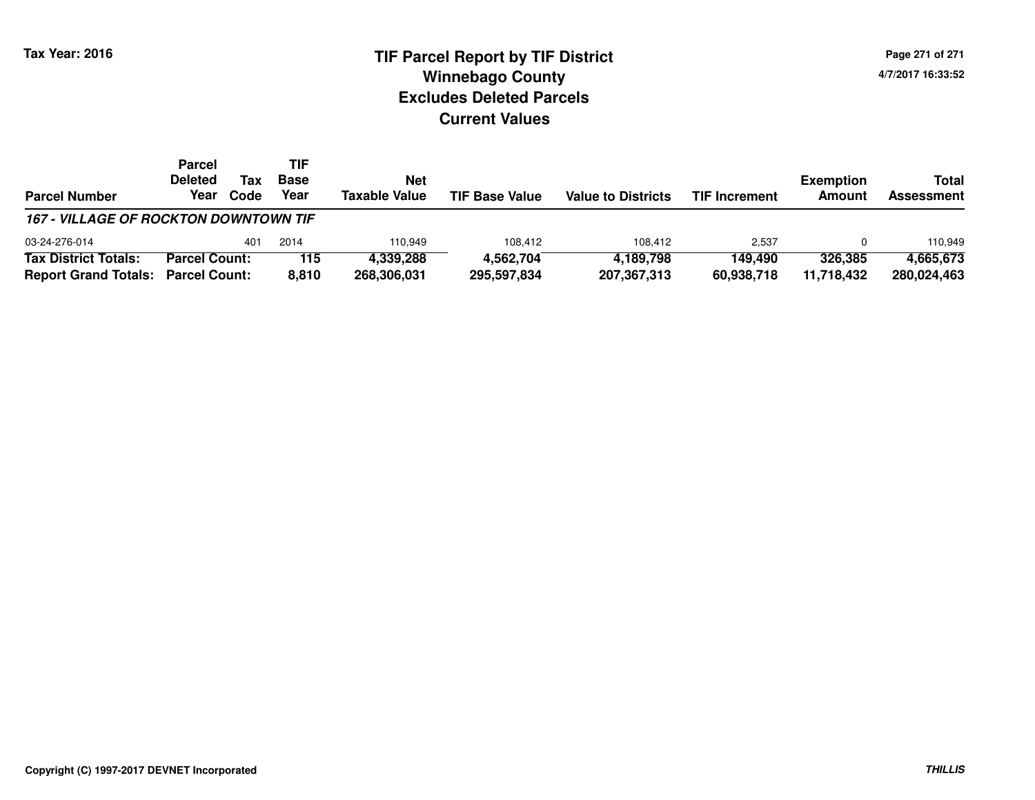# TIF Parcel Report by TIF District
## Winnebago County
## Excludes Deleted Parcels
## Current Values

Tax Year: 2016

4/7/2017 16:33:52

| Parcel Number | Parcel Deleted Year | Tax Code | TIF Base Year | Net Taxable Value | TIF Base Value | Value to Districts | TIF Increment | Exemption Amount | Total Assessment |
|---|---|---|---|---|---|---|---|---|---|
| ***167 - VILLAGE OF ROCKTON DOWNTOWN TIF*** | | | | | | | | | |
| 03-24-276-014 | | 401 | 2014 | 110,949 | 108,412 | 108,412 | 2,537 | 0 | 110,949 |
| **Tax District Totals:** | **Parcel Count:** | | **115** | **4,339,288** | **4,562,704** | **4,189,798** | **149,490** | **326,385** | **4,665,673** |
| **Report Grand Totals:** | **Parcel Count:** | | **8,810** | **268,306,031** | **295,597,834** | **207,367,313** | **60,938,718** | **11,718,432** | **280,024,463** |

Copyright (C) 1997-2017 DEVNET Incorporated

*THILLIS*